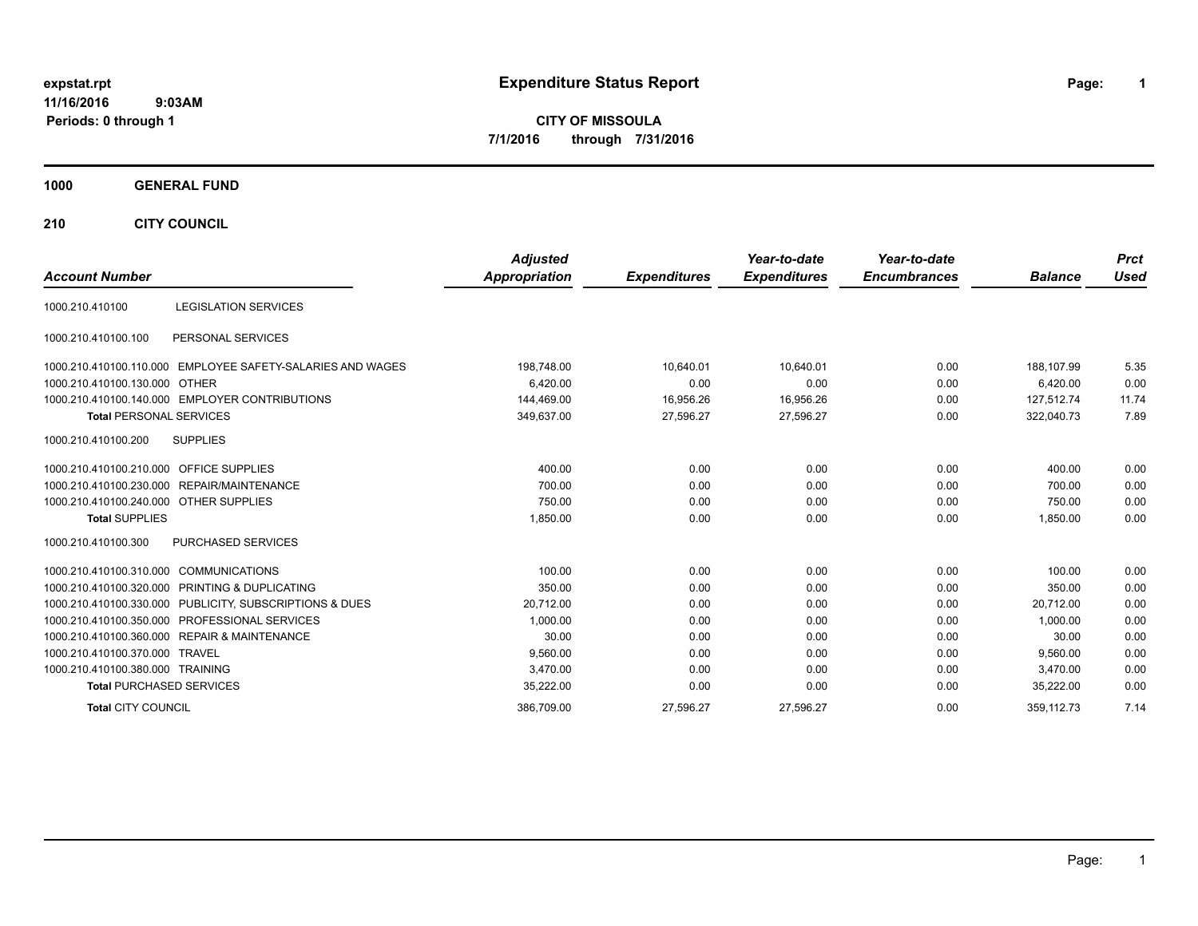expstat.rpt
11/16/2016 9:03AM
Periods: 0 through 1

# Expenditure Status Report

**CITY OF MISSOULA**
**7/1/2016 through 7/31/2016**

**1000 GENERAL FUND**

**210 CITY COUNCIL**

| Account Number | | Adjusted Appropriation | Expenditures | Year-to-date Expenditures | Year-to-date Encumbrances | Balance | Prct Used |
|---|---|---|---|---|---|---|---|
| 1000.210.410100 | LEGISLATION SERVICES | | | | | | |
| 1000.210.410100.100 | PERSONAL SERVICES | | | | | | |
| 1000.210.410100.110.000 | EMPLOYEE SAFETY-SALARIES AND WAGES | 198,748.00 | 10,640.01 | 10,640.01 | 0.00 | 188,107.99 | 5.35 |
| 1000.210.410100.130.000 | OTHER | 6,420.00 | 0.00 | 0.00 | 0.00 | 6,420.00 | 0.00 |
| 1000.210.410100.140.000 | EMPLOYER CONTRIBUTIONS | 144,469.00 | 16,956.26 | 16,956.26 | 0.00 | 127,512.74 | 11.74 |
| **Total** PERSONAL SERVICES | | 349,637.00 | 27,596.27 | 27,596.27 | 0.00 | 322,040.73 | 7.89 |
| 1000.210.410100.200 | SUPPLIES | | | | | | |
| 1000.210.410100.210.000 | OFFICE SUPPLIES | 400.00 | 0.00 | 0.00 | 0.00 | 400.00 | 0.00 |
| 1000.210.410100.230.000 | REPAIR/MAINTENANCE | 700.00 | 0.00 | 0.00 | 0.00 | 700.00 | 0.00 |
| 1000.210.410100.240.000 | OTHER SUPPLIES | 750.00 | 0.00 | 0.00 | 0.00 | 750.00 | 0.00 |
| **Total** SUPPLIES | | 1,850.00 | 0.00 | 0.00 | 0.00 | 1,850.00 | 0.00 |
| 1000.210.410100.300 | PURCHASED SERVICES | | | | | | |
| 1000.210.410100.310.000 | COMMUNICATIONS | 100.00 | 0.00 | 0.00 | 0.00 | 100.00 | 0.00 |
| 1000.210.410100.320.000 | PRINTING & DUPLICATING | 350.00 | 0.00 | 0.00 | 0.00 | 350.00 | 0.00 |
| 1000.210.410100.330.000 | PUBLICITY, SUBSCRIPTIONS & DUES | 20,712.00 | 0.00 | 0.00 | 0.00 | 20,712.00 | 0.00 |
| 1000.210.410100.350.000 | PROFESSIONAL SERVICES | 1,000.00 | 0.00 | 0.00 | 0.00 | 1,000.00 | 0.00 |
| 1000.210.410100.360.000 | REPAIR & MAINTENANCE | 30.00 | 0.00 | 0.00 | 0.00 | 30.00 | 0.00 |
| 1000.210.410100.370.000 | TRAVEL | 9,560.00 | 0.00 | 0.00 | 0.00 | 9,560.00 | 0.00 |
| 1000.210.410100.380.000 | TRAINING | 3,470.00 | 0.00 | 0.00 | 0.00 | 3,470.00 | 0.00 |
| **Total** PURCHASED SERVICES | | 35,222.00 | 0.00 | 0.00 | 0.00 | 35,222.00 | 0.00 |
| **Total** CITY COUNCIL | | 386,709.00 | 27,596.27 | 27,596.27 | 0.00 | 359,112.73 | 7.14 |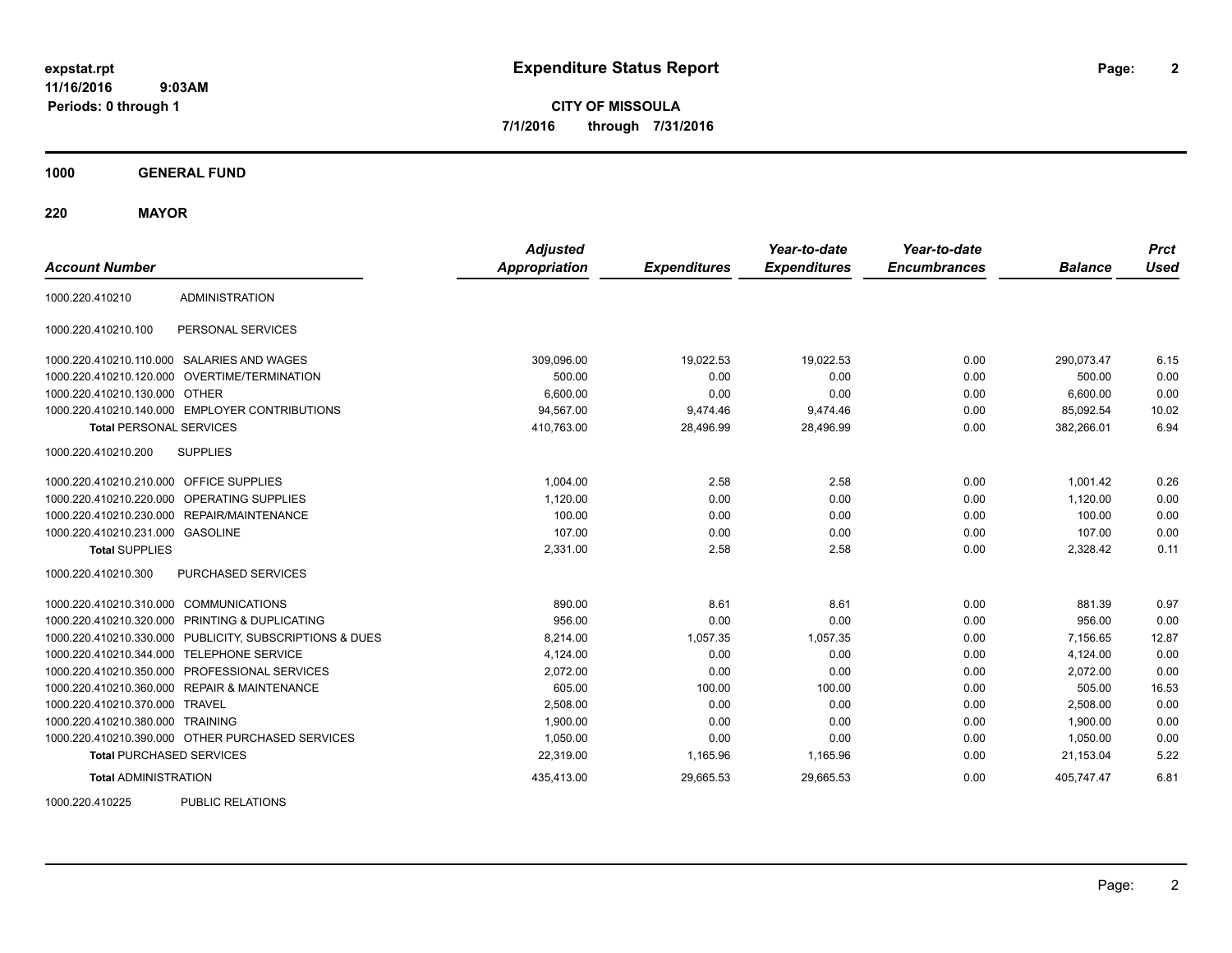**expstat.rpt**
**11/16/2016 9:03AM**
**Periods: 0 through 1**

# Expenditure Status Report

**CITY OF MISSOULA**
**7/1/2016 through 7/31/2016**

## 1000 GENERAL FUND

## 220 MAYOR

| Account Number | | Adjusted Appropriation | Expenditures | Year-to-date Expenditures | Year-to-date Encumbrances | Balance | Prct Used |
|---|---|---|---|---|---|---|---|
| 1000.220.410210 | ADMINISTRATION | | | | | | |
| 1000.220.410210.100 | PERSONAL SERVICES | | | | | | |
| 1000.220.410210.110.000 | SALARIES AND WAGES | 309,096.00 | 19,022.53 | 19,022.53 | 0.00 | 290,073.47 | 6.15 |
| 1000.220.410210.120.000 | OVERTIME/TERMINATION | 500.00 | 0.00 | 0.00 | 0.00 | 500.00 | 0.00 |
| 1000.220.410210.130.000 | OTHER | 6,600.00 | 0.00 | 0.00 | 0.00 | 6,600.00 | 0.00 |
| 1000.220.410210.140.000 | EMPLOYER CONTRIBUTIONS | 94,567.00 | 9,474.46 | 9,474.46 | 0.00 | 85,092.54 | 10.02 |
| **Total** PERSONAL SERVICES | | 410,763.00 | 28,496.99 | 28,496.99 | 0.00 | 382,266.01 | 6.94 |
| 1000.220.410210.200 | SUPPLIES | | | | | | |
| 1000.220.410210.210.000 | OFFICE SUPPLIES | 1,004.00 | 2.58 | 2.58 | 0.00 | 1,001.42 | 0.26 |
| 1000.220.410210.220.000 | OPERATING SUPPLIES | 1,120.00 | 0.00 | 0.00 | 0.00 | 1,120.00 | 0.00 |
| 1000.220.410210.230.000 | REPAIR/MAINTENANCE | 100.00 | 0.00 | 0.00 | 0.00 | 100.00 | 0.00 |
| 1000.220.410210.231.000 | GASOLINE | 107.00 | 0.00 | 0.00 | 0.00 | 107.00 | 0.00 |
| **Total** SUPPLIES | | 2,331.00 | 2.58 | 2.58 | 0.00 | 2,328.42 | 0.11 |
| 1000.220.410210.300 | PURCHASED SERVICES | | | | | | |
| 1000.220.410210.310.000 | COMMUNICATIONS | 890.00 | 8.61 | 8.61 | 0.00 | 881.39 | 0.97 |
| 1000.220.410210.320.000 | PRINTING & DUPLICATING | 956.00 | 0.00 | 0.00 | 0.00 | 956.00 | 0.00 |
| 1000.220.410210.330.000 | PUBLICITY, SUBSCRIPTIONS & DUES | 8,214.00 | 1,057.35 | 1,057.35 | 0.00 | 7,156.65 | 12.87 |
| 1000.220.410210.344.000 | TELEPHONE SERVICE | 4,124.00 | 0.00 | 0.00 | 0.00 | 4,124.00 | 0.00 |
| 1000.220.410210.350.000 | PROFESSIONAL SERVICES | 2,072.00 | 0.00 | 0.00 | 0.00 | 2,072.00 | 0.00 |
| 1000.220.410210.360.000 | REPAIR & MAINTENANCE | 605.00 | 100.00 | 100.00 | 0.00 | 505.00 | 16.53 |
| 1000.220.410210.370.000 | TRAVEL | 2,508.00 | 0.00 | 0.00 | 0.00 | 2,508.00 | 0.00 |
| 1000.220.410210.380.000 | TRAINING | 1,900.00 | 0.00 | 0.00 | 0.00 | 1,900.00 | 0.00 |
| 1000.220.410210.390.000 | OTHER PURCHASED SERVICES | 1,050.00 | 0.00 | 0.00 | 0.00 | 1,050.00 | 0.00 |
| **Total** PURCHASED SERVICES | | 22,319.00 | 1,165.96 | 1,165.96 | 0.00 | 21,153.04 | 5.22 |
| **Total** ADMINISTRATION | | 435,413.00 | 29,665.53 | 29,665.53 | 0.00 | 405,747.47 | 6.81 |
| 1000.220.410225 | PUBLIC RELATIONS | | | | | | |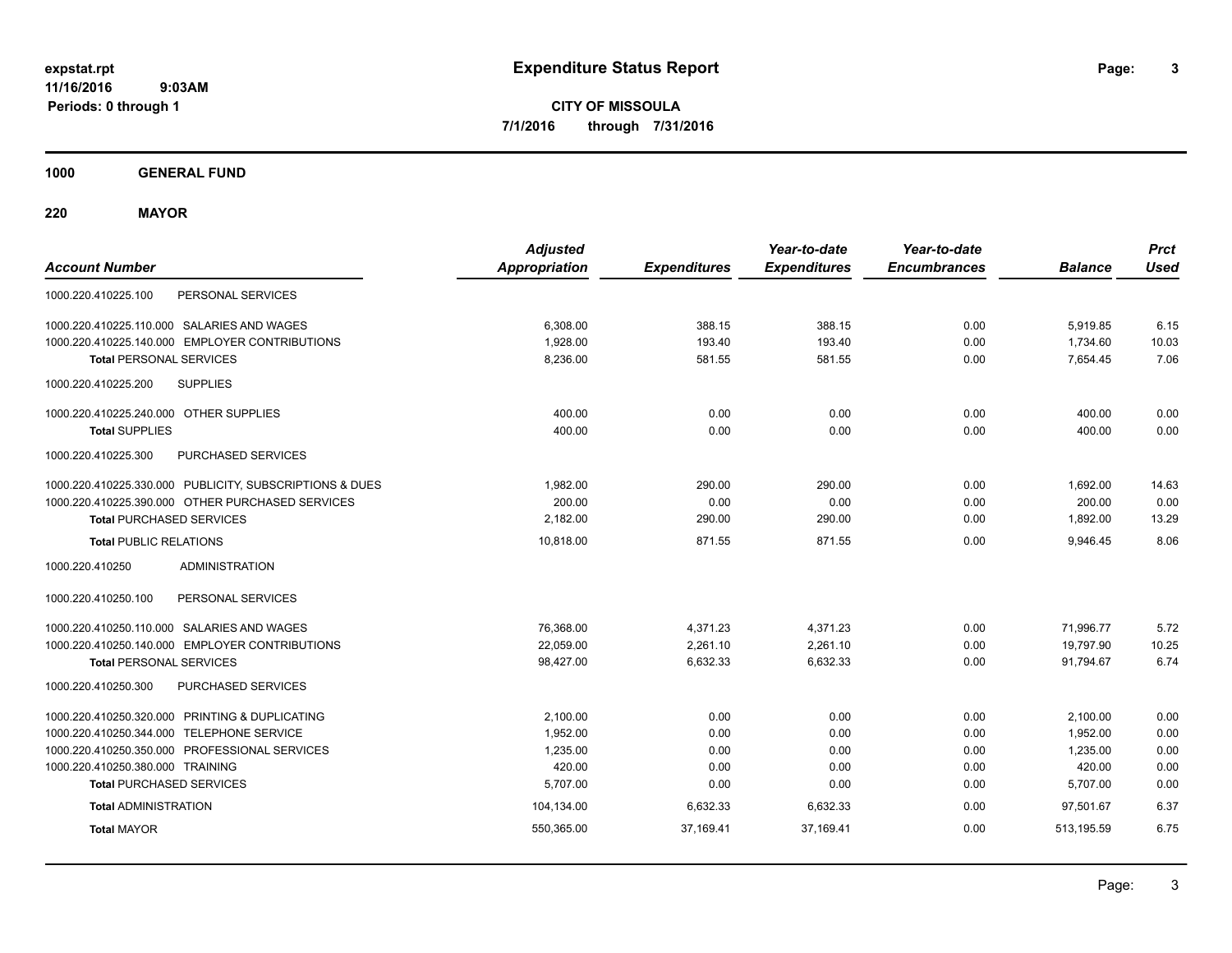expstat.rpt
11/16/2016 9:03AM
Periods: 0 through 1

# Expenditure Status Report

**CITY OF MISSOULA**
**7/1/2016 through 7/31/2016**

## 1000 GENERAL FUND

## 220 MAYOR

| Account Number | Adjusted Appropriation | Expenditures | Year-to-date Expenditures | Year-to-date Encumbrances | Balance | Prct Used |
|---|---|---|---|---|---|---|
| 1000.220.410225.100 PERSONAL SERVICES | | | | | | |
| 1000.220.410225.110.000 SALARIES AND WAGES | 6,308.00 | 388.15 | 388.15 | 0.00 | 5,919.85 | 6.15 |
| 1000.220.410225.140.000 EMPLOYER CONTRIBUTIONS | 1,928.00 | 193.40 | 193.40 | 0.00 | 1,734.60 | 10.03 |
| **Total** PERSONAL SERVICES | 8,236.00 | 581.55 | 581.55 | 0.00 | 7,654.45 | 7.06 |
| 1000.220.410225.200 SUPPLIES | | | | | | |
| 1000.220.410225.240.000 OTHER SUPPLIES | 400.00 | 0.00 | 0.00 | 0.00 | 400.00 | 0.00 |
| **Total** SUPPLIES | 400.00 | 0.00 | 0.00 | 0.00 | 400.00 | 0.00 |
| 1000.220.410225.300 PURCHASED SERVICES | | | | | | |
| 1000.220.410225.330.000 PUBLICITY, SUBSCRIPTIONS & DUES | 1,982.00 | 290.00 | 290.00 | 0.00 | 1,692.00 | 14.63 |
| 1000.220.410225.390.000 OTHER PURCHASED SERVICES | 200.00 | 0.00 | 0.00 | 0.00 | 200.00 | 0.00 |
| **Total** PURCHASED SERVICES | 2,182.00 | 290.00 | 290.00 | 0.00 | 1,892.00 | 13.29 |
| **Total** PUBLIC RELATIONS | 10,818.00 | 871.55 | 871.55 | 0.00 | 9,946.45 | 8.06 |
| 1000.220.410250 ADMINISTRATION | | | | | | |
| 1000.220.410250.100 PERSONAL SERVICES | | | | | | |
| 1000.220.410250.110.000 SALARIES AND WAGES | 76,368.00 | 4,371.23 | 4,371.23 | 0.00 | 71,996.77 | 5.72 |
| 1000.220.410250.140.000 EMPLOYER CONTRIBUTIONS | 22,059.00 | 2,261.10 | 2,261.10 | 0.00 | 19,797.90 | 10.25 |
| **Total** PERSONAL SERVICES | 98,427.00 | 6,632.33 | 6,632.33 | 0.00 | 91,794.67 | 6.74 |
| 1000.220.410250.300 PURCHASED SERVICES | | | | | | |
| 1000.220.410250.320.000 PRINTING & DUPLICATING | 2,100.00 | 0.00 | 0.00 | 0.00 | 2,100.00 | 0.00 |
| 1000.220.410250.344.000 TELEPHONE SERVICE | 1,952.00 | 0.00 | 0.00 | 0.00 | 1,952.00 | 0.00 |
| 1000.220.410250.350.000 PROFESSIONAL SERVICES | 1,235.00 | 0.00 | 0.00 | 0.00 | 1,235.00 | 0.00 |
| 1000.220.410250.380.000 TRAINING | 420.00 | 0.00 | 0.00 | 0.00 | 420.00 | 0.00 |
| **Total** PURCHASED SERVICES | 5,707.00 | 0.00 | 0.00 | 0.00 | 5,707.00 | 0.00 |
| **Total** ADMINISTRATION | 104,134.00 | 6,632.33 | 6,632.33 | 0.00 | 97,501.67 | 6.37 |
| **Total** MAYOR | 550,365.00 | 37,169.41 | 37,169.41 | 0.00 | 513,195.59 | 6.75 |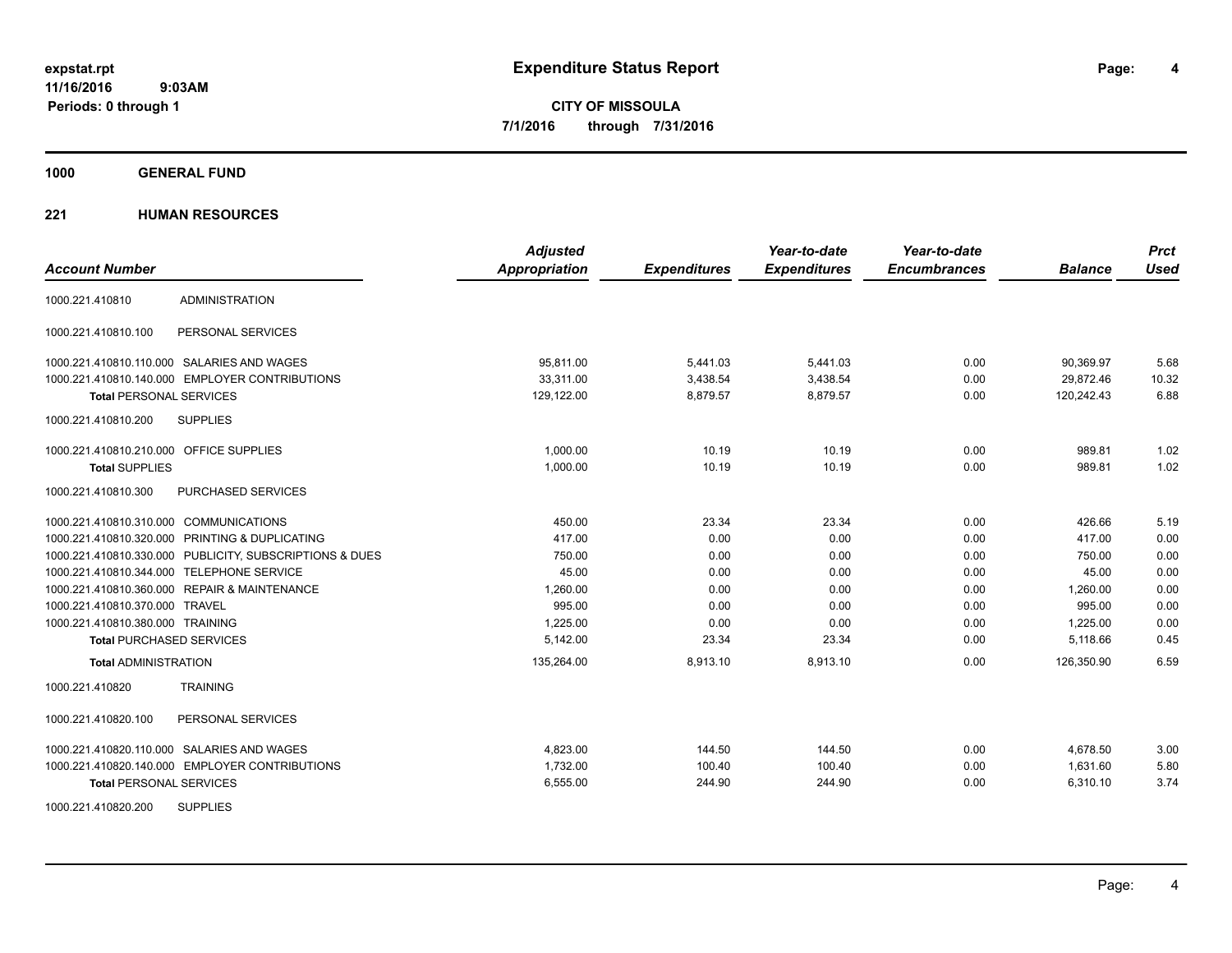# Expenditure Status Report

**expstat.rpt**
**11/16/2016 9:03AM**
**Periods: 0 through 1**

**CITY OF MISSOULA**
**7/1/2016 through 7/31/2016**

## 1000 GENERAL FUND

### 221 HUMAN RESOURCES

| Account Number | | Adjusted Appropriation | Expenditures | Year-to-date Expenditures | Year-to-date Encumbrances | Balance | Prct Used |
|---|---|---|---|---|---|---|---|
| 1000.221.410810 | ADMINISTRATION | | | | | | |
| 1000.221.410810.100 | PERSONAL SERVICES | | | | | | |
| 1000.221.410810.110.000 | SALARIES AND WAGES | 95,811.00 | 5,441.03 | 5,441.03 | 0.00 | 90,369.97 | 5.68 |
| 1000.221.410810.140.000 | EMPLOYER CONTRIBUTIONS | 33,311.00 | 3,438.54 | 3,438.54 | 0.00 | 29,872.46 | 10.32 |
| **Total** PERSONAL SERVICES | | 129,122.00 | 8,879.57 | 8,879.57 | 0.00 | 120,242.43 | 6.88 |
| 1000.221.410810.200 | SUPPLIES | | | | | | |
| 1000.221.410810.210.000 | OFFICE SUPPLIES | 1,000.00 | 10.19 | 10.19 | 0.00 | 989.81 | 1.02 |
| **Total** SUPPLIES | | 1,000.00 | 10.19 | 10.19 | 0.00 | 989.81 | 1.02 |
| 1000.221.410810.300 | PURCHASED SERVICES | | | | | | |
| 1000.221.410810.310.000 | COMMUNICATIONS | 450.00 | 23.34 | 23.34 | 0.00 | 426.66 | 5.19 |
| 1000.221.410810.320.000 | PRINTING & DUPLICATING | 417.00 | 0.00 | 0.00 | 0.00 | 417.00 | 0.00 |
| 1000.221.410810.330.000 | PUBLICITY, SUBSCRIPTIONS & DUES | 750.00 | 0.00 | 0.00 | 0.00 | 750.00 | 0.00 |
| 1000.221.410810.344.000 | TELEPHONE SERVICE | 45.00 | 0.00 | 0.00 | 0.00 | 45.00 | 0.00 |
| 1000.221.410810.360.000 | REPAIR & MAINTENANCE | 1,260.00 | 0.00 | 0.00 | 0.00 | 1,260.00 | 0.00 |
| 1000.221.410810.370.000 | TRAVEL | 995.00 | 0.00 | 0.00 | 0.00 | 995.00 | 0.00 |
| 1000.221.410810.380.000 | TRAINING | 1,225.00 | 0.00 | 0.00 | 0.00 | 1,225.00 | 0.00 |
| **Total** PURCHASED SERVICES | | 5,142.00 | 23.34 | 23.34 | 0.00 | 5,118.66 | 0.45 |
| **Total** ADMINISTRATION | | 135,264.00 | 8,913.10 | 8,913.10 | 0.00 | 126,350.90 | 6.59 |
| 1000.221.410820 | TRAINING | | | | | | |
| 1000.221.410820.100 | PERSONAL SERVICES | | | | | | |
| 1000.221.410820.110.000 | SALARIES AND WAGES | 4,823.00 | 144.50 | 144.50 | 0.00 | 4,678.50 | 3.00 |
| 1000.221.410820.140.000 | EMPLOYER CONTRIBUTIONS | 1,732.00 | 100.40 | 100.40 | 0.00 | 1,631.60 | 5.80 |
| **Total** PERSONAL SERVICES | | 6,555.00 | 244.90 | 244.90 | 0.00 | 6,310.10 | 3.74 |
| 1000.221.410820.200 | SUPPLIES | | | | | | |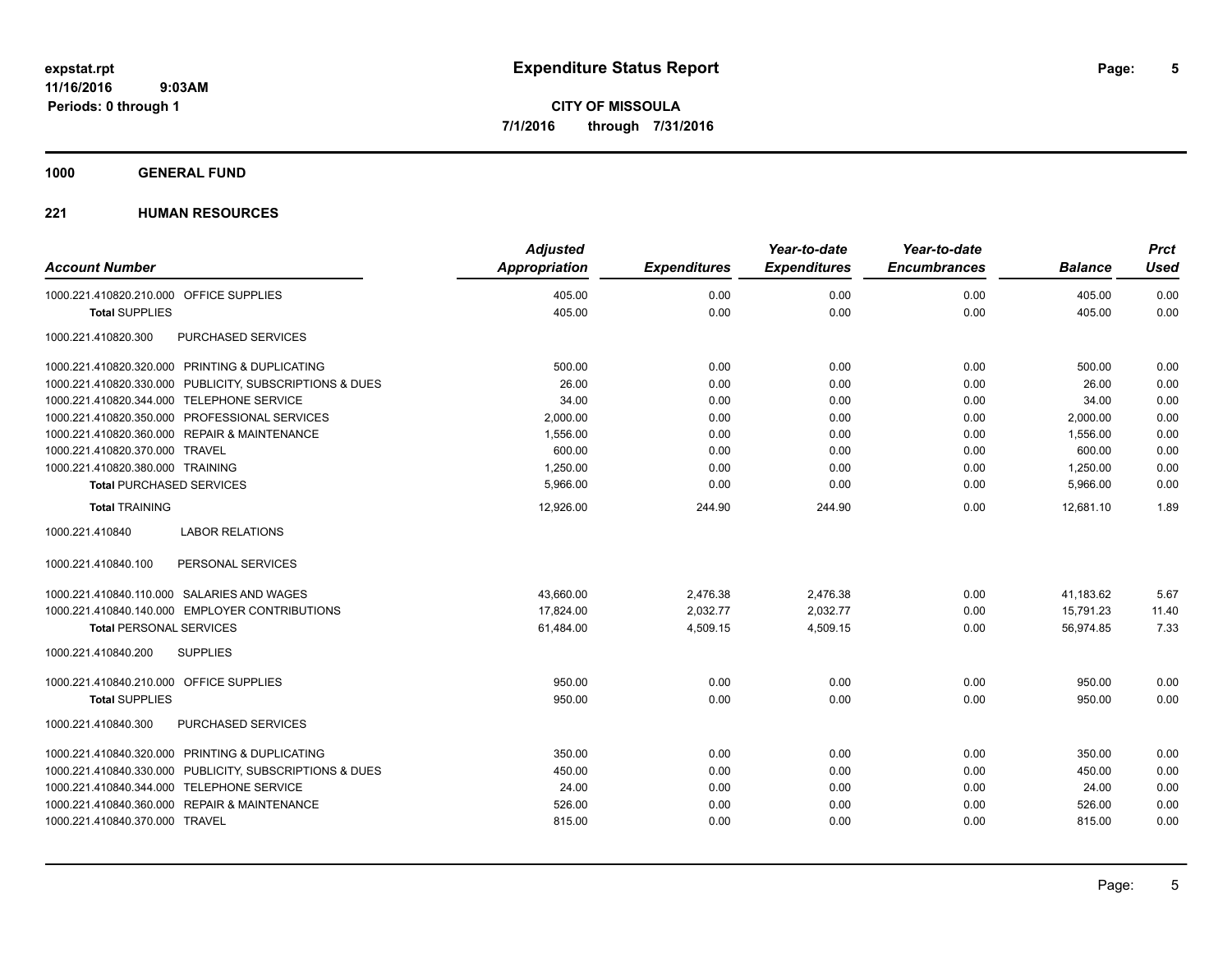**expstat.rpt**
**11/16/2016 9:03AM**
**Periods: 0 through 1**

# Expenditure Status Report

**CITY OF MISSOULA**
**7/1/2016 through 7/31/2016**

## 1000 GENERAL FUND

## 221 HUMAN RESOURCES

| Account Number | Adjusted Appropriation | Expenditures | Year-to-date Expenditures | Year-to-date Encumbrances | Balance | Prct Used |
|---|---|---|---|---|---|---|
| 1000.221.410820.210.000 OFFICE SUPPLIES | 405.00 | 0.00 | 0.00 | 0.00 | 405.00 | 0.00 |
| **Total** SUPPLIES | 405.00 | 0.00 | 0.00 | 0.00 | 405.00 | 0.00 |
| 1000.221.410820.300 PURCHASED SERVICES | | | | | | |
| 1000.221.410820.320.000 PRINTING & DUPLICATING | 500.00 | 0.00 | 0.00 | 0.00 | 500.00 | 0.00 |
| 1000.221.410820.330.000 PUBLICITY, SUBSCRIPTIONS & DUES | 26.00 | 0.00 | 0.00 | 0.00 | 26.00 | 0.00 |
| 1000.221.410820.344.000 TELEPHONE SERVICE | 34.00 | 0.00 | 0.00 | 0.00 | 34.00 | 0.00 |
| 1000.221.410820.350.000 PROFESSIONAL SERVICES | 2,000.00 | 0.00 | 0.00 | 0.00 | 2,000.00 | 0.00 |
| 1000.221.410820.360.000 REPAIR & MAINTENANCE | 1,556.00 | 0.00 | 0.00 | 0.00 | 1,556.00 | 0.00 |
| 1000.221.410820.370.000 TRAVEL | 600.00 | 0.00 | 0.00 | 0.00 | 600.00 | 0.00 |
| 1000.221.410820.380.000 TRAINING | 1,250.00 | 0.00 | 0.00 | 0.00 | 1,250.00 | 0.00 |
| **Total** PURCHASED SERVICES | 5,966.00 | 0.00 | 0.00 | 0.00 | 5,966.00 | 0.00 |
| **Total** TRAINING | 12,926.00 | 244.90 | 244.90 | 0.00 | 12,681.10 | 1.89 |
| 1000.221.410840 LABOR RELATIONS | | | | | | |
| 1000.221.410840.100 PERSONAL SERVICES | | | | | | |
| 1000.221.410840.110.000 SALARIES AND WAGES | 43,660.00 | 2,476.38 | 2,476.38 | 0.00 | 41,183.62 | 5.67 |
| 1000.221.410840.140.000 EMPLOYER CONTRIBUTIONS | 17,824.00 | 2,032.77 | 2,032.77 | 0.00 | 15,791.23 | 11.40 |
| **Total** PERSONAL SERVICES | 61,484.00 | 4,509.15 | 4,509.15 | 0.00 | 56,974.85 | 7.33 |
| 1000.221.410840.200 SUPPLIES | | | | | | |
| 1000.221.410840.210.000 OFFICE SUPPLIES | 950.00 | 0.00 | 0.00 | 0.00 | 950.00 | 0.00 |
| **Total** SUPPLIES | 950.00 | 0.00 | 0.00 | 0.00 | 950.00 | 0.00 |
| 1000.221.410840.300 PURCHASED SERVICES | | | | | | |
| 1000.221.410840.320.000 PRINTING & DUPLICATING | 350.00 | 0.00 | 0.00 | 0.00 | 350.00 | 0.00 |
| 1000.221.410840.330.000 PUBLICITY, SUBSCRIPTIONS & DUES | 450.00 | 0.00 | 0.00 | 0.00 | 450.00 | 0.00 |
| 1000.221.410840.344.000 TELEPHONE SERVICE | 24.00 | 0.00 | 0.00 | 0.00 | 24.00 | 0.00 |
| 1000.221.410840.360.000 REPAIR & MAINTENANCE | 526.00 | 0.00 | 0.00 | 0.00 | 526.00 | 0.00 |
| 1000.221.410840.370.000 TRAVEL | 815.00 | 0.00 | 0.00 | 0.00 | 815.00 | 0.00 |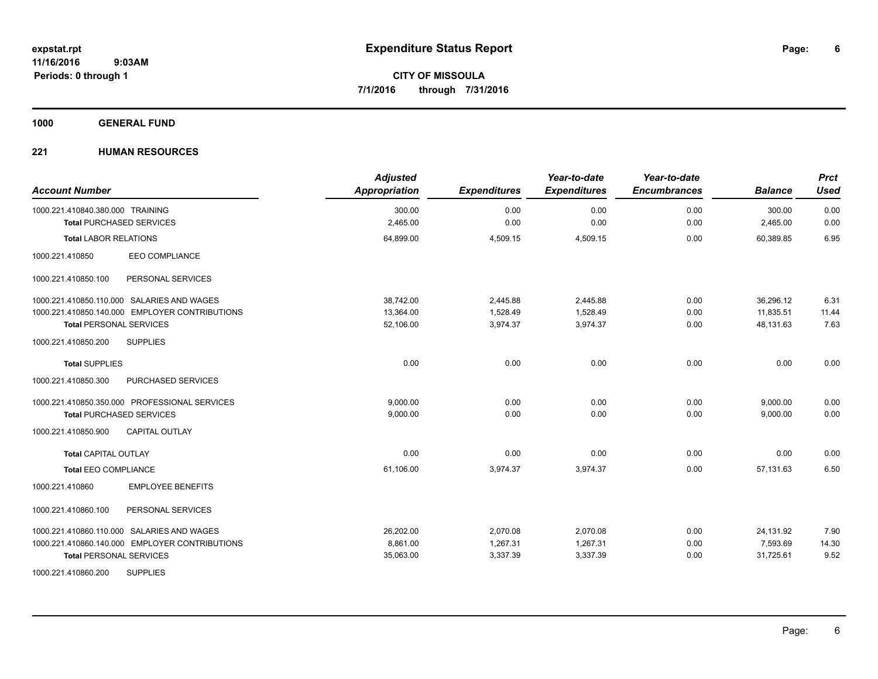**expstat.rpt**
**11/16/2016 9:03AM**
**Periods: 0 through 1**

# Expenditure Status Report

**CITY OF MISSOULA**
**7/1/2016 through 7/31/2016**

## 1000 GENERAL FUND

### 221 HUMAN RESOURCES

| Account Number | Adjusted Appropriation | Expenditures | Year-to-date Expenditures | Year-to-date Encumbrances | Balance | Prct Used |
|---|---|---|---|---|---|---|
| 1000.221.410840.380.000 TRAINING | 300.00 | 0.00 | 0.00 | 0.00 | 300.00 | 0.00 |
| **Total** PURCHASED SERVICES | 2,465.00 | 0.00 | 0.00 | 0.00 | 2,465.00 | 0.00 |
| **Total** LABOR RELATIONS | 64,899.00 | 4,509.15 | 4,509.15 | 0.00 | 60,389.85 | 6.95 |
| 1000.221.410850 EEO COMPLIANCE | | | | | | |
| 1000.221.410850.100 PERSONAL SERVICES | | | | | | |
| 1000.221.410850.110.000 SALARIES AND WAGES | 38,742.00 | 2,445.88 | 2,445.88 | 0.00 | 36,296.12 | 6.31 |
| 1000.221.410850.140.000 EMPLOYER CONTRIBUTIONS | 13,364.00 | 1,528.49 | 1,528.49 | 0.00 | 11,835.51 | 11.44 |
| **Total** PERSONAL SERVICES | 52,106.00 | 3,974.37 | 3,974.37 | 0.00 | 48,131.63 | 7.63 |
| 1000.221.410850.200 SUPPLIES | | | | | | |
| **Total** SUPPLIES | 0.00 | 0.00 | 0.00 | 0.00 | 0.00 | 0.00 |
| 1000.221.410850.300 PURCHASED SERVICES | | | | | | |
| 1000.221.410850.350.000 PROFESSIONAL SERVICES | 9,000.00 | 0.00 | 0.00 | 0.00 | 9,000.00 | 0.00 |
| **Total** PURCHASED SERVICES | 9,000.00 | 0.00 | 0.00 | 0.00 | 9,000.00 | 0.00 |
| 1000.221.410850.900 CAPITAL OUTLAY | | | | | | |
| **Total** CAPITAL OUTLAY | 0.00 | 0.00 | 0.00 | 0.00 | 0.00 | 0.00 |
| **Total** EEO COMPLIANCE | 61,106.00 | 3,974.37 | 3,974.37 | 0.00 | 57,131.63 | 6.50 |
| 1000.221.410860 EMPLOYEE BENEFITS | | | | | | |
| 1000.221.410860.100 PERSONAL SERVICES | | | | | | |
| 1000.221.410860.110.000 SALARIES AND WAGES | 26,202.00 | 2,070.08 | 2,070.08 | 0.00 | 24,131.92 | 7.90 |
| 1000.221.410860.140.000 EMPLOYER CONTRIBUTIONS | 8,861.00 | 1,267.31 | 1,267.31 | 0.00 | 7,593.69 | 14.30 |
| **Total** PERSONAL SERVICES | 35,063.00 | 3,337.39 | 3,337.39 | 0.00 | 31,725.61 | 9.52 |
| 1000.221.410860.200 SUPPLIES | | | | | | |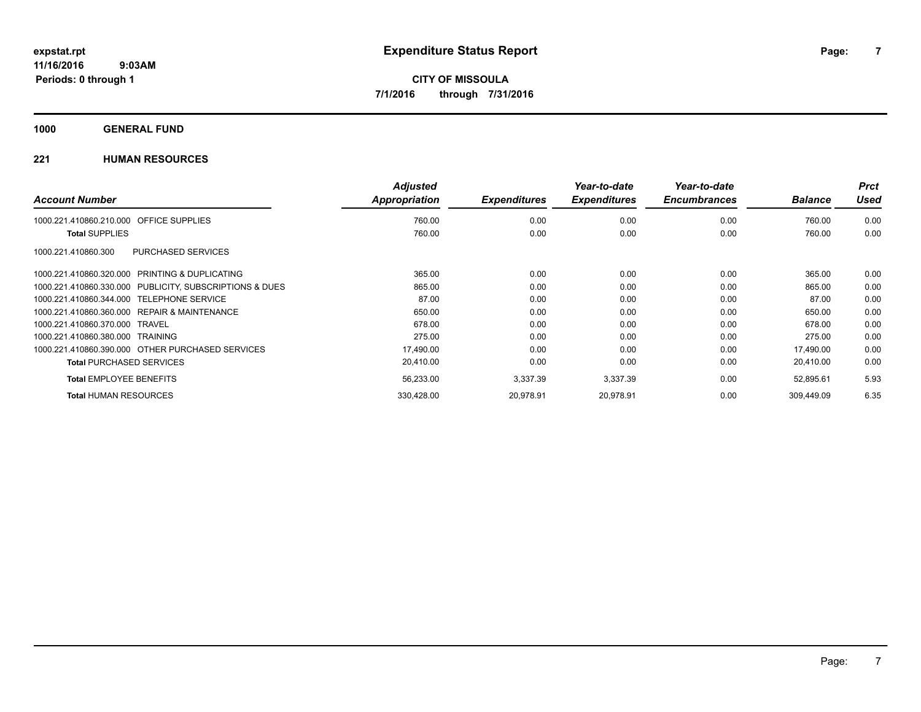**expstat.rpt**
**11/16/2016 9:03AM**
**Periods: 0 through 1**

# Expenditure Status Report

**CITY OF MISSOULA**
**7/1/2016 through 7/31/2016**

## 1000 GENERAL FUND

### 221 HUMAN RESOURCES

| Account Number | Adjusted Appropriation | Expenditures | Year-to-date Expenditures | Year-to-date Encumbrances | Balance | Prct Used |
|---|---|---|---|---|---|---|
| 1000.221.410860.210.000 OFFICE SUPPLIES | 760.00 | 0.00 | 0.00 | 0.00 | 760.00 | 0.00 |
| **Total** SUPPLIES | 760.00 | 0.00 | 0.00 | 0.00 | 760.00 | 0.00 |
| 1000.221.410860.300 PURCHASED SERVICES | | | | | | |
| 1000.221.410860.320.000 PRINTING & DUPLICATING | 365.00 | 0.00 | 0.00 | 0.00 | 365.00 | 0.00 |
| 1000.221.410860.330.000 PUBLICITY, SUBSCRIPTIONS & DUES | 865.00 | 0.00 | 0.00 | 0.00 | 865.00 | 0.00 |
| 1000.221.410860.344.000 TELEPHONE SERVICE | 87.00 | 0.00 | 0.00 | 0.00 | 87.00 | 0.00 |
| 1000.221.410860.360.000 REPAIR & MAINTENANCE | 650.00 | 0.00 | 0.00 | 0.00 | 650.00 | 0.00 |
| 1000.221.410860.370.000 TRAVEL | 678.00 | 0.00 | 0.00 | 0.00 | 678.00 | 0.00 |
| 1000.221.410860.380.000 TRAINING | 275.00 | 0.00 | 0.00 | 0.00 | 275.00 | 0.00 |
| 1000.221.410860.390.000 OTHER PURCHASED SERVICES | 17,490.00 | 0.00 | 0.00 | 0.00 | 17,490.00 | 0.00 |
| **Total** PURCHASED SERVICES | 20,410.00 | 0.00 | 0.00 | 0.00 | 20,410.00 | 0.00 |
| **Total** EMPLOYEE BENEFITS | 56,233.00 | 3,337.39 | 3,337.39 | 0.00 | 52,895.61 | 5.93 |
| **Total** HUMAN RESOURCES | 330,428.00 | 20,978.91 | 20,978.91 | 0.00 | 309,449.09 | 6.35 |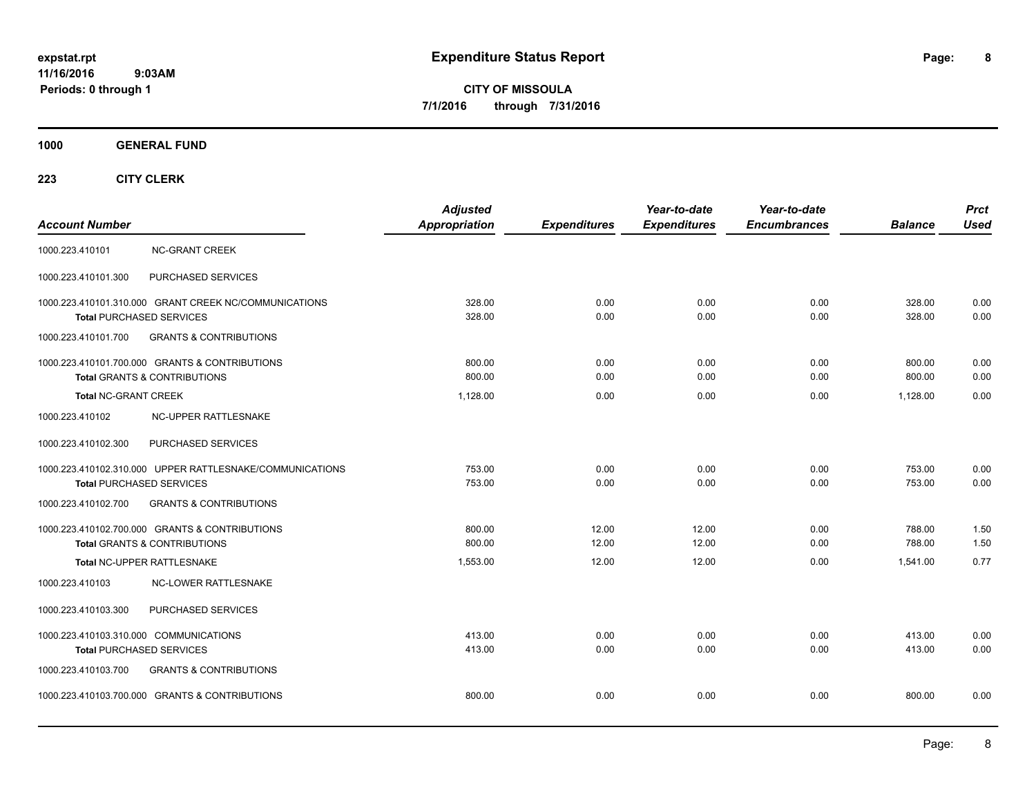# Expenditure Status Report

expstat.rpt
11/16/2016 9:03AM
Periods: 0 through 1

**CITY OF MISSOULA**
**7/1/2016 through 7/31/2016**

## 1000 GENERAL FUND

### 223 CITY CLERK

| Account Number | | Adjusted Appropriation | Expenditures | Year-to-date Expenditures | Year-to-date Encumbrances | Balance | Prct Used |
|---|---|---|---|---|---|---|---|
| 1000.223.410101 | NC-GRANT CREEK | | | | | | |
| 1000.223.410101.300 | PURCHASED SERVICES | | | | | | |
| 1000.223.410101.310.000 | GRANT CREEK NC/COMMUNICATIONS | 328.00 | 0.00 | 0.00 | 0.00 | 328.00 | 0.00 |
| **Total** PURCHASED SERVICES | | 328.00 | 0.00 | 0.00 | 0.00 | 328.00 | 0.00 |
| 1000.223.410101.700 | GRANTS & CONTRIBUTIONS | | | | | | |
| 1000.223.410101.700.000 | GRANTS & CONTRIBUTIONS | 800.00 | 0.00 | 0.00 | 0.00 | 800.00 | 0.00 |
| **Total** GRANTS & CONTRIBUTIONS | | 800.00 | 0.00 | 0.00 | 0.00 | 800.00 | 0.00 |
| **Total** NC-GRANT CREEK | | 1,128.00 | 0.00 | 0.00 | 0.00 | 1,128.00 | 0.00 |
| 1000.223.410102 | NC-UPPER RATTLESNAKE | | | | | | |
| 1000.223.410102.300 | PURCHASED SERVICES | | | | | | |
| 1000.223.410102.310.000 | UPPER RATTLESNAKE/COMMUNICATIONS | 753.00 | 0.00 | 0.00 | 0.00 | 753.00 | 0.00 |
| **Total** PURCHASED SERVICES | | 753.00 | 0.00 | 0.00 | 0.00 | 753.00 | 0.00 |
| 1000.223.410102.700 | GRANTS & CONTRIBUTIONS | | | | | | |
| 1000.223.410102.700.000 | GRANTS & CONTRIBUTIONS | 800.00 | 12.00 | 12.00 | 0.00 | 788.00 | 1.50 |
| **Total** GRANTS & CONTRIBUTIONS | | 800.00 | 12.00 | 12.00 | 0.00 | 788.00 | 1.50 |
| **Total** NC-UPPER RATTLESNAKE | | 1,553.00 | 12.00 | 12.00 | 0.00 | 1,541.00 | 0.77 |
| 1000.223.410103 | NC-LOWER RATTLESNAKE | | | | | | |
| 1000.223.410103.300 | PURCHASED SERVICES | | | | | | |
| 1000.223.410103.310.000 | COMMUNICATIONS | 413.00 | 0.00 | 0.00 | 0.00 | 413.00 | 0.00 |
| **Total** PURCHASED SERVICES | | 413.00 | 0.00 | 0.00 | 0.00 | 413.00 | 0.00 |
| 1000.223.410103.700 | GRANTS & CONTRIBUTIONS | | | | | | |
| 1000.223.410103.700.000 | GRANTS & CONTRIBUTIONS | 800.00 | 0.00 | 0.00 | 0.00 | 800.00 | 0.00 |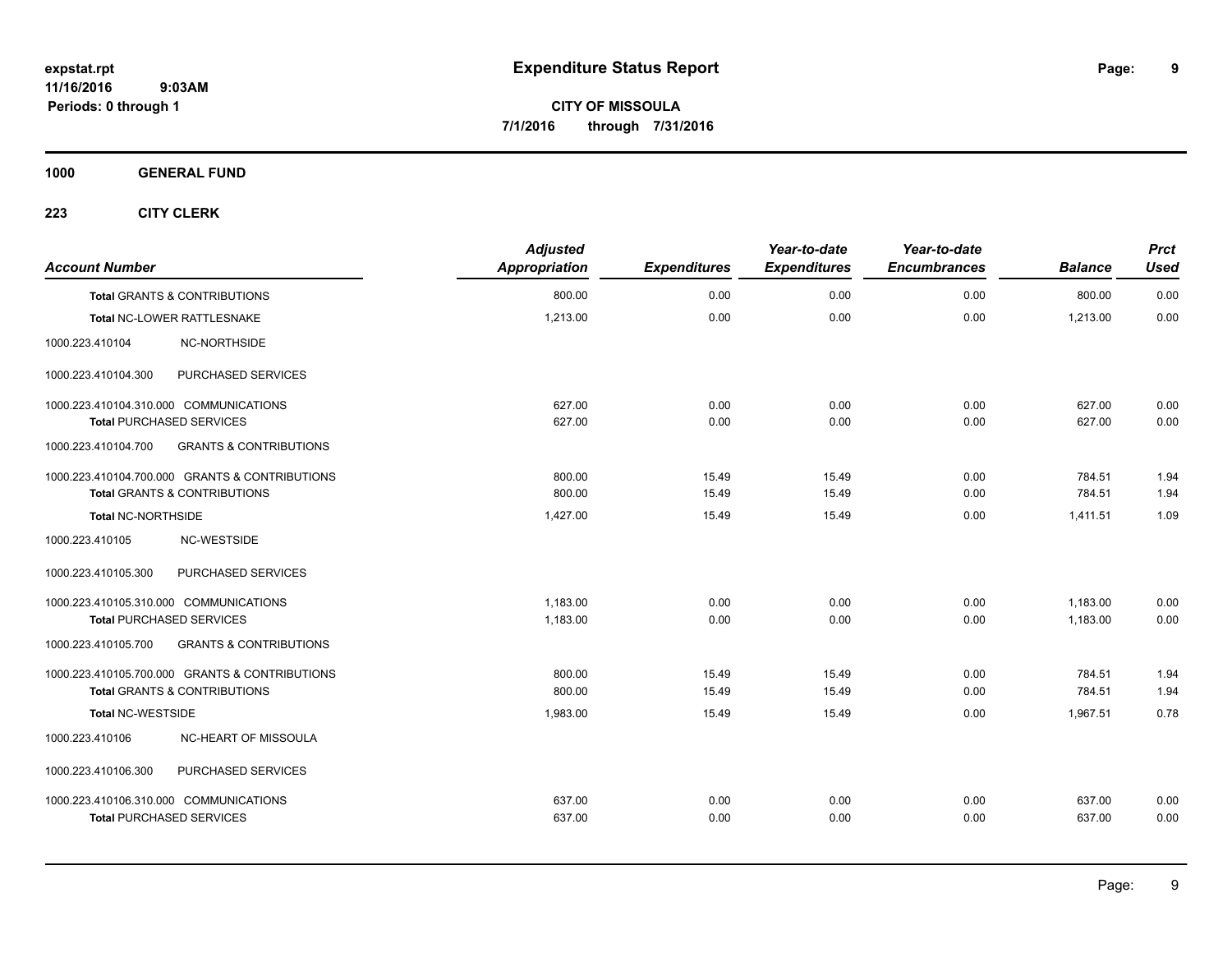# Expenditure Status Report

**CITY OF MISSOULA**
**7/1/2016 through 7/31/2016**

expstat.rpt
11/16/2016 9:03AM
Periods: 0 through 1

**1000 GENERAL FUND**

**223 CITY CLERK**

| Account Number | | Adjusted Appropriation | Expenditures | Year-to-date Expenditures | Year-to-date Encumbrances | Balance | Prct Used |
|---|---|---|---|---|---|---|---|
| **Total** GRANTS & CONTRIBUTIONS | | 800.00 | 0.00 | 0.00 | 0.00 | 800.00 | 0.00 |
| **Total** NC-LOWER RATTLESNAKE | | 1,213.00 | 0.00 | 0.00 | 0.00 | 1,213.00 | 0.00 |
| 1000.223.410104 | NC-NORTHSIDE | | | | | | |
| 1000.223.410104.300 | PURCHASED SERVICES | | | | | | |
| 1000.223.410104.310.000 | COMMUNICATIONS | 627.00 | 0.00 | 0.00 | 0.00 | 627.00 | 0.00 |
| **Total** PURCHASED SERVICES | | 627.00 | 0.00 | 0.00 | 0.00 | 627.00 | 0.00 |
| 1000.223.410104.700 | GRANTS & CONTRIBUTIONS | | | | | | |
| 1000.223.410104.700.000 | GRANTS & CONTRIBUTIONS | 800.00 | 15.49 | 15.49 | 0.00 | 784.51 | 1.94 |
| **Total** GRANTS & CONTRIBUTIONS | | 800.00 | 15.49 | 15.49 | 0.00 | 784.51 | 1.94 |
| **Total** NC-NORTHSIDE | | 1,427.00 | 15.49 | 15.49 | 0.00 | 1,411.51 | 1.09 |
| 1000.223.410105 | NC-WESTSIDE | | | | | | |
| 1000.223.410105.300 | PURCHASED SERVICES | | | | | | |
| 1000.223.410105.310.000 | COMMUNICATIONS | 1,183.00 | 0.00 | 0.00 | 0.00 | 1,183.00 | 0.00 |
| **Total** PURCHASED SERVICES | | 1,183.00 | 0.00 | 0.00 | 0.00 | 1,183.00 | 0.00 |
| 1000.223.410105.700 | GRANTS & CONTRIBUTIONS | | | | | | |
| 1000.223.410105.700.000 | GRANTS & CONTRIBUTIONS | 800.00 | 15.49 | 15.49 | 0.00 | 784.51 | 1.94 |
| **Total** GRANTS & CONTRIBUTIONS | | 800.00 | 15.49 | 15.49 | 0.00 | 784.51 | 1.94 |
| **Total** NC-WESTSIDE | | 1,983.00 | 15.49 | 15.49 | 0.00 | 1,967.51 | 0.78 |
| 1000.223.410106 | NC-HEART OF MISSOULA | | | | | | |
| 1000.223.410106.300 | PURCHASED SERVICES | | | | | | |
| 1000.223.410106.310.000 | COMMUNICATIONS | 637.00 | 0.00 | 0.00 | 0.00 | 637.00 | 0.00 |
| **Total** PURCHASED SERVICES | | 637.00 | 0.00 | 0.00 | 0.00 | 637.00 | 0.00 |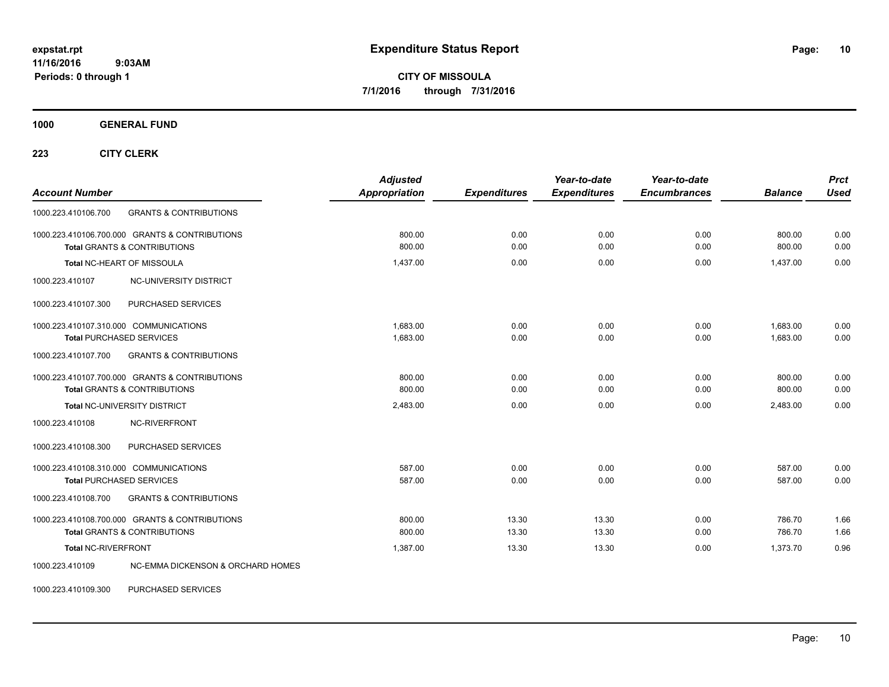**expstat.rpt**
**11/16/2016 9:03AM**
**Periods: 0 through 1**

# Expenditure Status Report

**CITY OF MISSOULA**
**7/1/2016 through 7/31/2016**

## 1000 GENERAL FUND

### 223 CITY CLERK

| Account Number | | Adjusted Appropriation | Expenditures | Year-to-date Expenditures | Year-to-date Encumbrances | Balance | Prct Used |
|---|---|---|---|---|---|---|---|
| 1000.223.410106.700 | GRANTS & CONTRIBUTIONS | | | | | | |
| 1000.223.410106.700.000 | GRANTS & CONTRIBUTIONS | 800.00 | 0.00 | 0.00 | 0.00 | 800.00 | 0.00 |
| **Total** GRANTS & CONTRIBUTIONS | | 800.00 | 0.00 | 0.00 | 0.00 | 800.00 | 0.00 |
| **Total** NC-HEART OF MISSOULA | | 1,437.00 | 0.00 | 0.00 | 0.00 | 1,437.00 | 0.00 |
| 1000.223.410107 | NC-UNIVERSITY DISTRICT | | | | | | |
| 1000.223.410107.300 | PURCHASED SERVICES | | | | | | |
| 1000.223.410107.310.000 | COMMUNICATIONS | 1,683.00 | 0.00 | 0.00 | 0.00 | 1,683.00 | 0.00 |
| **Total** PURCHASED SERVICES | | 1,683.00 | 0.00 | 0.00 | 0.00 | 1,683.00 | 0.00 |
| 1000.223.410107.700 | GRANTS & CONTRIBUTIONS | | | | | | |
| 1000.223.410107.700.000 | GRANTS & CONTRIBUTIONS | 800.00 | 0.00 | 0.00 | 0.00 | 800.00 | 0.00 |
| **Total** GRANTS & CONTRIBUTIONS | | 800.00 | 0.00 | 0.00 | 0.00 | 800.00 | 0.00 |
| **Total** NC-UNIVERSITY DISTRICT | | 2,483.00 | 0.00 | 0.00 | 0.00 | 2,483.00 | 0.00 |
| 1000.223.410108 | NC-RIVERFRONT | | | | | | |
| 1000.223.410108.300 | PURCHASED SERVICES | | | | | | |
| 1000.223.410108.310.000 | COMMUNICATIONS | 587.00 | 0.00 | 0.00 | 0.00 | 587.00 | 0.00 |
| **Total** PURCHASED SERVICES | | 587.00 | 0.00 | 0.00 | 0.00 | 587.00 | 0.00 |
| 1000.223.410108.700 | GRANTS & CONTRIBUTIONS | | | | | | |
| 1000.223.410108.700.000 | GRANTS & CONTRIBUTIONS | 800.00 | 13.30 | 13.30 | 0.00 | 786.70 | 1.66 |
| **Total** GRANTS & CONTRIBUTIONS | | 800.00 | 13.30 | 13.30 | 0.00 | 786.70 | 1.66 |
| **Total** NC-RIVERFRONT | | 1,387.00 | 13.30 | 13.30 | 0.00 | 1,373.70 | 0.96 |
| 1000.223.410109 | NC-EMMA DICKENSON & ORCHARD HOMES | | | | | | |
| 1000.223.410109.300 | PURCHASED SERVICES | | | | | | |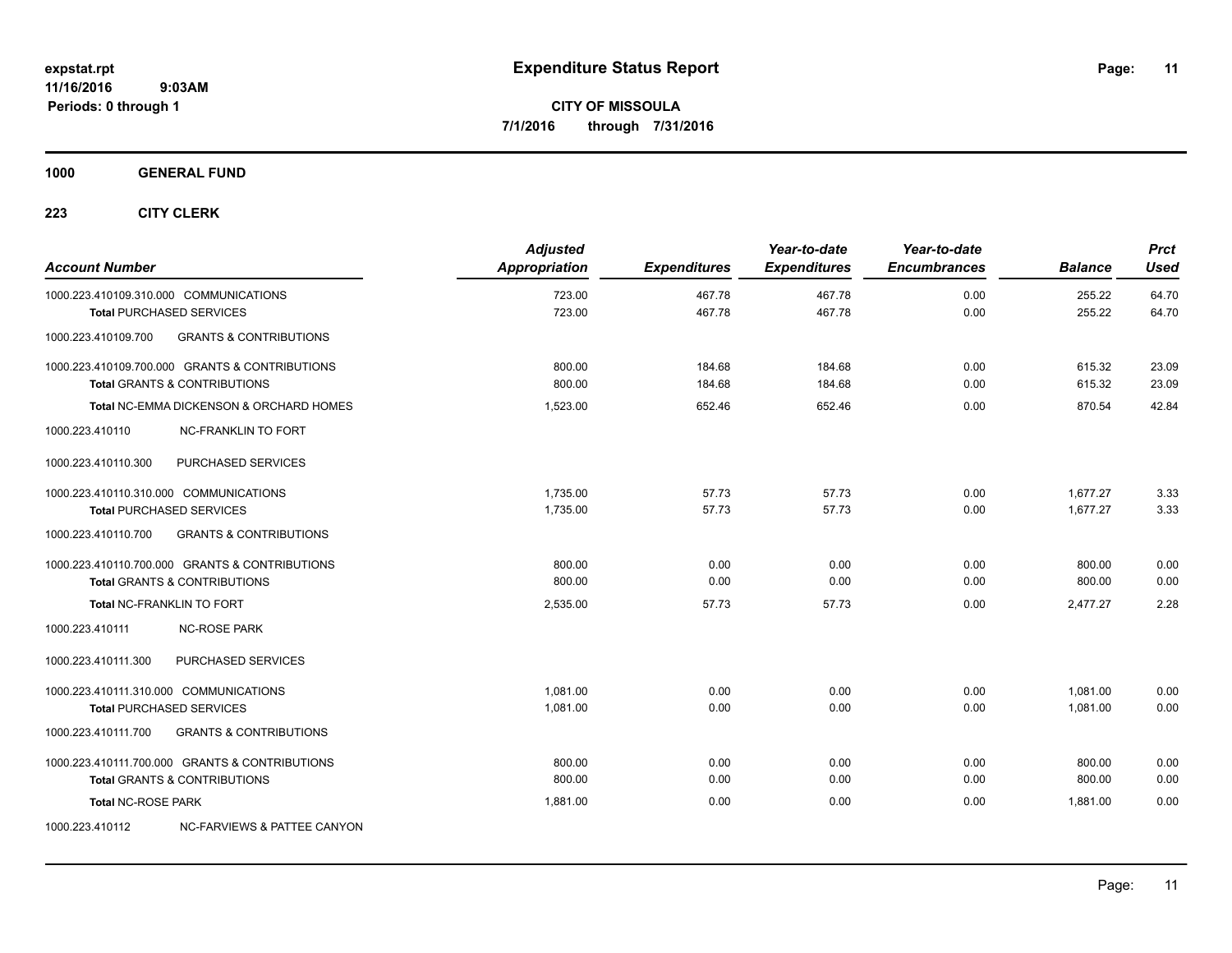# Expenditure Status Report

**CITY OF MISSOULA**
**7/1/2016 through 7/31/2016**

expstat.rpt
11/16/2016 9:03AM
Periods: 0 through 1

**1000 GENERAL FUND**

**223 CITY CLERK**

| Account Number | Adjusted Appropriation | Expenditures | Year-to-date Expenditures | Year-to-date Encumbrances | Balance | Prct Used |
|---|---|---|---|---|---|---|
| 1000.223.410109.310.000 COMMUNICATIONS | 723.00 | 467.78 | 467.78 | 0.00 | 255.22 | 64.70 |
| **Total** PURCHASED SERVICES | 723.00 | 467.78 | 467.78 | 0.00 | 255.22 | 64.70 |
| 1000.223.410109.700 GRANTS & CONTRIBUTIONS | | | | | | |
| 1000.223.410109.700.000 GRANTS & CONTRIBUTIONS | 800.00 | 184.68 | 184.68 | 0.00 | 615.32 | 23.09 |
| **Total** GRANTS & CONTRIBUTIONS | 800.00 | 184.68 | 184.68 | 0.00 | 615.32 | 23.09 |
| **Total** NC-EMMA DICKENSON & ORCHARD HOMES | 1,523.00 | 652.46 | 652.46 | 0.00 | 870.54 | 42.84 |
| 1000.223.410110 NC-FRANKLIN TO FORT | | | | | | |
| 1000.223.410110.300 PURCHASED SERVICES | | | | | | |
| 1000.223.410110.310.000 COMMUNICATIONS | 1,735.00 | 57.73 | 57.73 | 0.00 | 1,677.27 | 3.33 |
| **Total** PURCHASED SERVICES | 1,735.00 | 57.73 | 57.73 | 0.00 | 1,677.27 | 3.33 |
| 1000.223.410110.700 GRANTS & CONTRIBUTIONS | | | | | | |
| 1000.223.410110.700.000 GRANTS & CONTRIBUTIONS | 800.00 | 0.00 | 0.00 | 0.00 | 800.00 | 0.00 |
| **Total** GRANTS & CONTRIBUTIONS | 800.00 | 0.00 | 0.00 | 0.00 | 800.00 | 0.00 |
| **Total** NC-FRANKLIN TO FORT | 2,535.00 | 57.73 | 57.73 | 0.00 | 2,477.27 | 2.28 |
| 1000.223.410111 NC-ROSE PARK | | | | | | |
| 1000.223.410111.300 PURCHASED SERVICES | | | | | | |
| 1000.223.410111.310.000 COMMUNICATIONS | 1,081.00 | 0.00 | 0.00 | 0.00 | 1,081.00 | 0.00 |
| **Total** PURCHASED SERVICES | 1,081.00 | 0.00 | 0.00 | 0.00 | 1,081.00 | 0.00 |
| 1000.223.410111.700 GRANTS & CONTRIBUTIONS | | | | | | |
| 1000.223.410111.700.000 GRANTS & CONTRIBUTIONS | 800.00 | 0.00 | 0.00 | 0.00 | 800.00 | 0.00 |
| **Total** GRANTS & CONTRIBUTIONS | 800.00 | 0.00 | 0.00 | 0.00 | 800.00 | 0.00 |
| **Total** NC-ROSE PARK | 1,881.00 | 0.00 | 0.00 | 0.00 | 1,881.00 | 0.00 |
| 1000.223.410112 NC-FARVIEWS & PATTEE CANYON | | | | | | |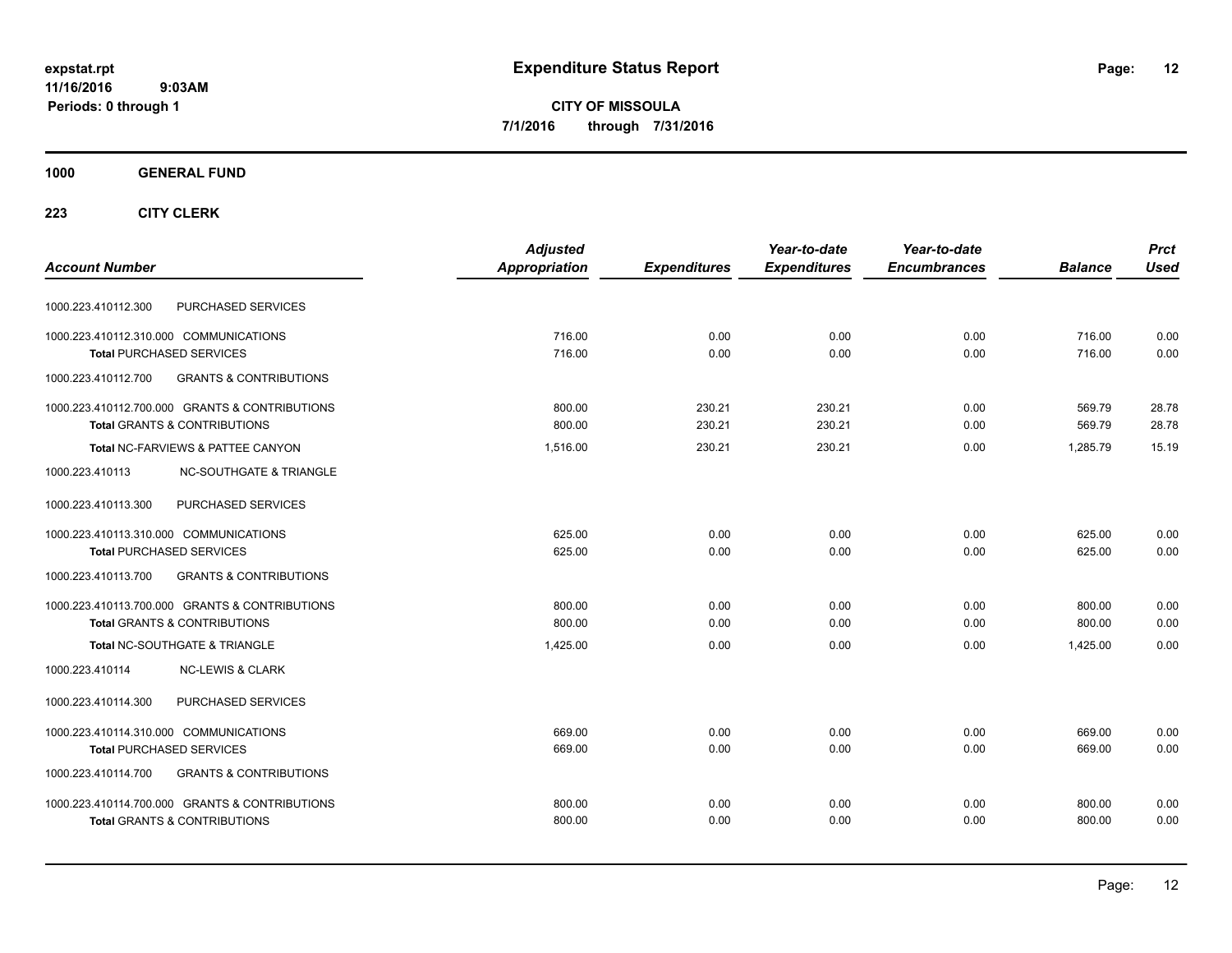# Expenditure Status Report

**CITY OF MISSOULA**

**7/1/2016 through 7/31/2016**

expstat.rpt
11/16/2016 9:03AM
Periods: 0 through 1

**1000 GENERAL FUND**

**223 CITY CLERK**

| Account Number | | Adjusted Appropriation | Expenditures | Year-to-date Expenditures | Year-to-date Encumbrances | Balance | Prct Used |
|---|---|---|---|---|---|---|---|
| 1000.223.410112.300 | PURCHASED SERVICES | | | | | | |
| 1000.223.410112.310.000 | COMMUNICATIONS | 716.00 | 0.00 | 0.00 | 0.00 | 716.00 | 0.00 |
| **Total** PURCHASED SERVICES | | 716.00 | 0.00 | 0.00 | 0.00 | 716.00 | 0.00 |
| 1000.223.410112.700 | GRANTS & CONTRIBUTIONS | | | | | | |
| 1000.223.410112.700.000 | GRANTS & CONTRIBUTIONS | 800.00 | 230.21 | 230.21 | 0.00 | 569.79 | 28.78 |
| **Total** GRANTS & CONTRIBUTIONS | | 800.00 | 230.21 | 230.21 | 0.00 | 569.79 | 28.78 |
| **Total** NC-FARVIEWS & PATTEE CANYON | | 1,516.00 | 230.21 | 230.21 | 0.00 | 1,285.79 | 15.19 |
| 1000.223.410113 | NC-SOUTHGATE & TRIANGLE | | | | | | |
| 1000.223.410113.300 | PURCHASED SERVICES | | | | | | |
| 1000.223.410113.310.000 | COMMUNICATIONS | 625.00 | 0.00 | 0.00 | 0.00 | 625.00 | 0.00 |
| **Total** PURCHASED SERVICES | | 625.00 | 0.00 | 0.00 | 0.00 | 625.00 | 0.00 |
| 1000.223.410113.700 | GRANTS & CONTRIBUTIONS | | | | | | |
| 1000.223.410113.700.000 | GRANTS & CONTRIBUTIONS | 800.00 | 0.00 | 0.00 | 0.00 | 800.00 | 0.00 |
| **Total** GRANTS & CONTRIBUTIONS | | 800.00 | 0.00 | 0.00 | 0.00 | 800.00 | 0.00 |
| **Total** NC-SOUTHGATE & TRIANGLE | | 1,425.00 | 0.00 | 0.00 | 0.00 | 1,425.00 | 0.00 |
| 1000.223.410114 | NC-LEWIS & CLARK | | | | | | |
| 1000.223.410114.300 | PURCHASED SERVICES | | | | | | |
| 1000.223.410114.310.000 | COMMUNICATIONS | 669.00 | 0.00 | 0.00 | 0.00 | 669.00 | 0.00 |
| **Total** PURCHASED SERVICES | | 669.00 | 0.00 | 0.00 | 0.00 | 669.00 | 0.00 |
| 1000.223.410114.700 | GRANTS & CONTRIBUTIONS | | | | | | |
| 1000.223.410114.700.000 | GRANTS & CONTRIBUTIONS | 800.00 | 0.00 | 0.00 | 0.00 | 800.00 | 0.00 |
| **Total** GRANTS & CONTRIBUTIONS | | 800.00 | 0.00 | 0.00 | 0.00 | 800.00 | 0.00 |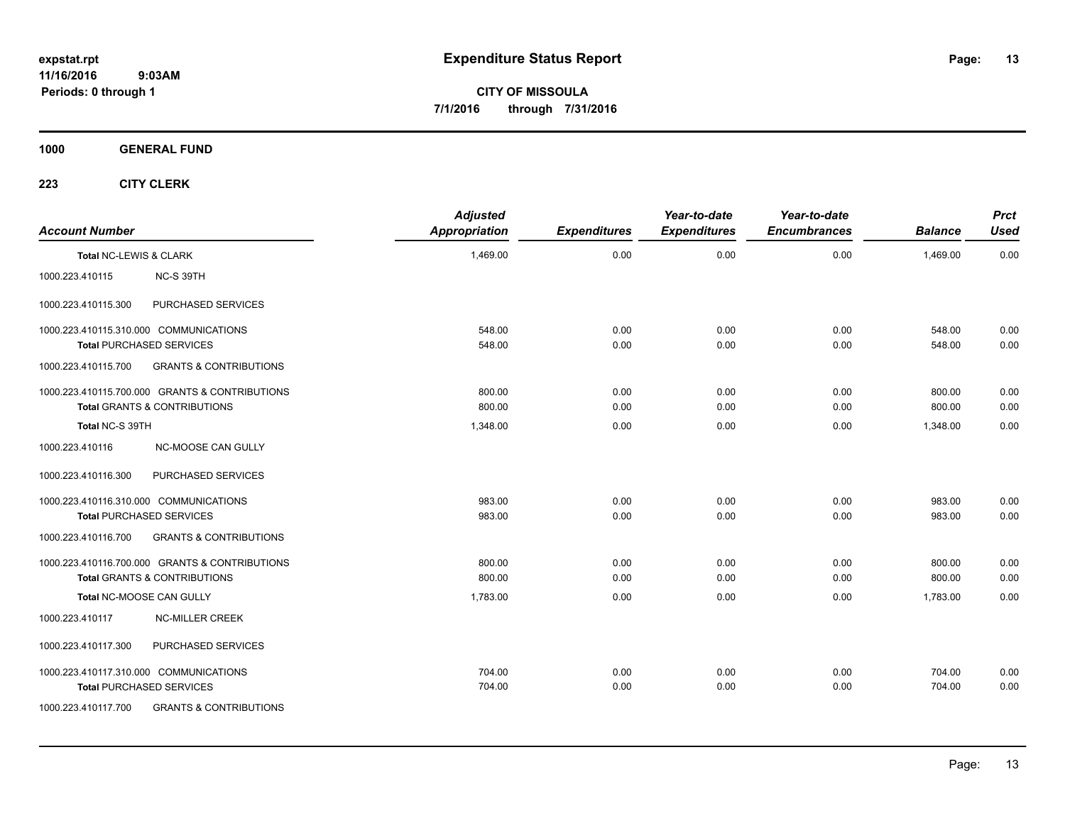**expstat.rpt**
**11/16/2016 9:03AM**
**Periods: 0 through 1**

# Expenditure Status Report

**CITY OF MISSOULA**
**7/1/2016 through 7/31/2016**

## 1000 GENERAL FUND

### 223 CITY CLERK

| Account Number | | Adjusted Appropriation | Expenditures | Year-to-date Expenditures | Year-to-date Encumbrances | Balance | Prct Used |
|---|---|---|---|---|---|---|---|
| Total NC-LEWIS & CLARK | | 1,469.00 | 0.00 | 0.00 | 0.00 | 1,469.00 | 0.00 |
| 1000.223.410115 | NC-S 39TH | | | | | | |
| 1000.223.410115.300 | PURCHASED SERVICES | | | | | | |
| 1000.223.410115.310.000 COMMUNICATIONS | | 548.00 | 0.00 | 0.00 | 0.00 | 548.00 | 0.00 |
| Total PURCHASED SERVICES | | 548.00 | 0.00 | 0.00 | 0.00 | 548.00 | 0.00 |
| 1000.223.410115.700 | GRANTS & CONTRIBUTIONS | | | | | | |
| 1000.223.410115.700.000 GRANTS & CONTRIBUTIONS | | 800.00 | 0.00 | 0.00 | 0.00 | 800.00 | 0.00 |
| Total GRANTS & CONTRIBUTIONS | | 800.00 | 0.00 | 0.00 | 0.00 | 800.00 | 0.00 |
| Total NC-S 39TH | | 1,348.00 | 0.00 | 0.00 | 0.00 | 1,348.00 | 0.00 |
| 1000.223.410116 | NC-MOOSE CAN GULLY | | | | | | |
| 1000.223.410116.300 | PURCHASED SERVICES | | | | | | |
| 1000.223.410116.310.000 COMMUNICATIONS | | 983.00 | 0.00 | 0.00 | 0.00 | 983.00 | 0.00 |
| Total PURCHASED SERVICES | | 983.00 | 0.00 | 0.00 | 0.00 | 983.00 | 0.00 |
| 1000.223.410116.700 | GRANTS & CONTRIBUTIONS | | | | | | |
| 1000.223.410116.700.000 GRANTS & CONTRIBUTIONS | | 800.00 | 0.00 | 0.00 | 0.00 | 800.00 | 0.00 |
| Total GRANTS & CONTRIBUTIONS | | 800.00 | 0.00 | 0.00 | 0.00 | 800.00 | 0.00 |
| Total NC-MOOSE CAN GULLY | | 1,783.00 | 0.00 | 0.00 | 0.00 | 1,783.00 | 0.00 |
| 1000.223.410117 | NC-MILLER CREEK | | | | | | |
| 1000.223.410117.300 | PURCHASED SERVICES | | | | | | |
| 1000.223.410117.310.000 COMMUNICATIONS | | 704.00 | 0.00 | 0.00 | 0.00 | 704.00 | 0.00 |
| Total PURCHASED SERVICES | | 704.00 | 0.00 | 0.00 | 0.00 | 704.00 | 0.00 |
| 1000.223.410117.700 | GRANTS & CONTRIBUTIONS | | | | | | |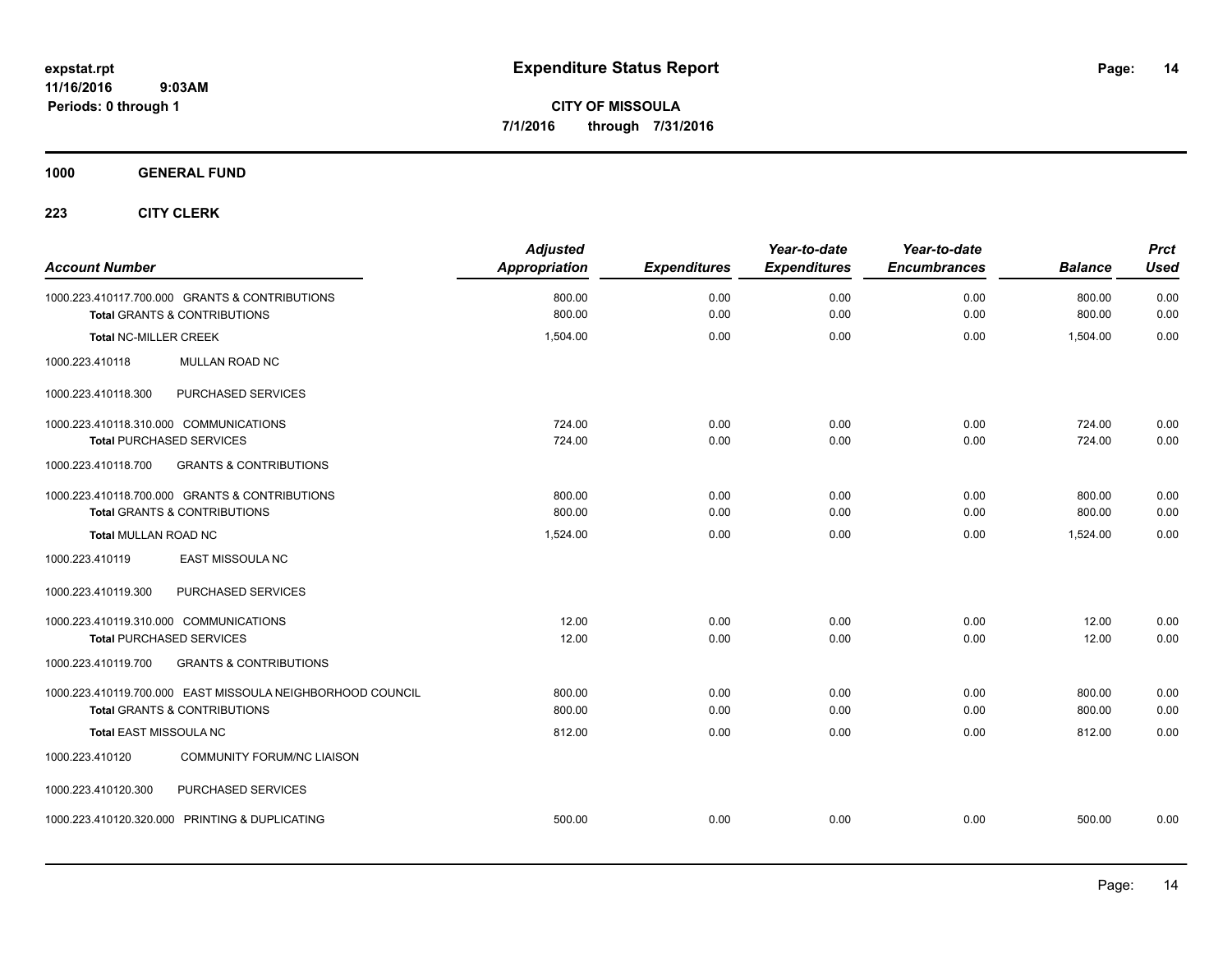# Expenditure Status Report

expstat.rpt
11/16/2016 9:03AM
Periods: 0 through 1

**CITY OF MISSOULA**
**7/1/2016 through 7/31/2016**

## 1000 GENERAL FUND

### 223 CITY CLERK

| Account Number | Adjusted Appropriation | Expenditures | Year-to-date Expenditures | Year-to-date Encumbrances | Balance | Prct Used |
|---|---|---|---|---|---|---|
| 1000.223.410117.700.000 GRANTS & CONTRIBUTIONS | 800.00 | 0.00 | 0.00 | 0.00 | 800.00 | 0.00 |
| **Total** GRANTS & CONTRIBUTIONS | 800.00 | 0.00 | 0.00 | 0.00 | 800.00 | 0.00 |
| **Total** NC-MILLER CREEK | 1,504.00 | 0.00 | 0.00 | 0.00 | 1,504.00 | 0.00 |
| 1000.223.410118 MULLAN ROAD NC | | | | | | |
| 1000.223.410118.300 PURCHASED SERVICES | | | | | | |
| 1000.223.410118.310.000 COMMUNICATIONS | 724.00 | 0.00 | 0.00 | 0.00 | 724.00 | 0.00 |
| **Total** PURCHASED SERVICES | 724.00 | 0.00 | 0.00 | 0.00 | 724.00 | 0.00 |
| 1000.223.410118.700 GRANTS & CONTRIBUTIONS | | | | | | |
| 1000.223.410118.700.000 GRANTS & CONTRIBUTIONS | 800.00 | 0.00 | 0.00 | 0.00 | 800.00 | 0.00 |
| **Total** GRANTS & CONTRIBUTIONS | 800.00 | 0.00 | 0.00 | 0.00 | 800.00 | 0.00 |
| **Total** MULLAN ROAD NC | 1,524.00 | 0.00 | 0.00 | 0.00 | 1,524.00 | 0.00 |
| 1000.223.410119 EAST MISSOULA NC | | | | | | |
| 1000.223.410119.300 PURCHASED SERVICES | | | | | | |
| 1000.223.410119.310.000 COMMUNICATIONS | 12.00 | 0.00 | 0.00 | 0.00 | 12.00 | 0.00 |
| **Total** PURCHASED SERVICES | 12.00 | 0.00 | 0.00 | 0.00 | 12.00 | 0.00 |
| 1000.223.410119.700 GRANTS & CONTRIBUTIONS | | | | | | |
| 1000.223.410119.700.000 EAST MISSOULA NEIGHBORHOOD COUNCIL | 800.00 | 0.00 | 0.00 | 0.00 | 800.00 | 0.00 |
| **Total** GRANTS & CONTRIBUTIONS | 800.00 | 0.00 | 0.00 | 0.00 | 800.00 | 0.00 |
| **Total** EAST MISSOULA NC | 812.00 | 0.00 | 0.00 | 0.00 | 812.00 | 0.00 |
| 1000.223.410120 COMMUNITY FORUM/NC LIAISON | | | | | | |
| 1000.223.410120.300 PURCHASED SERVICES | | | | | | |
| 1000.223.410120.320.000 PRINTING & DUPLICATING | 500.00 | 0.00 | 0.00 | 0.00 | 500.00 | 0.00 |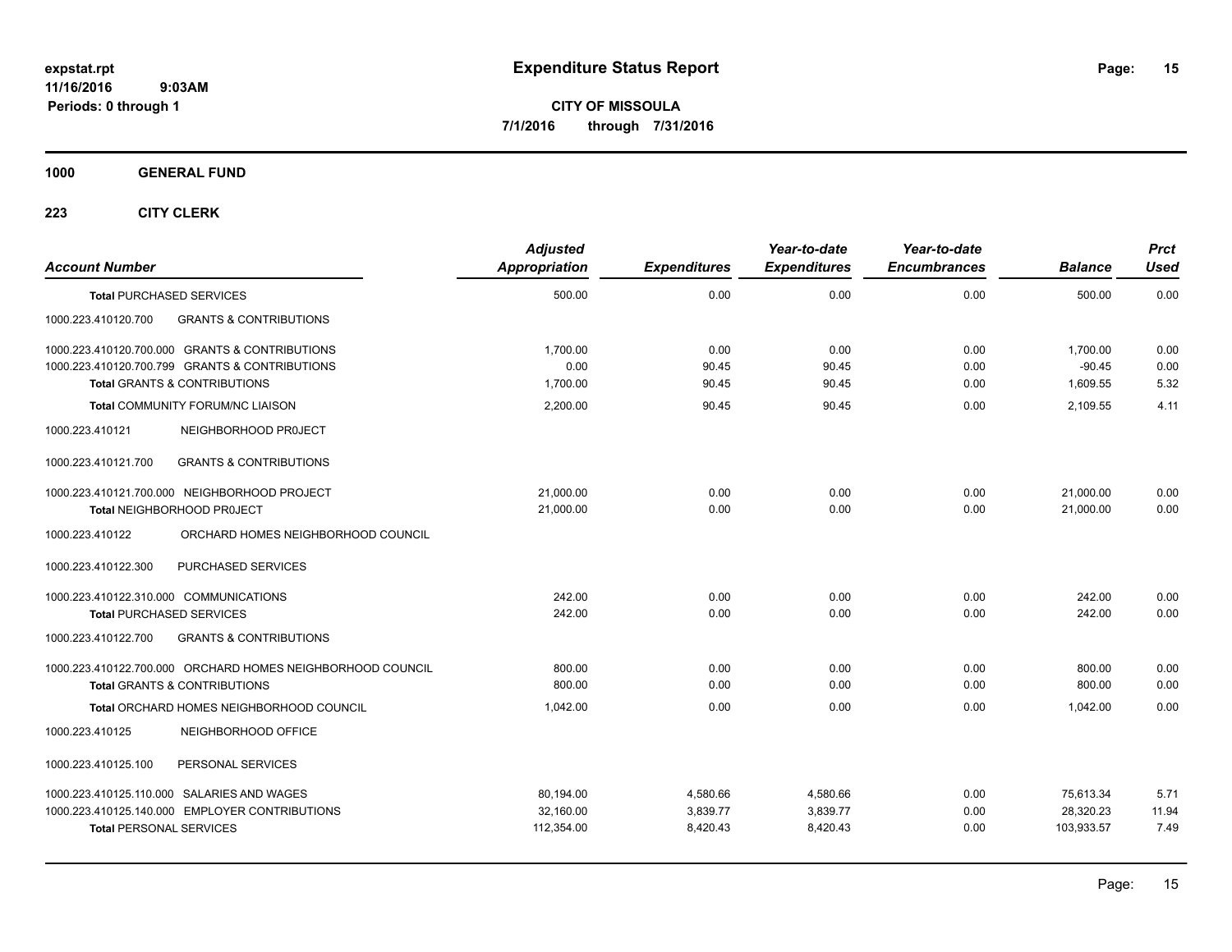**expstat.rpt**
**11/16/2016 9:03AM**
**Periods: 0 through 1**

# Expenditure Status Report

**CITY OF MISSOULA**
**7/1/2016 through 7/31/2016**

**1000 GENERAL FUND**

**223 CITY CLERK**

| Account Number | Adjusted Appropriation | Expenditures | Year-to-date Expenditures | Year-to-date Encumbrances | Balance | Prct Used |
|---|---|---|---|---|---|---|
| **Total** PURCHASED SERVICES | 500.00 | 0.00 | 0.00 | 0.00 | 500.00 | 0.00 |
| 1000.223.410120.700 GRANTS & CONTRIBUTIONS | | | | | | |
| 1000.223.410120.700.000 GRANTS & CONTRIBUTIONS | 1,700.00 | 0.00 | 0.00 | 0.00 | 1,700.00 | 0.00 |
| 1000.223.410120.700.799 GRANTS & CONTRIBUTIONS | 0.00 | 90.45 | 90.45 | 0.00 | -90.45 | 0.00 |
| **Total** GRANTS & CONTRIBUTIONS | 1,700.00 | 90.45 | 90.45 | 0.00 | 1,609.55 | 5.32 |
| **Total** COMMUNITY FORUM/NC LIAISON | 2,200.00 | 90.45 | 90.45 | 0.00 | 2,109.55 | 4.11 |
| 1000.223.410121 NEIGHBORHOOD PR0JECT | | | | | | |
| 1000.223.410121.700 GRANTS & CONTRIBUTIONS | | | | | | |
| 1000.223.410121.700.000 NEIGHBORHOOD PROJECT | 21,000.00 | 0.00 | 0.00 | 0.00 | 21,000.00 | 0.00 |
| **Total** NEIGHBORHOOD PR0JECT | 21,000.00 | 0.00 | 0.00 | 0.00 | 21,000.00 | 0.00 |
| 1000.223.410122 ORCHARD HOMES NEIGHBORHOOD COUNCIL | | | | | | |
| 1000.223.410122.300 PURCHASED SERVICES | | | | | | |
| 1000.223.410122.310.000 COMMUNICATIONS | 242.00 | 0.00 | 0.00 | 0.00 | 242.00 | 0.00 |
| **Total** PURCHASED SERVICES | 242.00 | 0.00 | 0.00 | 0.00 | 242.00 | 0.00 |
| 1000.223.410122.700 GRANTS & CONTRIBUTIONS | | | | | | |
| 1000.223.410122.700.000 ORCHARD HOMES NEIGHBORHOOD COUNCIL | 800.00 | 0.00 | 0.00 | 0.00 | 800.00 | 0.00 |
| **Total** GRANTS & CONTRIBUTIONS | 800.00 | 0.00 | 0.00 | 0.00 | 800.00 | 0.00 |
| **Total** ORCHARD HOMES NEIGHBORHOOD COUNCIL | 1,042.00 | 0.00 | 0.00 | 0.00 | 1,042.00 | 0.00 |
| 1000.223.410125 NEIGHBORHOOD OFFICE | | | | | | |
| 1000.223.410125.100 PERSONAL SERVICES | | | | | | |
| 1000.223.410125.110.000 SALARIES AND WAGES | 80,194.00 | 4,580.66 | 4,580.66 | 0.00 | 75,613.34 | 5.71 |
| 1000.223.410125.140.000 EMPLOYER CONTRIBUTIONS | 32,160.00 | 3,839.77 | 3,839.77 | 0.00 | 28,320.23 | 11.94 |
| **Total** PERSONAL SERVICES | 112,354.00 | 8,420.43 | 8,420.43 | 0.00 | 103,933.57 | 7.49 |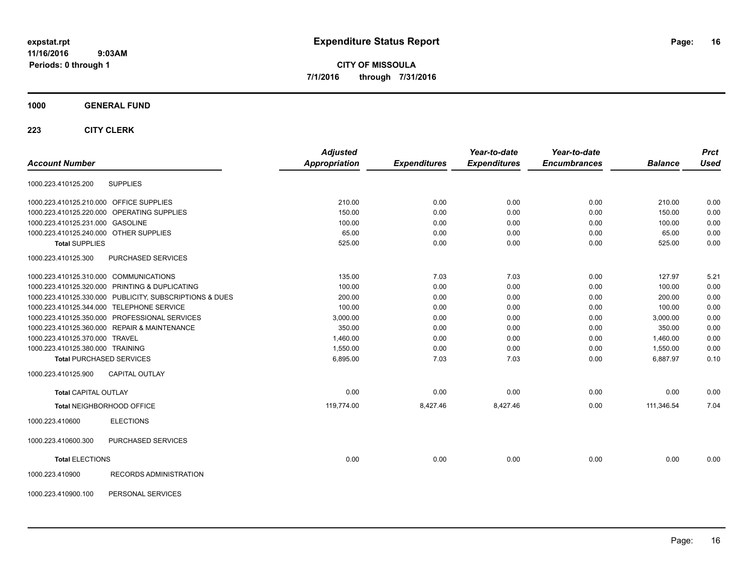**expstat.rpt**
**11/16/2016 9:03AM**
**Periods: 0 through 1**

# Expenditure Status Report

**CITY OF MISSOULA**
**7/1/2016 through 7/31/2016**

## 1000 GENERAL FUND

### 223 CITY CLERK

| Account Number | | Adjusted Appropriation | Expenditures | Year-to-date Expenditures | Year-to-date Encumbrances | Balance | Prct Used |
|---|---|---|---|---|---|---|---|
| 1000.223.410125.200 | SUPPLIES | | | | | | |
| 1000.223.410125.210.000 | OFFICE SUPPLIES | 210.00 | 0.00 | 0.00 | 0.00 | 210.00 | 0.00 |
| 1000.223.410125.220.000 | OPERATING SUPPLIES | 150.00 | 0.00 | 0.00 | 0.00 | 150.00 | 0.00 |
| 1000.223.410125.231.000 | GASOLINE | 100.00 | 0.00 | 0.00 | 0.00 | 100.00 | 0.00 |
| 1000.223.410125.240.000 | OTHER SUPPLIES | 65.00 | 0.00 | 0.00 | 0.00 | 65.00 | 0.00 |
| **Total** SUPPLIES | | 525.00 | 0.00 | 0.00 | 0.00 | 525.00 | 0.00 |
| 1000.223.410125.300 | PURCHASED SERVICES | | | | | | |
| 1000.223.410125.310.000 | COMMUNICATIONS | 135.00 | 7.03 | 7.03 | 0.00 | 127.97 | 5.21 |
| 1000.223.410125.320.000 | PRINTING & DUPLICATING | 100.00 | 0.00 | 0.00 | 0.00 | 100.00 | 0.00 |
| 1000.223.410125.330.000 | PUBLICITY, SUBSCRIPTIONS & DUES | 200.00 | 0.00 | 0.00 | 0.00 | 200.00 | 0.00 |
| 1000.223.410125.344.000 | TELEPHONE SERVICE | 100.00 | 0.00 | 0.00 | 0.00 | 100.00 | 0.00 |
| 1000.223.410125.350.000 | PROFESSIONAL SERVICES | 3,000.00 | 0.00 | 0.00 | 0.00 | 3,000.00 | 0.00 |
| 1000.223.410125.360.000 | REPAIR & MAINTENANCE | 350.00 | 0.00 | 0.00 | 0.00 | 350.00 | 0.00 |
| 1000.223.410125.370.000 | TRAVEL | 1,460.00 | 0.00 | 0.00 | 0.00 | 1,460.00 | 0.00 |
| 1000.223.410125.380.000 | TRAINING | 1,550.00 | 0.00 | 0.00 | 0.00 | 1,550.00 | 0.00 |
| **Total** PURCHASED SERVICES | | 6,895.00 | 7.03 | 7.03 | 0.00 | 6,887.97 | 0.10 |
| 1000.223.410125.900 | CAPITAL OUTLAY | | | | | | |
| **Total** CAPITAL OUTLAY | | 0.00 | 0.00 | 0.00 | 0.00 | 0.00 | 0.00 |
| **Total** NEIGHBORHOOD OFFICE | | 119,774.00 | 8,427.46 | 8,427.46 | 0.00 | 111,346.54 | 7.04 |
| 1000.223.410600 | ELECTIONS | | | | | | |
| 1000.223.410600.300 | PURCHASED SERVICES | | | | | | |
| **Total** ELECTIONS | | 0.00 | 0.00 | 0.00 | 0.00 | 0.00 | 0.00 |
| 1000.223.410900 | RECORDS ADMINISTRATION | | | | | | |
| 1000.223.410900.100 | PERSONAL SERVICES | | | | | | |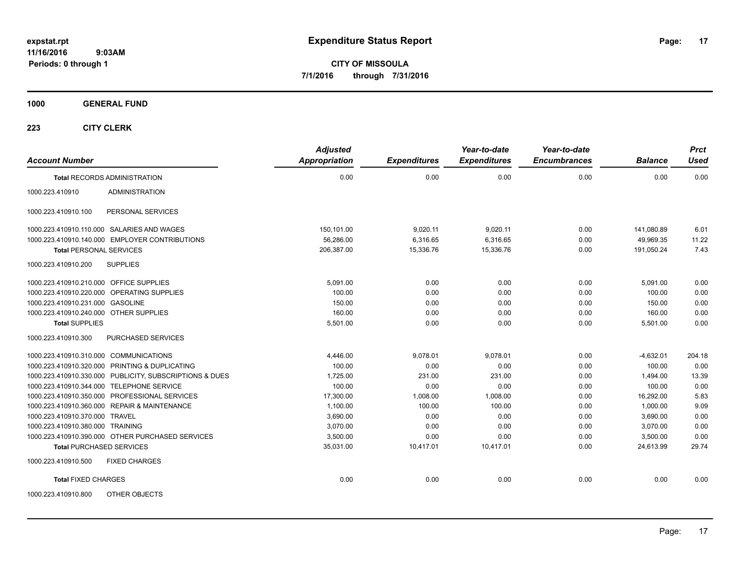**expstat.rpt**
**11/16/2016 9:03AM**
**Periods: 0 through 1**

# Expenditure Status Report

**CITY OF MISSOULA**
**7/1/2016 through 7/31/2016**

## 1000 GENERAL FUND

### 223 CITY CLERK

| Account Number | | Adjusted Appropriation | Expenditures | Year-to-date Expenditures | Year-to-date Encumbrances | Balance | Prct Used |
|---|---|---|---|---|---|---|---|
| **Total** RECORDS ADMINISTRATION | | 0.00 | 0.00 | 0.00 | 0.00 | 0.00 | 0.00 |
| 1000.223.410910 | ADMINISTRATION | | | | | | |
| 1000.223.410910.100 | PERSONAL SERVICES | | | | | | |
| 1000.223.410910.110.000 | SALARIES AND WAGES | 150,101.00 | 9,020.11 | 9,020.11 | 0.00 | 141,080.89 | 6.01 |
| 1000.223.410910.140.000 | EMPLOYER CONTRIBUTIONS | 56,286.00 | 6,316.65 | 6,316.65 | 0.00 | 49,969.35 | 11.22 |
| **Total** PERSONAL SERVICES | | 206,387.00 | 15,336.76 | 15,336.76 | 0.00 | 191,050.24 | 7.43 |
| 1000.223.410910.200 | SUPPLIES | | | | | | |
| 1000.223.410910.210.000 | OFFICE SUPPLIES | 5,091.00 | 0.00 | 0.00 | 0.00 | 5,091.00 | 0.00 |
| 1000.223.410910.220.000 | OPERATING SUPPLIES | 100.00 | 0.00 | 0.00 | 0.00 | 100.00 | 0.00 |
| 1000.223.410910.231.000 | GASOLINE | 150.00 | 0.00 | 0.00 | 0.00 | 150.00 | 0.00 |
| 1000.223.410910.240.000 | OTHER SUPPLIES | 160.00 | 0.00 | 0.00 | 0.00 | 160.00 | 0.00 |
| **Total** SUPPLIES | | 5,501.00 | 0.00 | 0.00 | 0.00 | 5,501.00 | 0.00 |
| 1000.223.410910.300 | PURCHASED SERVICES | | | | | | |
| 1000.223.410910.310.000 | COMMUNICATIONS | 4,446.00 | 9,078.01 | 9,078.01 | 0.00 | -4,632.01 | 204.18 |
| 1000.223.410910.320.000 | PRINTING & DUPLICATING | 100.00 | 0.00 | 0.00 | 0.00 | 100.00 | 0.00 |
| 1000.223.410910.330.000 | PUBLICITY, SUBSCRIPTIONS & DUES | 1,725.00 | 231.00 | 231.00 | 0.00 | 1,494.00 | 13.39 |
| 1000.223.410910.344.000 | TELEPHONE SERVICE | 100.00 | 0.00 | 0.00 | 0.00 | 100.00 | 0.00 |
| 1000.223.410910.350.000 | PROFESSIONAL SERVICES | 17,300.00 | 1,008.00 | 1,008.00 | 0.00 | 16,292.00 | 5.83 |
| 1000.223.410910.360.000 | REPAIR & MAINTENANCE | 1,100.00 | 100.00 | 100.00 | 0.00 | 1,000.00 | 9.09 |
| 1000.223.410910.370.000 | TRAVEL | 3,690.00 | 0.00 | 0.00 | 0.00 | 3,690.00 | 0.00 |
| 1000.223.410910.380.000 | TRAINING | 3,070.00 | 0.00 | 0.00 | 0.00 | 3,070.00 | 0.00 |
| 1000.223.410910.390.000 | OTHER PURCHASED SERVICES | 3,500.00 | 0.00 | 0.00 | 0.00 | 3,500.00 | 0.00 |
| **Total** PURCHASED SERVICES | | 35,031.00 | 10,417.01 | 10,417.01 | 0.00 | 24,613.99 | 29.74 |
| 1000.223.410910.500 | FIXED CHARGES | | | | | | |
| **Total** FIXED CHARGES | | 0.00 | 0.00 | 0.00 | 0.00 | 0.00 | 0.00 |
| 1000.223.410910.800 | OTHER OBJECTS | | | | | | |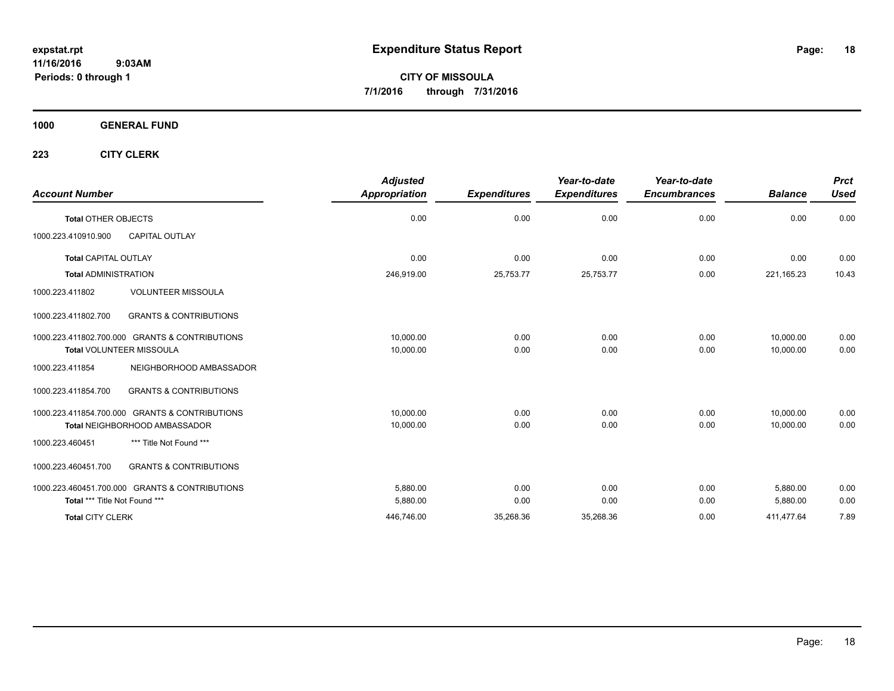**expstat.rpt**
**11/16/2016 9:03AM**
**Periods: 0 through 1**

# Expenditure Status Report

**CITY OF MISSOULA**
**7/1/2016 through 7/31/2016**

## 1000 GENERAL FUND

### 223 CITY CLERK

| Account Number | | Adjusted Appropriation | Expenditures | Year-to-date Expenditures | Year-to-date Encumbrances | Balance | Prct Used |
|---|---|---|---|---|---|---|---|
| **Total** OTHER OBJECTS | | 0.00 | 0.00 | 0.00 | 0.00 | 0.00 | 0.00 |
| 1000.223.410910.900 | CAPITAL OUTLAY | | | | | | |
| **Total** CAPITAL OUTLAY | | 0.00 | 0.00 | 0.00 | 0.00 | 0.00 | 0.00 |
| **Total** ADMINISTRATION | | 246,919.00 | 25,753.77 | 25,753.77 | 0.00 | 221,165.23 | 10.43 |
| 1000.223.411802 | VOLUNTEER MISSOULA | | | | | | |
| 1000.223.411802.700 | GRANTS & CONTRIBUTIONS | | | | | | |
| 1000.223.411802.700.000 | GRANTS & CONTRIBUTIONS | 10,000.00 | 0.00 | 0.00 | 0.00 | 10,000.00 | 0.00 |
| **Total** VOLUNTEER MISSOULA | | 10,000.00 | 0.00 | 0.00 | 0.00 | 10,000.00 | 0.00 |
| 1000.223.411854 | NEIGHBORHOOD AMBASSADOR | | | | | | |
| 1000.223.411854.700 | GRANTS & CONTRIBUTIONS | | | | | | |
| 1000.223.411854.700.000 | GRANTS & CONTRIBUTIONS | 10,000.00 | 0.00 | 0.00 | 0.00 | 10,000.00 | 0.00 |
| **Total** NEIGHBORHOOD AMBASSADOR | | 10,000.00 | 0.00 | 0.00 | 0.00 | 10,000.00 | 0.00 |
| 1000.223.460451 | *** Title Not Found *** | | | | | | |
| 1000.223.460451.700 | GRANTS & CONTRIBUTIONS | | | | | | |
| 1000.223.460451.700.000 | GRANTS & CONTRIBUTIONS | 5,880.00 | 0.00 | 0.00 | 0.00 | 5,880.00 | 0.00 |
| **Total** *** Title Not Found *** | | 5,880.00 | 0.00 | 0.00 | 0.00 | 5,880.00 | 0.00 |
| **Total** CITY CLERK | | 446,746.00 | 35,268.36 | 35,268.36 | 0.00 | 411,477.64 | 7.89 |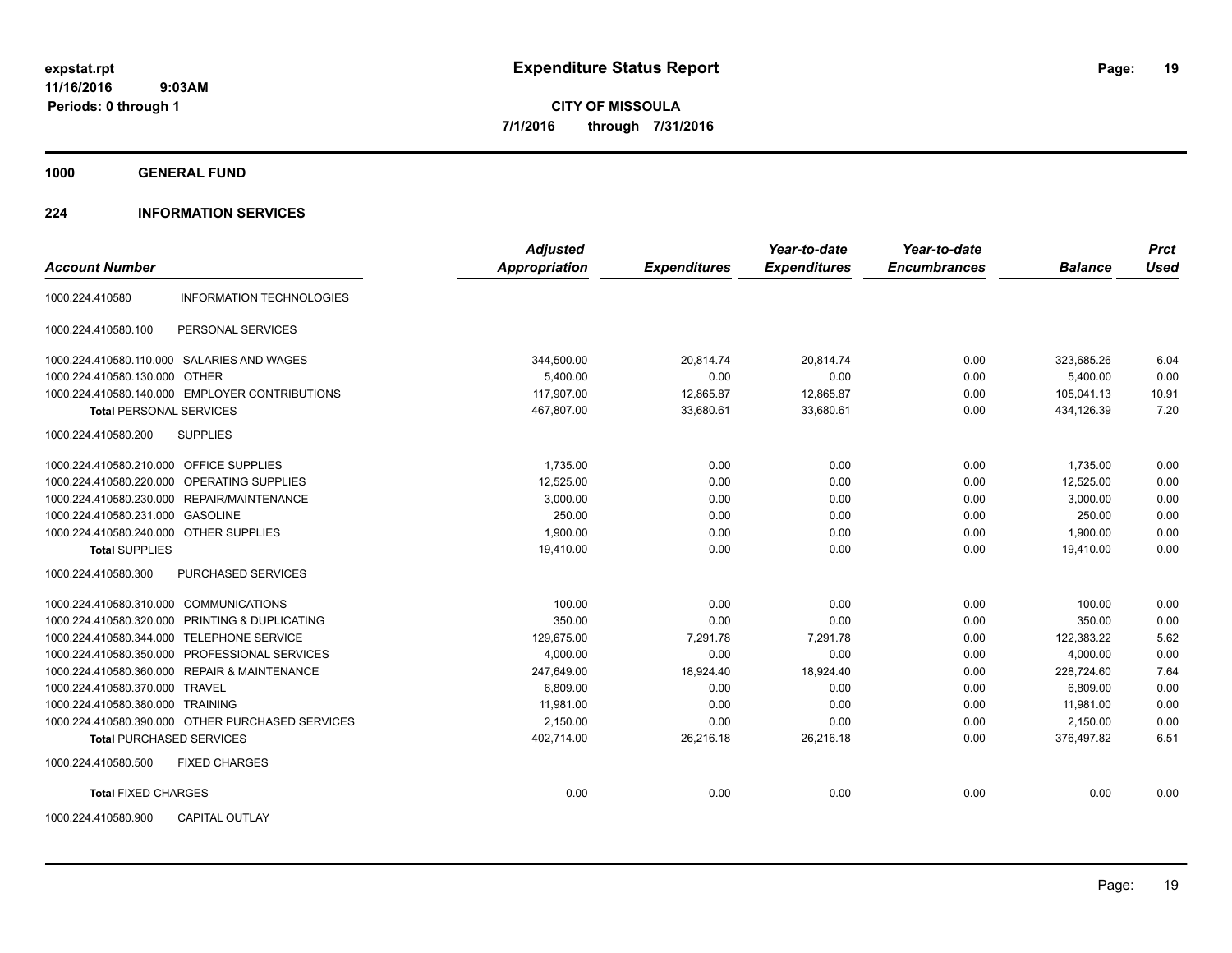**Expenditure Status Report**

**CITY OF MISSOULA**
**7/1/2016 through 7/31/2016**

expstat.rpt
11/16/2016 9:03AM
Periods: 0 through 1

## 1000 GENERAL FUND

## 224 INFORMATION SERVICES

| Account Number | | Adjusted Appropriation | Expenditures | Year-to-date Expenditures | Year-to-date Encumbrances | Balance | Prct Used |
|---|---|---|---|---|---|---|---|
| 1000.224.410580 | INFORMATION TECHNOLOGIES | | | | | | |
| 1000.224.410580.100 | PERSONAL SERVICES | | | | | | |
| 1000.224.410580.110.000 | SALARIES AND WAGES | 344,500.00 | 20,814.74 | 20,814.74 | 0.00 | 323,685.26 | 6.04 |
| 1000.224.410580.130.000 | OTHER | 5,400.00 | 0.00 | 0.00 | 0.00 | 5,400.00 | 0.00 |
| 1000.224.410580.140.000 | EMPLOYER CONTRIBUTIONS | 117,907.00 | 12,865.87 | 12,865.87 | 0.00 | 105,041.13 | 10.91 |
| **Total** PERSONAL SERVICES | | 467,807.00 | 33,680.61 | 33,680.61 | 0.00 | 434,126.39 | 7.20 |
| 1000.224.410580.200 | SUPPLIES | | | | | | |
| 1000.224.410580.210.000 | OFFICE SUPPLIES | 1,735.00 | 0.00 | 0.00 | 0.00 | 1,735.00 | 0.00 |
| 1000.224.410580.220.000 | OPERATING SUPPLIES | 12,525.00 | 0.00 | 0.00 | 0.00 | 12,525.00 | 0.00 |
| 1000.224.410580.230.000 | REPAIR/MAINTENANCE | 3,000.00 | 0.00 | 0.00 | 0.00 | 3,000.00 | 0.00 |
| 1000.224.410580.231.000 | GASOLINE | 250.00 | 0.00 | 0.00 | 0.00 | 250.00 | 0.00 |
| 1000.224.410580.240.000 | OTHER SUPPLIES | 1,900.00 | 0.00 | 0.00 | 0.00 | 1,900.00 | 0.00 |
| **Total** SUPPLIES | | 19,410.00 | 0.00 | 0.00 | 0.00 | 19,410.00 | 0.00 |
| 1000.224.410580.300 | PURCHASED SERVICES | | | | | | |
| 1000.224.410580.310.000 | COMMUNICATIONS | 100.00 | 0.00 | 0.00 | 0.00 | 100.00 | 0.00 |
| 1000.224.410580.320.000 | PRINTING & DUPLICATING | 350.00 | 0.00 | 0.00 | 0.00 | 350.00 | 0.00 |
| 1000.224.410580.344.000 | TELEPHONE SERVICE | 129,675.00 | 7,291.78 | 7,291.78 | 0.00 | 122,383.22 | 5.62 |
| 1000.224.410580.350.000 | PROFESSIONAL SERVICES | 4,000.00 | 0.00 | 0.00 | 0.00 | 4,000.00 | 0.00 |
| 1000.224.410580.360.000 | REPAIR & MAINTENANCE | 247,649.00 | 18,924.40 | 18,924.40 | 0.00 | 228,724.60 | 7.64 |
| 1000.224.410580.370.000 | TRAVEL | 6,809.00 | 0.00 | 0.00 | 0.00 | 6,809.00 | 0.00 |
| 1000.224.410580.380.000 | TRAINING | 11,981.00 | 0.00 | 0.00 | 0.00 | 11,981.00 | 0.00 |
| 1000.224.410580.390.000 | OTHER PURCHASED SERVICES | 2,150.00 | 0.00 | 0.00 | 0.00 | 2,150.00 | 0.00 |
| **Total** PURCHASED SERVICES | | 402,714.00 | 26,216.18 | 26,216.18 | 0.00 | 376,497.82 | 6.51 |
| 1000.224.410580.500 | FIXED CHARGES | | | | | | |
| **Total** FIXED CHARGES | | 0.00 | 0.00 | 0.00 | 0.00 | 0.00 | 0.00 |
| 1000.224.410580.900 | CAPITAL OUTLAY | | | | | | |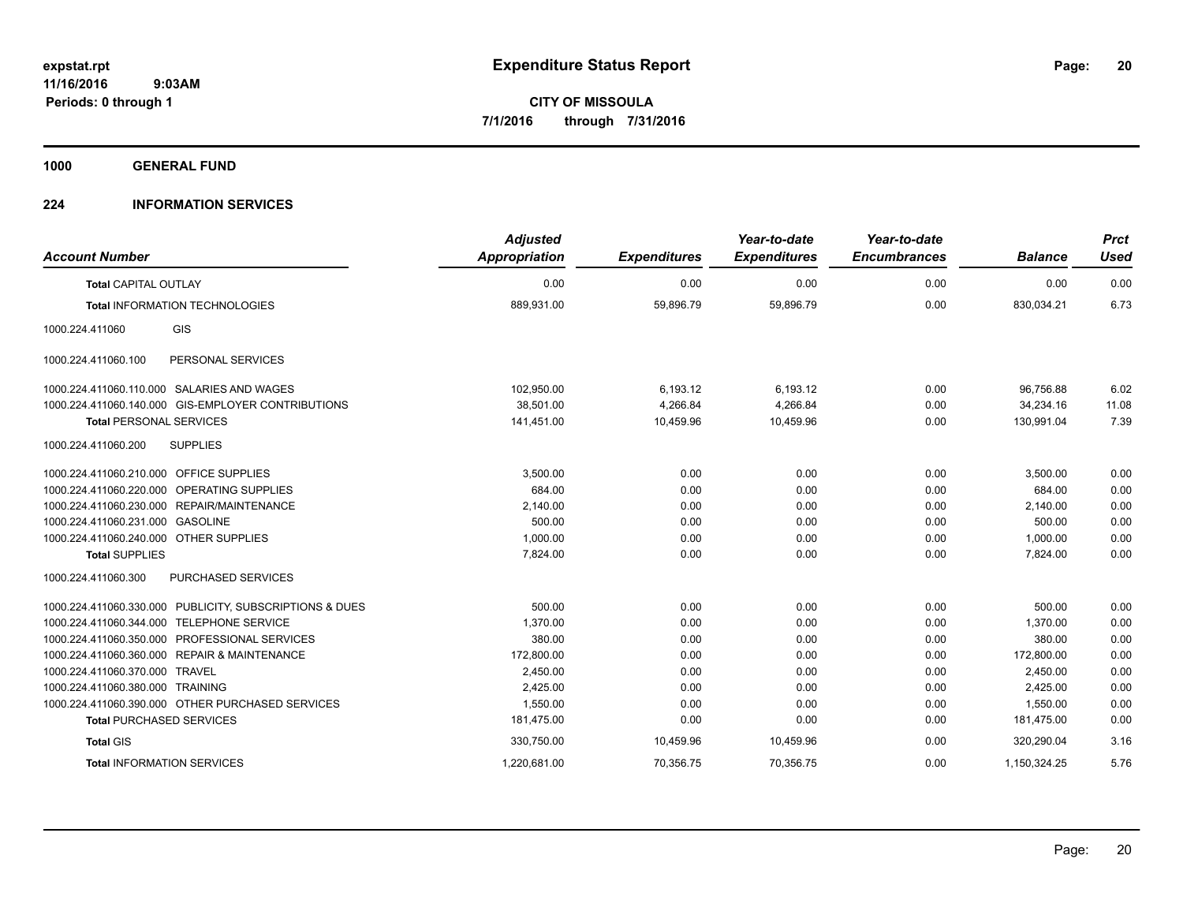# Expenditure Status Report

expstat.rpt
11/16/2016 9:03AM
Periods: 0 through 1

**CITY OF MISSOULA**
**7/1/2016 through 7/31/2016**

## 1000 GENERAL FUND

### 224 INFORMATION SERVICES

| Account Number | | Adjusted Appropriation | Expenditures | Year-to-date Expenditures | Year-to-date Encumbrances | Balance | Prct Used |
|---|---|---|---|---|---|---|---|
| **Total** CAPITAL OUTLAY | | 0.00 | 0.00 | 0.00 | 0.00 | 0.00 | 0.00 |
| **Total** INFORMATION TECHNOLOGIES | | 889,931.00 | 59,896.79 | 59,896.79 | 0.00 | 830,034.21 | 6.73 |
| 1000.224.411060 | GIS | | | | | | |
| 1000.224.411060.100 | PERSONAL SERVICES | | | | | | |
| 1000.224.411060.110.000 | SALARIES AND WAGES | 102,950.00 | 6,193.12 | 6,193.12 | 0.00 | 96,756.88 | 6.02 |
| 1000.224.411060.140.000 | GIS-EMPLOYER CONTRIBUTIONS | 38,501.00 | 4,266.84 | 4,266.84 | 0.00 | 34,234.16 | 11.08 |
| **Total** PERSONAL SERVICES | | 141,451.00 | 10,459.96 | 10,459.96 | 0.00 | 130,991.04 | 7.39 |
| 1000.224.411060.200 | SUPPLIES | | | | | | |
| 1000.224.411060.210.000 | OFFICE SUPPLIES | 3,500.00 | 0.00 | 0.00 | 0.00 | 3,500.00 | 0.00 |
| 1000.224.411060.220.000 | OPERATING SUPPLIES | 684.00 | 0.00 | 0.00 | 0.00 | 684.00 | 0.00 |
| 1000.224.411060.230.000 | REPAIR/MAINTENANCE | 2,140.00 | 0.00 | 0.00 | 0.00 | 2,140.00 | 0.00 |
| 1000.224.411060.231.000 | GASOLINE | 500.00 | 0.00 | 0.00 | 0.00 | 500.00 | 0.00 |
| 1000.224.411060.240.000 | OTHER SUPPLIES | 1,000.00 | 0.00 | 0.00 | 0.00 | 1,000.00 | 0.00 |
| **Total** SUPPLIES | | 7,824.00 | 0.00 | 0.00 | 0.00 | 7,824.00 | 0.00 |
| 1000.224.411060.300 | PURCHASED SERVICES | | | | | | |
| 1000.224.411060.330.000 | PUBLICITY, SUBSCRIPTIONS & DUES | 500.00 | 0.00 | 0.00 | 0.00 | 500.00 | 0.00 |
| 1000.224.411060.344.000 | TELEPHONE SERVICE | 1,370.00 | 0.00 | 0.00 | 0.00 | 1,370.00 | 0.00 |
| 1000.224.411060.350.000 | PROFESSIONAL SERVICES | 380.00 | 0.00 | 0.00 | 0.00 | 380.00 | 0.00 |
| 1000.224.411060.360.000 | REPAIR & MAINTENANCE | 172,800.00 | 0.00 | 0.00 | 0.00 | 172,800.00 | 0.00 |
| 1000.224.411060.370.000 | TRAVEL | 2,450.00 | 0.00 | 0.00 | 0.00 | 2,450.00 | 0.00 |
| 1000.224.411060.380.000 | TRAINING | 2,425.00 | 0.00 | 0.00 | 0.00 | 2,425.00 | 0.00 |
| 1000.224.411060.390.000 | OTHER PURCHASED SERVICES | 1,550.00 | 0.00 | 0.00 | 0.00 | 1,550.00 | 0.00 |
| **Total** PURCHASED SERVICES | | 181,475.00 | 0.00 | 0.00 | 0.00 | 181,475.00 | 0.00 |
| **Total** GIS | | 330,750.00 | 10,459.96 | 10,459.96 | 0.00 | 320,290.04 | 3.16 |
| **Total** INFORMATION SERVICES | | 1,220,681.00 | 70,356.75 | 70,356.75 | 0.00 | 1,150,324.25 | 5.76 |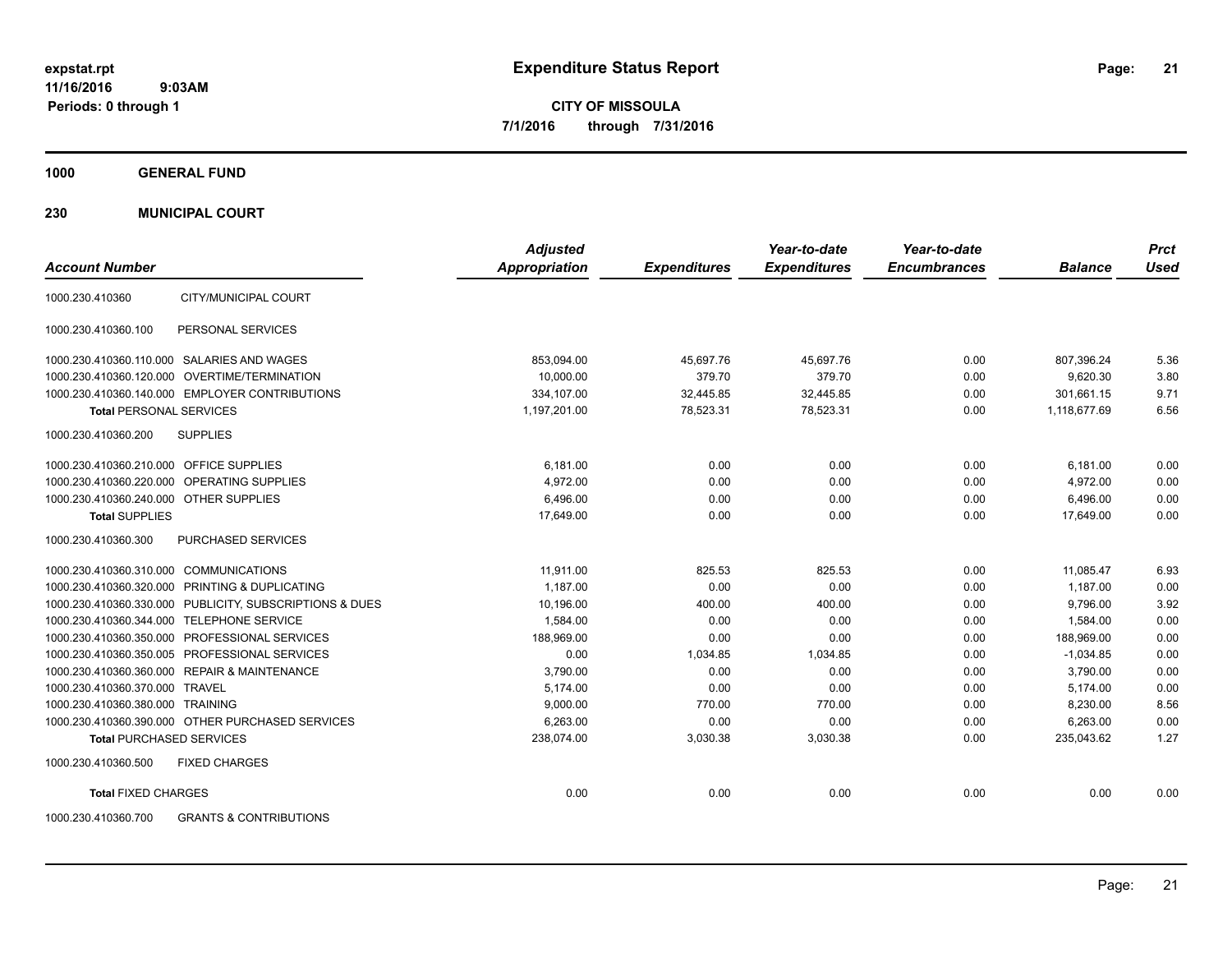# Expenditure Status Report

**CITY OF MISSOULA**

**7/1/2016 through 7/31/2016**

expstat.rpt
11/16/2016 9:03AM
Periods: 0 through 1

**1000 GENERAL FUND**

**230 MUNICIPAL COURT**

| Account Number | | Adjusted Appropriation | Expenditures | Year-to-date Expenditures | Year-to-date Encumbrances | Balance | Prct Used |
|---|---|---|---|---|---|---|---|
| 1000.230.410360 | CITY/MUNICIPAL COURT | | | | | | |
| 1000.230.410360.100 | PERSONAL SERVICES | | | | | | |
| 1000.230.410360.110.000 | SALARIES AND WAGES | 853,094.00 | 45,697.76 | 45,697.76 | 0.00 | 807,396.24 | 5.36 |
| 1000.230.410360.120.000 | OVERTIME/TERMINATION | 10,000.00 | 379.70 | 379.70 | 0.00 | 9,620.30 | 3.80 |
| 1000.230.410360.140.000 | EMPLOYER CONTRIBUTIONS | 334,107.00 | 32,445.85 | 32,445.85 | 0.00 | 301,661.15 | 9.71 |
| **Total** PERSONAL SERVICES | | 1,197,201.00 | 78,523.31 | 78,523.31 | 0.00 | 1,118,677.69 | 6.56 |
| 1000.230.410360.200 | SUPPLIES | | | | | | |
| 1000.230.410360.210.000 | OFFICE SUPPLIES | 6,181.00 | 0.00 | 0.00 | 0.00 | 6,181.00 | 0.00 |
| 1000.230.410360.220.000 | OPERATING SUPPLIES | 4,972.00 | 0.00 | 0.00 | 0.00 | 4,972.00 | 0.00 |
| 1000.230.410360.240.000 | OTHER SUPPLIES | 6,496.00 | 0.00 | 0.00 | 0.00 | 6,496.00 | 0.00 |
| **Total** SUPPLIES | | 17,649.00 | 0.00 | 0.00 | 0.00 | 17,649.00 | 0.00 |
| 1000.230.410360.300 | PURCHASED SERVICES | | | | | | |
| 1000.230.410360.310.000 | COMMUNICATIONS | 11,911.00 | 825.53 | 825.53 | 0.00 | 11,085.47 | 6.93 |
| 1000.230.410360.320.000 | PRINTING & DUPLICATING | 1,187.00 | 0.00 | 0.00 | 0.00 | 1,187.00 | 0.00 |
| 1000.230.410360.330.000 | PUBLICITY, SUBSCRIPTIONS & DUES | 10,196.00 | 400.00 | 400.00 | 0.00 | 9,796.00 | 3.92 |
| 1000.230.410360.344.000 | TELEPHONE SERVICE | 1,584.00 | 0.00 | 0.00 | 0.00 | 1,584.00 | 0.00 |
| 1000.230.410360.350.000 | PROFESSIONAL SERVICES | 188,969.00 | 0.00 | 0.00 | 0.00 | 188,969.00 | 0.00 |
| 1000.230.410360.350.005 | PROFESSIONAL SERVICES | 0.00 | 1,034.85 | 1,034.85 | 0.00 | -1,034.85 | 0.00 |
| 1000.230.410360.360.000 | REPAIR & MAINTENANCE | 3,790.00 | 0.00 | 0.00 | 0.00 | 3,790.00 | 0.00 |
| 1000.230.410360.370.000 | TRAVEL | 5,174.00 | 0.00 | 0.00 | 0.00 | 5,174.00 | 0.00 |
| 1000.230.410360.380.000 | TRAINING | 9,000.00 | 770.00 | 770.00 | 0.00 | 8,230.00 | 8.56 |
| 1000.230.410360.390.000 | OTHER PURCHASED SERVICES | 6,263.00 | 0.00 | 0.00 | 0.00 | 6,263.00 | 0.00 |
| **Total** PURCHASED SERVICES | | 238,074.00 | 3,030.38 | 3,030.38 | 0.00 | 235,043.62 | 1.27 |
| 1000.230.410360.500 | FIXED CHARGES | | | | | | |
| **Total** FIXED CHARGES | | 0.00 | 0.00 | 0.00 | 0.00 | 0.00 | 0.00 |
| 1000.230.410360.700 | GRANTS & CONTRIBUTIONS | | | | | | |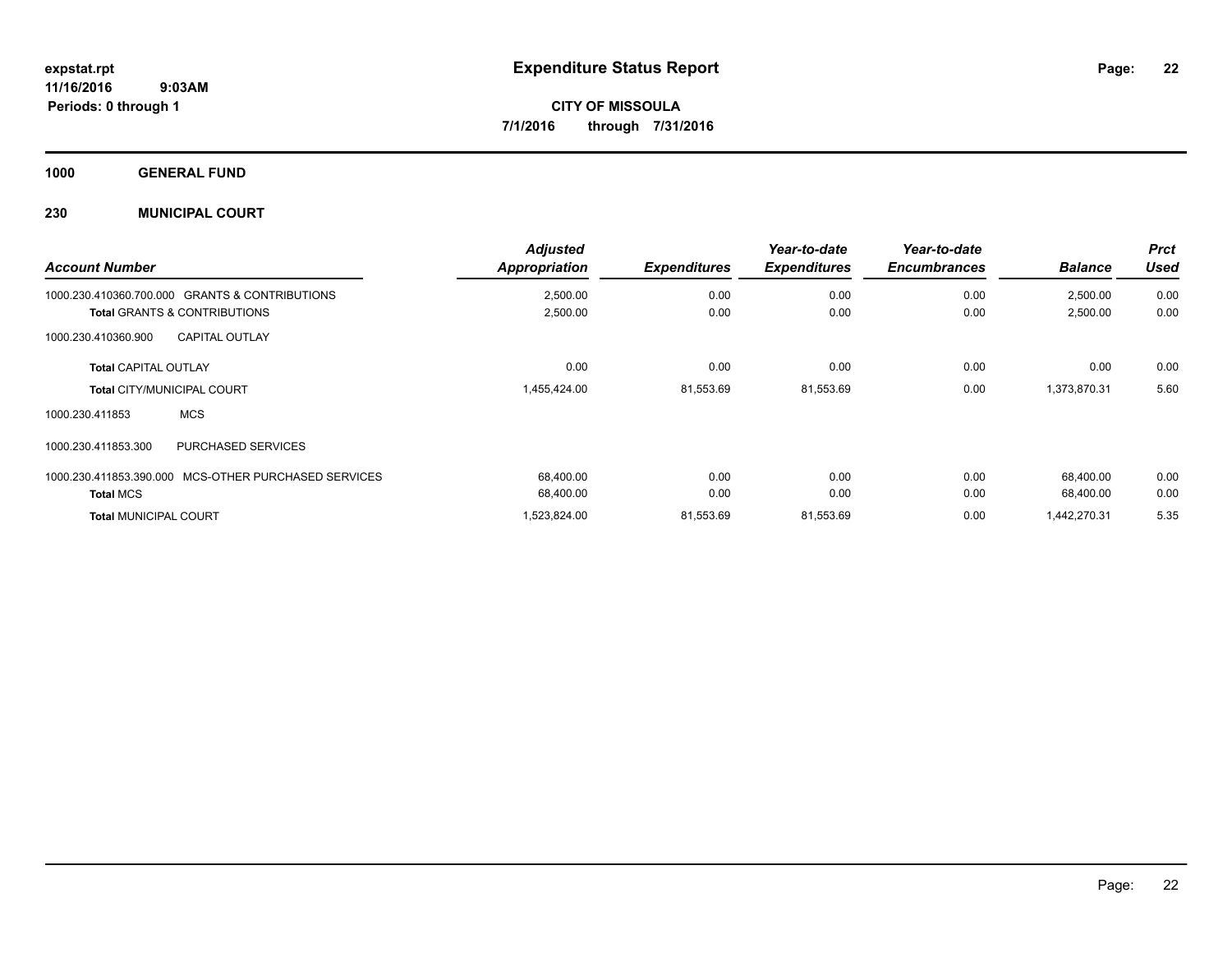# Expenditure Status Report

expstat.rpt
11/16/2016 9:03AM
Periods: 0 through 1

**CITY OF MISSOULA**
**7/1/2016 through 7/31/2016**

## 1000 GENERAL FUND

### 230 MUNICIPAL COURT

| Account Number | Adjusted Appropriation | Expenditures | Year-to-date Expenditures | Year-to-date Encumbrances | Balance | Prct Used |
|---|---|---|---|---|---|---|
| 1000.230.410360.700.000 GRANTS & CONTRIBUTIONS | 2,500.00 | 0.00 | 0.00 | 0.00 | 2,500.00 | 0.00 |
| **Total** GRANTS & CONTRIBUTIONS | 2,500.00 | 0.00 | 0.00 | 0.00 | 2,500.00 | 0.00 |
| 1000.230.410360.900 CAPITAL OUTLAY | | | | | | |
| **Total** CAPITAL OUTLAY | 0.00 | 0.00 | 0.00 | 0.00 | 0.00 | 0.00 |
| **Total** CITY/MUNICIPAL COURT | 1,455,424.00 | 81,553.69 | 81,553.69 | 0.00 | 1,373,870.31 | 5.60 |
| 1000.230.411853 MCS | | | | | | |
| 1000.230.411853.300 PURCHASED SERVICES | | | | | | |
| 1000.230.411853.390.000 MCS-OTHER PURCHASED SERVICES | 68,400.00 | 0.00 | 0.00 | 0.00 | 68,400.00 | 0.00 |
| **Total** MCS | 68,400.00 | 0.00 | 0.00 | 0.00 | 68,400.00 | 0.00 |
| **Total** MUNICIPAL COURT | 1,523,824.00 | 81,553.69 | 81,553.69 | 0.00 | 1,442,270.31 | 5.35 |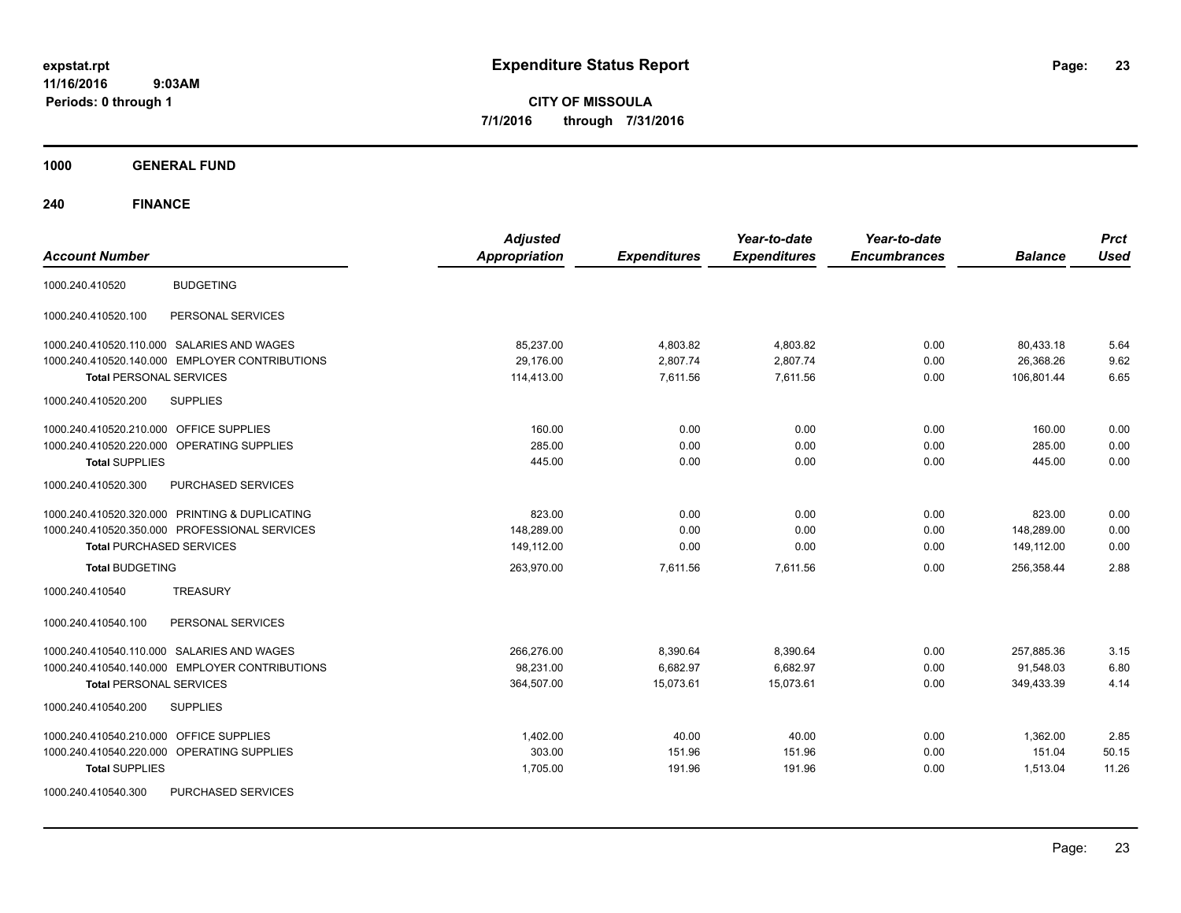**expstat.rpt**
**11/16/2016 9:03AM**
**Periods: 0 through 1**

# Expenditure Status Report

**CITY OF MISSOULA**
**7/1/2016 through 7/31/2016**

## 1000 GENERAL FUND

### 240 FINANCE

| Account Number | | Adjusted Appropriation | Expenditures | Year-to-date Expenditures | Year-to-date Encumbrances | Balance | Prct Used |
|---|---|---|---|---|---|---|---|
| 1000.240.410520 | BUDGETING | | | | | | |
| 1000.240.410520.100 | PERSONAL SERVICES | | | | | | |
| 1000.240.410520.110.000 | SALARIES AND WAGES | 85,237.00 | 4,803.82 | 4,803.82 | 0.00 | 80,433.18 | 5.64 |
| 1000.240.410520.140.000 | EMPLOYER CONTRIBUTIONS | 29,176.00 | 2,807.74 | 2,807.74 | 0.00 | 26,368.26 | 9.62 |
| **Total** PERSONAL SERVICES | | 114,413.00 | 7,611.56 | 7,611.56 | 0.00 | 106,801.44 | 6.65 |
| 1000.240.410520.200 | SUPPLIES | | | | | | |
| 1000.240.410520.210.000 | OFFICE SUPPLIES | 160.00 | 0.00 | 0.00 | 0.00 | 160.00 | 0.00 |
| 1000.240.410520.220.000 | OPERATING SUPPLIES | 285.00 | 0.00 | 0.00 | 0.00 | 285.00 | 0.00 |
| **Total** SUPPLIES | | 445.00 | 0.00 | 0.00 | 0.00 | 445.00 | 0.00 |
| 1000.240.410520.300 | PURCHASED SERVICES | | | | | | |
| 1000.240.410520.320.000 | PRINTING & DUPLICATING | 823.00 | 0.00 | 0.00 | 0.00 | 823.00 | 0.00 |
| 1000.240.410520.350.000 | PROFESSIONAL SERVICES | 148,289.00 | 0.00 | 0.00 | 0.00 | 148,289.00 | 0.00 |
| **Total** PURCHASED SERVICES | | 149,112.00 | 0.00 | 0.00 | 0.00 | 149,112.00 | 0.00 |
| **Total** BUDGETING | | 263,970.00 | 7,611.56 | 7,611.56 | 0.00 | 256,358.44 | 2.88 |
| 1000.240.410540 | TREASURY | | | | | | |
| 1000.240.410540.100 | PERSONAL SERVICES | | | | | | |
| 1000.240.410540.110.000 | SALARIES AND WAGES | 266,276.00 | 8,390.64 | 8,390.64 | 0.00 | 257,885.36 | 3.15 |
| 1000.240.410540.140.000 | EMPLOYER CONTRIBUTIONS | 98,231.00 | 6,682.97 | 6,682.97 | 0.00 | 91,548.03 | 6.80 |
| **Total** PERSONAL SERVICES | | 364,507.00 | 15,073.61 | 15,073.61 | 0.00 | 349,433.39 | 4.14 |
| 1000.240.410540.200 | SUPPLIES | | | | | | |
| 1000.240.410540.210.000 | OFFICE SUPPLIES | 1,402.00 | 40.00 | 40.00 | 0.00 | 1,362.00 | 2.85 |
| 1000.240.410540.220.000 | OPERATING SUPPLIES | 303.00 | 151.96 | 151.96 | 0.00 | 151.04 | 50.15 |
| **Total** SUPPLIES | | 1,705.00 | 191.96 | 191.96 | 0.00 | 1,513.04 | 11.26 |
| 1000.240.410540.300 | PURCHASED SERVICES | | | | | | |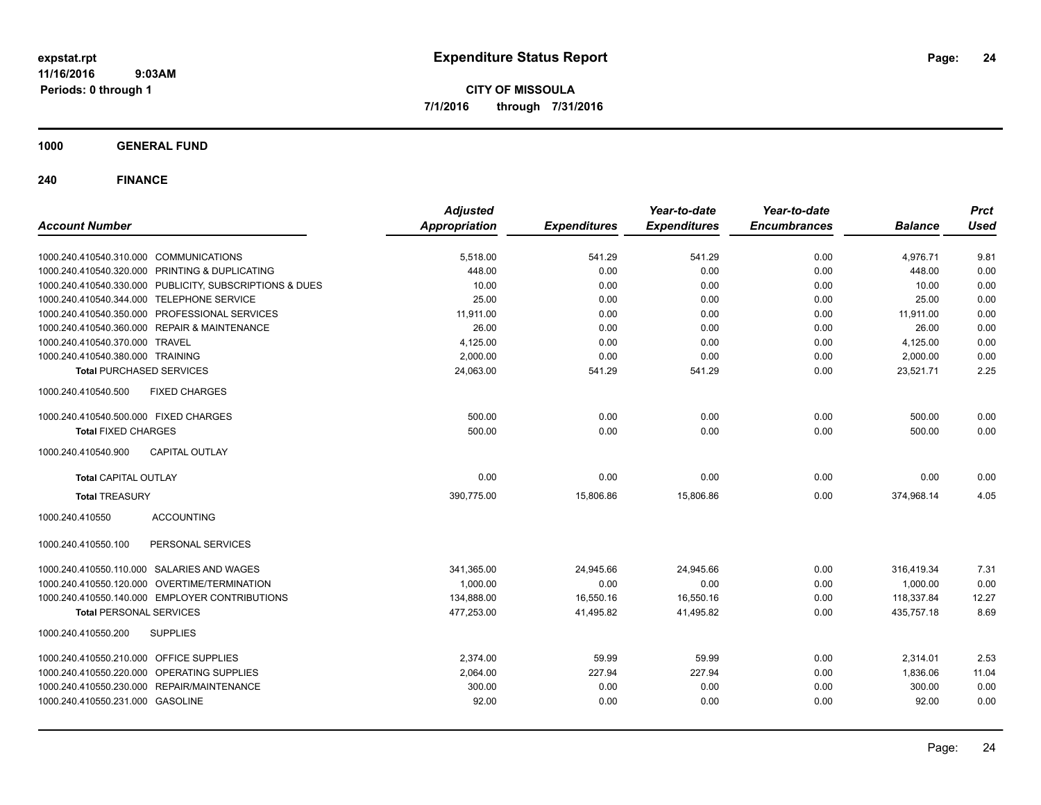**Expenditure Status Report**

**CITY OF MISSOULA**
**7/1/2016 through 7/31/2016**

expstat.rpt
11/16/2016 9:03AM
Periods: 0 through 1

## 1000 GENERAL FUND

### 240 FINANCE

| Account Number | | Adjusted Appropriation | Expenditures | Year-to-date Expenditures | Year-to-date Encumbrances | Balance | Prct Used |
|---|---|---|---|---|---|---|---|
| 1000.240.410540.310.000 | COMMUNICATIONS | 5,518.00 | 541.29 | 541.29 | 0.00 | 4,976.71 | 9.81 |
| 1000.240.410540.320.000 | PRINTING & DUPLICATING | 448.00 | 0.00 | 0.00 | 0.00 | 448.00 | 0.00 |
| 1000.240.410540.330.000 | PUBLICITY, SUBSCRIPTIONS & DUES | 10.00 | 0.00 | 0.00 | 0.00 | 10.00 | 0.00 |
| 1000.240.410540.344.000 | TELEPHONE SERVICE | 25.00 | 0.00 | 0.00 | 0.00 | 25.00 | 0.00 |
| 1000.240.410540.350.000 | PROFESSIONAL SERVICES | 11,911.00 | 0.00 | 0.00 | 0.00 | 11,911.00 | 0.00 |
| 1000.240.410540.360.000 | REPAIR & MAINTENANCE | 26.00 | 0.00 | 0.00 | 0.00 | 26.00 | 0.00 |
| 1000.240.410540.370.000 | TRAVEL | 4,125.00 | 0.00 | 0.00 | 0.00 | 4,125.00 | 0.00 |
| 1000.240.410540.380.000 | TRAINING | 2,000.00 | 0.00 | 0.00 | 0.00 | 2,000.00 | 0.00 |
| **Total** PURCHASED SERVICES | | 24,063.00 | 541.29 | 541.29 | 0.00 | 23,521.71 | 2.25 |
| 1000.240.410540.500 | FIXED CHARGES | | | | | | |
| 1000.240.410540.500.000 | FIXED CHARGES | 500.00 | 0.00 | 0.00 | 0.00 | 500.00 | 0.00 |
| **Total** FIXED CHARGES | | 500.00 | 0.00 | 0.00 | 0.00 | 500.00 | 0.00 |
| 1000.240.410540.900 | CAPITAL OUTLAY | | | | | | |
| **Total** CAPITAL OUTLAY | | 0.00 | 0.00 | 0.00 | 0.00 | 0.00 | 0.00 |
| **Total** TREASURY | | 390,775.00 | 15,806.86 | 15,806.86 | 0.00 | 374,968.14 | 4.05 |
| 1000.240.410550 | ACCOUNTING | | | | | | |
| 1000.240.410550.100 | PERSONAL SERVICES | | | | | | |
| 1000.240.410550.110.000 | SALARIES AND WAGES | 341,365.00 | 24,945.66 | 24,945.66 | 0.00 | 316,419.34 | 7.31 |
| 1000.240.410550.120.000 | OVERTIME/TERMINATION | 1,000.00 | 0.00 | 0.00 | 0.00 | 1,000.00 | 0.00 |
| 1000.240.410550.140.000 | EMPLOYER CONTRIBUTIONS | 134,888.00 | 16,550.16 | 16,550.16 | 0.00 | 118,337.84 | 12.27 |
| **Total** PERSONAL SERVICES | | 477,253.00 | 41,495.82 | 41,495.82 | 0.00 | 435,757.18 | 8.69 |
| 1000.240.410550.200 | SUPPLIES | | | | | | |
| 1000.240.410550.210.000 | OFFICE SUPPLIES | 2,374.00 | 59.99 | 59.99 | 0.00 | 2,314.01 | 2.53 |
| 1000.240.410550.220.000 | OPERATING SUPPLIES | 2,064.00 | 227.94 | 227.94 | 0.00 | 1,836.06 | 11.04 |
| 1000.240.410550.230.000 | REPAIR/MAINTENANCE | 300.00 | 0.00 | 0.00 | 0.00 | 300.00 | 0.00 |
| 1000.240.410550.231.000 | GASOLINE | 92.00 | 0.00 | 0.00 | 0.00 | 92.00 | 0.00 |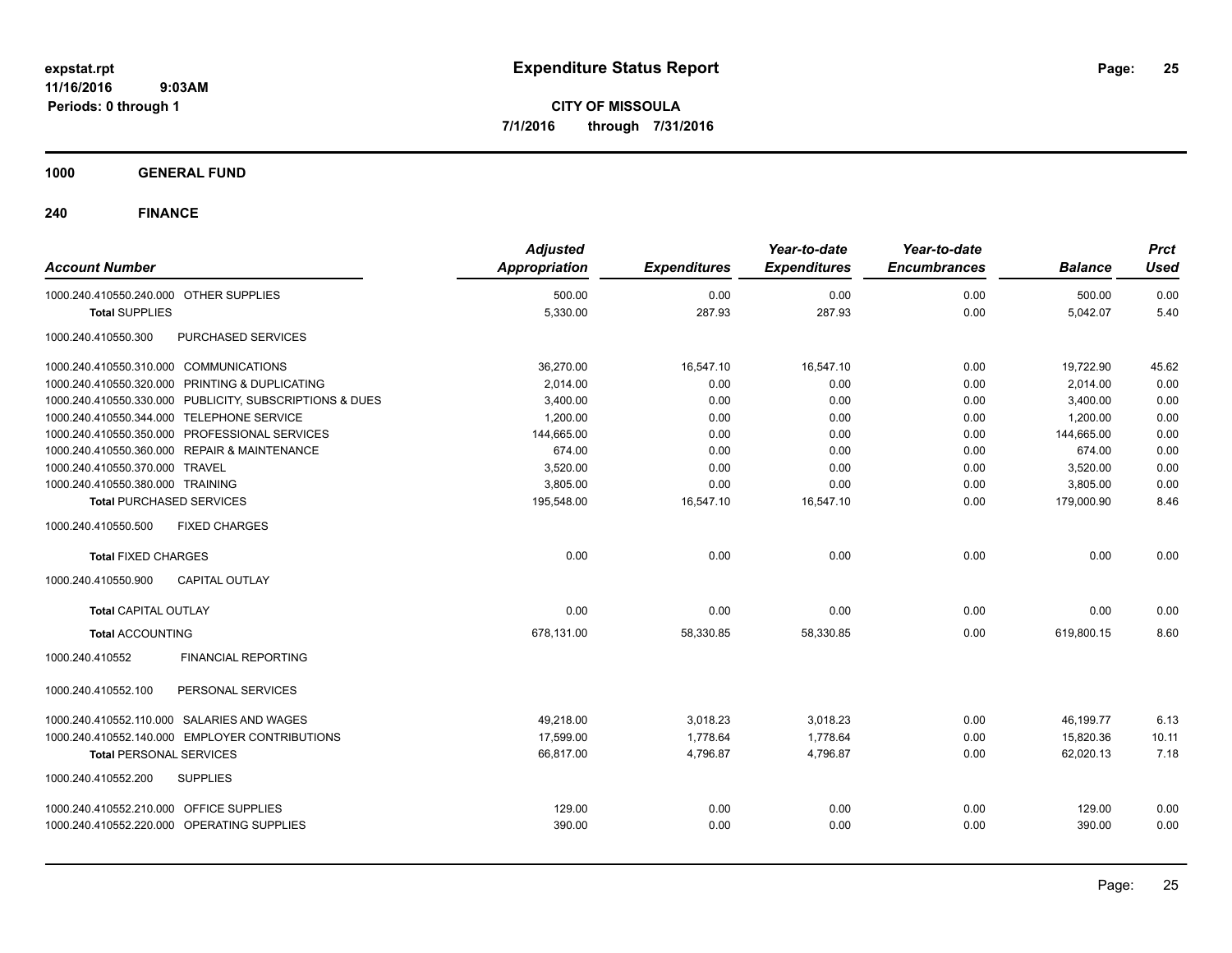**expstat.rpt**
**11/16/2016 9:03AM**
**Periods: 0 through 1**

# Expenditure Status Report

**CITY OF MISSOULA**
**7/1/2016 through 7/31/2016**

## 1000 GENERAL FUND

### 240 FINANCE

| Account Number | Adjusted Appropriation | Expenditures | Year-to-date Expenditures | Year-to-date Encumbrances | Balance | Prct Used |
|---|---|---|---|---|---|---|
| 1000.240.410550.240.000 OTHER SUPPLIES | 500.00 | 0.00 | 0.00 | 0.00 | 500.00 | 0.00 |
| **Total** SUPPLIES | 5,330.00 | 287.93 | 287.93 | 0.00 | 5,042.07 | 5.40 |
| 1000.240.410550.300 PURCHASED SERVICES | | | | | | |
| 1000.240.410550.310.000 COMMUNICATIONS | 36,270.00 | 16,547.10 | 16,547.10 | 0.00 | 19,722.90 | 45.62 |
| 1000.240.410550.320.000 PRINTING & DUPLICATING | 2,014.00 | 0.00 | 0.00 | 0.00 | 2,014.00 | 0.00 |
| 1000.240.410550.330.000 PUBLICITY, SUBSCRIPTIONS & DUES | 3,400.00 | 0.00 | 0.00 | 0.00 | 3,400.00 | 0.00 |
| 1000.240.410550.344.000 TELEPHONE SERVICE | 1,200.00 | 0.00 | 0.00 | 0.00 | 1,200.00 | 0.00 |
| 1000.240.410550.350.000 PROFESSIONAL SERVICES | 144,665.00 | 0.00 | 0.00 | 0.00 | 144,665.00 | 0.00 |
| 1000.240.410550.360.000 REPAIR & MAINTENANCE | 674.00 | 0.00 | 0.00 | 0.00 | 674.00 | 0.00 |
| 1000.240.410550.370.000 TRAVEL | 3,520.00 | 0.00 | 0.00 | 0.00 | 3,520.00 | 0.00 |
| 1000.240.410550.380.000 TRAINING | 3,805.00 | 0.00 | 0.00 | 0.00 | 3,805.00 | 0.00 |
| **Total** PURCHASED SERVICES | 195,548.00 | 16,547.10 | 16,547.10 | 0.00 | 179,000.90 | 8.46 |
| 1000.240.410550.500 FIXED CHARGES | | | | | | |
| **Total** FIXED CHARGES | 0.00 | 0.00 | 0.00 | 0.00 | 0.00 | 0.00 |
| 1000.240.410550.900 CAPITAL OUTLAY | | | | | | |
| **Total** CAPITAL OUTLAY | 0.00 | 0.00 | 0.00 | 0.00 | 0.00 | 0.00 |
| **Total** ACCOUNTING | 678,131.00 | 58,330.85 | 58,330.85 | 0.00 | 619,800.15 | 8.60 |
| 1000.240.410552 FINANCIAL REPORTING | | | | | | |
| 1000.240.410552.100 PERSONAL SERVICES | | | | | | |
| 1000.240.410552.110.000 SALARIES AND WAGES | 49,218.00 | 3,018.23 | 3,018.23 | 0.00 | 46,199.77 | 6.13 |
| 1000.240.410552.140.000 EMPLOYER CONTRIBUTIONS | 17,599.00 | 1,778.64 | 1,778.64 | 0.00 | 15,820.36 | 10.11 |
| **Total** PERSONAL SERVICES | 66,817.00 | 4,796.87 | 4,796.87 | 0.00 | 62,020.13 | 7.18 |
| 1000.240.410552.200 SUPPLIES | | | | | | |
| 1000.240.410552.210.000 OFFICE SUPPLIES | 129.00 | 0.00 | 0.00 | 0.00 | 129.00 | 0.00 |
| 1000.240.410552.220.000 OPERATING SUPPLIES | 390.00 | 0.00 | 0.00 | 0.00 | 390.00 | 0.00 |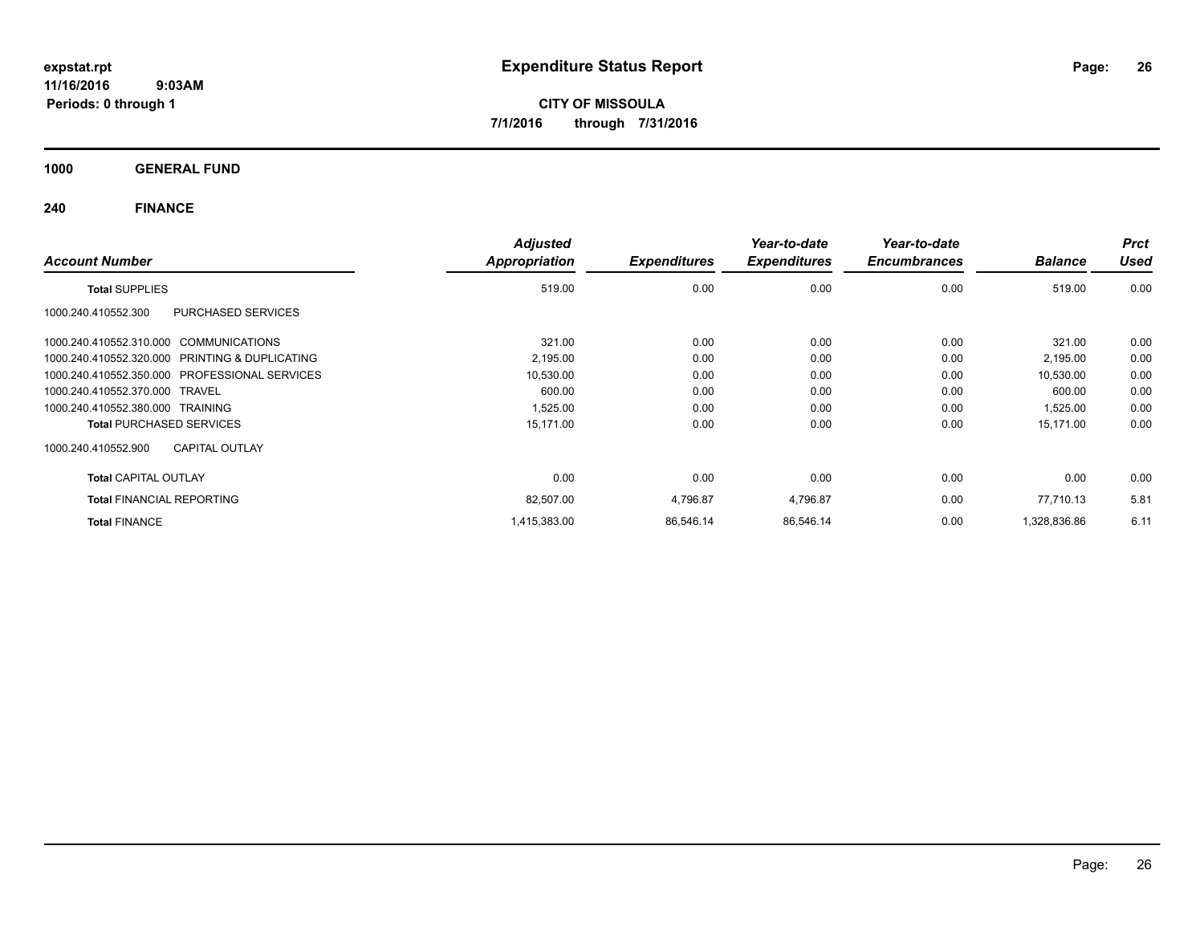**expstat.rpt**
**11/16/2016 9:03AM**
**Periods: 0 through 1**

# Expenditure Status Report

**CITY OF MISSOULA**
**7/1/2016 through 7/31/2016**

## 1000 GENERAL FUND

## 240 FINANCE

| Account Number | | Adjusted Appropriation | Expenditures | Year-to-date Expenditures | Year-to-date Encumbrances | Balance | Prct Used |
|---|---|---|---|---|---|---|---|
| **Total** SUPPLIES | | 519.00 | 0.00 | 0.00 | 0.00 | 519.00 | 0.00 |
| 1000.240.410552.300 | PURCHASED SERVICES | | | | | | |
| 1000.240.410552.310.000 | COMMUNICATIONS | 321.00 | 0.00 | 0.00 | 0.00 | 321.00 | 0.00 |
| 1000.240.410552.320.000 | PRINTING & DUPLICATING | 2,195.00 | 0.00 | 0.00 | 0.00 | 2,195.00 | 0.00 |
| 1000.240.410552.350.000 | PROFESSIONAL SERVICES | 10,530.00 | 0.00 | 0.00 | 0.00 | 10,530.00 | 0.00 |
| 1000.240.410552.370.000 | TRAVEL | 600.00 | 0.00 | 0.00 | 0.00 | 600.00 | 0.00 |
| 1000.240.410552.380.000 | TRAINING | 1,525.00 | 0.00 | 0.00 | 0.00 | 1,525.00 | 0.00 |
| **Total** PURCHASED SERVICES | | 15,171.00 | 0.00 | 0.00 | 0.00 | 15,171.00 | 0.00 |
| 1000.240.410552.900 | CAPITAL OUTLAY | | | | | | |
| **Total** CAPITAL OUTLAY | | 0.00 | 0.00 | 0.00 | 0.00 | 0.00 | 0.00 |
| **Total** FINANCIAL REPORTING | | 82,507.00 | 4,796.87 | 4,796.87 | 0.00 | 77,710.13 | 5.81 |
| **Total** FINANCE | | 1,415,383.00 | 86,546.14 | 86,546.14 | 0.00 | 1,328,836.86 | 6.11 |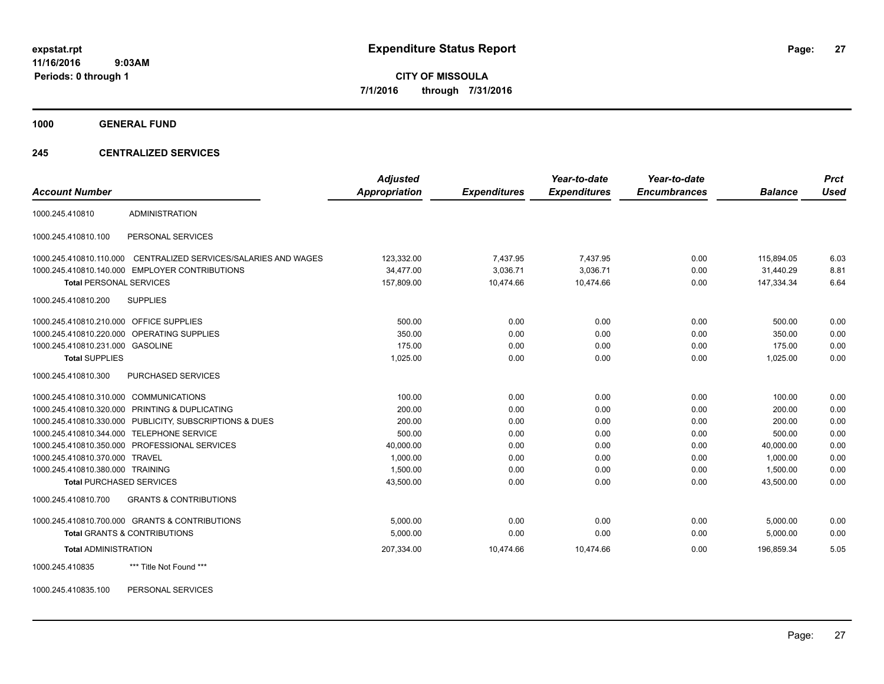# Expenditure Status Report

**CITY OF MISSOULA**
**7/1/2016 through 7/31/2016**

expstat.rpt
11/16/2016 9:03AM
Periods: 0 through 1

## 1000 GENERAL FUND

## 245 CENTRALIZED SERVICES

| Account Number | | Adjusted Appropriation | Expenditures | Year-to-date Expenditures | Year-to-date Encumbrances | Balance | Prct Used |
|---|---|---|---|---|---|---|---|
| 1000.245.410810 | ADMINISTRATION | | | | | | |
| 1000.245.410810.100 | PERSONAL SERVICES | | | | | | |
| 1000.245.410810.110.000 | CENTRALIZED SERVICES/SALARIES AND WAGES | 123,332.00 | 7,437.95 | 7,437.95 | 0.00 | 115,894.05 | 6.03 |
| 1000.245.410810.140.000 | EMPLOYER CONTRIBUTIONS | 34,477.00 | 3,036.71 | 3,036.71 | 0.00 | 31,440.29 | 8.81 |
| **Total** PERSONAL SERVICES | | 157,809.00 | 10,474.66 | 10,474.66 | 0.00 | 147,334.34 | 6.64 |
| 1000.245.410810.200 | SUPPLIES | | | | | | |
| 1000.245.410810.210.000 | OFFICE SUPPLIES | 500.00 | 0.00 | 0.00 | 0.00 | 500.00 | 0.00 |
| 1000.245.410810.220.000 | OPERATING SUPPLIES | 350.00 | 0.00 | 0.00 | 0.00 | 350.00 | 0.00 |
| 1000.245.410810.231.000 | GASOLINE | 175.00 | 0.00 | 0.00 | 0.00 | 175.00 | 0.00 |
| **Total** SUPPLIES | | 1,025.00 | 0.00 | 0.00 | 0.00 | 1,025.00 | 0.00 |
| 1000.245.410810.300 | PURCHASED SERVICES | | | | | | |
| 1000.245.410810.310.000 | COMMUNICATIONS | 100.00 | 0.00 | 0.00 | 0.00 | 100.00 | 0.00 |
| 1000.245.410810.320.000 | PRINTING & DUPLICATING | 200.00 | 0.00 | 0.00 | 0.00 | 200.00 | 0.00 |
| 1000.245.410810.330.000 | PUBLICITY, SUBSCRIPTIONS & DUES | 200.00 | 0.00 | 0.00 | 0.00 | 200.00 | 0.00 |
| 1000.245.410810.344.000 | TELEPHONE SERVICE | 500.00 | 0.00 | 0.00 | 0.00 | 500.00 | 0.00 |
| 1000.245.410810.350.000 | PROFESSIONAL SERVICES | 40,000.00 | 0.00 | 0.00 | 0.00 | 40,000.00 | 0.00 |
| 1000.245.410810.370.000 | TRAVEL | 1,000.00 | 0.00 | 0.00 | 0.00 | 1,000.00 | 0.00 |
| 1000.245.410810.380.000 | TRAINING | 1,500.00 | 0.00 | 0.00 | 0.00 | 1,500.00 | 0.00 |
| **Total** PURCHASED SERVICES | | 43,500.00 | 0.00 | 0.00 | 0.00 | 43,500.00 | 0.00 |
| 1000.245.410810.700 | GRANTS & CONTRIBUTIONS | | | | | | |
| 1000.245.410810.700.000 | GRANTS & CONTRIBUTIONS | 5,000.00 | 0.00 | 0.00 | 0.00 | 5,000.00 | 0.00 |
| **Total** GRANTS & CONTRIBUTIONS | | 5,000.00 | 0.00 | 0.00 | 0.00 | 5,000.00 | 0.00 |
| **Total** ADMINISTRATION | | 207,334.00 | 10,474.66 | 10,474.66 | 0.00 | 196,859.34 | 5.05 |
| 1000.245.410835 | *** Title Not Found *** | | | | | | |
| 1000.245.410835.100 | PERSONAL SERVICES | | | | | | |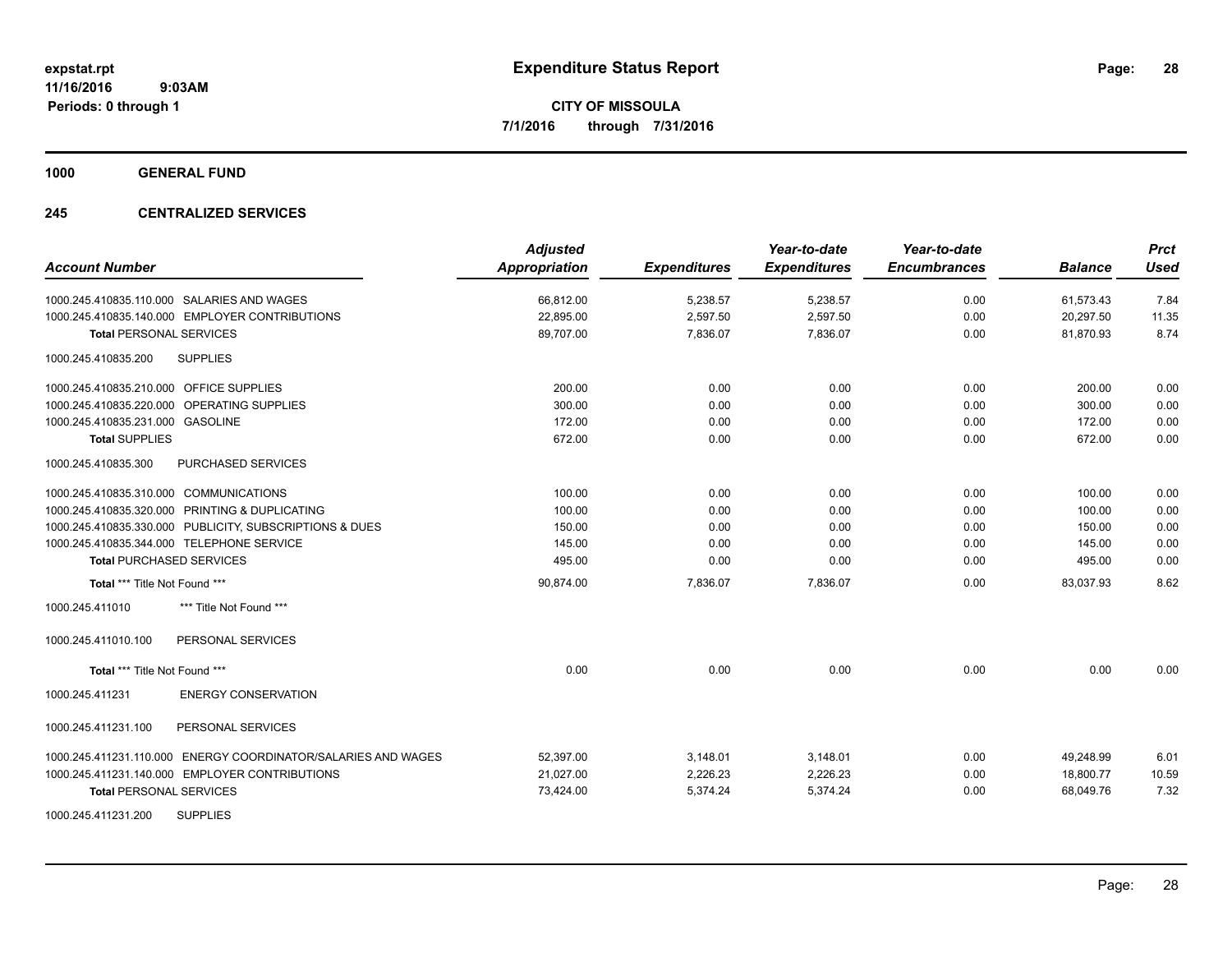**expstat.rpt**
**11/16/2016 9:03AM**
**Periods: 0 through 1**

# Expenditure Status Report

**CITY OF MISSOULA**
**7/1/2016 through 7/31/2016**

## 1000 GENERAL FUND

## 245 CENTRALIZED SERVICES

| Account Number | Adjusted Appropriation | Expenditures | Year-to-date Expenditures | Year-to-date Encumbrances | Balance | Prct Used |
|---|---|---|---|---|---|---|
| 1000.245.410835.110.000 SALARIES AND WAGES | 66,812.00 | 5,238.57 | 5,238.57 | 0.00 | 61,573.43 | 7.84 |
| 1000.245.410835.140.000 EMPLOYER CONTRIBUTIONS | 22,895.00 | 2,597.50 | 2,597.50 | 0.00 | 20,297.50 | 11.35 |
| **Total** PERSONAL SERVICES | 89,707.00 | 7,836.07 | 7,836.07 | 0.00 | 81,870.93 | 8.74 |
| 1000.245.410835.200 SUPPLIES | | | | | | |
| 1000.245.410835.210.000 OFFICE SUPPLIES | 200.00 | 0.00 | 0.00 | 0.00 | 200.00 | 0.00 |
| 1000.245.410835.220.000 OPERATING SUPPLIES | 300.00 | 0.00 | 0.00 | 0.00 | 300.00 | 0.00 |
| 1000.245.410835.231.000 GASOLINE | 172.00 | 0.00 | 0.00 | 0.00 | 172.00 | 0.00 |
| **Total** SUPPLIES | 672.00 | 0.00 | 0.00 | 0.00 | 672.00 | 0.00 |
| 1000.245.410835.300 PURCHASED SERVICES | | | | | | |
| 1000.245.410835.310.000 COMMUNICATIONS | 100.00 | 0.00 | 0.00 | 0.00 | 100.00 | 0.00 |
| 1000.245.410835.320.000 PRINTING & DUPLICATING | 100.00 | 0.00 | 0.00 | 0.00 | 100.00 | 0.00 |
| 1000.245.410835.330.000 PUBLICITY, SUBSCRIPTIONS & DUES | 150.00 | 0.00 | 0.00 | 0.00 | 150.00 | 0.00 |
| 1000.245.410835.344.000 TELEPHONE SERVICE | 145.00 | 0.00 | 0.00 | 0.00 | 145.00 | 0.00 |
| **Total** PURCHASED SERVICES | 495.00 | 0.00 | 0.00 | 0.00 | 495.00 | 0.00 |
| **Total** *** Title Not Found *** | 90,874.00 | 7,836.07 | 7,836.07 | 0.00 | 83,037.93 | 8.62 |
| 1000.245.411010 *** Title Not Found *** | | | | | | |
| 1000.245.411010.100 PERSONAL SERVICES | | | | | | |
| **Total** *** Title Not Found *** | 0.00 | 0.00 | 0.00 | 0.00 | 0.00 | 0.00 |
| 1000.245.411231 ENERGY CONSERVATION | | | | | | |
| 1000.245.411231.100 PERSONAL SERVICES | | | | | | |
| 1000.245.411231.110.000 ENERGY COORDINATOR/SALARIES AND WAGES | 52,397.00 | 3,148.01 | 3,148.01 | 0.00 | 49,248.99 | 6.01 |
| 1000.245.411231.140.000 EMPLOYER CONTRIBUTIONS | 21,027.00 | 2,226.23 | 2,226.23 | 0.00 | 18,800.77 | 10.59 |
| **Total** PERSONAL SERVICES | 73,424.00 | 5,374.24 | 5,374.24 | 0.00 | 68,049.76 | 7.32 |
| 1000.245.411231.200 SUPPLIES | | | | | | |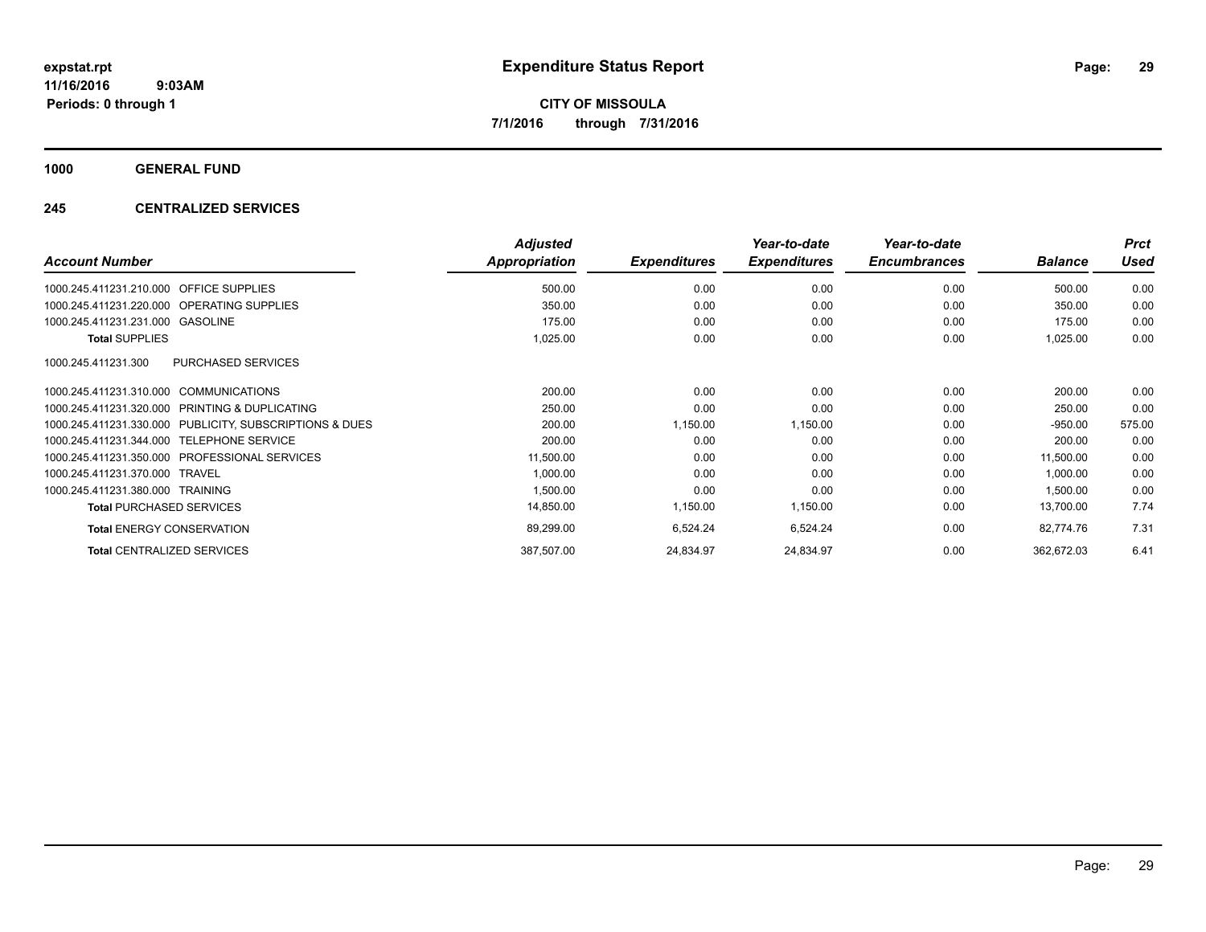# Expenditure Status Report

**CITY OF MISSOULA**

**7/1/2016 through 7/31/2016**

expstat.rpt
11/16/2016 9:03AM
Periods: 0 through 1

## 1000 GENERAL FUND

### 245 CENTRALIZED SERVICES

| Account Number | | Adjusted Appropriation | Expenditures | Year-to-date Expenditures | Year-to-date Encumbrances | Balance | Prct Used |
|---|---|---|---|---|---|---|---|
| 1000.245.411231.210.000 | OFFICE SUPPLIES | 500.00 | 0.00 | 0.00 | 0.00 | 500.00 | 0.00 |
| 1000.245.411231.220.000 | OPERATING SUPPLIES | 350.00 | 0.00 | 0.00 | 0.00 | 350.00 | 0.00 |
| 1000.245.411231.231.000 | GASOLINE | 175.00 | 0.00 | 0.00 | 0.00 | 175.00 | 0.00 |
| **Total** SUPPLIES | | 1,025.00 | 0.00 | 0.00 | 0.00 | 1,025.00 | 0.00 |
| 1000.245.411231.300 | PURCHASED SERVICES | | | | | | |
| 1000.245.411231.310.000 | COMMUNICATIONS | 200.00 | 0.00 | 0.00 | 0.00 | 200.00 | 0.00 |
| 1000.245.411231.320.000 | PRINTING & DUPLICATING | 250.00 | 0.00 | 0.00 | 0.00 | 250.00 | 0.00 |
| 1000.245.411231.330.000 | PUBLICITY, SUBSCRIPTIONS & DUES | 200.00 | 1,150.00 | 1,150.00 | 0.00 | -950.00 | 575.00 |
| 1000.245.411231.344.000 | TELEPHONE SERVICE | 200.00 | 0.00 | 0.00 | 0.00 | 200.00 | 0.00 |
| 1000.245.411231.350.000 | PROFESSIONAL SERVICES | 11,500.00 | 0.00 | 0.00 | 0.00 | 11,500.00 | 0.00 |
| 1000.245.411231.370.000 | TRAVEL | 1,000.00 | 0.00 | 0.00 | 0.00 | 1,000.00 | 0.00 |
| 1000.245.411231.380.000 | TRAINING | 1,500.00 | 0.00 | 0.00 | 0.00 | 1,500.00 | 0.00 |
| **Total** PURCHASED SERVICES | | 14,850.00 | 1,150.00 | 1,150.00 | 0.00 | 13,700.00 | 7.74 |
| **Total** ENERGY CONSERVATION | | 89,299.00 | 6,524.24 | 6,524.24 | 0.00 | 82,774.76 | 7.31 |
| **Total** CENTRALIZED SERVICES | | 387,507.00 | 24,834.97 | 24,834.97 | 0.00 | 362,672.03 | 6.41 |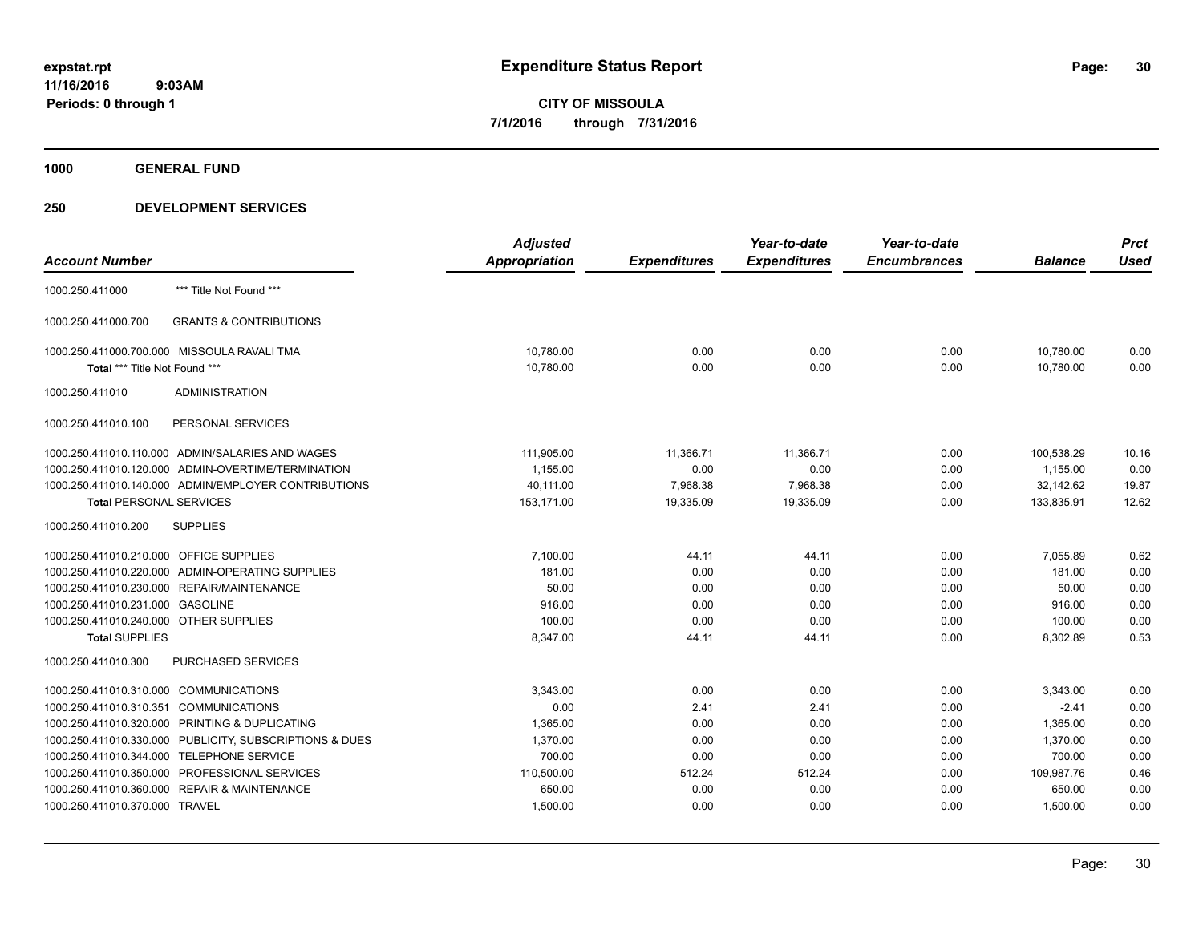# Expenditure Status Report

**expstat.rpt**
**11/16/2016 9:03AM**
**Periods: 0 through 1**

**CITY OF MISSOULA**
**7/1/2016 through 7/31/2016**

## 1000 GENERAL FUND

### 250 DEVELOPMENT SERVICES

| Account Number | | Adjusted Appropriation | Expenditures | Year-to-date Expenditures | Year-to-date Encumbrances | Balance | Prct Used |
|---|---|---|---|---|---|---|---|
| 1000.250.411000 | *** Title Not Found *** | | | | | | |
| 1000.250.411000.700 | GRANTS & CONTRIBUTIONS | | | | | | |
| 1000.250.411000.700.000 | MISSOULA RAVALI TMA | 10,780.00 | 0.00 | 0.00 | 0.00 | 10,780.00 | 0.00 |
| **Total** *** Title Not Found *** | | 10,780.00 | 0.00 | 0.00 | 0.00 | 10,780.00 | 0.00 |
| 1000.250.411010 | ADMINISTRATION | | | | | | |
| 1000.250.411010.100 | PERSONAL SERVICES | | | | | | |
| 1000.250.411010.110.000 | ADMIN/SALARIES AND WAGES | 111,905.00 | 11,366.71 | 11,366.71 | 0.00 | 100,538.29 | 10.16 |
| 1000.250.411010.120.000 | ADMIN-OVERTIME/TERMINATION | 1,155.00 | 0.00 | 0.00 | 0.00 | 1,155.00 | 0.00 |
| 1000.250.411010.140.000 | ADMIN/EMPLOYER CONTRIBUTIONS | 40,111.00 | 7,968.38 | 7,968.38 | 0.00 | 32,142.62 | 19.87 |
| **Total PERSONAL SERVICES** | | 153,171.00 | 19,335.09 | 19,335.09 | 0.00 | 133,835.91 | 12.62 |
| 1000.250.411010.200 | SUPPLIES | | | | | | |
| 1000.250.411010.210.000 | OFFICE SUPPLIES | 7,100.00 | 44.11 | 44.11 | 0.00 | 7,055.89 | 0.62 |
| 1000.250.411010.220.000 | ADMIN-OPERATING SUPPLIES | 181.00 | 0.00 | 0.00 | 0.00 | 181.00 | 0.00 |
| 1000.250.411010.230.000 | REPAIR/MAINTENANCE | 50.00 | 0.00 | 0.00 | 0.00 | 50.00 | 0.00 |
| 1000.250.411010.231.000 | GASOLINE | 916.00 | 0.00 | 0.00 | 0.00 | 916.00 | 0.00 |
| 1000.250.411010.240.000 | OTHER SUPPLIES | 100.00 | 0.00 | 0.00 | 0.00 | 100.00 | 0.00 |
| **Total SUPPLIES** | | 8,347.00 | 44.11 | 44.11 | 0.00 | 8,302.89 | 0.53 |
| 1000.250.411010.300 | PURCHASED SERVICES | | | | | | |
| 1000.250.411010.310.000 | COMMUNICATIONS | 3,343.00 | 0.00 | 0.00 | 0.00 | 3,343.00 | 0.00 |
| 1000.250.411010.310.351 | COMMUNICATIONS | 0.00 | 2.41 | 2.41 | 0.00 | -2.41 | 0.00 |
| 1000.250.411010.320.000 | PRINTING & DUPLICATING | 1,365.00 | 0.00 | 0.00 | 0.00 | 1,365.00 | 0.00 |
| 1000.250.411010.330.000 | PUBLICITY, SUBSCRIPTIONS & DUES | 1,370.00 | 0.00 | 0.00 | 0.00 | 1,370.00 | 0.00 |
| 1000.250.411010.344.000 | TELEPHONE SERVICE | 700.00 | 0.00 | 0.00 | 0.00 | 700.00 | 0.00 |
| 1000.250.411010.350.000 | PROFESSIONAL SERVICES | 110,500.00 | 512.24 | 512.24 | 0.00 | 109,987.76 | 0.46 |
| 1000.250.411010.360.000 | REPAIR & MAINTENANCE | 650.00 | 0.00 | 0.00 | 0.00 | 650.00 | 0.00 |
| 1000.250.411010.370.000 | TRAVEL | 1,500.00 | 0.00 | 0.00 | 0.00 | 1,500.00 | 0.00 |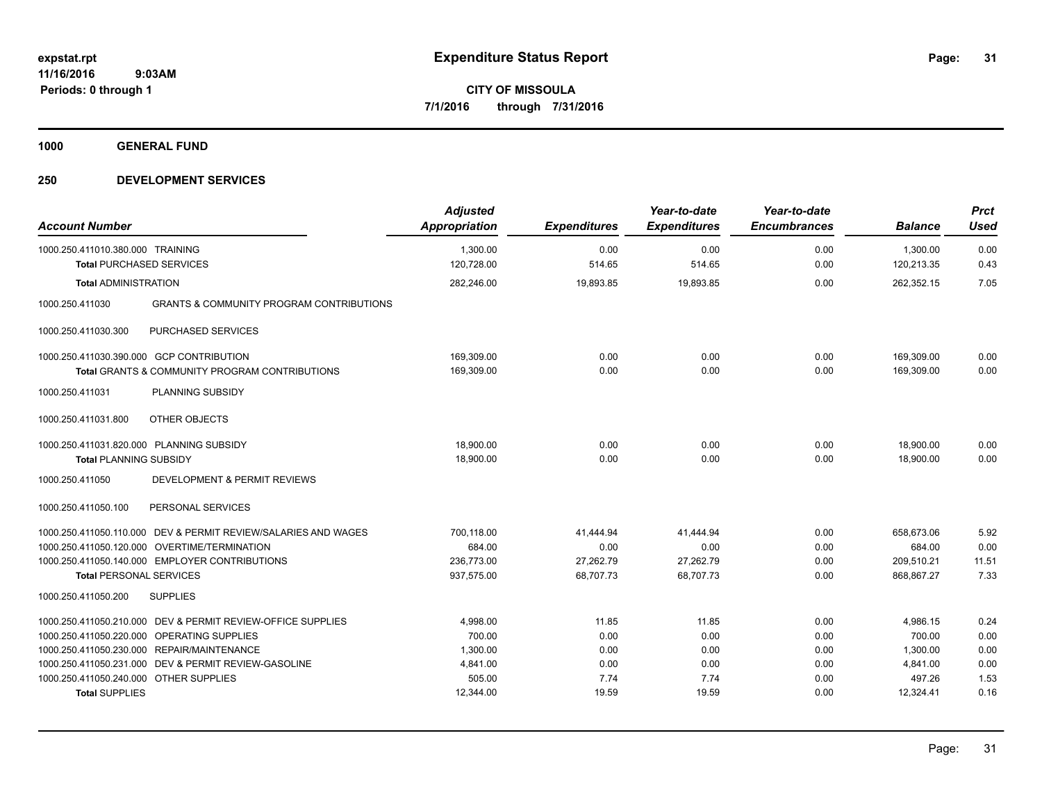# Expenditure Status Report

expstat.rpt
11/16/2016 9:03AM
Periods: 0 through 1

**CITY OF MISSOULA**
**7/1/2016 through 7/31/2016**

## 1000 GENERAL FUND

## 250 DEVELOPMENT SERVICES

| Account Number | | Adjusted Appropriation | Expenditures | Year-to-date Expenditures | Year-to-date Encumbrances | Balance | Prct Used |
|---|---|---|---|---|---|---|---|
| 1000.250.411010.380.000 | TRAINING | 1,300.00 | 0.00 | 0.00 | 0.00 | 1,300.00 | 0.00 |
| **Total** PURCHASED SERVICES | | 120,728.00 | 514.65 | 514.65 | 0.00 | 120,213.35 | 0.43 |
| **Total** ADMINISTRATION | | 282,246.00 | 19,893.85 | 19,893.85 | 0.00 | 262,352.15 | 7.05 |
| 1000.250.411030 | GRANTS & COMMUNITY PROGRAM CONTRIBUTIONS | | | | | | |
| 1000.250.411030.300 | PURCHASED SERVICES | | | | | | |
| 1000.250.411030.390.000 | GCP CONTRIBUTION | 169,309.00 | 0.00 | 0.00 | 0.00 | 169,309.00 | 0.00 |
| **Total** GRANTS & COMMUNITY PROGRAM CONTRIBUTIONS | | 169,309.00 | 0.00 | 0.00 | 0.00 | 169,309.00 | 0.00 |
| 1000.250.411031 | PLANNING SUBSIDY | | | | | | |
| 1000.250.411031.800 | OTHER OBJECTS | | | | | | |
| 1000.250.411031.820.000 | PLANNING SUBSIDY | 18,900.00 | 0.00 | 0.00 | 0.00 | 18,900.00 | 0.00 |
| **Total** PLANNING SUBSIDY | | 18,900.00 | 0.00 | 0.00 | 0.00 | 18,900.00 | 0.00 |
| 1000.250.411050 | DEVELOPMENT & PERMIT REVIEWS | | | | | | |
| 1000.250.411050.100 | PERSONAL SERVICES | | | | | | |
| 1000.250.411050.110.000 | DEV & PERMIT REVIEW/SALARIES AND WAGES | 700,118.00 | 41,444.94 | 41,444.94 | 0.00 | 658,673.06 | 5.92 |
| 1000.250.411050.120.000 | OVERTIME/TERMINATION | 684.00 | 0.00 | 0.00 | 0.00 | 684.00 | 0.00 |
| 1000.250.411050.140.000 | EMPLOYER CONTRIBUTIONS | 236,773.00 | 27,262.79 | 27,262.79 | 0.00 | 209,510.21 | 11.51 |
| **Total** PERSONAL SERVICES | | 937,575.00 | 68,707.73 | 68,707.73 | 0.00 | 868,867.27 | 7.33 |
| 1000.250.411050.200 | SUPPLIES | | | | | | |
| 1000.250.411050.210.000 | DEV & PERMIT REVIEW-OFFICE SUPPLIES | 4,998.00 | 11.85 | 11.85 | 0.00 | 4,986.15 | 0.24 |
| 1000.250.411050.220.000 | OPERATING SUPPLIES | 700.00 | 0.00 | 0.00 | 0.00 | 700.00 | 0.00 |
| 1000.250.411050.230.000 | REPAIR/MAINTENANCE | 1,300.00 | 0.00 | 0.00 | 0.00 | 1,300.00 | 0.00 |
| 1000.250.411050.231.000 | DEV & PERMIT REVIEW-GASOLINE | 4,841.00 | 0.00 | 0.00 | 0.00 | 4,841.00 | 0.00 |
| 1000.250.411050.240.000 | OTHER SUPPLIES | 505.00 | 7.74 | 7.74 | 0.00 | 497.26 | 1.53 |
| **Total** SUPPLIES | | 12,344.00 | 19.59 | 19.59 | 0.00 | 12,324.41 | 0.16 |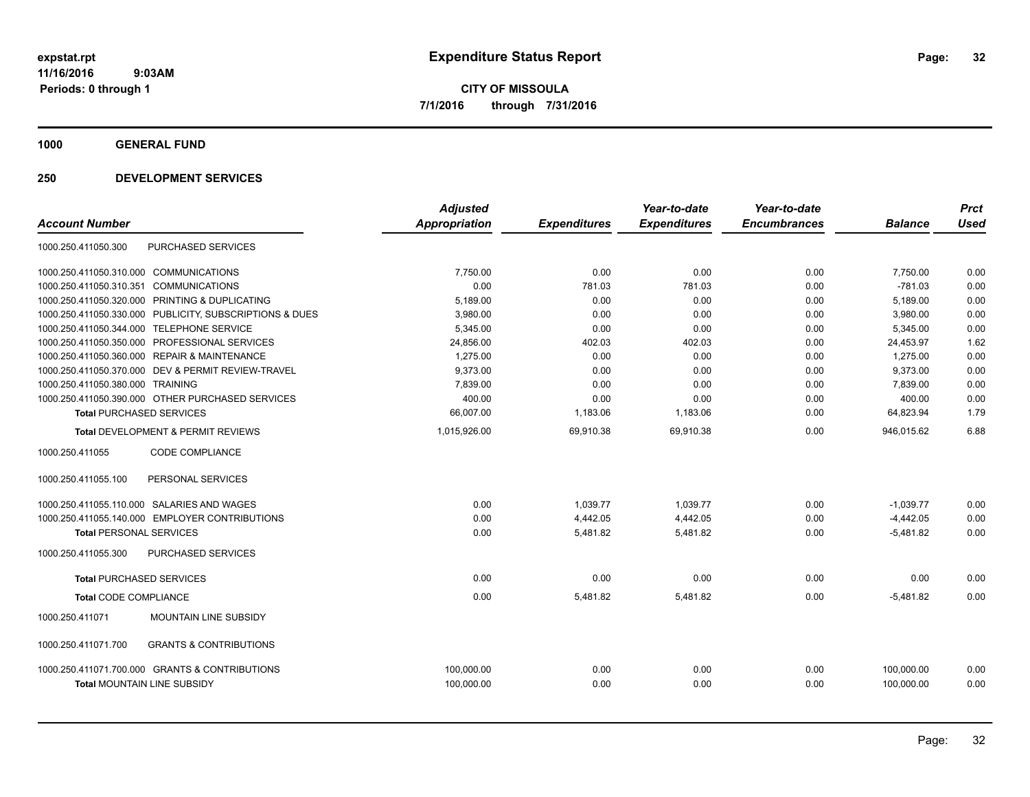**expstat.rpt**
**11/16/2016 9:03AM**
**Periods: 0 through 1**

# Expenditure Status Report

**CITY OF MISSOULA**
**7/1/2016 through 7/31/2016**

## 1000 GENERAL FUND

## 250 DEVELOPMENT SERVICES

| Account Number | | Adjusted Appropriation | Expenditures | Year-to-date Expenditures | Year-to-date Encumbrances | Balance | Prct Used |
|---|---|---|---|---|---|---|---|
| 1000.250.411050.300 | PURCHASED SERVICES | | | | | | |
| 1000.250.411050.310.000 | COMMUNICATIONS | 7,750.00 | 0.00 | 0.00 | 0.00 | 7,750.00 | 0.00 |
| 1000.250.411050.310.351 | COMMUNICATIONS | 0.00 | 781.03 | 781.03 | 0.00 | -781.03 | 0.00 |
| 1000.250.411050.320.000 | PRINTING & DUPLICATING | 5,189.00 | 0.00 | 0.00 | 0.00 | 5,189.00 | 0.00 |
| 1000.250.411050.330.000 | PUBLICITY, SUBSCRIPTIONS & DUES | 3,980.00 | 0.00 | 0.00 | 0.00 | 3,980.00 | 0.00 |
| 1000.250.411050.344.000 | TELEPHONE SERVICE | 5,345.00 | 0.00 | 0.00 | 0.00 | 5,345.00 | 0.00 |
| 1000.250.411050.350.000 | PROFESSIONAL SERVICES | 24,856.00 | 402.03 | 402.03 | 0.00 | 24,453.97 | 1.62 |
| 1000.250.411050.360.000 | REPAIR & MAINTENANCE | 1,275.00 | 0.00 | 0.00 | 0.00 | 1,275.00 | 0.00 |
| 1000.250.411050.370.000 | DEV & PERMIT REVIEW-TRAVEL | 9,373.00 | 0.00 | 0.00 | 0.00 | 9,373.00 | 0.00 |
| 1000.250.411050.380.000 | TRAINING | 7,839.00 | 0.00 | 0.00 | 0.00 | 7,839.00 | 0.00 |
| 1000.250.411050.390.000 | OTHER PURCHASED SERVICES | 400.00 | 0.00 | 0.00 | 0.00 | 400.00 | 0.00 |
| **Total** PURCHASED SERVICES | | 66,007.00 | 1,183.06 | 1,183.06 | 0.00 | 64,823.94 | 1.79 |
| **Total** DEVELOPMENT & PERMIT REVIEWS | | 1,015,926.00 | 69,910.38 | 69,910.38 | 0.00 | 946,015.62 | 6.88 |
| 1000.250.411055 | CODE COMPLIANCE | | | | | | |
| 1000.250.411055.100 | PERSONAL SERVICES | | | | | | |
| 1000.250.411055.110.000 | SALARIES AND WAGES | 0.00 | 1,039.77 | 1,039.77 | 0.00 | -1,039.77 | 0.00 |
| 1000.250.411055.140.000 | EMPLOYER CONTRIBUTIONS | 0.00 | 4,442.05 | 4,442.05 | 0.00 | -4,442.05 | 0.00 |
| **Total** PERSONAL SERVICES | | 0.00 | 5,481.82 | 5,481.82 | 0.00 | -5,481.82 | 0.00 |
| 1000.250.411055.300 | PURCHASED SERVICES | | | | | | |
| **Total** PURCHASED SERVICES | | 0.00 | 0.00 | 0.00 | 0.00 | 0.00 | 0.00 |
| **Total** CODE COMPLIANCE | | 0.00 | 5,481.82 | 5,481.82 | 0.00 | -5,481.82 | 0.00 |
| 1000.250.411071 | MOUNTAIN LINE SUBSIDY | | | | | | |
| 1000.250.411071.700 | GRANTS & CONTRIBUTIONS | | | | | | |
| 1000.250.411071.700.000 | GRANTS & CONTRIBUTIONS | 100,000.00 | 0.00 | 0.00 | 0.00 | 100,000.00 | 0.00 |
| **Total** MOUNTAIN LINE SUBSIDY | | 100,000.00 | 0.00 | 0.00 | 0.00 | 100,000.00 | 0.00 |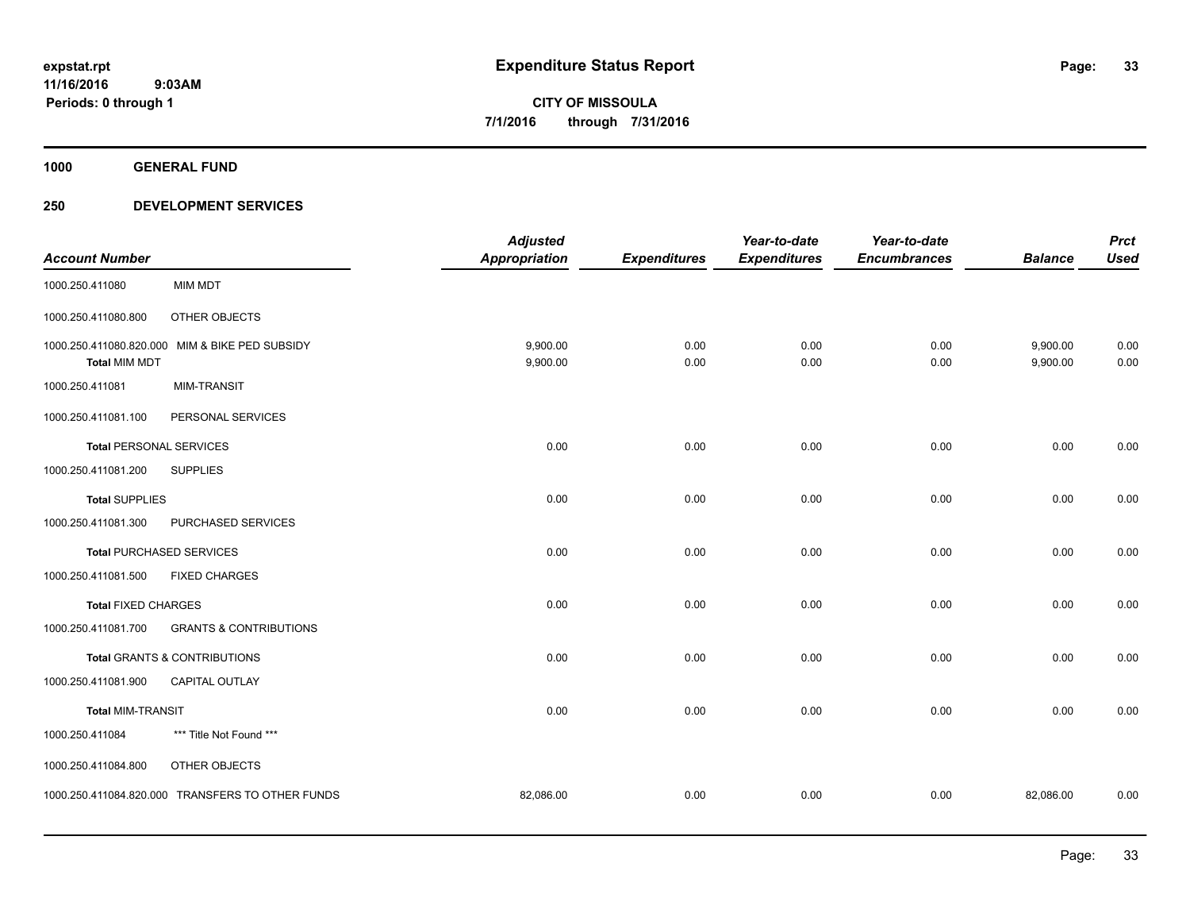# Expenditure Status Report

expstat.rpt
11/16/2016 9:03AM
Periods: 0 through 1

**CITY OF MISSOULA**
**7/1/2016 through 7/31/2016**

**1000 GENERAL FUND**

**250 DEVELOPMENT SERVICES**

| Account Number | | Adjusted Appropriation | Expenditures | Year-to-date Expenditures | Year-to-date Encumbrances | Balance | Prct Used |
|---|---|---|---|---|---|---|---|
| 1000.250.411080 | MIM MDT | | | | | | |
| 1000.250.411080.800 | OTHER OBJECTS | | | | | | |
| 1000.250.411080.820.000 | MIM & BIKE PED SUBSIDY | 9,900.00 | 0.00 | 0.00 | 0.00 | 9,900.00 | 0.00 |
| **Total** MIM MDT | | 9,900.00 | 0.00 | 0.00 | 0.00 | 9,900.00 | 0.00 |
| 1000.250.411081 | MIM-TRANSIT | | | | | | |
| 1000.250.411081.100 | PERSONAL SERVICES | | | | | | |
| **Total** PERSONAL SERVICES | | 0.00 | 0.00 | 0.00 | 0.00 | 0.00 | 0.00 |
| 1000.250.411081.200 | SUPPLIES | | | | | | |
| **Total** SUPPLIES | | 0.00 | 0.00 | 0.00 | 0.00 | 0.00 | 0.00 |
| 1000.250.411081.300 | PURCHASED SERVICES | | | | | | |
| **Total** PURCHASED SERVICES | | 0.00 | 0.00 | 0.00 | 0.00 | 0.00 | 0.00 |
| 1000.250.411081.500 | FIXED CHARGES | | | | | | |
| **Total** FIXED CHARGES | | 0.00 | 0.00 | 0.00 | 0.00 | 0.00 | 0.00 |
| 1000.250.411081.700 | GRANTS & CONTRIBUTIONS | | | | | | |
| **Total** GRANTS & CONTRIBUTIONS | | 0.00 | 0.00 | 0.00 | 0.00 | 0.00 | 0.00 |
| 1000.250.411081.900 | CAPITAL OUTLAY | | | | | | |
| **Total** MIM-TRANSIT | | 0.00 | 0.00 | 0.00 | 0.00 | 0.00 | 0.00 |
| 1000.250.411084 | *** Title Not Found *** | | | | | | |
| 1000.250.411084.800 | OTHER OBJECTS | | | | | | |
| 1000.250.411084.820.000 | TRANSFERS TO OTHER FUNDS | 82,086.00 | 0.00 | 0.00 | 0.00 | 82,086.00 | 0.00 |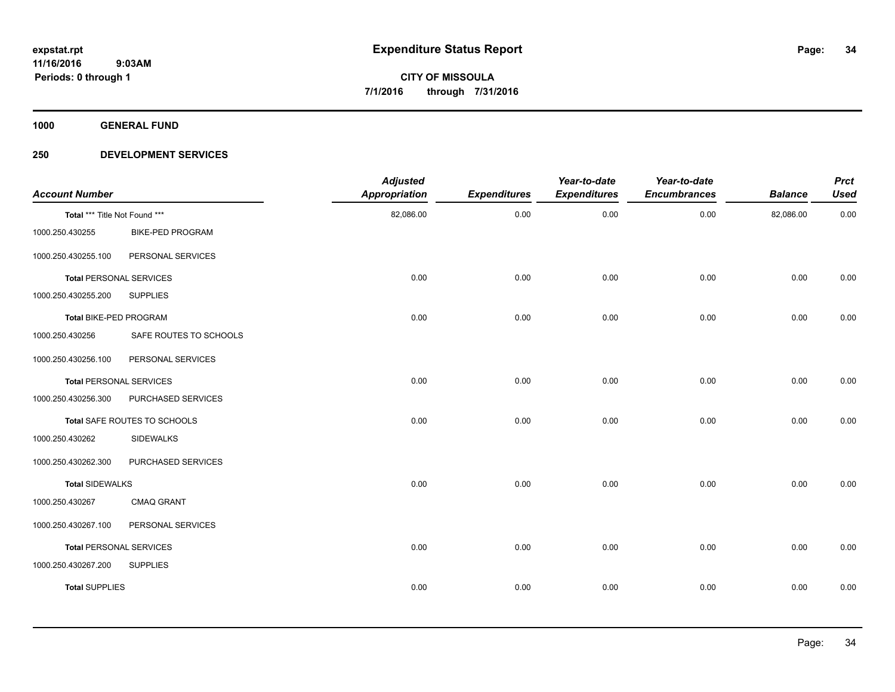# Expenditure Status Report

expstat.rpt
11/16/2016 9:03AM
Periods: 0 through 1

**CITY OF MISSOULA**
**7/1/2016 through 7/31/2016**

**1000 GENERAL FUND**

**250 DEVELOPMENT SERVICES**

| Account Number | | Adjusted Appropriation | Expenditures | Year-to-date Expenditures | Year-to-date Encumbrances | Balance | Prct Used |
|---|---|---|---|---|---|---|---|
| Total *** Title Not Found *** | | 82,086.00 | 0.00 | 0.00 | 0.00 | 82,086.00 | 0.00 |
| 1000.250.430255 | BIKE-PED PROGRAM | | | | | | |
| 1000.250.430255.100 | PERSONAL SERVICES | | | | | | |
| **Total** PERSONAL SERVICES | | 0.00 | 0.00 | 0.00 | 0.00 | 0.00 | 0.00 |
| 1000.250.430255.200 | SUPPLIES | | | | | | |
| **Total** BIKE-PED PROGRAM | | 0.00 | 0.00 | 0.00 | 0.00 | 0.00 | 0.00 |
| 1000.250.430256 | SAFE ROUTES TO SCHOOLS | | | | | | |
| 1000.250.430256.100 | PERSONAL SERVICES | | | | | | |
| **Total** PERSONAL SERVICES | | 0.00 | 0.00 | 0.00 | 0.00 | 0.00 | 0.00 |
| 1000.250.430256.300 | PURCHASED SERVICES | | | | | | |
| **Total** SAFE ROUTES TO SCHOOLS | | 0.00 | 0.00 | 0.00 | 0.00 | 0.00 | 0.00 |
| 1000.250.430262 | SIDEWALKS | | | | | | |
| 1000.250.430262.300 | PURCHASED SERVICES | | | | | | |
| **Total** SIDEWALKS | | 0.00 | 0.00 | 0.00 | 0.00 | 0.00 | 0.00 |
| 1000.250.430267 | CMAQ GRANT | | | | | | |
| 1000.250.430267.100 | PERSONAL SERVICES | | | | | | |
| **Total** PERSONAL SERVICES | | 0.00 | 0.00 | 0.00 | 0.00 | 0.00 | 0.00 |
| 1000.250.430267.200 | SUPPLIES | | | | | | |
| **Total** SUPPLIES | | 0.00 | 0.00 | 0.00 | 0.00 | 0.00 | 0.00 |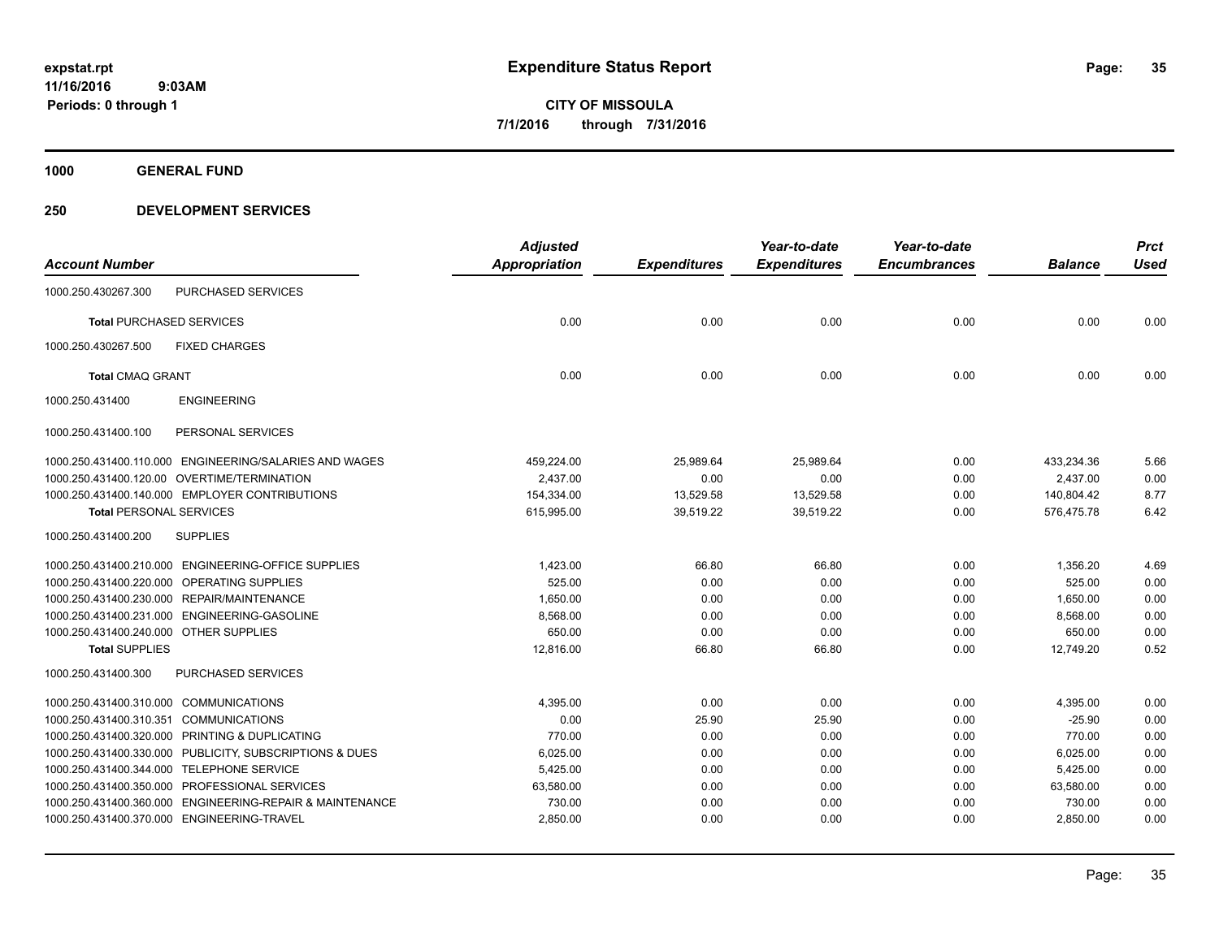expstat.rpt
11/16/2016 9:03AM
Periods: 0 through 1

# Expenditure Status Report

**CITY OF MISSOULA**
**7/1/2016 through 7/31/2016**

**1000 GENERAL FUND**

**250 DEVELOPMENT SERVICES**

| Account Number | Adjusted Appropriation | Expenditures | Year-to-date Expenditures | Year-to-date Encumbrances | Balance | Prct Used |
|---|---|---|---|---|---|---|
| 1000.250.430267.300 PURCHASED SERVICES | | | | | | |
| **Total** PURCHASED SERVICES | 0.00 | 0.00 | 0.00 | 0.00 | 0.00 | 0.00 |
| 1000.250.430267.500 FIXED CHARGES | | | | | | |
| **Total** CMAQ GRANT | 0.00 | 0.00 | 0.00 | 0.00 | 0.00 | 0.00 |
| 1000.250.431400 ENGINEERING | | | | | | |
| 1000.250.431400.100 PERSONAL SERVICES | | | | | | |
| 1000.250.431400.110.000 ENGINEERING/SALARIES AND WAGES | 459,224.00 | 25,989.64 | 25,989.64 | 0.00 | 433,234.36 | 5.66 |
| 1000.250.431400.120.00 OVERTIME/TERMINATION | 2,437.00 | 0.00 | 0.00 | 0.00 | 2,437.00 | 0.00 |
| 1000.250.431400.140.000 EMPLOYER CONTRIBUTIONS | 154,334.00 | 13,529.58 | 13,529.58 | 0.00 | 140,804.42 | 8.77 |
| **Total** PERSONAL SERVICES | 615,995.00 | 39,519.22 | 39,519.22 | 0.00 | 576,475.78 | 6.42 |
| 1000.250.431400.200 SUPPLIES | | | | | | |
| 1000.250.431400.210.000 ENGINEERING-OFFICE SUPPLIES | 1,423.00 | 66.80 | 66.80 | 0.00 | 1,356.20 | 4.69 |
| 1000.250.431400.220.000 OPERATING SUPPLIES | 525.00 | 0.00 | 0.00 | 0.00 | 525.00 | 0.00 |
| 1000.250.431400.230.000 REPAIR/MAINTENANCE | 1,650.00 | 0.00 | 0.00 | 0.00 | 1,650.00 | 0.00 |
| 1000.250.431400.231.000 ENGINEERING-GASOLINE | 8,568.00 | 0.00 | 0.00 | 0.00 | 8,568.00 | 0.00 |
| 1000.250.431400.240.000 OTHER SUPPLIES | 650.00 | 0.00 | 0.00 | 0.00 | 650.00 | 0.00 |
| **Total** SUPPLIES | 12,816.00 | 66.80 | 66.80 | 0.00 | 12,749.20 | 0.52 |
| 1000.250.431400.300 PURCHASED SERVICES | | | | | | |
| 1000.250.431400.310.000 COMMUNICATIONS | 4,395.00 | 0.00 | 0.00 | 0.00 | 4,395.00 | 0.00 |
| 1000.250.431400.310.351 COMMUNICATIONS | 0.00 | 25.90 | 25.90 | 0.00 | -25.90 | 0.00 |
| 1000.250.431400.320.000 PRINTING & DUPLICATING | 770.00 | 0.00 | 0.00 | 0.00 | 770.00 | 0.00 |
| 1000.250.431400.330.000 PUBLICITY, SUBSCRIPTIONS & DUES | 6,025.00 | 0.00 | 0.00 | 0.00 | 6,025.00 | 0.00 |
| 1000.250.431400.344.000 TELEPHONE SERVICE | 5,425.00 | 0.00 | 0.00 | 0.00 | 5,425.00 | 0.00 |
| 1000.250.431400.350.000 PROFESSIONAL SERVICES | 63,580.00 | 0.00 | 0.00 | 0.00 | 63,580.00 | 0.00 |
| 1000.250.431400.360.000 ENGINEERING-REPAIR & MAINTENANCE | 730.00 | 0.00 | 0.00 | 0.00 | 730.00 | 0.00 |
| 1000.250.431400.370.000 ENGINEERING-TRAVEL | 2,850.00 | 0.00 | 0.00 | 0.00 | 2,850.00 | 0.00 |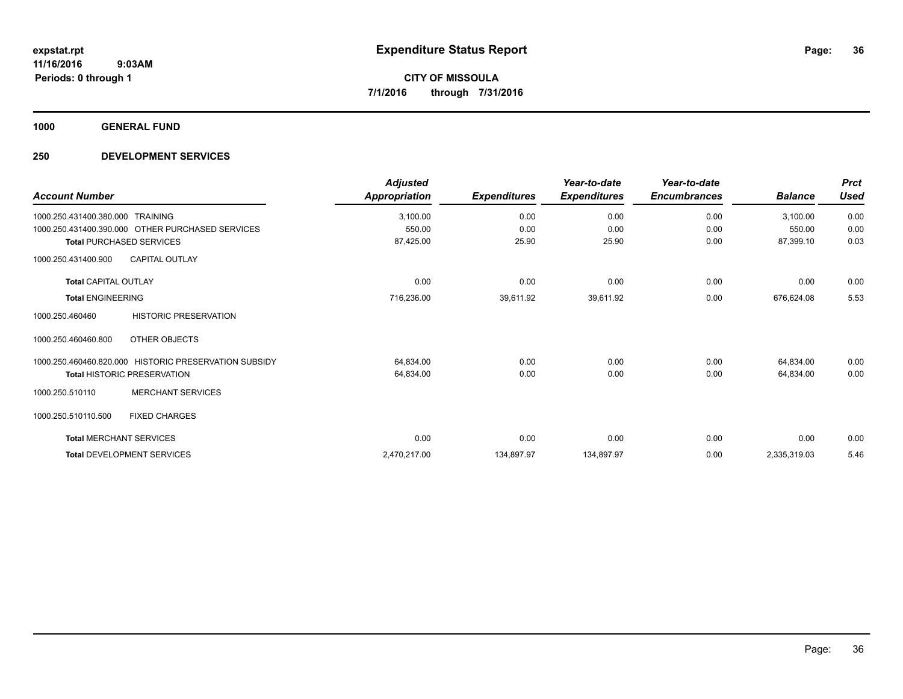**expstat.rpt**
**11/16/2016 9:03AM**
**Periods: 0 through 1**

# Expenditure Status Report

**CITY OF MISSOULA**
**7/1/2016 through 7/31/2016**

## 1000 GENERAL FUND

## 250 DEVELOPMENT SERVICES

| Account Number | Adjusted Appropriation | Expenditures | Year-to-date Expenditures | Year-to-date Encumbrances | Balance | Prct Used |
|---|---|---|---|---|---|---|
| 1000.250.431400.380.000 TRAINING | 3,100.00 | 0.00 | 0.00 | 0.00 | 3,100.00 | 0.00 |
| 1000.250.431400.390.000 OTHER PURCHASED SERVICES | 550.00 | 0.00 | 0.00 | 0.00 | 550.00 | 0.00 |
| **Total** PURCHASED SERVICES | 87,425.00 | 25.90 | 25.90 | 0.00 | 87,399.10 | 0.03 |
| 1000.250.431400.900 CAPITAL OUTLAY | | | | | | |
| **Total** CAPITAL OUTLAY | 0.00 | 0.00 | 0.00 | 0.00 | 0.00 | 0.00 |
| **Total** ENGINEERING | 716,236.00 | 39,611.92 | 39,611.92 | 0.00 | 676,624.08 | 5.53 |
| 1000.250.460460 HISTORIC PRESERVATION | | | | | | |
| 1000.250.460460.800 OTHER OBJECTS | | | | | | |
| 1000.250.460460.820.000 HISTORIC PRESERVATION SUBSIDY | 64,834.00 | 0.00 | 0.00 | 0.00 | 64,834.00 | 0.00 |
| **Total** HISTORIC PRESERVATION | 64,834.00 | 0.00 | 0.00 | 0.00 | 64,834.00 | 0.00 |
| 1000.250.510110 MERCHANT SERVICES | | | | | | |
| 1000.250.510110.500 FIXED CHARGES | | | | | | |
| **Total** MERCHANT SERVICES | 0.00 | 0.00 | 0.00 | 0.00 | 0.00 | 0.00 |
| **Total** DEVELOPMENT SERVICES | 2,470,217.00 | 134,897.97 | 134,897.97 | 0.00 | 2,335,319.03 | 5.46 |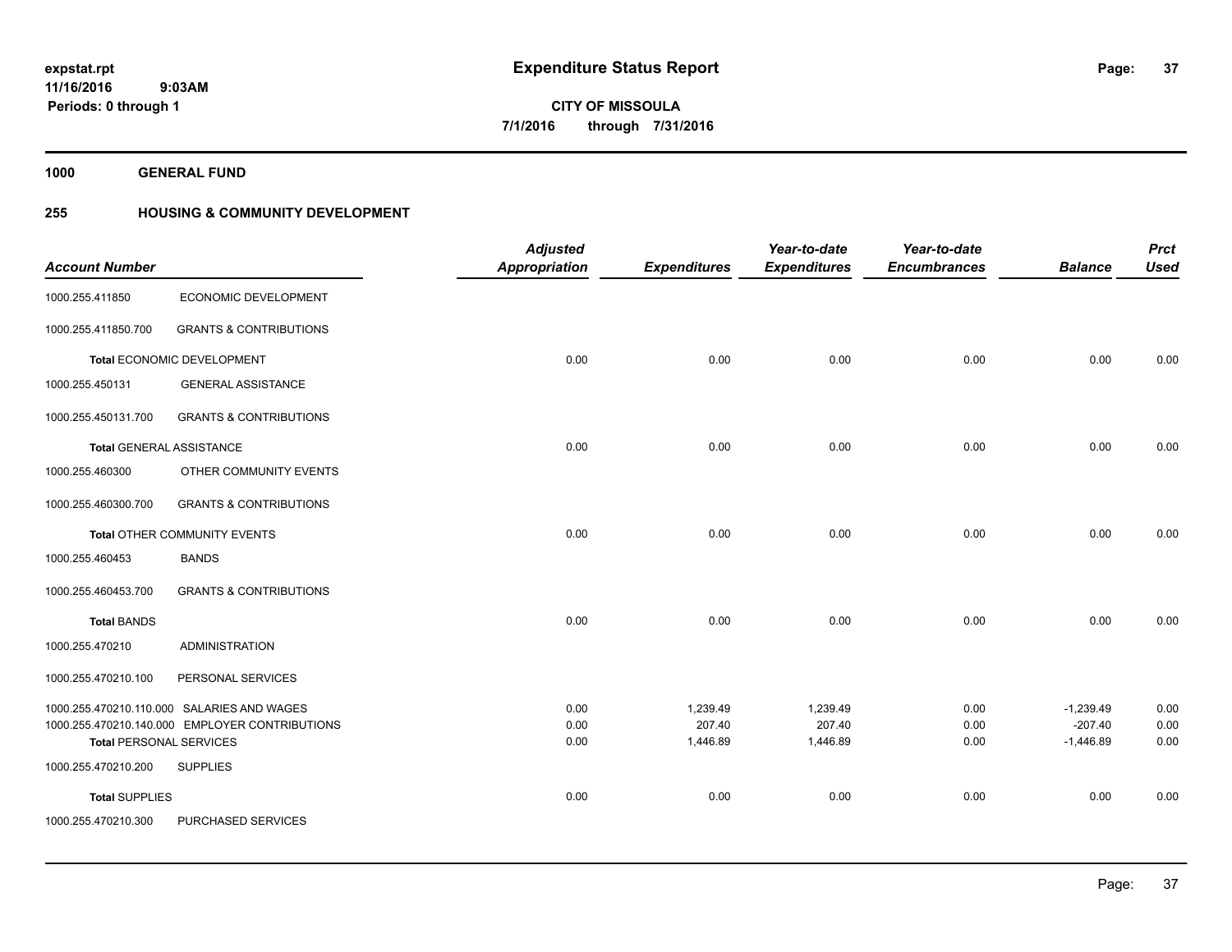# Expenditure Status Report

**CITY OF MISSOULA**
**7/1/2016 through 7/31/2016**

expstat.rpt
11/16/2016 9:03AM
Periods: 0 through 1

**1000 GENERAL FUND**

**255 HOUSING & COMMUNITY DEVELOPMENT**

| Account Number | | Adjusted Appropriation | Expenditures | Year-to-date Expenditures | Year-to-date Encumbrances | Balance | Prct Used |
|---|---|---|---|---|---|---|---|
| 1000.255.411850 | ECONOMIC DEVELOPMENT | | | | | | |
| 1000.255.411850.700 | GRANTS & CONTRIBUTIONS | | | | | | |
| **Total** ECONOMIC DEVELOPMENT | | 0.00 | 0.00 | 0.00 | 0.00 | 0.00 | 0.00 |
| 1000.255.450131 | GENERAL ASSISTANCE | | | | | | |
| 1000.255.450131.700 | GRANTS & CONTRIBUTIONS | | | | | | |
| **Total** GENERAL ASSISTANCE | | 0.00 | 0.00 | 0.00 | 0.00 | 0.00 | 0.00 |
| 1000.255.460300 | OTHER COMMUNITY EVENTS | | | | | | |
| 1000.255.460300.700 | GRANTS & CONTRIBUTIONS | | | | | | |
| **Total** OTHER COMMUNITY EVENTS | | 0.00 | 0.00 | 0.00 | 0.00 | 0.00 | 0.00 |
| 1000.255.460453 | BANDS | | | | | | |
| 1000.255.460453.700 | GRANTS & CONTRIBUTIONS | | | | | | |
| **Total** BANDS | | 0.00 | 0.00 | 0.00 | 0.00 | 0.00 | 0.00 |
| 1000.255.470210 | ADMINISTRATION | | | | | | |
| 1000.255.470210.100 | PERSONAL SERVICES | | | | | | |
| 1000.255.470210.110.000 | SALARIES AND WAGES | 0.00 | 1,239.49 | 1,239.49 | 0.00 | -1,239.49 | 0.00 |
| 1000.255.470210.140.000 | EMPLOYER CONTRIBUTIONS | 0.00 | 207.40 | 207.40 | 0.00 | -207.40 | 0.00 |
| **Total** PERSONAL SERVICES | | 0.00 | 1,446.89 | 1,446.89 | 0.00 | -1,446.89 | 0.00 |
| 1000.255.470210.200 | SUPPLIES | | | | | | |
| **Total** SUPPLIES | | 0.00 | 0.00 | 0.00 | 0.00 | 0.00 | 0.00 |
| 1000.255.470210.300 | PURCHASED SERVICES | | | | | | |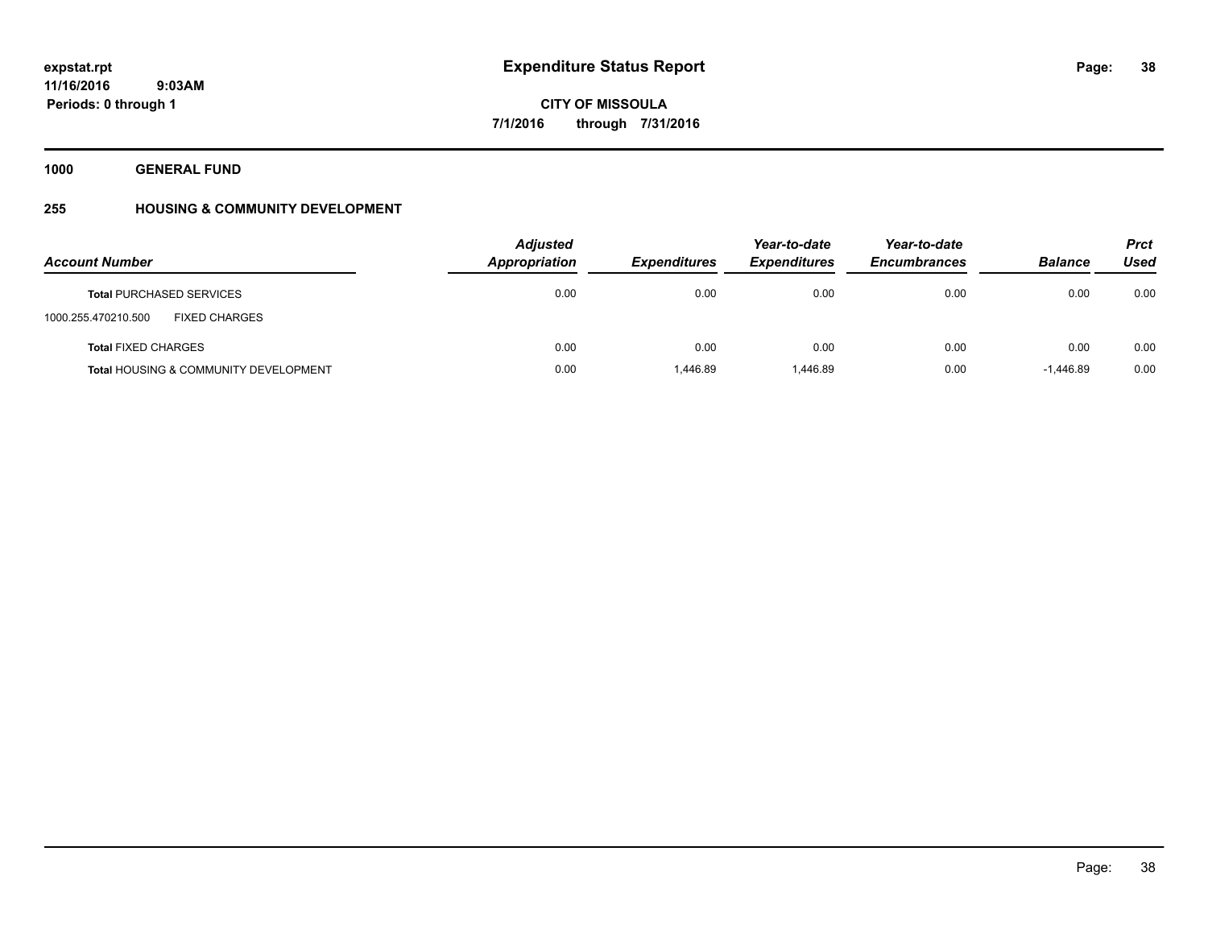# Expenditure Status Report

expstat.rpt
11/16/2016 9:03AM
Periods: 0 through 1

CITY OF MISSOULA
7/1/2016 through 7/31/2016

**1000 GENERAL FUND**

**255 HOUSING & COMMUNITY DEVELOPMENT**

| Account Number | Adjusted Appropriation | Expenditures | Year-to-date Expenditures | Year-to-date Encumbrances | Balance | Prct Used |
|---|---|---|---|---|---|---|
| **Total** PURCHASED SERVICES | 0.00 | 0.00 | 0.00 | 0.00 | 0.00 | 0.00 |
| 1000.255.470210.500 FIXED CHARGES | | | | | | |
| **Total** FIXED CHARGES | 0.00 | 0.00 | 0.00 | 0.00 | 0.00 | 0.00 |
| **Total** HOUSING & COMMUNITY DEVELOPMENT | 0.00 | 1,446.89 | 1,446.89 | 0.00 | -1,446.89 | 0.00 |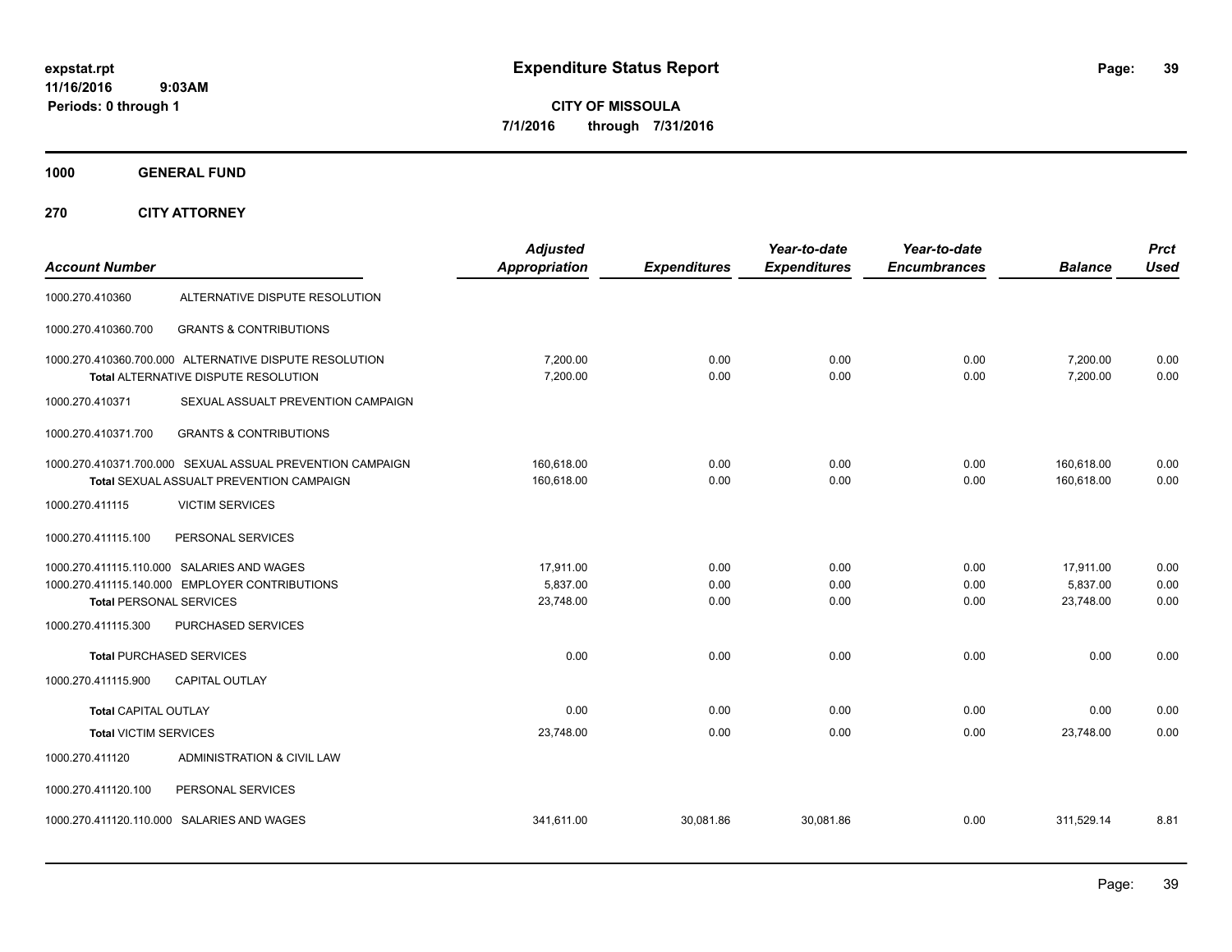**Expenditure Status Report**

**CITY OF MISSOULA**
**7/1/2016 through 7/31/2016**

expstat.rpt
11/16/2016 9:03AM
Periods: 0 through 1

**1000 GENERAL FUND**

**270 CITY ATTORNEY**

| Account Number | | Adjusted Appropriation | Expenditures | Year-to-date Expenditures | Year-to-date Encumbrances | Balance | Prct Used |
|---|---|---|---|---|---|---|---|
| 1000.270.410360 | ALTERNATIVE DISPUTE RESOLUTION | | | | | | |
| 1000.270.410360.700 | GRANTS & CONTRIBUTIONS | | | | | | |
| 1000.270.410360.700.000 | ALTERNATIVE DISPUTE RESOLUTION | 7,200.00 | 0.00 | 0.00 | 0.00 | 7,200.00 | 0.00 |
| | Total ALTERNATIVE DISPUTE RESOLUTION | 7,200.00 | 0.00 | 0.00 | 0.00 | 7,200.00 | 0.00 |
| 1000.270.410371 | SEXUAL ASSAULT PREVENTION CAMPAIGN | | | | | | |
| 1000.270.410371.700 | GRANTS & CONTRIBUTIONS | | | | | | |
| 1000.270.410371.700.000 | SEXUAL ASSUAL PREVENTION CAMPAIGN | 160,618.00 | 0.00 | 0.00 | 0.00 | 160,618.00 | 0.00 |
| | Total SEXUAL ASSUALT PREVENTION CAMPAIGN | 160,618.00 | 0.00 | 0.00 | 0.00 | 160,618.00 | 0.00 |
| 1000.270.411115 | VICTIM SERVICES | | | | | | |
| 1000.270.411115.100 | PERSONAL SERVICES | | | | | | |
| 1000.270.411115.110.000 | SALARIES AND WAGES | 17,911.00 | 0.00 | 0.00 | 0.00 | 17,911.00 | 0.00 |
| 1000.270.411115.140.000 | EMPLOYER CONTRIBUTIONS | 5,837.00 | 0.00 | 0.00 | 0.00 | 5,837.00 | 0.00 |
| | Total PERSONAL SERVICES | 23,748.00 | 0.00 | 0.00 | 0.00 | 23,748.00 | 0.00 |
| 1000.270.411115.300 | PURCHASED SERVICES | | | | | | |
| | Total PURCHASED SERVICES | 0.00 | 0.00 | 0.00 | 0.00 | 0.00 | 0.00 |
| 1000.270.411115.900 | CAPITAL OUTLAY | | | | | | |
| | Total CAPITAL OUTLAY | 0.00 | 0.00 | 0.00 | 0.00 | 0.00 | 0.00 |
| | Total VICTIM SERVICES | 23,748.00 | 0.00 | 0.00 | 0.00 | 23,748.00 | 0.00 |
| 1000.270.411120 | ADMINISTRATION & CIVIL LAW | | | | | | |
| 1000.270.411120.100 | PERSONAL SERVICES | | | | | | |
| 1000.270.411120.110.000 | SALARIES AND WAGES | 341,611.00 | 30,081.86 | 30,081.86 | 0.00 | 311,529.14 | 8.81 |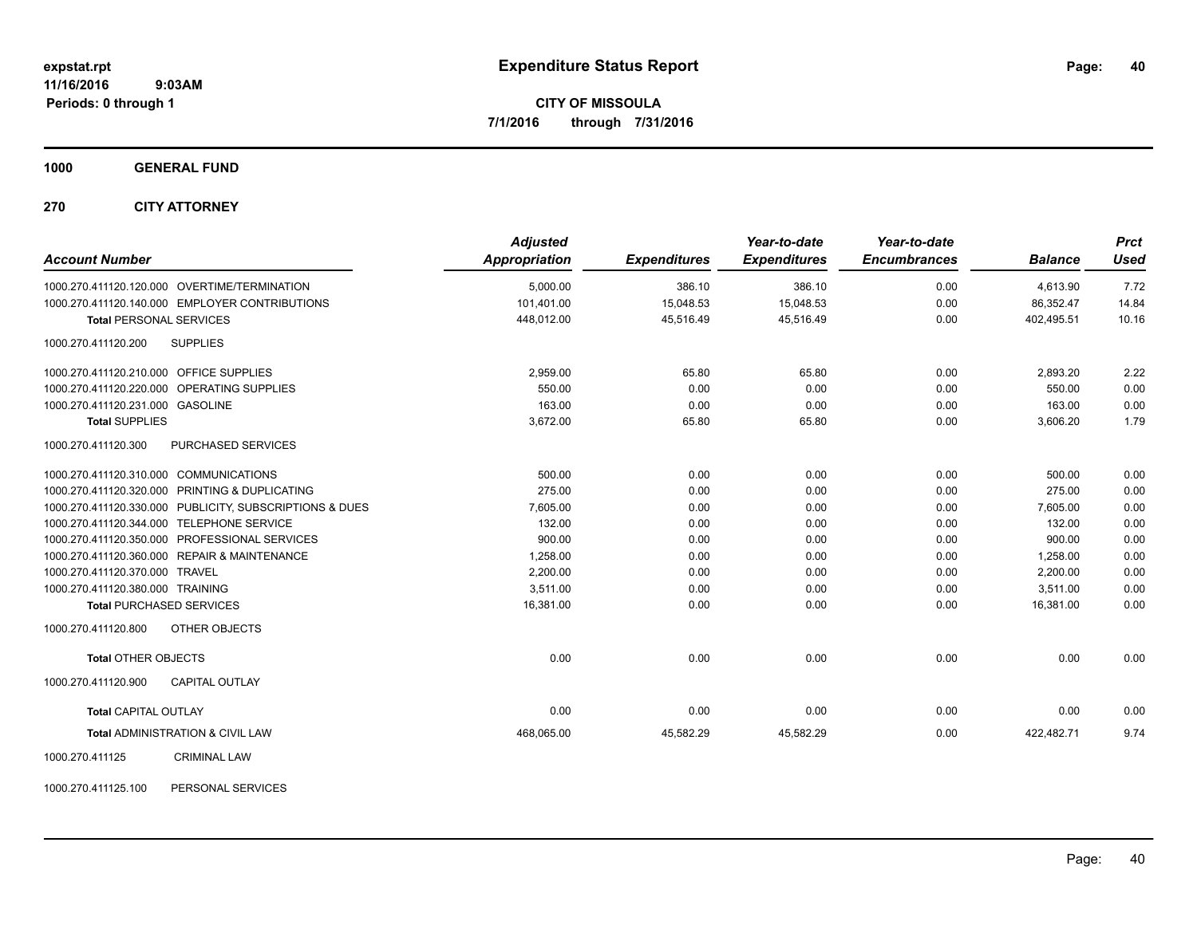# Expenditure Status Report

expstat.rpt
11/16/2016 9:03AM
Periods: 0 through 1

**CITY OF MISSOULA**
**7/1/2016 through 7/31/2016**

**1000 GENERAL FUND**

**270 CITY ATTORNEY**

| Account Number | Adjusted Appropriation | Expenditures | Year-to-date Expenditures | Year-to-date Encumbrances | Balance | Prct Used |
|---|---|---|---|---|---|---|
| 1000.270.411120.120.000 OVERTIME/TERMINATION | 5,000.00 | 386.10 | 386.10 | 0.00 | 4,613.90 | 7.72 |
| 1000.270.411120.140.000 EMPLOYER CONTRIBUTIONS | 101,401.00 | 15,048.53 | 15,048.53 | 0.00 | 86,352.47 | 14.84 |
| **Total** PERSONAL SERVICES | 448,012.00 | 45,516.49 | 45,516.49 | 0.00 | 402,495.51 | 10.16 |
| 1000.270.411120.200 SUPPLIES | | | | | | |
| 1000.270.411120.210.000 OFFICE SUPPLIES | 2,959.00 | 65.80 | 65.80 | 0.00 | 2,893.20 | 2.22 |
| 1000.270.411120.220.000 OPERATING SUPPLIES | 550.00 | 0.00 | 0.00 | 0.00 | 550.00 | 0.00 |
| 1000.270.411120.231.000 GASOLINE | 163.00 | 0.00 | 0.00 | 0.00 | 163.00 | 0.00 |
| **Total** SUPPLIES | 3,672.00 | 65.80 | 65.80 | 0.00 | 3,606.20 | 1.79 |
| 1000.270.411120.300 PURCHASED SERVICES | | | | | | |
| 1000.270.411120.310.000 COMMUNICATIONS | 500.00 | 0.00 | 0.00 | 0.00 | 500.00 | 0.00 |
| 1000.270.411120.320.000 PRINTING & DUPLICATING | 275.00 | 0.00 | 0.00 | 0.00 | 275.00 | 0.00 |
| 1000.270.411120.330.000 PUBLICITY, SUBSCRIPTIONS & DUES | 7,605.00 | 0.00 | 0.00 | 0.00 | 7,605.00 | 0.00 |
| 1000.270.411120.344.000 TELEPHONE SERVICE | 132.00 | 0.00 | 0.00 | 0.00 | 132.00 | 0.00 |
| 1000.270.411120.350.000 PROFESSIONAL SERVICES | 900.00 | 0.00 | 0.00 | 0.00 | 900.00 | 0.00 |
| 1000.270.411120.360.000 REPAIR & MAINTENANCE | 1,258.00 | 0.00 | 0.00 | 0.00 | 1,258.00 | 0.00 |
| 1000.270.411120.370.000 TRAVEL | 2,200.00 | 0.00 | 0.00 | 0.00 | 2,200.00 | 0.00 |
| 1000.270.411120.380.000 TRAINING | 3,511.00 | 0.00 | 0.00 | 0.00 | 3,511.00 | 0.00 |
| **Total** PURCHASED SERVICES | 16,381.00 | 0.00 | 0.00 | 0.00 | 16,381.00 | 0.00 |
| 1000.270.411120.800 OTHER OBJECTS | | | | | | |
| **Total** OTHER OBJECTS | 0.00 | 0.00 | 0.00 | 0.00 | 0.00 | 0.00 |
| 1000.270.411120.900 CAPITAL OUTLAY | | | | | | |
| **Total** CAPITAL OUTLAY | 0.00 | 0.00 | 0.00 | 0.00 | 0.00 | 0.00 |
| **Total** ADMINISTRATION & CIVIL LAW | 468,065.00 | 45,582.29 | 45,582.29 | 0.00 | 422,482.71 | 9.74 |

1000.270.411125 CRIMINAL LAW

1000.270.411125.100 PERSONAL SERVICES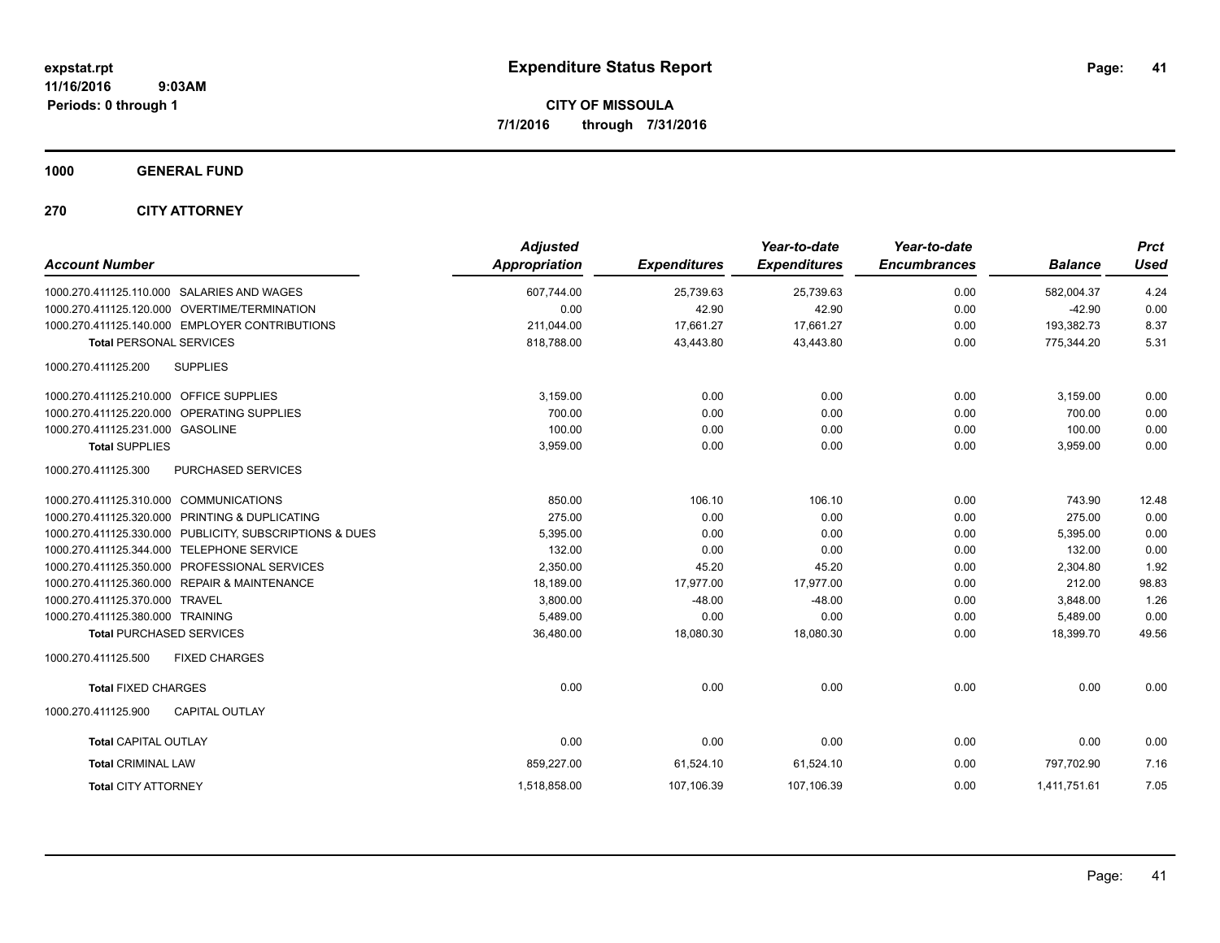expstat.rpt
11/16/2016 9:03AM
Periods: 0 through 1

# Expenditure Status Report

**CITY OF MISSOULA**
**7/1/2016 through 7/31/2016**

**1000 GENERAL FUND**

**270 CITY ATTORNEY**

| Account Number | Adjusted Appropriation | Expenditures | Year-to-date Expenditures | Year-to-date Encumbrances | Balance | Prct Used |
|---|---|---|---|---|---|---|
| 1000.270.411125.110.000 SALARIES AND WAGES | 607,744.00 | 25,739.63 | 25,739.63 | 0.00 | 582,004.37 | 4.24 |
| 1000.270.411125.120.000 OVERTIME/TERMINATION | 0.00 | 42.90 | 42.90 | 0.00 | -42.90 | 0.00 |
| 1000.270.411125.140.000 EMPLOYER CONTRIBUTIONS | 211,044.00 | 17,661.27 | 17,661.27 | 0.00 | 193,382.73 | 8.37 |
| **Total** PERSONAL SERVICES | 818,788.00 | 43,443.80 | 43,443.80 | 0.00 | 775,344.20 | 5.31 |
| 1000.270.411125.200 SUPPLIES | | | | | | |
| 1000.270.411125.210.000 OFFICE SUPPLIES | 3,159.00 | 0.00 | 0.00 | 0.00 | 3,159.00 | 0.00 |
| 1000.270.411125.220.000 OPERATING SUPPLIES | 700.00 | 0.00 | 0.00 | 0.00 | 700.00 | 0.00 |
| 1000.270.411125.231.000 GASOLINE | 100.00 | 0.00 | 0.00 | 0.00 | 100.00 | 0.00 |
| **Total** SUPPLIES | 3,959.00 | 0.00 | 0.00 | 0.00 | 3,959.00 | 0.00 |
| 1000.270.411125.300 PURCHASED SERVICES | | | | | | |
| 1000.270.411125.310.000 COMMUNICATIONS | 850.00 | 106.10 | 106.10 | 0.00 | 743.90 | 12.48 |
| 1000.270.411125.320.000 PRINTING & DUPLICATING | 275.00 | 0.00 | 0.00 | 0.00 | 275.00 | 0.00 |
| 1000.270.411125.330.000 PUBLICITY, SUBSCRIPTIONS & DUES | 5,395.00 | 0.00 | 0.00 | 0.00 | 5,395.00 | 0.00 |
| 1000.270.411125.344.000 TELEPHONE SERVICE | 132.00 | 0.00 | 0.00 | 0.00 | 132.00 | 0.00 |
| 1000.270.411125.350.000 PROFESSIONAL SERVICES | 2,350.00 | 45.20 | 45.20 | 0.00 | 2,304.80 | 1.92 |
| 1000.270.411125.360.000 REPAIR & MAINTENANCE | 18,189.00 | 17,977.00 | 17,977.00 | 0.00 | 212.00 | 98.83 |
| 1000.270.411125.370.000 TRAVEL | 3,800.00 | -48.00 | -48.00 | 0.00 | 3,848.00 | 1.26 |
| 1000.270.411125.380.000 TRAINING | 5,489.00 | 0.00 | 0.00 | 0.00 | 5,489.00 | 0.00 |
| **Total** PURCHASED SERVICES | 36,480.00 | 18,080.30 | 18,080.30 | 0.00 | 18,399.70 | 49.56 |
| 1000.270.411125.500 FIXED CHARGES | | | | | | |
| **Total** FIXED CHARGES | 0.00 | 0.00 | 0.00 | 0.00 | 0.00 | 0.00 |
| 1000.270.411125.900 CAPITAL OUTLAY | | | | | | |
| **Total** CAPITAL OUTLAY | 0.00 | 0.00 | 0.00 | 0.00 | 0.00 | 0.00 |
| **Total** CRIMINAL LAW | 859,227.00 | 61,524.10 | 61,524.10 | 0.00 | 797,702.90 | 7.16 |
| **Total** CITY ATTORNEY | 1,518,858.00 | 107,106.39 | 107,106.39 | 0.00 | 1,411,751.61 | 7.05 |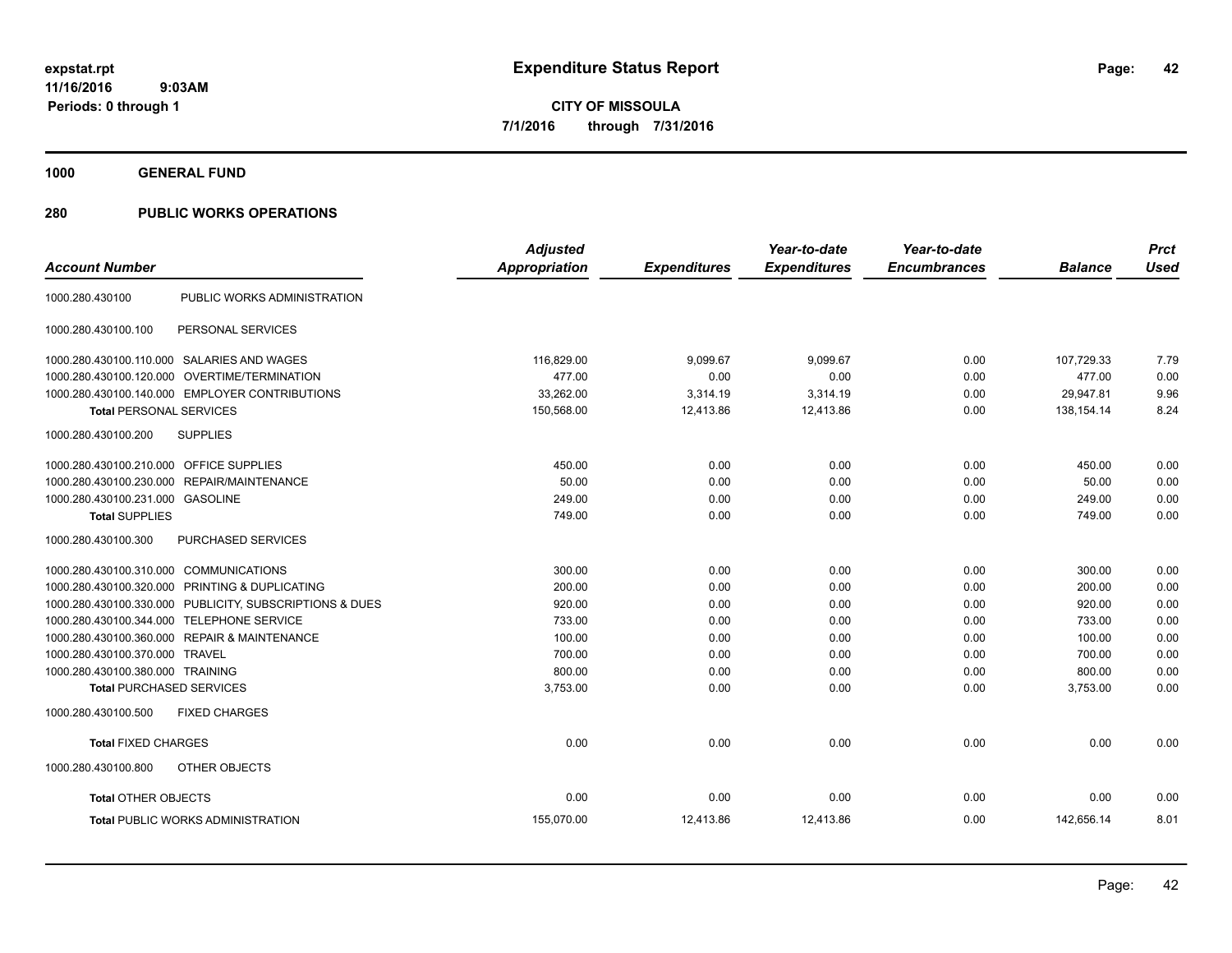expstat.rpt
11/16/2016 9:03AM
Periods: 0 through 1

# Expenditure Status Report

**CITY OF MISSOULA**
**7/1/2016 through 7/31/2016**

## 1000 GENERAL FUND

## 280 PUBLIC WORKS OPERATIONS

| Account Number | | Adjusted Appropriation | Expenditures | Year-to-date Expenditures | Year-to-date Encumbrances | Balance | Prct Used |
|---|---|---|---|---|---|---|---|
| 1000.280.430100 | PUBLIC WORKS ADMINISTRATION | | | | | | |
| 1000.280.430100.100 | PERSONAL SERVICES | | | | | | |
| 1000.280.430100.110.000 | SALARIES AND WAGES | 116,829.00 | 9,099.67 | 9,099.67 | 0.00 | 107,729.33 | 7.79 |
| 1000.280.430100.120.000 | OVERTIME/TERMINATION | 477.00 | 0.00 | 0.00 | 0.00 | 477.00 | 0.00 |
| 1000.280.430100.140.000 | EMPLOYER CONTRIBUTIONS | 33,262.00 | 3,314.19 | 3,314.19 | 0.00 | 29,947.81 | 9.96 |
| **Total** PERSONAL SERVICES | | 150,568.00 | 12,413.86 | 12,413.86 | 0.00 | 138,154.14 | 8.24 |
| 1000.280.430100.200 | SUPPLIES | | | | | | |
| 1000.280.430100.210.000 | OFFICE SUPPLIES | 450.00 | 0.00 | 0.00 | 0.00 | 450.00 | 0.00 |
| 1000.280.430100.230.000 | REPAIR/MAINTENANCE | 50.00 | 0.00 | 0.00 | 0.00 | 50.00 | 0.00 |
| 1000.280.430100.231.000 | GASOLINE | 249.00 | 0.00 | 0.00 | 0.00 | 249.00 | 0.00 |
| **Total** SUPPLIES | | 749.00 | 0.00 | 0.00 | 0.00 | 749.00 | 0.00 |
| 1000.280.430100.300 | PURCHASED SERVICES | | | | | | |
| 1000.280.430100.310.000 | COMMUNICATIONS | 300.00 | 0.00 | 0.00 | 0.00 | 300.00 | 0.00 |
| 1000.280.430100.320.000 | PRINTING & DUPLICATING | 200.00 | 0.00 | 0.00 | 0.00 | 200.00 | 0.00 |
| 1000.280.430100.330.000 | PUBLICITY, SUBSCRIPTIONS & DUES | 920.00 | 0.00 | 0.00 | 0.00 | 920.00 | 0.00 |
| 1000.280.430100.344.000 | TELEPHONE SERVICE | 733.00 | 0.00 | 0.00 | 0.00 | 733.00 | 0.00 |
| 1000.280.430100.360.000 | REPAIR & MAINTENANCE | 100.00 | 0.00 | 0.00 | 0.00 | 100.00 | 0.00 |
| 1000.280.430100.370.000 | TRAVEL | 700.00 | 0.00 | 0.00 | 0.00 | 700.00 | 0.00 |
| 1000.280.430100.380.000 | TRAINING | 800.00 | 0.00 | 0.00 | 0.00 | 800.00 | 0.00 |
| **Total** PURCHASED SERVICES | | 3,753.00 | 0.00 | 0.00 | 0.00 | 3,753.00 | 0.00 |
| 1000.280.430100.500 | FIXED CHARGES | | | | | | |
| **Total** FIXED CHARGES | | 0.00 | 0.00 | 0.00 | 0.00 | 0.00 | 0.00 |
| 1000.280.430100.800 | OTHER OBJECTS | | | | | | |
| **Total** OTHER OBJECTS | | 0.00 | 0.00 | 0.00 | 0.00 | 0.00 | 0.00 |
| **Total** PUBLIC WORKS ADMINISTRATION | | 155,070.00 | 12,413.86 | 12,413.86 | 0.00 | 142,656.14 | 8.01 |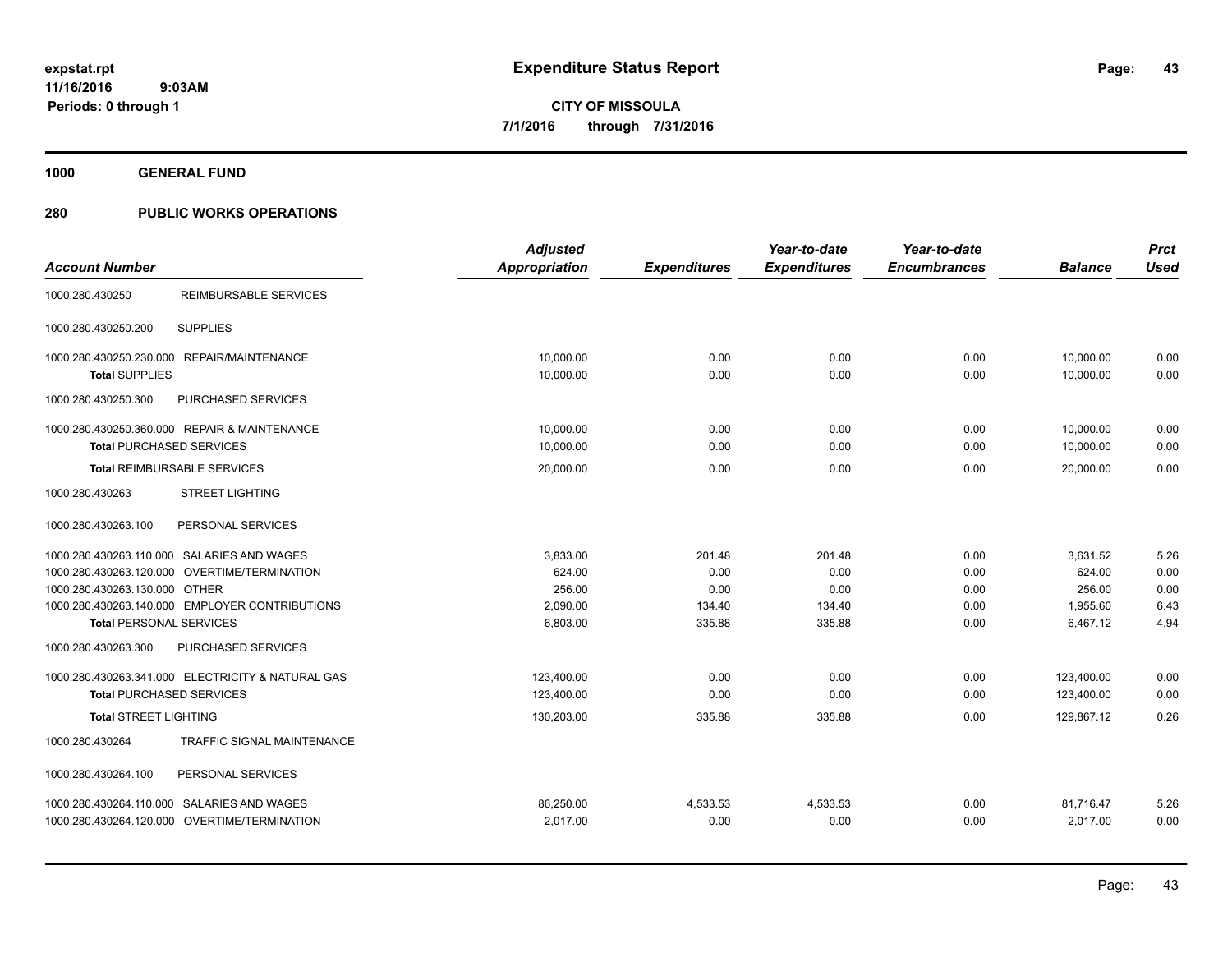**expstat.rpt**
**11/16/2016 9:03AM**
**Periods: 0 through 1**

# Expenditure Status Report

**CITY OF MISSOULA**
**7/1/2016 through 7/31/2016**

## 1000 GENERAL FUND

## 280 PUBLIC WORKS OPERATIONS

| Account Number | | Adjusted Appropriation | Expenditures | Year-to-date Expenditures | Year-to-date Encumbrances | Balance | Prct Used |
|---|---|---|---|---|---|---|---|
| 1000.280.430250 | REIMBURSABLE SERVICES | | | | | | |
| 1000.280.430250.200 | SUPPLIES | | | | | | |
| 1000.280.430250.230.000 | REPAIR/MAINTENANCE | 10,000.00 | 0.00 | 0.00 | 0.00 | 10,000.00 | 0.00 |
| **Total** SUPPLIES | | 10,000.00 | 0.00 | 0.00 | 0.00 | 10,000.00 | 0.00 |
| 1000.280.430250.300 | PURCHASED SERVICES | | | | | | |
| 1000.280.430250.360.000 | REPAIR & MAINTENANCE | 10,000.00 | 0.00 | 0.00 | 0.00 | 10,000.00 | 0.00 |
| **Total** PURCHASED SERVICES | | 10,000.00 | 0.00 | 0.00 | 0.00 | 10,000.00 | 0.00 |
| **Total** REIMBURSABLE SERVICES | | 20,000.00 | 0.00 | 0.00 | 0.00 | 20,000.00 | 0.00 |
| 1000.280.430263 | STREET LIGHTING | | | | | | |
| 1000.280.430263.100 | PERSONAL SERVICES | | | | | | |
| 1000.280.430263.110.000 | SALARIES AND WAGES | 3,833.00 | 201.48 | 201.48 | 0.00 | 3,631.52 | 5.26 |
| 1000.280.430263.120.000 | OVERTIME/TERMINATION | 624.00 | 0.00 | 0.00 | 0.00 | 624.00 | 0.00 |
| 1000.280.430263.130.000 | OTHER | 256.00 | 0.00 | 0.00 | 0.00 | 256.00 | 0.00 |
| 1000.280.430263.140.000 | EMPLOYER CONTRIBUTIONS | 2,090.00 | 134.40 | 134.40 | 0.00 | 1,955.60 | 6.43 |
| **Total** PERSONAL SERVICES | | 6,803.00 | 335.88 | 335.88 | 0.00 | 6,467.12 | 4.94 |
| 1000.280.430263.300 | PURCHASED SERVICES | | | | | | |
| 1000.280.430263.341.000 | ELECTRICITY & NATURAL GAS | 123,400.00 | 0.00 | 0.00 | 0.00 | 123,400.00 | 0.00 |
| **Total** PURCHASED SERVICES | | 123,400.00 | 0.00 | 0.00 | 0.00 | 123,400.00 | 0.00 |
| **Total** STREET LIGHTING | | 130,203.00 | 335.88 | 335.88 | 0.00 | 129,867.12 | 0.26 |
| 1000.280.430264 | TRAFFIC SIGNAL MAINTENANCE | | | | | | |
| 1000.280.430264.100 | PERSONAL SERVICES | | | | | | |
| 1000.280.430264.110.000 | SALARIES AND WAGES | 86,250.00 | 4,533.53 | 4,533.53 | 0.00 | 81,716.47 | 5.26 |
| 1000.280.430264.120.000 | OVERTIME/TERMINATION | 2,017.00 | 0.00 | 0.00 | 0.00 | 2,017.00 | 0.00 |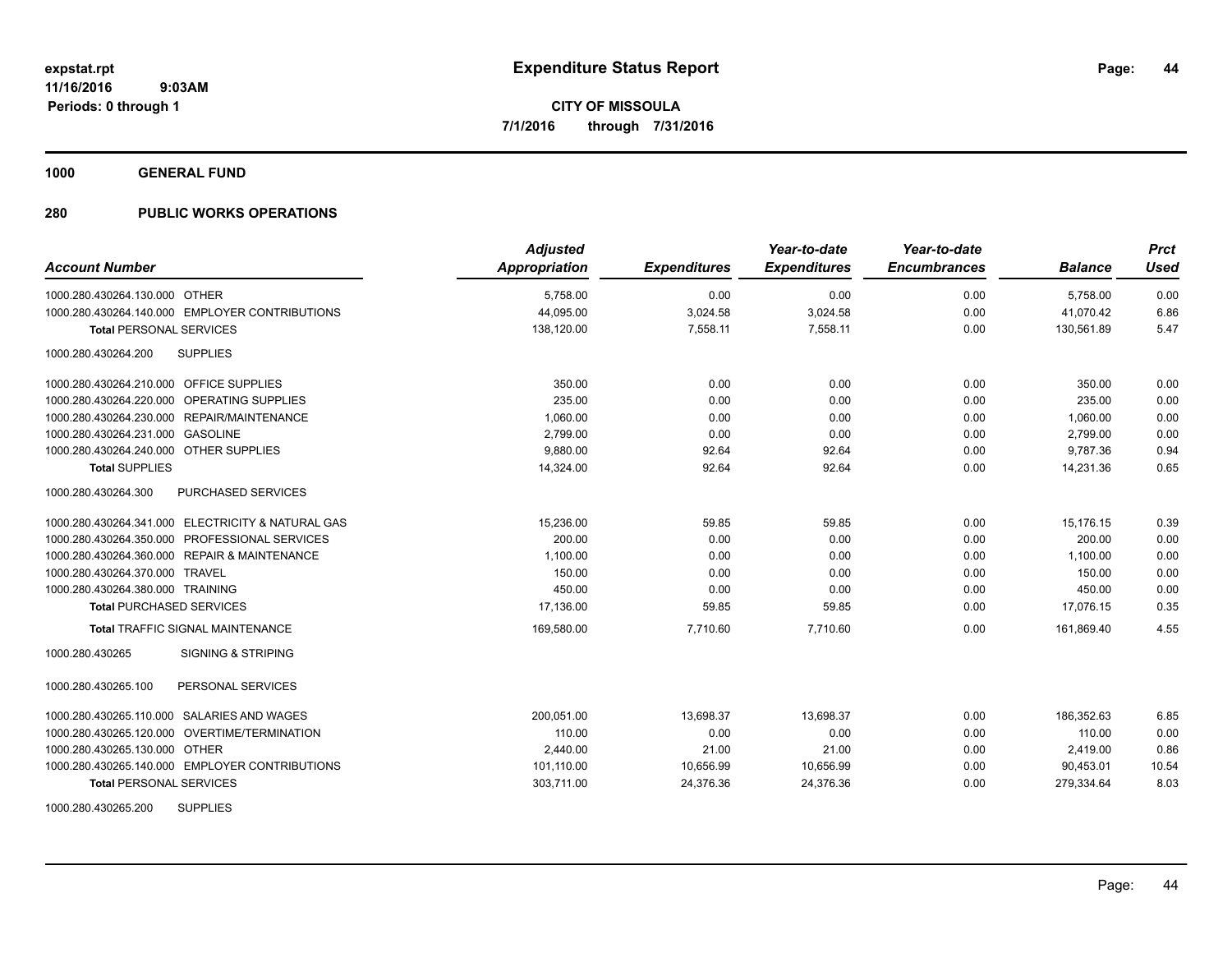**expstat.rpt**
**11/16/2016 9:03AM**
**Periods: 0 through 1**

# Expenditure Status Report

**CITY OF MISSOULA**
**7/1/2016 through 7/31/2016**

## 1000 GENERAL FUND

## 280 PUBLIC WORKS OPERATIONS

| Account Number | Adjusted Appropriation | Expenditures | Year-to-date Expenditures | Year-to-date Encumbrances | Balance | Prct Used |
|---|---|---|---|---|---|---|
| 1000.280.430264.130.000 OTHER | 5,758.00 | 0.00 | 0.00 | 0.00 | 5,758.00 | 0.00 |
| 1000.280.430264.140.000 EMPLOYER CONTRIBUTIONS | 44,095.00 | 3,024.58 | 3,024.58 | 0.00 | 41,070.42 | 6.86 |
| **Total** PERSONAL SERVICES | 138,120.00 | 7,558.11 | 7,558.11 | 0.00 | 130,561.89 | 5.47 |
| 1000.280.430264.200 SUPPLIES | | | | | | |
| 1000.280.430264.210.000 OFFICE SUPPLIES | 350.00 | 0.00 | 0.00 | 0.00 | 350.00 | 0.00 |
| 1000.280.430264.220.000 OPERATING SUPPLIES | 235.00 | 0.00 | 0.00 | 0.00 | 235.00 | 0.00 |
| 1000.280.430264.230.000 REPAIR/MAINTENANCE | 1,060.00 | 0.00 | 0.00 | 0.00 | 1,060.00 | 0.00 |
| 1000.280.430264.231.000 GASOLINE | 2,799.00 | 0.00 | 0.00 | 0.00 | 2,799.00 | 0.00 |
| 1000.280.430264.240.000 OTHER SUPPLIES | 9,880.00 | 92.64 | 92.64 | 0.00 | 9,787.36 | 0.94 |
| **Total** SUPPLIES | 14,324.00 | 92.64 | 92.64 | 0.00 | 14,231.36 | 0.65 |
| 1000.280.430264.300 PURCHASED SERVICES | | | | | | |
| 1000.280.430264.341.000 ELECTRICITY & NATURAL GAS | 15,236.00 | 59.85 | 59.85 | 0.00 | 15,176.15 | 0.39 |
| 1000.280.430264.350.000 PROFESSIONAL SERVICES | 200.00 | 0.00 | 0.00 | 0.00 | 200.00 | 0.00 |
| 1000.280.430264.360.000 REPAIR & MAINTENANCE | 1,100.00 | 0.00 | 0.00 | 0.00 | 1,100.00 | 0.00 |
| 1000.280.430264.370.000 TRAVEL | 150.00 | 0.00 | 0.00 | 0.00 | 150.00 | 0.00 |
| 1000.280.430264.380.000 TRAINING | 450.00 | 0.00 | 0.00 | 0.00 | 450.00 | 0.00 |
| **Total** PURCHASED SERVICES | 17,136.00 | 59.85 | 59.85 | 0.00 | 17,076.15 | 0.35 |
| **Total** TRAFFIC SIGNAL MAINTENANCE | 169,580.00 | 7,710.60 | 7,710.60 | 0.00 | 161,869.40 | 4.55 |
| 1000.280.430265 SIGNING & STRIPING | | | | | | |
| 1000.280.430265.100 PERSONAL SERVICES | | | | | | |
| 1000.280.430265.110.000 SALARIES AND WAGES | 200,051.00 | 13,698.37 | 13,698.37 | 0.00 | 186,352.63 | 6.85 |
| 1000.280.430265.120.000 OVERTIME/TERMINATION | 110.00 | 0.00 | 0.00 | 0.00 | 110.00 | 0.00 |
| 1000.280.430265.130.000 OTHER | 2,440.00 | 21.00 | 21.00 | 0.00 | 2,419.00 | 0.86 |
| 1000.280.430265.140.000 EMPLOYER CONTRIBUTIONS | 101,110.00 | 10,656.99 | 10,656.99 | 0.00 | 90,453.01 | 10.54 |
| **Total** PERSONAL SERVICES | 303,711.00 | 24,376.36 | 24,376.36 | 0.00 | 279,334.64 | 8.03 |
| 1000.280.430265.200 SUPPLIES | | | | | | |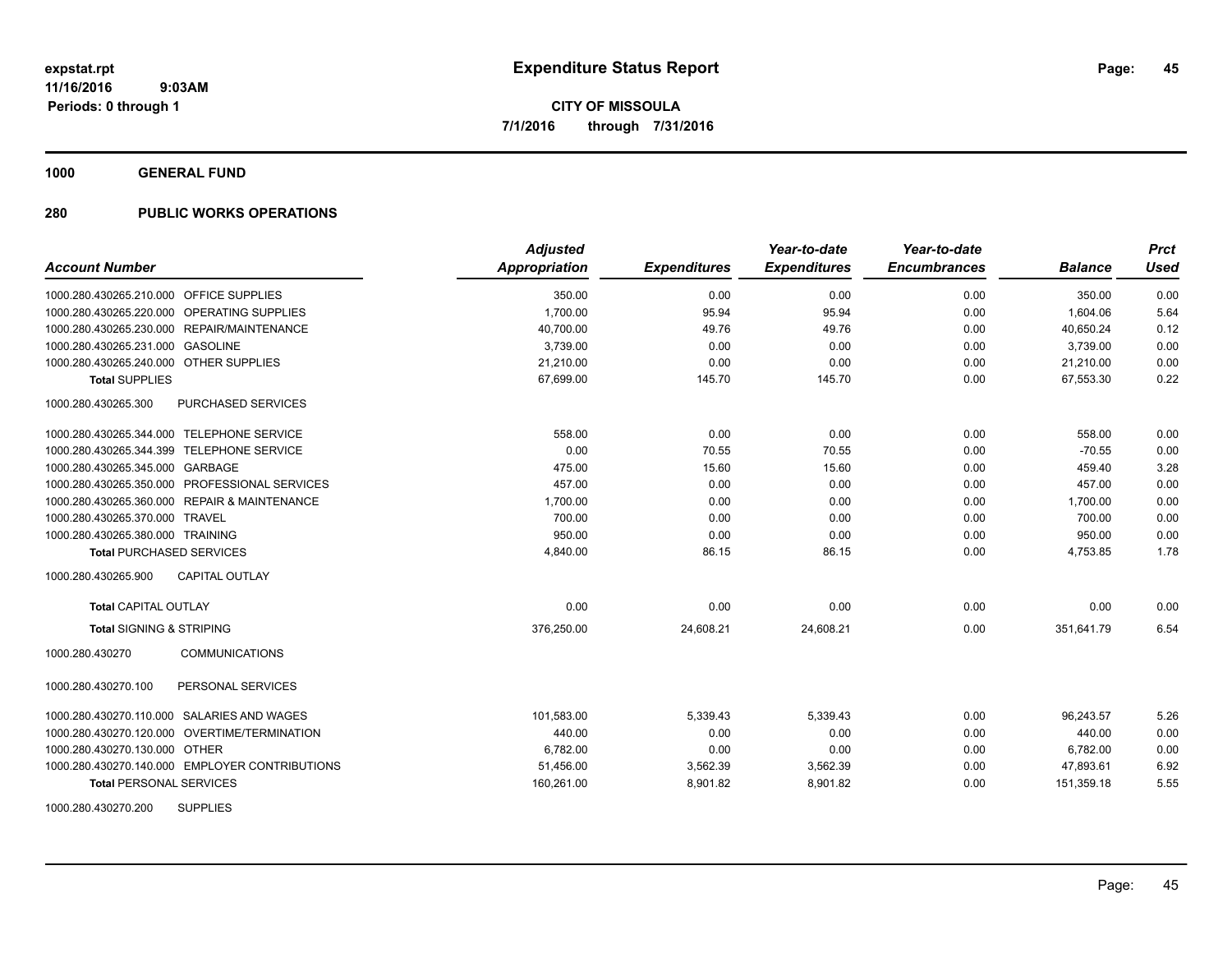**expstat.rpt**
**11/16/2016 9:03AM**
**Periods: 0 through 1**

# Expenditure Status Report

**CITY OF MISSOULA**
**7/1/2016 through 7/31/2016**

## 1000 GENERAL FUND

## 280 PUBLIC WORKS OPERATIONS

| Account Number | | Adjusted Appropriation | Expenditures | Year-to-date Expenditures | Year-to-date Encumbrances | Balance | Prct Used |
|---|---|---|---|---|---|---|---|
| 1000.280.430265.210.000 | OFFICE SUPPLIES | 350.00 | 0.00 | 0.00 | 0.00 | 350.00 | 0.00 |
| 1000.280.430265.220.000 | OPERATING SUPPLIES | 1,700.00 | 95.94 | 95.94 | 0.00 | 1,604.06 | 5.64 |
| 1000.280.430265.230.000 | REPAIR/MAINTENANCE | 40,700.00 | 49.76 | 49.76 | 0.00 | 40,650.24 | 0.12 |
| 1000.280.430265.231.000 | GASOLINE | 3,739.00 | 0.00 | 0.00 | 0.00 | 3,739.00 | 0.00 |
| 1000.280.430265.240.000 | OTHER SUPPLIES | 21,210.00 | 0.00 | 0.00 | 0.00 | 21,210.00 | 0.00 |
| **Total SUPPLIES** | | 67,699.00 | 145.70 | 145.70 | 0.00 | 67,553.30 | 0.22 |
| 1000.280.430265.300 | PURCHASED SERVICES | | | | | | |
| 1000.280.430265.344.000 | TELEPHONE SERVICE | 558.00 | 0.00 | 0.00 | 0.00 | 558.00 | 0.00 |
| 1000.280.430265.344.399 | TELEPHONE SERVICE | 0.00 | 70.55 | 70.55 | 0.00 | -70.55 | 0.00 |
| 1000.280.430265.345.000 | GARBAGE | 475.00 | 15.60 | 15.60 | 0.00 | 459.40 | 3.28 |
| 1000.280.430265.350.000 | PROFESSIONAL SERVICES | 457.00 | 0.00 | 0.00 | 0.00 | 457.00 | 0.00 |
| 1000.280.430265.360.000 | REPAIR & MAINTENANCE | 1,700.00 | 0.00 | 0.00 | 0.00 | 1,700.00 | 0.00 |
| 1000.280.430265.370.000 | TRAVEL | 700.00 | 0.00 | 0.00 | 0.00 | 700.00 | 0.00 |
| 1000.280.430265.380.000 | TRAINING | 950.00 | 0.00 | 0.00 | 0.00 | 950.00 | 0.00 |
| **Total PURCHASED SERVICES** | | 4,840.00 | 86.15 | 86.15 | 0.00 | 4,753.85 | 1.78 |
| 1000.280.430265.900 | CAPITAL OUTLAY | | | | | | |
| **Total CAPITAL OUTLAY** | | 0.00 | 0.00 | 0.00 | 0.00 | 0.00 | 0.00 |
| **Total SIGNING & STRIPING** | | 376,250.00 | 24,608.21 | 24,608.21 | 0.00 | 351,641.79 | 6.54 |
| 1000.280.430270 | COMMUNICATIONS | | | | | | |
| 1000.280.430270.100 | PERSONAL SERVICES | | | | | | |
| 1000.280.430270.110.000 | SALARIES AND WAGES | 101,583.00 | 5,339.43 | 5,339.43 | 0.00 | 96,243.57 | 5.26 |
| 1000.280.430270.120.000 | OVERTIME/TERMINATION | 440.00 | 0.00 | 0.00 | 0.00 | 440.00 | 0.00 |
| 1000.280.430270.130.000 | OTHER | 6,782.00 | 0.00 | 0.00 | 0.00 | 6,782.00 | 0.00 |
| 1000.280.430270.140.000 | EMPLOYER CONTRIBUTIONS | 51,456.00 | 3,562.39 | 3,562.39 | 0.00 | 47,893.61 | 6.92 |
| **Total PERSONAL SERVICES** | | 160,261.00 | 8,901.82 | 8,901.82 | 0.00 | 151,359.18 | 5.55 |
| 1000.280.430270.200 | SUPPLIES | | | | | | |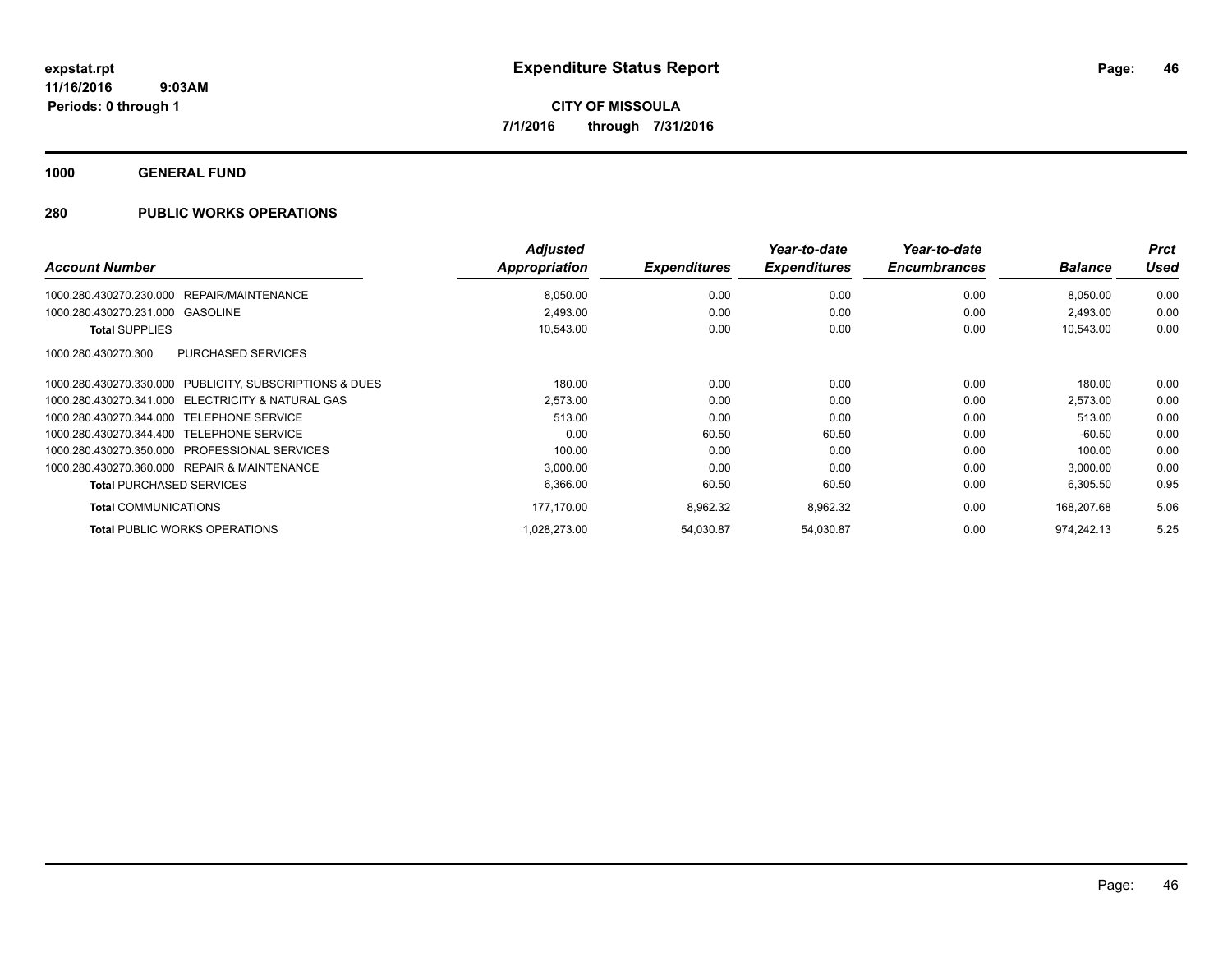**expstat.rpt**
**11/16/2016 9:03AM**
**Periods: 0 through 1**

# Expenditure Status Report

**CITY OF MISSOULA**
**7/1/2016 through 7/31/2016**

## 1000 GENERAL FUND

## 280 PUBLIC WORKS OPERATIONS

| Account Number | | Adjusted Appropriation | Expenditures | Year-to-date Expenditures | Year-to-date Encumbrances | Balance | Prct Used |
|---|---|---|---|---|---|---|---|
| 1000.280.430270.230.000 | REPAIR/MAINTENANCE | 8,050.00 | 0.00 | 0.00 | 0.00 | 8,050.00 | 0.00 |
| 1000.280.430270.231.000 | GASOLINE | 2,493.00 | 0.00 | 0.00 | 0.00 | 2,493.00 | 0.00 |
| **Total** SUPPLIES | | 10,543.00 | 0.00 | 0.00 | 0.00 | 10,543.00 | 0.00 |
| 1000.280.430270.300 | PURCHASED SERVICES | | | | | | |
| 1000.280.430270.330.000 | PUBLICITY, SUBSCRIPTIONS & DUES | 180.00 | 0.00 | 0.00 | 0.00 | 180.00 | 0.00 |
| 1000.280.430270.341.000 | ELECTRICITY & NATURAL GAS | 2,573.00 | 0.00 | 0.00 | 0.00 | 2,573.00 | 0.00 |
| 1000.280.430270.344.000 | TELEPHONE SERVICE | 513.00 | 0.00 | 0.00 | 0.00 | 513.00 | 0.00 |
| 1000.280.430270.344.400 | TELEPHONE SERVICE | 0.00 | 60.50 | 60.50 | 0.00 | -60.50 | 0.00 |
| 1000.280.430270.350.000 | PROFESSIONAL SERVICES | 100.00 | 0.00 | 0.00 | 0.00 | 100.00 | 0.00 |
| 1000.280.430270.360.000 | REPAIR & MAINTENANCE | 3,000.00 | 0.00 | 0.00 | 0.00 | 3,000.00 | 0.00 |
| **Total** PURCHASED SERVICES | | 6,366.00 | 60.50 | 60.50 | 0.00 | 6,305.50 | 0.95 |
| **Total** COMMUNICATIONS | | 177,170.00 | 8,962.32 | 8,962.32 | 0.00 | 168,207.68 | 5.06 |
| **Total** PUBLIC WORKS OPERATIONS | | 1,028,273.00 | 54,030.87 | 54,030.87 | 0.00 | 974,242.13 | 5.25 |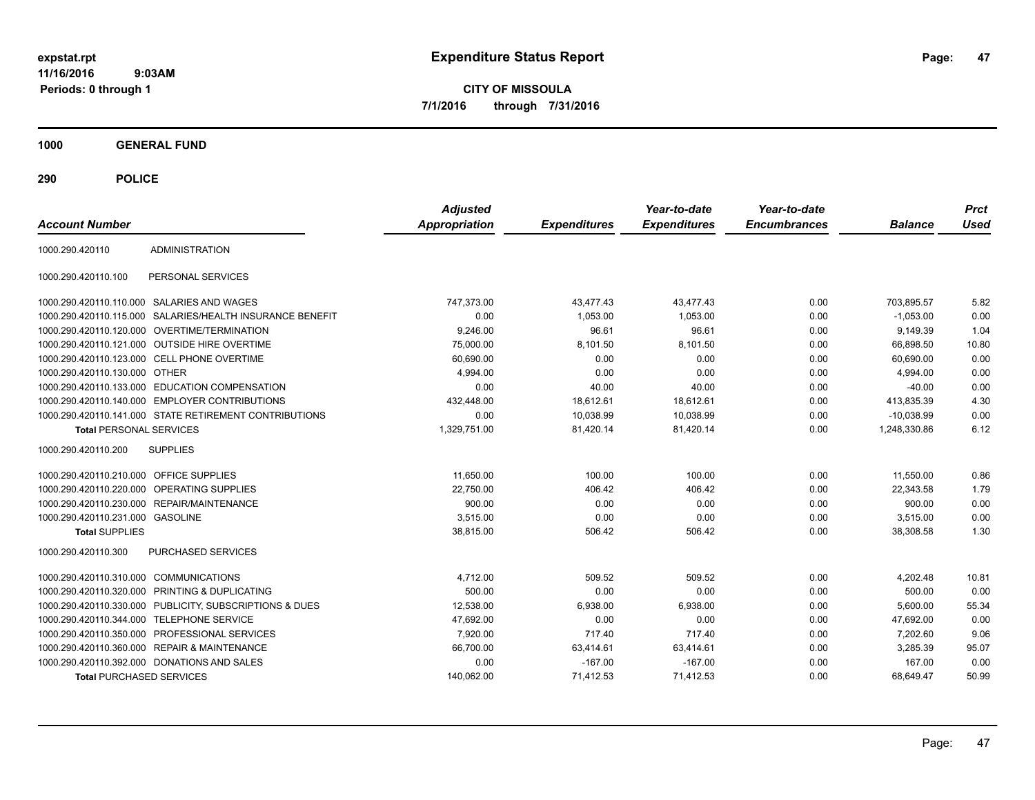# Expenditure Status Report

expstat.rpt
11/16/2016 9:03AM
Periods: 0 through 1

**CITY OF MISSOULA**
**7/1/2016 through 7/31/2016**

## 1000 GENERAL FUND

## 290 POLICE

| Account Number | | Adjusted Appropriation | Expenditures | Year-to-date Expenditures | Year-to-date Encumbrances | Balance | Prct Used |
|---|---|---|---|---|---|---|---|
| 1000.290.420110 | ADMINISTRATION | | | | | | |
| 1000.290.420110.100 | PERSONAL SERVICES | | | | | | |
| 1000.290.420110.110.000 | SALARIES AND WAGES | 747,373.00 | 43,477.43 | 43,477.43 | 0.00 | 703,895.57 | 5.82 |
| 1000.290.420110.115.000 | SALARIES/HEALTH INSURANCE BENEFIT | 0.00 | 1,053.00 | 1,053.00 | 0.00 | -1,053.00 | 0.00 |
| 1000.290.420110.120.000 | OVERTIME/TERMINATION | 9,246.00 | 96.61 | 96.61 | 0.00 | 9,149.39 | 1.04 |
| 1000.290.420110.121.000 | OUTSIDE HIRE OVERTIME | 75,000.00 | 8,101.50 | 8,101.50 | 0.00 | 66,898.50 | 10.80 |
| 1000.290.420110.123.000 | CELL PHONE OVERTIME | 60,690.00 | 0.00 | 0.00 | 0.00 | 60,690.00 | 0.00 |
| 1000.290.420110.130.000 | OTHER | 4,994.00 | 0.00 | 0.00 | 0.00 | 4,994.00 | 0.00 |
| 1000.290.420110.133.000 | EDUCATION COMPENSATION | 0.00 | 40.00 | 40.00 | 0.00 | -40.00 | 0.00 |
| 1000.290.420110.140.000 | EMPLOYER CONTRIBUTIONS | 432,448.00 | 18,612.61 | 18,612.61 | 0.00 | 413,835.39 | 4.30 |
| 1000.290.420110.141.000 | STATE RETIREMENT CONTRIBUTIONS | 0.00 | 10,038.99 | 10,038.99 | 0.00 | -10,038.99 | 0.00 |
| **Total** PERSONAL SERVICES | | 1,329,751.00 | 81,420.14 | 81,420.14 | 0.00 | 1,248,330.86 | 6.12 |
| 1000.290.420110.200 | SUPPLIES | | | | | | |
| 1000.290.420110.210.000 | OFFICE SUPPLIES | 11,650.00 | 100.00 | 100.00 | 0.00 | 11,550.00 | 0.86 |
| 1000.290.420110.220.000 | OPERATING SUPPLIES | 22,750.00 | 406.42 | 406.42 | 0.00 | 22,343.58 | 1.79 |
| 1000.290.420110.230.000 | REPAIR/MAINTENANCE | 900.00 | 0.00 | 0.00 | 0.00 | 900.00 | 0.00 |
| 1000.290.420110.231.000 | GASOLINE | 3,515.00 | 0.00 | 0.00 | 0.00 | 3,515.00 | 0.00 |
| **Total** SUPPLIES | | 38,815.00 | 506.42 | 506.42 | 0.00 | 38,308.58 | 1.30 |
| 1000.290.420110.300 | PURCHASED SERVICES | | | | | | |
| 1000.290.420110.310.000 | COMMUNICATIONS | 4,712.00 | 509.52 | 509.52 | 0.00 | 4,202.48 | 10.81 |
| 1000.290.420110.320.000 | PRINTING & DUPLICATING | 500.00 | 0.00 | 0.00 | 0.00 | 500.00 | 0.00 |
| 1000.290.420110.330.000 | PUBLICITY, SUBSCRIPTIONS & DUES | 12,538.00 | 6,938.00 | 6,938.00 | 0.00 | 5,600.00 | 55.34 |
| 1000.290.420110.344.000 | TELEPHONE SERVICE | 47,692.00 | 0.00 | 0.00 | 0.00 | 47,692.00 | 0.00 |
| 1000.290.420110.350.000 | PROFESSIONAL SERVICES | 7,920.00 | 717.40 | 717.40 | 0.00 | 7,202.60 | 9.06 |
| 1000.290.420110.360.000 | REPAIR & MAINTENANCE | 66,700.00 | 63,414.61 | 63,414.61 | 0.00 | 3,285.39 | 95.07 |
| 1000.290.420110.392.000 | DONATIONS AND SALES | 0.00 | -167.00 | -167.00 | 0.00 | 167.00 | 0.00 |
| **Total** PURCHASED SERVICES | | 140,062.00 | 71,412.53 | 71,412.53 | 0.00 | 68,649.47 | 50.99 |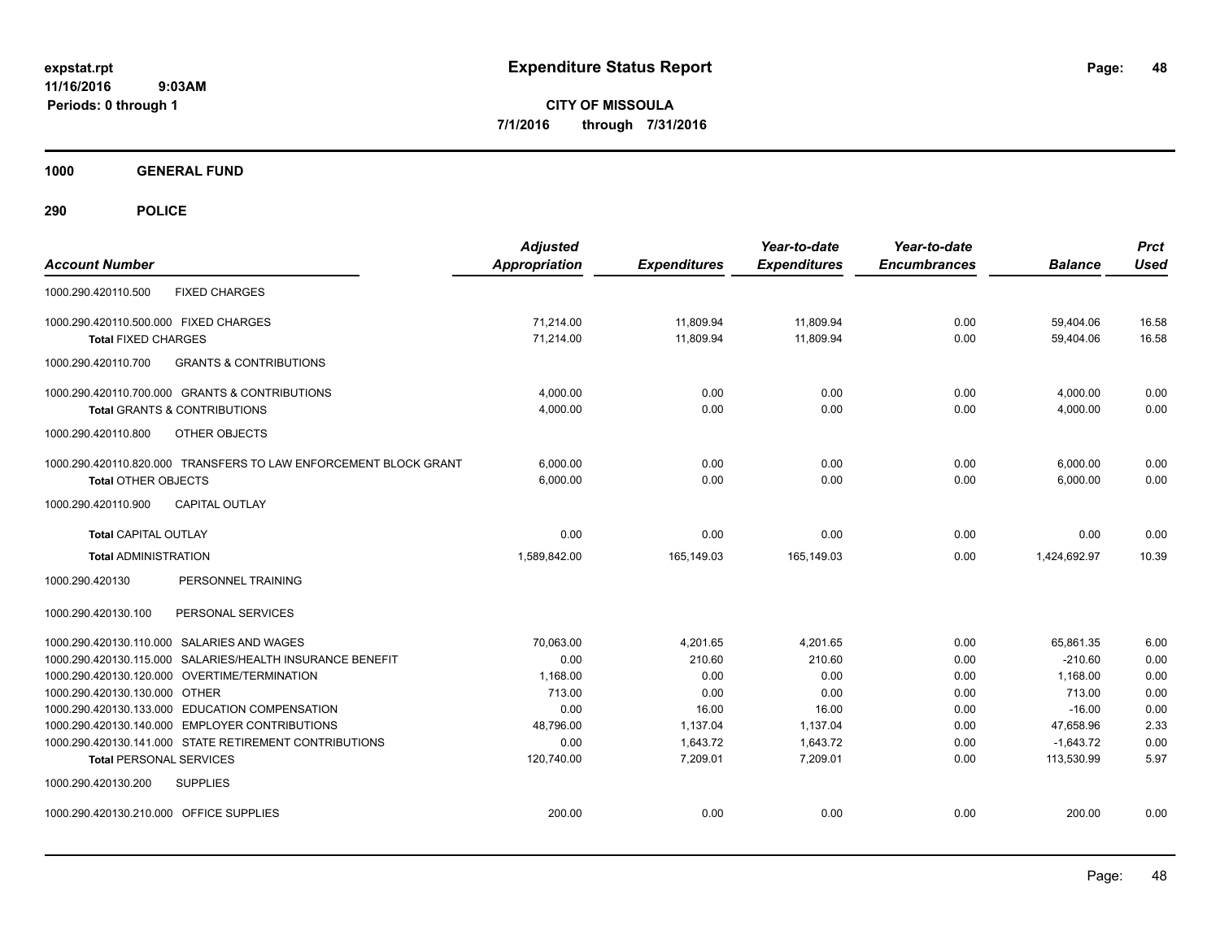# Expenditure Status Report

expstat.rpt
11/16/2016 9:03AM
Periods: 0 through 1

**CITY OF MISSOULA**
**7/1/2016 through 7/31/2016**

**1000 GENERAL FUND**

**290 POLICE**

| Account Number | Adjusted Appropriation | Expenditures | Year-to-date Expenditures | Year-to-date Encumbrances | Balance | Prct Used |
|---|---|---|---|---|---|---|
| 1000.290.420110.500 FIXED CHARGES | | | | | | |
| 1000.290.420110.500.000 FIXED CHARGES | 71,214.00 | 11,809.94 | 11,809.94 | 0.00 | 59,404.06 | 16.58 |
| **Total** FIXED CHARGES | 71,214.00 | 11,809.94 | 11,809.94 | 0.00 | 59,404.06 | 16.58 |
| 1000.290.420110.700 GRANTS & CONTRIBUTIONS | | | | | | |
| 1000.290.420110.700.000 GRANTS & CONTRIBUTIONS | 4,000.00 | 0.00 | 0.00 | 0.00 | 4,000.00 | 0.00 |
| **Total** GRANTS & CONTRIBUTIONS | 4,000.00 | 0.00 | 0.00 | 0.00 | 4,000.00 | 0.00 |
| 1000.290.420110.800 OTHER OBJECTS | | | | | | |
| 1000.290.420110.820.000 TRANSFERS TO LAW ENFORCEMENT BLOCK GRANT | 6,000.00 | 0.00 | 0.00 | 0.00 | 6,000.00 | 0.00 |
| **Total** OTHER OBJECTS | 6,000.00 | 0.00 | 0.00 | 0.00 | 6,000.00 | 0.00 |
| 1000.290.420110.900 CAPITAL OUTLAY | | | | | | |
| **Total** CAPITAL OUTLAY | 0.00 | 0.00 | 0.00 | 0.00 | 0.00 | 0.00 |
| **Total** ADMINISTRATION | 1,589,842.00 | 165,149.03 | 165,149.03 | 0.00 | 1,424,692.97 | 10.39 |
| 1000.290.420130 PERSONNEL TRAINING | | | | | | |
| 1000.290.420130.100 PERSONAL SERVICES | | | | | | |
| 1000.290.420130.110.000 SALARIES AND WAGES | 70,063.00 | 4,201.65 | 4,201.65 | 0.00 | 65,861.35 | 6.00 |
| 1000.290.420130.115.000 SALARIES/HEALTH INSURANCE BENEFIT | 0.00 | 210.60 | 210.60 | 0.00 | -210.60 | 0.00 |
| 1000.290.420130.120.000 OVERTIME/TERMINATION | 1,168.00 | 0.00 | 0.00 | 0.00 | 1,168.00 | 0.00 |
| 1000.290.420130.130.000 OTHER | 713.00 | 0.00 | 0.00 | 0.00 | 713.00 | 0.00 |
| 1000.290.420130.133.000 EDUCATION COMPENSATION | 0.00 | 16.00 | 16.00 | 0.00 | -16.00 | 0.00 |
| 1000.290.420130.140.000 EMPLOYER CONTRIBUTIONS | 48,796.00 | 1,137.04 | 1,137.04 | 0.00 | 47,658.96 | 2.33 |
| 1000.290.420130.141.000 STATE RETIREMENT CONTRIBUTIONS | 0.00 | 1,643.72 | 1,643.72 | 0.00 | -1,643.72 | 0.00 |
| **Total** PERSONAL SERVICES | 120,740.00 | 7,209.01 | 7,209.01 | 0.00 | 113,530.99 | 5.97 |
| 1000.290.420130.200 SUPPLIES | | | | | | |
| 1000.290.420130.210.000 OFFICE SUPPLIES | 200.00 | 0.00 | 0.00 | 0.00 | 200.00 | 0.00 |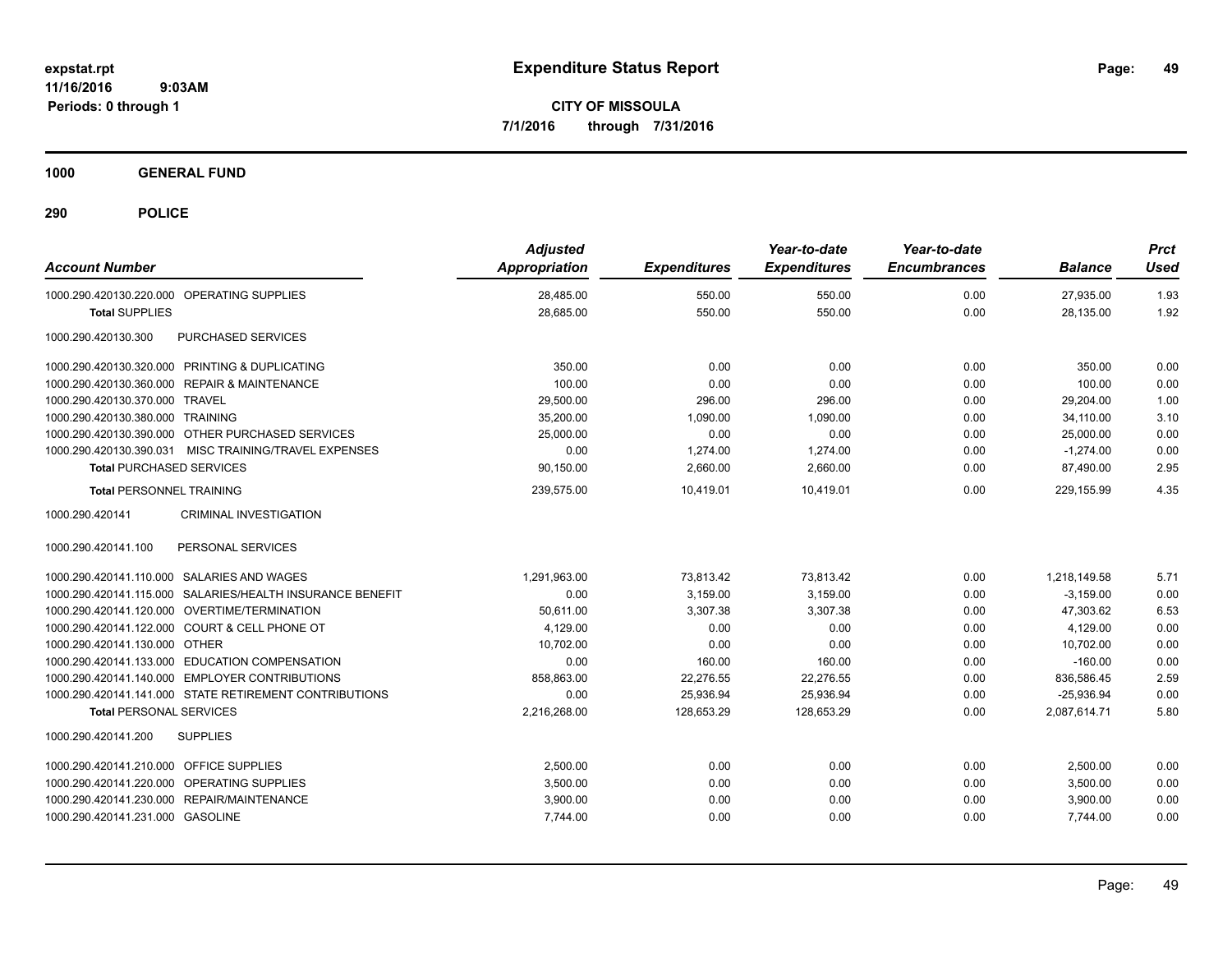**expstat.rpt**
**11/16/2016 9:03AM**
**Periods: 0 through 1**

# Expenditure Status Report

**CITY OF MISSOULA**
**7/1/2016 through 7/31/2016**

## 1000 GENERAL FUND

## 290 POLICE

| Account Number | Adjusted Appropriation | Expenditures | Year-to-date Expenditures | Year-to-date Encumbrances | Balance | Prct Used |
|---|---|---|---|---|---|---|
| 1000.290.420130.220.000 OPERATING SUPPLIES | 28,485.00 | 550.00 | 550.00 | 0.00 | 27,935.00 | 1.93 |
| **Total SUPPLIES** | 28,685.00 | 550.00 | 550.00 | 0.00 | 28,135.00 | 1.92 |
| 1000.290.420130.300 PURCHASED SERVICES | | | | | | |
| 1000.290.420130.320.000 PRINTING & DUPLICATING | 350.00 | 0.00 | 0.00 | 0.00 | 350.00 | 0.00 |
| 1000.290.420130.360.000 REPAIR & MAINTENANCE | 100.00 | 0.00 | 0.00 | 0.00 | 100.00 | 0.00 |
| 1000.290.420130.370.000 TRAVEL | 29,500.00 | 296.00 | 296.00 | 0.00 | 29,204.00 | 1.00 |
| 1000.290.420130.380.000 TRAINING | 35,200.00 | 1,090.00 | 1,090.00 | 0.00 | 34,110.00 | 3.10 |
| 1000.290.420130.390.000 OTHER PURCHASED SERVICES | 25,000.00 | 0.00 | 0.00 | 0.00 | 25,000.00 | 0.00 |
| 1000.290.420130.390.031 MISC TRAINING/TRAVEL EXPENSES | 0.00 | 1,274.00 | 1,274.00 | 0.00 | -1,274.00 | 0.00 |
| **Total PURCHASED SERVICES** | 90,150.00 | 2,660.00 | 2,660.00 | 0.00 | 87,490.00 | 2.95 |
| **Total PERSONNEL TRAINING** | 239,575.00 | 10,419.01 | 10,419.01 | 0.00 | 229,155.99 | 4.35 |
| 1000.290.420141 CRIMINAL INVESTIGATION | | | | | | |
| 1000.290.420141.100 PERSONAL SERVICES | | | | | | |
| 1000.290.420141.110.000 SALARIES AND WAGES | 1,291,963.00 | 73,813.42 | 73,813.42 | 0.00 | 1,218,149.58 | 5.71 |
| 1000.290.420141.115.000 SALARIES/HEALTH INSURANCE BENEFIT | 0.00 | 3,159.00 | 3,159.00 | 0.00 | -3,159.00 | 0.00 |
| 1000.290.420141.120.000 OVERTIME/TERMINATION | 50,611.00 | 3,307.38 | 3,307.38 | 0.00 | 47,303.62 | 6.53 |
| 1000.290.420141.122.000 COURT & CELL PHONE OT | 4,129.00 | 0.00 | 0.00 | 0.00 | 4,129.00 | 0.00 |
| 1000.290.420141.130.000 OTHER | 10,702.00 | 0.00 | 0.00 | 0.00 | 10,702.00 | 0.00 |
| 1000.290.420141.133.000 EDUCATION COMPENSATION | 0.00 | 160.00 | 160.00 | 0.00 | -160.00 | 0.00 |
| 1000.290.420141.140.000 EMPLOYER CONTRIBUTIONS | 858,863.00 | 22,276.55 | 22,276.55 | 0.00 | 836,586.45 | 2.59 |
| 1000.290.420141.141.000 STATE RETIREMENT CONTRIBUTIONS | 0.00 | 25,936.94 | 25,936.94 | 0.00 | -25,936.94 | 0.00 |
| **Total PERSONAL SERVICES** | 2,216,268.00 | 128,653.29 | 128,653.29 | 0.00 | 2,087,614.71 | 5.80 |
| 1000.290.420141.200 SUPPLIES | | | | | | |
| 1000.290.420141.210.000 OFFICE SUPPLIES | 2,500.00 | 0.00 | 0.00 | 0.00 | 2,500.00 | 0.00 |
| 1000.290.420141.220.000 OPERATING SUPPLIES | 3,500.00 | 0.00 | 0.00 | 0.00 | 3,500.00 | 0.00 |
| 1000.290.420141.230.000 REPAIR/MAINTENANCE | 3,900.00 | 0.00 | 0.00 | 0.00 | 3,900.00 | 0.00 |
| 1000.290.420141.231.000 GASOLINE | 7,744.00 | 0.00 | 0.00 | 0.00 | 7,744.00 | 0.00 |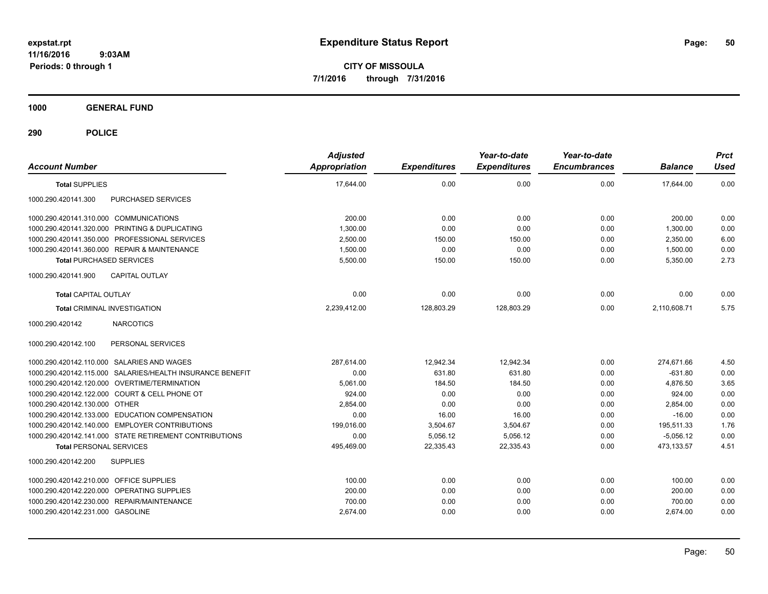**expstat.rpt**
**11/16/2016 9:03AM**
**Periods: 0 through 1**

# Expenditure Status Report

**CITY OF MISSOULA**
**7/1/2016 through 7/31/2016**

## 1000 GENERAL FUND

## 290 POLICE

| Account Number | | Adjusted Appropriation | Expenditures | Year-to-date Expenditures | Year-to-date Encumbrances | Balance | Prct Used |
|---|---|---|---|---|---|---|---|
| **Total SUPPLIES** | | 17,644.00 | 0.00 | 0.00 | 0.00 | 17,644.00 | 0.00 |
| 1000.290.420141.300 | PURCHASED SERVICES | | | | | | |
| 1000.290.420141.310.000 | COMMUNICATIONS | 200.00 | 0.00 | 0.00 | 0.00 | 200.00 | 0.00 |
| 1000.290.420141.320.000 | PRINTING & DUPLICATING | 1,300.00 | 0.00 | 0.00 | 0.00 | 1,300.00 | 0.00 |
| 1000.290.420141.350.000 | PROFESSIONAL SERVICES | 2,500.00 | 150.00 | 150.00 | 0.00 | 2,350.00 | 6.00 |
| 1000.290.420141.360.000 | REPAIR & MAINTENANCE | 1,500.00 | 0.00 | 0.00 | 0.00 | 1,500.00 | 0.00 |
| **Total PURCHASED SERVICES** | | 5,500.00 | 150.00 | 150.00 | 0.00 | 5,350.00 | 2.73 |
| 1000.290.420141.900 | CAPITAL OUTLAY | | | | | | |
| **Total CAPITAL OUTLAY** | | 0.00 | 0.00 | 0.00 | 0.00 | 0.00 | 0.00 |
| **Total CRIMINAL INVESTIGATION** | | 2,239,412.00 | 128,803.29 | 128,803.29 | 0.00 | 2,110,608.71 | 5.75 |
| 1000.290.420142 | NARCOTICS | | | | | | |
| 1000.290.420142.100 | PERSONAL SERVICES | | | | | | |
| 1000.290.420142.110.000 | SALARIES AND WAGES | 287,614.00 | 12,942.34 | 12,942.34 | 0.00 | 274,671.66 | 4.50 |
| 1000.290.420142.115.000 | SALARIES/HEALTH INSURANCE BENEFIT | 0.00 | 631.80 | 631.80 | 0.00 | -631.80 | 0.00 |
| 1000.290.420142.120.000 | OVERTIME/TERMINATION | 5,061.00 | 184.50 | 184.50 | 0.00 | 4,876.50 | 3.65 |
| 1000.290.420142.122.000 | COURT & CELL PHONE OT | 924.00 | 0.00 | 0.00 | 0.00 | 924.00 | 0.00 |
| 1000.290.420142.130.000 | OTHER | 2,854.00 | 0.00 | 0.00 | 0.00 | 2,854.00 | 0.00 |
| 1000.290.420142.133.000 | EDUCATION COMPENSATION | 0.00 | 16.00 | 16.00 | 0.00 | -16.00 | 0.00 |
| 1000.290.420142.140.000 | EMPLOYER CONTRIBUTIONS | 199,016.00 | 3,504.67 | 3,504.67 | 0.00 | 195,511.33 | 1.76 |
| 1000.290.420142.141.000 | STATE RETIREMENT CONTRIBUTIONS | 0.00 | 5,056.12 | 5,056.12 | 0.00 | -5,056.12 | 0.00 |
| **Total PERSONAL SERVICES** | | 495,469.00 | 22,335.43 | 22,335.43 | 0.00 | 473,133.57 | 4.51 |
| 1000.290.420142.200 | SUPPLIES | | | | | | |
| 1000.290.420142.210.000 | OFFICE SUPPLIES | 100.00 | 0.00 | 0.00 | 0.00 | 100.00 | 0.00 |
| 1000.290.420142.220.000 | OPERATING SUPPLIES | 200.00 | 0.00 | 0.00 | 0.00 | 200.00 | 0.00 |
| 1000.290.420142.230.000 | REPAIR/MAINTENANCE | 700.00 | 0.00 | 0.00 | 0.00 | 700.00 | 0.00 |
| 1000.290.420142.231.000 | GASOLINE | 2,674.00 | 0.00 | 0.00 | 0.00 | 2,674.00 | 0.00 |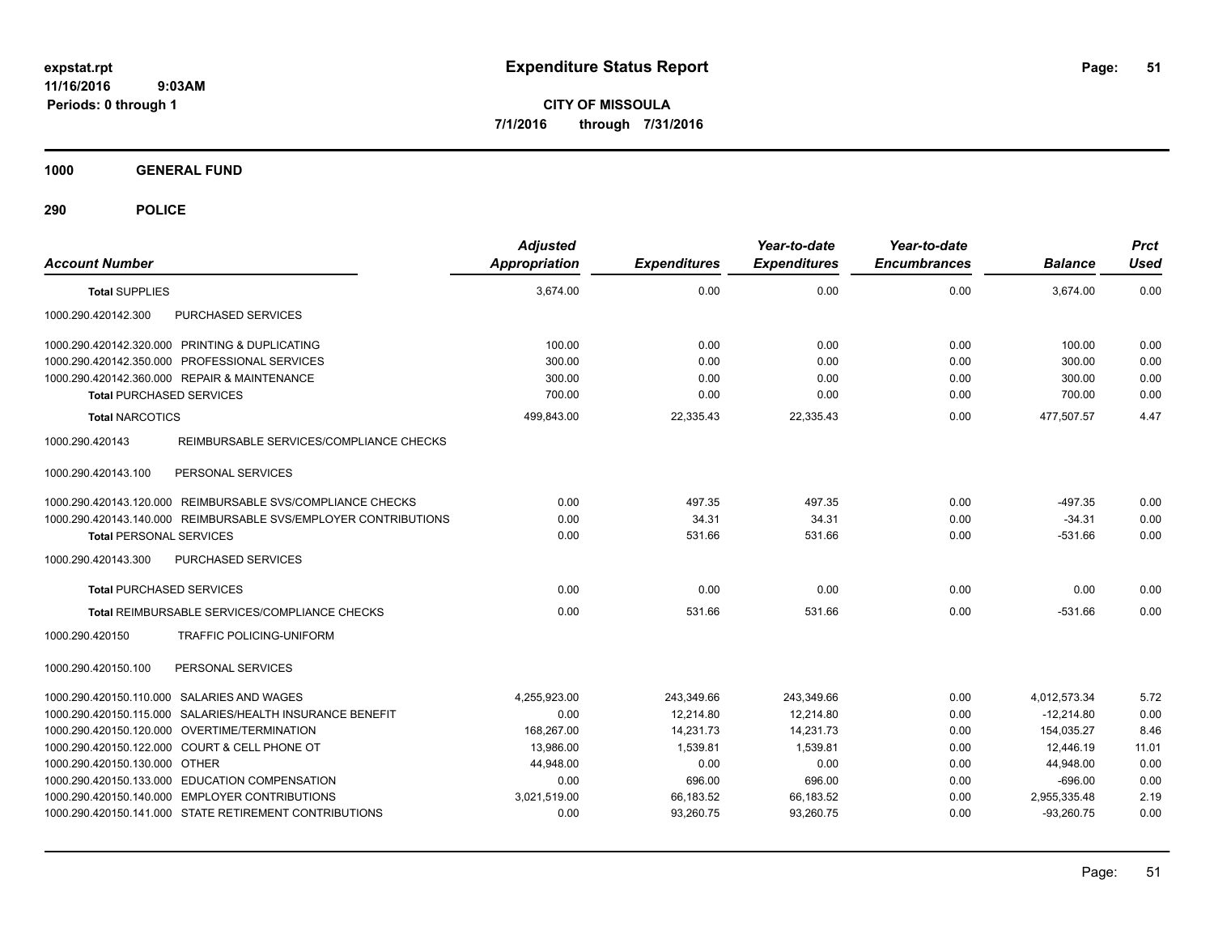# Expenditure Status Report

expstat.rpt
11/16/2016 9:03AM
Periods: 0 through 1

**CITY OF MISSOULA**
**7/1/2016 through 7/31/2016**

## 1000 GENERAL FUND

## 290 POLICE

| Account Number | | Adjusted Appropriation | Expenditures | Year-to-date Expenditures | Year-to-date Encumbrances | Balance | Prct Used |
|---|---|---|---|---|---|---|---|
| **Total** SUPPLIES | | 3,674.00 | 0.00 | 0.00 | 0.00 | 3,674.00 | 0.00 |
| 1000.290.420142.300 | PURCHASED SERVICES | | | | | | |
| 1000.290.420142.320.000 | PRINTING & DUPLICATING | 100.00 | 0.00 | 0.00 | 0.00 | 100.00 | 0.00 |
| 1000.290.420142.350.000 | PROFESSIONAL SERVICES | 300.00 | 0.00 | 0.00 | 0.00 | 300.00 | 0.00 |
| 1000.290.420142.360.000 | REPAIR & MAINTENANCE | 300.00 | 0.00 | 0.00 | 0.00 | 300.00 | 0.00 |
| **Total** PURCHASED SERVICES | | 700.00 | 0.00 | 0.00 | 0.00 | 700.00 | 0.00 |
| **Total** NARCOTICS | | 499,843.00 | 22,335.43 | 22,335.43 | 0.00 | 477,507.57 | 4.47 |
| 1000.290.420143 | REIMBURSABLE SERVICES/COMPLIANCE CHECKS | | | | | | |
| 1000.290.420143.100 | PERSONAL SERVICES | | | | | | |
| 1000.290.420143.120.000 | REIMBURSABLE SVS/COMPLIANCE CHECKS | 0.00 | 497.35 | 497.35 | 0.00 | -497.35 | 0.00 |
| 1000.290.420143.140.000 | REIMBURSABLE SVS/EMPLOYER CONTRIBUTIONS | 0.00 | 34.31 | 34.31 | 0.00 | -34.31 | 0.00 |
| **Total** PERSONAL SERVICES | | 0.00 | 531.66 | 531.66 | 0.00 | -531.66 | 0.00 |
| 1000.290.420143.300 | PURCHASED SERVICES | | | | | | |
| **Total** PURCHASED SERVICES | | 0.00 | 0.00 | 0.00 | 0.00 | 0.00 | 0.00 |
| **Total** REIMBURSABLE SERVICES/COMPLIANCE CHECKS | | 0.00 | 531.66 | 531.66 | 0.00 | -531.66 | 0.00 |
| 1000.290.420150 | TRAFFIC POLICING-UNIFORM | | | | | | |
| 1000.290.420150.100 | PERSONAL SERVICES | | | | | | |
| 1000.290.420150.110.000 | SALARIES AND WAGES | 4,255,923.00 | 243,349.66 | 243,349.66 | 0.00 | 4,012,573.34 | 5.72 |
| 1000.290.420150.115.000 | SALARIES/HEALTH INSURANCE BENEFIT | 0.00 | 12,214.80 | 12,214.80 | 0.00 | -12,214.80 | 0.00 |
| 1000.290.420150.120.000 | OVERTIME/TERMINATION | 168,267.00 | 14,231.73 | 14,231.73 | 0.00 | 154,035.27 | 8.46 |
| 1000.290.420150.122.000 | COURT & CELL PHONE OT | 13,986.00 | 1,539.81 | 1,539.81 | 0.00 | 12,446.19 | 11.01 |
| 1000.290.420150.130.000 | OTHER | 44,948.00 | 0.00 | 0.00 | 0.00 | 44,948.00 | 0.00 |
| 1000.290.420150.133.000 | EDUCATION COMPENSATION | 0.00 | 696.00 | 696.00 | 0.00 | -696.00 | 0.00 |
| 1000.290.420150.140.000 | EMPLOYER CONTRIBUTIONS | 3,021,519.00 | 66,183.52 | 66,183.52 | 0.00 | 2,955,335.48 | 2.19 |
| 1000.290.420150.141.000 | STATE RETIREMENT CONTRIBUTIONS | 0.00 | 93,260.75 | 93,260.75 | 0.00 | -93,260.75 | 0.00 |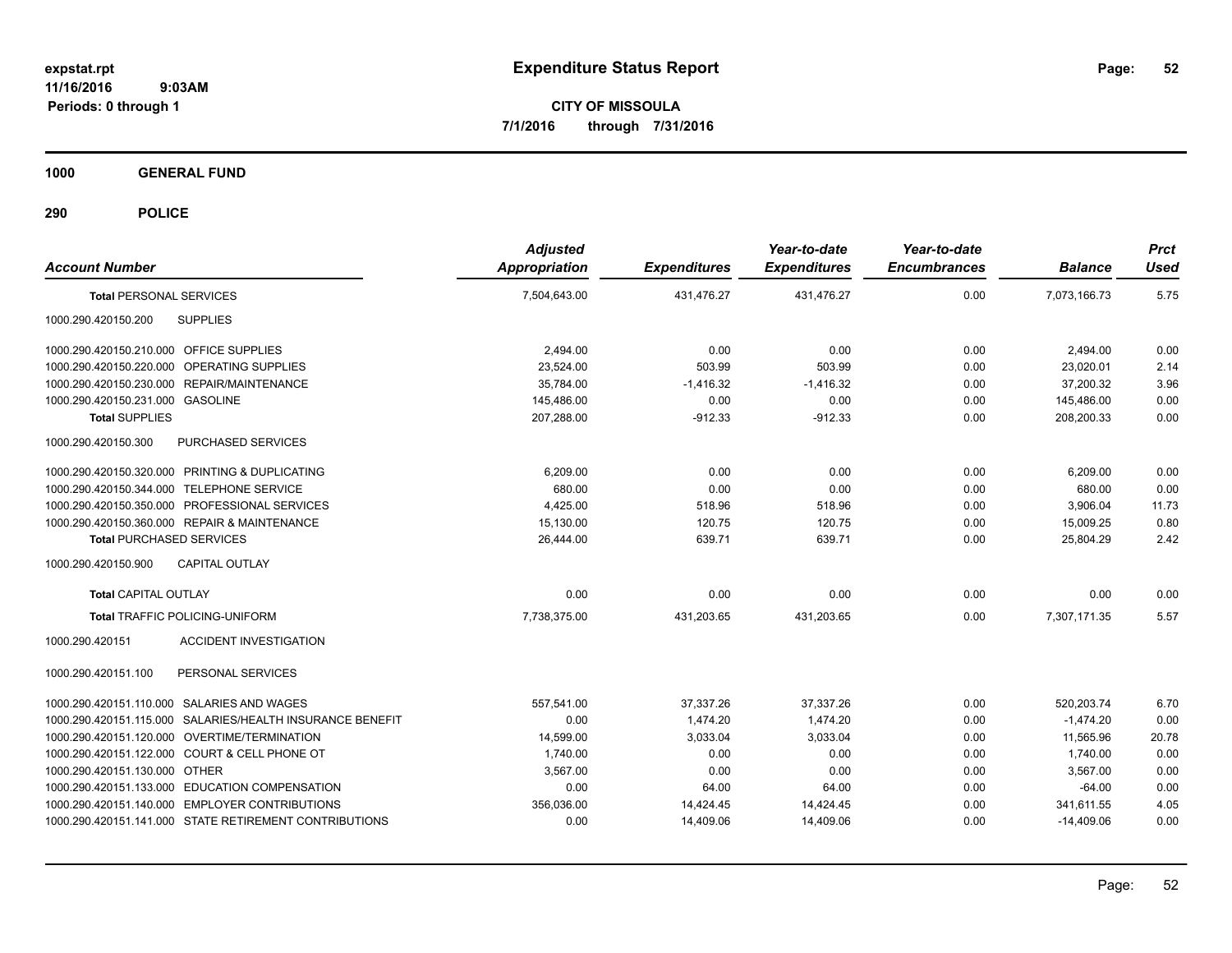# Expenditure Status Report

expstat.rpt
11/16/2016 9:03AM
Periods: 0 through 1

**CITY OF MISSOULA**
**7/1/2016 through 7/31/2016**

## 1000 GENERAL FUND

## 290 POLICE

| Account Number | | Adjusted Appropriation | Expenditures | Year-to-date Expenditures | Year-to-date Encumbrances | Balance | Prct Used |
|---|---|---|---|---|---|---|---|
| **Total** PERSONAL SERVICES | | 7,504,643.00 | 431,476.27 | 431,476.27 | 0.00 | 7,073,166.73 | 5.75 |
| 1000.290.420150.200 | SUPPLIES | | | | | | |
| 1000.290.420150.210.000 | OFFICE SUPPLIES | 2,494.00 | 0.00 | 0.00 | 0.00 | 2,494.00 | 0.00 |
| 1000.290.420150.220.000 | OPERATING SUPPLIES | 23,524.00 | 503.99 | 503.99 | 0.00 | 23,020.01 | 2.14 |
| 1000.290.420150.230.000 | REPAIR/MAINTENANCE | 35,784.00 | -1,416.32 | -1,416.32 | 0.00 | 37,200.32 | 3.96 |
| 1000.290.420150.231.000 | GASOLINE | 145,486.00 | 0.00 | 0.00 | 0.00 | 145,486.00 | 0.00 |
| **Total SUPPLIES** | | 207,288.00 | -912.33 | -912.33 | 0.00 | 208,200.33 | 0.00 |
| 1000.290.420150.300 | PURCHASED SERVICES | | | | | | |
| 1000.290.420150.320.000 | PRINTING & DUPLICATING | 6,209.00 | 0.00 | 0.00 | 0.00 | 6,209.00 | 0.00 |
| 1000.290.420150.344.000 | TELEPHONE SERVICE | 680.00 | 0.00 | 0.00 | 0.00 | 680.00 | 0.00 |
| 1000.290.420150.350.000 | PROFESSIONAL SERVICES | 4,425.00 | 518.96 | 518.96 | 0.00 | 3,906.04 | 11.73 |
| 1000.290.420150.360.000 | REPAIR & MAINTENANCE | 15,130.00 | 120.75 | 120.75 | 0.00 | 15,009.25 | 0.80 |
| **Total** PURCHASED SERVICES | | 26,444.00 | 639.71 | 639.71 | 0.00 | 25,804.29 | 2.42 |
| 1000.290.420150.900 | CAPITAL OUTLAY | | | | | | |
| **Total** CAPITAL OUTLAY | | 0.00 | 0.00 | 0.00 | 0.00 | 0.00 | 0.00 |
| **Total** TRAFFIC POLICING-UNIFORM | | 7,738,375.00 | 431,203.65 | 431,203.65 | 0.00 | 7,307,171.35 | 5.57 |
| 1000.290.420151 | ACCIDENT INVESTIGATION | | | | | | |
| 1000.290.420151.100 | PERSONAL SERVICES | | | | | | |
| 1000.290.420151.110.000 | SALARIES AND WAGES | 557,541.00 | 37,337.26 | 37,337.26 | 0.00 | 520,203.74 | 6.70 |
| 1000.290.420151.115.000 | SALARIES/HEALTH INSURANCE BENEFIT | 0.00 | 1,474.20 | 1,474.20 | 0.00 | -1,474.20 | 0.00 |
| 1000.290.420151.120.000 | OVERTIME/TERMINATION | 14,599.00 | 3,033.04 | 3,033.04 | 0.00 | 11,565.96 | 20.78 |
| 1000.290.420151.122.000 | COURT & CELL PHONE OT | 1,740.00 | 0.00 | 0.00 | 0.00 | 1,740.00 | 0.00 |
| 1000.290.420151.130.000 | OTHER | 3,567.00 | 0.00 | 0.00 | 0.00 | 3,567.00 | 0.00 |
| 1000.290.420151.133.000 | EDUCATION COMPENSATION | 0.00 | 64.00 | 64.00 | 0.00 | -64.00 | 0.00 |
| 1000.290.420151.140.000 | EMPLOYER CONTRIBUTIONS | 356,036.00 | 14,424.45 | 14,424.45 | 0.00 | 341,611.55 | 4.05 |
| 1000.290.420151.141.000 | STATE RETIREMENT CONTRIBUTIONS | 0.00 | 14,409.06 | 14,409.06 | 0.00 | -14,409.06 | 0.00 |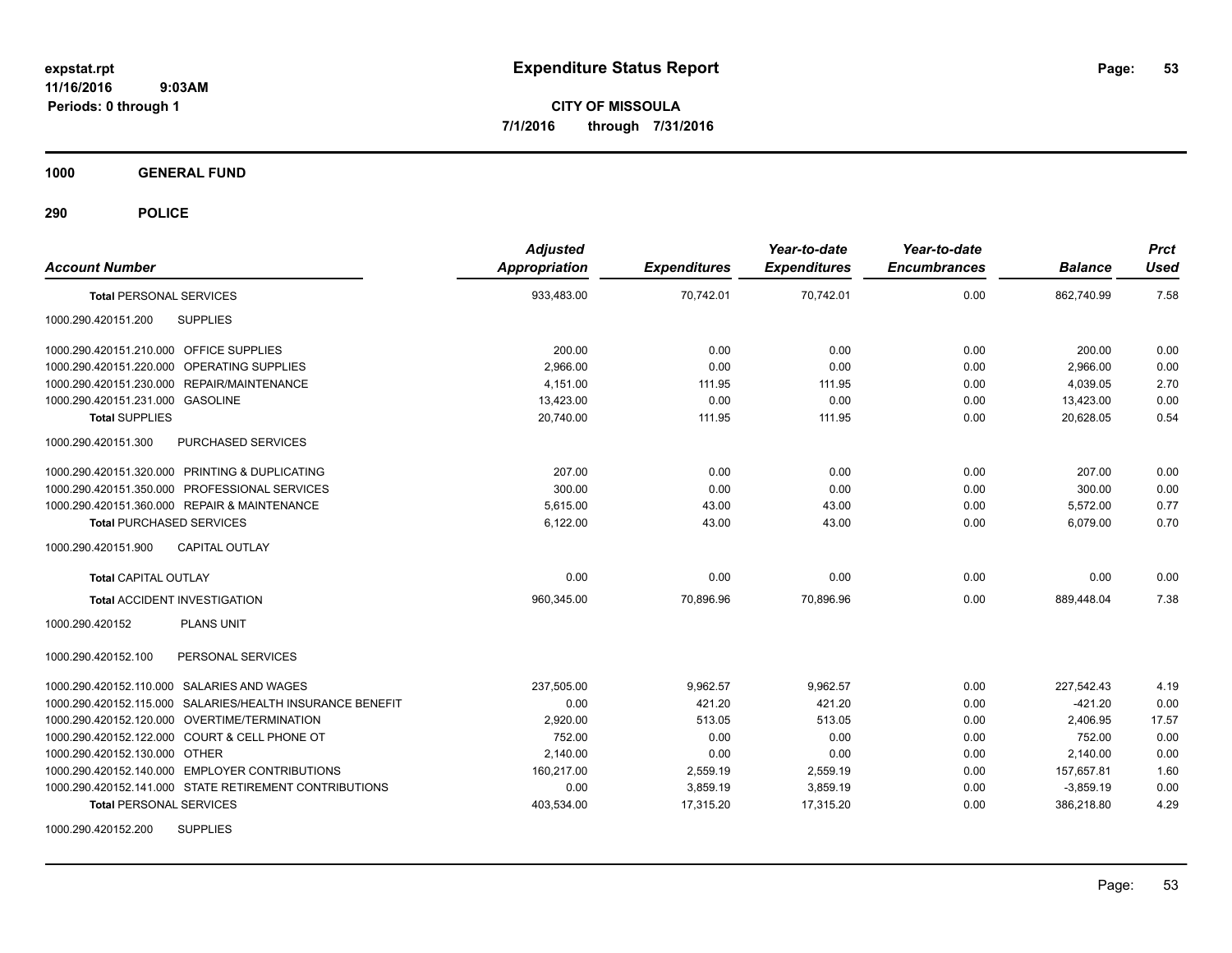# Expenditure Status Report

expstat.rpt
11/16/2016 9:03AM
Periods: 0 through 1

**CITY OF MISSOULA**
**7/1/2016 through 7/31/2016**

**1000 GENERAL FUND**

**290 POLICE**

| Account Number | Adjusted Appropriation | Expenditures | Year-to-date Expenditures | Year-to-date Encumbrances | Balance | Prct Used |
|---|---|---|---|---|---|---|
| **Total** PERSONAL SERVICES | 933,483.00 | 70,742.01 | 70,742.01 | 0.00 | 862,740.99 | 7.58 |
| 1000.290.420151.200 SUPPLIES | | | | | | |
| 1000.290.420151.210.000 OFFICE SUPPLIES | 200.00 | 0.00 | 0.00 | 0.00 | 200.00 | 0.00 |
| 1000.290.420151.220.000 OPERATING SUPPLIES | 2,966.00 | 0.00 | 0.00 | 0.00 | 2,966.00 | 0.00 |
| 1000.290.420151.230.000 REPAIR/MAINTENANCE | 4,151.00 | 111.95 | 111.95 | 0.00 | 4,039.05 | 2.70 |
| 1000.290.420151.231.000 GASOLINE | 13,423.00 | 0.00 | 0.00 | 0.00 | 13,423.00 | 0.00 |
| **Total SUPPLIES** | 20,740.00 | 111.95 | 111.95 | 0.00 | 20,628.05 | 0.54 |
| 1000.290.420151.300 PURCHASED SERVICES | | | | | | |
| 1000.290.420151.320.000 PRINTING & DUPLICATING | 207.00 | 0.00 | 0.00 | 0.00 | 207.00 | 0.00 |
| 1000.290.420151.350.000 PROFESSIONAL SERVICES | 300.00 | 0.00 | 0.00 | 0.00 | 300.00 | 0.00 |
| 1000.290.420151.360.000 REPAIR & MAINTENANCE | 5,615.00 | 43.00 | 43.00 | 0.00 | 5,572.00 | 0.77 |
| **Total** PURCHASED SERVICES | 6,122.00 | 43.00 | 43.00 | 0.00 | 6,079.00 | 0.70 |
| 1000.290.420151.900 CAPITAL OUTLAY | | | | | | |
| **Total** CAPITAL OUTLAY | 0.00 | 0.00 | 0.00 | 0.00 | 0.00 | 0.00 |
| **Total** ACCIDENT INVESTIGATION | 960,345.00 | 70,896.96 | 70,896.96 | 0.00 | 889,448.04 | 7.38 |
| 1000.290.420152 PLANS UNIT | | | | | | |
| 1000.290.420152.100 PERSONAL SERVICES | | | | | | |
| 1000.290.420152.110.000 SALARIES AND WAGES | 237,505.00 | 9,962.57 | 9,962.57 | 0.00 | 227,542.43 | 4.19 |
| 1000.290.420152.115.000 SALARIES/HEALTH INSURANCE BENEFIT | 0.00 | 421.20 | 421.20 | 0.00 | -421.20 | 0.00 |
| 1000.290.420152.120.000 OVERTIME/TERMINATION | 2,920.00 | 513.05 | 513.05 | 0.00 | 2,406.95 | 17.57 |
| 1000.290.420152.122.000 COURT & CELL PHONE OT | 752.00 | 0.00 | 0.00 | 0.00 | 752.00 | 0.00 |
| 1000.290.420152.130.000 OTHER | 2,140.00 | 0.00 | 0.00 | 0.00 | 2,140.00 | 0.00 |
| 1000.290.420152.140.000 EMPLOYER CONTRIBUTIONS | 160,217.00 | 2,559.19 | 2,559.19 | 0.00 | 157,657.81 | 1.60 |
| 1000.290.420152.141.000 STATE RETIREMENT CONTRIBUTIONS | 0.00 | 3,859.19 | 3,859.19 | 0.00 | -3,859.19 | 0.00 |
| **Total** PERSONAL SERVICES | 403,534.00 | 17,315.20 | 17,315.20 | 0.00 | 386,218.80 | 4.29 |
| 1000.290.420152.200 SUPPLIES | | | | | | |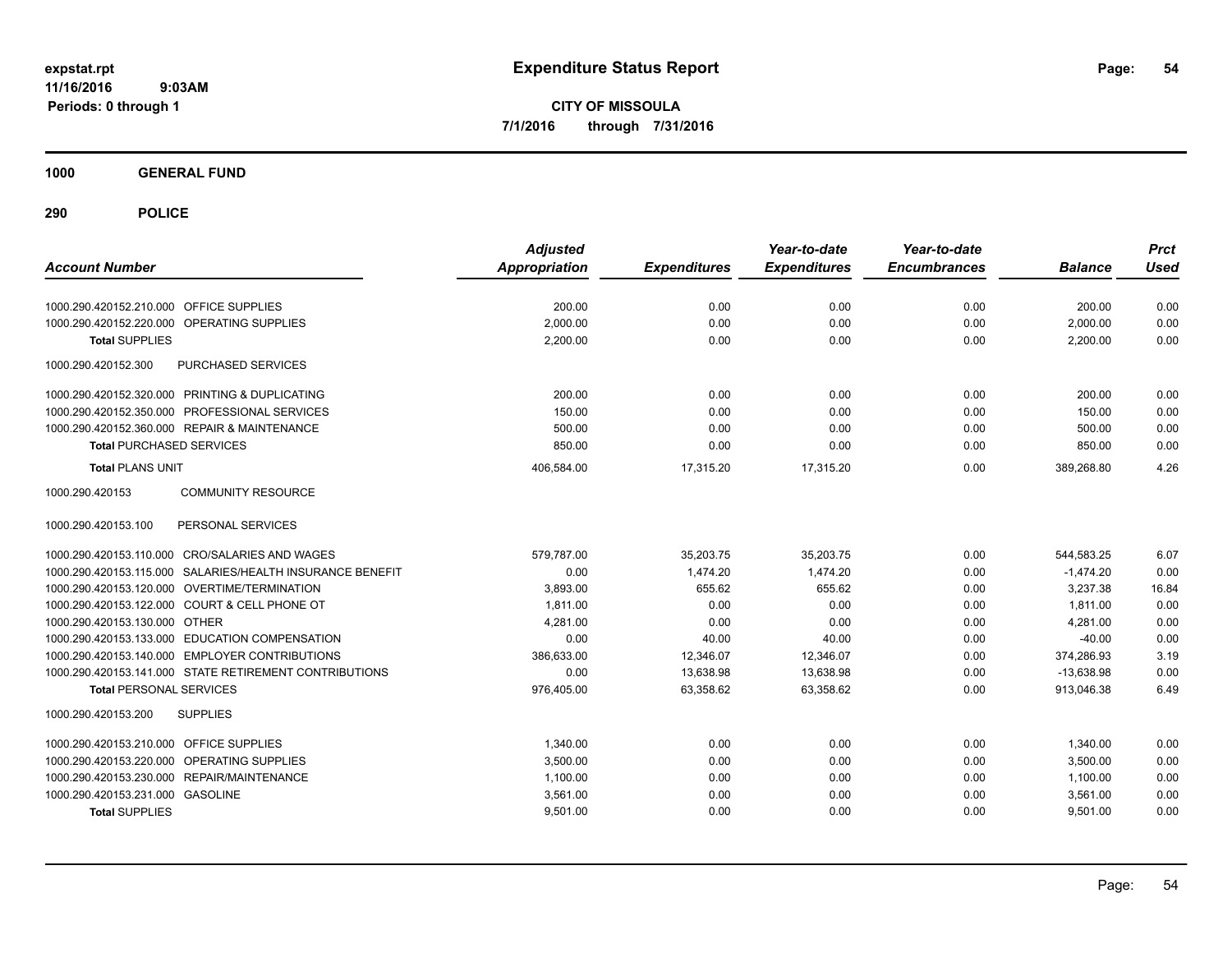**expstat.rpt**
**11/16/2016 9:03AM**
**Periods: 0 through 1**

# Expenditure Status Report

**CITY OF MISSOULA**
**7/1/2016 through 7/31/2016**

## 1000 GENERAL FUND

## 290 POLICE

| Account Number | | Adjusted Appropriation | Expenditures | Year-to-date Expenditures | Year-to-date Encumbrances | Balance | Prct Used |
|---|---|---|---|---|---|---|---|
| 1000.290.420152.210.000 | OFFICE SUPPLIES | 200.00 | 0.00 | 0.00 | 0.00 | 200.00 | 0.00 |
| 1000.290.420152.220.000 | OPERATING SUPPLIES | 2,000.00 | 0.00 | 0.00 | 0.00 | 2,000.00 | 0.00 |
| **Total** SUPPLIES | | 2,200.00 | 0.00 | 0.00 | 0.00 | 2,200.00 | 0.00 |
| 1000.290.420152.300 | PURCHASED SERVICES | | | | | | |
| 1000.290.420152.320.000 | PRINTING & DUPLICATING | 200.00 | 0.00 | 0.00 | 0.00 | 200.00 | 0.00 |
| 1000.290.420152.350.000 | PROFESSIONAL SERVICES | 150.00 | 0.00 | 0.00 | 0.00 | 150.00 | 0.00 |
| 1000.290.420152.360.000 | REPAIR & MAINTENANCE | 500.00 | 0.00 | 0.00 | 0.00 | 500.00 | 0.00 |
| **Total** PURCHASED SERVICES | | 850.00 | 0.00 | 0.00 | 0.00 | 850.00 | 0.00 |
| **Total** PLANS UNIT | | 406,584.00 | 17,315.20 | 17,315.20 | 0.00 | 389,268.80 | 4.26 |
| 1000.290.420153 | COMMUNITY RESOURCE | | | | | | |
| 1000.290.420153.100 | PERSONAL SERVICES | | | | | | |
| 1000.290.420153.110.000 | CRO/SALARIES AND WAGES | 579,787.00 | 35,203.75 | 35,203.75 | 0.00 | 544,583.25 | 6.07 |
| 1000.290.420153.115.000 | SALARIES/HEALTH INSURANCE BENEFIT | 0.00 | 1,474.20 | 1,474.20 | 0.00 | -1,474.20 | 0.00 |
| 1000.290.420153.120.000 | OVERTIME/TERMINATION | 3,893.00 | 655.62 | 655.62 | 0.00 | 3,237.38 | 16.84 |
| 1000.290.420153.122.000 | COURT & CELL PHONE OT | 1,811.00 | 0.00 | 0.00 | 0.00 | 1,811.00 | 0.00 |
| 1000.290.420153.130.000 | OTHER | 4,281.00 | 0.00 | 0.00 | 0.00 | 4,281.00 | 0.00 |
| 1000.290.420153.133.000 | EDUCATION COMPENSATION | 0.00 | 40.00 | 40.00 | 0.00 | -40.00 | 0.00 |
| 1000.290.420153.140.000 | EMPLOYER CONTRIBUTIONS | 386,633.00 | 12,346.07 | 12,346.07 | 0.00 | 374,286.93 | 3.19 |
| 1000.290.420153.141.000 | STATE RETIREMENT CONTRIBUTIONS | 0.00 | 13,638.98 | 13,638.98 | 0.00 | -13,638.98 | 0.00 |
| **Total** PERSONAL SERVICES | | 976,405.00 | 63,358.62 | 63,358.62 | 0.00 | 913,046.38 | 6.49 |
| 1000.290.420153.200 | SUPPLIES | | | | | | |
| 1000.290.420153.210.000 | OFFICE SUPPLIES | 1,340.00 | 0.00 | 0.00 | 0.00 | 1,340.00 | 0.00 |
| 1000.290.420153.220.000 | OPERATING SUPPLIES | 3,500.00 | 0.00 | 0.00 | 0.00 | 3,500.00 | 0.00 |
| 1000.290.420153.230.000 | REPAIR/MAINTENANCE | 1,100.00 | 0.00 | 0.00 | 0.00 | 1,100.00 | 0.00 |
| 1000.290.420153.231.000 | GASOLINE | 3,561.00 | 0.00 | 0.00 | 0.00 | 3,561.00 | 0.00 |
| **Total** SUPPLIES | | 9,501.00 | 0.00 | 0.00 | 0.00 | 9,501.00 | 0.00 |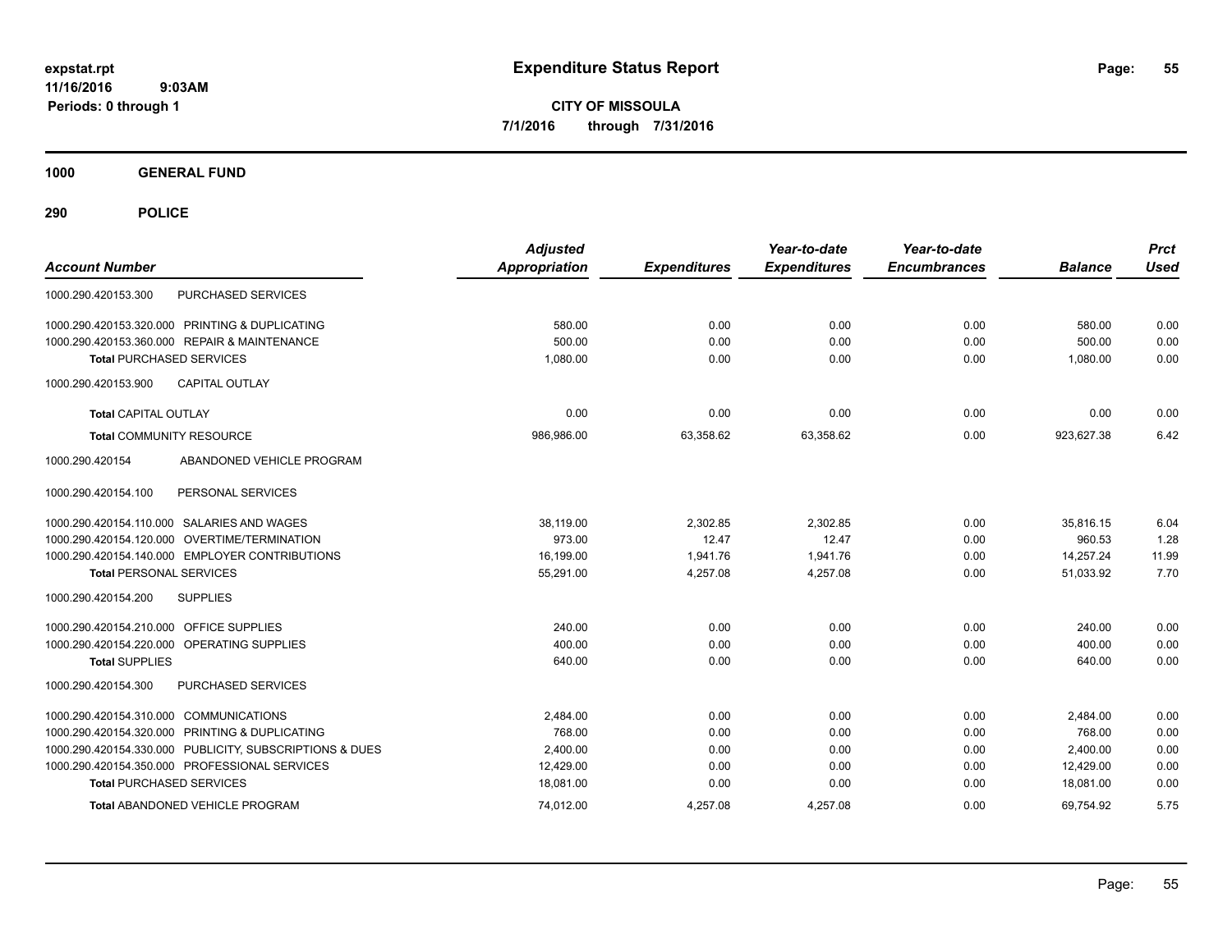expstat.rpt
11/16/2016 9:03AM
Periods: 0 through 1

# Expenditure Status Report

**CITY OF MISSOULA**
**7/1/2016 through 7/31/2016**

## 1000 GENERAL FUND

## 290 POLICE

| Account Number | Adjusted Appropriation | Expenditures | Year-to-date Expenditures | Year-to-date Encumbrances | Balance | Prct Used |
|---|---|---|---|---|---|---|
| 1000.290.420153.300 PURCHASED SERVICES | | | | | | |
| 1000.290.420153.320.000 PRINTING & DUPLICATING | 580.00 | 0.00 | 0.00 | 0.00 | 580.00 | 0.00 |
| 1000.290.420153.360.000 REPAIR & MAINTENANCE | 500.00 | 0.00 | 0.00 | 0.00 | 500.00 | 0.00 |
| **Total** PURCHASED SERVICES | 1,080.00 | 0.00 | 0.00 | 0.00 | 1,080.00 | 0.00 |
| 1000.290.420153.900 CAPITAL OUTLAY | | | | | | |
| **Total** CAPITAL OUTLAY | 0.00 | 0.00 | 0.00 | 0.00 | 0.00 | 0.00 |
| **Total** COMMUNITY RESOURCE | 986,986.00 | 63,358.62 | 63,358.62 | 0.00 | 923,627.38 | 6.42 |
| 1000.290.420154 ABANDONED VEHICLE PROGRAM | | | | | | |
| 1000.290.420154.100 PERSONAL SERVICES | | | | | | |
| 1000.290.420154.110.000 SALARIES AND WAGES | 38,119.00 | 2,302.85 | 2,302.85 | 0.00 | 35,816.15 | 6.04 |
| 1000.290.420154.120.000 OVERTIME/TERMINATION | 973.00 | 12.47 | 12.47 | 0.00 | 960.53 | 1.28 |
| 1000.290.420154.140.000 EMPLOYER CONTRIBUTIONS | 16,199.00 | 1,941.76 | 1,941.76 | 0.00 | 14,257.24 | 11.99 |
| **Total** PERSONAL SERVICES | 55,291.00 | 4,257.08 | 4,257.08 | 0.00 | 51,033.92 | 7.70 |
| 1000.290.420154.200 SUPPLIES | | | | | | |
| 1000.290.420154.210.000 OFFICE SUPPLIES | 240.00 | 0.00 | 0.00 | 0.00 | 240.00 | 0.00 |
| 1000.290.420154.220.000 OPERATING SUPPLIES | 400.00 | 0.00 | 0.00 | 0.00 | 400.00 | 0.00 |
| **Total** SUPPLIES | 640.00 | 0.00 | 0.00 | 0.00 | 640.00 | 0.00 |
| 1000.290.420154.300 PURCHASED SERVICES | | | | | | |
| 1000.290.420154.310.000 COMMUNICATIONS | 2,484.00 | 0.00 | 0.00 | 0.00 | 2,484.00 | 0.00 |
| 1000.290.420154.320.000 PRINTING & DUPLICATING | 768.00 | 0.00 | 0.00 | 0.00 | 768.00 | 0.00 |
| 1000.290.420154.330.000 PUBLICITY, SUBSCRIPTIONS & DUES | 2,400.00 | 0.00 | 0.00 | 0.00 | 2,400.00 | 0.00 |
| 1000.290.420154.350.000 PROFESSIONAL SERVICES | 12,429.00 | 0.00 | 0.00 | 0.00 | 12,429.00 | 0.00 |
| **Total** PURCHASED SERVICES | 18,081.00 | 0.00 | 0.00 | 0.00 | 18,081.00 | 0.00 |
| **Total** ABANDONED VEHICLE PROGRAM | 74,012.00 | 4,257.08 | 4,257.08 | 0.00 | 69,754.92 | 5.75 |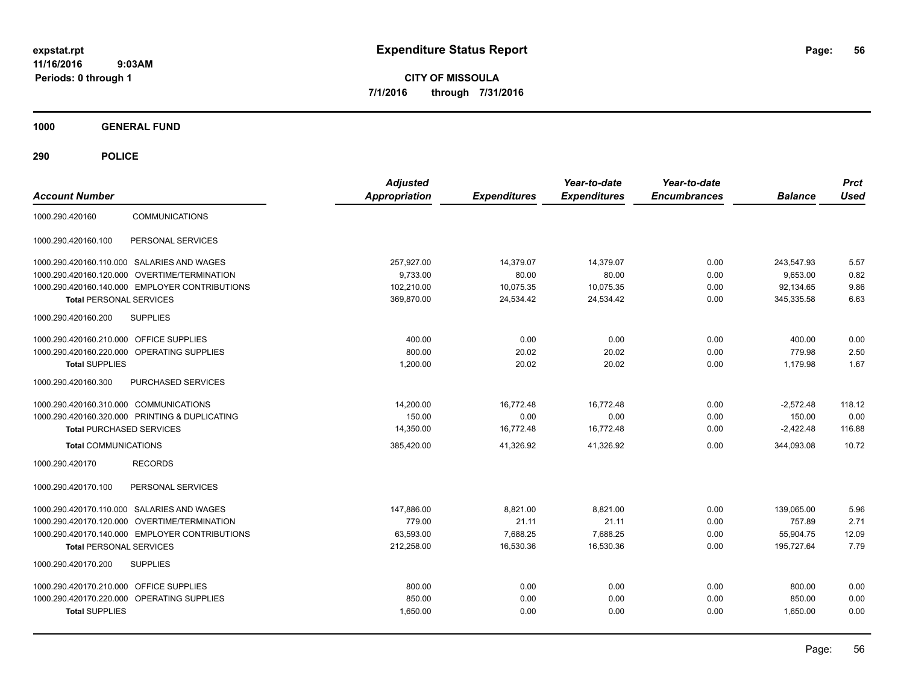# Expenditure Status Report

expstat.rpt
11/16/2016 9:03AM
Periods: 0 through 1

**CITY OF MISSOULA**
**7/1/2016 through 7/31/2016**

**1000 GENERAL FUND**

**290 POLICE**

| Account Number | | Adjusted Appropriation | Expenditures | Year-to-date Expenditures | Year-to-date Encumbrances | Balance | Prct Used |
|---|---|---|---|---|---|---|---|
| 1000.290.420160 | COMMUNICATIONS | | | | | | |
| 1000.290.420160.100 | PERSONAL SERVICES | | | | | | |
| 1000.290.420160.110.000 | SALARIES AND WAGES | 257,927.00 | 14,379.07 | 14,379.07 | 0.00 | 243,547.93 | 5.57 |
| 1000.290.420160.120.000 | OVERTIME/TERMINATION | 9,733.00 | 80.00 | 80.00 | 0.00 | 9,653.00 | 0.82 |
| 1000.290.420160.140.000 | EMPLOYER CONTRIBUTIONS | 102,210.00 | 10,075.35 | 10,075.35 | 0.00 | 92,134.65 | 9.86 |
| **Total** PERSONAL SERVICES | | 369,870.00 | 24,534.42 | 24,534.42 | 0.00 | 345,335.58 | 6.63 |
| 1000.290.420160.200 | SUPPLIES | | | | | | |
| 1000.290.420160.210.000 | OFFICE SUPPLIES | 400.00 | 0.00 | 0.00 | 0.00 | 400.00 | 0.00 |
| 1000.290.420160.220.000 | OPERATING SUPPLIES | 800.00 | 20.02 | 20.02 | 0.00 | 779.98 | 2.50 |
| **Total** SUPPLIES | | 1,200.00 | 20.02 | 20.02 | 0.00 | 1,179.98 | 1.67 |
| 1000.290.420160.300 | PURCHASED SERVICES | | | | | | |
| 1000.290.420160.310.000 | COMMUNICATIONS | 14,200.00 | 16,772.48 | 16,772.48 | 0.00 | -2,572.48 | 118.12 |
| 1000.290.420160.320.000 | PRINTING & DUPLICATING | 150.00 | 0.00 | 0.00 | 0.00 | 150.00 | 0.00 |
| **Total** PURCHASED SERVICES | | 14,350.00 | 16,772.48 | 16,772.48 | 0.00 | -2,422.48 | 116.88 |
| **Total** COMMUNICATIONS | | 385,420.00 | 41,326.92 | 41,326.92 | 0.00 | 344,093.08 | 10.72 |
| 1000.290.420170 | RECORDS | | | | | | |
| 1000.290.420170.100 | PERSONAL SERVICES | | | | | | |
| 1000.290.420170.110.000 | SALARIES AND WAGES | 147,886.00 | 8,821.00 | 8,821.00 | 0.00 | 139,065.00 | 5.96 |
| 1000.290.420170.120.000 | OVERTIME/TERMINATION | 779.00 | 21.11 | 21.11 | 0.00 | 757.89 | 2.71 |
| 1000.290.420170.140.000 | EMPLOYER CONTRIBUTIONS | 63,593.00 | 7,688.25 | 7,688.25 | 0.00 | 55,904.75 | 12.09 |
| **Total** PERSONAL SERVICES | | 212,258.00 | 16,530.36 | 16,530.36 | 0.00 | 195,727.64 | 7.79 |
| 1000.290.420170.200 | SUPPLIES | | | | | | |
| 1000.290.420170.210.000 | OFFICE SUPPLIES | 800.00 | 0.00 | 0.00 | 0.00 | 800.00 | 0.00 |
| 1000.290.420170.220.000 | OPERATING SUPPLIES | 850.00 | 0.00 | 0.00 | 0.00 | 850.00 | 0.00 |
| **Total** SUPPLIES | | 1,650.00 | 0.00 | 0.00 | 0.00 | 1,650.00 | 0.00 |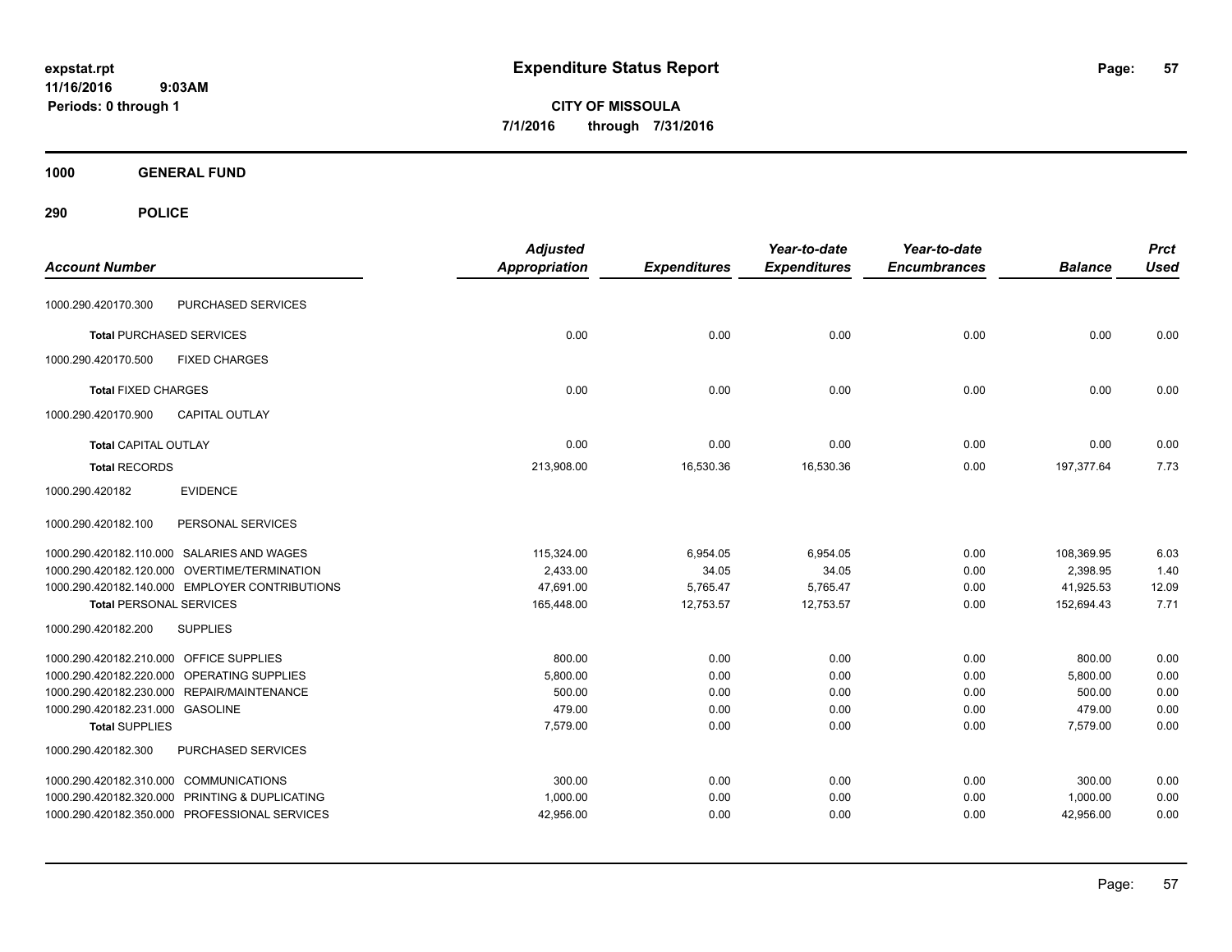# Expenditure Status Report

**CITY OF MISSOULA**
**7/1/2016 through 7/31/2016**

expstat.rpt
11/16/2016 9:03AM
Periods: 0 through 1

## 1000 GENERAL FUND

## 290 POLICE

| Account Number | | Adjusted Appropriation | Expenditures | Year-to-date Expenditures | Year-to-date Encumbrances | Balance | Prct Used |
|---|---|---|---|---|---|---|---|
| 1000.290.420170.300 | PURCHASED SERVICES | | | | | | |
| **Total** PURCHASED SERVICES | | 0.00 | 0.00 | 0.00 | 0.00 | 0.00 | 0.00 |
| 1000.290.420170.500 | FIXED CHARGES | | | | | | |
| **Total** FIXED CHARGES | | 0.00 | 0.00 | 0.00 | 0.00 | 0.00 | 0.00 |
| 1000.290.420170.900 | CAPITAL OUTLAY | | | | | | |
| **Total** CAPITAL OUTLAY | | 0.00 | 0.00 | 0.00 | 0.00 | 0.00 | 0.00 |
| **Total** RECORDS | | 213,908.00 | 16,530.36 | 16,530.36 | 0.00 | 197,377.64 | 7.73 |
| 1000.290.420182 | EVIDENCE | | | | | | |
| 1000.290.420182.100 | PERSONAL SERVICES | | | | | | |
| 1000.290.420182.110.000 | SALARIES AND WAGES | 115,324.00 | 6,954.05 | 6,954.05 | 0.00 | 108,369.95 | 6.03 |
| 1000.290.420182.120.000 | OVERTIME/TERMINATION | 2,433.00 | 34.05 | 34.05 | 0.00 | 2,398.95 | 1.40 |
| 1000.290.420182.140.000 | EMPLOYER CONTRIBUTIONS | 47,691.00 | 5,765.47 | 5,765.47 | 0.00 | 41,925.53 | 12.09 |
| **Total** PERSONAL SERVICES | | 165,448.00 | 12,753.57 | 12,753.57 | 0.00 | 152,694.43 | 7.71 |
| 1000.290.420182.200 | SUPPLIES | | | | | | |
| 1000.290.420182.210.000 | OFFICE SUPPLIES | 800.00 | 0.00 | 0.00 | 0.00 | 800.00 | 0.00 |
| 1000.290.420182.220.000 | OPERATING SUPPLIES | 5,800.00 | 0.00 | 0.00 | 0.00 | 5,800.00 | 0.00 |
| 1000.290.420182.230.000 | REPAIR/MAINTENANCE | 500.00 | 0.00 | 0.00 | 0.00 | 500.00 | 0.00 |
| 1000.290.420182.231.000 | GASOLINE | 479.00 | 0.00 | 0.00 | 0.00 | 479.00 | 0.00 |
| **Total** SUPPLIES | | 7,579.00 | 0.00 | 0.00 | 0.00 | 7,579.00 | 0.00 |
| 1000.290.420182.300 | PURCHASED SERVICES | | | | | | |
| 1000.290.420182.310.000 | COMMUNICATIONS | 300.00 | 0.00 | 0.00 | 0.00 | 300.00 | 0.00 |
| 1000.290.420182.320.000 | PRINTING & DUPLICATING | 1,000.00 | 0.00 | 0.00 | 0.00 | 1,000.00 | 0.00 |
| 1000.290.420182.350.000 | PROFESSIONAL SERVICES | 42,956.00 | 0.00 | 0.00 | 0.00 | 42,956.00 | 0.00 |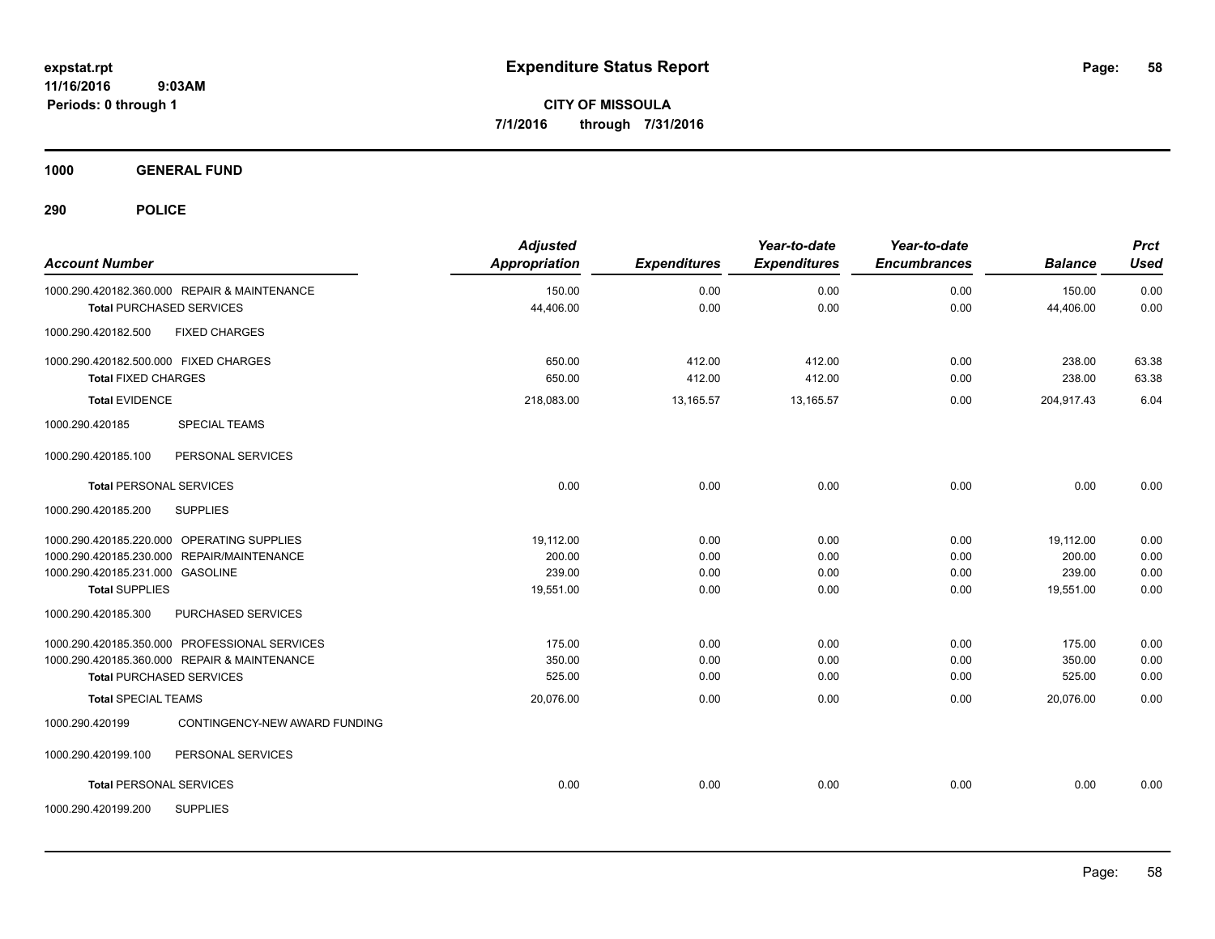**expstat.rpt**
**11/16/2016 9:03AM**
**Periods: 0 through 1**

# Expenditure Status Report

**CITY OF MISSOULA**
**7/1/2016 through 7/31/2016**

## 1000 GENERAL FUND

## 290 POLICE

| Account Number | | Adjusted Appropriation | Expenditures | Year-to-date Expenditures | Year-to-date Encumbrances | Balance | Prct Used |
|---|---|---|---|---|---|---|---|
| 1000.290.420182.360.000 | REPAIR & MAINTENANCE | 150.00 | 0.00 | 0.00 | 0.00 | 150.00 | 0.00 |
| **Total** PURCHASED SERVICES | | 44,406.00 | 0.00 | 0.00 | 0.00 | 44,406.00 | 0.00 |
| 1000.290.420182.500 | FIXED CHARGES | | | | | | |
| 1000.290.420182.500.000 | FIXED CHARGES | 650.00 | 412.00 | 412.00 | 0.00 | 238.00 | 63.38 |
| **Total** FIXED CHARGES | | 650.00 | 412.00 | 412.00 | 0.00 | 238.00 | 63.38 |
| **Total** EVIDENCE | | 218,083.00 | 13,165.57 | 13,165.57 | 0.00 | 204,917.43 | 6.04 |
| 1000.290.420185 | SPECIAL TEAMS | | | | | | |
| 1000.290.420185.100 | PERSONAL SERVICES | | | | | | |
| **Total** PERSONAL SERVICES | | 0.00 | 0.00 | 0.00 | 0.00 | 0.00 | 0.00 |
| 1000.290.420185.200 | SUPPLIES | | | | | | |
| 1000.290.420185.220.000 | OPERATING SUPPLIES | 19,112.00 | 0.00 | 0.00 | 0.00 | 19,112.00 | 0.00 |
| 1000.290.420185.230.000 | REPAIR/MAINTENANCE | 200.00 | 0.00 | 0.00 | 0.00 | 200.00 | 0.00 |
| 1000.290.420185.231.000 | GASOLINE | 239.00 | 0.00 | 0.00 | 0.00 | 239.00 | 0.00 |
| **Total** SUPPLIES | | 19,551.00 | 0.00 | 0.00 | 0.00 | 19,551.00 | 0.00 |
| 1000.290.420185.300 | PURCHASED SERVICES | | | | | | |
| 1000.290.420185.350.000 | PROFESSIONAL SERVICES | 175.00 | 0.00 | 0.00 | 0.00 | 175.00 | 0.00 |
| 1000.290.420185.360.000 | REPAIR & MAINTENANCE | 350.00 | 0.00 | 0.00 | 0.00 | 350.00 | 0.00 |
| **Total** PURCHASED SERVICES | | 525.00 | 0.00 | 0.00 | 0.00 | 525.00 | 0.00 |
| **Total** SPECIAL TEAMS | | 20,076.00 | 0.00 | 0.00 | 0.00 | 20,076.00 | 0.00 |
| 1000.290.420199 | CONTINGENCY-NEW AWARD FUNDING | | | | | | |
| 1000.290.420199.100 | PERSONAL SERVICES | | | | | | |
| **Total** PERSONAL SERVICES | | 0.00 | 0.00 | 0.00 | 0.00 | 0.00 | 0.00 |
| 1000.290.420199.200 | SUPPLIES | | | | | | |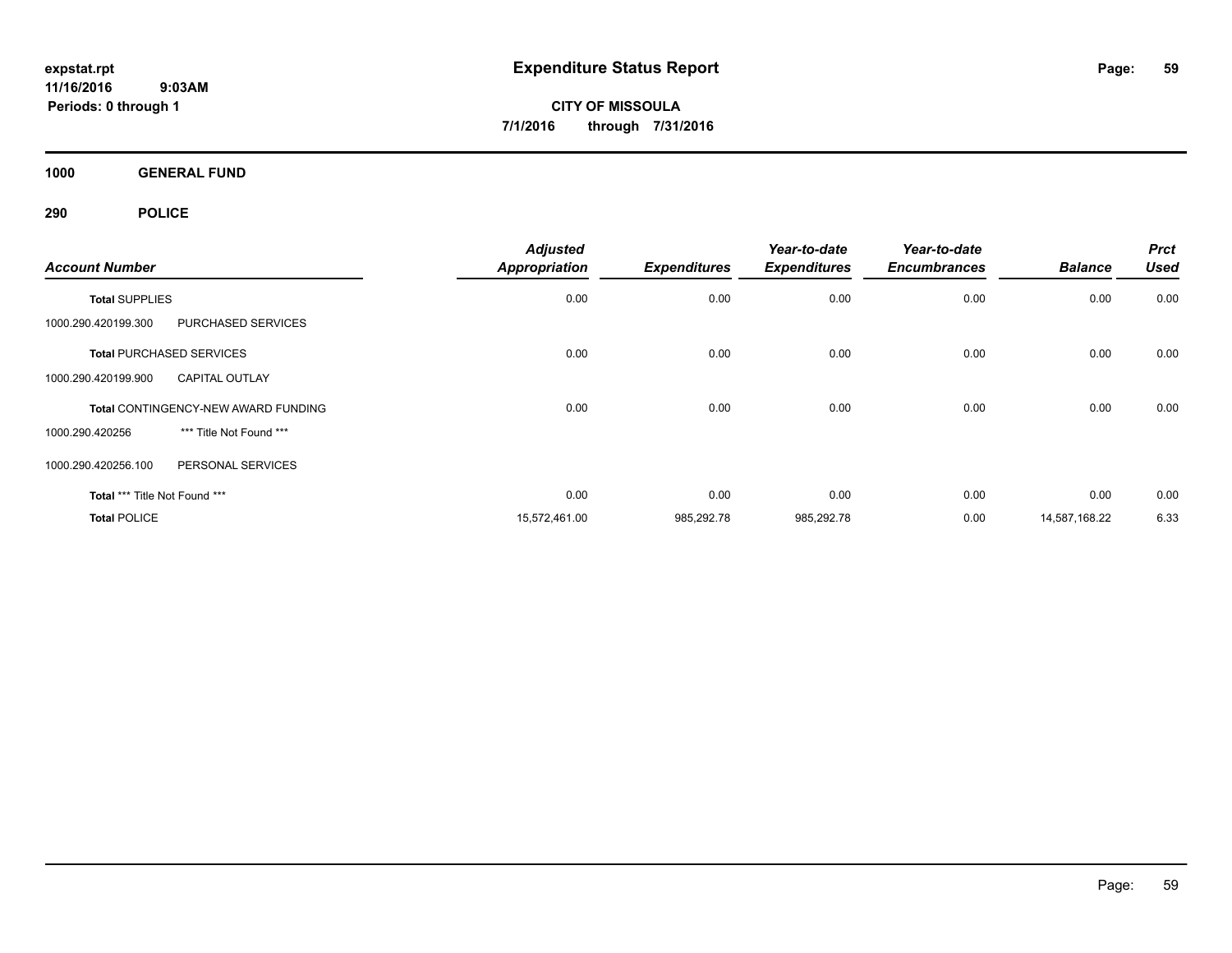**expstat.rpt**
**11/16/2016 9:03AM**
**Periods: 0 through 1**

# Expenditure Status Report

**CITY OF MISSOULA**
**7/1/2016 through 7/31/2016**

## 1000 GENERAL FUND

## 290 POLICE

| Account Number | | Adjusted Appropriation | Expenditures | Year-to-date Expenditures | Year-to-date Encumbrances | Balance | Prct Used |
|---|---|---|---|---|---|---|---|
| **Total** SUPPLIES | | 0.00 | 0.00 | 0.00 | 0.00 | 0.00 | 0.00 |
| 1000.290.420199.300 | PURCHASED SERVICES | | | | | | |
| **Total** PURCHASED SERVICES | | 0.00 | 0.00 | 0.00 | 0.00 | 0.00 | 0.00 |
| 1000.290.420199.900 | CAPITAL OUTLAY | | | | | | |
| **Total** CONTINGENCY-NEW AWARD FUNDING | | 0.00 | 0.00 | 0.00 | 0.00 | 0.00 | 0.00 |
| 1000.290.420256 | *** Title Not Found *** | | | | | | |
| 1000.290.420256.100 | PERSONAL SERVICES | | | | | | |
| **Total** *** Title Not Found *** | | 0.00 | 0.00 | 0.00 | 0.00 | 0.00 | 0.00 |
| **Total** POLICE | | 15,572,461.00 | 985,292.78 | 985,292.78 | 0.00 | 14,587,168.22 | 6.33 |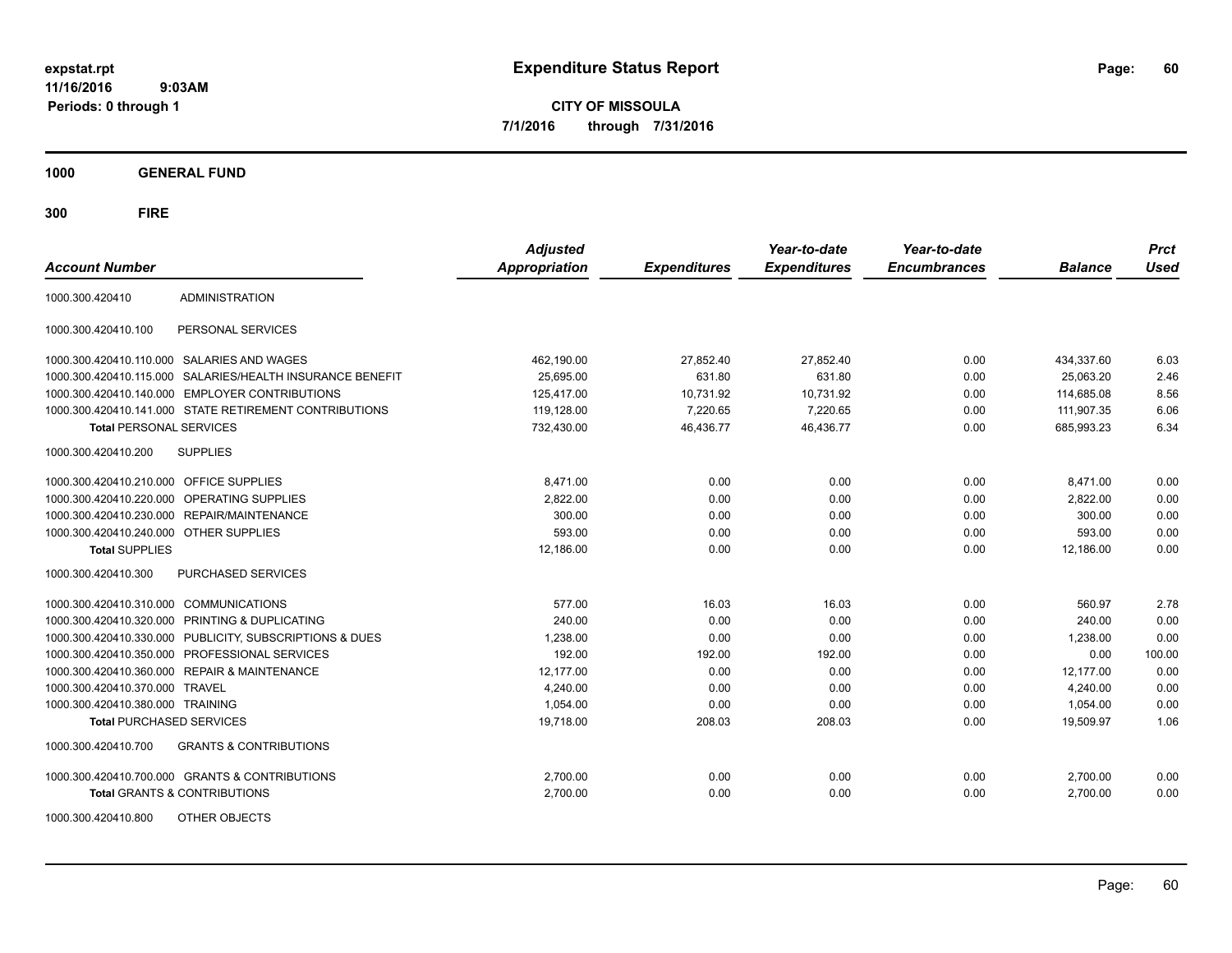**expstat.rpt**
**11/16/2016 9:03AM**
**Periods: 0 through 1**

# Expenditure Status Report

**CITY OF MISSOULA**
**7/1/2016 through 7/31/2016**

## 1000 GENERAL FUND

## 300 FIRE

| Account Number | | Adjusted Appropriation | Expenditures | Year-to-date Expenditures | Year-to-date Encumbrances | Balance | Prct Used |
|---|---|---|---|---|---|---|---|
| 1000.300.420410 | ADMINISTRATION | | | | | | |
| 1000.300.420410.100 | PERSONAL SERVICES | | | | | | |
| 1000.300.420410.110.000 | SALARIES AND WAGES | 462,190.00 | 27,852.40 | 27,852.40 | 0.00 | 434,337.60 | 6.03 |
| 1000.300.420410.115.000 | SALARIES/HEALTH INSURANCE BENEFIT | 25,695.00 | 631.80 | 631.80 | 0.00 | 25,063.20 | 2.46 |
| 1000.300.420410.140.000 | EMPLOYER CONTRIBUTIONS | 125,417.00 | 10,731.92 | 10,731.92 | 0.00 | 114,685.08 | 8.56 |
| 1000.300.420410.141.000 | STATE RETIREMENT CONTRIBUTIONS | 119,128.00 | 7,220.65 | 7,220.65 | 0.00 | 111,907.35 | 6.06 |
| **Total** PERSONAL SERVICES | | 732,430.00 | 46,436.77 | 46,436.77 | 0.00 | 685,993.23 | 6.34 |
| 1000.300.420410.200 | SUPPLIES | | | | | | |
| 1000.300.420410.210.000 | OFFICE SUPPLIES | 8,471.00 | 0.00 | 0.00 | 0.00 | 8,471.00 | 0.00 |
| 1000.300.420410.220.000 | OPERATING SUPPLIES | 2,822.00 | 0.00 | 0.00 | 0.00 | 2,822.00 | 0.00 |
| 1000.300.420410.230.000 | REPAIR/MAINTENANCE | 300.00 | 0.00 | 0.00 | 0.00 | 300.00 | 0.00 |
| 1000.300.420410.240.000 | OTHER SUPPLIES | 593.00 | 0.00 | 0.00 | 0.00 | 593.00 | 0.00 |
| **Total** SUPPLIES | | 12,186.00 | 0.00 | 0.00 | 0.00 | 12,186.00 | 0.00 |
| 1000.300.420410.300 | PURCHASED SERVICES | | | | | | |
| 1000.300.420410.310.000 | COMMUNICATIONS | 577.00 | 16.03 | 16.03 | 0.00 | 560.97 | 2.78 |
| 1000.300.420410.320.000 | PRINTING & DUPLICATING | 240.00 | 0.00 | 0.00 | 0.00 | 240.00 | 0.00 |
| 1000.300.420410.330.000 | PUBLICITY, SUBSCRIPTIONS & DUES | 1,238.00 | 0.00 | 0.00 | 0.00 | 1,238.00 | 0.00 |
| 1000.300.420410.350.000 | PROFESSIONAL SERVICES | 192.00 | 192.00 | 192.00 | 0.00 | 0.00 | 100.00 |
| 1000.300.420410.360.000 | REPAIR & MAINTENANCE | 12,177.00 | 0.00 | 0.00 | 0.00 | 12,177.00 | 0.00 |
| 1000.300.420410.370.000 | TRAVEL | 4,240.00 | 0.00 | 0.00 | 0.00 | 4,240.00 | 0.00 |
| 1000.300.420410.380.000 | TRAINING | 1,054.00 | 0.00 | 0.00 | 0.00 | 1,054.00 | 0.00 |
| **Total** PURCHASED SERVICES | | 19,718.00 | 208.03 | 208.03 | 0.00 | 19,509.97 | 1.06 |
| 1000.300.420410.700 | GRANTS & CONTRIBUTIONS | | | | | | |
| 1000.300.420410.700.000 | GRANTS & CONTRIBUTIONS | 2,700.00 | 0.00 | 0.00 | 0.00 | 2,700.00 | 0.00 |
| **Total** GRANTS & CONTRIBUTIONS | | 2,700.00 | 0.00 | 0.00 | 0.00 | 2,700.00 | 0.00 |
| 1000.300.420410.800 | OTHER OBJECTS | | | | | | |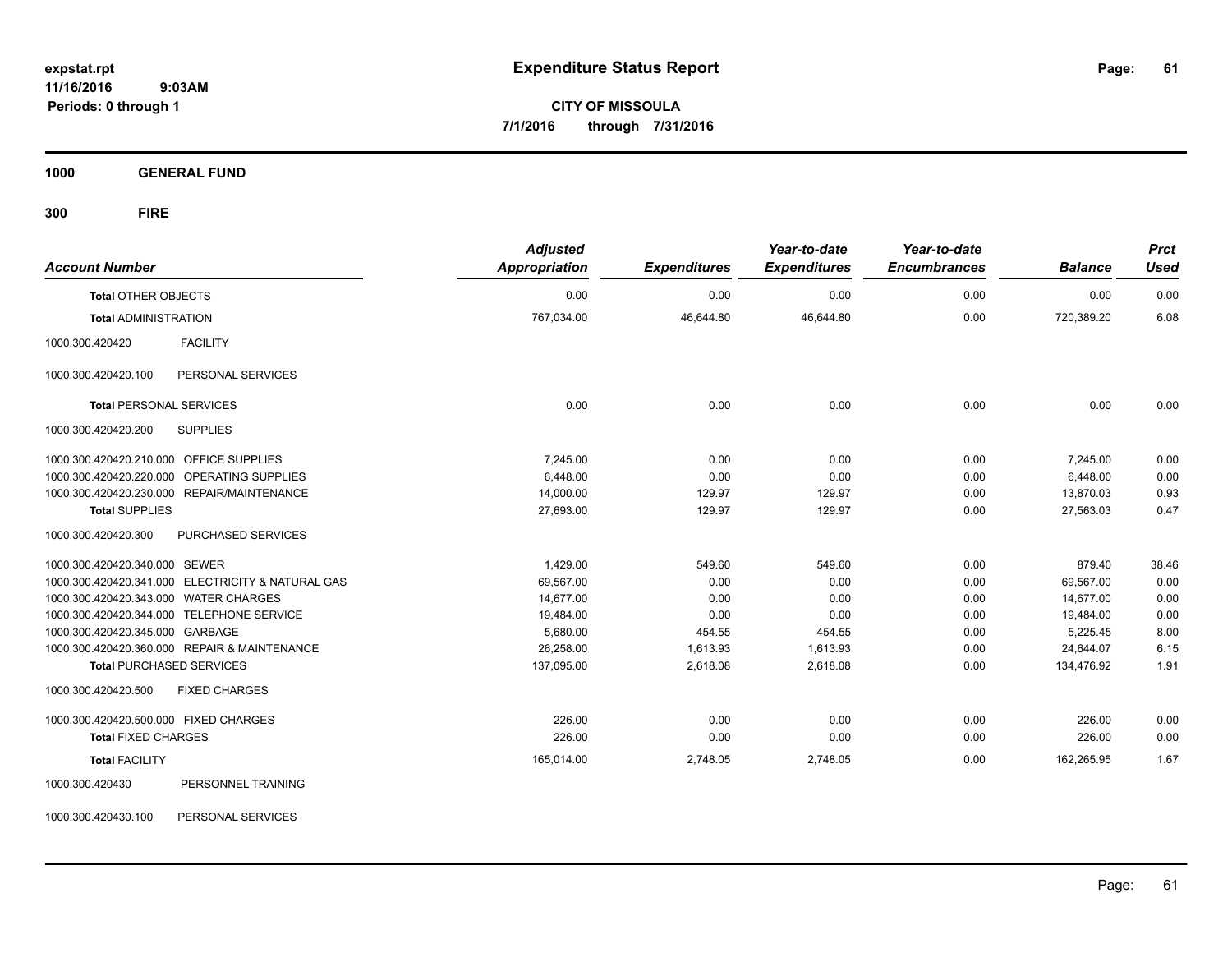expstat.rpt
11/16/2016 9:03AM
Periods: 0 through 1

# Expenditure Status Report

**CITY OF MISSOULA**
**7/1/2016 through 7/31/2016**

## 1000 GENERAL FUND

## 300 FIRE

| Account Number | | Adjusted Appropriation | Expenditures | Year-to-date Expenditures | Year-to-date Encumbrances | Balance | Prct Used |
|---|---|---|---|---|---|---|---|
| **Total** OTHER OBJECTS | | 0.00 | 0.00 | 0.00 | 0.00 | 0.00 | 0.00 |
| **Total** ADMINISTRATION | | 767,034.00 | 46,644.80 | 46,644.80 | 0.00 | 720,389.20 | 6.08 |
| 1000.300.420420 | FACILITY | | | | | | |
| 1000.300.420420.100 | PERSONAL SERVICES | | | | | | |
| **Total** PERSONAL SERVICES | | 0.00 | 0.00 | 0.00 | 0.00 | 0.00 | 0.00 |
| 1000.300.420420.200 | SUPPLIES | | | | | | |
| 1000.300.420420.210.000 | OFFICE SUPPLIES | 7,245.00 | 0.00 | 0.00 | 0.00 | 7,245.00 | 0.00 |
| 1000.300.420420.220.000 | OPERATING SUPPLIES | 6,448.00 | 0.00 | 0.00 | 0.00 | 6,448.00 | 0.00 |
| 1000.300.420420.230.000 | REPAIR/MAINTENANCE | 14,000.00 | 129.97 | 129.97 | 0.00 | 13,870.03 | 0.93 |
| **Total** SUPPLIES | | 27,693.00 | 129.97 | 129.97 | 0.00 | 27,563.03 | 0.47 |
| 1000.300.420420.300 | PURCHASED SERVICES | | | | | | |
| 1000.300.420420.340.000 | SEWER | 1,429.00 | 549.60 | 549.60 | 0.00 | 879.40 | 38.46 |
| 1000.300.420420.341.000 | ELECTRICITY & NATURAL GAS | 69,567.00 | 0.00 | 0.00 | 0.00 | 69,567.00 | 0.00 |
| 1000.300.420420.343.000 | WATER CHARGES | 14,677.00 | 0.00 | 0.00 | 0.00 | 14,677.00 | 0.00 |
| 1000.300.420420.344.000 | TELEPHONE SERVICE | 19,484.00 | 0.00 | 0.00 | 0.00 | 19,484.00 | 0.00 |
| 1000.300.420420.345.000 | GARBAGE | 5,680.00 | 454.55 | 454.55 | 0.00 | 5,225.45 | 8.00 |
| 1000.300.420420.360.000 | REPAIR & MAINTENANCE | 26,258.00 | 1,613.93 | 1,613.93 | 0.00 | 24,644.07 | 6.15 |
| **Total** PURCHASED SERVICES | | 137,095.00 | 2,618.08 | 2,618.08 | 0.00 | 134,476.92 | 1.91 |
| 1000.300.420420.500 | FIXED CHARGES | | | | | | |
| 1000.300.420420.500.000 | FIXED CHARGES | 226.00 | 0.00 | 0.00 | 0.00 | 226.00 | 0.00 |
| **Total** FIXED CHARGES | | 226.00 | 0.00 | 0.00 | 0.00 | 226.00 | 0.00 |
| **Total** FACILITY | | 165,014.00 | 2,748.05 | 2,748.05 | 0.00 | 162,265.95 | 1.67 |
| 1000.300.420430 | PERSONNEL TRAINING | | | | | | |
| 1000.300.420430.100 | PERSONAL SERVICES | | | | | | |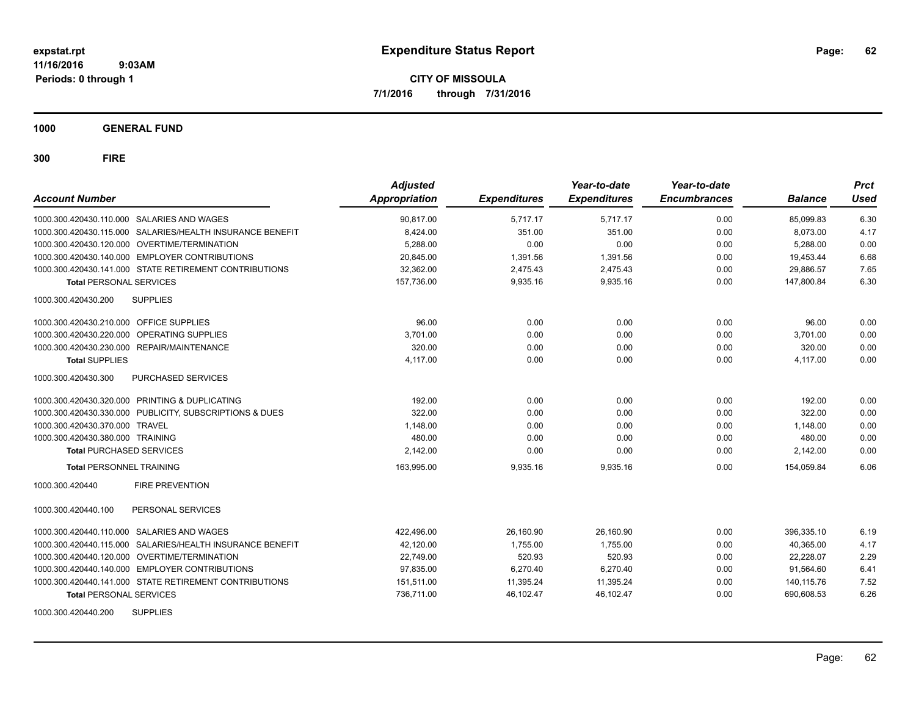# Expenditure Status Report

expstat.rpt
11/16/2016 9:03AM
Periods: 0 through 1

**CITY OF MISSOULA**
**7/1/2016 through 7/31/2016**

**1000 GENERAL FUND**

**300 FIRE**

| Account Number | | Adjusted Appropriation | Expenditures | Year-to-date Expenditures | Year-to-date Encumbrances | Balance | Prct Used |
|---|---|---|---|---|---|---|---|
| 1000.300.420430.110.000 | SALARIES AND WAGES | 90,817.00 | 5,717.17 | 5,717.17 | 0.00 | 85,099.83 | 6.30 |
| 1000.300.420430.115.000 | SALARIES/HEALTH INSURANCE BENEFIT | 8,424.00 | 351.00 | 351.00 | 0.00 | 8,073.00 | 4.17 |
| 1000.300.420430.120.000 | OVERTIME/TERMINATION | 5,288.00 | 0.00 | 0.00 | 0.00 | 5,288.00 | 0.00 |
| 1000.300.420430.140.000 | EMPLOYER CONTRIBUTIONS | 20,845.00 | 1,391.56 | 1,391.56 | 0.00 | 19,453.44 | 6.68 |
| 1000.300.420430.141.000 | STATE RETIREMENT CONTRIBUTIONS | 32,362.00 | 2,475.43 | 2,475.43 | 0.00 | 29,886.57 | 7.65 |
| **Total** PERSONAL SERVICES | | 157,736.00 | 9,935.16 | 9,935.16 | 0.00 | 147,800.84 | 6.30 |
| 1000.300.420430.200 | SUPPLIES | | | | | | |
| 1000.300.420430.210.000 | OFFICE SUPPLIES | 96.00 | 0.00 | 0.00 | 0.00 | 96.00 | 0.00 |
| 1000.300.420430.220.000 | OPERATING SUPPLIES | 3,701.00 | 0.00 | 0.00 | 0.00 | 3,701.00 | 0.00 |
| 1000.300.420430.230.000 | REPAIR/MAINTENANCE | 320.00 | 0.00 | 0.00 | 0.00 | 320.00 | 0.00 |
| **Total** SUPPLIES | | 4,117.00 | 0.00 | 0.00 | 0.00 | 4,117.00 | 0.00 |
| 1000.300.420430.300 | PURCHASED SERVICES | | | | | | |
| 1000.300.420430.320.000 | PRINTING & DUPLICATING | 192.00 | 0.00 | 0.00 | 0.00 | 192.00 | 0.00 |
| 1000.300.420430.330.000 | PUBLICITY, SUBSCRIPTIONS & DUES | 322.00 | 0.00 | 0.00 | 0.00 | 322.00 | 0.00 |
| 1000.300.420430.370.000 | TRAVEL | 1,148.00 | 0.00 | 0.00 | 0.00 | 1,148.00 | 0.00 |
| 1000.300.420430.380.000 | TRAINING | 480.00 | 0.00 | 0.00 | 0.00 | 480.00 | 0.00 |
| **Total** PURCHASED SERVICES | | 2,142.00 | 0.00 | 0.00 | 0.00 | 2,142.00 | 0.00 |
| **Total** PERSONNEL TRAINING | | 163,995.00 | 9,935.16 | 9,935.16 | 0.00 | 154,059.84 | 6.06 |
| 1000.300.420440 | FIRE PREVENTION | | | | | | |
| 1000.300.420440.100 | PERSONAL SERVICES | | | | | | |
| 1000.300.420440.110.000 | SALARIES AND WAGES | 422,496.00 | 26,160.90 | 26,160.90 | 0.00 | 396,335.10 | 6.19 |
| 1000.300.420440.115.000 | SALARIES/HEALTH INSURANCE BENEFIT | 42,120.00 | 1,755.00 | 1,755.00 | 0.00 | 40,365.00 | 4.17 |
| 1000.300.420440.120.000 | OVERTIME/TERMINATION | 22,749.00 | 520.93 | 520.93 | 0.00 | 22,228.07 | 2.29 |
| 1000.300.420440.140.000 | EMPLOYER CONTRIBUTIONS | 97,835.00 | 6,270.40 | 6,270.40 | 0.00 | 91,564.60 | 6.41 |
| 1000.300.420440.141.000 | STATE RETIREMENT CONTRIBUTIONS | 151,511.00 | 11,395.24 | 11,395.24 | 0.00 | 140,115.76 | 7.52 |
| **Total** PERSONAL SERVICES | | 736,711.00 | 46,102.47 | 46,102.47 | 0.00 | 690,608.53 | 6.26 |
| 1000.300.420440.200 | SUPPLIES | | | | | | |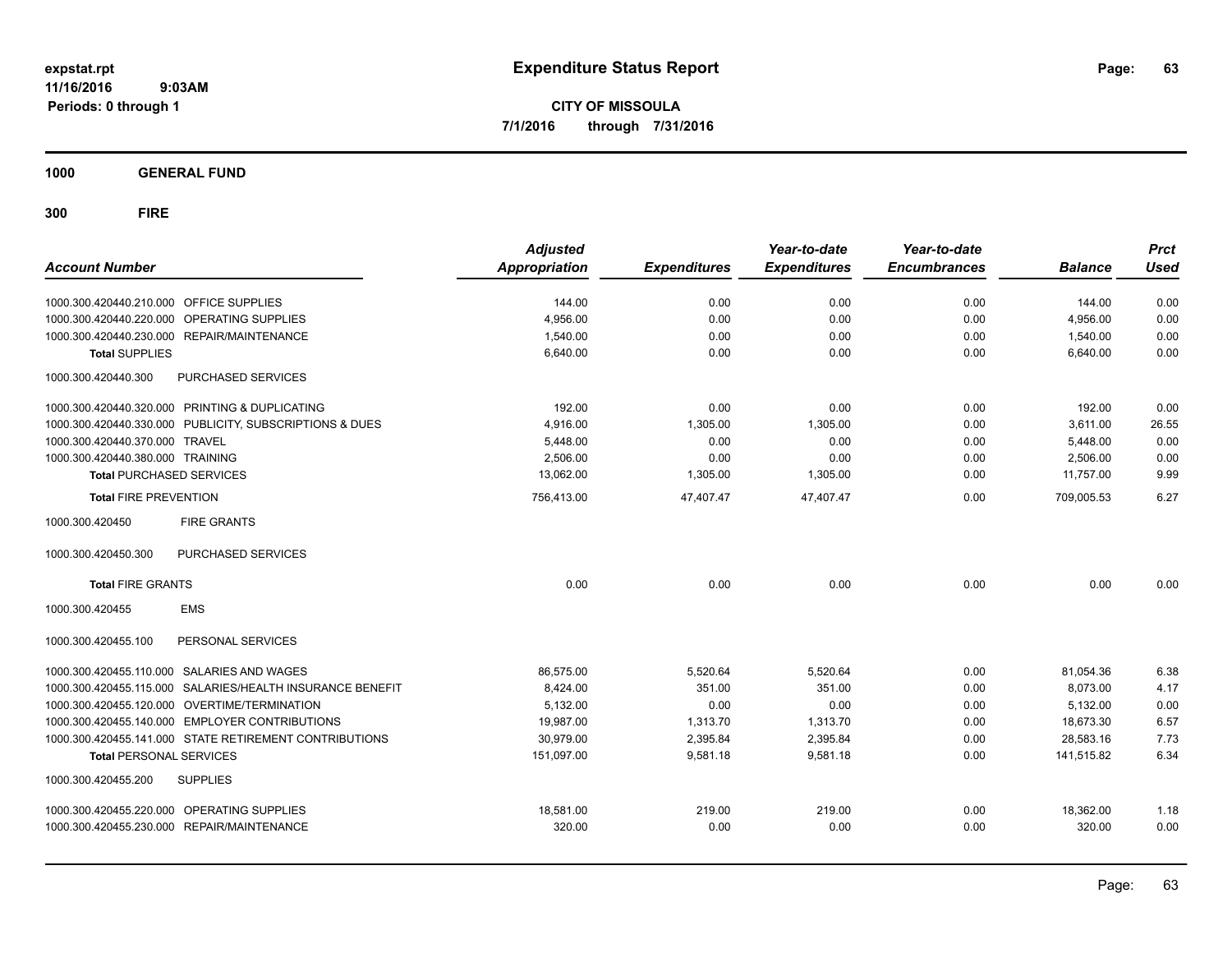# Expenditure Status Report

**CITY OF MISSOULA**

**7/1/2016 through 7/31/2016**

expstat.rpt
11/16/2016 9:03AM
Periods: 0 through 1

## 1000 GENERAL FUND

## 300 FIRE

| Account Number | Adjusted Appropriation | Expenditures | Year-to-date Expenditures | Year-to-date Encumbrances | Balance | Prct Used |
|---|---|---|---|---|---|---|
| 1000.300.420440.210.000 OFFICE SUPPLIES | 144.00 | 0.00 | 0.00 | 0.00 | 144.00 | 0.00 |
| 1000.300.420440.220.000 OPERATING SUPPLIES | 4,956.00 | 0.00 | 0.00 | 0.00 | 4,956.00 | 0.00 |
| 1000.300.420440.230.000 REPAIR/MAINTENANCE | 1,540.00 | 0.00 | 0.00 | 0.00 | 1,540.00 | 0.00 |
| **Total SUPPLIES** | 6,640.00 | 0.00 | 0.00 | 0.00 | 6,640.00 | 0.00 |
| 1000.300.420440.300 PURCHASED SERVICES | | | | | | |
| 1000.300.420440.320.000 PRINTING & DUPLICATING | 192.00 | 0.00 | 0.00 | 0.00 | 192.00 | 0.00 |
| 1000.300.420440.330.000 PUBLICITY, SUBSCRIPTIONS & DUES | 4,916.00 | 1,305.00 | 1,305.00 | 0.00 | 3,611.00 | 26.55 |
| 1000.300.420440.370.000 TRAVEL | 5,448.00 | 0.00 | 0.00 | 0.00 | 5,448.00 | 0.00 |
| 1000.300.420440.380.000 TRAINING | 2,506.00 | 0.00 | 0.00 | 0.00 | 2,506.00 | 0.00 |
| **Total PURCHASED SERVICES** | 13,062.00 | 1,305.00 | 1,305.00 | 0.00 | 11,757.00 | 9.99 |
| **Total FIRE PREVENTION** | 756,413.00 | 47,407.47 | 47,407.47 | 0.00 | 709,005.53 | 6.27 |
| 1000.300.420450 FIRE GRANTS | | | | | | |
| 1000.300.420450.300 PURCHASED SERVICES | | | | | | |
| **Total FIRE GRANTS** | 0.00 | 0.00 | 0.00 | 0.00 | 0.00 | 0.00 |
| 1000.300.420455 EMS | | | | | | |
| 1000.300.420455.100 PERSONAL SERVICES | | | | | | |
| 1000.300.420455.110.000 SALARIES AND WAGES | 86,575.00 | 5,520.64 | 5,520.64 | 0.00 | 81,054.36 | 6.38 |
| 1000.300.420455.115.000 SALARIES/HEALTH INSURANCE BENEFIT | 8,424.00 | 351.00 | 351.00 | 0.00 | 8,073.00 | 4.17 |
| 1000.300.420455.120.000 OVERTIME/TERMINATION | 5,132.00 | 0.00 | 0.00 | 0.00 | 5,132.00 | 0.00 |
| 1000.300.420455.140.000 EMPLOYER CONTRIBUTIONS | 19,987.00 | 1,313.70 | 1,313.70 | 0.00 | 18,673.30 | 6.57 |
| 1000.300.420455.141.000 STATE RETIREMENT CONTRIBUTIONS | 30,979.00 | 2,395.84 | 2,395.84 | 0.00 | 28,583.16 | 7.73 |
| **Total PERSONAL SERVICES** | 151,097.00 | 9,581.18 | 9,581.18 | 0.00 | 141,515.82 | 6.34 |
| 1000.300.420455.200 SUPPLIES | | | | | | |
| 1000.300.420455.220.000 OPERATING SUPPLIES | 18,581.00 | 219.00 | 219.00 | 0.00 | 18,362.00 | 1.18 |
| 1000.300.420455.230.000 REPAIR/MAINTENANCE | 320.00 | 0.00 | 0.00 | 0.00 | 320.00 | 0.00 |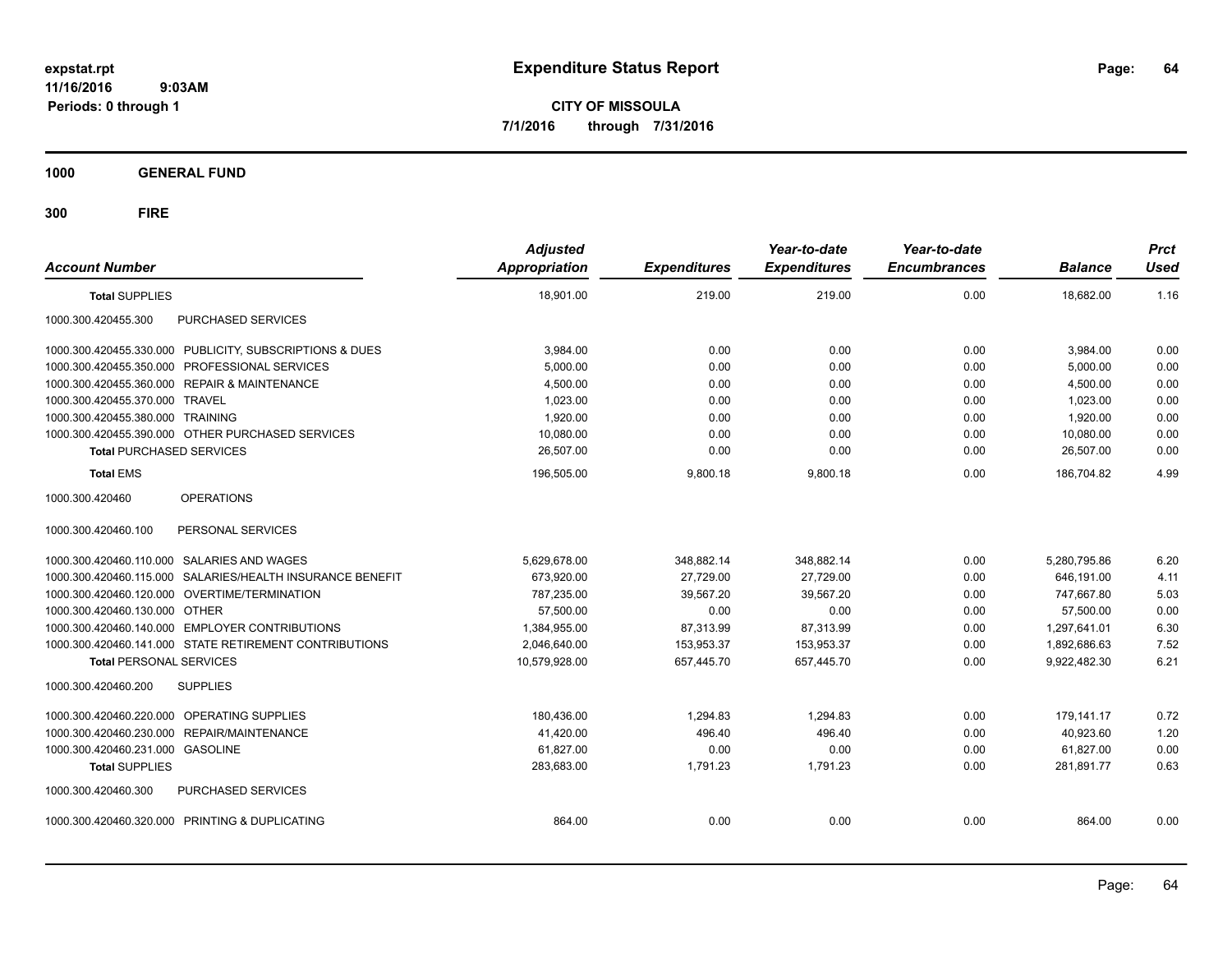**expstat.rpt**
**11/16/2016 9:03AM**
**Periods: 0 through 1**

# Expenditure Status Report

**CITY OF MISSOULA**
**7/1/2016 through 7/31/2016**

## 1000 GENERAL FUND

## 300 FIRE

| Account Number | Adjusted Appropriation | Expenditures | Year-to-date Expenditures | Year-to-date Encumbrances | Balance | Prct Used |
|---|---|---|---|---|---|---|
| **Total** SUPPLIES | 18,901.00 | 219.00 | 219.00 | 0.00 | 18,682.00 | 1.16 |
| 1000.300.420455.300 PURCHASED SERVICES | | | | | | |
| 1000.300.420455.330.000 PUBLICITY, SUBSCRIPTIONS & DUES | 3,984.00 | 0.00 | 0.00 | 0.00 | 3,984.00 | 0.00 |
| 1000.300.420455.350.000 PROFESSIONAL SERVICES | 5,000.00 | 0.00 | 0.00 | 0.00 | 5,000.00 | 0.00 |
| 1000.300.420455.360.000 REPAIR & MAINTENANCE | 4,500.00 | 0.00 | 0.00 | 0.00 | 4,500.00 | 0.00 |
| 1000.300.420455.370.000 TRAVEL | 1,023.00 | 0.00 | 0.00 | 0.00 | 1,023.00 | 0.00 |
| 1000.300.420455.380.000 TRAINING | 1,920.00 | 0.00 | 0.00 | 0.00 | 1,920.00 | 0.00 |
| 1000.300.420455.390.000 OTHER PURCHASED SERVICES | 10,080.00 | 0.00 | 0.00 | 0.00 | 10,080.00 | 0.00 |
| **Total** PURCHASED SERVICES | 26,507.00 | 0.00 | 0.00 | 0.00 | 26,507.00 | 0.00 |
| **Total** EMS | 196,505.00 | 9,800.18 | 9,800.18 | 0.00 | 186,704.82 | 4.99 |
| 1000.300.420460 OPERATIONS | | | | | | |
| 1000.300.420460.100 PERSONAL SERVICES | | | | | | |
| 1000.300.420460.110.000 SALARIES AND WAGES | 5,629,678.00 | 348,882.14 | 348,882.14 | 0.00 | 5,280,795.86 | 6.20 |
| 1000.300.420460.115.000 SALARIES/HEALTH INSURANCE BENEFIT | 673,920.00 | 27,729.00 | 27,729.00 | 0.00 | 646,191.00 | 4.11 |
| 1000.300.420460.120.000 OVERTIME/TERMINATION | 787,235.00 | 39,567.20 | 39,567.20 | 0.00 | 747,667.80 | 5.03 |
| 1000.300.420460.130.000 OTHER | 57,500.00 | 0.00 | 0.00 | 0.00 | 57,500.00 | 0.00 |
| 1000.300.420460.140.000 EMPLOYER CONTRIBUTIONS | 1,384,955.00 | 87,313.99 | 87,313.99 | 0.00 | 1,297,641.01 | 6.30 |
| 1000.300.420460.141.000 STATE RETIREMENT CONTRIBUTIONS | 2,046,640.00 | 153,953.37 | 153,953.37 | 0.00 | 1,892,686.63 | 7.52 |
| **Total** PERSONAL SERVICES | 10,579,928.00 | 657,445.70 | 657,445.70 | 0.00 | 9,922,482.30 | 6.21 |
| 1000.300.420460.200 SUPPLIES | | | | | | |
| 1000.300.420460.220.000 OPERATING SUPPLIES | 180,436.00 | 1,294.83 | 1,294.83 | 0.00 | 179,141.17 | 0.72 |
| 1000.300.420460.230.000 REPAIR/MAINTENANCE | 41,420.00 | 496.40 | 496.40 | 0.00 | 40,923.60 | 1.20 |
| 1000.300.420460.231.000 GASOLINE | 61,827.00 | 0.00 | 0.00 | 0.00 | 61,827.00 | 0.00 |
| **Total** SUPPLIES | 283,683.00 | 1,791.23 | 1,791.23 | 0.00 | 281,891.77 | 0.63 |
| 1000.300.420460.300 PURCHASED SERVICES | | | | | | |
| 1000.300.420460.320.000 PRINTING & DUPLICATING | 864.00 | 0.00 | 0.00 | 0.00 | 864.00 | 0.00 |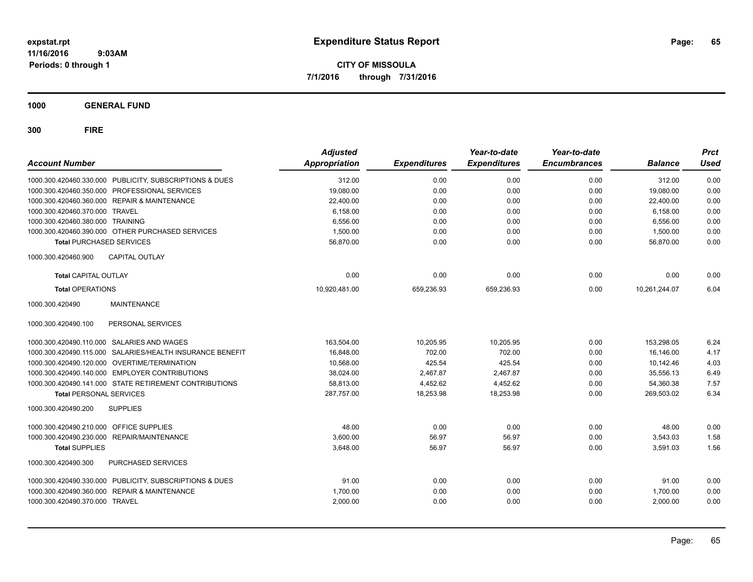**Expenditure Status Report**

**CITY OF MISSOULA**
**7/1/2016 through 7/31/2016**

expstat.rpt
11/16/2016 9:03AM
Periods: 0 through 1

## 1000 GENERAL FUND

## 300 FIRE

| Account Number | | Adjusted Appropriation | Expenditures | Year-to-date Expenditures | Year-to-date Encumbrances | Balance | Prct Used |
|---|---|---|---|---|---|---|---|
| 1000.300.420460.330.000 | PUBLICITY, SUBSCRIPTIONS & DUES | 312.00 | 0.00 | 0.00 | 0.00 | 312.00 | 0.00 |
| 1000.300.420460.350.000 | PROFESSIONAL SERVICES | 19,080.00 | 0.00 | 0.00 | 0.00 | 19,080.00 | 0.00 |
| 1000.300.420460.360.000 | REPAIR & MAINTENANCE | 22,400.00 | 0.00 | 0.00 | 0.00 | 22,400.00 | 0.00 |
| 1000.300.420460.370.000 | TRAVEL | 6,158.00 | 0.00 | 0.00 | 0.00 | 6,158.00 | 0.00 |
| 1000.300.420460.380.000 | TRAINING | 6,556.00 | 0.00 | 0.00 | 0.00 | 6,556.00 | 0.00 |
| 1000.300.420460.390.000 | OTHER PURCHASED SERVICES | 1,500.00 | 0.00 | 0.00 | 0.00 | 1,500.00 | 0.00 |
| **Total** PURCHASED SERVICES | | 56,870.00 | 0.00 | 0.00 | 0.00 | 56,870.00 | 0.00 |
| 1000.300.420460.900 | CAPITAL OUTLAY | | | | | | |
| **Total** CAPITAL OUTLAY | | 0.00 | 0.00 | 0.00 | 0.00 | 0.00 | 0.00 |
| **Total** OPERATIONS | | 10,920,481.00 | 659,236.93 | 659,236.93 | 0.00 | 10,261,244.07 | 6.04 |
| 1000.300.420490 | MAINTENANCE | | | | | | |
| 1000.300.420490.100 | PERSONAL SERVICES | | | | | | |
| 1000.300.420490.110.000 | SALARIES AND WAGES | 163,504.00 | 10,205.95 | 10,205.95 | 0.00 | 153,298.05 | 6.24 |
| 1000.300.420490.115.000 | SALARIES/HEALTH INSURANCE BENEFIT | 16,848.00 | 702.00 | 702.00 | 0.00 | 16,146.00 | 4.17 |
| 1000.300.420490.120.000 | OVERTIME/TERMINATION | 10,568.00 | 425.54 | 425.54 | 0.00 | 10,142.46 | 4.03 |
| 1000.300.420490.140.000 | EMPLOYER CONTRIBUTIONS | 38,024.00 | 2,467.87 | 2,467.87 | 0.00 | 35,556.13 | 6.49 |
| 1000.300.420490.141.000 | STATE RETIREMENT CONTRIBUTIONS | 58,813.00 | 4,452.62 | 4,452.62 | 0.00 | 54,360.38 | 7.57 |
| **Total** PERSONAL SERVICES | | 287,757.00 | 18,253.98 | 18,253.98 | 0.00 | 269,503.02 | 6.34 |
| 1000.300.420490.200 | SUPPLIES | | | | | | |
| 1000.300.420490.210.000 | OFFICE SUPPLIES | 48.00 | 0.00 | 0.00 | 0.00 | 48.00 | 0.00 |
| 1000.300.420490.230.000 | REPAIR/MAINTENANCE | 3,600.00 | 56.97 | 56.97 | 0.00 | 3,543.03 | 1.58 |
| **Total** SUPPLIES | | 3,648.00 | 56.97 | 56.97 | 0.00 | 3,591.03 | 1.56 |
| 1000.300.420490.300 | PURCHASED SERVICES | | | | | | |
| 1000.300.420490.330.000 | PUBLICITY, SUBSCRIPTIONS & DUES | 91.00 | 0.00 | 0.00 | 0.00 | 91.00 | 0.00 |
| 1000.300.420490.360.000 | REPAIR & MAINTENANCE | 1,700.00 | 0.00 | 0.00 | 0.00 | 1,700.00 | 0.00 |
| 1000.300.420490.370.000 | TRAVEL | 2,000.00 | 0.00 | 0.00 | 0.00 | 2,000.00 | 0.00 |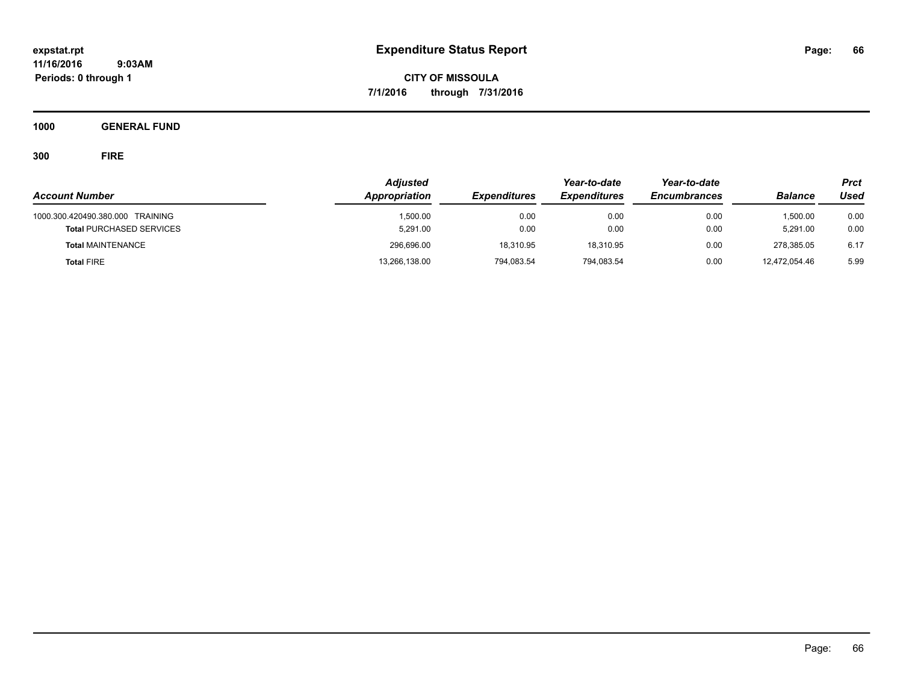**expstat.rpt**
**11/16/2016 9:03AM**
**Periods: 0 through 1**

# Expenditure Status Report

**CITY OF MISSOULA**
**7/1/2016 through 7/31/2016**

## 1000 GENERAL FUND

### 300 FIRE

| Account Number | Adjusted Appropriation | Expenditures | Year-to-date Expenditures | Year-to-date Encumbrances | Balance | Prct Used |
|---|---|---|---|---|---|---|
| 1000.300.420490.380.000 TRAINING | 1,500.00 | 0.00 | 0.00 | 0.00 | 1,500.00 | 0.00 |
| **Total** PURCHASED SERVICES | 5,291.00 | 0.00 | 0.00 | 0.00 | 5,291.00 | 0.00 |
| **Total** MAINTENANCE | 296,696.00 | 18,310.95 | 18,310.95 | 0.00 | 278,385.05 | 6.17 |
| **Total** FIRE | 13,266,138.00 | 794,083.54 | 794,083.54 | 0.00 | 12,472,054.46 | 5.99 |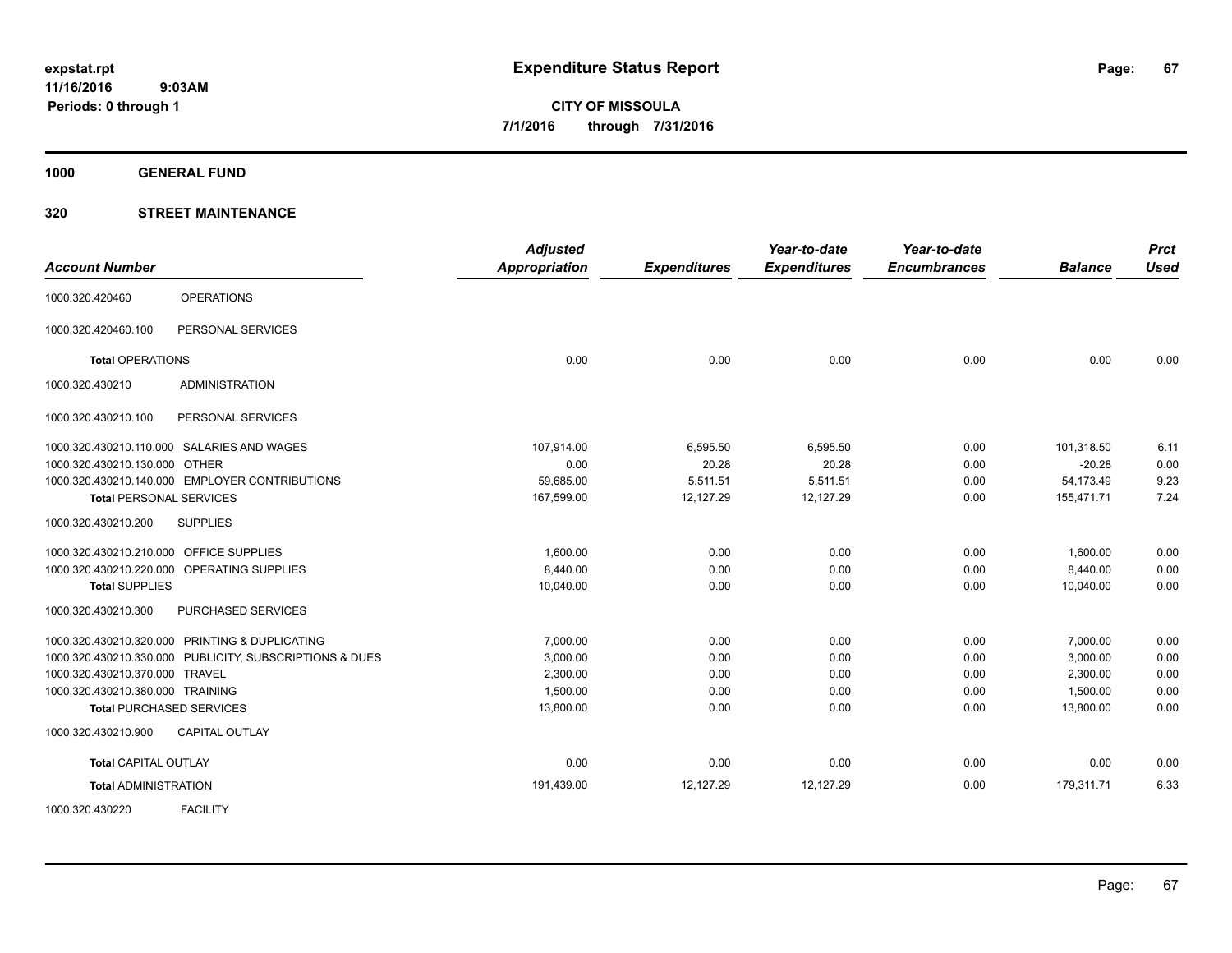**expstat.rpt**
**11/16/2016 9:03AM**
**Periods: 0 through 1**

# Expenditure Status Report

**CITY OF MISSOULA**
**7/1/2016 through 7/31/2016**

## 1000 GENERAL FUND

## 320 STREET MAINTENANCE

| Account Number | | Adjusted Appropriation | Expenditures | Year-to-date Expenditures | Year-to-date Encumbrances | Balance | Prct Used |
|---|---|---|---|---|---|---|---|
| 1000.320.420460 | OPERATIONS | | | | | | |
| 1000.320.420460.100 | PERSONAL SERVICES | | | | | | |
| **Total** OPERATIONS | | 0.00 | 0.00 | 0.00 | 0.00 | 0.00 | 0.00 |
| 1000.320.430210 | ADMINISTRATION | | | | | | |
| 1000.320.430210.100 | PERSONAL SERVICES | | | | | | |
| 1000.320.430210.110.000 | SALARIES AND WAGES | 107,914.00 | 6,595.50 | 6,595.50 | 0.00 | 101,318.50 | 6.11 |
| 1000.320.430210.130.000 | OTHER | 0.00 | 20.28 | 20.28 | 0.00 | -20.28 | 0.00 |
| 1000.320.430210.140.000 | EMPLOYER CONTRIBUTIONS | 59,685.00 | 5,511.51 | 5,511.51 | 0.00 | 54,173.49 | 9.23 |
| **Total** PERSONAL SERVICES | | 167,599.00 | 12,127.29 | 12,127.29 | 0.00 | 155,471.71 | 7.24 |
| 1000.320.430210.200 | SUPPLIES | | | | | | |
| 1000.320.430210.210.000 | OFFICE SUPPLIES | 1,600.00 | 0.00 | 0.00 | 0.00 | 1,600.00 | 0.00 |
| 1000.320.430210.220.000 | OPERATING SUPPLIES | 8,440.00 | 0.00 | 0.00 | 0.00 | 8,440.00 | 0.00 |
| **Total** SUPPLIES | | 10,040.00 | 0.00 | 0.00 | 0.00 | 10,040.00 | 0.00 |
| 1000.320.430210.300 | PURCHASED SERVICES | | | | | | |
| 1000.320.430210.320.000 | PRINTING & DUPLICATING | 7,000.00 | 0.00 | 0.00 | 0.00 | 7,000.00 | 0.00 |
| 1000.320.430210.330.000 | PUBLICITY, SUBSCRIPTIONS & DUES | 3,000.00 | 0.00 | 0.00 | 0.00 | 3,000.00 | 0.00 |
| 1000.320.430210.370.000 | TRAVEL | 2,300.00 | 0.00 | 0.00 | 0.00 | 2,300.00 | 0.00 |
| 1000.320.430210.380.000 | TRAINING | 1,500.00 | 0.00 | 0.00 | 0.00 | 1,500.00 | 0.00 |
| **Total** PURCHASED SERVICES | | 13,800.00 | 0.00 | 0.00 | 0.00 | 13,800.00 | 0.00 |
| 1000.320.430210.900 | CAPITAL OUTLAY | | | | | | |
| **Total** CAPITAL OUTLAY | | 0.00 | 0.00 | 0.00 | 0.00 | 0.00 | 0.00 |
| **Total** ADMINISTRATION | | 191,439.00 | 12,127.29 | 12,127.29 | 0.00 | 179,311.71 | 6.33 |
| 1000.320.430220 | FACILITY | | | | | | |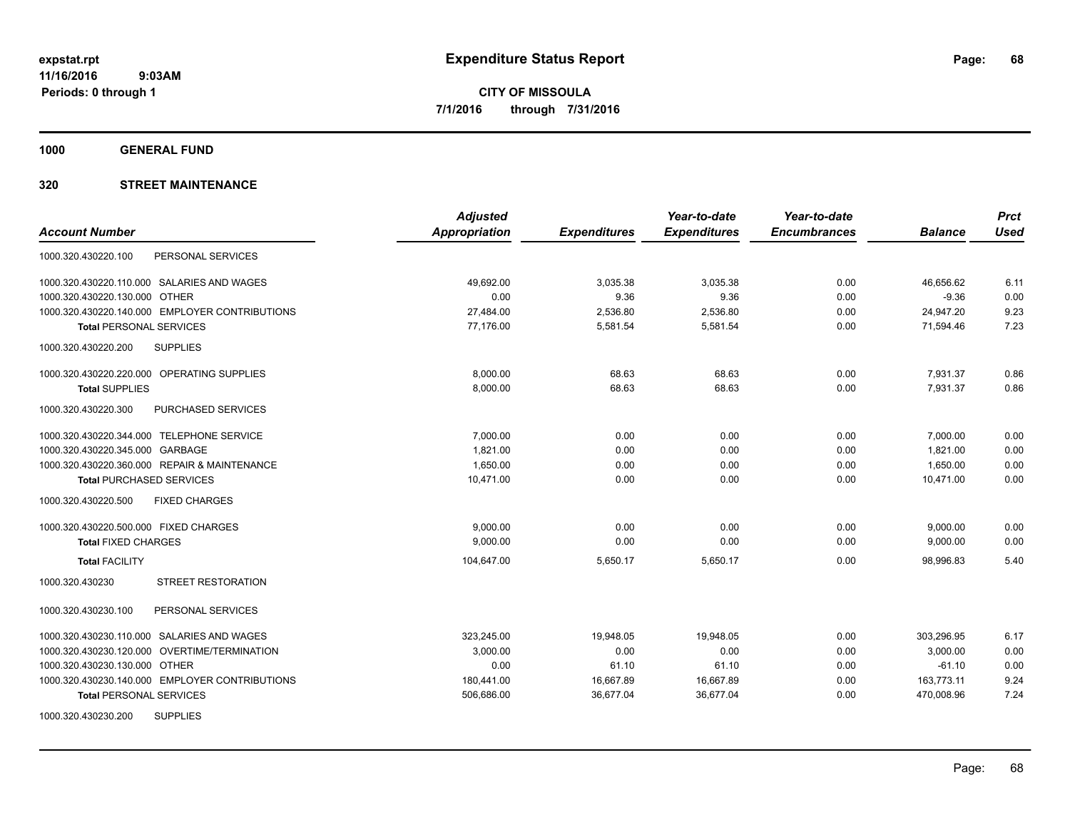**expstat.rpt**
**11/16/2016 9:03AM**
**Periods: 0 through 1**

# Expenditure Status Report

**CITY OF MISSOULA**
**7/1/2016 through 7/31/2016**

## 1000 GENERAL FUND

## 320 STREET MAINTENANCE

| Account Number | | Adjusted Appropriation | Expenditures | Year-to-date Expenditures | Year-to-date Encumbrances | Balance | Prct Used |
|---|---|---|---|---|---|---|---|
| 1000.320.430220.100 | PERSONAL SERVICES | | | | | | |
| 1000.320.430220.110.000 | SALARIES AND WAGES | 49,692.00 | 3,035.38 | 3,035.38 | 0.00 | 46,656.62 | 6.11 |
| 1000.320.430220.130.000 | OTHER | 0.00 | 9.36 | 9.36 | 0.00 | -9.36 | 0.00 |
| 1000.320.430220.140.000 | EMPLOYER CONTRIBUTIONS | 27,484.00 | 2,536.80 | 2,536.80 | 0.00 | 24,947.20 | 9.23 |
| **Total** PERSONAL SERVICES | | 77,176.00 | 5,581.54 | 5,581.54 | 0.00 | 71,594.46 | 7.23 |
| 1000.320.430220.200 | SUPPLIES | | | | | | |
| 1000.320.430220.220.000 | OPERATING SUPPLIES | 8,000.00 | 68.63 | 68.63 | 0.00 | 7,931.37 | 0.86 |
| **Total** SUPPLIES | | 8,000.00 | 68.63 | 68.63 | 0.00 | 7,931.37 | 0.86 |
| 1000.320.430220.300 | PURCHASED SERVICES | | | | | | |
| 1000.320.430220.344.000 | TELEPHONE SERVICE | 7,000.00 | 0.00 | 0.00 | 0.00 | 7,000.00 | 0.00 |
| 1000.320.430220.345.000 | GARBAGE | 1,821.00 | 0.00 | 0.00 | 0.00 | 1,821.00 | 0.00 |
| 1000.320.430220.360.000 | REPAIR & MAINTENANCE | 1,650.00 | 0.00 | 0.00 | 0.00 | 1,650.00 | 0.00 |
| **Total** PURCHASED SERVICES | | 10,471.00 | 0.00 | 0.00 | 0.00 | 10,471.00 | 0.00 |
| 1000.320.430220.500 | FIXED CHARGES | | | | | | |
| 1000.320.430220.500.000 | FIXED CHARGES | 9,000.00 | 0.00 | 0.00 | 0.00 | 9,000.00 | 0.00 |
| **Total** FIXED CHARGES | | 9,000.00 | 0.00 | 0.00 | 0.00 | 9,000.00 | 0.00 |
| **Total** FACILITY | | 104,647.00 | 5,650.17 | 5,650.17 | 0.00 | 98,996.83 | 5.40 |
| 1000.320.430230 | STREET RESTORATION | | | | | | |
| 1000.320.430230.100 | PERSONAL SERVICES | | | | | | |
| 1000.320.430230.110.000 | SALARIES AND WAGES | 323,245.00 | 19,948.05 | 19,948.05 | 0.00 | 303,296.95 | 6.17 |
| 1000.320.430230.120.000 | OVERTIME/TERMINATION | 3,000.00 | 0.00 | 0.00 | 0.00 | 3,000.00 | 0.00 |
| 1000.320.430230.130.000 | OTHER | 0.00 | 61.10 | 61.10 | 0.00 | -61.10 | 0.00 |
| 1000.320.430230.140.000 | EMPLOYER CONTRIBUTIONS | 180,441.00 | 16,667.89 | 16,667.89 | 0.00 | 163,773.11 | 9.24 |
| **Total** PERSONAL SERVICES | | 506,686.00 | 36,677.04 | 36,677.04 | 0.00 | 470,008.96 | 7.24 |
| 1000.320.430230.200 | SUPPLIES | | | | | | |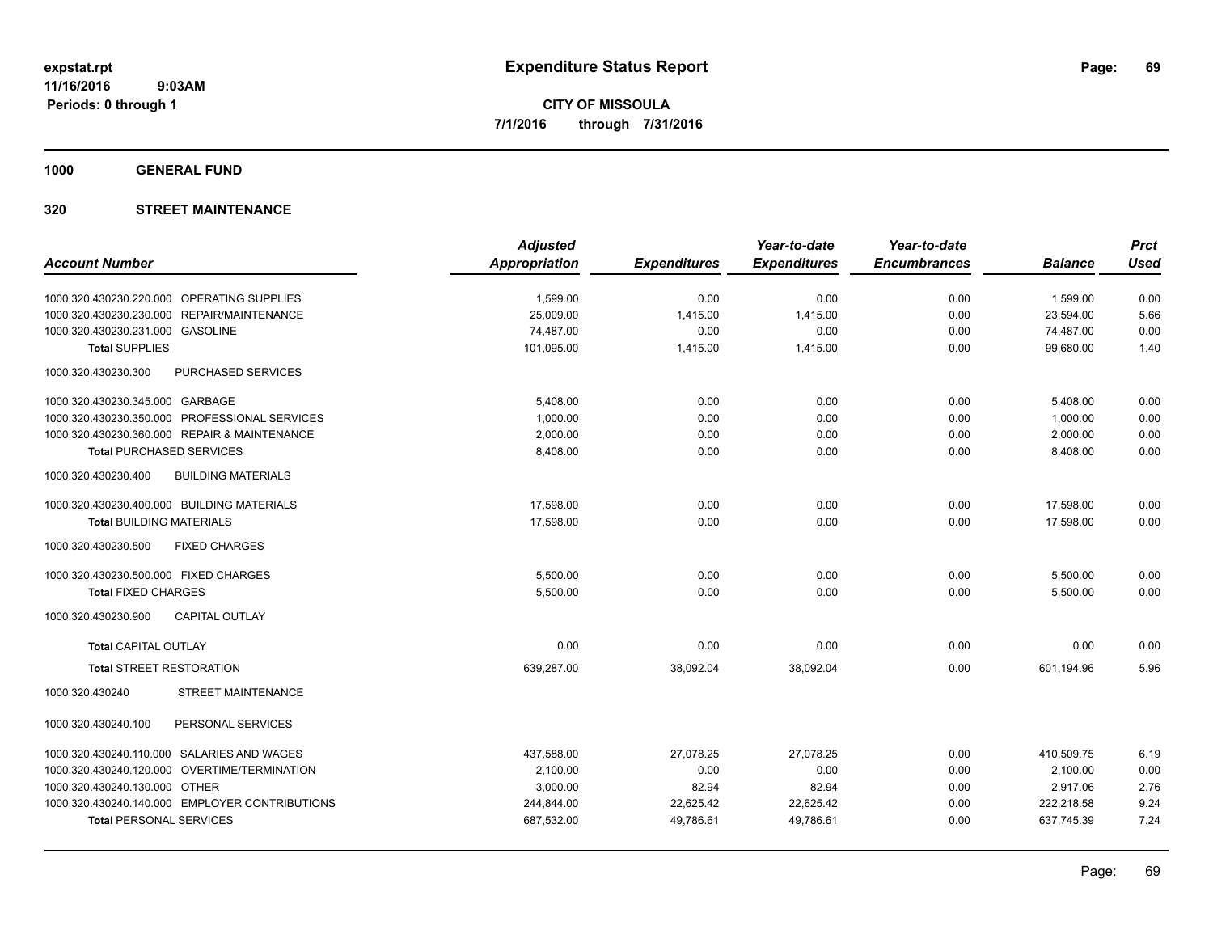expstat.rpt
11/16/2016 9:03AM
Periods: 0 through 1

# Expenditure Status Report

**CITY OF MISSOULA**
**7/1/2016 through 7/31/2016**

## 1000 GENERAL FUND

## 320 STREET MAINTENANCE

| Account Number | Adjusted Appropriation | Expenditures | Year-to-date Expenditures | Year-to-date Encumbrances | Balance | Prct Used |
|---|---|---|---|---|---|---|
| 1000.320.430230.220.000 OPERATING SUPPLIES | 1,599.00 | 0.00 | 0.00 | 0.00 | 1,599.00 | 0.00 |
| 1000.320.430230.230.000 REPAIR/MAINTENANCE | 25,009.00 | 1,415.00 | 1,415.00 | 0.00 | 23,594.00 | 5.66 |
| 1000.320.430230.231.000 GASOLINE | 74,487.00 | 0.00 | 0.00 | 0.00 | 74,487.00 | 0.00 |
| **Total** SUPPLIES | 101,095.00 | 1,415.00 | 1,415.00 | 0.00 | 99,680.00 | 1.40 |
| 1000.320.430230.300 PURCHASED SERVICES | | | | | | |
| 1000.320.430230.345.000 GARBAGE | 5,408.00 | 0.00 | 0.00 | 0.00 | 5,408.00 | 0.00 |
| 1000.320.430230.350.000 PROFESSIONAL SERVICES | 1,000.00 | 0.00 | 0.00 | 0.00 | 1,000.00 | 0.00 |
| 1000.320.430230.360.000 REPAIR & MAINTENANCE | 2,000.00 | 0.00 | 0.00 | 0.00 | 2,000.00 | 0.00 |
| **Total** PURCHASED SERVICES | 8,408.00 | 0.00 | 0.00 | 0.00 | 8,408.00 | 0.00 |
| 1000.320.430230.400 BUILDING MATERIALS | | | | | | |
| 1000.320.430230.400.000 BUILDING MATERIALS | 17,598.00 | 0.00 | 0.00 | 0.00 | 17,598.00 | 0.00 |
| **Total** BUILDING MATERIALS | 17,598.00 | 0.00 | 0.00 | 0.00 | 17,598.00 | 0.00 |
| 1000.320.430230.500 FIXED CHARGES | | | | | | |
| 1000.320.430230.500.000 FIXED CHARGES | 5,500.00 | 0.00 | 0.00 | 0.00 | 5,500.00 | 0.00 |
| **Total** FIXED CHARGES | 5,500.00 | 0.00 | 0.00 | 0.00 | 5,500.00 | 0.00 |
| 1000.320.430230.900 CAPITAL OUTLAY | | | | | | |
| **Total** CAPITAL OUTLAY | 0.00 | 0.00 | 0.00 | 0.00 | 0.00 | 0.00 |
| **Total** STREET RESTORATION | 639,287.00 | 38,092.04 | 38,092.04 | 0.00 | 601,194.96 | 5.96 |
| 1000.320.430240 STREET MAINTENANCE | | | | | | |
| 1000.320.430240.100 PERSONAL SERVICES | | | | | | |
| 1000.320.430240.110.000 SALARIES AND WAGES | 437,588.00 | 27,078.25 | 27,078.25 | 0.00 | 410,509.75 | 6.19 |
| 1000.320.430240.120.000 OVERTIME/TERMINATION | 2,100.00 | 0.00 | 0.00 | 0.00 | 2,100.00 | 0.00 |
| 1000.320.430240.130.000 OTHER | 3,000.00 | 82.94 | 82.94 | 0.00 | 2,917.06 | 2.76 |
| 1000.320.430240.140.000 EMPLOYER CONTRIBUTIONS | 244,844.00 | 22,625.42 | 22,625.42 | 0.00 | 222,218.58 | 9.24 |
| **Total** PERSONAL SERVICES | 687,532.00 | 49,786.61 | 49,786.61 | 0.00 | 637,745.39 | 7.24 |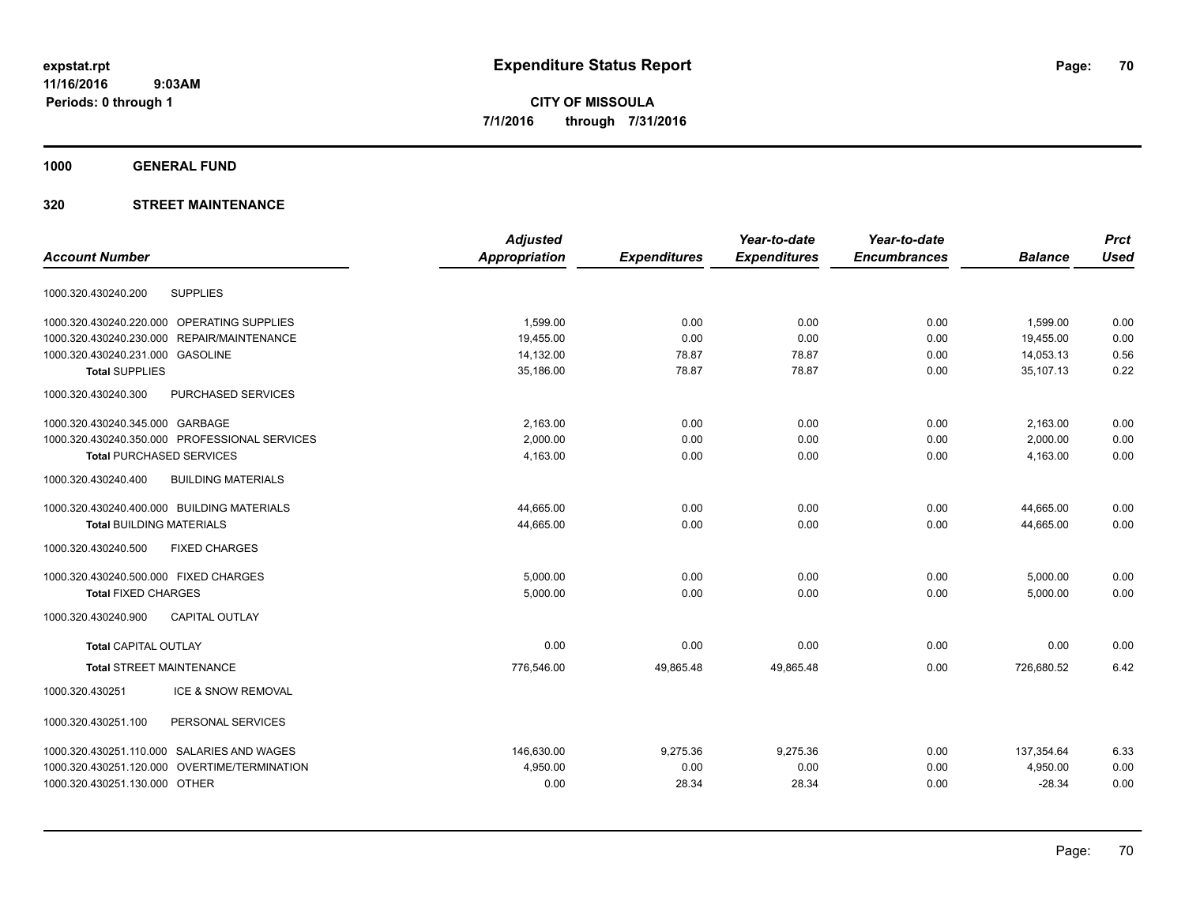# Expenditure Status Report

expstat.rpt
11/16/2016 9:03AM
Periods: 0 through 1

**CITY OF MISSOULA**
**7/1/2016 through 7/31/2016**

## 1000 GENERAL FUND

## 320 STREET MAINTENANCE

| Account Number | | Adjusted Appropriation | Expenditures | Year-to-date Expenditures | Year-to-date Encumbrances | Balance | Prct Used |
|---|---|---|---|---|---|---|---|
| 1000.320.430240.200 | SUPPLIES | | | | | | |
| 1000.320.430240.220.000 | OPERATING SUPPLIES | 1,599.00 | 0.00 | 0.00 | 0.00 | 1,599.00 | 0.00 |
| 1000.320.430240.230.000 | REPAIR/MAINTENANCE | 19,455.00 | 0.00 | 0.00 | 0.00 | 19,455.00 | 0.00 |
| 1000.320.430240.231.000 | GASOLINE | 14,132.00 | 78.87 | 78.87 | 0.00 | 14,053.13 | 0.56 |
| **Total** SUPPLIES | | 35,186.00 | 78.87 | 78.87 | 0.00 | 35,107.13 | 0.22 |
| 1000.320.430240.300 | PURCHASED SERVICES | | | | | | |
| 1000.320.430240.345.000 | GARBAGE | 2,163.00 | 0.00 | 0.00 | 0.00 | 2,163.00 | 0.00 |
| 1000.320.430240.350.000 | PROFESSIONAL SERVICES | 2,000.00 | 0.00 | 0.00 | 0.00 | 2,000.00 | 0.00 |
| **Total** PURCHASED SERVICES | | 4,163.00 | 0.00 | 0.00 | 0.00 | 4,163.00 | 0.00 |
| 1000.320.430240.400 | BUILDING MATERIALS | | | | | | |
| 1000.320.430240.400.000 | BUILDING MATERIALS | 44,665.00 | 0.00 | 0.00 | 0.00 | 44,665.00 | 0.00 |
| **Total** BUILDING MATERIALS | | 44,665.00 | 0.00 | 0.00 | 0.00 | 44,665.00 | 0.00 |
| 1000.320.430240.500 | FIXED CHARGES | | | | | | |
| 1000.320.430240.500.000 | FIXED CHARGES | 5,000.00 | 0.00 | 0.00 | 0.00 | 5,000.00 | 0.00 |
| **Total** FIXED CHARGES | | 5,000.00 | 0.00 | 0.00 | 0.00 | 5,000.00 | 0.00 |
| 1000.320.430240.900 | CAPITAL OUTLAY | | | | | | |
| **Total** CAPITAL OUTLAY | | 0.00 | 0.00 | 0.00 | 0.00 | 0.00 | 0.00 |
| **Total** STREET MAINTENANCE | | 776,546.00 | 49,865.48 | 49,865.48 | 0.00 | 726,680.52 | 6.42 |
| 1000.320.430251 | ICE & SNOW REMOVAL | | | | | | |
| 1000.320.430251.100 | PERSONAL SERVICES | | | | | | |
| 1000.320.430251.110.000 | SALARIES AND WAGES | 146,630.00 | 9,275.36 | 9,275.36 | 0.00 | 137,354.64 | 6.33 |
| 1000.320.430251.120.000 | OVERTIME/TERMINATION | 4,950.00 | 0.00 | 0.00 | 0.00 | 4,950.00 | 0.00 |
| 1000.320.430251.130.000 | OTHER | 0.00 | 28.34 | 28.34 | 0.00 | -28.34 | 0.00 |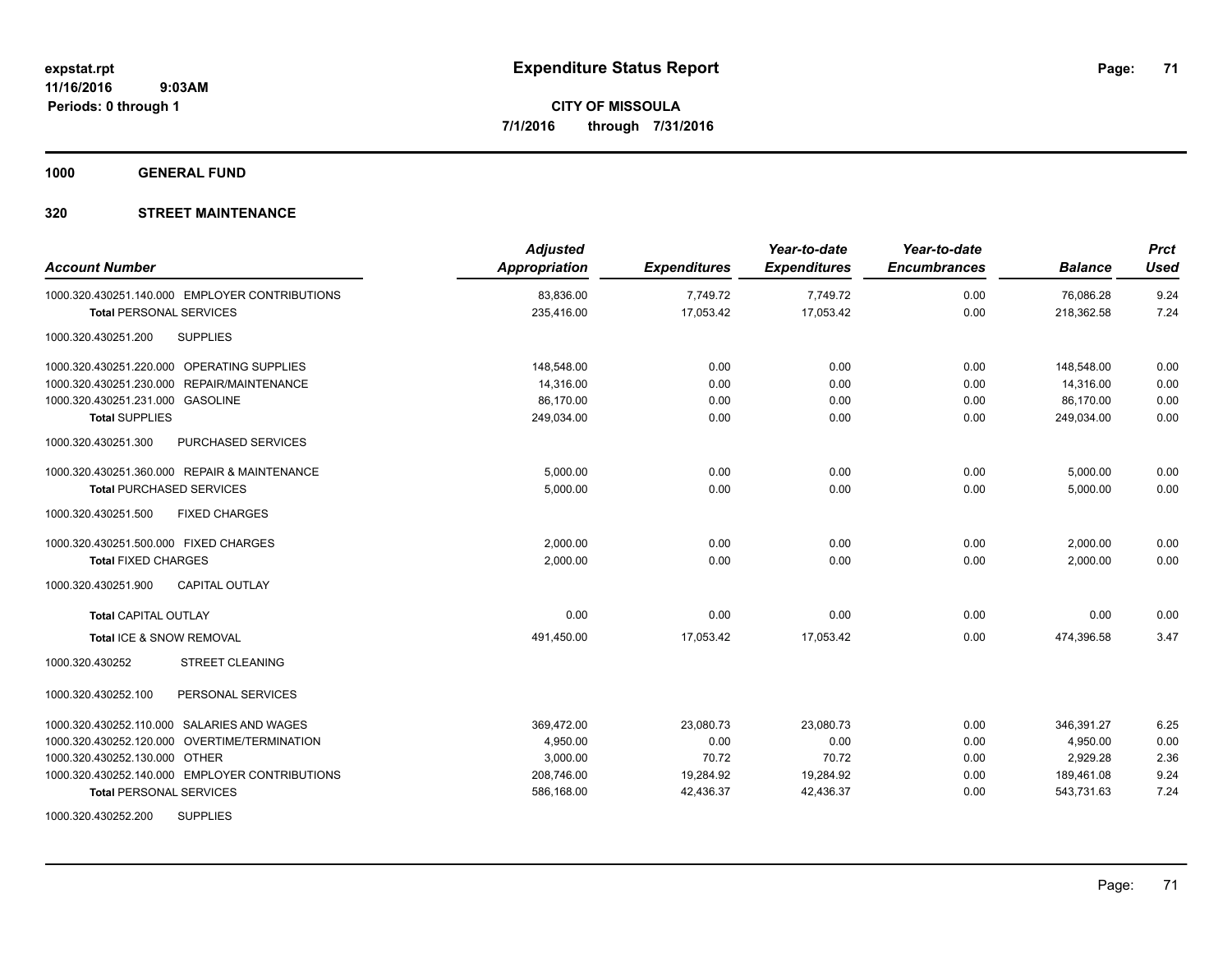**expstat.rpt**
**11/16/2016 9:03AM**
**Periods: 0 through 1**

# Expenditure Status Report

**CITY OF MISSOULA**
**7/1/2016 through 7/31/2016**

## 1000 GENERAL FUND

### 320 STREET MAINTENANCE

| Account Number | Adjusted Appropriation | Expenditures | Year-to-date Expenditures | Year-to-date Encumbrances | Balance | Prct Used |
|---|---|---|---|---|---|---|
| 1000.320.430251.140.000 EMPLOYER CONTRIBUTIONS | 83,836.00 | 7,749.72 | 7,749.72 | 0.00 | 76,086.28 | 9.24 |
| **Total** PERSONAL SERVICES | 235,416.00 | 17,053.42 | 17,053.42 | 0.00 | 218,362.58 | 7.24 |
| 1000.320.430251.200 SUPPLIES | | | | | | |
| 1000.320.430251.220.000 OPERATING SUPPLIES | 148,548.00 | 0.00 | 0.00 | 0.00 | 148,548.00 | 0.00 |
| 1000.320.430251.230.000 REPAIR/MAINTENANCE | 14,316.00 | 0.00 | 0.00 | 0.00 | 14,316.00 | 0.00 |
| 1000.320.430251.231.000 GASOLINE | 86,170.00 | 0.00 | 0.00 | 0.00 | 86,170.00 | 0.00 |
| **Total SUPPLIES** | 249,034.00 | 0.00 | 0.00 | 0.00 | 249,034.00 | 0.00 |
| 1000.320.430251.300 PURCHASED SERVICES | | | | | | |
| 1000.320.430251.360.000 REPAIR & MAINTENANCE | 5,000.00 | 0.00 | 0.00 | 0.00 | 5,000.00 | 0.00 |
| **Total** PURCHASED SERVICES | 5,000.00 | 0.00 | 0.00 | 0.00 | 5,000.00 | 0.00 |
| 1000.320.430251.500 FIXED CHARGES | | | | | | |
| 1000.320.430251.500.000 FIXED CHARGES | 2,000.00 | 0.00 | 0.00 | 0.00 | 2,000.00 | 0.00 |
| **Total FIXED CHARGES** | 2,000.00 | 0.00 | 0.00 | 0.00 | 2,000.00 | 0.00 |
| 1000.320.430251.900 CAPITAL OUTLAY | | | | | | |
| **Total** CAPITAL OUTLAY | 0.00 | 0.00 | 0.00 | 0.00 | 0.00 | 0.00 |
| **Total** ICE & SNOW REMOVAL | 491,450.00 | 17,053.42 | 17,053.42 | 0.00 | 474,396.58 | 3.47 |
| 1000.320.430252 STREET CLEANING | | | | | | |
| 1000.320.430252.100 PERSONAL SERVICES | | | | | | |
| 1000.320.430252.110.000 SALARIES AND WAGES | 369,472.00 | 23,080.73 | 23,080.73 | 0.00 | 346,391.27 | 6.25 |
| 1000.320.430252.120.000 OVERTIME/TERMINATION | 4,950.00 | 0.00 | 0.00 | 0.00 | 4,950.00 | 0.00 |
| 1000.320.430252.130.000 OTHER | 3,000.00 | 70.72 | 70.72 | 0.00 | 2,929.28 | 2.36 |
| 1000.320.430252.140.000 EMPLOYER CONTRIBUTIONS | 208,746.00 | 19,284.92 | 19,284.92 | 0.00 | 189,461.08 | 9.24 |
| **Total** PERSONAL SERVICES | 586,168.00 | 42,436.37 | 42,436.37 | 0.00 | 543,731.63 | 7.24 |
| 1000.320.430252.200 SUPPLIES | | | | | | |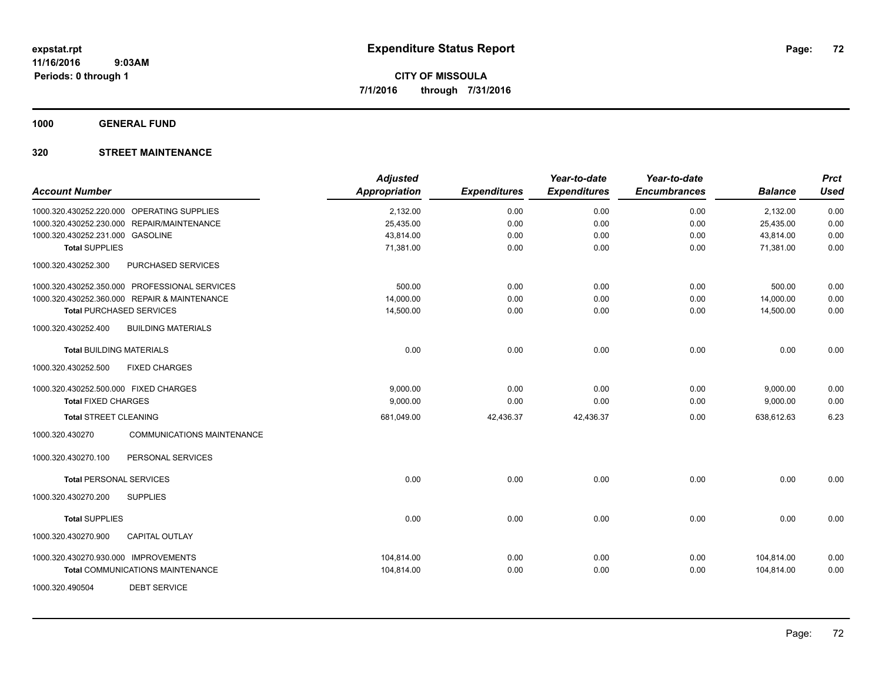# Expenditure Status Report

expstat.rpt
11/16/2016 9:03AM
Periods: 0 through 1

**CITY OF MISSOULA**
**7/1/2016 through 7/31/2016**

## 1000 GENERAL FUND

## 320 STREET MAINTENANCE

| Account Number | Adjusted Appropriation | Expenditures | Year-to-date Expenditures | Year-to-date Encumbrances | Balance | Prct Used |
|---|---|---|---|---|---|---|
| 1000.320.430252.220.000 OPERATING SUPPLIES | 2,132.00 | 0.00 | 0.00 | 0.00 | 2,132.00 | 0.00 |
| 1000.320.430252.230.000 REPAIR/MAINTENANCE | 25,435.00 | 0.00 | 0.00 | 0.00 | 25,435.00 | 0.00 |
| 1000.320.430252.231.000 GASOLINE | 43,814.00 | 0.00 | 0.00 | 0.00 | 43,814.00 | 0.00 |
| **Total SUPPLIES** | 71,381.00 | 0.00 | 0.00 | 0.00 | 71,381.00 | 0.00 |
| 1000.320.430252.300 PURCHASED SERVICES | | | | | | |
| 1000.320.430252.350.000 PROFESSIONAL SERVICES | 500.00 | 0.00 | 0.00 | 0.00 | 500.00 | 0.00 |
| 1000.320.430252.360.000 REPAIR & MAINTENANCE | 14,000.00 | 0.00 | 0.00 | 0.00 | 14,000.00 | 0.00 |
| **Total PURCHASED SERVICES** | 14,500.00 | 0.00 | 0.00 | 0.00 | 14,500.00 | 0.00 |
| 1000.320.430252.400 BUILDING MATERIALS | | | | | | |
| **Total BUILDING MATERIALS** | 0.00 | 0.00 | 0.00 | 0.00 | 0.00 | 0.00 |
| 1000.320.430252.500 FIXED CHARGES | | | | | | |
| 1000.320.430252.500.000 FIXED CHARGES | 9,000.00 | 0.00 | 0.00 | 0.00 | 9,000.00 | 0.00 |
| **Total FIXED CHARGES** | 9,000.00 | 0.00 | 0.00 | 0.00 | 9,000.00 | 0.00 |
| **Total STREET CLEANING** | 681,049.00 | 42,436.37 | 42,436.37 | 0.00 | 638,612.63 | 6.23 |
| 1000.320.430270 COMMUNICATIONS MAINTENANCE | | | | | | |
| 1000.320.430270.100 PERSONAL SERVICES | | | | | | |
| **Total PERSONAL SERVICES** | 0.00 | 0.00 | 0.00 | 0.00 | 0.00 | 0.00 |
| 1000.320.430270.200 SUPPLIES | | | | | | |
| **Total SUPPLIES** | 0.00 | 0.00 | 0.00 | 0.00 | 0.00 | 0.00 |
| 1000.320.430270.900 CAPITAL OUTLAY | | | | | | |
| 1000.320.430270.930.000 IMPROVEMENTS | 104,814.00 | 0.00 | 0.00 | 0.00 | 104,814.00 | 0.00 |
| **Total COMMUNICATIONS MAINTENANCE** | 104,814.00 | 0.00 | 0.00 | 0.00 | 104,814.00 | 0.00 |
| 1000.320.490504 DEBT SERVICE | | | | | | |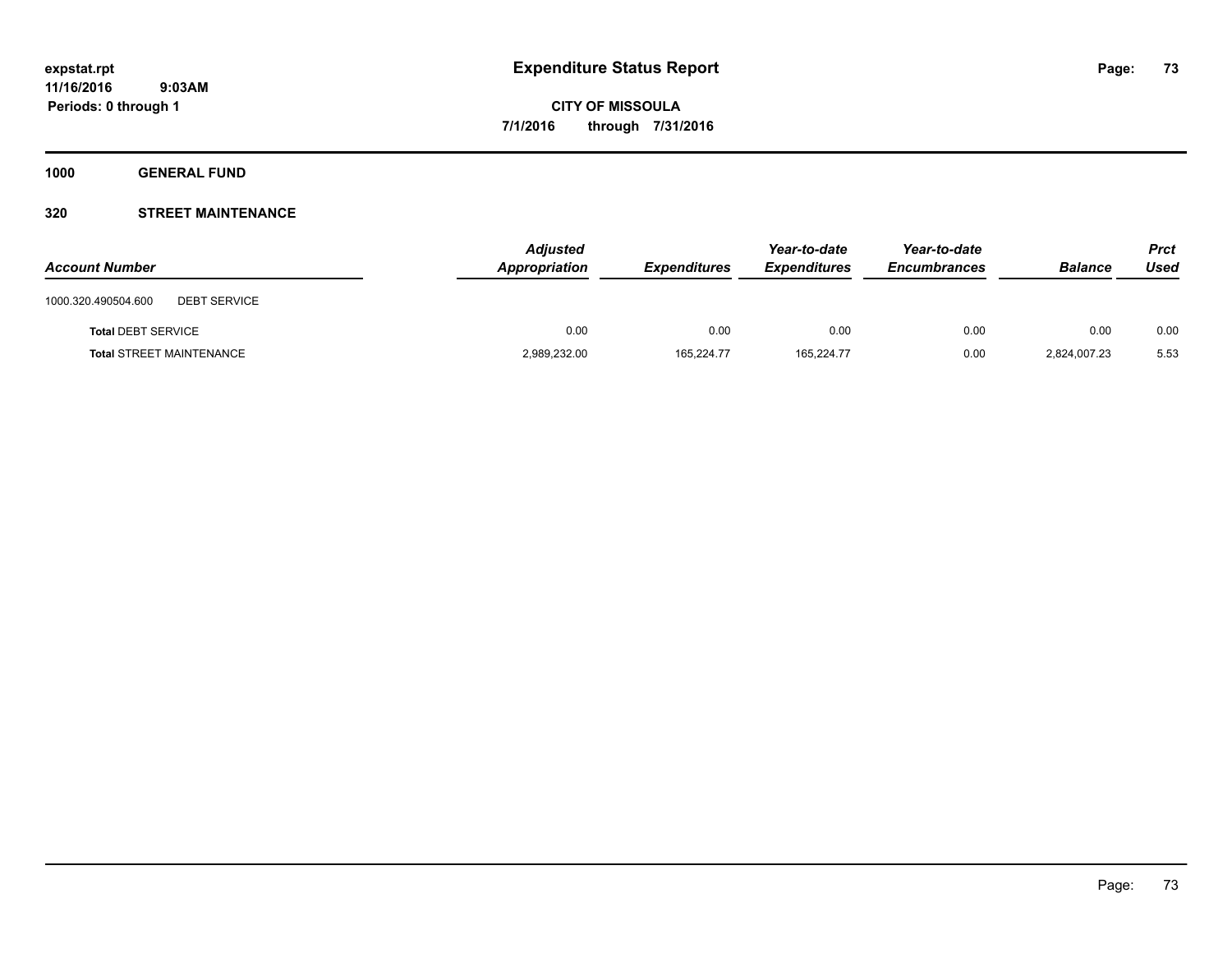# Expenditure Status Report

**CITY OF MISSOULA**

**7/1/2016 through 7/31/2016**

expstat.rpt
11/16/2016 9:03AM
Periods: 0 through 1

**1000 GENERAL FUND**

**320 STREET MAINTENANCE**

| Account Number | Adjusted Appropriation | Expenditures | Year-to-date Expenditures | Year-to-date Encumbrances | Balance | Prct Used |
|---|---|---|---|---|---|---|
| 1000.320.490504.600 DEBT SERVICE | | | | | | |
| **Total** DEBT SERVICE | 0.00 | 0.00 | 0.00 | 0.00 | 0.00 | 0.00 |
| **Total** STREET MAINTENANCE | 2,989,232.00 | 165,224.77 | 165,224.77 | 0.00 | 2,824,007.23 | 5.53 |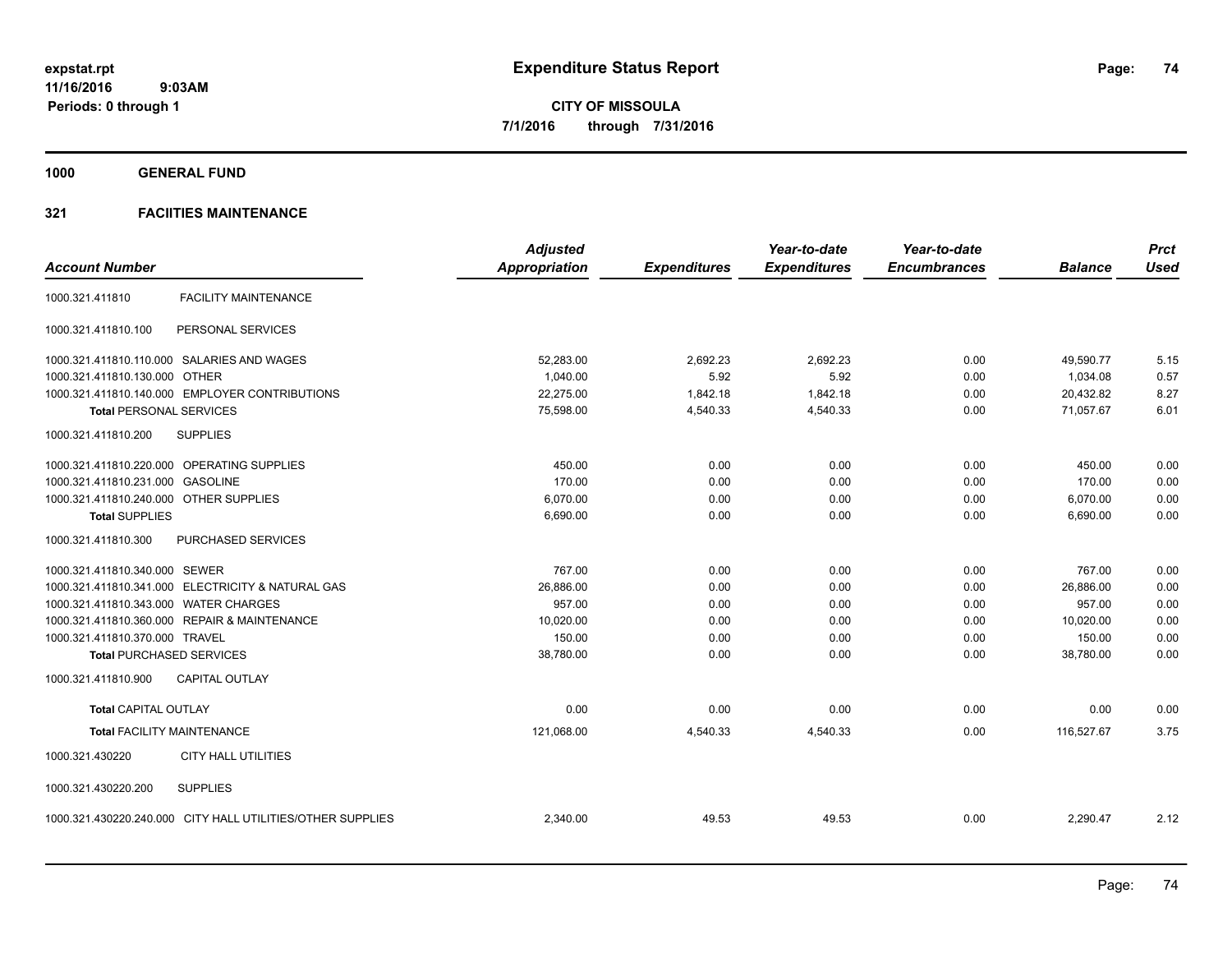**expstat.rpt**
**11/16/2016 9:03AM**
**Periods: 0 through 1**

# Expenditure Status Report

**CITY OF MISSOULA**
**7/1/2016 through 7/31/2016**

## 1000 GENERAL FUND

### 321 FACIITIES MAINTENANCE

| Account Number | | Adjusted Appropriation | Expenditures | Year-to-date Expenditures | Year-to-date Encumbrances | Balance | Prct Used |
|---|---|---|---|---|---|---|---|
| 1000.321.411810 | FACILITY MAINTENANCE | | | | | | |
| 1000.321.411810.100 | PERSONAL SERVICES | | | | | | |
| 1000.321.411810.110.000 | SALARIES AND WAGES | 52,283.00 | 2,692.23 | 2,692.23 | 0.00 | 49,590.77 | 5.15 |
| 1000.321.411810.130.000 | OTHER | 1,040.00 | 5.92 | 5.92 | 0.00 | 1,034.08 | 0.57 |
| 1000.321.411810.140.000 | EMPLOYER CONTRIBUTIONS | 22,275.00 | 1,842.18 | 1,842.18 | 0.00 | 20,432.82 | 8.27 |
| **Total** PERSONAL SERVICES | | 75,598.00 | 4,540.33 | 4,540.33 | 0.00 | 71,057.67 | 6.01 |
| 1000.321.411810.200 | SUPPLIES | | | | | | |
| 1000.321.411810.220.000 | OPERATING SUPPLIES | 450.00 | 0.00 | 0.00 | 0.00 | 450.00 | 0.00 |
| 1000.321.411810.231.000 | GASOLINE | 170.00 | 0.00 | 0.00 | 0.00 | 170.00 | 0.00 |
| 1000.321.411810.240.000 | OTHER SUPPLIES | 6,070.00 | 0.00 | 0.00 | 0.00 | 6,070.00 | 0.00 |
| **Total** SUPPLIES | | 6,690.00 | 0.00 | 0.00 | 0.00 | 6,690.00 | 0.00 |
| 1000.321.411810.300 | PURCHASED SERVICES | | | | | | |
| 1000.321.411810.340.000 | SEWER | 767.00 | 0.00 | 0.00 | 0.00 | 767.00 | 0.00 |
| 1000.321.411810.341.000 | ELECTRICITY & NATURAL GAS | 26,886.00 | 0.00 | 0.00 | 0.00 | 26,886.00 | 0.00 |
| 1000.321.411810.343.000 | WATER CHARGES | 957.00 | 0.00 | 0.00 | 0.00 | 957.00 | 0.00 |
| 1000.321.411810.360.000 | REPAIR & MAINTENANCE | 10,020.00 | 0.00 | 0.00 | 0.00 | 10,020.00 | 0.00 |
| 1000.321.411810.370.000 | TRAVEL | 150.00 | 0.00 | 0.00 | 0.00 | 150.00 | 0.00 |
| **Total** PURCHASED SERVICES | | 38,780.00 | 0.00 | 0.00 | 0.00 | 38,780.00 | 0.00 |
| 1000.321.411810.900 | CAPITAL OUTLAY | | | | | | |
| **Total** CAPITAL OUTLAY | | 0.00 | 0.00 | 0.00 | 0.00 | 0.00 | 0.00 |
| **Total** FACILITY MAINTENANCE | | 121,068.00 | 4,540.33 | 4,540.33 | 0.00 | 116,527.67 | 3.75 |
| 1000.321.430220 | CITY HALL UTILITIES | | | | | | |
| 1000.321.430220.200 | SUPPLIES | | | | | | |
| 1000.321.430220.240.000 | CITY HALL UTILITIES/OTHER SUPPLIES | 2,340.00 | 49.53 | 49.53 | 0.00 | 2,290.47 | 2.12 |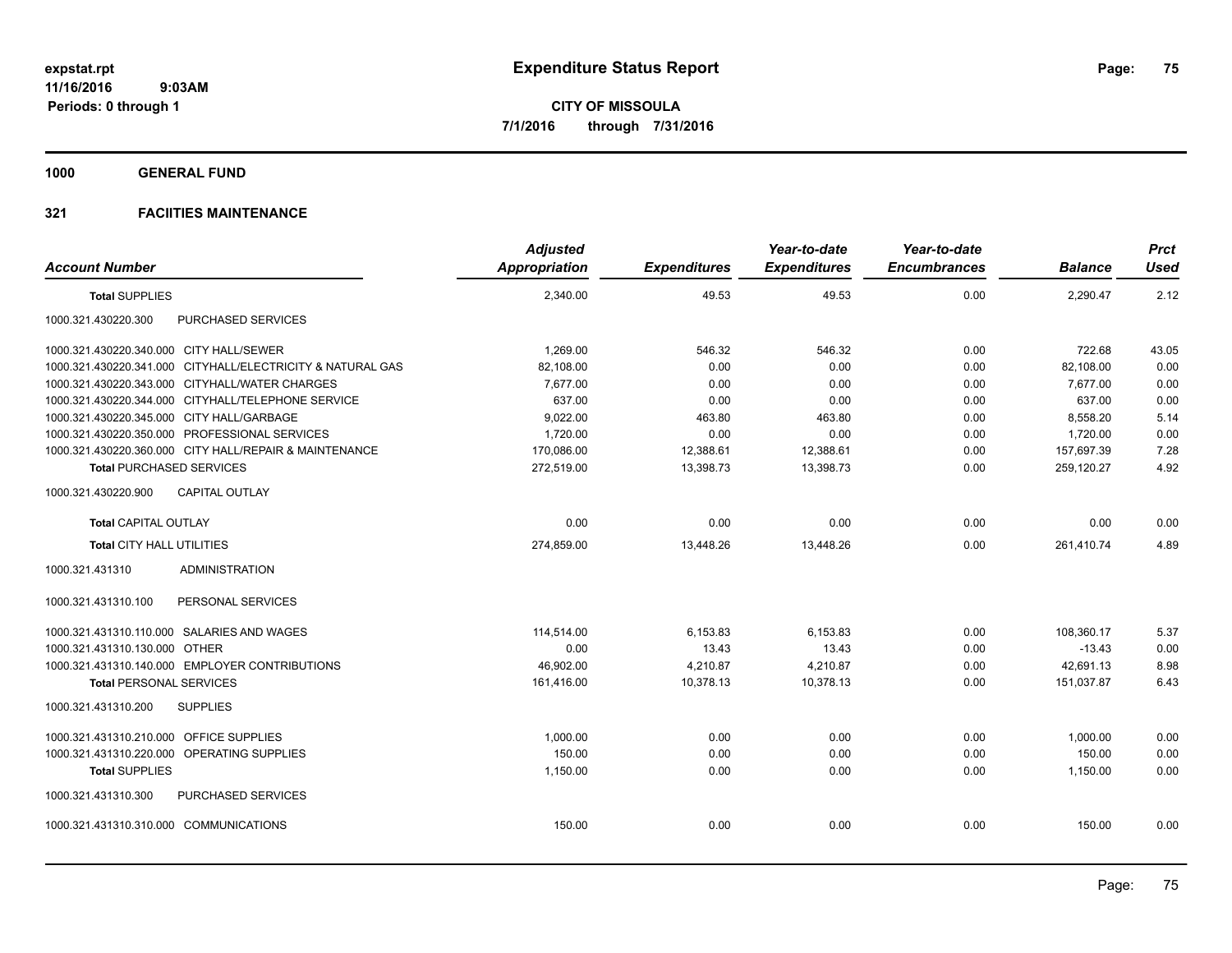**expstat.rpt**
**11/16/2016 9:03AM**
**Periods: 0 through 1**

# Expenditure Status Report

**CITY OF MISSOULA**
**7/1/2016 through 7/31/2016**

## 1000 GENERAL FUND

### 321 FACIITIES MAINTENANCE

| Account Number | Adjusted Appropriation | Expenditures | Year-to-date Expenditures | Year-to-date Encumbrances | Balance | Prct Used |
|---|---|---|---|---|---|---|
| **Total SUPPLIES** | 2,340.00 | 49.53 | 49.53 | 0.00 | 2,290.47 | 2.12 |
| 1000.321.430220.300 PURCHASED SERVICES | | | | | | |
| 1000.321.430220.340.000 CITY HALL/SEWER | 1,269.00 | 546.32 | 546.32 | 0.00 | 722.68 | 43.05 |
| 1000.321.430220.341.000 CITYHALL/ELECTRICITY & NATURAL GAS | 82,108.00 | 0.00 | 0.00 | 0.00 | 82,108.00 | 0.00 |
| 1000.321.430220.343.000 CITYHALL/WATER CHARGES | 7,677.00 | 0.00 | 0.00 | 0.00 | 7,677.00 | 0.00 |
| 1000.321.430220.344.000 CITYHALL/TELEPHONE SERVICE | 637.00 | 0.00 | 0.00 | 0.00 | 637.00 | 0.00 |
| 1000.321.430220.345.000 CITY HALL/GARBAGE | 9,022.00 | 463.80 | 463.80 | 0.00 | 8,558.20 | 5.14 |
| 1000.321.430220.350.000 PROFESSIONAL SERVICES | 1,720.00 | 0.00 | 0.00 | 0.00 | 1,720.00 | 0.00 |
| 1000.321.430220.360.000 CITY HALL/REPAIR & MAINTENANCE | 170,086.00 | 12,388.61 | 12,388.61 | 0.00 | 157,697.39 | 7.28 |
| **Total PURCHASED SERVICES** | 272,519.00 | 13,398.73 | 13,398.73 | 0.00 | 259,120.27 | 4.92 |
| 1000.321.430220.900 CAPITAL OUTLAY | | | | | | |
| **Total CAPITAL OUTLAY** | 0.00 | 0.00 | 0.00 | 0.00 | 0.00 | 0.00 |
| **Total CITY HALL UTILITIES** | 274,859.00 | 13,448.26 | 13,448.26 | 0.00 | 261,410.74 | 4.89 |
| 1000.321.431310 ADMINISTRATION | | | | | | |
| 1000.321.431310.100 PERSONAL SERVICES | | | | | | |
| 1000.321.431310.110.000 SALARIES AND WAGES | 114,514.00 | 6,153.83 | 6,153.83 | 0.00 | 108,360.17 | 5.37 |
| 1000.321.431310.130.000 OTHER | 0.00 | 13.43 | 13.43 | 0.00 | -13.43 | 0.00 |
| 1000.321.431310.140.000 EMPLOYER CONTRIBUTIONS | 46,902.00 | 4,210.87 | 4,210.87 | 0.00 | 42,691.13 | 8.98 |
| **Total PERSONAL SERVICES** | 161,416.00 | 10,378.13 | 10,378.13 | 0.00 | 151,037.87 | 6.43 |
| 1000.321.431310.200 SUPPLIES | | | | | | |
| 1000.321.431310.210.000 OFFICE SUPPLIES | 1,000.00 | 0.00 | 0.00 | 0.00 | 1,000.00 | 0.00 |
| 1000.321.431310.220.000 OPERATING SUPPLIES | 150.00 | 0.00 | 0.00 | 0.00 | 150.00 | 0.00 |
| **Total SUPPLIES** | 1,150.00 | 0.00 | 0.00 | 0.00 | 1,150.00 | 0.00 |
| 1000.321.431310.300 PURCHASED SERVICES | | | | | | |
| 1000.321.431310.310.000 COMMUNICATIONS | 150.00 | 0.00 | 0.00 | 0.00 | 150.00 | 0.00 |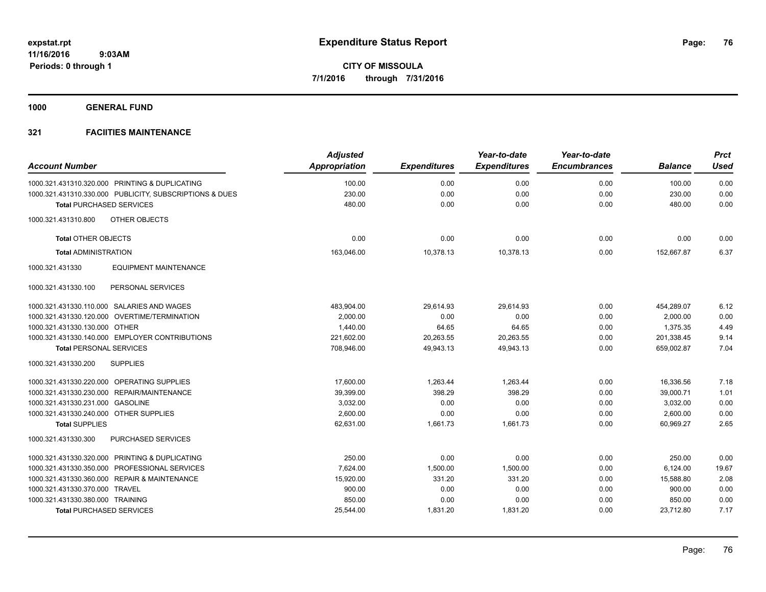**expstat.rpt**
**11/16/2016 9:03AM**
**Periods: 0 through 1**

# Expenditure Status Report

**CITY OF MISSOULA**
**7/1/2016 through 7/31/2016**

## 1000 GENERAL FUND

## 321 FACIITIES MAINTENANCE

| Account Number | Adjusted Appropriation | Expenditures | Year-to-date Expenditures | Year-to-date Encumbrances | Balance | Prct Used |
|---|---|---|---|---|---|---|
| 1000.321.431310.320.000 PRINTING & DUPLICATING | 100.00 | 0.00 | 0.00 | 0.00 | 100.00 | 0.00 |
| 1000.321.431310.330.000 PUBLICITY, SUBSCRIPTIONS & DUES | 230.00 | 0.00 | 0.00 | 0.00 | 230.00 | 0.00 |
| **Total** PURCHASED SERVICES | 480.00 | 0.00 | 0.00 | 0.00 | 480.00 | 0.00 |
| 1000.321.431310.800 OTHER OBJECTS | | | | | | |
| **Total** OTHER OBJECTS | 0.00 | 0.00 | 0.00 | 0.00 | 0.00 | 0.00 |
| **Total** ADMINISTRATION | 163,046.00 | 10,378.13 | 10,378.13 | 0.00 | 152,667.87 | 6.37 |
| 1000.321.431330 EQUIPMENT MAINTENANCE | | | | | | |
| 1000.321.431330.100 PERSONAL SERVICES | | | | | | |
| 1000.321.431330.110.000 SALARIES AND WAGES | 483,904.00 | 29,614.93 | 29,614.93 | 0.00 | 454,289.07 | 6.12 |
| 1000.321.431330.120.000 OVERTIME/TERMINATION | 2,000.00 | 0.00 | 0.00 | 0.00 | 2,000.00 | 0.00 |
| 1000.321.431330.130.000 OTHER | 1,440.00 | 64.65 | 64.65 | 0.00 | 1,375.35 | 4.49 |
| 1000.321.431330.140.000 EMPLOYER CONTRIBUTIONS | 221,602.00 | 20,263.55 | 20,263.55 | 0.00 | 201,338.45 | 9.14 |
| **Total** PERSONAL SERVICES | 708,946.00 | 49,943.13 | 49,943.13 | 0.00 | 659,002.87 | 7.04 |
| 1000.321.431330.200 SUPPLIES | | | | | | |
| 1000.321.431330.220.000 OPERATING SUPPLIES | 17,600.00 | 1,263.44 | 1,263.44 | 0.00 | 16,336.56 | 7.18 |
| 1000.321.431330.230.000 REPAIR/MAINTENANCE | 39,399.00 | 398.29 | 398.29 | 0.00 | 39,000.71 | 1.01 |
| 1000.321.431330.231.000 GASOLINE | 3,032.00 | 0.00 | 0.00 | 0.00 | 3,032.00 | 0.00 |
| 1000.321.431330.240.000 OTHER SUPPLIES | 2,600.00 | 0.00 | 0.00 | 0.00 | 2,600.00 | 0.00 |
| **Total** SUPPLIES | 62,631.00 | 1,661.73 | 1,661.73 | 0.00 | 60,969.27 | 2.65 |
| 1000.321.431330.300 PURCHASED SERVICES | | | | | | |
| 1000.321.431330.320.000 PRINTING & DUPLICATING | 250.00 | 0.00 | 0.00 | 0.00 | 250.00 | 0.00 |
| 1000.321.431330.350.000 PROFESSIONAL SERVICES | 7,624.00 | 1,500.00 | 1,500.00 | 0.00 | 6,124.00 | 19.67 |
| 1000.321.431330.360.000 REPAIR & MAINTENANCE | 15,920.00 | 331.20 | 331.20 | 0.00 | 15,588.80 | 2.08 |
| 1000.321.431330.370.000 TRAVEL | 900.00 | 0.00 | 0.00 | 0.00 | 900.00 | 0.00 |
| 1000.321.431330.380.000 TRAINING | 850.00 | 0.00 | 0.00 | 0.00 | 850.00 | 0.00 |
| **Total** PURCHASED SERVICES | 25,544.00 | 1,831.20 | 1,831.20 | 0.00 | 23,712.80 | 7.17 |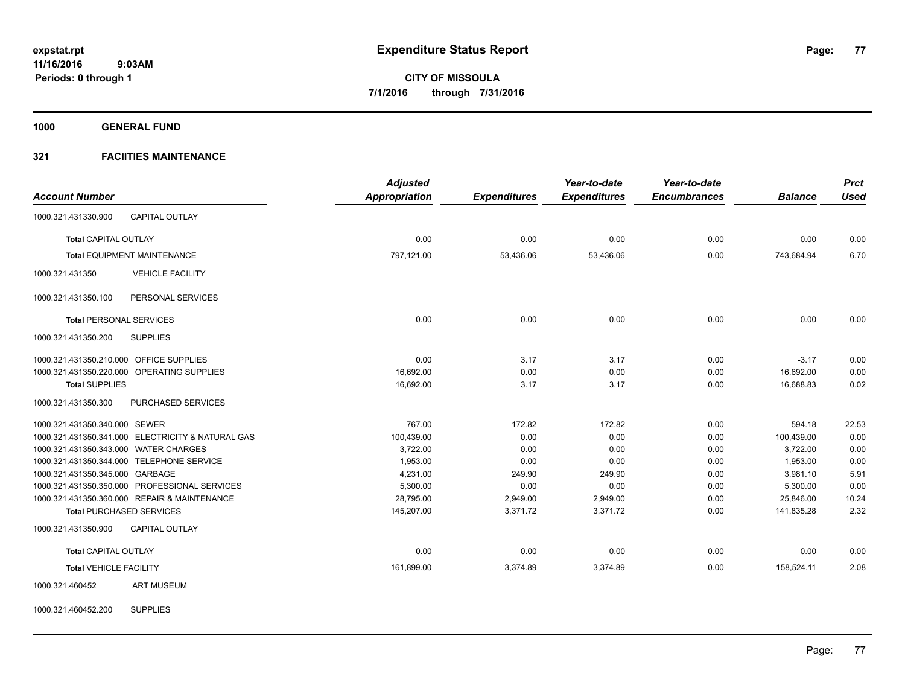# Expenditure Status Report

expstat.rpt
11/16/2016 9:03AM
Periods: 0 through 1

**CITY OF MISSOULA**
**7/1/2016 through 7/31/2016**

## 1000 GENERAL FUND

### 321 FACIITIES MAINTENANCE

| Account Number | | Adjusted Appropriation | Expenditures | Year-to-date Expenditures | Year-to-date Encumbrances | Balance | Prct Used |
|---|---|---|---|---|---|---|---|
| 1000.321.431330.900 | CAPITAL OUTLAY | | | | | | |
| **Total** CAPITAL OUTLAY | | 0.00 | 0.00 | 0.00 | 0.00 | 0.00 | 0.00 |
| **Total** EQUIPMENT MAINTENANCE | | 797,121.00 | 53,436.06 | 53,436.06 | 0.00 | 743,684.94 | 6.70 |
| 1000.321.431350 | VEHICLE FACILITY | | | | | | |
| 1000.321.431350.100 | PERSONAL SERVICES | | | | | | |
| **Total** PERSONAL SERVICES | | 0.00 | 0.00 | 0.00 | 0.00 | 0.00 | 0.00 |
| 1000.321.431350.200 | SUPPLIES | | | | | | |
| 1000.321.431350.210.000 | OFFICE SUPPLIES | 0.00 | 3.17 | 3.17 | 0.00 | -3.17 | 0.00 |
| 1000.321.431350.220.000 | OPERATING SUPPLIES | 16,692.00 | 0.00 | 0.00 | 0.00 | 16,692.00 | 0.00 |
| **Total** SUPPLIES | | 16,692.00 | 3.17 | 3.17 | 0.00 | 16,688.83 | 0.02 |
| 1000.321.431350.300 | PURCHASED SERVICES | | | | | | |
| 1000.321.431350.340.000 | SEWER | 767.00 | 172.82 | 172.82 | 0.00 | 594.18 | 22.53 |
| 1000.321.431350.341.000 | ELECTRICITY & NATURAL GAS | 100,439.00 | 0.00 | 0.00 | 0.00 | 100,439.00 | 0.00 |
| 1000.321.431350.343.000 | WATER CHARGES | 3,722.00 | 0.00 | 0.00 | 0.00 | 3,722.00 | 0.00 |
| 1000.321.431350.344.000 | TELEPHONE SERVICE | 1,953.00 | 0.00 | 0.00 | 0.00 | 1,953.00 | 0.00 |
| 1000.321.431350.345.000 | GARBAGE | 4,231.00 | 249.90 | 249.90 | 0.00 | 3,981.10 | 5.91 |
| 1000.321.431350.350.000 | PROFESSIONAL SERVICES | 5,300.00 | 0.00 | 0.00 | 0.00 | 5,300.00 | 0.00 |
| 1000.321.431350.360.000 | REPAIR & MAINTENANCE | 28,795.00 | 2,949.00 | 2,949.00 | 0.00 | 25,846.00 | 10.24 |
| **Total** PURCHASED SERVICES | | 145,207.00 | 3,371.72 | 3,371.72 | 0.00 | 141,835.28 | 2.32 |
| 1000.321.431350.900 | CAPITAL OUTLAY | | | | | | |
| **Total** CAPITAL OUTLAY | | 0.00 | 0.00 | 0.00 | 0.00 | 0.00 | 0.00 |
| **Total** VEHICLE FACILITY | | 161,899.00 | 3,374.89 | 3,374.89 | 0.00 | 158,524.11 | 2.08 |
| 1000.321.460452 | ART MUSEUM | | | | | | |
| 1000.321.460452.200 | SUPPLIES | | | | | | |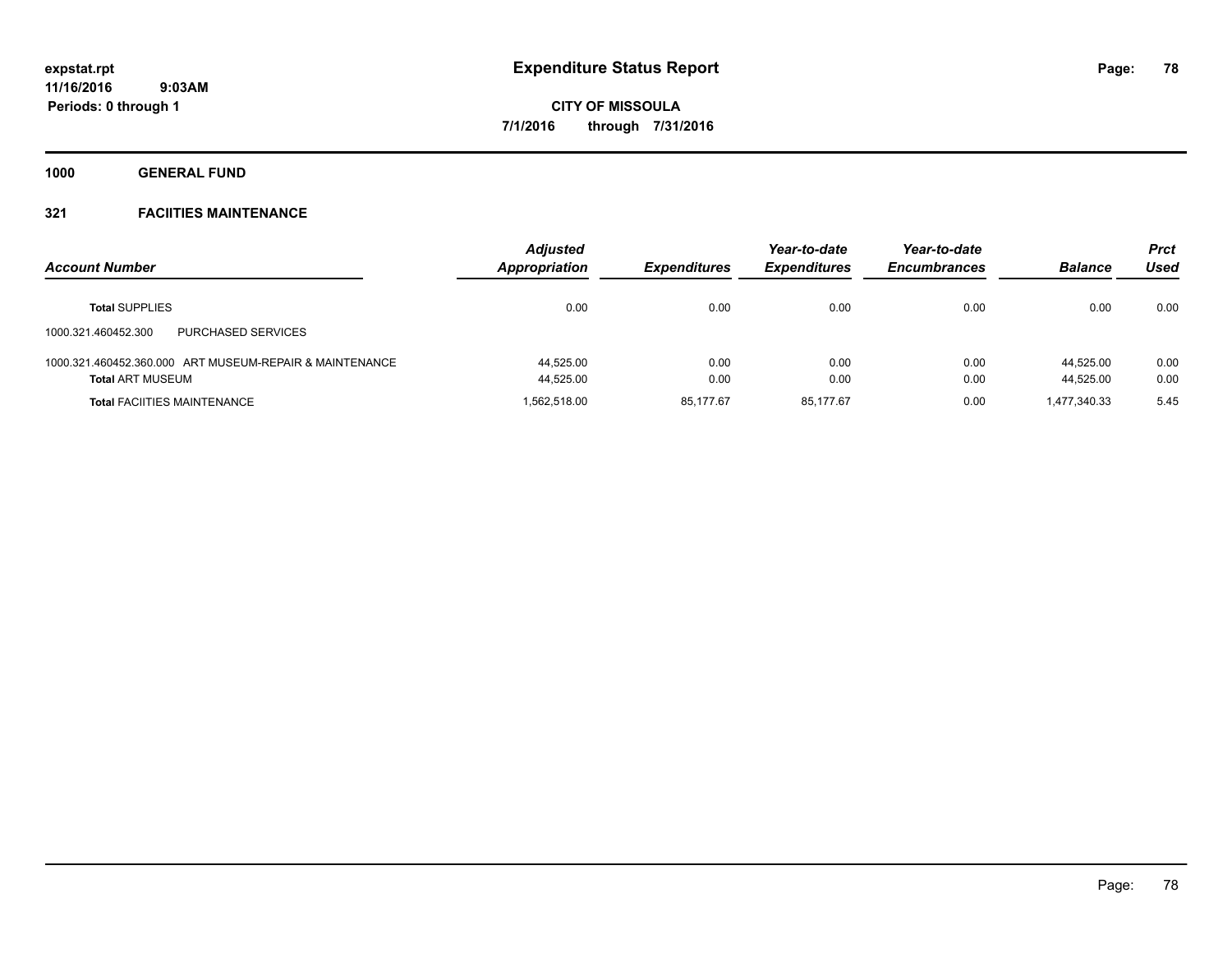**expstat.rpt**
**11/16/2016 9:03AM**
**Periods: 0 through 1**

# Expenditure Status Report

**CITY OF MISSOULA**
**7/1/2016 through 7/31/2016**

## 1000 GENERAL FUND

### 321 FACIITIES MAINTENANCE

| Account Number | Adjusted Appropriation | Expenditures | Year-to-date Expenditures | Year-to-date Encumbrances | Balance | Prct Used |
|---|---|---|---|---|---|---|
| **Total** SUPPLIES | 0.00 | 0.00 | 0.00 | 0.00 | 0.00 | 0.00 |
| 1000.321.460452.300 PURCHASED SERVICES | | | | | | |
| 1000.321.460452.360.000 ART MUSEUM-REPAIR & MAINTENANCE | 44,525.00 | 0.00 | 0.00 | 0.00 | 44,525.00 | 0.00 |
| **Total** ART MUSEUM | 44,525.00 | 0.00 | 0.00 | 0.00 | 44,525.00 | 0.00 |
| **Total** FACIITIES MAINTENANCE | 1,562,518.00 | 85,177.67 | 85,177.67 | 0.00 | 1,477,340.33 | 5.45 |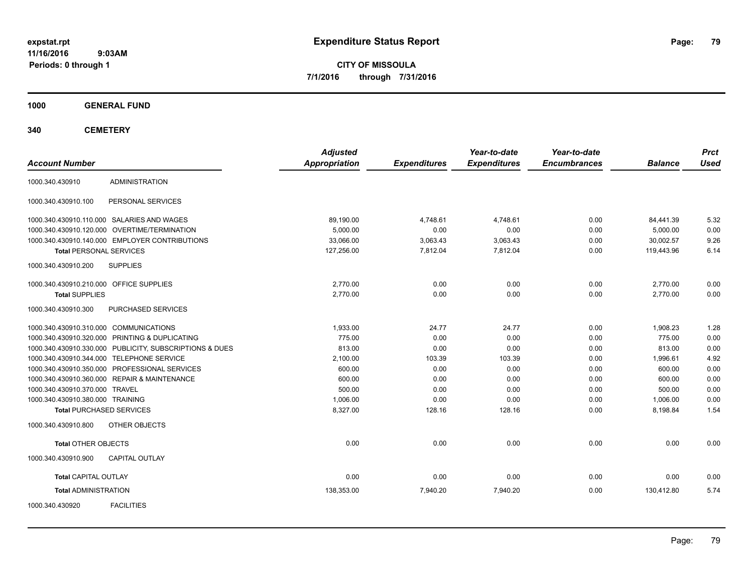**expstat.rpt**
**11/16/2016 9:03AM**
**Periods: 0 through 1**

# Expenditure Status Report

**CITY OF MISSOULA**
**7/1/2016 through 7/31/2016**

## 1000 GENERAL FUND

## 340 CEMETERY

| Account Number | | Adjusted Appropriation | Expenditures | Year-to-date Expenditures | Year-to-date Encumbrances | Balance | Prct Used |
|---|---|---|---|---|---|---|---|
| 1000.340.430910 | ADMINISTRATION | | | | | | |
| 1000.340.430910.100 | PERSONAL SERVICES | | | | | | |
| 1000.340.430910.110.000 | SALARIES AND WAGES | 89,190.00 | 4,748.61 | 4,748.61 | 0.00 | 84,441.39 | 5.32 |
| 1000.340.430910.120.000 | OVERTIME/TERMINATION | 5,000.00 | 0.00 | 0.00 | 0.00 | 5,000.00 | 0.00 |
| 1000.340.430910.140.000 | EMPLOYER CONTRIBUTIONS | 33,066.00 | 3,063.43 | 3,063.43 | 0.00 | 30,002.57 | 9.26 |
| **Total** PERSONAL SERVICES | | 127,256.00 | 7,812.04 | 7,812.04 | 0.00 | 119,443.96 | 6.14 |
| 1000.340.430910.200 | SUPPLIES | | | | | | |
| 1000.340.430910.210.000 | OFFICE SUPPLIES | 2,770.00 | 0.00 | 0.00 | 0.00 | 2,770.00 | 0.00 |
| **Total** SUPPLIES | | 2,770.00 | 0.00 | 0.00 | 0.00 | 2,770.00 | 0.00 |
| 1000.340.430910.300 | PURCHASED SERVICES | | | | | | |
| 1000.340.430910.310.000 | COMMUNICATIONS | 1,933.00 | 24.77 | 24.77 | 0.00 | 1,908.23 | 1.28 |
| 1000.340.430910.320.000 | PRINTING & DUPLICATING | 775.00 | 0.00 | 0.00 | 0.00 | 775.00 | 0.00 |
| 1000.340.430910.330.000 | PUBLICITY, SUBSCRIPTIONS & DUES | 813.00 | 0.00 | 0.00 | 0.00 | 813.00 | 0.00 |
| 1000.340.430910.344.000 | TELEPHONE SERVICE | 2,100.00 | 103.39 | 103.39 | 0.00 | 1,996.61 | 4.92 |
| 1000.340.430910.350.000 | PROFESSIONAL SERVICES | 600.00 | 0.00 | 0.00 | 0.00 | 600.00 | 0.00 |
| 1000.340.430910.360.000 | REPAIR & MAINTENANCE | 600.00 | 0.00 | 0.00 | 0.00 | 600.00 | 0.00 |
| 1000.340.430910.370.000 | TRAVEL | 500.00 | 0.00 | 0.00 | 0.00 | 500.00 | 0.00 |
| 1000.340.430910.380.000 | TRAINING | 1,006.00 | 0.00 | 0.00 | 0.00 | 1,006.00 | 0.00 |
| **Total** PURCHASED SERVICES | | 8,327.00 | 128.16 | 128.16 | 0.00 | 8,198.84 | 1.54 |
| 1000.340.430910.800 | OTHER OBJECTS | | | | | | |
| **Total** OTHER OBJECTS | | 0.00 | 0.00 | 0.00 | 0.00 | 0.00 | 0.00 |
| 1000.340.430910.900 | CAPITAL OUTLAY | | | | | | |
| **Total** CAPITAL OUTLAY | | 0.00 | 0.00 | 0.00 | 0.00 | 0.00 | 0.00 |
| **Total** ADMINISTRATION | | 138,353.00 | 7,940.20 | 7,940.20 | 0.00 | 130,412.80 | 5.74 |
| 1000.340.430920 | FACILITIES | | | | | | |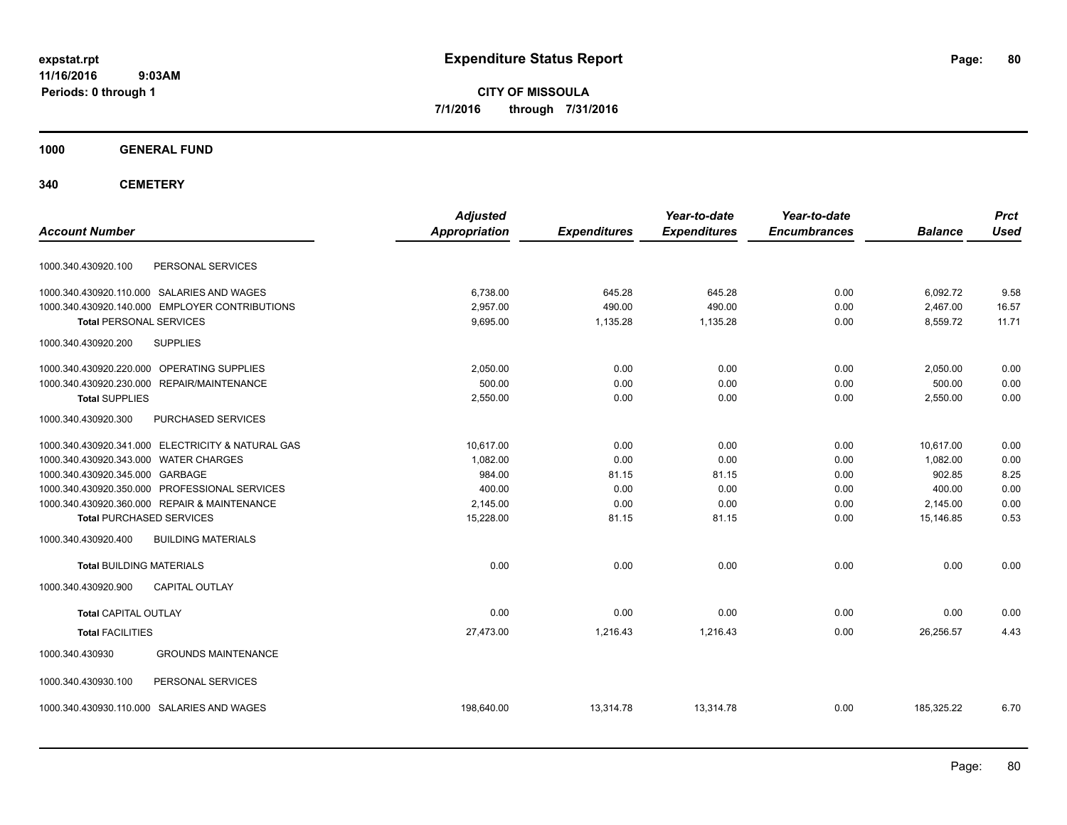# Expenditure Status Report

**CITY OF MISSOULA**

**7/1/2016 through 7/31/2016**

expstat.rpt
11/16/2016 9:03AM
Periods: 0 through 1

## 1000 GENERAL FUND

### 340 CEMETERY

| Account Number | | Adjusted Appropriation | Expenditures | Year-to-date Expenditures | Year-to-date Encumbrances | Balance | Prct Used |
|---|---|---|---|---|---|---|---|
| 1000.340.430920.100 | PERSONAL SERVICES | | | | | | |
| 1000.340.430920.110.000 | SALARIES AND WAGES | 6,738.00 | 645.28 | 645.28 | 0.00 | 6,092.72 | 9.58 |
| 1000.340.430920.140.000 | EMPLOYER CONTRIBUTIONS | 2,957.00 | 490.00 | 490.00 | 0.00 | 2,467.00 | 16.57 |
| **Total** PERSONAL SERVICES | | 9,695.00 | 1,135.28 | 1,135.28 | 0.00 | 8,559.72 | 11.71 |
| 1000.340.430920.200 | SUPPLIES | | | | | | |
| 1000.340.430920.220.000 | OPERATING SUPPLIES | 2,050.00 | 0.00 | 0.00 | 0.00 | 2,050.00 | 0.00 |
| 1000.340.430920.230.000 | REPAIR/MAINTENANCE | 500.00 | 0.00 | 0.00 | 0.00 | 500.00 | 0.00 |
| **Total** SUPPLIES | | 2,550.00 | 0.00 | 0.00 | 0.00 | 2,550.00 | 0.00 |
| 1000.340.430920.300 | PURCHASED SERVICES | | | | | | |
| 1000.340.430920.341.000 | ELECTRICITY & NATURAL GAS | 10,617.00 | 0.00 | 0.00 | 0.00 | 10,617.00 | 0.00 |
| 1000.340.430920.343.000 | WATER CHARGES | 1,082.00 | 0.00 | 0.00 | 0.00 | 1,082.00 | 0.00 |
| 1000.340.430920.345.000 | GARBAGE | 984.00 | 81.15 | 81.15 | 0.00 | 902.85 | 8.25 |
| 1000.340.430920.350.000 | PROFESSIONAL SERVICES | 400.00 | 0.00 | 0.00 | 0.00 | 400.00 | 0.00 |
| 1000.340.430920.360.000 | REPAIR & MAINTENANCE | 2,145.00 | 0.00 | 0.00 | 0.00 | 2,145.00 | 0.00 |
| **Total** PURCHASED SERVICES | | 15,228.00 | 81.15 | 81.15 | 0.00 | 15,146.85 | 0.53 |
| 1000.340.430920.400 | BUILDING MATERIALS | | | | | | |
| **Total** BUILDING MATERIALS | | 0.00 | 0.00 | 0.00 | 0.00 | 0.00 | 0.00 |
| 1000.340.430920.900 | CAPITAL OUTLAY | | | | | | |
| **Total** CAPITAL OUTLAY | | 0.00 | 0.00 | 0.00 | 0.00 | 0.00 | 0.00 |
| **Total** FACILITIES | | 27,473.00 | 1,216.43 | 1,216.43 | 0.00 | 26,256.57 | 4.43 |
| 1000.340.430930 | GROUNDS MAINTENANCE | | | | | | |
| 1000.340.430930.100 | PERSONAL SERVICES | | | | | | |
| 1000.340.430930.110.000 | SALARIES AND WAGES | 198,640.00 | 13,314.78 | 13,314.78 | 0.00 | 185,325.22 | 6.70 |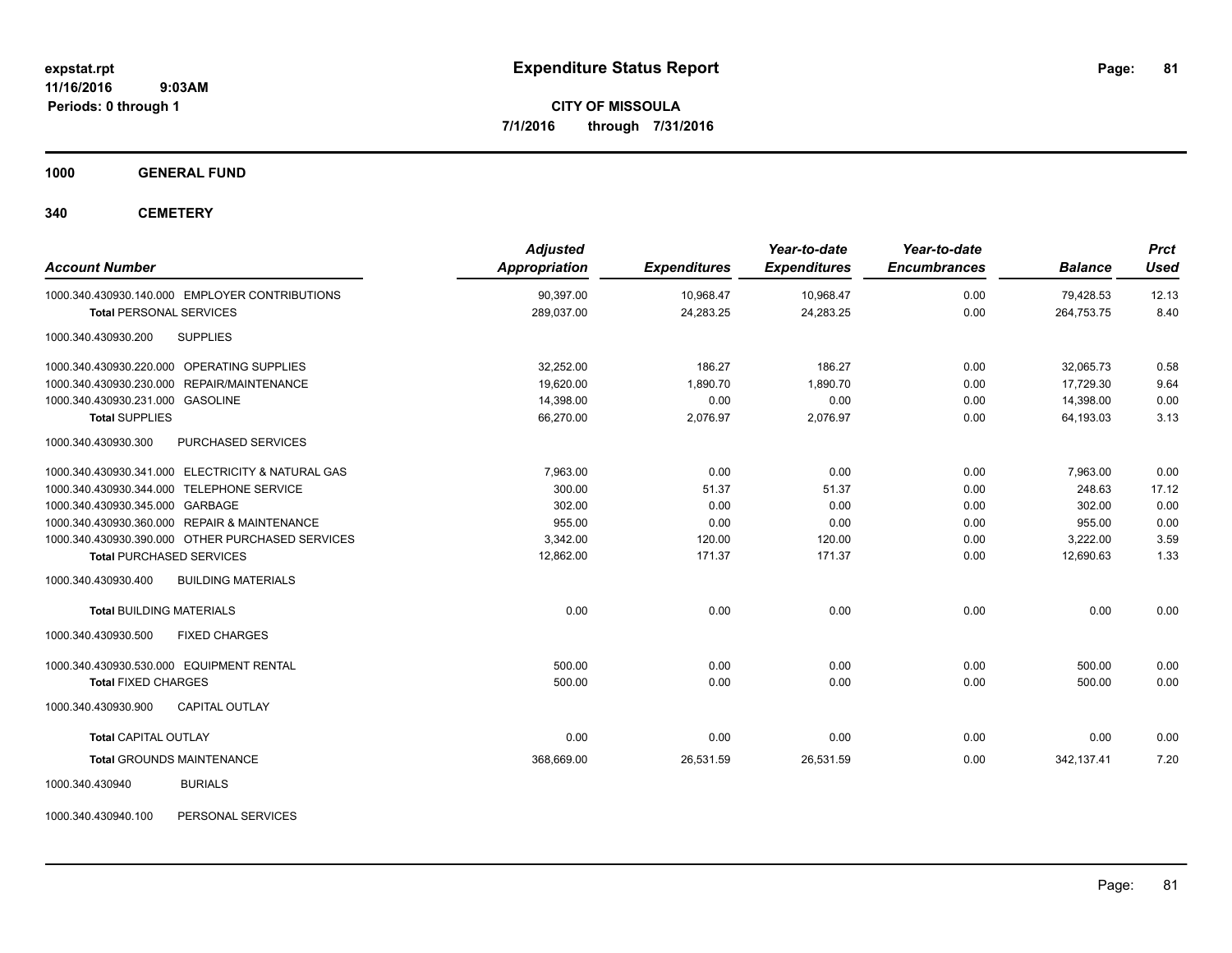# Expenditure Status Report

**CITY OF MISSOULA**

**7/1/2016 through 7/31/2016**

expstat.rpt
11/16/2016 9:03AM
Periods: 0 through 1

## 1000 GENERAL FUND

## 340 CEMETERY

| Account Number | Adjusted Appropriation | Expenditures | Year-to-date Expenditures | Year-to-date Encumbrances | Balance | Prct Used |
|---|---|---|---|---|---|---|
| 1000.340.430930.140.000 EMPLOYER CONTRIBUTIONS | 90,397.00 | 10,968.47 | 10,968.47 | 0.00 | 79,428.53 | 12.13 |
| **Total** PERSONAL SERVICES | 289,037.00 | 24,283.25 | 24,283.25 | 0.00 | 264,753.75 | 8.40 |
| 1000.340.430930.200 SUPPLIES | | | | | | |
| 1000.340.430930.220.000 OPERATING SUPPLIES | 32,252.00 | 186.27 | 186.27 | 0.00 | 32,065.73 | 0.58 |
| 1000.340.430930.230.000 REPAIR/MAINTENANCE | 19,620.00 | 1,890.70 | 1,890.70 | 0.00 | 17,729.30 | 9.64 |
| 1000.340.430930.231.000 GASOLINE | 14,398.00 | 0.00 | 0.00 | 0.00 | 14,398.00 | 0.00 |
| **Total** SUPPLIES | 66,270.00 | 2,076.97 | 2,076.97 | 0.00 | 64,193.03 | 3.13 |
| 1000.340.430930.300 PURCHASED SERVICES | | | | | | |
| 1000.340.430930.341.000 ELECTRICITY & NATURAL GAS | 7,963.00 | 0.00 | 0.00 | 0.00 | 7,963.00 | 0.00 |
| 1000.340.430930.344.000 TELEPHONE SERVICE | 300.00 | 51.37 | 51.37 | 0.00 | 248.63 | 17.12 |
| 1000.340.430930.345.000 GARBAGE | 302.00 | 0.00 | 0.00 | 0.00 | 302.00 | 0.00 |
| 1000.340.430930.360.000 REPAIR & MAINTENANCE | 955.00 | 0.00 | 0.00 | 0.00 | 955.00 | 0.00 |
| 1000.340.430930.390.000 OTHER PURCHASED SERVICES | 3,342.00 | 120.00 | 120.00 | 0.00 | 3,222.00 | 3.59 |
| **Total** PURCHASED SERVICES | 12,862.00 | 171.37 | 171.37 | 0.00 | 12,690.63 | 1.33 |
| 1000.340.430930.400 BUILDING MATERIALS | | | | | | |
| **Total** BUILDING MATERIALS | 0.00 | 0.00 | 0.00 | 0.00 | 0.00 | 0.00 |
| 1000.340.430930.500 FIXED CHARGES | | | | | | |
| 1000.340.430930.530.000 EQUIPMENT RENTAL | 500.00 | 0.00 | 0.00 | 0.00 | 500.00 | 0.00 |
| **Total** FIXED CHARGES | 500.00 | 0.00 | 0.00 | 0.00 | 500.00 | 0.00 |
| 1000.340.430930.900 CAPITAL OUTLAY | | | | | | |
| **Total** CAPITAL OUTLAY | 0.00 | 0.00 | 0.00 | 0.00 | 0.00 | 0.00 |
| **Total** GROUNDS MAINTENANCE | 368,669.00 | 26,531.59 | 26,531.59 | 0.00 | 342,137.41 | 7.20 |
| 1000.340.430940 BURIALS | | | | | | |
| 1000.340.430940.100 PERSONAL SERVICES | | | | | | |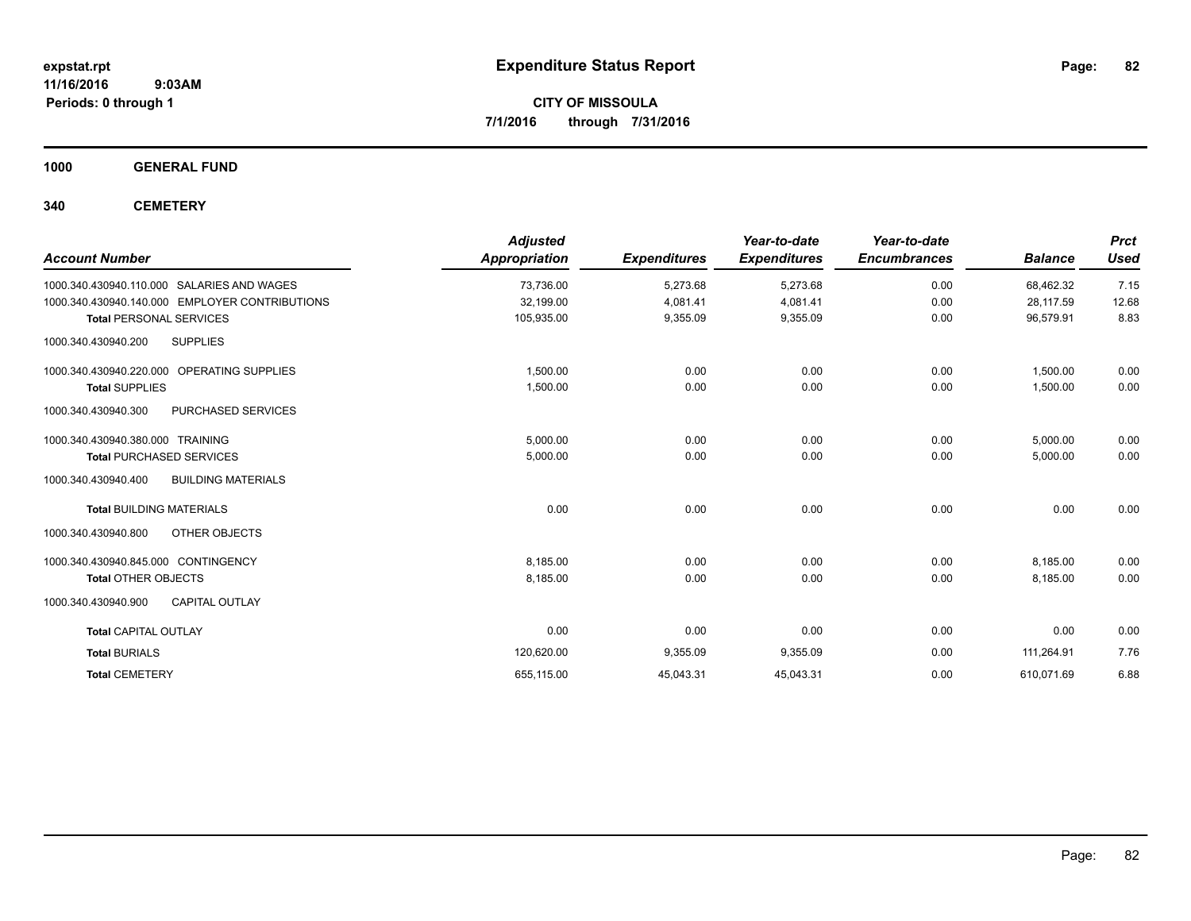**expstat.rpt**
**11/16/2016 9:03AM**
**Periods: 0 through 1**

# Expenditure Status Report

**CITY OF MISSOULA**
**7/1/2016 through 7/31/2016**

## 1000 GENERAL FUND

## 340 CEMETERY

| Account Number | Adjusted Appropriation | Expenditures | Year-to-date Expenditures | Year-to-date Encumbrances | Balance | Prct Used |
|---|---|---|---|---|---|---|
| 1000.340.430940.110.000 SALARIES AND WAGES | 73,736.00 | 5,273.68 | 5,273.68 | 0.00 | 68,462.32 | 7.15 |
| 1000.340.430940.140.000 EMPLOYER CONTRIBUTIONS | 32,199.00 | 4,081.41 | 4,081.41 | 0.00 | 28,117.59 | 12.68 |
| **Total** PERSONAL SERVICES | 105,935.00 | 9,355.09 | 9,355.09 | 0.00 | 96,579.91 | 8.83 |
| 1000.340.430940.200 SUPPLIES | | | | | | |
| 1000.340.430940.220.000 OPERATING SUPPLIES | 1,500.00 | 0.00 | 0.00 | 0.00 | 1,500.00 | 0.00 |
| **Total** SUPPLIES | 1,500.00 | 0.00 | 0.00 | 0.00 | 1,500.00 | 0.00 |
| 1000.340.430940.300 PURCHASED SERVICES | | | | | | |
| 1000.340.430940.380.000 TRAINING | 5,000.00 | 0.00 | 0.00 | 0.00 | 5,000.00 | 0.00 |
| **Total** PURCHASED SERVICES | 5,000.00 | 0.00 | 0.00 | 0.00 | 5,000.00 | 0.00 |
| 1000.340.430940.400 BUILDING MATERIALS | | | | | | |
| **Total** BUILDING MATERIALS | 0.00 | 0.00 | 0.00 | 0.00 | 0.00 | 0.00 |
| 1000.340.430940.800 OTHER OBJECTS | | | | | | |
| 1000.340.430940.845.000 CONTINGENCY | 8,185.00 | 0.00 | 0.00 | 0.00 | 8,185.00 | 0.00 |
| **Total** OTHER OBJECTS | 8,185.00 | 0.00 | 0.00 | 0.00 | 8,185.00 | 0.00 |
| 1000.340.430940.900 CAPITAL OUTLAY | | | | | | |
| **Total** CAPITAL OUTLAY | 0.00 | 0.00 | 0.00 | 0.00 | 0.00 | 0.00 |
| **Total** BURIALS | 120,620.00 | 9,355.09 | 9,355.09 | 0.00 | 111,264.91 | 7.76 |
| **Total** CEMETERY | 655,115.00 | 45,043.31 | 45,043.31 | 0.00 | 610,071.69 | 6.88 |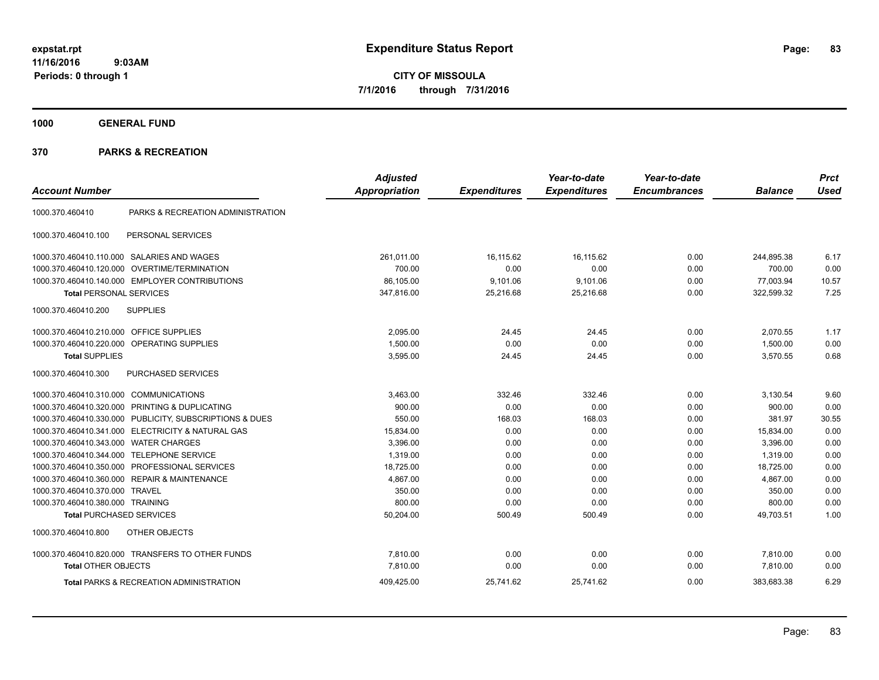**expstat.rpt**
**11/16/2016 9:03AM**
**Periods: 0 through 1**

# Expenditure Status Report

**CITY OF MISSOULA**
**7/1/2016 through 7/31/2016**

## 1000 GENERAL FUND

## 370 PARKS & RECREATION

| Account Number | | Adjusted Appropriation | Expenditures | Year-to-date Expenditures | Year-to-date Encumbrances | Balance | Prct Used |
|---|---|---|---|---|---|---|---|
| 1000.370.460410 | PARKS & RECREATION ADMINISTRATION | | | | | | |
| 1000.370.460410.100 | PERSONAL SERVICES | | | | | | |
| 1000.370.460410.110.000 | SALARIES AND WAGES | 261,011.00 | 16,115.62 | 16,115.62 | 0.00 | 244,895.38 | 6.17 |
| 1000.370.460410.120.000 | OVERTIME/TERMINATION | 700.00 | 0.00 | 0.00 | 0.00 | 700.00 | 0.00 |
| 1000.370.460410.140.000 | EMPLOYER CONTRIBUTIONS | 86,105.00 | 9,101.06 | 9,101.06 | 0.00 | 77,003.94 | 10.57 |
| **Total** PERSONAL SERVICES | | 347,816.00 | 25,216.68 | 25,216.68 | 0.00 | 322,599.32 | 7.25 |
| 1000.370.460410.200 | SUPPLIES | | | | | | |
| 1000.370.460410.210.000 | OFFICE SUPPLIES | 2,095.00 | 24.45 | 24.45 | 0.00 | 2,070.55 | 1.17 |
| 1000.370.460410.220.000 | OPERATING SUPPLIES | 1,500.00 | 0.00 | 0.00 | 0.00 | 1,500.00 | 0.00 |
| **Total** SUPPLIES | | 3,595.00 | 24.45 | 24.45 | 0.00 | 3,570.55 | 0.68 |
| 1000.370.460410.300 | PURCHASED SERVICES | | | | | | |
| 1000.370.460410.310.000 | COMMUNICATIONS | 3,463.00 | 332.46 | 332.46 | 0.00 | 3,130.54 | 9.60 |
| 1000.370.460410.320.000 | PRINTING & DUPLICATING | 900.00 | 0.00 | 0.00 | 0.00 | 900.00 | 0.00 |
| 1000.370.460410.330.000 | PUBLICITY, SUBSCRIPTIONS & DUES | 550.00 | 168.03 | 168.03 | 0.00 | 381.97 | 30.55 |
| 1000.370.460410.341.000 | ELECTRICITY & NATURAL GAS | 15,834.00 | 0.00 | 0.00 | 0.00 | 15,834.00 | 0.00 |
| 1000.370.460410.343.000 | WATER CHARGES | 3,396.00 | 0.00 | 0.00 | 0.00 | 3,396.00 | 0.00 |
| 1000.370.460410.344.000 | TELEPHONE SERVICE | 1,319.00 | 0.00 | 0.00 | 0.00 | 1,319.00 | 0.00 |
| 1000.370.460410.350.000 | PROFESSIONAL SERVICES | 18,725.00 | 0.00 | 0.00 | 0.00 | 18,725.00 | 0.00 |
| 1000.370.460410.360.000 | REPAIR & MAINTENANCE | 4,867.00 | 0.00 | 0.00 | 0.00 | 4,867.00 | 0.00 |
| 1000.370.460410.370.000 | TRAVEL | 350.00 | 0.00 | 0.00 | 0.00 | 350.00 | 0.00 |
| 1000.370.460410.380.000 | TRAINING | 800.00 | 0.00 | 0.00 | 0.00 | 800.00 | 0.00 |
| **Total** PURCHASED SERVICES | | 50,204.00 | 500.49 | 500.49 | 0.00 | 49,703.51 | 1.00 |
| 1000.370.460410.800 | OTHER OBJECTS | | | | | | |
| 1000.370.460410.820.000 | TRANSFERS TO OTHER FUNDS | 7,810.00 | 0.00 | 0.00 | 0.00 | 7,810.00 | 0.00 |
| **Total** OTHER OBJECTS | | 7,810.00 | 0.00 | 0.00 | 0.00 | 7,810.00 | 0.00 |
| **Total** PARKS & RECREATION ADMINISTRATION | | 409,425.00 | 25,741.62 | 25,741.62 | 0.00 | 383,683.38 | 6.29 |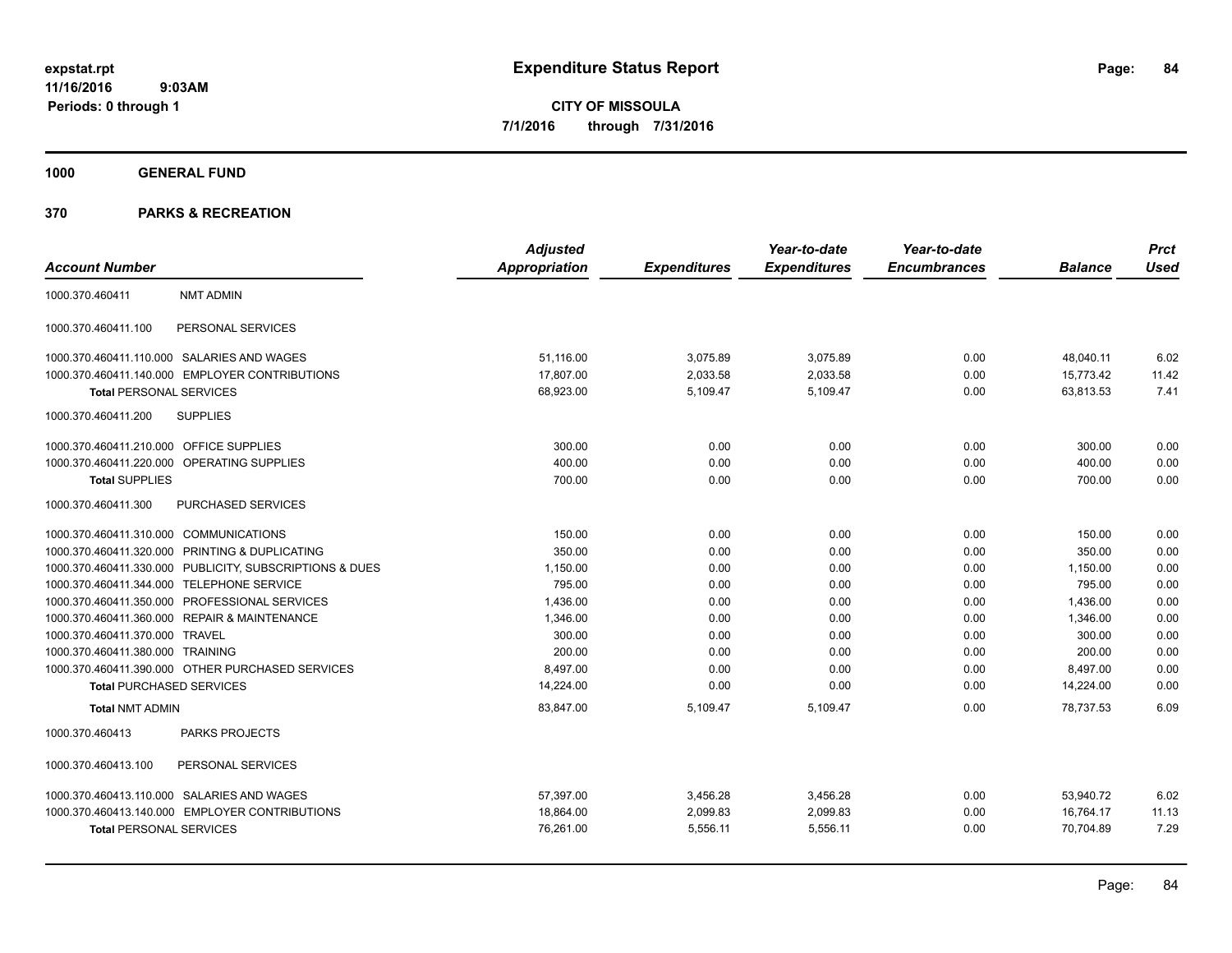# Expenditure Status Report

expstat.rpt
11/16/2016 9:03AM
Periods: 0 through 1

**CITY OF MISSOULA**
**7/1/2016 through 7/31/2016**

## 1000 GENERAL FUND

## 370 PARKS & RECREATION

| Account Number | | Adjusted Appropriation | Expenditures | Year-to-date Expenditures | Year-to-date Encumbrances | Balance | Prct Used |
|---|---|---|---|---|---|---|---|
| 1000.370.460411 | NMT ADMIN | | | | | | |
| 1000.370.460411.100 | PERSONAL SERVICES | | | | | | |
| 1000.370.460411.110.000 | SALARIES AND WAGES | 51,116.00 | 3,075.89 | 3,075.89 | 0.00 | 48,040.11 | 6.02 |
| 1000.370.460411.140.000 | EMPLOYER CONTRIBUTIONS | 17,807.00 | 2,033.58 | 2,033.58 | 0.00 | 15,773.42 | 11.42 |
| **Total** PERSONAL SERVICES | | 68,923.00 | 5,109.47 | 5,109.47 | 0.00 | 63,813.53 | 7.41 |
| 1000.370.460411.200 | SUPPLIES | | | | | | |
| 1000.370.460411.210.000 | OFFICE SUPPLIES | 300.00 | 0.00 | 0.00 | 0.00 | 300.00 | 0.00 |
| 1000.370.460411.220.000 | OPERATING SUPPLIES | 400.00 | 0.00 | 0.00 | 0.00 | 400.00 | 0.00 |
| **Total** SUPPLIES | | 700.00 | 0.00 | 0.00 | 0.00 | 700.00 | 0.00 |
| 1000.370.460411.300 | PURCHASED SERVICES | | | | | | |
| 1000.370.460411.310.000 | COMMUNICATIONS | 150.00 | 0.00 | 0.00 | 0.00 | 150.00 | 0.00 |
| 1000.370.460411.320.000 | PRINTING & DUPLICATING | 350.00 | 0.00 | 0.00 | 0.00 | 350.00 | 0.00 |
| 1000.370.460411.330.000 | PUBLICITY, SUBSCRIPTIONS & DUES | 1,150.00 | 0.00 | 0.00 | 0.00 | 1,150.00 | 0.00 |
| 1000.370.460411.344.000 | TELEPHONE SERVICE | 795.00 | 0.00 | 0.00 | 0.00 | 795.00 | 0.00 |
| 1000.370.460411.350.000 | PROFESSIONAL SERVICES | 1,436.00 | 0.00 | 0.00 | 0.00 | 1,436.00 | 0.00 |
| 1000.370.460411.360.000 | REPAIR & MAINTENANCE | 1,346.00 | 0.00 | 0.00 | 0.00 | 1,346.00 | 0.00 |
| 1000.370.460411.370.000 | TRAVEL | 300.00 | 0.00 | 0.00 | 0.00 | 300.00 | 0.00 |
| 1000.370.460411.380.000 | TRAINING | 200.00 | 0.00 | 0.00 | 0.00 | 200.00 | 0.00 |
| 1000.370.460411.390.000 | OTHER PURCHASED SERVICES | 8,497.00 | 0.00 | 0.00 | 0.00 | 8,497.00 | 0.00 |
| **Total** PURCHASED SERVICES | | 14,224.00 | 0.00 | 0.00 | 0.00 | 14,224.00 | 0.00 |
| **Total** NMT ADMIN | | 83,847.00 | 5,109.47 | 5,109.47 | 0.00 | 78,737.53 | 6.09 |
| 1000.370.460413 | PARKS PROJECTS | | | | | | |
| 1000.370.460413.100 | PERSONAL SERVICES | | | | | | |
| 1000.370.460413.110.000 | SALARIES AND WAGES | 57,397.00 | 3,456.28 | 3,456.28 | 0.00 | 53,940.72 | 6.02 |
| 1000.370.460413.140.000 | EMPLOYER CONTRIBUTIONS | 18,864.00 | 2,099.83 | 2,099.83 | 0.00 | 16,764.17 | 11.13 |
| **Total** PERSONAL SERVICES | | 76,261.00 | 5,556.11 | 5,556.11 | 0.00 | 70,704.89 | 7.29 |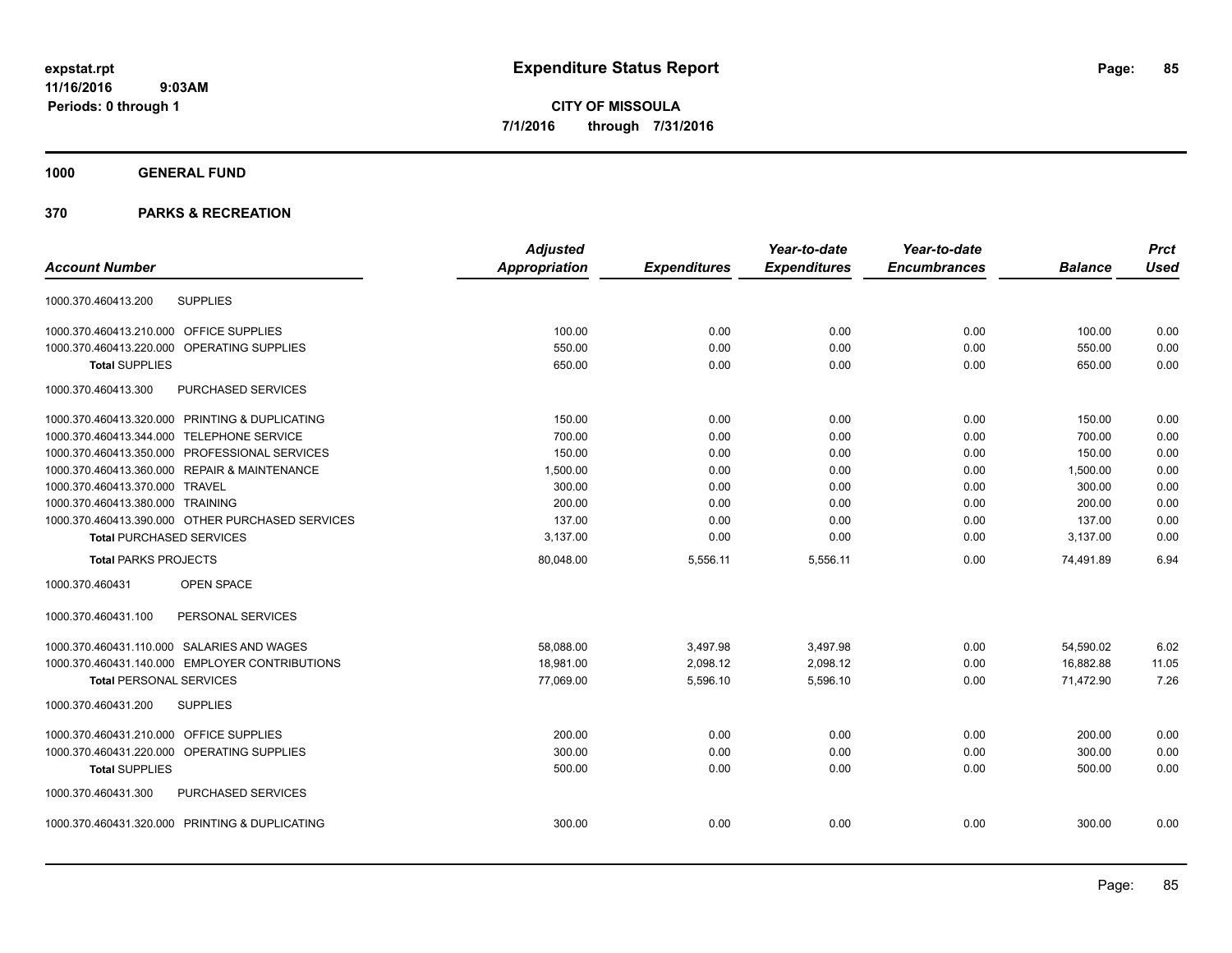# Expenditure Status Report

**CITY OF MISSOULA**
**7/1/2016 through 7/31/2016**

expstat.rpt
11/16/2016 9:03AM
Periods: 0 through 1

**1000 GENERAL FUND**

**370 PARKS & RECREATION**

| Account Number | | Adjusted Appropriation | Expenditures | Year-to-date Expenditures | Year-to-date Encumbrances | Balance | Prct Used |
|---|---|---|---|---|---|---|---|
| 1000.370.460413.200 | SUPPLIES | | | | | | |
| 1000.370.460413.210.000 | OFFICE SUPPLIES | 100.00 | 0.00 | 0.00 | 0.00 | 100.00 | 0.00 |
| 1000.370.460413.220.000 | OPERATING SUPPLIES | 550.00 | 0.00 | 0.00 | 0.00 | 550.00 | 0.00 |
| **Total** SUPPLIES | | 650.00 | 0.00 | 0.00 | 0.00 | 650.00 | 0.00 |
| 1000.370.460413.300 | PURCHASED SERVICES | | | | | | |
| 1000.370.460413.320.000 | PRINTING & DUPLICATING | 150.00 | 0.00 | 0.00 | 0.00 | 150.00 | 0.00 |
| 1000.370.460413.344.000 | TELEPHONE SERVICE | 700.00 | 0.00 | 0.00 | 0.00 | 700.00 | 0.00 |
| 1000.370.460413.350.000 | PROFESSIONAL SERVICES | 150.00 | 0.00 | 0.00 | 0.00 | 150.00 | 0.00 |
| 1000.370.460413.360.000 | REPAIR & MAINTENANCE | 1,500.00 | 0.00 | 0.00 | 0.00 | 1,500.00 | 0.00 |
| 1000.370.460413.370.000 | TRAVEL | 300.00 | 0.00 | 0.00 | 0.00 | 300.00 | 0.00 |
| 1000.370.460413.380.000 | TRAINING | 200.00 | 0.00 | 0.00 | 0.00 | 200.00 | 0.00 |
| 1000.370.460413.390.000 | OTHER PURCHASED SERVICES | 137.00 | 0.00 | 0.00 | 0.00 | 137.00 | 0.00 |
| **Total** PURCHASED SERVICES | | 3,137.00 | 0.00 | 0.00 | 0.00 | 3,137.00 | 0.00 |
| **Total** PARKS PROJECTS | | 80,048.00 | 5,556.11 | 5,556.11 | 0.00 | 74,491.89 | 6.94 |
| 1000.370.460431 | OPEN SPACE | | | | | | |
| 1000.370.460431.100 | PERSONAL SERVICES | | | | | | |
| 1000.370.460431.110.000 | SALARIES AND WAGES | 58,088.00 | 3,497.98 | 3,497.98 | 0.00 | 54,590.02 | 6.02 |
| 1000.370.460431.140.000 | EMPLOYER CONTRIBUTIONS | 18,981.00 | 2,098.12 | 2,098.12 | 0.00 | 16,882.88 | 11.05 |
| **Total** PERSONAL SERVICES | | 77,069.00 | 5,596.10 | 5,596.10 | 0.00 | 71,472.90 | 7.26 |
| 1000.370.460431.200 | SUPPLIES | | | | | | |
| 1000.370.460431.210.000 | OFFICE SUPPLIES | 200.00 | 0.00 | 0.00 | 0.00 | 200.00 | 0.00 |
| 1000.370.460431.220.000 | OPERATING SUPPLIES | 300.00 | 0.00 | 0.00 | 0.00 | 300.00 | 0.00 |
| **Total** SUPPLIES | | 500.00 | 0.00 | 0.00 | 0.00 | 500.00 | 0.00 |
| 1000.370.460431.300 | PURCHASED SERVICES | | | | | | |
| 1000.370.460431.320.000 | PRINTING & DUPLICATING | 300.00 | 0.00 | 0.00 | 0.00 | 300.00 | 0.00 |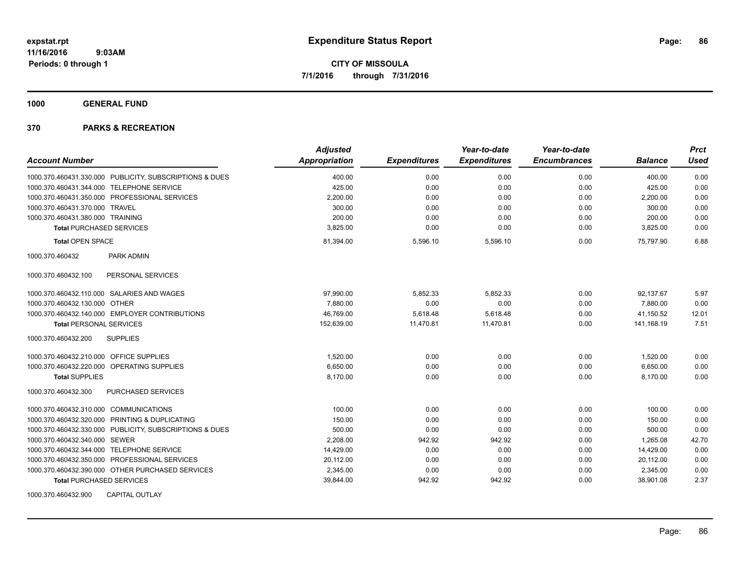**expstat.rpt**
**11/16/2016 9:03AM**
**Periods: 0 through 1**

# Expenditure Status Report

**CITY OF MISSOULA**
**7/1/2016 through 7/31/2016**

## 1000 GENERAL FUND

## 370 PARKS & RECREATION

| Account Number | Adjusted Appropriation | Expenditures | Year-to-date Expenditures | Year-to-date Encumbrances | Balance | Prct Used |
|---|---|---|---|---|---|---|
| 1000.370.460431.330.000 PUBLICITY, SUBSCRIPTIONS & DUES | 400.00 | 0.00 | 0.00 | 0.00 | 400.00 | 0.00 |
| 1000.370.460431.344.000 TELEPHONE SERVICE | 425.00 | 0.00 | 0.00 | 0.00 | 425.00 | 0.00 |
| 1000.370.460431.350.000 PROFESSIONAL SERVICES | 2,200.00 | 0.00 | 0.00 | 0.00 | 2,200.00 | 0.00 |
| 1000.370.460431.370.000 TRAVEL | 300.00 | 0.00 | 0.00 | 0.00 | 300.00 | 0.00 |
| 1000.370.460431.380.000 TRAINING | 200.00 | 0.00 | 0.00 | 0.00 | 200.00 | 0.00 |
| **Total** PURCHASED SERVICES | 3,825.00 | 0.00 | 0.00 | 0.00 | 3,825.00 | 0.00 |
| **Total** OPEN SPACE | 81,394.00 | 5,596.10 | 5,596.10 | 0.00 | 75,797.90 | 6.88 |
| 1000.370.460432 PARK ADMIN | | | | | | |
| 1000.370.460432.100 PERSONAL SERVICES | | | | | | |
| 1000.370.460432.110.000 SALARIES AND WAGES | 97,990.00 | 5,852.33 | 5,852.33 | 0.00 | 92,137.67 | 5.97 |
| 1000.370.460432.130.000 OTHER | 7,880.00 | 0.00 | 0.00 | 0.00 | 7,880.00 | 0.00 |
| 1000.370.460432.140.000 EMPLOYER CONTRIBUTIONS | 46,769.00 | 5,618.48 | 5,618.48 | 0.00 | 41,150.52 | 12.01 |
| **Total** PERSONAL SERVICES | 152,639.00 | 11,470.81 | 11,470.81 | 0.00 | 141,168.19 | 7.51 |
| 1000.370.460432.200 SUPPLIES | | | | | | |
| 1000.370.460432.210.000 OFFICE SUPPLIES | 1,520.00 | 0.00 | 0.00 | 0.00 | 1,520.00 | 0.00 |
| 1000.370.460432.220.000 OPERATING SUPPLIES | 6,650.00 | 0.00 | 0.00 | 0.00 | 6,650.00 | 0.00 |
| **Total** SUPPLIES | 8,170.00 | 0.00 | 0.00 | 0.00 | 8,170.00 | 0.00 |
| 1000.370.460432.300 PURCHASED SERVICES | | | | | | |
| 1000.370.460432.310.000 COMMUNICATIONS | 100.00 | 0.00 | 0.00 | 0.00 | 100.00 | 0.00 |
| 1000.370.460432.320.000 PRINTING & DUPLICATING | 150.00 | 0.00 | 0.00 | 0.00 | 150.00 | 0.00 |
| 1000.370.460432.330.000 PUBLICITY, SUBSCRIPTIONS & DUES | 500.00 | 0.00 | 0.00 | 0.00 | 500.00 | 0.00 |
| 1000.370.460432.340.000 SEWER | 2,208.00 | 942.92 | 942.92 | 0.00 | 1,265.08 | 42.70 |
| 1000.370.460432.344.000 TELEPHONE SERVICE | 14,429.00 | 0.00 | 0.00 | 0.00 | 14,429.00 | 0.00 |
| 1000.370.460432.350.000 PROFESSIONAL SERVICES | 20,112.00 | 0.00 | 0.00 | 0.00 | 20,112.00 | 0.00 |
| 1000.370.460432.390.000 OTHER PURCHASED SERVICES | 2,345.00 | 0.00 | 0.00 | 0.00 | 2,345.00 | 0.00 |
| **Total** PURCHASED SERVICES | 39,844.00 | 942.92 | 942.92 | 0.00 | 38,901.08 | 2.37 |
| 1000.370.460432.900 CAPITAL OUTLAY | | | | | | |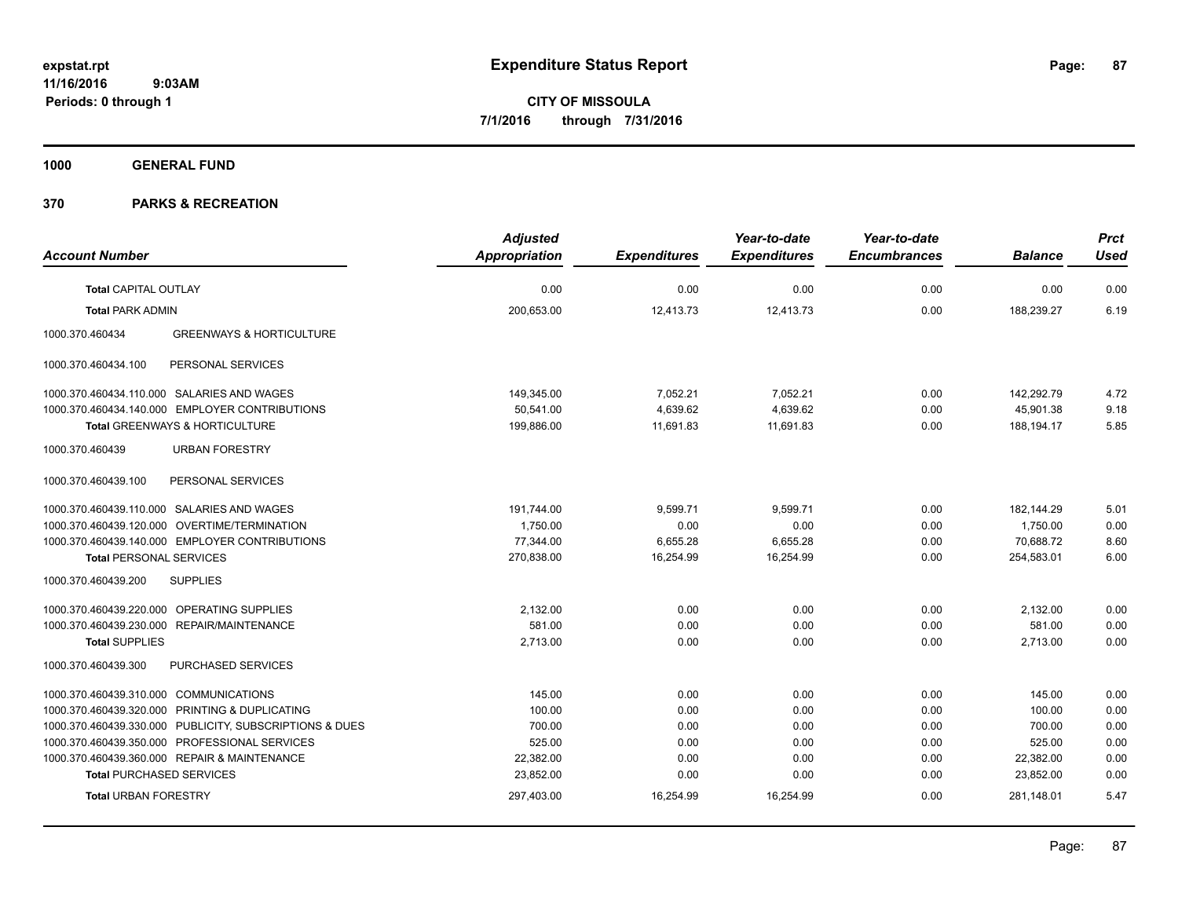**expstat.rpt**
**11/16/2016 9:03AM**
**Periods: 0 through 1**

# Expenditure Status Report

**CITY OF MISSOULA**
**7/1/2016 through 7/31/2016**

## 1000 GENERAL FUND

## 370 PARKS & RECREATION

| Account Number | | Adjusted Appropriation | Expenditures | Year-to-date Expenditures | Year-to-date Encumbrances | Balance | Prct Used |
|---|---|---|---|---|---|---|---|
| **Total** CAPITAL OUTLAY | | 0.00 | 0.00 | 0.00 | 0.00 | 0.00 | 0.00 |
| **Total** PARK ADMIN | | 200,653.00 | 12,413.73 | 12,413.73 | 0.00 | 188,239.27 | 6.19 |
| 1000.370.460434 | GREENWAYS & HORTICULTURE | | | | | | |
| 1000.370.460434.100 | PERSONAL SERVICES | | | | | | |
| 1000.370.460434.110.000 | SALARIES AND WAGES | 149,345.00 | 7,052.21 | 7,052.21 | 0.00 | 142,292.79 | 4.72 |
| 1000.370.460434.140.000 | EMPLOYER CONTRIBUTIONS | 50,541.00 | 4,639.62 | 4,639.62 | 0.00 | 45,901.38 | 9.18 |
| **Total** GREENWAYS & HORTICULTURE | | 199,886.00 | 11,691.83 | 11,691.83 | 0.00 | 188,194.17 | 5.85 |
| 1000.370.460439 | URBAN FORESTRY | | | | | | |
| 1000.370.460439.100 | PERSONAL SERVICES | | | | | | |
| 1000.370.460439.110.000 | SALARIES AND WAGES | 191,744.00 | 9,599.71 | 9,599.71 | 0.00 | 182,144.29 | 5.01 |
| 1000.370.460439.120.000 | OVERTIME/TERMINATION | 1,750.00 | 0.00 | 0.00 | 0.00 | 1,750.00 | 0.00 |
| 1000.370.460439.140.000 | EMPLOYER CONTRIBUTIONS | 77,344.00 | 6,655.28 | 6,655.28 | 0.00 | 70,688.72 | 8.60 |
| **Total** PERSONAL SERVICES | | 270,838.00 | 16,254.99 | 16,254.99 | 0.00 | 254,583.01 | 6.00 |
| 1000.370.460439.200 | SUPPLIES | | | | | | |
| 1000.370.460439.220.000 | OPERATING SUPPLIES | 2,132.00 | 0.00 | 0.00 | 0.00 | 2,132.00 | 0.00 |
| 1000.370.460439.230.000 | REPAIR/MAINTENANCE | 581.00 | 0.00 | 0.00 | 0.00 | 581.00 | 0.00 |
| **Total** SUPPLIES | | 2,713.00 | 0.00 | 0.00 | 0.00 | 2,713.00 | 0.00 |
| 1000.370.460439.300 | PURCHASED SERVICES | | | | | | |
| 1000.370.460439.310.000 | COMMUNICATIONS | 145.00 | 0.00 | 0.00 | 0.00 | 145.00 | 0.00 |
| 1000.370.460439.320.000 | PRINTING & DUPLICATING | 100.00 | 0.00 | 0.00 | 0.00 | 100.00 | 0.00 |
| 1000.370.460439.330.000 | PUBLICITY, SUBSCRIPTIONS & DUES | 700.00 | 0.00 | 0.00 | 0.00 | 700.00 | 0.00 |
| 1000.370.460439.350.000 | PROFESSIONAL SERVICES | 525.00 | 0.00 | 0.00 | 0.00 | 525.00 | 0.00 |
| 1000.370.460439.360.000 | REPAIR & MAINTENANCE | 22,382.00 | 0.00 | 0.00 | 0.00 | 22,382.00 | 0.00 |
| **Total** PURCHASED SERVICES | | 23,852.00 | 0.00 | 0.00 | 0.00 | 23,852.00 | 0.00 |
| **Total** URBAN FORESTRY | | 297,403.00 | 16,254.99 | 16,254.99 | 0.00 | 281,148.01 | 5.47 |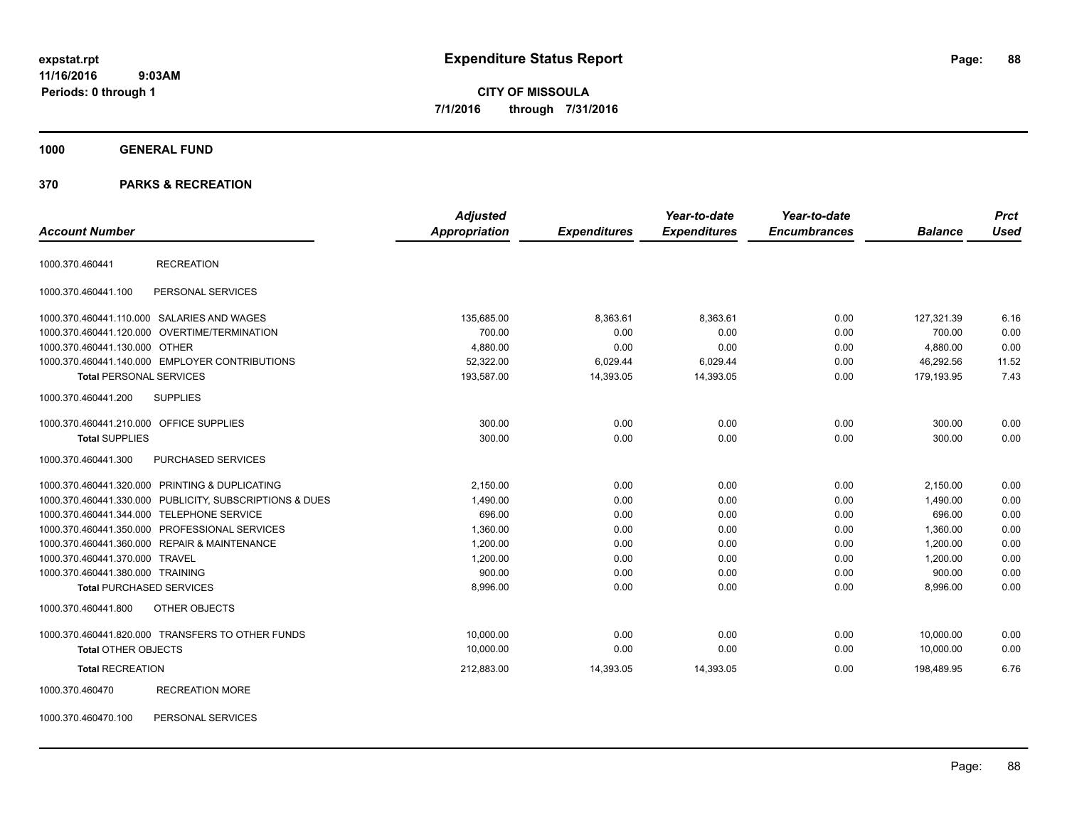**expstat.rpt**
**11/16/2016 9:03AM**
**Periods: 0 through 1**

# Expenditure Status Report

**CITY OF MISSOULA**
**7/1/2016 through 7/31/2016**

## 1000 GENERAL FUND

## 370 PARKS & RECREATION

| Account Number | | Adjusted Appropriation | Expenditures | Year-to-date Expenditures | Year-to-date Encumbrances | Balance | Prct Used |
|---|---|---|---|---|---|---|---|
| 1000.370.460441 | RECREATION | | | | | | |
| 1000.370.460441.100 | PERSONAL SERVICES | | | | | | |
| 1000.370.460441.110.000 | SALARIES AND WAGES | 135,685.00 | 8,363.61 | 8,363.61 | 0.00 | 127,321.39 | 6.16 |
| 1000.370.460441.120.000 | OVERTIME/TERMINATION | 700.00 | 0.00 | 0.00 | 0.00 | 700.00 | 0.00 |
| 1000.370.460441.130.000 | OTHER | 4,880.00 | 0.00 | 0.00 | 0.00 | 4,880.00 | 0.00 |
| 1000.370.460441.140.000 | EMPLOYER CONTRIBUTIONS | 52,322.00 | 6,029.44 | 6,029.44 | 0.00 | 46,292.56 | 11.52 |
| **Total** PERSONAL SERVICES | | 193,587.00 | 14,393.05 | 14,393.05 | 0.00 | 179,193.95 | 7.43 |
| 1000.370.460441.200 | SUPPLIES | | | | | | |
| 1000.370.460441.210.000 | OFFICE SUPPLIES | 300.00 | 0.00 | 0.00 | 0.00 | 300.00 | 0.00 |
| **Total** SUPPLIES | | 300.00 | 0.00 | 0.00 | 0.00 | 300.00 | 0.00 |
| 1000.370.460441.300 | PURCHASED SERVICES | | | | | | |
| 1000.370.460441.320.000 | PRINTING & DUPLICATING | 2,150.00 | 0.00 | 0.00 | 0.00 | 2,150.00 | 0.00 |
| 1000.370.460441.330.000 | PUBLICITY, SUBSCRIPTIONS & DUES | 1,490.00 | 0.00 | 0.00 | 0.00 | 1,490.00 | 0.00 |
| 1000.370.460441.344.000 | TELEPHONE SERVICE | 696.00 | 0.00 | 0.00 | 0.00 | 696.00 | 0.00 |
| 1000.370.460441.350.000 | PROFESSIONAL SERVICES | 1,360.00 | 0.00 | 0.00 | 0.00 | 1,360.00 | 0.00 |
| 1000.370.460441.360.000 | REPAIR & MAINTENANCE | 1,200.00 | 0.00 | 0.00 | 0.00 | 1,200.00 | 0.00 |
| 1000.370.460441.370.000 | TRAVEL | 1,200.00 | 0.00 | 0.00 | 0.00 | 1,200.00 | 0.00 |
| 1000.370.460441.380.000 | TRAINING | 900.00 | 0.00 | 0.00 | 0.00 | 900.00 | 0.00 |
| **Total** PURCHASED SERVICES | | 8,996.00 | 0.00 | 0.00 | 0.00 | 8,996.00 | 0.00 |
| 1000.370.460441.800 | OTHER OBJECTS | | | | | | |
| 1000.370.460441.820.000 | TRANSFERS TO OTHER FUNDS | 10,000.00 | 0.00 | 0.00 | 0.00 | 10,000.00 | 0.00 |
| **Total** OTHER OBJECTS | | 10,000.00 | 0.00 | 0.00 | 0.00 | 10,000.00 | 0.00 |
| **Total** RECREATION | | 212,883.00 | 14,393.05 | 14,393.05 | 0.00 | 198,489.95 | 6.76 |
| 1000.370.460470 | RECREATION MORE | | | | | | |
| 1000.370.460470.100 | PERSONAL SERVICES | | | | | | |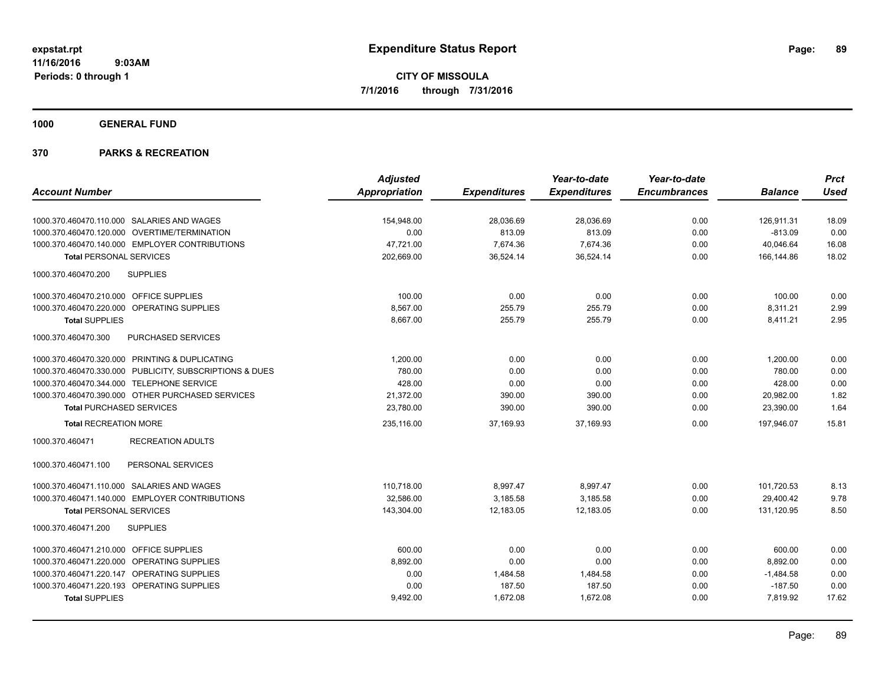# Expenditure Status Report

**CITY OF MISSOULA**

**7/1/2016 through 7/31/2016**

expstat.rpt
11/16/2016 9:03AM
Periods: 0 through 1

## 1000 GENERAL FUND

## 370 PARKS & RECREATION

| Account Number | Adjusted Appropriation | Expenditures | Year-to-date Expenditures | Year-to-date Encumbrances | Balance | Prct Used |
|---|---|---|---|---|---|---|
| 1000.370.460470.110.000 SALARIES AND WAGES | 154,948.00 | 28,036.69 | 28,036.69 | 0.00 | 126,911.31 | 18.09 |
| 1000.370.460470.120.000 OVERTIME/TERMINATION | 0.00 | 813.09 | 813.09 | 0.00 | -813.09 | 0.00 |
| 1000.370.460470.140.000 EMPLOYER CONTRIBUTIONS | 47,721.00 | 7,674.36 | 7,674.36 | 0.00 | 40,046.64 | 16.08 |
| **Total** PERSONAL SERVICES | 202,669.00 | 36,524.14 | 36,524.14 | 0.00 | 166,144.86 | 18.02 |
| 1000.370.460470.200 SUPPLIES | | | | | | |
| 1000.370.460470.210.000 OFFICE SUPPLIES | 100.00 | 0.00 | 0.00 | 0.00 | 100.00 | 0.00 |
| 1000.370.460470.220.000 OPERATING SUPPLIES | 8,567.00 | 255.79 | 255.79 | 0.00 | 8,311.21 | 2.99 |
| **Total** SUPPLIES | 8,667.00 | 255.79 | 255.79 | 0.00 | 8,411.21 | 2.95 |
| 1000.370.460470.300 PURCHASED SERVICES | | | | | | |
| 1000.370.460470.320.000 PRINTING & DUPLICATING | 1,200.00 | 0.00 | 0.00 | 0.00 | 1,200.00 | 0.00 |
| 1000.370.460470.330.000 PUBLICITY, SUBSCRIPTIONS & DUES | 780.00 | 0.00 | 0.00 | 0.00 | 780.00 | 0.00 |
| 1000.370.460470.344.000 TELEPHONE SERVICE | 428.00 | 0.00 | 0.00 | 0.00 | 428.00 | 0.00 |
| 1000.370.460470.390.000 OTHER PURCHASED SERVICES | 21,372.00 | 390.00 | 390.00 | 0.00 | 20,982.00 | 1.82 |
| **Total** PURCHASED SERVICES | 23,780.00 | 390.00 | 390.00 | 0.00 | 23,390.00 | 1.64 |
| **Total** RECREATION MORE | 235,116.00 | 37,169.93 | 37,169.93 | 0.00 | 197,946.07 | 15.81 |
| 1000.370.460471 RECREATION ADULTS | | | | | | |
| 1000.370.460471.100 PERSONAL SERVICES | | | | | | |
| 1000.370.460471.110.000 SALARIES AND WAGES | 110,718.00 | 8,997.47 | 8,997.47 | 0.00 | 101,720.53 | 8.13 |
| 1000.370.460471.140.000 EMPLOYER CONTRIBUTIONS | 32,586.00 | 3,185.58 | 3,185.58 | 0.00 | 29,400.42 | 9.78 |
| **Total** PERSONAL SERVICES | 143,304.00 | 12,183.05 | 12,183.05 | 0.00 | 131,120.95 | 8.50 |
| 1000.370.460471.200 SUPPLIES | | | | | | |
| 1000.370.460471.210.000 OFFICE SUPPLIES | 600.00 | 0.00 | 0.00 | 0.00 | 600.00 | 0.00 |
| 1000.370.460471.220.000 OPERATING SUPPLIES | 8,892.00 | 0.00 | 0.00 | 0.00 | 8,892.00 | 0.00 |
| 1000.370.460471.220.147 OPERATING SUPPLIES | 0.00 | 1,484.58 | 1,484.58 | 0.00 | -1,484.58 | 0.00 |
| 1000.370.460471.220.193 OPERATING SUPPLIES | 0.00 | 187.50 | 187.50 | 0.00 | -187.50 | 0.00 |
| **Total** SUPPLIES | 9,492.00 | 1,672.08 | 1,672.08 | 0.00 | 7,819.92 | 17.62 |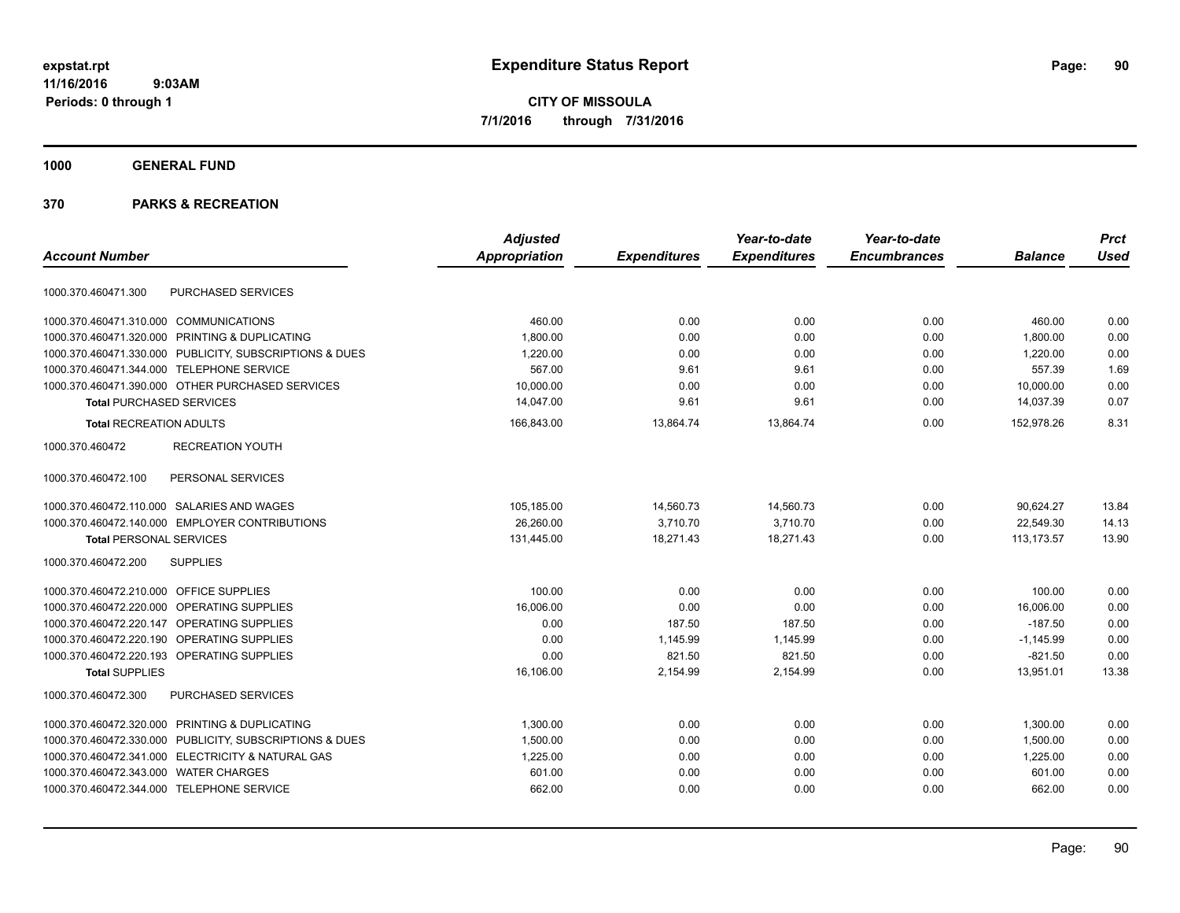# Expenditure Status Report

**CITY OF MISSOULA**

**7/1/2016 through 7/31/2016**

expstat.rpt
11/16/2016 9:03AM
Periods: 0 through 1

## 1000 GENERAL FUND

## 370 PARKS & RECREATION

| Account Number | | Adjusted Appropriation | Expenditures | Year-to-date Expenditures | Year-to-date Encumbrances | Balance | Prct Used |
|---|---|---|---|---|---|---|---|
| 1000.370.460471.300 | PURCHASED SERVICES | | | | | | |
| 1000.370.460471.310.000 | COMMUNICATIONS | 460.00 | 0.00 | 0.00 | 0.00 | 460.00 | 0.00 |
| 1000.370.460471.320.000 | PRINTING & DUPLICATING | 1,800.00 | 0.00 | 0.00 | 0.00 | 1,800.00 | 0.00 |
| 1000.370.460471.330.000 | PUBLICITY, SUBSCRIPTIONS & DUES | 1,220.00 | 0.00 | 0.00 | 0.00 | 1,220.00 | 0.00 |
| 1000.370.460471.344.000 | TELEPHONE SERVICE | 567.00 | 9.61 | 9.61 | 0.00 | 557.39 | 1.69 |
| 1000.370.460471.390.000 | OTHER PURCHASED SERVICES | 10,000.00 | 0.00 | 0.00 | 0.00 | 10,000.00 | 0.00 |
| **Total** PURCHASED SERVICES | | 14,047.00 | 9.61 | 9.61 | 0.00 | 14,037.39 | 0.07 |
| **Total** RECREATION ADULTS | | 166,843.00 | 13,864.74 | 13,864.74 | 0.00 | 152,978.26 | 8.31 |
| 1000.370.460472 | RECREATION YOUTH | | | | | | |
| 1000.370.460472.100 | PERSONAL SERVICES | | | | | | |
| 1000.370.460472.110.000 | SALARIES AND WAGES | 105,185.00 | 14,560.73 | 14,560.73 | 0.00 | 90,624.27 | 13.84 |
| 1000.370.460472.140.000 | EMPLOYER CONTRIBUTIONS | 26,260.00 | 3,710.70 | 3,710.70 | 0.00 | 22,549.30 | 14.13 |
| **Total** PERSONAL SERVICES | | 131,445.00 | 18,271.43 | 18,271.43 | 0.00 | 113,173.57 | 13.90 |
| 1000.370.460472.200 | SUPPLIES | | | | | | |
| 1000.370.460472.210.000 | OFFICE SUPPLIES | 100.00 | 0.00 | 0.00 | 0.00 | 100.00 | 0.00 |
| 1000.370.460472.220.000 | OPERATING SUPPLIES | 16,006.00 | 0.00 | 0.00 | 0.00 | 16,006.00 | 0.00 |
| 1000.370.460472.220.147 | OPERATING SUPPLIES | 0.00 | 187.50 | 187.50 | 0.00 | -187.50 | 0.00 |
| 1000.370.460472.220.190 | OPERATING SUPPLIES | 0.00 | 1,145.99 | 1,145.99 | 0.00 | -1,145.99 | 0.00 |
| 1000.370.460472.220.193 | OPERATING SUPPLIES | 0.00 | 821.50 | 821.50 | 0.00 | -821.50 | 0.00 |
| **Total** SUPPLIES | | 16,106.00 | 2,154.99 | 2,154.99 | 0.00 | 13,951.01 | 13.38 |
| 1000.370.460472.300 | PURCHASED SERVICES | | | | | | |
| 1000.370.460472.320.000 | PRINTING & DUPLICATING | 1,300.00 | 0.00 | 0.00 | 0.00 | 1,300.00 | 0.00 |
| 1000.370.460472.330.000 | PUBLICITY, SUBSCRIPTIONS & DUES | 1,500.00 | 0.00 | 0.00 | 0.00 | 1,500.00 | 0.00 |
| 1000.370.460472.341.000 | ELECTRICITY & NATURAL GAS | 1,225.00 | 0.00 | 0.00 | 0.00 | 1,225.00 | 0.00 |
| 1000.370.460472.343.000 | WATER CHARGES | 601.00 | 0.00 | 0.00 | 0.00 | 601.00 | 0.00 |
| 1000.370.460472.344.000 | TELEPHONE SERVICE | 662.00 | 0.00 | 0.00 | 0.00 | 662.00 | 0.00 |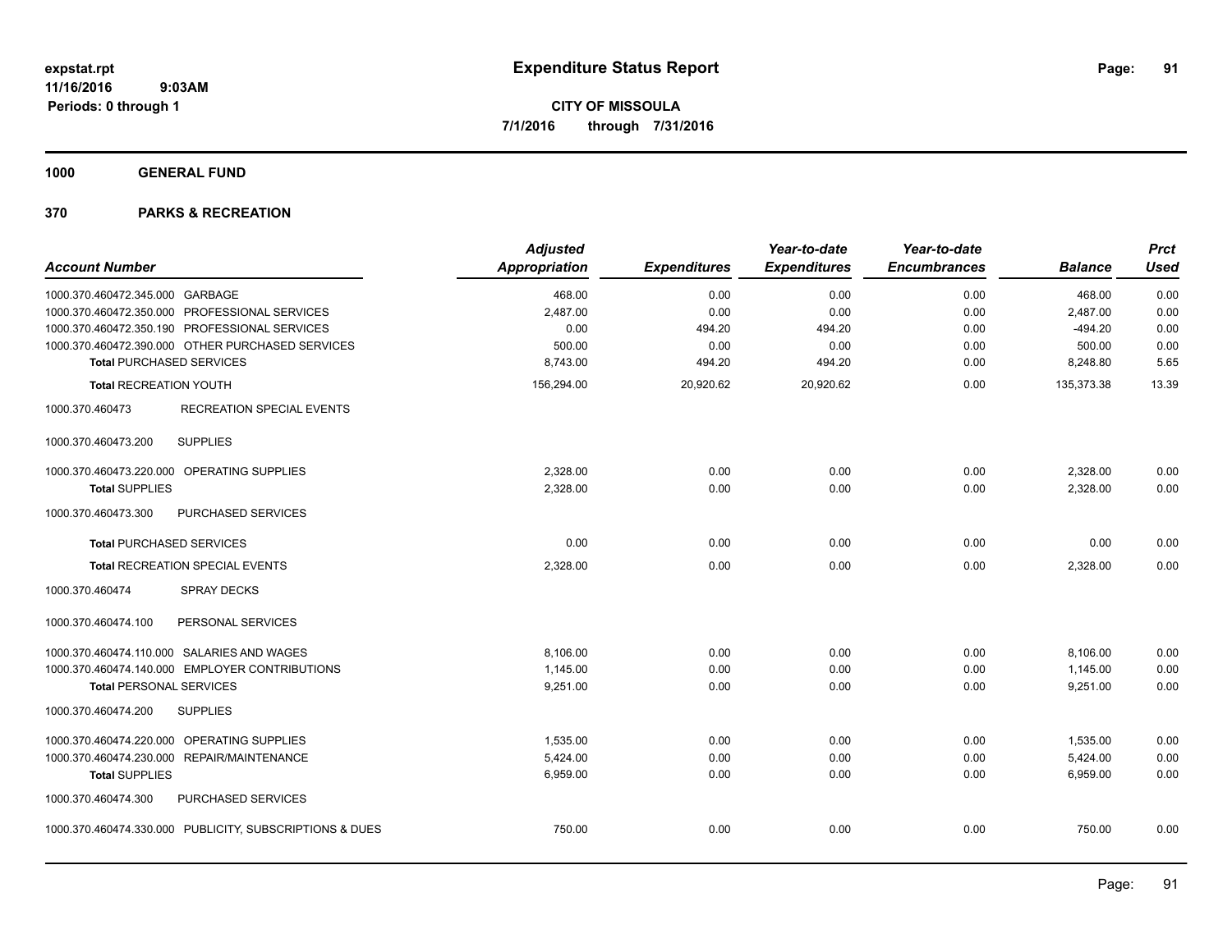**expstat.rpt**
**11/16/2016 9:03AM**
**Periods: 0 through 1**

# Expenditure Status Report

**CITY OF MISSOULA**
**7/1/2016 through 7/31/2016**

## 1000 GENERAL FUND

## 370 PARKS & RECREATION

| Account Number | Adjusted Appropriation | Expenditures | Year-to-date Expenditures | Year-to-date Encumbrances | Balance | Prct Used |
|---|---|---|---|---|---|---|
| 1000.370.460472.345.000 GARBAGE | 468.00 | 0.00 | 0.00 | 0.00 | 468.00 | 0.00 |
| 1000.370.460472.350.000 PROFESSIONAL SERVICES | 2,487.00 | 0.00 | 0.00 | 0.00 | 2,487.00 | 0.00 |
| 1000.370.460472.350.190 PROFESSIONAL SERVICES | 0.00 | 494.20 | 494.20 | 0.00 | -494.20 | 0.00 |
| 1000.370.460472.390.000 OTHER PURCHASED SERVICES | 500.00 | 0.00 | 0.00 | 0.00 | 500.00 | 0.00 |
| **Total** PURCHASED SERVICES | 8,743.00 | 494.20 | 494.20 | 0.00 | 8,248.80 | 5.65 |
| **Total** RECREATION YOUTH | 156,294.00 | 20,920.62 | 20,920.62 | 0.00 | 135,373.38 | 13.39 |
| 1000.370.460473 RECREATION SPECIAL EVENTS | | | | | | |
| 1000.370.460473.200 SUPPLIES | | | | | | |
| 1000.370.460473.220.000 OPERATING SUPPLIES | 2,328.00 | 0.00 | 0.00 | 0.00 | 2,328.00 | 0.00 |
| **Total** SUPPLIES | 2,328.00 | 0.00 | 0.00 | 0.00 | 2,328.00 | 0.00 |
| 1000.370.460473.300 PURCHASED SERVICES | | | | | | |
| **Total** PURCHASED SERVICES | 0.00 | 0.00 | 0.00 | 0.00 | 0.00 | 0.00 |
| **Total** RECREATION SPECIAL EVENTS | 2,328.00 | 0.00 | 0.00 | 0.00 | 2,328.00 | 0.00 |
| 1000.370.460474 SPRAY DECKS | | | | | | |
| 1000.370.460474.100 PERSONAL SERVICES | | | | | | |
| 1000.370.460474.110.000 SALARIES AND WAGES | 8,106.00 | 0.00 | 0.00 | 0.00 | 8,106.00 | 0.00 |
| 1000.370.460474.140.000 EMPLOYER CONTRIBUTIONS | 1,145.00 | 0.00 | 0.00 | 0.00 | 1,145.00 | 0.00 |
| **Total** PERSONAL SERVICES | 9,251.00 | 0.00 | 0.00 | 0.00 | 9,251.00 | 0.00 |
| 1000.370.460474.200 SUPPLIES | | | | | | |
| 1000.370.460474.220.000 OPERATING SUPPLIES | 1,535.00 | 0.00 | 0.00 | 0.00 | 1,535.00 | 0.00 |
| 1000.370.460474.230.000 REPAIR/MAINTENANCE | 5,424.00 | 0.00 | 0.00 | 0.00 | 5,424.00 | 0.00 |
| **Total** SUPPLIES | 6,959.00 | 0.00 | 0.00 | 0.00 | 6,959.00 | 0.00 |
| 1000.370.460474.300 PURCHASED SERVICES | | | | | | |
| 1000.370.460474.330.000 PUBLICITY, SUBSCRIPTIONS & DUES | 750.00 | 0.00 | 0.00 | 0.00 | 750.00 | 0.00 |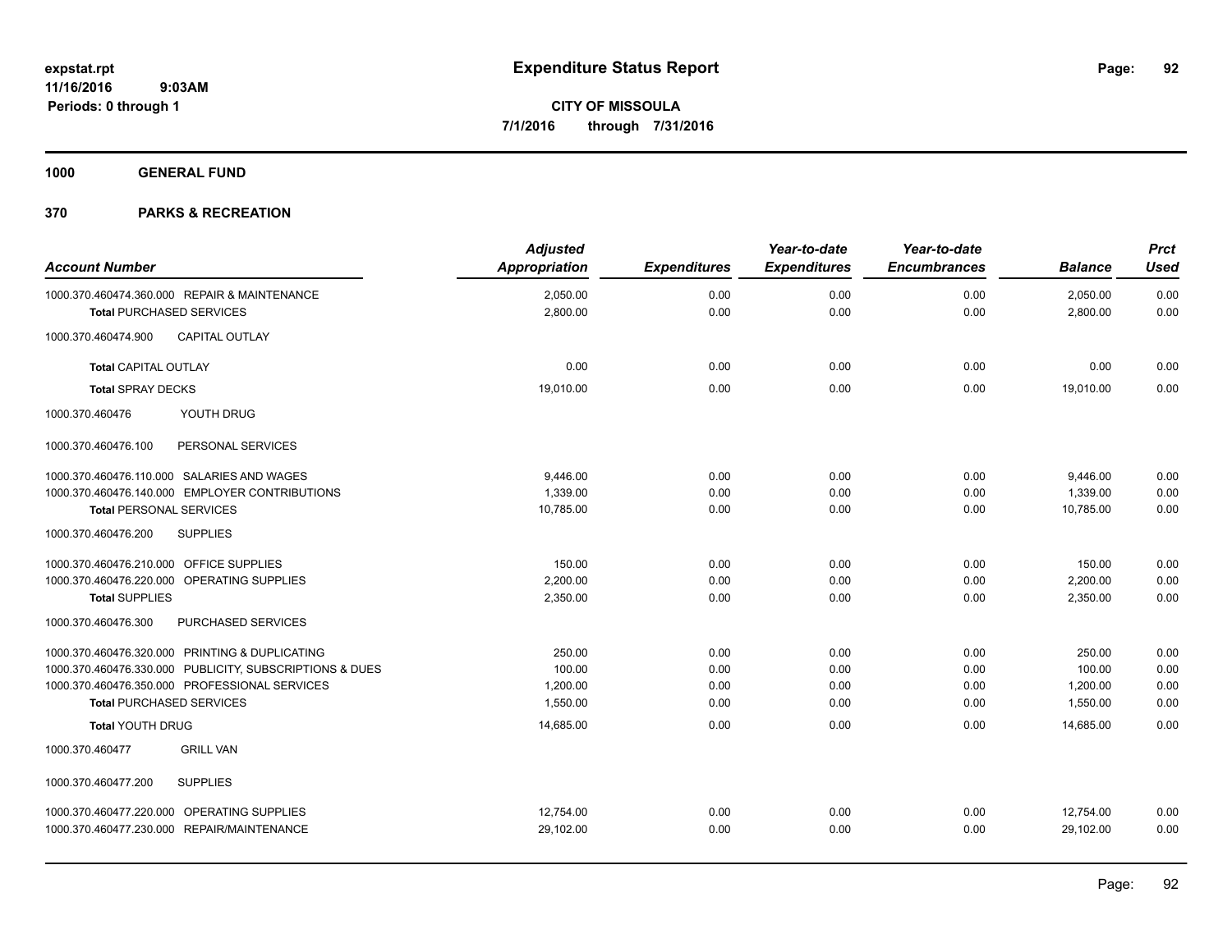**expstat.rpt**
**11/16/2016 9:03AM**
**Periods: 0 through 1**

# Expenditure Status Report

**CITY OF MISSOULA**
**7/1/2016 through 7/31/2016**

## 1000 GENERAL FUND

## 370 PARKS & RECREATION

| Account Number | Adjusted Appropriation | Expenditures | Year-to-date Expenditures | Year-to-date Encumbrances | Balance | Prct Used |
|---|---|---|---|---|---|---|
| 1000.370.460474.360.000 REPAIR & MAINTENANCE | 2,050.00 | 0.00 | 0.00 | 0.00 | 2,050.00 | 0.00 |
| **Total** PURCHASED SERVICES | 2,800.00 | 0.00 | 0.00 | 0.00 | 2,800.00 | 0.00 |
| 1000.370.460474.900 CAPITAL OUTLAY | | | | | | |
| **Total** CAPITAL OUTLAY | 0.00 | 0.00 | 0.00 | 0.00 | 0.00 | 0.00 |
| **Total** SPRAY DECKS | 19,010.00 | 0.00 | 0.00 | 0.00 | 19,010.00 | 0.00 |
| 1000.370.460476 YOUTH DRUG | | | | | | |
| 1000.370.460476.100 PERSONAL SERVICES | | | | | | |
| 1000.370.460476.110.000 SALARIES AND WAGES | 9,446.00 | 0.00 | 0.00 | 0.00 | 9,446.00 | 0.00 |
| 1000.370.460476.140.000 EMPLOYER CONTRIBUTIONS | 1,339.00 | 0.00 | 0.00 | 0.00 | 1,339.00 | 0.00 |
| **Total** PERSONAL SERVICES | 10,785.00 | 0.00 | 0.00 | 0.00 | 10,785.00 | 0.00 |
| 1000.370.460476.200 SUPPLIES | | | | | | |
| 1000.370.460476.210.000 OFFICE SUPPLIES | 150.00 | 0.00 | 0.00 | 0.00 | 150.00 | 0.00 |
| 1000.370.460476.220.000 OPERATING SUPPLIES | 2,200.00 | 0.00 | 0.00 | 0.00 | 2,200.00 | 0.00 |
| **Total** SUPPLIES | 2,350.00 | 0.00 | 0.00 | 0.00 | 2,350.00 | 0.00 |
| 1000.370.460476.300 PURCHASED SERVICES | | | | | | |
| 1000.370.460476.320.000 PRINTING & DUPLICATING | 250.00 | 0.00 | 0.00 | 0.00 | 250.00 | 0.00 |
| 1000.370.460476.330.000 PUBLICITY, SUBSCRIPTIONS & DUES | 100.00 | 0.00 | 0.00 | 0.00 | 100.00 | 0.00 |
| 1000.370.460476.350.000 PROFESSIONAL SERVICES | 1,200.00 | 0.00 | 0.00 | 0.00 | 1,200.00 | 0.00 |
| **Total** PURCHASED SERVICES | 1,550.00 | 0.00 | 0.00 | 0.00 | 1,550.00 | 0.00 |
| **Total** YOUTH DRUG | 14,685.00 | 0.00 | 0.00 | 0.00 | 14,685.00 | 0.00 |
| 1000.370.460477 GRILL VAN | | | | | | |
| 1000.370.460477.200 SUPPLIES | | | | | | |
| 1000.370.460477.220.000 OPERATING SUPPLIES | 12,754.00 | 0.00 | 0.00 | 0.00 | 12,754.00 | 0.00 |
| 1000.370.460477.230.000 REPAIR/MAINTENANCE | 29,102.00 | 0.00 | 0.00 | 0.00 | 29,102.00 | 0.00 |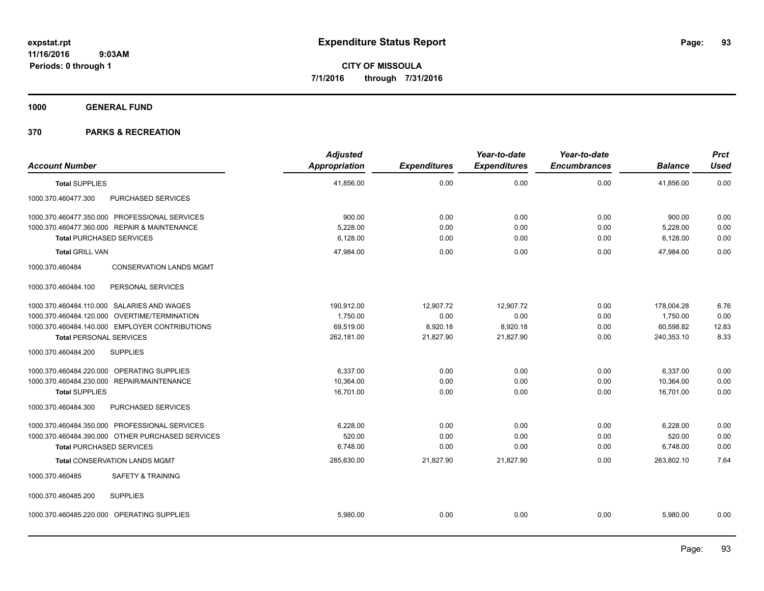# Expenditure Status Report

expstat.rpt
11/16/2016 9:03AM
Periods: 0 through 1

**CITY OF MISSOULA**
**7/1/2016 through 7/31/2016**

**1000 GENERAL FUND**

**370 PARKS & RECREATION**

| Account Number | | Adjusted Appropriation | Expenditures | Year-to-date Expenditures | Year-to-date Encumbrances | Balance | Prct Used |
|---|---|---|---|---|---|---|---|
| **Total** SUPPLIES | | 41,856.00 | 0.00 | 0.00 | 0.00 | 41,856.00 | 0.00 |
| 1000.370.460477.300 | PURCHASED SERVICES | | | | | | |
| 1000.370.460477.350.000 | PROFESSIONAL SERVICES | 900.00 | 0.00 | 0.00 | 0.00 | 900.00 | 0.00 |
| 1000.370.460477.360.000 | REPAIR & MAINTENANCE | 5,228.00 | 0.00 | 0.00 | 0.00 | 5,228.00 | 0.00 |
| **Total** PURCHASED SERVICES | | 6,128.00 | 0.00 | 0.00 | 0.00 | 6,128.00 | 0.00 |
| **Total** GRILL VAN | | 47,984.00 | 0.00 | 0.00 | 0.00 | 47,984.00 | 0.00 |
| 1000.370.460484 | CONSERVATION LANDS MGMT | | | | | | |
| 1000.370.460484.100 | PERSONAL SERVICES | | | | | | |
| 1000.370.460484.110.000 | SALARIES AND WAGES | 190,912.00 | 12,907.72 | 12,907.72 | 0.00 | 178,004.28 | 6.76 |
| 1000.370.460484.120.000 | OVERTIME/TERMINATION | 1,750.00 | 0.00 | 0.00 | 0.00 | 1,750.00 | 0.00 |
| 1000.370.460484.140.000 | EMPLOYER CONTRIBUTIONS | 69,519.00 | 8,920.18 | 8,920.18 | 0.00 | 60,598.82 | 12.83 |
| **Total** PERSONAL SERVICES | | 262,181.00 | 21,827.90 | 21,827.90 | 0.00 | 240,353.10 | 8.33 |
| 1000.370.460484.200 | SUPPLIES | | | | | | |
| 1000.370.460484.220.000 | OPERATING SUPPLIES | 6,337.00 | 0.00 | 0.00 | 0.00 | 6,337.00 | 0.00 |
| 1000.370.460484.230.000 | REPAIR/MAINTENANCE | 10,364.00 | 0.00 | 0.00 | 0.00 | 10,364.00 | 0.00 |
| **Total** SUPPLIES | | 16,701.00 | 0.00 | 0.00 | 0.00 | 16,701.00 | 0.00 |
| 1000.370.460484.300 | PURCHASED SERVICES | | | | | | |
| 1000.370.460484.350.000 | PROFESSIONAL SERVICES | 6,228.00 | 0.00 | 0.00 | 0.00 | 6,228.00 | 0.00 |
| 1000.370.460484.390.000 | OTHER PURCHASED SERVICES | 520.00 | 0.00 | 0.00 | 0.00 | 520.00 | 0.00 |
| **Total** PURCHASED SERVICES | | 6,748.00 | 0.00 | 0.00 | 0.00 | 6,748.00 | 0.00 |
| **Total** CONSERVATION LANDS MGMT | | 285,630.00 | 21,827.90 | 21,827.90 | 0.00 | 263,802.10 | 7.64 |
| 1000.370.460485 | SAFETY & TRAINING | | | | | | |
| 1000.370.460485.200 | SUPPLIES | | | | | | |
| 1000.370.460485.220.000 | OPERATING SUPPLIES | 5,980.00 | 0.00 | 0.00 | 0.00 | 5,980.00 | 0.00 |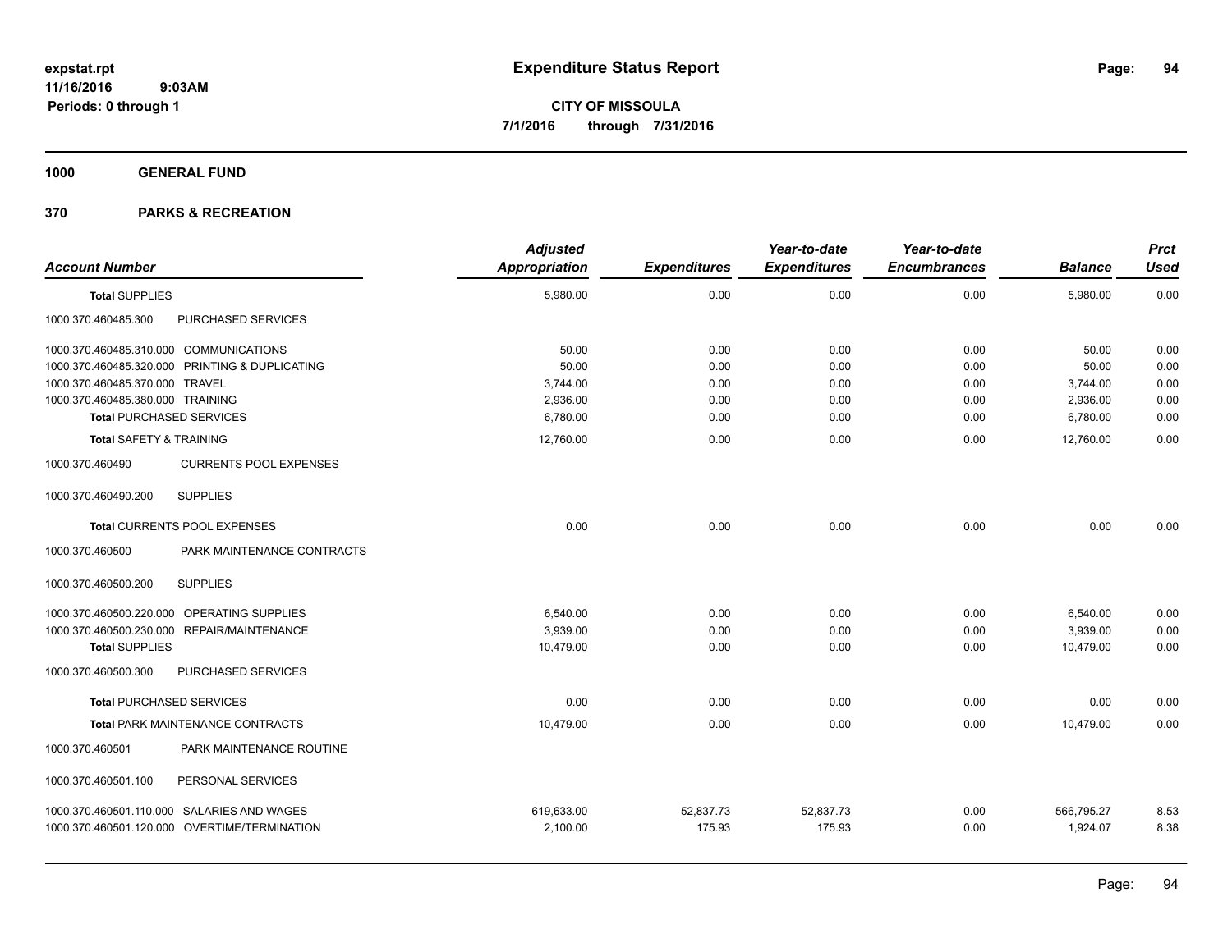# Expenditure Status Report

**CITY OF MISSOULA**
**7/1/2016 through 7/31/2016**

expstat.rpt
11/16/2016 9:03AM
Periods: 0 through 1

**1000 GENERAL FUND**

**370 PARKS & RECREATION**

| Account Number | | Adjusted Appropriation | Expenditures | Year-to-date Expenditures | Year-to-date Encumbrances | Balance | Prct Used |
|---|---|---|---|---|---|---|---|
| **Total SUPPLIES** | | 5,980.00 | 0.00 | 0.00 | 0.00 | 5,980.00 | 0.00 |
| 1000.370.460485.300 | PURCHASED SERVICES | | | | | | |
| 1000.370.460485.310.000 | COMMUNICATIONS | 50.00 | 0.00 | 0.00 | 0.00 | 50.00 | 0.00 |
| 1000.370.460485.320.000 | PRINTING & DUPLICATING | 50.00 | 0.00 | 0.00 | 0.00 | 50.00 | 0.00 |
| 1000.370.460485.370.000 | TRAVEL | 3,744.00 | 0.00 | 0.00 | 0.00 | 3,744.00 | 0.00 |
| 1000.370.460485.380.000 | TRAINING | 2,936.00 | 0.00 | 0.00 | 0.00 | 2,936.00 | 0.00 |
| **Total PURCHASED SERVICES** | | 6,780.00 | 0.00 | 0.00 | 0.00 | 6,780.00 | 0.00 |
| **Total SAFETY & TRAINING** | | 12,760.00 | 0.00 | 0.00 | 0.00 | 12,760.00 | 0.00 |
| 1000.370.460490 | CURRENTS POOL EXPENSES | | | | | | |
| 1000.370.460490.200 | SUPPLIES | | | | | | |
| **Total CURRENTS POOL EXPENSES** | | 0.00 | 0.00 | 0.00 | 0.00 | 0.00 | 0.00 |
| 1000.370.460500 | PARK MAINTENANCE CONTRACTS | | | | | | |
| 1000.370.460500.200 | SUPPLIES | | | | | | |
| 1000.370.460500.220.000 | OPERATING SUPPLIES | 6,540.00 | 0.00 | 0.00 | 0.00 | 6,540.00 | 0.00 |
| 1000.370.460500.230.000 | REPAIR/MAINTENANCE | 3,939.00 | 0.00 | 0.00 | 0.00 | 3,939.00 | 0.00 |
| **Total SUPPLIES** | | 10,479.00 | 0.00 | 0.00 | 0.00 | 10,479.00 | 0.00 |
| 1000.370.460500.300 | PURCHASED SERVICES | | | | | | |
| **Total PURCHASED SERVICES** | | 0.00 | 0.00 | 0.00 | 0.00 | 0.00 | 0.00 |
| **Total PARK MAINTENANCE CONTRACTS** | | 10,479.00 | 0.00 | 0.00 | 0.00 | 10,479.00 | 0.00 |
| 1000.370.460501 | PARK MAINTENANCE ROUTINE | | | | | | |
| 1000.370.460501.100 | PERSONAL SERVICES | | | | | | |
| 1000.370.460501.110.000 | SALARIES AND WAGES | 619,633.00 | 52,837.73 | 52,837.73 | 0.00 | 566,795.27 | 8.53 |
| 1000.370.460501.120.000 | OVERTIME/TERMINATION | 2,100.00 | 175.93 | 175.93 | 0.00 | 1,924.07 | 8.38 |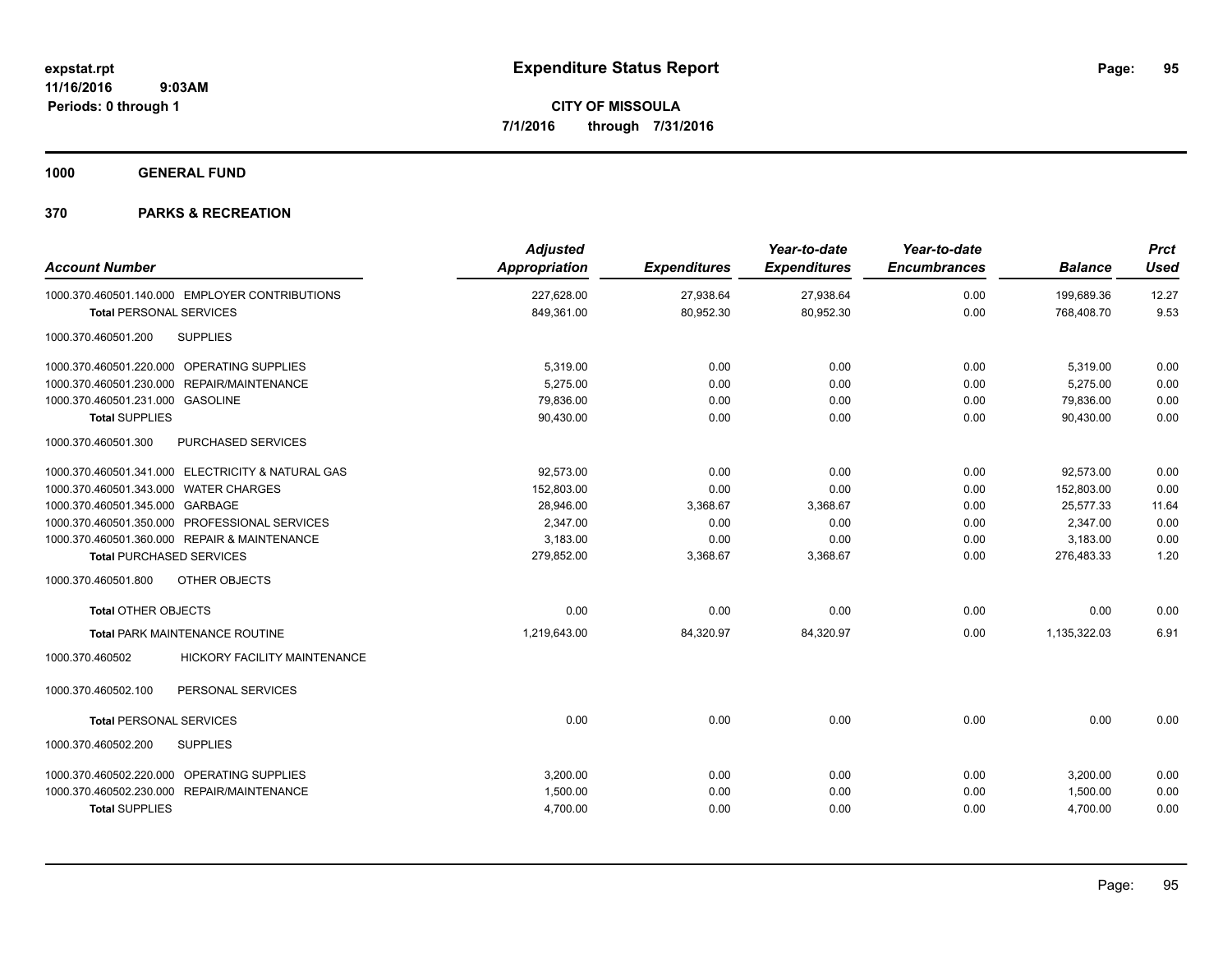expstat.rpt
11/16/2016 9:03AM
Periods: 0 through 1

# Expenditure Status Report

**CITY OF MISSOULA**
**7/1/2016 through 7/31/2016**

## 1000 GENERAL FUND

## 370 PARKS & RECREATION

| Account Number | Adjusted Appropriation | Expenditures | Year-to-date Expenditures | Year-to-date Encumbrances | Balance | Prct Used |
|---|---|---|---|---|---|---|
| 1000.370.460501.140.000 EMPLOYER CONTRIBUTIONS | 227,628.00 | 27,938.64 | 27,938.64 | 0.00 | 199,689.36 | 12.27 |
| **Total** PERSONAL SERVICES | 849,361.00 | 80,952.30 | 80,952.30 | 0.00 | 768,408.70 | 9.53 |
| 1000.370.460501.200 SUPPLIES | | | | | | |
| 1000.370.460501.220.000 OPERATING SUPPLIES | 5,319.00 | 0.00 | 0.00 | 0.00 | 5,319.00 | 0.00 |
| 1000.370.460501.230.000 REPAIR/MAINTENANCE | 5,275.00 | 0.00 | 0.00 | 0.00 | 5,275.00 | 0.00 |
| 1000.370.460501.231.000 GASOLINE | 79,836.00 | 0.00 | 0.00 | 0.00 | 79,836.00 | 0.00 |
| **Total** SUPPLIES | 90,430.00 | 0.00 | 0.00 | 0.00 | 90,430.00 | 0.00 |
| 1000.370.460501.300 PURCHASED SERVICES | | | | | | |
| 1000.370.460501.341.000 ELECTRICITY & NATURAL GAS | 92,573.00 | 0.00 | 0.00 | 0.00 | 92,573.00 | 0.00 |
| 1000.370.460501.343.000 WATER CHARGES | 152,803.00 | 0.00 | 0.00 | 0.00 | 152,803.00 | 0.00 |
| 1000.370.460501.345.000 GARBAGE | 28,946.00 | 3,368.67 | 3,368.67 | 0.00 | 25,577.33 | 11.64 |
| 1000.370.460501.350.000 PROFESSIONAL SERVICES | 2,347.00 | 0.00 | 0.00 | 0.00 | 2,347.00 | 0.00 |
| 1000.370.460501.360.000 REPAIR & MAINTENANCE | 3,183.00 | 0.00 | 0.00 | 0.00 | 3,183.00 | 0.00 |
| **Total** PURCHASED SERVICES | 279,852.00 | 3,368.67 | 3,368.67 | 0.00 | 276,483.33 | 1.20 |
| 1000.370.460501.800 OTHER OBJECTS | | | | | | |
| **Total** OTHER OBJECTS | 0.00 | 0.00 | 0.00 | 0.00 | 0.00 | 0.00 |
| **Total** PARK MAINTENANCE ROUTINE | 1,219,643.00 | 84,320.97 | 84,320.97 | 0.00 | 1,135,322.03 | 6.91 |
| 1000.370.460502 HICKORY FACILITY MAINTENANCE | | | | | | |
| 1000.370.460502.100 PERSONAL SERVICES | | | | | | |
| **Total** PERSONAL SERVICES | 0.00 | 0.00 | 0.00 | 0.00 | 0.00 | 0.00 |
| 1000.370.460502.200 SUPPLIES | | | | | | |
| 1000.370.460502.220.000 OPERATING SUPPLIES | 3,200.00 | 0.00 | 0.00 | 0.00 | 3,200.00 | 0.00 |
| 1000.370.460502.230.000 REPAIR/MAINTENANCE | 1,500.00 | 0.00 | 0.00 | 0.00 | 1,500.00 | 0.00 |
| **Total** SUPPLIES | 4,700.00 | 0.00 | 0.00 | 0.00 | 4,700.00 | 0.00 |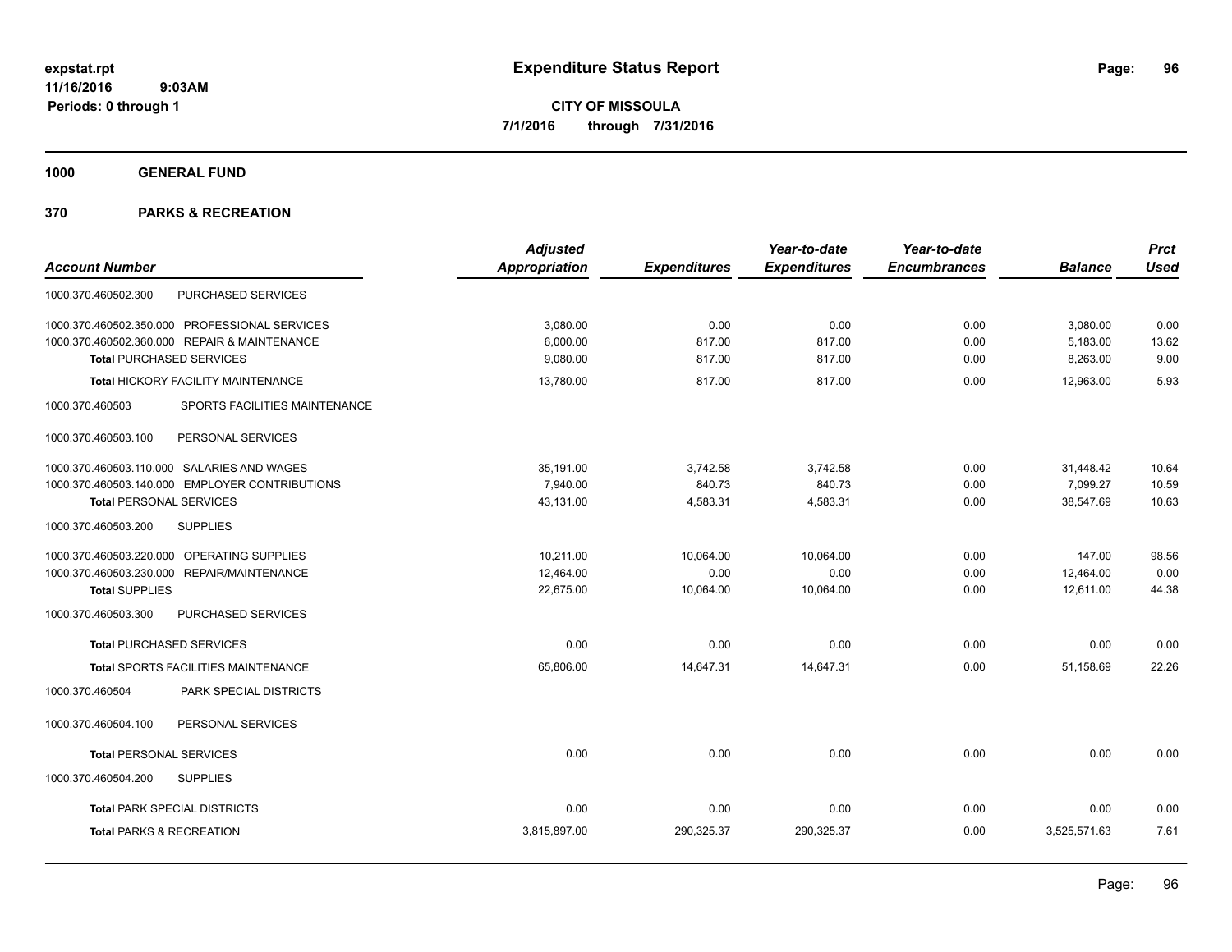# Expenditure Status Report

**CITY OF MISSOULA**
**7/1/2016 through 7/31/2016**

expstat.rpt
11/16/2016 9:03AM
Periods: 0 through 1

## 1000 GENERAL FUND

## 370 PARKS & RECREATION

| Account Number | Adjusted Appropriation | Expenditures | Year-to-date Expenditures | Year-to-date Encumbrances | Balance | Prct Used |
|---|---|---|---|---|---|---|
| 1000.370.460502.300 PURCHASED SERVICES | | | | | | |
| 1000.370.460502.350.000 PROFESSIONAL SERVICES | 3,080.00 | 0.00 | 0.00 | 0.00 | 3,080.00 | 0.00 |
| 1000.370.460502.360.000 REPAIR & MAINTENANCE | 6,000.00 | 817.00 | 817.00 | 0.00 | 5,183.00 | 13.62 |
| **Total** PURCHASED SERVICES | 9,080.00 | 817.00 | 817.00 | 0.00 | 8,263.00 | 9.00 |
| **Total** HICKORY FACILITY MAINTENANCE | 13,780.00 | 817.00 | 817.00 | 0.00 | 12,963.00 | 5.93 |
| 1000.370.460503 SPORTS FACILITIES MAINTENANCE | | | | | | |
| 1000.370.460503.100 PERSONAL SERVICES | | | | | | |
| 1000.370.460503.110.000 SALARIES AND WAGES | 35,191.00 | 3,742.58 | 3,742.58 | 0.00 | 31,448.42 | 10.64 |
| 1000.370.460503.140.000 EMPLOYER CONTRIBUTIONS | 7,940.00 | 840.73 | 840.73 | 0.00 | 7,099.27 | 10.59 |
| **Total** PERSONAL SERVICES | 43,131.00 | 4,583.31 | 4,583.31 | 0.00 | 38,547.69 | 10.63 |
| 1000.370.460503.200 SUPPLIES | | | | | | |
| 1000.370.460503.220.000 OPERATING SUPPLIES | 10,211.00 | 10,064.00 | 10,064.00 | 0.00 | 147.00 | 98.56 |
| 1000.370.460503.230.000 REPAIR/MAINTENANCE | 12,464.00 | 0.00 | 0.00 | 0.00 | 12,464.00 | 0.00 |
| **Total** SUPPLIES | 22,675.00 | 10,064.00 | 10,064.00 | 0.00 | 12,611.00 | 44.38 |
| 1000.370.460503.300 PURCHASED SERVICES | | | | | | |
| **Total** PURCHASED SERVICES | 0.00 | 0.00 | 0.00 | 0.00 | 0.00 | 0.00 |
| **Total** SPORTS FACILITIES MAINTENANCE | 65,806.00 | 14,647.31 | 14,647.31 | 0.00 | 51,158.69 | 22.26 |
| 1000.370.460504 PARK SPECIAL DISTRICTS | | | | | | |
| 1000.370.460504.100 PERSONAL SERVICES | | | | | | |
| **Total** PERSONAL SERVICES | 0.00 | 0.00 | 0.00 | 0.00 | 0.00 | 0.00 |
| 1000.370.460504.200 SUPPLIES | | | | | | |
| **Total** PARK SPECIAL DISTRICTS | 0.00 | 0.00 | 0.00 | 0.00 | 0.00 | 0.00 |
| **Total** PARKS & RECREATION | 3,815,897.00 | 290,325.37 | 290,325.37 | 0.00 | 3,525,571.63 | 7.61 |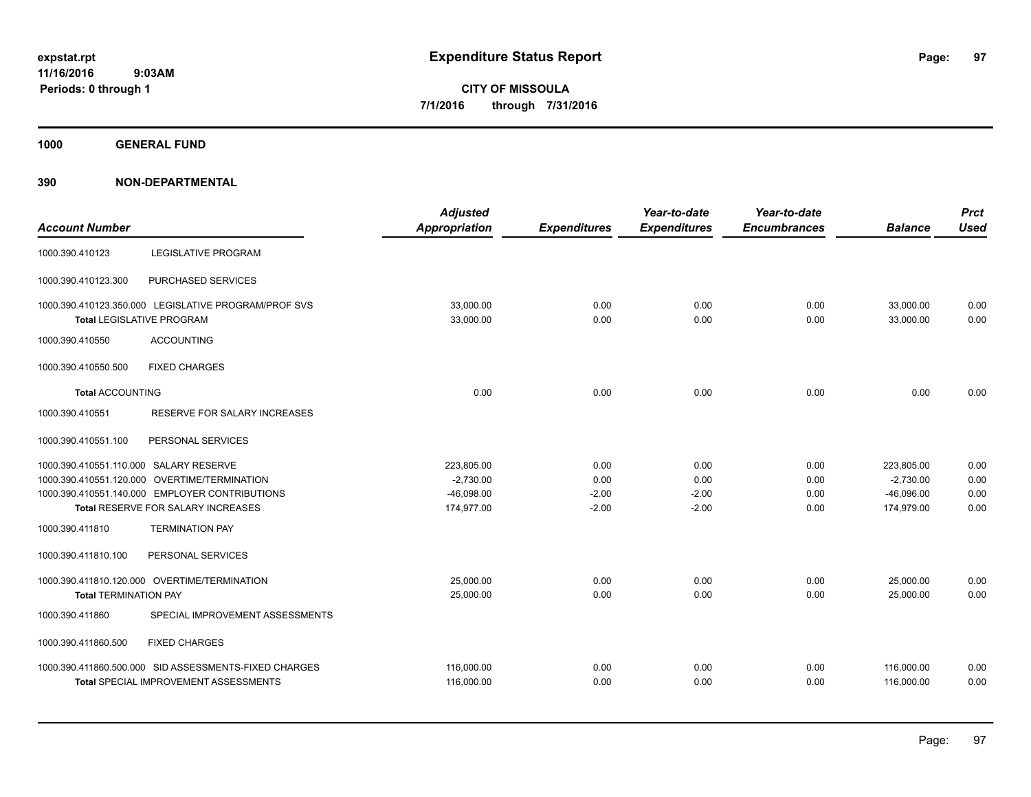**expstat.rpt**
**11/16/2016 9:03AM**
**Periods: 0 through 1**

# Expenditure Status Report

**CITY OF MISSOULA**
**7/1/2016 through 7/31/2016**

## 1000 GENERAL FUND

## 390 NON-DEPARTMENTAL

| Account Number | | Adjusted Appropriation | Expenditures | Year-to-date Expenditures | Year-to-date Encumbrances | Balance | Prct Used |
|---|---|---|---|---|---|---|---|
| 1000.390.410123 | LEGISLATIVE PROGRAM | | | | | | |
| 1000.390.410123.300 | PURCHASED SERVICES | | | | | | |
| 1000.390.410123.350.000 | LEGISLATIVE PROGRAM/PROF SVS | 33,000.00 | 0.00 | 0.00 | 0.00 | 33,000.00 | 0.00 |
| Total LEGISLATIVE PROGRAM | | 33,000.00 | 0.00 | 0.00 | 0.00 | 33,000.00 | 0.00 |
| 1000.390.410550 | ACCOUNTING | | | | | | |
| 1000.390.410550.500 | FIXED CHARGES | | | | | | |
| Total ACCOUNTING | | 0.00 | 0.00 | 0.00 | 0.00 | 0.00 | 0.00 |
| 1000.390.410551 | RESERVE FOR SALARY INCREASES | | | | | | |
| 1000.390.410551.100 | PERSONAL SERVICES | | | | | | |
| 1000.390.410551.110.000 | SALARY RESERVE | 223,805.00 | 0.00 | 0.00 | 0.00 | 223,805.00 | 0.00 |
| 1000.390.410551.120.000 | OVERTIME/TERMINATION | -2,730.00 | 0.00 | 0.00 | 0.00 | -2,730.00 | 0.00 |
| 1000.390.410551.140.000 | EMPLOYER CONTRIBUTIONS | -46,098.00 | -2.00 | -2.00 | 0.00 | -46,096.00 | 0.00 |
| Total RESERVE FOR SALARY INCREASES | | 174,977.00 | -2.00 | -2.00 | 0.00 | 174,979.00 | 0.00 |
| 1000.390.411810 | TERMINATION PAY | | | | | | |
| 1000.390.411810.100 | PERSONAL SERVICES | | | | | | |
| 1000.390.411810.120.000 | OVERTIME/TERMINATION | 25,000.00 | 0.00 | 0.00 | 0.00 | 25,000.00 | 0.00 |
| Total TERMINATION PAY | | 25,000.00 | 0.00 | 0.00 | 0.00 | 25,000.00 | 0.00 |
| 1000.390.411860 | SPECIAL IMPROVEMENT ASSESSMENTS | | | | | | |
| 1000.390.411860.500 | FIXED CHARGES | | | | | | |
| 1000.390.411860.500.000 | SID ASSESSMENTS-FIXED CHARGES | 116,000.00 | 0.00 | 0.00 | 0.00 | 116,000.00 | 0.00 |
| Total SPECIAL IMPROVEMENT ASSESSMENTS | | 116,000.00 | 0.00 | 0.00 | 0.00 | 116,000.00 | 0.00 |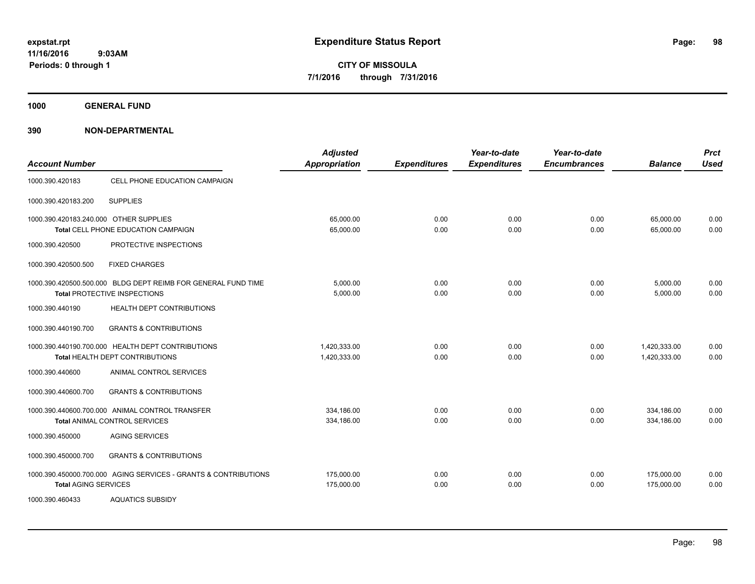# Expenditure Status Report

expstat.rpt
11/16/2016 9:03AM
Periods: 0 through 1

**CITY OF MISSOULA**
**7/1/2016 through 7/31/2016**

## 1000 GENERAL FUND

## 390 NON-DEPARTMENTAL

| Account Number | | Adjusted Appropriation | Expenditures | Year-to-date Expenditures | Year-to-date Encumbrances | Balance | Prct Used |
|---|---|---|---|---|---|---|---|
| 1000.390.420183 | CELL PHONE EDUCATION CAMPAIGN | | | | | | |
| 1000.390.420183.200 | SUPPLIES | | | | | | |
| 1000.390.420183.240.000 | OTHER SUPPLIES | 65,000.00 | 0.00 | 0.00 | 0.00 | 65,000.00 | 0.00 |
| | **Total** CELL PHONE EDUCATION CAMPAIGN | 65,000.00 | 0.00 | 0.00 | 0.00 | 65,000.00 | 0.00 |
| 1000.390.420500 | PROTECTIVE INSPECTIONS | | | | | | |
| 1000.390.420500.500 | FIXED CHARGES | | | | | | |
| 1000.390.420500.500.000 | BLDG DEPT REIMB FOR GENERAL FUND TIME | 5,000.00 | 0.00 | 0.00 | 0.00 | 5,000.00 | 0.00 |
| | **Total** PROTECTIVE INSPECTIONS | 5,000.00 | 0.00 | 0.00 | 0.00 | 5,000.00 | 0.00 |
| 1000.390.440190 | HEALTH DEPT CONTRIBUTIONS | | | | | | |
| 1000.390.440190.700 | GRANTS & CONTRIBUTIONS | | | | | | |
| 1000.390.440190.700.000 | HEALTH DEPT CONTRIBUTIONS | 1,420,333.00 | 0.00 | 0.00 | 0.00 | 1,420,333.00 | 0.00 |
| | **Total** HEALTH DEPT CONTRIBUTIONS | 1,420,333.00 | 0.00 | 0.00 | 0.00 | 1,420,333.00 | 0.00 |
| 1000.390.440600 | ANIMAL CONTROL SERVICES | | | | | | |
| 1000.390.440600.700 | GRANTS & CONTRIBUTIONS | | | | | | |
| 1000.390.440600.700.000 | ANIMAL CONTROL TRANSFER | 334,186.00 | 0.00 | 0.00 | 0.00 | 334,186.00 | 0.00 |
| | **Total** ANIMAL CONTROL SERVICES | 334,186.00 | 0.00 | 0.00 | 0.00 | 334,186.00 | 0.00 |
| 1000.390.450000 | AGING SERVICES | | | | | | |
| 1000.390.450000.700 | GRANTS & CONTRIBUTIONS | | | | | | |
| 1000.390.450000.700.000 | AGING SERVICES - GRANTS & CONTRIBUTIONS | 175,000.00 | 0.00 | 0.00 | 0.00 | 175,000.00 | 0.00 |
| | **Total** AGING SERVICES | 175,000.00 | 0.00 | 0.00 | 0.00 | 175,000.00 | 0.00 |
| 1000.390.460433 | AQUATICS SUBSIDY | | | | | | |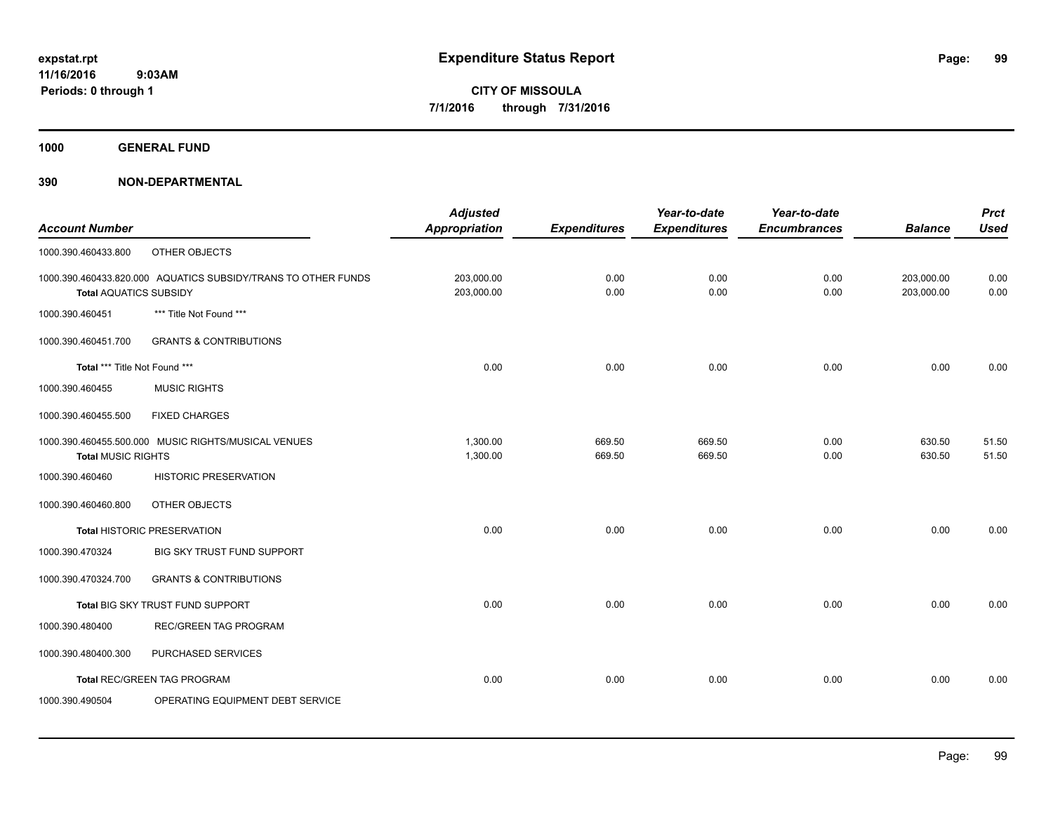**expstat.rpt**
**11/16/2016 9:03AM**
**Periods: 0 through 1**

# Expenditure Status Report

**CITY OF MISSOULA**
**7/1/2016 through 7/31/2016**

## 1000 GENERAL FUND

## 390 NON-DEPARTMENTAL

| Account Number | | Adjusted Appropriation | Expenditures | Year-to-date Expenditures | Year-to-date Encumbrances | Balance | Prct Used |
|---|---|---|---|---|---|---|---|
| 1000.390.460433.800 | OTHER OBJECTS | | | | | | |
| 1000.390.460433.820.000 | AQUATICS SUBSIDY/TRANS TO OTHER FUNDS | 203,000.00 | 0.00 | 0.00 | 0.00 | 203,000.00 | 0.00 |
| **Total** AQUATICS SUBSIDY | | 203,000.00 | 0.00 | 0.00 | 0.00 | 203,000.00 | 0.00 |
| 1000.390.460451 | *** Title Not Found *** | | | | | | |
| 1000.390.460451.700 | GRANTS & CONTRIBUTIONS | | | | | | |
| **Total** *** Title Not Found *** | | 0.00 | 0.00 | 0.00 | 0.00 | 0.00 | 0.00 |
| 1000.390.460455 | MUSIC RIGHTS | | | | | | |
| 1000.390.460455.500 | FIXED CHARGES | | | | | | |
| 1000.390.460455.500.000 | MUSIC RIGHTS/MUSICAL VENUES | 1,300.00 | 669.50 | 669.50 | 0.00 | 630.50 | 51.50 |
| **Total** MUSIC RIGHTS | | 1,300.00 | 669.50 | 669.50 | 0.00 | 630.50 | 51.50 |
| 1000.390.460460 | HISTORIC PRESERVATION | | | | | | |
| 1000.390.460460.800 | OTHER OBJECTS | | | | | | |
| **Total** HISTORIC PRESERVATION | | 0.00 | 0.00 | 0.00 | 0.00 | 0.00 | 0.00 |
| 1000.390.470324 | BIG SKY TRUST FUND SUPPORT | | | | | | |
| 1000.390.470324.700 | GRANTS & CONTRIBUTIONS | | | | | | |
| **Total** BIG SKY TRUST FUND SUPPORT | | 0.00 | 0.00 | 0.00 | 0.00 | 0.00 | 0.00 |
| 1000.390.480400 | REC/GREEN TAG PROGRAM | | | | | | |
| 1000.390.480400.300 | PURCHASED SERVICES | | | | | | |
| **Total** REC/GREEN TAG PROGRAM | | 0.00 | 0.00 | 0.00 | 0.00 | 0.00 | 0.00 |
| 1000.390.490504 | OPERATING EQUIPMENT DEBT SERVICE | | | | | | |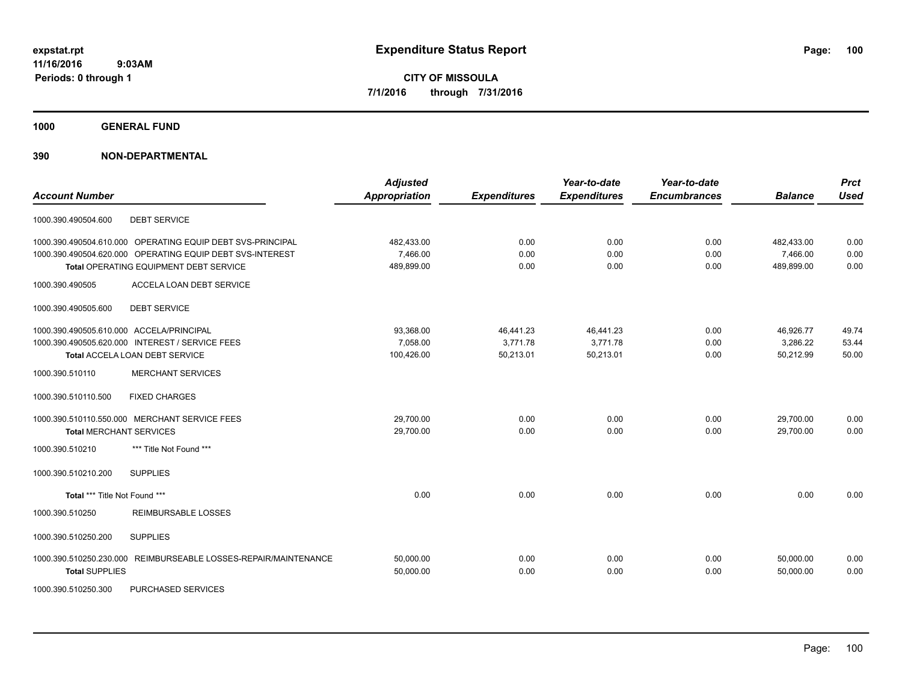**expstat.rpt**
**11/16/2016 9:03AM**
**Periods: 0 through 1**

# Expenditure Status Report

**CITY OF MISSOULA**
**7/1/2016 through 7/31/2016**

## 1000 GENERAL FUND

## 390 NON-DEPARTMENTAL

| Account Number | | Adjusted Appropriation | Expenditures | Year-to-date Expenditures | Year-to-date Encumbrances | Balance | Prct Used |
|---|---|---|---|---|---|---|---|
| 1000.390.490504.600 | DEBT SERVICE | | | | | | |
| 1000.390.490504.610.000 | OPERATING EQUIP DEBT SVS-PRINCIPAL | 482,433.00 | 0.00 | 0.00 | 0.00 | 482,433.00 | 0.00 |
| 1000.390.490504.620.000 | OPERATING EQUIP DEBT SVS-INTEREST | 7,466.00 | 0.00 | 0.00 | 0.00 | 7,466.00 | 0.00 |
| **Total** OPERATING EQUIPMENT DEBT SERVICE | | 489,899.00 | 0.00 | 0.00 | 0.00 | 489,899.00 | 0.00 |
| 1000.390.490505 | ACCELA LOAN DEBT SERVICE | | | | | | |
| 1000.390.490505.600 | DEBT SERVICE | | | | | | |
| 1000.390.490505.610.000 | ACCELA/PRINCIPAL | 93,368.00 | 46,441.23 | 46,441.23 | 0.00 | 46,926.77 | 49.74 |
| 1000.390.490505.620.000 | INTEREST / SERVICE FEES | 7,058.00 | 3,771.78 | 3,771.78 | 0.00 | 3,286.22 | 53.44 |
| **Total** ACCELA LOAN DEBT SERVICE | | 100,426.00 | 50,213.01 | 50,213.01 | 0.00 | 50,212.99 | 50.00 |
| 1000.390.510110 | MERCHANT SERVICES | | | | | | |
| 1000.390.510110.500 | FIXED CHARGES | | | | | | |
| 1000.390.510110.550.000 | MERCHANT SERVICE FEES | 29,700.00 | 0.00 | 0.00 | 0.00 | 29,700.00 | 0.00 |
| **Total** MERCHANT SERVICES | | 29,700.00 | 0.00 | 0.00 | 0.00 | 29,700.00 | 0.00 |
| 1000.390.510210 | *** Title Not Found *** | | | | | | |
| 1000.390.510210.200 | SUPPLIES | | | | | | |
| **Total** *** Title Not Found *** | | 0.00 | 0.00 | 0.00 | 0.00 | 0.00 | 0.00 |
| 1000.390.510250 | REIMBURSABLE LOSSES | | | | | | |
| 1000.390.510250.200 | SUPPLIES | | | | | | |
| 1000.390.510250.230.000 | REIMBURSEABLE LOSSES-REPAIR/MAINTENANCE | 50,000.00 | 0.00 | 0.00 | 0.00 | 50,000.00 | 0.00 |
| **Total** SUPPLIES | | 50,000.00 | 0.00 | 0.00 | 0.00 | 50,000.00 | 0.00 |
| 1000.390.510250.300 | PURCHASED SERVICES | | | | | | |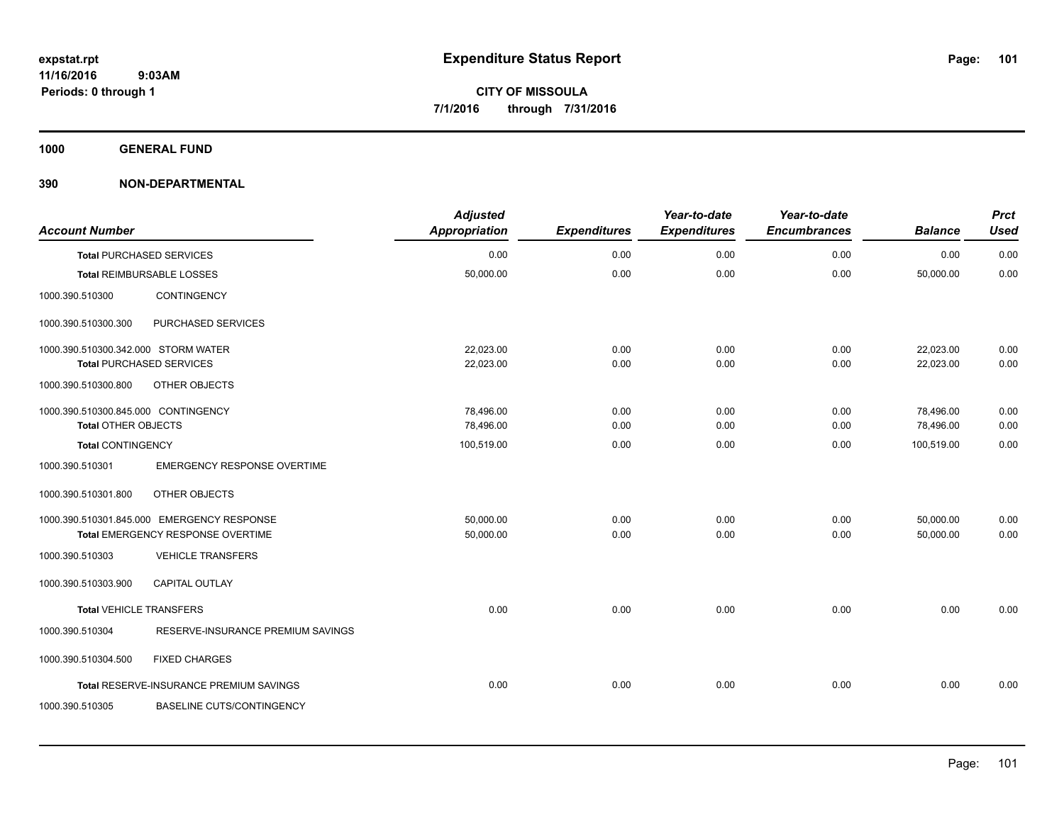# Expenditure Status Report

expstat.rpt
11/16/2016 9:03AM
Periods: 0 through 1

**CITY OF MISSOULA**
**7/1/2016 through 7/31/2016**

## 1000 GENERAL FUND

## 390 NON-DEPARTMENTAL

| Account Number | | Adjusted Appropriation | Expenditures | Year-to-date Expenditures | Year-to-date Encumbrances | Balance | Prct Used |
|---|---|---|---|---|---|---|---|
| **Total** PURCHASED SERVICES | | 0.00 | 0.00 | 0.00 | 0.00 | 0.00 | 0.00 |
| **Total** REIMBURSABLE LOSSES | | 50,000.00 | 0.00 | 0.00 | 0.00 | 50,000.00 | 0.00 |
| 1000.390.510300 | CONTINGENCY | | | | | | |
| 1000.390.510300.300 | PURCHASED SERVICES | | | | | | |
| 1000.390.510300.342.000 | STORM WATER | 22,023.00 | 0.00 | 0.00 | 0.00 | 22,023.00 | 0.00 |
| **Total** PURCHASED SERVICES | | 22,023.00 | 0.00 | 0.00 | 0.00 | 22,023.00 | 0.00 |
| 1000.390.510300.800 | OTHER OBJECTS | | | | | | |
| 1000.390.510300.845.000 | CONTINGENCY | 78,496.00 | 0.00 | 0.00 | 0.00 | 78,496.00 | 0.00 |
| **Total** OTHER OBJECTS | | 78,496.00 | 0.00 | 0.00 | 0.00 | 78,496.00 | 0.00 |
| **Total** CONTINGENCY | | 100,519.00 | 0.00 | 0.00 | 0.00 | 100,519.00 | 0.00 |
| 1000.390.510301 | EMERGENCY RESPONSE OVERTIME | | | | | | |
| 1000.390.510301.800 | OTHER OBJECTS | | | | | | |
| 1000.390.510301.845.000 | EMERGENCY RESPONSE | 50,000.00 | 0.00 | 0.00 | 0.00 | 50,000.00 | 0.00 |
| **Total** EMERGENCY RESPONSE OVERTIME | | 50,000.00 | 0.00 | 0.00 | 0.00 | 50,000.00 | 0.00 |
| 1000.390.510303 | VEHICLE TRANSFERS | | | | | | |
| 1000.390.510303.900 | CAPITAL OUTLAY | | | | | | |
| **Total** VEHICLE TRANSFERS | | 0.00 | 0.00 | 0.00 | 0.00 | 0.00 | 0.00 |
| 1000.390.510304 | RESERVE-INSURANCE PREMIUM SAVINGS | | | | | | |
| 1000.390.510304.500 | FIXED CHARGES | | | | | | |
| **Total** RESERVE-INSURANCE PREMIUM SAVINGS | | 0.00 | 0.00 | 0.00 | 0.00 | 0.00 | 0.00 |
| 1000.390.510305 | BASELINE CUTS/CONTINGENCY | | | | | | |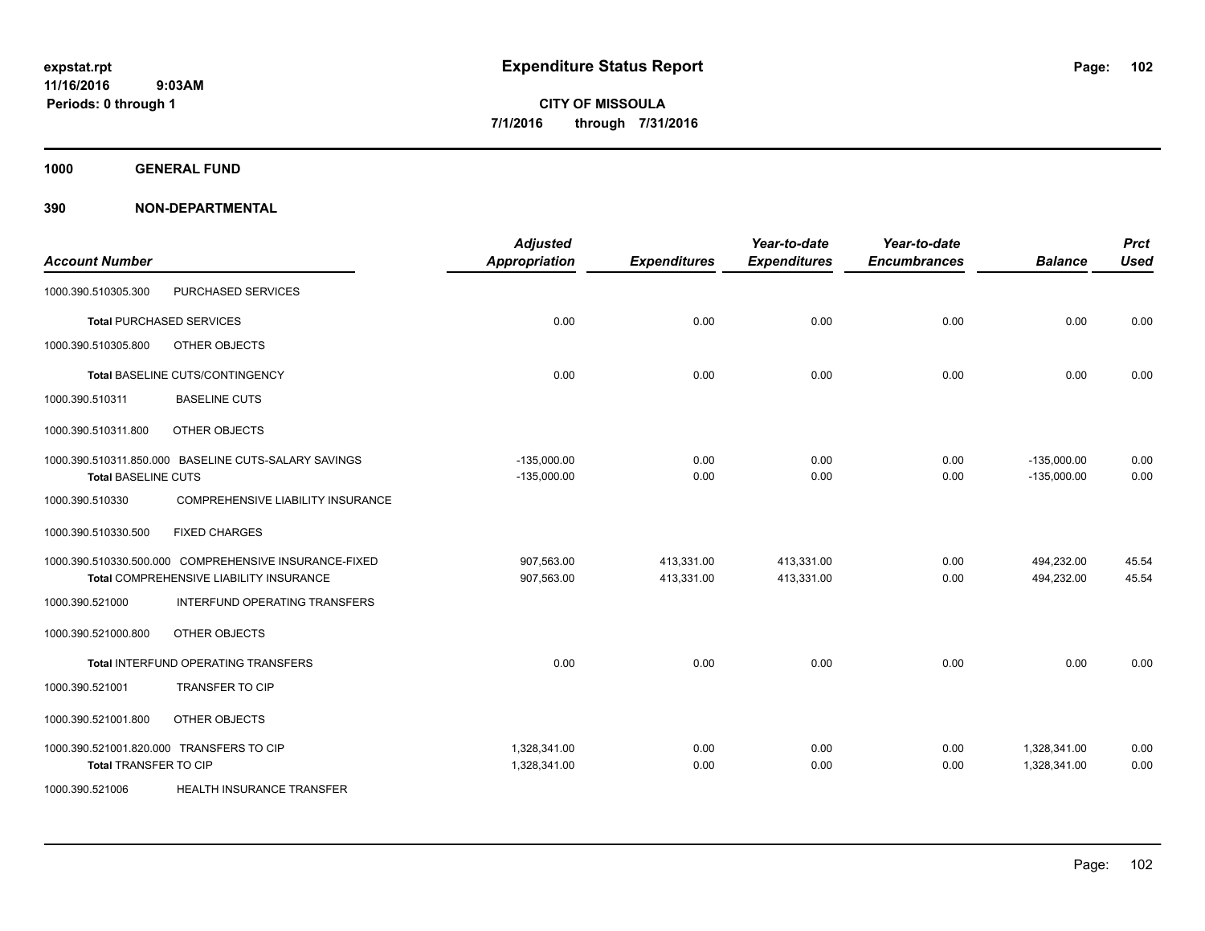# Expenditure Status Report

expstat.rpt
11/16/2016 9:03AM
Periods: 0 through 1

**CITY OF MISSOULA**
**7/1/2016 through 7/31/2016**

## 1000 GENERAL FUND

## 390 NON-DEPARTMENTAL

| Account Number | | Adjusted Appropriation | Expenditures | Year-to-date Expenditures | Year-to-date Encumbrances | Balance | Prct Used |
|---|---|---|---|---|---|---|---|
| 1000.390.510305.300 | PURCHASED SERVICES | | | | | | |
| **Total** PURCHASED SERVICES | | 0.00 | 0.00 | 0.00 | 0.00 | 0.00 | 0.00 |
| 1000.390.510305.800 | OTHER OBJECTS | | | | | | |
| **Total** BASELINE CUTS/CONTINGENCY | | 0.00 | 0.00 | 0.00 | 0.00 | 0.00 | 0.00 |
| 1000.390.510311 | BASELINE CUTS | | | | | | |
| 1000.390.510311.800 | OTHER OBJECTS | | | | | | |
| 1000.390.510311.850.000 | BASELINE CUTS-SALARY SAVINGS | -135,000.00 | 0.00 | 0.00 | 0.00 | -135,000.00 | 0.00 |
| **Total** BASELINE CUTS | | -135,000.00 | 0.00 | 0.00 | 0.00 | -135,000.00 | 0.00 |
| 1000.390.510330 | COMPREHENSIVE LIABILITY INSURANCE | | | | | | |
| 1000.390.510330.500 | FIXED CHARGES | | | | | | |
| 1000.390.510330.500.000 | COMPREHENSIVE INSURANCE-FIXED | 907,563.00 | 413,331.00 | 413,331.00 | 0.00 | 494,232.00 | 45.54 |
| **Total** COMPREHENSIVE LIABILITY INSURANCE | | 907,563.00 | 413,331.00 | 413,331.00 | 0.00 | 494,232.00 | 45.54 |
| 1000.390.521000 | INTERFUND OPERATING TRANSFERS | | | | | | |
| 1000.390.521000.800 | OTHER OBJECTS | | | | | | |
| **Total** INTERFUND OPERATING TRANSFERS | | 0.00 | 0.00 | 0.00 | 0.00 | 0.00 | 0.00 |
| 1000.390.521001 | TRANSFER TO CIP | | | | | | |
| 1000.390.521001.800 | OTHER OBJECTS | | | | | | |
| 1000.390.521001.820.000 | TRANSFERS TO CIP | 1,328,341.00 | 0.00 | 0.00 | 0.00 | 1,328,341.00 | 0.00 |
| **Total** TRANSFER TO CIP | | 1,328,341.00 | 0.00 | 0.00 | 0.00 | 1,328,341.00 | 0.00 |
| 1000.390.521006 | HEALTH INSURANCE TRANSFER | | | | | | |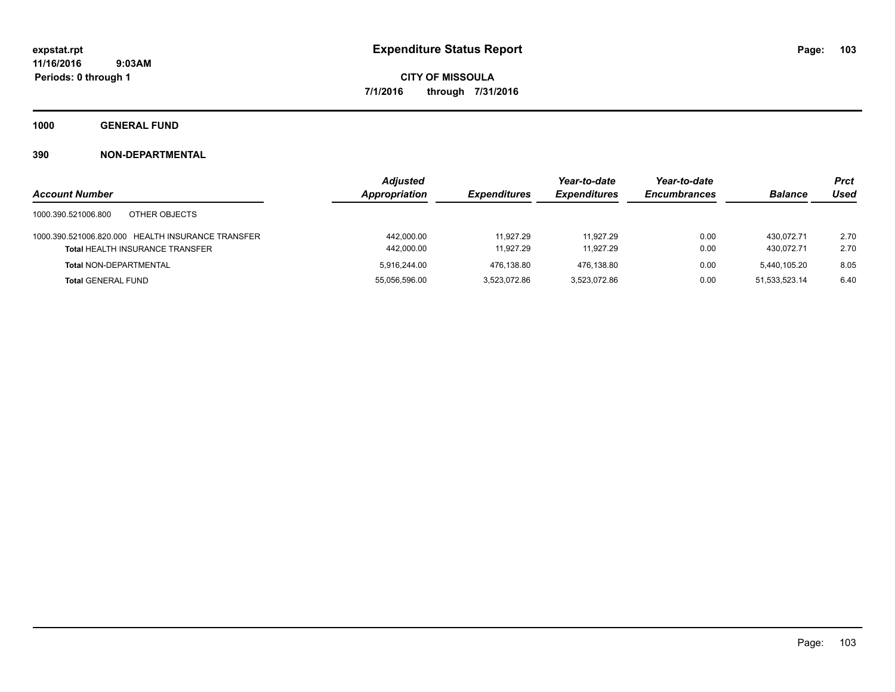**expstat.rpt**
**11/16/2016 9:03AM**
**Periods: 0 through 1**

# Expenditure Status Report

**CITY OF MISSOULA**
**7/1/2016 through 7/31/2016**

## 1000 GENERAL FUND

### 390 NON-DEPARTMENTAL

| Account Number | Adjusted Appropriation | Expenditures | Year-to-date Expenditures | Year-to-date Encumbrances | Balance | Prct Used |
|---|---|---|---|---|---|---|
| 1000.390.521006.800 OTHER OBJECTS | | | | | | |
| 1000.390.521006.820.000 HEALTH INSURANCE TRANSFER | 442,000.00 | 11,927.29 | 11,927.29 | 0.00 | 430,072.71 | 2.70 |
| **Total** HEALTH INSURANCE TRANSFER | 442,000.00 | 11,927.29 | 11,927.29 | 0.00 | 430,072.71 | 2.70 |
| **Total** NON-DEPARTMENTAL | 5,916,244.00 | 476,138.80 | 476,138.80 | 0.00 | 5,440,105.20 | 8.05 |
| **Total** GENERAL FUND | 55,056,596.00 | 3,523,072.86 | 3,523,072.86 | 0.00 | 51,533,523.14 | 6.40 |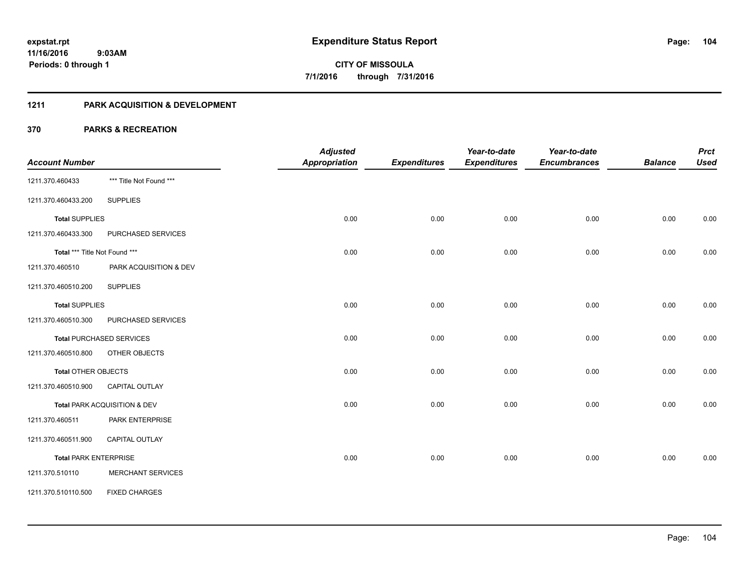**expstat.rpt**
**11/16/2016 9:03AM**
**Periods: 0 through 1**

# Expenditure Status Report

**CITY OF MISSOULA**
**7/1/2016 through 7/31/2016**

## 1211 PARK ACQUISITION & DEVELOPMENT

## 370 PARKS & RECREATION

| Account Number | | Adjusted Appropriation | Expenditures | Year-to-date Expenditures | Year-to-date Encumbrances | Balance | Prct Used |
|---|---|---|---|---|---|---|---|
| 1211.370.460433 | *** Title Not Found *** | | | | | | |
| 1211.370.460433.200 | SUPPLIES | | | | | | |
| **Total** SUPPLIES | | 0.00 | 0.00 | 0.00 | 0.00 | 0.00 | 0.00 |
| 1211.370.460433.300 | PURCHASED SERVICES | | | | | | |
| **Total** *** Title Not Found *** | | 0.00 | 0.00 | 0.00 | 0.00 | 0.00 | 0.00 |
| 1211.370.460510 | PARK ACQUISITION & DEV | | | | | | |
| 1211.370.460510.200 | SUPPLIES | | | | | | |
| **Total** SUPPLIES | | 0.00 | 0.00 | 0.00 | 0.00 | 0.00 | 0.00 |
| 1211.370.460510.300 | PURCHASED SERVICES | | | | | | |
| **Total** PURCHASED SERVICES | | 0.00 | 0.00 | 0.00 | 0.00 | 0.00 | 0.00 |
| 1211.370.460510.800 | OTHER OBJECTS | | | | | | |
| **Total** OTHER OBJECTS | | 0.00 | 0.00 | 0.00 | 0.00 | 0.00 | 0.00 |
| 1211.370.460510.900 | CAPITAL OUTLAY | | | | | | |
| **Total** PARK ACQUISITION & DEV | | 0.00 | 0.00 | 0.00 | 0.00 | 0.00 | 0.00 |
| 1211.370.460511 | PARK ENTERPRISE | | | | | | |
| 1211.370.460511.900 | CAPITAL OUTLAY | | | | | | |
| **Total** PARK ENTERPRISE | | 0.00 | 0.00 | 0.00 | 0.00 | 0.00 | 0.00 |
| 1211.370.510110 | MERCHANT SERVICES | | | | | | |
| 1211.370.510110.500 | FIXED CHARGES | | | | | | |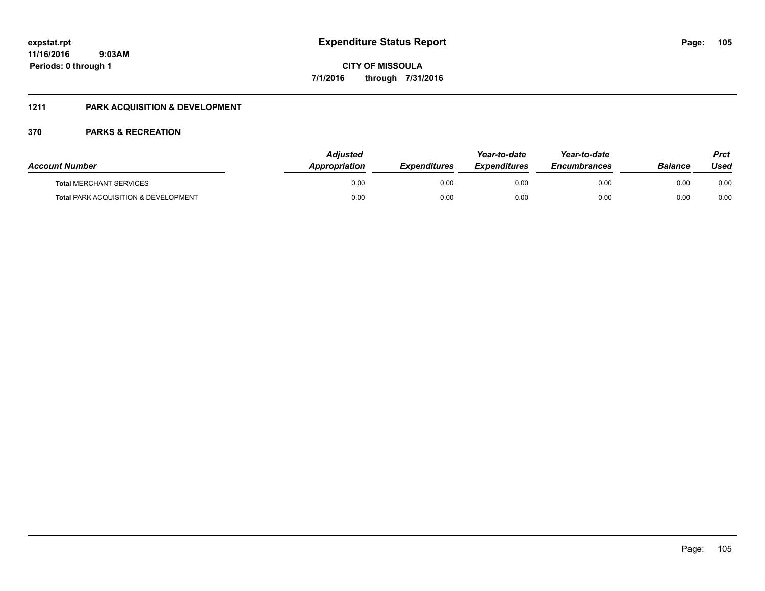**expstat.rpt**
**11/16/2016 9:03AM**
**Periods: 0 through 1**

# Expenditure Status Report

**CITY OF MISSOULA**
**7/1/2016 through 7/31/2016**

## 1211 PARK ACQUISITION & DEVELOPMENT

## 370 PARKS & RECREATION

| *Account Number* | *Adjusted Appropriation* | *Expenditures* | *Year-to-date Expenditures* | *Year-to-date Encumbrances* | *Balance* | *Prct Used* |
|---|---|---|---|---|---|---|
| **Total** MERCHANT SERVICES | 0.00 | 0.00 | 0.00 | 0.00 | 0.00 | 0.00 |
| **Total** PARK ACQUISITION & DEVELOPMENT | 0.00 | 0.00 | 0.00 | 0.00 | 0.00 | 0.00 |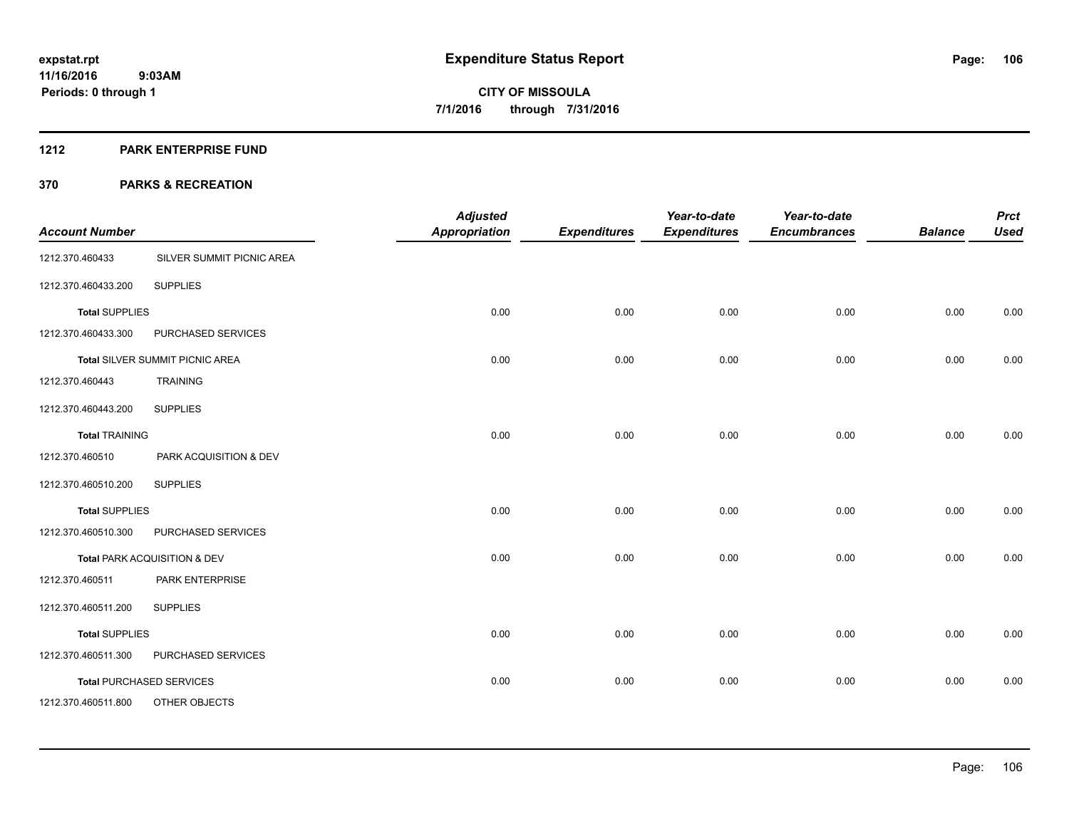**expstat.rpt**
**11/16/2016 9:03AM**
**Periods: 0 through 1**

# Expenditure Status Report

**CITY OF MISSOULA**
**7/1/2016 through 7/31/2016**

## 1212 PARK ENTERPRISE FUND

## 370 PARKS & RECREATION

| Account Number | | Adjusted Appropriation | Expenditures | Year-to-date Expenditures | Year-to-date Encumbrances | Balance | Prct Used |
|---|---|---|---|---|---|---|---|
| 1212.370.460433 | SILVER SUMMIT PICNIC AREA | | | | | | |
| 1212.370.460433.200 | SUPPLIES | | | | | | |
| **Total** SUPPLIES | | 0.00 | 0.00 | 0.00 | 0.00 | 0.00 | 0.00 |
| 1212.370.460433.300 | PURCHASED SERVICES | | | | | | |
| **Total** SILVER SUMMIT PICNIC AREA | | 0.00 | 0.00 | 0.00 | 0.00 | 0.00 | 0.00 |
| 1212.370.460443 | TRAINING | | | | | | |
| 1212.370.460443.200 | SUPPLIES | | | | | | |
| **Total** TRAINING | | 0.00 | 0.00 | 0.00 | 0.00 | 0.00 | 0.00 |
| 1212.370.460510 | PARK ACQUISITION & DEV | | | | | | |
| 1212.370.460510.200 | SUPPLIES | | | | | | |
| **Total** SUPPLIES | | 0.00 | 0.00 | 0.00 | 0.00 | 0.00 | 0.00 |
| 1212.370.460510.300 | PURCHASED SERVICES | | | | | | |
| **Total** PARK ACQUISITION & DEV | | 0.00 | 0.00 | 0.00 | 0.00 | 0.00 | 0.00 |
| 1212.370.460511 | PARK ENTERPRISE | | | | | | |
| 1212.370.460511.200 | SUPPLIES | | | | | | |
| **Total** SUPPLIES | | 0.00 | 0.00 | 0.00 | 0.00 | 0.00 | 0.00 |
| 1212.370.460511.300 | PURCHASED SERVICES | | | | | | |
| **Total** PURCHASED SERVICES | | 0.00 | 0.00 | 0.00 | 0.00 | 0.00 | 0.00 |
| 1212.370.460511.800 | OTHER OBJECTS | | | | | | |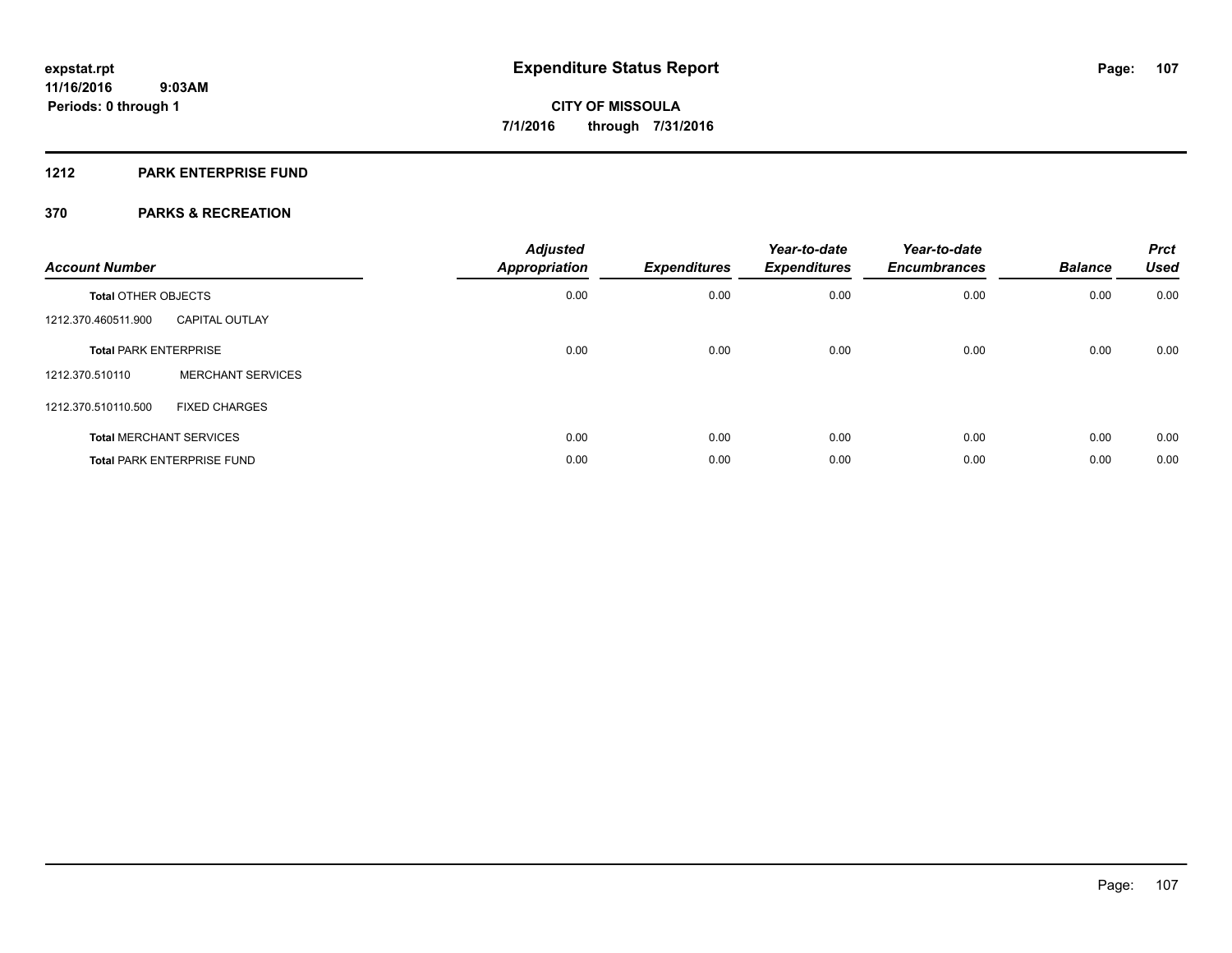**expstat.rpt**
**11/16/2016 9:03AM**
**Periods: 0 through 1**

# Expenditure Status Report

**CITY OF MISSOULA**
**7/1/2016 through 7/31/2016**

## 1212 PARK ENTERPRISE FUND

## 370 PARKS & RECREATION

| Account Number | | Adjusted Appropriation | Expenditures | Year-to-date Expenditures | Year-to-date Encumbrances | Balance | Prct Used |
|---|---|---|---|---|---|---|---|
| **Total** OTHER OBJECTS | | 0.00 | 0.00 | 0.00 | 0.00 | 0.00 | 0.00 |
| 1212.370.460511.900 | CAPITAL OUTLAY | | | | | | |
| **Total** PARK ENTERPRISE | | 0.00 | 0.00 | 0.00 | 0.00 | 0.00 | 0.00 |
| 1212.370.510110 | MERCHANT SERVICES | | | | | | |
| 1212.370.510110.500 | FIXED CHARGES | | | | | | |
| **Total** MERCHANT SERVICES | | 0.00 | 0.00 | 0.00 | 0.00 | 0.00 | 0.00 |
| **Total** PARK ENTERPRISE FUND | | 0.00 | 0.00 | 0.00 | 0.00 | 0.00 | 0.00 |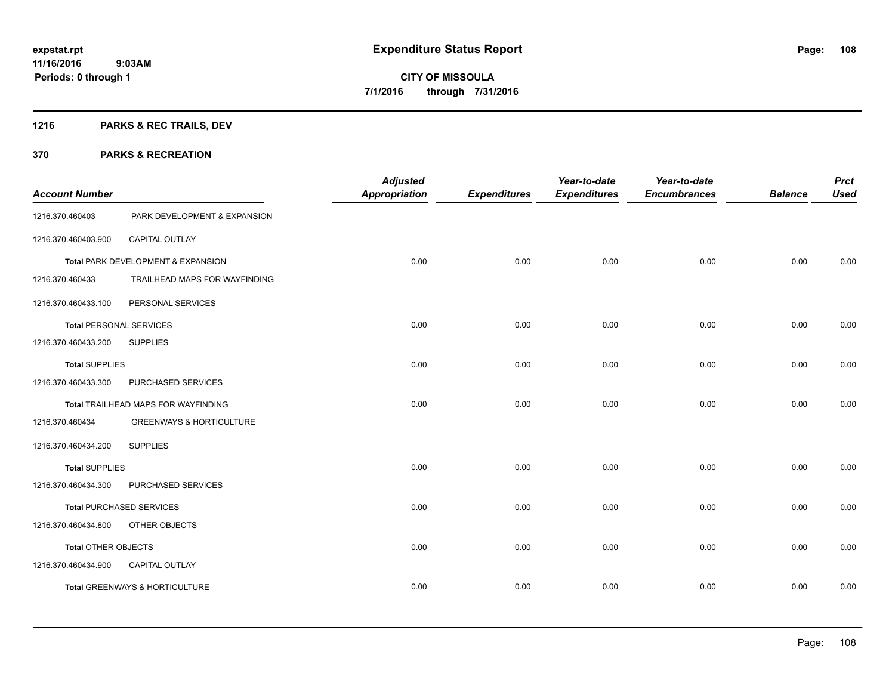**expstat.rpt**
**11/16/2016 9:03AM**
**Periods: 0 through 1**

# Expenditure Status Report

**CITY OF MISSOULA**
**7/1/2016 through 7/31/2016**

## 1216 PARKS & REC TRAILS, DEV

## 370 PARKS & RECREATION

| Account Number | | Adjusted Appropriation | Expenditures | Year-to-date Expenditures | Year-to-date Encumbrances | Balance | Prct Used |
|---|---|---|---|---|---|---|---|
| 1216.370.460403 | PARK DEVELOPMENT & EXPANSION | | | | | | |
| 1216.370.460403.900 | CAPITAL OUTLAY | | | | | | |
| **Total** PARK DEVELOPMENT & EXPANSION | | 0.00 | 0.00 | 0.00 | 0.00 | 0.00 | 0.00 |
| 1216.370.460433 | TRAILHEAD MAPS FOR WAYFINDING | | | | | | |
| 1216.370.460433.100 | PERSONAL SERVICES | | | | | | |
| **Total** PERSONAL SERVICES | | 0.00 | 0.00 | 0.00 | 0.00 | 0.00 | 0.00 |
| 1216.370.460433.200 | SUPPLIES | | | | | | |
| **Total** SUPPLIES | | 0.00 | 0.00 | 0.00 | 0.00 | 0.00 | 0.00 |
| 1216.370.460433.300 | PURCHASED SERVICES | | | | | | |
| **Total** TRAILHEAD MAPS FOR WAYFINDING | | 0.00 | 0.00 | 0.00 | 0.00 | 0.00 | 0.00 |
| 1216.370.460434 | GREENWAYS & HORTICULTURE | | | | | | |
| 1216.370.460434.200 | SUPPLIES | | | | | | |
| **Total** SUPPLIES | | 0.00 | 0.00 | 0.00 | 0.00 | 0.00 | 0.00 |
| 1216.370.460434.300 | PURCHASED SERVICES | | | | | | |
| **Total** PURCHASED SERVICES | | 0.00 | 0.00 | 0.00 | 0.00 | 0.00 | 0.00 |
| 1216.370.460434.800 | OTHER OBJECTS | | | | | | |
| **Total** OTHER OBJECTS | | 0.00 | 0.00 | 0.00 | 0.00 | 0.00 | 0.00 |
| 1216.370.460434.900 | CAPITAL OUTLAY | | | | | | |
| **Total** GREENWAYS & HORTICULTURE | | 0.00 | 0.00 | 0.00 | 0.00 | 0.00 | 0.00 |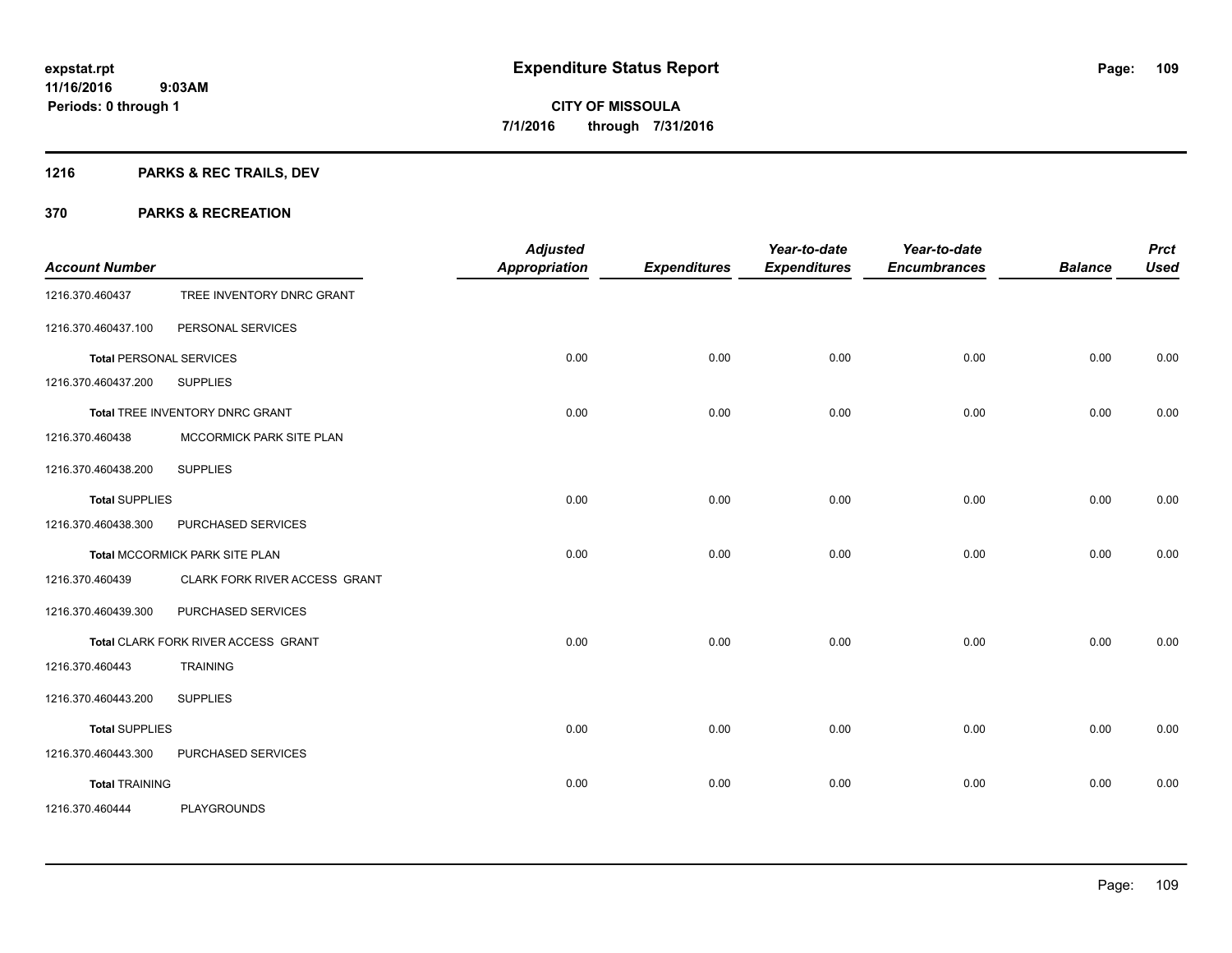**expstat.rpt**
**11/16/2016 9:03AM**
**Periods: 0 through 1**

# Expenditure Status Report

**CITY OF MISSOULA**
**7/1/2016 through 7/31/2016**

## 1216 PARKS & REC TRAILS, DEV

## 370 PARKS & RECREATION

| Account Number | | Adjusted Appropriation | Expenditures | Year-to-date Expenditures | Year-to-date Encumbrances | Balance | Prct Used |
|---|---|---|---|---|---|---|---|
| 1216.370.460437 | TREE INVENTORY DNRC GRANT | | | | | | |
| 1216.370.460437.100 | PERSONAL SERVICES | | | | | | |
| **Total** PERSONAL SERVICES | | 0.00 | 0.00 | 0.00 | 0.00 | 0.00 | 0.00 |
| 1216.370.460437.200 | SUPPLIES | | | | | | |
| **Total** TREE INVENTORY DNRC GRANT | | 0.00 | 0.00 | 0.00 | 0.00 | 0.00 | 0.00 |
| 1216.370.460438 | MCCORMICK PARK SITE PLAN | | | | | | |
| 1216.370.460438.200 | SUPPLIES | | | | | | |
| **Total** SUPPLIES | | 0.00 | 0.00 | 0.00 | 0.00 | 0.00 | 0.00 |
| 1216.370.460438.300 | PURCHASED SERVICES | | | | | | |
| **Total** MCCORMICK PARK SITE PLAN | | 0.00 | 0.00 | 0.00 | 0.00 | 0.00 | 0.00 |
| 1216.370.460439 | CLARK FORK RIVER ACCESS GRANT | | | | | | |
| 1216.370.460439.300 | PURCHASED SERVICES | | | | | | |
| **Total** CLARK FORK RIVER ACCESS GRANT | | 0.00 | 0.00 | 0.00 | 0.00 | 0.00 | 0.00 |
| 1216.370.460443 | TRAINING | | | | | | |
| 1216.370.460443.200 | SUPPLIES | | | | | | |
| **Total** SUPPLIES | | 0.00 | 0.00 | 0.00 | 0.00 | 0.00 | 0.00 |
| 1216.370.460443.300 | PURCHASED SERVICES | | | | | | |
| **Total** TRAINING | | 0.00 | 0.00 | 0.00 | 0.00 | 0.00 | 0.00 |
| 1216.370.460444 | PLAYGROUNDS | | | | | | |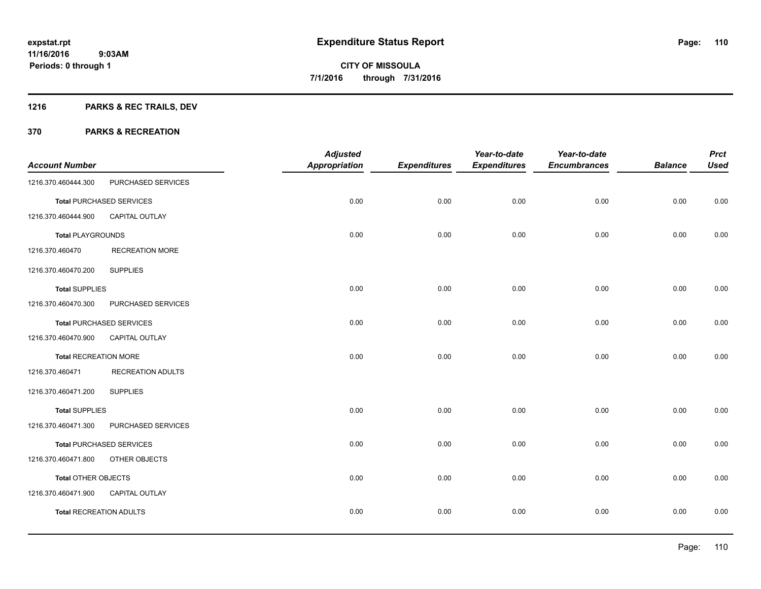# Expenditure Status Report

**CITY OF MISSOULA**

**7/1/2016 through 7/31/2016**

expstat.rpt
11/16/2016 9:03AM
Periods: 0 through 1

## 1216 PARKS & REC TRAILS, DEV

## 370 PARKS & RECREATION

| Account Number | | Adjusted Appropriation | Expenditures | Year-to-date Expenditures | Year-to-date Encumbrances | Balance | Prct Used |
|---|---|---|---|---|---|---|---|
| 1216.370.460444.300 | PURCHASED SERVICES | | | | | | |
| **Total** PURCHASED SERVICES | | 0.00 | 0.00 | 0.00 | 0.00 | 0.00 | 0.00 |
| 1216.370.460444.900 | CAPITAL OUTLAY | | | | | | |
| **Total** PLAYGROUNDS | | 0.00 | 0.00 | 0.00 | 0.00 | 0.00 | 0.00 |
| 1216.370.460470 | RECREATION MORE | | | | | | |
| 1216.370.460470.200 | SUPPLIES | | | | | | |
| **Total** SUPPLIES | | 0.00 | 0.00 | 0.00 | 0.00 | 0.00 | 0.00 |
| 1216.370.460470.300 | PURCHASED SERVICES | | | | | | |
| **Total** PURCHASED SERVICES | | 0.00 | 0.00 | 0.00 | 0.00 | 0.00 | 0.00 |
| 1216.370.460470.900 | CAPITAL OUTLAY | | | | | | |
| **Total** RECREATION MORE | | 0.00 | 0.00 | 0.00 | 0.00 | 0.00 | 0.00 |
| 1216.370.460471 | RECREATION ADULTS | | | | | | |
| 1216.370.460471.200 | SUPPLIES | | | | | | |
| **Total** SUPPLIES | | 0.00 | 0.00 | 0.00 | 0.00 | 0.00 | 0.00 |
| 1216.370.460471.300 | PURCHASED SERVICES | | | | | | |
| **Total** PURCHASED SERVICES | | 0.00 | 0.00 | 0.00 | 0.00 | 0.00 | 0.00 |
| 1216.370.460471.800 | OTHER OBJECTS | | | | | | |
| **Total** OTHER OBJECTS | | 0.00 | 0.00 | 0.00 | 0.00 | 0.00 | 0.00 |
| 1216.370.460471.900 | CAPITAL OUTLAY | | | | | | |
| **Total** RECREATION ADULTS | | 0.00 | 0.00 | 0.00 | 0.00 | 0.00 | 0.00 |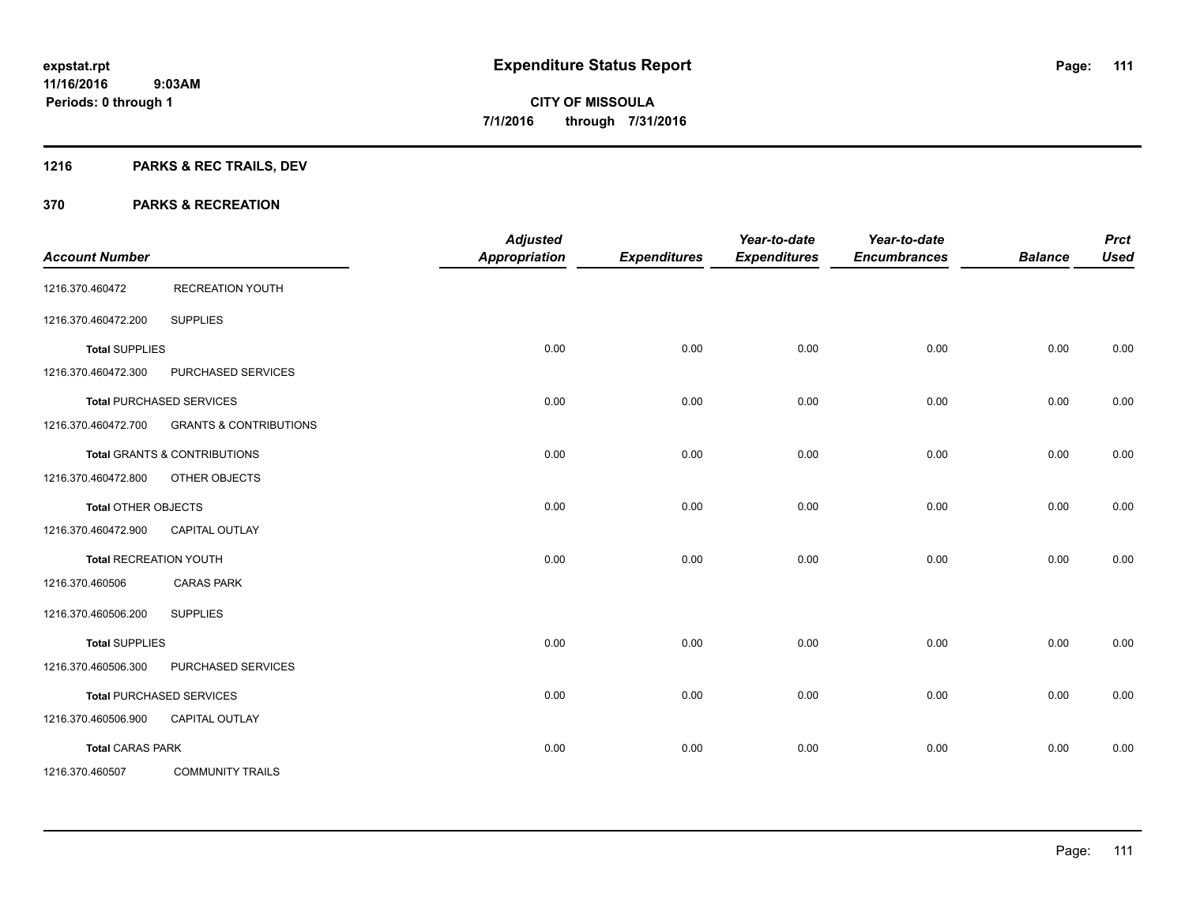# Expenditure Status Report

expstat.rpt
11/16/2016 9:03AM
Periods: 0 through 1

**CITY OF MISSOULA**
**7/1/2016 through 7/31/2016**

## 1216 PARKS & REC TRAILS, DEV

### 370 PARKS & RECREATION

| Account Number | | Adjusted Appropriation | Expenditures | Year-to-date Expenditures | Year-to-date Encumbrances | Balance | Prct Used |
|---|---|---|---|---|---|---|---|
| 1216.370.460472 | RECREATION YOUTH | | | | | | |
| 1216.370.460472.200 | SUPPLIES | | | | | | |
| **Total** SUPPLIES | | 0.00 | 0.00 | 0.00 | 0.00 | 0.00 | 0.00 |
| 1216.370.460472.300 | PURCHASED SERVICES | | | | | | |
| **Total** PURCHASED SERVICES | | 0.00 | 0.00 | 0.00 | 0.00 | 0.00 | 0.00 |
| 1216.370.460472.700 | GRANTS & CONTRIBUTIONS | | | | | | |
| **Total** GRANTS & CONTRIBUTIONS | | 0.00 | 0.00 | 0.00 | 0.00 | 0.00 | 0.00 |
| 1216.370.460472.800 | OTHER OBJECTS | | | | | | |
| **Total** OTHER OBJECTS | | 0.00 | 0.00 | 0.00 | 0.00 | 0.00 | 0.00 |
| 1216.370.460472.900 | CAPITAL OUTLAY | | | | | | |
| **Total** RECREATION YOUTH | | 0.00 | 0.00 | 0.00 | 0.00 | 0.00 | 0.00 |
| 1216.370.460506 | CARAS PARK | | | | | | |
| 1216.370.460506.200 | SUPPLIES | | | | | | |
| **Total** SUPPLIES | | 0.00 | 0.00 | 0.00 | 0.00 | 0.00 | 0.00 |
| 1216.370.460506.300 | PURCHASED SERVICES | | | | | | |
| **Total** PURCHASED SERVICES | | 0.00 | 0.00 | 0.00 | 0.00 | 0.00 | 0.00 |
| 1216.370.460506.900 | CAPITAL OUTLAY | | | | | | |
| **Total** CARAS PARK | | 0.00 | 0.00 | 0.00 | 0.00 | 0.00 | 0.00 |
| 1216.370.460507 | COMMUNITY TRAILS | | | | | | |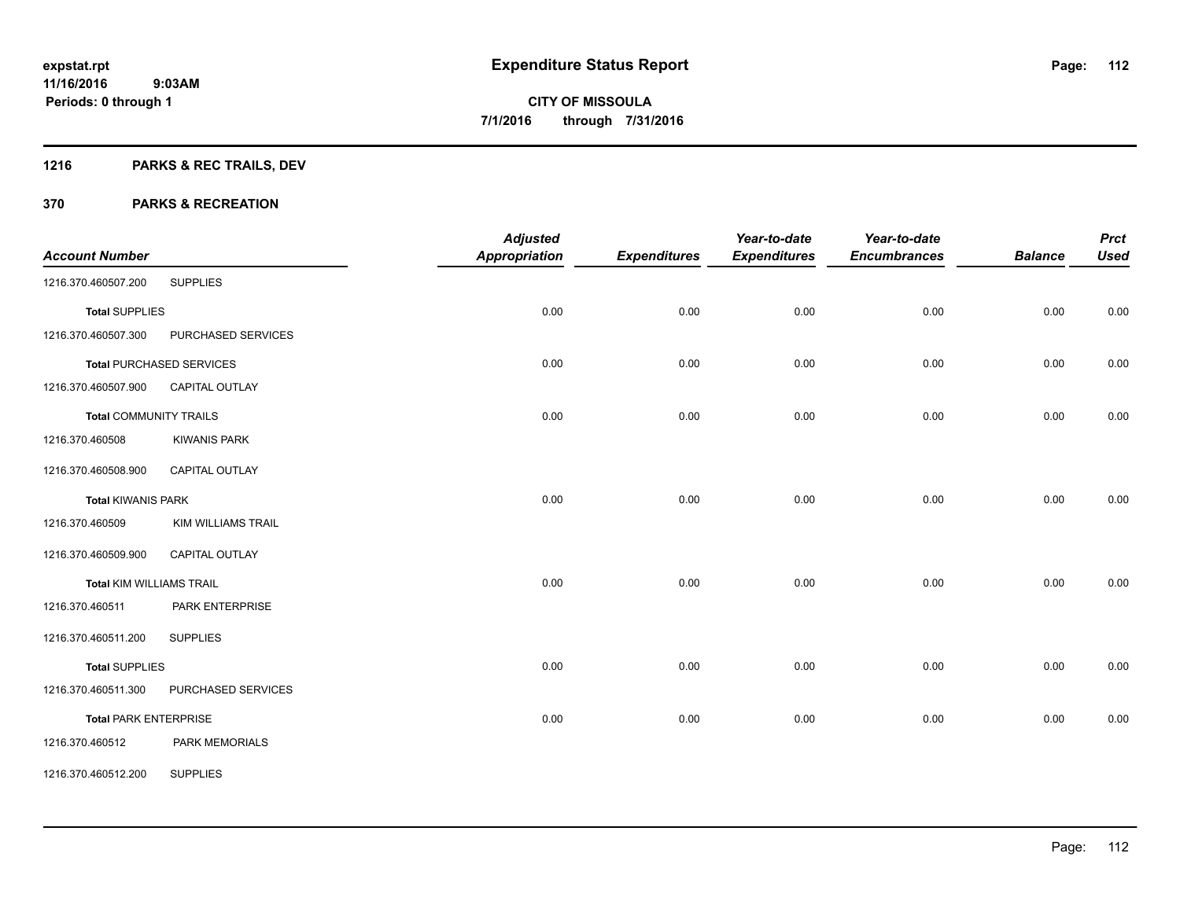**expstat.rpt**
**11/16/2016 9:03AM**
**Periods: 0 through 1**

# Expenditure Status Report

**CITY OF MISSOULA**
**7/1/2016 through 7/31/2016**

## 1216 PARKS & REC TRAILS, DEV

## 370 PARKS & RECREATION

| Account Number | | Adjusted Appropriation | Expenditures | Year-to-date Expenditures | Year-to-date Encumbrances | Balance | Prct Used |
|---|---|---|---|---|---|---|---|
| 1216.370.460507.200 | SUPPLIES | | | | | | |
| **Total** SUPPLIES | | 0.00 | 0.00 | 0.00 | 0.00 | 0.00 | 0.00 |
| 1216.370.460507.300 | PURCHASED SERVICES | | | | | | |
| **Total** PURCHASED SERVICES | | 0.00 | 0.00 | 0.00 | 0.00 | 0.00 | 0.00 |
| 1216.370.460507.900 | CAPITAL OUTLAY | | | | | | |
| **Total** COMMUNITY TRAILS | | 0.00 | 0.00 | 0.00 | 0.00 | 0.00 | 0.00 |
| 1216.370.460508 | KIWANIS PARK | | | | | | |
| 1216.370.460508.900 | CAPITAL OUTLAY | | | | | | |
| **Total** KIWANIS PARK | | 0.00 | 0.00 | 0.00 | 0.00 | 0.00 | 0.00 |
| 1216.370.460509 | KIM WILLIAMS TRAIL | | | | | | |
| 1216.370.460509.900 | CAPITAL OUTLAY | | | | | | |
| **Total** KIM WILLIAMS TRAIL | | 0.00 | 0.00 | 0.00 | 0.00 | 0.00 | 0.00 |
| 1216.370.460511 | PARK ENTERPRISE | | | | | | |
| 1216.370.460511.200 | SUPPLIES | | | | | | |
| **Total** SUPPLIES | | 0.00 | 0.00 | 0.00 | 0.00 | 0.00 | 0.00 |
| 1216.370.460511.300 | PURCHASED SERVICES | | | | | | |
| **Total** PARK ENTERPRISE | | 0.00 | 0.00 | 0.00 | 0.00 | 0.00 | 0.00 |
| 1216.370.460512 | PARK MEMORIALS | | | | | | |
| 1216.370.460512.200 | SUPPLIES | | | | | | |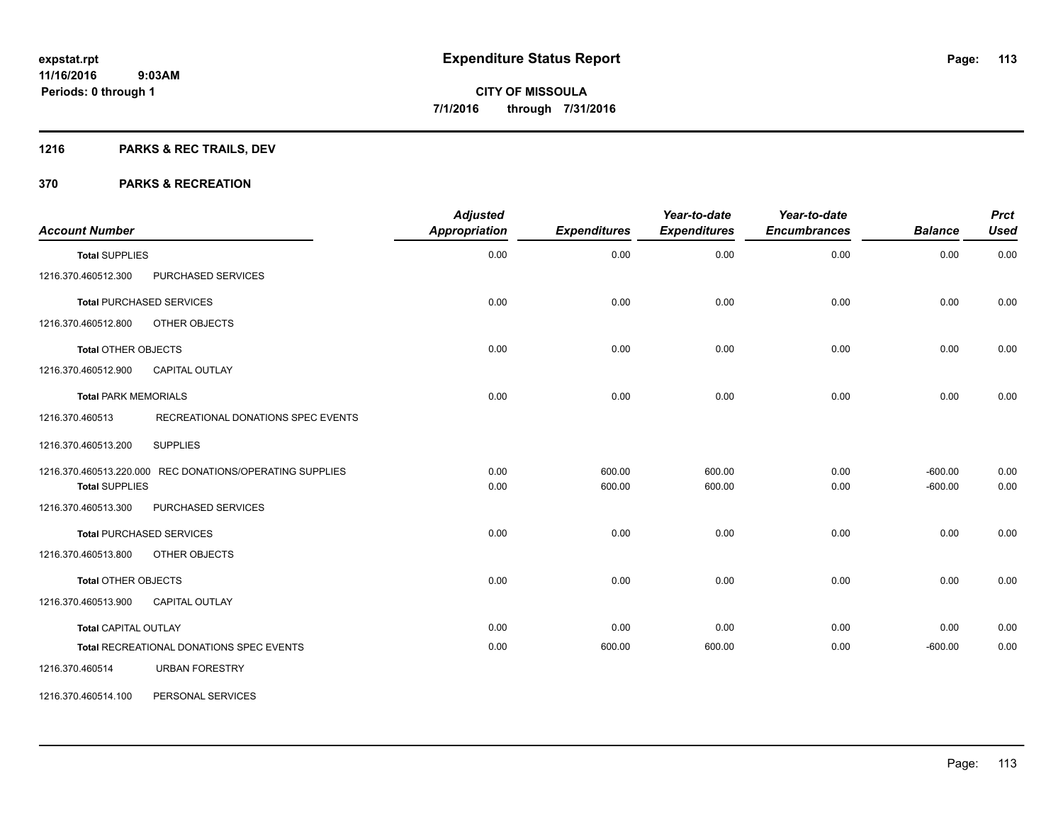**expstat.rpt**
**11/16/2016 9:03AM**
**Periods: 0 through 1**

# Expenditure Status Report

**CITY OF MISSOULA**
**7/1/2016 through 7/31/2016**

## 1216 PARKS & REC TRAILS, DEV

## 370 PARKS & RECREATION

| Account Number | | Adjusted Appropriation | Expenditures | Year-to-date Expenditures | Year-to-date Encumbrances | Balance | Prct Used |
|---|---|---|---|---|---|---|---|
| **Total** SUPPLIES | | 0.00 | 0.00 | 0.00 | 0.00 | 0.00 | 0.00 |
| 1216.370.460512.300 | PURCHASED SERVICES | | | | | | |
| **Total** PURCHASED SERVICES | | 0.00 | 0.00 | 0.00 | 0.00 | 0.00 | 0.00 |
| 1216.370.460512.800 | OTHER OBJECTS | | | | | | |
| **Total** OTHER OBJECTS | | 0.00 | 0.00 | 0.00 | 0.00 | 0.00 | 0.00 |
| 1216.370.460512.900 | CAPITAL OUTLAY | | | | | | |
| **Total** PARK MEMORIALS | | 0.00 | 0.00 | 0.00 | 0.00 | 0.00 | 0.00 |
| 1216.370.460513 | RECREATIONAL DONATIONS SPEC EVENTS | | | | | | |
| 1216.370.460513.200 | SUPPLIES | | | | | | |
| 1216.370.460513.220.000 | REC DONATIONS/OPERATING SUPPLIES | 0.00 | 600.00 | 600.00 | 0.00 | -600.00 | 0.00 |
| **Total** SUPPLIES | | 0.00 | 600.00 | 600.00 | 0.00 | -600.00 | 0.00 |
| 1216.370.460513.300 | PURCHASED SERVICES | | | | | | |
| **Total** PURCHASED SERVICES | | 0.00 | 0.00 | 0.00 | 0.00 | 0.00 | 0.00 |
| 1216.370.460513.800 | OTHER OBJECTS | | | | | | |
| **Total** OTHER OBJECTS | | 0.00 | 0.00 | 0.00 | 0.00 | 0.00 | 0.00 |
| 1216.370.460513.900 | CAPITAL OUTLAY | | | | | | |
| **Total** CAPITAL OUTLAY | | 0.00 | 0.00 | 0.00 | 0.00 | 0.00 | 0.00 |
| **Total** RECREATIONAL DONATIONS SPEC EVENTS | | 0.00 | 600.00 | 600.00 | 0.00 | -600.00 | 0.00 |
| 1216.370.460514 | URBAN FORESTRY | | | | | | |
| 1216.370.460514.100 | PERSONAL SERVICES | | | | | | |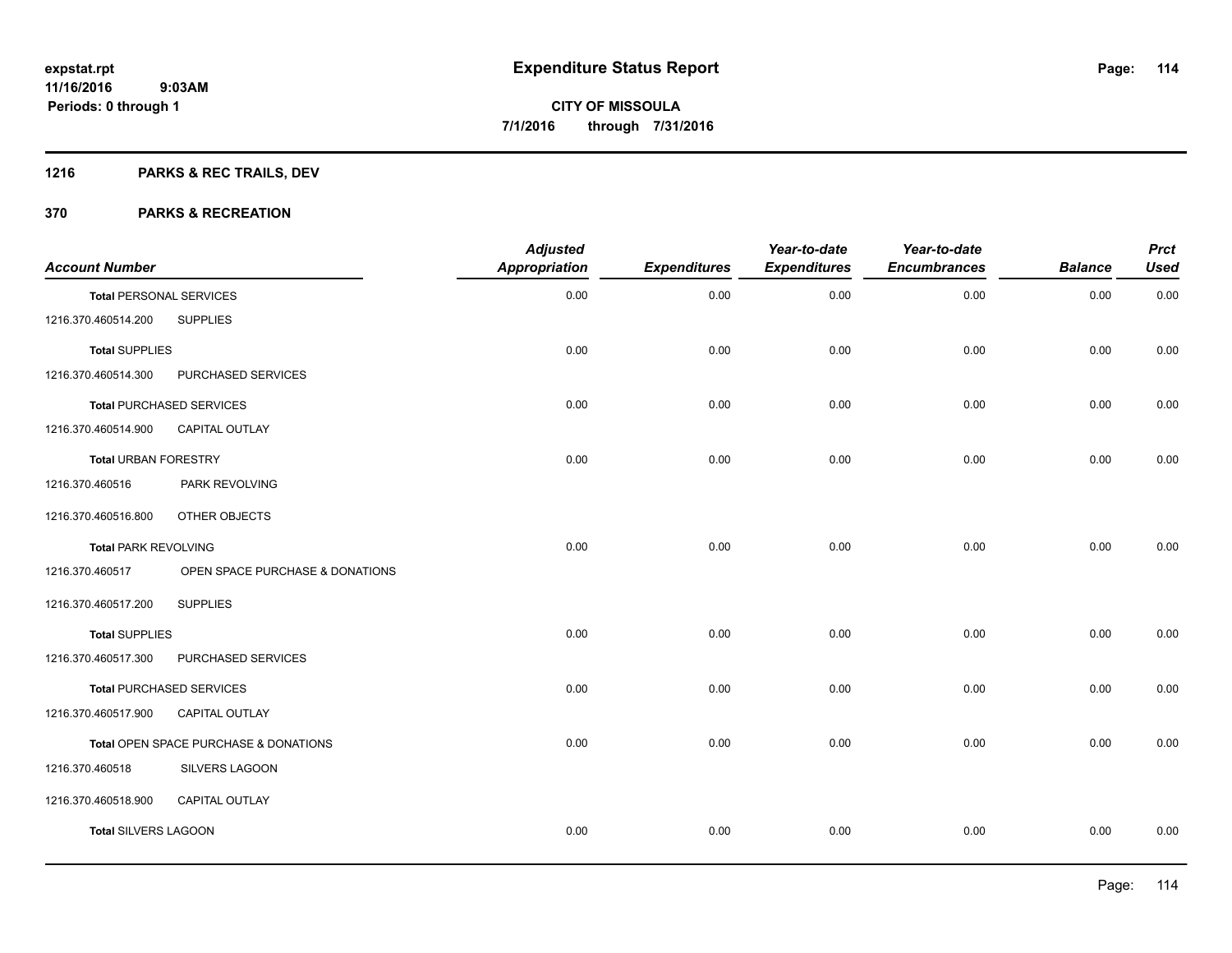**expstat.rpt**
**11/16/2016 9:03AM**
**Periods: 0 through 1**

# Expenditure Status Report

**CITY OF MISSOULA**
**7/1/2016 through 7/31/2016**

## 1216 PARKS & REC TRAILS, DEV

## 370 PARKS & RECREATION

| Account Number | | Adjusted Appropriation | Expenditures | Year-to-date Expenditures | Year-to-date Encumbrances | Balance | Prct Used |
|---|---|---|---|---|---|---|---|
| **Total** PERSONAL SERVICES | | 0.00 | 0.00 | 0.00 | 0.00 | 0.00 | 0.00 |
| 1216.370.460514.200 | SUPPLIES | | | | | | |
| **Total** SUPPLIES | | 0.00 | 0.00 | 0.00 | 0.00 | 0.00 | 0.00 |
| 1216.370.460514.300 | PURCHASED SERVICES | | | | | | |
| **Total** PURCHASED SERVICES | | 0.00 | 0.00 | 0.00 | 0.00 | 0.00 | 0.00 |
| 1216.370.460514.900 | CAPITAL OUTLAY | | | | | | |
| **Total** URBAN FORESTRY | | 0.00 | 0.00 | 0.00 | 0.00 | 0.00 | 0.00 |
| 1216.370.460516 | PARK REVOLVING | | | | | | |
| 1216.370.460516.800 | OTHER OBJECTS | | | | | | |
| **Total** PARK REVOLVING | | 0.00 | 0.00 | 0.00 | 0.00 | 0.00 | 0.00 |
| 1216.370.460517 | OPEN SPACE PURCHASE & DONATIONS | | | | | | |
| 1216.370.460517.200 | SUPPLIES | | | | | | |
| **Total** SUPPLIES | | 0.00 | 0.00 | 0.00 | 0.00 | 0.00 | 0.00 |
| 1216.370.460517.300 | PURCHASED SERVICES | | | | | | |
| **Total** PURCHASED SERVICES | | 0.00 | 0.00 | 0.00 | 0.00 | 0.00 | 0.00 |
| 1216.370.460517.900 | CAPITAL OUTLAY | | | | | | |
| **Total** OPEN SPACE PURCHASE & DONATIONS | | 0.00 | 0.00 | 0.00 | 0.00 | 0.00 | 0.00 |
| 1216.370.460518 | SILVERS LAGOON | | | | | | |
| 1216.370.460518.900 | CAPITAL OUTLAY | | | | | | |
| **Total** SILVERS LAGOON | | 0.00 | 0.00 | 0.00 | 0.00 | 0.00 | 0.00 |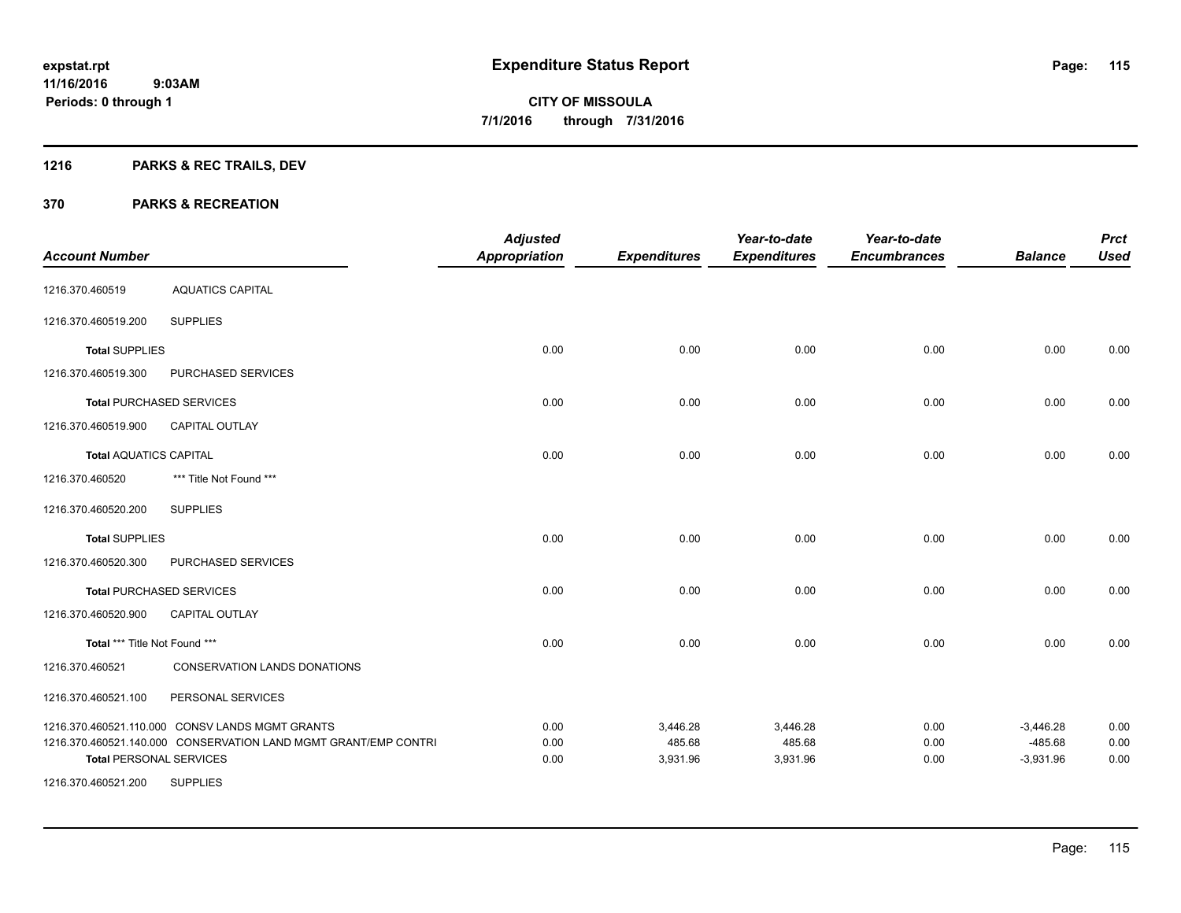**expstat.rpt**
**11/16/2016 9:03AM**
**Periods: 0 through 1**

# Expenditure Status Report

**CITY OF MISSOULA**
**7/1/2016 through 7/31/2016**

## 1216 PARKS & REC TRAILS, DEV

## 370 PARKS & RECREATION

| Account Number | | Adjusted Appropriation | Expenditures | Year-to-date Expenditures | Year-to-date Encumbrances | Balance | Prct Used |
|---|---|---|---|---|---|---|---|
| 1216.370.460519 | AQUATICS CAPITAL | | | | | | |
| 1216.370.460519.200 | SUPPLIES | | | | | | |
| **Total** SUPPLIES | | 0.00 | 0.00 | 0.00 | 0.00 | 0.00 | 0.00 |
| 1216.370.460519.300 | PURCHASED SERVICES | | | | | | |
| **Total** PURCHASED SERVICES | | 0.00 | 0.00 | 0.00 | 0.00 | 0.00 | 0.00 |
| 1216.370.460519.900 | CAPITAL OUTLAY | | | | | | |
| **Total** AQUATICS CAPITAL | | 0.00 | 0.00 | 0.00 | 0.00 | 0.00 | 0.00 |
| 1216.370.460520 | *** Title Not Found *** | | | | | | |
| 1216.370.460520.200 | SUPPLIES | | | | | | |
| **Total** SUPPLIES | | 0.00 | 0.00 | 0.00 | 0.00 | 0.00 | 0.00 |
| 1216.370.460520.300 | PURCHASED SERVICES | | | | | | |
| **Total** PURCHASED SERVICES | | 0.00 | 0.00 | 0.00 | 0.00 | 0.00 | 0.00 |
| 1216.370.460520.900 | CAPITAL OUTLAY | | | | | | |
| **Total** *** Title Not Found *** | | 0.00 | 0.00 | 0.00 | 0.00 | 0.00 | 0.00 |
| 1216.370.460521 | CONSERVATION LANDS DONATIONS | | | | | | |
| 1216.370.460521.100 | PERSONAL SERVICES | | | | | | |
| 1216.370.460521.110.000 | CONSV LANDS MGMT GRANTS | 0.00 | 3,446.28 | 3,446.28 | 0.00 | -3,446.28 | 0.00 |
| 1216.370.460521.140.000 | CONSERVATION LAND MGMT GRANT/EMP CONTRI | 0.00 | 485.68 | 485.68 | 0.00 | -485.68 | 0.00 |
| **Total** PERSONAL SERVICES | | 0.00 | 3,931.96 | 3,931.96 | 0.00 | -3,931.96 | 0.00 |
| 1216.370.460521.200 | SUPPLIES | | | | | | |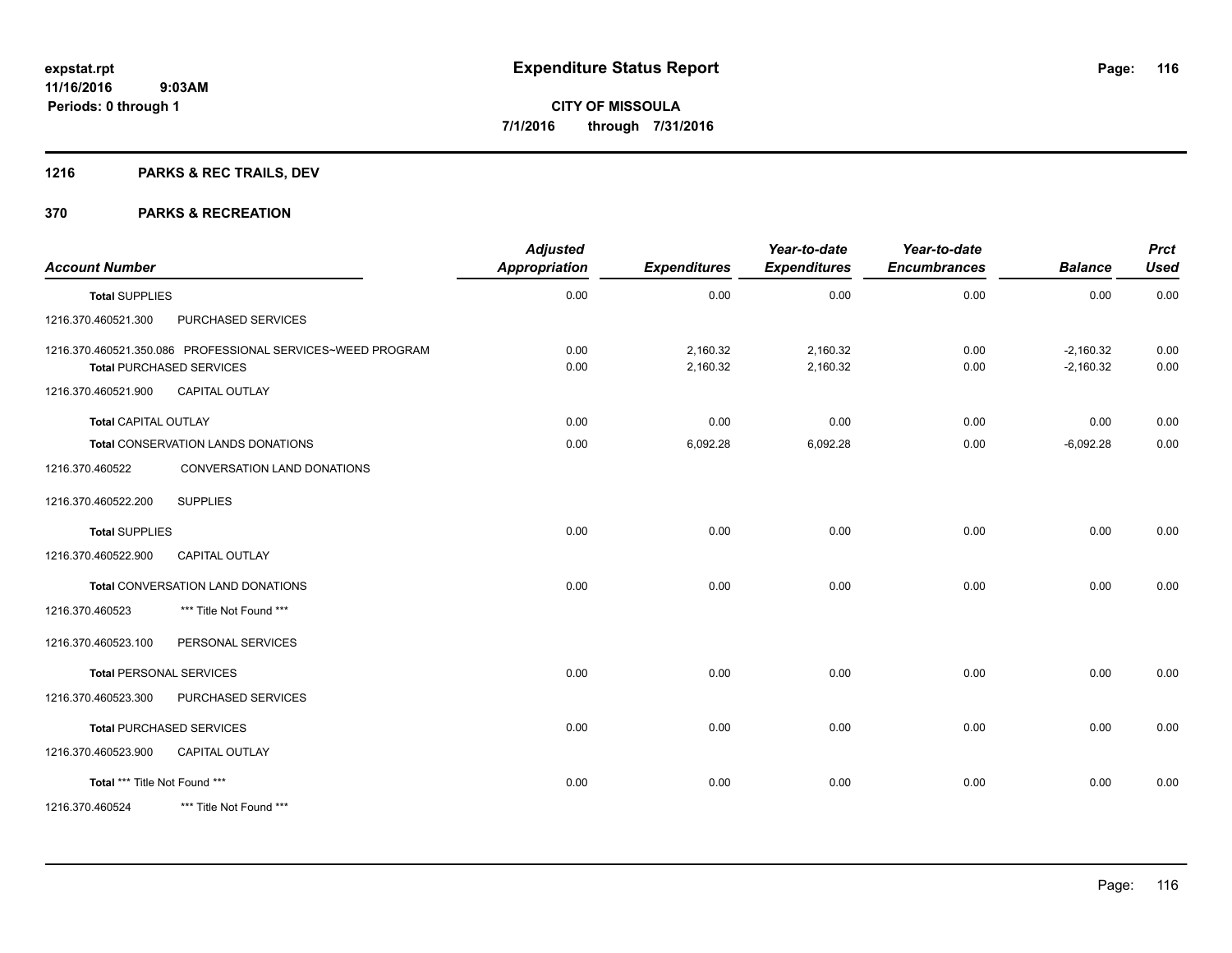**expstat.rpt**
**11/16/2016 9:03AM**
**Periods: 0 through 1**

# Expenditure Status Report

**CITY OF MISSOULA**
**7/1/2016 through 7/31/2016**

## 1216 PARKS & REC TRAILS, DEV

## 370 PARKS & RECREATION

| Account Number | | Adjusted Appropriation | Expenditures | Year-to-date Expenditures | Year-to-date Encumbrances | Balance | Prct Used |
|---|---|---|---|---|---|---|---|
| **Total** SUPPLIES | | 0.00 | 0.00 | 0.00 | 0.00 | 0.00 | 0.00 |
| 1216.370.460521.300 | PURCHASED SERVICES | | | | | | |
| 1216.370.460521.350.086 | PROFESSIONAL SERVICES~WEED PROGRAM | 0.00 | 2,160.32 | 2,160.32 | 0.00 | -2,160.32 | 0.00 |
| **Total** PURCHASED SERVICES | | 0.00 | 2,160.32 | 2,160.32 | 0.00 | -2,160.32 | 0.00 |
| 1216.370.460521.900 | CAPITAL OUTLAY | | | | | | |
| **Total** CAPITAL OUTLAY | | 0.00 | 0.00 | 0.00 | 0.00 | 0.00 | 0.00 |
| **Total** CONSERVATION LANDS DONATIONS | | 0.00 | 6,092.28 | 6,092.28 | 0.00 | -6,092.28 | 0.00 |
| 1216.370.460522 | CONVERSATION LAND DONATIONS | | | | | | |
| 1216.370.460522.200 | SUPPLIES | | | | | | |
| **Total** SUPPLIES | | 0.00 | 0.00 | 0.00 | 0.00 | 0.00 | 0.00 |
| 1216.370.460522.900 | CAPITAL OUTLAY | | | | | | |
| **Total** CONVERSATION LAND DONATIONS | | 0.00 | 0.00 | 0.00 | 0.00 | 0.00 | 0.00 |
| 1216.370.460523 | *** Title Not Found *** | | | | | | |
| 1216.370.460523.100 | PERSONAL SERVICES | | | | | | |
| **Total** PERSONAL SERVICES | | 0.00 | 0.00 | 0.00 | 0.00 | 0.00 | 0.00 |
| 1216.370.460523.300 | PURCHASED SERVICES | | | | | | |
| **Total** PURCHASED SERVICES | | 0.00 | 0.00 | 0.00 | 0.00 | 0.00 | 0.00 |
| 1216.370.460523.900 | CAPITAL OUTLAY | | | | | | |
| **Total** *** Title Not Found *** | | 0.00 | 0.00 | 0.00 | 0.00 | 0.00 | 0.00 |
| 1216.370.460524 | *** Title Not Found *** | | | | | | |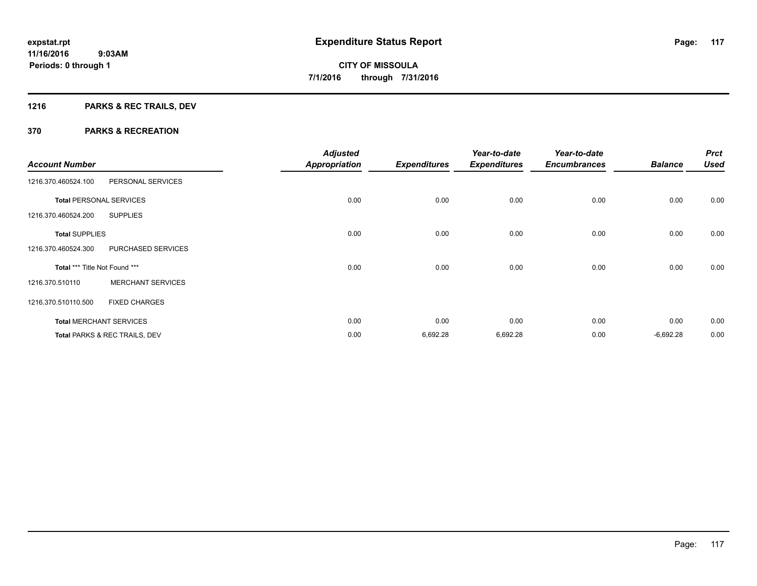**expstat.rpt**
**11/16/2016 9:03AM**
**Periods: 0 through 1**

# Expenditure Status Report

**CITY OF MISSOULA**
**7/1/2016 through 7/31/2016**

## 1216 PARKS & REC TRAILS, DEV

## 370 PARKS & RECREATION

| Account Number | | Adjusted Appropriation | Expenditures | Year-to-date Expenditures | Year-to-date Encumbrances | Balance | Prct Used |
|---|---|---|---|---|---|---|---|
| 1216.370.460524.100 | PERSONAL SERVICES | | | | | | |
| **Total** PERSONAL SERVICES | | 0.00 | 0.00 | 0.00 | 0.00 | 0.00 | 0.00 |
| 1216.370.460524.200 | SUPPLIES | | | | | | |
| **Total** SUPPLIES | | 0.00 | 0.00 | 0.00 | 0.00 | 0.00 | 0.00 |
| 1216.370.460524.300 | PURCHASED SERVICES | | | | | | |
| **Total** *** Title Not Found *** | | 0.00 | 0.00 | 0.00 | 0.00 | 0.00 | 0.00 |
| 1216.370.510110 | MERCHANT SERVICES | | | | | | |
| 1216.370.510110.500 | FIXED CHARGES | | | | | | |
| **Total** MERCHANT SERVICES | | 0.00 | 0.00 | 0.00 | 0.00 | 0.00 | 0.00 |
| **Total** PARKS & REC TRAILS, DEV | | 0.00 | 6,692.28 | 6,692.28 | 0.00 | -6,692.28 | 0.00 |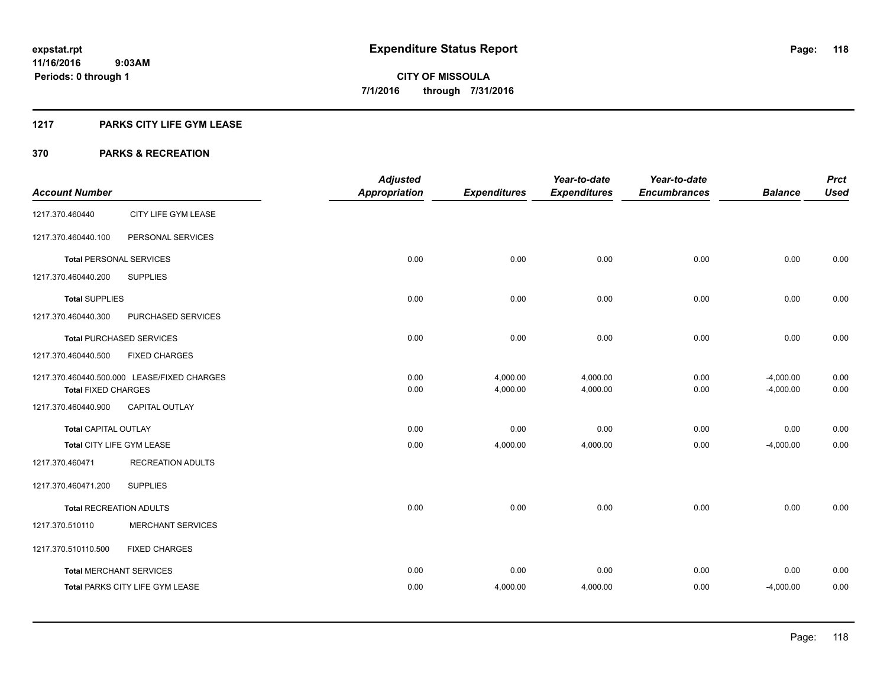**expstat.rpt**
**11/16/2016 9:03AM**
**Periods: 0 through 1**

# Expenditure Status Report

**CITY OF MISSOULA**
**7/1/2016 through 7/31/2016**

## 1217 PARKS CITY LIFE GYM LEASE

## 370 PARKS & RECREATION

| Account Number | | Adjusted Appropriation | Expenditures | Year-to-date Expenditures | Year-to-date Encumbrances | Balance | Prct Used |
|---|---|---|---|---|---|---|---|
| 1217.370.460440 | CITY LIFE GYM LEASE | | | | | | |
| 1217.370.460440.100 | PERSONAL SERVICES | | | | | | |
| **Total** PERSONAL SERVICES | | 0.00 | 0.00 | 0.00 | 0.00 | 0.00 | 0.00 |
| 1217.370.460440.200 | SUPPLIES | | | | | | |
| **Total** SUPPLIES | | 0.00 | 0.00 | 0.00 | 0.00 | 0.00 | 0.00 |
| 1217.370.460440.300 | PURCHASED SERVICES | | | | | | |
| **Total** PURCHASED SERVICES | | 0.00 | 0.00 | 0.00 | 0.00 | 0.00 | 0.00 |
| 1217.370.460440.500 | FIXED CHARGES | | | | | | |
| 1217.370.460440.500.000 | LEASE/FIXED CHARGES | 0.00 | 4,000.00 | 4,000.00 | 0.00 | -4,000.00 | 0.00 |
| **Total** FIXED CHARGES | | 0.00 | 4,000.00 | 4,000.00 | 0.00 | -4,000.00 | 0.00 |
| 1217.370.460440.900 | CAPITAL OUTLAY | | | | | | |
| **Total** CAPITAL OUTLAY | | 0.00 | 0.00 | 0.00 | 0.00 | 0.00 | 0.00 |
| **Total** CITY LIFE GYM LEASE | | 0.00 | 4,000.00 | 4,000.00 | 0.00 | -4,000.00 | 0.00 |
| 1217.370.460471 | RECREATION ADULTS | | | | | | |
| 1217.370.460471.200 | SUPPLIES | | | | | | |
| **Total** RECREATION ADULTS | | 0.00 | 0.00 | 0.00 | 0.00 | 0.00 | 0.00 |
| 1217.370.510110 | MERCHANT SERVICES | | | | | | |
| 1217.370.510110.500 | FIXED CHARGES | | | | | | |
| **Total** MERCHANT SERVICES | | 0.00 | 0.00 | 0.00 | 0.00 | 0.00 | 0.00 |
| **Total** PARKS CITY LIFE GYM LEASE | | 0.00 | 4,000.00 | 4,000.00 | 0.00 | -4,000.00 | 0.00 |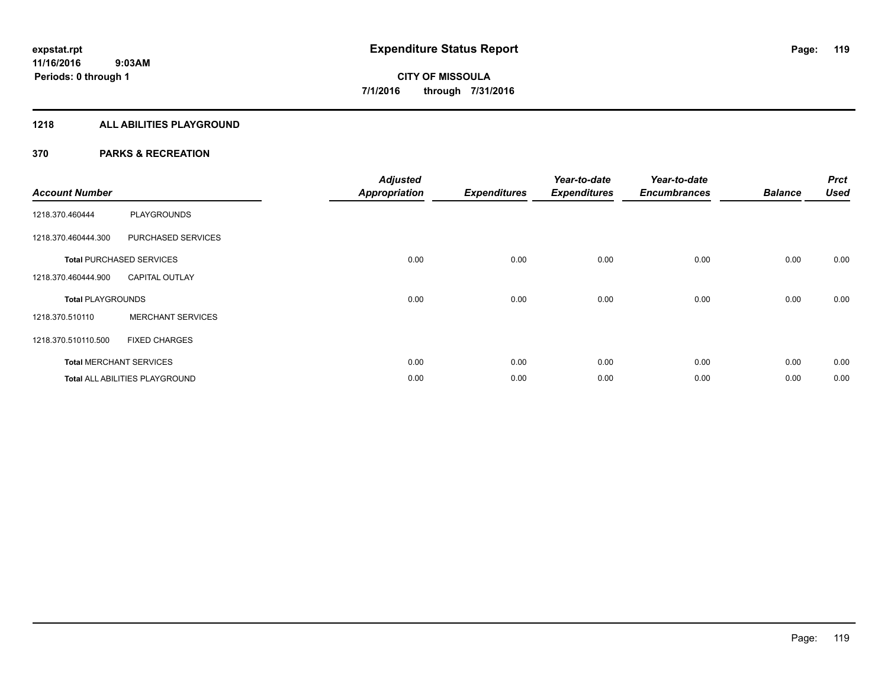expstat.rpt
11/16/2016 9:03AM
Periods: 0 through 1

# Expenditure Status Report

**CITY OF MISSOULA**
**7/1/2016 through 7/31/2016**

## 1218 ALL ABILITIES PLAYGROUND

### 370 PARKS & RECREATION

| Account Number | | Adjusted Appropriation | Expenditures | Year-to-date Expenditures | Year-to-date Encumbrances | Balance | Prct Used |
|---|---|---|---|---|---|---|---|
| 1218.370.460444 | PLAYGROUNDS | | | | | | |
| 1218.370.460444.300 | PURCHASED SERVICES | | | | | | |
| **Total** PURCHASED SERVICES | | 0.00 | 0.00 | 0.00 | 0.00 | 0.00 | 0.00 |
| 1218.370.460444.900 | CAPITAL OUTLAY | | | | | | |
| **Total** PLAYGROUNDS | | 0.00 | 0.00 | 0.00 | 0.00 | 0.00 | 0.00 |
| 1218.370.510110 | MERCHANT SERVICES | | | | | | |
| 1218.370.510110.500 | FIXED CHARGES | | | | | | |
| **Total** MERCHANT SERVICES | | 0.00 | 0.00 | 0.00 | 0.00 | 0.00 | 0.00 |
| **Total** ALL ABILITIES PLAYGROUND | | 0.00 | 0.00 | 0.00 | 0.00 | 0.00 | 0.00 |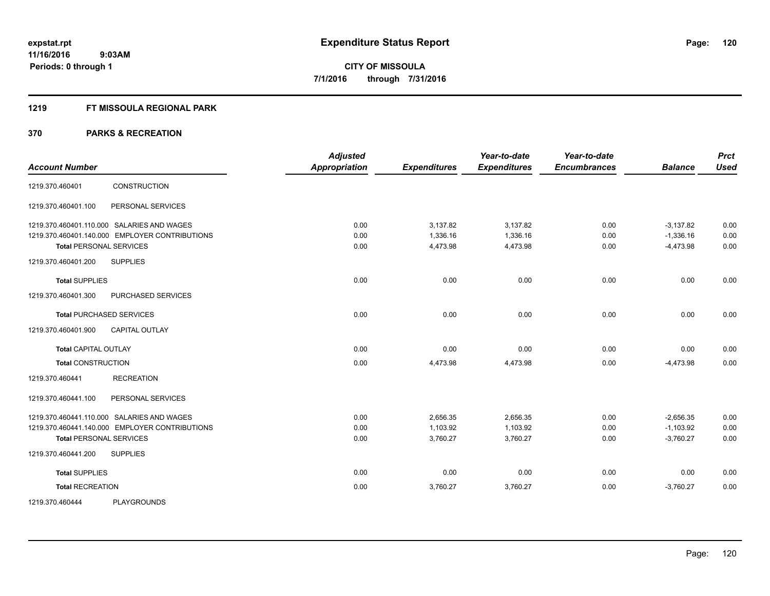**expstat.rpt**
**11/16/2016 9:03AM**
**Periods: 0 through 1**

# Expenditure Status Report

**CITY OF MISSOULA**
**7/1/2016 through 7/31/2016**

## 1219 FT MISSOULA REGIONAL PARK

## 370 PARKS & RECREATION

| Account Number | | Adjusted Appropriation | Expenditures | Year-to-date Expenditures | Year-to-date Encumbrances | Balance | Prct Used |
|---|---|---|---|---|---|---|---|
| 1219.370.460401 | CONSTRUCTION | | | | | | |
| 1219.370.460401.100 | PERSONAL SERVICES | | | | | | |
| 1219.370.460401.110.000 | SALARIES AND WAGES | 0.00 | 3,137.82 | 3,137.82 | 0.00 | -3,137.82 | 0.00 |
| 1219.370.460401.140.000 | EMPLOYER CONTRIBUTIONS | 0.00 | 1,336.16 | 1,336.16 | 0.00 | -1,336.16 | 0.00 |
| **Total** PERSONAL SERVICES | | 0.00 | 4,473.98 | 4,473.98 | 0.00 | -4,473.98 | 0.00 |
| 1219.370.460401.200 | SUPPLIES | | | | | | |
| **Total** SUPPLIES | | 0.00 | 0.00 | 0.00 | 0.00 | 0.00 | 0.00 |
| 1219.370.460401.300 | PURCHASED SERVICES | | | | | | |
| **Total** PURCHASED SERVICES | | 0.00 | 0.00 | 0.00 | 0.00 | 0.00 | 0.00 |
| 1219.370.460401.900 | CAPITAL OUTLAY | | | | | | |
| **Total** CAPITAL OUTLAY | | 0.00 | 0.00 | 0.00 | 0.00 | 0.00 | 0.00 |
| **Total** CONSTRUCTION | | 0.00 | 4,473.98 | 4,473.98 | 0.00 | -4,473.98 | 0.00 |
| 1219.370.460441 | RECREATION | | | | | | |
| 1219.370.460441.100 | PERSONAL SERVICES | | | | | | |
| 1219.370.460441.110.000 | SALARIES AND WAGES | 0.00 | 2,656.35 | 2,656.35 | 0.00 | -2,656.35 | 0.00 |
| 1219.370.460441.140.000 | EMPLOYER CONTRIBUTIONS | 0.00 | 1,103.92 | 1,103.92 | 0.00 | -1,103.92 | 0.00 |
| **Total** PERSONAL SERVICES | | 0.00 | 3,760.27 | 3,760.27 | 0.00 | -3,760.27 | 0.00 |
| 1219.370.460441.200 | SUPPLIES | | | | | | |
| **Total** SUPPLIES | | 0.00 | 0.00 | 0.00 | 0.00 | 0.00 | 0.00 |
| **Total** RECREATION | | 0.00 | 3,760.27 | 3,760.27 | 0.00 | -3,760.27 | 0.00 |
| 1219.370.460444 | PLAYGROUNDS | | | | | | |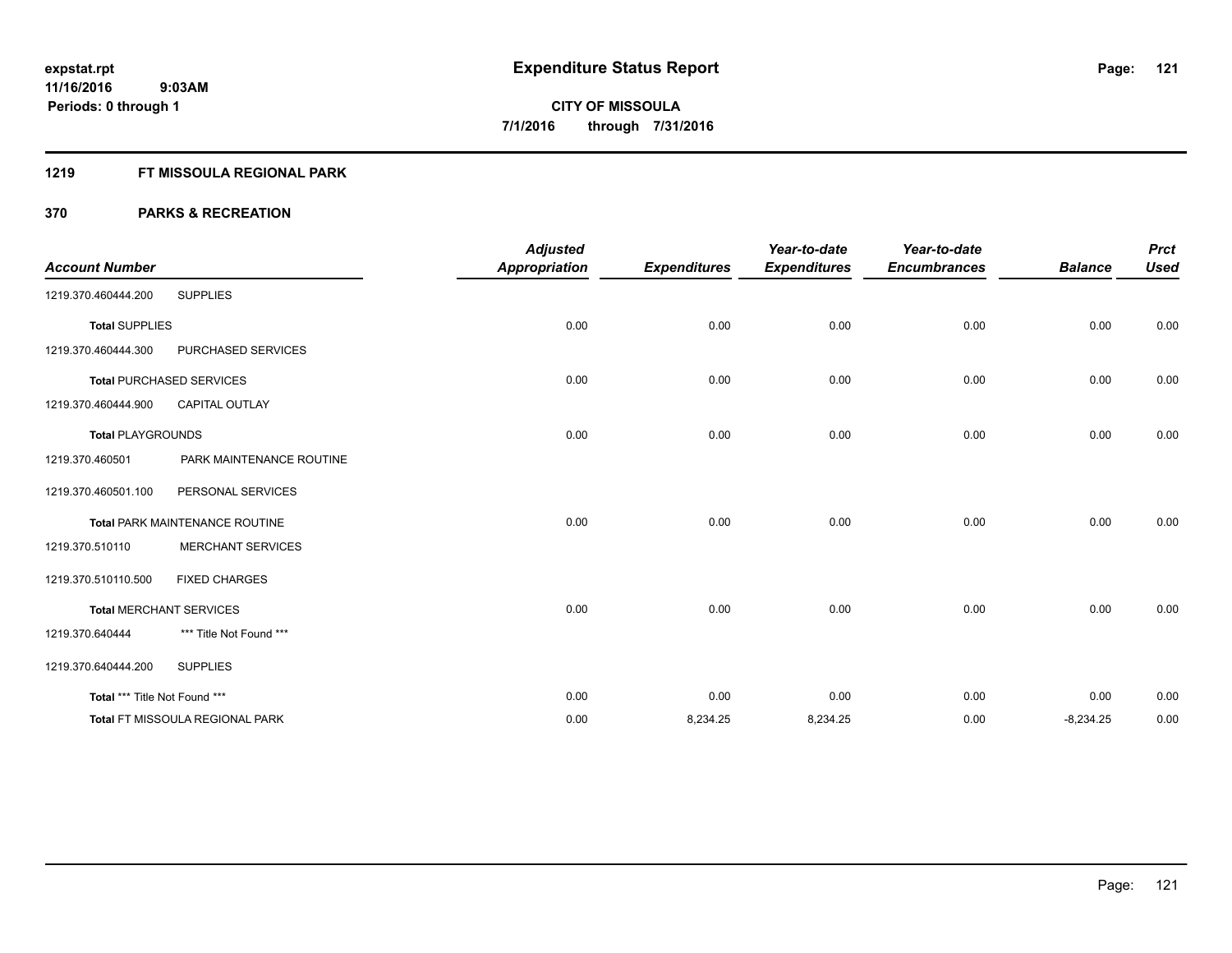**expstat.rpt**
**11/16/2016 9:03AM**
**Periods: 0 through 1**

# Expenditure Status Report

**CITY OF MISSOULA**
**7/1/2016 through 7/31/2016**

## 1219 FT MISSOULA REGIONAL PARK

## 370 PARKS & RECREATION

| Account Number | | Adjusted Appropriation | Expenditures | Year-to-date Expenditures | Year-to-date Encumbrances | Balance | Prct Used |
|---|---|---|---|---|---|---|---|
| 1219.370.460444.200 | SUPPLIES | | | | | | |
| Total SUPPLIES | | 0.00 | 0.00 | 0.00 | 0.00 | 0.00 | 0.00 |
| 1219.370.460444.300 | PURCHASED SERVICES | | | | | | |
| Total PURCHASED SERVICES | | 0.00 | 0.00 | 0.00 | 0.00 | 0.00 | 0.00 |
| 1219.370.460444.900 | CAPITAL OUTLAY | | | | | | |
| Total PLAYGROUNDS | | 0.00 | 0.00 | 0.00 | 0.00 | 0.00 | 0.00 |
| 1219.370.460501 | PARK MAINTENANCE ROUTINE | | | | | | |
| 1219.370.460501.100 | PERSONAL SERVICES | | | | | | |
| Total PARK MAINTENANCE ROUTINE | | 0.00 | 0.00 | 0.00 | 0.00 | 0.00 | 0.00 |
| 1219.370.510110 | MERCHANT SERVICES | | | | | | |
| 1219.370.510110.500 | FIXED CHARGES | | | | | | |
| Total MERCHANT SERVICES | | 0.00 | 0.00 | 0.00 | 0.00 | 0.00 | 0.00 |
| 1219.370.640444 | *** Title Not Found *** | | | | | | |
| 1219.370.640444.200 | SUPPLIES | | | | | | |
| Total *** Title Not Found *** | | 0.00 | 0.00 | 0.00 | 0.00 | 0.00 | 0.00 |
| Total FT MISSOULA REGIONAL PARK | | 0.00 | 8,234.25 | 8,234.25 | 0.00 | -8,234.25 | 0.00 |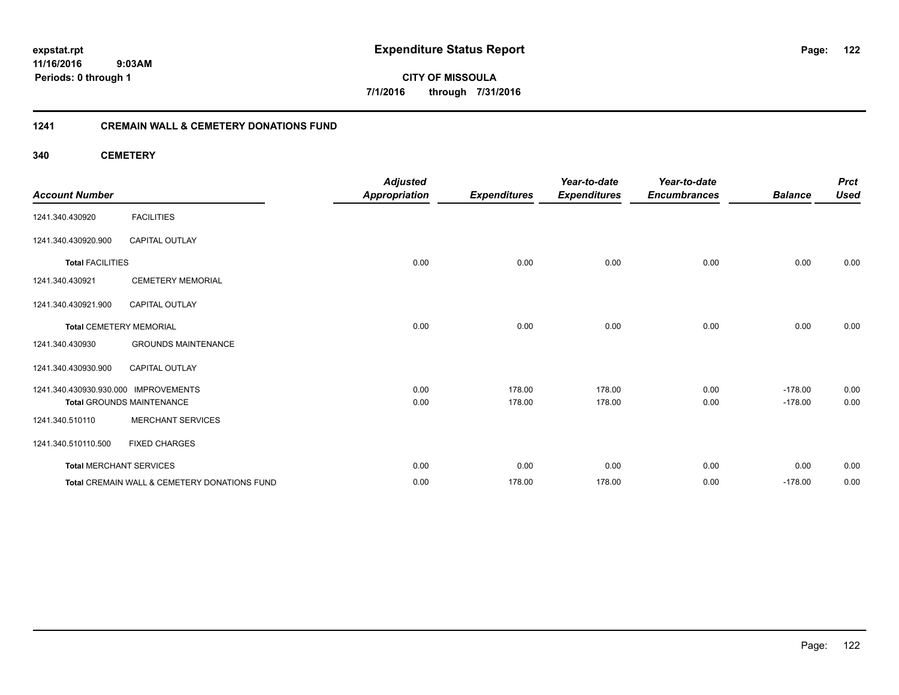expstat.rpt
11/16/2016 9:03AM
Periods: 0 through 1

# Expenditure Status Report

**CITY OF MISSOULA**
**7/1/2016 through 7/31/2016**

## 1241 CREMAIN WALL & CEMETERY DONATIONS FUND

### 340 CEMETERY

| Account Number | | Adjusted Appropriation | Expenditures | Year-to-date Expenditures | Year-to-date Encumbrances | Balance | Prct Used |
|---|---|---|---|---|---|---|---|
| 1241.340.430920 | FACILITIES | | | | | | |
| 1241.340.430920.900 | CAPITAL OUTLAY | | | | | | |
| **Total** FACILITIES | | 0.00 | 0.00 | 0.00 | 0.00 | 0.00 | 0.00 |
| 1241.340.430921 | CEMETERY MEMORIAL | | | | | | |
| 1241.340.430921.900 | CAPITAL OUTLAY | | | | | | |
| **Total** CEMETERY MEMORIAL | | 0.00 | 0.00 | 0.00 | 0.00 | 0.00 | 0.00 |
| 1241.340.430930 | GROUNDS MAINTENANCE | | | | | | |
| 1241.340.430930.900 | CAPITAL OUTLAY | | | | | | |
| 1241.340.430930.930.000 | IMPROVEMENTS | 0.00 | 178.00 | 178.00 | 0.00 | -178.00 | 0.00 |
| **Total** GROUNDS MAINTENANCE | | 0.00 | 178.00 | 178.00 | 0.00 | -178.00 | 0.00 |
| 1241.340.510110 | MERCHANT SERVICES | | | | | | |
| 1241.340.510110.500 | FIXED CHARGES | | | | | | |
| **Total** MERCHANT SERVICES | | 0.00 | 0.00 | 0.00 | 0.00 | 0.00 | 0.00 |
| **Total** CREMAIN WALL & CEMETERY DONATIONS FUND | | 0.00 | 178.00 | 178.00 | 0.00 | -178.00 | 0.00 |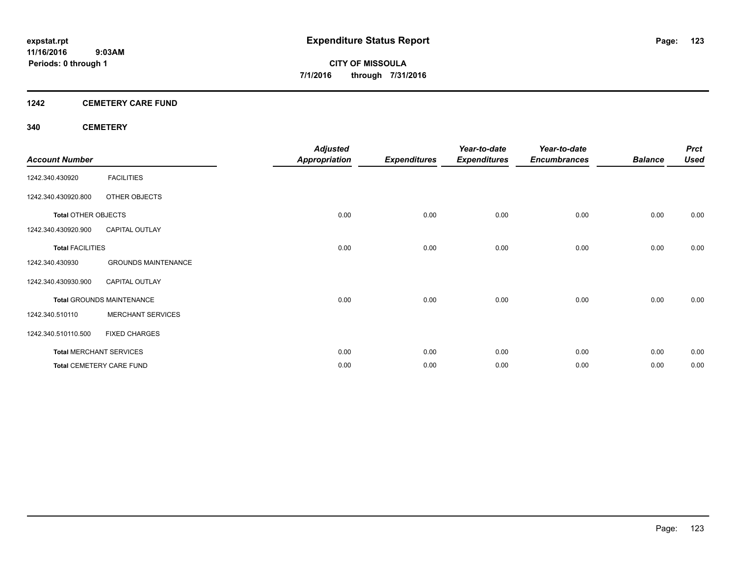**expstat.rpt**
**11/16/2016 9:03AM**
**Periods: 0 through 1**

# Expenditure Status Report

**CITY OF MISSOULA**
**7/1/2016 through 7/31/2016**

## 1242 CEMETERY CARE FUND

## 340 CEMETERY

| Account Number | | Adjusted Appropriation | Expenditures | Year-to-date Expenditures | Year-to-date Encumbrances | Balance | Prct Used |
|---|---|---|---|---|---|---|---|
| 1242.340.430920 | FACILITIES | | | | | | |
| 1242.340.430920.800 | OTHER OBJECTS | | | | | | |
| **Total** OTHER OBJECTS | | 0.00 | 0.00 | 0.00 | 0.00 | 0.00 | 0.00 |
| 1242.340.430920.900 | CAPITAL OUTLAY | | | | | | |
| **Total** FACILITIES | | 0.00 | 0.00 | 0.00 | 0.00 | 0.00 | 0.00 |
| 1242.340.430930 | GROUNDS MAINTENANCE | | | | | | |
| 1242.340.430930.900 | CAPITAL OUTLAY | | | | | | |
| **Total** GROUNDS MAINTENANCE | | 0.00 | 0.00 | 0.00 | 0.00 | 0.00 | 0.00 |
| 1242.340.510110 | MERCHANT SERVICES | | | | | | |
| 1242.340.510110.500 | FIXED CHARGES | | | | | | |
| **Total** MERCHANT SERVICES | | 0.00 | 0.00 | 0.00 | 0.00 | 0.00 | 0.00 |
| **Total** CEMETERY CARE FUND | | 0.00 | 0.00 | 0.00 | 0.00 | 0.00 | 0.00 |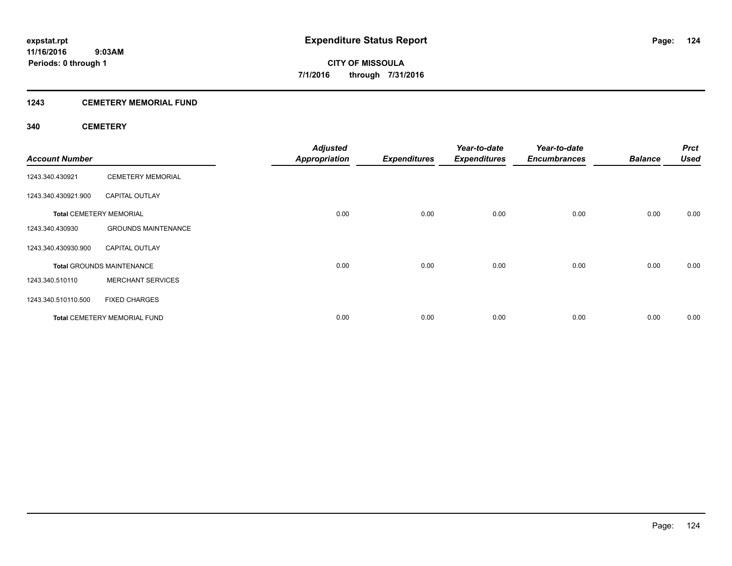**expstat.rpt**
**11/16/2016 9:03AM**
**Periods: 0 through 1**

# Expenditure Status Report

**CITY OF MISSOULA**
**7/1/2016 through 7/31/2016**

## 1243 CEMETERY MEMORIAL FUND

### 340 CEMETERY

| Account Number | | Adjusted Appropriation | Expenditures | Year-to-date Expenditures | Year-to-date Encumbrances | Balance | Prct Used |
|---|---|---|---|---|---|---|---|
| 1243.340.430921 | CEMETERY MEMORIAL | | | | | | |
| 1243.340.430921.900 | CAPITAL OUTLAY | | | | | | |
| **Total** CEMETERY MEMORIAL | | 0.00 | 0.00 | 0.00 | 0.00 | 0.00 | 0.00 |
| 1243.340.430930 | GROUNDS MAINTENANCE | | | | | | |
| 1243.340.430930.900 | CAPITAL OUTLAY | | | | | | |
| **Total** GROUNDS MAINTENANCE | | 0.00 | 0.00 | 0.00 | 0.00 | 0.00 | 0.00 |
| 1243.340.510110 | MERCHANT SERVICES | | | | | | |
| 1243.340.510110.500 | FIXED CHARGES | | | | | | |
| **Total** CEMETERY MEMORIAL FUND | | 0.00 | 0.00 | 0.00 | 0.00 | 0.00 | 0.00 |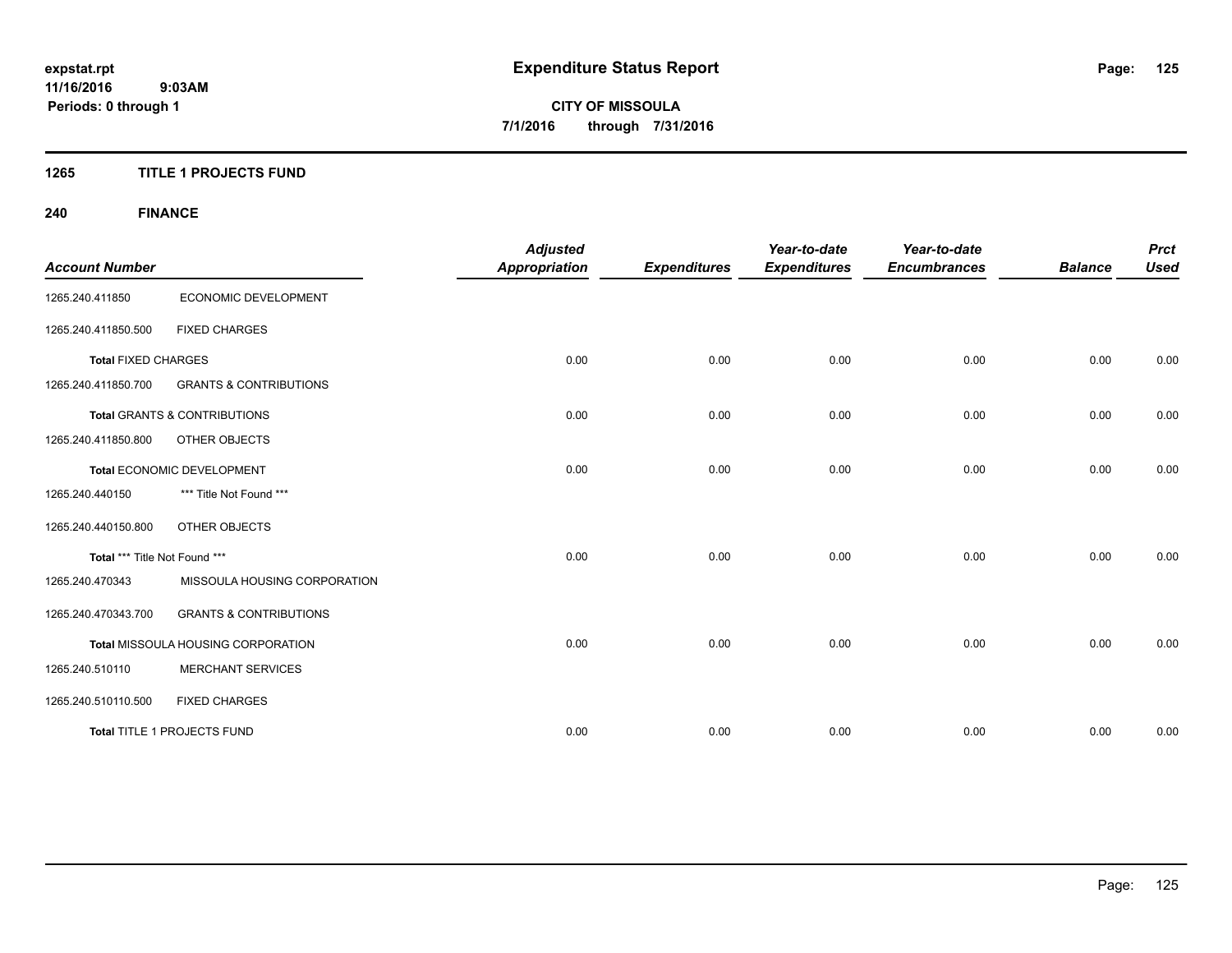# Expenditure Status Report

**CITY OF MISSOULA**
**7/1/2016 through 7/31/2016**

expstat.rpt
11/16/2016 9:03AM
Periods: 0 through 1

## 1265 TITLE 1 PROJECTS FUND

### 240 FINANCE

| Account Number | | Adjusted Appropriation | Expenditures | Year-to-date Expenditures | Year-to-date Encumbrances | Balance | Prct Used |
|---|---|---|---|---|---|---|---|
| 1265.240.411850 | ECONOMIC DEVELOPMENT | | | | | | |
| 1265.240.411850.500 | FIXED CHARGES | | | | | | |
| **Total** FIXED CHARGES | | 0.00 | 0.00 | 0.00 | 0.00 | 0.00 | 0.00 |
| 1265.240.411850.700 | GRANTS & CONTRIBUTIONS | | | | | | |
| **Total** GRANTS & CONTRIBUTIONS | | 0.00 | 0.00 | 0.00 | 0.00 | 0.00 | 0.00 |
| 1265.240.411850.800 | OTHER OBJECTS | | | | | | |
| **Total** ECONOMIC DEVELOPMENT | | 0.00 | 0.00 | 0.00 | 0.00 | 0.00 | 0.00 |
| 1265.240.440150 | *** Title Not Found *** | | | | | | |
| 1265.240.440150.800 | OTHER OBJECTS | | | | | | |
| **Total** *** Title Not Found *** | | 0.00 | 0.00 | 0.00 | 0.00 | 0.00 | 0.00 |
| 1265.240.470343 | MISSOULA HOUSING CORPORATION | | | | | | |
| 1265.240.470343.700 | GRANTS & CONTRIBUTIONS | | | | | | |
| **Total** MISSOULA HOUSING CORPORATION | | 0.00 | 0.00 | 0.00 | 0.00 | 0.00 | 0.00 |
| 1265.240.510110 | MERCHANT SERVICES | | | | | | |
| 1265.240.510110.500 | FIXED CHARGES | | | | | | |
| **Total** TITLE 1 PROJECTS FUND | | 0.00 | 0.00 | 0.00 | 0.00 | 0.00 | 0.00 |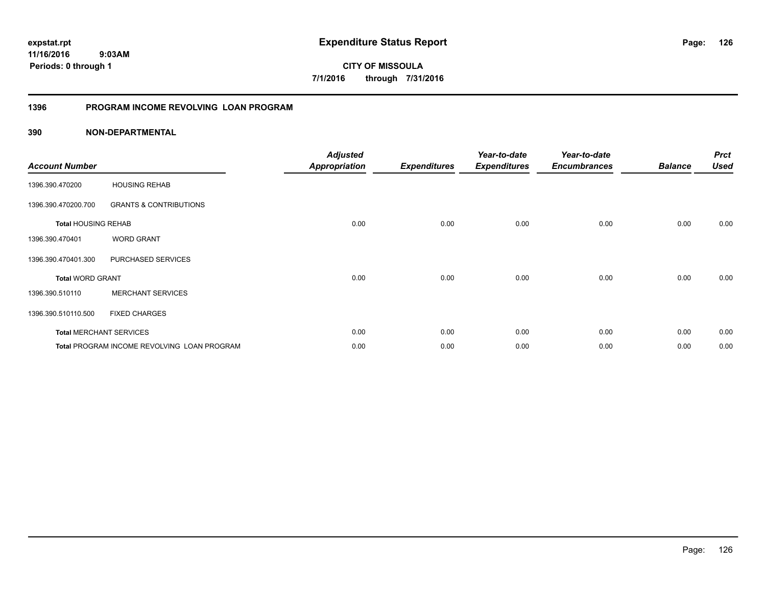# Expenditure Status Report

expstat.rpt
11/16/2016 9:03AM
Periods: 0 through 1

CITY OF MISSOULA
7/1/2016 through 7/31/2016

## 1396 PROGRAM INCOME REVOLVING LOAN PROGRAM

### 390 NON-DEPARTMENTAL

| Account Number | | Adjusted Appropriation | Expenditures | Year-to-date Expenditures | Year-to-date Encumbrances | Balance | Prct Used |
|---|---|---|---|---|---|---|---|
| 1396.390.470200 | HOUSING REHAB | | | | | | |
| 1396.390.470200.700 | GRANTS & CONTRIBUTIONS | | | | | | |
| **Total** HOUSING REHAB | | 0.00 | 0.00 | 0.00 | 0.00 | 0.00 | 0.00 |
| 1396.390.470401 | WORD GRANT | | | | | | |
| 1396.390.470401.300 | PURCHASED SERVICES | | | | | | |
| **Total** WORD GRANT | | 0.00 | 0.00 | 0.00 | 0.00 | 0.00 | 0.00 |
| 1396.390.510110 | MERCHANT SERVICES | | | | | | |
| 1396.390.510110.500 | FIXED CHARGES | | | | | | |
| **Total** MERCHANT SERVICES | | 0.00 | 0.00 | 0.00 | 0.00 | 0.00 | 0.00 |
| **Total** PROGRAM INCOME REVOLVING LOAN PROGRAM | | 0.00 | 0.00 | 0.00 | 0.00 | 0.00 | 0.00 |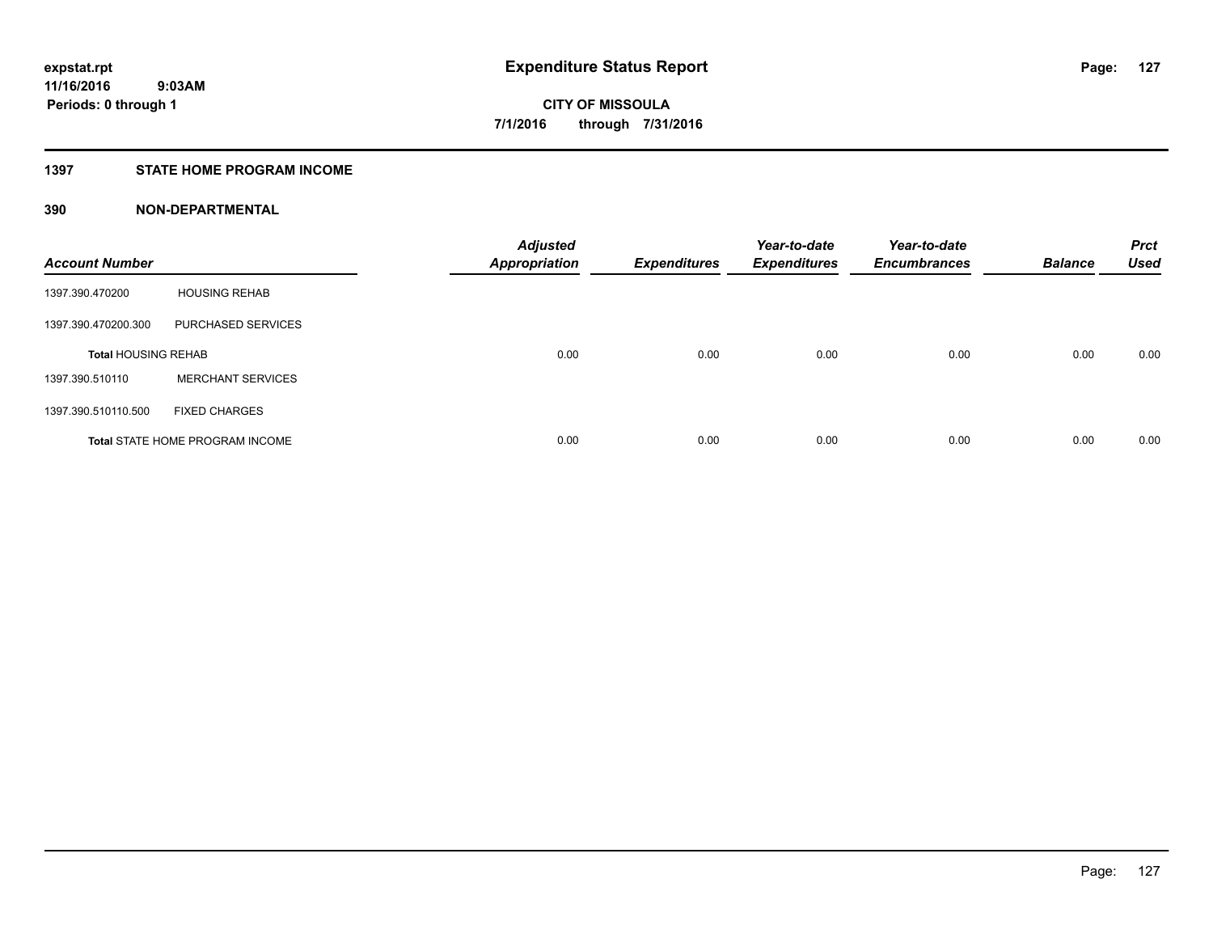**expstat.rpt**
**11/16/2016 9:03AM**
**Periods: 0 through 1**

# Expenditure Status Report

**CITY OF MISSOULA**
**7/1/2016 through 7/31/2016**

## 1397 STATE HOME PROGRAM INCOME

### 390 NON-DEPARTMENTAL

| Account Number | | Adjusted Appropriation | Expenditures | Year-to-date Expenditures | Year-to-date Encumbrances | Balance | Prct Used |
|---|---|---|---|---|---|---|---|
| 1397.390.470200 | HOUSING REHAB | | | | | | |
| 1397.390.470200.300 | PURCHASED SERVICES | | | | | | |
| **Total HOUSING REHAB** | | 0.00 | 0.00 | 0.00 | 0.00 | 0.00 | 0.00 |
| 1397.390.510110 | MERCHANT SERVICES | | | | | | |
| 1397.390.510110.500 | FIXED CHARGES | | | | | | |
| **Total STATE HOME PROGRAM INCOME** | | 0.00 | 0.00 | 0.00 | 0.00 | 0.00 | 0.00 |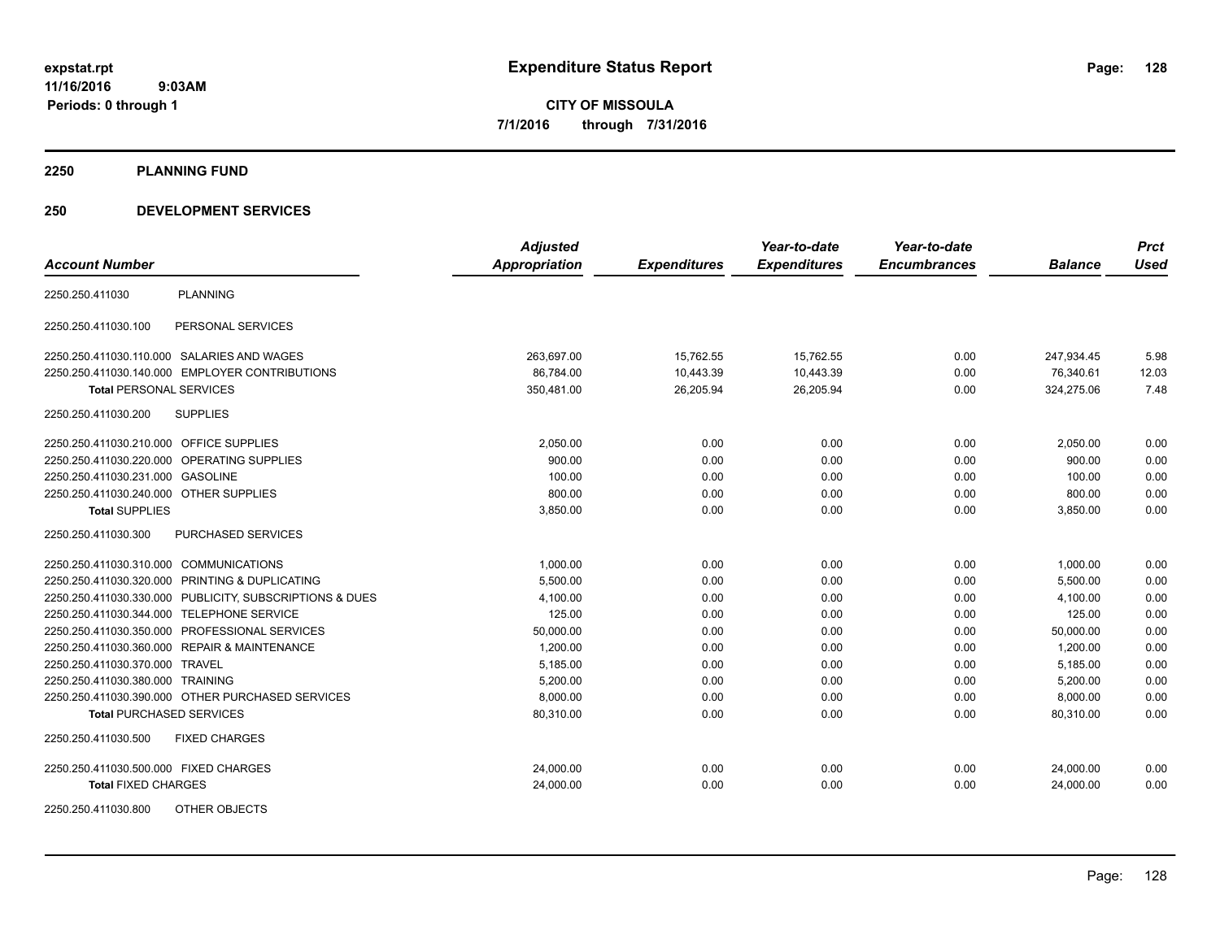expstat.rpt
11/16/2016 9:03AM
Periods: 0 through 1

# Expenditure Status Report

**CITY OF MISSOULA**
**7/1/2016 through 7/31/2016**

## 2250 PLANNING FUND

## 250 DEVELOPMENT SERVICES

| Account Number | | Adjusted Appropriation | Expenditures | Year-to-date Expenditures | Year-to-date Encumbrances | Balance | Prct Used |
|---|---|---|---|---|---|---|---|
| 2250.250.411030 | PLANNING | | | | | | |
| 2250.250.411030.100 | PERSONAL SERVICES | | | | | | |
| 2250.250.411030.110.000 | SALARIES AND WAGES | 263,697.00 | 15,762.55 | 15,762.55 | 0.00 | 247,934.45 | 5.98 |
| 2250.250.411030.140.000 | EMPLOYER CONTRIBUTIONS | 86,784.00 | 10,443.39 | 10,443.39 | 0.00 | 76,340.61 | 12.03 |
| **Total** PERSONAL SERVICES | | 350,481.00 | 26,205.94 | 26,205.94 | 0.00 | 324,275.06 | 7.48 |
| 2250.250.411030.200 | SUPPLIES | | | | | | |
| 2250.250.411030.210.000 | OFFICE SUPPLIES | 2,050.00 | 0.00 | 0.00 | 0.00 | 2,050.00 | 0.00 |
| 2250.250.411030.220.000 | OPERATING SUPPLIES | 900.00 | 0.00 | 0.00 | 0.00 | 900.00 | 0.00 |
| 2250.250.411030.231.000 | GASOLINE | 100.00 | 0.00 | 0.00 | 0.00 | 100.00 | 0.00 |
| 2250.250.411030.240.000 | OTHER SUPPLIES | 800.00 | 0.00 | 0.00 | 0.00 | 800.00 | 0.00 |
| **Total** SUPPLIES | | 3,850.00 | 0.00 | 0.00 | 0.00 | 3,850.00 | 0.00 |
| 2250.250.411030.300 | PURCHASED SERVICES | | | | | | |
| 2250.250.411030.310.000 | COMMUNICATIONS | 1,000.00 | 0.00 | 0.00 | 0.00 | 1,000.00 | 0.00 |
| 2250.250.411030.320.000 | PRINTING & DUPLICATING | 5,500.00 | 0.00 | 0.00 | 0.00 | 5,500.00 | 0.00 |
| 2250.250.411030.330.000 | PUBLICITY, SUBSCRIPTIONS & DUES | 4,100.00 | 0.00 | 0.00 | 0.00 | 4,100.00 | 0.00 |
| 2250.250.411030.344.000 | TELEPHONE SERVICE | 125.00 | 0.00 | 0.00 | 0.00 | 125.00 | 0.00 |
| 2250.250.411030.350.000 | PROFESSIONAL SERVICES | 50,000.00 | 0.00 | 0.00 | 0.00 | 50,000.00 | 0.00 |
| 2250.250.411030.360.000 | REPAIR & MAINTENANCE | 1,200.00 | 0.00 | 0.00 | 0.00 | 1,200.00 | 0.00 |
| 2250.250.411030.370.000 | TRAVEL | 5,185.00 | 0.00 | 0.00 | 0.00 | 5,185.00 | 0.00 |
| 2250.250.411030.380.000 | TRAINING | 5,200.00 | 0.00 | 0.00 | 0.00 | 5,200.00 | 0.00 |
| 2250.250.411030.390.000 | OTHER PURCHASED SERVICES | 8,000.00 | 0.00 | 0.00 | 0.00 | 8,000.00 | 0.00 |
| **Total** PURCHASED SERVICES | | 80,310.00 | 0.00 | 0.00 | 0.00 | 80,310.00 | 0.00 |
| 2250.250.411030.500 | FIXED CHARGES | | | | | | |
| 2250.250.411030.500.000 | FIXED CHARGES | 24,000.00 | 0.00 | 0.00 | 0.00 | 24,000.00 | 0.00 |
| **Total** FIXED CHARGES | | 24,000.00 | 0.00 | 0.00 | 0.00 | 24,000.00 | 0.00 |
| 2250.250.411030.800 | OTHER OBJECTS | | | | | | |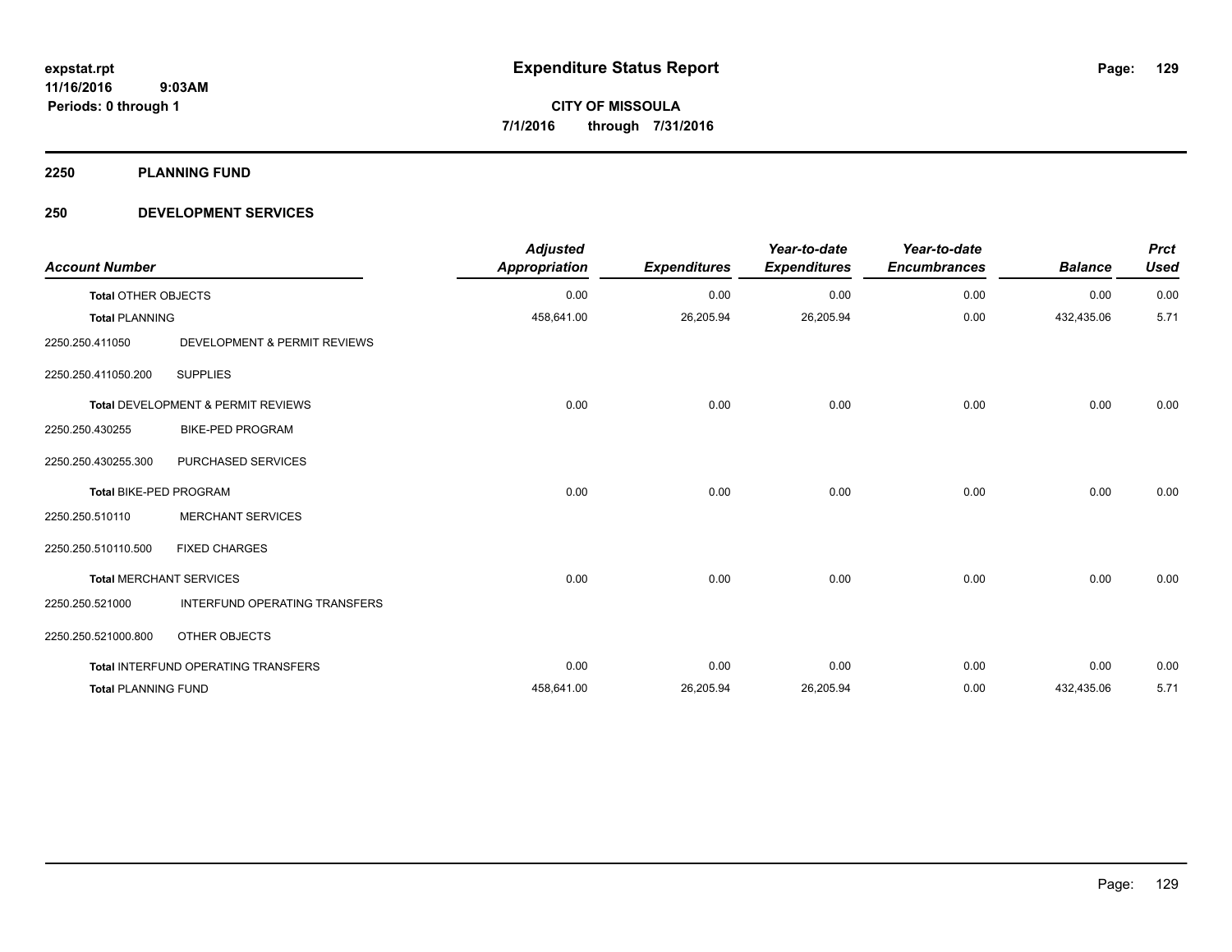**expstat.rpt**
**11/16/2016 9:03AM**
**Periods: 0 through 1**

# Expenditure Status Report

**CITY OF MISSOULA**
**7/1/2016 through 7/31/2016**

## 2250 PLANNING FUND

### 250 DEVELOPMENT SERVICES

| Account Number | | Adjusted Appropriation | Expenditures | Year-to-date Expenditures | Year-to-date Encumbrances | Balance | Prct Used |
|---|---|---|---|---|---|---|---|
| **Total** OTHER OBJECTS | | 0.00 | 0.00 | 0.00 | 0.00 | 0.00 | 0.00 |
| **Total** PLANNING | | 458,641.00 | 26,205.94 | 26,205.94 | 0.00 | 432,435.06 | 5.71 |
| 2250.250.411050 | DEVELOPMENT & PERMIT REVIEWS | | | | | | |
| 2250.250.411050.200 | SUPPLIES | | | | | | |
| **Total** DEVELOPMENT & PERMIT REVIEWS | | 0.00 | 0.00 | 0.00 | 0.00 | 0.00 | 0.00 |
| 2250.250.430255 | BIKE-PED PROGRAM | | | | | | |
| 2250.250.430255.300 | PURCHASED SERVICES | | | | | | |
| **Total** BIKE-PED PROGRAM | | 0.00 | 0.00 | 0.00 | 0.00 | 0.00 | 0.00 |
| 2250.250.510110 | MERCHANT SERVICES | | | | | | |
| 2250.250.510110.500 | FIXED CHARGES | | | | | | |
| **Total** MERCHANT SERVICES | | 0.00 | 0.00 | 0.00 | 0.00 | 0.00 | 0.00 |
| 2250.250.521000 | INTERFUND OPERATING TRANSFERS | | | | | | |
| 2250.250.521000.800 | OTHER OBJECTS | | | | | | |
| **Total** INTERFUND OPERATING TRANSFERS | | 0.00 | 0.00 | 0.00 | 0.00 | 0.00 | 0.00 |
| **Total** PLANNING FUND | | 458,641.00 | 26,205.94 | 26,205.94 | 0.00 | 432,435.06 | 5.71 |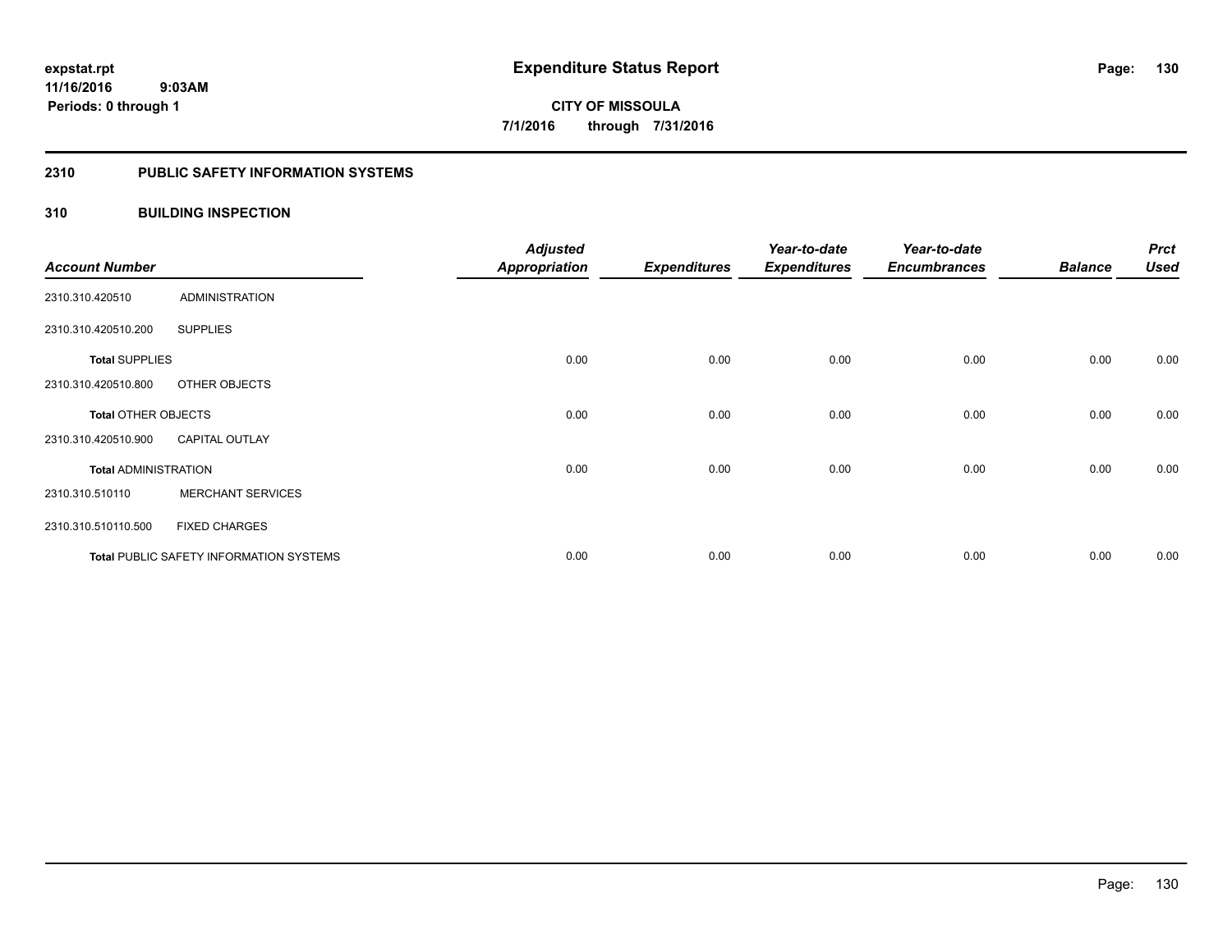**expstat.rpt**
**11/16/2016 9:03AM**
**Periods: 0 through 1**

# Expenditure Status Report

**CITY OF MISSOULA**
**7/1/2016 through 7/31/2016**

## 2310 PUBLIC SAFETY INFORMATION SYSTEMS

## 310 BUILDING INSPECTION

| Account Number | | Adjusted Appropriation | Expenditures | Year-to-date Expenditures | Year-to-date Encumbrances | Balance | Prct Used |
|---|---|---|---|---|---|---|---|
| 2310.310.420510 | ADMINISTRATION | | | | | | |
| 2310.310.420510.200 | SUPPLIES | | | | | | |
| **Total** SUPPLIES | | 0.00 | 0.00 | 0.00 | 0.00 | 0.00 | 0.00 |
| 2310.310.420510.800 | OTHER OBJECTS | | | | | | |
| **Total** OTHER OBJECTS | | 0.00 | 0.00 | 0.00 | 0.00 | 0.00 | 0.00 |
| 2310.310.420510.900 | CAPITAL OUTLAY | | | | | | |
| **Total** ADMINISTRATION | | 0.00 | 0.00 | 0.00 | 0.00 | 0.00 | 0.00 |
| 2310.310.510110 | MERCHANT SERVICES | | | | | | |
| 2310.310.510110.500 | FIXED CHARGES | | | | | | |
| **Total** PUBLIC SAFETY INFORMATION SYSTEMS | | 0.00 | 0.00 | 0.00 | 0.00 | 0.00 | 0.00 |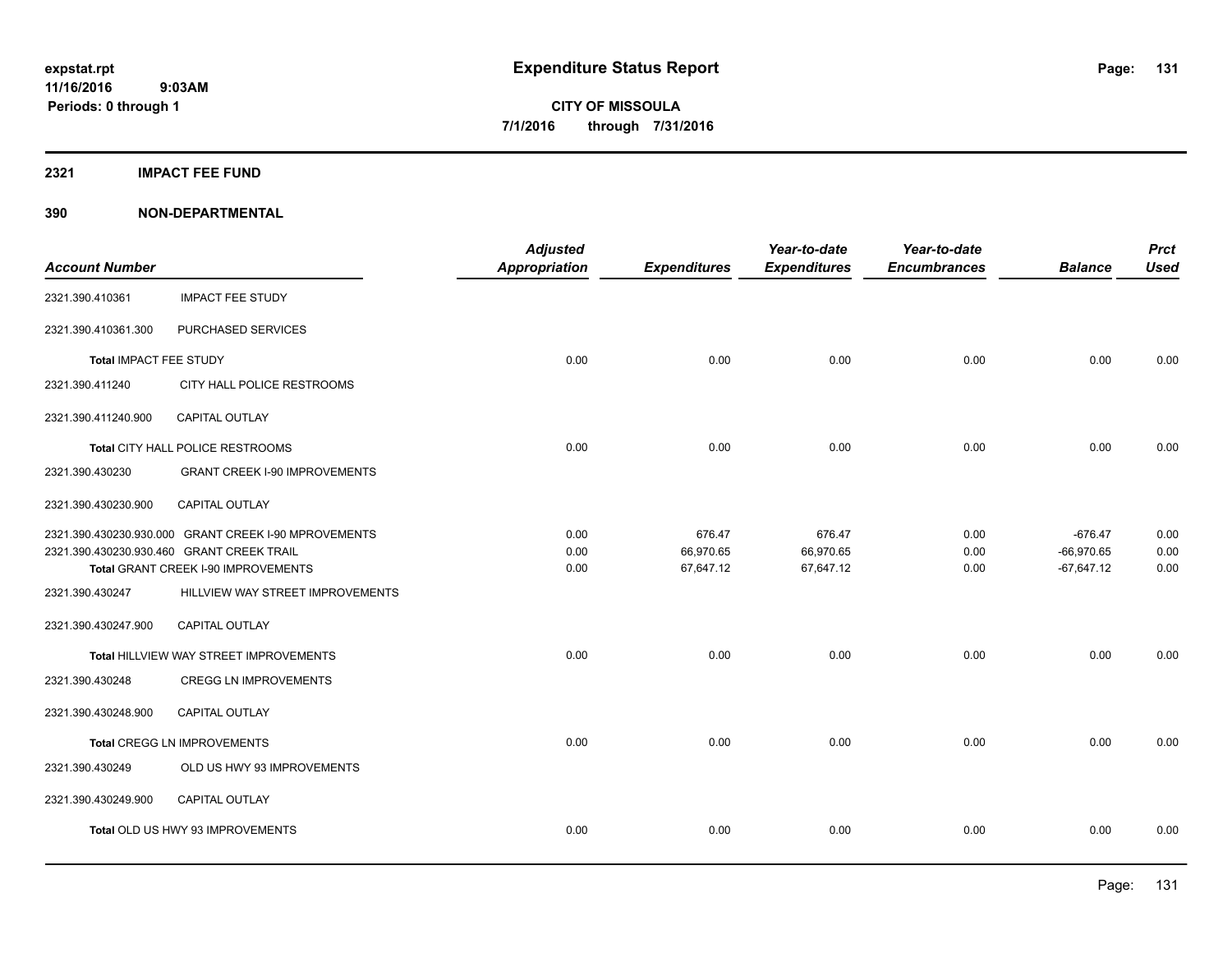**expstat.rpt**
**11/16/2016 9:03AM**
**Periods: 0 through 1**

# Expenditure Status Report

**CITY OF MISSOULA**
**7/1/2016 through 7/31/2016**

## 2321 IMPACT FEE FUND

## 390 NON-DEPARTMENTAL

| Account Number | | Adjusted Appropriation | Expenditures | Year-to-date Expenditures | Year-to-date Encumbrances | Balance | Prct Used |
|---|---|---|---|---|---|---|---|
| 2321.390.410361 | IMPACT FEE STUDY | | | | | | |
| 2321.390.410361.300 | PURCHASED SERVICES | | | | | | |
| **Total** IMPACT FEE STUDY | | 0.00 | 0.00 | 0.00 | 0.00 | 0.00 | 0.00 |
| 2321.390.411240 | CITY HALL POLICE RESTROOMS | | | | | | |
| 2321.390.411240.900 | CAPITAL OUTLAY | | | | | | |
| **Total** CITY HALL POLICE RESTROOMS | | 0.00 | 0.00 | 0.00 | 0.00 | 0.00 | 0.00 |
| 2321.390.430230 | GRANT CREEK I-90 IMPROVEMENTS | | | | | | |
| 2321.390.430230.900 | CAPITAL OUTLAY | | | | | | |
| 2321.390.430230.930.000 | GRANT CREEK I-90 MPROVEMENTS | 0.00 | 676.47 | 676.47 | 0.00 | -676.47 | 0.00 |
| 2321.390.430230.930.460 | GRANT CREEK TRAIL | 0.00 | 66,970.65 | 66,970.65 | 0.00 | -66,970.65 | 0.00 |
| **Total** GRANT CREEK I-90 IMPROVEMENTS | | 0.00 | 67,647.12 | 67,647.12 | 0.00 | -67,647.12 | 0.00 |
| 2321.390.430247 | HILLVIEW WAY STREET IMPROVEMENTS | | | | | | |
| 2321.390.430247.900 | CAPITAL OUTLAY | | | | | | |
| **Total** HILLVIEW WAY STREET IMPROVEMENTS | | 0.00 | 0.00 | 0.00 | 0.00 | 0.00 | 0.00 |
| 2321.390.430248 | CREGG LN IMPROVEMENTS | | | | | | |
| 2321.390.430248.900 | CAPITAL OUTLAY | | | | | | |
| **Total** CREGG LN IMPROVEMENTS | | 0.00 | 0.00 | 0.00 | 0.00 | 0.00 | 0.00 |
| 2321.390.430249 | OLD US HWY 93 IMPROVEMENTS | | | | | | |
| 2321.390.430249.900 | CAPITAL OUTLAY | | | | | | |
| **Total** OLD US HWY 93 IMPROVEMENTS | | 0.00 | 0.00 | 0.00 | 0.00 | 0.00 | 0.00 |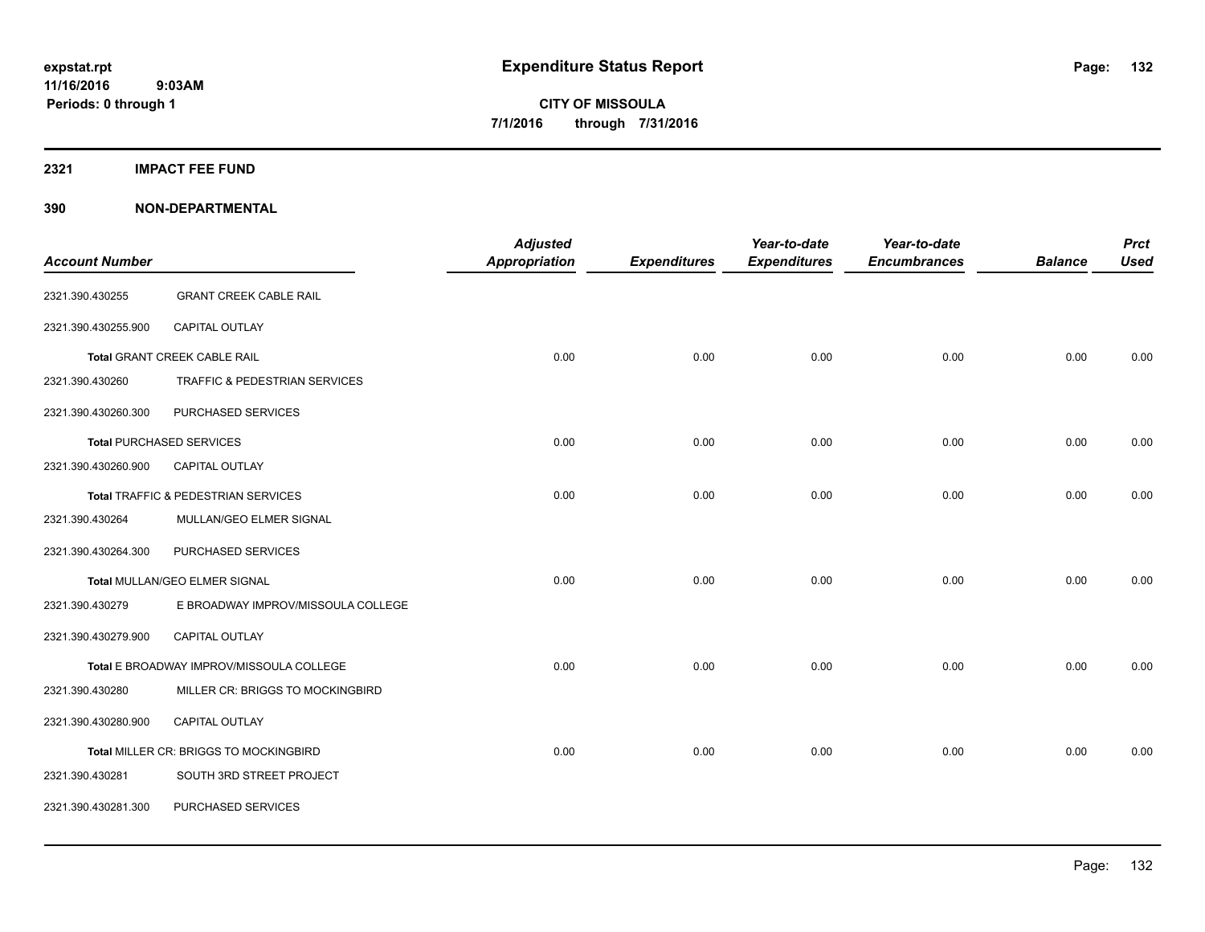# Expenditure Status Report

expstat.rpt
11/16/2016 9:03AM
Periods: 0 through 1

**CITY OF MISSOULA**
**7/1/2016 through 7/31/2016**

## 2321 IMPACT FEE FUND

## 390 NON-DEPARTMENTAL

| Account Number | | Adjusted Appropriation | Expenditures | Year-to-date Expenditures | Year-to-date Encumbrances | Balance | Prct Used |
|---|---|---|---|---|---|---|---|
| 2321.390.430255 | GRANT CREEK CABLE RAIL | | | | | | |
| 2321.390.430255.900 | CAPITAL OUTLAY | | | | | | |
| | **Total** GRANT CREEK CABLE RAIL | 0.00 | 0.00 | 0.00 | 0.00 | 0.00 | 0.00 |
| 2321.390.430260 | TRAFFIC & PEDESTRIAN SERVICES | | | | | | |
| 2321.390.430260.300 | PURCHASED SERVICES | | | | | | |
| | **Total** PURCHASED SERVICES | 0.00 | 0.00 | 0.00 | 0.00 | 0.00 | 0.00 |
| 2321.390.430260.900 | CAPITAL OUTLAY | | | | | | |
| | **Total** TRAFFIC & PEDESTRIAN SERVICES | 0.00 | 0.00 | 0.00 | 0.00 | 0.00 | 0.00 |
| 2321.390.430264 | MULLAN/GEO ELMER SIGNAL | | | | | | |
| 2321.390.430264.300 | PURCHASED SERVICES | | | | | | |
| | **Total** MULLAN/GEO ELMER SIGNAL | 0.00 | 0.00 | 0.00 | 0.00 | 0.00 | 0.00 |
| 2321.390.430279 | E BROADWAY IMPROV/MISSOULA COLLEGE | | | | | | |
| 2321.390.430279.900 | CAPITAL OUTLAY | | | | | | |
| | **Total** E BROADWAY IMPROV/MISSOULA COLLEGE | 0.00 | 0.00 | 0.00 | 0.00 | 0.00 | 0.00 |
| 2321.390.430280 | MILLER CR: BRIGGS TO MOCKINGBIRD | | | | | | |
| 2321.390.430280.900 | CAPITAL OUTLAY | | | | | | |
| | **Total** MILLER CR: BRIGGS TO MOCKINGBIRD | 0.00 | 0.00 | 0.00 | 0.00 | 0.00 | 0.00 |
| 2321.390.430281 | SOUTH 3RD STREET PROJECT | | | | | | |
| 2321.390.430281.300 | PURCHASED SERVICES | | | | | | |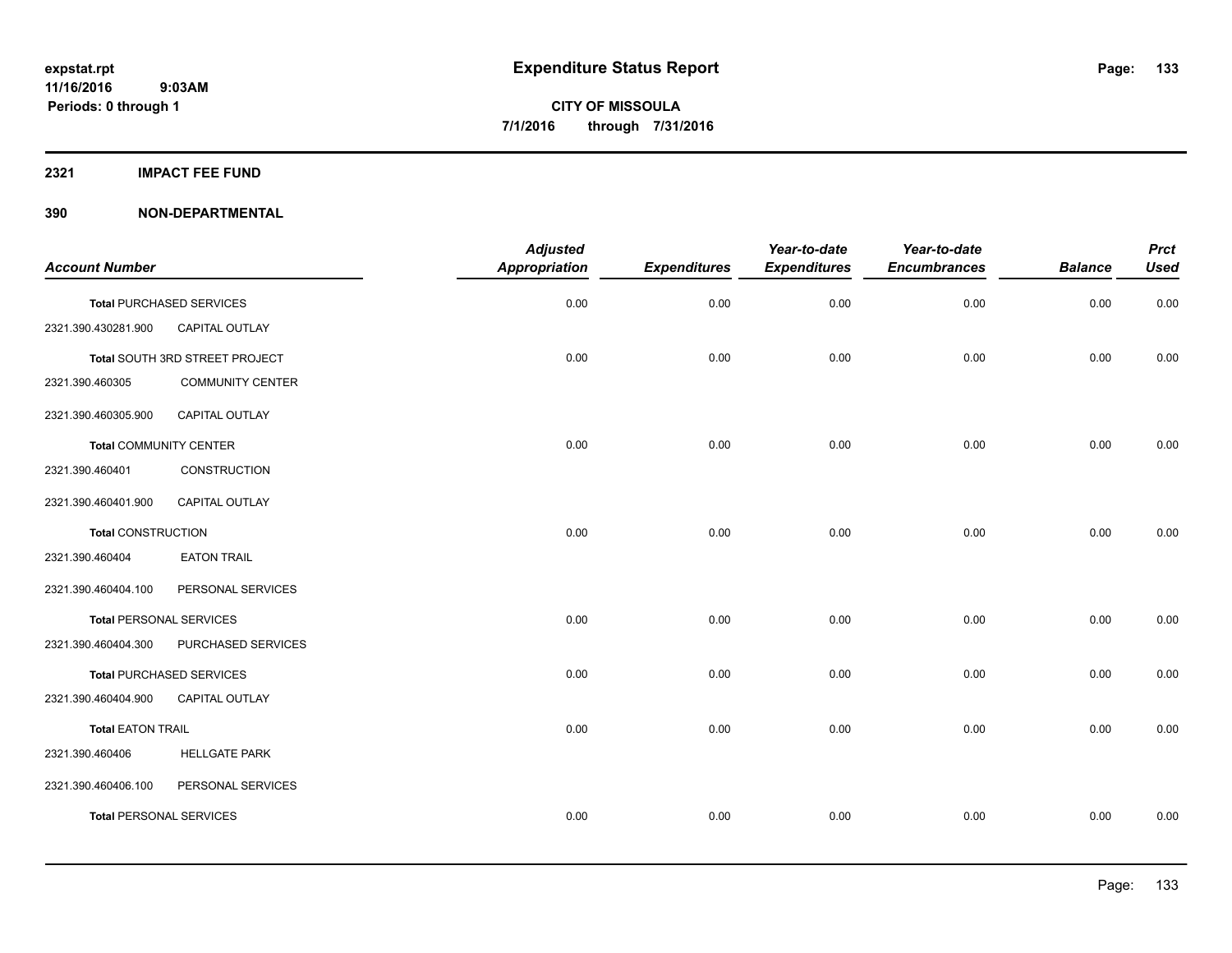**expstat.rpt**
**11/16/2016 9:03AM**
**Periods: 0 through 1**

# Expenditure Status Report

**CITY OF MISSOULA**
**7/1/2016 through 7/31/2016**

## 2321 IMPACT FEE FUND

## 390 NON-DEPARTMENTAL

| Account Number | | Adjusted Appropriation | Expenditures | Year-to-date Expenditures | Year-to-date Encumbrances | Balance | Prct Used |
|---|---|---|---|---|---|---|---|
| **Total** PURCHASED SERVICES | | 0.00 | 0.00 | 0.00 | 0.00 | 0.00 | 0.00 |
| 2321.390.430281.900 | CAPITAL OUTLAY | | | | | | |
| **Total** SOUTH 3RD STREET PROJECT | | 0.00 | 0.00 | 0.00 | 0.00 | 0.00 | 0.00 |
| 2321.390.460305 | COMMUNITY CENTER | | | | | | |
| 2321.390.460305.900 | CAPITAL OUTLAY | | | | | | |
| **Total** COMMUNITY CENTER | | 0.00 | 0.00 | 0.00 | 0.00 | 0.00 | 0.00 |
| 2321.390.460401 | CONSTRUCTION | | | | | | |
| 2321.390.460401.900 | CAPITAL OUTLAY | | | | | | |
| **Total** CONSTRUCTION | | 0.00 | 0.00 | 0.00 | 0.00 | 0.00 | 0.00 |
| 2321.390.460404 | EATON TRAIL | | | | | | |
| 2321.390.460404.100 | PERSONAL SERVICES | | | | | | |
| **Total** PERSONAL SERVICES | | 0.00 | 0.00 | 0.00 | 0.00 | 0.00 | 0.00 |
| 2321.390.460404.300 | PURCHASED SERVICES | | | | | | |
| **Total** PURCHASED SERVICES | | 0.00 | 0.00 | 0.00 | 0.00 | 0.00 | 0.00 |
| 2321.390.460404.900 | CAPITAL OUTLAY | | | | | | |
| **Total** EATON TRAIL | | 0.00 | 0.00 | 0.00 | 0.00 | 0.00 | 0.00 |
| 2321.390.460406 | HELLGATE PARK | | | | | | |
| 2321.390.460406.100 | PERSONAL SERVICES | | | | | | |
| **Total** PERSONAL SERVICES | | 0.00 | 0.00 | 0.00 | 0.00 | 0.00 | 0.00 |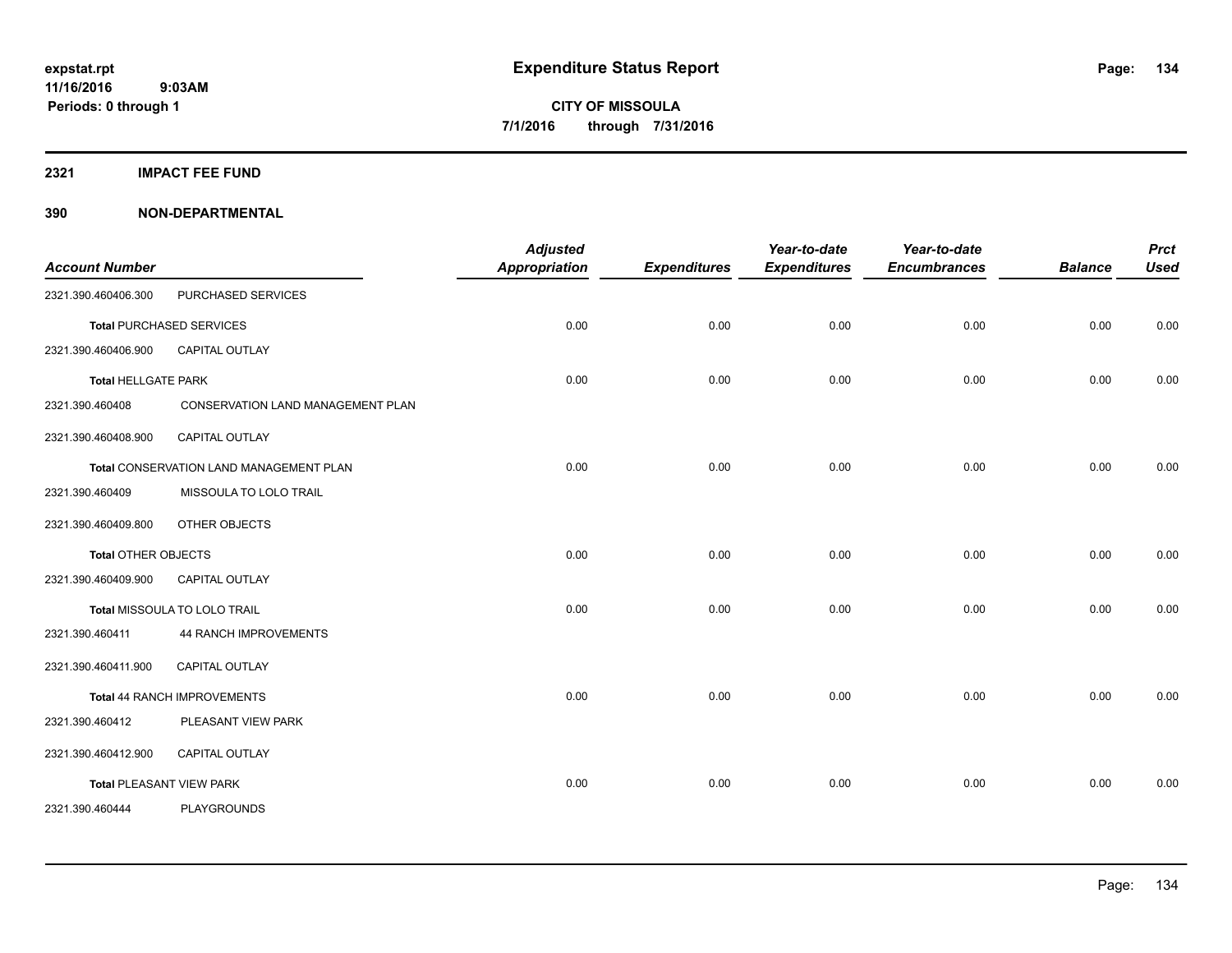# Expenditure Status Report

expstat.rpt
11/16/2016 9:03AM
Periods: 0 through 1

**CITY OF MISSOULA**
**7/1/2016 through 7/31/2016**

## 2321 IMPACT FEE FUND

### 390 NON-DEPARTMENTAL

| Account Number | | Adjusted Appropriation | Expenditures | Year-to-date Expenditures | Year-to-date Encumbrances | Balance | Prct Used |
|---|---|---|---|---|---|---|---|
| 2321.390.460406.300 | PURCHASED SERVICES | | | | | | |
| **Total** PURCHASED SERVICES | | 0.00 | 0.00 | 0.00 | 0.00 | 0.00 | 0.00 |
| 2321.390.460406.900 | CAPITAL OUTLAY | | | | | | |
| **Total** HELLGATE PARK | | 0.00 | 0.00 | 0.00 | 0.00 | 0.00 | 0.00 |
| 2321.390.460408 | CONSERVATION LAND MANAGEMENT PLAN | | | | | | |
| 2321.390.460408.900 | CAPITAL OUTLAY | | | | | | |
| **Total** CONSERVATION LAND MANAGEMENT PLAN | | 0.00 | 0.00 | 0.00 | 0.00 | 0.00 | 0.00 |
| 2321.390.460409 | MISSOULA TO LOLO TRAIL | | | | | | |
| 2321.390.460409.800 | OTHER OBJECTS | | | | | | |
| **Total** OTHER OBJECTS | | 0.00 | 0.00 | 0.00 | 0.00 | 0.00 | 0.00 |
| 2321.390.460409.900 | CAPITAL OUTLAY | | | | | | |
| **Total** MISSOULA TO LOLO TRAIL | | 0.00 | 0.00 | 0.00 | 0.00 | 0.00 | 0.00 |
| 2321.390.460411 | 44 RANCH IMPROVEMENTS | | | | | | |
| 2321.390.460411.900 | CAPITAL OUTLAY | | | | | | |
| **Total** 44 RANCH IMPROVEMENTS | | 0.00 | 0.00 | 0.00 | 0.00 | 0.00 | 0.00 |
| 2321.390.460412 | PLEASANT VIEW PARK | | | | | | |
| 2321.390.460412.900 | CAPITAL OUTLAY | | | | | | |
| **Total** PLEASANT VIEW PARK | | 0.00 | 0.00 | 0.00 | 0.00 | 0.00 | 0.00 |
| 2321.390.460444 | PLAYGROUNDS | | | | | | |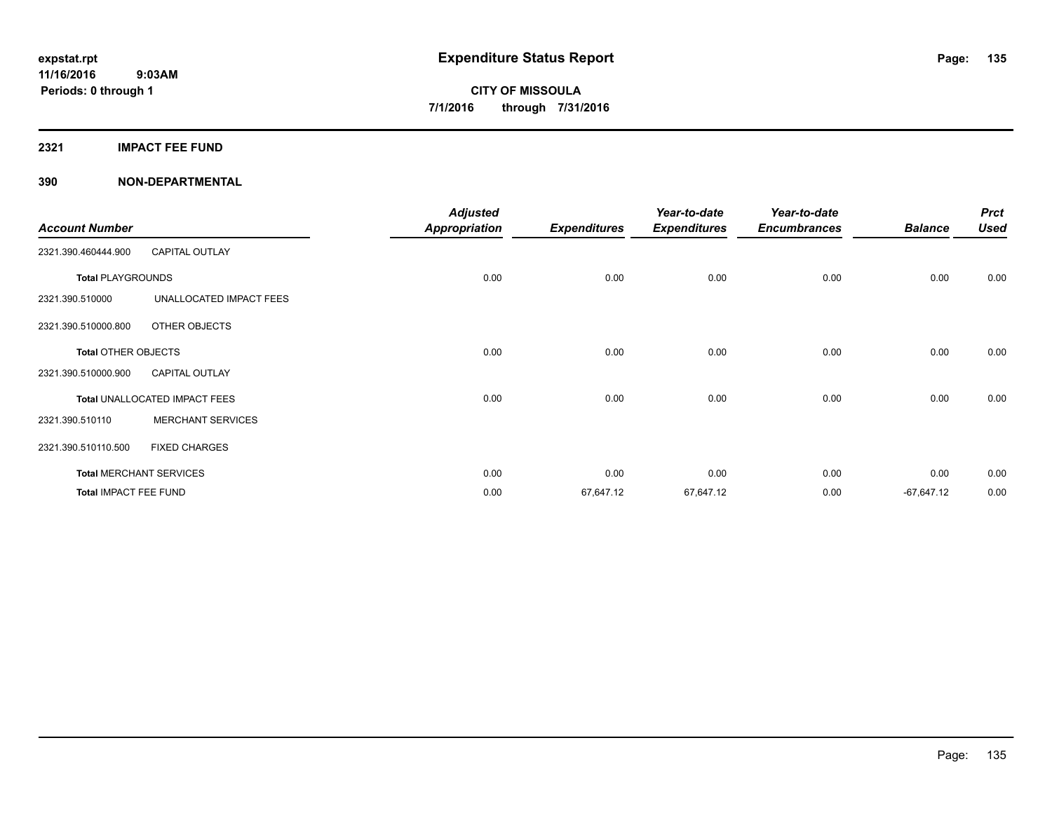# Expenditure Status Report

**expstat.rpt**
**11/16/2016 9:03AM**
**Periods: 0 through 1**

**CITY OF MISSOULA**
**7/1/2016 through 7/31/2016**

## 2321 IMPACT FEE FUND

### 390 NON-DEPARTMENTAL

| Account Number | | Adjusted Appropriation | Expenditures | Year-to-date Expenditures | Year-to-date Encumbrances | Balance | Prct Used |
|---|---|---|---|---|---|---|---|
| 2321.390.460444.900 | CAPITAL OUTLAY | | | | | | |
| **Total** PLAYGROUNDS | | 0.00 | 0.00 | 0.00 | 0.00 | 0.00 | 0.00 |
| 2321.390.510000 | UNALLOCATED IMPACT FEES | | | | | | |
| 2321.390.510000.800 | OTHER OBJECTS | | | | | | |
| **Total** OTHER OBJECTS | | 0.00 | 0.00 | 0.00 | 0.00 | 0.00 | 0.00 |
| 2321.390.510000.900 | CAPITAL OUTLAY | | | | | | |
| **Total** UNALLOCATED IMPACT FEES | | 0.00 | 0.00 | 0.00 | 0.00 | 0.00 | 0.00 |
| 2321.390.510110 | MERCHANT SERVICES | | | | | | |
| 2321.390.510110.500 | FIXED CHARGES | | | | | | |
| **Total** MERCHANT SERVICES | | 0.00 | 0.00 | 0.00 | 0.00 | 0.00 | 0.00 |
| **Total** IMPACT FEE FUND | | 0.00 | 67,647.12 | 67,647.12 | 0.00 | -67,647.12 | 0.00 |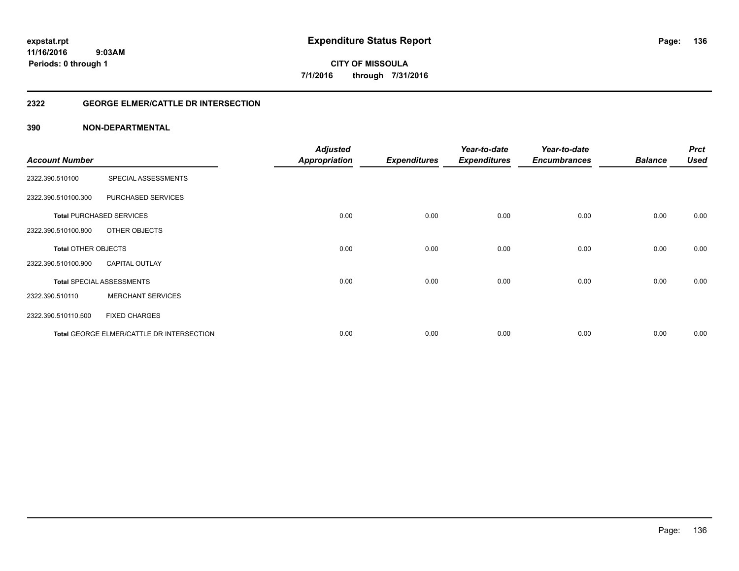# Expenditure Status Report

expstat.rpt
11/16/2016 9:03AM
Periods: 0 through 1

**CITY OF MISSOULA**
**7/1/2016 through 7/31/2016**

## 2322 GEORGE ELMER/CATTLE DR INTERSECTION

### 390 NON-DEPARTMENTAL

| Account Number | | Adjusted Appropriation | Expenditures | Year-to-date Expenditures | Year-to-date Encumbrances | Balance | Prct Used |
|---|---|---|---|---|---|---|---|
| 2322.390.510100 | SPECIAL ASSESSMENTS | | | | | | |
| 2322.390.510100.300 | PURCHASED SERVICES | | | | | | |
| **Total** PURCHASED SERVICES | | 0.00 | 0.00 | 0.00 | 0.00 | 0.00 | 0.00 |
| 2322.390.510100.800 | OTHER OBJECTS | | | | | | |
| **Total** OTHER OBJECTS | | 0.00 | 0.00 | 0.00 | 0.00 | 0.00 | 0.00 |
| 2322.390.510100.900 | CAPITAL OUTLAY | | | | | | |
| **Total** SPECIAL ASSESSMENTS | | 0.00 | 0.00 | 0.00 | 0.00 | 0.00 | 0.00 |
| 2322.390.510110 | MERCHANT SERVICES | | | | | | |
| 2322.390.510110.500 | FIXED CHARGES | | | | | | |
| **Total** GEORGE ELMER/CATTLE DR INTERSECTION | | 0.00 | 0.00 | 0.00 | 0.00 | 0.00 | 0.00 |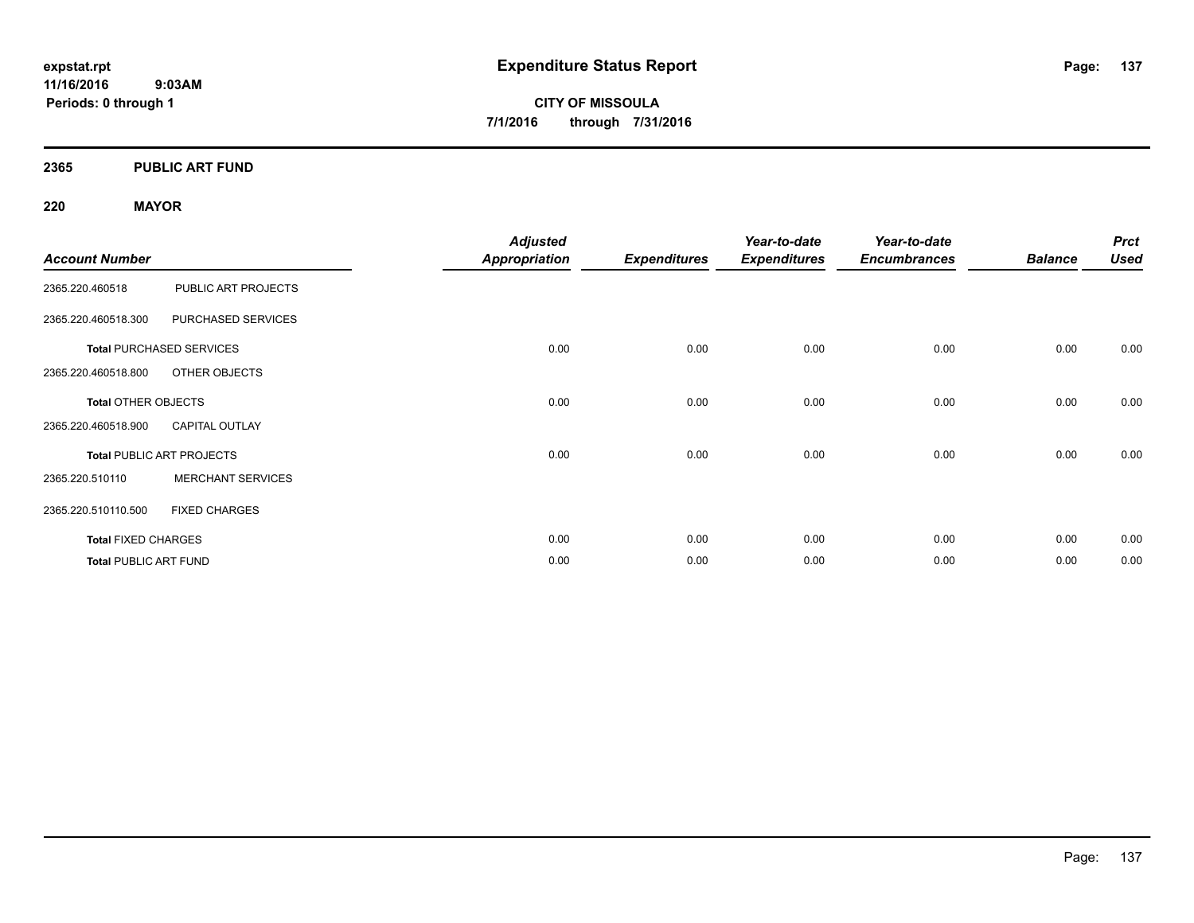expstat.rpt
11/16/2016 9:03AM
Periods: 0 through 1

# Expenditure Status Report

**CITY OF MISSOULA**
**7/1/2016 through 7/31/2016**

## 2365 PUBLIC ART FUND

### 220 MAYOR

| Account Number | | Adjusted Appropriation | Expenditures | Year-to-date Expenditures | Year-to-date Encumbrances | Balance | Prct Used |
|---|---|---|---|---|---|---|---|
| 2365.220.460518 | PUBLIC ART PROJECTS | | | | | | |
| 2365.220.460518.300 | PURCHASED SERVICES | | | | | | |
| **Total** PURCHASED SERVICES | | 0.00 | 0.00 | 0.00 | 0.00 | 0.00 | 0.00 |
| 2365.220.460518.800 | OTHER OBJECTS | | | | | | |
| **Total** OTHER OBJECTS | | 0.00 | 0.00 | 0.00 | 0.00 | 0.00 | 0.00 |
| 2365.220.460518.900 | CAPITAL OUTLAY | | | | | | |
| **Total** PUBLIC ART PROJECTS | | 0.00 | 0.00 | 0.00 | 0.00 | 0.00 | 0.00 |
| 2365.220.510110 | MERCHANT SERVICES | | | | | | |
| 2365.220.510110.500 | FIXED CHARGES | | | | | | |
| **Total** FIXED CHARGES | | 0.00 | 0.00 | 0.00 | 0.00 | 0.00 | 0.00 |
| **Total** PUBLIC ART FUND | | 0.00 | 0.00 | 0.00 | 0.00 | 0.00 | 0.00 |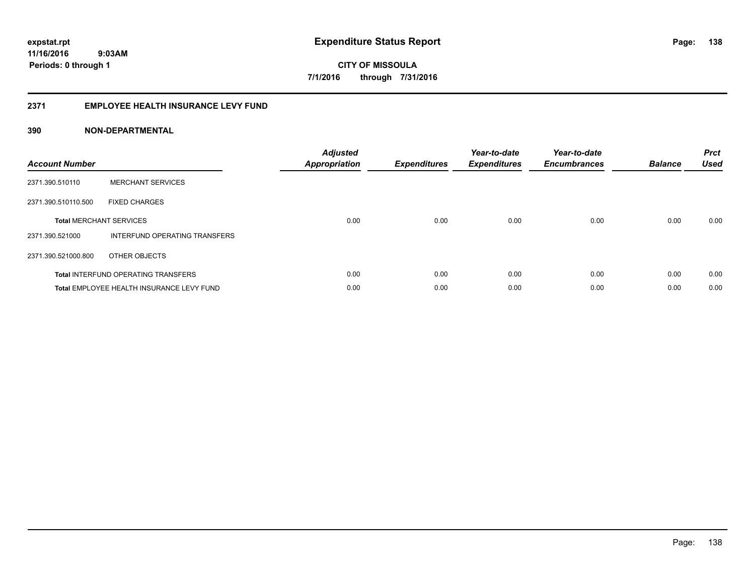# Expenditure Status Report

expstat.rpt
11/16/2016 9:03AM
Periods: 0 through 1

**CITY OF MISSOULA**
**7/1/2016 through 7/31/2016**

## 2371 EMPLOYEE HEALTH INSURANCE LEVY FUND

### 390 NON-DEPARTMENTAL

| Account Number | | Adjusted Appropriation | Expenditures | Year-to-date Expenditures | Year-to-date Encumbrances | Balance | Prct Used |
|---|---|---|---|---|---|---|---|
| 2371.390.510110 | MERCHANT SERVICES | | | | | | |
| 2371.390.510110.500 | FIXED CHARGES | | | | | | |
| **Total** MERCHANT SERVICES | | 0.00 | 0.00 | 0.00 | 0.00 | 0.00 | 0.00 |
| 2371.390.521000 | INTERFUND OPERATING TRANSFERS | | | | | | |
| 2371.390.521000.800 | OTHER OBJECTS | | | | | | |
| **Total** INTERFUND OPERATING TRANSFERS | | 0.00 | 0.00 | 0.00 | 0.00 | 0.00 | 0.00 |
| **Total** EMPLOYEE HEALTH INSURANCE LEVY FUND | | 0.00 | 0.00 | 0.00 | 0.00 | 0.00 | 0.00 |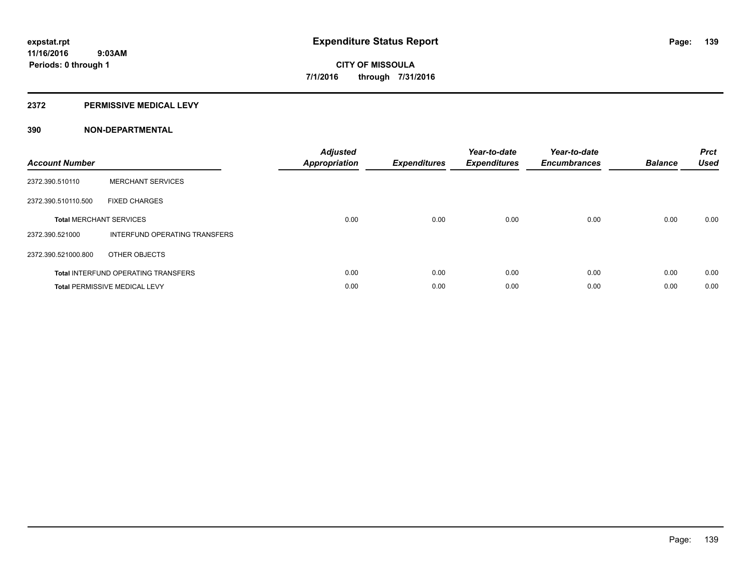# Expenditure Status Report

**CITY OF MISSOULA**

**7/1/2016 through 7/31/2016**

expstat.rpt
11/16/2016 9:03AM
Periods: 0 through 1

## 2372 PERMISSIVE MEDICAL LEVY

### 390 NON-DEPARTMENTAL

| Account Number | | Adjusted Appropriation | Expenditures | Year-to-date Expenditures | Year-to-date Encumbrances | Balance | Prct Used |
|---|---|---|---|---|---|---|---|
| 2372.390.510110 | MERCHANT SERVICES | | | | | | |
| 2372.390.510110.500 | FIXED CHARGES | | | | | | |
| **Total** MERCHANT SERVICES | | 0.00 | 0.00 | 0.00 | 0.00 | 0.00 | 0.00 |
| 2372.390.521000 | INTERFUND OPERATING TRANSFERS | | | | | | |
| 2372.390.521000.800 | OTHER OBJECTS | | | | | | |
| **Total** INTERFUND OPERATING TRANSFERS | | 0.00 | 0.00 | 0.00 | 0.00 | 0.00 | 0.00 |
| **Total** PERMISSIVE MEDICAL LEVY | | 0.00 | 0.00 | 0.00 | 0.00 | 0.00 | 0.00 |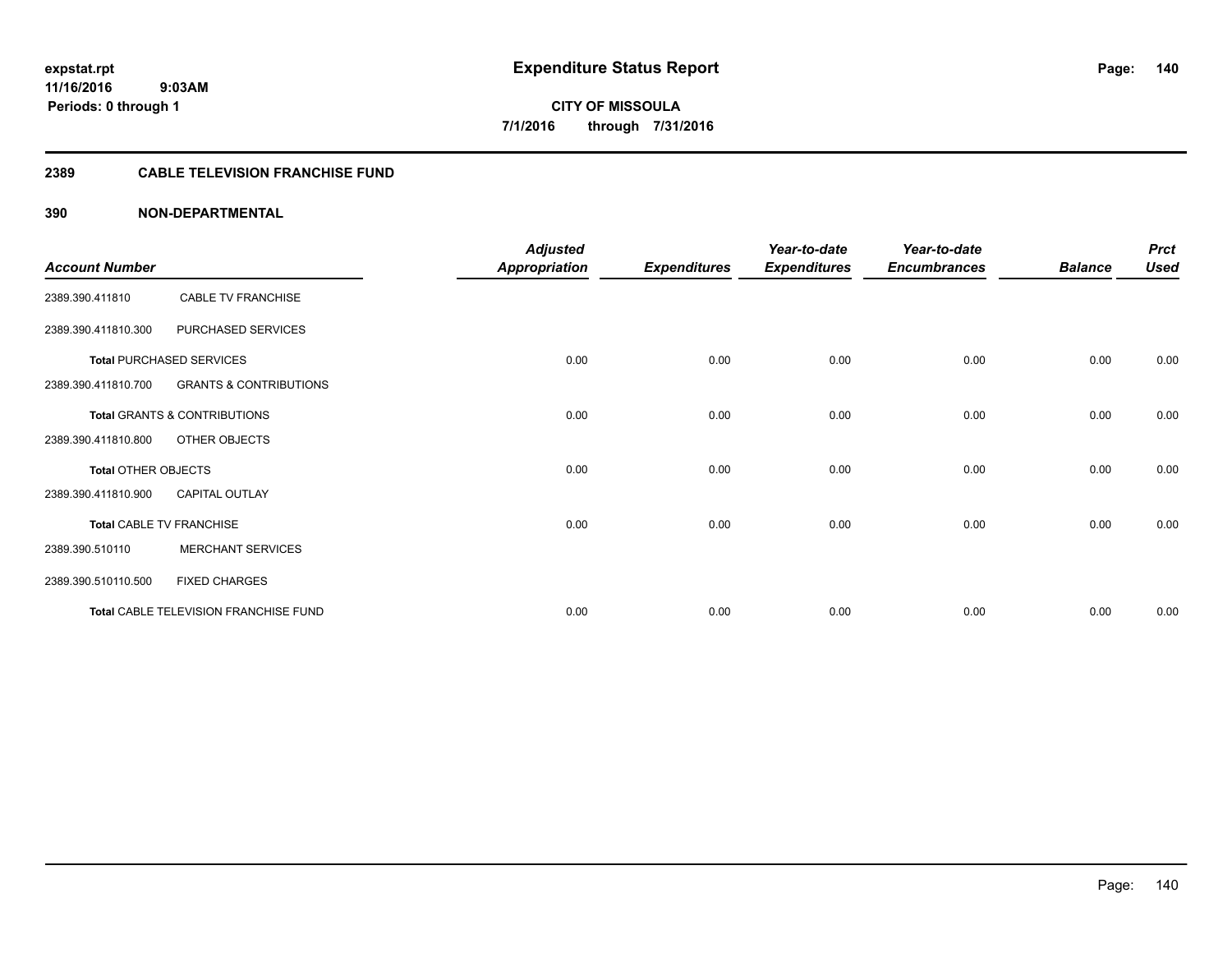**expstat.rpt**
**11/16/2016 9:03AM**
**Periods: 0 through 1**

# Expenditure Status Report

**CITY OF MISSOULA**
**7/1/2016 through 7/31/2016**

## 2389 CABLE TELEVISION FRANCHISE FUND

### 390 NON-DEPARTMENTAL

| Account Number | | Adjusted Appropriation | Expenditures | Year-to-date Expenditures | Year-to-date Encumbrances | Balance | Prct Used |
|---|---|---|---|---|---|---|---|
| 2389.390.411810 | CABLE TV FRANCHISE | | | | | | |
| 2389.390.411810.300 | PURCHASED SERVICES | | | | | | |
| **Total** PURCHASED SERVICES | | 0.00 | 0.00 | 0.00 | 0.00 | 0.00 | 0.00 |
| 2389.390.411810.700 | GRANTS & CONTRIBUTIONS | | | | | | |
| **Total** GRANTS & CONTRIBUTIONS | | 0.00 | 0.00 | 0.00 | 0.00 | 0.00 | 0.00 |
| 2389.390.411810.800 | OTHER OBJECTS | | | | | | |
| **Total** OTHER OBJECTS | | 0.00 | 0.00 | 0.00 | 0.00 | 0.00 | 0.00 |
| 2389.390.411810.900 | CAPITAL OUTLAY | | | | | | |
| **Total** CABLE TV FRANCHISE | | 0.00 | 0.00 | 0.00 | 0.00 | 0.00 | 0.00 |
| 2389.390.510110 | MERCHANT SERVICES | | | | | | |
| 2389.390.510110.500 | FIXED CHARGES | | | | | | |
| **Total** CABLE TELEVISION FRANCHISE FUND | | 0.00 | 0.00 | 0.00 | 0.00 | 0.00 | 0.00 |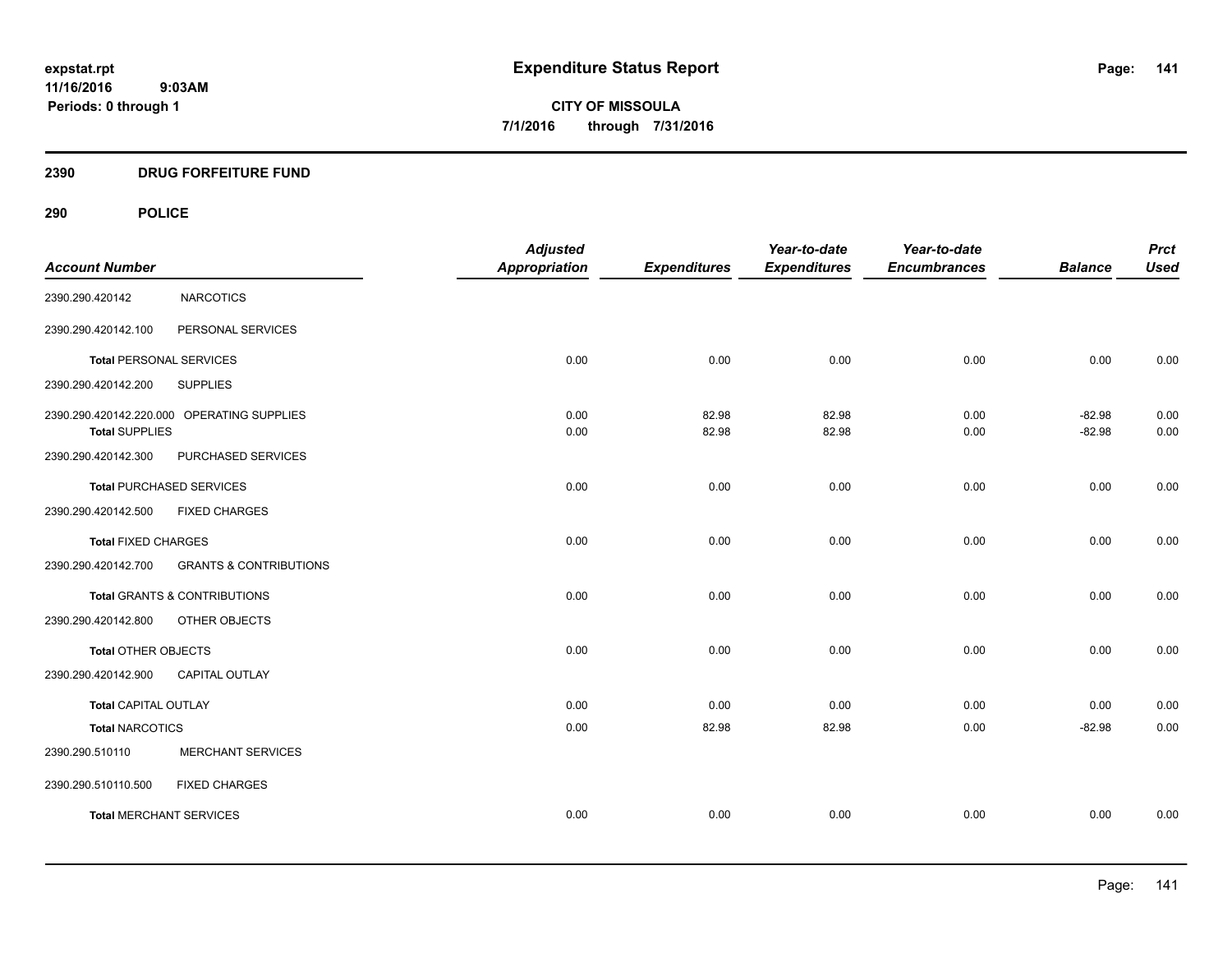# Expenditure Status Report

**CITY OF MISSOULA**
**7/1/2016 through 7/31/2016**

expstat.rpt
11/16/2016 9:03AM
Periods: 0 through 1

## 2390 DRUG FORFEITURE FUND

### 290 POLICE

| Account Number | | Adjusted Appropriation | Expenditures | Year-to-date Expenditures | Year-to-date Encumbrances | Balance | Prct Used |
|---|---|---|---|---|---|---|---|
| 2390.290.420142 | NARCOTICS | | | | | | |
| 2390.290.420142.100 | PERSONAL SERVICES | | | | | | |
| **Total** PERSONAL SERVICES | | 0.00 | 0.00 | 0.00 | 0.00 | 0.00 | 0.00 |
| 2390.290.420142.200 | SUPPLIES | | | | | | |
| 2390.290.420142.220.000 | OPERATING SUPPLIES | 0.00 | 82.98 | 82.98 | 0.00 | -82.98 | 0.00 |
| **Total** SUPPLIES | | 0.00 | 82.98 | 82.98 | 0.00 | -82.98 | 0.00 |
| 2390.290.420142.300 | PURCHASED SERVICES | | | | | | |
| **Total** PURCHASED SERVICES | | 0.00 | 0.00 | 0.00 | 0.00 | 0.00 | 0.00 |
| 2390.290.420142.500 | FIXED CHARGES | | | | | | |
| **Total** FIXED CHARGES | | 0.00 | 0.00 | 0.00 | 0.00 | 0.00 | 0.00 |
| 2390.290.420142.700 | GRANTS & CONTRIBUTIONS | | | | | | |
| **Total** GRANTS & CONTRIBUTIONS | | 0.00 | 0.00 | 0.00 | 0.00 | 0.00 | 0.00 |
| 2390.290.420142.800 | OTHER OBJECTS | | | | | | |
| **Total** OTHER OBJECTS | | 0.00 | 0.00 | 0.00 | 0.00 | 0.00 | 0.00 |
| 2390.290.420142.900 | CAPITAL OUTLAY | | | | | | |
| **Total** CAPITAL OUTLAY | | 0.00 | 0.00 | 0.00 | 0.00 | 0.00 | 0.00 |
| **Total** NARCOTICS | | 0.00 | 82.98 | 82.98 | 0.00 | -82.98 | 0.00 |
| 2390.290.510110 | MERCHANT SERVICES | | | | | | |
| 2390.290.510110.500 | FIXED CHARGES | | | | | | |
| **Total** MERCHANT SERVICES | | 0.00 | 0.00 | 0.00 | 0.00 | 0.00 | 0.00 |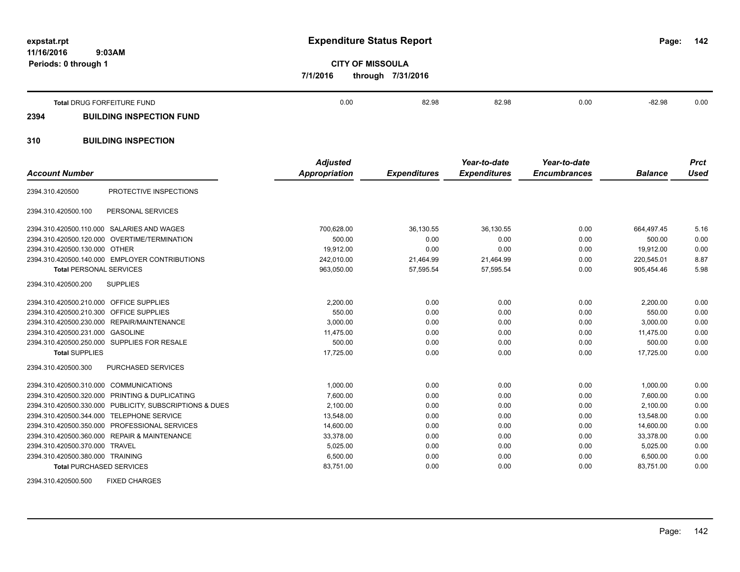**expstat.rpt**
**11/16/2016 9:03AM**
**Periods: 0 through 1**

# Expenditure Status Report

**CITY OF MISSOULA**
**7/1/2016 through 7/31/2016**

| | Adjusted Appropriation | Expenditures | Year-to-date Expenditures | Year-to-date Encumbrances | Balance | Prct Used |
|---|---|---|---|---|---|---|
| **Total** DRUG FORFEITURE FUND | 0.00 | 82.98 | 82.98 | 0.00 | -82.98 | 0.00 |

## 2394 BUILDING INSPECTION FUND

## 310 BUILDING INSPECTION

| *Account Number* | | *Adjusted Appropriation* | *Expenditures* | *Year-to-date Expenditures* | *Year-to-date Encumbrances* | *Balance* | *Prct Used* |
|---|---|---|---|---|---|---|---|
| 2394.310.420500 | PROTECTIVE INSPECTIONS | | | | | | |
| 2394.310.420500.100 | PERSONAL SERVICES | | | | | | |
| 2394.310.420500.110.000 | SALARIES AND WAGES | 700,628.00 | 36,130.55 | 36,130.55 | 0.00 | 664,497.45 | 5.16 |
| 2394.310.420500.120.000 | OVERTIME/TERMINATION | 500.00 | 0.00 | 0.00 | 0.00 | 500.00 | 0.00 |
| 2394.310.420500.130.000 | OTHER | 19,912.00 | 0.00 | 0.00 | 0.00 | 19,912.00 | 0.00 |
| 2394.310.420500.140.000 | EMPLOYER CONTRIBUTIONS | 242,010.00 | 21,464.99 | 21,464.99 | 0.00 | 220,545.01 | 8.87 |
| **Total** PERSONAL SERVICES | | 963,050.00 | 57,595.54 | 57,595.54 | 0.00 | 905,454.46 | 5.98 |
| 2394.310.420500.200 | SUPPLIES | | | | | | |
| 2394.310.420500.210.000 | OFFICE SUPPLIES | 2,200.00 | 0.00 | 0.00 | 0.00 | 2,200.00 | 0.00 |
| 2394.310.420500.210.300 | OFFICE SUPPLIES | 550.00 | 0.00 | 0.00 | 0.00 | 550.00 | 0.00 |
| 2394.310.420500.230.000 | REPAIR/MAINTENANCE | 3,000.00 | 0.00 | 0.00 | 0.00 | 3,000.00 | 0.00 |
| 2394.310.420500.231.000 | GASOLINE | 11,475.00 | 0.00 | 0.00 | 0.00 | 11,475.00 | 0.00 |
| 2394.310.420500.250.000 | SUPPLIES FOR RESALE | 500.00 | 0.00 | 0.00 | 0.00 | 500.00 | 0.00 |
| **Total** SUPPLIES | | 17,725.00 | 0.00 | 0.00 | 0.00 | 17,725.00 | 0.00 |
| 2394.310.420500.300 | PURCHASED SERVICES | | | | | | |
| 2394.310.420500.310.000 | COMMUNICATIONS | 1,000.00 | 0.00 | 0.00 | 0.00 | 1,000.00 | 0.00 |
| 2394.310.420500.320.000 | PRINTING & DUPLICATING | 7,600.00 | 0.00 | 0.00 | 0.00 | 7,600.00 | 0.00 |
| 2394.310.420500.330.000 | PUBLICITY, SUBSCRIPTIONS & DUES | 2,100.00 | 0.00 | 0.00 | 0.00 | 2,100.00 | 0.00 |
| 2394.310.420500.344.000 | TELEPHONE SERVICE | 13,548.00 | 0.00 | 0.00 | 0.00 | 13,548.00 | 0.00 |
| 2394.310.420500.350.000 | PROFESSIONAL SERVICES | 14,600.00 | 0.00 | 0.00 | 0.00 | 14,600.00 | 0.00 |
| 2394.310.420500.360.000 | REPAIR & MAINTENANCE | 33,378.00 | 0.00 | 0.00 | 0.00 | 33,378.00 | 0.00 |
| 2394.310.420500.370.000 | TRAVEL | 5,025.00 | 0.00 | 0.00 | 0.00 | 5,025.00 | 0.00 |
| 2394.310.420500.380.000 | TRAINING | 6,500.00 | 0.00 | 0.00 | 0.00 | 6,500.00 | 0.00 |
| **Total** PURCHASED SERVICES | | 83,751.00 | 0.00 | 0.00 | 0.00 | 83,751.00 | 0.00 |
| 2394.310.420500.500 | FIXED CHARGES | | | | | | |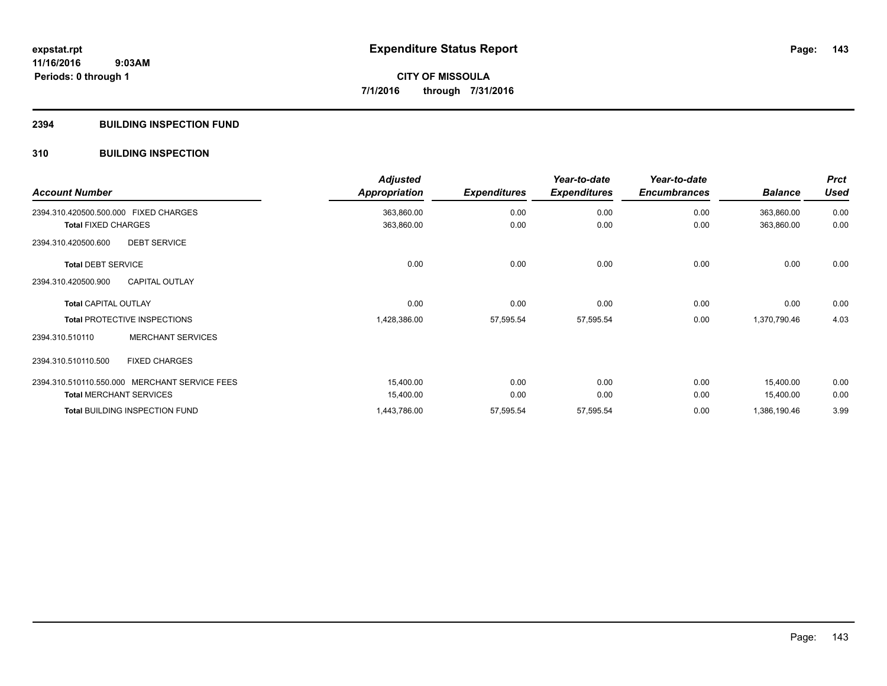# Expenditure Status Report

expstat.rpt
11/16/2016 9:03AM
Periods: 0 through 1

**CITY OF MISSOULA**
**7/1/2016 through 7/31/2016**

## 2394 BUILDING INSPECTION FUND

### 310 BUILDING INSPECTION

| Account Number | | Adjusted Appropriation | Expenditures | Year-to-date Expenditures | Year-to-date Encumbrances | Balance | Prct Used |
|---|---|---|---|---|---|---|---|
| 2394.310.420500.500.000 | FIXED CHARGES | 363,860.00 | 0.00 | 0.00 | 0.00 | 363,860.00 | 0.00 |
| **Total** FIXED CHARGES | | 363,860.00 | 0.00 | 0.00 | 0.00 | 363,860.00 | 0.00 |
| 2394.310.420500.600 | DEBT SERVICE | | | | | | |
| **Total** DEBT SERVICE | | 0.00 | 0.00 | 0.00 | 0.00 | 0.00 | 0.00 |
| 2394.310.420500.900 | CAPITAL OUTLAY | | | | | | |
| **Total** CAPITAL OUTLAY | | 0.00 | 0.00 | 0.00 | 0.00 | 0.00 | 0.00 |
| **Total** PROTECTIVE INSPECTIONS | | 1,428,386.00 | 57,595.54 | 57,595.54 | 0.00 | 1,370,790.46 | 4.03 |
| 2394.310.510110 | MERCHANT SERVICES | | | | | | |
| 2394.310.510110.500 | FIXED CHARGES | | | | | | |
| 2394.310.510110.550.000 | MERCHANT SERVICE FEES | 15,400.00 | 0.00 | 0.00 | 0.00 | 15,400.00 | 0.00 |
| **Total** MERCHANT SERVICES | | 15,400.00 | 0.00 | 0.00 | 0.00 | 15,400.00 | 0.00 |
| **Total** BUILDING INSPECTION FUND | | 1,443,786.00 | 57,595.54 | 57,595.54 | 0.00 | 1,386,190.46 | 3.99 |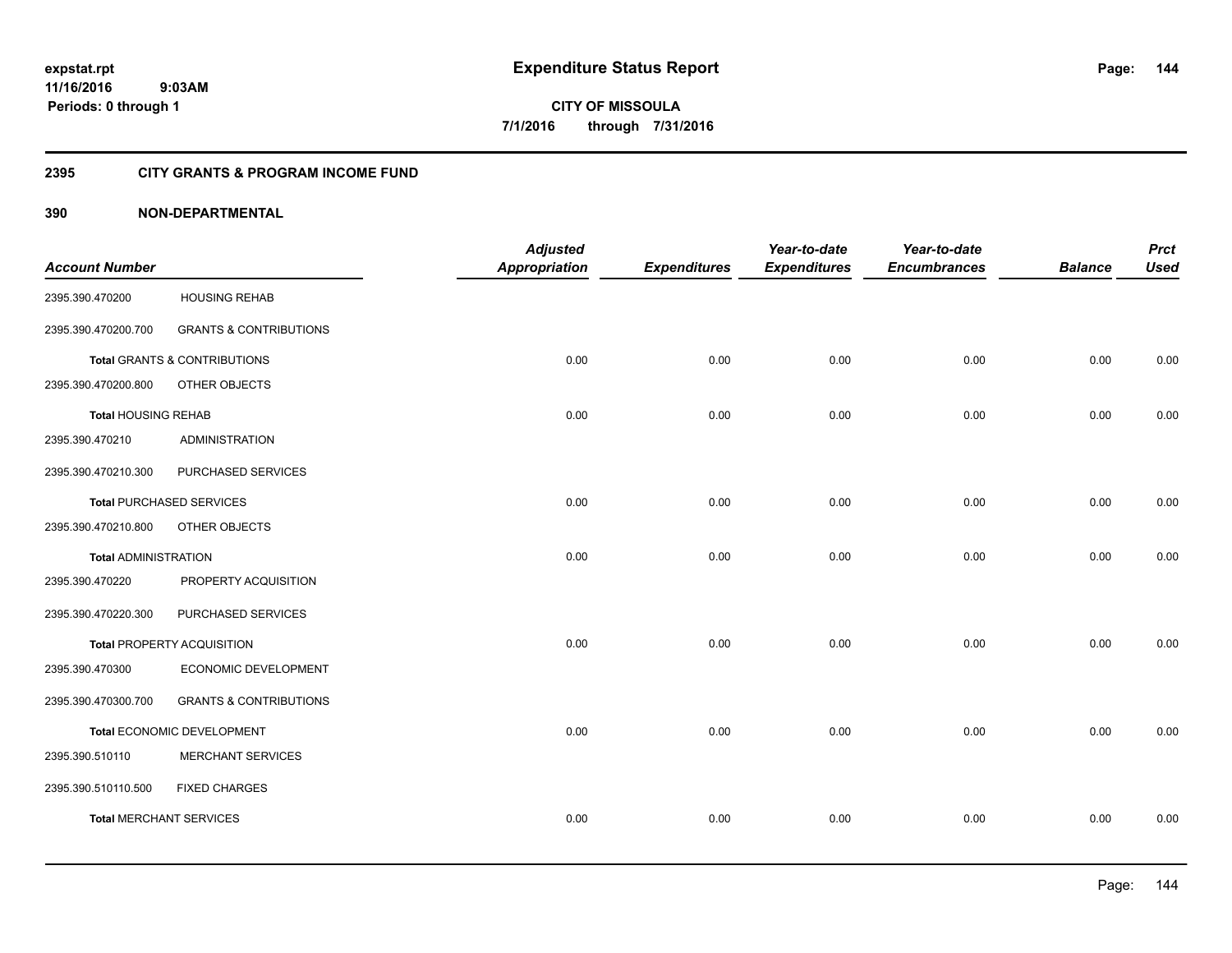expstat.rpt
11/16/2016 9:03AM
Periods: 0 through 1

# Expenditure Status Report

CITY OF MISSOULA
7/1/2016 through 7/31/2016

## 2395 CITY GRANTS & PROGRAM INCOME FUND

### 390 NON-DEPARTMENTAL

| Account Number | | Adjusted Appropriation | Expenditures | Year-to-date Expenditures | Year-to-date Encumbrances | Balance | Prct Used |
|---|---|---|---|---|---|---|---|
| 2395.390.470200 | HOUSING REHAB | | | | | | |
| 2395.390.470200.700 | GRANTS & CONTRIBUTIONS | | | | | | |
| **Total** GRANTS & CONTRIBUTIONS | | 0.00 | 0.00 | 0.00 | 0.00 | 0.00 | 0.00 |
| 2395.390.470200.800 | OTHER OBJECTS | | | | | | |
| **Total** HOUSING REHAB | | 0.00 | 0.00 | 0.00 | 0.00 | 0.00 | 0.00 |
| 2395.390.470210 | ADMINISTRATION | | | | | | |
| 2395.390.470210.300 | PURCHASED SERVICES | | | | | | |
| **Total** PURCHASED SERVICES | | 0.00 | 0.00 | 0.00 | 0.00 | 0.00 | 0.00 |
| 2395.390.470210.800 | OTHER OBJECTS | | | | | | |
| **Total** ADMINISTRATION | | 0.00 | 0.00 | 0.00 | 0.00 | 0.00 | 0.00 |
| 2395.390.470220 | PROPERTY ACQUISITION | | | | | | |
| 2395.390.470220.300 | PURCHASED SERVICES | | | | | | |
| **Total** PROPERTY ACQUISITION | | 0.00 | 0.00 | 0.00 | 0.00 | 0.00 | 0.00 |
| 2395.390.470300 | ECONOMIC DEVELOPMENT | | | | | | |
| 2395.390.470300.700 | GRANTS & CONTRIBUTIONS | | | | | | |
| **Total** ECONOMIC DEVELOPMENT | | 0.00 | 0.00 | 0.00 | 0.00 | 0.00 | 0.00 |
| 2395.390.510110 | MERCHANT SERVICES | | | | | | |
| 2395.390.510110.500 | FIXED CHARGES | | | | | | |
| **Total** MERCHANT SERVICES | | 0.00 | 0.00 | 0.00 | 0.00 | 0.00 | 0.00 |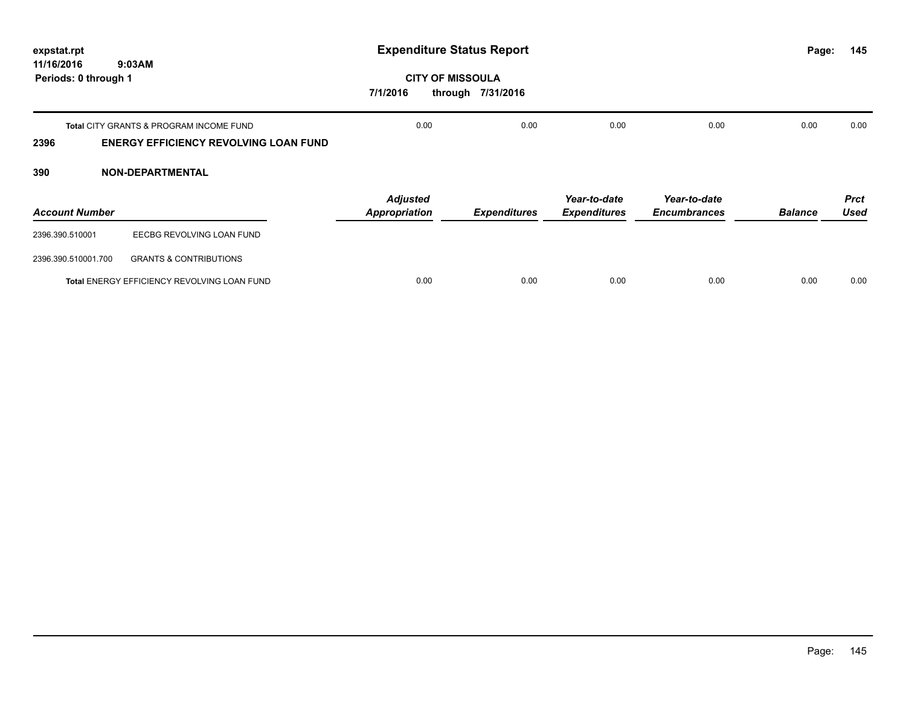**Expenditure Status Report**

**CITY OF MISSOULA**

**7/1/2016 through 7/31/2016**

expstat.rpt
11/16/2016 9:03AM
Periods: 0 through 1

| | | | | | | |
|---|---|---|---|---|---|---|
| **Total** CITY GRANTS & PROGRAM INCOME FUND | 0.00 | 0.00 | 0.00 | 0.00 | 0.00 | 0.00 |

## 2396 ENERGY EFFICIENCY REVOLVING LOAN FUND

## 390 NON-DEPARTMENTAL

| Account Number | | Adjusted Appropriation | Expenditures | Year-to-date Expenditures | Year-to-date Encumbrances | Balance | Prct Used |
|---|---|---|---|---|---|---|---|
| 2396.390.510001 | EECBG REVOLVING LOAN FUND | | | | | | |
| 2396.390.510001.700 | GRANTS & CONTRIBUTIONS | | | | | | |
| **Total** ENERGY EFFICIENCY REVOLVING LOAN FUND | | 0.00 | 0.00 | 0.00 | 0.00 | 0.00 | 0.00 |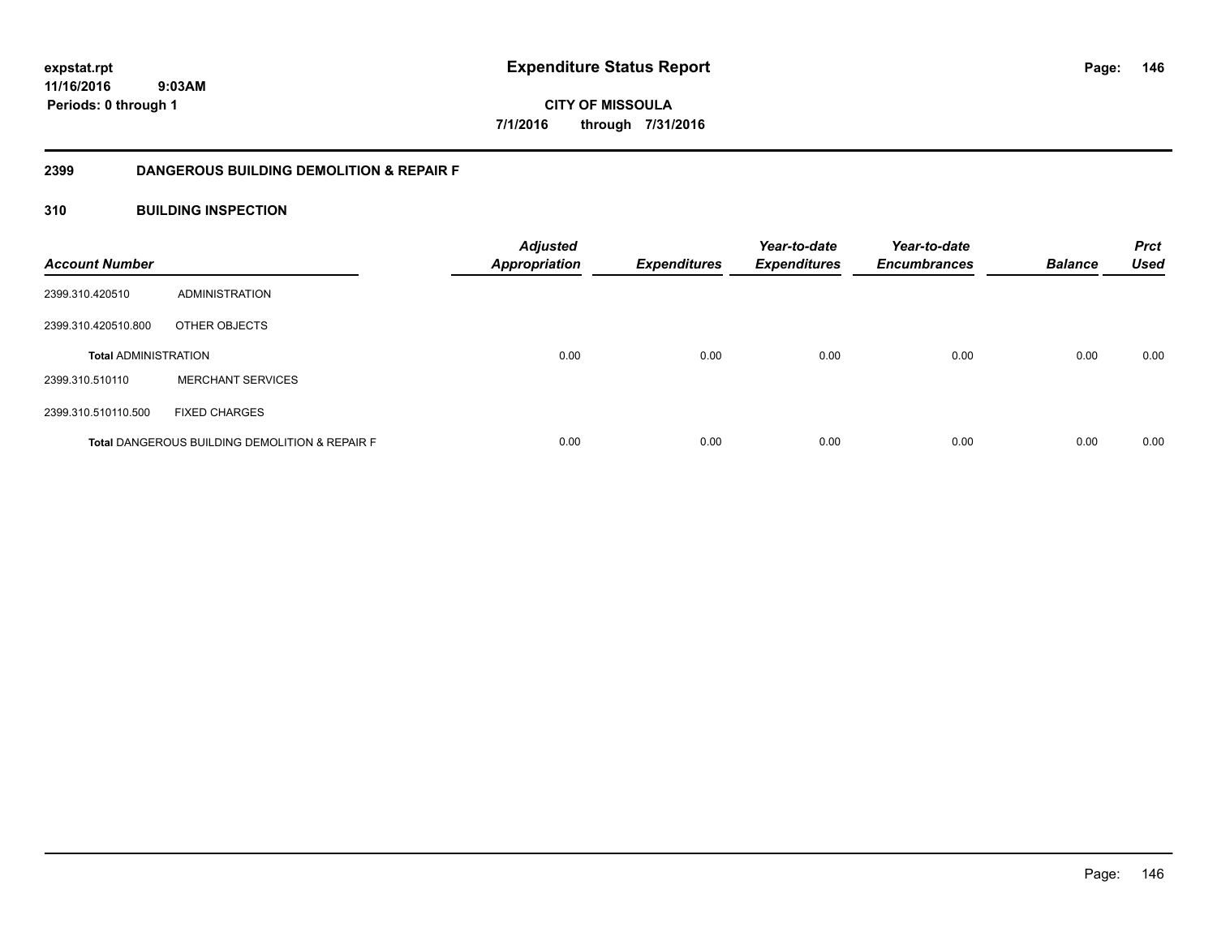# Expenditure Status Report

expstat.rpt
11/16/2016 9:03AM
Periods: 0 through 1

**CITY OF MISSOULA**
**7/1/2016 through 7/31/2016**

## 2399 DANGEROUS BUILDING DEMOLITION & REPAIR F

### 310 BUILDING INSPECTION

| Account Number | | Adjusted Appropriation | Expenditures | Year-to-date Expenditures | Year-to-date Encumbrances | Balance | Prct Used |
|---|---|---|---|---|---|---|---|
| 2399.310.420510 | ADMINISTRATION | | | | | | |
| 2399.310.420510.800 | OTHER OBJECTS | | | | | | |
| **Total** ADMINISTRATION | | 0.00 | 0.00 | 0.00 | 0.00 | 0.00 | 0.00 |
| 2399.310.510110 | MERCHANT SERVICES | | | | | | |
| 2399.310.510110.500 | FIXED CHARGES | | | | | | |
| **Total** DANGEROUS BUILDING DEMOLITION & REPAIR F | | 0.00 | 0.00 | 0.00 | 0.00 | 0.00 | 0.00 |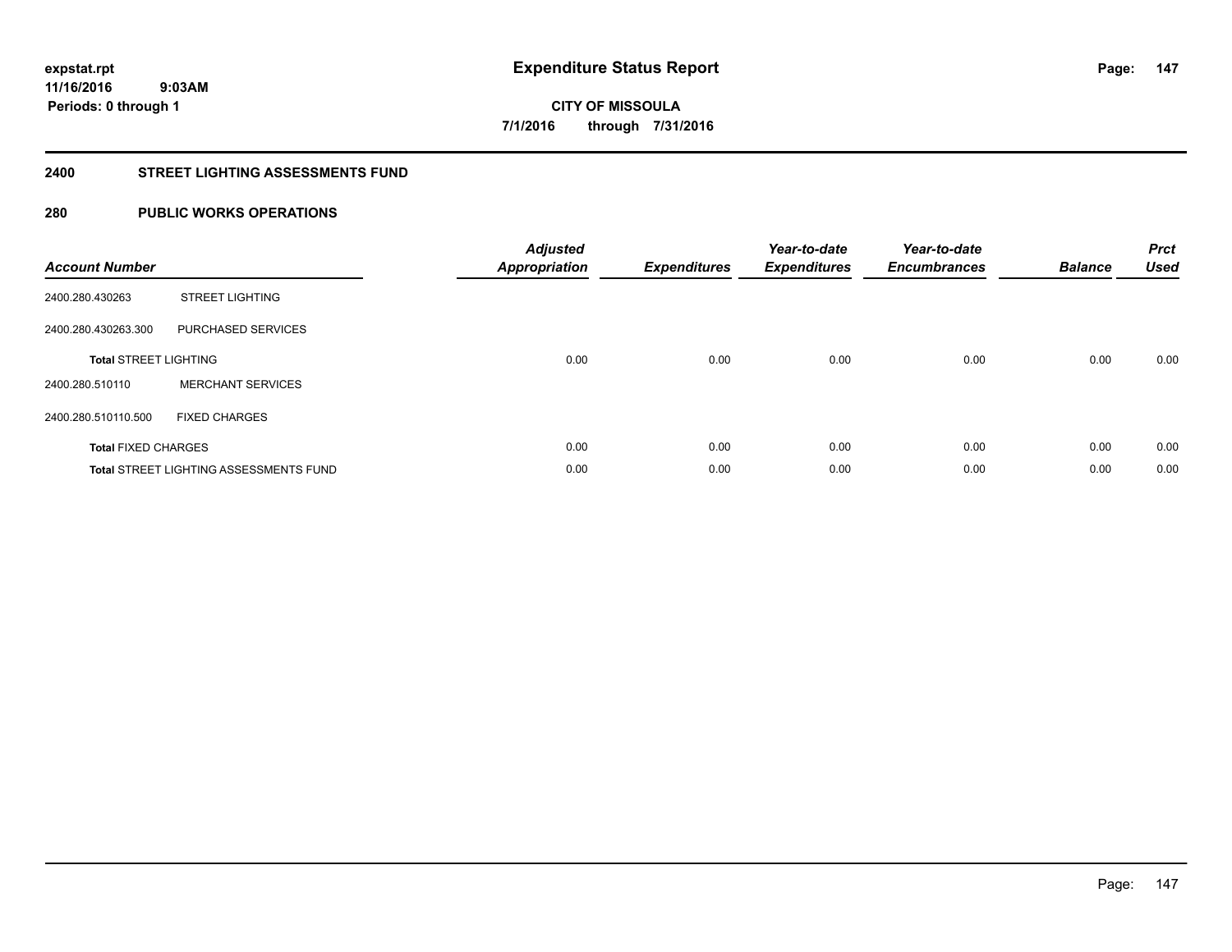**expstat.rpt**
**11/16/2016 9:03AM**
**Periods: 0 through 1**

# Expenditure Status Report

**CITY OF MISSOULA**
**7/1/2016 through 7/31/2016**

## 2400 STREET LIGHTING ASSESSMENTS FUND

## 280 PUBLIC WORKS OPERATIONS

| Account Number | | Adjusted Appropriation | Expenditures | Year-to-date Expenditures | Year-to-date Encumbrances | Balance | Prct Used |
|---|---|---|---|---|---|---|---|
| 2400.280.430263 | STREET LIGHTING | | | | | | |
| 2400.280.430263.300 | PURCHASED SERVICES | | | | | | |
| **Total** STREET LIGHTING | | 0.00 | 0.00 | 0.00 | 0.00 | 0.00 | 0.00 |
| 2400.280.510110 | MERCHANT SERVICES | | | | | | |
| 2400.280.510110.500 | FIXED CHARGES | | | | | | |
| **Total** FIXED CHARGES | | 0.00 | 0.00 | 0.00 | 0.00 | 0.00 | 0.00 |
| **Total** STREET LIGHTING ASSESSMENTS FUND | | 0.00 | 0.00 | 0.00 | 0.00 | 0.00 | 0.00 |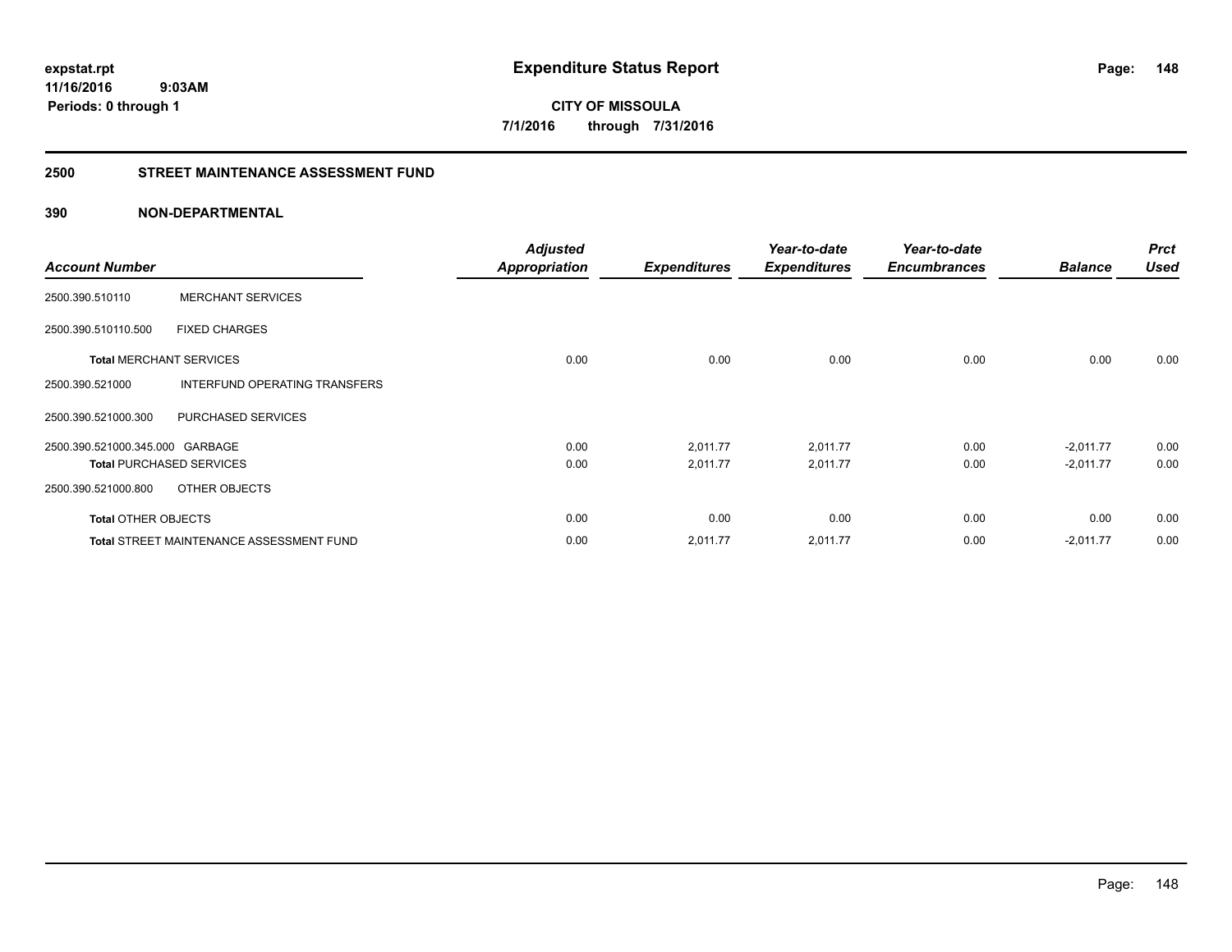# Expenditure Status Report

expstat.rpt
11/16/2016 9:03AM
Periods: 0 through 1

**CITY OF MISSOULA**
**7/1/2016 through 7/31/2016**

## 2500 STREET MAINTENANCE ASSESSMENT FUND

### 390 NON-DEPARTMENTAL

| Account Number | | Adjusted Appropriation | Expenditures | Year-to-date Expenditures | Year-to-date Encumbrances | Balance | Prct Used |
|---|---|---|---|---|---|---|---|
| 2500.390.510110 | MERCHANT SERVICES | | | | | | |
| 2500.390.510110.500 | FIXED CHARGES | | | | | | |
| **Total** MERCHANT SERVICES | | 0.00 | 0.00 | 0.00 | 0.00 | 0.00 | 0.00 |
| 2500.390.521000 | INTERFUND OPERATING TRANSFERS | | | | | | |
| 2500.390.521000.300 | PURCHASED SERVICES | | | | | | |
| 2500.390.521000.345.000 | GARBAGE | 0.00 | 2,011.77 | 2,011.77 | 0.00 | -2,011.77 | 0.00 |
| **Total** PURCHASED SERVICES | | 0.00 | 2,011.77 | 2,011.77 | 0.00 | -2,011.77 | 0.00 |
| 2500.390.521000.800 | OTHER OBJECTS | | | | | | |
| **Total** OTHER OBJECTS | | 0.00 | 0.00 | 0.00 | 0.00 | 0.00 | 0.00 |
| **Total** STREET MAINTENANCE ASSESSMENT FUND | | 0.00 | 2,011.77 | 2,011.77 | 0.00 | -2,011.77 | 0.00 |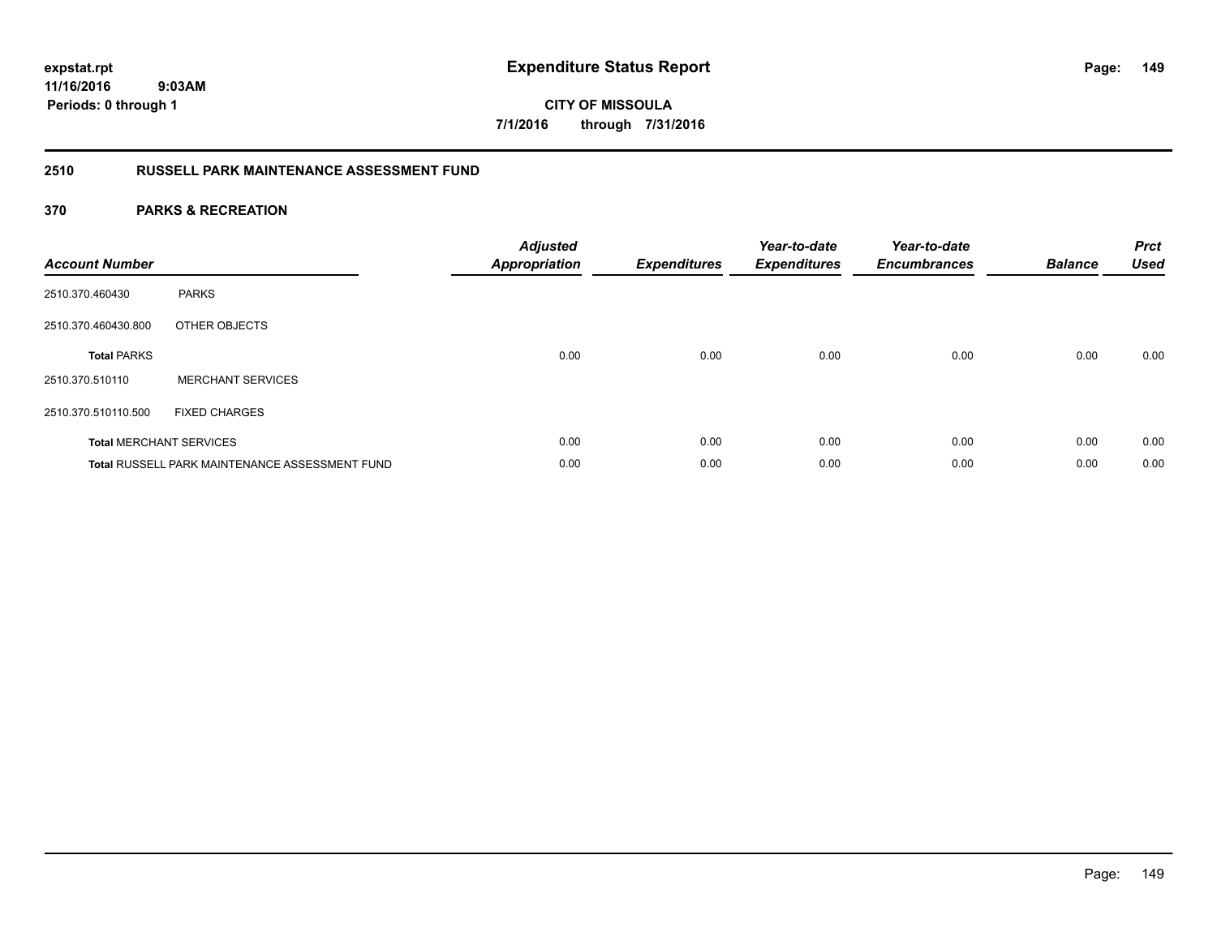**expstat.rpt**
**11/16/2016 9:03AM**
**Periods: 0 through 1**

# Expenditure Status Report

**CITY OF MISSOULA**
**7/1/2016 through 7/31/2016**

## 2510 RUSSELL PARK MAINTENANCE ASSESSMENT FUND

### 370 PARKS & RECREATION

| Account Number | | Adjusted Appropriation | Expenditures | Year-to-date Expenditures | Year-to-date Encumbrances | Balance | Prct Used |
|---|---|---|---|---|---|---|---|
| 2510.370.460430 | PARKS | | | | | | |
| 2510.370.460430.800 | OTHER OBJECTS | | | | | | |
| **Total** PARKS | | 0.00 | 0.00 | 0.00 | 0.00 | 0.00 | 0.00 |
| 2510.370.510110 | MERCHANT SERVICES | | | | | | |
| 2510.370.510110.500 | FIXED CHARGES | | | | | | |
| **Total** MERCHANT SERVICES | | 0.00 | 0.00 | 0.00 | 0.00 | 0.00 | 0.00 |
| **Total** RUSSELL PARK MAINTENANCE ASSESSMENT FUND | | 0.00 | 0.00 | 0.00 | 0.00 | 0.00 | 0.00 |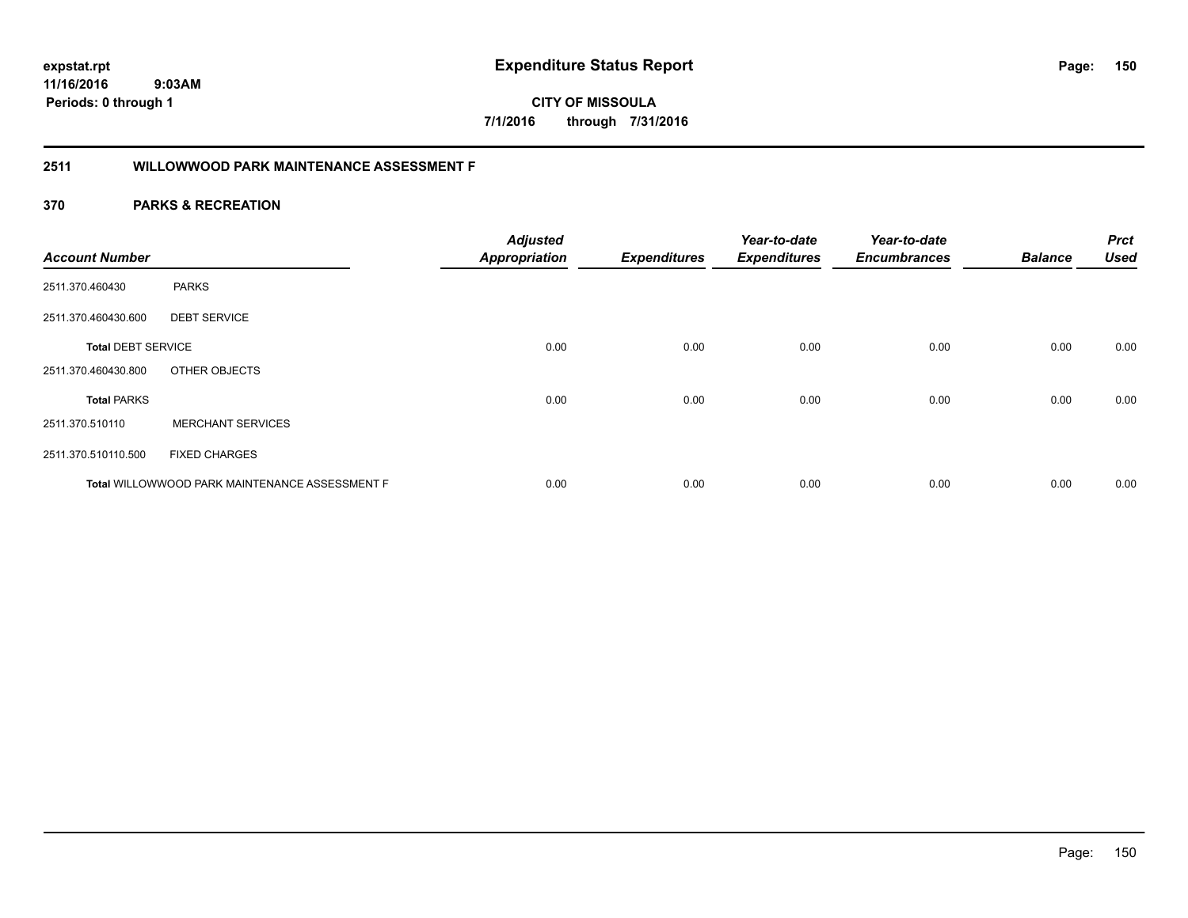**expstat.rpt**
**11/16/2016 9:03AM**
**Periods: 0 through 1**

# Expenditure Status Report

**CITY OF MISSOULA**
**7/1/2016 through 7/31/2016**

## 2511 WILLOWWOOD PARK MAINTENANCE ASSESSMENT F

### 370 PARKS & RECREATION

| Account Number | | Adjusted Appropriation | Expenditures | Year-to-date Expenditures | Year-to-date Encumbrances | Balance | Prct Used |
|---|---|---|---|---|---|---|---|
| 2511.370.460430 | PARKS | | | | | | |
| 2511.370.460430.600 | DEBT SERVICE | | | | | | |
| **Total** DEBT SERVICE | | 0.00 | 0.00 | 0.00 | 0.00 | 0.00 | 0.00 |
| 2511.370.460430.800 | OTHER OBJECTS | | | | | | |
| **Total** PARKS | | 0.00 | 0.00 | 0.00 | 0.00 | 0.00 | 0.00 |
| 2511.370.510110 | MERCHANT SERVICES | | | | | | |
| 2511.370.510110.500 | FIXED CHARGES | | | | | | |
| **Total** WILLOWWOOD PARK MAINTENANCE ASSESSMENT F | | 0.00 | 0.00 | 0.00 | 0.00 | 0.00 | 0.00 |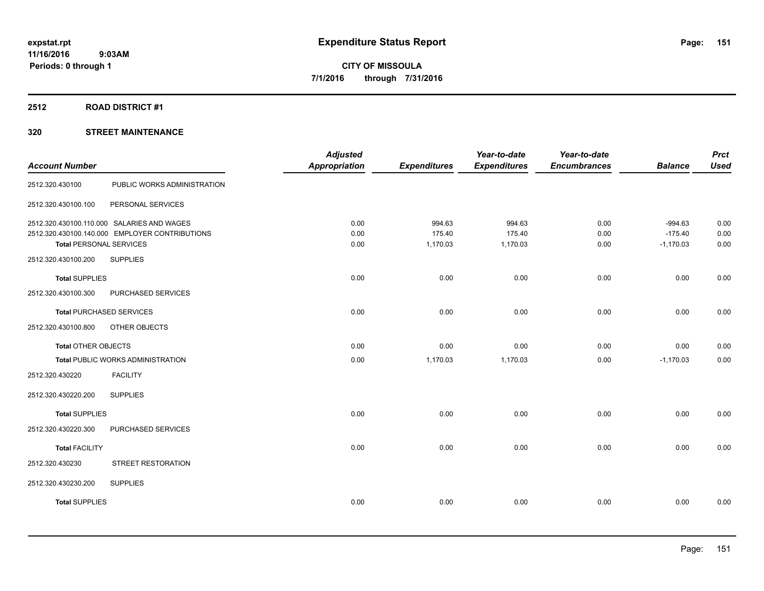**expstat.rpt**
**11/16/2016 9:03AM**
**Periods: 0 through 1**

# Expenditure Status Report

**CITY OF MISSOULA**
**7/1/2016 through 7/31/2016**

## 2512 ROAD DISTRICT #1

## 320 STREET MAINTENANCE

| Account Number | | Adjusted Appropriation | Expenditures | Year-to-date Expenditures | Year-to-date Encumbrances | Balance | Prct Used |
|---|---|---|---|---|---|---|---|
| 2512.320.430100 | PUBLIC WORKS ADMINISTRATION | | | | | | |
| 2512.320.430100.100 | PERSONAL SERVICES | | | | | | |
| 2512.320.430100.110.000 | SALARIES AND WAGES | 0.00 | 994.63 | 994.63 | 0.00 | -994.63 | 0.00 |
| 2512.320.430100.140.000 | EMPLOYER CONTRIBUTIONS | 0.00 | 175.40 | 175.40 | 0.00 | -175.40 | 0.00 |
| **Total** PERSONAL SERVICES | | 0.00 | 1,170.03 | 1,170.03 | 0.00 | -1,170.03 | 0.00 |
| 2512.320.430100.200 | SUPPLIES | | | | | | |
| **Total** SUPPLIES | | 0.00 | 0.00 | 0.00 | 0.00 | 0.00 | 0.00 |
| 2512.320.430100.300 | PURCHASED SERVICES | | | | | | |
| **Total** PURCHASED SERVICES | | 0.00 | 0.00 | 0.00 | 0.00 | 0.00 | 0.00 |
| 2512.320.430100.800 | OTHER OBJECTS | | | | | | |
| **Total** OTHER OBJECTS | | 0.00 | 0.00 | 0.00 | 0.00 | 0.00 | 0.00 |
| **Total** PUBLIC WORKS ADMINISTRATION | | 0.00 | 1,170.03 | 1,170.03 | 0.00 | -1,170.03 | 0.00 |
| 2512.320.430220 | FACILITY | | | | | | |
| 2512.320.430220.200 | SUPPLIES | | | | | | |
| **Total** SUPPLIES | | 0.00 | 0.00 | 0.00 | 0.00 | 0.00 | 0.00 |
| 2512.320.430220.300 | PURCHASED SERVICES | | | | | | |
| **Total** FACILITY | | 0.00 | 0.00 | 0.00 | 0.00 | 0.00 | 0.00 |
| 2512.320.430230 | STREET RESTORATION | | | | | | |
| 2512.320.430230.200 | SUPPLIES | | | | | | |
| **Total** SUPPLIES | | 0.00 | 0.00 | 0.00 | 0.00 | 0.00 | 0.00 |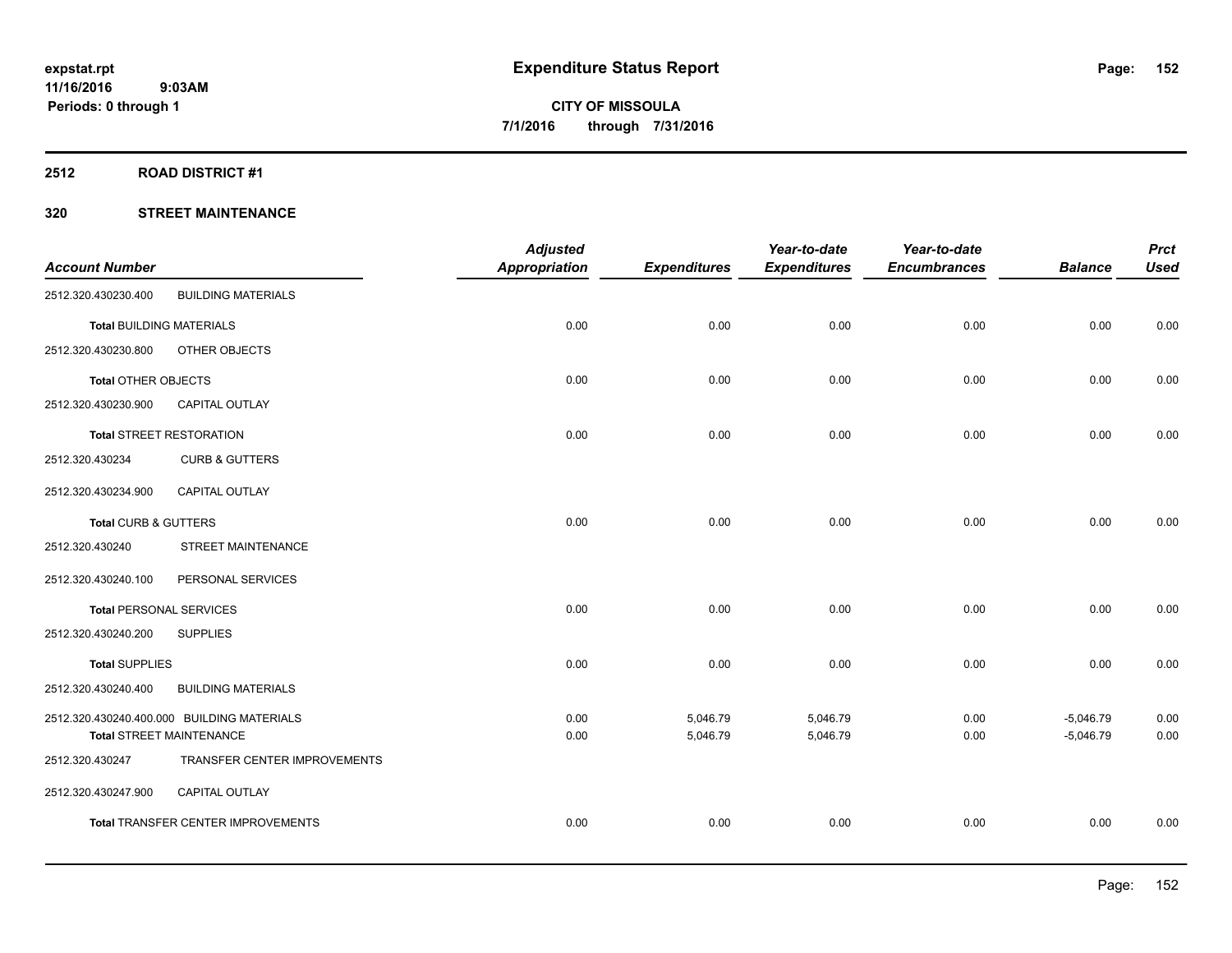# Expenditure Status Report

expstat.rpt
11/16/2016 9:03AM
Periods: 0 through 1

**CITY OF MISSOULA**
**7/1/2016 through 7/31/2016**

## 2512 ROAD DISTRICT #1

## 320 STREET MAINTENANCE

| Account Number | | Adjusted Appropriation | Expenditures | Year-to-date Expenditures | Year-to-date Encumbrances | Balance | Prct Used |
|---|---|---|---|---|---|---|---|
| 2512.320.430230.400 | BUILDING MATERIALS | | | | | | |
| **Total** BUILDING MATERIALS | | 0.00 | 0.00 | 0.00 | 0.00 | 0.00 | 0.00 |
| 2512.320.430230.800 | OTHER OBJECTS | | | | | | |
| **Total** OTHER OBJECTS | | 0.00 | 0.00 | 0.00 | 0.00 | 0.00 | 0.00 |
| 2512.320.430230.900 | CAPITAL OUTLAY | | | | | | |
| **Total** STREET RESTORATION | | 0.00 | 0.00 | 0.00 | 0.00 | 0.00 | 0.00 |
| 2512.320.430234 | CURB & GUTTERS | | | | | | |
| 2512.320.430234.900 | CAPITAL OUTLAY | | | | | | |
| **Total** CURB & GUTTERS | | 0.00 | 0.00 | 0.00 | 0.00 | 0.00 | 0.00 |
| 2512.320.430240 | STREET MAINTENANCE | | | | | | |
| 2512.320.430240.100 | PERSONAL SERVICES | | | | | | |
| **Total** PERSONAL SERVICES | | 0.00 | 0.00 | 0.00 | 0.00 | 0.00 | 0.00 |
| 2512.320.430240.200 | SUPPLIES | | | | | | |
| **Total** SUPPLIES | | 0.00 | 0.00 | 0.00 | 0.00 | 0.00 | 0.00 |
| 2512.320.430240.400 | BUILDING MATERIALS | | | | | | |
| 2512.320.430240.400.000 | BUILDING MATERIALS | 0.00 | 5,046.79 | 5,046.79 | 0.00 | -5,046.79 | 0.00 |
| **Total** STREET MAINTENANCE | | 0.00 | 5,046.79 | 5,046.79 | 0.00 | -5,046.79 | 0.00 |
| 2512.320.430247 | TRANSFER CENTER IMPROVEMENTS | | | | | | |
| 2512.320.430247.900 | CAPITAL OUTLAY | | | | | | |
| **Total** TRANSFER CENTER IMPROVEMENTS | | 0.00 | 0.00 | 0.00 | 0.00 | 0.00 | 0.00 |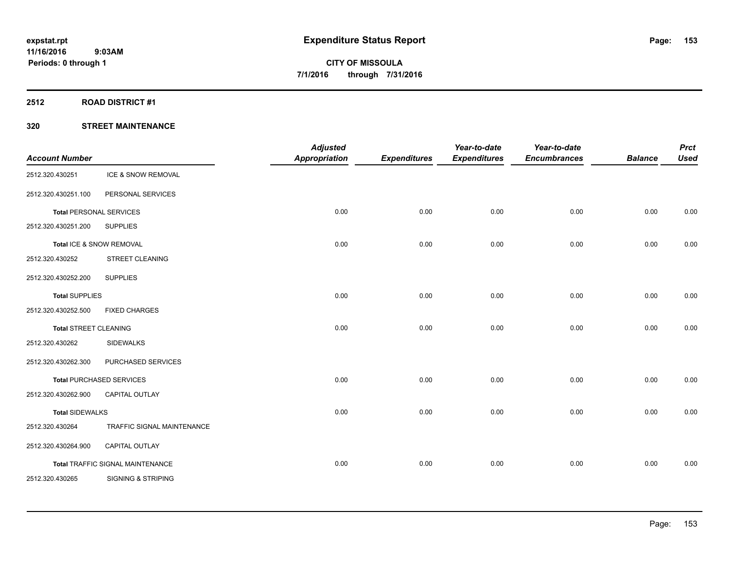**expstat.rpt**
**11/16/2016 9:03AM**
**Periods: 0 through 1**

# Expenditure Status Report

**CITY OF MISSOULA**
**7/1/2016 through 7/31/2016**

## 2512 ROAD DISTRICT #1

### 320 STREET MAINTENANCE

| Account Number | | Adjusted Appropriation | Expenditures | Year-to-date Expenditures | Year-to-date Encumbrances | Balance | Prct Used |
|---|---|---|---|---|---|---|---|
| 2512.320.430251 | ICE & SNOW REMOVAL | | | | | | |
| 2512.320.430251.100 | PERSONAL SERVICES | | | | | | |
| **Total** PERSONAL SERVICES | | 0.00 | 0.00 | 0.00 | 0.00 | 0.00 | 0.00 |
| 2512.320.430251.200 | SUPPLIES | | | | | | |
| **Total** ICE & SNOW REMOVAL | | 0.00 | 0.00 | 0.00 | 0.00 | 0.00 | 0.00 |
| 2512.320.430252 | STREET CLEANING | | | | | | |
| 2512.320.430252.200 | SUPPLIES | | | | | | |
| **Total** SUPPLIES | | 0.00 | 0.00 | 0.00 | 0.00 | 0.00 | 0.00 |
| 2512.320.430252.500 | FIXED CHARGES | | | | | | |
| **Total** STREET CLEANING | | 0.00 | 0.00 | 0.00 | 0.00 | 0.00 | 0.00 |
| 2512.320.430262 | SIDEWALKS | | | | | | |
| 2512.320.430262.300 | PURCHASED SERVICES | | | | | | |
| **Total** PURCHASED SERVICES | | 0.00 | 0.00 | 0.00 | 0.00 | 0.00 | 0.00 |
| 2512.320.430262.900 | CAPITAL OUTLAY | | | | | | |
| **Total** SIDEWALKS | | 0.00 | 0.00 | 0.00 | 0.00 | 0.00 | 0.00 |
| 2512.320.430264 | TRAFFIC SIGNAL MAINTENANCE | | | | | | |
| 2512.320.430264.900 | CAPITAL OUTLAY | | | | | | |
| **Total** TRAFFIC SIGNAL MAINTENANCE | | 0.00 | 0.00 | 0.00 | 0.00 | 0.00 | 0.00 |
| 2512.320.430265 | SIGNING & STRIPING | | | | | | |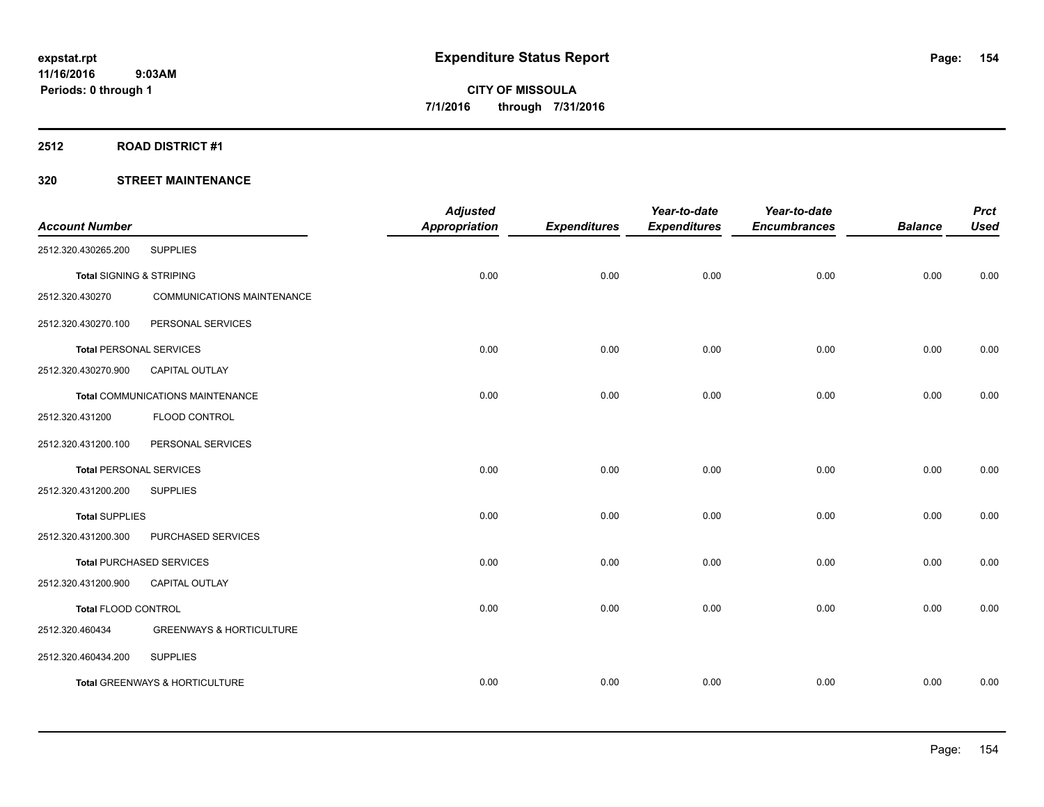# Expenditure Status Report

**CITY OF MISSOULA**
**7/1/2016 through 7/31/2016**

expstat.rpt
11/16/2016 9:03AM
Periods: 0 through 1

## 2512 ROAD DISTRICT #1

### 320 STREET MAINTENANCE

| Account Number | | Adjusted Appropriation | Expenditures | Year-to-date Expenditures | Year-to-date Encumbrances | Balance | Prct Used |
|---|---|---|---|---|---|---|---|
| 2512.320.430265.200 | SUPPLIES | | | | | | |
| **Total** SIGNING & STRIPING | | 0.00 | 0.00 | 0.00 | 0.00 | 0.00 | 0.00 |
| 2512.320.430270 | COMMUNICATIONS MAINTENANCE | | | | | | |
| 2512.320.430270.100 | PERSONAL SERVICES | | | | | | |
| **Total** PERSONAL SERVICES | | 0.00 | 0.00 | 0.00 | 0.00 | 0.00 | 0.00 |
| 2512.320.430270.900 | CAPITAL OUTLAY | | | | | | |
| **Total** COMMUNICATIONS MAINTENANCE | | 0.00 | 0.00 | 0.00 | 0.00 | 0.00 | 0.00 |
| 2512.320.431200 | FLOOD CONTROL | | | | | | |
| 2512.320.431200.100 | PERSONAL SERVICES | | | | | | |
| **Total** PERSONAL SERVICES | | 0.00 | 0.00 | 0.00 | 0.00 | 0.00 | 0.00 |
| 2512.320.431200.200 | SUPPLIES | | | | | | |
| **Total** SUPPLIES | | 0.00 | 0.00 | 0.00 | 0.00 | 0.00 | 0.00 |
| 2512.320.431200.300 | PURCHASED SERVICES | | | | | | |
| **Total** PURCHASED SERVICES | | 0.00 | 0.00 | 0.00 | 0.00 | 0.00 | 0.00 |
| 2512.320.431200.900 | CAPITAL OUTLAY | | | | | | |
| **Total** FLOOD CONTROL | | 0.00 | 0.00 | 0.00 | 0.00 | 0.00 | 0.00 |
| 2512.320.460434 | GREENWAYS & HORTICULTURE | | | | | | |
| 2512.320.460434.200 | SUPPLIES | | | | | | |
| **Total** GREENWAYS & HORTICULTURE | | 0.00 | 0.00 | 0.00 | 0.00 | 0.00 | 0.00 |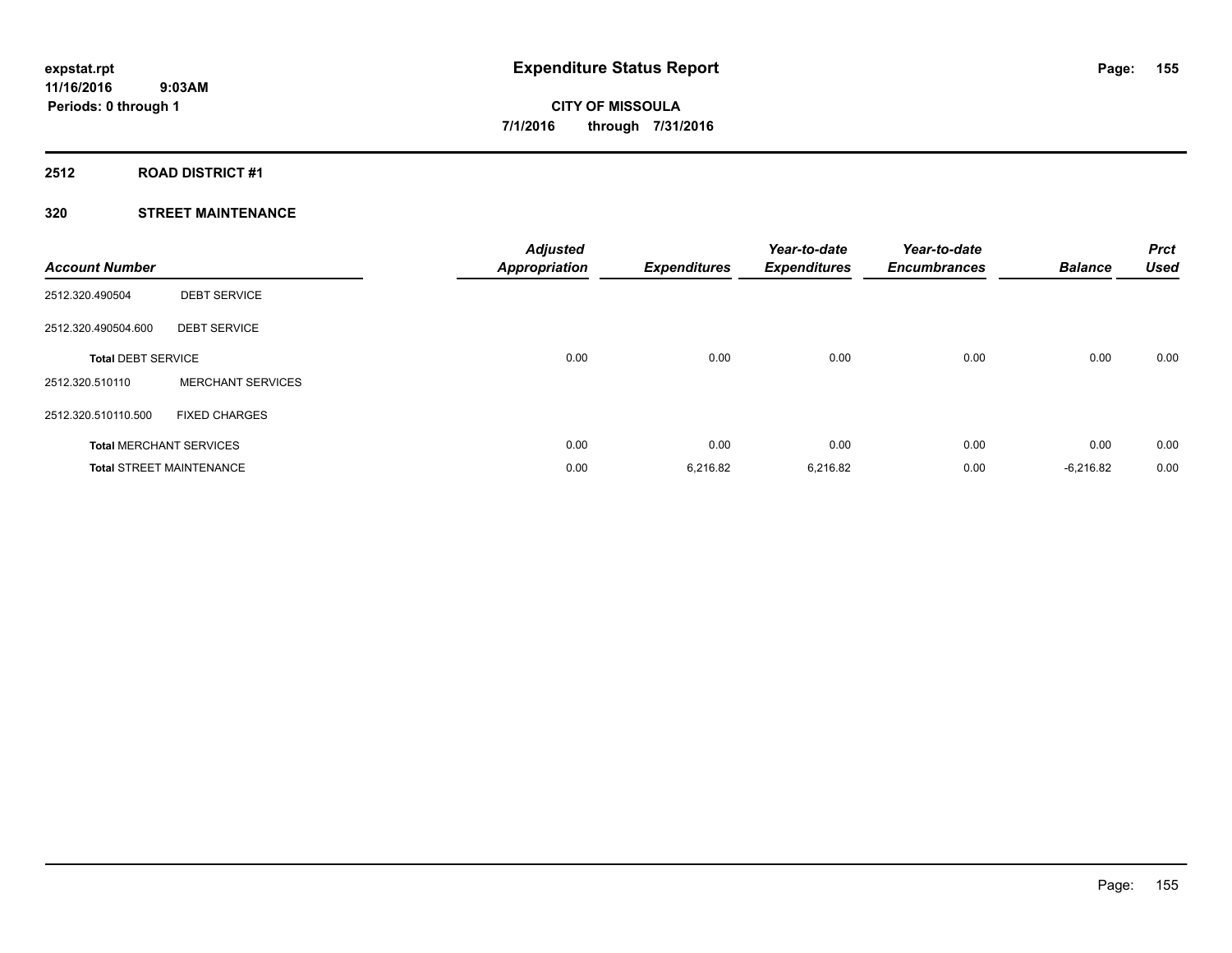**expstat.rpt**
**11/16/2016 9:03AM**
**Periods: 0 through 1**

# Expenditure Status Report

**CITY OF MISSOULA**
**7/1/2016 through 7/31/2016**

## 2512 ROAD DISTRICT #1

### 320 STREET MAINTENANCE

| Account Number | | Adjusted Appropriation | Expenditures | Year-to-date Expenditures | Year-to-date Encumbrances | Balance | Prct Used |
|---|---|---|---|---|---|---|---|
| 2512.320.490504 | DEBT SERVICE | | | | | | |
| 2512.320.490504.600 | DEBT SERVICE | | | | | | |
| **Total** DEBT SERVICE | | 0.00 | 0.00 | 0.00 | 0.00 | 0.00 | 0.00 |
| 2512.320.510110 | MERCHANT SERVICES | | | | | | |
| 2512.320.510110.500 | FIXED CHARGES | | | | | | |
| **Total** MERCHANT SERVICES | | 0.00 | 0.00 | 0.00 | 0.00 | 0.00 | 0.00 |
| **Total** STREET MAINTENANCE | | 0.00 | 6,216.82 | 6,216.82 | 0.00 | -6,216.82 | 0.00 |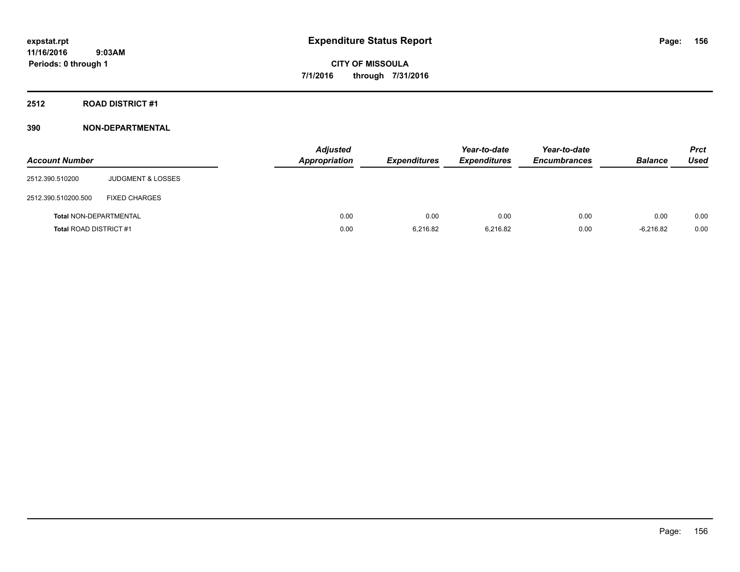**expstat.rpt**
**11/16/2016 9:03AM**
**Periods: 0 through 1**

# Expenditure Status Report

**CITY OF MISSOULA**
**7/1/2016 through 7/31/2016**

## 2512 ROAD DISTRICT #1

## 390 NON-DEPARTMENTAL

| Account Number | | Adjusted Appropriation | Expenditures | Year-to-date Expenditures | Year-to-date Encumbrances | Balance | Prct Used |
|---|---|---|---|---|---|---|---|
| 2512.390.510200 | JUDGMENT & LOSSES | | | | | | |
| 2512.390.510200.500 | FIXED CHARGES | | | | | | |
| **Total** NON-DEPARTMENTAL | | 0.00 | 0.00 | 0.00 | 0.00 | 0.00 | 0.00 |
| **Total** ROAD DISTRICT #1 | | 0.00 | 6,216.82 | 6,216.82 | 0.00 | -6,216.82 | 0.00 |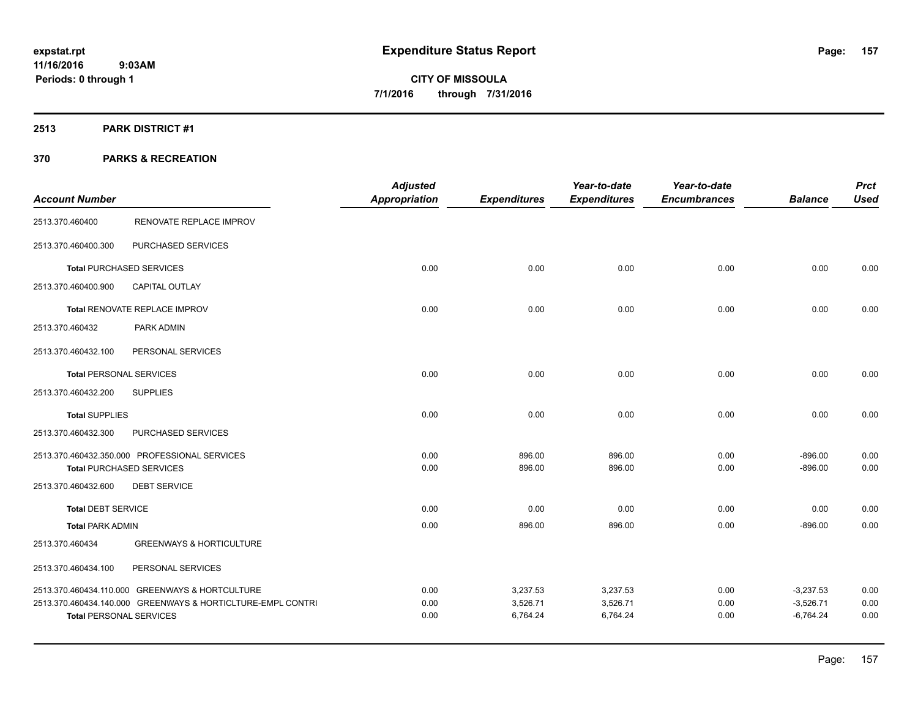**expstat.rpt**
**11/16/2016 9:03AM**
**Periods: 0 through 1**

# Expenditure Status Report

**CITY OF MISSOULA**
**7/1/2016 through 7/31/2016**

## 2513 PARK DISTRICT #1

## 370 PARKS & RECREATION

| Account Number | | Adjusted Appropriation | Expenditures | Year-to-date Expenditures | Year-to-date Encumbrances | Balance | Prct Used |
|---|---|---|---|---|---|---|---|
| 2513.370.460400 | RENOVATE REPLACE IMPROV | | | | | | |
| 2513.370.460400.300 | PURCHASED SERVICES | | | | | | |
| **Total** PURCHASED SERVICES | | 0.00 | 0.00 | 0.00 | 0.00 | 0.00 | 0.00 |
| 2513.370.460400.900 | CAPITAL OUTLAY | | | | | | |
| **Total** RENOVATE REPLACE IMPROV | | 0.00 | 0.00 | 0.00 | 0.00 | 0.00 | 0.00 |
| 2513.370.460432 | PARK ADMIN | | | | | | |
| 2513.370.460432.100 | PERSONAL SERVICES | | | | | | |
| **Total** PERSONAL SERVICES | | 0.00 | 0.00 | 0.00 | 0.00 | 0.00 | 0.00 |
| 2513.370.460432.200 | SUPPLIES | | | | | | |
| **Total** SUPPLIES | | 0.00 | 0.00 | 0.00 | 0.00 | 0.00 | 0.00 |
| 2513.370.460432.300 | PURCHASED SERVICES | | | | | | |
| 2513.370.460432.350.000 | PROFESSIONAL SERVICES | 0.00 | 896.00 | 896.00 | 0.00 | -896.00 | 0.00 |
| **Total** PURCHASED SERVICES | | 0.00 | 896.00 | 896.00 | 0.00 | -896.00 | 0.00 |
| 2513.370.460432.600 | DEBT SERVICE | | | | | | |
| **Total** DEBT SERVICE | | 0.00 | 0.00 | 0.00 | 0.00 | 0.00 | 0.00 |
| **Total** PARK ADMIN | | 0.00 | 896.00 | 896.00 | 0.00 | -896.00 | 0.00 |
| 2513.370.460434 | GREENWAYS & HORTICULTURE | | | | | | |
| 2513.370.460434.100 | PERSONAL SERVICES | | | | | | |
| 2513.370.460434.110.000 | GREENWAYS & HORTCULTURE | 0.00 | 3,237.53 | 3,237.53 | 0.00 | -3,237.53 | 0.00 |
| 2513.370.460434.140.000 | GREENWAYS & HORTICLTURE-EMPL CONTRI | 0.00 | 3,526.71 | 3,526.71 | 0.00 | -3,526.71 | 0.00 |
| **Total** PERSONAL SERVICES | | 0.00 | 6,764.24 | 6,764.24 | 0.00 | -6,764.24 | 0.00 |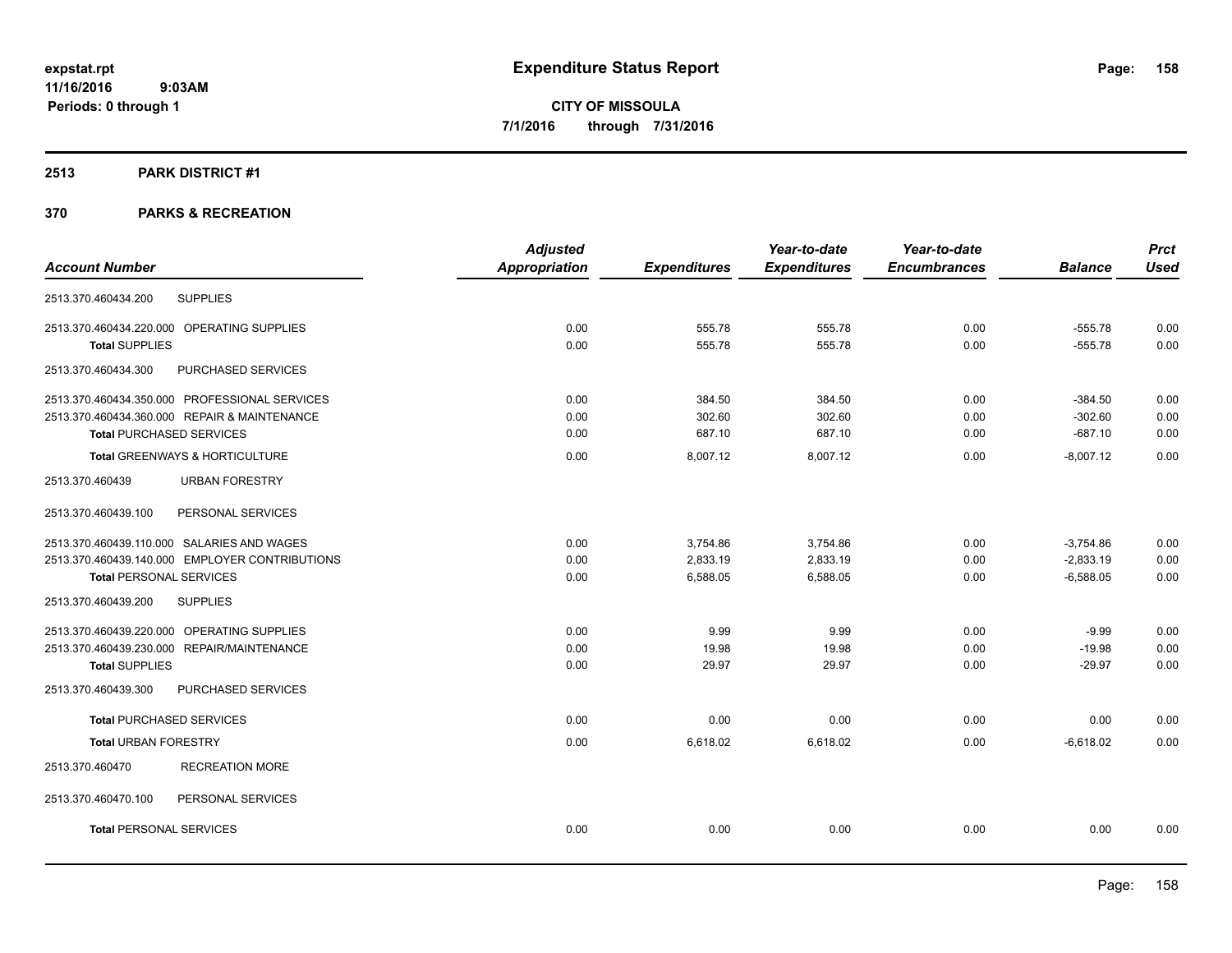# Expenditure Status Report

**CITY OF MISSOULA**

**7/1/2016 through 7/31/2016**

expstat.rpt
11/16/2016 9:03AM
Periods: 0 through 1

## 2513 PARK DISTRICT #1

## 370 PARKS & RECREATION

| Account Number | | Adjusted Appropriation | Expenditures | Year-to-date Expenditures | Year-to-date Encumbrances | Balance | Prct Used |
|---|---|---|---|---|---|---|---|
| 2513.370.460434.200 | SUPPLIES | | | | | | |
| 2513.370.460434.220.000 | OPERATING SUPPLIES | 0.00 | 555.78 | 555.78 | 0.00 | -555.78 | 0.00 |
| **Total SUPPLIES** | | 0.00 | 555.78 | 555.78 | 0.00 | -555.78 | 0.00 |
| 2513.370.460434.300 | PURCHASED SERVICES | | | | | | |
| 2513.370.460434.350.000 | PROFESSIONAL SERVICES | 0.00 | 384.50 | 384.50 | 0.00 | -384.50 | 0.00 |
| 2513.370.460434.360.000 | REPAIR & MAINTENANCE | 0.00 | 302.60 | 302.60 | 0.00 | -302.60 | 0.00 |
| **Total PURCHASED SERVICES** | | 0.00 | 687.10 | 687.10 | 0.00 | -687.10 | 0.00 |
| **Total GREENWAYS & HORTICULTURE** | | 0.00 | 8,007.12 | 8,007.12 | 0.00 | -8,007.12 | 0.00 |
| 2513.370.460439 | URBAN FORESTRY | | | | | | |
| 2513.370.460439.100 | PERSONAL SERVICES | | | | | | |
| 2513.370.460439.110.000 | SALARIES AND WAGES | 0.00 | 3,754.86 | 3,754.86 | 0.00 | -3,754.86 | 0.00 |
| 2513.370.460439.140.000 | EMPLOYER CONTRIBUTIONS | 0.00 | 2,833.19 | 2,833.19 | 0.00 | -2,833.19 | 0.00 |
| **Total PERSONAL SERVICES** | | 0.00 | 6,588.05 | 6,588.05 | 0.00 | -6,588.05 | 0.00 |
| 2513.370.460439.200 | SUPPLIES | | | | | | |
| 2513.370.460439.220.000 | OPERATING SUPPLIES | 0.00 | 9.99 | 9.99 | 0.00 | -9.99 | 0.00 |
| 2513.370.460439.230.000 | REPAIR/MAINTENANCE | 0.00 | 19.98 | 19.98 | 0.00 | -19.98 | 0.00 |
| **Total SUPPLIES** | | 0.00 | 29.97 | 29.97 | 0.00 | -29.97 | 0.00 |
| 2513.370.460439.300 | PURCHASED SERVICES | | | | | | |
| **Total PURCHASED SERVICES** | | 0.00 | 0.00 | 0.00 | 0.00 | 0.00 | 0.00 |
| **Total URBAN FORESTRY** | | 0.00 | 6,618.02 | 6,618.02 | 0.00 | -6,618.02 | 0.00 |
| 2513.370.460470 | RECREATION MORE | | | | | | |
| 2513.370.460470.100 | PERSONAL SERVICES | | | | | | |
| **Total PERSONAL SERVICES** | | 0.00 | 0.00 | 0.00 | 0.00 | 0.00 | 0.00 |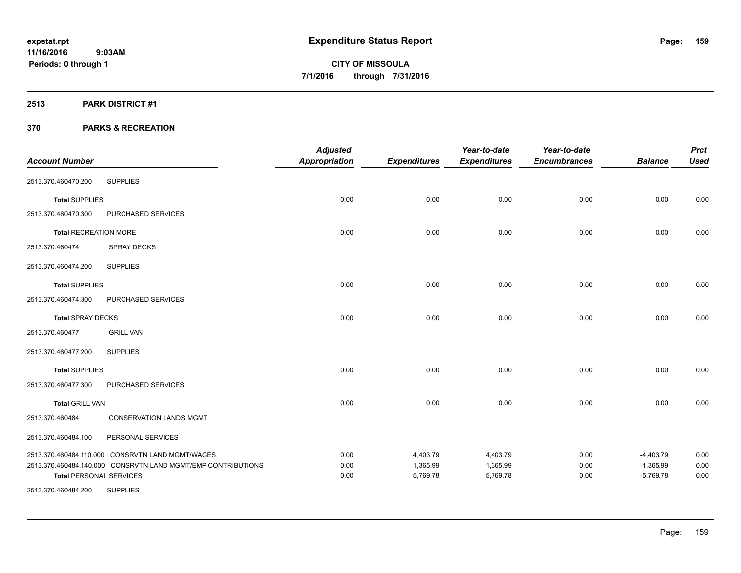# Expenditure Status Report

**CITY OF MISSOULA**

**7/1/2016 through 7/31/2016**

expstat.rpt
11/16/2016 9:03AM
Periods: 0 through 1

## 2513 PARK DISTRICT #1

## 370 PARKS & RECREATION

| Account Number | | Adjusted Appropriation | Expenditures | Year-to-date Expenditures | Year-to-date Encumbrances | Balance | Prct Used |
|---|---|---|---|---|---|---|---|
| 2513.370.460470.200 | SUPPLIES | | | | | | |
| **Total** SUPPLIES | | 0.00 | 0.00 | 0.00 | 0.00 | 0.00 | 0.00 |
| 2513.370.460470.300 | PURCHASED SERVICES | | | | | | |
| **Total** RECREATION MORE | | 0.00 | 0.00 | 0.00 | 0.00 | 0.00 | 0.00 |
| 2513.370.460474 | SPRAY DECKS | | | | | | |
| 2513.370.460474.200 | SUPPLIES | | | | | | |
| **Total** SUPPLIES | | 0.00 | 0.00 | 0.00 | 0.00 | 0.00 | 0.00 |
| 2513.370.460474.300 | PURCHASED SERVICES | | | | | | |
| **Total** SPRAY DECKS | | 0.00 | 0.00 | 0.00 | 0.00 | 0.00 | 0.00 |
| 2513.370.460477 | GRILL VAN | | | | | | |
| 2513.370.460477.200 | SUPPLIES | | | | | | |
| **Total** SUPPLIES | | 0.00 | 0.00 | 0.00 | 0.00 | 0.00 | 0.00 |
| 2513.370.460477.300 | PURCHASED SERVICES | | | | | | |
| **Total** GRILL VAN | | 0.00 | 0.00 | 0.00 | 0.00 | 0.00 | 0.00 |
| 2513.370.460484 | CONSERVATION LANDS MGMT | | | | | | |
| 2513.370.460484.100 | PERSONAL SERVICES | | | | | | |
| 2513.370.460484.110.000 | CONSRVTN LAND MGMT/WAGES | 0.00 | 4,403.79 | 4,403.79 | 0.00 | -4,403.79 | 0.00 |
| 2513.370.460484.140.000 | CONSRVTN LAND MGMT/EMP CONTRIBUTIONS | 0.00 | 1,365.99 | 1,365.99 | 0.00 | -1,365.99 | 0.00 |
| **Total** PERSONAL SERVICES | | 0.00 | 5,769.78 | 5,769.78 | 0.00 | -5,769.78 | 0.00 |
| 2513.370.460484.200 | SUPPLIES | | | | | | |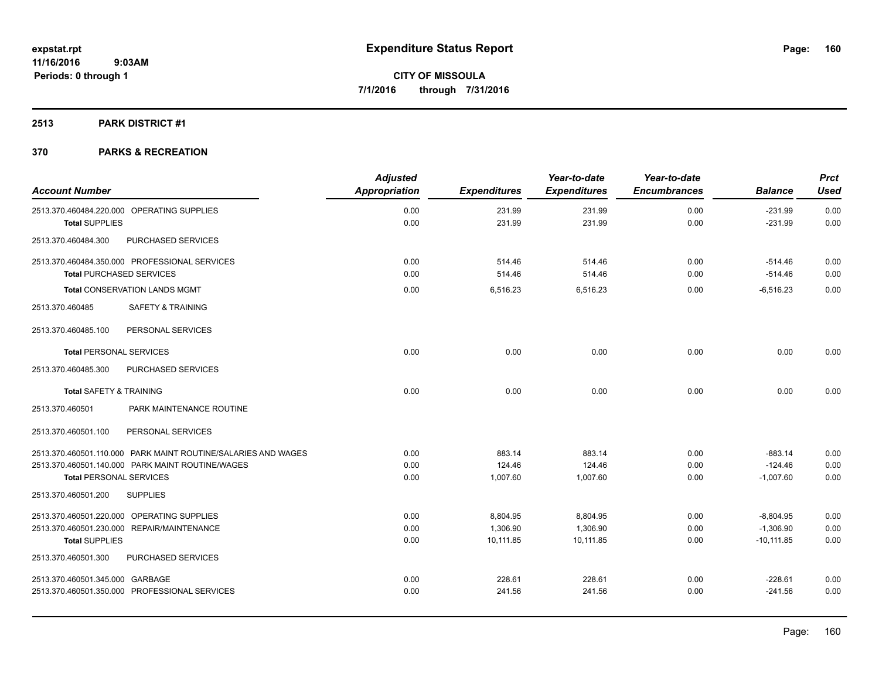# Expenditure Status Report

expstat.rpt
11/16/2016 9:03AM
Periods: 0 through 1

**CITY OF MISSOULA**
**7/1/2016 through 7/31/2016**

## 2513 PARK DISTRICT #1

## 370 PARKS & RECREATION

| Account Number | Adjusted Appropriation | Expenditures | Year-to-date Expenditures | Year-to-date Encumbrances | Balance | Prct Used |
|---|---|---|---|---|---|---|
| 2513.370.460484.220.000 OPERATING SUPPLIES | 0.00 | 231.99 | 231.99 | 0.00 | -231.99 | 0.00 |
| **Total** SUPPLIES | 0.00 | 231.99 | 231.99 | 0.00 | -231.99 | 0.00 |
| 2513.370.460484.300 PURCHASED SERVICES | | | | | | |
| 2513.370.460484.350.000 PROFESSIONAL SERVICES | 0.00 | 514.46 | 514.46 | 0.00 | -514.46 | 0.00 |
| **Total** PURCHASED SERVICES | 0.00 | 514.46 | 514.46 | 0.00 | -514.46 | 0.00 |
| **Total** CONSERVATION LANDS MGMT | 0.00 | 6,516.23 | 6,516.23 | 0.00 | -6,516.23 | 0.00 |
| 2513.370.460485 SAFETY & TRAINING | | | | | | |
| 2513.370.460485.100 PERSONAL SERVICES | | | | | | |
| **Total** PERSONAL SERVICES | 0.00 | 0.00 | 0.00 | 0.00 | 0.00 | 0.00 |
| 2513.370.460485.300 PURCHASED SERVICES | | | | | | |
| **Total** SAFETY & TRAINING | 0.00 | 0.00 | 0.00 | 0.00 | 0.00 | 0.00 |
| 2513.370.460501 PARK MAINTENANCE ROUTINE | | | | | | |
| 2513.370.460501.100 PERSONAL SERVICES | | | | | | |
| 2513.370.460501.110.000 PARK MAINT ROUTINE/SALARIES AND WAGES | 0.00 | 883.14 | 883.14 | 0.00 | -883.14 | 0.00 |
| 2513.370.460501.140.000 PARK MAINT ROUTINE/WAGES | 0.00 | 124.46 | 124.46 | 0.00 | -124.46 | 0.00 |
| **Total** PERSONAL SERVICES | 0.00 | 1,007.60 | 1,007.60 | 0.00 | -1,007.60 | 0.00 |
| 2513.370.460501.200 SUPPLIES | | | | | | |
| 2513.370.460501.220.000 OPERATING SUPPLIES | 0.00 | 8,804.95 | 8,804.95 | 0.00 | -8,804.95 | 0.00 |
| 2513.370.460501.230.000 REPAIR/MAINTENANCE | 0.00 | 1,306.90 | 1,306.90 | 0.00 | -1,306.90 | 0.00 |
| **Total** SUPPLIES | 0.00 | 10,111.85 | 10,111.85 | 0.00 | -10,111.85 | 0.00 |
| 2513.370.460501.300 PURCHASED SERVICES | | | | | | |
| 2513.370.460501.345.000 GARBAGE | 0.00 | 228.61 | 228.61 | 0.00 | -228.61 | 0.00 |
| 2513.370.460501.350.000 PROFESSIONAL SERVICES | 0.00 | 241.56 | 241.56 | 0.00 | -241.56 | 0.00 |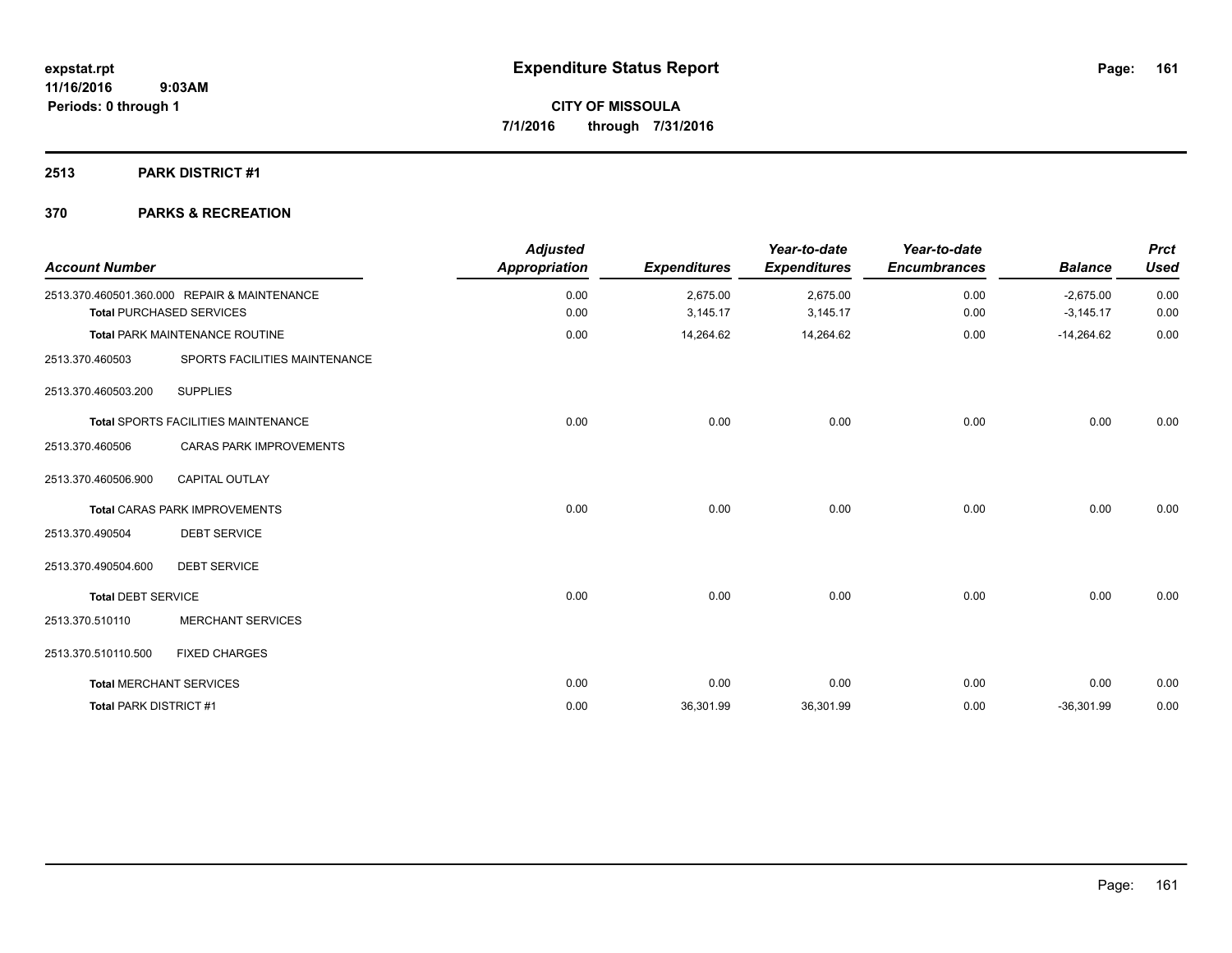**expstat.rpt**
**11/16/2016 9:03AM**
**Periods: 0 through 1**

# Expenditure Status Report

**CITY OF MISSOULA**
**7/1/2016 through 7/31/2016**

## 2513 PARK DISTRICT #1

## 370 PARKS & RECREATION

| Account Number | | Adjusted Appropriation | Expenditures | Year-to-date Expenditures | Year-to-date Encumbrances | Balance | Prct Used |
|---|---|---|---|---|---|---|---|
| 2513.370.460501.360.000 | REPAIR & MAINTENANCE | 0.00 | 2,675.00 | 2,675.00 | 0.00 | -2,675.00 | 0.00 |
| **Total** PURCHASED SERVICES | | 0.00 | 3,145.17 | 3,145.17 | 0.00 | -3,145.17 | 0.00 |
| **Total** PARK MAINTENANCE ROUTINE | | 0.00 | 14,264.62 | 14,264.62 | 0.00 | -14,264.62 | 0.00 |
| 2513.370.460503 | SPORTS FACILITIES MAINTENANCE | | | | | | |
| 2513.370.460503.200 | SUPPLIES | | | | | | |
| **Total** SPORTS FACILITIES MAINTENANCE | | 0.00 | 0.00 | 0.00 | 0.00 | 0.00 | 0.00 |
| 2513.370.460506 | CARAS PARK IMPROVEMENTS | | | | | | |
| 2513.370.460506.900 | CAPITAL OUTLAY | | | | | | |
| **Total** CARAS PARK IMPROVEMENTS | | 0.00 | 0.00 | 0.00 | 0.00 | 0.00 | 0.00 |
| 2513.370.490504 | DEBT SERVICE | | | | | | |
| 2513.370.490504.600 | DEBT SERVICE | | | | | | |
| **Total** DEBT SERVICE | | 0.00 | 0.00 | 0.00 | 0.00 | 0.00 | 0.00 |
| 2513.370.510110 | MERCHANT SERVICES | | | | | | |
| 2513.370.510110.500 | FIXED CHARGES | | | | | | |
| **Total** MERCHANT SERVICES | | 0.00 | 0.00 | 0.00 | 0.00 | 0.00 | 0.00 |
| **Total** PARK DISTRICT #1 | | 0.00 | 36,301.99 | 36,301.99 | 0.00 | -36,301.99 | 0.00 |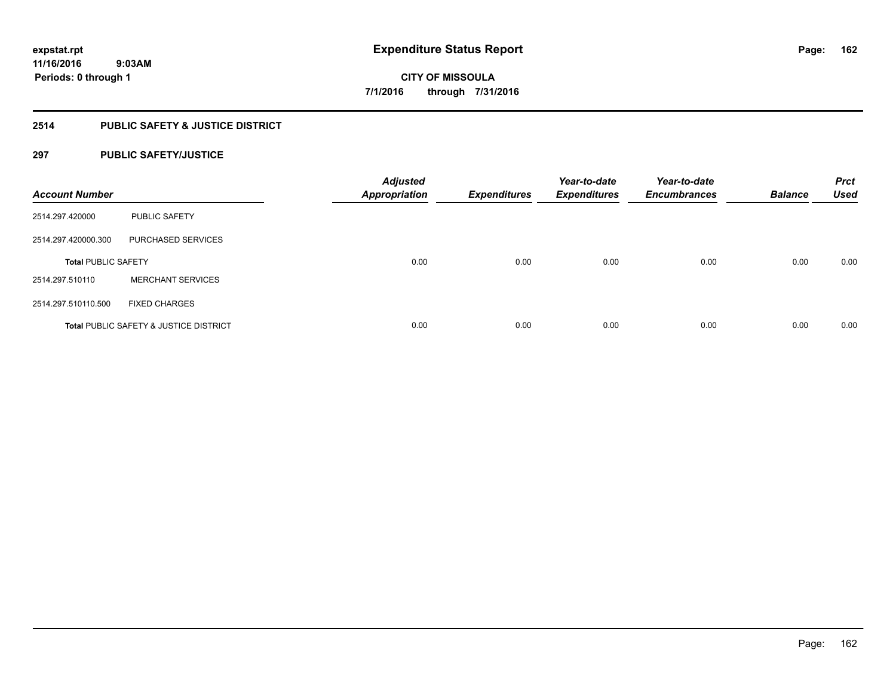**expstat.rpt**
**11/16/2016 9:03AM**
**Periods: 0 through 1**

# Expenditure Status Report

**CITY OF MISSOULA**
**7/1/2016 through 7/31/2016**

## 2514 PUBLIC SAFETY & JUSTICE DISTRICT

### 297 PUBLIC SAFETY/JUSTICE

| Account Number | | Adjusted Appropriation | Expenditures | Year-to-date Expenditures | Year-to-date Encumbrances | Balance | Prct Used |
|---|---|---|---|---|---|---|---|
| 2514.297.420000 | PUBLIC SAFETY | | | | | | |
| 2514.297.420000.300 | PURCHASED SERVICES | | | | | | |
| **Total** PUBLIC SAFETY | | 0.00 | 0.00 | 0.00 | 0.00 | 0.00 | 0.00 |
| 2514.297.510110 | MERCHANT SERVICES | | | | | | |
| 2514.297.510110.500 | FIXED CHARGES | | | | | | |
| **Total** PUBLIC SAFETY & JUSTICE DISTRICT | | 0.00 | 0.00 | 0.00 | 0.00 | 0.00 | 0.00 |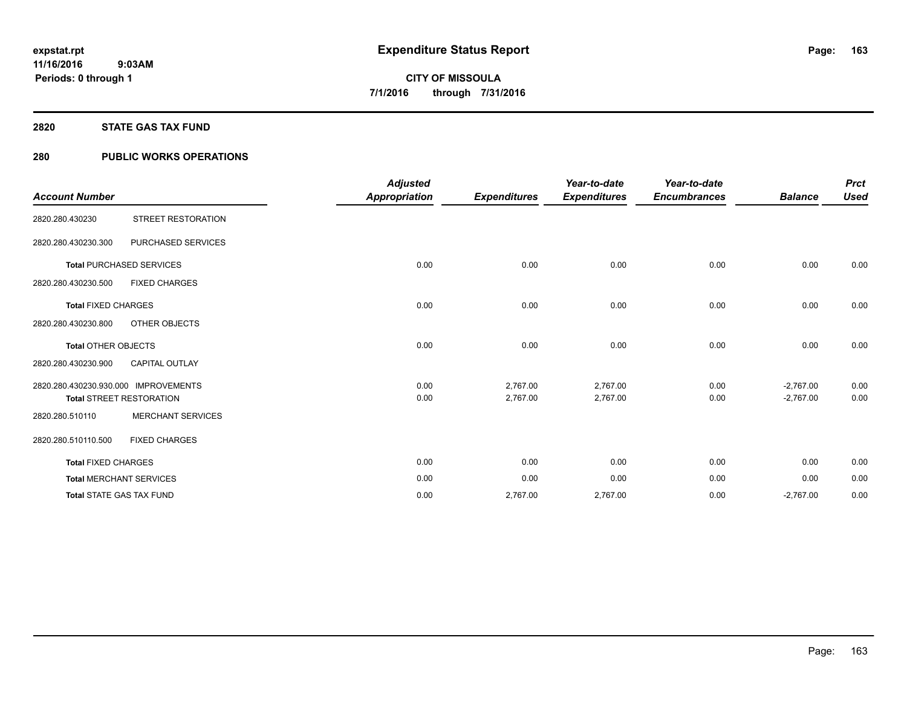**expstat.rpt**
**11/16/2016 9:03AM**
**Periods: 0 through 1**

# Expenditure Status Report

**CITY OF MISSOULA**
**7/1/2016 through 7/31/2016**

## 2820 STATE GAS TAX FUND

## 280 PUBLIC WORKS OPERATIONS

| Account Number | | Adjusted Appropriation | Expenditures | Year-to-date Expenditures | Year-to-date Encumbrances | Balance | Prct Used |
|---|---|---|---|---|---|---|---|
| 2820.280.430230 | STREET RESTORATION | | | | | | |
| 2820.280.430230.300 | PURCHASED SERVICES | | | | | | |
| **Total** PURCHASED SERVICES | | 0.00 | 0.00 | 0.00 | 0.00 | 0.00 | 0.00 |
| 2820.280.430230.500 | FIXED CHARGES | | | | | | |
| **Total** FIXED CHARGES | | 0.00 | 0.00 | 0.00 | 0.00 | 0.00 | 0.00 |
| 2820.280.430230.800 | OTHER OBJECTS | | | | | | |
| **Total** OTHER OBJECTS | | 0.00 | 0.00 | 0.00 | 0.00 | 0.00 | 0.00 |
| 2820.280.430230.900 | CAPITAL OUTLAY | | | | | | |
| 2820.280.430230.930.000 | IMPROVEMENTS | 0.00 | 2,767.00 | 2,767.00 | 0.00 | -2,767.00 | 0.00 |
| **Total** STREET RESTORATION | | 0.00 | 2,767.00 | 2,767.00 | 0.00 | -2,767.00 | 0.00 |
| 2820.280.510110 | MERCHANT SERVICES | | | | | | |
| 2820.280.510110.500 | FIXED CHARGES | | | | | | |
| **Total** FIXED CHARGES | | 0.00 | 0.00 | 0.00 | 0.00 | 0.00 | 0.00 |
| **Total** MERCHANT SERVICES | | 0.00 | 0.00 | 0.00 | 0.00 | 0.00 | 0.00 |
| **Total** STATE GAS TAX FUND | | 0.00 | 2,767.00 | 2,767.00 | 0.00 | -2,767.00 | 0.00 |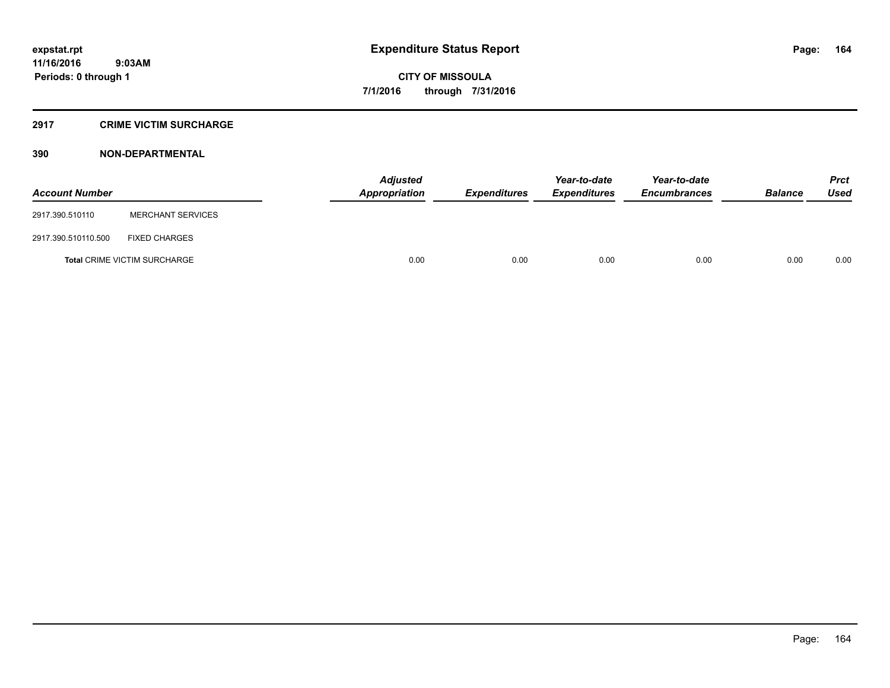**expstat.rpt**
**11/16/2016 9:03AM**
**Periods: 0 through 1**

# Expenditure Status Report

**CITY OF MISSOULA**
**7/1/2016 through 7/31/2016**

## 2917 CRIME VICTIM SURCHARGE

### 390 NON-DEPARTMENTAL

| Account Number | | Adjusted Appropriation | Expenditures | Year-to-date Expenditures | Year-to-date Encumbrances | Balance | Prct Used |
|---|---|---|---|---|---|---|---|
| 2917.390.510110 | MERCHANT SERVICES | | | | | | |
| 2917.390.510110.500 | FIXED CHARGES | | | | | | |
| **Total** CRIME VICTIM SURCHARGE | | 0.00 | 0.00 | 0.00 | 0.00 | 0.00 | 0.00 |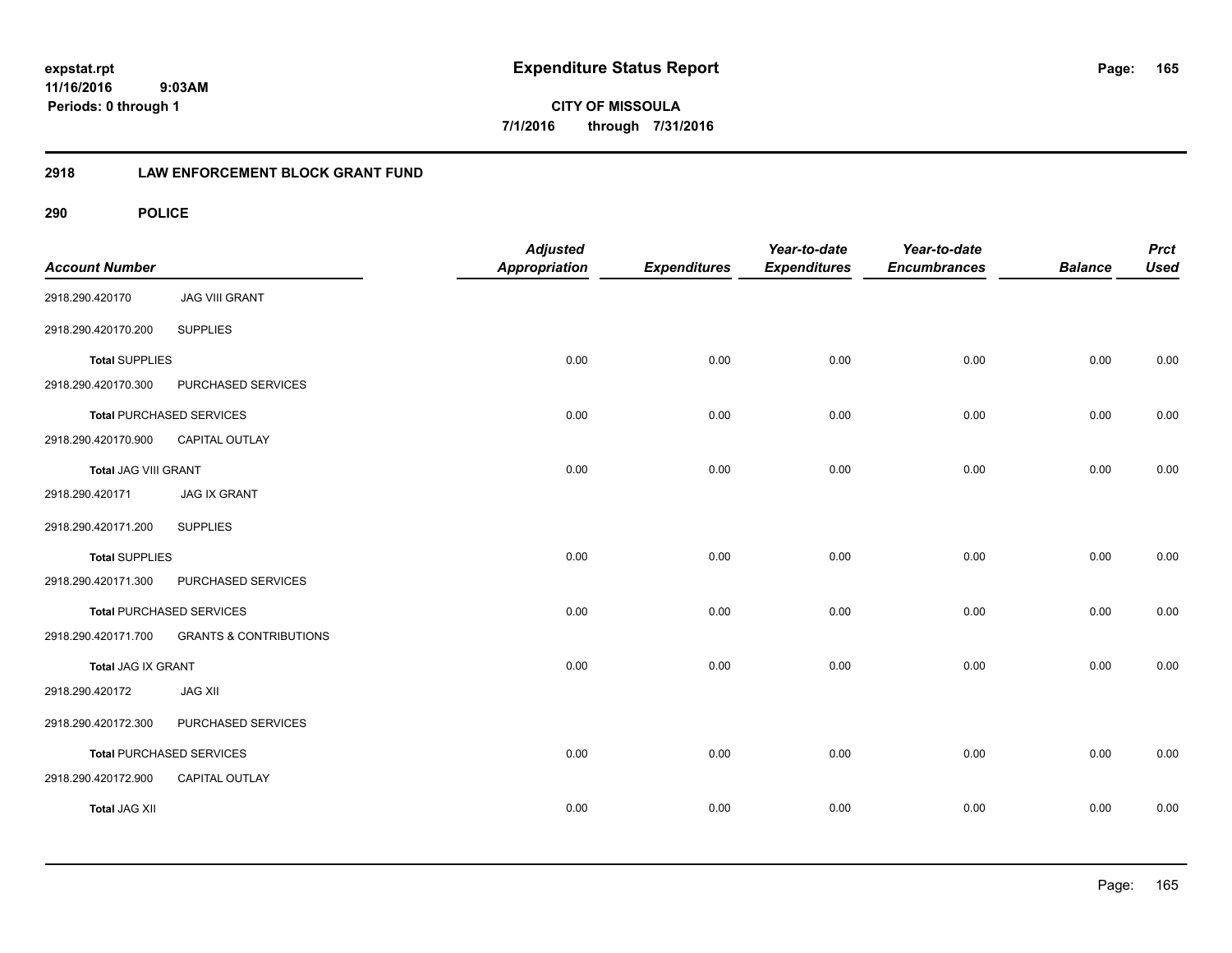# Expenditure Status Report

**expstat.rpt**
**11/16/2016 9:03AM**
**Periods: 0 through 1**

**CITY OF MISSOULA**
**7/1/2016 through 7/31/2016**

## 2918 LAW ENFORCEMENT BLOCK GRANT FUND

### 290 POLICE

| Account Number | | Adjusted Appropriation | Expenditures | Year-to-date Expenditures | Year-to-date Encumbrances | Balance | Prct Used |
|---|---|---|---|---|---|---|---|
| 2918.290.420170 | JAG VIII GRANT | | | | | | |
| 2918.290.420170.200 | SUPPLIES | | | | | | |
| **Total** SUPPLIES | | 0.00 | 0.00 | 0.00 | 0.00 | 0.00 | 0.00 |
| 2918.290.420170.300 | PURCHASED SERVICES | | | | | | |
| **Total** PURCHASED SERVICES | | 0.00 | 0.00 | 0.00 | 0.00 | 0.00 | 0.00 |
| 2918.290.420170.900 | CAPITAL OUTLAY | | | | | | |
| **Total** JAG VIII GRANT | | 0.00 | 0.00 | 0.00 | 0.00 | 0.00 | 0.00 |
| 2918.290.420171 | JAG IX GRANT | | | | | | |
| 2918.290.420171.200 | SUPPLIES | | | | | | |
| **Total** SUPPLIES | | 0.00 | 0.00 | 0.00 | 0.00 | 0.00 | 0.00 |
| 2918.290.420171.300 | PURCHASED SERVICES | | | | | | |
| **Total** PURCHASED SERVICES | | 0.00 | 0.00 | 0.00 | 0.00 | 0.00 | 0.00 |
| 2918.290.420171.700 | GRANTS & CONTRIBUTIONS | | | | | | |
| **Total** JAG IX GRANT | | 0.00 | 0.00 | 0.00 | 0.00 | 0.00 | 0.00 |
| 2918.290.420172 | JAG XII | | | | | | |
| 2918.290.420172.300 | PURCHASED SERVICES | | | | | | |
| **Total** PURCHASED SERVICES | | 0.00 | 0.00 | 0.00 | 0.00 | 0.00 | 0.00 |
| 2918.290.420172.900 | CAPITAL OUTLAY | | | | | | |
| **Total** JAG XII | | 0.00 | 0.00 | 0.00 | 0.00 | 0.00 | 0.00 |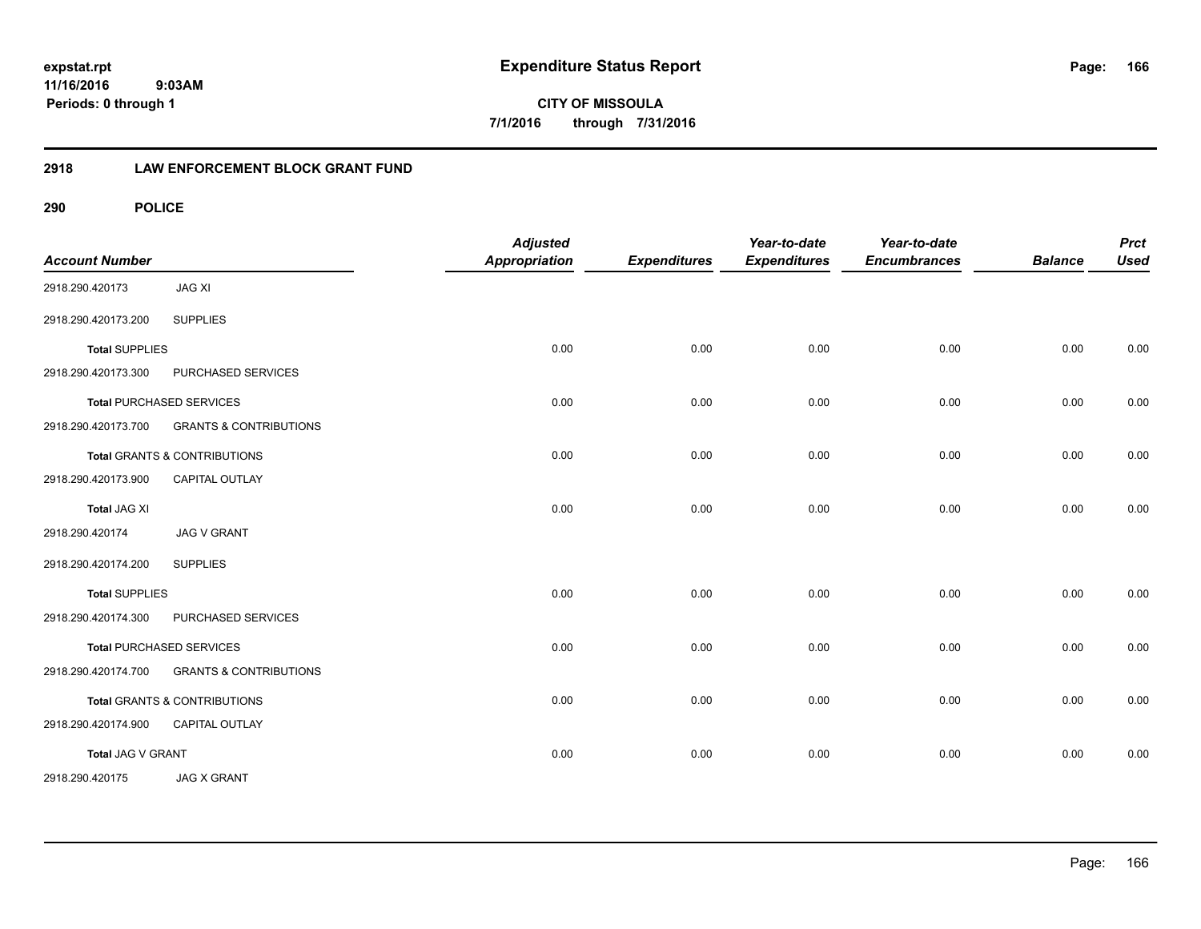# Expenditure Status Report

expstat.rpt
11/16/2016 9:03AM
Periods: 0 through 1

**CITY OF MISSOULA**
**7/1/2016 through 7/31/2016**

## 2918 LAW ENFORCEMENT BLOCK GRANT FUND

### 290 POLICE

| Account Number | | Adjusted Appropriation | Expenditures | Year-to-date Expenditures | Year-to-date Encumbrances | Balance | Prct Used |
|---|---|---|---|---|---|---|---|
| 2918.290.420173 | JAG XI | | | | | | |
| 2918.290.420173.200 | SUPPLIES | | | | | | |
| **Total** SUPPLIES | | 0.00 | 0.00 | 0.00 | 0.00 | 0.00 | 0.00 |
| 2918.290.420173.300 | PURCHASED SERVICES | | | | | | |
| **Total** PURCHASED SERVICES | | 0.00 | 0.00 | 0.00 | 0.00 | 0.00 | 0.00 |
| 2918.290.420173.700 | GRANTS & CONTRIBUTIONS | | | | | | |
| **Total** GRANTS & CONTRIBUTIONS | | 0.00 | 0.00 | 0.00 | 0.00 | 0.00 | 0.00 |
| 2918.290.420173.900 | CAPITAL OUTLAY | | | | | | |
| **Total** JAG XI | | 0.00 | 0.00 | 0.00 | 0.00 | 0.00 | 0.00 |
| 2918.290.420174 | JAG V GRANT | | | | | | |
| 2918.290.420174.200 | SUPPLIES | | | | | | |
| **Total** SUPPLIES | | 0.00 | 0.00 | 0.00 | 0.00 | 0.00 | 0.00 |
| 2918.290.420174.300 | PURCHASED SERVICES | | | | | | |
| **Total** PURCHASED SERVICES | | 0.00 | 0.00 | 0.00 | 0.00 | 0.00 | 0.00 |
| 2918.290.420174.700 | GRANTS & CONTRIBUTIONS | | | | | | |
| **Total** GRANTS & CONTRIBUTIONS | | 0.00 | 0.00 | 0.00 | 0.00 | 0.00 | 0.00 |
| 2918.290.420174.900 | CAPITAL OUTLAY | | | | | | |
| **Total** JAG V GRANT | | 0.00 | 0.00 | 0.00 | 0.00 | 0.00 | 0.00 |
| 2918.290.420175 | JAG X GRANT | | | | | | |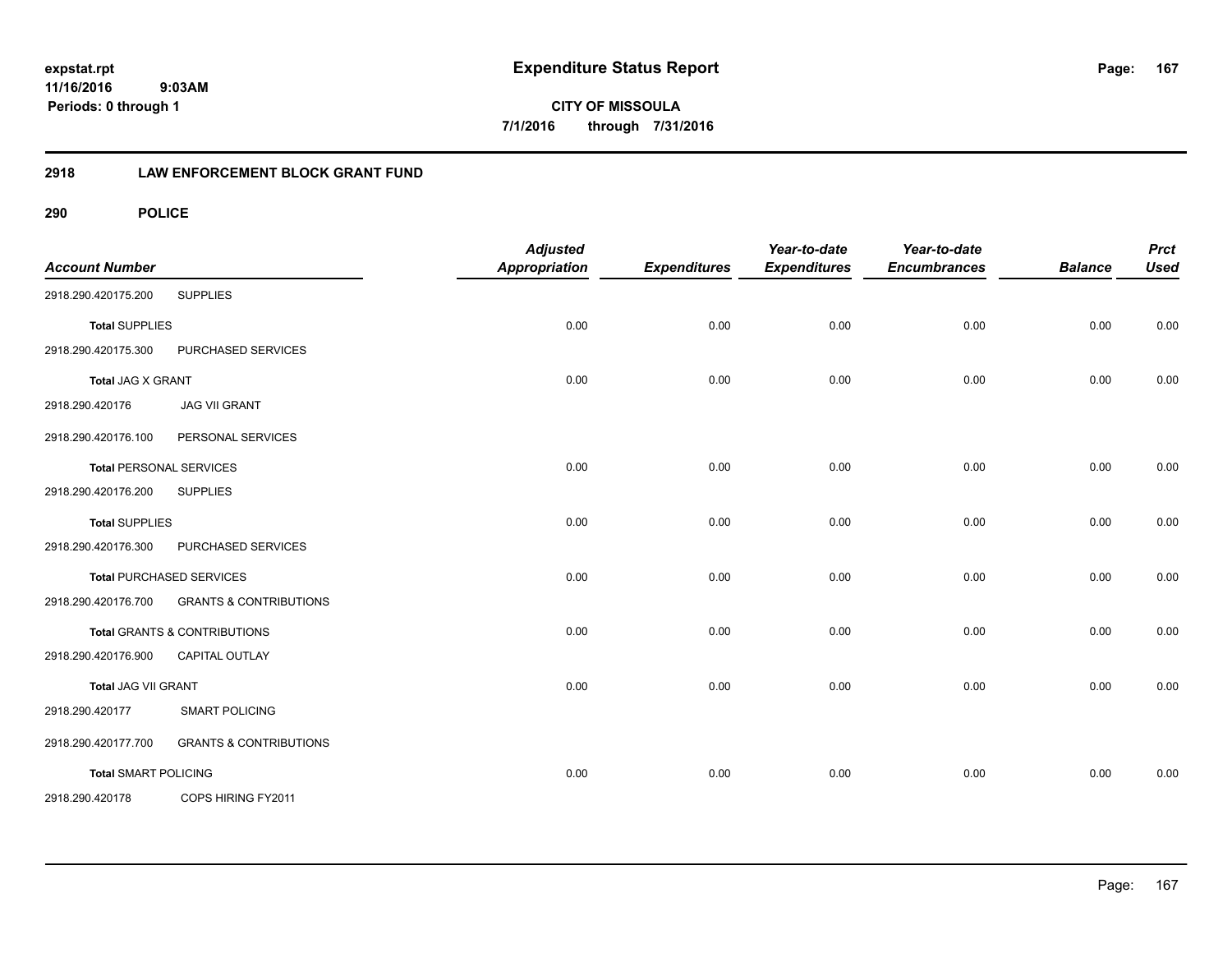# Expenditure Status Report

**CITY OF MISSOULA**

**7/1/2016 through 7/31/2016**

expstat.rpt
11/16/2016 9:03AM
Periods: 0 through 1

## 2918 LAW ENFORCEMENT BLOCK GRANT FUND

### 290 POLICE

| Account Number | | Adjusted Appropriation | Expenditures | Year-to-date Expenditures | Year-to-date Encumbrances | Balance | Prct Used |
|---|---|---|---|---|---|---|---|
| 2918.290.420175.200 | SUPPLIES | | | | | | |
| **Total** SUPPLIES | | 0.00 | 0.00 | 0.00 | 0.00 | 0.00 | 0.00 |
| 2918.290.420175.300 | PURCHASED SERVICES | | | | | | |
| **Total** JAG X GRANT | | 0.00 | 0.00 | 0.00 | 0.00 | 0.00 | 0.00 |
| 2918.290.420176 | JAG VII GRANT | | | | | | |
| 2918.290.420176.100 | PERSONAL SERVICES | | | | | | |
| **Total** PERSONAL SERVICES | | 0.00 | 0.00 | 0.00 | 0.00 | 0.00 | 0.00 |
| 2918.290.420176.200 | SUPPLIES | | | | | | |
| **Total** SUPPLIES | | 0.00 | 0.00 | 0.00 | 0.00 | 0.00 | 0.00 |
| 2918.290.420176.300 | PURCHASED SERVICES | | | | | | |
| **Total** PURCHASED SERVICES | | 0.00 | 0.00 | 0.00 | 0.00 | 0.00 | 0.00 |
| 2918.290.420176.700 | GRANTS & CONTRIBUTIONS | | | | | | |
| **Total** GRANTS & CONTRIBUTIONS | | 0.00 | 0.00 | 0.00 | 0.00 | 0.00 | 0.00 |
| 2918.290.420176.900 | CAPITAL OUTLAY | | | | | | |
| **Total** JAG VII GRANT | | 0.00 | 0.00 | 0.00 | 0.00 | 0.00 | 0.00 |
| 2918.290.420177 | SMART POLICING | | | | | | |
| 2918.290.420177.700 | GRANTS & CONTRIBUTIONS | | | | | | |
| **Total** SMART POLICING | | 0.00 | 0.00 | 0.00 | 0.00 | 0.00 | 0.00 |
| 2918.290.420178 | COPS HIRING FY2011 | | | | | | |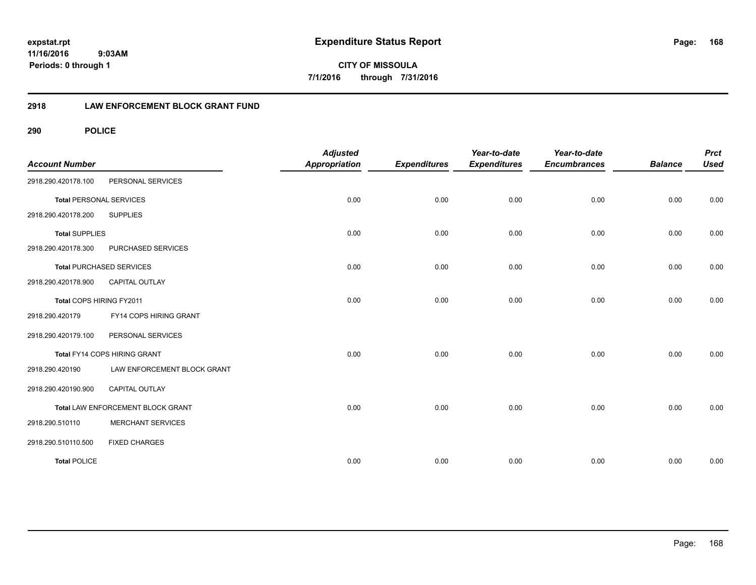**expstat.rpt**
**11/16/2016 9:03AM**
**Periods: 0 through 1**

# Expenditure Status Report

**CITY OF MISSOULA**
**7/1/2016 through 7/31/2016**

## 2918 LAW ENFORCEMENT BLOCK GRANT FUND

### 290 POLICE

| Account Number | | Adjusted Appropriation | Expenditures | Year-to-date Expenditures | Year-to-date Encumbrances | Balance | Prct Used |
|---|---|---|---|---|---|---|---|
| 2918.290.420178.100 | PERSONAL SERVICES | | | | | | |
| **Total** PERSONAL SERVICES | | 0.00 | 0.00 | 0.00 | 0.00 | 0.00 | 0.00 |
| 2918.290.420178.200 | SUPPLIES | | | | | | |
| **Total** SUPPLIES | | 0.00 | 0.00 | 0.00 | 0.00 | 0.00 | 0.00 |
| 2918.290.420178.300 | PURCHASED SERVICES | | | | | | |
| **Total** PURCHASED SERVICES | | 0.00 | 0.00 | 0.00 | 0.00 | 0.00 | 0.00 |
| 2918.290.420178.900 | CAPITAL OUTLAY | | | | | | |
| Total COPS HIRING FY2011 | | 0.00 | 0.00 | 0.00 | 0.00 | 0.00 | 0.00 |
| 2918.290.420179 | FY14 COPS HIRING GRANT | | | | | | |
| 2918.290.420179.100 | PERSONAL SERVICES | | | | | | |
| Total FY14 COPS HIRING GRANT | | 0.00 | 0.00 | 0.00 | 0.00 | 0.00 | 0.00 |
| 2918.290.420190 | LAW ENFORCEMENT BLOCK GRANT | | | | | | |
| 2918.290.420190.900 | CAPITAL OUTLAY | | | | | | |
| Total LAW ENFORCEMENT BLOCK GRANT | | 0.00 | 0.00 | 0.00 | 0.00 | 0.00 | 0.00 |
| 2918.290.510110 | MERCHANT SERVICES | | | | | | |
| 2918.290.510110.500 | FIXED CHARGES | | | | | | |
| **Total** POLICE | | 0.00 | 0.00 | 0.00 | 0.00 | 0.00 | 0.00 |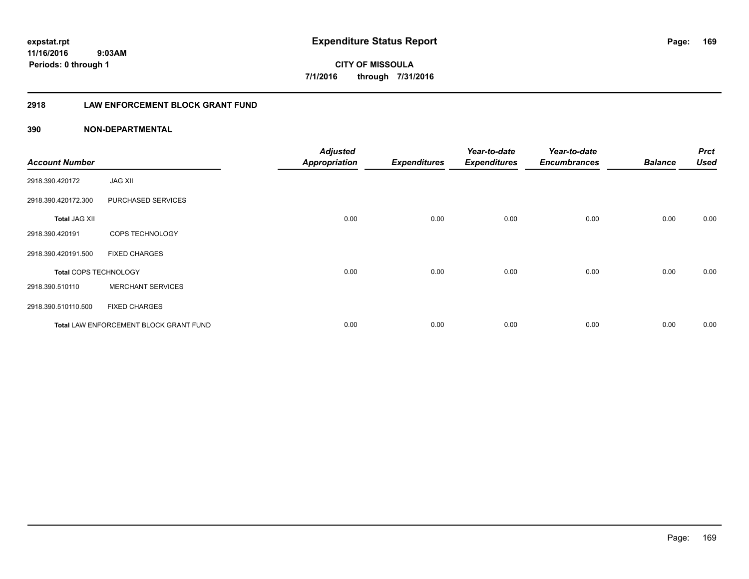**expstat.rpt**
**11/16/2016 9:03AM**
**Periods: 0 through 1**

# Expenditure Status Report

**CITY OF MISSOULA**
**7/1/2016 through 7/31/2016**

## 2918 LAW ENFORCEMENT BLOCK GRANT FUND

### 390 NON-DEPARTMENTAL

| Account Number | | Adjusted Appropriation | Expenditures | Year-to-date Expenditures | Year-to-date Encumbrances | Balance | Prct Used |
|---|---|---|---|---|---|---|---|
| 2918.390.420172 | JAG XII | | | | | | |
| 2918.390.420172.300 | PURCHASED SERVICES | | | | | | |
| **Total** JAG XII | | 0.00 | 0.00 | 0.00 | 0.00 | 0.00 | 0.00 |
| 2918.390.420191 | COPS TECHNOLOGY | | | | | | |
| 2918.390.420191.500 | FIXED CHARGES | | | | | | |
| **Total** COPS TECHNOLOGY | | 0.00 | 0.00 | 0.00 | 0.00 | 0.00 | 0.00 |
| 2918.390.510110 | MERCHANT SERVICES | | | | | | |
| 2918.390.510110.500 | FIXED CHARGES | | | | | | |
| **Total** LAW ENFORCEMENT BLOCK GRANT FUND | | 0.00 | 0.00 | 0.00 | 0.00 | 0.00 | 0.00 |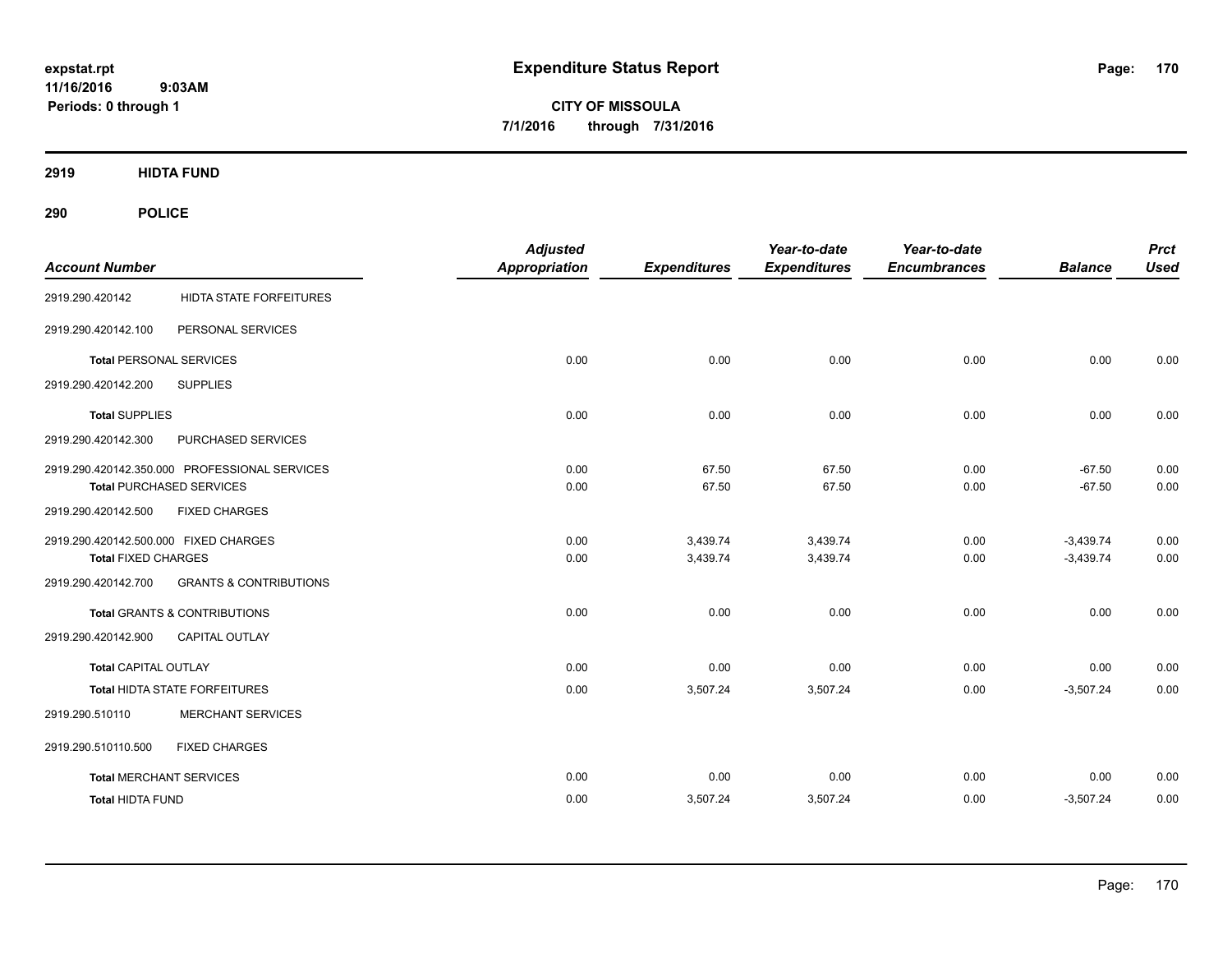**expstat.rpt**
**11/16/2016 9:03AM**
**Periods: 0 through 1**

# Expenditure Status Report

**CITY OF MISSOULA**
**7/1/2016 through 7/31/2016**

## 2919 HIDTA FUND

## 290 POLICE

| Account Number | | Adjusted Appropriation | Expenditures | Year-to-date Expenditures | Year-to-date Encumbrances | Balance | Prct Used |
|---|---|---|---|---|---|---|---|
| 2919.290.420142 | HIDTA STATE FORFEITURES | | | | | | |
| 2919.290.420142.100 | PERSONAL SERVICES | | | | | | |
| **Total** PERSONAL SERVICES | | 0.00 | 0.00 | 0.00 | 0.00 | 0.00 | 0.00 |
| 2919.290.420142.200 | SUPPLIES | | | | | | |
| **Total** SUPPLIES | | 0.00 | 0.00 | 0.00 | 0.00 | 0.00 | 0.00 |
| 2919.290.420142.300 | PURCHASED SERVICES | | | | | | |
| 2919.290.420142.350.000 | PROFESSIONAL SERVICES | 0.00 | 67.50 | 67.50 | 0.00 | -67.50 | 0.00 |
| **Total** PURCHASED SERVICES | | 0.00 | 67.50 | 67.50 | 0.00 | -67.50 | 0.00 |
| 2919.290.420142.500 | FIXED CHARGES | | | | | | |
| 2919.290.420142.500.000 | FIXED CHARGES | 0.00 | 3,439.74 | 3,439.74 | 0.00 | -3,439.74 | 0.00 |
| **Total** FIXED CHARGES | | 0.00 | 3,439.74 | 3,439.74 | 0.00 | -3,439.74 | 0.00 |
| 2919.290.420142.700 | GRANTS & CONTRIBUTIONS | | | | | | |
| **Total** GRANTS & CONTRIBUTIONS | | 0.00 | 0.00 | 0.00 | 0.00 | 0.00 | 0.00 |
| 2919.290.420142.900 | CAPITAL OUTLAY | | | | | | |
| **Total** CAPITAL OUTLAY | | 0.00 | 0.00 | 0.00 | 0.00 | 0.00 | 0.00 |
| **Total** HIDTA STATE FORFEITURES | | 0.00 | 3,507.24 | 3,507.24 | 0.00 | -3,507.24 | 0.00 |
| 2919.290.510110 | MERCHANT SERVICES | | | | | | |
| 2919.290.510110.500 | FIXED CHARGES | | | | | | |
| **Total** MERCHANT SERVICES | | 0.00 | 0.00 | 0.00 | 0.00 | 0.00 | 0.00 |
| **Total** HIDTA FUND | | 0.00 | 3,507.24 | 3,507.24 | 0.00 | -3,507.24 | 0.00 |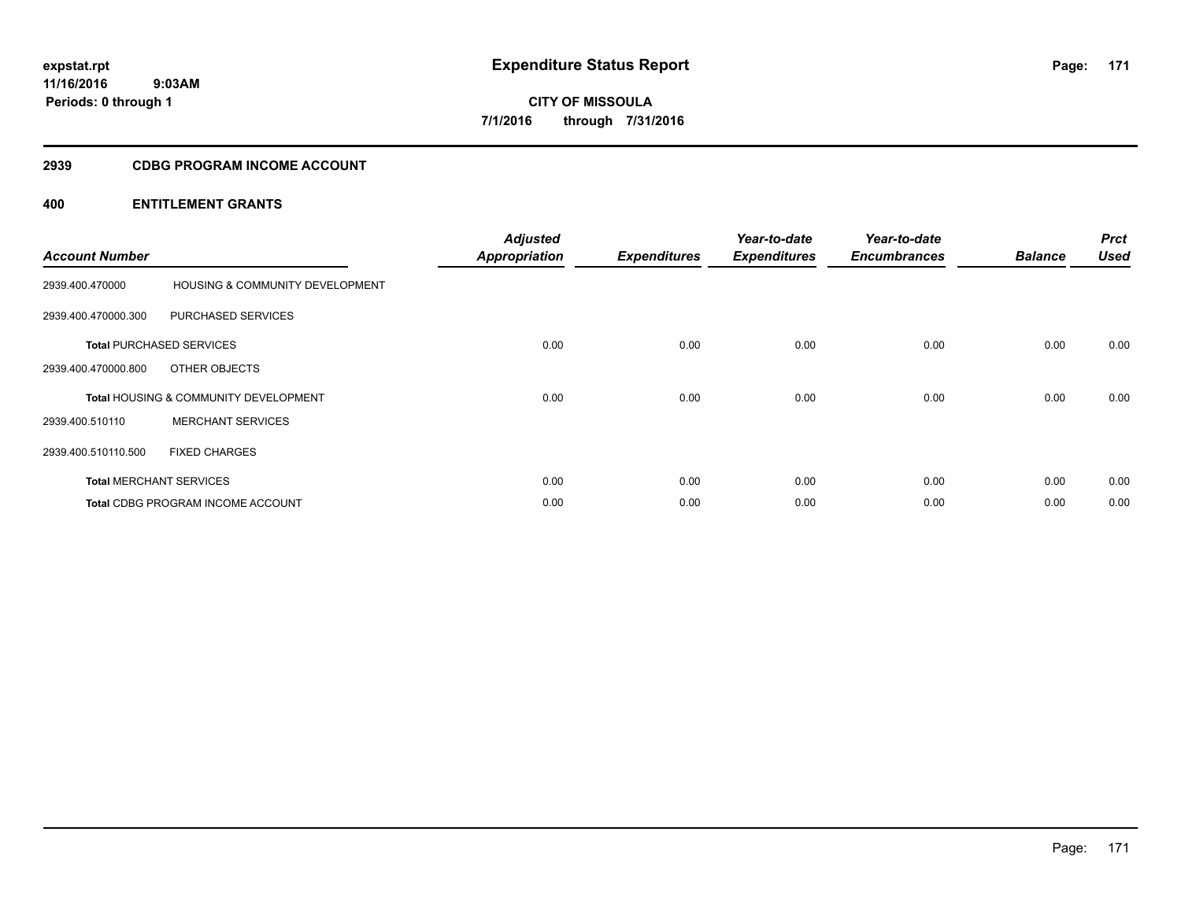**expstat.rpt**
**11/16/2016 9:03AM**
**Periods: 0 through 1**

# Expenditure Status Report

**CITY OF MISSOULA**
**7/1/2016 through 7/31/2016**

## 2939 CDBG PROGRAM INCOME ACCOUNT

### 400 ENTITLEMENT GRANTS

| Account Number | | Adjusted Appropriation | Expenditures | Year-to-date Expenditures | Year-to-date Encumbrances | Balance | Prct Used |
|---|---|---|---|---|---|---|---|
| 2939.400.470000 | HOUSING & COMMUNITY DEVELOPMENT | | | | | | |
| 2939.400.470000.300 | PURCHASED SERVICES | | | | | | |
| **Total** PURCHASED SERVICES | | 0.00 | 0.00 | 0.00 | 0.00 | 0.00 | 0.00 |
| 2939.400.470000.800 | OTHER OBJECTS | | | | | | |
| **Total** HOUSING & COMMUNITY DEVELOPMENT | | 0.00 | 0.00 | 0.00 | 0.00 | 0.00 | 0.00 |
| 2939.400.510110 | MERCHANT SERVICES | | | | | | |
| 2939.400.510110.500 | FIXED CHARGES | | | | | | |
| **Total** MERCHANT SERVICES | | 0.00 | 0.00 | 0.00 | 0.00 | 0.00 | 0.00 |
| **Total** CDBG PROGRAM INCOME ACCOUNT | | 0.00 | 0.00 | 0.00 | 0.00 | 0.00 | 0.00 |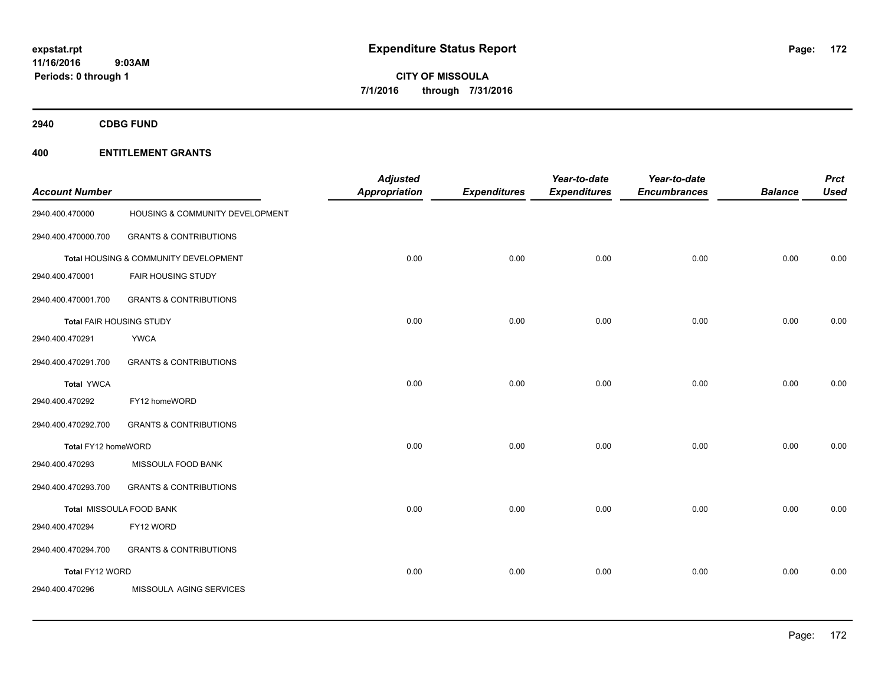# Expenditure Status Report

**CITY OF MISSOULA**

**7/1/2016 through 7/31/2016**

expstat.rpt
11/16/2016 9:03AM
Periods: 0 through 1

## 2940 CDBG FUND

## 400 ENTITLEMENT GRANTS

| Account Number | | Adjusted Appropriation | Expenditures | Year-to-date Expenditures | Year-to-date Encumbrances | Balance | Prct Used |
|---|---|---|---|---|---|---|---|
| 2940.400.470000 | HOUSING & COMMUNITY DEVELOPMENT | | | | | | |
| 2940.400.470000.700 | GRANTS & CONTRIBUTIONS | | | | | | |
| Total HOUSING & COMMUNITY DEVELOPMENT | | 0.00 | 0.00 | 0.00 | 0.00 | 0.00 | 0.00 |
| 2940.400.470001 | FAIR HOUSING STUDY | | | | | | |
| 2940.400.470001.700 | GRANTS & CONTRIBUTIONS | | | | | | |
| Total FAIR HOUSING STUDY | | 0.00 | 0.00 | 0.00 | 0.00 | 0.00 | 0.00 |
| 2940.400.470291 | YWCA | | | | | | |
| 2940.400.470291.700 | GRANTS & CONTRIBUTIONS | | | | | | |
| Total YWCA | | 0.00 | 0.00 | 0.00 | 0.00 | 0.00 | 0.00 |
| 2940.400.470292 | FY12 homeWORD | | | | | | |
| 2940.400.470292.700 | GRANTS & CONTRIBUTIONS | | | | | | |
| Total FY12 homeWORD | | 0.00 | 0.00 | 0.00 | 0.00 | 0.00 | 0.00 |
| 2940.400.470293 | MISSOULA FOOD BANK | | | | | | |
| 2940.400.470293.700 | GRANTS & CONTRIBUTIONS | | | | | | |
| Total MISSOULA FOOD BANK | | 0.00 | 0.00 | 0.00 | 0.00 | 0.00 | 0.00 |
| 2940.400.470294 | FY12 WORD | | | | | | |
| 2940.400.470294.700 | GRANTS & CONTRIBUTIONS | | | | | | |
| Total FY12 WORD | | 0.00 | 0.00 | 0.00 | 0.00 | 0.00 | 0.00 |
| 2940.400.470296 | MISSOULA AGING SERVICES | | | | | | |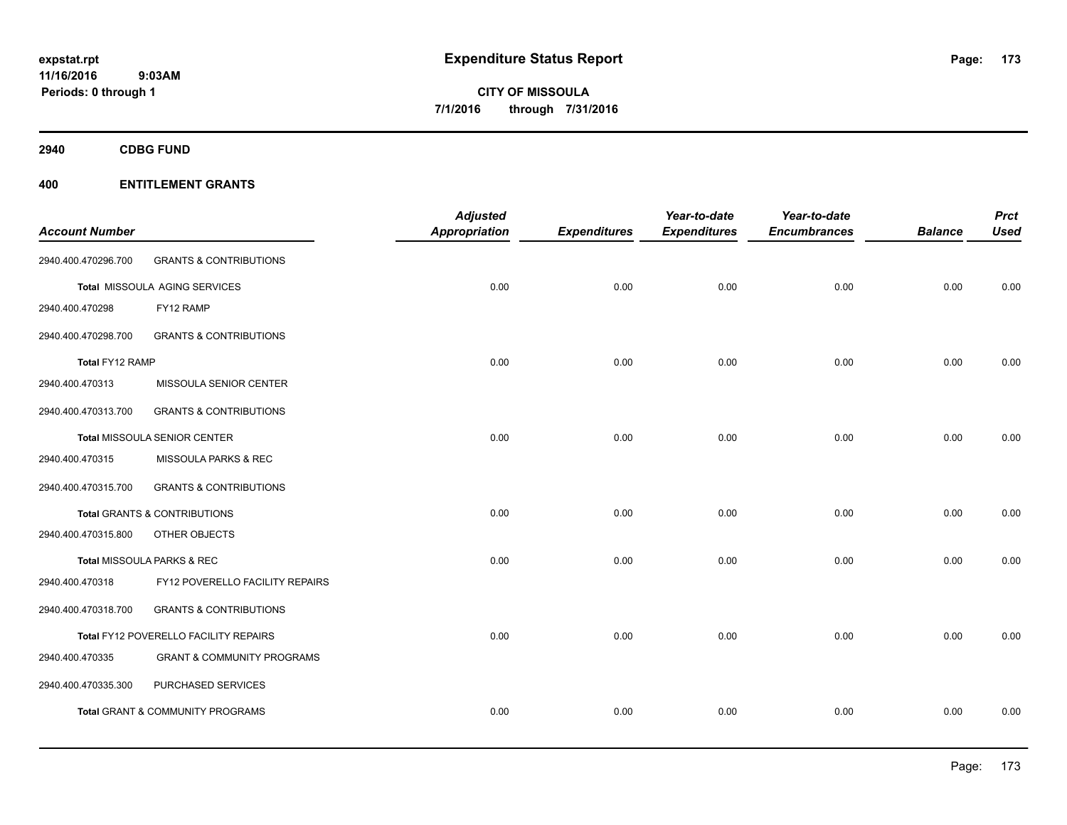**expstat.rpt**
**11/16/2016 9:03AM**
**Periods: 0 through 1**

# Expenditure Status Report

**CITY OF MISSOULA**
**7/1/2016 through 7/31/2016**

## 2940 CDBG FUND

## 400 ENTITLEMENT GRANTS

| Account Number | | Adjusted Appropriation | Expenditures | Year-to-date Expenditures | Year-to-date Encumbrances | Balance | Prct Used |
|---|---|---|---|---|---|---|---|
| 2940.400.470296.700 | GRANTS & CONTRIBUTIONS | | | | | | |
| Total MISSOULA AGING SERVICES | | 0.00 | 0.00 | 0.00 | 0.00 | 0.00 | 0.00 |
| 2940.400.470298 | FY12 RAMP | | | | | | |
| 2940.400.470298.700 | GRANTS & CONTRIBUTIONS | | | | | | |
| Total FY12 RAMP | | 0.00 | 0.00 | 0.00 | 0.00 | 0.00 | 0.00 |
| 2940.400.470313 | MISSOULA SENIOR CENTER | | | | | | |
| 2940.400.470313.700 | GRANTS & CONTRIBUTIONS | | | | | | |
| Total MISSOULA SENIOR CENTER | | 0.00 | 0.00 | 0.00 | 0.00 | 0.00 | 0.00 |
| 2940.400.470315 | MISSOULA PARKS & REC | | | | | | |
| 2940.400.470315.700 | GRANTS & CONTRIBUTIONS | | | | | | |
| Total GRANTS & CONTRIBUTIONS | | 0.00 | 0.00 | 0.00 | 0.00 | 0.00 | 0.00 |
| 2940.400.470315.800 | OTHER OBJECTS | | | | | | |
| Total MISSOULA PARKS & REC | | 0.00 | 0.00 | 0.00 | 0.00 | 0.00 | 0.00 |
| 2940.400.470318 | FY12 POVERELLO FACILITY REPAIRS | | | | | | |
| 2940.400.470318.700 | GRANTS & CONTRIBUTIONS | | | | | | |
| Total FY12 POVERELLO FACILITY REPAIRS | | 0.00 | 0.00 | 0.00 | 0.00 | 0.00 | 0.00 |
| 2940.400.470335 | GRANT & COMMUNITY PROGRAMS | | | | | | |
| 2940.400.470335.300 | PURCHASED SERVICES | | | | | | |
| Total GRANT & COMMUNITY PROGRAMS | | 0.00 | 0.00 | 0.00 | 0.00 | 0.00 | 0.00 |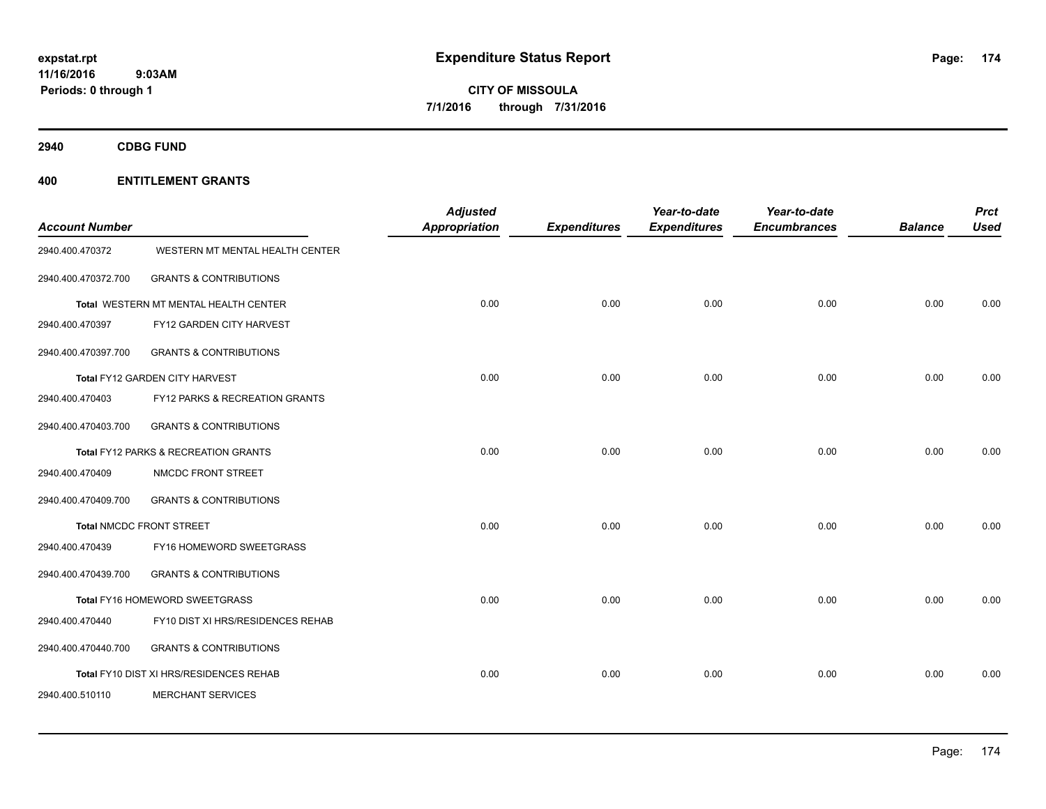expstat.rpt
11/16/2016 9:03AM
Periods: 0 through 1

# Expenditure Status Report

CITY OF MISSOULA
7/1/2016 through 7/31/2016

## 2940 CDBG FUND

## 400 ENTITLEMENT GRANTS

| Account Number | | Adjusted Appropriation | Expenditures | Year-to-date Expenditures | Year-to-date Encumbrances | Balance | Prct Used |
|---|---|---|---|---|---|---|---|
| 2940.400.470372 | WESTERN MT MENTAL HEALTH CENTER | | | | | | |
| 2940.400.470372.700 | GRANTS & CONTRIBUTIONS | | | | | | |
| | Total WESTERN MT MENTAL HEALTH CENTER | 0.00 | 0.00 | 0.00 | 0.00 | 0.00 | 0.00 |
| 2940.400.470397 | FY12 GARDEN CITY HARVEST | | | | | | |
| 2940.400.470397.700 | GRANTS & CONTRIBUTIONS | | | | | | |
| | Total FY12 GARDEN CITY HARVEST | 0.00 | 0.00 | 0.00 | 0.00 | 0.00 | 0.00 |
| 2940.400.470403 | FY12 PARKS & RECREATION GRANTS | | | | | | |
| 2940.400.470403.700 | GRANTS & CONTRIBUTIONS | | | | | | |
| | Total FY12 PARKS & RECREATION GRANTS | 0.00 | 0.00 | 0.00 | 0.00 | 0.00 | 0.00 |
| 2940.400.470409 | NMCDC FRONT STREET | | | | | | |
| 2940.400.470409.700 | GRANTS & CONTRIBUTIONS | | | | | | |
| | Total NMCDC FRONT STREET | 0.00 | 0.00 | 0.00 | 0.00 | 0.00 | 0.00 |
| 2940.400.470439 | FY16 HOMEWORD SWEETGRASS | | | | | | |
| 2940.400.470439.700 | GRANTS & CONTRIBUTIONS | | | | | | |
| | Total FY16 HOMEWORD SWEETGRASS | 0.00 | 0.00 | 0.00 | 0.00 | 0.00 | 0.00 |
| 2940.400.470440 | FY10 DIST XI HRS/RESIDENCES REHAB | | | | | | |
| 2940.400.470440.700 | GRANTS & CONTRIBUTIONS | | | | | | |
| | Total FY10 DIST XI HRS/RESIDENCES REHAB | 0.00 | 0.00 | 0.00 | 0.00 | 0.00 | 0.00 |
| 2940.400.510110 | MERCHANT SERVICES | | | | | | |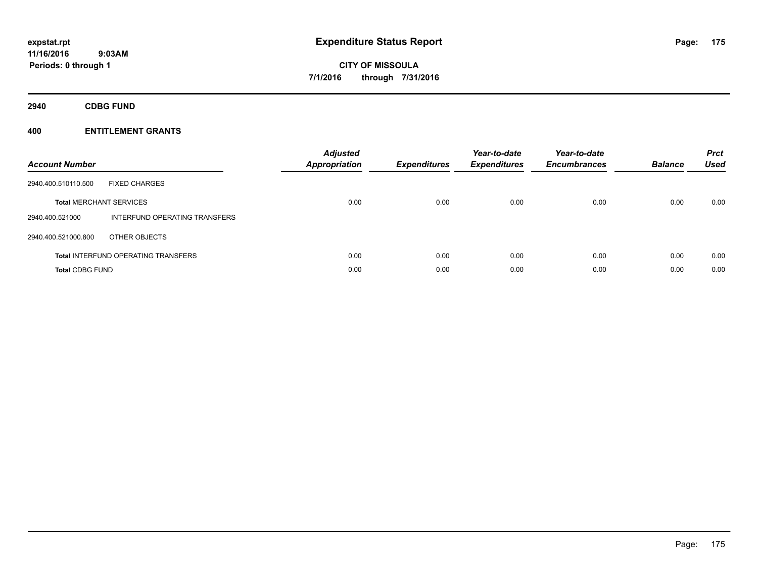# Expenditure Status Report

**expstat.rpt**
**11/16/2016 9:03AM**
**Periods: 0 through 1**

**CITY OF MISSOULA**
**7/1/2016 through 7/31/2016**

**2940 CDBG FUND**

**400 ENTITLEMENT GRANTS**

| Account Number | | Adjusted Appropriation | Expenditures | Year-to-date Expenditures | Year-to-date Encumbrances | Balance | Prct Used |
|---|---|---|---|---|---|---|---|
| 2940.400.510110.500 | FIXED CHARGES | | | | | | |
| **Total** MERCHANT SERVICES | | 0.00 | 0.00 | 0.00 | 0.00 | 0.00 | 0.00 |
| 2940.400.521000 | INTERFUND OPERATING TRANSFERS | | | | | | |
| 2940.400.521000.800 | OTHER OBJECTS | | | | | | |
| **Total** INTERFUND OPERATING TRANSFERS | | 0.00 | 0.00 | 0.00 | 0.00 | 0.00 | 0.00 |
| **Total** CDBG FUND | | 0.00 | 0.00 | 0.00 | 0.00 | 0.00 | 0.00 |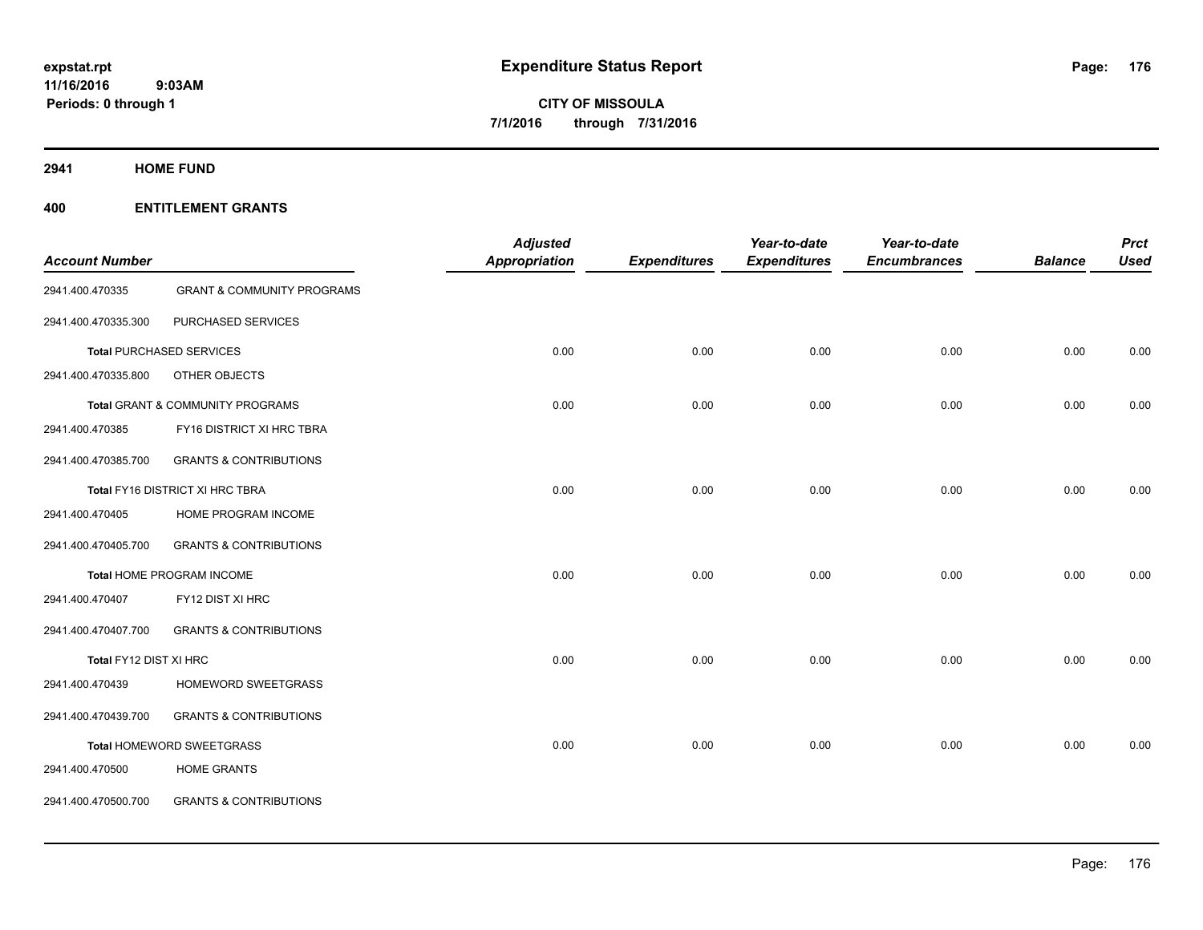expstat.rpt
11/16/2016 9:03AM
Periods: 0 through 1

# Expenditure Status Report

**CITY OF MISSOULA**
**7/1/2016 through 7/31/2016**

## 2941 HOME FUND

### 400 ENTITLEMENT GRANTS

| Account Number | | Adjusted Appropriation | Expenditures | Year-to-date Expenditures | Year-to-date Encumbrances | Balance | Prct Used |
|---|---|---|---|---|---|---|---|
| 2941.400.470335 | GRANT & COMMUNITY PROGRAMS | | | | | | |
| 2941.400.470335.300 | PURCHASED SERVICES | | | | | | |
| Total PURCHASED SERVICES | | 0.00 | 0.00 | 0.00 | 0.00 | 0.00 | 0.00 |
| 2941.400.470335.800 | OTHER OBJECTS | | | | | | |
| Total GRANT & COMMUNITY PROGRAMS | | 0.00 | 0.00 | 0.00 | 0.00 | 0.00 | 0.00 |
| 2941.400.470385 | FY16 DISTRICT XI HRC TBRA | | | | | | |
| 2941.400.470385.700 | GRANTS & CONTRIBUTIONS | | | | | | |
| Total FY16 DISTRICT XI HRC TBRA | | 0.00 | 0.00 | 0.00 | 0.00 | 0.00 | 0.00 |
| 2941.400.470405 | HOME PROGRAM INCOME | | | | | | |
| 2941.400.470405.700 | GRANTS & CONTRIBUTIONS | | | | | | |
| Total HOME PROGRAM INCOME | | 0.00 | 0.00 | 0.00 | 0.00 | 0.00 | 0.00 |
| 2941.400.470407 | FY12 DIST XI HRC | | | | | | |
| 2941.400.470407.700 | GRANTS & CONTRIBUTIONS | | | | | | |
| Total FY12 DIST XI HRC | | 0.00 | 0.00 | 0.00 | 0.00 | 0.00 | 0.00 |
| 2941.400.470439 | HOMEWORD SWEETGRASS | | | | | | |
| 2941.400.470439.700 | GRANTS & CONTRIBUTIONS | | | | | | |
| Total HOMEWORD SWEETGRASS | | 0.00 | 0.00 | 0.00 | 0.00 | 0.00 | 0.00 |
| 2941.400.470500 | HOME GRANTS | | | | | | |
| 2941.400.470500.700 | GRANTS & CONTRIBUTIONS | | | | | | |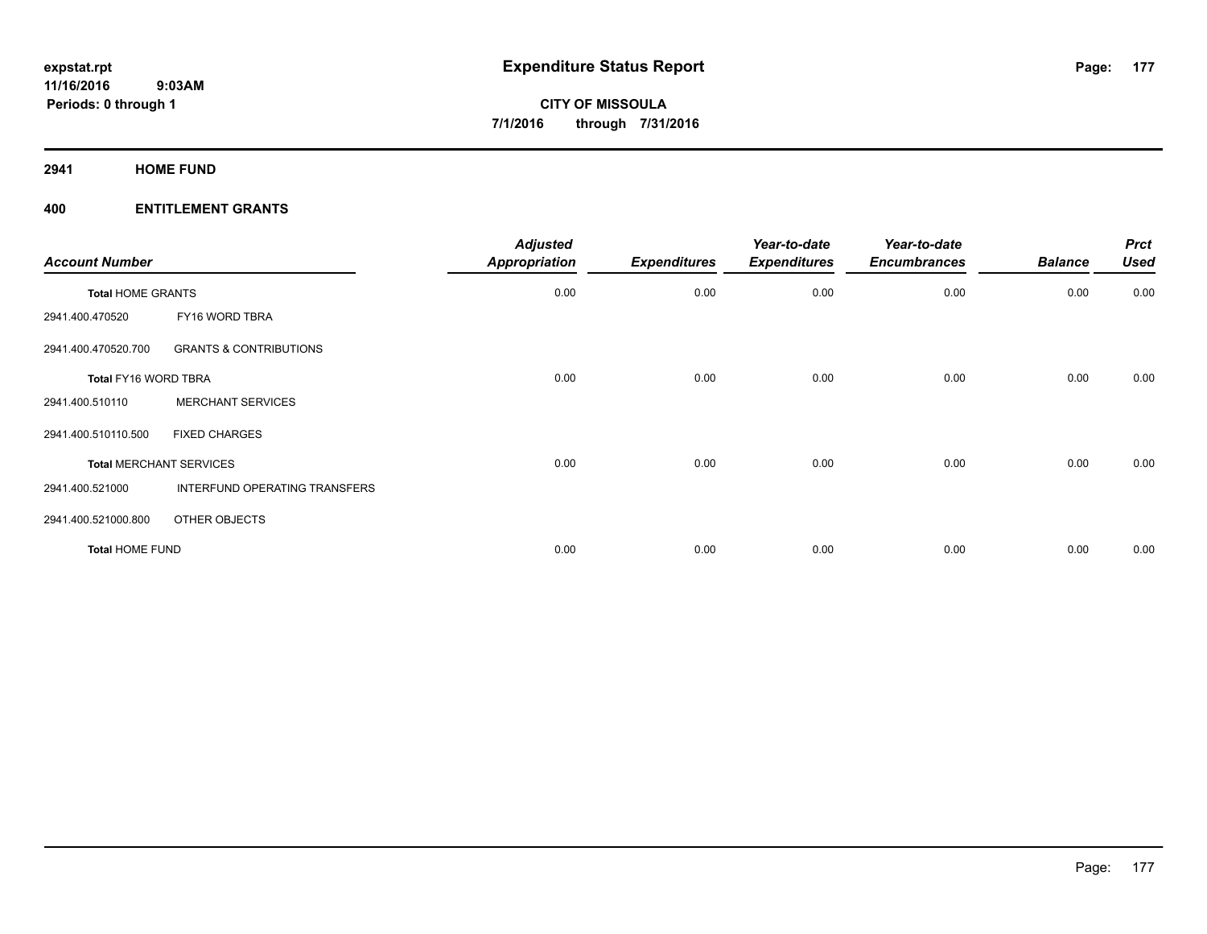**expstat.rpt**
**11/16/2016 9:03AM**
**Periods: 0 through 1**

# Expenditure Status Report

**CITY OF MISSOULA**
**7/1/2016 through 7/31/2016**

## 2941 HOME FUND

### 400 ENTITLEMENT GRANTS

| Account Number | | Adjusted Appropriation | Expenditures | Year-to-date Expenditures | Year-to-date Encumbrances | Balance | Prct Used |
|---|---|---|---|---|---|---|---|
| **Total HOME GRANTS** | | 0.00 | 0.00 | 0.00 | 0.00 | 0.00 | 0.00 |
| 2941.400.470520 | FY16 WORD TBRA | | | | | | |
| 2941.400.470520.700 | GRANTS & CONTRIBUTIONS | | | | | | |
| **Total FY16 WORD TBRA** | | 0.00 | 0.00 | 0.00 | 0.00 | 0.00 | 0.00 |
| 2941.400.510110 | MERCHANT SERVICES | | | | | | |
| 2941.400.510110.500 | FIXED CHARGES | | | | | | |
| **Total MERCHANT SERVICES** | | 0.00 | 0.00 | 0.00 | 0.00 | 0.00 | 0.00 |
| 2941.400.521000 | INTERFUND OPERATING TRANSFERS | | | | | | |
| 2941.400.521000.800 | OTHER OBJECTS | | | | | | |
| **Total HOME FUND** | | 0.00 | 0.00 | 0.00 | 0.00 | 0.00 | 0.00 |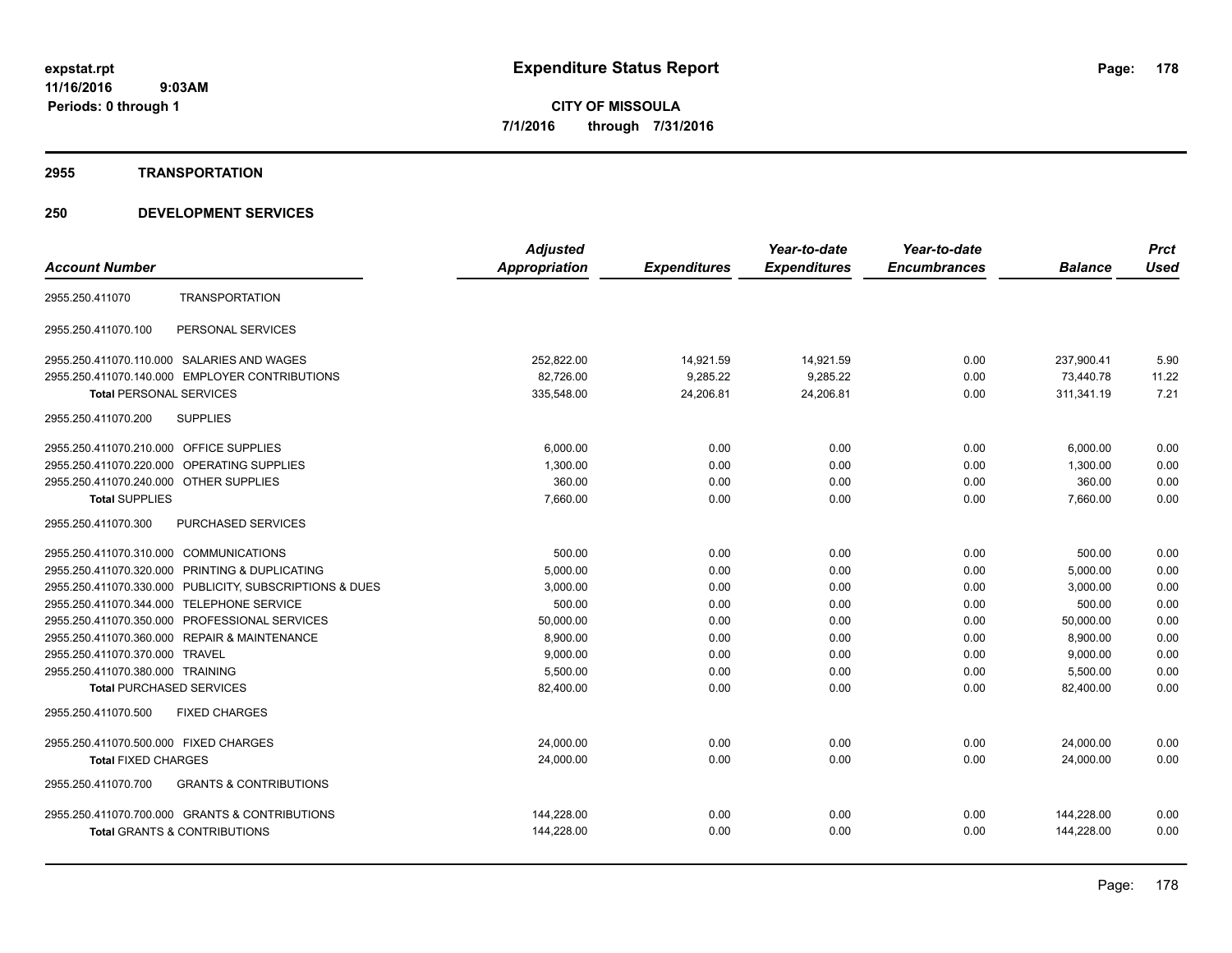# Expenditure Status Report

**CITY OF MISSOULA**

**7/1/2016 through 7/31/2016**

expstat.rpt
11/16/2016 9:03AM
Periods: 0 through 1

## 2955 TRANSPORTATION

## 250 DEVELOPMENT SERVICES

| Account Number | | Adjusted Appropriation | Expenditures | Year-to-date Expenditures | Year-to-date Encumbrances | Balance | Prct Used |
|---|---|---|---|---|---|---|---|
| 2955.250.411070 | TRANSPORTATION | | | | | | |
| 2955.250.411070.100 | PERSONAL SERVICES | | | | | | |
| 2955.250.411070.110.000 | SALARIES AND WAGES | 252,822.00 | 14,921.59 | 14,921.59 | 0.00 | 237,900.41 | 5.90 |
| 2955.250.411070.140.000 | EMPLOYER CONTRIBUTIONS | 82,726.00 | 9,285.22 | 9,285.22 | 0.00 | 73,440.78 | 11.22 |
| **Total** PERSONAL SERVICES | | 335,548.00 | 24,206.81 | 24,206.81 | 0.00 | 311,341.19 | 7.21 |
| 2955.250.411070.200 | SUPPLIES | | | | | | |
| 2955.250.411070.210.000 | OFFICE SUPPLIES | 6,000.00 | 0.00 | 0.00 | 0.00 | 6,000.00 | 0.00 |
| 2955.250.411070.220.000 | OPERATING SUPPLIES | 1,300.00 | 0.00 | 0.00 | 0.00 | 1,300.00 | 0.00 |
| 2955.250.411070.240.000 | OTHER SUPPLIES | 360.00 | 0.00 | 0.00 | 0.00 | 360.00 | 0.00 |
| **Total** SUPPLIES | | 7,660.00 | 0.00 | 0.00 | 0.00 | 7,660.00 | 0.00 |
| 2955.250.411070.300 | PURCHASED SERVICES | | | | | | |
| 2955.250.411070.310.000 | COMMUNICATIONS | 500.00 | 0.00 | 0.00 | 0.00 | 500.00 | 0.00 |
| 2955.250.411070.320.000 | PRINTING & DUPLICATING | 5,000.00 | 0.00 | 0.00 | 0.00 | 5,000.00 | 0.00 |
| 2955.250.411070.330.000 | PUBLICITY, SUBSCRIPTIONS & DUES | 3,000.00 | 0.00 | 0.00 | 0.00 | 3,000.00 | 0.00 |
| 2955.250.411070.344.000 | TELEPHONE SERVICE | 500.00 | 0.00 | 0.00 | 0.00 | 500.00 | 0.00 |
| 2955.250.411070.350.000 | PROFESSIONAL SERVICES | 50,000.00 | 0.00 | 0.00 | 0.00 | 50,000.00 | 0.00 |
| 2955.250.411070.360.000 | REPAIR & MAINTENANCE | 8,900.00 | 0.00 | 0.00 | 0.00 | 8,900.00 | 0.00 |
| 2955.250.411070.370.000 | TRAVEL | 9,000.00 | 0.00 | 0.00 | 0.00 | 9,000.00 | 0.00 |
| 2955.250.411070.380.000 | TRAINING | 5,500.00 | 0.00 | 0.00 | 0.00 | 5,500.00 | 0.00 |
| **Total** PURCHASED SERVICES | | 82,400.00 | 0.00 | 0.00 | 0.00 | 82,400.00 | 0.00 |
| 2955.250.411070.500 | FIXED CHARGES | | | | | | |
| 2955.250.411070.500.000 | FIXED CHARGES | 24,000.00 | 0.00 | 0.00 | 0.00 | 24,000.00 | 0.00 |
| **Total** FIXED CHARGES | | 24,000.00 | 0.00 | 0.00 | 0.00 | 24,000.00 | 0.00 |
| 2955.250.411070.700 | GRANTS & CONTRIBUTIONS | | | | | | |
| 2955.250.411070.700.000 | GRANTS & CONTRIBUTIONS | 144,228.00 | 0.00 | 0.00 | 0.00 | 144,228.00 | 0.00 |
| **Total** GRANTS & CONTRIBUTIONS | | 144,228.00 | 0.00 | 0.00 | 0.00 | 144,228.00 | 0.00 |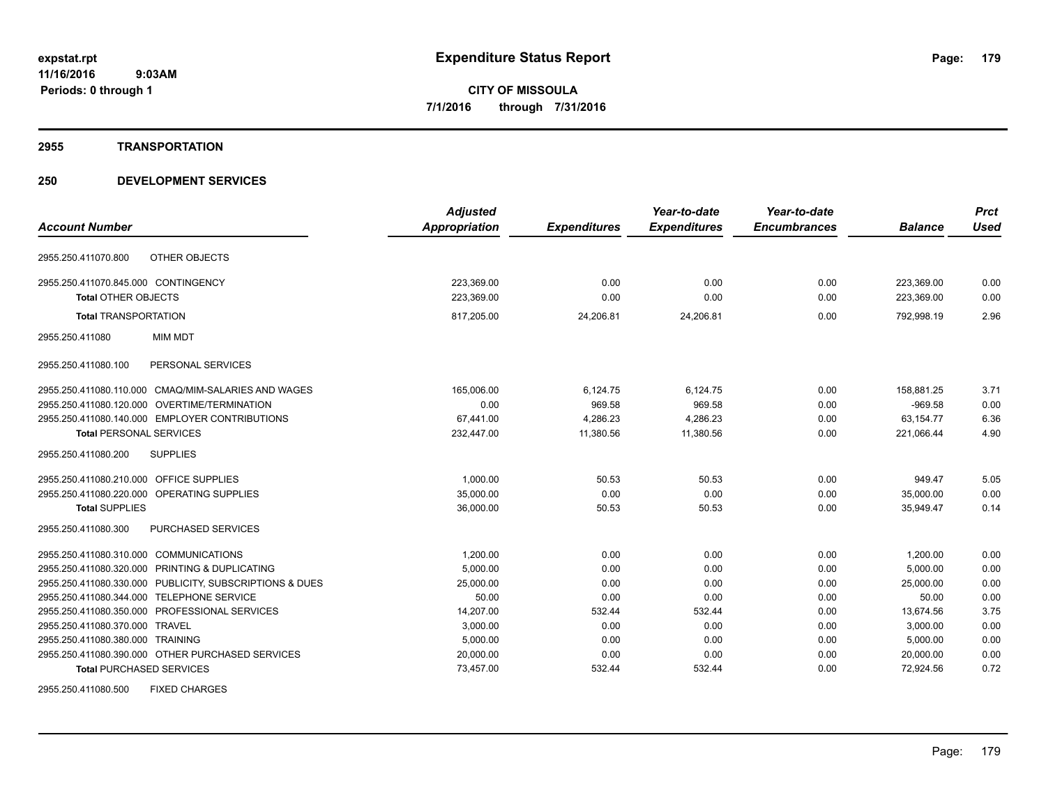**expstat.rpt**
**11/16/2016 9:03AM**
**Periods: 0 through 1**

# Expenditure Status Report

**CITY OF MISSOULA**
**7/1/2016 through 7/31/2016**

## 2955 TRANSPORTATION

## 250 DEVELOPMENT SERVICES

| Account Number | | Adjusted Appropriation | Expenditures | Year-to-date Expenditures | Year-to-date Encumbrances | Balance | Prct Used |
|---|---|---|---|---|---|---|---|
| 2955.250.411070.800 | OTHER OBJECTS | | | | | | |
| 2955.250.411070.845.000 | CONTINGENCY | 223,369.00 | 0.00 | 0.00 | 0.00 | 223,369.00 | 0.00 |
| **Total** OTHER OBJECTS | | 223,369.00 | 0.00 | 0.00 | 0.00 | 223,369.00 | 0.00 |
| **Total** TRANSPORTATION | | 817,205.00 | 24,206.81 | 24,206.81 | 0.00 | 792,998.19 | 2.96 |
| 2955.250.411080 | MIM MDT | | | | | | |
| 2955.250.411080.100 | PERSONAL SERVICES | | | | | | |
| 2955.250.411080.110.000 | CMAQ/MIM-SALARIES AND WAGES | 165,006.00 | 6,124.75 | 6,124.75 | 0.00 | 158,881.25 | 3.71 |
| 2955.250.411080.120.000 | OVERTIME/TERMINATION | 0.00 | 969.58 | 969.58 | 0.00 | -969.58 | 0.00 |
| 2955.250.411080.140.000 | EMPLOYER CONTRIBUTIONS | 67,441.00 | 4,286.23 | 4,286.23 | 0.00 | 63,154.77 | 6.36 |
| **Total** PERSONAL SERVICES | | 232,447.00 | 11,380.56 | 11,380.56 | 0.00 | 221,066.44 | 4.90 |
| 2955.250.411080.200 | SUPPLIES | | | | | | |
| 2955.250.411080.210.000 | OFFICE SUPPLIES | 1,000.00 | 50.53 | 50.53 | 0.00 | 949.47 | 5.05 |
| 2955.250.411080.220.000 | OPERATING SUPPLIES | 35,000.00 | 0.00 | 0.00 | 0.00 | 35,000.00 | 0.00 |
| **Total** SUPPLIES | | 36,000.00 | 50.53 | 50.53 | 0.00 | 35,949.47 | 0.14 |
| 2955.250.411080.300 | PURCHASED SERVICES | | | | | | |
| 2955.250.411080.310.000 | COMMUNICATIONS | 1,200.00 | 0.00 | 0.00 | 0.00 | 1,200.00 | 0.00 |
| 2955.250.411080.320.000 | PRINTING & DUPLICATING | 5,000.00 | 0.00 | 0.00 | 0.00 | 5,000.00 | 0.00 |
| 2955.250.411080.330.000 | PUBLICITY, SUBSCRIPTIONS & DUES | 25,000.00 | 0.00 | 0.00 | 0.00 | 25,000.00 | 0.00 |
| 2955.250.411080.344.000 | TELEPHONE SERVICE | 50.00 | 0.00 | 0.00 | 0.00 | 50.00 | 0.00 |
| 2955.250.411080.350.000 | PROFESSIONAL SERVICES | 14,207.00 | 532.44 | 532.44 | 0.00 | 13,674.56 | 3.75 |
| 2955.250.411080.370.000 | TRAVEL | 3,000.00 | 0.00 | 0.00 | 0.00 | 3,000.00 | 0.00 |
| 2955.250.411080.380.000 | TRAINING | 5,000.00 | 0.00 | 0.00 | 0.00 | 5,000.00 | 0.00 |
| 2955.250.411080.390.000 | OTHER PURCHASED SERVICES | 20,000.00 | 0.00 | 0.00 | 0.00 | 20,000.00 | 0.00 |
| **Total** PURCHASED SERVICES | | 73,457.00 | 532.44 | 532.44 | 0.00 | 72,924.56 | 0.72 |
| 2955.250.411080.500 | FIXED CHARGES | | | | | | |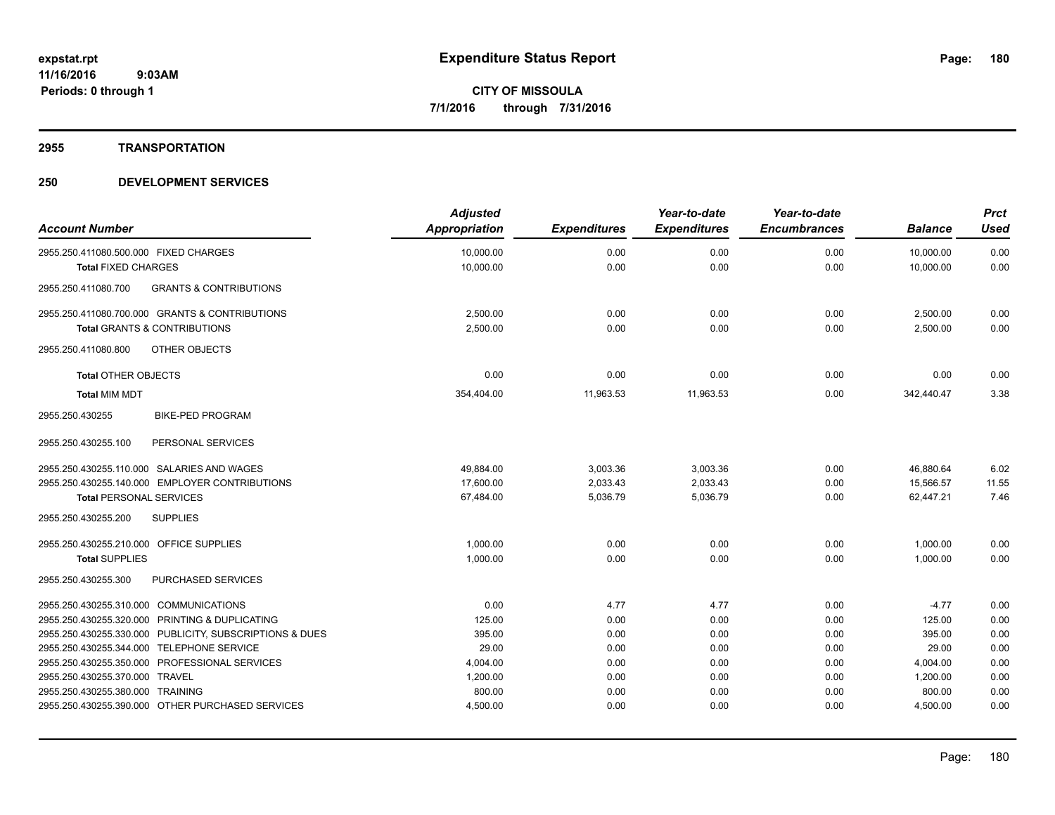# Expenditure Status Report

expstat.rpt
11/16/2016 9:03AM
Periods: 0 through 1

**CITY OF MISSOULA**
**7/1/2016 through 7/31/2016**

## 2955 TRANSPORTATION

## 250 DEVELOPMENT SERVICES

| Account Number | Adjusted Appropriation | Expenditures | Year-to-date Expenditures | Year-to-date Encumbrances | Balance | Prct Used |
|---|---|---|---|---|---|---|
| 2955.250.411080.500.000 FIXED CHARGES | 10,000.00 | 0.00 | 0.00 | 0.00 | 10,000.00 | 0.00 |
| **Total** FIXED CHARGES | 10,000.00 | 0.00 | 0.00 | 0.00 | 10,000.00 | 0.00 |
| 2955.250.411080.700 GRANTS & CONTRIBUTIONS | | | | | | |
| 2955.250.411080.700.000 GRANTS & CONTRIBUTIONS | 2,500.00 | 0.00 | 0.00 | 0.00 | 2,500.00 | 0.00 |
| **Total** GRANTS & CONTRIBUTIONS | 2,500.00 | 0.00 | 0.00 | 0.00 | 2,500.00 | 0.00 |
| 2955.250.411080.800 OTHER OBJECTS | | | | | | |
| **Total** OTHER OBJECTS | 0.00 | 0.00 | 0.00 | 0.00 | 0.00 | 0.00 |
| **Total** MIM MDT | 354,404.00 | 11,963.53 | 11,963.53 | 0.00 | 342,440.47 | 3.38 |
| 2955.250.430255 BIKE-PED PROGRAM | | | | | | |
| 2955.250.430255.100 PERSONAL SERVICES | | | | | | |
| 2955.250.430255.110.000 SALARIES AND WAGES | 49,884.00 | 3,003.36 | 3,003.36 | 0.00 | 46,880.64 | 6.02 |
| 2955.250.430255.140.000 EMPLOYER CONTRIBUTIONS | 17,600.00 | 2,033.43 | 2,033.43 | 0.00 | 15,566.57 | 11.55 |
| **Total** PERSONAL SERVICES | 67,484.00 | 5,036.79 | 5,036.79 | 0.00 | 62,447.21 | 7.46 |
| 2955.250.430255.200 SUPPLIES | | | | | | |
| 2955.250.430255.210.000 OFFICE SUPPLIES | 1,000.00 | 0.00 | 0.00 | 0.00 | 1,000.00 | 0.00 |
| **Total** SUPPLIES | 1,000.00 | 0.00 | 0.00 | 0.00 | 1,000.00 | 0.00 |
| 2955.250.430255.300 PURCHASED SERVICES | | | | | | |
| 2955.250.430255.310.000 COMMUNICATIONS | 0.00 | 4.77 | 4.77 | 0.00 | -4.77 | 0.00 |
| 2955.250.430255.320.000 PRINTING & DUPLICATING | 125.00 | 0.00 | 0.00 | 0.00 | 125.00 | 0.00 |
| 2955.250.430255.330.000 PUBLICITY, SUBSCRIPTIONS & DUES | 395.00 | 0.00 | 0.00 | 0.00 | 395.00 | 0.00 |
| 2955.250.430255.344.000 TELEPHONE SERVICE | 29.00 | 0.00 | 0.00 | 0.00 | 29.00 | 0.00 |
| 2955.250.430255.350.000 PROFESSIONAL SERVICES | 4,004.00 | 0.00 | 0.00 | 0.00 | 4,004.00 | 0.00 |
| 2955.250.430255.370.000 TRAVEL | 1,200.00 | 0.00 | 0.00 | 0.00 | 1,200.00 | 0.00 |
| 2955.250.430255.380.000 TRAINING | 800.00 | 0.00 | 0.00 | 0.00 | 800.00 | 0.00 |
| 2955.250.430255.390.000 OTHER PURCHASED SERVICES | 4,500.00 | 0.00 | 0.00 | 0.00 | 4,500.00 | 0.00 |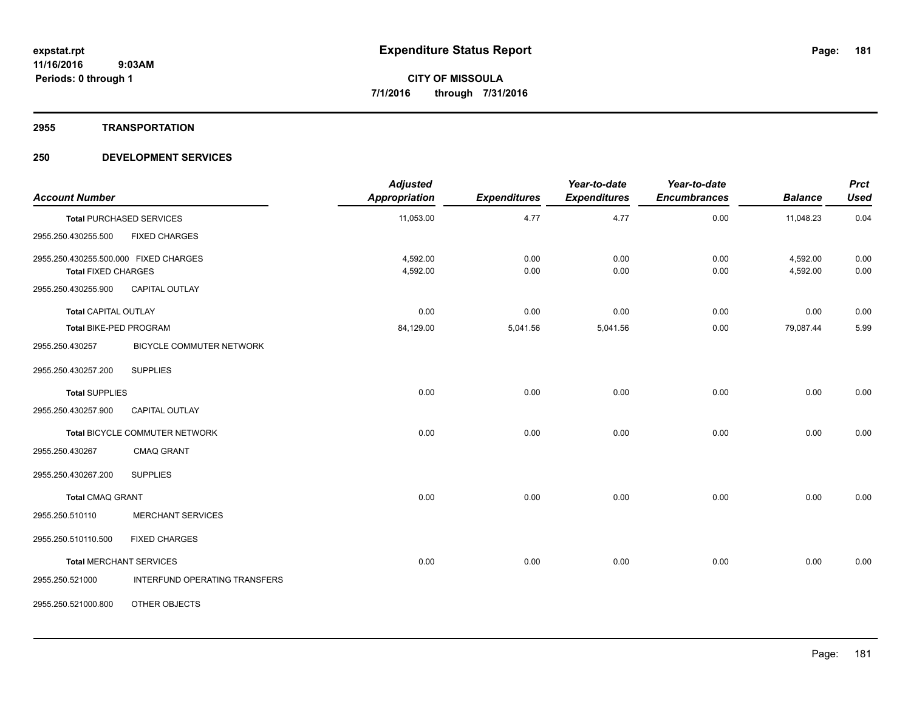**expstat.rpt**
**11/16/2016 9:03AM**
**Periods: 0 through 1**

# Expenditure Status Report

**CITY OF MISSOULA**
**7/1/2016 through 7/31/2016**

## 2955 TRANSPORTATION

## 250 DEVELOPMENT SERVICES

| Account Number | | Adjusted Appropriation | Expenditures | Year-to-date Expenditures | Year-to-date Encumbrances | Balance | Prct Used |
|---|---|---|---|---|---|---|---|
| **Total** PURCHASED SERVICES | | 11,053.00 | 4.77 | 4.77 | 0.00 | 11,048.23 | 0.04 |
| 2955.250.430255.500 | FIXED CHARGES | | | | | | |
| 2955.250.430255.500.000 FIXED CHARGES | | 4,592.00 | 0.00 | 0.00 | 0.00 | 4,592.00 | 0.00 |
| **Total** FIXED CHARGES | | 4,592.00 | 0.00 | 0.00 | 0.00 | 4,592.00 | 0.00 |
| 2955.250.430255.900 | CAPITAL OUTLAY | | | | | | |
| **Total** CAPITAL OUTLAY | | 0.00 | 0.00 | 0.00 | 0.00 | 0.00 | 0.00 |
| **Total** BIKE-PED PROGRAM | | 84,129.00 | 5,041.56 | 5,041.56 | 0.00 | 79,087.44 | 5.99 |
| 2955.250.430257 | BICYCLE COMMUTER NETWORK | | | | | | |
| 2955.250.430257.200 | SUPPLIES | | | | | | |
| **Total** SUPPLIES | | 0.00 | 0.00 | 0.00 | 0.00 | 0.00 | 0.00 |
| 2955.250.430257.900 | CAPITAL OUTLAY | | | | | | |
| **Total** BICYCLE COMMUTER NETWORK | | 0.00 | 0.00 | 0.00 | 0.00 | 0.00 | 0.00 |
| 2955.250.430267 | CMAQ GRANT | | | | | | |
| 2955.250.430267.200 | SUPPLIES | | | | | | |
| **Total** CMAQ GRANT | | 0.00 | 0.00 | 0.00 | 0.00 | 0.00 | 0.00 |
| 2955.250.510110 | MERCHANT SERVICES | | | | | | |
| 2955.250.510110.500 | FIXED CHARGES | | | | | | |
| **Total** MERCHANT SERVICES | | 0.00 | 0.00 | 0.00 | 0.00 | 0.00 | 0.00 |
| 2955.250.521000 | INTERFUND OPERATING TRANSFERS | | | | | | |
| 2955.250.521000.800 | OTHER OBJECTS | | | | | | |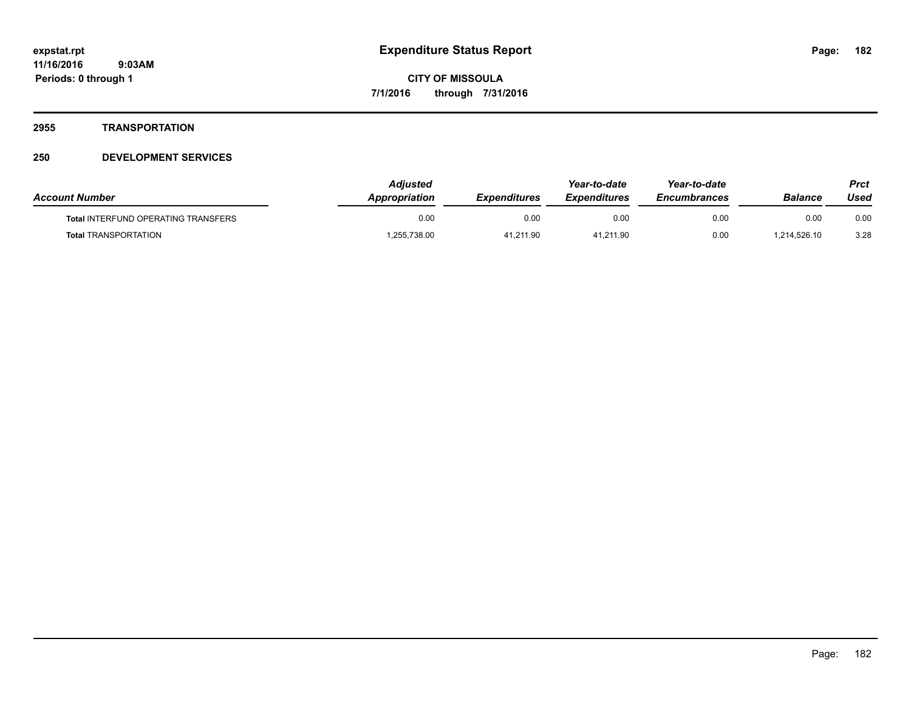**expstat.rpt**
**11/16/2016 9:03AM**
**Periods: 0 through 1**

# Expenditure Status Report

**CITY OF MISSOULA**
**7/1/2016 through 7/31/2016**

## 2955 TRANSPORTATION

## 250 DEVELOPMENT SERVICES

| Account Number | Adjusted Appropriation | Expenditures | Year-to-date Expenditures | Year-to-date Encumbrances | Balance | Prct Used |
|---|---|---|---|---|---|---|
| **Total** INTERFUND OPERATING TRANSFERS | 0.00 | 0.00 | 0.00 | 0.00 | 0.00 | 0.00 |
| **Total** TRANSPORTATION | 1,255,738.00 | 41,211.90 | 41,211.90 | 0.00 | 1,214,526.10 | 3.28 |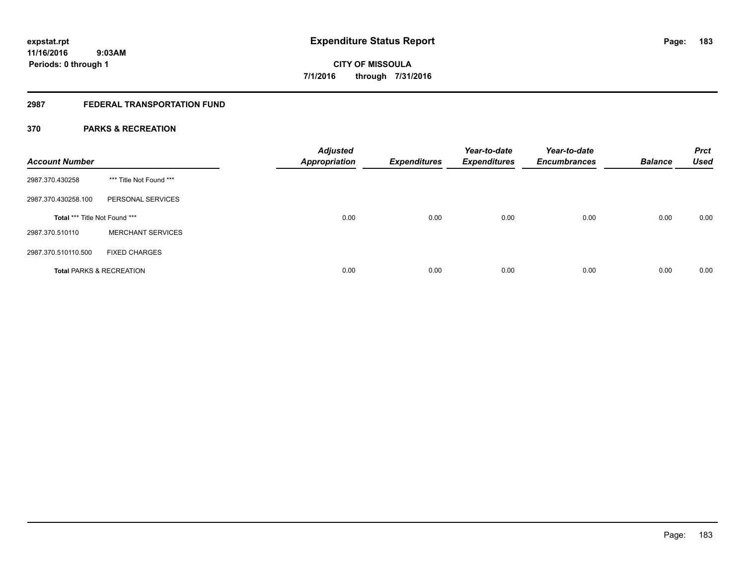# Expenditure Status Report

expstat.rpt
11/16/2016 9:03AM
Periods: 0 through 1

**CITY OF MISSOULA**
**7/1/2016 through 7/31/2016**

## 2987 FEDERAL TRANSPORTATION FUND

### 370 PARKS & RECREATION

| Account Number | | Adjusted Appropriation | Expenditures | Year-to-date Expenditures | Year-to-date Encumbrances | Balance | Prct Used |
|---|---|---|---|---|---|---|---|
| 2987.370.430258 | *** Title Not Found *** | | | | | | |
| 2987.370.430258.100 | PERSONAL SERVICES | | | | | | |
| **Total** *** Title Not Found *** | | 0.00 | 0.00 | 0.00 | 0.00 | 0.00 | 0.00 |
| 2987.370.510110 | MERCHANT SERVICES | | | | | | |
| 2987.370.510110.500 | FIXED CHARGES | | | | | | |
| **Total** PARKS & RECREATION | | 0.00 | 0.00 | 0.00 | 0.00 | 0.00 | 0.00 |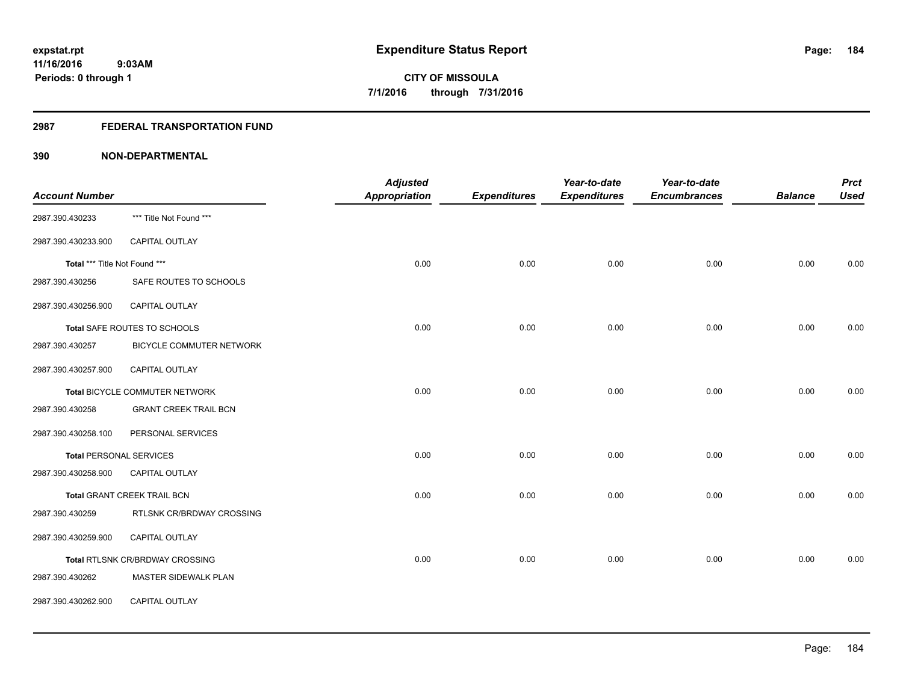# Expenditure Status Report

**CITY OF MISSOULA**
**7/1/2016 through 7/31/2016**

expstat.rpt
11/16/2016 9:03AM
Periods: 0 through 1

## 2987 FEDERAL TRANSPORTATION FUND

### 390 NON-DEPARTMENTAL

| Account Number | | Adjusted Appropriation | Expenditures | Year-to-date Expenditures | Year-to-date Encumbrances | Balance | Prct Used |
|---|---|---|---|---|---|---|---|
| 2987.390.430233 | *** Title Not Found *** | | | | | | |
| 2987.390.430233.900 | CAPITAL OUTLAY | | | | | | |
| **Total** *** Title Not Found *** | | 0.00 | 0.00 | 0.00 | 0.00 | 0.00 | 0.00 |
| 2987.390.430256 | SAFE ROUTES TO SCHOOLS | | | | | | |
| 2987.390.430256.900 | CAPITAL OUTLAY | | | | | | |
| **Total** SAFE ROUTES TO SCHOOLS | | 0.00 | 0.00 | 0.00 | 0.00 | 0.00 | 0.00 |
| 2987.390.430257 | BICYCLE COMMUTER NETWORK | | | | | | |
| 2987.390.430257.900 | CAPITAL OUTLAY | | | | | | |
| **Total** BICYCLE COMMUTER NETWORK | | 0.00 | 0.00 | 0.00 | 0.00 | 0.00 | 0.00 |
| 2987.390.430258 | GRANT CREEK TRAIL BCN | | | | | | |
| 2987.390.430258.100 | PERSONAL SERVICES | | | | | | |
| **Total** PERSONAL SERVICES | | 0.00 | 0.00 | 0.00 | 0.00 | 0.00 | 0.00 |
| 2987.390.430258.900 | CAPITAL OUTLAY | | | | | | |
| **Total** GRANT CREEK TRAIL BCN | | 0.00 | 0.00 | 0.00 | 0.00 | 0.00 | 0.00 |
| 2987.390.430259 | RTLSNK CR/BRDWAY CROSSING | | | | | | |
| 2987.390.430259.900 | CAPITAL OUTLAY | | | | | | |
| **Total** RTLSNK CR/BRDWAY CROSSING | | 0.00 | 0.00 | 0.00 | 0.00 | 0.00 | 0.00 |
| 2987.390.430262 | MASTER SIDEWALK PLAN | | | | | | |
| 2987.390.430262.900 | CAPITAL OUTLAY | | | | | | |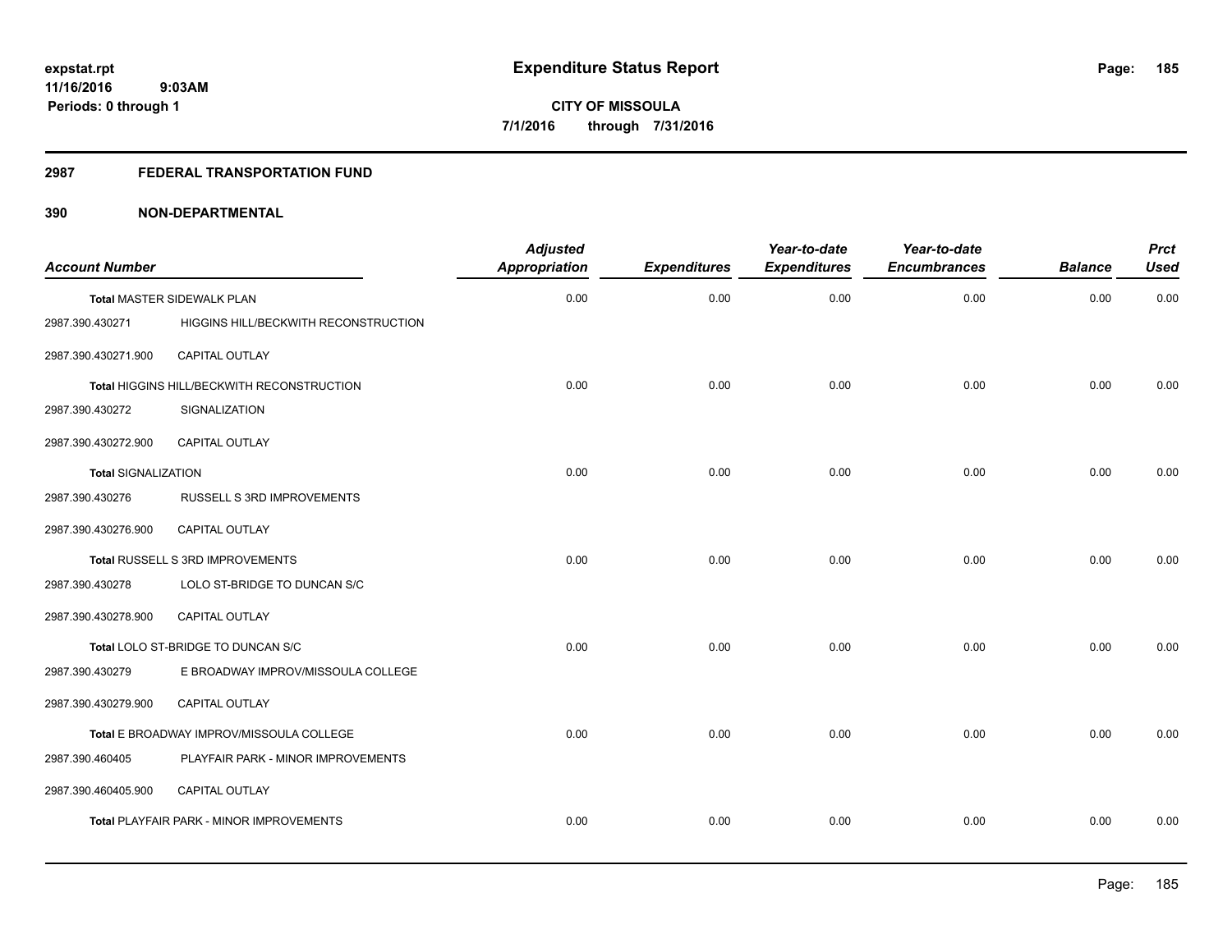**expstat.rpt**
**11/16/2016 9:03AM**
**Periods: 0 through 1**

# Expenditure Status Report

**CITY OF MISSOULA**
**7/1/2016 through 7/31/2016**

## 2987 FEDERAL TRANSPORTATION FUND

## 390 NON-DEPARTMENTAL

| Account Number | | Adjusted Appropriation | Expenditures | Year-to-date Expenditures | Year-to-date Encumbrances | Balance | Prct Used |
|---|---|---|---|---|---|---|---|
| **Total** MASTER SIDEWALK PLAN | | 0.00 | 0.00 | 0.00 | 0.00 | 0.00 | 0.00 |
| 2987.390.430271 | HIGGINS HILL/BECKWITH RECONSTRUCTION | | | | | | |
| 2987.390.430271.900 | CAPITAL OUTLAY | | | | | | |
| **Total** HIGGINS HILL/BECKWITH RECONSTRUCTION | | 0.00 | 0.00 | 0.00 | 0.00 | 0.00 | 0.00 |
| 2987.390.430272 | SIGNALIZATION | | | | | | |
| 2987.390.430272.900 | CAPITAL OUTLAY | | | | | | |
| **Total** SIGNALIZATION | | 0.00 | 0.00 | 0.00 | 0.00 | 0.00 | 0.00 |
| 2987.390.430276 | RUSSELL S 3RD IMPROVEMENTS | | | | | | |
| 2987.390.430276.900 | CAPITAL OUTLAY | | | | | | |
| **Total** RUSSELL S 3RD IMPROVEMENTS | | 0.00 | 0.00 | 0.00 | 0.00 | 0.00 | 0.00 |
| 2987.390.430278 | LOLO ST-BRIDGE TO DUNCAN S/C | | | | | | |
| 2987.390.430278.900 | CAPITAL OUTLAY | | | | | | |
| **Total** LOLO ST-BRIDGE TO DUNCAN S/C | | 0.00 | 0.00 | 0.00 | 0.00 | 0.00 | 0.00 |
| 2987.390.430279 | E BROADWAY IMPROV/MISSOULA COLLEGE | | | | | | |
| 2987.390.430279.900 | CAPITAL OUTLAY | | | | | | |
| **Total** E BROADWAY IMPROV/MISSOULA COLLEGE | | 0.00 | 0.00 | 0.00 | 0.00 | 0.00 | 0.00 |
| 2987.390.460405 | PLAYFAIR PARK - MINOR IMPROVEMENTS | | | | | | |
| 2987.390.460405.900 | CAPITAL OUTLAY | | | | | | |
| **Total** PLAYFAIR PARK - MINOR IMPROVEMENTS | | 0.00 | 0.00 | 0.00 | 0.00 | 0.00 | 0.00 |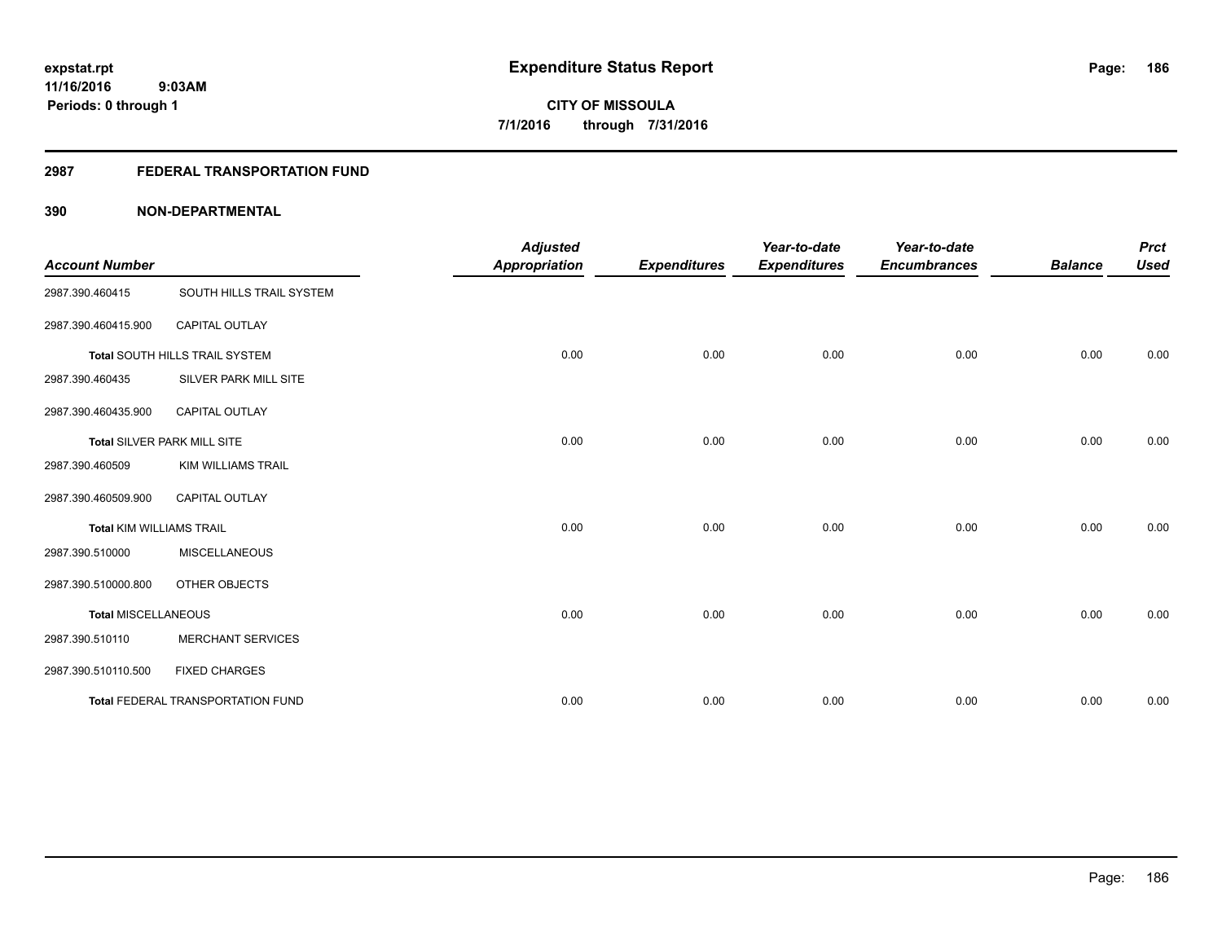# Expenditure Status Report

expstat.rpt
11/16/2016 9:03AM
Periods: 0 through 1

**CITY OF MISSOULA**
**7/1/2016 through 7/31/2016**

## 2987 FEDERAL TRANSPORTATION FUND

### 390 NON-DEPARTMENTAL

| Account Number | | Adjusted Appropriation | Expenditures | Year-to-date Expenditures | Year-to-date Encumbrances | Balance | Prct Used |
|---|---|---|---|---|---|---|---|
| 2987.390.460415 | SOUTH HILLS TRAIL SYSTEM | | | | | | |
| 2987.390.460415.900 | CAPITAL OUTLAY | | | | | | |
| **Total** SOUTH HILLS TRAIL SYSTEM | | 0.00 | 0.00 | 0.00 | 0.00 | 0.00 | 0.00 |
| 2987.390.460435 | SILVER PARK MILL SITE | | | | | | |
| 2987.390.460435.900 | CAPITAL OUTLAY | | | | | | |
| **Total** SILVER PARK MILL SITE | | 0.00 | 0.00 | 0.00 | 0.00 | 0.00 | 0.00 |
| 2987.390.460509 | KIM WILLIAMS TRAIL | | | | | | |
| 2987.390.460509.900 | CAPITAL OUTLAY | | | | | | |
| **Total** KIM WILLIAMS TRAIL | | 0.00 | 0.00 | 0.00 | 0.00 | 0.00 | 0.00 |
| 2987.390.510000 | MISCELLANEOUS | | | | | | |
| 2987.390.510000.800 | OTHER OBJECTS | | | | | | |
| **Total** MISCELLANEOUS | | 0.00 | 0.00 | 0.00 | 0.00 | 0.00 | 0.00 |
| 2987.390.510110 | MERCHANT SERVICES | | | | | | |
| 2987.390.510110.500 | FIXED CHARGES | | | | | | |
| **Total** FEDERAL TRANSPORTATION FUND | | 0.00 | 0.00 | 0.00 | 0.00 | 0.00 | 0.00 |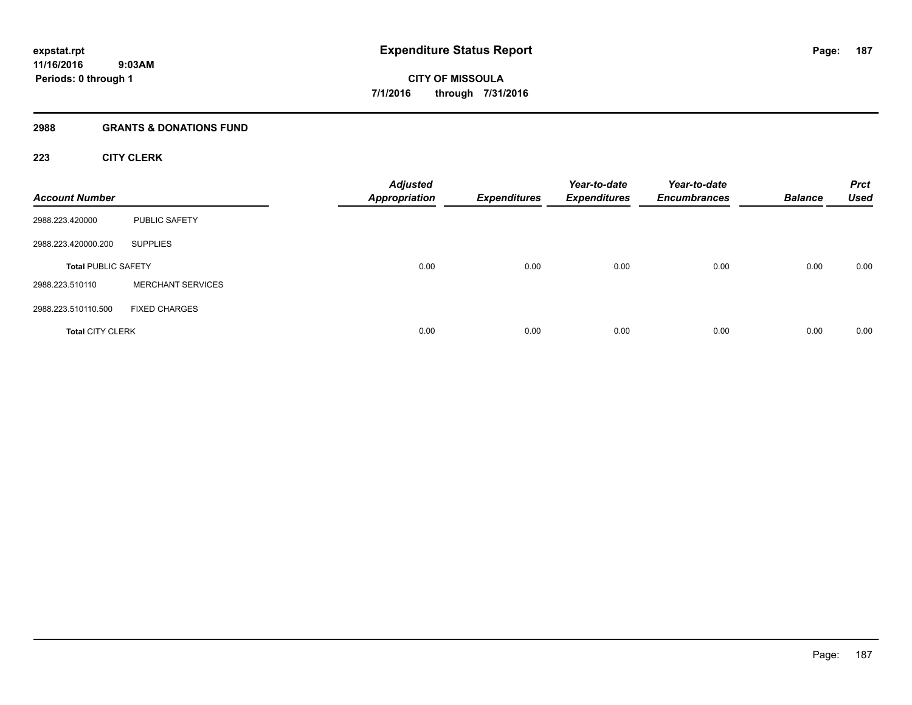**expstat.rpt**
**11/16/2016 9:03AM**
**Periods: 0 through 1**

# Expenditure Status Report

**CITY OF MISSOULA**
**7/1/2016 through 7/31/2016**

## 2988 GRANTS & DONATIONS FUND

### 223 CITY CLERK

| Account Number | | Adjusted Appropriation | Expenditures | Year-to-date Expenditures | Year-to-date Encumbrances | Balance | Prct Used |
|---|---|---|---|---|---|---|---|
| 2988.223.420000 | PUBLIC SAFETY | | | | | | |
| 2988.223.420000.200 | SUPPLIES | | | | | | |
| **Total** PUBLIC SAFETY | | 0.00 | 0.00 | 0.00 | 0.00 | 0.00 | 0.00 |
| 2988.223.510110 | MERCHANT SERVICES | | | | | | |
| 2988.223.510110.500 | FIXED CHARGES | | | | | | |
| **Total** CITY CLERK | | 0.00 | 0.00 | 0.00 | 0.00 | 0.00 | 0.00 |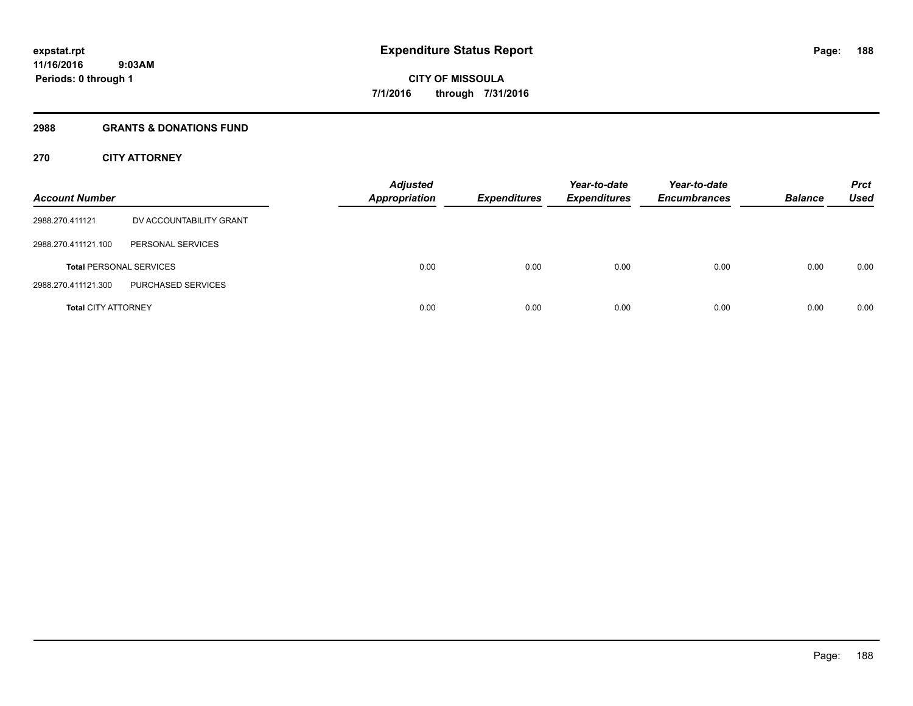expstat.rpt
11/16/2016 9:03AM
Periods: 0 through 1

# Expenditure Status Report

CITY OF MISSOULA
7/1/2016 through 7/31/2016

## 2988 GRANTS & DONATIONS FUND

## 270 CITY ATTORNEY

| Account Number | | Adjusted Appropriation | Expenditures | Year-to-date Expenditures | Year-to-date Encumbrances | Balance | Prct Used |
|---|---|---|---|---|---|---|---|
| 2988.270.411121 | DV ACCOUNTABILITY GRANT | | | | | | |
| 2988.270.411121.100 | PERSONAL SERVICES | | | | | | |
| **Total** PERSONAL SERVICES | | 0.00 | 0.00 | 0.00 | 0.00 | 0.00 | 0.00 |
| 2988.270.411121.300 | PURCHASED SERVICES | | | | | | |
| **Total** CITY ATTORNEY | | 0.00 | 0.00 | 0.00 | 0.00 | 0.00 | 0.00 |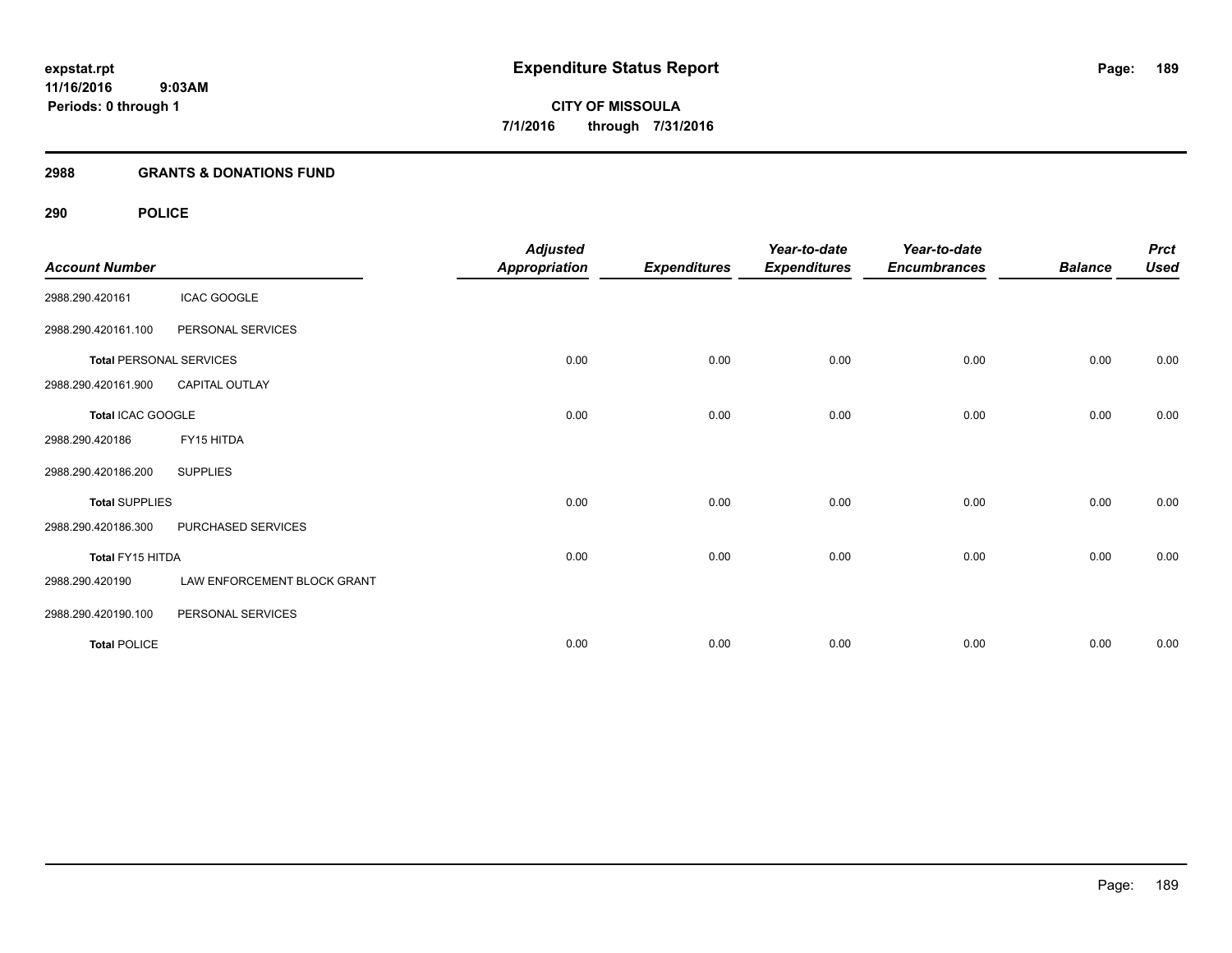# Expenditure Status Report

expstat.rpt
11/16/2016 9:03AM
Periods: 0 through 1

**CITY OF MISSOULA**
**7/1/2016 through 7/31/2016**

## 2988 GRANTS & DONATIONS FUND

## 290 POLICE

| Account Number | | Adjusted Appropriation | Expenditures | Year-to-date Expenditures | Year-to-date Encumbrances | Balance | Prct Used |
|---|---|---|---|---|---|---|---|
| 2988.290.420161 | ICAC GOOGLE | | | | | | |
| 2988.290.420161.100 | PERSONAL SERVICES | | | | | | |
| **Total** PERSONAL SERVICES | | 0.00 | 0.00 | 0.00 | 0.00 | 0.00 | 0.00 |
| 2988.290.420161.900 | CAPITAL OUTLAY | | | | | | |
| **Total** ICAC GOOGLE | | 0.00 | 0.00 | 0.00 | 0.00 | 0.00 | 0.00 |
| 2988.290.420186 | FY15 HITDA | | | | | | |
| 2988.290.420186.200 | SUPPLIES | | | | | | |
| **Total** SUPPLIES | | 0.00 | 0.00 | 0.00 | 0.00 | 0.00 | 0.00 |
| 2988.290.420186.300 | PURCHASED SERVICES | | | | | | |
| **Total** FY15 HITDA | | 0.00 | 0.00 | 0.00 | 0.00 | 0.00 | 0.00 |
| 2988.290.420190 | LAW ENFORCEMENT BLOCK GRANT | | | | | | |
| 2988.290.420190.100 | PERSONAL SERVICES | | | | | | |
| **Total** POLICE | | 0.00 | 0.00 | 0.00 | 0.00 | 0.00 | 0.00 |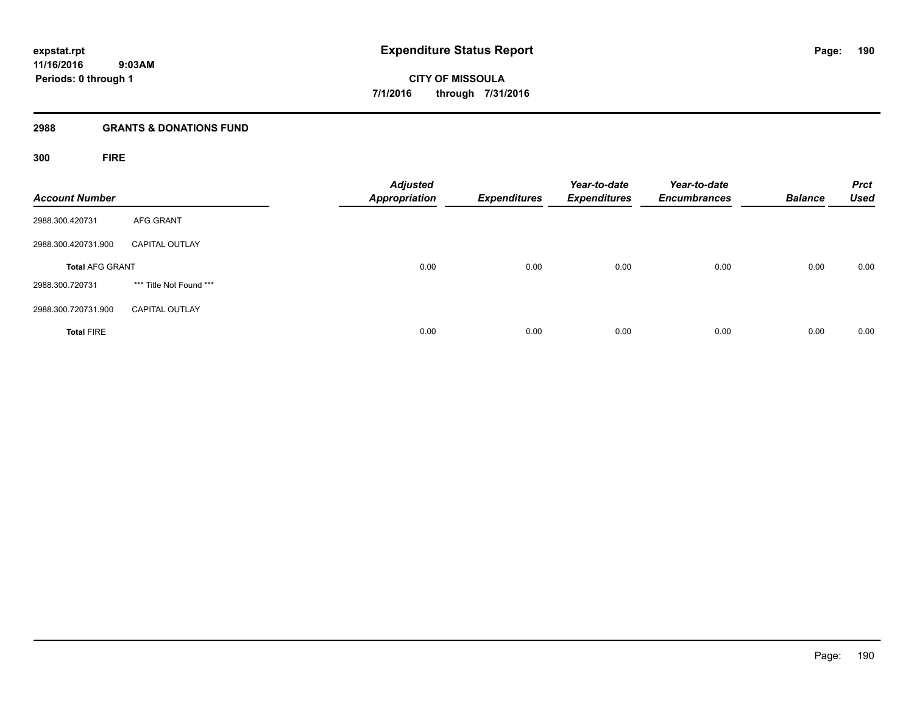**expstat.rpt**
**11/16/2016 9:03AM**
**Periods: 0 through 1**

# Expenditure Status Report

**CITY OF MISSOULA**
**7/1/2016 through 7/31/2016**

## 2988 GRANTS & DONATIONS FUND

### 300 FIRE

| Account Number | | Adjusted Appropriation | Expenditures | Year-to-date Expenditures | Year-to-date Encumbrances | Balance | Prct Used |
|---|---|---|---|---|---|---|---|
| 2988.300.420731 | AFG GRANT | | | | | | |
| 2988.300.420731.900 | CAPITAL OUTLAY | | | | | | |
| **Total** AFG GRANT | | 0.00 | 0.00 | 0.00 | 0.00 | 0.00 | 0.00 |
| 2988.300.720731 | *** Title Not Found *** | | | | | | |
| 2988.300.720731.900 | CAPITAL OUTLAY | | | | | | |
| **Total** FIRE | | 0.00 | 0.00 | 0.00 | 0.00 | 0.00 | 0.00 |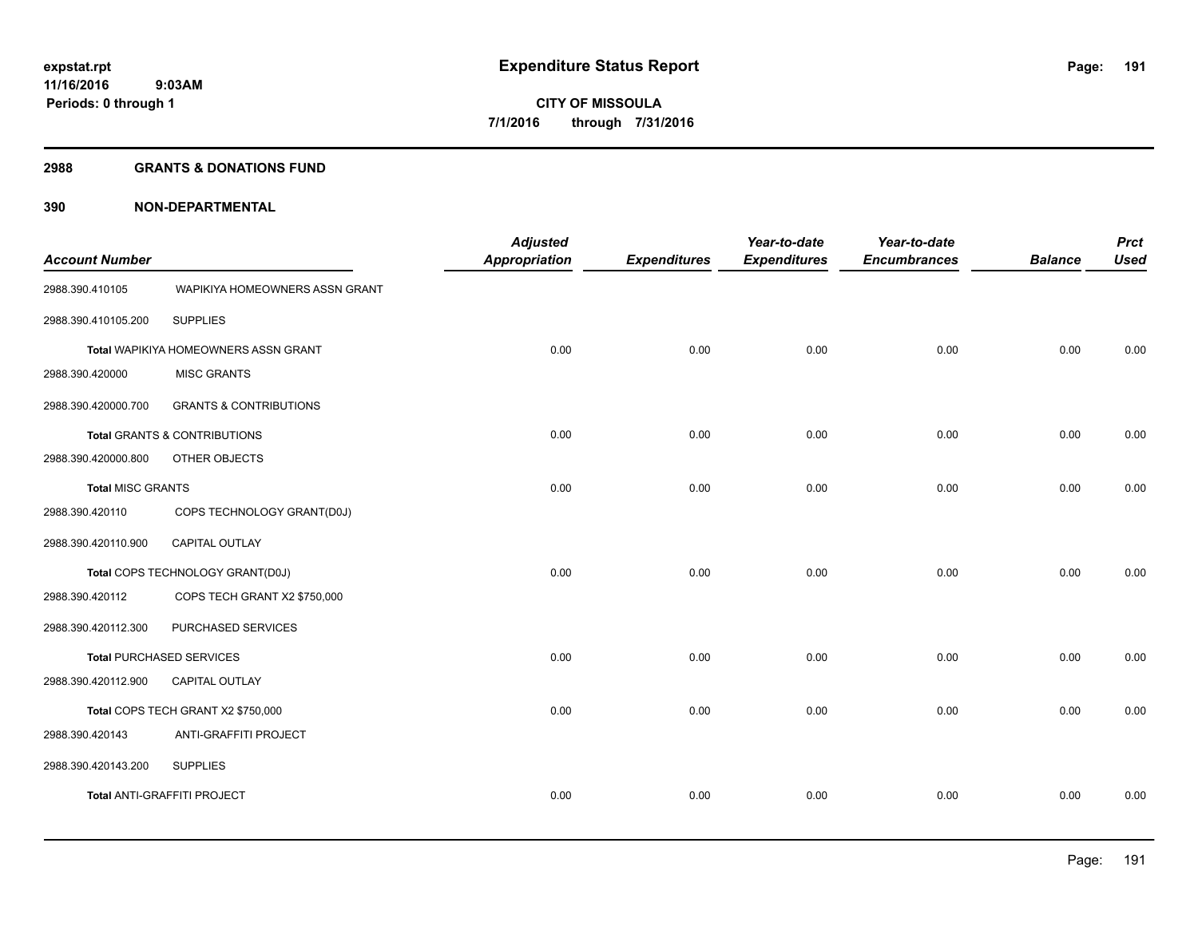**expstat.rpt**
**11/16/2016 9:03AM**
**Periods: 0 through 1**

# Expenditure Status Report

**CITY OF MISSOULA**
**7/1/2016 through 7/31/2016**

## 2988 GRANTS & DONATIONS FUND

## 390 NON-DEPARTMENTAL

| Account Number | | Adjusted Appropriation | Expenditures | Year-to-date Expenditures | Year-to-date Encumbrances | Balance | Prct Used |
|---|---|---|---|---|---|---|---|
| 2988.390.410105 | WAPIKIYA HOMEOWNERS ASSN GRANT | | | | | | |
| 2988.390.410105.200 | SUPPLIES | | | | | | |
| **Total** WAPIKIYA HOMEOWNERS ASSN GRANT | | 0.00 | 0.00 | 0.00 | 0.00 | 0.00 | 0.00 |
| 2988.390.420000 | MISC GRANTS | | | | | | |
| 2988.390.420000.700 | GRANTS & CONTRIBUTIONS | | | | | | |
| **Total** GRANTS & CONTRIBUTIONS | | 0.00 | 0.00 | 0.00 | 0.00 | 0.00 | 0.00 |
| 2988.390.420000.800 | OTHER OBJECTS | | | | | | |
| **Total** MISC GRANTS | | 0.00 | 0.00 | 0.00 | 0.00 | 0.00 | 0.00 |
| 2988.390.420110 | COPS TECHNOLOGY GRANT(D0J) | | | | | | |
| 2988.390.420110.900 | CAPITAL OUTLAY | | | | | | |
| **Total** COPS TECHNOLOGY GRANT(D0J) | | 0.00 | 0.00 | 0.00 | 0.00 | 0.00 | 0.00 |
| 2988.390.420112 | COPS TECH GRANT X2 $750,000 | | | | | | |
| 2988.390.420112.300 | PURCHASED SERVICES | | | | | | |
| **Total** PURCHASED SERVICES | | 0.00 | 0.00 | 0.00 | 0.00 | 0.00 | 0.00 |
| 2988.390.420112.900 | CAPITAL OUTLAY | | | | | | |
| **Total** COPS TECH GRANT X2 $750,000 | | 0.00 | 0.00 | 0.00 | 0.00 | 0.00 | 0.00 |
| 2988.390.420143 | ANTI-GRAFFITI PROJECT | | | | | | |
| 2988.390.420143.200 | SUPPLIES | | | | | | |
| **Total** ANTI-GRAFFITI PROJECT | | 0.00 | 0.00 | 0.00 | 0.00 | 0.00 | 0.00 |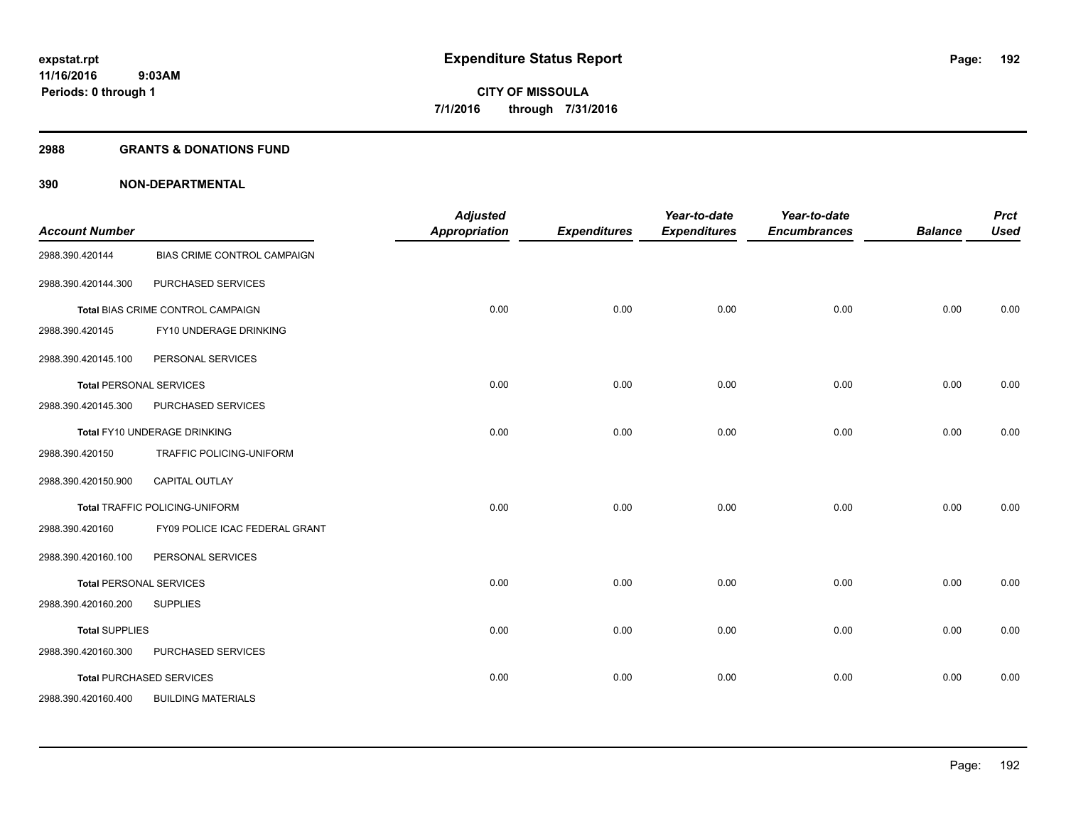expstat.rpt
11/16/2016 9:03AM
Periods: 0 through 1

# Expenditure Status Report

CITY OF MISSOULA
7/1/2016 through 7/31/2016

## 2988 GRANTS & DONATIONS FUND

## 390 NON-DEPARTMENTAL

| Account Number | | Adjusted Appropriation | Expenditures | Year-to-date Expenditures | Year-to-date Encumbrances | Balance | Prct Used |
|---|---|---|---|---|---|---|---|
| 2988.390.420144 | BIAS CRIME CONTROL CAMPAIGN | | | | | | |
| 2988.390.420144.300 | PURCHASED SERVICES | | | | | | |
| **Total** BIAS CRIME CONTROL CAMPAIGN | | 0.00 | 0.00 | 0.00 | 0.00 | 0.00 | 0.00 |
| 2988.390.420145 | FY10 UNDERAGE DRINKING | | | | | | |
| 2988.390.420145.100 | PERSONAL SERVICES | | | | | | |
| **Total** PERSONAL SERVICES | | 0.00 | 0.00 | 0.00 | 0.00 | 0.00 | 0.00 |
| 2988.390.420145.300 | PURCHASED SERVICES | | | | | | |
| **Total** FY10 UNDERAGE DRINKING | | 0.00 | 0.00 | 0.00 | 0.00 | 0.00 | 0.00 |
| 2988.390.420150 | TRAFFIC POLICING-UNIFORM | | | | | | |
| 2988.390.420150.900 | CAPITAL OUTLAY | | | | | | |
| **Total** TRAFFIC POLICING-UNIFORM | | 0.00 | 0.00 | 0.00 | 0.00 | 0.00 | 0.00 |
| 2988.390.420160 | FY09 POLICE ICAC FEDERAL GRANT | | | | | | |
| 2988.390.420160.100 | PERSONAL SERVICES | | | | | | |
| **Total** PERSONAL SERVICES | | 0.00 | 0.00 | 0.00 | 0.00 | 0.00 | 0.00 |
| 2988.390.420160.200 | SUPPLIES | | | | | | |
| **Total** SUPPLIES | | 0.00 | 0.00 | 0.00 | 0.00 | 0.00 | 0.00 |
| 2988.390.420160.300 | PURCHASED SERVICES | | | | | | |
| **Total** PURCHASED SERVICES | | 0.00 | 0.00 | 0.00 | 0.00 | 0.00 | 0.00 |
| 2988.390.420160.400 | BUILDING MATERIALS | | | | | | |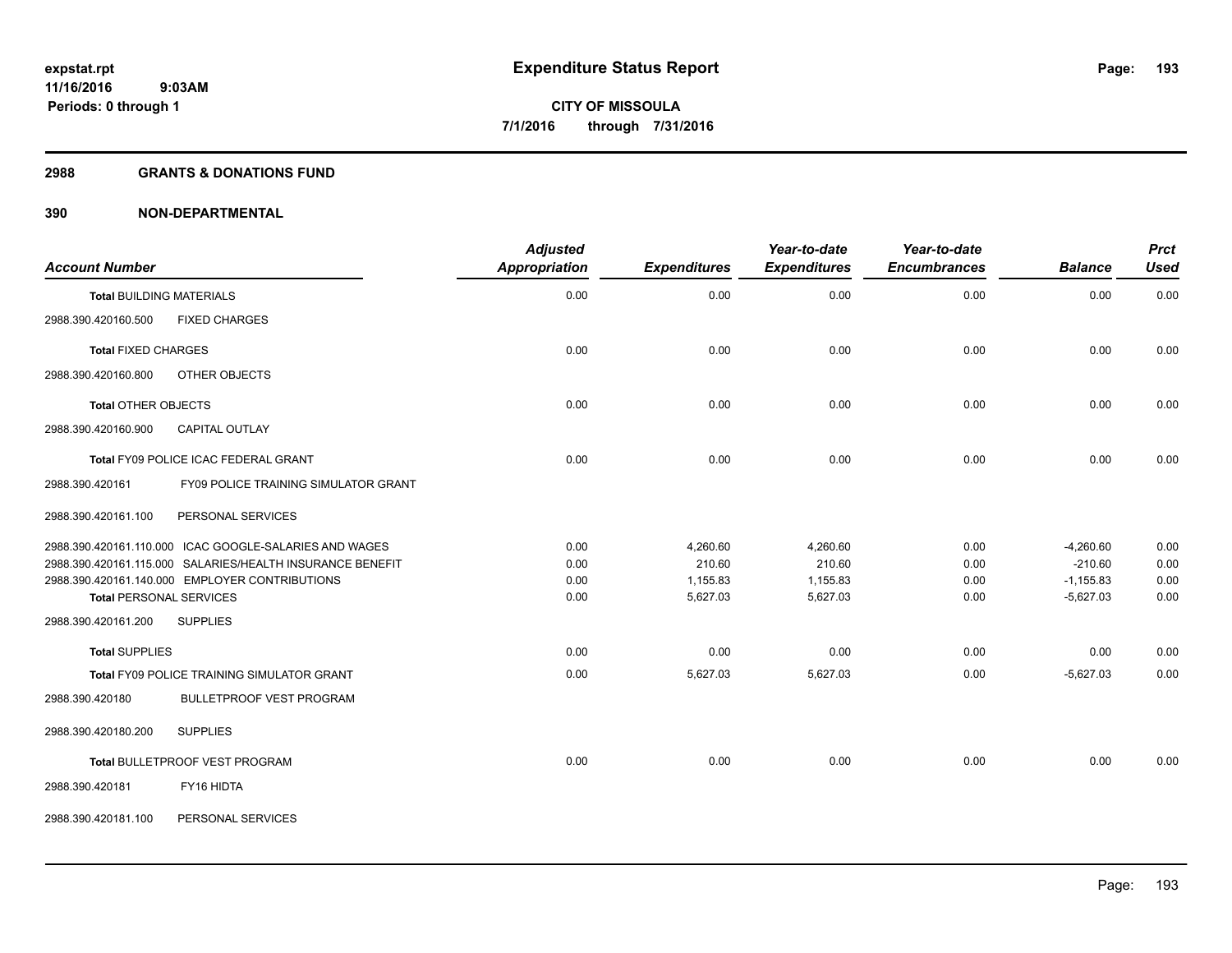**expstat.rpt**
**11/16/2016 9:03AM**
**Periods: 0 through 1**

# Expenditure Status Report

**CITY OF MISSOULA**
**7/1/2016 through 7/31/2016**

## 2988 GRANTS & DONATIONS FUND

## 390 NON-DEPARTMENTAL

| Account Number | Adjusted Appropriation | Expenditures | Year-to-date Expenditures | Year-to-date Encumbrances | Balance | Prct Used |
|---|---|---|---|---|---|---|
| **Total** BUILDING MATERIALS | 0.00 | 0.00 | 0.00 | 0.00 | 0.00 | 0.00 |
| 2988.390.420160.500 FIXED CHARGES | | | | | | |
| **Total** FIXED CHARGES | 0.00 | 0.00 | 0.00 | 0.00 | 0.00 | 0.00 |
| 2988.390.420160.800 OTHER OBJECTS | | | | | | |
| **Total** OTHER OBJECTS | 0.00 | 0.00 | 0.00 | 0.00 | 0.00 | 0.00 |
| 2988.390.420160.900 CAPITAL OUTLAY | | | | | | |
| **Total** FY09 POLICE ICAC FEDERAL GRANT | 0.00 | 0.00 | 0.00 | 0.00 | 0.00 | 0.00 |
| 2988.390.420161 FY09 POLICE TRAINING SIMULATOR GRANT | | | | | | |
| 2988.390.420161.100 PERSONAL SERVICES | | | | | | |
| 2988.390.420161.110.000 ICAC GOOGLE-SALARIES AND WAGES | 0.00 | 4,260.60 | 4,260.60 | 0.00 | -4,260.60 | 0.00 |
| 2988.390.420161.115.000 SALARIES/HEALTH INSURANCE BENEFIT | 0.00 | 210.60 | 210.60 | 0.00 | -210.60 | 0.00 |
| 2988.390.420161.140.000 EMPLOYER CONTRIBUTIONS | 0.00 | 1,155.83 | 1,155.83 | 0.00 | -1,155.83 | 0.00 |
| **Total** PERSONAL SERVICES | 0.00 | 5,627.03 | 5,627.03 | 0.00 | -5,627.03 | 0.00 |
| 2988.390.420161.200 SUPPLIES | | | | | | |
| **Total** SUPPLIES | 0.00 | 0.00 | 0.00 | 0.00 | 0.00 | 0.00 |
| **Total** FY09 POLICE TRAINING SIMULATOR GRANT | 0.00 | 5,627.03 | 5,627.03 | 0.00 | -5,627.03 | 0.00 |
| 2988.390.420180 BULLETPROOF VEST PROGRAM | | | | | | |
| 2988.390.420180.200 SUPPLIES | | | | | | |
| **Total** BULLETPROOF VEST PROGRAM | 0.00 | 0.00 | 0.00 | 0.00 | 0.00 | 0.00 |
| 2988.390.420181 FY16 HIDTA | | | | | | |
| 2988.390.420181.100 PERSONAL SERVICES | | | | | | |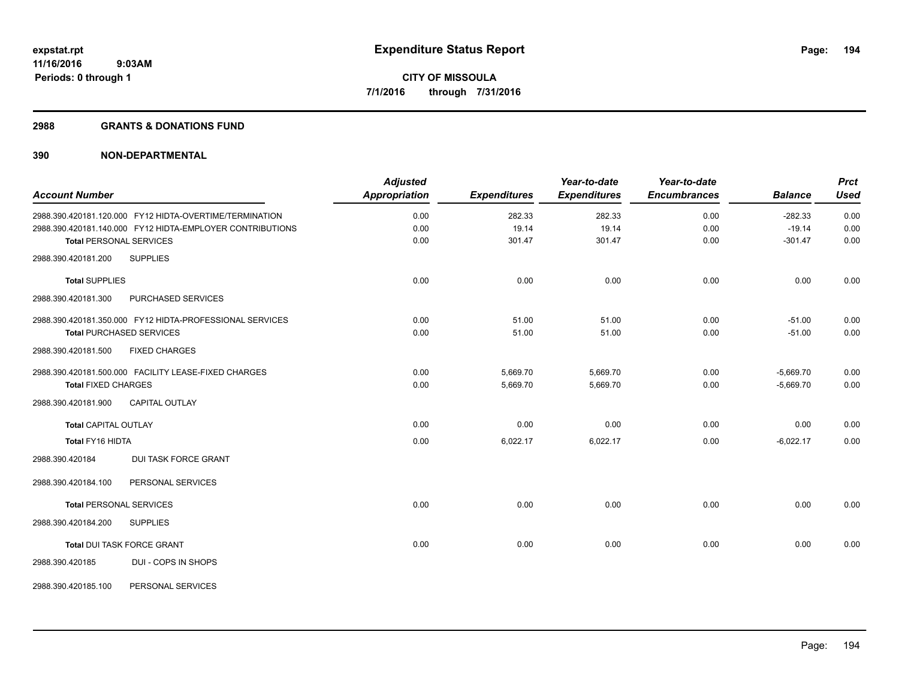**expstat.rpt**
**11/16/2016 9:03AM**
**Periods: 0 through 1**

# Expenditure Status Report

**CITY OF MISSOULA**
**7/1/2016 through 7/31/2016**

## 2988 GRANTS & DONATIONS FUND

## 390 NON-DEPARTMENTAL

| Account Number | Adjusted Appropriation | Expenditures | Year-to-date Expenditures | Year-to-date Encumbrances | Balance | Prct Used |
|---|---|---|---|---|---|---|
| 2988.390.420181.120.000 FY12 HIDTA-OVERTIME/TERMINATION | 0.00 | 282.33 | 282.33 | 0.00 | -282.33 | 0.00 |
| 2988.390.420181.140.000 FY12 HIDTA-EMPLOYER CONTRIBUTIONS | 0.00 | 19.14 | 19.14 | 0.00 | -19.14 | 0.00 |
| **Total** PERSONAL SERVICES | 0.00 | 301.47 | 301.47 | 0.00 | -301.47 | 0.00 |
| 2988.390.420181.200 SUPPLIES | | | | | | |
| **Total** SUPPLIES | 0.00 | 0.00 | 0.00 | 0.00 | 0.00 | 0.00 |
| 2988.390.420181.300 PURCHASED SERVICES | | | | | | |
| 2988.390.420181.350.000 FY12 HIDTA-PROFESSIONAL SERVICES | 0.00 | 51.00 | 51.00 | 0.00 | -51.00 | 0.00 |
| **Total** PURCHASED SERVICES | 0.00 | 51.00 | 51.00 | 0.00 | -51.00 | 0.00 |
| 2988.390.420181.500 FIXED CHARGES | | | | | | |
| 2988.390.420181.500.000 FACILITY LEASE-FIXED CHARGES | 0.00 | 5,669.70 | 5,669.70 | 0.00 | -5,669.70 | 0.00 |
| **Total** FIXED CHARGES | 0.00 | 5,669.70 | 5,669.70 | 0.00 | -5,669.70 | 0.00 |
| 2988.390.420181.900 CAPITAL OUTLAY | | | | | | |
| **Total** CAPITAL OUTLAY | 0.00 | 0.00 | 0.00 | 0.00 | 0.00 | 0.00 |
| **Total** FY16 HIDTA | 0.00 | 6,022.17 | 6,022.17 | 0.00 | -6,022.17 | 0.00 |
| 2988.390.420184 DUI TASK FORCE GRANT | | | | | | |
| 2988.390.420184.100 PERSONAL SERVICES | | | | | | |
| **Total** PERSONAL SERVICES | 0.00 | 0.00 | 0.00 | 0.00 | 0.00 | 0.00 |
| 2988.390.420184.200 SUPPLIES | | | | | | |
| **Total** DUI TASK FORCE GRANT | 0.00 | 0.00 | 0.00 | 0.00 | 0.00 | 0.00 |
| 2988.390.420185 DUI - COPS IN SHOPS | | | | | | |
| 2988.390.420185.100 PERSONAL SERVICES | | | | | | |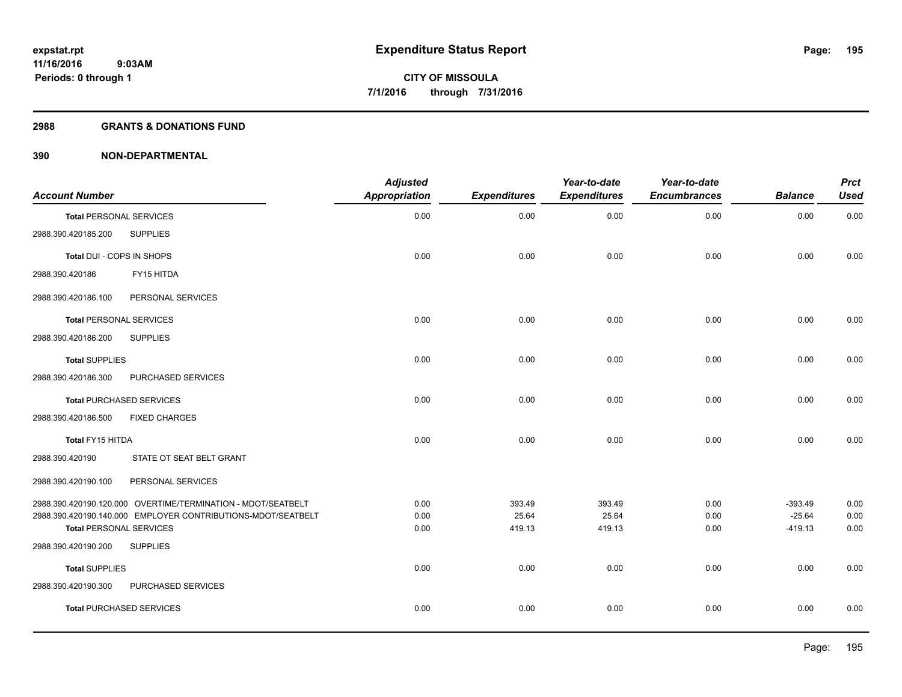**expstat.rpt**
**11/16/2016 9:03AM**
**Periods: 0 through 1**

# Expenditure Status Report

**CITY OF MISSOULA**
**7/1/2016 through 7/31/2016**

## 2988 GRANTS & DONATIONS FUND

## 390 NON-DEPARTMENTAL

| Account Number | | Adjusted Appropriation | Expenditures | Year-to-date Expenditures | Year-to-date Encumbrances | Balance | Prct Used |
|---|---|---|---|---|---|---|---|
| **Total PERSONAL SERVICES** | | 0.00 | 0.00 | 0.00 | 0.00 | 0.00 | 0.00 |
| 2988.390.420185.200 | SUPPLIES | | | | | | |
| **Total DUI - COPS IN SHOPS** | | 0.00 | 0.00 | 0.00 | 0.00 | 0.00 | 0.00 |
| 2988.390.420186 | FY15 HITDA | | | | | | |
| 2988.390.420186.100 | PERSONAL SERVICES | | | | | | |
| **Total PERSONAL SERVICES** | | 0.00 | 0.00 | 0.00 | 0.00 | 0.00 | 0.00 |
| 2988.390.420186.200 | SUPPLIES | | | | | | |
| **Total SUPPLIES** | | 0.00 | 0.00 | 0.00 | 0.00 | 0.00 | 0.00 |
| 2988.390.420186.300 | PURCHASED SERVICES | | | | | | |
| **Total PURCHASED SERVICES** | | 0.00 | 0.00 | 0.00 | 0.00 | 0.00 | 0.00 |
| 2988.390.420186.500 | FIXED CHARGES | | | | | | |
| **Total FY15 HITDA** | | 0.00 | 0.00 | 0.00 | 0.00 | 0.00 | 0.00 |
| 2988.390.420190 | STATE OT SEAT BELT GRANT | | | | | | |
| 2988.390.420190.100 | PERSONAL SERVICES | | | | | | |
| 2988.390.420190.120.000 | OVERTIME/TERMINATION - MDOT/SEATBELT | 0.00 | 393.49 | 393.49 | 0.00 | -393.49 | 0.00 |
| 2988.390.420190.140.000 | EMPLOYER CONTRIBUTIONS-MDOT/SEATBELT | 0.00 | 25.64 | 25.64 | 0.00 | -25.64 | 0.00 |
| **Total PERSONAL SERVICES** | | 0.00 | 419.13 | 419.13 | 0.00 | -419.13 | 0.00 |
| 2988.390.420190.200 | SUPPLIES | | | | | | |
| **Total SUPPLIES** | | 0.00 | 0.00 | 0.00 | 0.00 | 0.00 | 0.00 |
| 2988.390.420190.300 | PURCHASED SERVICES | | | | | | |
| **Total PURCHASED SERVICES** | | 0.00 | 0.00 | 0.00 | 0.00 | 0.00 | 0.00 |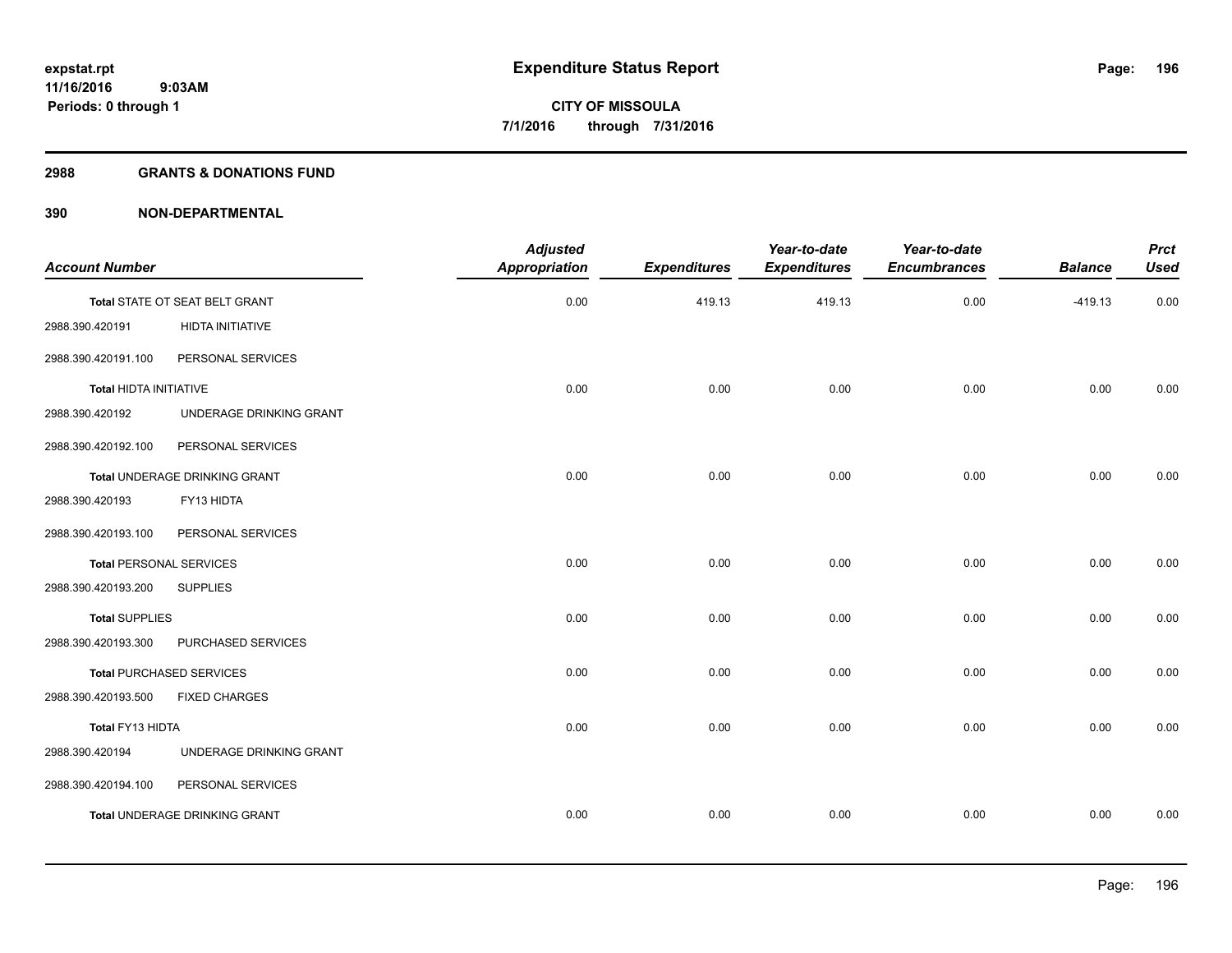**expstat.rpt**
**11/16/2016 9:03AM**
**Periods: 0 through 1**

# Expenditure Status Report

**CITY OF MISSOULA**
**7/1/2016 through 7/31/2016**

## 2988 GRANTS & DONATIONS FUND

### 390 NON-DEPARTMENTAL

| Account Number | | Adjusted Appropriation | Expenditures | Year-to-date Expenditures | Year-to-date Encumbrances | Balance | Prct Used |
|---|---|---|---|---|---|---|---|
| **Total** STATE OT SEAT BELT GRANT | | 0.00 | 419.13 | 419.13 | 0.00 | -419.13 | 0.00 |
| 2988.390.420191 | HIDTA INITIATIVE | | | | | | |
| 2988.390.420191.100 | PERSONAL SERVICES | | | | | | |
| **Total** HIDTA INITIATIVE | | 0.00 | 0.00 | 0.00 | 0.00 | 0.00 | 0.00 |
| 2988.390.420192 | UNDERAGE DRINKING GRANT | | | | | | |
| 2988.390.420192.100 | PERSONAL SERVICES | | | | | | |
| **Total** UNDERAGE DRINKING GRANT | | 0.00 | 0.00 | 0.00 | 0.00 | 0.00 | 0.00 |
| 2988.390.420193 | FY13 HIDTA | | | | | | |
| 2988.390.420193.100 | PERSONAL SERVICES | | | | | | |
| **Total** PERSONAL SERVICES | | 0.00 | 0.00 | 0.00 | 0.00 | 0.00 | 0.00 |
| 2988.390.420193.200 | SUPPLIES | | | | | | |
| **Total** SUPPLIES | | 0.00 | 0.00 | 0.00 | 0.00 | 0.00 | 0.00 |
| 2988.390.420193.300 | PURCHASED SERVICES | | | | | | |
| **Total** PURCHASED SERVICES | | 0.00 | 0.00 | 0.00 | 0.00 | 0.00 | 0.00 |
| 2988.390.420193.500 | FIXED CHARGES | | | | | | |
| **Total** FY13 HIDTA | | 0.00 | 0.00 | 0.00 | 0.00 | 0.00 | 0.00 |
| 2988.390.420194 | UNDERAGE DRINKING GRANT | | | | | | |
| 2988.390.420194.100 | PERSONAL SERVICES | | | | | | |
| **Total** UNDERAGE DRINKING GRANT | | 0.00 | 0.00 | 0.00 | 0.00 | 0.00 | 0.00 |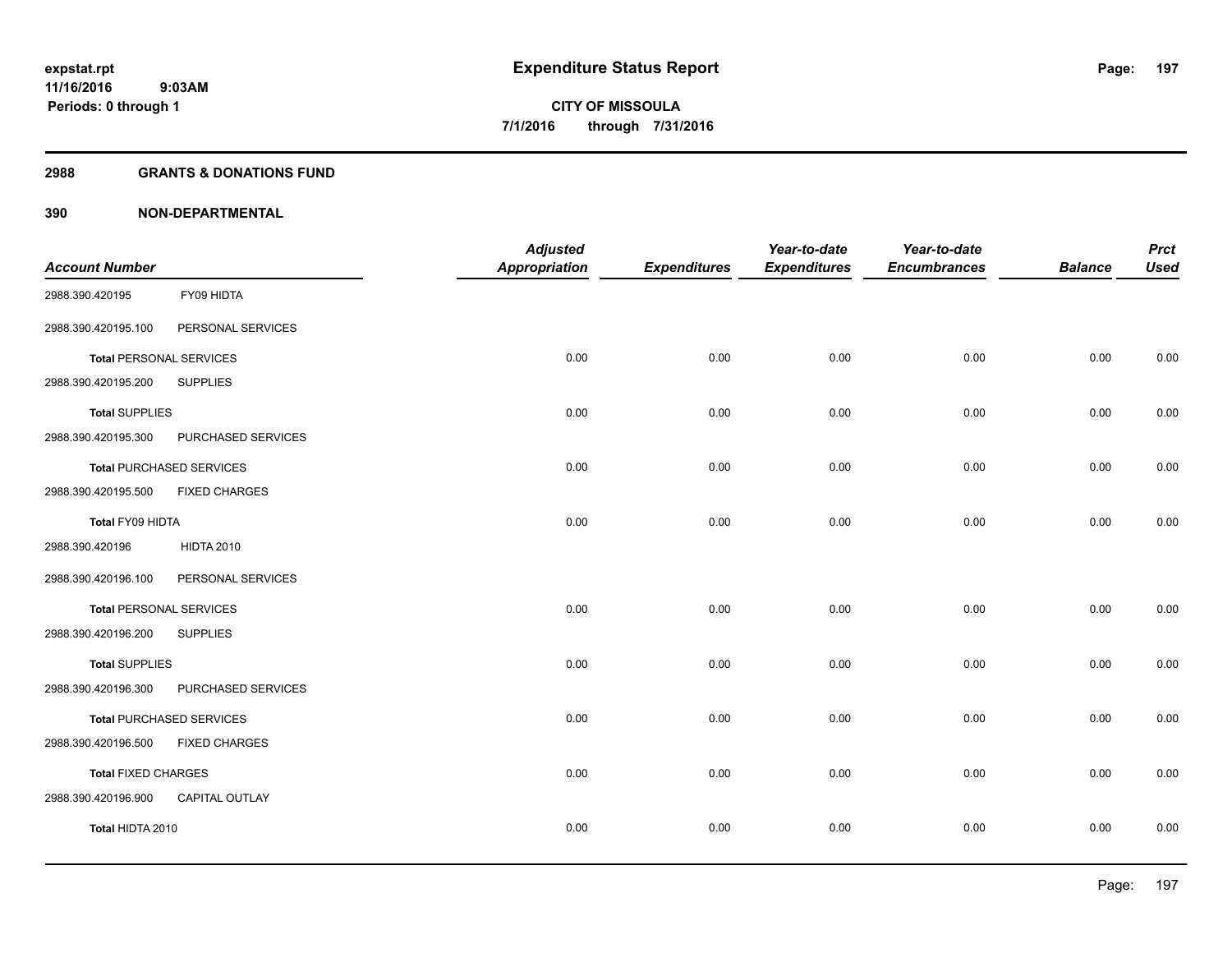**expstat.rpt**
**11/16/2016 9:03AM**
**Periods: 0 through 1**

# Expenditure Status Report

**CITY OF MISSOULA**
**7/1/2016 through 7/31/2016**

## 2988 GRANTS & DONATIONS FUND

## 390 NON-DEPARTMENTAL

| Account Number | | Adjusted Appropriation | Expenditures | Year-to-date Expenditures | Year-to-date Encumbrances | Balance | Prct Used |
|---|---|---|---|---|---|---|---|
| 2988.390.420195 | FY09 HIDTA | | | | | | |
| 2988.390.420195.100 | PERSONAL SERVICES | | | | | | |
| **Total** PERSONAL SERVICES | | 0.00 | 0.00 | 0.00 | 0.00 | 0.00 | 0.00 |
| 2988.390.420195.200 | SUPPLIES | | | | | | |
| **Total** SUPPLIES | | 0.00 | 0.00 | 0.00 | 0.00 | 0.00 | 0.00 |
| 2988.390.420195.300 | PURCHASED SERVICES | | | | | | |
| **Total** PURCHASED SERVICES | | 0.00 | 0.00 | 0.00 | 0.00 | 0.00 | 0.00 |
| 2988.390.420195.500 | FIXED CHARGES | | | | | | |
| **Total FY09 HIDTA** | | 0.00 | 0.00 | 0.00 | 0.00 | 0.00 | 0.00 |
| 2988.390.420196 | HIDTA 2010 | | | | | | |
| 2988.390.420196.100 | PERSONAL SERVICES | | | | | | |
| **Total** PERSONAL SERVICES | | 0.00 | 0.00 | 0.00 | 0.00 | 0.00 | 0.00 |
| 2988.390.420196.200 | SUPPLIES | | | | | | |
| **Total** SUPPLIES | | 0.00 | 0.00 | 0.00 | 0.00 | 0.00 | 0.00 |
| 2988.390.420196.300 | PURCHASED SERVICES | | | | | | |
| **Total** PURCHASED SERVICES | | 0.00 | 0.00 | 0.00 | 0.00 | 0.00 | 0.00 |
| 2988.390.420196.500 | FIXED CHARGES | | | | | | |
| **Total** FIXED CHARGES | | 0.00 | 0.00 | 0.00 | 0.00 | 0.00 | 0.00 |
| 2988.390.420196.900 | CAPITAL OUTLAY | | | | | | |
| **Total HIDTA 2010** | | 0.00 | 0.00 | 0.00 | 0.00 | 0.00 | 0.00 |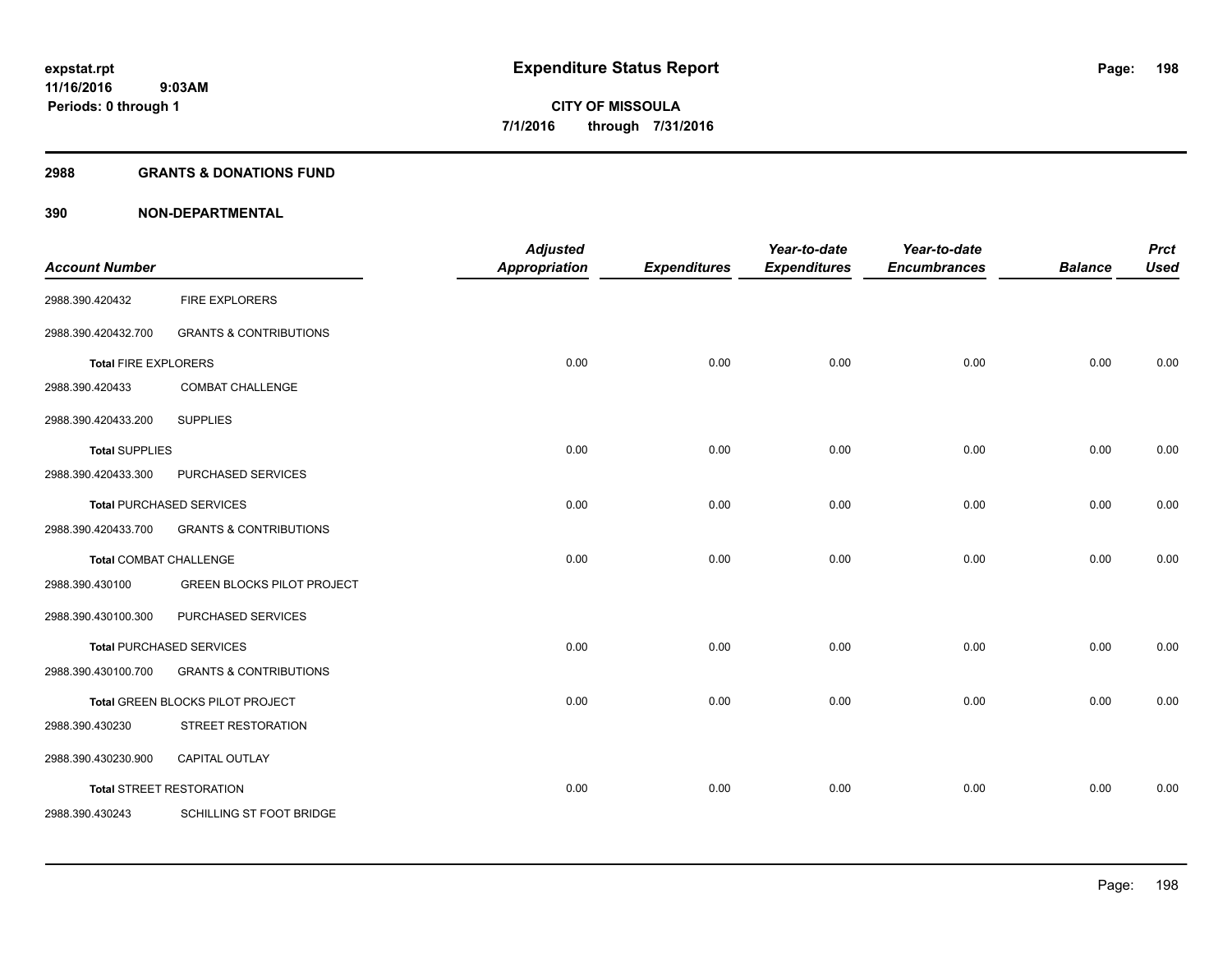# Expenditure Status Report

expstat.rpt
11/16/2016 9:03AM
Periods: 0 through 1

**CITY OF MISSOULA**
**7/1/2016 through 7/31/2016**

## 2988 GRANTS & DONATIONS FUND

## 390 NON-DEPARTMENTAL

| Account Number | | Adjusted Appropriation | Expenditures | Year-to-date Expenditures | Year-to-date Encumbrances | Balance | Prct Used |
|---|---|---|---|---|---|---|---|
| 2988.390.420432 | FIRE EXPLORERS | | | | | | |
| 2988.390.420432.700 | GRANTS & CONTRIBUTIONS | | | | | | |
| **Total** FIRE EXPLORERS | | 0.00 | 0.00 | 0.00 | 0.00 | 0.00 | 0.00 |
| 2988.390.420433 | COMBAT CHALLENGE | | | | | | |
| 2988.390.420433.200 | SUPPLIES | | | | | | |
| **Total** SUPPLIES | | 0.00 | 0.00 | 0.00 | 0.00 | 0.00 | 0.00 |
| 2988.390.420433.300 | PURCHASED SERVICES | | | | | | |
| **Total** PURCHASED SERVICES | | 0.00 | 0.00 | 0.00 | 0.00 | 0.00 | 0.00 |
| 2988.390.420433.700 | GRANTS & CONTRIBUTIONS | | | | | | |
| **Total** COMBAT CHALLENGE | | 0.00 | 0.00 | 0.00 | 0.00 | 0.00 | 0.00 |
| 2988.390.430100 | GREEN BLOCKS PILOT PROJECT | | | | | | |
| 2988.390.430100.300 | PURCHASED SERVICES | | | | | | |
| **Total** PURCHASED SERVICES | | 0.00 | 0.00 | 0.00 | 0.00 | 0.00 | 0.00 |
| 2988.390.430100.700 | GRANTS & CONTRIBUTIONS | | | | | | |
| **Total** GREEN BLOCKS PILOT PROJECT | | 0.00 | 0.00 | 0.00 | 0.00 | 0.00 | 0.00 |
| 2988.390.430230 | STREET RESTORATION | | | | | | |
| 2988.390.430230.900 | CAPITAL OUTLAY | | | | | | |
| **Total** STREET RESTORATION | | 0.00 | 0.00 | 0.00 | 0.00 | 0.00 | 0.00 |
| 2988.390.430243 | SCHILLING ST FOOT BRIDGE | | | | | | |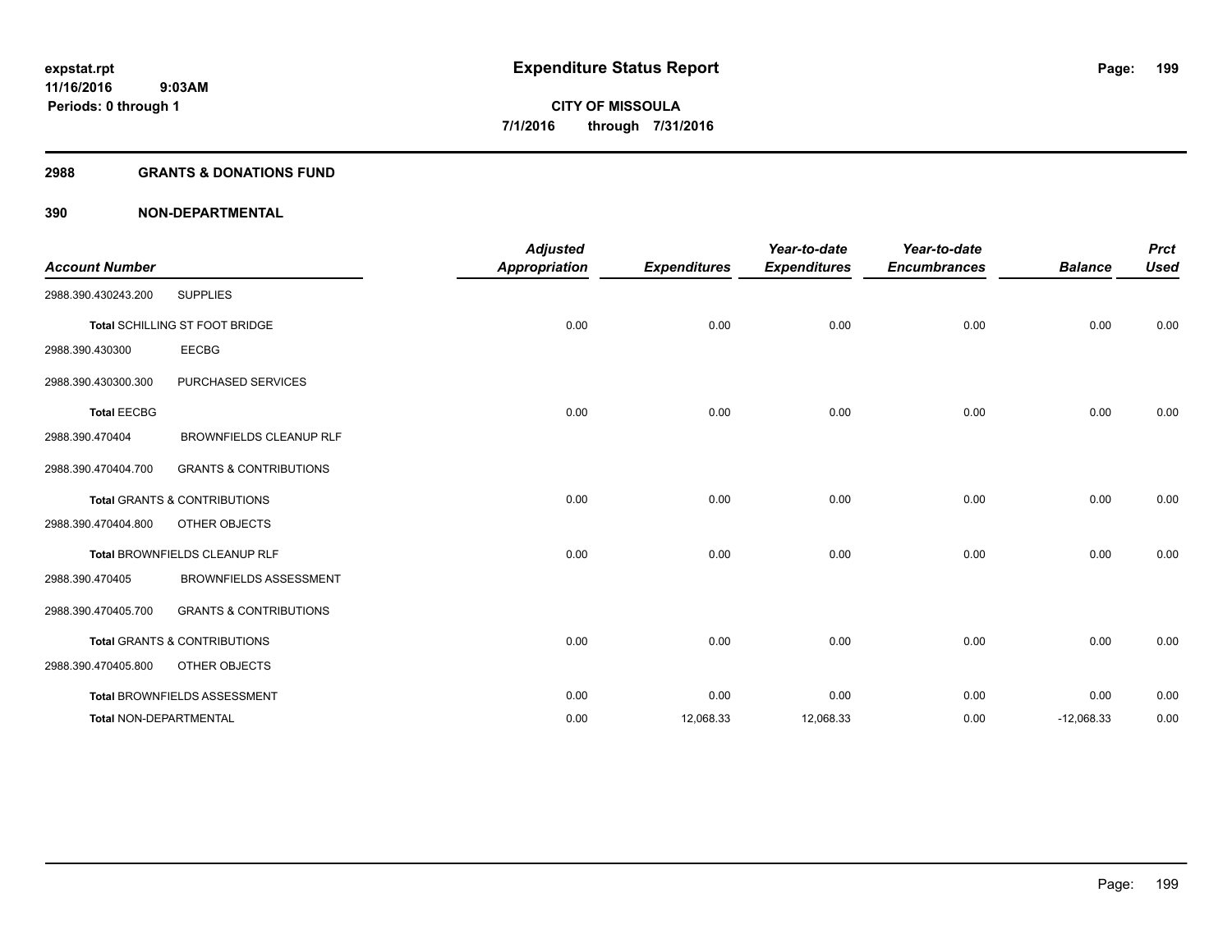**expstat.rpt**
**11/16/2016 9:03AM**
**Periods: 0 through 1**

# Expenditure Status Report

**CITY OF MISSOULA**
**7/1/2016 through 7/31/2016**

## 2988 GRANTS & DONATIONS FUND

## 390 NON-DEPARTMENTAL

| Account Number | | Adjusted Appropriation | Expenditures | Year-to-date Expenditures | Year-to-date Encumbrances | Balance | Prct Used |
|---|---|---|---|---|---|---|---|
| 2988.390.430243.200 | SUPPLIES | | | | | | |
| Total SCHILLING ST FOOT BRIDGE | | 0.00 | 0.00 | 0.00 | 0.00 | 0.00 | 0.00 |
| 2988.390.430300 | EECBG | | | | | | |
| 2988.390.430300.300 | PURCHASED SERVICES | | | | | | |
| Total EECBG | | 0.00 | 0.00 | 0.00 | 0.00 | 0.00 | 0.00 |
| 2988.390.470404 | BROWNFIELDS CLEANUP RLF | | | | | | |
| 2988.390.470404.700 | GRANTS & CONTRIBUTIONS | | | | | | |
| Total GRANTS & CONTRIBUTIONS | | 0.00 | 0.00 | 0.00 | 0.00 | 0.00 | 0.00 |
| 2988.390.470404.800 | OTHER OBJECTS | | | | | | |
| Total BROWNFIELDS CLEANUP RLF | | 0.00 | 0.00 | 0.00 | 0.00 | 0.00 | 0.00 |
| 2988.390.470405 | BROWNFIELDS ASSESSMENT | | | | | | |
| 2988.390.470405.700 | GRANTS & CONTRIBUTIONS | | | | | | |
| Total GRANTS & CONTRIBUTIONS | | 0.00 | 0.00 | 0.00 | 0.00 | 0.00 | 0.00 |
| 2988.390.470405.800 | OTHER OBJECTS | | | | | | |
| Total BROWNFIELDS ASSESSMENT | | 0.00 | 0.00 | 0.00 | 0.00 | 0.00 | 0.00 |
| Total NON-DEPARTMENTAL | | 0.00 | 12,068.33 | 12,068.33 | 0.00 | -12,068.33 | 0.00 |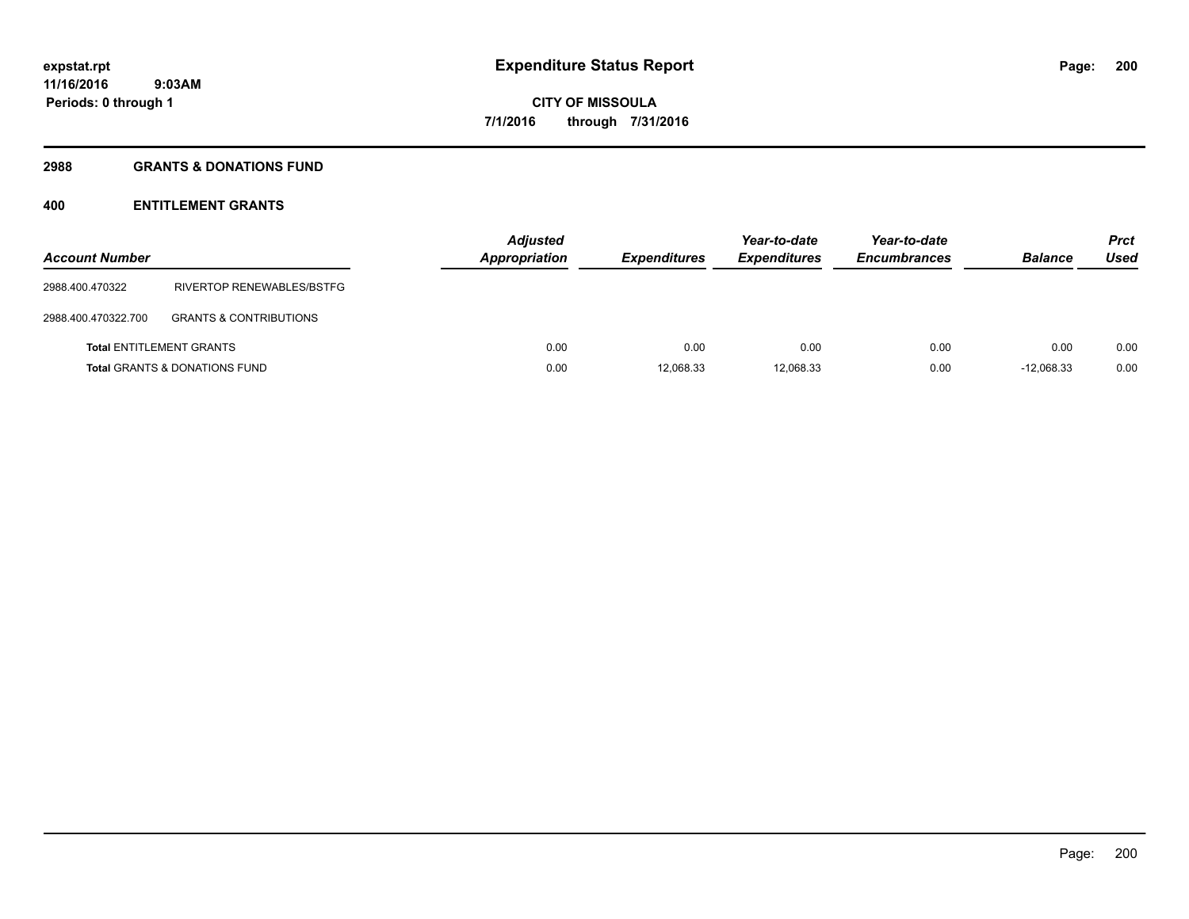# Expenditure Status Report

expstat.rpt
11/16/2016 9:03AM
Periods: 0 through 1

**CITY OF MISSOULA**
**7/1/2016 through 7/31/2016**

## 2988 GRANTS & DONATIONS FUND

### 400 ENTITLEMENT GRANTS

| Account Number | | Adjusted Appropriation | Expenditures | Year-to-date Expenditures | Year-to-date Encumbrances | Balance | Prct Used |
|---|---|---|---|---|---|---|---|
| 2988.400.470322 | RIVERTOP RENEWABLES/BSTFG | | | | | | |
| 2988.400.470322.700 | GRANTS & CONTRIBUTIONS | | | | | | |
| **Total** ENTITLEMENT GRANTS | | 0.00 | 0.00 | 0.00 | 0.00 | 0.00 | 0.00 |
| **Total** GRANTS & DONATIONS FUND | | 0.00 | 12,068.33 | 12,068.33 | 0.00 | -12,068.33 | 0.00 |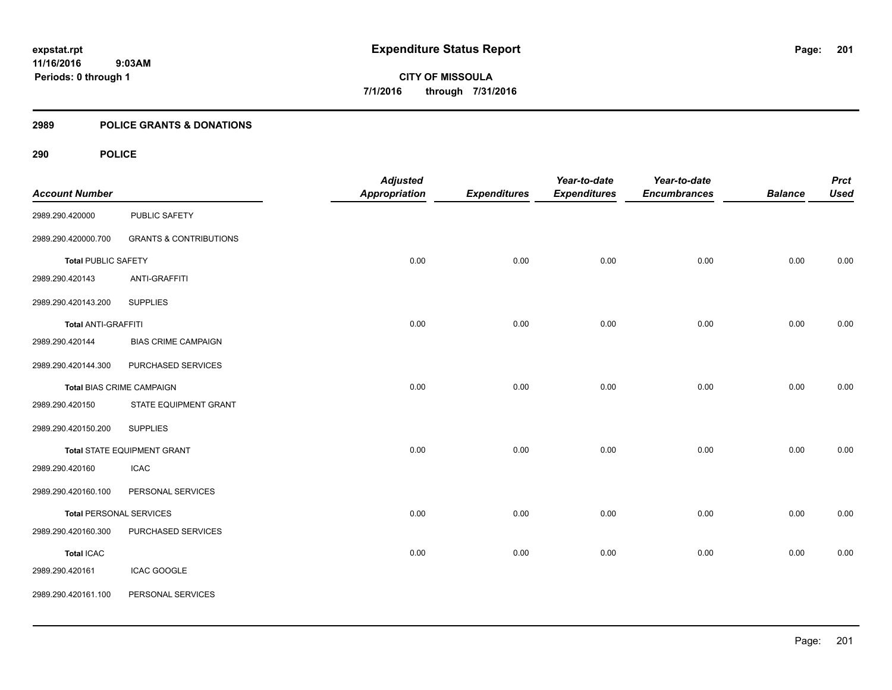# Expenditure Status Report

expstat.rpt
11/16/2016 9:03AM
Periods: 0 through 1

**CITY OF MISSOULA**
**7/1/2016 through 7/31/2016**

## 2989 POLICE GRANTS & DONATIONS

### 290 POLICE

| Account Number | | Adjusted Appropriation | Expenditures | Year-to-date Expenditures | Year-to-date Encumbrances | Balance | Prct Used |
|---|---|---|---|---|---|---|---|
| 2989.290.420000 | PUBLIC SAFETY | | | | | | |
| 2989.290.420000.700 | GRANTS & CONTRIBUTIONS | | | | | | |
| **Total** PUBLIC SAFETY | | 0.00 | 0.00 | 0.00 | 0.00 | 0.00 | 0.00 |
| 2989.290.420143 | ANTI-GRAFFITI | | | | | | |
| 2989.290.420143.200 | SUPPLIES | | | | | | |
| **Total** ANTI-GRAFFITI | | 0.00 | 0.00 | 0.00 | 0.00 | 0.00 | 0.00 |
| 2989.290.420144 | BIAS CRIME CAMPAIGN | | | | | | |
| 2989.290.420144.300 | PURCHASED SERVICES | | | | | | |
| **Total** BIAS CRIME CAMPAIGN | | 0.00 | 0.00 | 0.00 | 0.00 | 0.00 | 0.00 |
| 2989.290.420150 | STATE EQUIPMENT GRANT | | | | | | |
| 2989.290.420150.200 | SUPPLIES | | | | | | |
| **Total** STATE EQUIPMENT GRANT | | 0.00 | 0.00 | 0.00 | 0.00 | 0.00 | 0.00 |
| 2989.290.420160 | ICAC | | | | | | |
| 2989.290.420160.100 | PERSONAL SERVICES | | | | | | |
| **Total** PERSONAL SERVICES | | 0.00 | 0.00 | 0.00 | 0.00 | 0.00 | 0.00 |
| 2989.290.420160.300 | PURCHASED SERVICES | | | | | | |
| **Total** ICAC | | 0.00 | 0.00 | 0.00 | 0.00 | 0.00 | 0.00 |
| 2989.290.420161 | ICAC GOOGLE | | | | | | |
| 2989.290.420161.100 | PERSONAL SERVICES | | | | | | |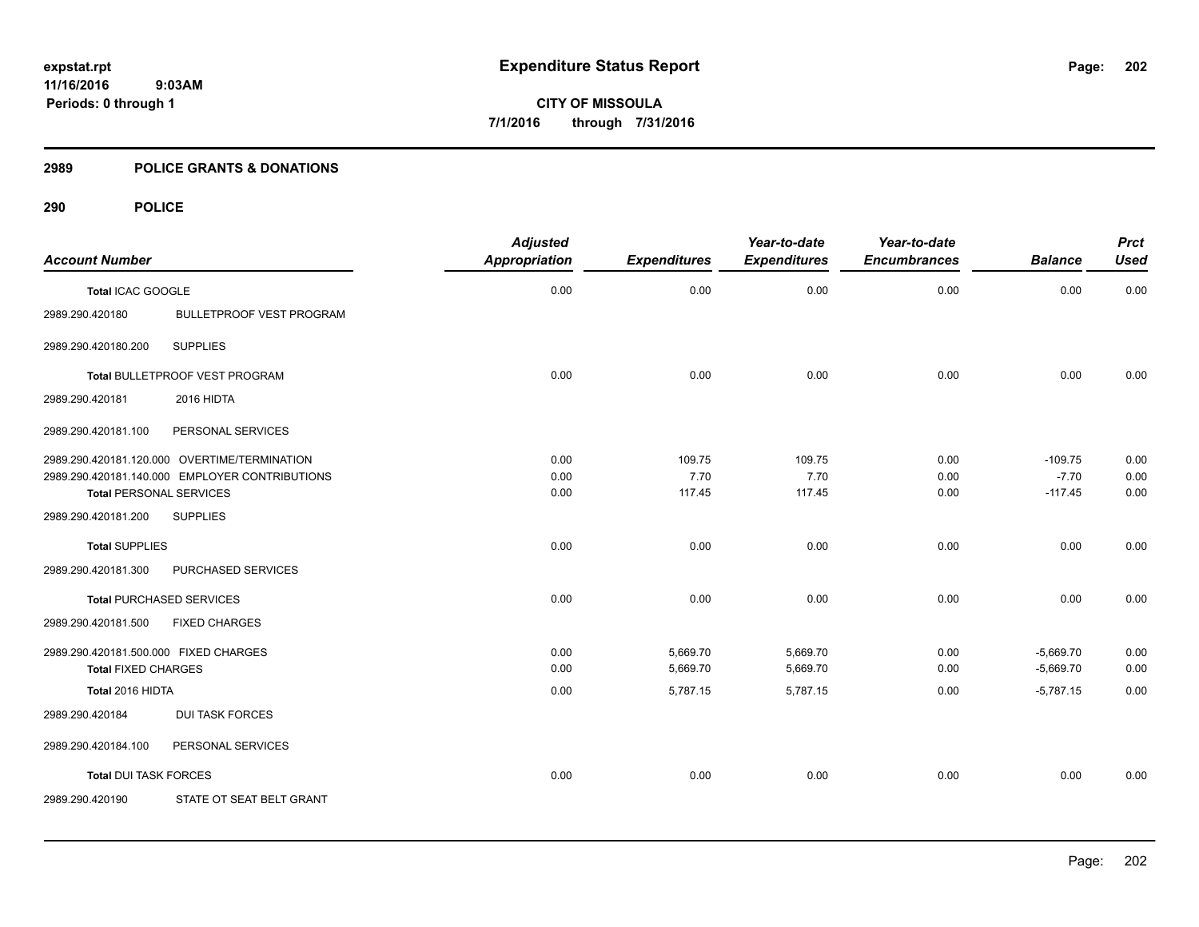# Expenditure Status Report

expstat.rpt
11/16/2016 9:03AM
Periods: 0 through 1

**CITY OF MISSOULA**
**7/1/2016 through 7/31/2016**

## 2989 POLICE GRANTS & DONATIONS

## 290 POLICE

| Account Number | | Adjusted Appropriation | Expenditures | Year-to-date Expenditures | Year-to-date Encumbrances | Balance | Prct Used |
|---|---|---|---|---|---|---|---|
| **Total** ICAC GOOGLE | | 0.00 | 0.00 | 0.00 | 0.00 | 0.00 | 0.00 |
| 2989.290.420180 | BULLETPROOF VEST PROGRAM | | | | | | |
| 2989.290.420180.200 | SUPPLIES | | | | | | |
| **Total** BULLETPROOF VEST PROGRAM | | 0.00 | 0.00 | 0.00 | 0.00 | 0.00 | 0.00 |
| 2989.290.420181 | 2016 HIDTA | | | | | | |
| 2989.290.420181.100 | PERSONAL SERVICES | | | | | | |
| 2989.290.420181.120.000 | OVERTIME/TERMINATION | 0.00 | 109.75 | 109.75 | 0.00 | -109.75 | 0.00 |
| 2989.290.420181.140.000 | EMPLOYER CONTRIBUTIONS | 0.00 | 7.70 | 7.70 | 0.00 | -7.70 | 0.00 |
| **Total** PERSONAL SERVICES | | 0.00 | 117.45 | 117.45 | 0.00 | -117.45 | 0.00 |
| 2989.290.420181.200 | SUPPLIES | | | | | | |
| **Total** SUPPLIES | | 0.00 | 0.00 | 0.00 | 0.00 | 0.00 | 0.00 |
| 2989.290.420181.300 | PURCHASED SERVICES | | | | | | |
| **Total** PURCHASED SERVICES | | 0.00 | 0.00 | 0.00 | 0.00 | 0.00 | 0.00 |
| 2989.290.420181.500 | FIXED CHARGES | | | | | | |
| 2989.290.420181.500.000 | FIXED CHARGES | 0.00 | 5,669.70 | 5,669.70 | 0.00 | -5,669.70 | 0.00 |
| **Total** FIXED CHARGES | | 0.00 | 5,669.70 | 5,669.70 | 0.00 | -5,669.70 | 0.00 |
| **Total** 2016 HIDTA | | 0.00 | 5,787.15 | 5,787.15 | 0.00 | -5,787.15 | 0.00 |
| 2989.290.420184 | DUI TASK FORCES | | | | | | |
| 2989.290.420184.100 | PERSONAL SERVICES | | | | | | |
| **Total** DUI TASK FORCES | | 0.00 | 0.00 | 0.00 | 0.00 | 0.00 | 0.00 |
| 2989.290.420190 | STATE OT SEAT BELT GRANT | | | | | | |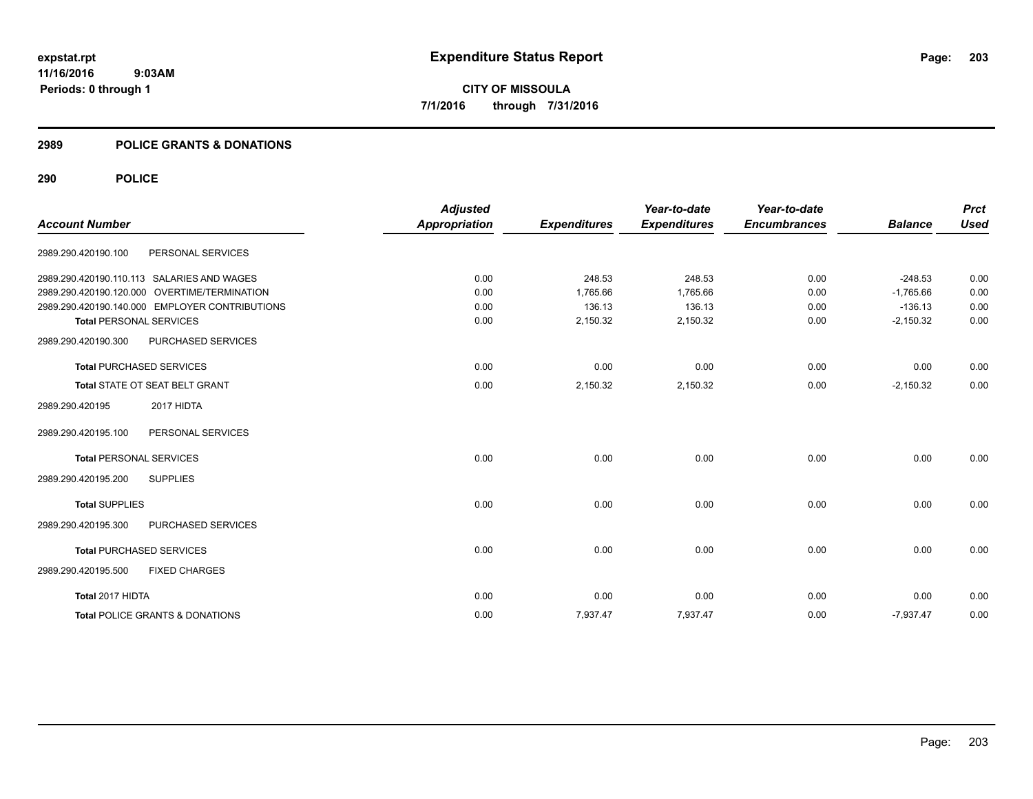**expstat.rpt**
**11/16/2016 9:03AM**
**Periods: 0 through 1**

# Expenditure Status Report

**CITY OF MISSOULA**
**7/1/2016 through 7/31/2016**

## 2989 POLICE GRANTS & DONATIONS

### 290 POLICE

| Account Number | Adjusted Appropriation | Expenditures | Year-to-date Expenditures | Year-to-date Encumbrances | Balance | Prct Used |
|---|---|---|---|---|---|---|
| 2989.290.420190.100 PERSONAL SERVICES | | | | | | |
| 2989.290.420190.110.113 SALARIES AND WAGES | 0.00 | 248.53 | 248.53 | 0.00 | -248.53 | 0.00 |
| 2989.290.420190.120.000 OVERTIME/TERMINATION | 0.00 | 1,765.66 | 1,765.66 | 0.00 | -1,765.66 | 0.00 |
| 2989.290.420190.140.000 EMPLOYER CONTRIBUTIONS | 0.00 | 136.13 | 136.13 | 0.00 | -136.13 | 0.00 |
| **Total** PERSONAL SERVICES | 0.00 | 2,150.32 | 2,150.32 | 0.00 | -2,150.32 | 0.00 |
| 2989.290.420190.300 PURCHASED SERVICES | | | | | | |
| **Total** PURCHASED SERVICES | 0.00 | 0.00 | 0.00 | 0.00 | 0.00 | 0.00 |
| **Total** STATE OT SEAT BELT GRANT | 0.00 | 2,150.32 | 2,150.32 | 0.00 | -2,150.32 | 0.00 |
| 2989.290.420195 2017 HIDTA | | | | | | |
| 2989.290.420195.100 PERSONAL SERVICES | | | | | | |
| **Total** PERSONAL SERVICES | 0.00 | 0.00 | 0.00 | 0.00 | 0.00 | 0.00 |
| 2989.290.420195.200 SUPPLIES | | | | | | |
| **Total** SUPPLIES | 0.00 | 0.00 | 0.00 | 0.00 | 0.00 | 0.00 |
| 2989.290.420195.300 PURCHASED SERVICES | | | | | | |
| **Total** PURCHASED SERVICES | 0.00 | 0.00 | 0.00 | 0.00 | 0.00 | 0.00 |
| 2989.290.420195.500 FIXED CHARGES | | | | | | |
| **Total** 2017 HIDTA | 0.00 | 0.00 | 0.00 | 0.00 | 0.00 | 0.00 |
| **Total** POLICE GRANTS & DONATIONS | 0.00 | 7,937.47 | 7,937.47 | 0.00 | -7,937.47 | 0.00 |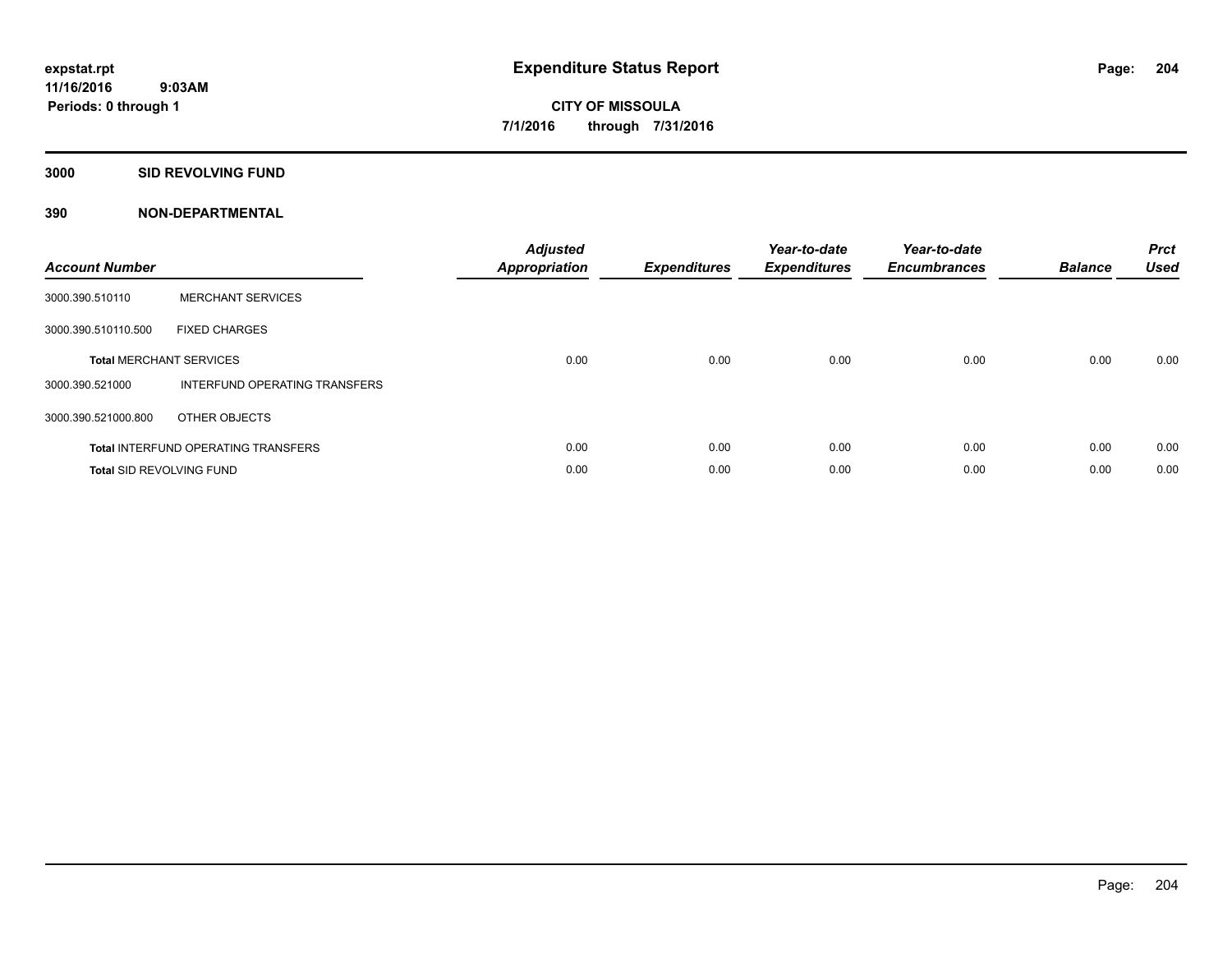**expstat.rpt**
**11/16/2016 9:03AM**
**Periods: 0 through 1**

# Expenditure Status Report

**CITY OF MISSOULA**
**7/1/2016 through 7/31/2016**

## 3000 SID REVOLVING FUND

## 390 NON-DEPARTMENTAL

| Account Number | | Adjusted Appropriation | Expenditures | Year-to-date Expenditures | Year-to-date Encumbrances | Balance | Prct Used |
|---|---|---|---|---|---|---|---|
| 3000.390.510110 | MERCHANT SERVICES | | | | | | |
| 3000.390.510110.500 | FIXED CHARGES | | | | | | |
| **Total** MERCHANT SERVICES | | 0.00 | 0.00 | 0.00 | 0.00 | 0.00 | 0.00 |
| 3000.390.521000 | INTERFUND OPERATING TRANSFERS | | | | | | |
| 3000.390.521000.800 | OTHER OBJECTS | | | | | | |
| **Total** INTERFUND OPERATING TRANSFERS | | 0.00 | 0.00 | 0.00 | 0.00 | 0.00 | 0.00 |
| **Total** SID REVOLVING FUND | | 0.00 | 0.00 | 0.00 | 0.00 | 0.00 | 0.00 |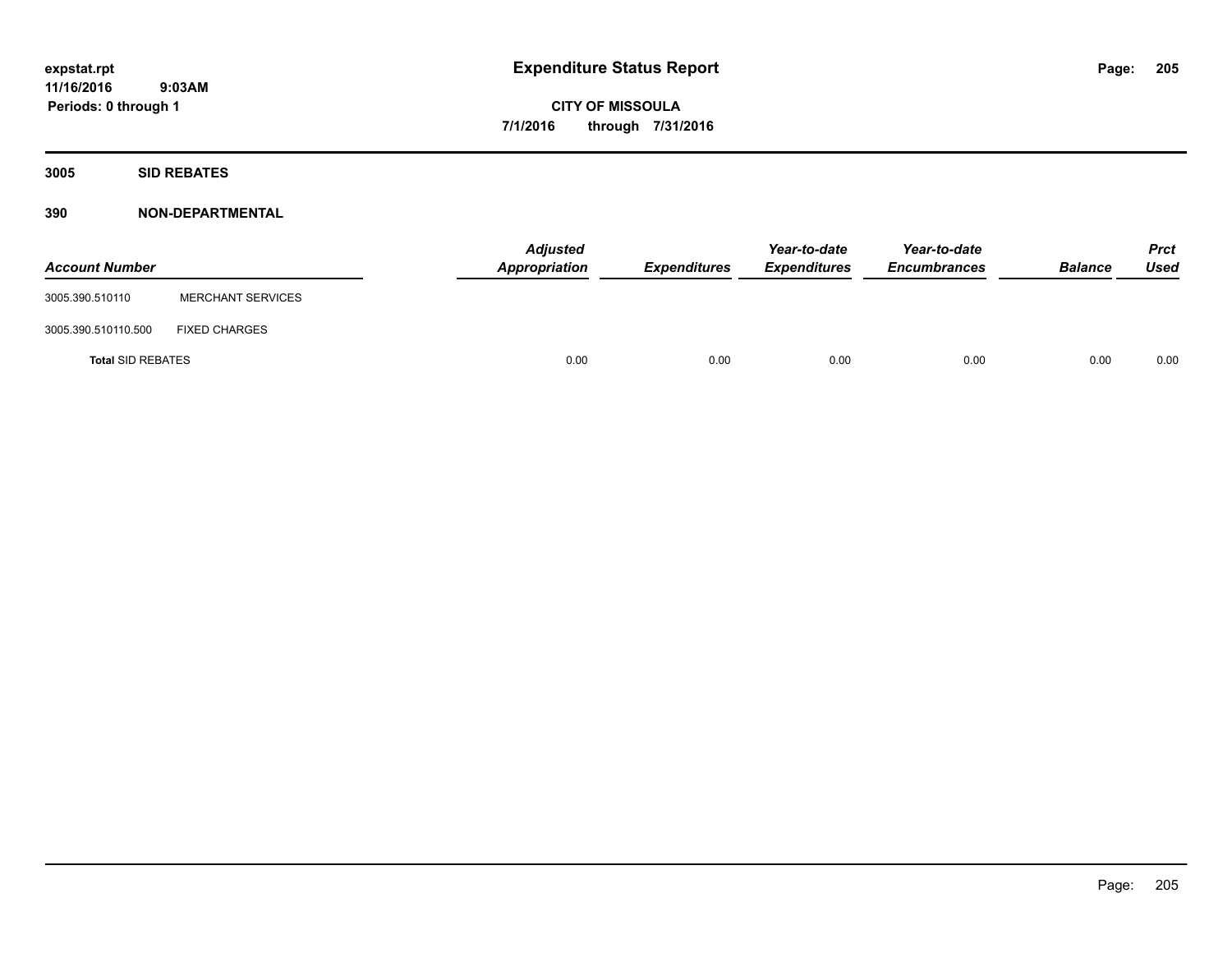**expstat.rpt**
**11/16/2016 9:03AM**
**Periods: 0 through 1**

# Expenditure Status Report

**CITY OF MISSOULA**
**7/1/2016 through 7/31/2016**

## 3005 SID REBATES

### 390 NON-DEPARTMENTAL

| Account Number | | Adjusted Appropriation | Expenditures | Year-to-date Expenditures | Year-to-date Encumbrances | Balance | Prct Used |
|---|---|---|---|---|---|---|---|
| 3005.390.510110 | MERCHANT SERVICES | | | | | | |
| 3005.390.510110.500 | FIXED CHARGES | | | | | | |
| **Total** SID REBATES | | 0.00 | 0.00 | 0.00 | 0.00 | 0.00 | 0.00 |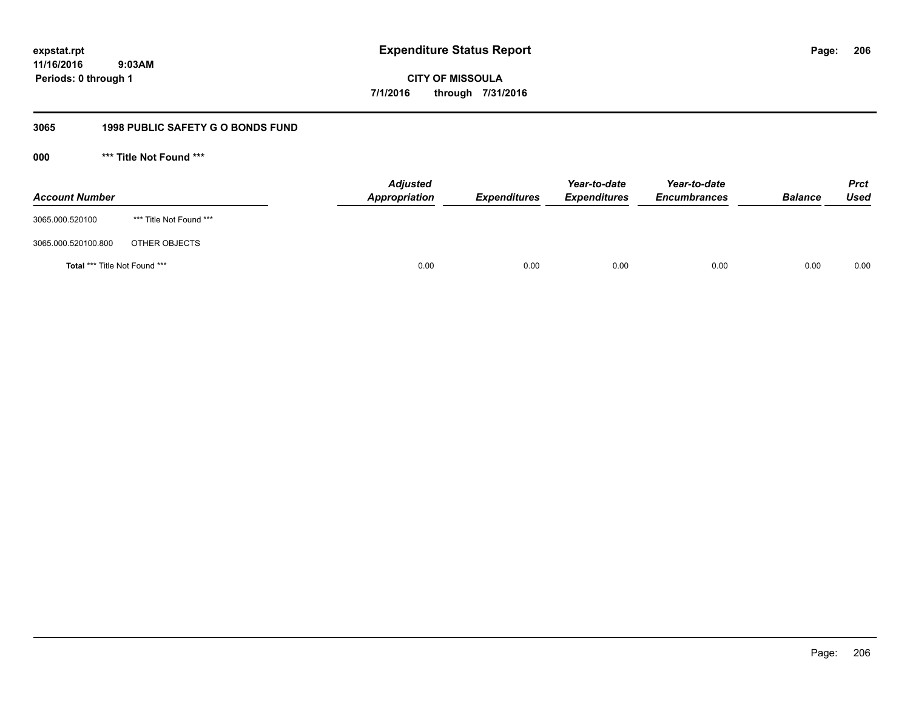expstat.rpt
11/16/2016 9:03AM
Periods: 0 through 1

# Expenditure Status Report

**CITY OF MISSOULA**
**7/1/2016 through 7/31/2016**

## 3065 1998 PUBLIC SAFETY G O BONDS FUND

### 000 *** Title Not Found ***

| Account Number | | Adjusted Appropriation | Expenditures | Year-to-date Expenditures | Year-to-date Encumbrances | Balance | Prct Used |
|---|---|---|---|---|---|---|---|
| 3065.000.520100 | *** Title Not Found *** | | | | | | |
| 3065.000.520100.800 | OTHER OBJECTS | | | | | | |
| **Total** *** Title Not Found *** | | 0.00 | 0.00 | 0.00 | 0.00 | 0.00 | 0.00 |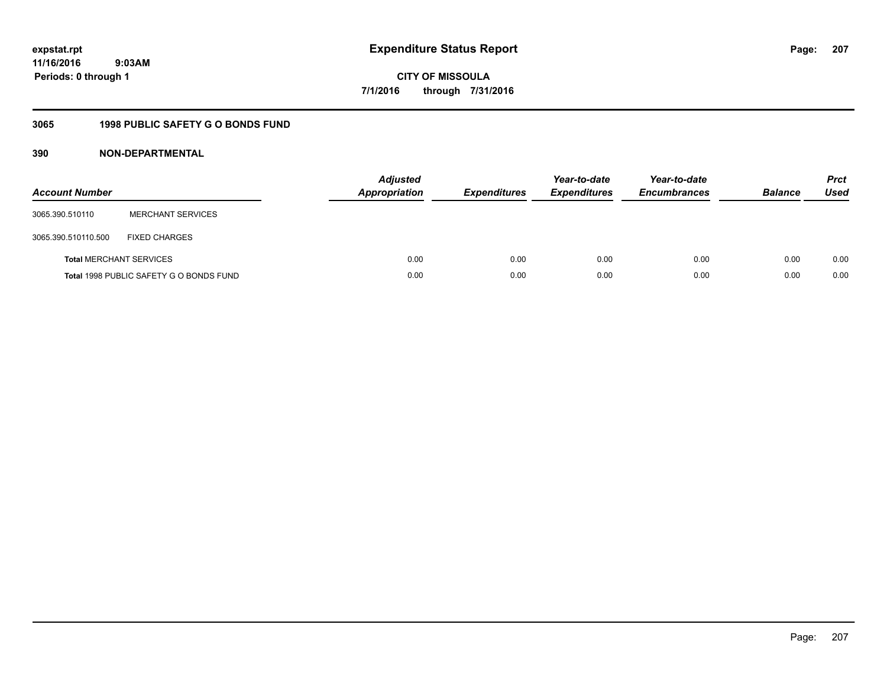**expstat.rpt**
**11/16/2016 9:03AM**
**Periods: 0 through 1**

# Expenditure Status Report

**CITY OF MISSOULA**
**7/1/2016 through 7/31/2016**

## 3065 1998 PUBLIC SAFETY G O BONDS FUND

### 390 NON-DEPARTMENTAL

| Account Number | | Adjusted Appropriation | Expenditures | Year-to-date Expenditures | Year-to-date Encumbrances | Balance | Prct Used |
|---|---|---|---|---|---|---|---|
| 3065.390.510110 | MERCHANT SERVICES | | | | | | |
| 3065.390.510110.500 | FIXED CHARGES | | | | | | |
| **Total** MERCHANT SERVICES | | 0.00 | 0.00 | 0.00 | 0.00 | 0.00 | 0.00 |
| **Total** 1998 PUBLIC SAFETY G O BONDS FUND | | 0.00 | 0.00 | 0.00 | 0.00 | 0.00 | 0.00 |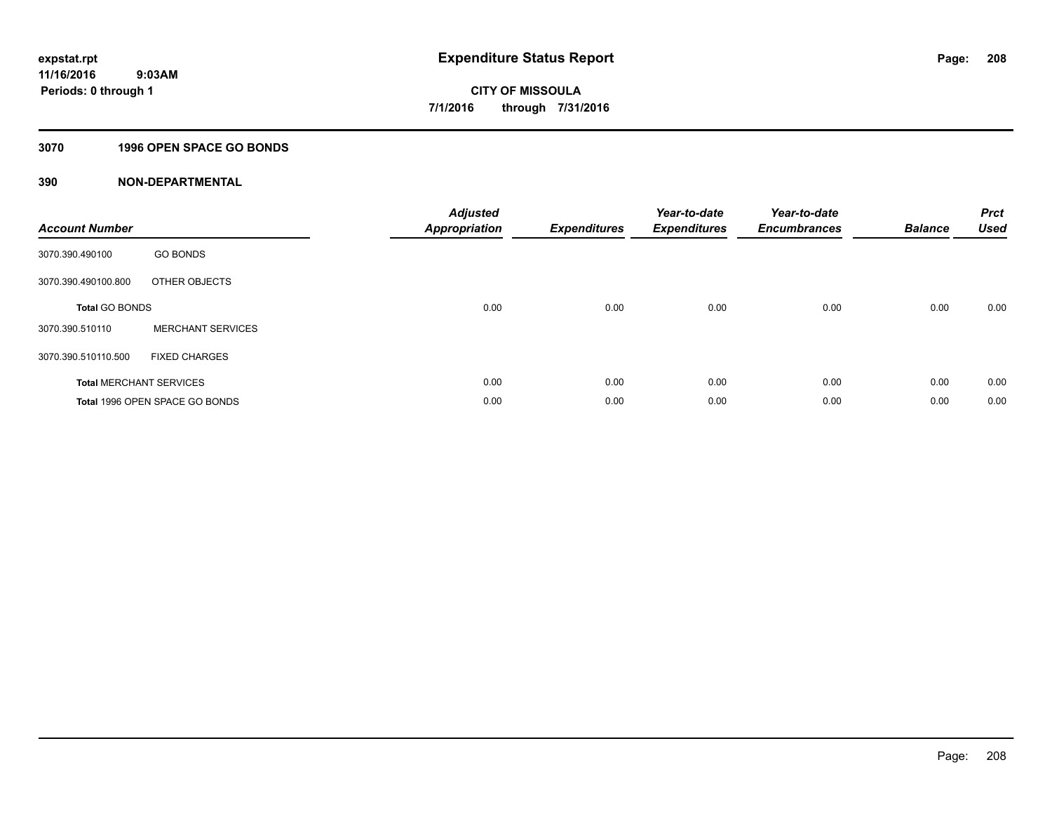**expstat.rpt**
**11/16/2016 9:03AM**
**Periods: 0 through 1**

# Expenditure Status Report

**CITY OF MISSOULA**
**7/1/2016 through 7/31/2016**

## 3070 1996 OPEN SPACE GO BONDS

## 390 NON-DEPARTMENTAL

| Account Number | | Adjusted Appropriation | Expenditures | Year-to-date Expenditures | Year-to-date Encumbrances | Balance | Prct Used |
|---|---|---|---|---|---|---|---|
| 3070.390.490100 | GO BONDS | | | | | | |
| 3070.390.490100.800 | OTHER OBJECTS | | | | | | |
| **Total** GO BONDS | | 0.00 | 0.00 | 0.00 | 0.00 | 0.00 | 0.00 |
| 3070.390.510110 | MERCHANT SERVICES | | | | | | |
| 3070.390.510110.500 | FIXED CHARGES | | | | | | |
| **Total** MERCHANT SERVICES | | 0.00 | 0.00 | 0.00 | 0.00 | 0.00 | 0.00 |
| **Total** 1996 OPEN SPACE GO BONDS | | 0.00 | 0.00 | 0.00 | 0.00 | 0.00 | 0.00 |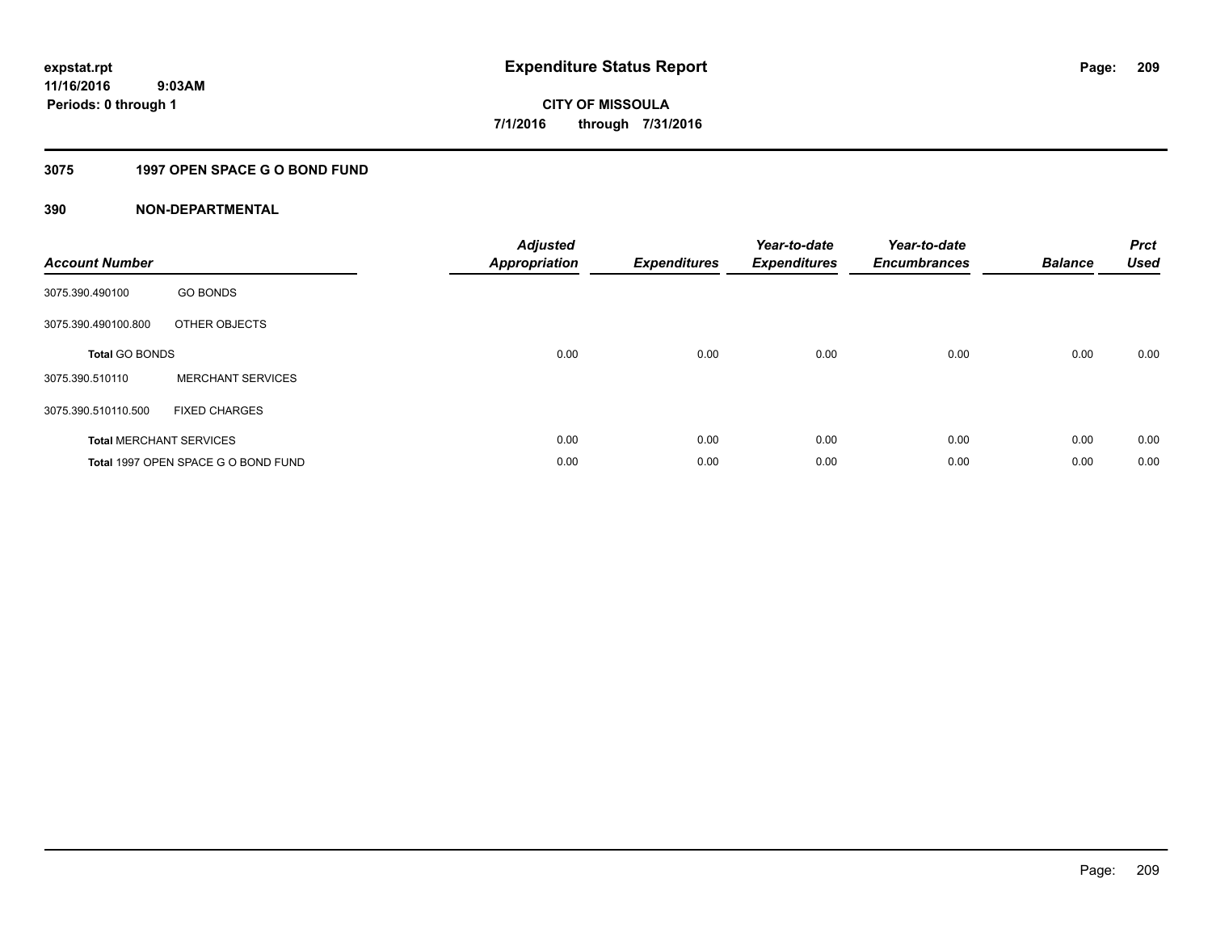expstat.rpt
11/16/2016 9:03AM
Periods: 0 through 1

# Expenditure Status Report

CITY OF MISSOULA
7/1/2016 through 7/31/2016

## 3075 1997 OPEN SPACE G O BOND FUND

### 390 NON-DEPARTMENTAL

| Account Number | | Adjusted Appropriation | Expenditures | Year-to-date Expenditures | Year-to-date Encumbrances | Balance | Prct Used |
|---|---|---|---|---|---|---|---|
| 3075.390.490100 | GO BONDS | | | | | | |
| 3075.390.490100.800 | OTHER OBJECTS | | | | | | |
| **Total** GO BONDS | | 0.00 | 0.00 | 0.00 | 0.00 | 0.00 | 0.00 |
| 3075.390.510110 | MERCHANT SERVICES | | | | | | |
| 3075.390.510110.500 | FIXED CHARGES | | | | | | |
| **Total** MERCHANT SERVICES | | 0.00 | 0.00 | 0.00 | 0.00 | 0.00 | 0.00 |
| **Total** 1997 OPEN SPACE G O BOND FUND | | 0.00 | 0.00 | 0.00 | 0.00 | 0.00 | 0.00 |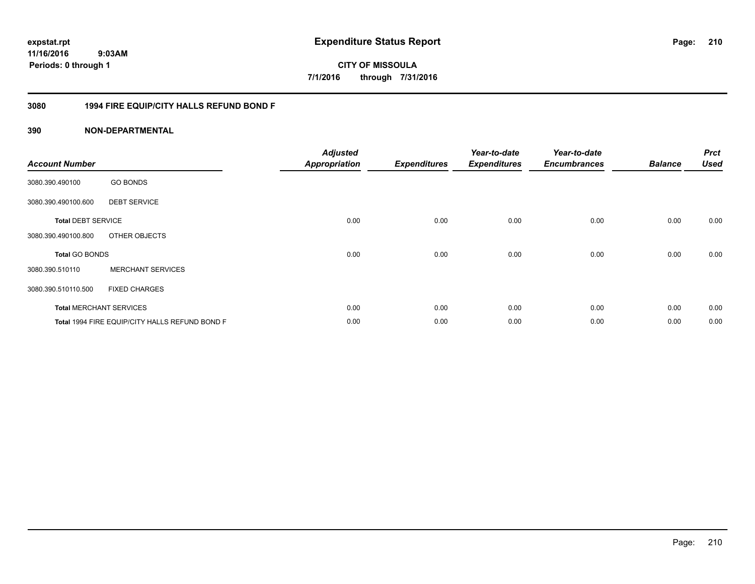# Expenditure Status Report

expstat.rpt
11/16/2016 9:03AM
Periods: 0 through 1

**CITY OF MISSOULA**
**7/1/2016 through 7/31/2016**

## 3080 1994 FIRE EQUIP/CITY HALLS REFUND BOND F

### 390 NON-DEPARTMENTAL

| Account Number | | Adjusted Appropriation | Expenditures | Year-to-date Expenditures | Year-to-date Encumbrances | Balance | Prct Used |
|---|---|---|---|---|---|---|---|
| 3080.390.490100 | GO BONDS | | | | | | |
| 3080.390.490100.600 | DEBT SERVICE | | | | | | |
| **Total** DEBT SERVICE | | 0.00 | 0.00 | 0.00 | 0.00 | 0.00 | 0.00 |
| 3080.390.490100.800 | OTHER OBJECTS | | | | | | |
| **Total** GO BONDS | | 0.00 | 0.00 | 0.00 | 0.00 | 0.00 | 0.00 |
| 3080.390.510110 | MERCHANT SERVICES | | | | | | |
| 3080.390.510110.500 | FIXED CHARGES | | | | | | |
| **Total** MERCHANT SERVICES | | 0.00 | 0.00 | 0.00 | 0.00 | 0.00 | 0.00 |
| **Total** 1994 FIRE EQUIP/CITY HALLS REFUND BOND F | | 0.00 | 0.00 | 0.00 | 0.00 | 0.00 | 0.00 |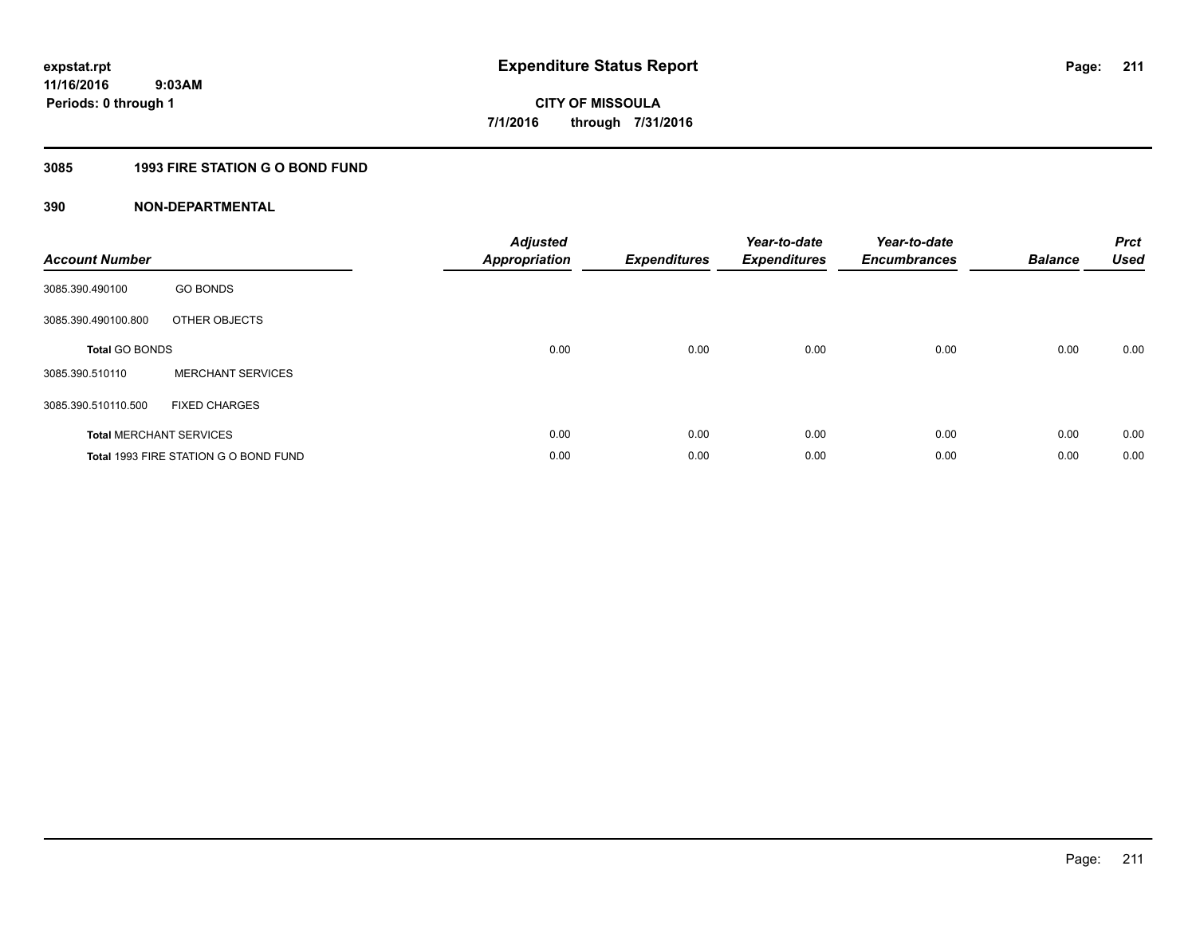# Expenditure Status Report

expstat.rpt
11/16/2016 9:03AM
Periods: 0 through 1

**CITY OF MISSOULA**
**7/1/2016 through 7/31/2016**

## 3085 1993 FIRE STATION G O BOND FUND

### 390 NON-DEPARTMENTAL

| Account Number | | Adjusted Appropriation | Expenditures | Year-to-date Expenditures | Year-to-date Encumbrances | Balance | Prct Used |
|---|---|---|---|---|---|---|---|
| 3085.390.490100 | GO BONDS | | | | | | |
| 3085.390.490100.800 | OTHER OBJECTS | | | | | | |
| **Total** GO BONDS | | 0.00 | 0.00 | 0.00 | 0.00 | 0.00 | 0.00 |
| 3085.390.510110 | MERCHANT SERVICES | | | | | | |
| 3085.390.510110.500 | FIXED CHARGES | | | | | | |
| **Total** MERCHANT SERVICES | | 0.00 | 0.00 | 0.00 | 0.00 | 0.00 | 0.00 |
| **Total** 1993 FIRE STATION G O BOND FUND | | 0.00 | 0.00 | 0.00 | 0.00 | 0.00 | 0.00 |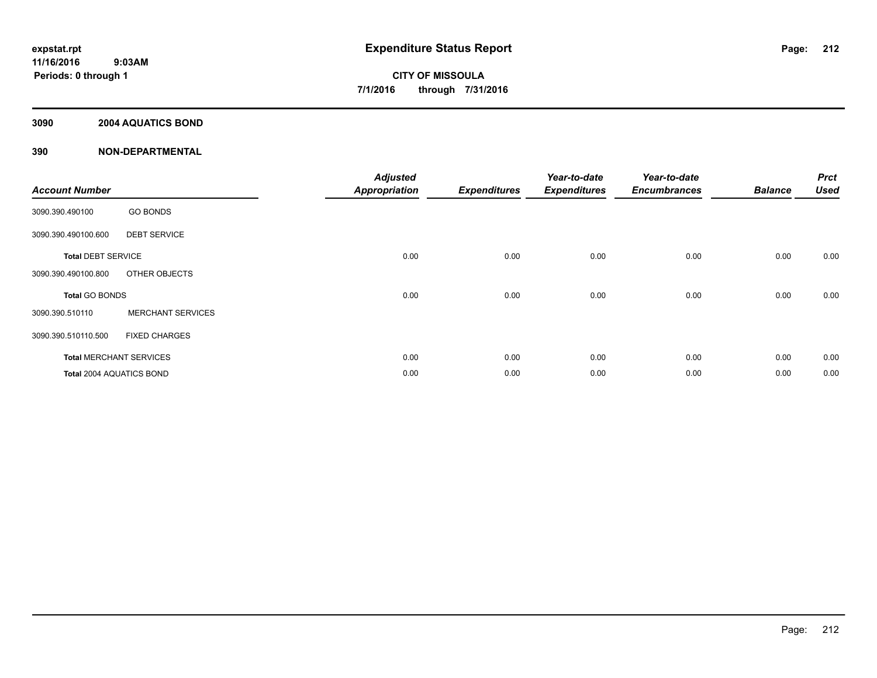# Expenditure Status Report

expstat.rpt
11/16/2016 9:03AM
Periods: 0 through 1

**CITY OF MISSOULA**
**7/1/2016 through 7/31/2016**

## 3090 2004 AQUATICS BOND

## 390 NON-DEPARTMENTAL

| Account Number | | Adjusted Appropriation | Expenditures | Year-to-date Expenditures | Year-to-date Encumbrances | Balance | Prct Used |
|---|---|---|---|---|---|---|---|
| 3090.390.490100 | GO BONDS | | | | | | |
| 3090.390.490100.600 | DEBT SERVICE | | | | | | |
| **Total** DEBT SERVICE | | 0.00 | 0.00 | 0.00 | 0.00 | 0.00 | 0.00 |
| 3090.390.490100.800 | OTHER OBJECTS | | | | | | |
| **Total** GO BONDS | | 0.00 | 0.00 | 0.00 | 0.00 | 0.00 | 0.00 |
| 3090.390.510110 | MERCHANT SERVICES | | | | | | |
| 3090.390.510110.500 | FIXED CHARGES | | | | | | |
| **Total** MERCHANT SERVICES | | 0.00 | 0.00 | 0.00 | 0.00 | 0.00 | 0.00 |
| **Total** 2004 AQUATICS BOND | | 0.00 | 0.00 | 0.00 | 0.00 | 0.00 | 0.00 |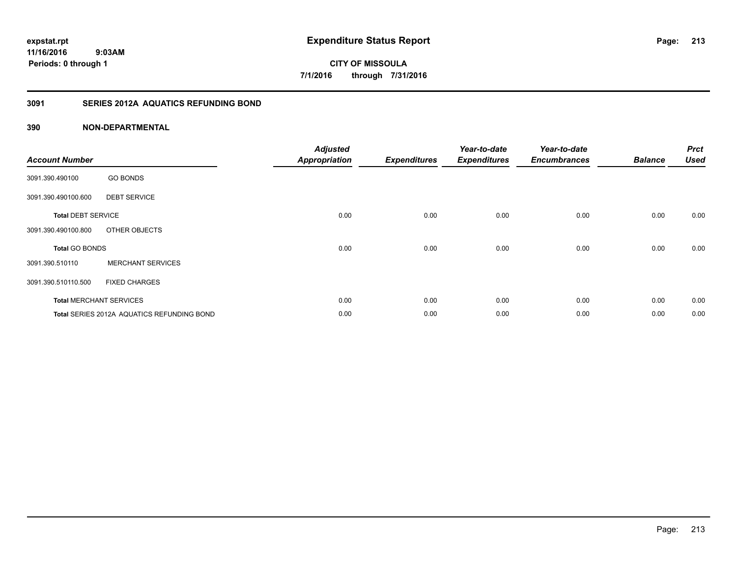**expstat.rpt**
**11/16/2016 9:03AM**
**Periods: 0 through 1**

# Expenditure Status Report

**CITY OF MISSOULA**
**7/1/2016 through 7/31/2016**

## 3091 SERIES 2012A AQUATICS REFUNDING BOND

### 390 NON-DEPARTMENTAL

| Account Number | | Adjusted Appropriation | Expenditures | Year-to-date Expenditures | Year-to-date Encumbrances | Balance | Prct Used |
|---|---|---|---|---|---|---|---|
| 3091.390.490100 | GO BONDS | | | | | | |
| 3091.390.490100.600 | DEBT SERVICE | | | | | | |
| **Total** DEBT SERVICE | | 0.00 | 0.00 | 0.00 | 0.00 | 0.00 | 0.00 |
| 3091.390.490100.800 | OTHER OBJECTS | | | | | | |
| **Total** GO BONDS | | 0.00 | 0.00 | 0.00 | 0.00 | 0.00 | 0.00 |
| 3091.390.510110 | MERCHANT SERVICES | | | | | | |
| 3091.390.510110.500 | FIXED CHARGES | | | | | | |
| **Total** MERCHANT SERVICES | | 0.00 | 0.00 | 0.00 | 0.00 | 0.00 | 0.00 |
| **Total** SERIES 2012A AQUATICS REFUNDING BOND | | 0.00 | 0.00 | 0.00 | 0.00 | 0.00 | 0.00 |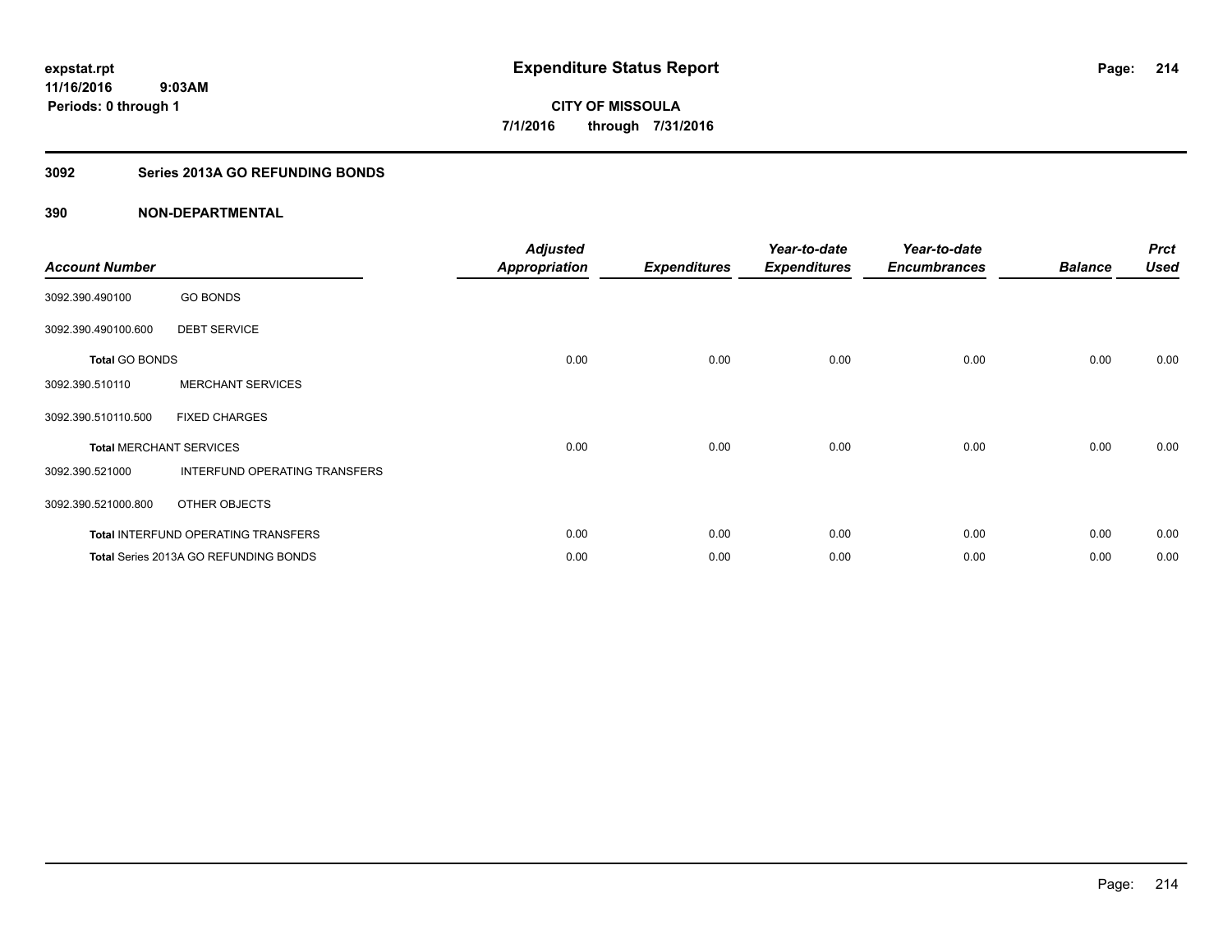# Expenditure Status Report

**CITY OF MISSOULA**

**7/1/2016 through 7/31/2016**

expstat.rpt
11/16/2016 9:03AM
Periods: 0 through 1

## 3092 Series 2013A GO REFUNDING BONDS

## 390 NON-DEPARTMENTAL

| Account Number | | Adjusted Appropriation | Expenditures | Year-to-date Expenditures | Year-to-date Encumbrances | Balance | Prct Used |
|---|---|---|---|---|---|---|---|
| 3092.390.490100 | GO BONDS | | | | | | |
| 3092.390.490100.600 | DEBT SERVICE | | | | | | |
| **Total** GO BONDS | | 0.00 | 0.00 | 0.00 | 0.00 | 0.00 | 0.00 |
| 3092.390.510110 | MERCHANT SERVICES | | | | | | |
| 3092.390.510110.500 | FIXED CHARGES | | | | | | |
| **Total** MERCHANT SERVICES | | 0.00 | 0.00 | 0.00 | 0.00 | 0.00 | 0.00 |
| 3092.390.521000 | INTERFUND OPERATING TRANSFERS | | | | | | |
| 3092.390.521000.800 | OTHER OBJECTS | | | | | | |
| **Total** INTERFUND OPERATING TRANSFERS | | 0.00 | 0.00 | 0.00 | 0.00 | 0.00 | 0.00 |
| **Total** Series 2013A GO REFUNDING BONDS | | 0.00 | 0.00 | 0.00 | 0.00 | 0.00 | 0.00 |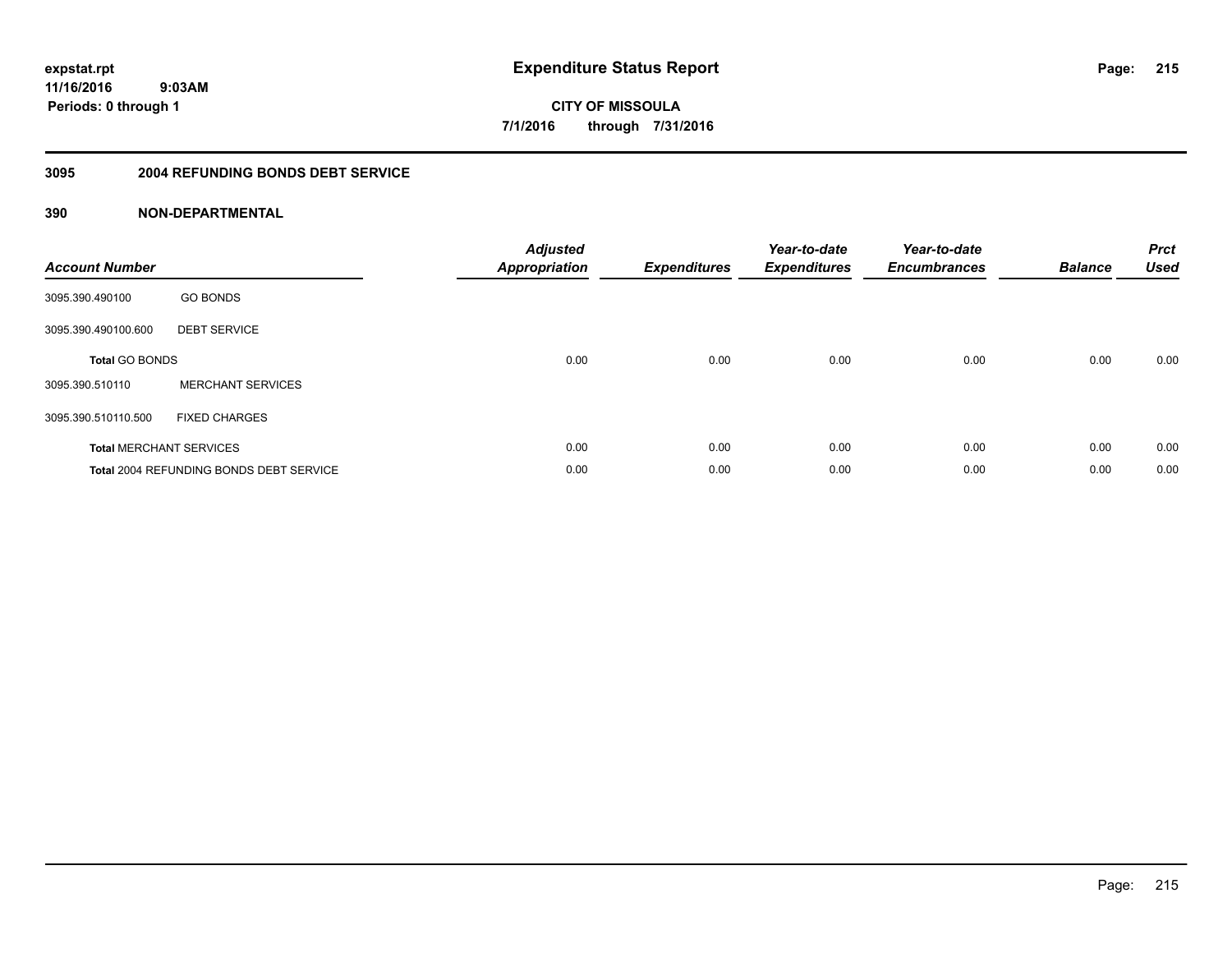expstat.rpt
11/16/2016 9:03AM
Periods: 0 through 1

# Expenditure Status Report

**CITY OF MISSOULA**
**7/1/2016 through 7/31/2016**

## 3095 2004 REFUNDING BONDS DEBT SERVICE

## 390 NON-DEPARTMENTAL

| Account Number | | Adjusted Appropriation | Expenditures | Year-to-date Expenditures | Year-to-date Encumbrances | Balance | Prct Used |
|---|---|---|---|---|---|---|---|
| 3095.390.490100 | GO BONDS | | | | | | |
| 3095.390.490100.600 | DEBT SERVICE | | | | | | |
| **Total** GO BONDS | | 0.00 | 0.00 | 0.00 | 0.00 | 0.00 | 0.00 |
| 3095.390.510110 | MERCHANT SERVICES | | | | | | |
| 3095.390.510110.500 | FIXED CHARGES | | | | | | |
| **Total** MERCHANT SERVICES | | 0.00 | 0.00 | 0.00 | 0.00 | 0.00 | 0.00 |
| **Total** 2004 REFUNDING BONDS DEBT SERVICE | | 0.00 | 0.00 | 0.00 | 0.00 | 0.00 | 0.00 |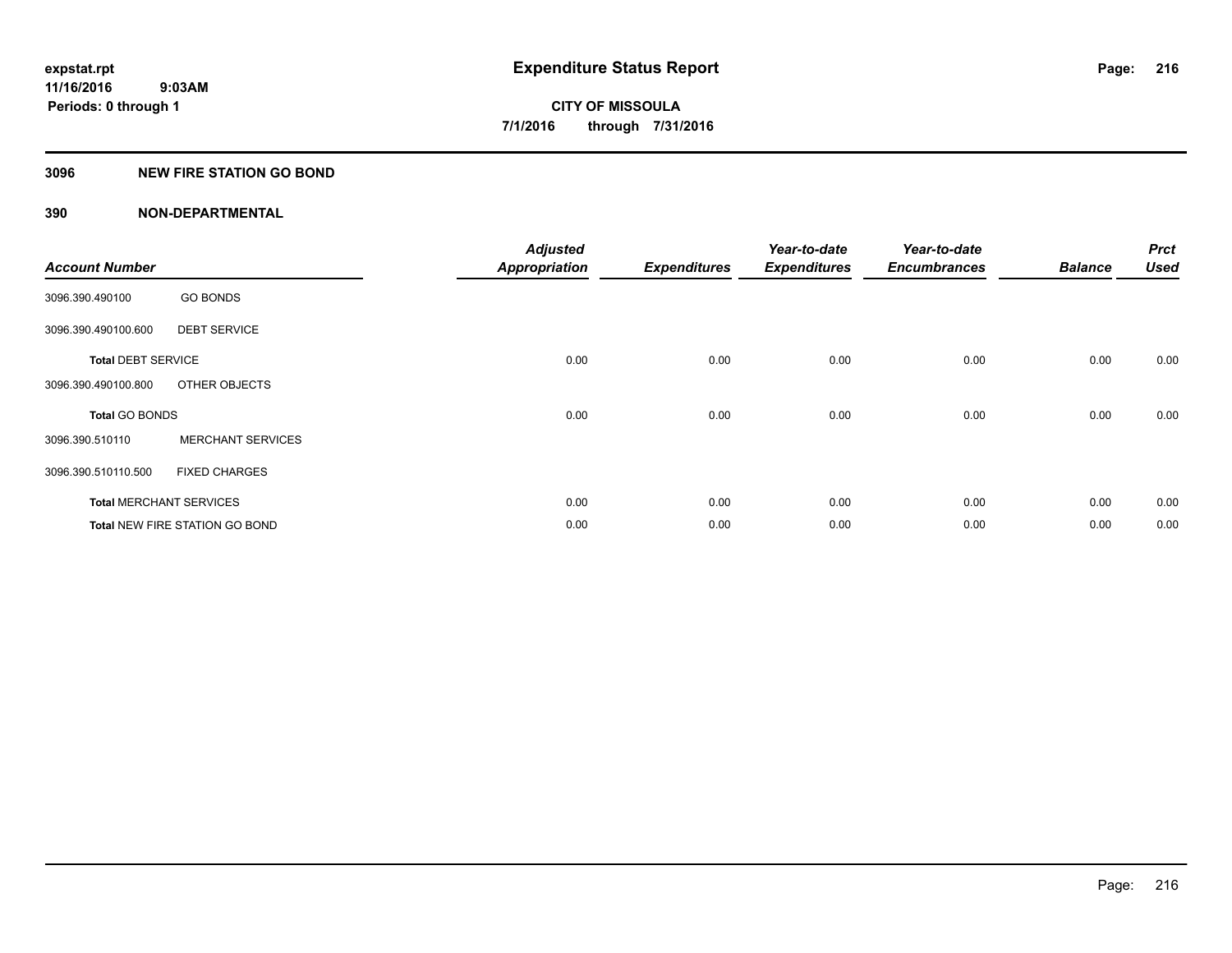**Expenditure Status Report**

**CITY OF MISSOULA**
**7/1/2016 through 7/31/2016**

expstat.rpt
11/16/2016 9:03AM
Periods: 0 through 1

## 3096 NEW FIRE STATION GO BOND

## 390 NON-DEPARTMENTAL

| Account Number | | Adjusted Appropriation | Expenditures | Year-to-date Expenditures | Year-to-date Encumbrances | Balance | Prct Used |
|---|---|---|---|---|---|---|---|
| 3096.390.490100 | GO BONDS | | | | | | |
| 3096.390.490100.600 | DEBT SERVICE | | | | | | |
| **Total** DEBT SERVICE | | 0.00 | 0.00 | 0.00 | 0.00 | 0.00 | 0.00 |
| 3096.390.490100.800 | OTHER OBJECTS | | | | | | |
| **Total** GO BONDS | | 0.00 | 0.00 | 0.00 | 0.00 | 0.00 | 0.00 |
| 3096.390.510110 | MERCHANT SERVICES | | | | | | |
| 3096.390.510110.500 | FIXED CHARGES | | | | | | |
| **Total** MERCHANT SERVICES | | 0.00 | 0.00 | 0.00 | 0.00 | 0.00 | 0.00 |
| **Total** NEW FIRE STATION GO BOND | | 0.00 | 0.00 | 0.00 | 0.00 | 0.00 | 0.00 |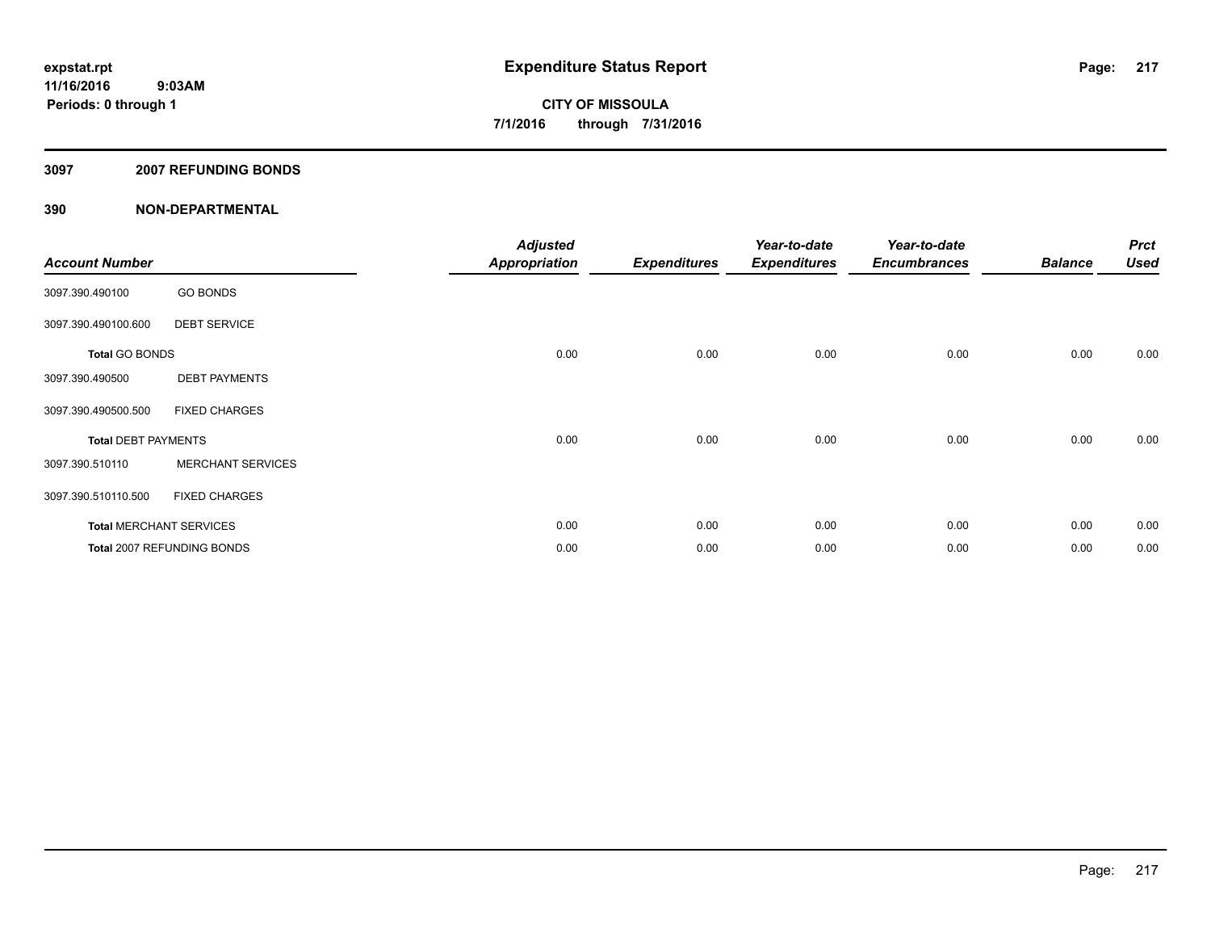# Expenditure Status Report

expstat.rpt
11/16/2016 9:03AM
Periods: 0 through 1

**CITY OF MISSOULA**
**7/1/2016 through 7/31/2016**

## 3097 2007 REFUNDING BONDS

## 390 NON-DEPARTMENTAL

| Account Number | | Adjusted Appropriation | Expenditures | Year-to-date Expenditures | Year-to-date Encumbrances | Balance | Prct Used |
|---|---|---|---|---|---|---|---|
| 3097.390.490100 | GO BONDS | | | | | | |
| 3097.390.490100.600 | DEBT SERVICE | | | | | | |
| **Total** GO BONDS | | 0.00 | 0.00 | 0.00 | 0.00 | 0.00 | 0.00 |
| 3097.390.490500 | DEBT PAYMENTS | | | | | | |
| 3097.390.490500.500 | FIXED CHARGES | | | | | | |
| **Total** DEBT PAYMENTS | | 0.00 | 0.00 | 0.00 | 0.00 | 0.00 | 0.00 |
| 3097.390.510110 | MERCHANT SERVICES | | | | | | |
| 3097.390.510110.500 | FIXED CHARGES | | | | | | |
| **Total** MERCHANT SERVICES | | 0.00 | 0.00 | 0.00 | 0.00 | 0.00 | 0.00 |
| **Total** 2007 REFUNDING BONDS | | 0.00 | 0.00 | 0.00 | 0.00 | 0.00 | 0.00 |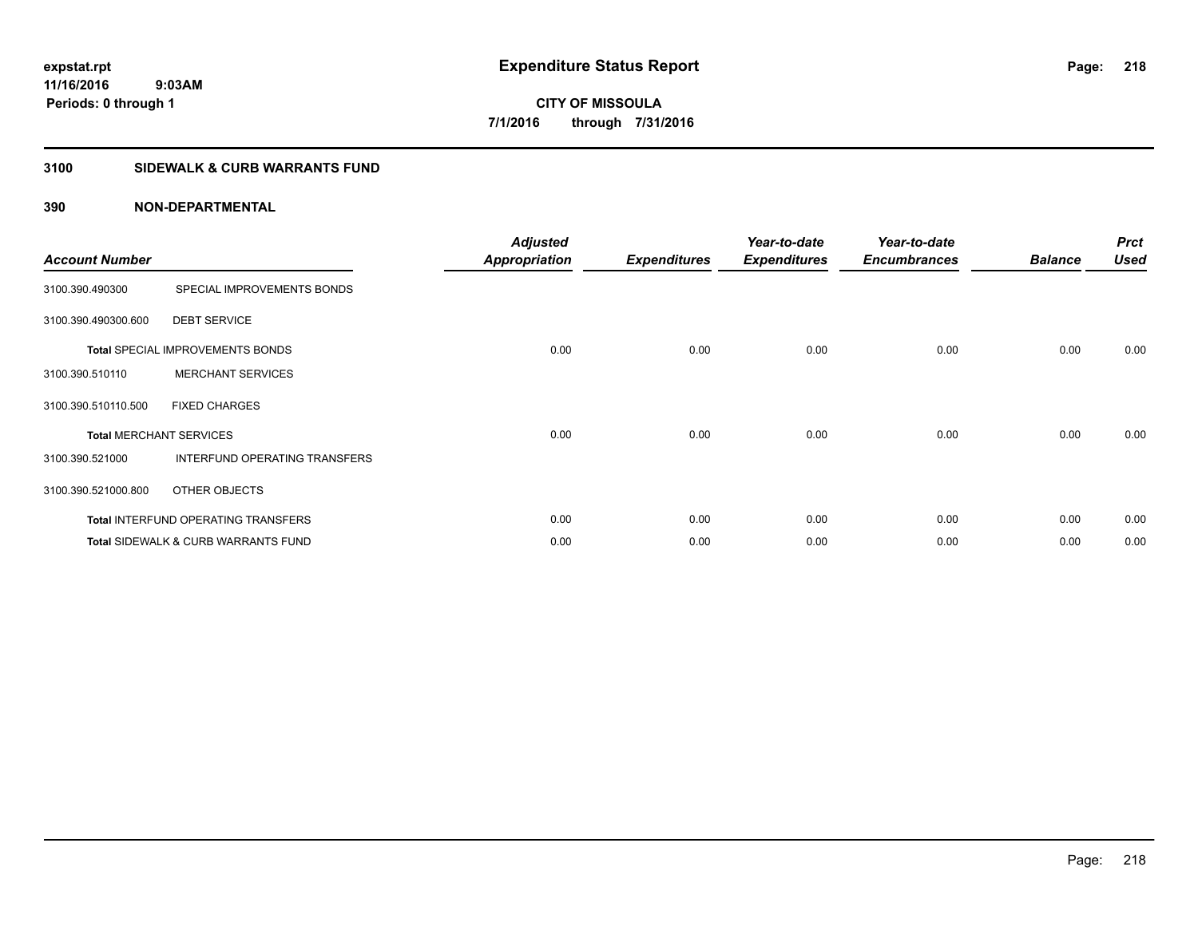# Expenditure Status Report

expstat.rpt
11/16/2016 9:03AM
Periods: 0 through 1

**CITY OF MISSOULA**
**7/1/2016 through 7/31/2016**

## 3100 SIDEWALK & CURB WARRANTS FUND

## 390 NON-DEPARTMENTAL

| Account Number | | Adjusted Appropriation | Expenditures | Year-to-date Expenditures | Year-to-date Encumbrances | Balance | Prct Used |
|---|---|---|---|---|---|---|---|
| 3100.390.490300 | SPECIAL IMPROVEMENTS BONDS | | | | | | |
| 3100.390.490300.600 | DEBT SERVICE | | | | | | |
| **Total** SPECIAL IMPROVEMENTS BONDS | | 0.00 | 0.00 | 0.00 | 0.00 | 0.00 | 0.00 |
| 3100.390.510110 | MERCHANT SERVICES | | | | | | |
| 3100.390.510110.500 | FIXED CHARGES | | | | | | |
| **Total** MERCHANT SERVICES | | 0.00 | 0.00 | 0.00 | 0.00 | 0.00 | 0.00 |
| 3100.390.521000 | INTERFUND OPERATING TRANSFERS | | | | | | |
| 3100.390.521000.800 | OTHER OBJECTS | | | | | | |
| **Total** INTERFUND OPERATING TRANSFERS | | 0.00 | 0.00 | 0.00 | 0.00 | 0.00 | 0.00 |
| **Total** SIDEWALK & CURB WARRANTS FUND | | 0.00 | 0.00 | 0.00 | 0.00 | 0.00 | 0.00 |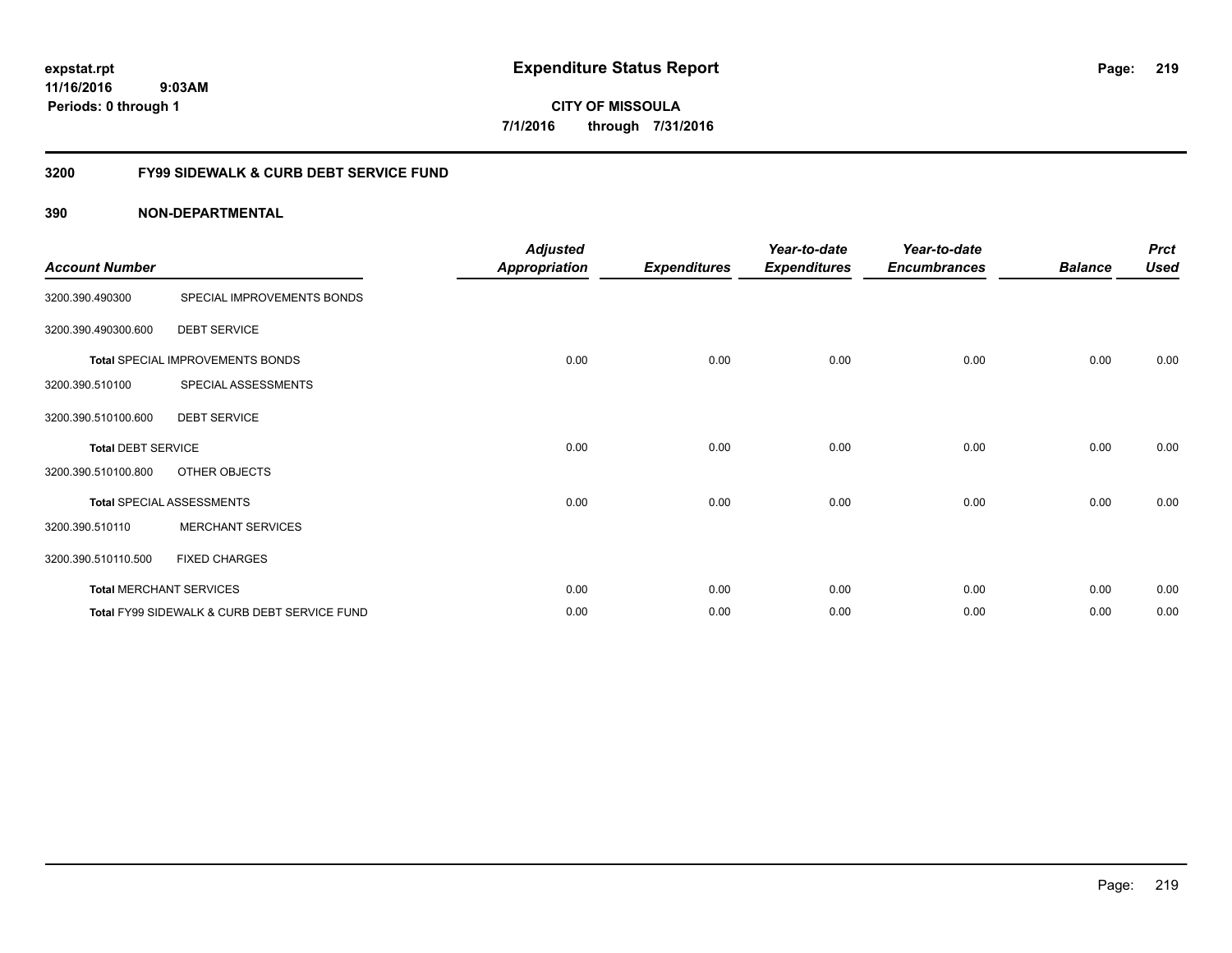# Expenditure Status Report

**CITY OF MISSOULA**

**7/1/2016 through 7/31/2016**

expstat.rpt
11/16/2016 9:03AM
Periods: 0 through 1

## 3200 FY99 SIDEWALK & CURB DEBT SERVICE FUND

### 390 NON-DEPARTMENTAL

| Account Number | | Adjusted Appropriation | Expenditures | Year-to-date Expenditures | Year-to-date Encumbrances | Balance | Prct Used |
|---|---|---|---|---|---|---|---|
| 3200.390.490300 | SPECIAL IMPROVEMENTS BONDS | | | | | | |
| 3200.390.490300.600 | DEBT SERVICE | | | | | | |
| **Total** SPECIAL IMPROVEMENTS BONDS | | 0.00 | 0.00 | 0.00 | 0.00 | 0.00 | 0.00 |
| 3200.390.510100 | SPECIAL ASSESSMENTS | | | | | | |
| 3200.390.510100.600 | DEBT SERVICE | | | | | | |
| **Total** DEBT SERVICE | | 0.00 | 0.00 | 0.00 | 0.00 | 0.00 | 0.00 |
| 3200.390.510100.800 | OTHER OBJECTS | | | | | | |
| **Total** SPECIAL ASSESSMENTS | | 0.00 | 0.00 | 0.00 | 0.00 | 0.00 | 0.00 |
| 3200.390.510110 | MERCHANT SERVICES | | | | | | |
| 3200.390.510110.500 | FIXED CHARGES | | | | | | |
| **Total** MERCHANT SERVICES | | 0.00 | 0.00 | 0.00 | 0.00 | 0.00 | 0.00 |
| **Total** FY99 SIDEWALK & CURB DEBT SERVICE FUND | | 0.00 | 0.00 | 0.00 | 0.00 | 0.00 | 0.00 |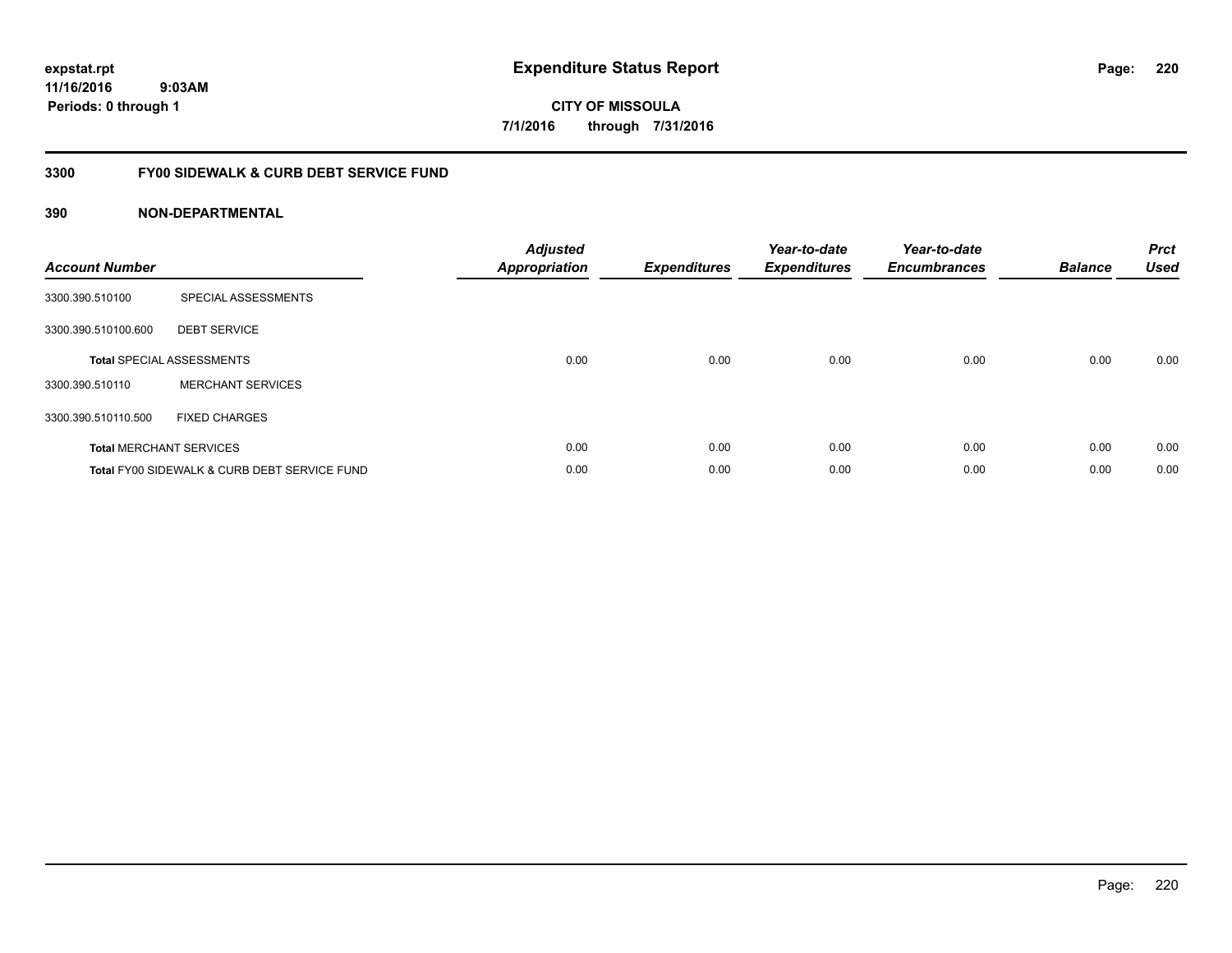# Expenditure Status Report

expstat.rpt
11/16/2016 9:03AM
Periods: 0 through 1

**CITY OF MISSOULA**
**7/1/2016 through 7/31/2016**

## 3300 FY00 SIDEWALK & CURB DEBT SERVICE FUND

### 390 NON-DEPARTMENTAL

| Account Number | | Adjusted Appropriation | Expenditures | Year-to-date Expenditures | Year-to-date Encumbrances | Balance | Prct Used |
|---|---|---|---|---|---|---|---|
| 3300.390.510100 | SPECIAL ASSESSMENTS | | | | | | |
| 3300.390.510100.600 | DEBT SERVICE | | | | | | |
| **Total** SPECIAL ASSESSMENTS | | 0.00 | 0.00 | 0.00 | 0.00 | 0.00 | 0.00 |
| 3300.390.510110 | MERCHANT SERVICES | | | | | | |
| 3300.390.510110.500 | FIXED CHARGES | | | | | | |
| **Total** MERCHANT SERVICES | | 0.00 | 0.00 | 0.00 | 0.00 | 0.00 | 0.00 |
| **Total** FY00 SIDEWALK & CURB DEBT SERVICE FUND | | 0.00 | 0.00 | 0.00 | 0.00 | 0.00 | 0.00 |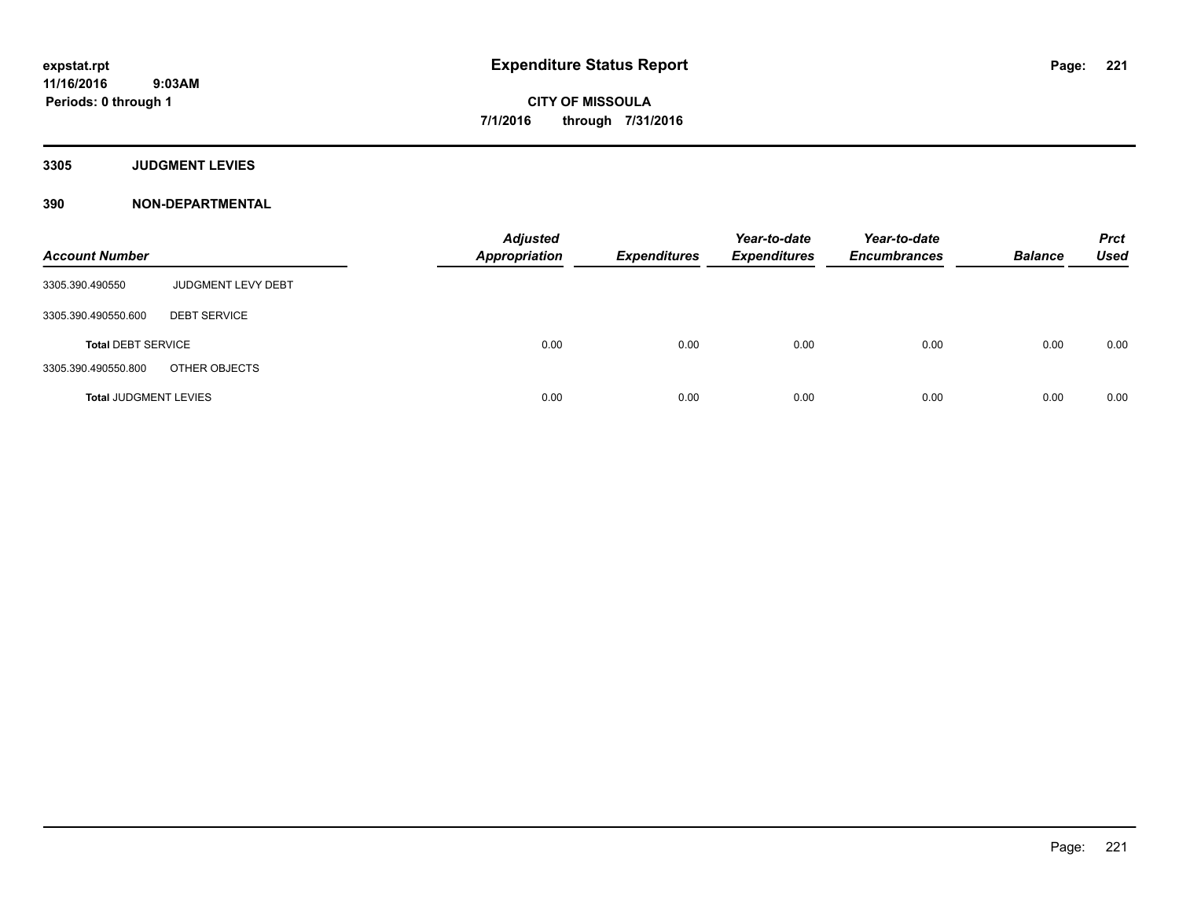# Expenditure Status Report

expstat.rpt
11/16/2016 9:03AM
Periods: 0 through 1

**CITY OF MISSOULA**
**7/1/2016 through 7/31/2016**

## 3305 JUDGMENT LEVIES

## 390 NON-DEPARTMENTAL

| Account Number | | Adjusted Appropriation | Expenditures | Year-to-date Expenditures | Year-to-date Encumbrances | Balance | Prct Used |
|---|---|---|---|---|---|---|---|
| 3305.390.490550 | JUDGMENT LEVY DEBT | | | | | | |
| 3305.390.490550.600 | DEBT SERVICE | | | | | | |
| **Total** DEBT SERVICE | | 0.00 | 0.00 | 0.00 | 0.00 | 0.00 | 0.00 |
| 3305.390.490550.800 | OTHER OBJECTS | | | | | | |
| **Total** JUDGMENT LEVIES | | 0.00 | 0.00 | 0.00 | 0.00 | 0.00 | 0.00 |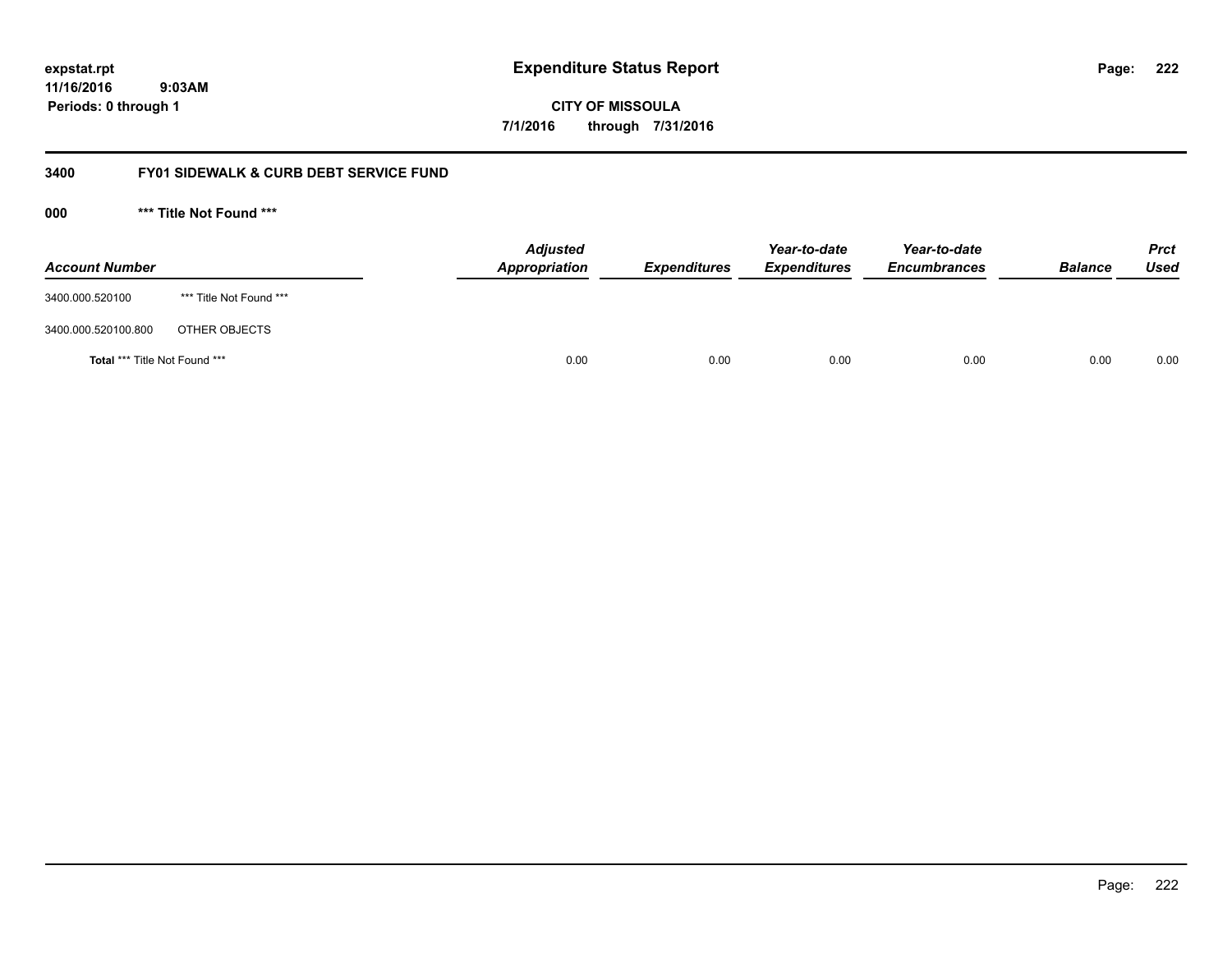**expstat.rpt**
**11/16/2016 9:03AM**
**Periods: 0 through 1**

# Expenditure Status Report

**CITY OF MISSOULA**
**7/1/2016 through 7/31/2016**

## 3400 FY01 SIDEWALK & CURB DEBT SERVICE FUND

### 000 *** Title Not Found ***

| Account Number | | Adjusted Appropriation | Expenditures | Year-to-date Expenditures | Year-to-date Encumbrances | Balance | Prct Used |
|---|---|---|---|---|---|---|---|
| 3400.000.520100 | *** Title Not Found *** | | | | | | |
| 3400.000.520100.800 | OTHER OBJECTS | | | | | | |
| **Total** *** Title Not Found *** | | 0.00 | 0.00 | 0.00 | 0.00 | 0.00 | 0.00 |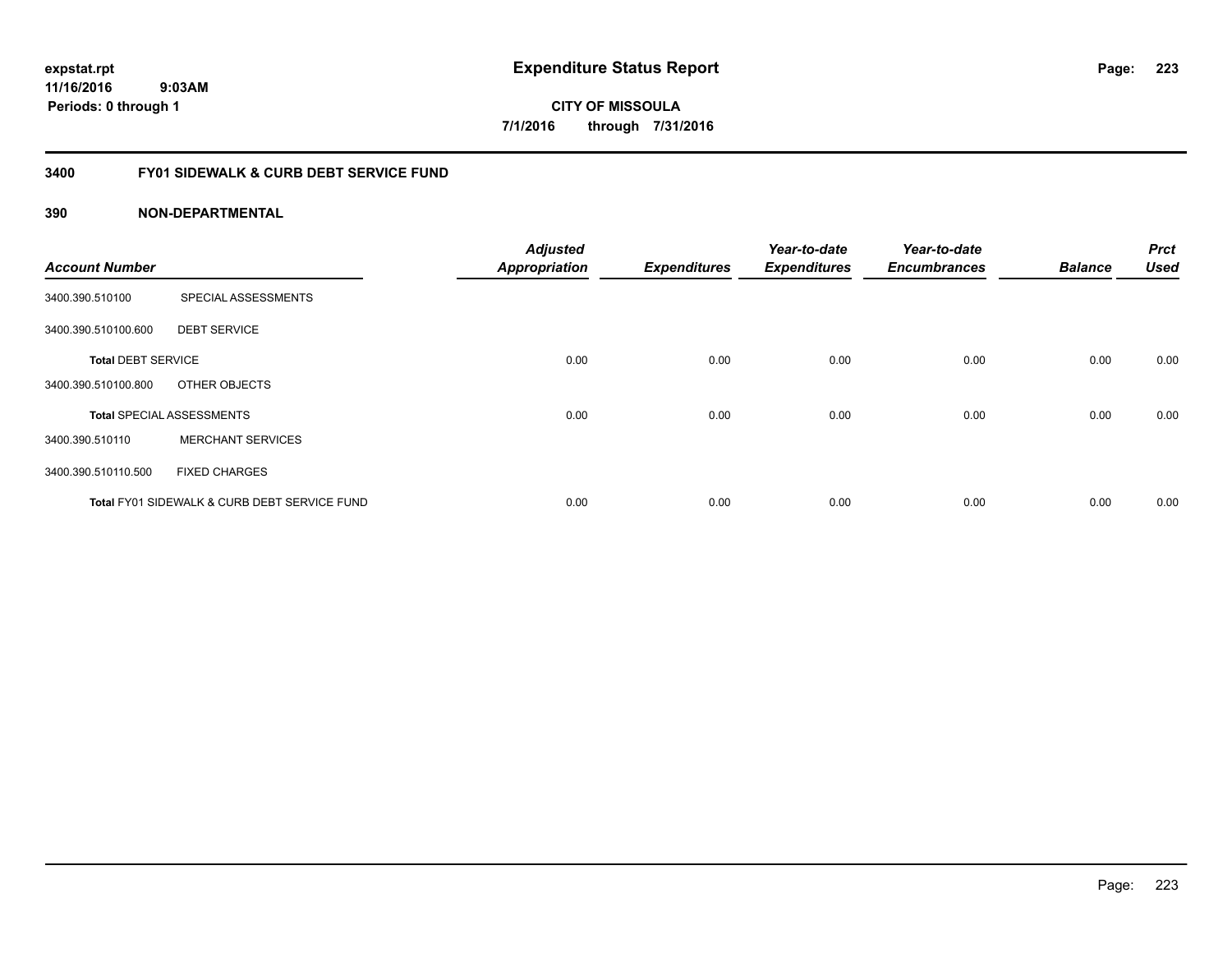# Expenditure Status Report

expstat.rpt
11/16/2016 9:03AM
Periods: 0 through 1

**CITY OF MISSOULA**
**7/1/2016 through 7/31/2016**

## 3400 FY01 SIDEWALK & CURB DEBT SERVICE FUND

### 390 NON-DEPARTMENTAL

| Account Number | | Adjusted Appropriation | Expenditures | Year-to-date Expenditures | Year-to-date Encumbrances | Balance | Prct Used |
|---|---|---|---|---|---|---|---|
| 3400.390.510100 | SPECIAL ASSESSMENTS | | | | | | |
| 3400.390.510100.600 | DEBT SERVICE | | | | | | |
| **Total** DEBT SERVICE | | 0.00 | 0.00 | 0.00 | 0.00 | 0.00 | 0.00 |
| 3400.390.510100.800 | OTHER OBJECTS | | | | | | |
| **Total** SPECIAL ASSESSMENTS | | 0.00 | 0.00 | 0.00 | 0.00 | 0.00 | 0.00 |
| 3400.390.510110 | MERCHANT SERVICES | | | | | | |
| 3400.390.510110.500 | FIXED CHARGES | | | | | | |
| **Total** FY01 SIDEWALK & CURB DEBT SERVICE FUND | | 0.00 | 0.00 | 0.00 | 0.00 | 0.00 | 0.00 |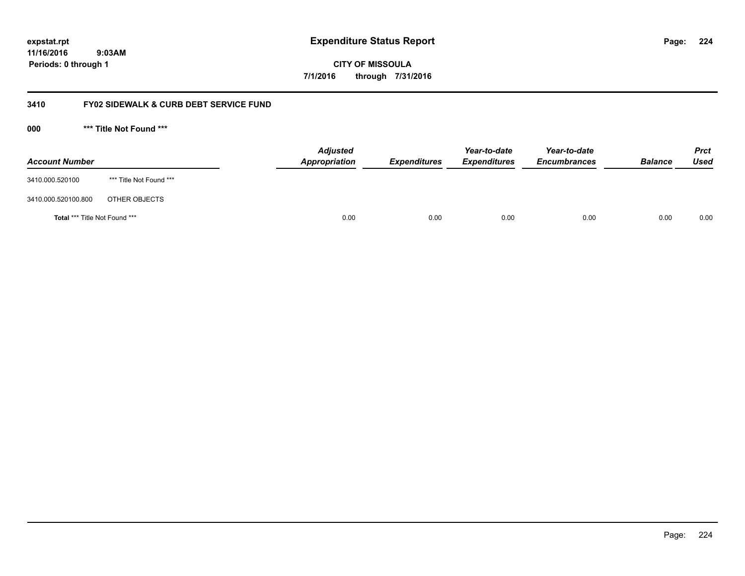**expstat.rpt**
**11/16/2016 9:03AM**
**Periods: 0 through 1**

# Expenditure Status Report

**CITY OF MISSOULA**
**7/1/2016 through 7/31/2016**

## 3410 FY02 SIDEWALK & CURB DEBT SERVICE FUND

### 000 *** Title Not Found ***

| Account Number | | Adjusted Appropriation | Expenditures | Year-to-date Expenditures | Year-to-date Encumbrances | Balance | Prct Used |
|---|---|---|---|---|---|---|---|
| 3410.000.520100 | *** Title Not Found *** | | | | | | |
| 3410.000.520100.800 | OTHER OBJECTS | | | | | | |
| **Total** *** Title Not Found *** | | 0.00 | 0.00 | 0.00 | 0.00 | 0.00 | 0.00 |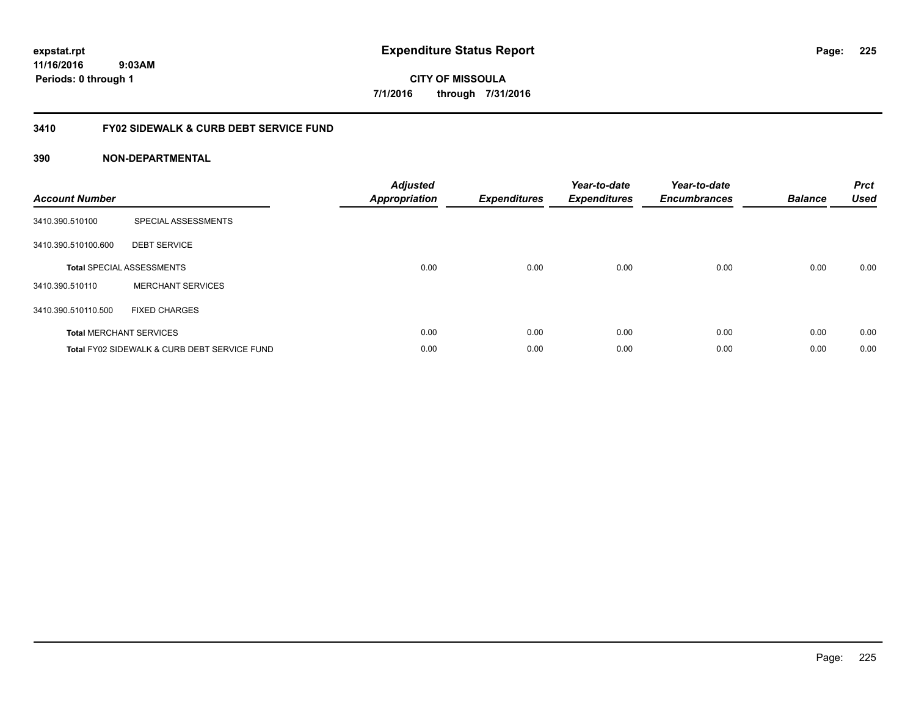expstat.rpt
11/16/2016 9:03AM
Periods: 0 through 1

# Expenditure Status Report

**CITY OF MISSOULA**
**7/1/2016 through 7/31/2016**

## 3410 FY02 SIDEWALK & CURB DEBT SERVICE FUND

### 390 NON-DEPARTMENTAL

| Account Number | | Adjusted Appropriation | Expenditures | Year-to-date Expenditures | Year-to-date Encumbrances | Balance | Prct Used |
|---|---|---|---|---|---|---|---|
| 3410.390.510100 | SPECIAL ASSESSMENTS | | | | | | |
| 3410.390.510100.600 | DEBT SERVICE | | | | | | |
| **Total** SPECIAL ASSESSMENTS | | 0.00 | 0.00 | 0.00 | 0.00 | 0.00 | 0.00 |
| 3410.390.510110 | MERCHANT SERVICES | | | | | | |
| 3410.390.510110.500 | FIXED CHARGES | | | | | | |
| **Total** MERCHANT SERVICES | | 0.00 | 0.00 | 0.00 | 0.00 | 0.00 | 0.00 |
| **Total** FY02 SIDEWALK & CURB DEBT SERVICE FUND | | 0.00 | 0.00 | 0.00 | 0.00 | 0.00 | 0.00 |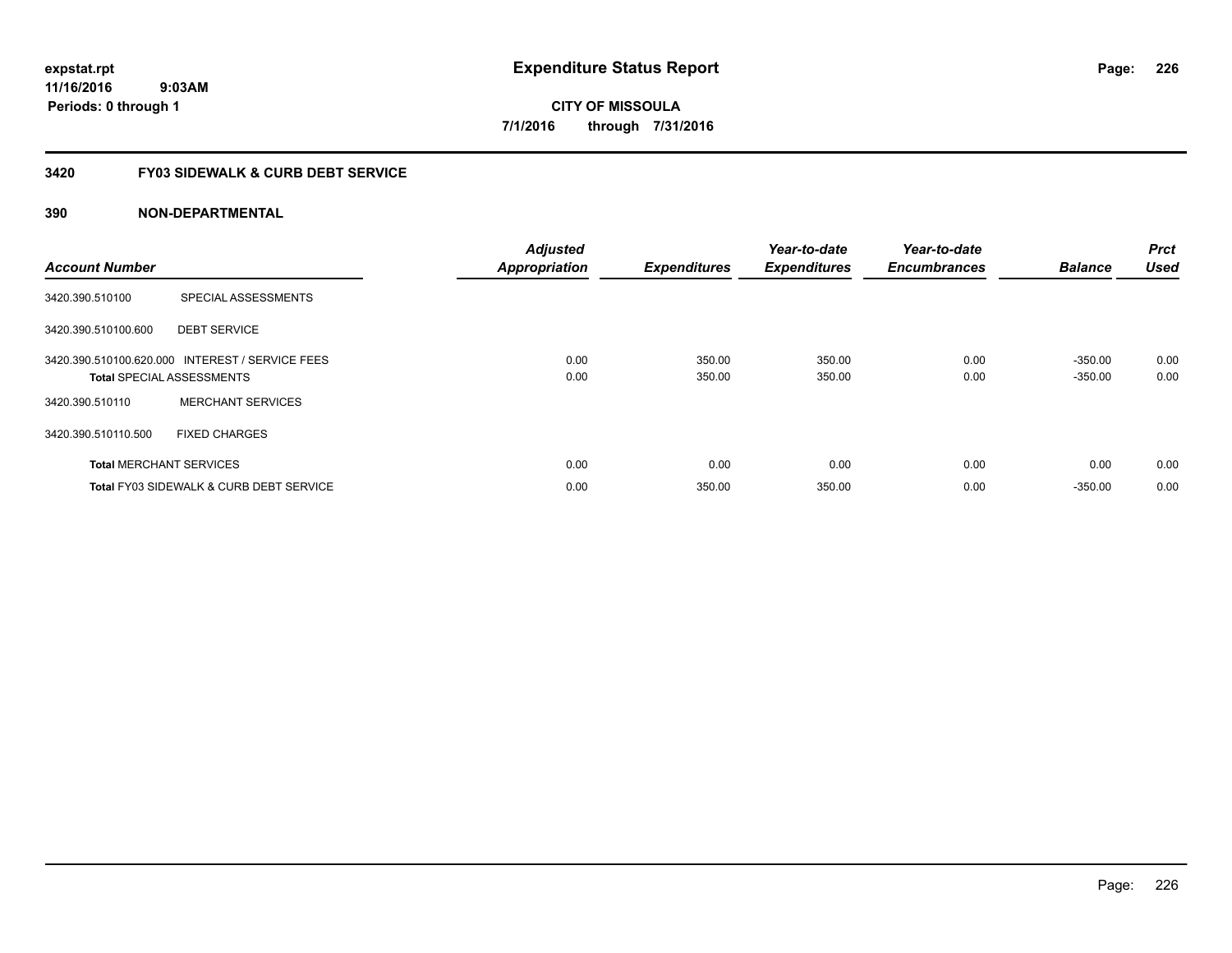**expstat.rpt**
**11/16/2016 9:03AM**
**Periods: 0 through 1**

# Expenditure Status Report

**CITY OF MISSOULA**
**7/1/2016 through 7/31/2016**

## 3420 FY03 SIDEWALK & CURB DEBT SERVICE

### 390 NON-DEPARTMENTAL

| Account Number | | Adjusted Appropriation | Expenditures | Year-to-date Expenditures | Year-to-date Encumbrances | Balance | Prct Used |
|---|---|---|---|---|---|---|---|
| 3420.390.510100 | SPECIAL ASSESSMENTS | | | | | | |
| 3420.390.510100.600 | DEBT SERVICE | | | | | | |
| 3420.390.510100.620.000 | INTEREST / SERVICE FEES | 0.00 | 350.00 | 350.00 | 0.00 | -350.00 | 0.00 |
| **Total** SPECIAL ASSESSMENTS | | 0.00 | 350.00 | 350.00 | 0.00 | -350.00 | 0.00 |
| 3420.390.510110 | MERCHANT SERVICES | | | | | | |
| 3420.390.510110.500 | FIXED CHARGES | | | | | | |
| **Total** MERCHANT SERVICES | | 0.00 | 0.00 | 0.00 | 0.00 | 0.00 | 0.00 |
| **Total** FY03 SIDEWALK & CURB DEBT SERVICE | | 0.00 | 350.00 | 350.00 | 0.00 | -350.00 | 0.00 |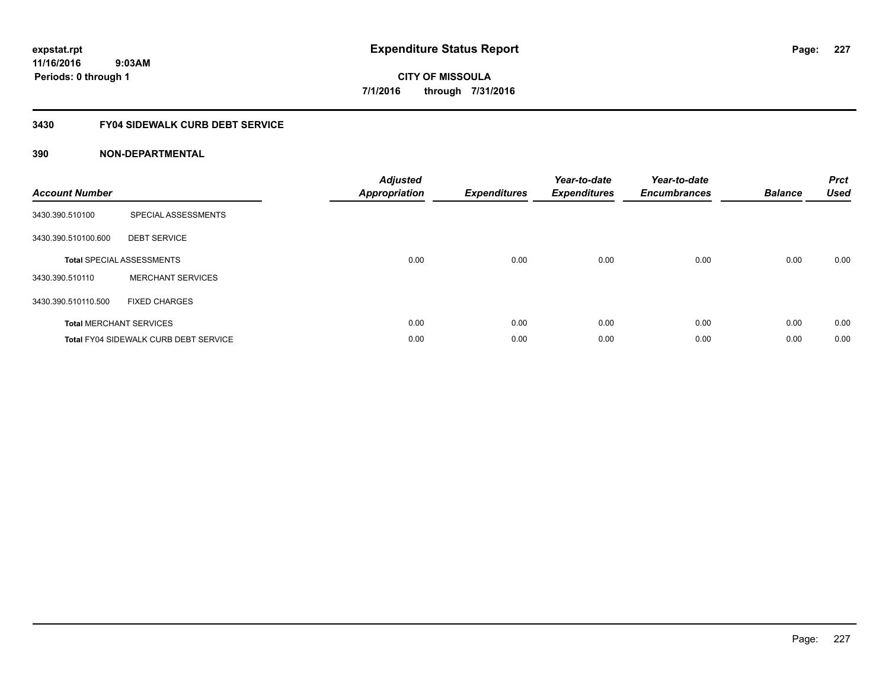**expstat.rpt**
**11/16/2016 9:03AM**
**Periods: 0 through 1**

# Expenditure Status Report

**CITY OF MISSOULA**
**7/1/2016 through 7/31/2016**

## 3430 FY04 SIDEWALK CURB DEBT SERVICE

### 390 NON-DEPARTMENTAL

| Account Number | | Adjusted Appropriation | Expenditures | Year-to-date Expenditures | Year-to-date Encumbrances | Balance | Prct Used |
|---|---|---|---|---|---|---|---|
| 3430.390.510100 | SPECIAL ASSESSMENTS | | | | | | |
| 3430.390.510100.600 | DEBT SERVICE | | | | | | |
| **Total** SPECIAL ASSESSMENTS | | 0.00 | 0.00 | 0.00 | 0.00 | 0.00 | 0.00 |
| 3430.390.510110 | MERCHANT SERVICES | | | | | | |
| 3430.390.510110.500 | FIXED CHARGES | | | | | | |
| **Total** MERCHANT SERVICES | | 0.00 | 0.00 | 0.00 | 0.00 | 0.00 | 0.00 |
| **Total** FY04 SIDEWALK CURB DEBT SERVICE | | 0.00 | 0.00 | 0.00 | 0.00 | 0.00 | 0.00 |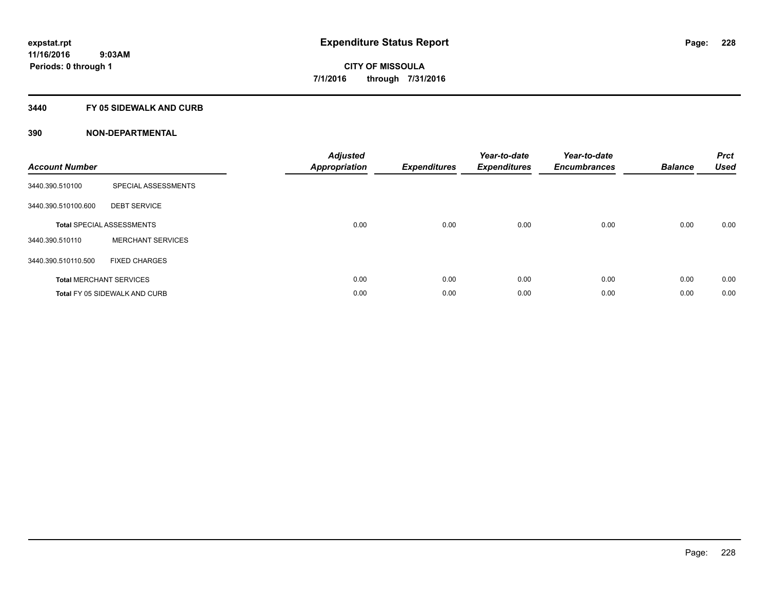# Expenditure Status Report

expstat.rpt
11/16/2016 9:03AM
Periods: 0 through 1

**CITY OF MISSOULA**
**7/1/2016 through 7/31/2016**

## 3440 FY 05 SIDEWALK AND CURB

## 390 NON-DEPARTMENTAL

| Account Number | | Adjusted Appropriation | Expenditures | Year-to-date Expenditures | Year-to-date Encumbrances | Balance | Prct Used |
|---|---|---|---|---|---|---|---|
| 3440.390.510100 | SPECIAL ASSESSMENTS | | | | | | |
| 3440.390.510100.600 | DEBT SERVICE | | | | | | |
| **Total** SPECIAL ASSESSMENTS | | 0.00 | 0.00 | 0.00 | 0.00 | 0.00 | 0.00 |
| 3440.390.510110 | MERCHANT SERVICES | | | | | | |
| 3440.390.510110.500 | FIXED CHARGES | | | | | | |
| **Total** MERCHANT SERVICES | | 0.00 | 0.00 | 0.00 | 0.00 | 0.00 | 0.00 |
| **Total** FY 05 SIDEWALK AND CURB | | 0.00 | 0.00 | 0.00 | 0.00 | 0.00 | 0.00 |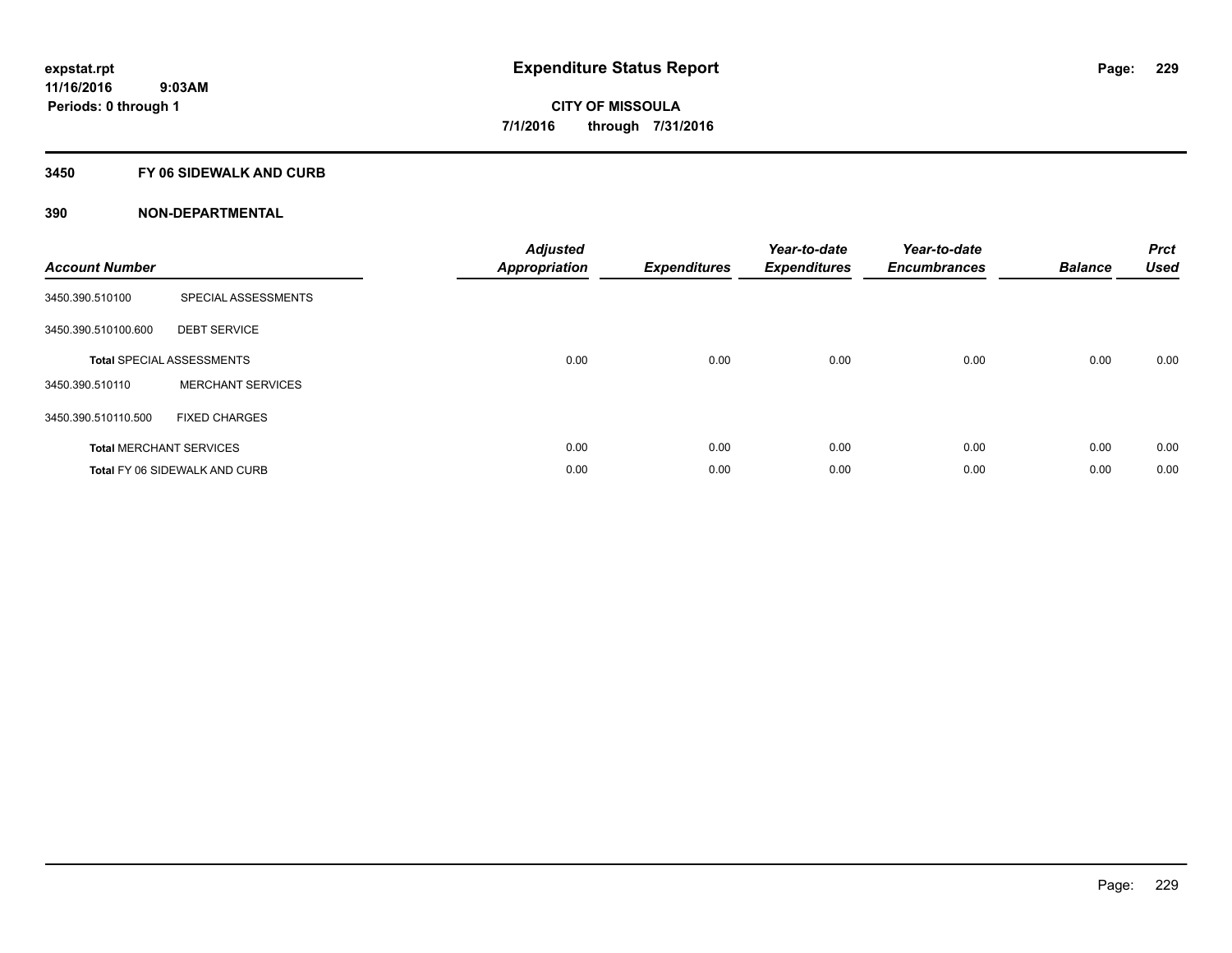expstat.rpt
11/16/2016 9:03AM
Periods: 0 through 1

# Expenditure Status Report

CITY OF MISSOULA
7/1/2016 through 7/31/2016

## 3450 FY 06 SIDEWALK AND CURB

## 390 NON-DEPARTMENTAL

| Account Number | | Adjusted Appropriation | Expenditures | Year-to-date Expenditures | Year-to-date Encumbrances | Balance | Prct Used |
|---|---|---|---|---|---|---|---|
| 3450.390.510100 | SPECIAL ASSESSMENTS | | | | | | |
| 3450.390.510100.600 | DEBT SERVICE | | | | | | |
| **Total** SPECIAL ASSESSMENTS | | 0.00 | 0.00 | 0.00 | 0.00 | 0.00 | 0.00 |
| 3450.390.510110 | MERCHANT SERVICES | | | | | | |
| 3450.390.510110.500 | FIXED CHARGES | | | | | | |
| **Total** MERCHANT SERVICES | | 0.00 | 0.00 | 0.00 | 0.00 | 0.00 | 0.00 |
| **Total** FY 06 SIDEWALK AND CURB | | 0.00 | 0.00 | 0.00 | 0.00 | 0.00 | 0.00 |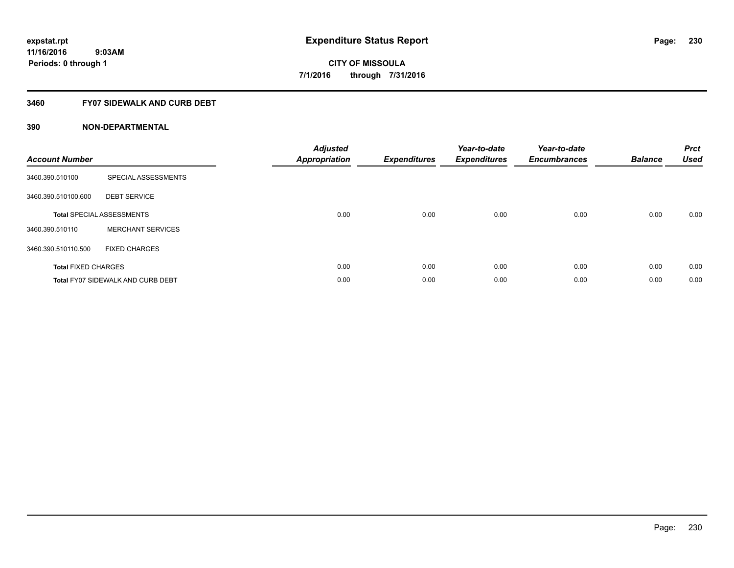**expstat.rpt**
**11/16/2016 9:03AM**
**Periods: 0 through 1**

# Expenditure Status Report

**CITY OF MISSOULA**
**7/1/2016 through 7/31/2016**

## 3460 FY07 SIDEWALK AND CURB DEBT

### 390 NON-DEPARTMENTAL

| Account Number | | Adjusted Appropriation | Expenditures | Year-to-date Expenditures | Year-to-date Encumbrances | Balance | Prct Used |
|---|---|---|---|---|---|---|---|
| 3460.390.510100 | SPECIAL ASSESSMENTS | | | | | | |
| 3460.390.510100.600 | DEBT SERVICE | | | | | | |
| **Total** SPECIAL ASSESSMENTS | | 0.00 | 0.00 | 0.00 | 0.00 | 0.00 | 0.00 |
| 3460.390.510110 | MERCHANT SERVICES | | | | | | |
| 3460.390.510110.500 | FIXED CHARGES | | | | | | |
| **Total** FIXED CHARGES | | 0.00 | 0.00 | 0.00 | 0.00 | 0.00 | 0.00 |
| **Total** FY07 SIDEWALK AND CURB DEBT | | 0.00 | 0.00 | 0.00 | 0.00 | 0.00 | 0.00 |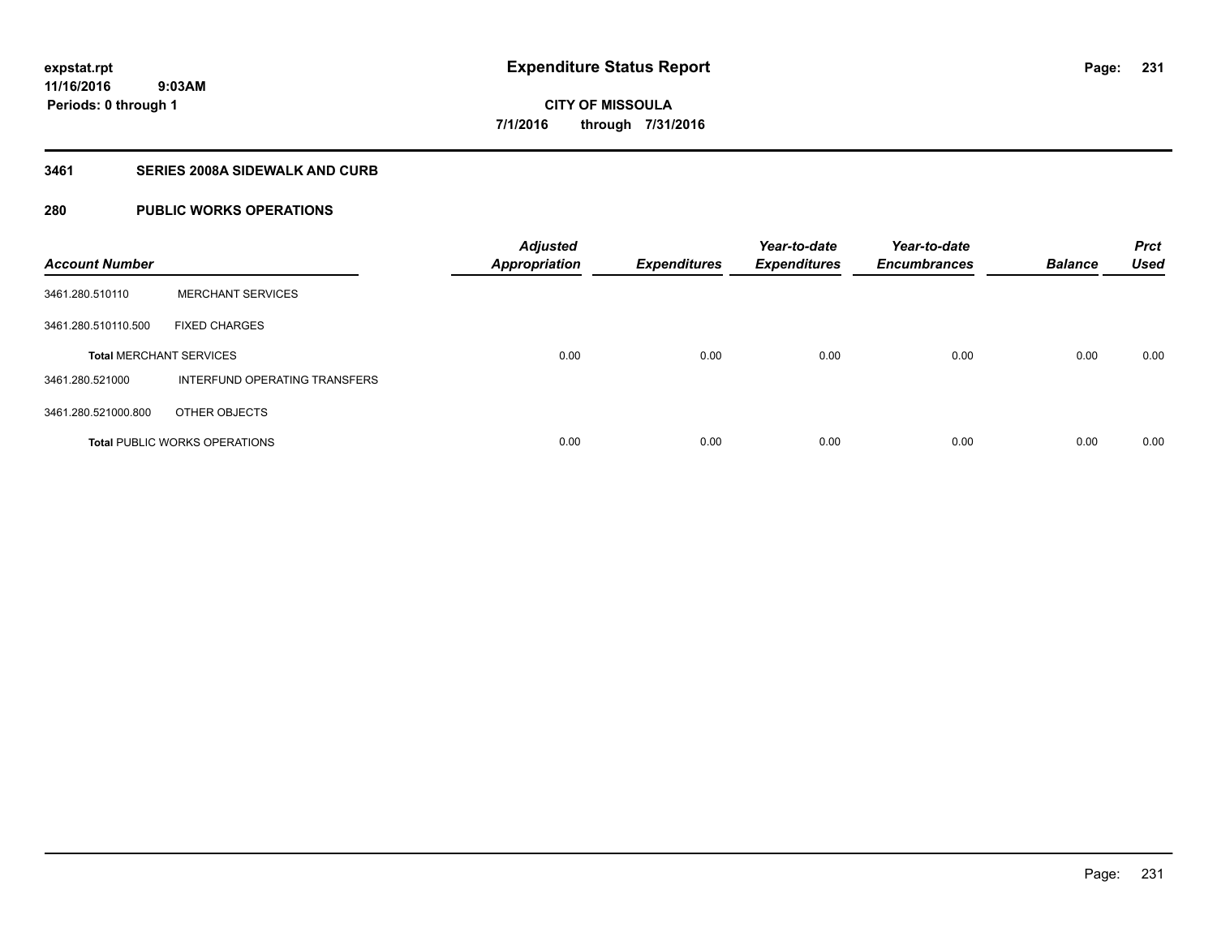# Expenditure Status Report

expstat.rpt
11/16/2016 9:03AM
Periods: 0 through 1

**CITY OF MISSOULA**
**7/1/2016 through 7/31/2016**

## 3461 SERIES 2008A SIDEWALK AND CURB

## 280 PUBLIC WORKS OPERATIONS

| Account Number | | Adjusted Appropriation | Expenditures | Year-to-date Expenditures | Year-to-date Encumbrances | Balance | Prct Used |
|---|---|---|---|---|---|---|---|
| 3461.280.510110 | MERCHANT SERVICES | | | | | | |
| 3461.280.510110.500 | FIXED CHARGES | | | | | | |
| **Total** MERCHANT SERVICES | | 0.00 | 0.00 | 0.00 | 0.00 | 0.00 | 0.00 |
| 3461.280.521000 | INTERFUND OPERATING TRANSFERS | | | | | | |
| 3461.280.521000.800 | OTHER OBJECTS | | | | | | |
| **Total** PUBLIC WORKS OPERATIONS | | 0.00 | 0.00 | 0.00 | 0.00 | 0.00 | 0.00 |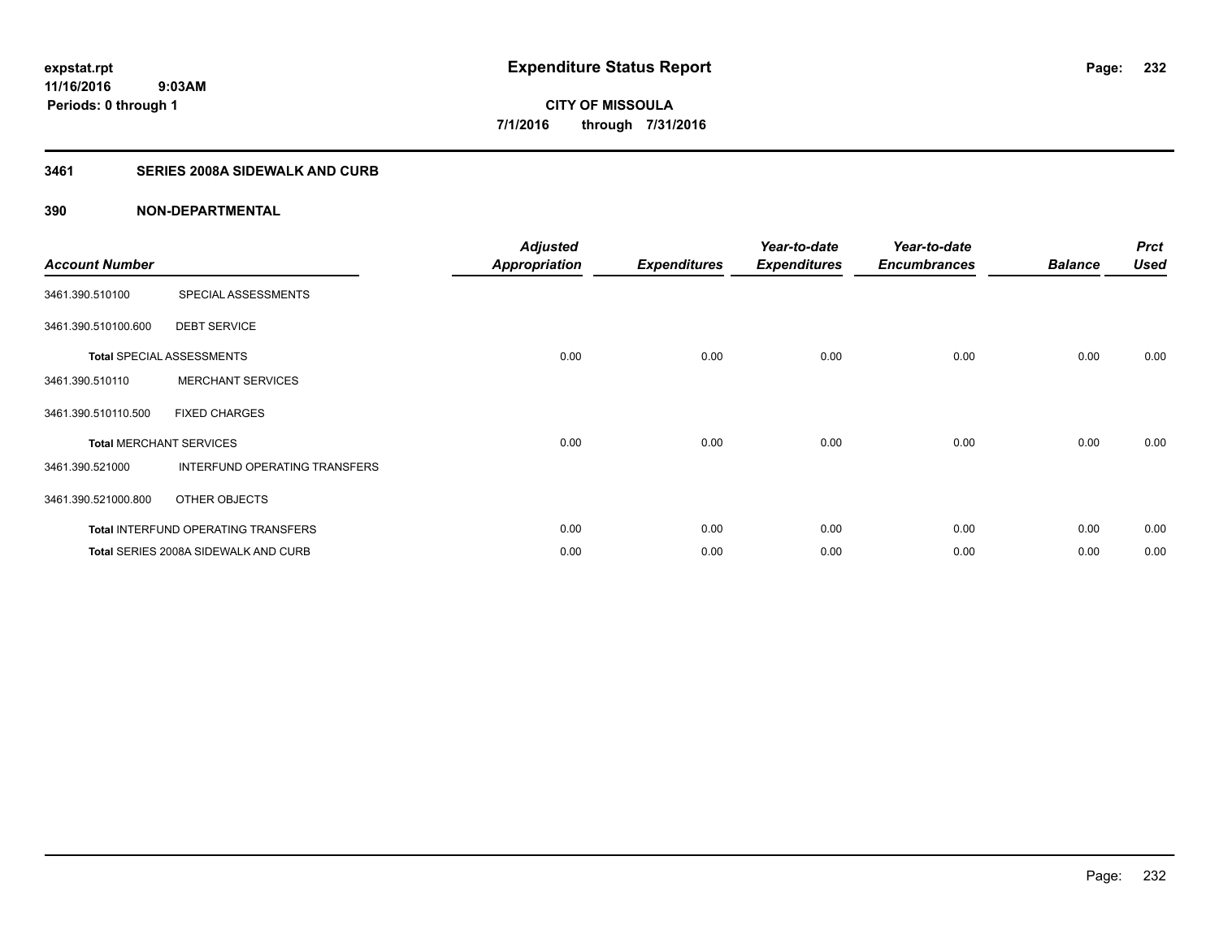**expstat.rpt**
**11/16/2016 9:03AM**
**Periods: 0 through 1**

# Expenditure Status Report

**CITY OF MISSOULA**
**7/1/2016 through 7/31/2016**

## 3461 SERIES 2008A SIDEWALK AND CURB

## 390 NON-DEPARTMENTAL

| Account Number | | Adjusted Appropriation | Expenditures | Year-to-date Expenditures | Year-to-date Encumbrances | Balance | Prct Used |
|---|---|---|---|---|---|---|---|
| 3461.390.510100 | SPECIAL ASSESSMENTS | | | | | | |
| 3461.390.510100.600 | DEBT SERVICE | | | | | | |
| **Total** SPECIAL ASSESSMENTS | | 0.00 | 0.00 | 0.00 | 0.00 | 0.00 | 0.00 |
| 3461.390.510110 | MERCHANT SERVICES | | | | | | |
| 3461.390.510110.500 | FIXED CHARGES | | | | | | |
| **Total** MERCHANT SERVICES | | 0.00 | 0.00 | 0.00 | 0.00 | 0.00 | 0.00 |
| 3461.390.521000 | INTERFUND OPERATING TRANSFERS | | | | | | |
| 3461.390.521000.800 | OTHER OBJECTS | | | | | | |
| **Total** INTERFUND OPERATING TRANSFERS | | 0.00 | 0.00 | 0.00 | 0.00 | 0.00 | 0.00 |
| **Total** SERIES 2008A SIDEWALK AND CURB | | 0.00 | 0.00 | 0.00 | 0.00 | 0.00 | 0.00 |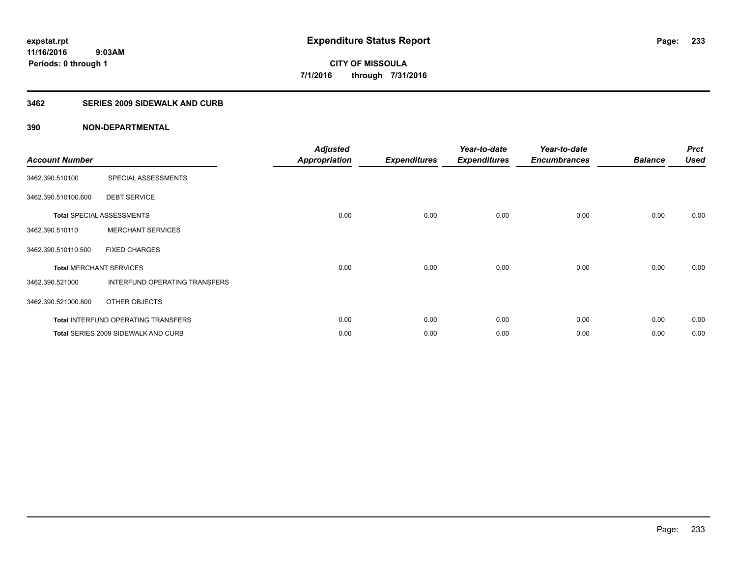# Expenditure Status Report

expstat.rpt
11/16/2016 9:03AM
Periods: 0 through 1

**CITY OF MISSOULA**
**7/1/2016 through 7/31/2016**

## 3462 SERIES 2009 SIDEWALK AND CURB

### 390 NON-DEPARTMENTAL

| Account Number | | Adjusted Appropriation | Expenditures | Year-to-date Expenditures | Year-to-date Encumbrances | Balance | Prct Used |
|---|---|---|---|---|---|---|---|
| 3462.390.510100 | SPECIAL ASSESSMENTS | | | | | | |
| 3462.390.510100.600 | DEBT SERVICE | | | | | | |
| **Total** SPECIAL ASSESSMENTS | | 0.00 | 0.00 | 0.00 | 0.00 | 0.00 | 0.00 |
| 3462.390.510110 | MERCHANT SERVICES | | | | | | |
| 3462.390.510110.500 | FIXED CHARGES | | | | | | |
| **Total** MERCHANT SERVICES | | 0.00 | 0.00 | 0.00 | 0.00 | 0.00 | 0.00 |
| 3462.390.521000 | INTERFUND OPERATING TRANSFERS | | | | | | |
| 3462.390.521000.800 | OTHER OBJECTS | | | | | | |
| **Total** INTERFUND OPERATING TRANSFERS | | 0.00 | 0.00 | 0.00 | 0.00 | 0.00 | 0.00 |
| **Total** SERIES 2009 SIDEWALK AND CURB | | 0.00 | 0.00 | 0.00 | 0.00 | 0.00 | 0.00 |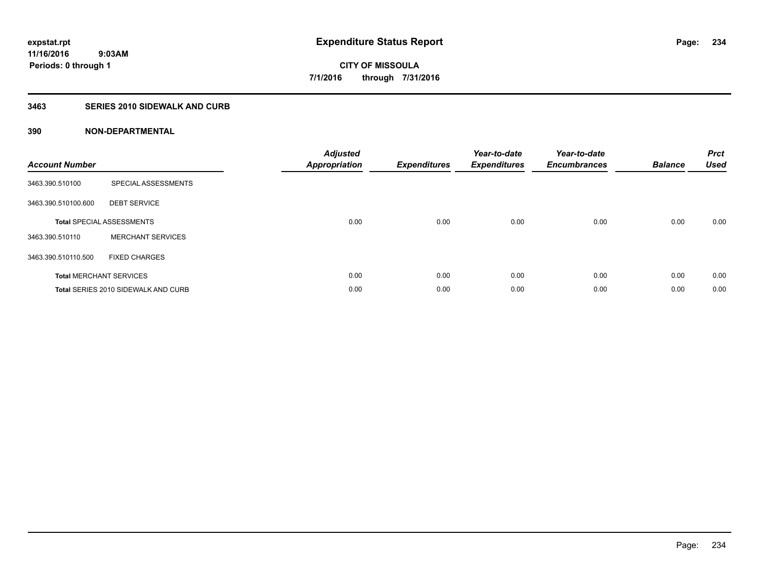# Expenditure Status Report

expstat.rpt
11/16/2016 9:03AM
Periods: 0 through 1

**CITY OF MISSOULA**
**7/1/2016 through 7/31/2016**

## 3463 SERIES 2010 SIDEWALK AND CURB

### 390 NON-DEPARTMENTAL

| Account Number | | Adjusted Appropriation | Expenditures | Year-to-date Expenditures | Year-to-date Encumbrances | Balance | Prct Used |
|---|---|---|---|---|---|---|---|
| 3463.390.510100 | SPECIAL ASSESSMENTS | | | | | | |
| 3463.390.510100.600 | DEBT SERVICE | | | | | | |
| **Total** SPECIAL ASSESSMENTS | | 0.00 | 0.00 | 0.00 | 0.00 | 0.00 | 0.00 |
| 3463.390.510110 | MERCHANT SERVICES | | | | | | |
| 3463.390.510110.500 | FIXED CHARGES | | | | | | |
| **Total** MERCHANT SERVICES | | 0.00 | 0.00 | 0.00 | 0.00 | 0.00 | 0.00 |
| **Total** SERIES 2010 SIDEWALK AND CURB | | 0.00 | 0.00 | 0.00 | 0.00 | 0.00 | 0.00 |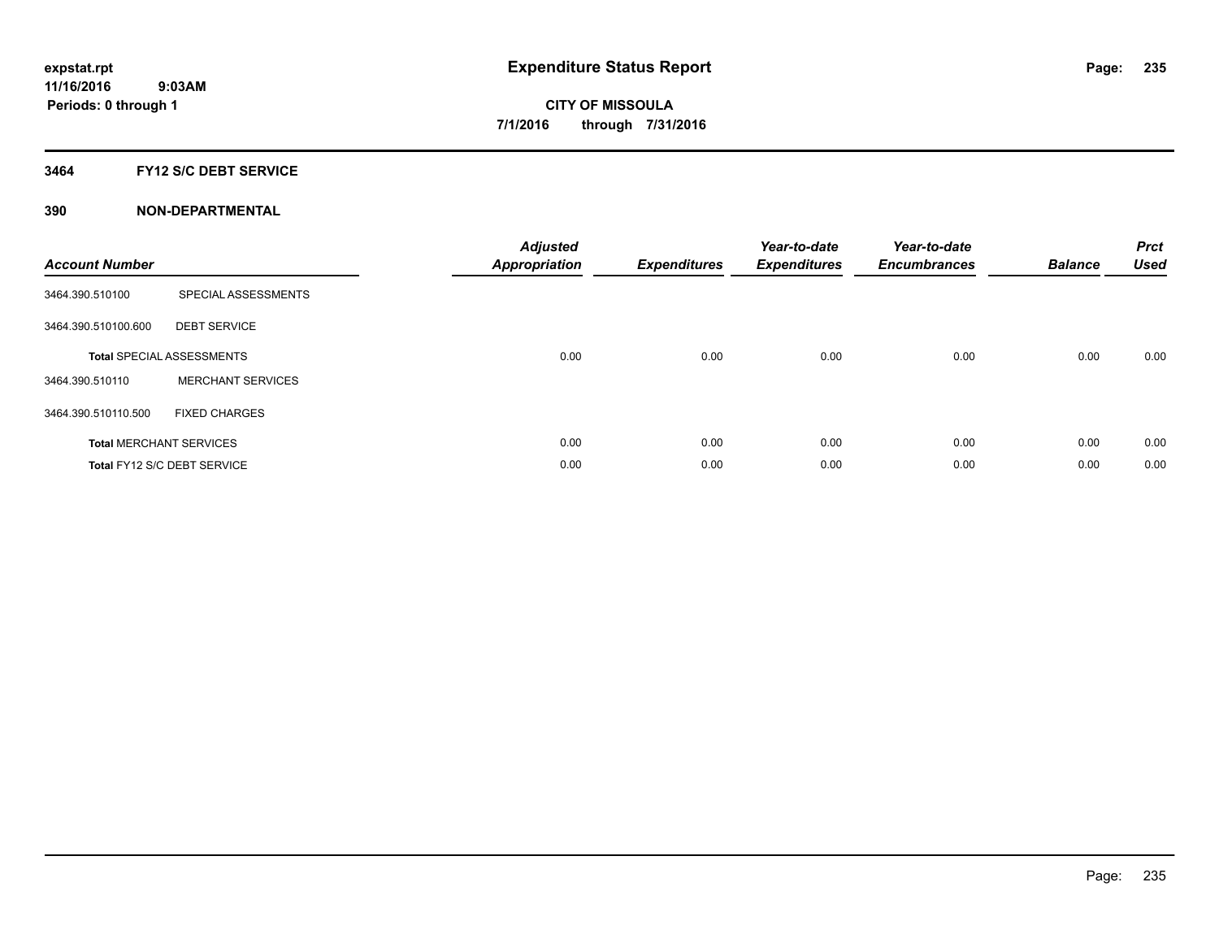**expstat.rpt**
**11/16/2016 9:03AM**
**Periods: 0 through 1**

# Expenditure Status Report

**CITY OF MISSOULA**
**7/1/2016 through 7/31/2016**

## 3464 FY12 S/C DEBT SERVICE

### 390 NON-DEPARTMENTAL

| Account Number | | Adjusted Appropriation | Expenditures | Year-to-date Expenditures | Year-to-date Encumbrances | Balance | Prct Used |
|---|---|---|---|---|---|---|---|
| 3464.390.510100 | SPECIAL ASSESSMENTS | | | | | | |
| 3464.390.510100.600 | DEBT SERVICE | | | | | | |
| **Total** SPECIAL ASSESSMENTS | | 0.00 | 0.00 | 0.00 | 0.00 | 0.00 | 0.00 |
| 3464.390.510110 | MERCHANT SERVICES | | | | | | |
| 3464.390.510110.500 | FIXED CHARGES | | | | | | |
| **Total** MERCHANT SERVICES | | 0.00 | 0.00 | 0.00 | 0.00 | 0.00 | 0.00 |
| **Total** FY12 S/C DEBT SERVICE | | 0.00 | 0.00 | 0.00 | 0.00 | 0.00 | 0.00 |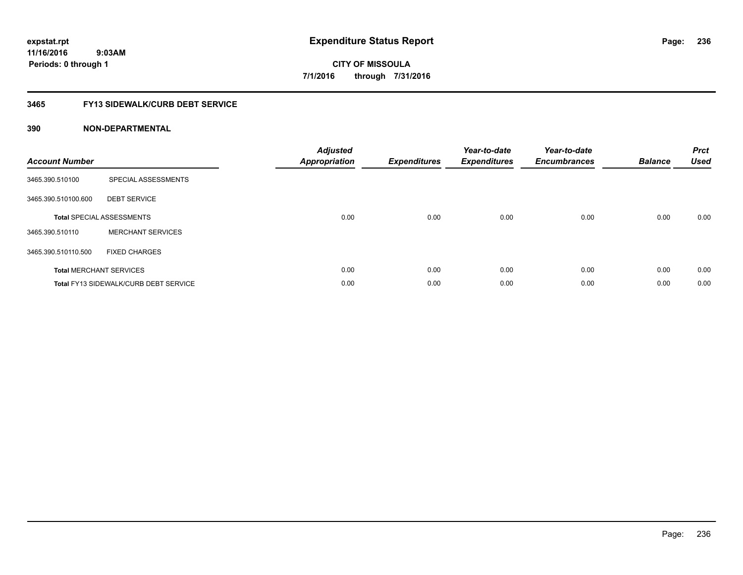**expstat.rpt**
**11/16/2016 9:03AM**
**Periods: 0 through 1**

# Expenditure Status Report

**CITY OF MISSOULA**
**7/1/2016 through 7/31/2016**

## 3465 FY13 SIDEWALK/CURB DEBT SERVICE

### 390 NON-DEPARTMENTAL

| Account Number | | Adjusted Appropriation | Expenditures | Year-to-date Expenditures | Year-to-date Encumbrances | Balance | Prct Used |
|---|---|---|---|---|---|---|---|
| 3465.390.510100 | SPECIAL ASSESSMENTS | | | | | | |
| 3465.390.510100.600 | DEBT SERVICE | | | | | | |
| **Total** SPECIAL ASSESSMENTS | | 0.00 | 0.00 | 0.00 | 0.00 | 0.00 | 0.00 |
| 3465.390.510110 | MERCHANT SERVICES | | | | | | |
| 3465.390.510110.500 | FIXED CHARGES | | | | | | |
| **Total** MERCHANT SERVICES | | 0.00 | 0.00 | 0.00 | 0.00 | 0.00 | 0.00 |
| **Total** FY13 SIDEWALK/CURB DEBT SERVICE | | 0.00 | 0.00 | 0.00 | 0.00 | 0.00 | 0.00 |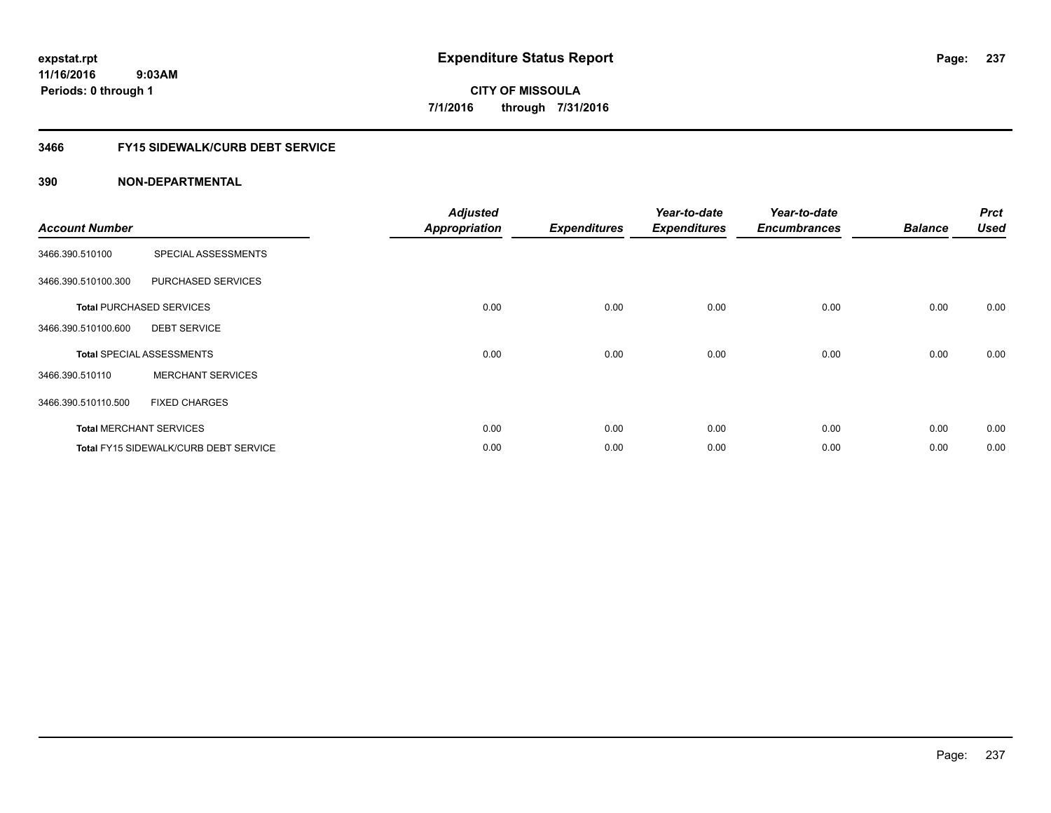expstat.rpt
11/16/2016 9:03AM
Periods: 0 through 1

# Expenditure Status Report

**CITY OF MISSOULA**
**7/1/2016 through 7/31/2016**

## 3466 FY15 SIDEWALK/CURB DEBT SERVICE

## 390 NON-DEPARTMENTAL

| Account Number | | Adjusted Appropriation | Expenditures | Year-to-date Expenditures | Year-to-date Encumbrances | Balance | Prct Used |
|---|---|---|---|---|---|---|---|
| 3466.390.510100 | SPECIAL ASSESSMENTS | | | | | | |
| 3466.390.510100.300 | PURCHASED SERVICES | | | | | | |
| **Total** PURCHASED SERVICES | | 0.00 | 0.00 | 0.00 | 0.00 | 0.00 | 0.00 |
| 3466.390.510100.600 | DEBT SERVICE | | | | | | |
| **Total** SPECIAL ASSESSMENTS | | 0.00 | 0.00 | 0.00 | 0.00 | 0.00 | 0.00 |
| 3466.390.510110 | MERCHANT SERVICES | | | | | | |
| 3466.390.510110.500 | FIXED CHARGES | | | | | | |
| **Total** MERCHANT SERVICES | | 0.00 | 0.00 | 0.00 | 0.00 | 0.00 | 0.00 |
| **Total** FY15 SIDEWALK/CURB DEBT SERVICE | | 0.00 | 0.00 | 0.00 | 0.00 | 0.00 | 0.00 |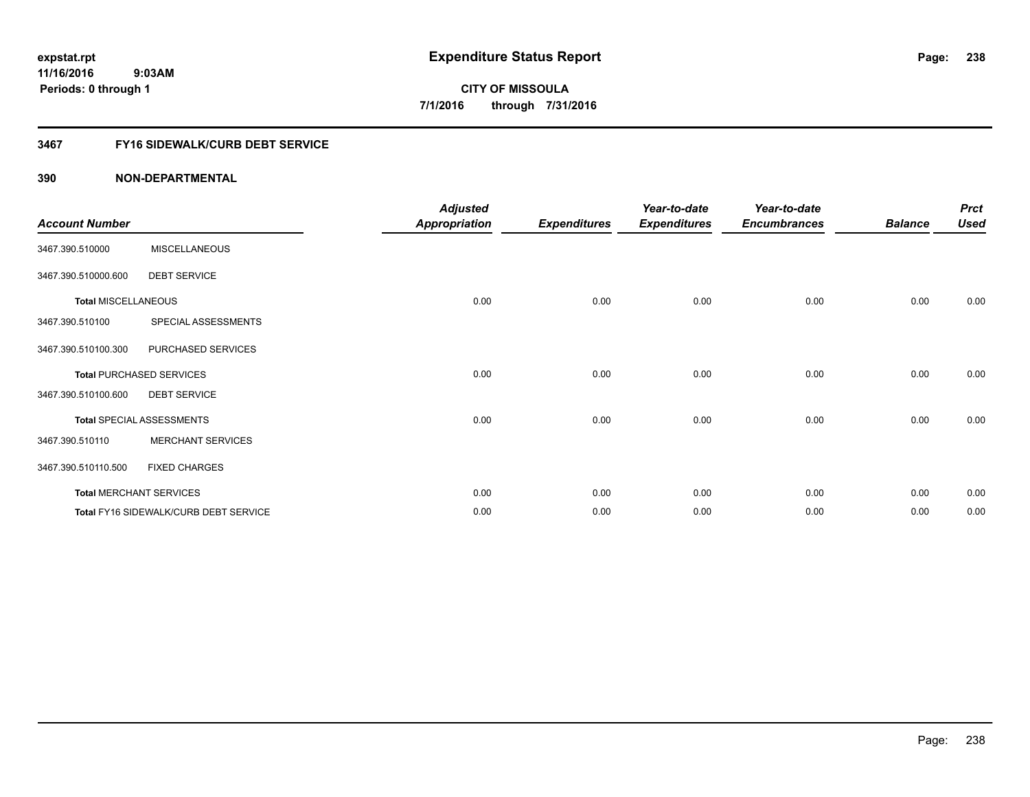# Expenditure Status Report

expstat.rpt
11/16/2016 9:03AM
Periods: 0 through 1

**CITY OF MISSOULA**
**7/1/2016 through 7/31/2016**

## 3467 FY16 SIDEWALK/CURB DEBT SERVICE

### 390 NON-DEPARTMENTAL

| Account Number | | Adjusted Appropriation | Expenditures | Year-to-date Expenditures | Year-to-date Encumbrances | Balance | Prct Used |
|---|---|---|---|---|---|---|---|
| 3467.390.510000 | MISCELLANEOUS | | | | | | |
| 3467.390.510000.600 | DEBT SERVICE | | | | | | |
| **Total MISCELLANEOUS** | | 0.00 | 0.00 | 0.00 | 0.00 | 0.00 | 0.00 |
| 3467.390.510100 | SPECIAL ASSESSMENTS | | | | | | |
| 3467.390.510100.300 | PURCHASED SERVICES | | | | | | |
| **Total PURCHASED SERVICES** | | 0.00 | 0.00 | 0.00 | 0.00 | 0.00 | 0.00 |
| 3467.390.510100.600 | DEBT SERVICE | | | | | | |
| **Total SPECIAL ASSESSMENTS** | | 0.00 | 0.00 | 0.00 | 0.00 | 0.00 | 0.00 |
| 3467.390.510110 | MERCHANT SERVICES | | | | | | |
| 3467.390.510110.500 | FIXED CHARGES | | | | | | |
| **Total MERCHANT SERVICES** | | 0.00 | 0.00 | 0.00 | 0.00 | 0.00 | 0.00 |
| **Total FY16 SIDEWALK/CURB DEBT SERVICE** | | 0.00 | 0.00 | 0.00 | 0.00 | 0.00 | 0.00 |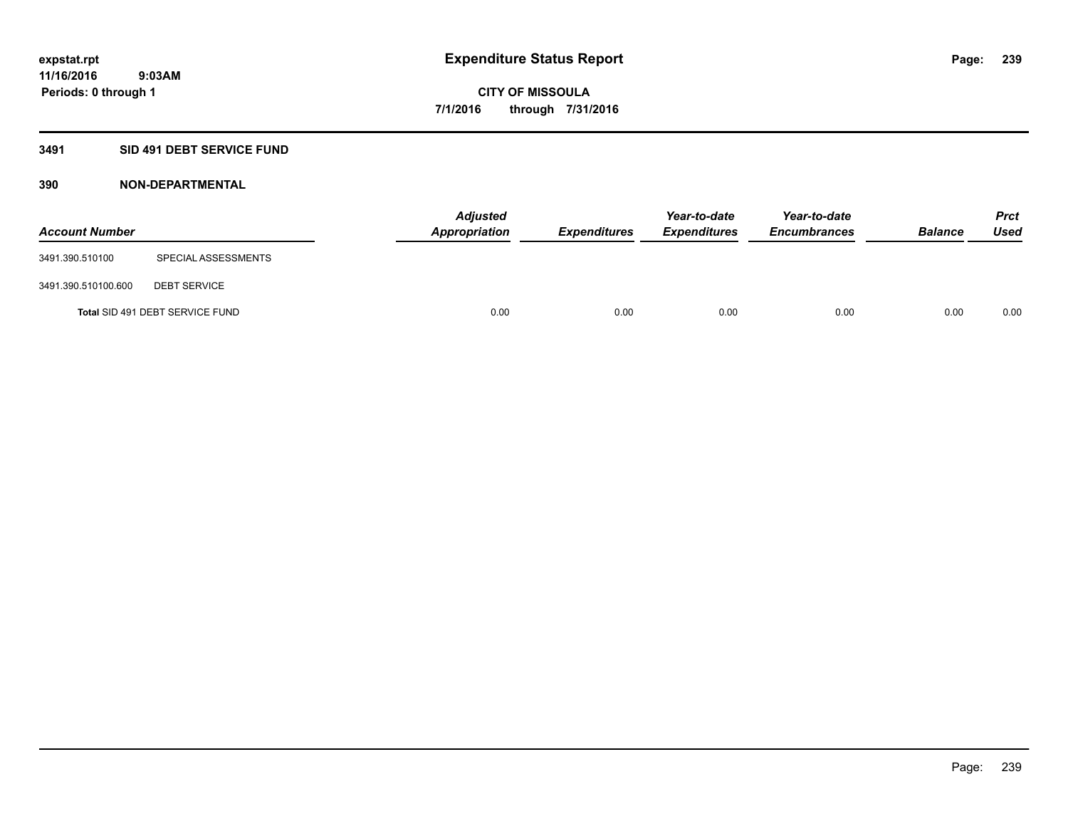# Expenditure Status Report

expstat.rpt
11/16/2016 9:03AM
Periods: 0 through 1

**CITY OF MISSOULA**
**7/1/2016 through 7/31/2016**

## 3491 SID 491 DEBT SERVICE FUND

### 390 NON-DEPARTMENTAL

| Account Number | | Adjusted Appropriation | Expenditures | Year-to-date Expenditures | Year-to-date Encumbrances | Balance | Prct Used |
|---|---|---|---|---|---|---|---|
| 3491.390.510100 | SPECIAL ASSESSMENTS | | | | | | |
| 3491.390.510100.600 | DEBT SERVICE | | | | | | |
| **Total** SID 491 DEBT SERVICE FUND | | 0.00 | 0.00 | 0.00 | 0.00 | 0.00 | 0.00 |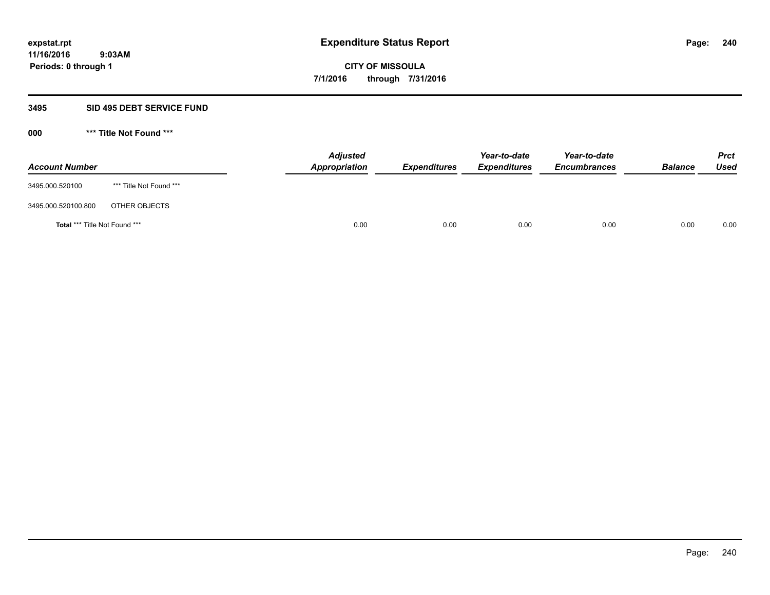**expstat.rpt**
**11/16/2016 9:03AM**
**Periods: 0 through 1**

# Expenditure Status Report

**CITY OF MISSOULA**
**7/1/2016 through 7/31/2016**

## 3495 SID 495 DEBT SERVICE FUND

### 000 *** Title Not Found ***

| Account Number | | Adjusted Appropriation | Expenditures | Year-to-date Expenditures | Year-to-date Encumbrances | Balance | Prct Used |
|---|---|---|---|---|---|---|---|
| 3495.000.520100 | *** Title Not Found *** | | | | | | |
| 3495.000.520100.800 | OTHER OBJECTS | | | | | | |
| **Total** *** Title Not Found *** | | 0.00 | 0.00 | 0.00 | 0.00 | 0.00 | 0.00 |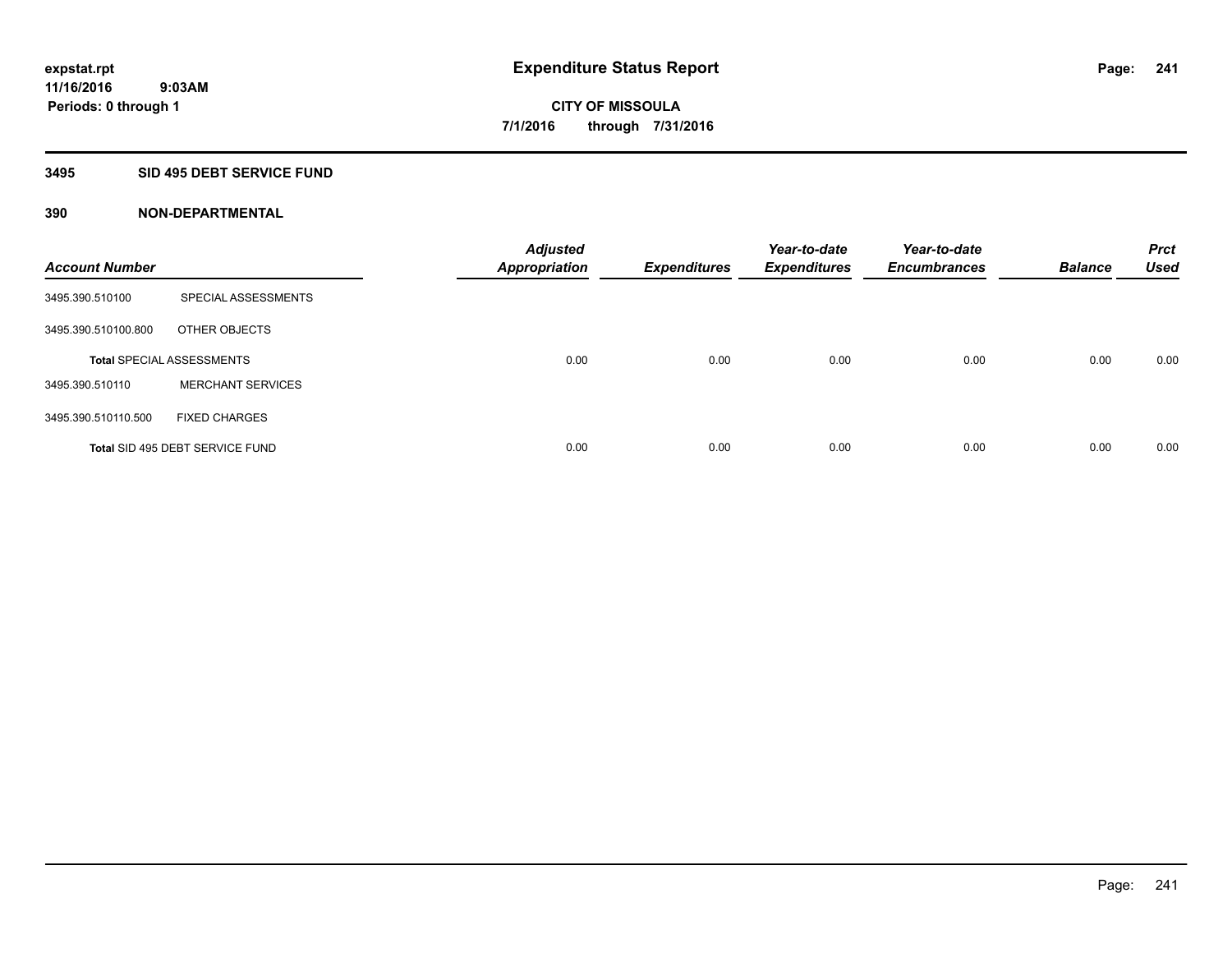**expstat.rpt**
**11/16/2016 9:03AM**
**Periods: 0 through 1**

# Expenditure Status Report

**CITY OF MISSOULA**
**7/1/2016 through 7/31/2016**

## 3495 SID 495 DEBT SERVICE FUND

### 390 NON-DEPARTMENTAL

| Account Number | | Adjusted Appropriation | Expenditures | Year-to-date Expenditures | Year-to-date Encumbrances | Balance | Prct Used |
|---|---|---|---|---|---|---|---|
| 3495.390.510100 | SPECIAL ASSESSMENTS | | | | | | |
| 3495.390.510100.800 | OTHER OBJECTS | | | | | | |
| **Total** SPECIAL ASSESSMENTS | | 0.00 | 0.00 | 0.00 | 0.00 | 0.00 | 0.00 |
| 3495.390.510110 | MERCHANT SERVICES | | | | | | |
| 3495.390.510110.500 | FIXED CHARGES | | | | | | |
| **Total** SID 495 DEBT SERVICE FUND | | 0.00 | 0.00 | 0.00 | 0.00 | 0.00 | 0.00 |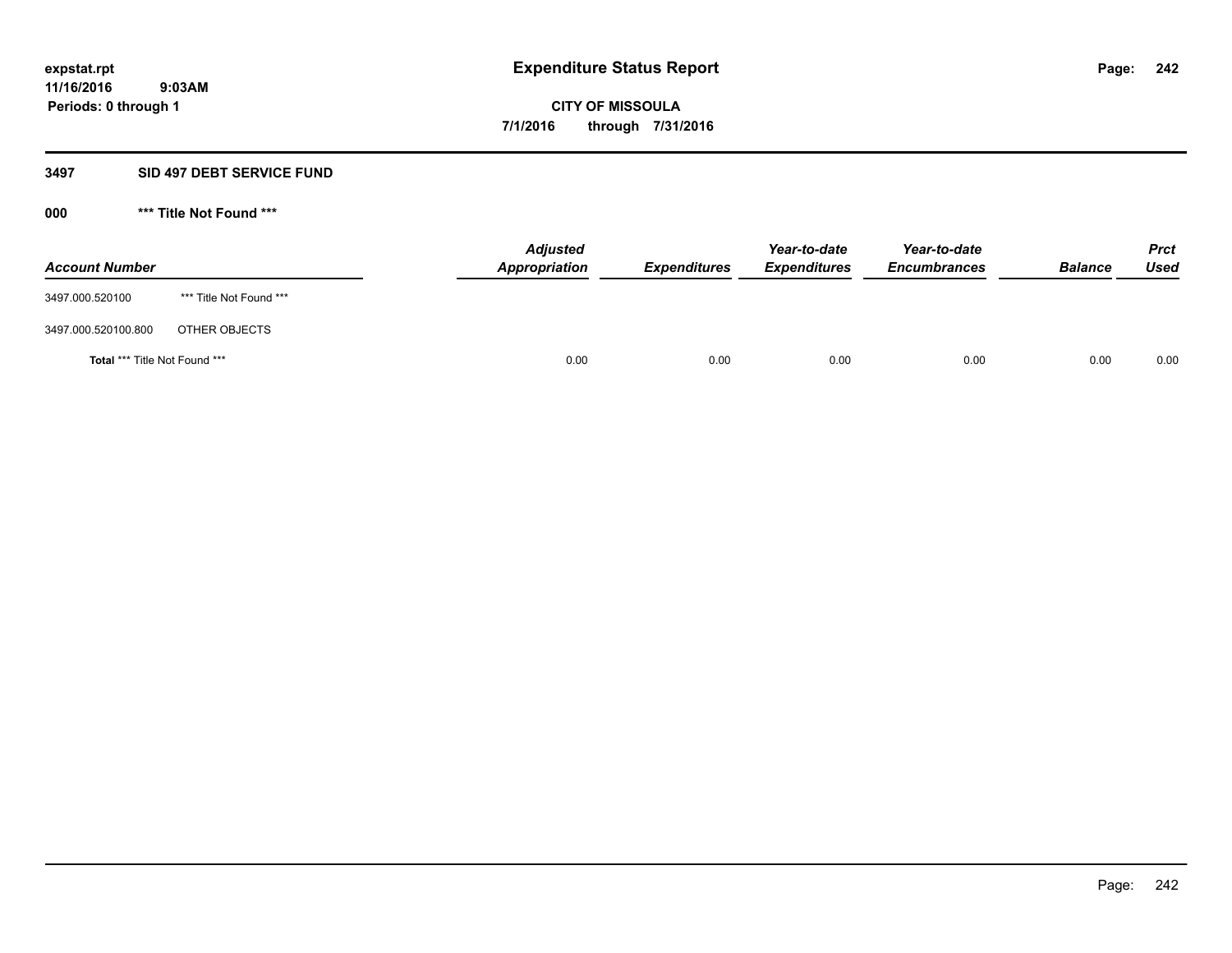**expstat.rpt**
**11/16/2016 9:03AM**
**Periods: 0 through 1**

# Expenditure Status Report

**CITY OF MISSOULA**
**7/1/2016 through 7/31/2016**

## 3497 SID 497 DEBT SERVICE FUND

### 000 *** Title Not Found ***

| Account Number | | Adjusted Appropriation | Expenditures | Year-to-date Expenditures | Year-to-date Encumbrances | Balance | Prct Used |
|---|---|---|---|---|---|---|---|
| 3497.000.520100 | *** Title Not Found *** | | | | | | |
| 3497.000.520100.800 | OTHER OBJECTS | | | | | | |
| **Total** *** Title Not Found *** | | 0.00 | 0.00 | 0.00 | 0.00 | 0.00 | 0.00 |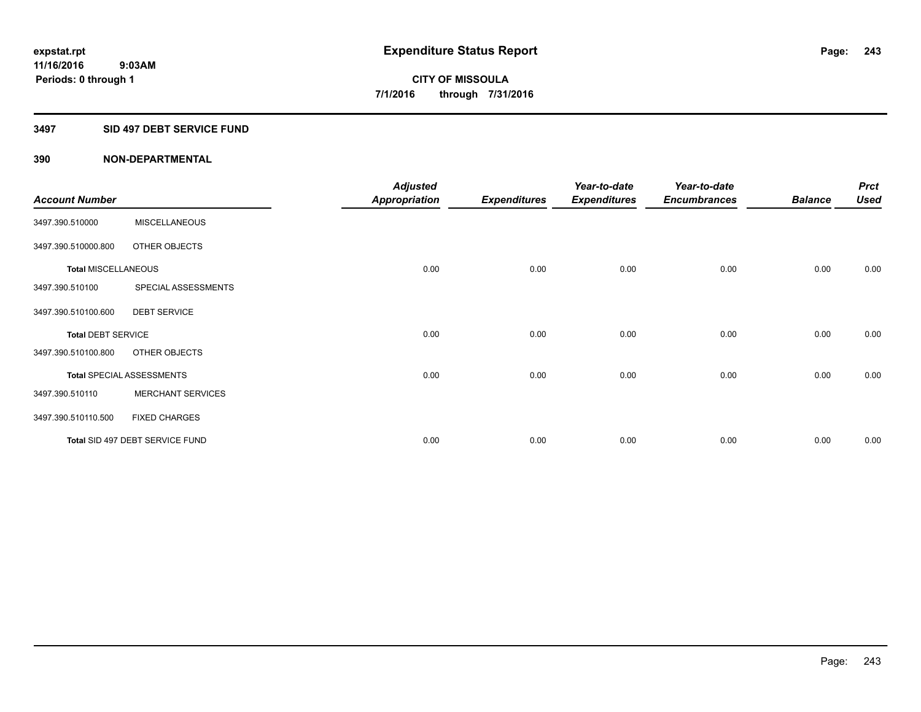**expstat.rpt**
**11/16/2016 9:03AM**
**Periods: 0 through 1**

# Expenditure Status Report

**CITY OF MISSOULA**
**7/1/2016 through 7/31/2016**

## 3497 SID 497 DEBT SERVICE FUND

### 390 NON-DEPARTMENTAL

| Account Number | | Adjusted Appropriation | Expenditures | Year-to-date Expenditures | Year-to-date Encumbrances | Balance | Prct Used |
|---|---|---|---|---|---|---|---|
| 3497.390.510000 | MISCELLANEOUS | | | | | | |
| 3497.390.510000.800 | OTHER OBJECTS | | | | | | |
| **Total** MISCELLANEOUS | | 0.00 | 0.00 | 0.00 | 0.00 | 0.00 | 0.00 |
| 3497.390.510100 | SPECIAL ASSESSMENTS | | | | | | |
| 3497.390.510100.600 | DEBT SERVICE | | | | | | |
| **Total** DEBT SERVICE | | 0.00 | 0.00 | 0.00 | 0.00 | 0.00 | 0.00 |
| 3497.390.510100.800 | OTHER OBJECTS | | | | | | |
| **Total** SPECIAL ASSESSMENTS | | 0.00 | 0.00 | 0.00 | 0.00 | 0.00 | 0.00 |
| 3497.390.510110 | MERCHANT SERVICES | | | | | | |
| 3497.390.510110.500 | FIXED CHARGES | | | | | | |
| **Total** SID 497 DEBT SERVICE FUND | | 0.00 | 0.00 | 0.00 | 0.00 | 0.00 | 0.00 |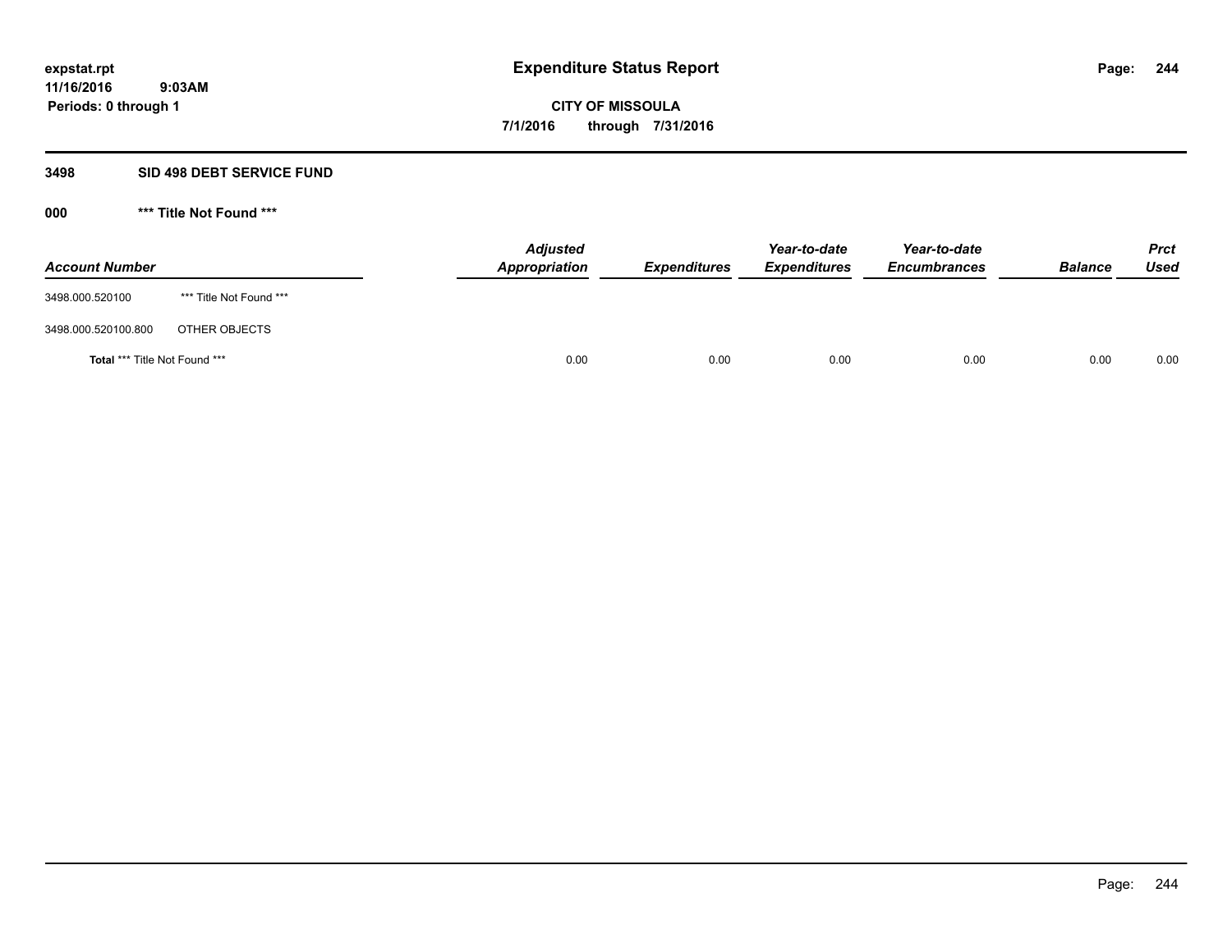**expstat.rpt**
**11/16/2016 9:03AM**
**Periods: 0 through 1**

# Expenditure Status Report

**CITY OF MISSOULA**
**7/1/2016 through 7/31/2016**

## 3498 SID 498 DEBT SERVICE FUND

### 000 *** Title Not Found ***

| Account Number | | Adjusted Appropriation | Expenditures | Year-to-date Expenditures | Year-to-date Encumbrances | Balance | Prct Used |
|---|---|---|---|---|---|---|---|
| 3498.000.520100 | *** Title Not Found *** | | | | | | |
| 3498.000.520100.800 | OTHER OBJECTS | | | | | | |
| **Total** *** Title Not Found *** | | 0.00 | 0.00 | 0.00 | 0.00 | 0.00 | 0.00 |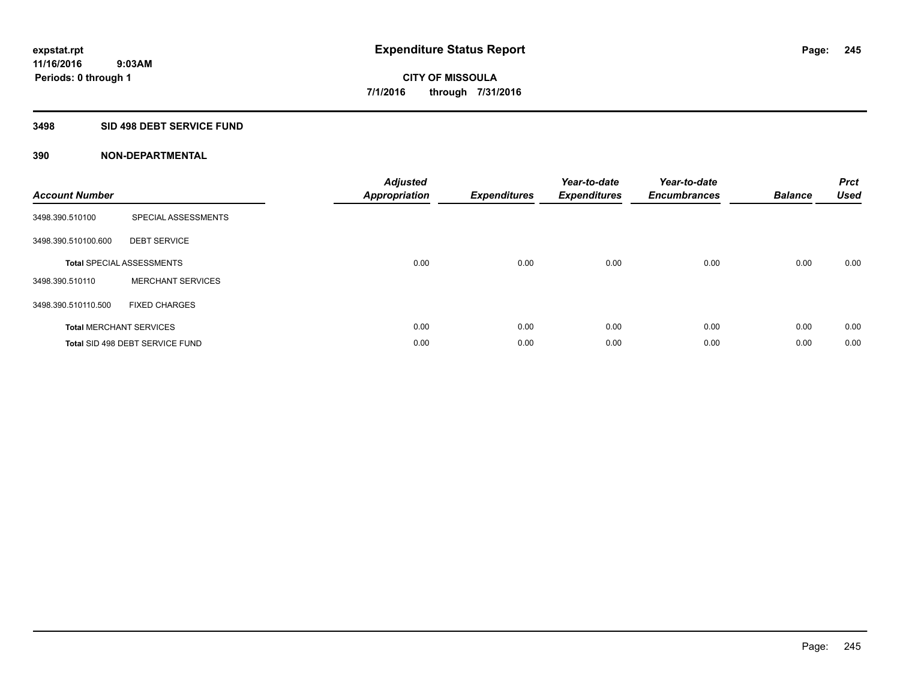**expstat.rpt**
**11/16/2016 9:03AM**
**Periods: 0 through 1**

# Expenditure Status Report

**CITY OF MISSOULA**
**7/1/2016 through 7/31/2016**

## 3498 SID 498 DEBT SERVICE FUND

### 390 NON-DEPARTMENTAL

| Account Number | | Adjusted Appropriation | Expenditures | Year-to-date Expenditures | Year-to-date Encumbrances | Balance | Prct Used |
|---|---|---|---|---|---|---|---|
| 3498.390.510100 | SPECIAL ASSESSMENTS | | | | | | |
| 3498.390.510100.600 | DEBT SERVICE | | | | | | |
| **Total** SPECIAL ASSESSMENTS | | 0.00 | 0.00 | 0.00 | 0.00 | 0.00 | 0.00 |
| 3498.390.510110 | MERCHANT SERVICES | | | | | | |
| 3498.390.510110.500 | FIXED CHARGES | | | | | | |
| **Total** MERCHANT SERVICES | | 0.00 | 0.00 | 0.00 | 0.00 | 0.00 | 0.00 |
| **Total** SID 498 DEBT SERVICE FUND | | 0.00 | 0.00 | 0.00 | 0.00 | 0.00 | 0.00 |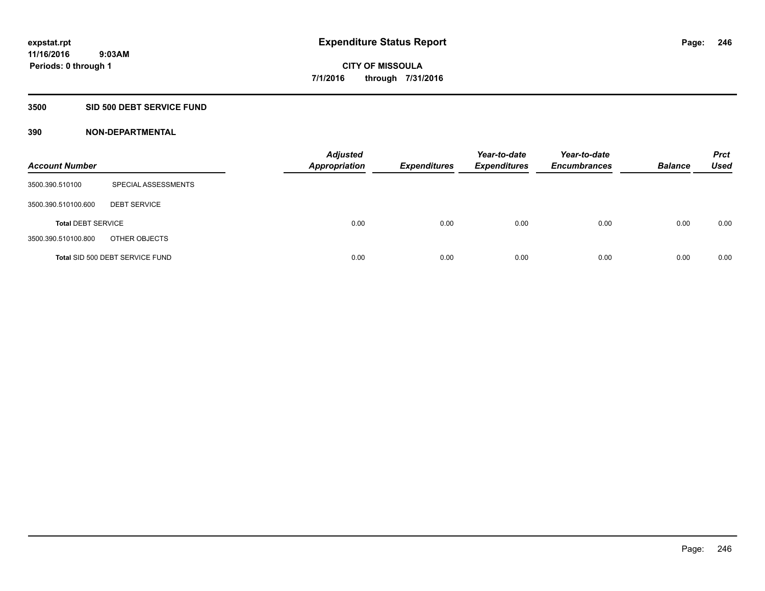**expstat.rpt**
**11/16/2016 9:03AM**
**Periods: 0 through 1**

# Expenditure Status Report

**CITY OF MISSOULA**
**7/1/2016 through 7/31/2016**

## 3500 SID 500 DEBT SERVICE FUND

### 390 NON-DEPARTMENTAL

| Account Number | | Adjusted Appropriation | Expenditures | Year-to-date Expenditures | Year-to-date Encumbrances | Balance | Prct Used |
|---|---|---|---|---|---|---|---|
| 3500.390.510100 | SPECIAL ASSESSMENTS | | | | | | |
| 3500.390.510100.600 | DEBT SERVICE | | | | | | |
| **Total** DEBT SERVICE | | 0.00 | 0.00 | 0.00 | 0.00 | 0.00 | 0.00 |
| 3500.390.510100.800 | OTHER OBJECTS | | | | | | |
| **Total** SID 500 DEBT SERVICE FUND | | 0.00 | 0.00 | 0.00 | 0.00 | 0.00 | 0.00 |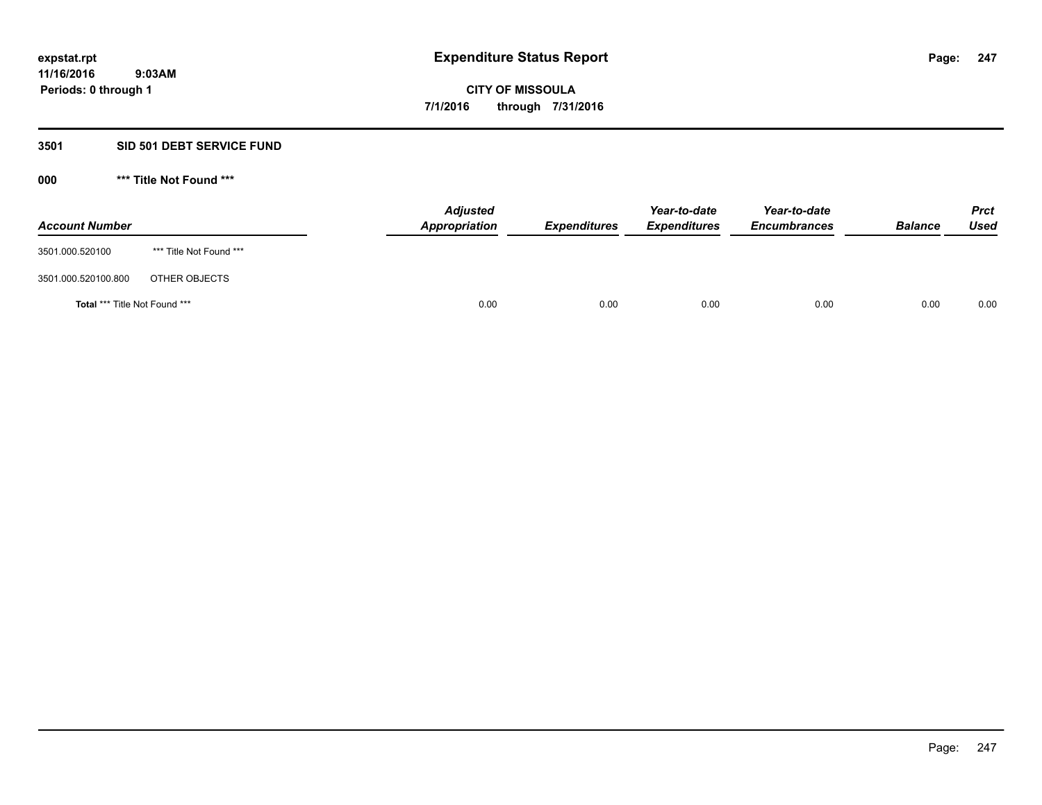## 3501 SID 501 DEBT SERVICE FUND

### 000 *** Title Not Found ***

| Account Number | | Adjusted Appropriation | Expenditures | Year-to-date Expenditures | Year-to-date Encumbrances | Balance | Prct Used |
|---|---|---|---|---|---|---|---|
| 3501.000.520100 | *** Title Not Found *** | | | | | | |
| 3501.000.520100.800 | OTHER OBJECTS | | | | | | |
| **Total** *** Title Not Found *** | | 0.00 | 0.00 | 0.00 | 0.00 | 0.00 | 0.00 |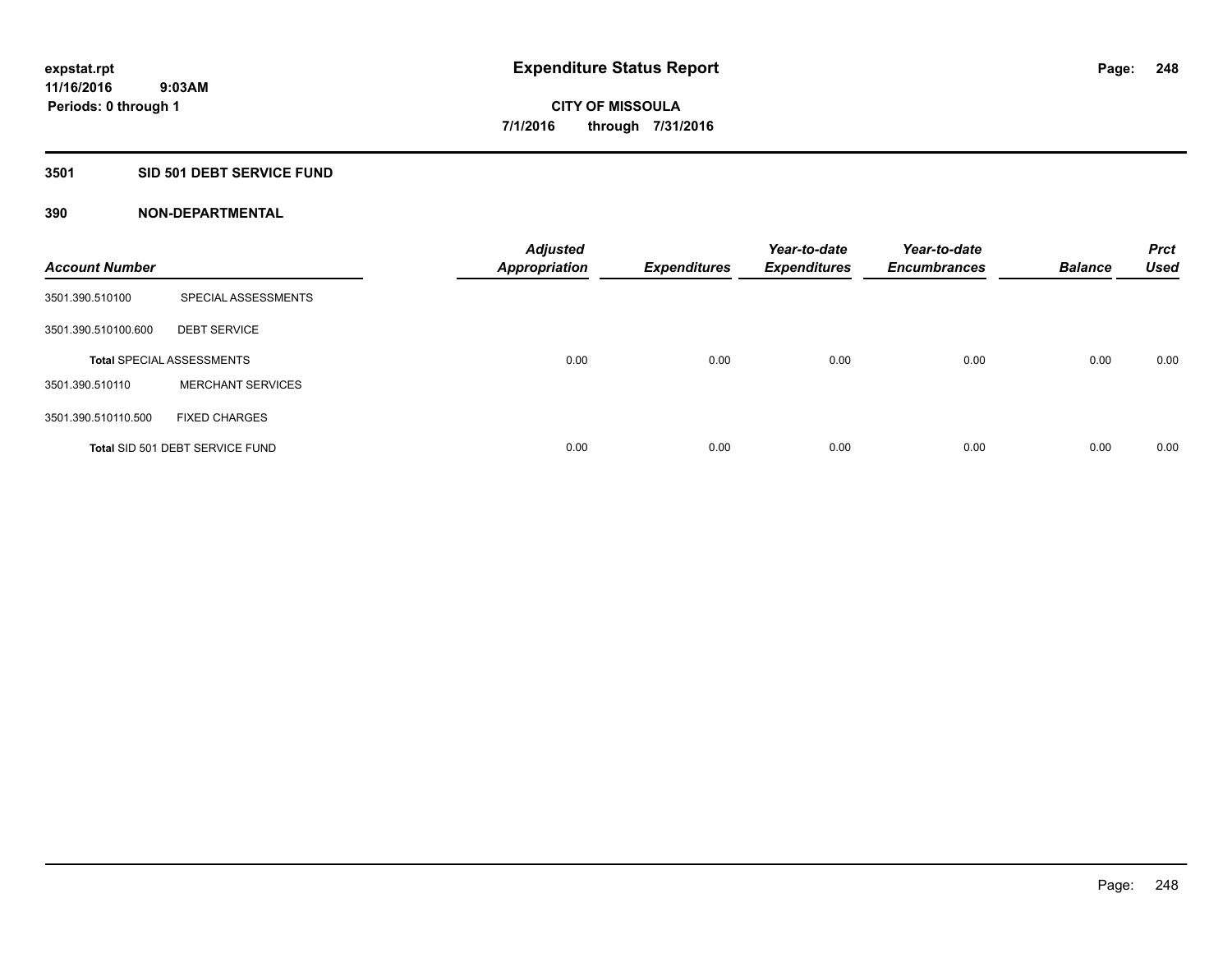**expstat.rpt**
**11/16/2016 9:03AM**
**Periods: 0 through 1**

# Expenditure Status Report

**CITY OF MISSOULA**
**7/1/2016 through 7/31/2016**

## 3501 SID 501 DEBT SERVICE FUND

### 390 NON-DEPARTMENTAL

| Account Number | | Adjusted Appropriation | Expenditures | Year-to-date Expenditures | Year-to-date Encumbrances | Balance | Prct Used |
|---|---|---|---|---|---|---|---|
| 3501.390.510100 | SPECIAL ASSESSMENTS | | | | | | |
| 3501.390.510100.600 | DEBT SERVICE | | | | | | |
| **Total** SPECIAL ASSESSMENTS | | 0.00 | 0.00 | 0.00 | 0.00 | 0.00 | 0.00 |
| 3501.390.510110 | MERCHANT SERVICES | | | | | | |
| 3501.390.510110.500 | FIXED CHARGES | | | | | | |
| **Total** SID 501 DEBT SERVICE FUND | | 0.00 | 0.00 | 0.00 | 0.00 | 0.00 | 0.00 |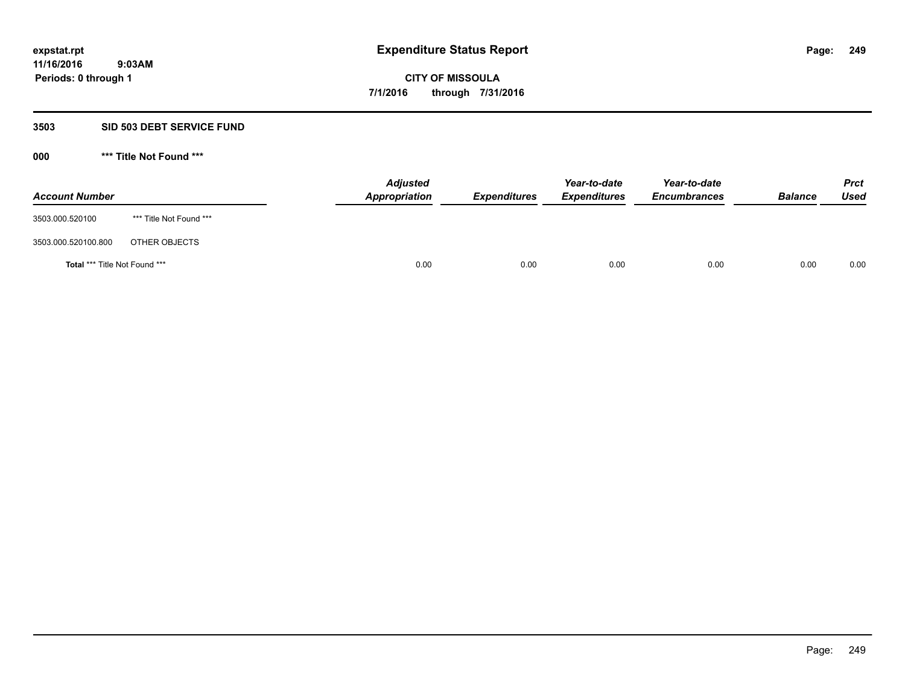**expstat.rpt**
**11/16/2016 9:03AM**
**Periods: 0 through 1**

# Expenditure Status Report

**CITY OF MISSOULA**
**7/1/2016 through 7/31/2016**

## 3503 SID 503 DEBT SERVICE FUND

### 000 *** Title Not Found ***

| Account Number | | Adjusted Appropriation | Expenditures | Year-to-date Expenditures | Year-to-date Encumbrances | Balance | Prct Used |
|---|---|---|---|---|---|---|---|
| 3503.000.520100 | *** Title Not Found *** | | | | | | |
| 3503.000.520100.800 | OTHER OBJECTS | | | | | | |
| **Total** *** Title Not Found *** | | 0.00 | 0.00 | 0.00 | 0.00 | 0.00 | 0.00 |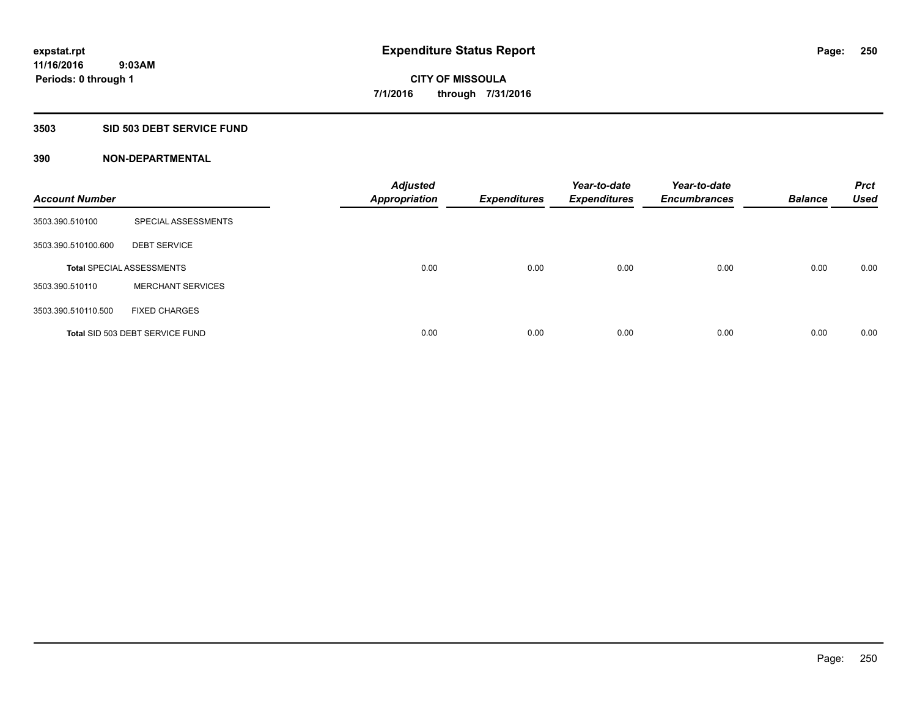**expstat.rpt**
**11/16/2016 9:03AM**
**Periods: 0 through 1**

# Expenditure Status Report

**CITY OF MISSOULA**
**7/1/2016 through 7/31/2016**

## 3503 SID 503 DEBT SERVICE FUND

### 390 NON-DEPARTMENTAL

| Account Number | | Adjusted Appropriation | Expenditures | Year-to-date Expenditures | Year-to-date Encumbrances | Balance | Prct Used |
|---|---|---|---|---|---|---|---|
| 3503.390.510100 | SPECIAL ASSESSMENTS | | | | | | |
| 3503.390.510100.600 | DEBT SERVICE | | | | | | |
| **Total** SPECIAL ASSESSMENTS | | 0.00 | 0.00 | 0.00 | 0.00 | 0.00 | 0.00 |
| 3503.390.510110 | MERCHANT SERVICES | | | | | | |
| 3503.390.510110.500 | FIXED CHARGES | | | | | | |
| **Total** SID 503 DEBT SERVICE FUND | | 0.00 | 0.00 | 0.00 | 0.00 | 0.00 | 0.00 |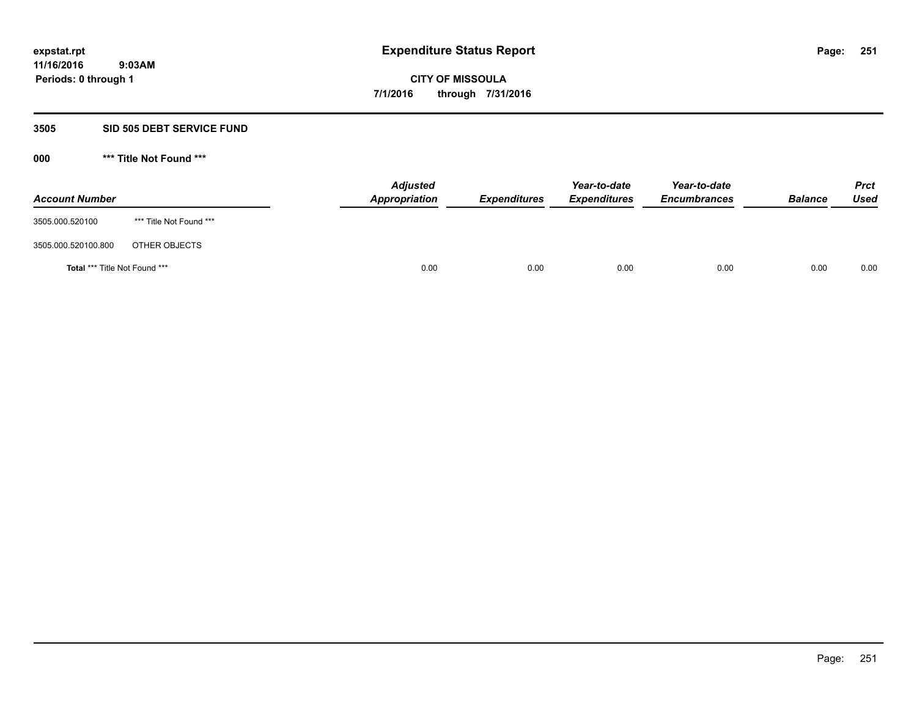**expstat.rpt**
**11/16/2016 9:03AM**
**Periods: 0 through 1**

# Expenditure Status Report

**CITY OF MISSOULA**
**7/1/2016 through 7/31/2016**

## 3505 SID 505 DEBT SERVICE FUND

### 000 *** Title Not Found ***

| Account Number | | Adjusted Appropriation | Expenditures | Year-to-date Expenditures | Year-to-date Encumbrances | Balance | Prct Used |
|---|---|---|---|---|---|---|---|
| 3505.000.520100 | *** Title Not Found *** | | | | | | |
| 3505.000.520100.800 | OTHER OBJECTS | | | | | | |
| **Total** *** Title Not Found *** | | 0.00 | 0.00 | 0.00 | 0.00 | 0.00 | 0.00 |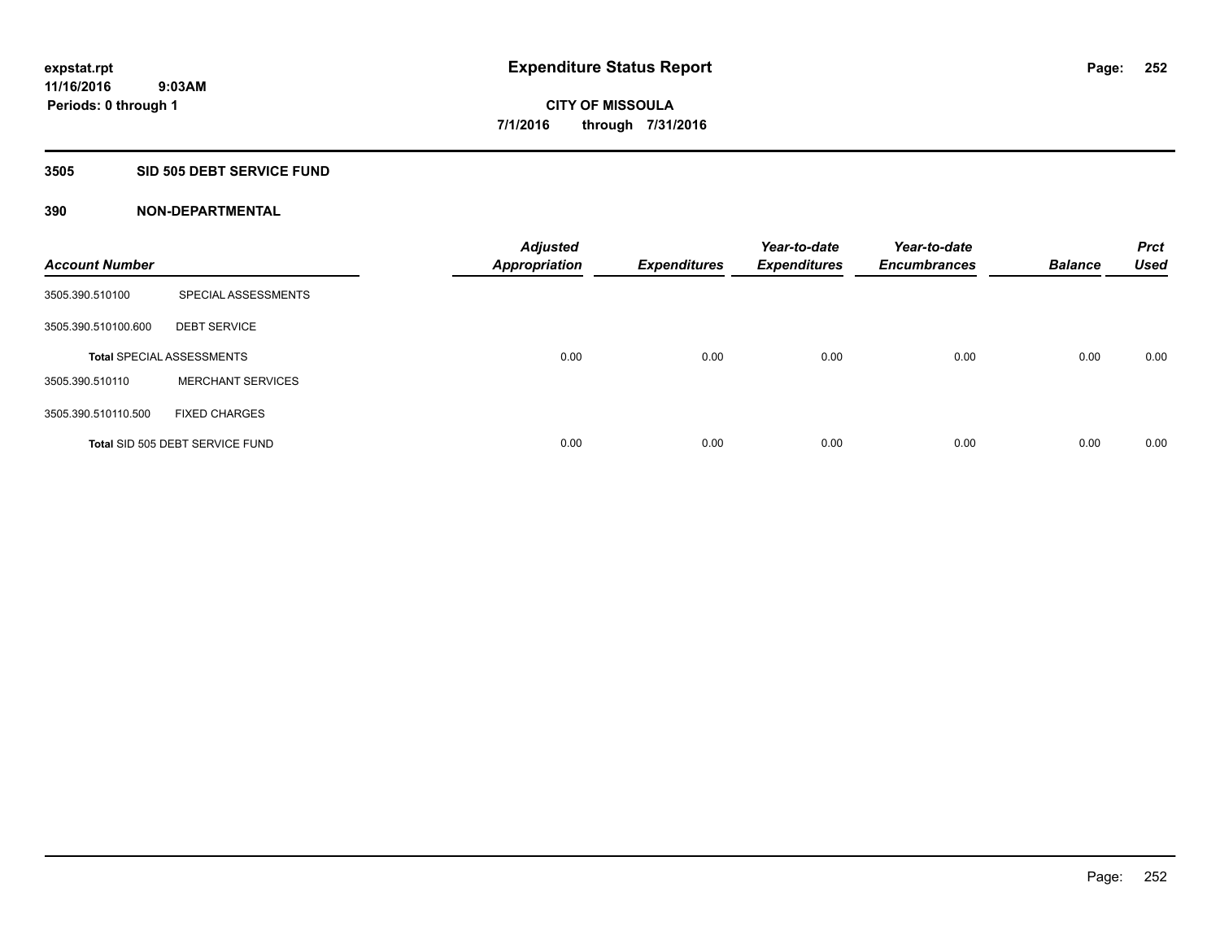expstat.rpt
11/16/2016 9:03AM
Periods: 0 through 1

# Expenditure Status Report

CITY OF MISSOULA
7/1/2016 through 7/31/2016

## 3505 SID 505 DEBT SERVICE FUND

### 390 NON-DEPARTMENTAL

| Account Number | | Adjusted Appropriation | Expenditures | Year-to-date Expenditures | Year-to-date Encumbrances | Balance | Prct Used |
|---|---|---|---|---|---|---|---|
| 3505.390.510100 | SPECIAL ASSESSMENTS | | | | | | |
| 3505.390.510100.600 | DEBT SERVICE | | | | | | |
| **Total** SPECIAL ASSESSMENTS | | 0.00 | 0.00 | 0.00 | 0.00 | 0.00 | 0.00 |
| 3505.390.510110 | MERCHANT SERVICES | | | | | | |
| 3505.390.510110.500 | FIXED CHARGES | | | | | | |
| **Total** SID 505 DEBT SERVICE FUND | | 0.00 | 0.00 | 0.00 | 0.00 | 0.00 | 0.00 |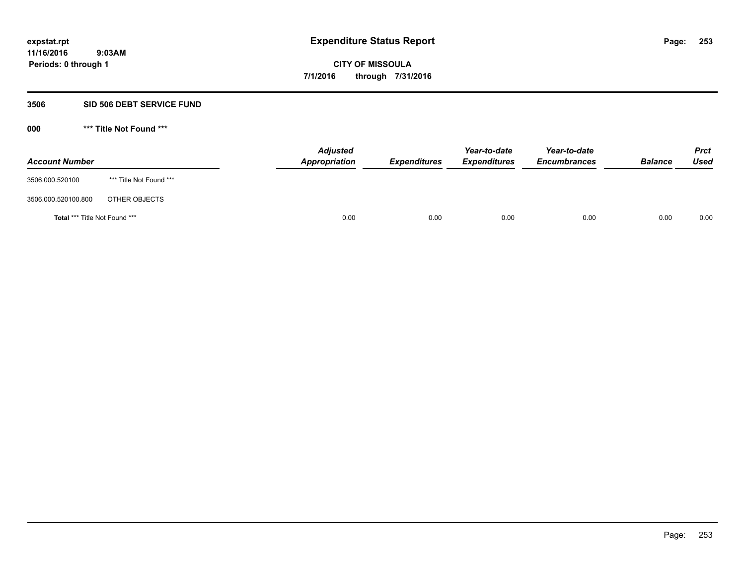**expstat.rpt**
**11/16/2016 9:03AM**
**Periods: 0 through 1**

# Expenditure Status Report

**CITY OF MISSOULA**
**7/1/2016 through 7/31/2016**

## 3506 SID 506 DEBT SERVICE FUND

### 000 *** Title Not Found ***

| Account Number | | Adjusted Appropriation | Expenditures | Year-to-date Expenditures | Year-to-date Encumbrances | Balance | Prct Used |
|---|---|---|---|---|---|---|---|
| 3506.000.520100 | *** Title Not Found *** | | | | | | |
| 3506.000.520100.800 | OTHER OBJECTS | | | | | | |
| **Total** *** Title Not Found *** | | 0.00 | 0.00 | 0.00 | 0.00 | 0.00 | 0.00 |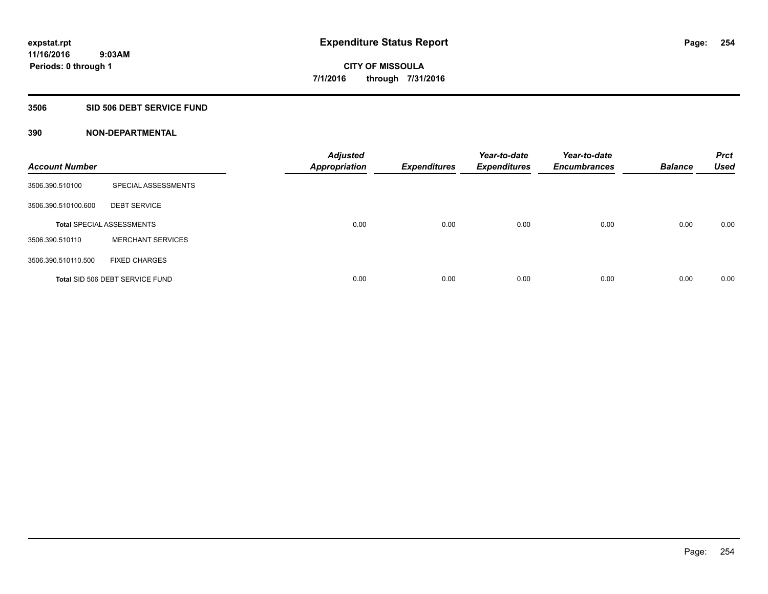**expstat.rpt**
**11/16/2016 9:03AM**
**Periods: 0 through 1**

# Expenditure Status Report

**CITY OF MISSOULA**
**7/1/2016 through 7/31/2016**

## 3506 SID 506 DEBT SERVICE FUND

### 390 NON-DEPARTMENTAL

| Account Number | | Adjusted Appropriation | Expenditures | Year-to-date Expenditures | Year-to-date Encumbrances | Balance | Prct Used |
|---|---|---|---|---|---|---|---|
| 3506.390.510100 | SPECIAL ASSESSMENTS | | | | | | |
| 3506.390.510100.600 | DEBT SERVICE | | | | | | |
| **Total** SPECIAL ASSESSMENTS | | 0.00 | 0.00 | 0.00 | 0.00 | 0.00 | 0.00 |
| 3506.390.510110 | MERCHANT SERVICES | | | | | | |
| 3506.390.510110.500 | FIXED CHARGES | | | | | | |
| **Total** SID 506 DEBT SERVICE FUND | | 0.00 | 0.00 | 0.00 | 0.00 | 0.00 | 0.00 |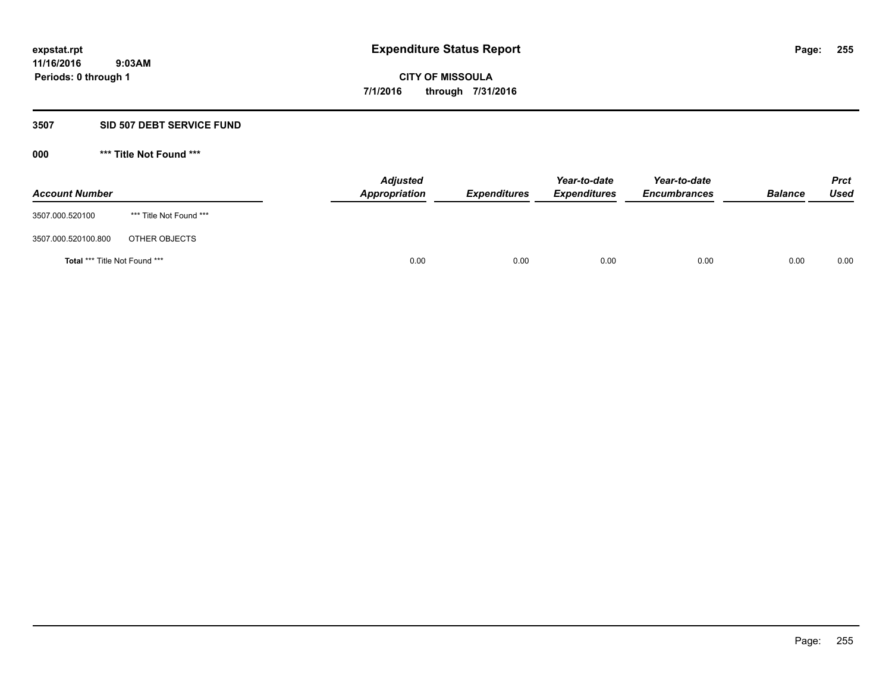**expstat.rpt**
**11/16/2016 9:03AM**
**Periods: 0 through 1**

# Expenditure Status Report

**CITY OF MISSOULA**
**7/1/2016 through 7/31/2016**

## 3507 SID 507 DEBT SERVICE FUND

### 000 *** Title Not Found ***

| Account Number | | Adjusted Appropriation | Expenditures | Year-to-date Expenditures | Year-to-date Encumbrances | Balance | Prct Used |
|---|---|---|---|---|---|---|---|
| 3507.000.520100 | *** Title Not Found *** | | | | | | |
| 3507.000.520100.800 | OTHER OBJECTS | | | | | | |
| **Total** *** Title Not Found *** | | 0.00 | 0.00 | 0.00 | 0.00 | 0.00 | 0.00 |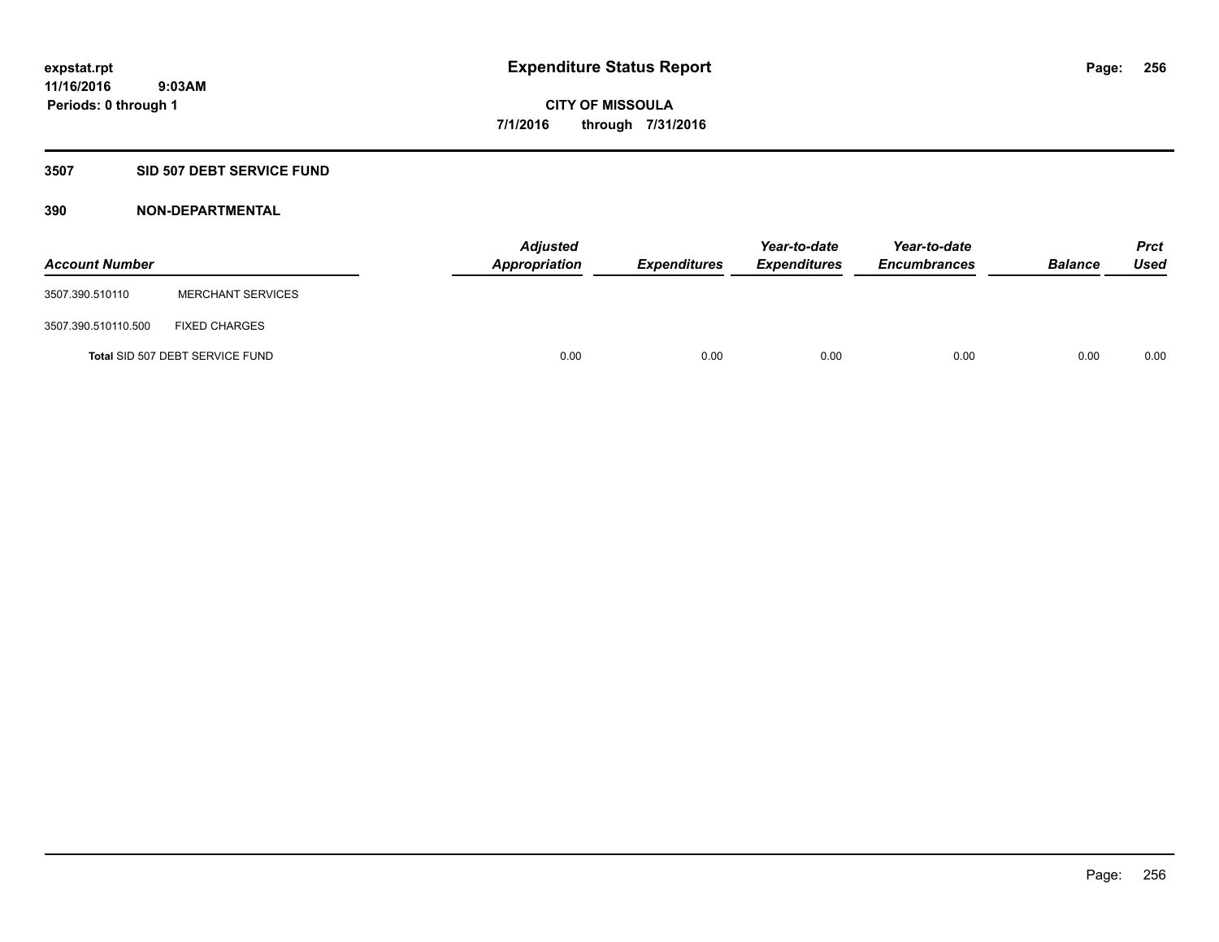**expstat.rpt**
**11/16/2016 9:03AM**
**Periods: 0 through 1**

# Expenditure Status Report

**CITY OF MISSOULA**
**7/1/2016 through 7/31/2016**

## 3507 SID 507 DEBT SERVICE FUND

### 390 NON-DEPARTMENTAL

| Account Number | | Adjusted Appropriation | Expenditures | Year-to-date Expenditures | Year-to-date Encumbrances | Balance | Prct Used |
|---|---|---|---|---|---|---|---|
| 3507.390.510110 | MERCHANT SERVICES | | | | | | |
| 3507.390.510110.500 | FIXED CHARGES | | | | | | |
| Total SID 507 DEBT SERVICE FUND | | 0.00 | 0.00 | 0.00 | 0.00 | 0.00 | 0.00 |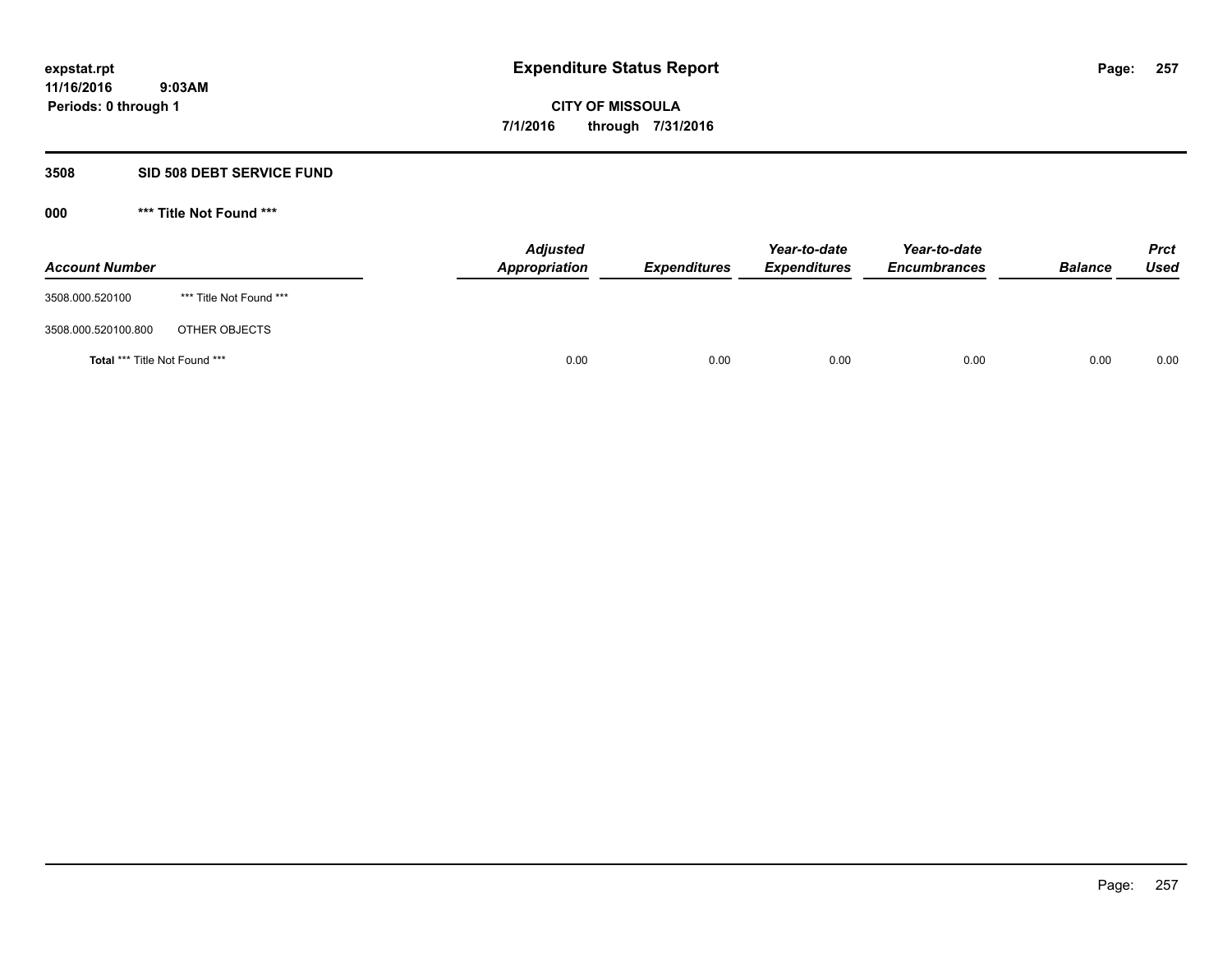expstat.rpt
11/16/2016 9:03AM
Periods: 0 through 1

# Expenditure Status Report

**CITY OF MISSOULA**
**7/1/2016 through 7/31/2016**

## 3508 SID 508 DEBT SERVICE FUND

### 000 *** Title Not Found ***

| Account Number | | Adjusted Appropriation | Expenditures | Year-to-date Expenditures | Year-to-date Encumbrances | Balance | Prct Used |
|---|---|---|---|---|---|---|---|
| 3508.000.520100 | *** Title Not Found *** | | | | | | |
| 3508.000.520100.800 | OTHER OBJECTS | | | | | | |
| **Total** *** Title Not Found *** | | 0.00 | 0.00 | 0.00 | 0.00 | 0.00 | 0.00 |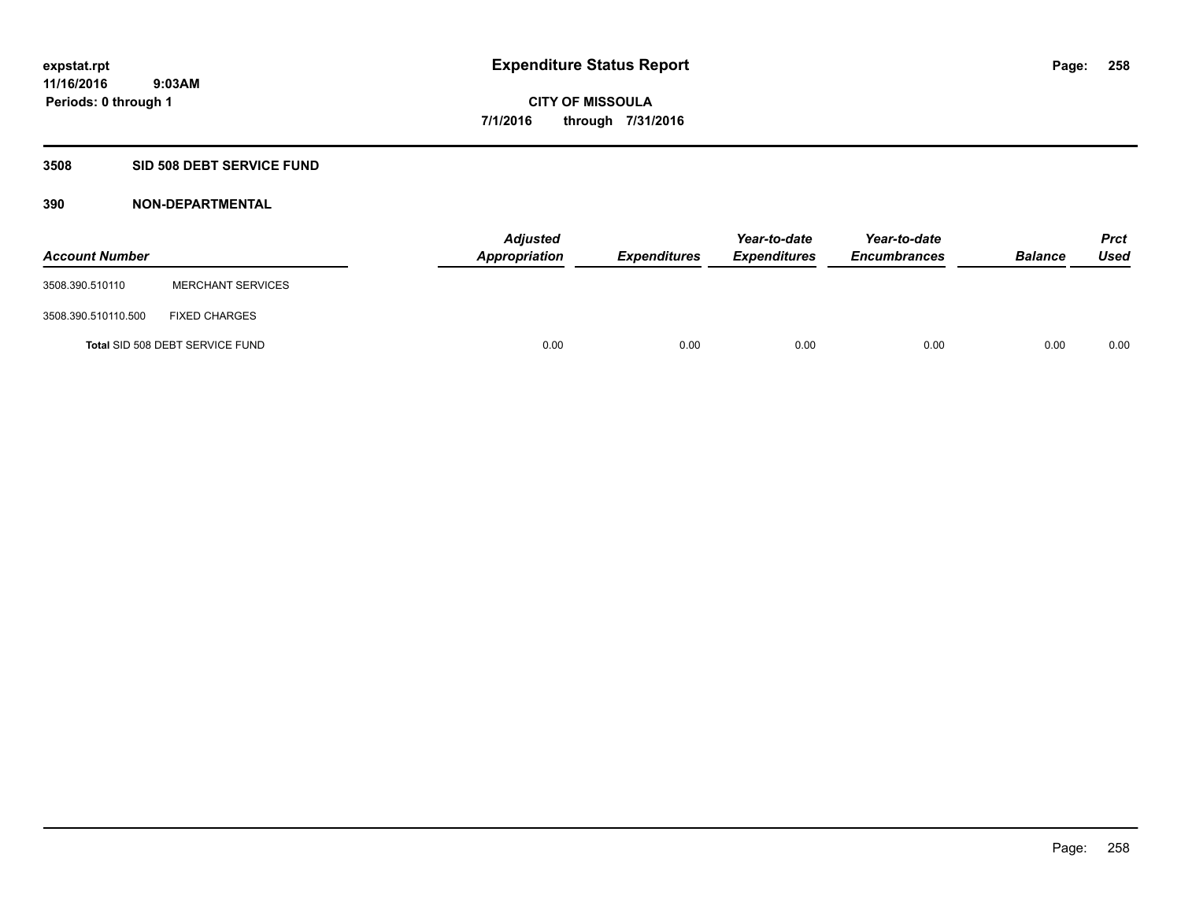expstat.rpt
11/16/2016 9:03AM
Periods: 0 through 1

# Expenditure Status Report

**CITY OF MISSOULA**
**7/1/2016 through 7/31/2016**

## 3508 SID 508 DEBT SERVICE FUND

### 390 NON-DEPARTMENTAL

| Account Number | | Adjusted Appropriation | Expenditures | Year-to-date Expenditures | Year-to-date Encumbrances | Balance | Prct Used |
|---|---|---|---|---|---|---|---|
| 3508.390.510110 | MERCHANT SERVICES | | | | | | |
| 3508.390.510110.500 | FIXED CHARGES | | | | | | |
| Total SID 508 DEBT SERVICE FUND | | 0.00 | 0.00 | 0.00 | 0.00 | 0.00 | 0.00 |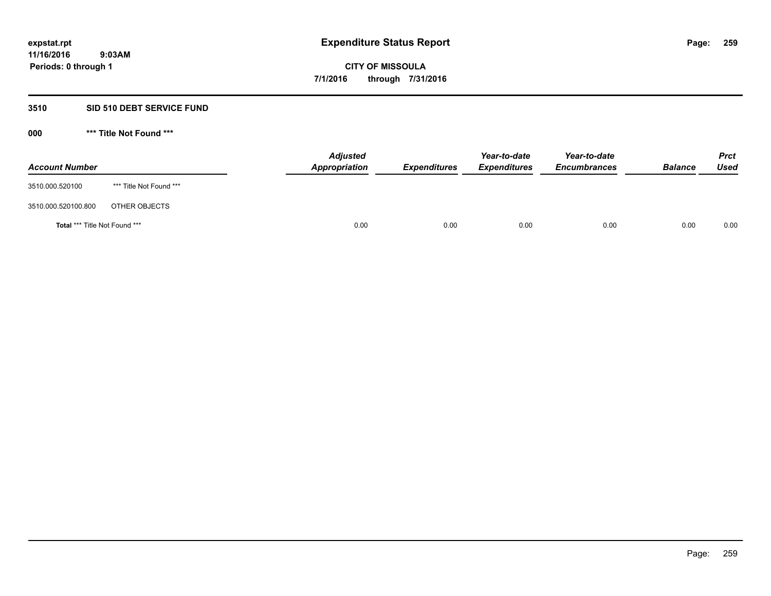**expstat.rpt**
**11/16/2016 9:03AM**
**Periods: 0 through 1**

# Expenditure Status Report

**CITY OF MISSOULA**
**7/1/2016 through 7/31/2016**

## 3510 SID 510 DEBT SERVICE FUND

### 000 *** Title Not Found ***

| Account Number | | Adjusted Appropriation | Expenditures | Year-to-date Expenditures | Year-to-date Encumbrances | Balance | Prct Used |
|---|---|---|---|---|---|---|---|
| 3510.000.520100 | *** Title Not Found *** | | | | | | |
| 3510.000.520100.800 | OTHER OBJECTS | | | | | | |
| **Total** *** Title Not Found *** | | 0.00 | 0.00 | 0.00 | 0.00 | 0.00 | 0.00 |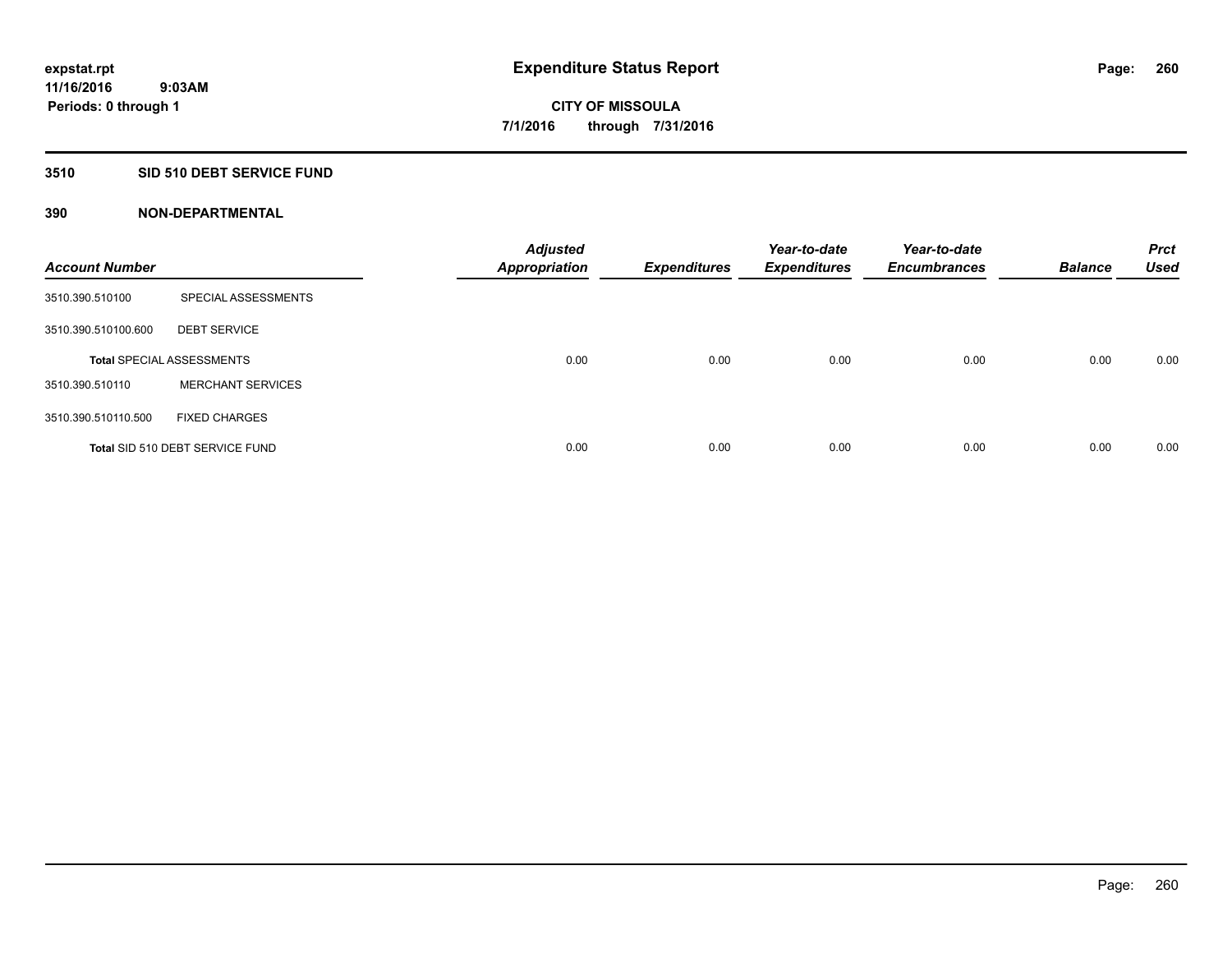# Expenditure Status Report

expstat.rpt
11/16/2016 9:03AM
Periods: 0 through 1

**CITY OF MISSOULA**
**7/1/2016 through 7/31/2016**

## 3510 SID 510 DEBT SERVICE FUND

### 390 NON-DEPARTMENTAL

| Account Number | | Adjusted Appropriation | Expenditures | Year-to-date Expenditures | Year-to-date Encumbrances | Balance | Prct Used |
|---|---|---|---|---|---|---|---|
| 3510.390.510100 | SPECIAL ASSESSMENTS | | | | | | |
| 3510.390.510100.600 | DEBT SERVICE | | | | | | |
| Total SPECIAL ASSESSMENTS | | 0.00 | 0.00 | 0.00 | 0.00 | 0.00 | 0.00 |
| 3510.390.510110 | MERCHANT SERVICES | | | | | | |
| 3510.390.510110.500 | FIXED CHARGES | | | | | | |
| Total SID 510 DEBT SERVICE FUND | | 0.00 | 0.00 | 0.00 | 0.00 | 0.00 | 0.00 |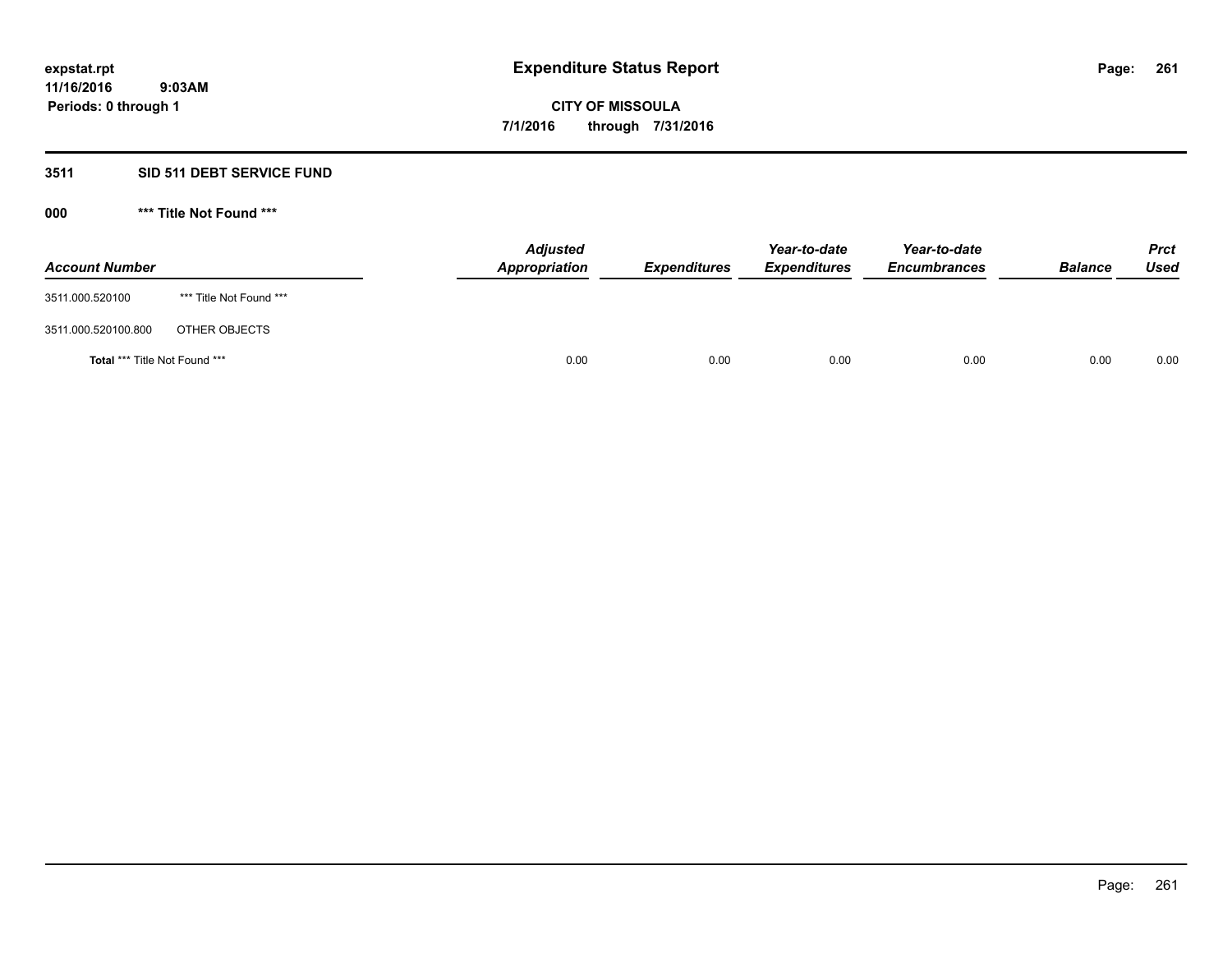# Expenditure Status Report

expstat.rpt
11/16/2016 9:03AM
Periods: 0 through 1

**CITY OF MISSOULA**
**7/1/2016 through 7/31/2016**

## 3511 SID 511 DEBT SERVICE FUND

### 000 *** Title Not Found ***

| Account Number | | Adjusted Appropriation | Expenditures | Year-to-date Expenditures | Year-to-date Encumbrances | Balance | Prct Used |
|---|---|---|---|---|---|---|---|
| 3511.000.520100 | *** Title Not Found *** | | | | | | |
| 3511.000.520100.800 | OTHER OBJECTS | | | | | | |
| **Total** *** Title Not Found *** | | 0.00 | 0.00 | 0.00 | 0.00 | 0.00 | 0.00 |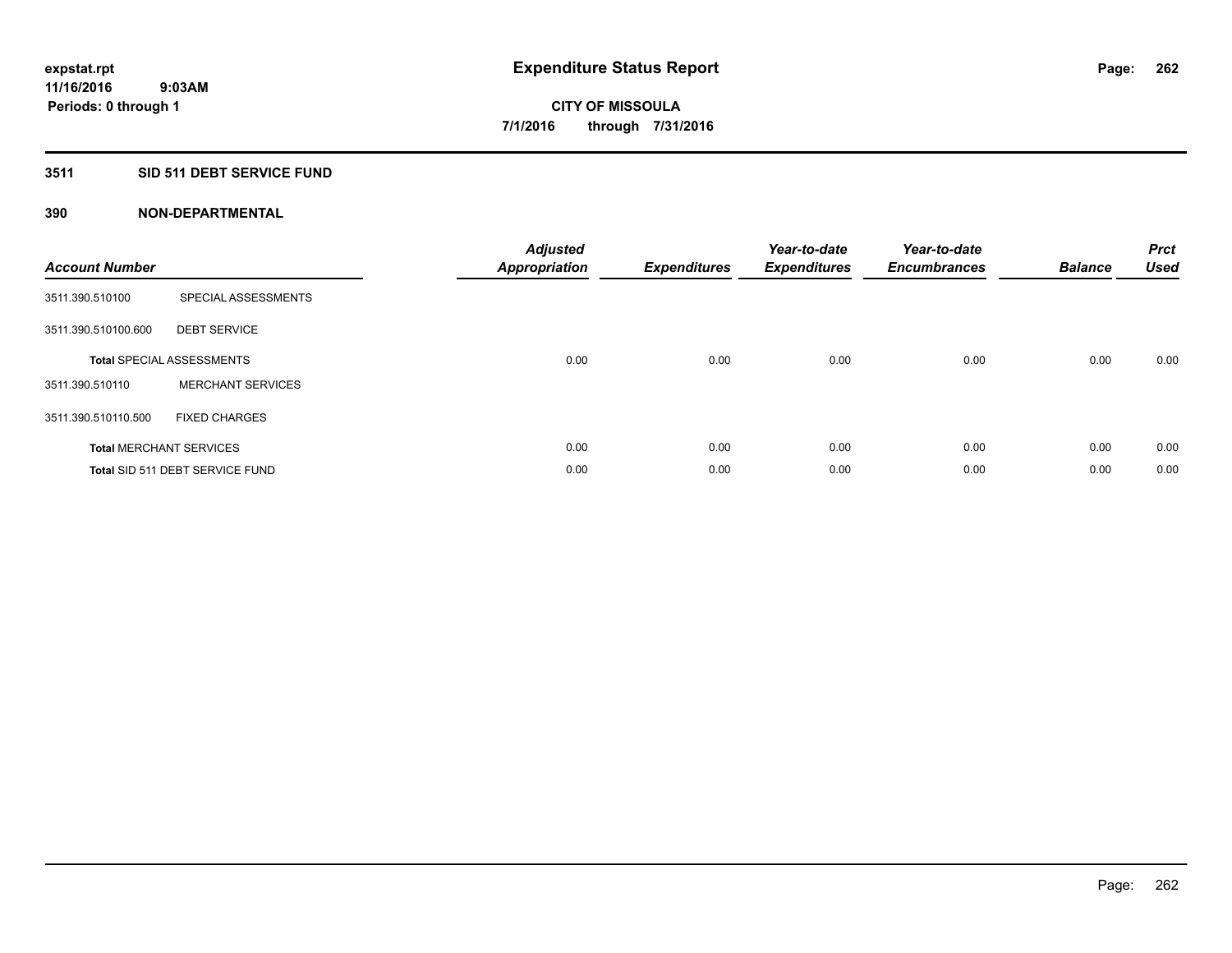# Expenditure Status Report

expstat.rpt
11/16/2016 9:03AM
Periods: 0 through 1

**CITY OF MISSOULA**
**7/1/2016 through 7/31/2016**

## 3511 SID 511 DEBT SERVICE FUND

### 390 NON-DEPARTMENTAL

| Account Number | | Adjusted Appropriation | Expenditures | Year-to-date Expenditures | Year-to-date Encumbrances | Balance | Prct Used |
|---|---|---|---|---|---|---|---|
| 3511.390.510100 | SPECIAL ASSESSMENTS | | | | | | |
| 3511.390.510100.600 | DEBT SERVICE | | | | | | |
| **Total** SPECIAL ASSESSMENTS | | 0.00 | 0.00 | 0.00 | 0.00 | 0.00 | 0.00 |
| 3511.390.510110 | MERCHANT SERVICES | | | | | | |
| 3511.390.510110.500 | FIXED CHARGES | | | | | | |
| **Total** MERCHANT SERVICES | | 0.00 | 0.00 | 0.00 | 0.00 | 0.00 | 0.00 |
| **Total** SID 511 DEBT SERVICE FUND | | 0.00 | 0.00 | 0.00 | 0.00 | 0.00 | 0.00 |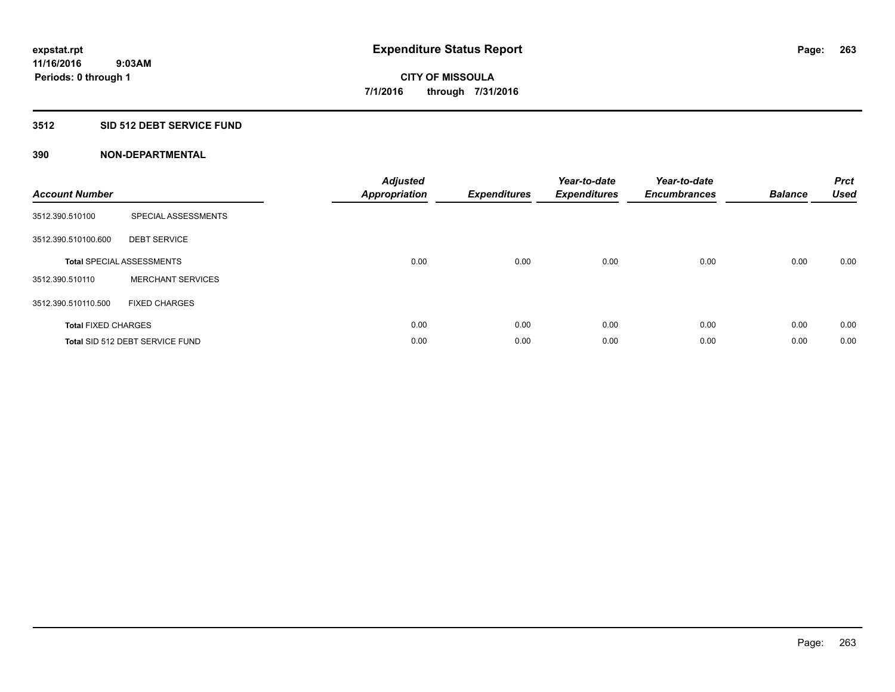# Expenditure Status Report

expstat.rpt
11/16/2016 9:03AM
Periods: 0 through 1

**CITY OF MISSOULA**
**7/1/2016 through 7/31/2016**

## 3512 SID 512 DEBT SERVICE FUND

### 390 NON-DEPARTMENTAL

| Account Number | | Adjusted Appropriation | Expenditures | Year-to-date Expenditures | Year-to-date Encumbrances | Balance | Prct Used |
|---|---|---|---|---|---|---|---|
| 3512.390.510100 | SPECIAL ASSESSMENTS | | | | | | |
| 3512.390.510100.600 | DEBT SERVICE | | | | | | |
| **Total** SPECIAL ASSESSMENTS | | 0.00 | 0.00 | 0.00 | 0.00 | 0.00 | 0.00 |
| 3512.390.510110 | MERCHANT SERVICES | | | | | | |
| 3512.390.510110.500 | FIXED CHARGES | | | | | | |
| **Total** FIXED CHARGES | | 0.00 | 0.00 | 0.00 | 0.00 | 0.00 | 0.00 |
| **Total** SID 512 DEBT SERVICE FUND | | 0.00 | 0.00 | 0.00 | 0.00 | 0.00 | 0.00 |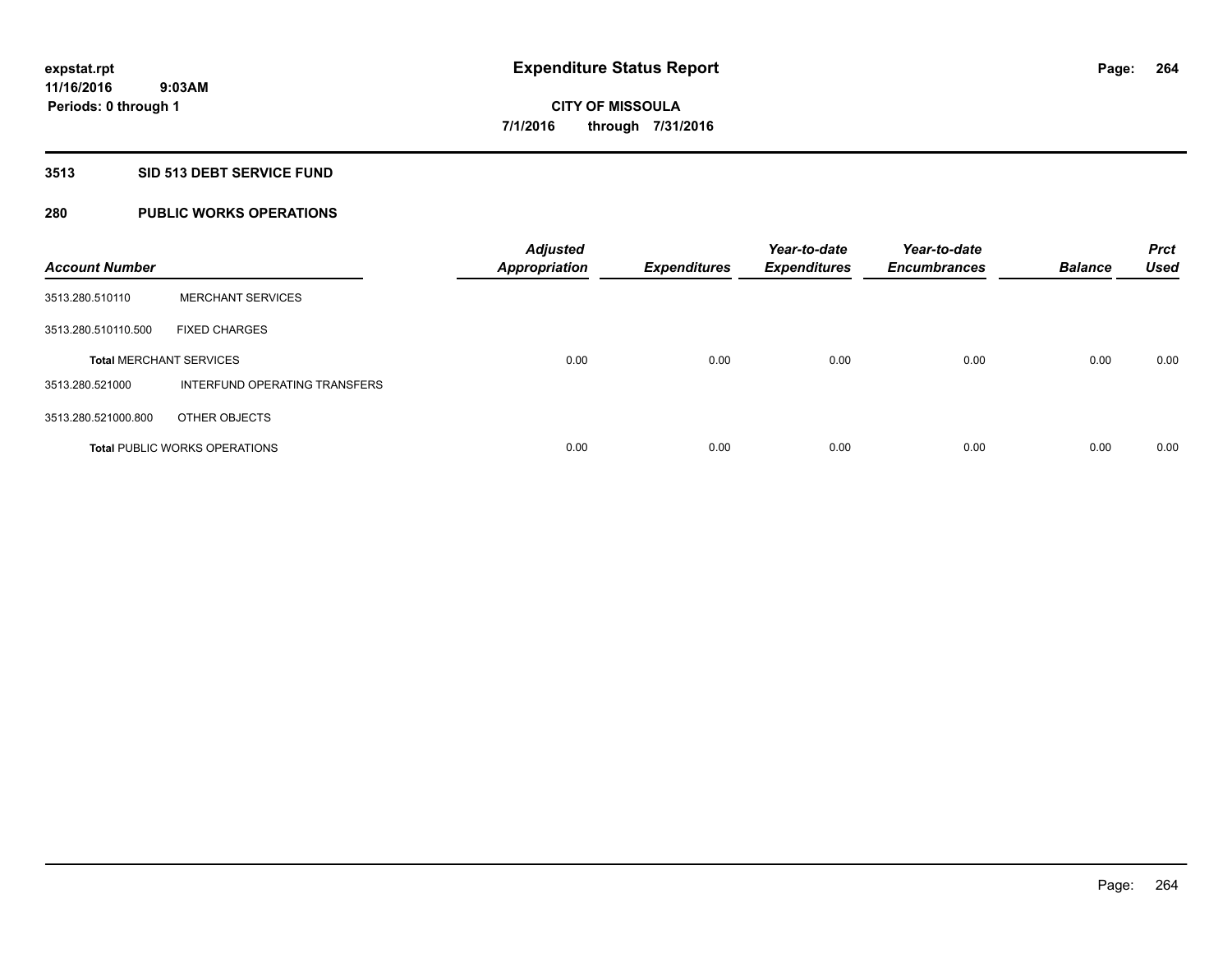**expstat.rpt**
**11/16/2016 9:03AM**
**Periods: 0 through 1**

# Expenditure Status Report

**CITY OF MISSOULA**
**7/1/2016 through 7/31/2016**

## 3513 SID 513 DEBT SERVICE FUND

### 280 PUBLIC WORKS OPERATIONS

| Account Number | | Adjusted Appropriation | Expenditures | Year-to-date Expenditures | Year-to-date Encumbrances | Balance | Prct Used |
|---|---|---|---|---|---|---|---|
| 3513.280.510110 | MERCHANT SERVICES | | | | | | |
| 3513.280.510110.500 | FIXED CHARGES | | | | | | |
| **Total** MERCHANT SERVICES | | 0.00 | 0.00 | 0.00 | 0.00 | 0.00 | 0.00 |
| 3513.280.521000 | INTERFUND OPERATING TRANSFERS | | | | | | |
| 3513.280.521000.800 | OTHER OBJECTS | | | | | | |
| **Total** PUBLIC WORKS OPERATIONS | | 0.00 | 0.00 | 0.00 | 0.00 | 0.00 | 0.00 |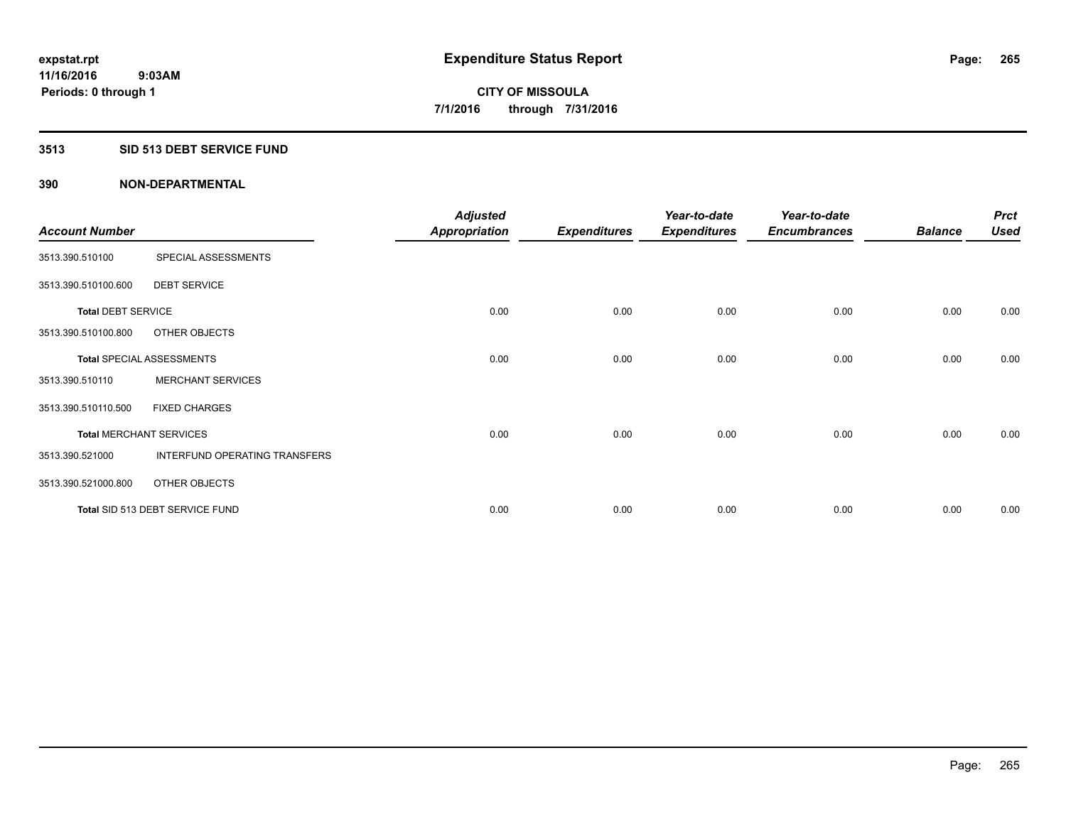**expstat.rpt**
**11/16/2016 9:03AM**
**Periods: 0 through 1**

# Expenditure Status Report

**CITY OF MISSOULA**
**7/1/2016 through 7/31/2016**

## 3513 SID 513 DEBT SERVICE FUND

### 390 NON-DEPARTMENTAL

| Account Number | | Adjusted Appropriation | Expenditures | Year-to-date Expenditures | Year-to-date Encumbrances | Balance | Prct Used |
|---|---|---|---|---|---|---|---|
| 3513.390.510100 | SPECIAL ASSESSMENTS | | | | | | |
| 3513.390.510100.600 | DEBT SERVICE | | | | | | |
| **Total** DEBT SERVICE | | 0.00 | 0.00 | 0.00 | 0.00 | 0.00 | 0.00 |
| 3513.390.510100.800 | OTHER OBJECTS | | | | | | |
| **Total** SPECIAL ASSESSMENTS | | 0.00 | 0.00 | 0.00 | 0.00 | 0.00 | 0.00 |
| 3513.390.510110 | MERCHANT SERVICES | | | | | | |
| 3513.390.510110.500 | FIXED CHARGES | | | | | | |
| **Total** MERCHANT SERVICES | | 0.00 | 0.00 | 0.00 | 0.00 | 0.00 | 0.00 |
| 3513.390.521000 | INTERFUND OPERATING TRANSFERS | | | | | | |
| 3513.390.521000.800 | OTHER OBJECTS | | | | | | |
| **Total** SID 513 DEBT SERVICE FUND | | 0.00 | 0.00 | 0.00 | 0.00 | 0.00 | 0.00 |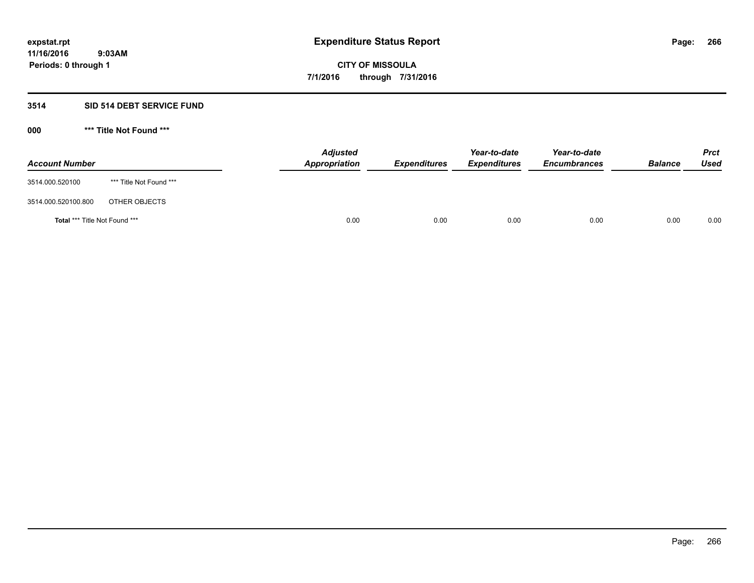# Expenditure Status Report

expstat.rpt
11/16/2016 9:03AM
Periods: 0 through 1

**CITY OF MISSOULA**
**7/1/2016 through 7/31/2016**

## 3514 SID 514 DEBT SERVICE FUND

### 000 *** Title Not Found ***

| Account Number | | Adjusted Appropriation | Expenditures | Year-to-date Expenditures | Year-to-date Encumbrances | Balance | Prct Used |
|---|---|---|---|---|---|---|---|
| 3514.000.520100 | *** Title Not Found *** | | | | | | |
| 3514.000.520100.800 | OTHER OBJECTS | | | | | | |
| **Total** *** Title Not Found *** | | 0.00 | 0.00 | 0.00 | 0.00 | 0.00 | 0.00 |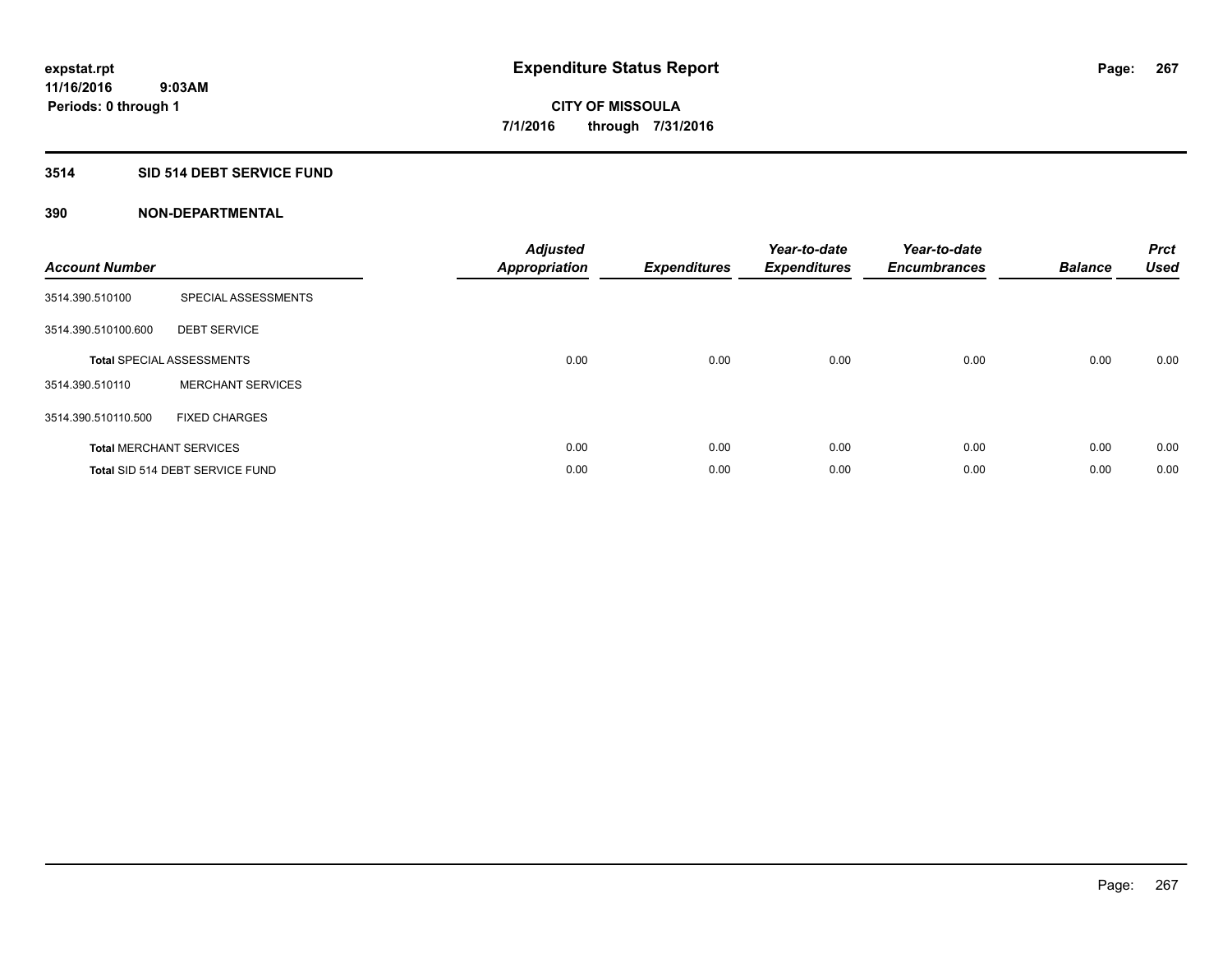expstat.rpt
11/16/2016 9:03AM
Periods: 0 through 1

# Expenditure Status Report

**CITY OF MISSOULA**
**7/1/2016 through 7/31/2016**

## 3514 SID 514 DEBT SERVICE FUND

### 390 NON-DEPARTMENTAL

| Account Number | | Adjusted Appropriation | Expenditures | Year-to-date Expenditures | Year-to-date Encumbrances | Balance | Prct Used |
|---|---|---|---|---|---|---|---|
| 3514.390.510100 | SPECIAL ASSESSMENTS | | | | | | |
| 3514.390.510100.600 | DEBT SERVICE | | | | | | |
| **Total** SPECIAL ASSESSMENTS | | 0.00 | 0.00 | 0.00 | 0.00 | 0.00 | 0.00 |
| 3514.390.510110 | MERCHANT SERVICES | | | | | | |
| 3514.390.510110.500 | FIXED CHARGES | | | | | | |
| **Total** MERCHANT SERVICES | | 0.00 | 0.00 | 0.00 | 0.00 | 0.00 | 0.00 |
| **Total** SID 514 DEBT SERVICE FUND | | 0.00 | 0.00 | 0.00 | 0.00 | 0.00 | 0.00 |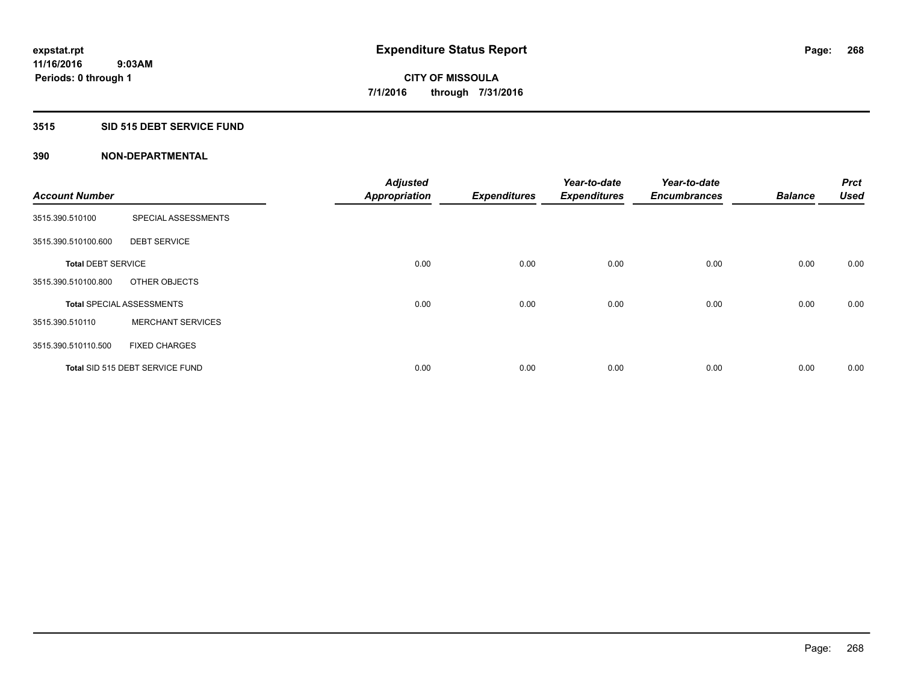# Expenditure Status Report

expstat.rpt
11/16/2016 9:03AM
Periods: 0 through 1

**CITY OF MISSOULA**
**7/1/2016 through 7/31/2016**

## 3515 SID 515 DEBT SERVICE FUND

### 390 NON-DEPARTMENTAL

| Account Number | | Adjusted Appropriation | Expenditures | Year-to-date Expenditures | Year-to-date Encumbrances | Balance | Prct Used |
|---|---|---|---|---|---|---|---|
| 3515.390.510100 | SPECIAL ASSESSMENTS | | | | | | |
| 3515.390.510100.600 | DEBT SERVICE | | | | | | |
| **Total** DEBT SERVICE | | 0.00 | 0.00 | 0.00 | 0.00 | 0.00 | 0.00 |
| 3515.390.510100.800 | OTHER OBJECTS | | | | | | |
| **Total** SPECIAL ASSESSMENTS | | 0.00 | 0.00 | 0.00 | 0.00 | 0.00 | 0.00 |
| 3515.390.510110 | MERCHANT SERVICES | | | | | | |
| 3515.390.510110.500 | FIXED CHARGES | | | | | | |
| **Total** SID 515 DEBT SERVICE FUND | | 0.00 | 0.00 | 0.00 | 0.00 | 0.00 | 0.00 |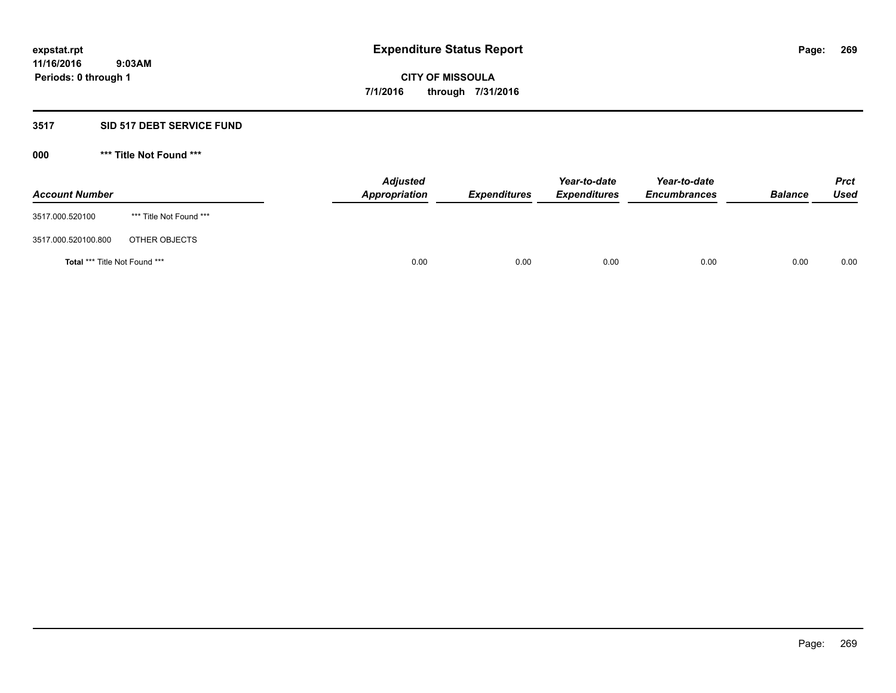**expstat.rpt**
**11/16/2016 9:03AM**
**Periods: 0 through 1**

# Expenditure Status Report

**CITY OF MISSOULA**
**7/1/2016 through 7/31/2016**

## 3517 SID 517 DEBT SERVICE FUND

### 000 *** Title Not Found ***

| Account Number | | Adjusted Appropriation | Expenditures | Year-to-date Expenditures | Year-to-date Encumbrances | Balance | Prct Used |
|---|---|---|---|---|---|---|---|
| 3517.000.520100 | *** Title Not Found *** | | | | | | |
| 3517.000.520100.800 | OTHER OBJECTS | | | | | | |
| **Total** *** Title Not Found *** | | 0.00 | 0.00 | 0.00 | 0.00 | 0.00 | 0.00 |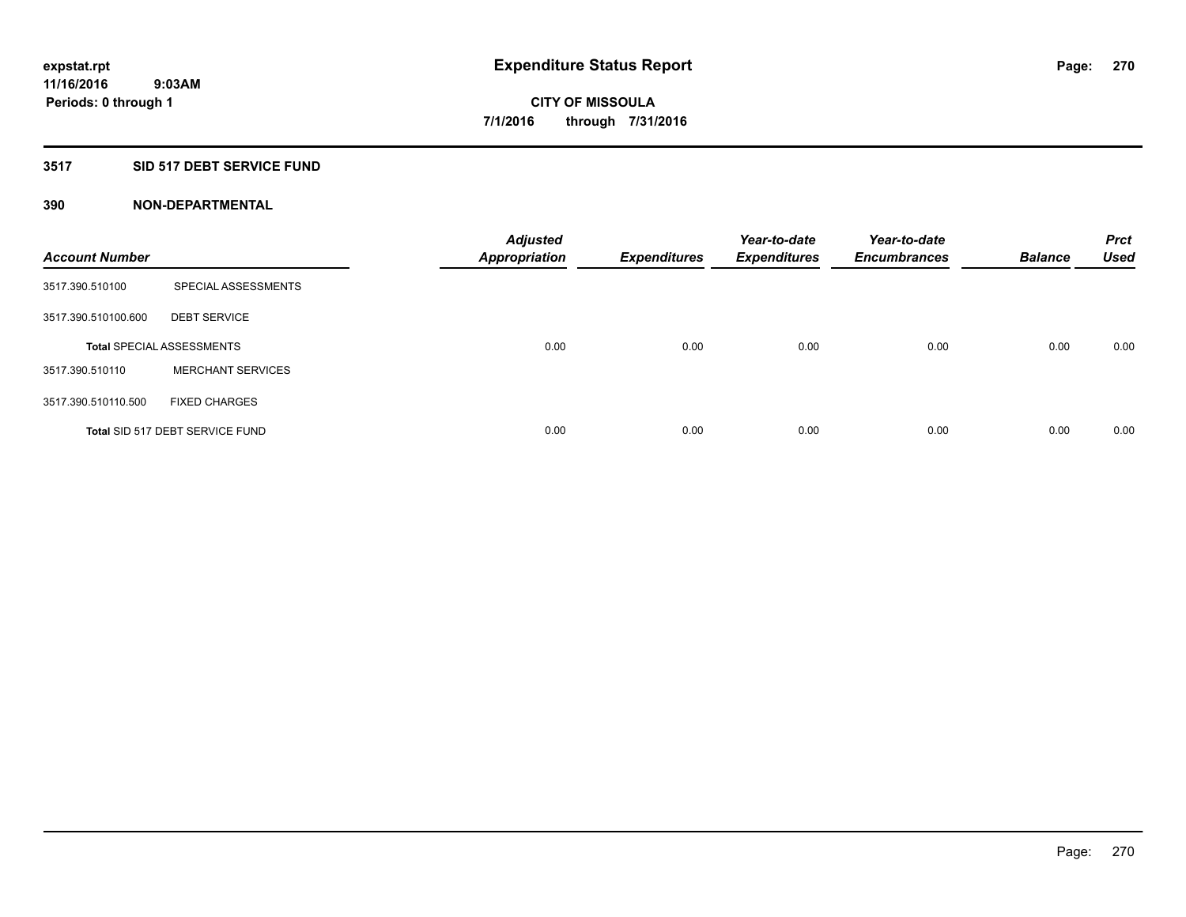expstat.rpt
11/16/2016 9:03AM
Periods: 0 through 1

# Expenditure Status Report

CITY OF MISSOULA
7/1/2016 through 7/31/2016

## 3517 SID 517 DEBT SERVICE FUND

### 390 NON-DEPARTMENTAL

| Account Number | | Adjusted Appropriation | Expenditures | Year-to-date Expenditures | Year-to-date Encumbrances | Balance | Prct Used |
|---|---|---|---|---|---|---|---|
| 3517.390.510100 | SPECIAL ASSESSMENTS | | | | | | |
| 3517.390.510100.600 | DEBT SERVICE | | | | | | |
| Total SPECIAL ASSESSMENTS | | 0.00 | 0.00 | 0.00 | 0.00 | 0.00 | 0.00 |
| 3517.390.510110 | MERCHANT SERVICES | | | | | | |
| 3517.390.510110.500 | FIXED CHARGES | | | | | | |
| Total SID 517 DEBT SERVICE FUND | | 0.00 | 0.00 | 0.00 | 0.00 | 0.00 | 0.00 |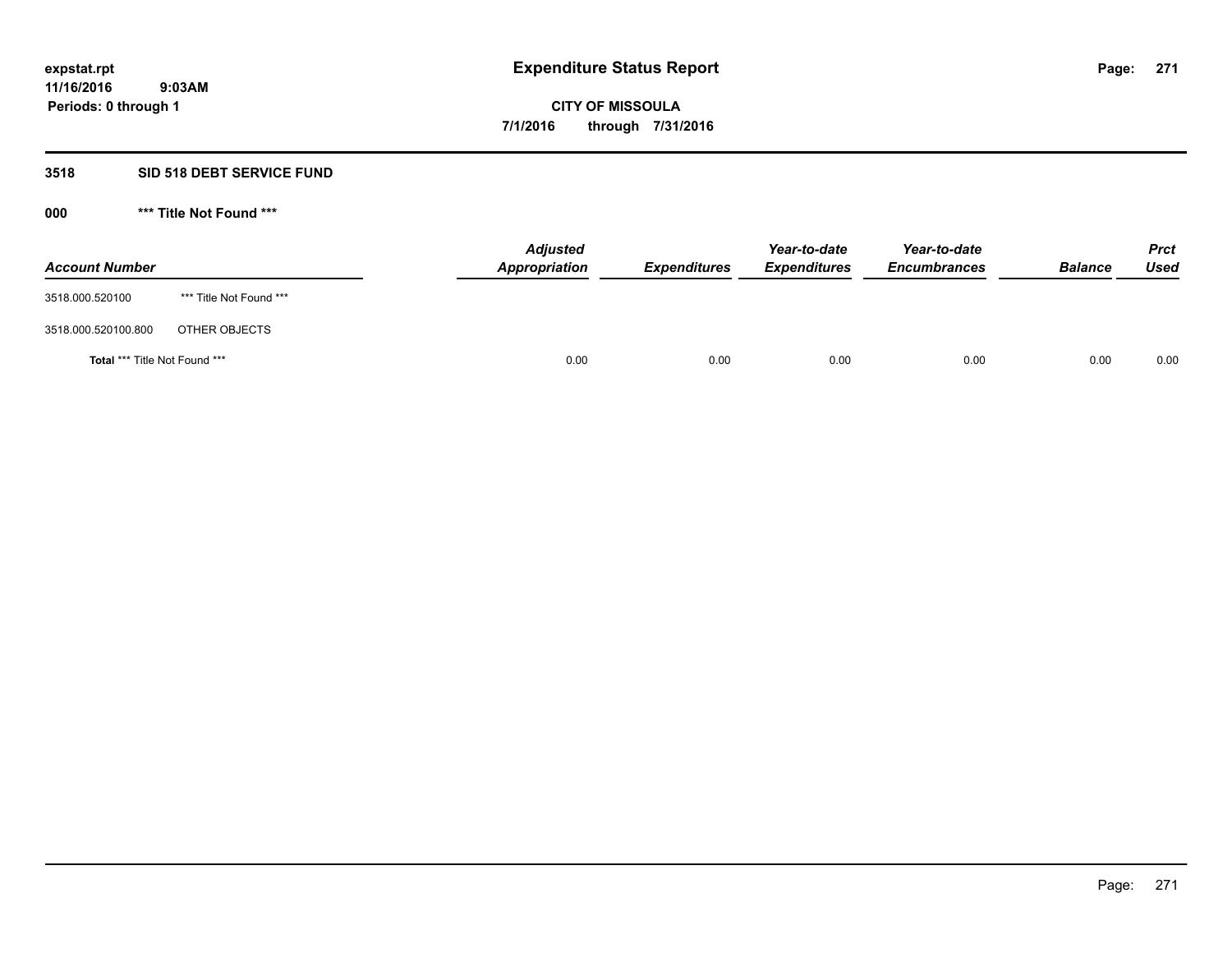# Expenditure Status Report

expstat.rpt
11/16/2016 9:03AM
Periods: 0 through 1

**CITY OF MISSOULA**
**7/1/2016 through 7/31/2016**

## 3518 SID 518 DEBT SERVICE FUND

### 000 *** Title Not Found ***

| Account Number | | Adjusted Appropriation | Expenditures | Year-to-date Expenditures | Year-to-date Encumbrances | Balance | Prct Used |
|---|---|---|---|---|---|---|---|
| 3518.000.520100 | *** Title Not Found *** | | | | | | |
| 3518.000.520100.800 | OTHER OBJECTS | | | | | | |
| **Total** *** Title Not Found *** | | 0.00 | 0.00 | 0.00 | 0.00 | 0.00 | 0.00 |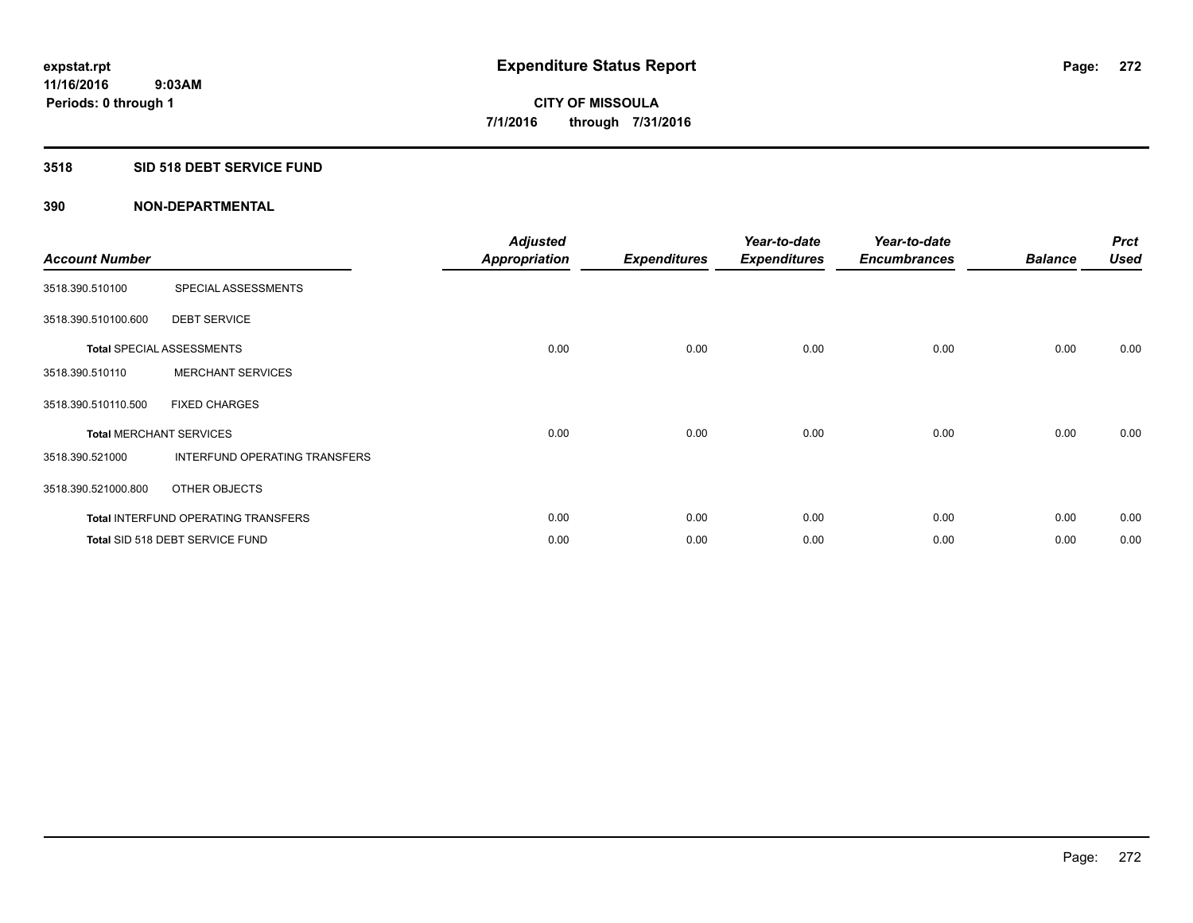expstat.rpt
11/16/2016 9:03AM
Periods: 0 through 1

# Expenditure Status Report

CITY OF MISSOULA
7/1/2016 through 7/31/2016

## 3518 SID 518 DEBT SERVICE FUND

### 390 NON-DEPARTMENTAL

| Account Number | | Adjusted Appropriation | Expenditures | Year-to-date Expenditures | Year-to-date Encumbrances | Balance | Prct Used |
|---|---|---|---|---|---|---|---|
| 3518.390.510100 | SPECIAL ASSESSMENTS | | | | | | |
| 3518.390.510100.600 | DEBT SERVICE | | | | | | |
| **Total** SPECIAL ASSESSMENTS | | 0.00 | 0.00 | 0.00 | 0.00 | 0.00 | 0.00 |
| 3518.390.510110 | MERCHANT SERVICES | | | | | | |
| 3518.390.510110.500 | FIXED CHARGES | | | | | | |
| **Total** MERCHANT SERVICES | | 0.00 | 0.00 | 0.00 | 0.00 | 0.00 | 0.00 |
| 3518.390.521000 | INTERFUND OPERATING TRANSFERS | | | | | | |
| 3518.390.521000.800 | OTHER OBJECTS | | | | | | |
| **Total** INTERFUND OPERATING TRANSFERS | | 0.00 | 0.00 | 0.00 | 0.00 | 0.00 | 0.00 |
| **Total** SID 518 DEBT SERVICE FUND | | 0.00 | 0.00 | 0.00 | 0.00 | 0.00 | 0.00 |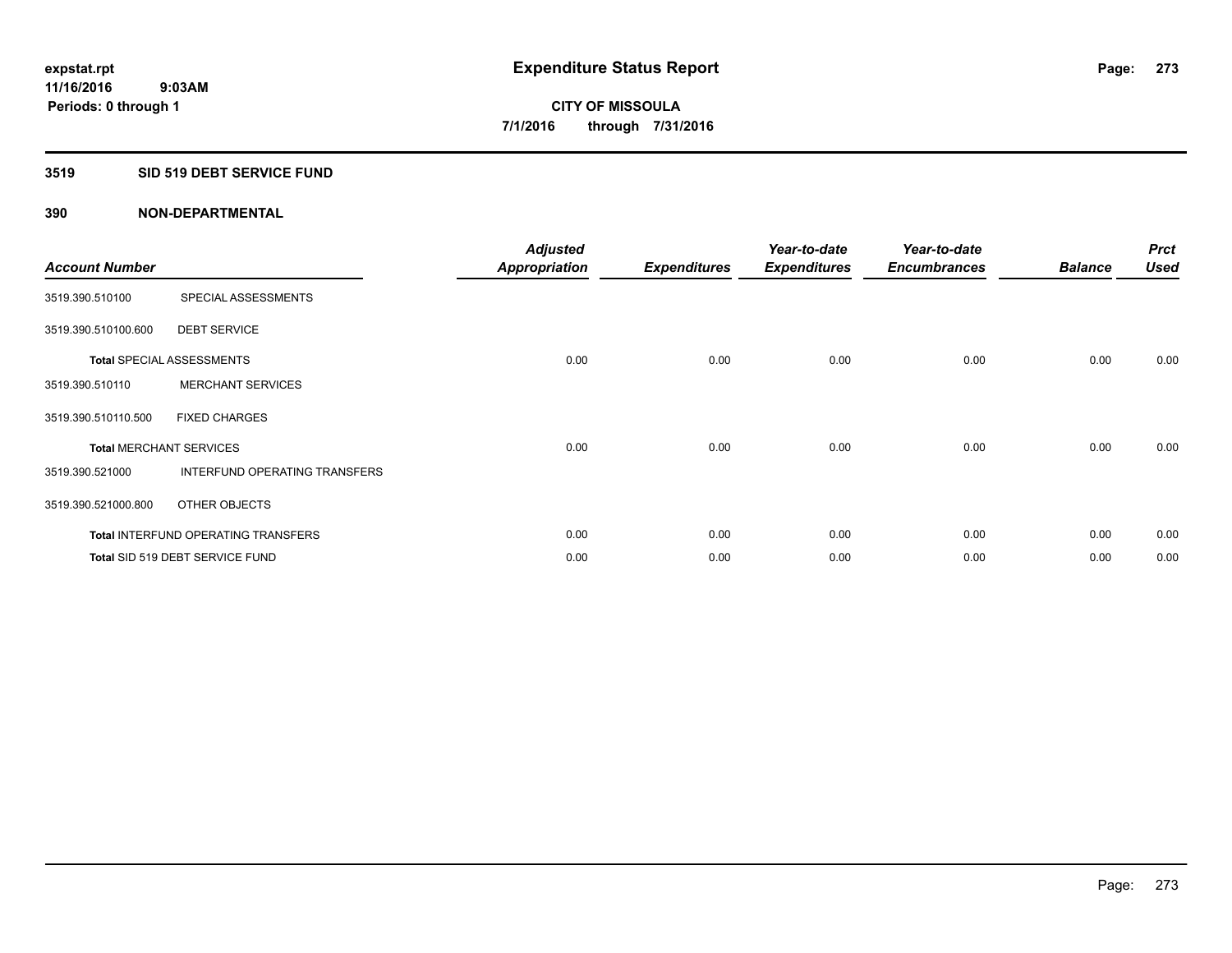expstat.rpt
11/16/2016 9:03AM
Periods: 0 through 1

# Expenditure Status Report

**CITY OF MISSOULA**
**7/1/2016 through 7/31/2016**

## 3519 SID 519 DEBT SERVICE FUND

### 390 NON-DEPARTMENTAL

| Account Number | | Adjusted Appropriation | Expenditures | Year-to-date Expenditures | Year-to-date Encumbrances | Balance | Prct Used |
|---|---|---|---|---|---|---|---|
| 3519.390.510100 | SPECIAL ASSESSMENTS | | | | | | |
| 3519.390.510100.600 | DEBT SERVICE | | | | | | |
| **Total** SPECIAL ASSESSMENTS | | 0.00 | 0.00 | 0.00 | 0.00 | 0.00 | 0.00 |
| 3519.390.510110 | MERCHANT SERVICES | | | | | | |
| 3519.390.510110.500 | FIXED CHARGES | | | | | | |
| **Total** MERCHANT SERVICES | | 0.00 | 0.00 | 0.00 | 0.00 | 0.00 | 0.00 |
| 3519.390.521000 | INTERFUND OPERATING TRANSFERS | | | | | | |
| 3519.390.521000.800 | OTHER OBJECTS | | | | | | |
| **Total** INTERFUND OPERATING TRANSFERS | | 0.00 | 0.00 | 0.00 | 0.00 | 0.00 | 0.00 |
| **Total** SID 519 DEBT SERVICE FUND | | 0.00 | 0.00 | 0.00 | 0.00 | 0.00 | 0.00 |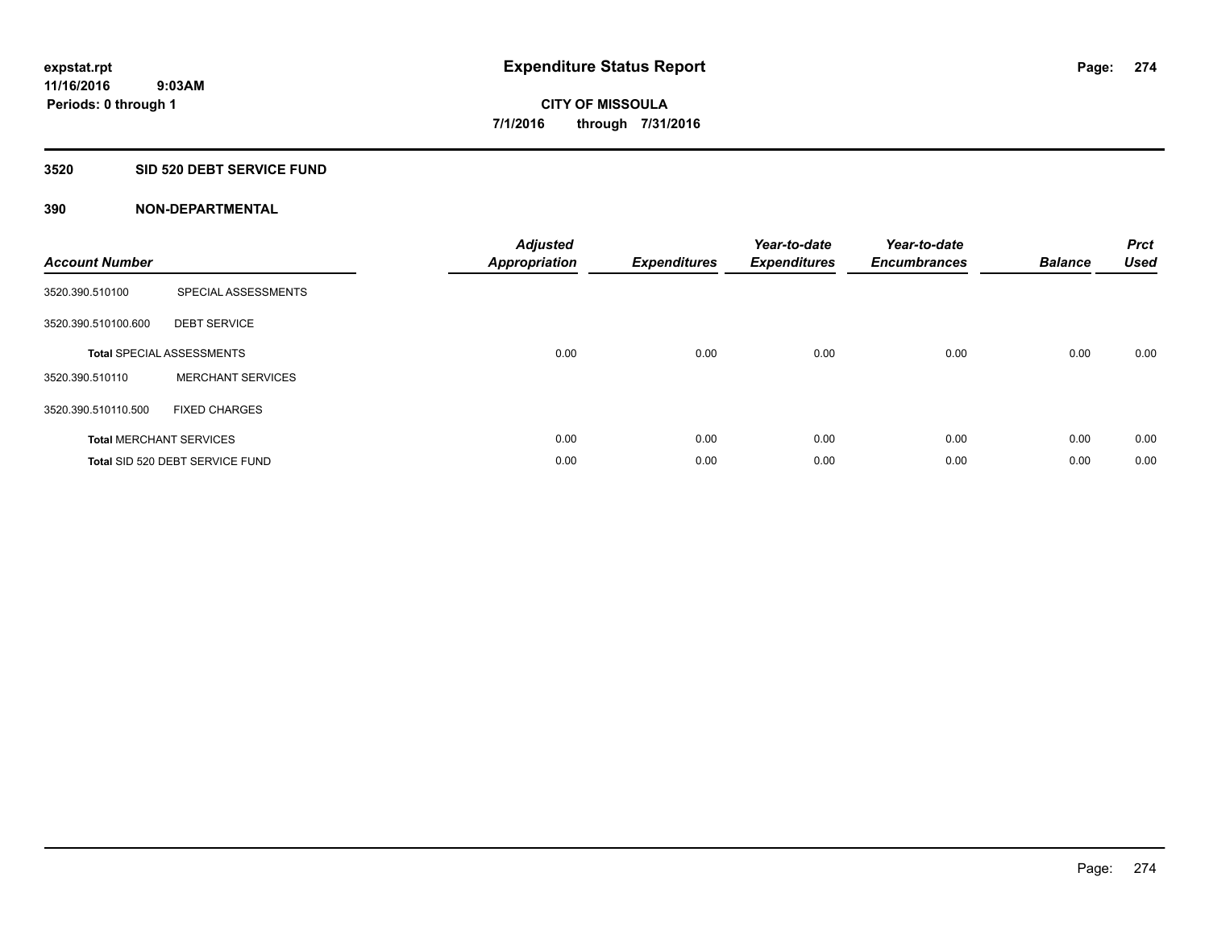expstat.rpt
11/16/2016 9:03AM
Periods: 0 through 1

# Expenditure Status Report

**CITY OF MISSOULA**
**7/1/2016 through 7/31/2016**

## 3520 SID 520 DEBT SERVICE FUND

### 390 NON-DEPARTMENTAL

| Account Number | | Adjusted Appropriation | Expenditures | Year-to-date Expenditures | Year-to-date Encumbrances | Balance | Prct Used |
|---|---|---|---|---|---|---|---|
| 3520.390.510100 | SPECIAL ASSESSMENTS | | | | | | |
| 3520.390.510100.600 | DEBT SERVICE | | | | | | |
| **Total** SPECIAL ASSESSMENTS | | 0.00 | 0.00 | 0.00 | 0.00 | 0.00 | 0.00 |
| 3520.390.510110 | MERCHANT SERVICES | | | | | | |
| 3520.390.510110.500 | FIXED CHARGES | | | | | | |
| **Total** MERCHANT SERVICES | | 0.00 | 0.00 | 0.00 | 0.00 | 0.00 | 0.00 |
| **Total** SID 520 DEBT SERVICE FUND | | 0.00 | 0.00 | 0.00 | 0.00 | 0.00 | 0.00 |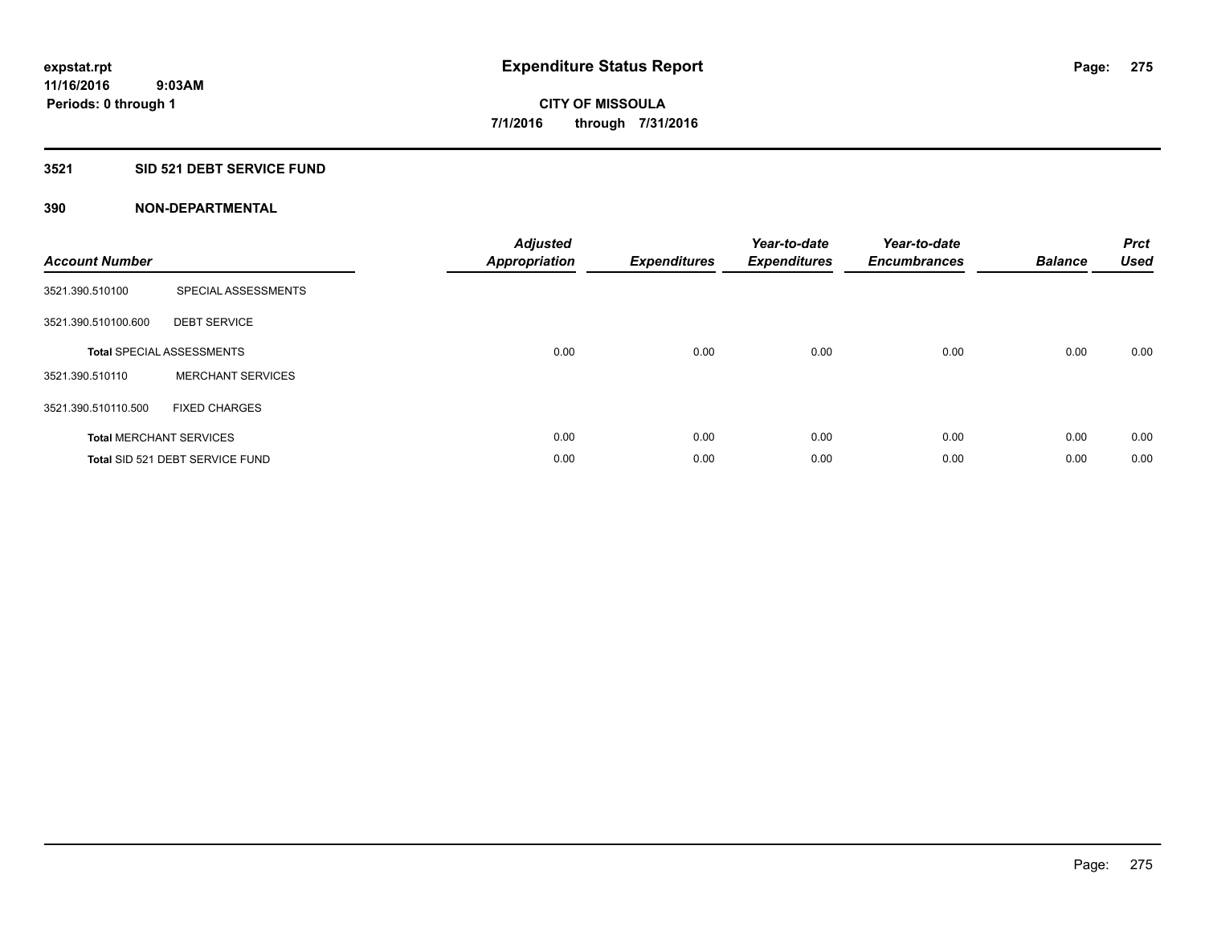**expstat.rpt**
**11/16/2016 9:03AM**
**Periods: 0 through 1**

# Expenditure Status Report

**CITY OF MISSOULA**
**7/1/2016 through 7/31/2016**

## 3521 SID 521 DEBT SERVICE FUND

### 390 NON-DEPARTMENTAL

| Account Number | | Adjusted Appropriation | Expenditures | Year-to-date Expenditures | Year-to-date Encumbrances | Balance | Prct Used |
|---|---|---|---|---|---|---|---|
| 3521.390.510100 | SPECIAL ASSESSMENTS | | | | | | |
| 3521.390.510100.600 | DEBT SERVICE | | | | | | |
| **Total** SPECIAL ASSESSMENTS | | 0.00 | 0.00 | 0.00 | 0.00 | 0.00 | 0.00 |
| 3521.390.510110 | MERCHANT SERVICES | | | | | | |
| 3521.390.510110.500 | FIXED CHARGES | | | | | | |
| **Total** MERCHANT SERVICES | | 0.00 | 0.00 | 0.00 | 0.00 | 0.00 | 0.00 |
| **Total** SID 521 DEBT SERVICE FUND | | 0.00 | 0.00 | 0.00 | 0.00 | 0.00 | 0.00 |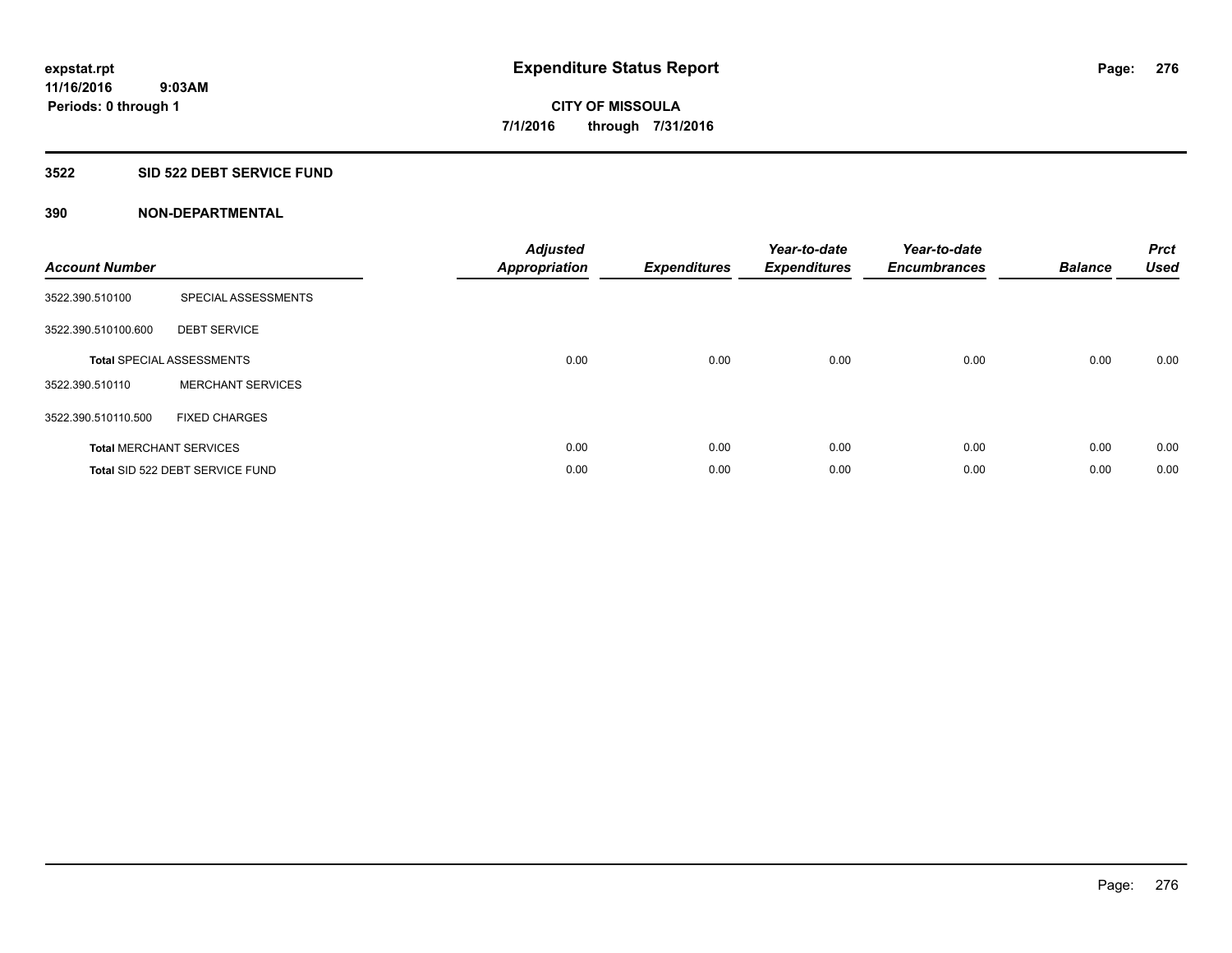# Expenditure Status Report

expstat.rpt
11/16/2016 9:03AM
Periods: 0 through 1

**CITY OF MISSOULA**
**7/1/2016 through 7/31/2016**

## 3522 SID 522 DEBT SERVICE FUND

### 390 NON-DEPARTMENTAL

| Account Number | | Adjusted Appropriation | Expenditures | Year-to-date Expenditures | Year-to-date Encumbrances | Balance | Prct Used |
|---|---|---|---|---|---|---|---|
| 3522.390.510100 | SPECIAL ASSESSMENTS | | | | | | |
| 3522.390.510100.600 | DEBT SERVICE | | | | | | |
| **Total** SPECIAL ASSESSMENTS | | 0.00 | 0.00 | 0.00 | 0.00 | 0.00 | 0.00 |
| 3522.390.510110 | MERCHANT SERVICES | | | | | | |
| 3522.390.510110.500 | FIXED CHARGES | | | | | | |
| **Total** MERCHANT SERVICES | | 0.00 | 0.00 | 0.00 | 0.00 | 0.00 | 0.00 |
| **Total** SID 522 DEBT SERVICE FUND | | 0.00 | 0.00 | 0.00 | 0.00 | 0.00 | 0.00 |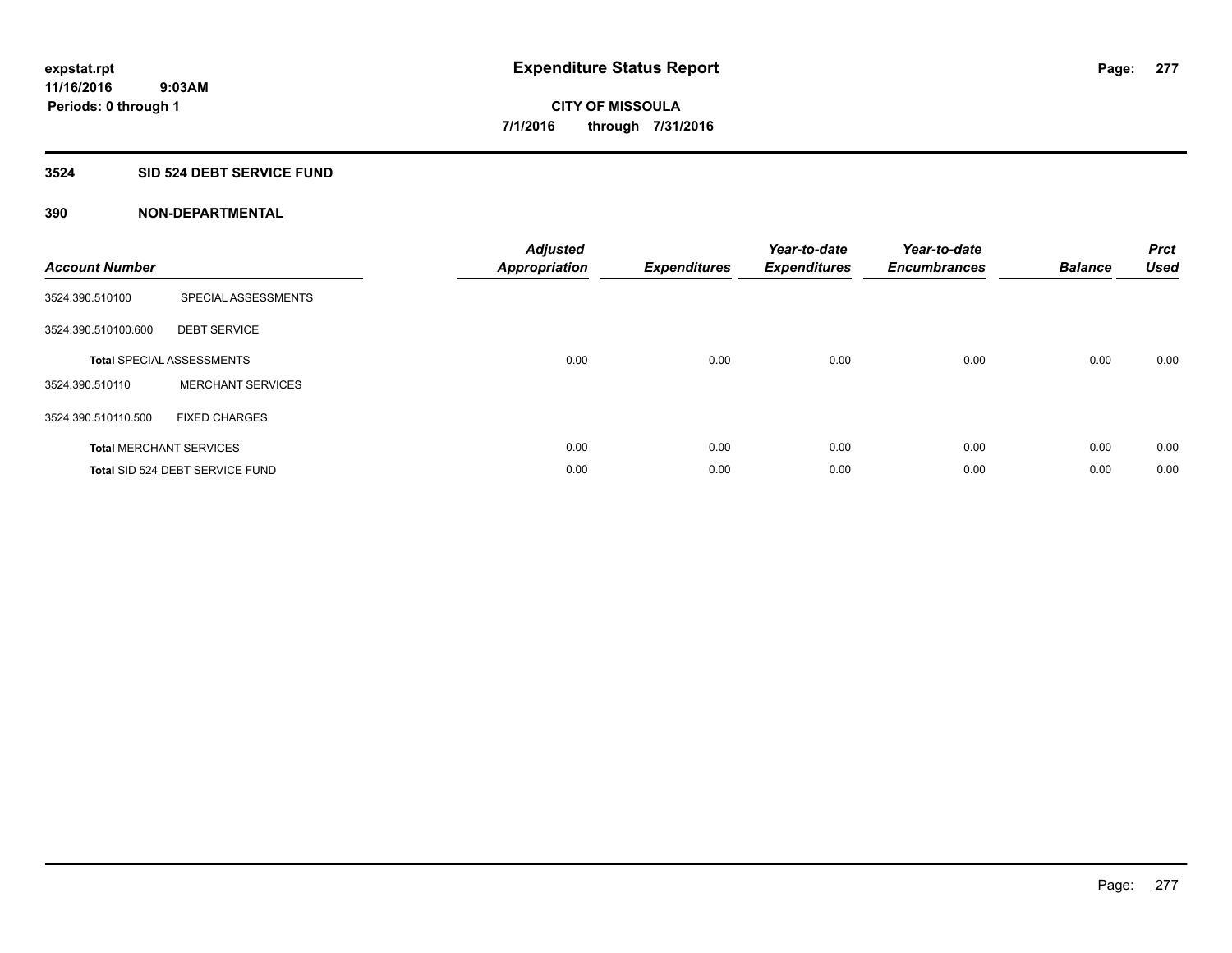**expstat.rpt**
**11/16/2016 9:03AM**
**Periods: 0 through 1**

# Expenditure Status Report

**CITY OF MISSOULA**
**7/1/2016 through 7/31/2016**

## 3524 SID 524 DEBT SERVICE FUND

### 390 NON-DEPARTMENTAL

| Account Number | | Adjusted Appropriation | Expenditures | Year-to-date Expenditures | Year-to-date Encumbrances | Balance | Prct Used |
|---|---|---|---|---|---|---|---|
| 3524.390.510100 | SPECIAL ASSESSMENTS | | | | | | |
| 3524.390.510100.600 | DEBT SERVICE | | | | | | |
| **Total** SPECIAL ASSESSMENTS | | 0.00 | 0.00 | 0.00 | 0.00 | 0.00 | 0.00 |
| 3524.390.510110 | MERCHANT SERVICES | | | | | | |
| 3524.390.510110.500 | FIXED CHARGES | | | | | | |
| **Total** MERCHANT SERVICES | | 0.00 | 0.00 | 0.00 | 0.00 | 0.00 | 0.00 |
| **Total** SID 524 DEBT SERVICE FUND | | 0.00 | 0.00 | 0.00 | 0.00 | 0.00 | 0.00 |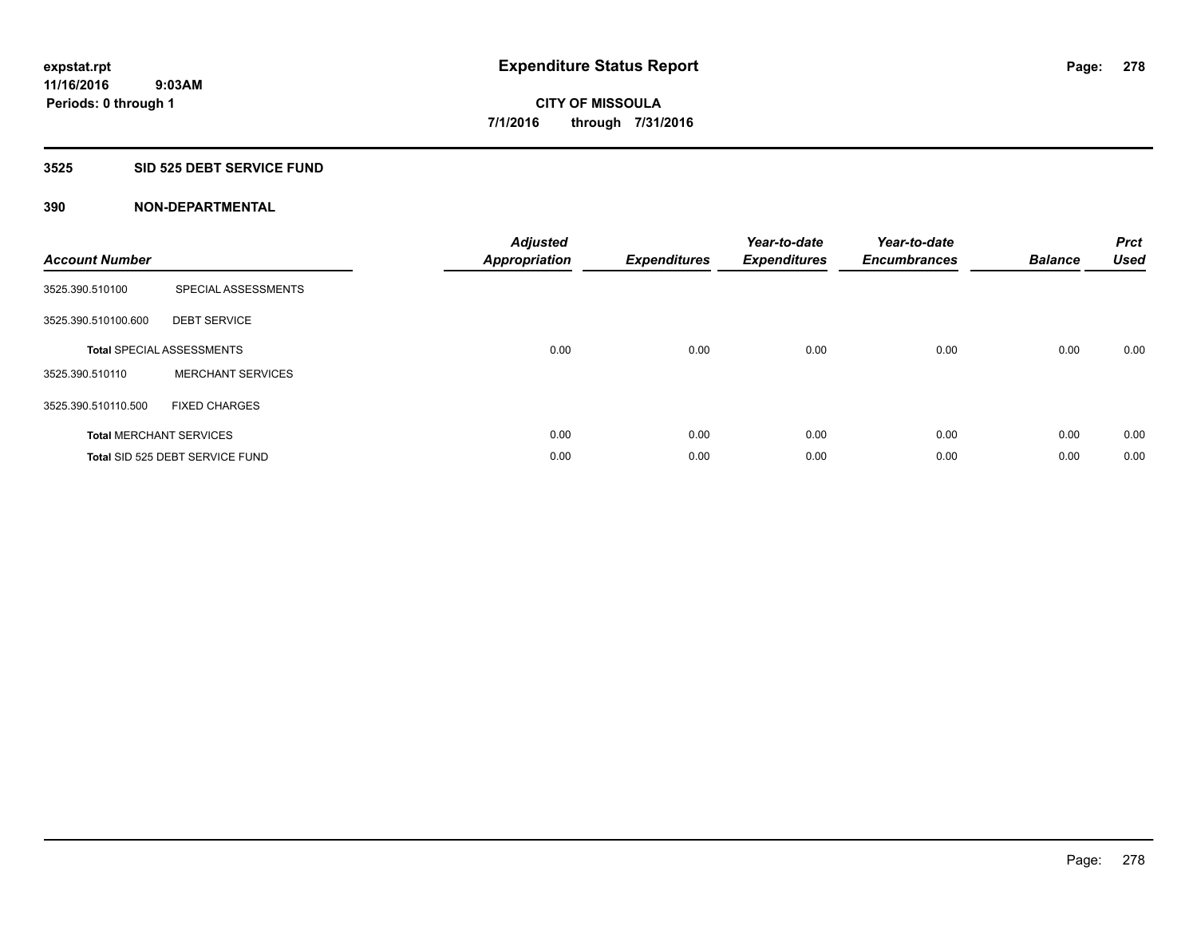# Expenditure Status Report

**CITY OF MISSOULA**

**7/1/2016 through 7/31/2016**

expstat.rpt
11/16/2016 9:03AM
Periods: 0 through 1

## 3525 SID 525 DEBT SERVICE FUND

### 390 NON-DEPARTMENTAL

| Account Number | | Adjusted Appropriation | Expenditures | Year-to-date Expenditures | Year-to-date Encumbrances | Balance | Prct Used |
|---|---|---|---|---|---|---|---|
| 3525.390.510100 | SPECIAL ASSESSMENTS | | | | | | |
| 3525.390.510100.600 | DEBT SERVICE | | | | | | |
| **Total** SPECIAL ASSESSMENTS | | 0.00 | 0.00 | 0.00 | 0.00 | 0.00 | 0.00 |
| 3525.390.510110 | MERCHANT SERVICES | | | | | | |
| 3525.390.510110.500 | FIXED CHARGES | | | | | | |
| **Total** MERCHANT SERVICES | | 0.00 | 0.00 | 0.00 | 0.00 | 0.00 | 0.00 |
| **Total** SID 525 DEBT SERVICE FUND | | 0.00 | 0.00 | 0.00 | 0.00 | 0.00 | 0.00 |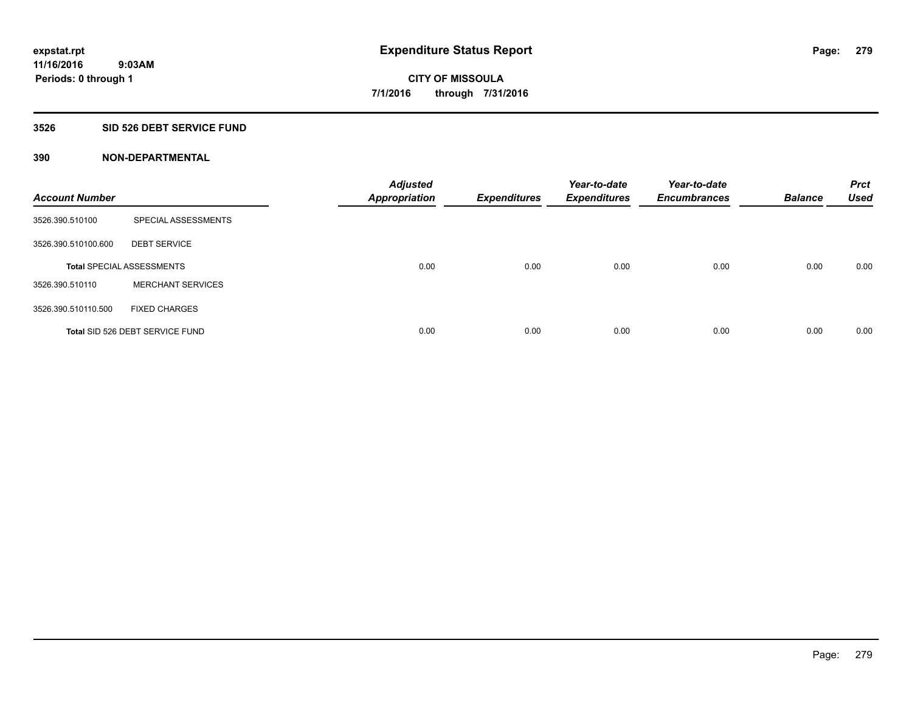expstat.rpt
11/16/2016 9:03AM
Periods: 0 through 1

# Expenditure Status Report

CITY OF MISSOULA
7/1/2016 through 7/31/2016

## 3526 SID 526 DEBT SERVICE FUND

### 390 NON-DEPARTMENTAL

| Account Number | | Adjusted Appropriation | Expenditures | Year-to-date Expenditures | Year-to-date Encumbrances | Balance | Prct Used |
|---|---|---|---|---|---|---|---|
| 3526.390.510100 | SPECIAL ASSESSMENTS | | | | | | |
| 3526.390.510100.600 | DEBT SERVICE | | | | | | |
| Total SPECIAL ASSESSMENTS | | 0.00 | 0.00 | 0.00 | 0.00 | 0.00 | 0.00 |
| 3526.390.510110 | MERCHANT SERVICES | | | | | | |
| 3526.390.510110.500 | FIXED CHARGES | | | | | | |
| Total SID 526 DEBT SERVICE FUND | | 0.00 | 0.00 | 0.00 | 0.00 | 0.00 | 0.00 |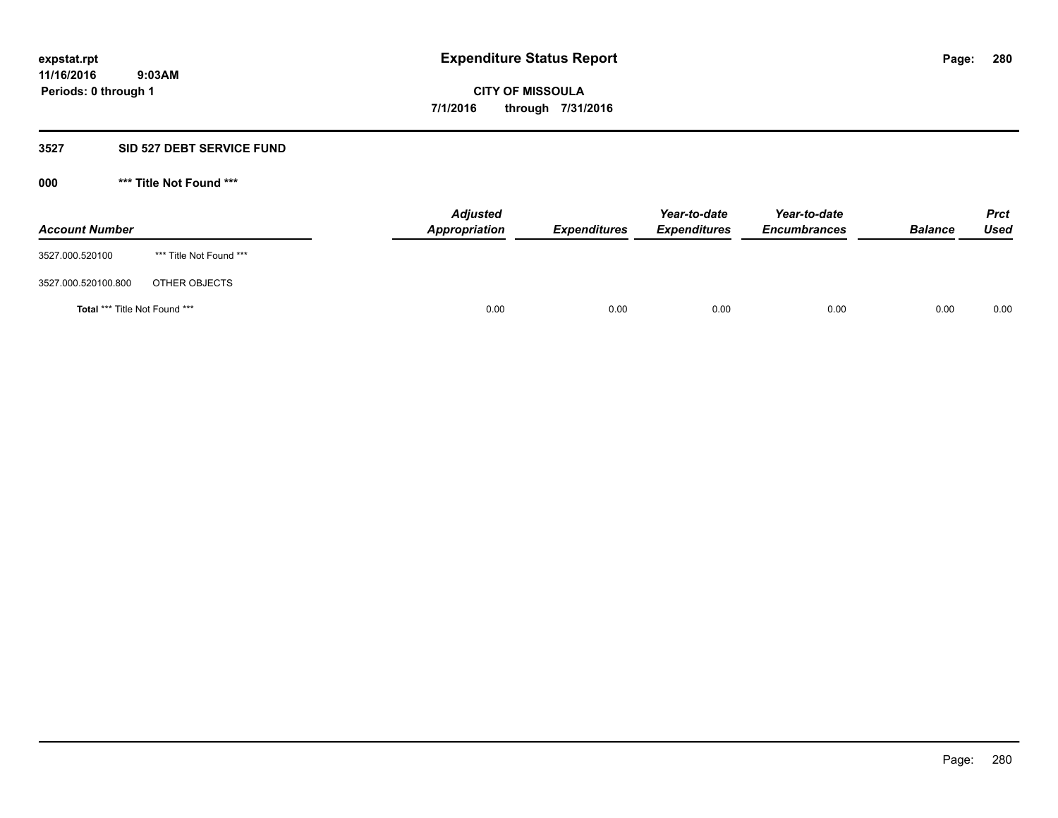**expstat.rpt**
**11/16/2016 9:03AM**
**Periods: 0 through 1**

# Expenditure Status Report

**CITY OF MISSOULA**
**7/1/2016 through 7/31/2016**

## 3527 SID 527 DEBT SERVICE FUND

### 000 *** Title Not Found ***

| Account Number | | Adjusted Appropriation | Expenditures | Year-to-date Expenditures | Year-to-date Encumbrances | Balance | Prct Used |
|---|---|---|---|---|---|---|---|
| 3527.000.520100 | *** Title Not Found *** | | | | | | |
| 3527.000.520100.800 | OTHER OBJECTS | | | | | | |
| **Total** *** Title Not Found *** | | 0.00 | 0.00 | 0.00 | 0.00 | 0.00 | 0.00 |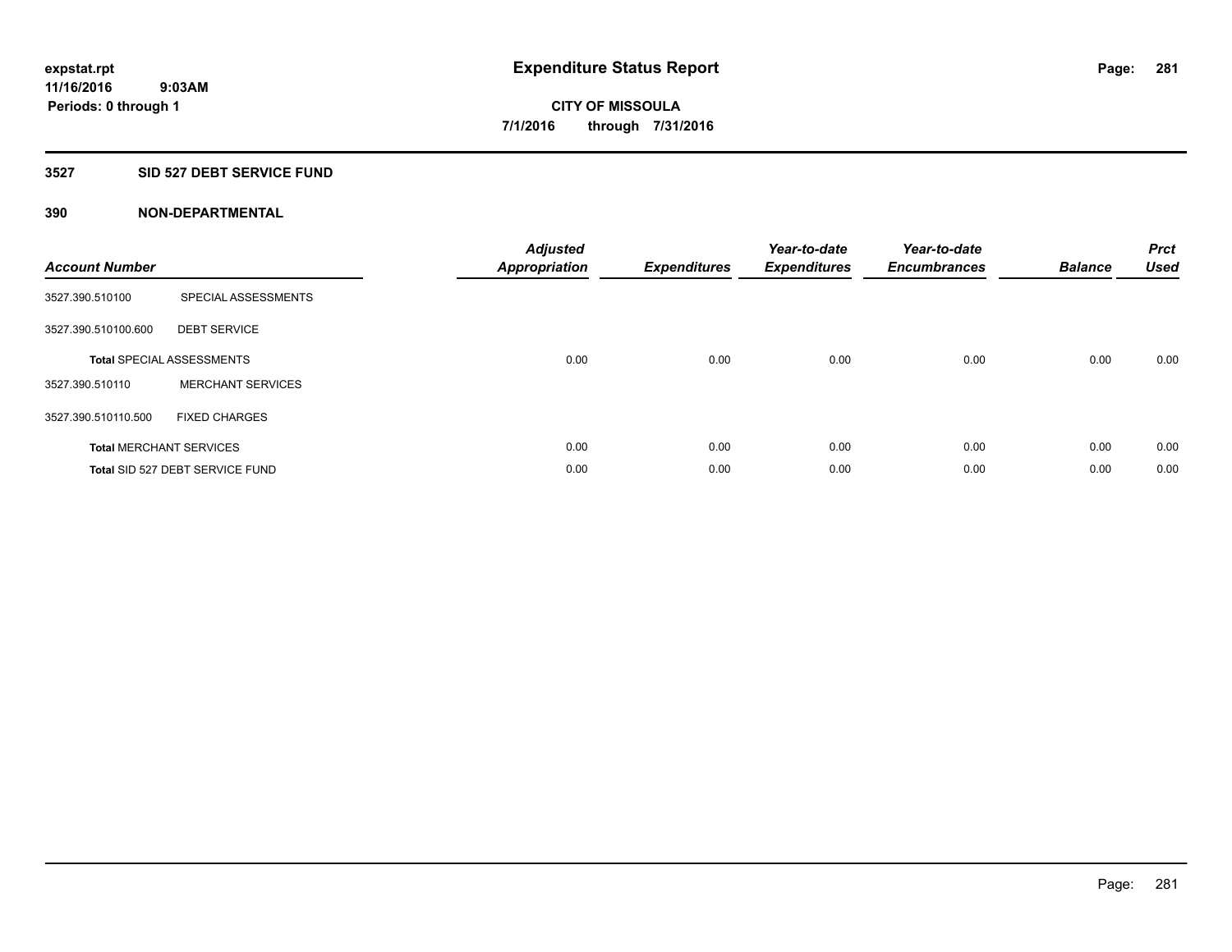**expstat.rpt**
**11/16/2016 9:03AM**
**Periods: 0 through 1**

# Expenditure Status Report

**CITY OF MISSOULA**
**7/1/2016 through 7/31/2016**

## 3527 SID 527 DEBT SERVICE FUND

### 390 NON-DEPARTMENTAL

| Account Number | | Adjusted Appropriation | Expenditures | Year-to-date Expenditures | Year-to-date Encumbrances | Balance | Prct Used |
|---|---|---|---|---|---|---|---|
| 3527.390.510100 | SPECIAL ASSESSMENTS | | | | | | |
| 3527.390.510100.600 | DEBT SERVICE | | | | | | |
| **Total** SPECIAL ASSESSMENTS | | 0.00 | 0.00 | 0.00 | 0.00 | 0.00 | 0.00 |
| 3527.390.510110 | MERCHANT SERVICES | | | | | | |
| 3527.390.510110.500 | FIXED CHARGES | | | | | | |
| **Total** MERCHANT SERVICES | | 0.00 | 0.00 | 0.00 | 0.00 | 0.00 | 0.00 |
| **Total** SID 527 DEBT SERVICE FUND | | 0.00 | 0.00 | 0.00 | 0.00 | 0.00 | 0.00 |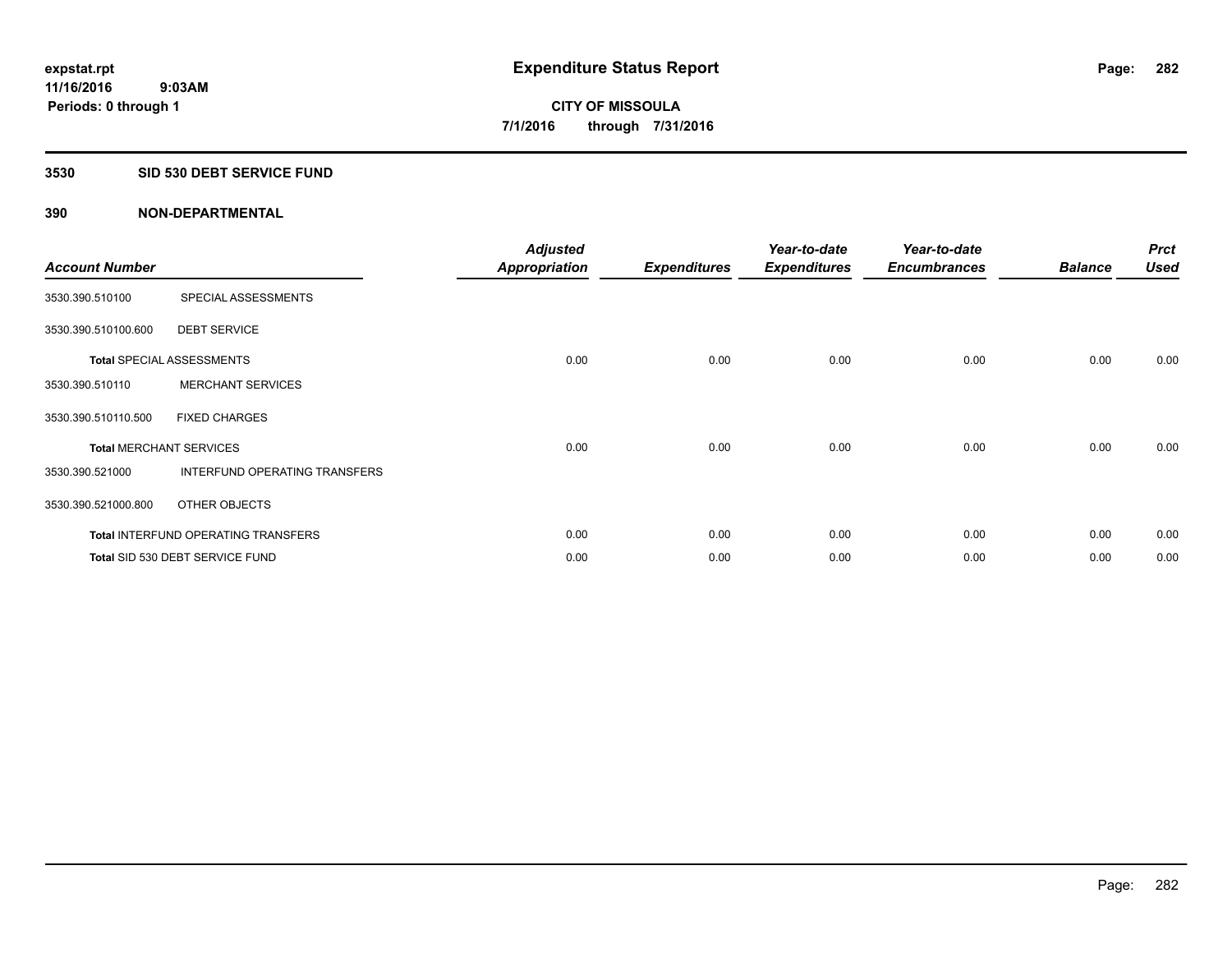**expstat.rpt**
**11/16/2016 9:03AM**
**Periods: 0 through 1**

# Expenditure Status Report

**CITY OF MISSOULA**
**7/1/2016 through 7/31/2016**

## 3530 SID 530 DEBT SERVICE FUND

## 390 NON-DEPARTMENTAL

| Account Number | | Adjusted Appropriation | Expenditures | Year-to-date Expenditures | Year-to-date Encumbrances | Balance | Prct Used |
|---|---|---|---|---|---|---|---|
| 3530.390.510100 | SPECIAL ASSESSMENTS | | | | | | |
| 3530.390.510100.600 | DEBT SERVICE | | | | | | |
| **Total** SPECIAL ASSESSMENTS | | 0.00 | 0.00 | 0.00 | 0.00 | 0.00 | 0.00 |
| 3530.390.510110 | MERCHANT SERVICES | | | | | | |
| 3530.390.510110.500 | FIXED CHARGES | | | | | | |
| **Total** MERCHANT SERVICES | | 0.00 | 0.00 | 0.00 | 0.00 | 0.00 | 0.00 |
| 3530.390.521000 | INTERFUND OPERATING TRANSFERS | | | | | | |
| 3530.390.521000.800 | OTHER OBJECTS | | | | | | |
| **Total** INTERFUND OPERATING TRANSFERS | | 0.00 | 0.00 | 0.00 | 0.00 | 0.00 | 0.00 |
| **Total** SID 530 DEBT SERVICE FUND | | 0.00 | 0.00 | 0.00 | 0.00 | 0.00 | 0.00 |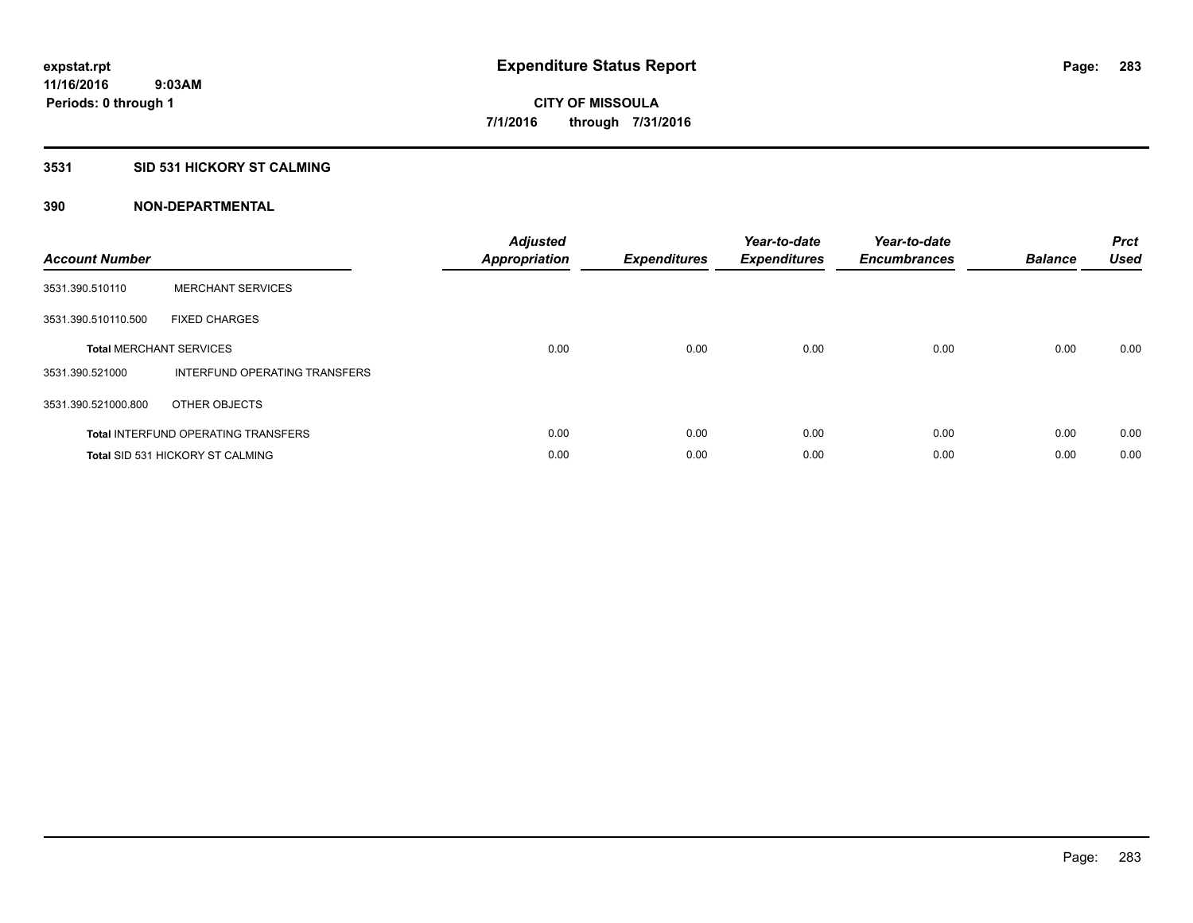**expstat.rpt**
**11/16/2016 9:03AM**
**Periods: 0 through 1**

# Expenditure Status Report

**CITY OF MISSOULA**
**7/1/2016 through 7/31/2016**

## 3531 SID 531 HICKORY ST CALMING

### 390 NON-DEPARTMENTAL

| Account Number | | Adjusted Appropriation | Expenditures | Year-to-date Expenditures | Year-to-date Encumbrances | Balance | Prct Used |
|---|---|---|---|---|---|---|---|
| 3531.390.510110 | MERCHANT SERVICES | | | | | | |
| 3531.390.510110.500 | FIXED CHARGES | | | | | | |
| **Total** MERCHANT SERVICES | | 0.00 | 0.00 | 0.00 | 0.00 | 0.00 | 0.00 |
| 3531.390.521000 | INTERFUND OPERATING TRANSFERS | | | | | | |
| 3531.390.521000.800 | OTHER OBJECTS | | | | | | |
| **Total** INTERFUND OPERATING TRANSFERS | | 0.00 | 0.00 | 0.00 | 0.00 | 0.00 | 0.00 |
| **Total** SID 531 HICKORY ST CALMING | | 0.00 | 0.00 | 0.00 | 0.00 | 0.00 | 0.00 |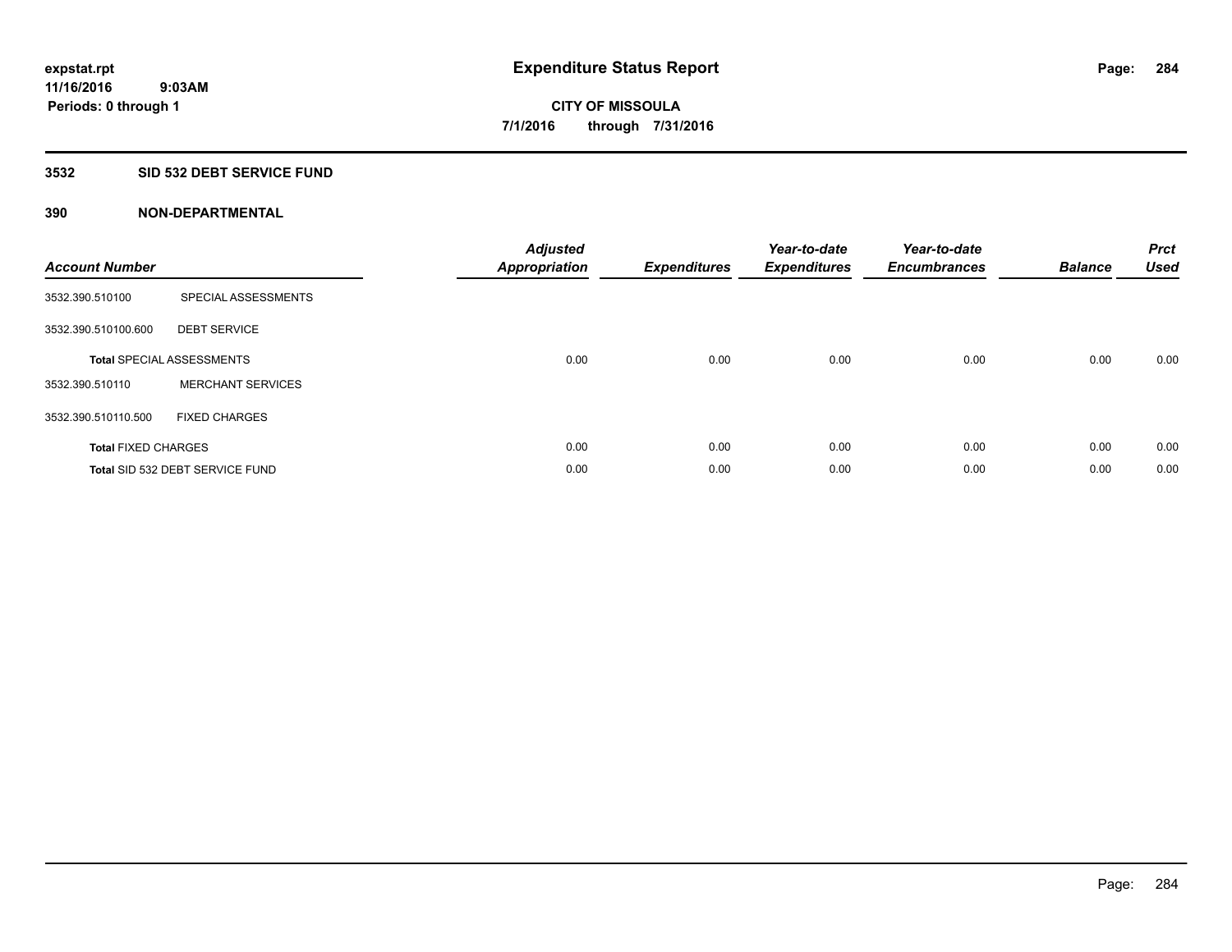# Expenditure Status Report

expstat.rpt
11/16/2016 9:03AM
Periods: 0 through 1

**CITY OF MISSOULA**
**7/1/2016 through 7/31/2016**

## 3532 SID 532 DEBT SERVICE FUND

### 390 NON-DEPARTMENTAL

| Account Number | | Adjusted Appropriation | Expenditures | Year-to-date Expenditures | Year-to-date Encumbrances | Balance | Prct Used |
|---|---|---|---|---|---|---|---|
| 3532.390.510100 | SPECIAL ASSESSMENTS | | | | | | |
| 3532.390.510100.600 | DEBT SERVICE | | | | | | |
| **Total** SPECIAL ASSESSMENTS | | 0.00 | 0.00 | 0.00 | 0.00 | 0.00 | 0.00 |
| 3532.390.510110 | MERCHANT SERVICES | | | | | | |
| 3532.390.510110.500 | FIXED CHARGES | | | | | | |
| **Total** FIXED CHARGES | | 0.00 | 0.00 | 0.00 | 0.00 | 0.00 | 0.00 |
| **Total** SID 532 DEBT SERVICE FUND | | 0.00 | 0.00 | 0.00 | 0.00 | 0.00 | 0.00 |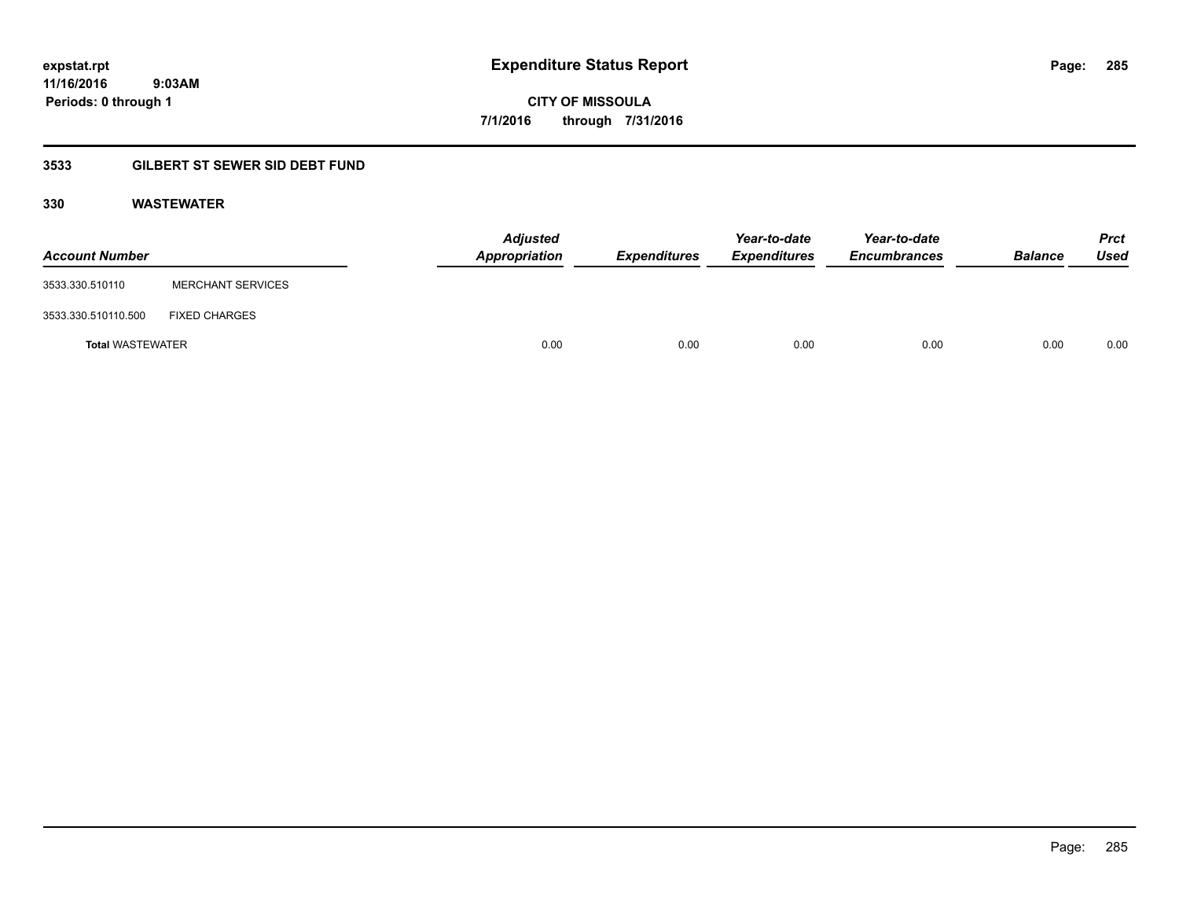**expstat.rpt**
**11/16/2016 9:03AM**
**Periods: 0 through 1**

# Expenditure Status Report

**CITY OF MISSOULA**
**7/1/2016 through 7/31/2016**

## 3533 GILBERT ST SEWER SID DEBT FUND

### 330 WASTEWATER

| Account Number | | Adjusted Appropriation | Expenditures | Year-to-date Expenditures | Year-to-date Encumbrances | Balance | Prct Used |
|---|---|---|---|---|---|---|---|
| 3533.330.510110 | MERCHANT SERVICES | | | | | | |
| 3533.330.510110.500 | FIXED CHARGES | | | | | | |
| **Total** WASTEWATER | | 0.00 | 0.00 | 0.00 | 0.00 | 0.00 | 0.00 |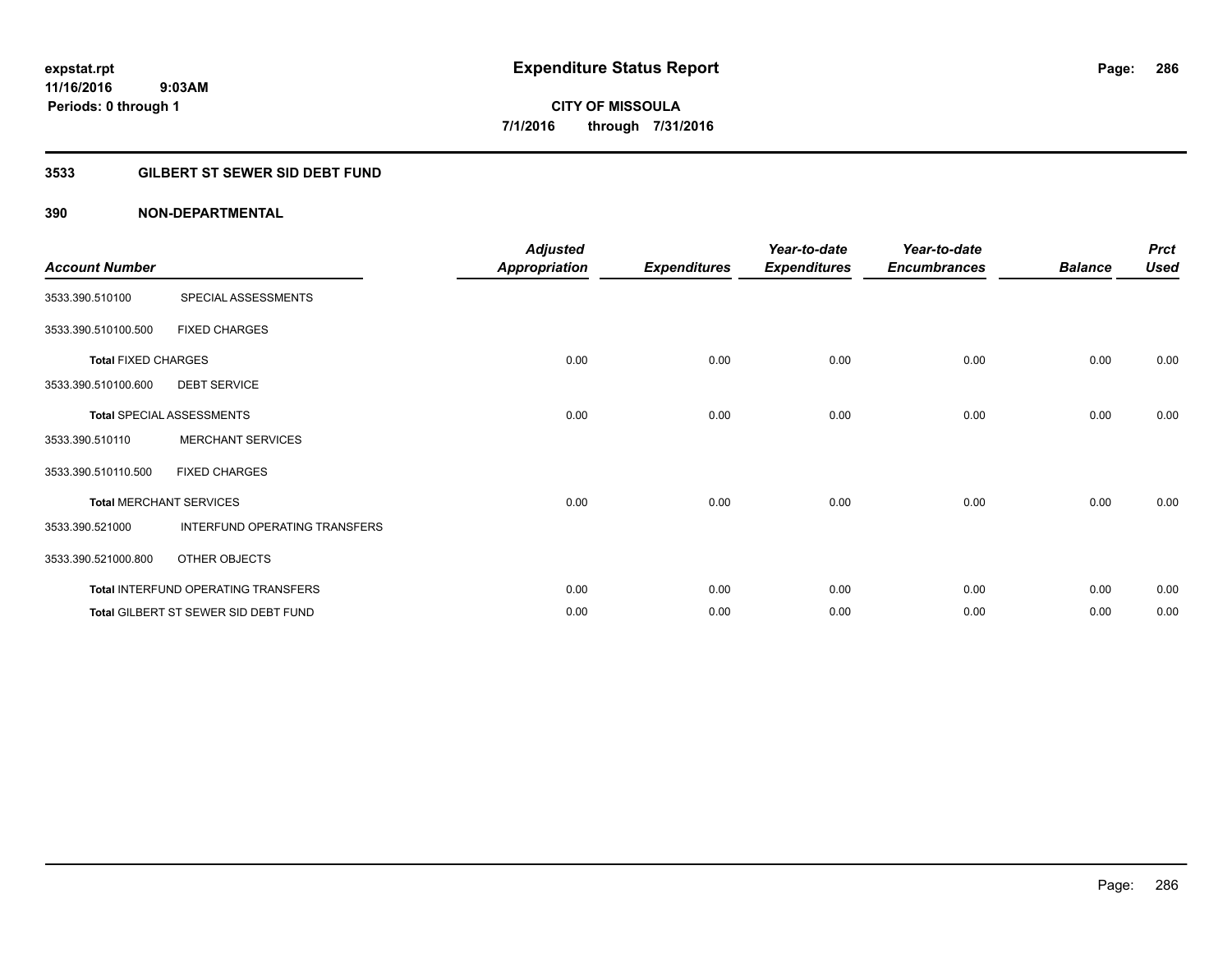expstat.rpt
11/16/2016 9:03AM
Periods: 0 through 1

# Expenditure Status Report

CITY OF MISSOULA
7/1/2016 through 7/31/2016

## 3533 GILBERT ST SEWER SID DEBT FUND

### 390 NON-DEPARTMENTAL

| Account Number | | Adjusted Appropriation | Expenditures | Year-to-date Expenditures | Year-to-date Encumbrances | Balance | Prct Used |
|---|---|---|---|---|---|---|---|
| 3533.390.510100 | SPECIAL ASSESSMENTS | | | | | | |
| 3533.390.510100.500 | FIXED CHARGES | | | | | | |
| **Total** FIXED CHARGES | | 0.00 | 0.00 | 0.00 | 0.00 | 0.00 | 0.00 |
| 3533.390.510100.600 | DEBT SERVICE | | | | | | |
| **Total** SPECIAL ASSESSMENTS | | 0.00 | 0.00 | 0.00 | 0.00 | 0.00 | 0.00 |
| 3533.390.510110 | MERCHANT SERVICES | | | | | | |
| 3533.390.510110.500 | FIXED CHARGES | | | | | | |
| **Total** MERCHANT SERVICES | | 0.00 | 0.00 | 0.00 | 0.00 | 0.00 | 0.00 |
| 3533.390.521000 | INTERFUND OPERATING TRANSFERS | | | | | | |
| 3533.390.521000.800 | OTHER OBJECTS | | | | | | |
| **Total** INTERFUND OPERATING TRANSFERS | | 0.00 | 0.00 | 0.00 | 0.00 | 0.00 | 0.00 |
| **Total** GILBERT ST SEWER SID DEBT FUND | | 0.00 | 0.00 | 0.00 | 0.00 | 0.00 | 0.00 |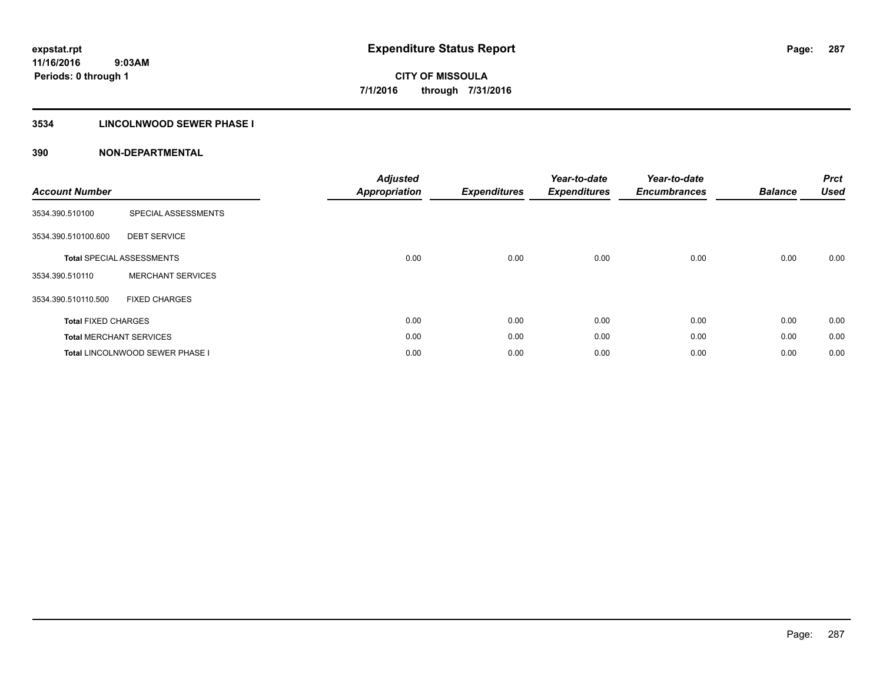# Expenditure Status Report

expstat.rpt
11/16/2016 9:03AM
Periods: 0 through 1

**CITY OF MISSOULA**
**7/1/2016 through 7/31/2016**

## 3534 LINCOLNWOOD SEWER PHASE I

### 390 NON-DEPARTMENTAL

| Account Number | | Adjusted Appropriation | Expenditures | Year-to-date Expenditures | Year-to-date Encumbrances | Balance | Prct Used |
|---|---|---|---|---|---|---|---|
| 3534.390.510100 | SPECIAL ASSESSMENTS | | | | | | |
| 3534.390.510100.600 | DEBT SERVICE | | | | | | |
| **Total** SPECIAL ASSESSMENTS | | 0.00 | 0.00 | 0.00 | 0.00 | 0.00 | 0.00 |
| 3534.390.510110 | MERCHANT SERVICES | | | | | | |
| 3534.390.510110.500 | FIXED CHARGES | | | | | | |
| **Total** FIXED CHARGES | | 0.00 | 0.00 | 0.00 | 0.00 | 0.00 | 0.00 |
| **Total** MERCHANT SERVICES | | 0.00 | 0.00 | 0.00 | 0.00 | 0.00 | 0.00 |
| **Total** LINCOLNWOOD SEWER PHASE I | | 0.00 | 0.00 | 0.00 | 0.00 | 0.00 | 0.00 |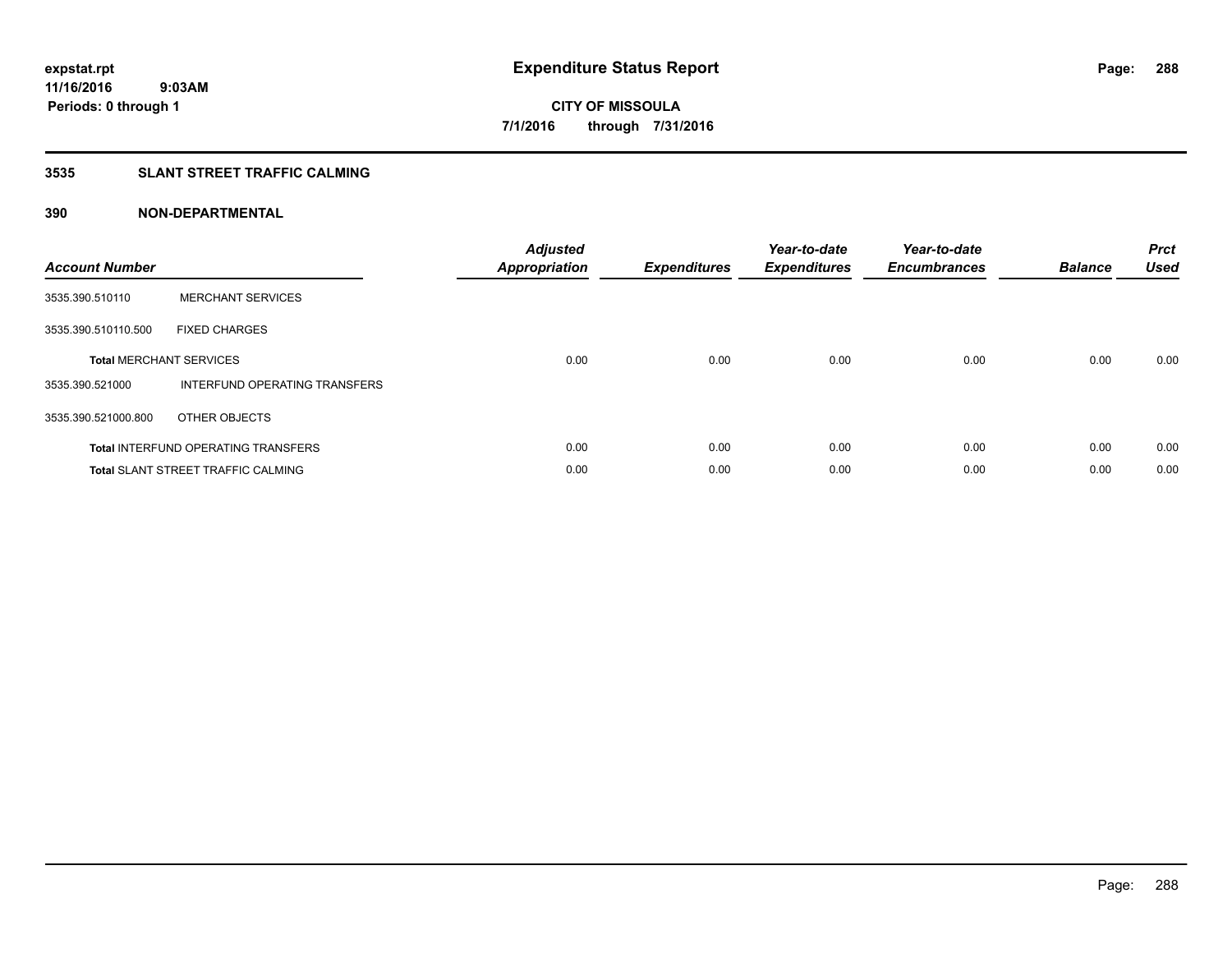**expstat.rpt**
**11/16/2016 9:03AM**
**Periods: 0 through 1**

# Expenditure Status Report

**CITY OF MISSOULA**
**7/1/2016 through 7/31/2016**

## 3535 SLANT STREET TRAFFIC CALMING

## 390 NON-DEPARTMENTAL

| Account Number | | Adjusted Appropriation | Expenditures | Year-to-date Expenditures | Year-to-date Encumbrances | Balance | Prct Used |
|---|---|---|---|---|---|---|---|
| 3535.390.510110 | MERCHANT SERVICES | | | | | | |
| 3535.390.510110.500 | FIXED CHARGES | | | | | | |
| **Total** MERCHANT SERVICES | | 0.00 | 0.00 | 0.00 | 0.00 | 0.00 | 0.00 |
| 3535.390.521000 | INTERFUND OPERATING TRANSFERS | | | | | | |
| 3535.390.521000.800 | OTHER OBJECTS | | | | | | |
| **Total** INTERFUND OPERATING TRANSFERS | | 0.00 | 0.00 | 0.00 | 0.00 | 0.00 | 0.00 |
| **Total** SLANT STREET TRAFFIC CALMING | | 0.00 | 0.00 | 0.00 | 0.00 | 0.00 | 0.00 |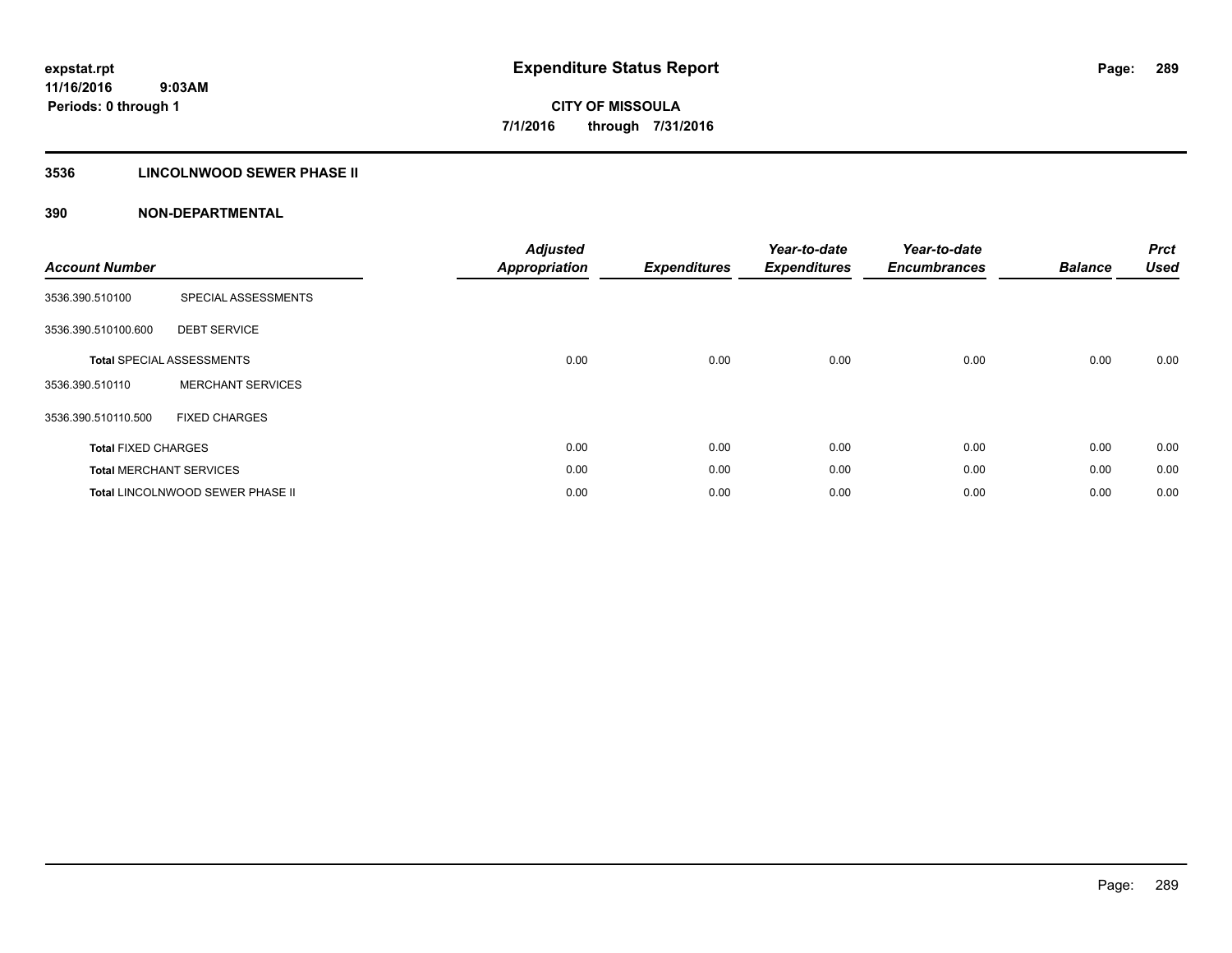expstat.rpt
11/16/2016 9:03AM
Periods: 0 through 1

# Expenditure Status Report

CITY OF MISSOULA
7/1/2016 through 7/31/2016

## 3536 LINCOLNWOOD SEWER PHASE II

## 390 NON-DEPARTMENTAL

| Account Number | | Adjusted Appropriation | Expenditures | Year-to-date Expenditures | Year-to-date Encumbrances | Balance | Prct Used |
|---|---|---|---|---|---|---|---|
| 3536.390.510100 | SPECIAL ASSESSMENTS | | | | | | |
| 3536.390.510100.600 | DEBT SERVICE | | | | | | |
| **Total** SPECIAL ASSESSMENTS | | 0.00 | 0.00 | 0.00 | 0.00 | 0.00 | 0.00 |
| 3536.390.510110 | MERCHANT SERVICES | | | | | | |
| 3536.390.510110.500 | FIXED CHARGES | | | | | | |
| **Total** FIXED CHARGES | | 0.00 | 0.00 | 0.00 | 0.00 | 0.00 | 0.00 |
| **Total** MERCHANT SERVICES | | 0.00 | 0.00 | 0.00 | 0.00 | 0.00 | 0.00 |
| **Total** LINCOLNWOOD SEWER PHASE II | | 0.00 | 0.00 | 0.00 | 0.00 | 0.00 | 0.00 |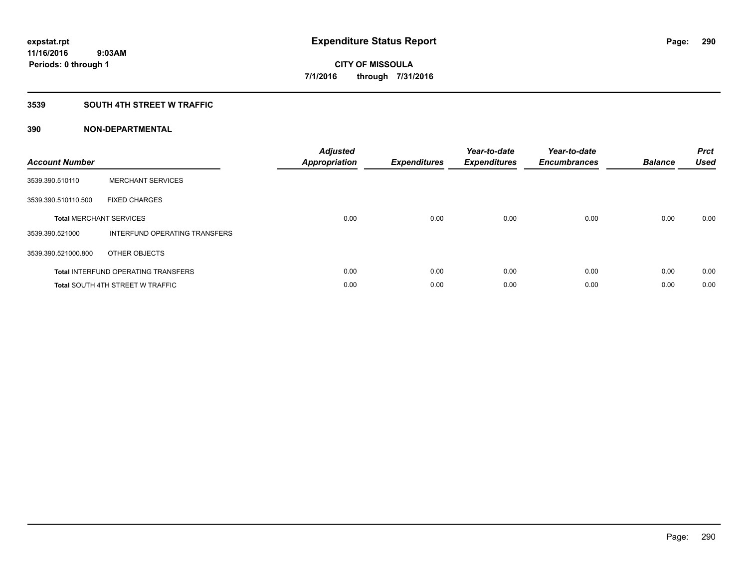expstat.rpt
11/16/2016 9:03AM
Periods: 0 through 1

# Expenditure Status Report

CITY OF MISSOULA
7/1/2016 through 7/31/2016

## 3539 SOUTH 4TH STREET W TRAFFIC

## 390 NON-DEPARTMENTAL

| Account Number | | Adjusted Appropriation | Expenditures | Year-to-date Expenditures | Year-to-date Encumbrances | Balance | Prct Used |
|---|---|---|---|---|---|---|---|
| 3539.390.510110 | MERCHANT SERVICES | | | | | | |
| 3539.390.510110.500 | FIXED CHARGES | | | | | | |
| **Total** MERCHANT SERVICES | | 0.00 | 0.00 | 0.00 | 0.00 | 0.00 | 0.00 |
| 3539.390.521000 | INTERFUND OPERATING TRANSFERS | | | | | | |
| 3539.390.521000.800 | OTHER OBJECTS | | | | | | |
| **Total** INTERFUND OPERATING TRANSFERS | | 0.00 | 0.00 | 0.00 | 0.00 | 0.00 | 0.00 |
| **Total** SOUTH 4TH STREET W TRAFFIC | | 0.00 | 0.00 | 0.00 | 0.00 | 0.00 | 0.00 |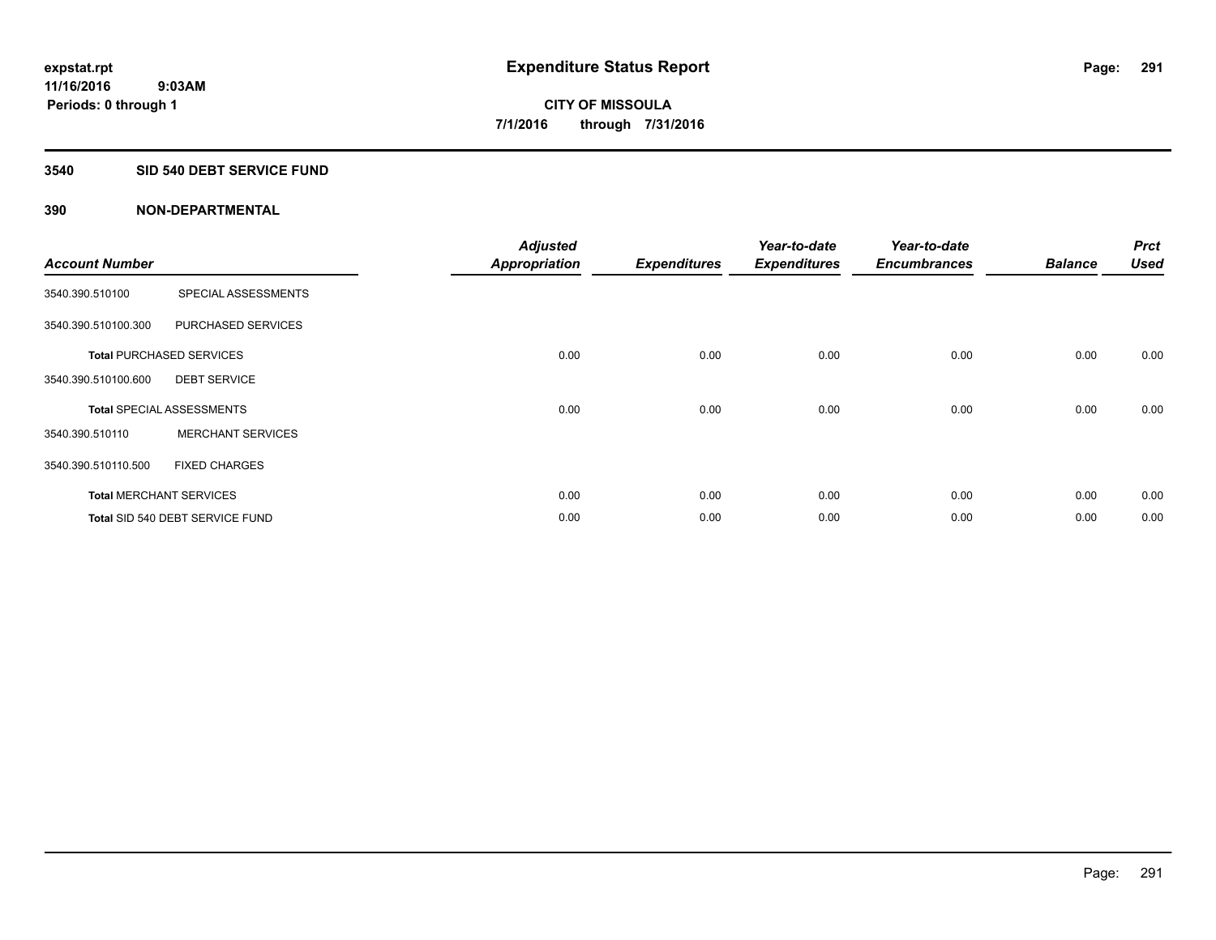**expstat.rpt**
**11/16/2016 9:03AM**
**Periods: 0 through 1**

# Expenditure Status Report

**CITY OF MISSOULA**
**7/1/2016 through 7/31/2016**

## 3540 SID 540 DEBT SERVICE FUND

### 390 NON-DEPARTMENTAL

| Account Number | | Adjusted Appropriation | Expenditures | Year-to-date Expenditures | Year-to-date Encumbrances | Balance | Prct Used |
|---|---|---|---|---|---|---|---|
| 3540.390.510100 | SPECIAL ASSESSMENTS | | | | | | |
| 3540.390.510100.300 | PURCHASED SERVICES | | | | | | |
| **Total** PURCHASED SERVICES | | 0.00 | 0.00 | 0.00 | 0.00 | 0.00 | 0.00 |
| 3540.390.510100.600 | DEBT SERVICE | | | | | | |
| **Total** SPECIAL ASSESSMENTS | | 0.00 | 0.00 | 0.00 | 0.00 | 0.00 | 0.00 |
| 3540.390.510110 | MERCHANT SERVICES | | | | | | |
| 3540.390.510110.500 | FIXED CHARGES | | | | | | |
| **Total** MERCHANT SERVICES | | 0.00 | 0.00 | 0.00 | 0.00 | 0.00 | 0.00 |
| **Total** SID 540 DEBT SERVICE FUND | | 0.00 | 0.00 | 0.00 | 0.00 | 0.00 | 0.00 |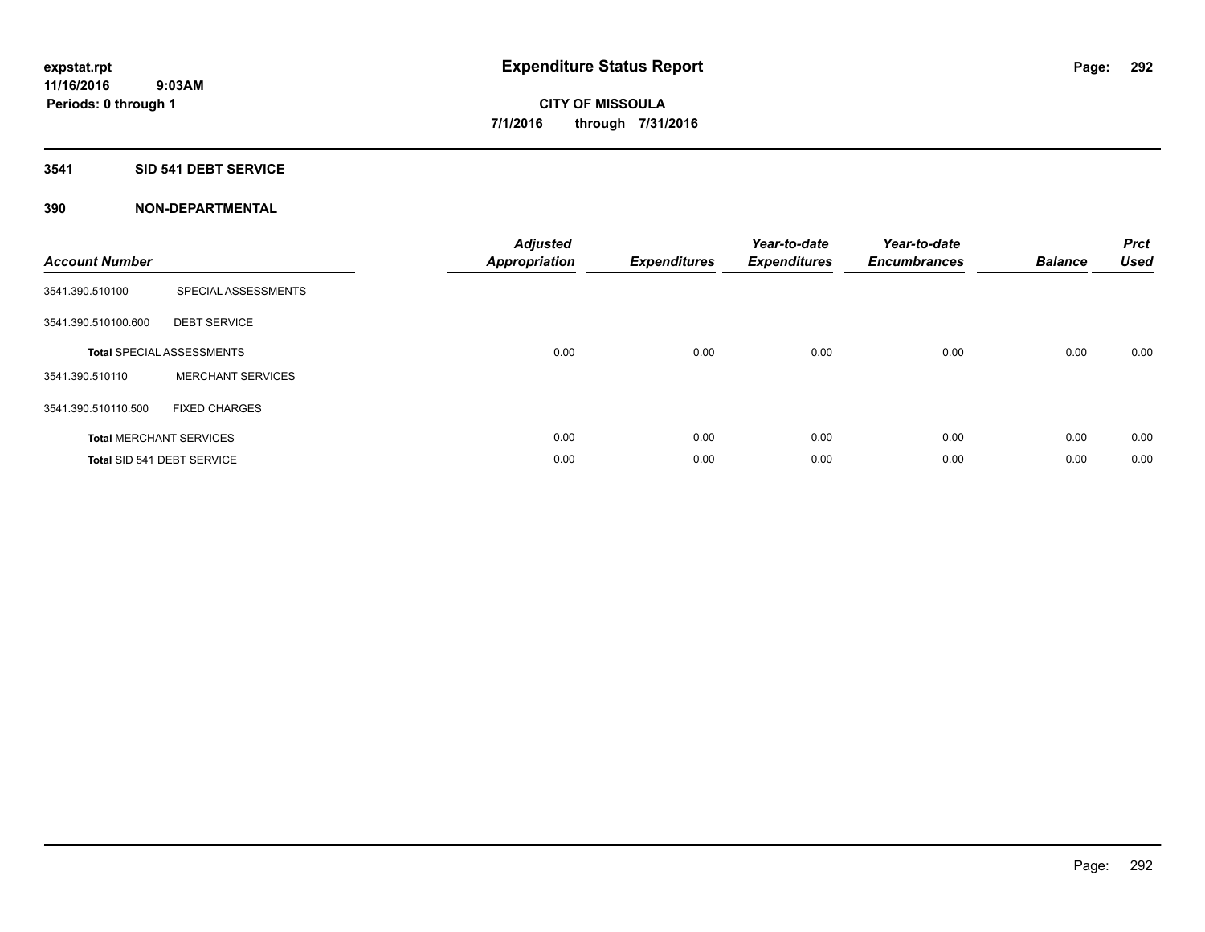# Expenditure Status Report

expstat.rpt
11/16/2016 9:03AM
Periods: 0 through 1

**CITY OF MISSOULA**
**7/1/2016 through 7/31/2016**

## 3541 SID 541 DEBT SERVICE

### 390 NON-DEPARTMENTAL

| Account Number | | Adjusted Appropriation | Expenditures | Year-to-date Expenditures | Year-to-date Encumbrances | Balance | Prct Used |
|---|---|---|---|---|---|---|---|
| 3541.390.510100 | SPECIAL ASSESSMENTS | | | | | | |
| 3541.390.510100.600 | DEBT SERVICE | | | | | | |
| **Total** SPECIAL ASSESSMENTS | | 0.00 | 0.00 | 0.00 | 0.00 | 0.00 | 0.00 |
| 3541.390.510110 | MERCHANT SERVICES | | | | | | |
| 3541.390.510110.500 | FIXED CHARGES | | | | | | |
| **Total** MERCHANT SERVICES | | 0.00 | 0.00 | 0.00 | 0.00 | 0.00 | 0.00 |
| **Total** SID 541 DEBT SERVICE | | 0.00 | 0.00 | 0.00 | 0.00 | 0.00 | 0.00 |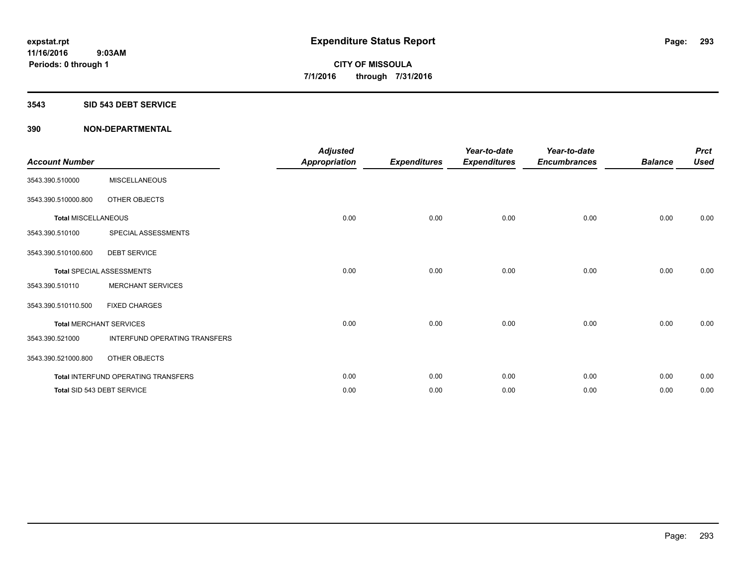expstat.rpt
11/16/2016 9:03AM
Periods: 0 through 1

# Expenditure Status Report

**CITY OF MISSOULA**
**7/1/2016 through 7/31/2016**

## 3543 SID 543 DEBT SERVICE

## 390 NON-DEPARTMENTAL

| Account Number | | Adjusted Appropriation | Expenditures | Year-to-date Expenditures | Year-to-date Encumbrances | Balance | Prct Used |
|---|---|---|---|---|---|---|---|
| 3543.390.510000 | MISCELLANEOUS | | | | | | |
| 3543.390.510000.800 | OTHER OBJECTS | | | | | | |
| **Total** MISCELLANEOUS | | 0.00 | 0.00 | 0.00 | 0.00 | 0.00 | 0.00 |
| 3543.390.510100 | SPECIAL ASSESSMENTS | | | | | | |
| 3543.390.510100.600 | DEBT SERVICE | | | | | | |
| **Total** SPECIAL ASSESSMENTS | | 0.00 | 0.00 | 0.00 | 0.00 | 0.00 | 0.00 |
| 3543.390.510110 | MERCHANT SERVICES | | | | | | |
| 3543.390.510110.500 | FIXED CHARGES | | | | | | |
| **Total** MERCHANT SERVICES | | 0.00 | 0.00 | 0.00 | 0.00 | 0.00 | 0.00 |
| 3543.390.521000 | INTERFUND OPERATING TRANSFERS | | | | | | |
| 3543.390.521000.800 | OTHER OBJECTS | | | | | | |
| **Total** INTERFUND OPERATING TRANSFERS | | 0.00 | 0.00 | 0.00 | 0.00 | 0.00 | 0.00 |
| **Total** SID 543 DEBT SERVICE | | 0.00 | 0.00 | 0.00 | 0.00 | 0.00 | 0.00 |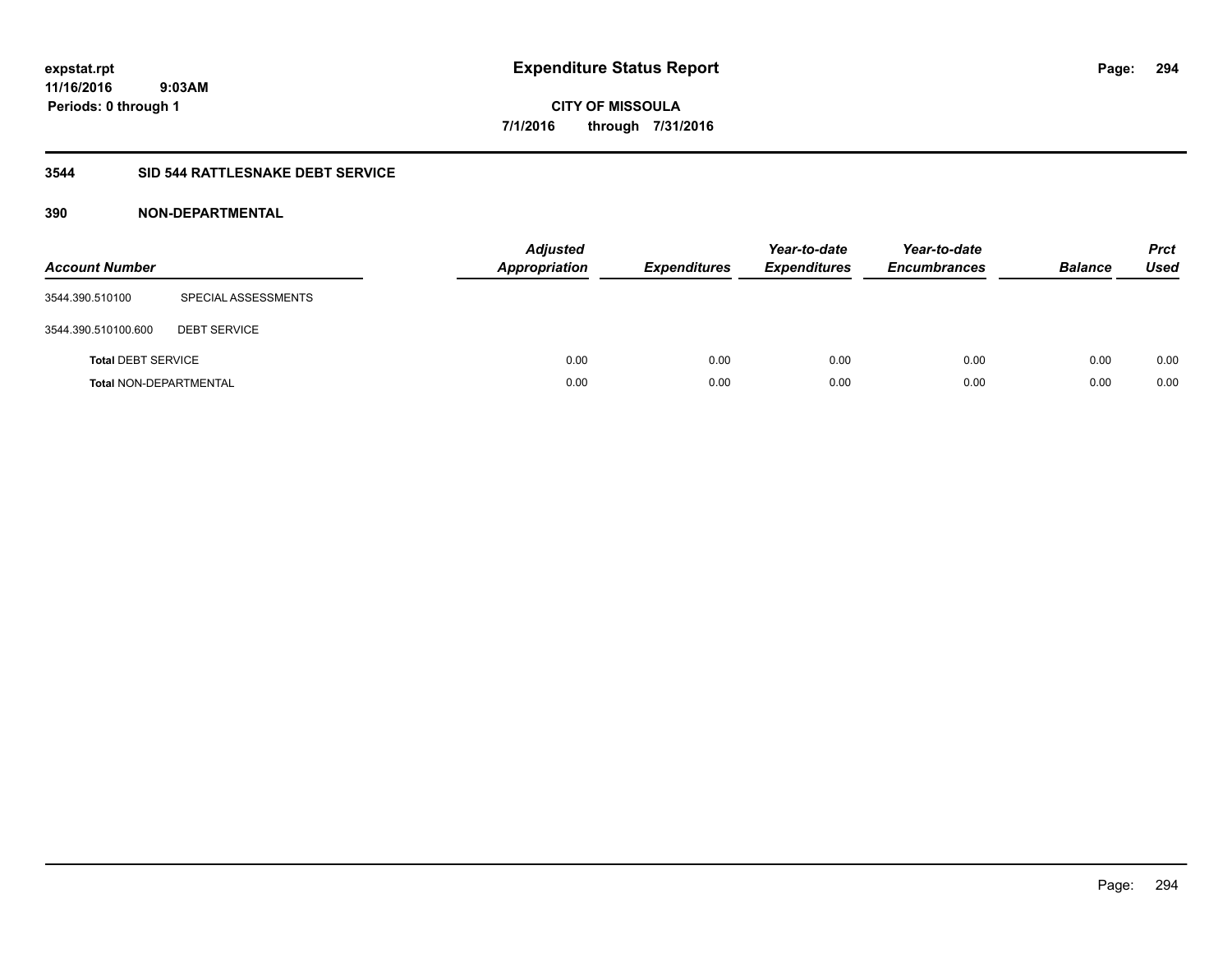**expstat.rpt**
**11/16/2016 9:03AM**
**Periods: 0 through 1**

# Expenditure Status Report

**CITY OF MISSOULA**
**7/1/2016 through 7/31/2016**

## 3544 SID 544 RATTLESNAKE DEBT SERVICE

### 390 NON-DEPARTMENTAL

| Account Number | | Adjusted Appropriation | Expenditures | Year-to-date Expenditures | Year-to-date Encumbrances | Balance | Prct Used |
|---|---|---|---|---|---|---|---|
| 3544.390.510100 | SPECIAL ASSESSMENTS | | | | | | |
| 3544.390.510100.600 | DEBT SERVICE | | | | | | |
| **Total** DEBT SERVICE | | 0.00 | 0.00 | 0.00 | 0.00 | 0.00 | 0.00 |
| **Total** NON-DEPARTMENTAL | | 0.00 | 0.00 | 0.00 | 0.00 | 0.00 | 0.00 |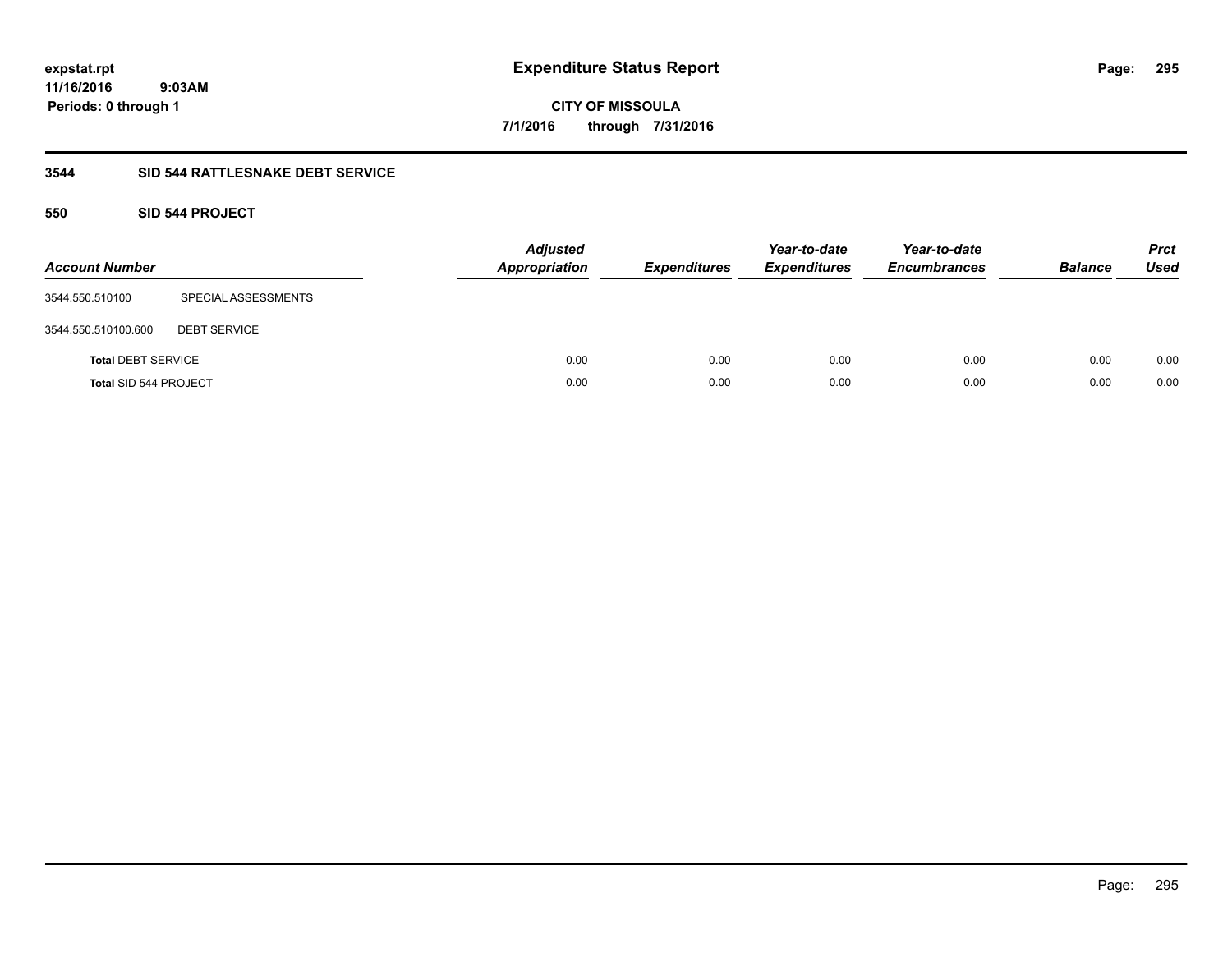**expstat.rpt**
**11/16/2016 9:03AM**
**Periods: 0 through 1**

# Expenditure Status Report

**CITY OF MISSOULA**
**7/1/2016 through 7/31/2016**

## 3544 SID 544 RATTLESNAKE DEBT SERVICE

### 550 SID 544 PROJECT

| Account Number | | Adjusted Appropriation | Expenditures | Year-to-date Expenditures | Year-to-date Encumbrances | Balance | Prct Used |
|---|---|---|---|---|---|---|---|
| 3544.550.510100 | SPECIAL ASSESSMENTS | | | | | | |
| 3544.550.510100.600 | DEBT SERVICE | | | | | | |
| **Total** DEBT SERVICE | | 0.00 | 0.00 | 0.00 | 0.00 | 0.00 | 0.00 |
| **Total** SID 544 PROJECT | | 0.00 | 0.00 | 0.00 | 0.00 | 0.00 | 0.00 |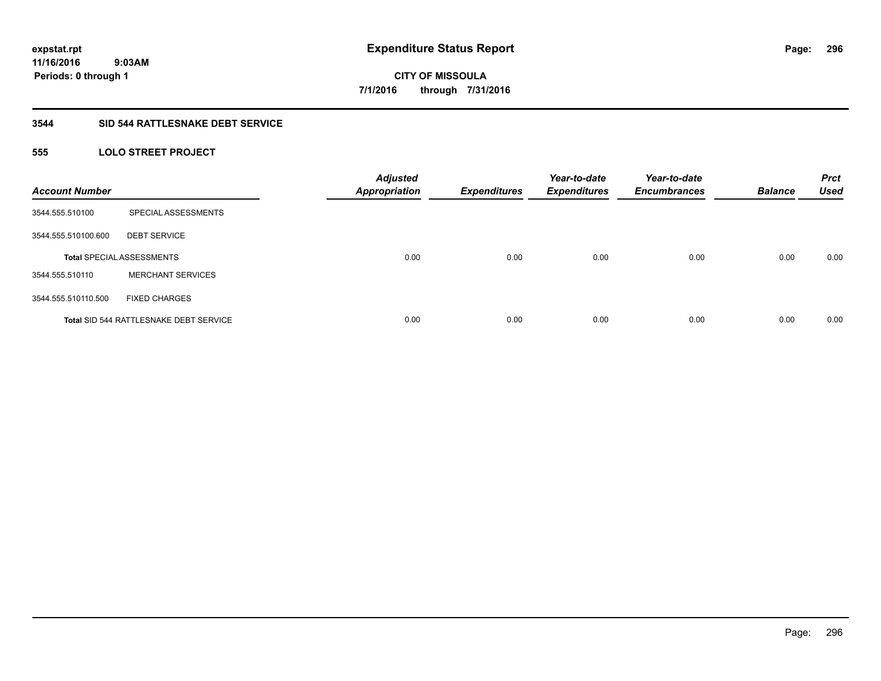**expstat.rpt**
**11/16/2016 9:03AM**
**Periods: 0 through 1**

# Expenditure Status Report

**CITY OF MISSOULA**
**7/1/2016 through 7/31/2016**

## 3544 SID 544 RATTLESNAKE DEBT SERVICE

### 555 LOLO STREET PROJECT

| Account Number | | Adjusted Appropriation | Expenditures | Year-to-date Expenditures | Year-to-date Encumbrances | Balance | Prct Used |
|---|---|---|---|---|---|---|---|
| 3544.555.510100 | SPECIAL ASSESSMENTS | | | | | | |
| 3544.555.510100.600 | DEBT SERVICE | | | | | | |
| **Total** SPECIAL ASSESSMENTS | | 0.00 | 0.00 | 0.00 | 0.00 | 0.00 | 0.00 |
| 3544.555.510110 | MERCHANT SERVICES | | | | | | |
| 3544.555.510110.500 | FIXED CHARGES | | | | | | |
| **Total** SID 544 RATTLESNAKE DEBT SERVICE | | 0.00 | 0.00 | 0.00 | 0.00 | 0.00 | 0.00 |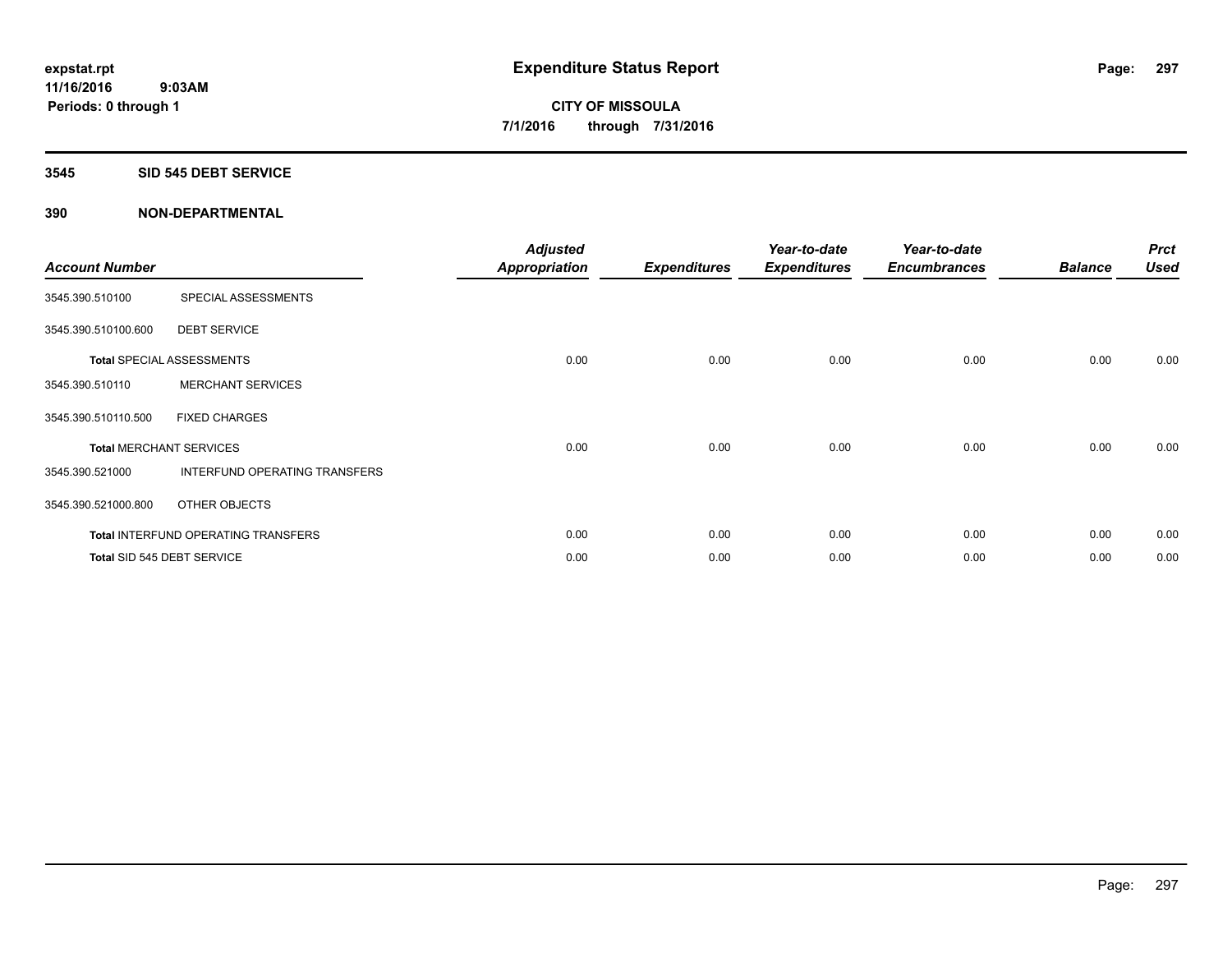expstat.rpt
11/16/2016 9:03AM
Periods: 0 through 1

# Expenditure Status Report

CITY OF MISSOULA
7/1/2016 through 7/31/2016

## 3545 SID 545 DEBT SERVICE

## 390 NON-DEPARTMENTAL

| Account Number | | Adjusted Appropriation | Expenditures | Year-to-date Expenditures | Year-to-date Encumbrances | Balance | Prct Used |
|---|---|---|---|---|---|---|---|
| 3545.390.510100 | SPECIAL ASSESSMENTS | | | | | | |
| 3545.390.510100.600 | DEBT SERVICE | | | | | | |
| **Total** SPECIAL ASSESSMENTS | | 0.00 | 0.00 | 0.00 | 0.00 | 0.00 | 0.00 |
| 3545.390.510110 | MERCHANT SERVICES | | | | | | |
| 3545.390.510110.500 | FIXED CHARGES | | | | | | |
| **Total** MERCHANT SERVICES | | 0.00 | 0.00 | 0.00 | 0.00 | 0.00 | 0.00 |
| 3545.390.521000 | INTERFUND OPERATING TRANSFERS | | | | | | |
| 3545.390.521000.800 | OTHER OBJECTS | | | | | | |
| **Total** INTERFUND OPERATING TRANSFERS | | 0.00 | 0.00 | 0.00 | 0.00 | 0.00 | 0.00 |
| **Total** SID 545 DEBT SERVICE | | 0.00 | 0.00 | 0.00 | 0.00 | 0.00 | 0.00 |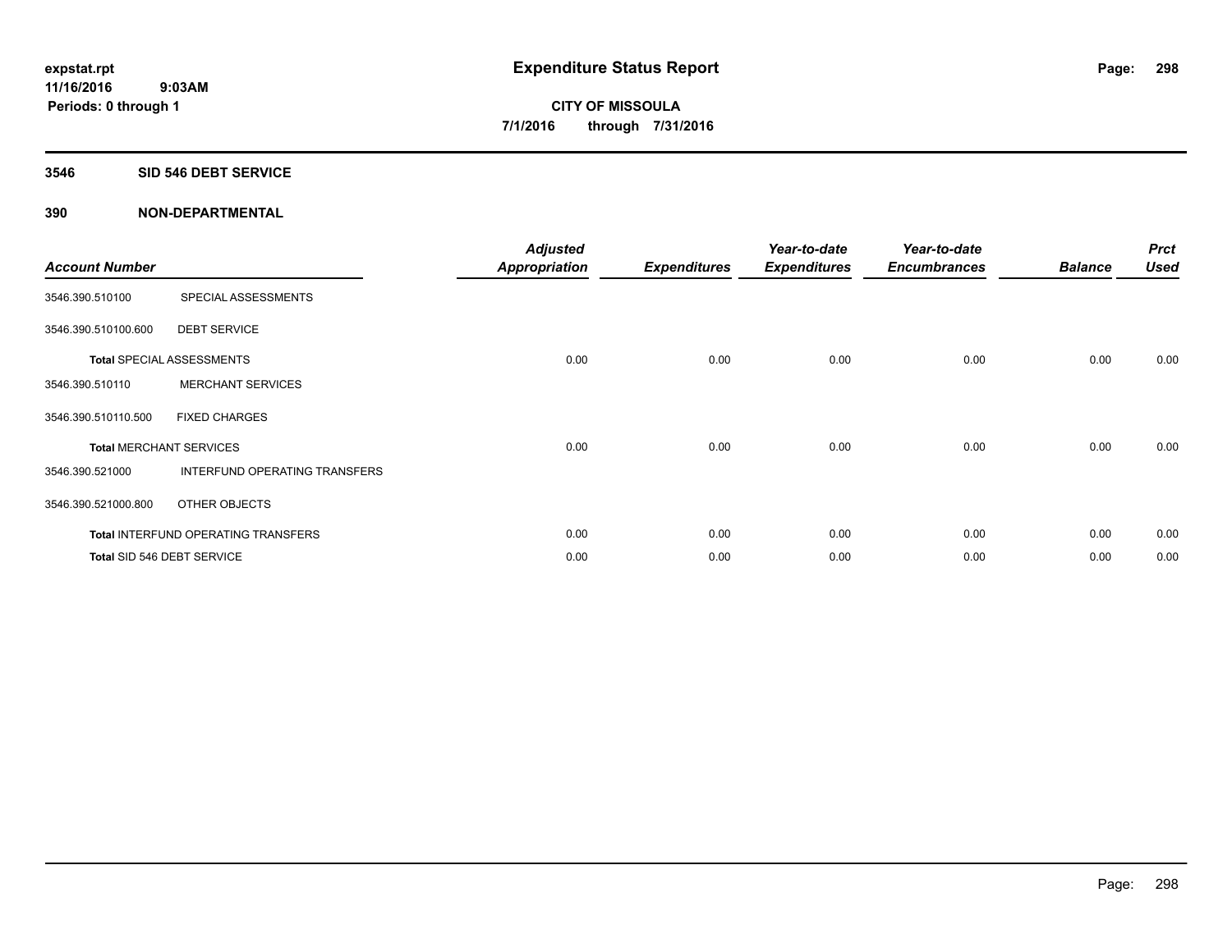# Expenditure Status Report

**expstat.rpt**
**11/16/2016 9:03AM**
**Periods: 0 through 1**

**CITY OF MISSOULA**
**7/1/2016 through 7/31/2016**

## 3546 SID 546 DEBT SERVICE

### 390 NON-DEPARTMENTAL

| Account Number | | Adjusted Appropriation | Expenditures | Year-to-date Expenditures | Year-to-date Encumbrances | Balance | Prct Used |
|---|---|---|---|---|---|---|---|
| 3546.390.510100 | SPECIAL ASSESSMENTS | | | | | | |
| 3546.390.510100.600 | DEBT SERVICE | | | | | | |
| **Total** SPECIAL ASSESSMENTS | | 0.00 | 0.00 | 0.00 | 0.00 | 0.00 | 0.00 |
| 3546.390.510110 | MERCHANT SERVICES | | | | | | |
| 3546.390.510110.500 | FIXED CHARGES | | | | | | |
| **Total** MERCHANT SERVICES | | 0.00 | 0.00 | 0.00 | 0.00 | 0.00 | 0.00 |
| 3546.390.521000 | INTERFUND OPERATING TRANSFERS | | | | | | |
| 3546.390.521000.800 | OTHER OBJECTS | | | | | | |
| **Total** INTERFUND OPERATING TRANSFERS | | 0.00 | 0.00 | 0.00 | 0.00 | 0.00 | 0.00 |
| **Total** SID 546 DEBT SERVICE | | 0.00 | 0.00 | 0.00 | 0.00 | 0.00 | 0.00 |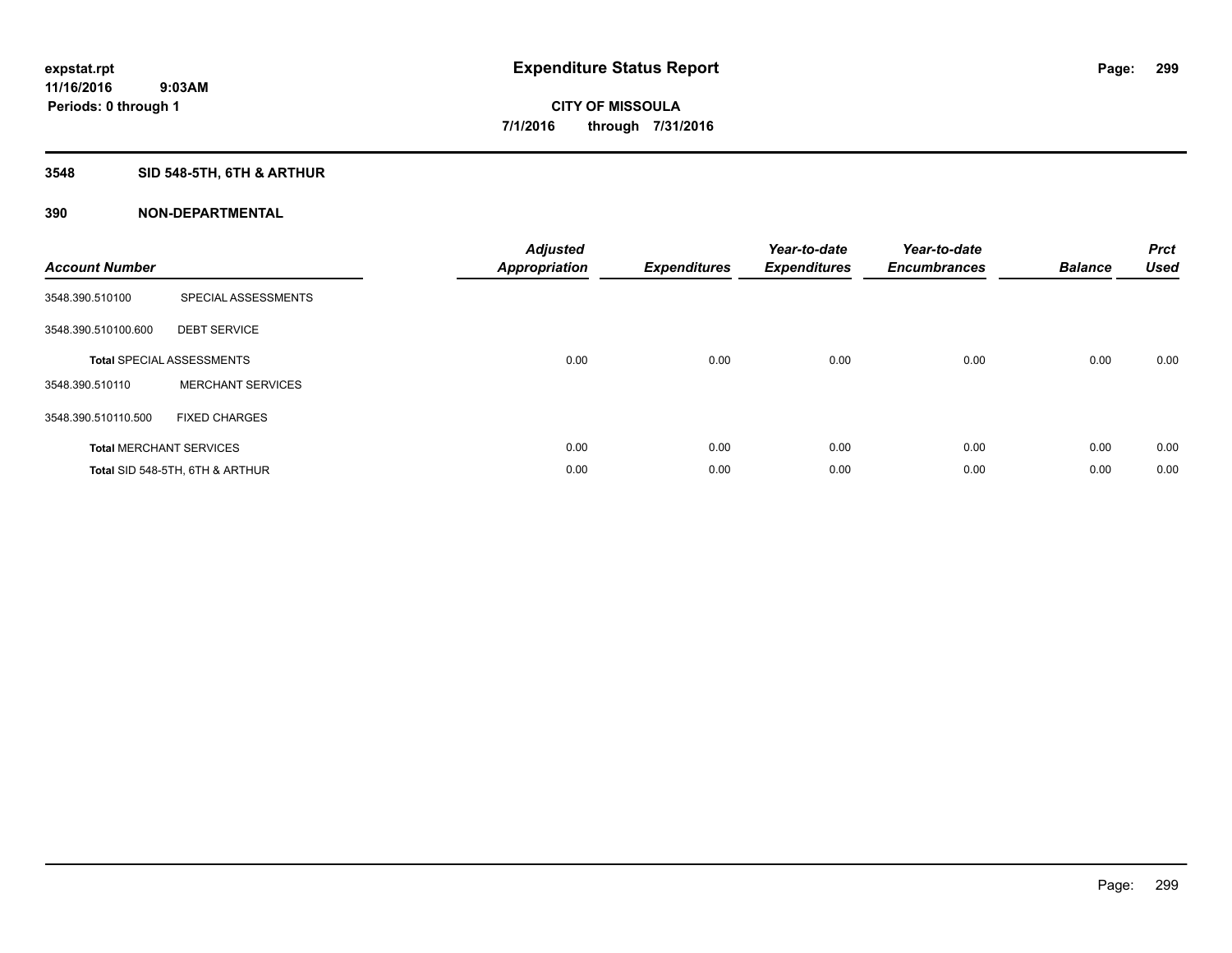**expstat.rpt**
**11/16/2016 9:03AM**
**Periods: 0 through 1**

# Expenditure Status Report

**CITY OF MISSOULA**
**7/1/2016 through 7/31/2016**

## 3548 SID 548-5TH, 6TH & ARTHUR

### 390 NON-DEPARTMENTAL

| Account Number | | Adjusted Appropriation | Expenditures | Year-to-date Expenditures | Year-to-date Encumbrances | Balance | Prct Used |
|---|---|---|---|---|---|---|---|
| 3548.390.510100 | SPECIAL ASSESSMENTS | | | | | | |
| 3548.390.510100.600 | DEBT SERVICE | | | | | | |
| **Total** SPECIAL ASSESSMENTS | | 0.00 | 0.00 | 0.00 | 0.00 | 0.00 | 0.00 |
| 3548.390.510110 | MERCHANT SERVICES | | | | | | |
| 3548.390.510110.500 | FIXED CHARGES | | | | | | |
| **Total** MERCHANT SERVICES | | 0.00 | 0.00 | 0.00 | 0.00 | 0.00 | 0.00 |
| **Total** SID 548-5TH, 6TH & ARTHUR | | 0.00 | 0.00 | 0.00 | 0.00 | 0.00 | 0.00 |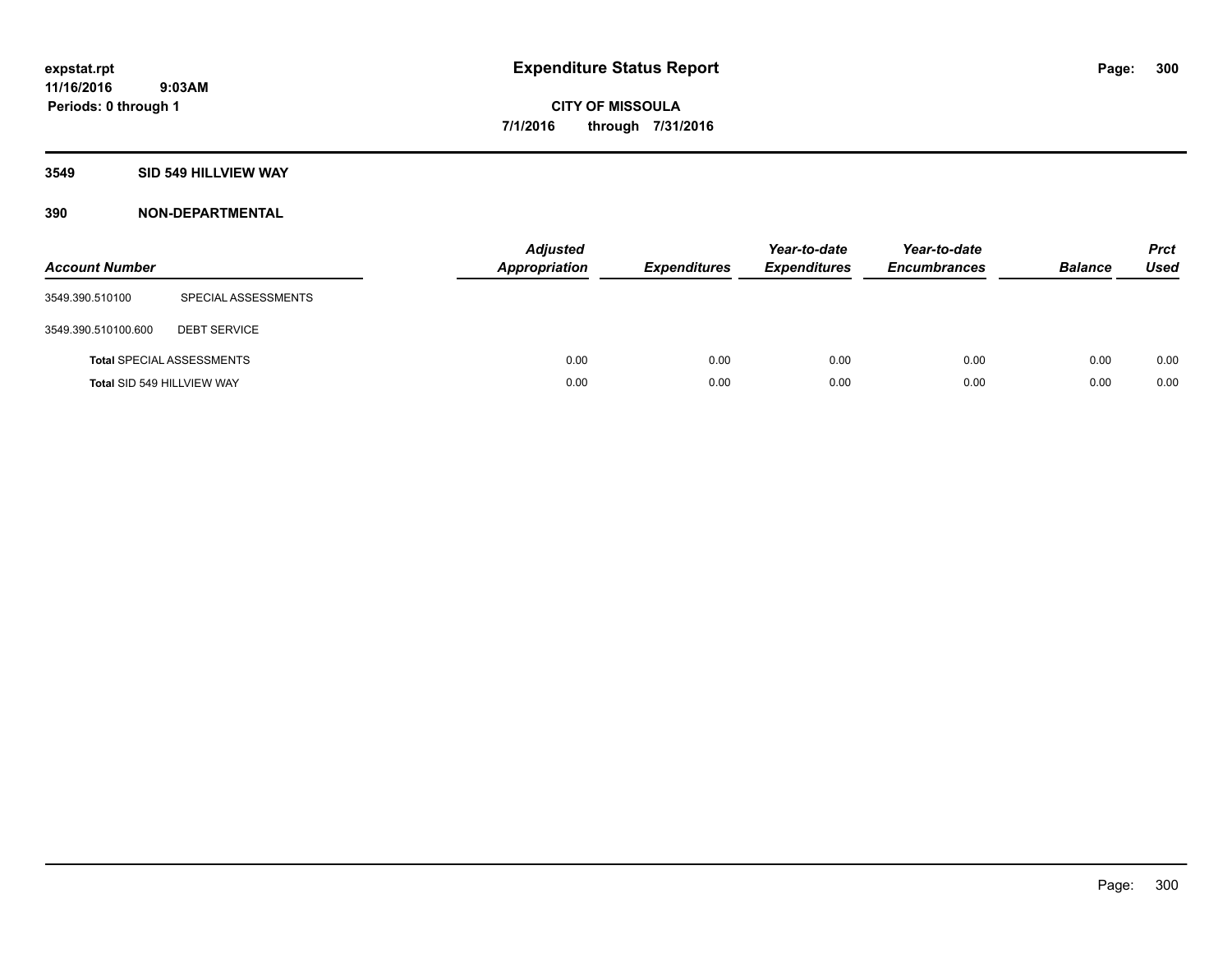**expstat.rpt**
**11/16/2016 9:03AM**
**Periods: 0 through 1**

# Expenditure Status Report

**CITY OF MISSOULA**
**7/1/2016 through 7/31/2016**

## 3549 SID 549 HILLVIEW WAY

## 390 NON-DEPARTMENTAL

| Account Number | | Adjusted Appropriation | Expenditures | Year-to-date Expenditures | Year-to-date Encumbrances | Balance | Prct Used |
|---|---|---|---|---|---|---|---|
| 3549.390.510100 | SPECIAL ASSESSMENTS | | | | | | |
| 3549.390.510100.600 | DEBT SERVICE | | | | | | |
| **Total** SPECIAL ASSESSMENTS | | 0.00 | 0.00 | 0.00 | 0.00 | 0.00 | 0.00 |
| **Total** SID 549 HILLVIEW WAY | | 0.00 | 0.00 | 0.00 | 0.00 | 0.00 | 0.00 |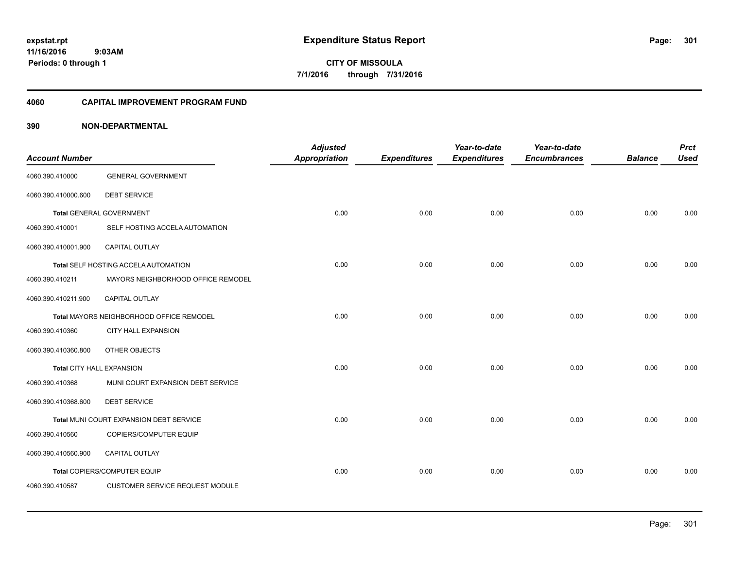# Expenditure Status Report

expstat.rpt
11/16/2016 9:03AM
Periods: 0 through 1

**CITY OF MISSOULA**
**7/1/2016 through 7/31/2016**

## 4060 CAPITAL IMPROVEMENT PROGRAM FUND

### 390 NON-DEPARTMENTAL

| Account Number | | Adjusted Appropriation | Expenditures | Year-to-date Expenditures | Year-to-date Encumbrances | Balance | Prct Used |
|---|---|---|---|---|---|---|---|
| 4060.390.410000 | GENERAL GOVERNMENT | | | | | | |
| 4060.390.410000.600 | DEBT SERVICE | | | | | | |
| **Total** GENERAL GOVERNMENT | | 0.00 | 0.00 | 0.00 | 0.00 | 0.00 | 0.00 |
| 4060.390.410001 | SELF HOSTING ACCELA AUTOMATION | | | | | | |
| 4060.390.410001.900 | CAPITAL OUTLAY | | | | | | |
| **Total** SELF HOSTING ACCELA AUTOMATION | | 0.00 | 0.00 | 0.00 | 0.00 | 0.00 | 0.00 |
| 4060.390.410211 | MAYORS NEIGHBORHOOD OFFICE REMODEL | | | | | | |
| 4060.390.410211.900 | CAPITAL OUTLAY | | | | | | |
| **Total** MAYORS NEIGHBORHOOD OFFICE REMODEL | | 0.00 | 0.00 | 0.00 | 0.00 | 0.00 | 0.00 |
| 4060.390.410360 | CITY HALL EXPANSION | | | | | | |
| 4060.390.410360.800 | OTHER OBJECTS | | | | | | |
| **Total** CITY HALL EXPANSION | | 0.00 | 0.00 | 0.00 | 0.00 | 0.00 | 0.00 |
| 4060.390.410368 | MUNI COURT EXPANSION DEBT SERVICE | | | | | | |
| 4060.390.410368.600 | DEBT SERVICE | | | | | | |
| **Total** MUNI COURT EXPANSION DEBT SERVICE | | 0.00 | 0.00 | 0.00 | 0.00 | 0.00 | 0.00 |
| 4060.390.410560 | COPIERS/COMPUTER EQUIP | | | | | | |
| 4060.390.410560.900 | CAPITAL OUTLAY | | | | | | |
| **Total** COPIERS/COMPUTER EQUIP | | 0.00 | 0.00 | 0.00 | 0.00 | 0.00 | 0.00 |
| 4060.390.410587 | CUSTOMER SERVICE REQUEST MODULE | | | | | | |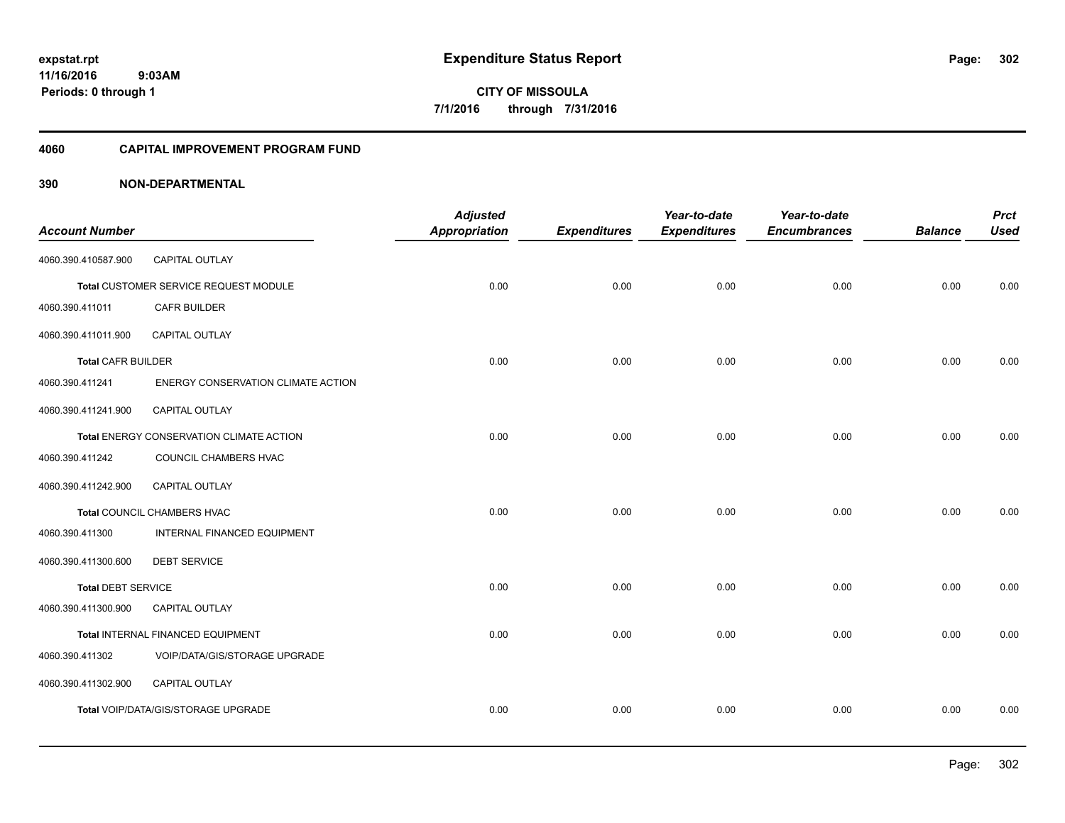**expstat.rpt**
**11/16/2016 9:03AM**
**Periods: 0 through 1**

# Expenditure Status Report

**CITY OF MISSOULA**
**7/1/2016 through 7/31/2016**

## 4060 CAPITAL IMPROVEMENT PROGRAM FUND

### 390 NON-DEPARTMENTAL

| Account Number | | Adjusted Appropriation | Expenditures | Year-to-date Expenditures | Year-to-date Encumbrances | Balance | Prct Used |
|---|---|---|---|---|---|---|---|
| 4060.390.410587.900 | CAPITAL OUTLAY | | | | | | |
| Total CUSTOMER SERVICE REQUEST MODULE | | 0.00 | 0.00 | 0.00 | 0.00 | 0.00 | 0.00 |
| 4060.390.411011 | CAFR BUILDER | | | | | | |
| 4060.390.411011.900 | CAPITAL OUTLAY | | | | | | |
| Total CAFR BUILDER | | 0.00 | 0.00 | 0.00 | 0.00 | 0.00 | 0.00 |
| 4060.390.411241 | ENERGY CONSERVATION CLIMATE ACTION | | | | | | |
| 4060.390.411241.900 | CAPITAL OUTLAY | | | | | | |
| Total ENERGY CONSERVATION CLIMATE ACTION | | 0.00 | 0.00 | 0.00 | 0.00 | 0.00 | 0.00 |
| 4060.390.411242 | COUNCIL CHAMBERS HVAC | | | | | | |
| 4060.390.411242.900 | CAPITAL OUTLAY | | | | | | |
| Total COUNCIL CHAMBERS HVAC | | 0.00 | 0.00 | 0.00 | 0.00 | 0.00 | 0.00 |
| 4060.390.411300 | INTERNAL FINANCED EQUIPMENT | | | | | | |
| 4060.390.411300.600 | DEBT SERVICE | | | | | | |
| Total DEBT SERVICE | | 0.00 | 0.00 | 0.00 | 0.00 | 0.00 | 0.00 |
| 4060.390.411300.900 | CAPITAL OUTLAY | | | | | | |
| Total INTERNAL FINANCED EQUIPMENT | | 0.00 | 0.00 | 0.00 | 0.00 | 0.00 | 0.00 |
| 4060.390.411302 | VOIP/DATA/GIS/STORAGE UPGRADE | | | | | | |
| 4060.390.411302.900 | CAPITAL OUTLAY | | | | | | |
| Total VOIP/DATA/GIS/STORAGE UPGRADE | | 0.00 | 0.00 | 0.00 | 0.00 | 0.00 | 0.00 |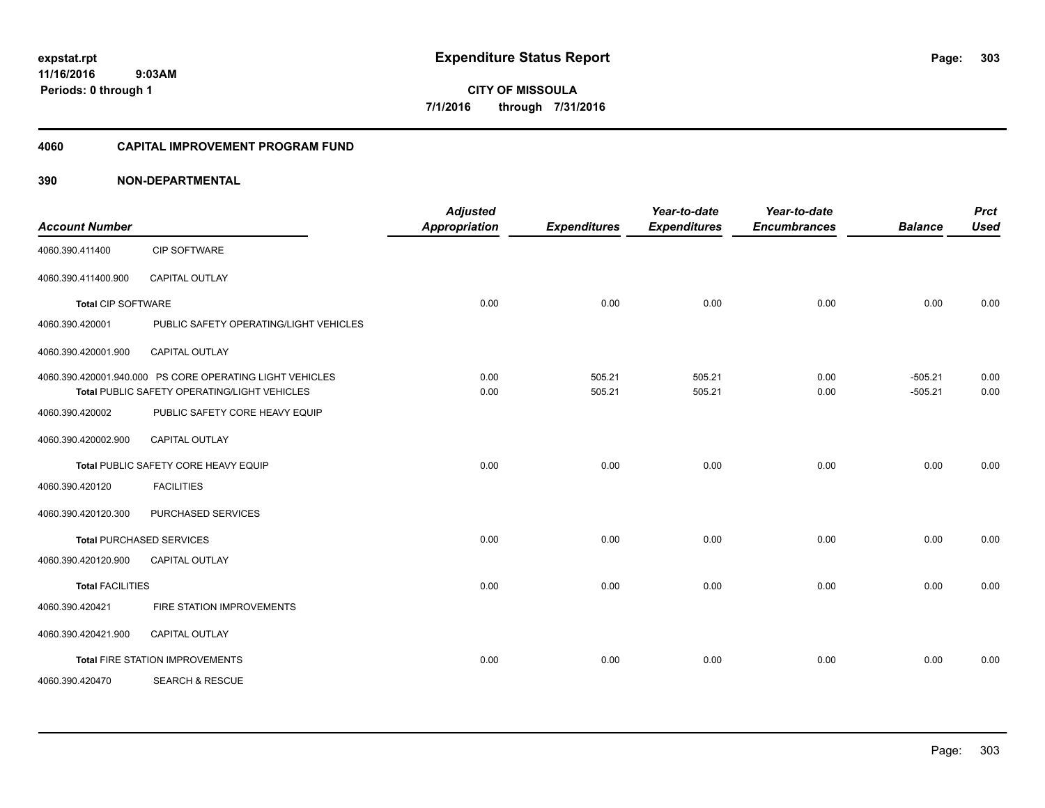# Expenditure Status Report

**CITY OF MISSOULA**

**7/1/2016 through 7/31/2016**

expstat.rpt
11/16/2016 9:03AM
Periods: 0 through 1

## 4060 CAPITAL IMPROVEMENT PROGRAM FUND

## 390 NON-DEPARTMENTAL

| Account Number | | Adjusted Appropriation | Expenditures | Year-to-date Expenditures | Year-to-date Encumbrances | Balance | Prct Used |
|---|---|---|---|---|---|---|---|
| 4060.390.411400 | CIP SOFTWARE | | | | | | |
| 4060.390.411400.900 | CAPITAL OUTLAY | | | | | | |
| **Total** CIP SOFTWARE | | 0.00 | 0.00 | 0.00 | 0.00 | 0.00 | 0.00 |
| 4060.390.420001 | PUBLIC SAFETY OPERATING/LIGHT VEHICLES | | | | | | |
| 4060.390.420001.900 | CAPITAL OUTLAY | | | | | | |
| 4060.390.420001.940.000 | PS CORE OPERATING LIGHT VEHICLES | 0.00 | 505.21 | 505.21 | 0.00 | -505.21 | 0.00 |
| **Total** PUBLIC SAFETY OPERATING/LIGHT VEHICLES | | 0.00 | 505.21 | 505.21 | 0.00 | -505.21 | 0.00 |
| 4060.390.420002 | PUBLIC SAFETY CORE HEAVY EQUIP | | | | | | |
| 4060.390.420002.900 | CAPITAL OUTLAY | | | | | | |
| **Total** PUBLIC SAFETY CORE HEAVY EQUIP | | 0.00 | 0.00 | 0.00 | 0.00 | 0.00 | 0.00 |
| 4060.390.420120 | FACILITIES | | | | | | |
| 4060.390.420120.300 | PURCHASED SERVICES | | | | | | |
| **Total** PURCHASED SERVICES | | 0.00 | 0.00 | 0.00 | 0.00 | 0.00 | 0.00 |
| 4060.390.420120.900 | CAPITAL OUTLAY | | | | | | |
| **Total** FACILITIES | | 0.00 | 0.00 | 0.00 | 0.00 | 0.00 | 0.00 |
| 4060.390.420421 | FIRE STATION IMPROVEMENTS | | | | | | |
| 4060.390.420421.900 | CAPITAL OUTLAY | | | | | | |
| **Total** FIRE STATION IMPROVEMENTS | | 0.00 | 0.00 | 0.00 | 0.00 | 0.00 | 0.00 |
| 4060.390.420470 | SEARCH & RESCUE | | | | | | |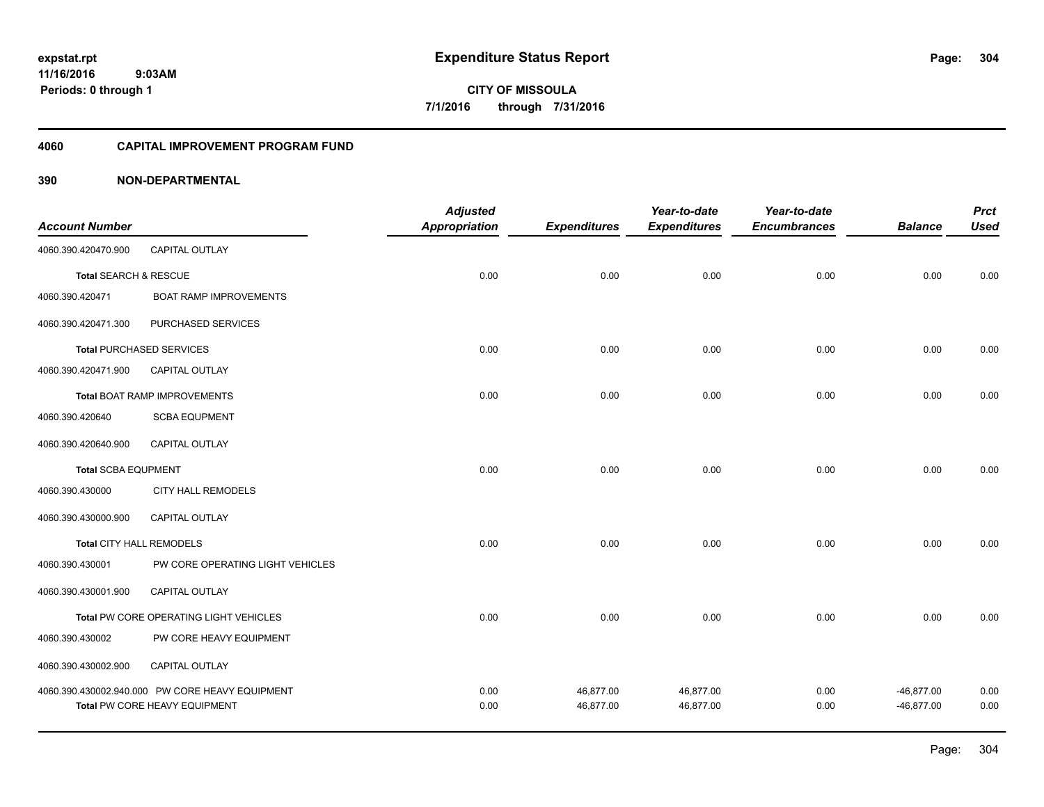**expstat.rpt**
**11/16/2016 9:03AM**
**Periods: 0 through 1**

# Expenditure Status Report

**CITY OF MISSOULA**
**7/1/2016 through 7/31/2016**

## 4060 CAPITAL IMPROVEMENT PROGRAM FUND

## 390 NON-DEPARTMENTAL

| Account Number | | Adjusted Appropriation | Expenditures | Year-to-date Expenditures | Year-to-date Encumbrances | Balance | Prct Used |
|---|---|---|---|---|---|---|---|
| 4060.390.420470.900 | CAPITAL OUTLAY | | | | | | |
| **Total** SEARCH & RESCUE | | 0.00 | 0.00 | 0.00 | 0.00 | 0.00 | 0.00 |
| 4060.390.420471 | BOAT RAMP IMPROVEMENTS | | | | | | |
| 4060.390.420471.300 | PURCHASED SERVICES | | | | | | |
| **Total** PURCHASED SERVICES | | 0.00 | 0.00 | 0.00 | 0.00 | 0.00 | 0.00 |
| 4060.390.420471.900 | CAPITAL OUTLAY | | | | | | |
| **Total** BOAT RAMP IMPROVEMENTS | | 0.00 | 0.00 | 0.00 | 0.00 | 0.00 | 0.00 |
| 4060.390.420640 | SCBA EQUPMENT | | | | | | |
| 4060.390.420640.900 | CAPITAL OUTLAY | | | | | | |
| **Total** SCBA EQUPMENT | | 0.00 | 0.00 | 0.00 | 0.00 | 0.00 | 0.00 |
| 4060.390.430000 | CITY HALL REMODELS | | | | | | |
| 4060.390.430000.900 | CAPITAL OUTLAY | | | | | | |
| **Total** CITY HALL REMODELS | | 0.00 | 0.00 | 0.00 | 0.00 | 0.00 | 0.00 |
| 4060.390.430001 | PW CORE OPERATING LIGHT VEHICLES | | | | | | |
| 4060.390.430001.900 | CAPITAL OUTLAY | | | | | | |
| **Total** PW CORE OPERATING LIGHT VEHICLES | | 0.00 | 0.00 | 0.00 | 0.00 | 0.00 | 0.00 |
| 4060.390.430002 | PW CORE HEAVY EQUIPMENT | | | | | | |
| 4060.390.430002.900 | CAPITAL OUTLAY | | | | | | |
| 4060.390.430002.940.000 | PW CORE HEAVY EQUIPMENT | 0.00 | 46,877.00 | 46,877.00 | 0.00 | -46,877.00 | 0.00 |
| **Total** PW CORE HEAVY EQUIPMENT | | 0.00 | 46,877.00 | 46,877.00 | 0.00 | -46,877.00 | 0.00 |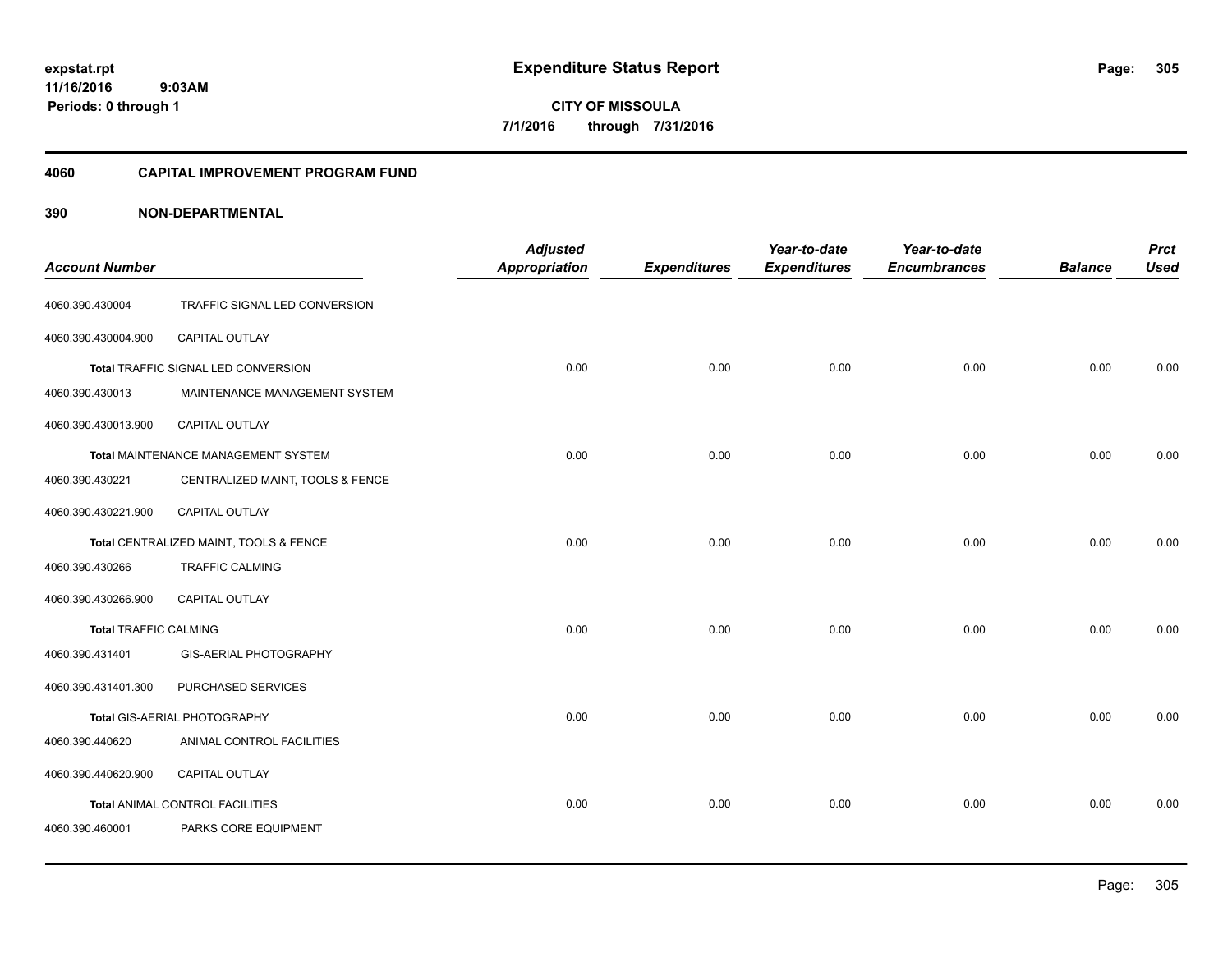**expstat.rpt**
**11/16/2016 9:03AM**
**Periods: 0 through 1**

# Expenditure Status Report

**CITY OF MISSOULA**
**7/1/2016 through 7/31/2016**

## 4060 CAPITAL IMPROVEMENT PROGRAM FUND

### 390 NON-DEPARTMENTAL

| Account Number | | Adjusted Appropriation | Expenditures | Year-to-date Expenditures | Year-to-date Encumbrances | Balance | Prct Used |
|---|---|---|---|---|---|---|---|
| 4060.390.430004 | TRAFFIC SIGNAL LED CONVERSION | | | | | | |
| 4060.390.430004.900 | CAPITAL OUTLAY | | | | | | |
| | **Total** TRAFFIC SIGNAL LED CONVERSION | 0.00 | 0.00 | 0.00 | 0.00 | 0.00 | 0.00 |
| 4060.390.430013 | MAINTENANCE MANAGEMENT SYSTEM | | | | | | |
| 4060.390.430013.900 | CAPITAL OUTLAY | | | | | | |
| | **Total** MAINTENANCE MANAGEMENT SYSTEM | 0.00 | 0.00 | 0.00 | 0.00 | 0.00 | 0.00 |
| 4060.390.430221 | CENTRALIZED MAINT, TOOLS & FENCE | | | | | | |
| 4060.390.430221.900 | CAPITAL OUTLAY | | | | | | |
| | **Total** CENTRALIZED MAINT, TOOLS & FENCE | 0.00 | 0.00 | 0.00 | 0.00 | 0.00 | 0.00 |
| 4060.390.430266 | TRAFFIC CALMING | | | | | | |
| 4060.390.430266.900 | CAPITAL OUTLAY | | | | | | |
| | **Total** TRAFFIC CALMING | 0.00 | 0.00 | 0.00 | 0.00 | 0.00 | 0.00 |
| 4060.390.431401 | GIS-AERIAL PHOTOGRAPHY | | | | | | |
| 4060.390.431401.300 | PURCHASED SERVICES | | | | | | |
| | **Total** GIS-AERIAL PHOTOGRAPHY | 0.00 | 0.00 | 0.00 | 0.00 | 0.00 | 0.00 |
| 4060.390.440620 | ANIMAL CONTROL FACILITIES | | | | | | |
| 4060.390.440620.900 | CAPITAL OUTLAY | | | | | | |
| | **Total** ANIMAL CONTROL FACILITIES | 0.00 | 0.00 | 0.00 | 0.00 | 0.00 | 0.00 |
| 4060.390.460001 | PARKS CORE EQUIPMENT | | | | | | |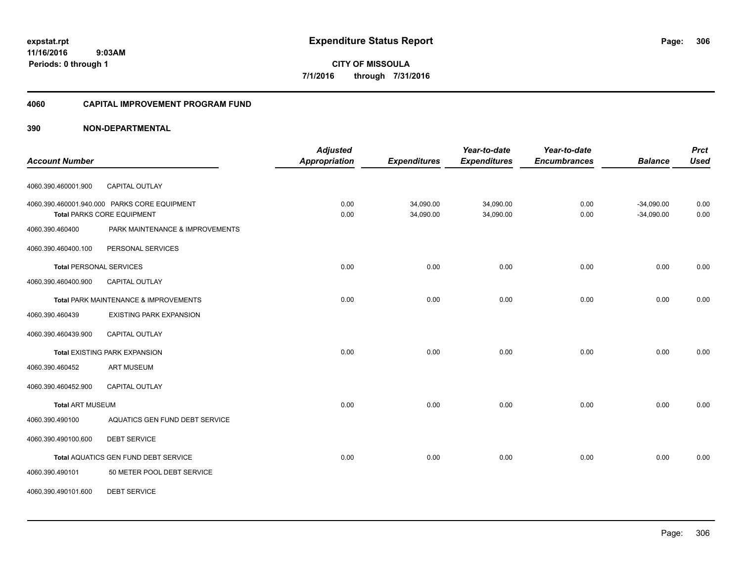# Expenditure Status Report

expstat.rpt
11/16/2016 9:03AM
Periods: 0 through 1

**CITY OF MISSOULA**
**7/1/2016 through 7/31/2016**

## 4060 CAPITAL IMPROVEMENT PROGRAM FUND

### 390 NON-DEPARTMENTAL

| Account Number | | Adjusted Appropriation | Expenditures | Year-to-date Expenditures | Year-to-date Encumbrances | Balance | Prct Used |
|---|---|---|---|---|---|---|---|
| 4060.390.460001.900 | CAPITAL OUTLAY | | | | | | |
| 4060.390.460001.940.000 | PARKS CORE EQUIPMENT | 0.00 | 34,090.00 | 34,090.00 | 0.00 | -34,090.00 | 0.00 |
| **Total** PARKS CORE EQUIPMENT | | 0.00 | 34,090.00 | 34,090.00 | 0.00 | -34,090.00 | 0.00 |
| 4060.390.460400 | PARK MAINTENANCE & IMPROVEMENTS | | | | | | |
| 4060.390.460400.100 | PERSONAL SERVICES | | | | | | |
| **Total** PERSONAL SERVICES | | 0.00 | 0.00 | 0.00 | 0.00 | 0.00 | 0.00 |
| 4060.390.460400.900 | CAPITAL OUTLAY | | | | | | |
| **Total** PARK MAINTENANCE & IMPROVEMENTS | | 0.00 | 0.00 | 0.00 | 0.00 | 0.00 | 0.00 |
| 4060.390.460439 | EXISTING PARK EXPANSION | | | | | | |
| 4060.390.460439.900 | CAPITAL OUTLAY | | | | | | |
| **Total** EXISTING PARK EXPANSION | | 0.00 | 0.00 | 0.00 | 0.00 | 0.00 | 0.00 |
| 4060.390.460452 | ART MUSEUM | | | | | | |
| 4060.390.460452.900 | CAPITAL OUTLAY | | | | | | |
| **Total** ART MUSEUM | | 0.00 | 0.00 | 0.00 | 0.00 | 0.00 | 0.00 |
| 4060.390.490100 | AQUATICS GEN FUND DEBT SERVICE | | | | | | |
| 4060.390.490100.600 | DEBT SERVICE | | | | | | |
| **Total** AQUATICS GEN FUND DEBT SERVICE | | 0.00 | 0.00 | 0.00 | 0.00 | 0.00 | 0.00 |
| 4060.390.490101 | 50 METER POOL DEBT SERVICE | | | | | | |
| 4060.390.490101.600 | DEBT SERVICE | | | | | | |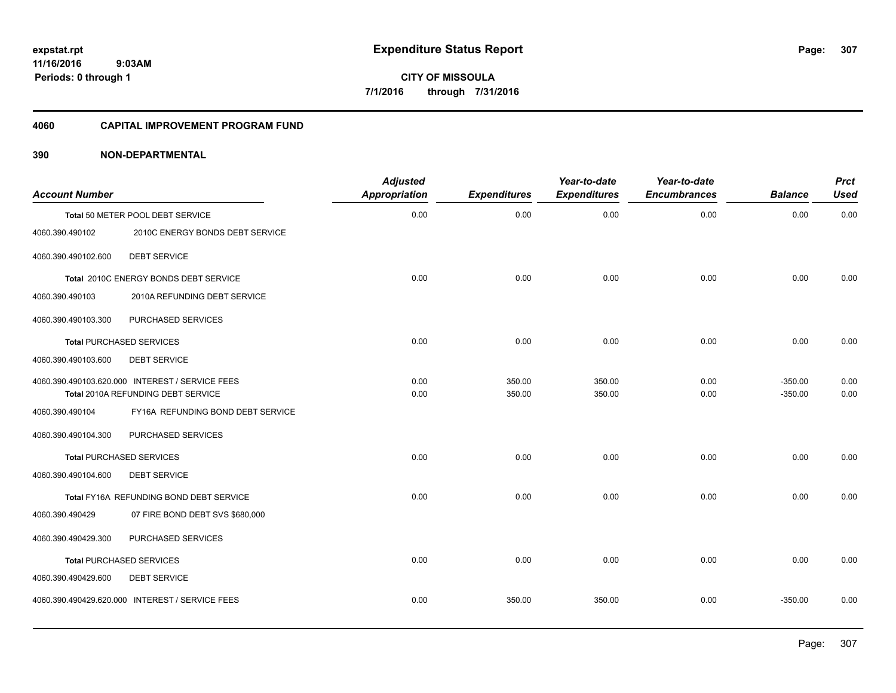expstat.rpt
11/16/2016 9:03AM
Periods: 0 through 1

# Expenditure Status Report

**CITY OF MISSOULA**
**7/1/2016 through 7/31/2016**

## 4060 CAPITAL IMPROVEMENT PROGRAM FUND

## 390 NON-DEPARTMENTAL

| Account Number | | Adjusted Appropriation | Expenditures | Year-to-date Expenditures | Year-to-date Encumbrances | Balance | Prct Used |
|---|---|---|---|---|---|---|---|
| Total 50 METER POOL DEBT SERVICE | | 0.00 | 0.00 | 0.00 | 0.00 | 0.00 | 0.00 |
| 4060.390.490102 | 2010C ENERGY BONDS DEBT SERVICE | | | | | | |
| 4060.390.490102.600 | DEBT SERVICE | | | | | | |
| Total 2010C ENERGY BONDS DEBT SERVICE | | 0.00 | 0.00 | 0.00 | 0.00 | 0.00 | 0.00 |
| 4060.390.490103 | 2010A REFUNDING DEBT SERVICE | | | | | | |
| 4060.390.490103.300 | PURCHASED SERVICES | | | | | | |
| Total PURCHASED SERVICES | | 0.00 | 0.00 | 0.00 | 0.00 | 0.00 | 0.00 |
| 4060.390.490103.600 | DEBT SERVICE | | | | | | |
| 4060.390.490103.620.000 | INTEREST / SERVICE FEES | 0.00 | 350.00 | 350.00 | 0.00 | -350.00 | 0.00 |
| Total 2010A REFUNDING DEBT SERVICE | | 0.00 | 350.00 | 350.00 | 0.00 | -350.00 | 0.00 |
| 4060.390.490104 | FY16A REFUNDING BOND DEBT SERVICE | | | | | | |
| 4060.390.490104.300 | PURCHASED SERVICES | | | | | | |
| Total PURCHASED SERVICES | | 0.00 | 0.00 | 0.00 | 0.00 | 0.00 | 0.00 |
| 4060.390.490104.600 | DEBT SERVICE | | | | | | |
| Total FY16A REFUNDING BOND DEBT SERVICE | | 0.00 | 0.00 | 0.00 | 0.00 | 0.00 | 0.00 |
| 4060.390.490429 | 07 FIRE BOND DEBT SVS $680,000 | | | | | | |
| 4060.390.490429.300 | PURCHASED SERVICES | | | | | | |
| Total PURCHASED SERVICES | | 0.00 | 0.00 | 0.00 | 0.00 | 0.00 | 0.00 |
| 4060.390.490429.600 | DEBT SERVICE | | | | | | |
| 4060.390.490429.620.000 | INTEREST / SERVICE FEES | 0.00 | 350.00 | 350.00 | 0.00 | -350.00 | 0.00 |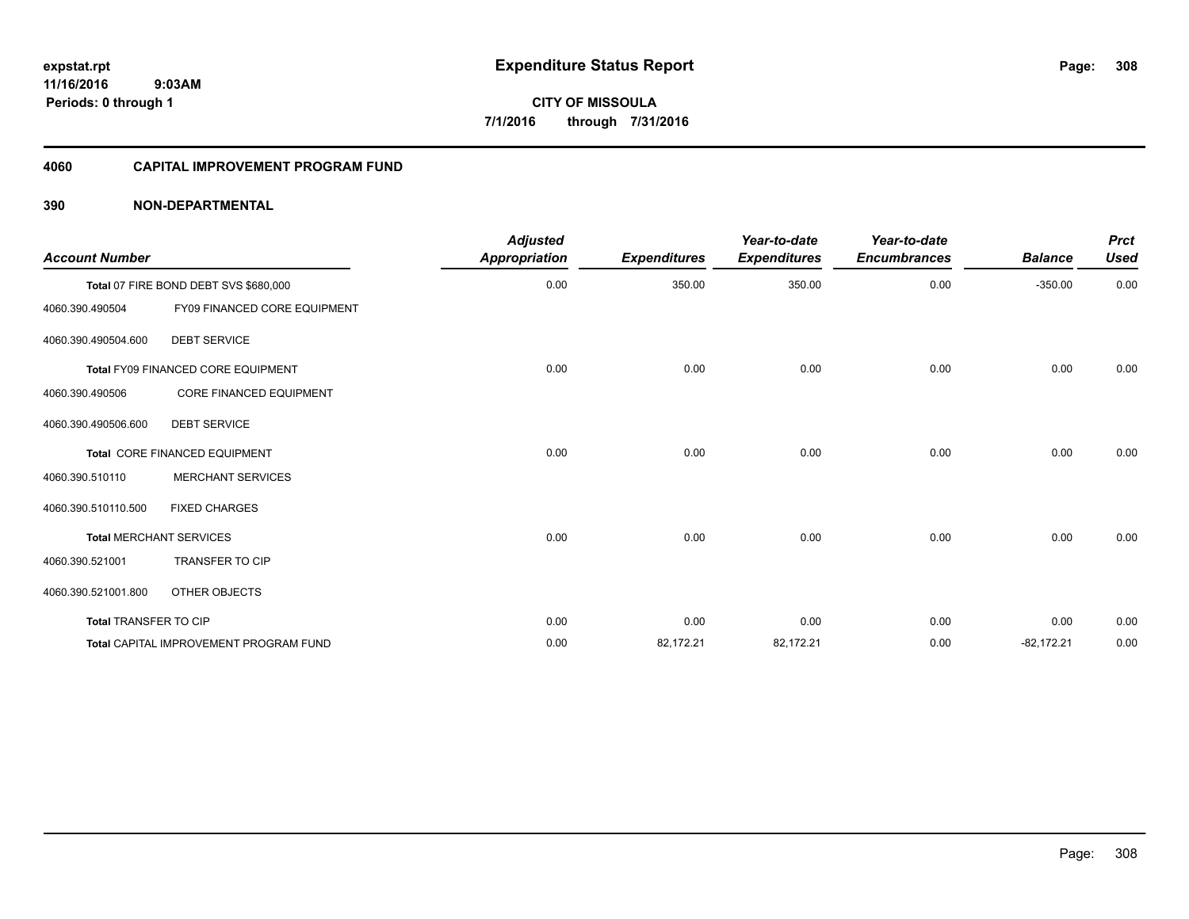**expstat.rpt**
**11/16/2016 9:03AM**
**Periods: 0 through 1**

# Expenditure Status Report

**CITY OF MISSOULA**
**7/1/2016 through 7/31/2016**

## 4060 CAPITAL IMPROVEMENT PROGRAM FUND

### 390 NON-DEPARTMENTAL

| Account Number | | Adjusted Appropriation | Expenditures | Year-to-date Expenditures | Year-to-date Encumbrances | Balance | Prct Used |
|---|---|---|---|---|---|---|---|
| Total 07 FIRE BOND DEBT SVS $680,000 | | 0.00 | 350.00 | 350.00 | 0.00 | -350.00 | 0.00 |
| 4060.390.490504 | FY09 FINANCED CORE EQUIPMENT | | | | | | |
| 4060.390.490504.600 | DEBT SERVICE | | | | | | |
| Total FY09 FINANCED CORE EQUIPMENT | | 0.00 | 0.00 | 0.00 | 0.00 | 0.00 | 0.00 |
| 4060.390.490506 | CORE FINANCED EQUIPMENT | | | | | | |
| 4060.390.490506.600 | DEBT SERVICE | | | | | | |
| Total CORE FINANCED EQUIPMENT | | 0.00 | 0.00 | 0.00 | 0.00 | 0.00 | 0.00 |
| 4060.390.510110 | MERCHANT SERVICES | | | | | | |
| 4060.390.510110.500 | FIXED CHARGES | | | | | | |
| Total MERCHANT SERVICES | | 0.00 | 0.00 | 0.00 | 0.00 | 0.00 | 0.00 |
| 4060.390.521001 | TRANSFER TO CIP | | | | | | |
| 4060.390.521001.800 | OTHER OBJECTS | | | | | | |
| Total TRANSFER TO CIP | | 0.00 | 0.00 | 0.00 | 0.00 | 0.00 | 0.00 |
| Total CAPITAL IMPROVEMENT PROGRAM FUND | | 0.00 | 82,172.21 | 82,172.21 | 0.00 | -82,172.21 | 0.00 |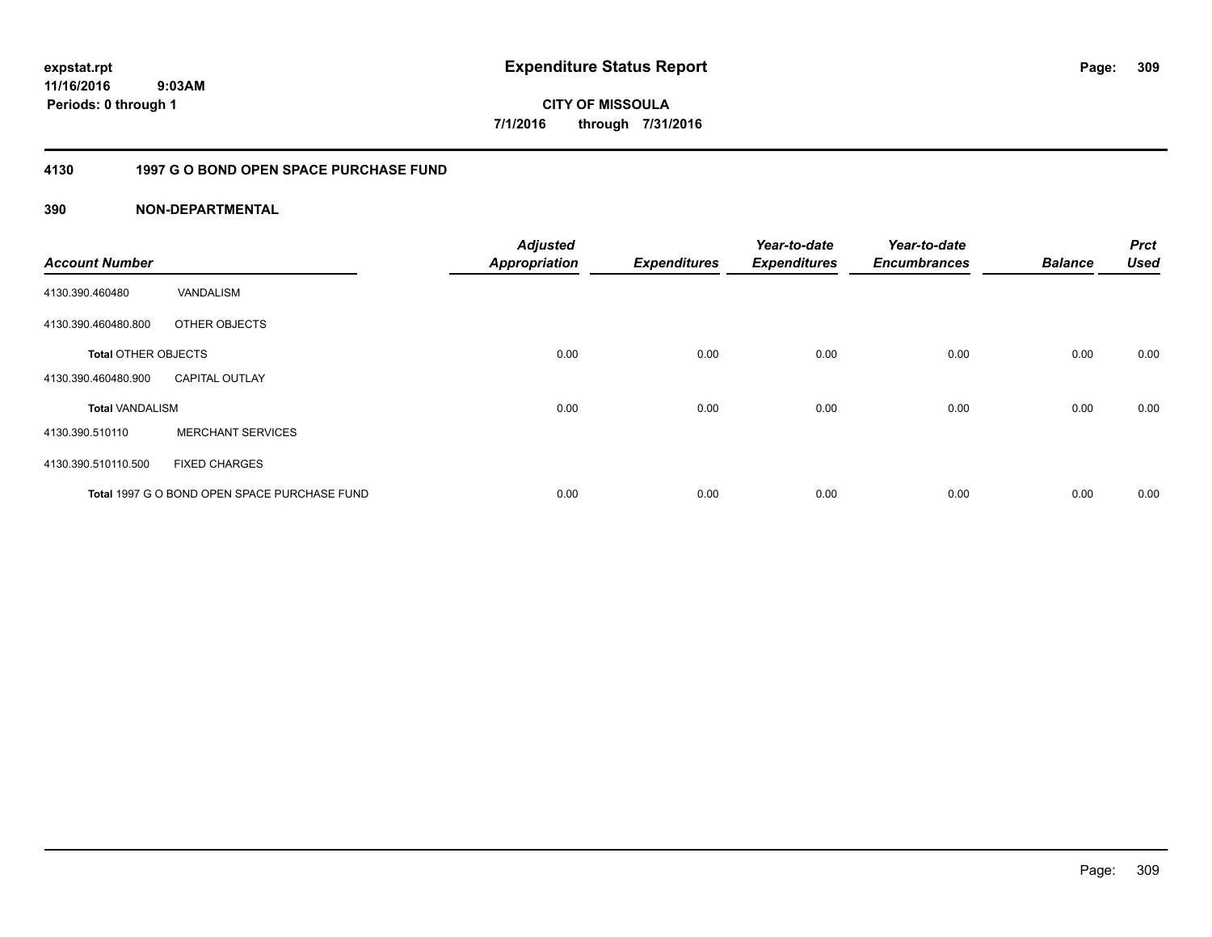**expstat.rpt**
**11/16/2016 9:03AM**
**Periods: 0 through 1**

# Expenditure Status Report

**CITY OF MISSOULA**
**7/1/2016 through 7/31/2016**

## 4130 1997 G O BOND OPEN SPACE PURCHASE FUND

### 390 NON-DEPARTMENTAL

| Account Number | | Adjusted Appropriation | Expenditures | Year-to-date Expenditures | Year-to-date Encumbrances | Balance | Prct Used |
|---|---|---|---|---|---|---|---|
| 4130.390.460480 | VANDALISM | | | | | | |
| 4130.390.460480.800 | OTHER OBJECTS | | | | | | |
| **Total** OTHER OBJECTS | | 0.00 | 0.00 | 0.00 | 0.00 | 0.00 | 0.00 |
| 4130.390.460480.900 | CAPITAL OUTLAY | | | | | | |
| **Total** VANDALISM | | 0.00 | 0.00 | 0.00 | 0.00 | 0.00 | 0.00 |
| 4130.390.510110 | MERCHANT SERVICES | | | | | | |
| 4130.390.510110.500 | FIXED CHARGES | | | | | | |
| **Total** 1997 G O BOND OPEN SPACE PURCHASE FUND | | 0.00 | 0.00 | 0.00 | 0.00 | 0.00 | 0.00 |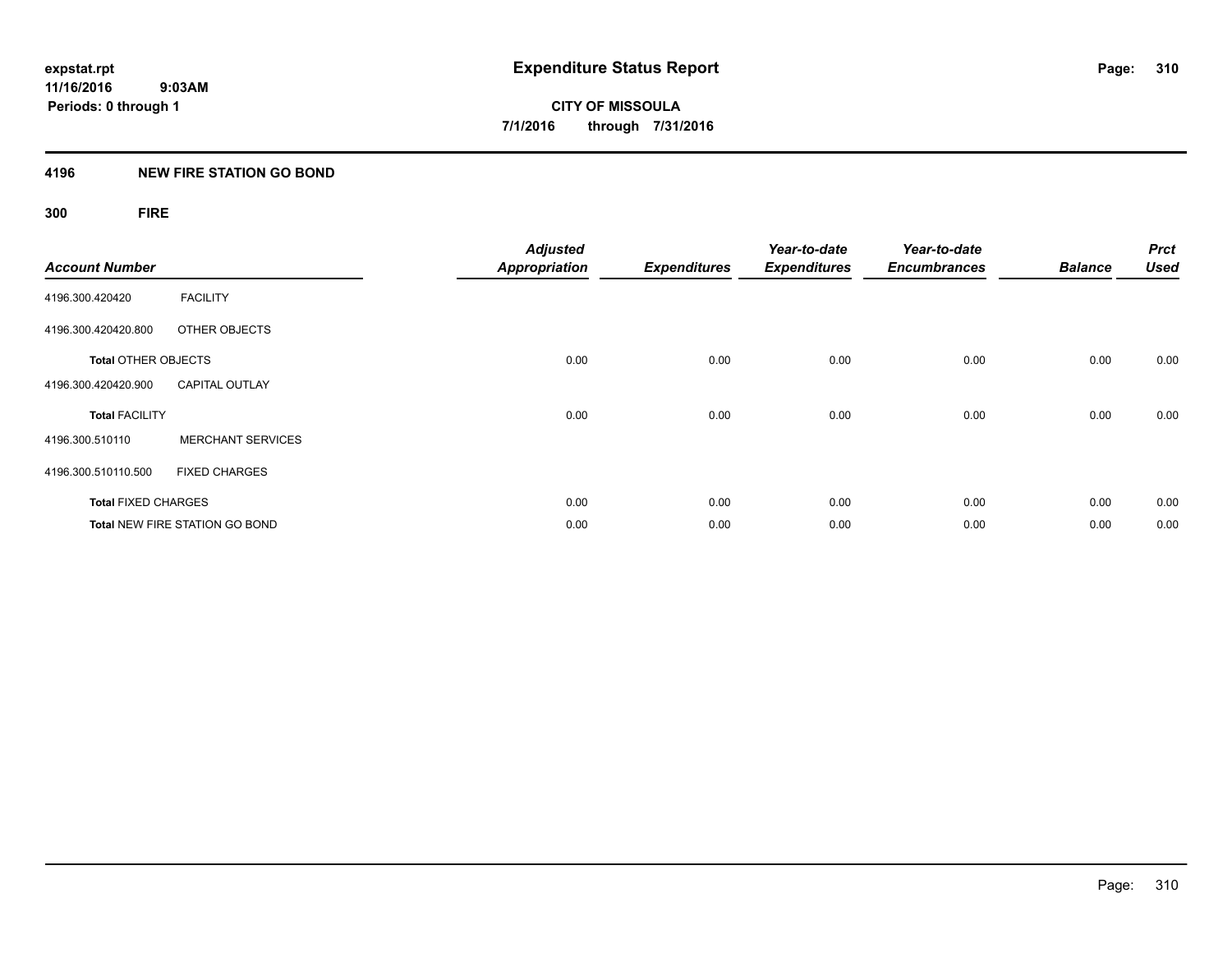**expstat.rpt**
**11/16/2016 9:03AM**
**Periods: 0 through 1**

# Expenditure Status Report

**CITY OF MISSOULA**
**7/1/2016 through 7/31/2016**

## 4196 NEW FIRE STATION GO BOND

### 300 FIRE

| Account Number | | Adjusted Appropriation | Expenditures | Year-to-date Expenditures | Year-to-date Encumbrances | Balance | Prct Used |
|---|---|---|---|---|---|---|---|
| 4196.300.420420 | FACILITY | | | | | | |
| 4196.300.420420.800 | OTHER OBJECTS | | | | | | |
| **Total** OTHER OBJECTS | | 0.00 | 0.00 | 0.00 | 0.00 | 0.00 | 0.00 |
| 4196.300.420420.900 | CAPITAL OUTLAY | | | | | | |
| **Total** FACILITY | | 0.00 | 0.00 | 0.00 | 0.00 | 0.00 | 0.00 |
| 4196.300.510110 | MERCHANT SERVICES | | | | | | |
| 4196.300.510110.500 | FIXED CHARGES | | | | | | |
| **Total** FIXED CHARGES | | 0.00 | 0.00 | 0.00 | 0.00 | 0.00 | 0.00 |
| **Total** NEW FIRE STATION GO BOND | | 0.00 | 0.00 | 0.00 | 0.00 | 0.00 | 0.00 |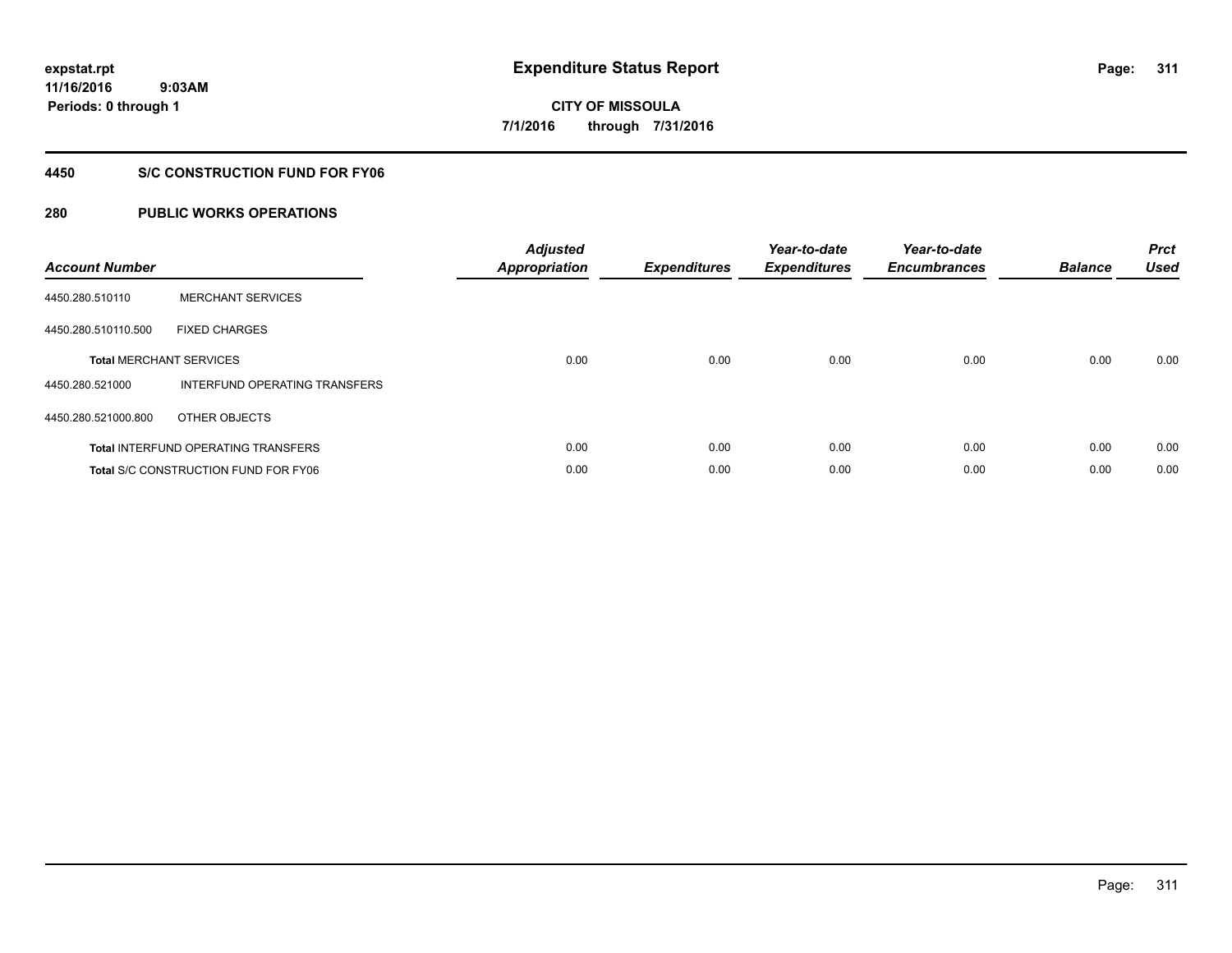**expstat.rpt**
**11/16/2016 9:03AM**
**Periods: 0 through 1**

# Expenditure Status Report

**CITY OF MISSOULA**
**7/1/2016 through 7/31/2016**

## 4450 S/C CONSTRUCTION FUND FOR FY06

## 280 PUBLIC WORKS OPERATIONS

| Account Number | | Adjusted Appropriation | Expenditures | Year-to-date Expenditures | Year-to-date Encumbrances | Balance | Prct Used |
|---|---|---|---|---|---|---|---|
| 4450.280.510110 | MERCHANT SERVICES | | | | | | |
| 4450.280.510110.500 | FIXED CHARGES | | | | | | |
| **Total** MERCHANT SERVICES | | 0.00 | 0.00 | 0.00 | 0.00 | 0.00 | 0.00 |
| 4450.280.521000 | INTERFUND OPERATING TRANSFERS | | | | | | |
| 4450.280.521000.800 | OTHER OBJECTS | | | | | | |
| **Total** INTERFUND OPERATING TRANSFERS | | 0.00 | 0.00 | 0.00 | 0.00 | 0.00 | 0.00 |
| **Total** S/C CONSTRUCTION FUND FOR FY06 | | 0.00 | 0.00 | 0.00 | 0.00 | 0.00 | 0.00 |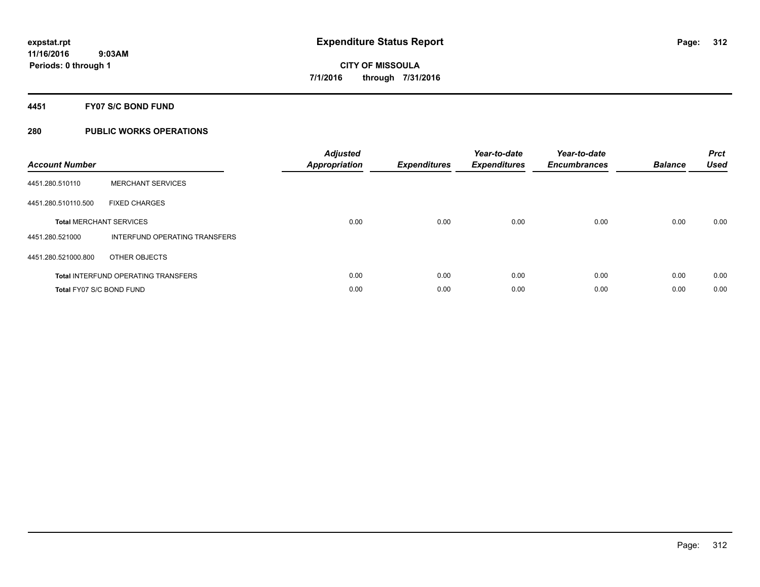**expstat.rpt**
**11/16/2016 9:03AM**
**Periods: 0 through 1**

# Expenditure Status Report

**CITY OF MISSOULA**
**7/1/2016 through 7/31/2016**

## 4451 FY07 S/C BOND FUND

## 280 PUBLIC WORKS OPERATIONS

| Account Number | | Adjusted Appropriation | Expenditures | Year-to-date Expenditures | Year-to-date Encumbrances | Balance | Prct Used |
|---|---|---|---|---|---|---|---|
| 4451.280.510110 | MERCHANT SERVICES | | | | | | |
| 4451.280.510110.500 | FIXED CHARGES | | | | | | |
| **Total** MERCHANT SERVICES | | 0.00 | 0.00 | 0.00 | 0.00 | 0.00 | 0.00 |
| 4451.280.521000 | INTERFUND OPERATING TRANSFERS | | | | | | |
| 4451.280.521000.800 | OTHER OBJECTS | | | | | | |
| **Total** INTERFUND OPERATING TRANSFERS | | 0.00 | 0.00 | 0.00 | 0.00 | 0.00 | 0.00 |
| **Total** FY07 S/C BOND FUND | | 0.00 | 0.00 | 0.00 | 0.00 | 0.00 | 0.00 |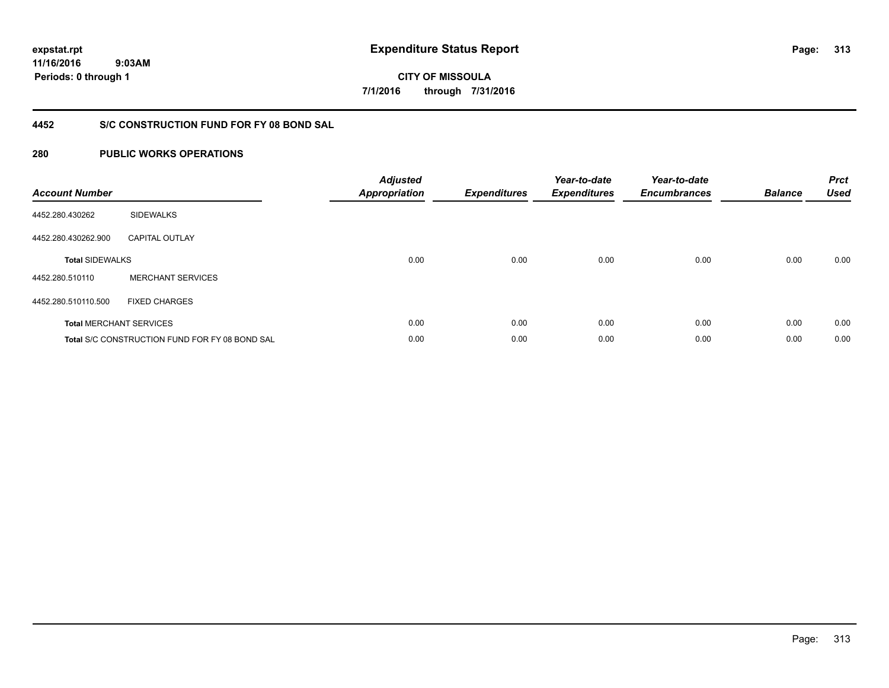expstat.rpt
11/16/2016 9:03AM
Periods: 0 through 1

# Expenditure Status Report

CITY OF MISSOULA
7/1/2016 through 7/31/2016

## 4452 S/C CONSTRUCTION FUND FOR FY 08 BOND SAL

## 280 PUBLIC WORKS OPERATIONS

| Account Number | | Adjusted Appropriation | Expenditures | Year-to-date Expenditures | Year-to-date Encumbrances | Balance | Prct Used |
|---|---|---|---|---|---|---|---|
| 4452.280.430262 | SIDEWALKS | | | | | | |
| 4452.280.430262.900 | CAPITAL OUTLAY | | | | | | |
| **Total** SIDEWALKS | | 0.00 | 0.00 | 0.00 | 0.00 | 0.00 | 0.00 |
| 4452.280.510110 | MERCHANT SERVICES | | | | | | |
| 4452.280.510110.500 | FIXED CHARGES | | | | | | |
| **Total** MERCHANT SERVICES | | 0.00 | 0.00 | 0.00 | 0.00 | 0.00 | 0.00 |
| **Total** S/C CONSTRUCTION FUND FOR FY 08 BOND SAL | | 0.00 | 0.00 | 0.00 | 0.00 | 0.00 | 0.00 |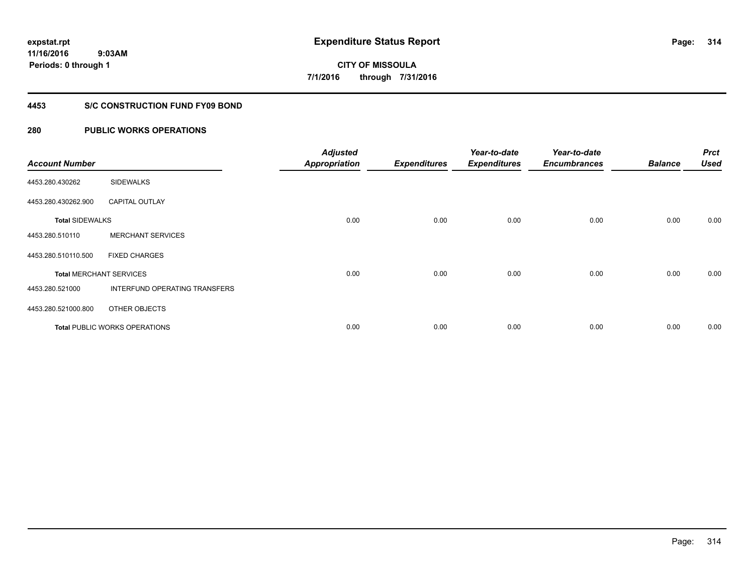# Expenditure Status Report

expstat.rpt
11/16/2016 9:03AM
Periods: 0 through 1

CITY OF MISSOULA
7/1/2016 through 7/31/2016

## 4453 S/C CONSTRUCTION FUND FY09 BOND

### 280 PUBLIC WORKS OPERATIONS

| Account Number | | Adjusted Appropriation | Expenditures | Year-to-date Expenditures | Year-to-date Encumbrances | Balance | Prct Used |
|---|---|---|---|---|---|---|---|
| 4453.280.430262 | SIDEWALKS | | | | | | |
| 4453.280.430262.900 | CAPITAL OUTLAY | | | | | | |
| **Total** SIDEWALKS | | 0.00 | 0.00 | 0.00 | 0.00 | 0.00 | 0.00 |
| 4453.280.510110 | MERCHANT SERVICES | | | | | | |
| 4453.280.510110.500 | FIXED CHARGES | | | | | | |
| **Total** MERCHANT SERVICES | | 0.00 | 0.00 | 0.00 | 0.00 | 0.00 | 0.00 |
| 4453.280.521000 | INTERFUND OPERATING TRANSFERS | | | | | | |
| 4453.280.521000.800 | OTHER OBJECTS | | | | | | |
| **Total** PUBLIC WORKS OPERATIONS | | 0.00 | 0.00 | 0.00 | 0.00 | 0.00 | 0.00 |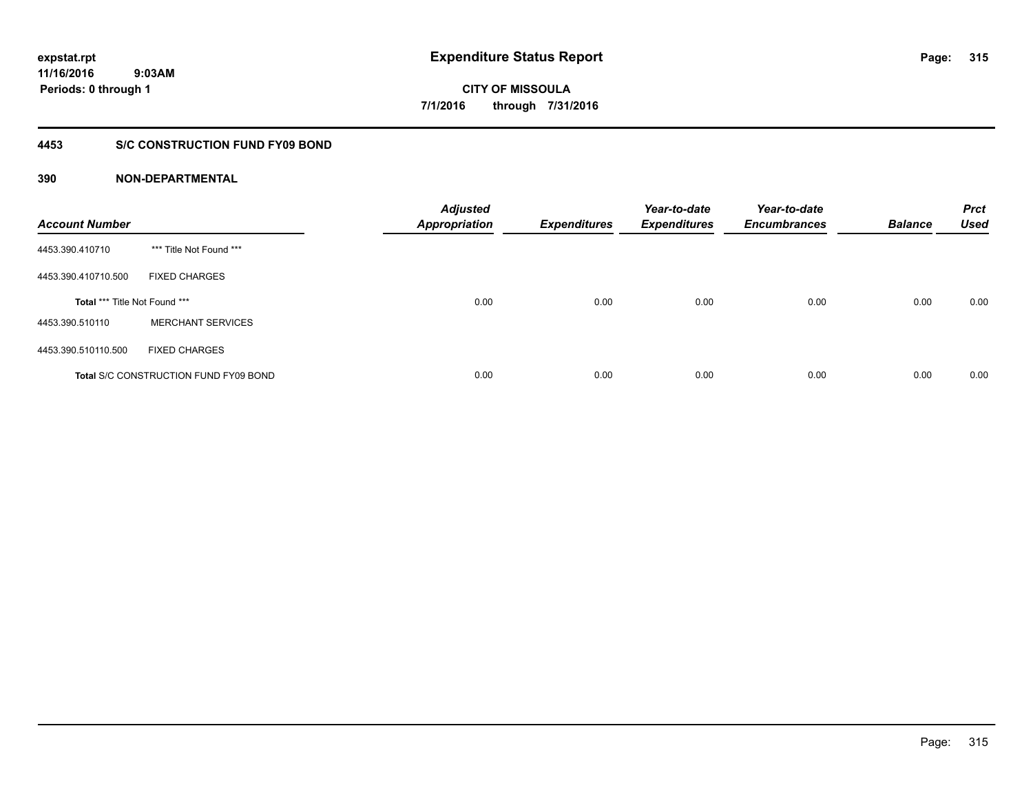expstat.rpt
11/16/2016 9:03AM
Periods: 0 through 1

# Expenditure Status Report

**CITY OF MISSOULA**
**7/1/2016 through 7/31/2016**

## 4453 S/C CONSTRUCTION FUND FY09 BOND

### 390 NON-DEPARTMENTAL

| Account Number | | Adjusted Appropriation | Expenditures | Year-to-date Expenditures | Year-to-date Encumbrances | Balance | Prct Used |
|---|---|---|---|---|---|---|---|
| 4453.390.410710 | *** Title Not Found *** | | | | | | |
| 4453.390.410710.500 | FIXED CHARGES | | | | | | |
| **Total** *** Title Not Found *** | | 0.00 | 0.00 | 0.00 | 0.00 | 0.00 | 0.00 |
| 4453.390.510110 | MERCHANT SERVICES | | | | | | |
| 4453.390.510110.500 | FIXED CHARGES | | | | | | |
| **Total** S/C CONSTRUCTION FUND FY09 BOND | | 0.00 | 0.00 | 0.00 | 0.00 | 0.00 | 0.00 |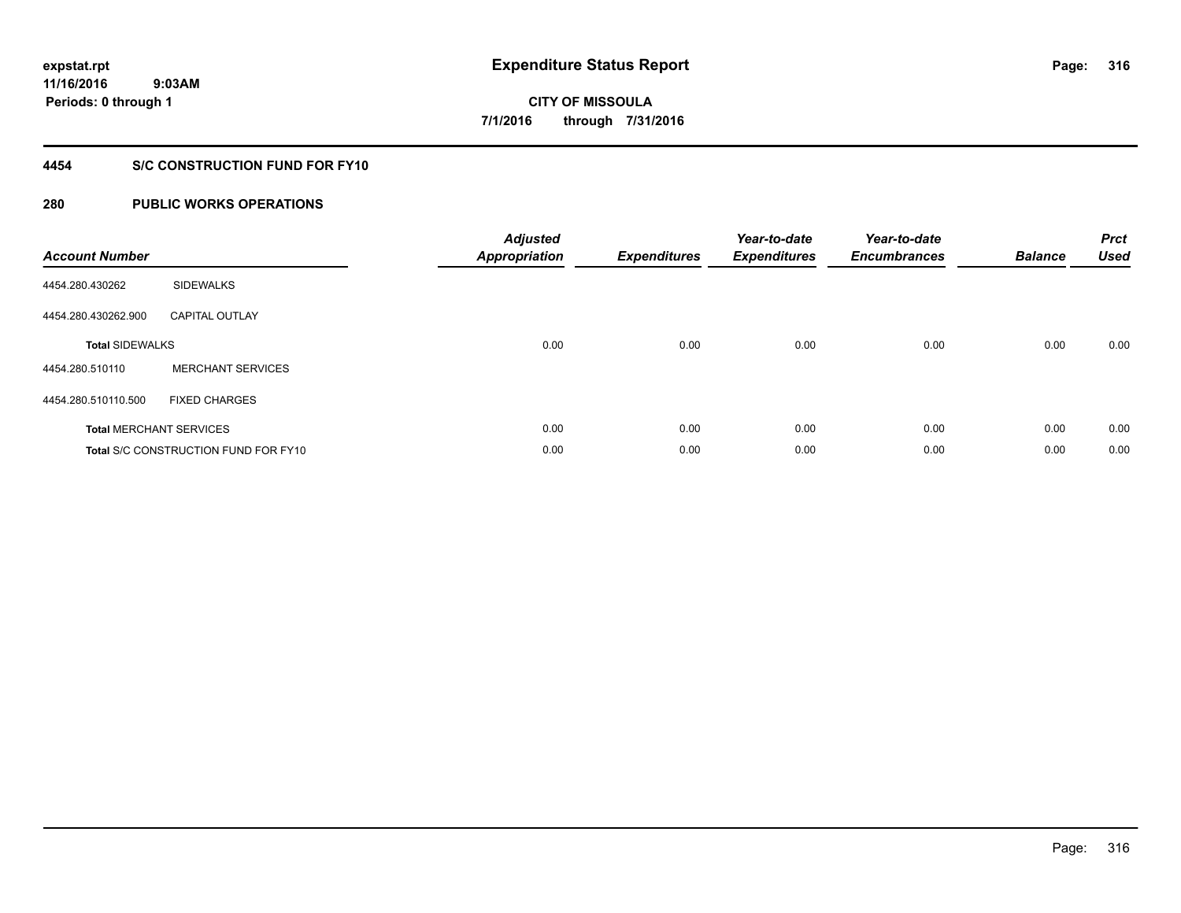expstat.rpt
11/16/2016 9:03AM
Periods: 0 through 1

# Expenditure Status Report

CITY OF MISSOULA
7/1/2016 through 7/31/2016

## 4454 S/C CONSTRUCTION FUND FOR FY10

## 280 PUBLIC WORKS OPERATIONS

| Account Number | | Adjusted Appropriation | Expenditures | Year-to-date Expenditures | Year-to-date Encumbrances | Balance | Prct Used |
|---|---|---|---|---|---|---|---|
| 4454.280.430262 | SIDEWALKS | | | | | | |
| 4454.280.430262.900 | CAPITAL OUTLAY | | | | | | |
| **Total** SIDEWALKS | | 0.00 | 0.00 | 0.00 | 0.00 | 0.00 | 0.00 |
| 4454.280.510110 | MERCHANT SERVICES | | | | | | |
| 4454.280.510110.500 | FIXED CHARGES | | | | | | |
| **Total** MERCHANT SERVICES | | 0.00 | 0.00 | 0.00 | 0.00 | 0.00 | 0.00 |
| **Total** S/C CONSTRUCTION FUND FOR FY10 | | 0.00 | 0.00 | 0.00 | 0.00 | 0.00 | 0.00 |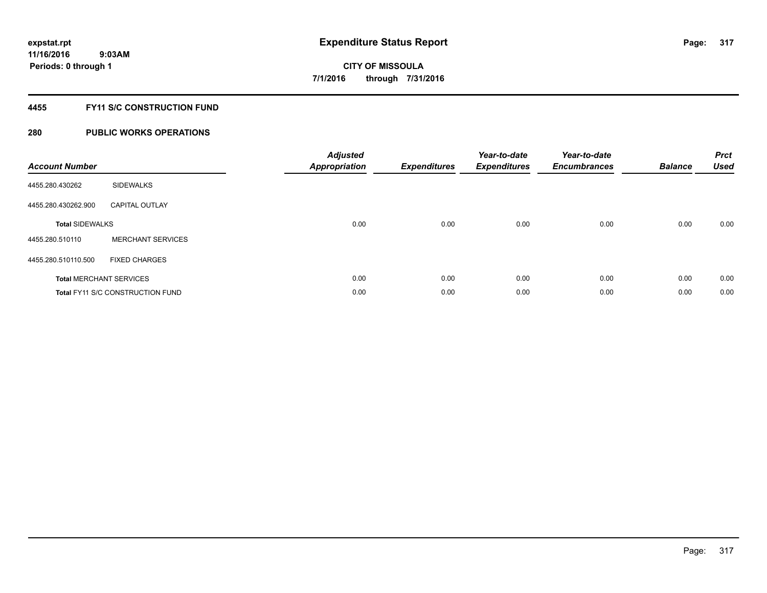**expstat.rpt**
**11/16/2016 9:03AM**
**Periods: 0 through 1**

# Expenditure Status Report

**CITY OF MISSOULA**
**7/1/2016 through 7/31/2016**

## 4455 FY11 S/C CONSTRUCTION FUND

## 280 PUBLIC WORKS OPERATIONS

| Account Number | | Adjusted Appropriation | Expenditures | Year-to-date Expenditures | Year-to-date Encumbrances | Balance | Prct Used |
|---|---|---|---|---|---|---|---|
| 4455.280.430262 | SIDEWALKS | | | | | | |
| 4455.280.430262.900 | CAPITAL OUTLAY | | | | | | |
| **Total** SIDEWALKS | | 0.00 | 0.00 | 0.00 | 0.00 | 0.00 | 0.00 |
| 4455.280.510110 | MERCHANT SERVICES | | | | | | |
| 4455.280.510110.500 | FIXED CHARGES | | | | | | |
| **Total** MERCHANT SERVICES | | 0.00 | 0.00 | 0.00 | 0.00 | 0.00 | 0.00 |
| **Total** FY11 S/C CONSTRUCTION FUND | | 0.00 | 0.00 | 0.00 | 0.00 | 0.00 | 0.00 |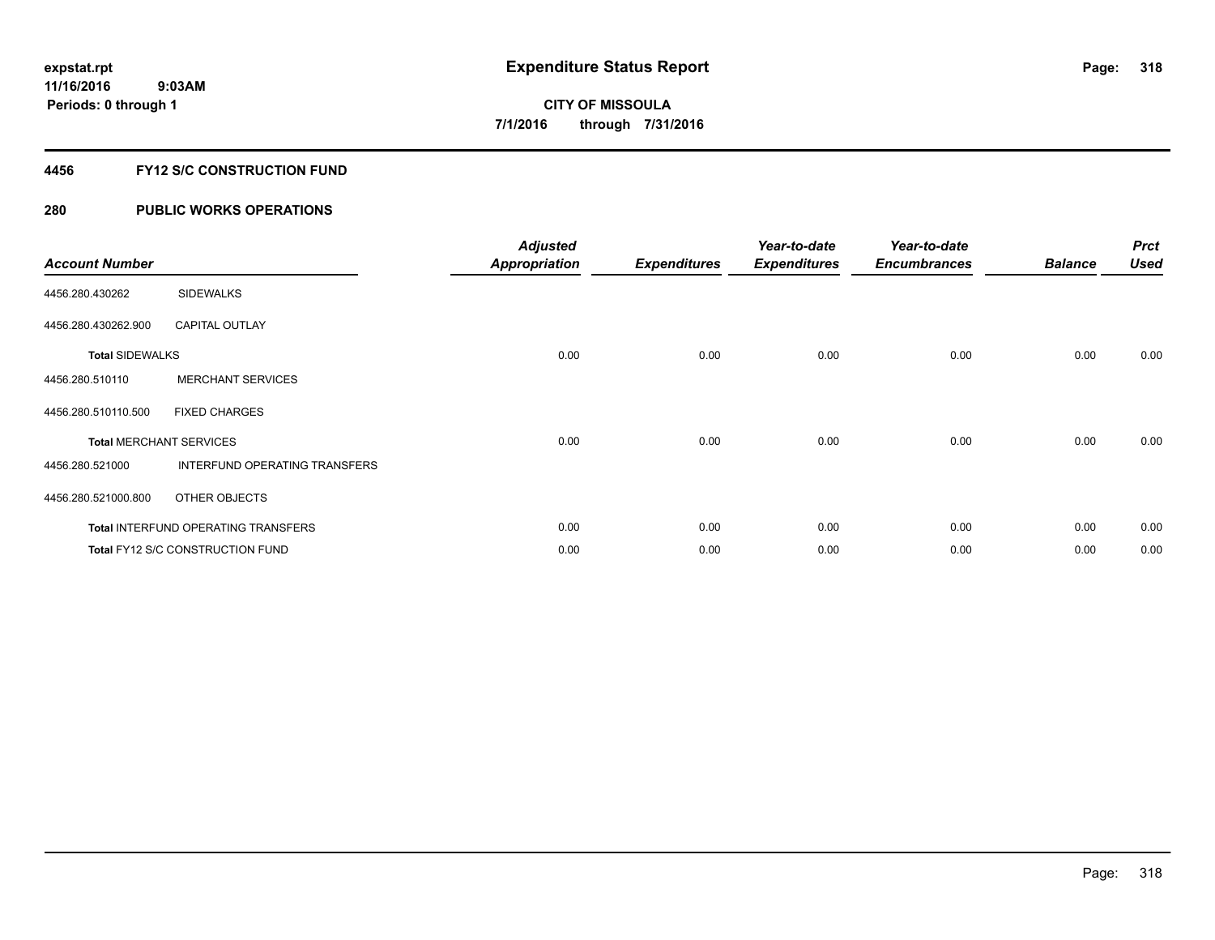expstat.rpt
11/16/2016 9:03AM
Periods: 0 through 1

# Expenditure Status Report

CITY OF MISSOULA
7/1/2016 through 7/31/2016

## 4456 FY12 S/C CONSTRUCTION FUND

## 280 PUBLIC WORKS OPERATIONS

| Account Number | | Adjusted Appropriation | Expenditures | Year-to-date Expenditures | Year-to-date Encumbrances | Balance | Prct Used |
|---|---|---|---|---|---|---|---|
| 4456.280.430262 | SIDEWALKS | | | | | | |
| 4456.280.430262.900 | CAPITAL OUTLAY | | | | | | |
| **Total** SIDEWALKS | | 0.00 | 0.00 | 0.00 | 0.00 | 0.00 | 0.00 |
| 4456.280.510110 | MERCHANT SERVICES | | | | | | |
| 4456.280.510110.500 | FIXED CHARGES | | | | | | |
| **Total** MERCHANT SERVICES | | 0.00 | 0.00 | 0.00 | 0.00 | 0.00 | 0.00 |
| 4456.280.521000 | INTERFUND OPERATING TRANSFERS | | | | | | |
| 4456.280.521000.800 | OTHER OBJECTS | | | | | | |
| **Total** INTERFUND OPERATING TRANSFERS | | 0.00 | 0.00 | 0.00 | 0.00 | 0.00 | 0.00 |
| **Total** FY12 S/C CONSTRUCTION FUND | | 0.00 | 0.00 | 0.00 | 0.00 | 0.00 | 0.00 |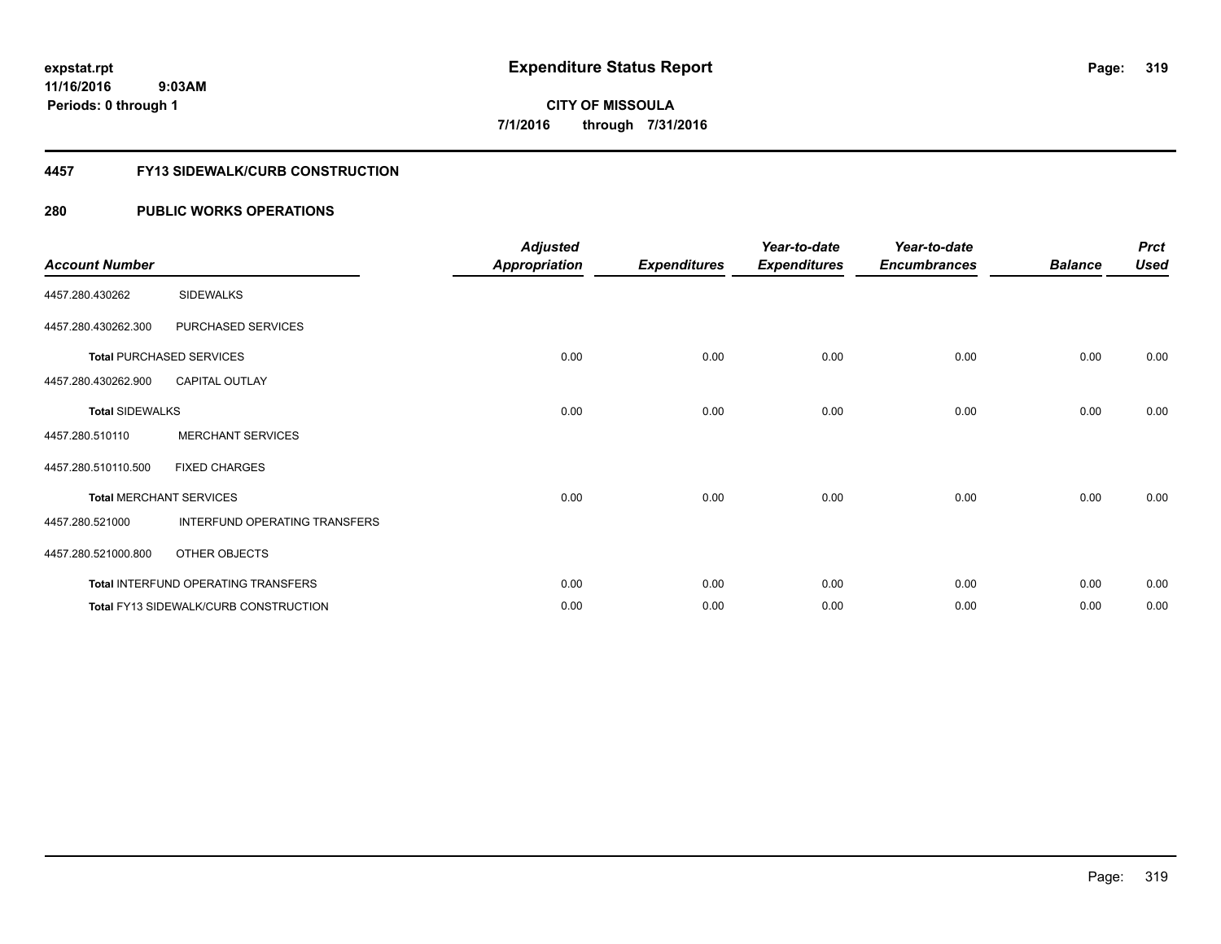# Expenditure Status Report

expstat.rpt
11/16/2016 9:03AM
Periods: 0 through 1

**CITY OF MISSOULA**
**7/1/2016 through 7/31/2016**

## 4457 FY13 SIDEWALK/CURB CONSTRUCTION

## 280 PUBLIC WORKS OPERATIONS

| Account Number | | Adjusted Appropriation | Expenditures | Year-to-date Expenditures | Year-to-date Encumbrances | Balance | Prct Used |
|---|---|---|---|---|---|---|---|
| 4457.280.430262 | SIDEWALKS | | | | | | |
| 4457.280.430262.300 | PURCHASED SERVICES | | | | | | |
| Total PURCHASED SERVICES | | 0.00 | 0.00 | 0.00 | 0.00 | 0.00 | 0.00 |
| 4457.280.430262.900 | CAPITAL OUTLAY | | | | | | |
| Total SIDEWALKS | | 0.00 | 0.00 | 0.00 | 0.00 | 0.00 | 0.00 |
| 4457.280.510110 | MERCHANT SERVICES | | | | | | |
| 4457.280.510110.500 | FIXED CHARGES | | | | | | |
| Total MERCHANT SERVICES | | 0.00 | 0.00 | 0.00 | 0.00 | 0.00 | 0.00 |
| 4457.280.521000 | INTERFUND OPERATING TRANSFERS | | | | | | |
| 4457.280.521000.800 | OTHER OBJECTS | | | | | | |
| Total INTERFUND OPERATING TRANSFERS | | 0.00 | 0.00 | 0.00 | 0.00 | 0.00 | 0.00 |
| Total FY13 SIDEWALK/CURB CONSTRUCTION | | 0.00 | 0.00 | 0.00 | 0.00 | 0.00 | 0.00 |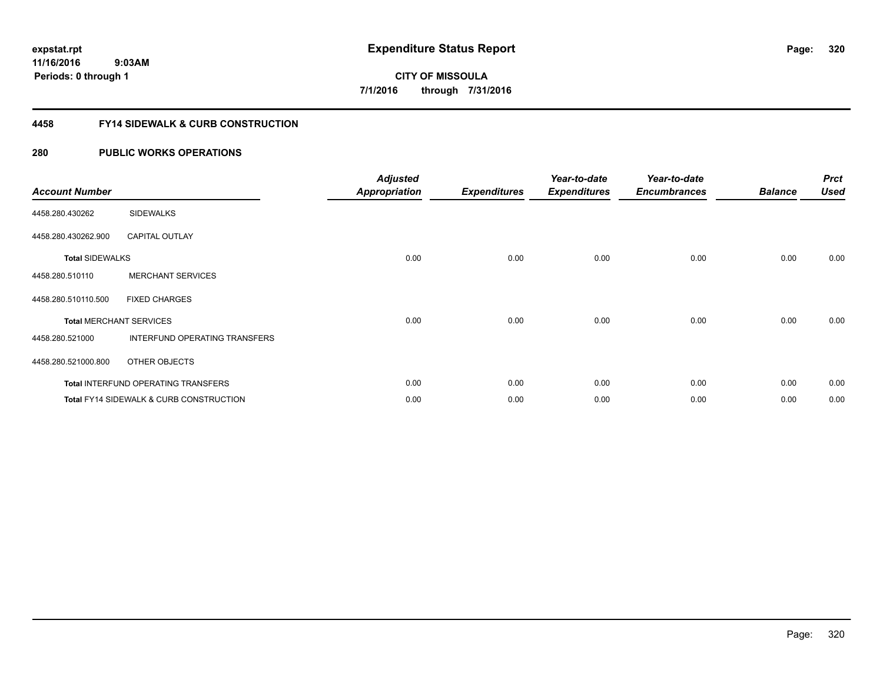# Expenditure Status Report

expstat.rpt
11/16/2016 9:03AM
Periods: 0 through 1

**CITY OF MISSOULA**
**7/1/2016 through 7/31/2016**

## 4458 FY14 SIDEWALK & CURB CONSTRUCTION

### 280 PUBLIC WORKS OPERATIONS

| Account Number | | Adjusted Appropriation | Expenditures | Year-to-date Expenditures | Year-to-date Encumbrances | Balance | Prct Used |
|---|---|---|---|---|---|---|---|
| 4458.280.430262 | SIDEWALKS | | | | | | |
| 4458.280.430262.900 | CAPITAL OUTLAY | | | | | | |
| **Total** SIDEWALKS | | 0.00 | 0.00 | 0.00 | 0.00 | 0.00 | 0.00 |
| 4458.280.510110 | MERCHANT SERVICES | | | | | | |
| 4458.280.510110.500 | FIXED CHARGES | | | | | | |
| **Total** MERCHANT SERVICES | | 0.00 | 0.00 | 0.00 | 0.00 | 0.00 | 0.00 |
| 4458.280.521000 | INTERFUND OPERATING TRANSFERS | | | | | | |
| 4458.280.521000.800 | OTHER OBJECTS | | | | | | |
| **Total** INTERFUND OPERATING TRANSFERS | | 0.00 | 0.00 | 0.00 | 0.00 | 0.00 | 0.00 |
| **Total** FY14 SIDEWALK & CURB CONSTRUCTION | | 0.00 | 0.00 | 0.00 | 0.00 | 0.00 | 0.00 |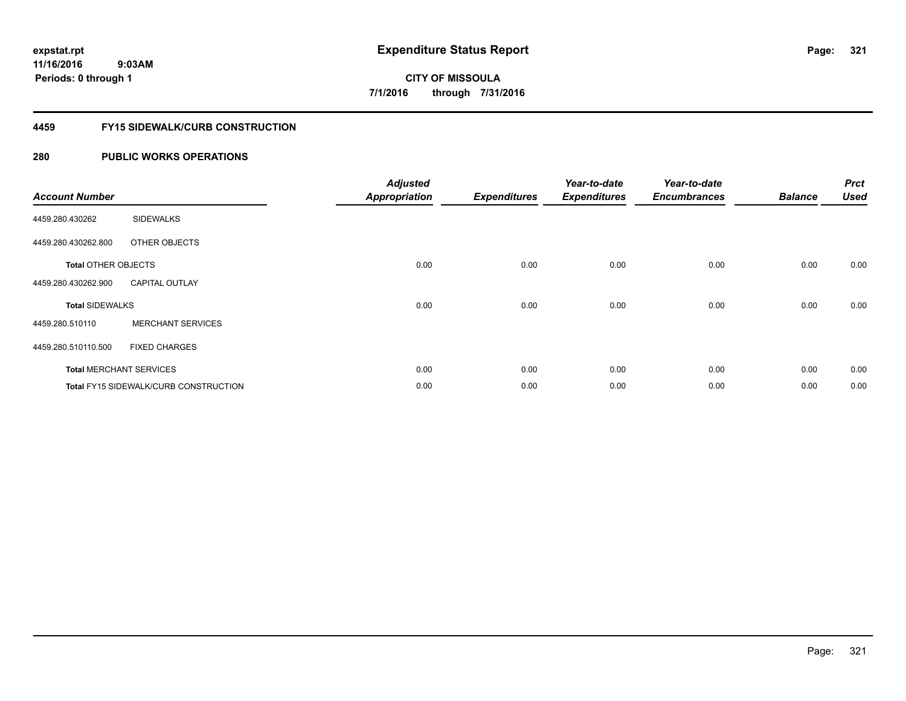**expstat.rpt**
**11/16/2016 9:03AM**
**Periods: 0 through 1**

# Expenditure Status Report

**CITY OF MISSOULA**
**7/1/2016 through 7/31/2016**

## 4459 FY15 SIDEWALK/CURB CONSTRUCTION

## 280 PUBLIC WORKS OPERATIONS

| Account Number | | Adjusted Appropriation | Expenditures | Year-to-date Expenditures | Year-to-date Encumbrances | Balance | Prct Used |
|---|---|---|---|---|---|---|---|
| 4459.280.430262 | SIDEWALKS | | | | | | |
| 4459.280.430262.800 | OTHER OBJECTS | | | | | | |
| **Total** OTHER OBJECTS | | 0.00 | 0.00 | 0.00 | 0.00 | 0.00 | 0.00 |
| 4459.280.430262.900 | CAPITAL OUTLAY | | | | | | |
| **Total** SIDEWALKS | | 0.00 | 0.00 | 0.00 | 0.00 | 0.00 | 0.00 |
| 4459.280.510110 | MERCHANT SERVICES | | | | | | |
| 4459.280.510110.500 | FIXED CHARGES | | | | | | |
| **Total** MERCHANT SERVICES | | 0.00 | 0.00 | 0.00 | 0.00 | 0.00 | 0.00 |
| **Total** FY15 SIDEWALK/CURB CONSTRUCTION | | 0.00 | 0.00 | 0.00 | 0.00 | 0.00 | 0.00 |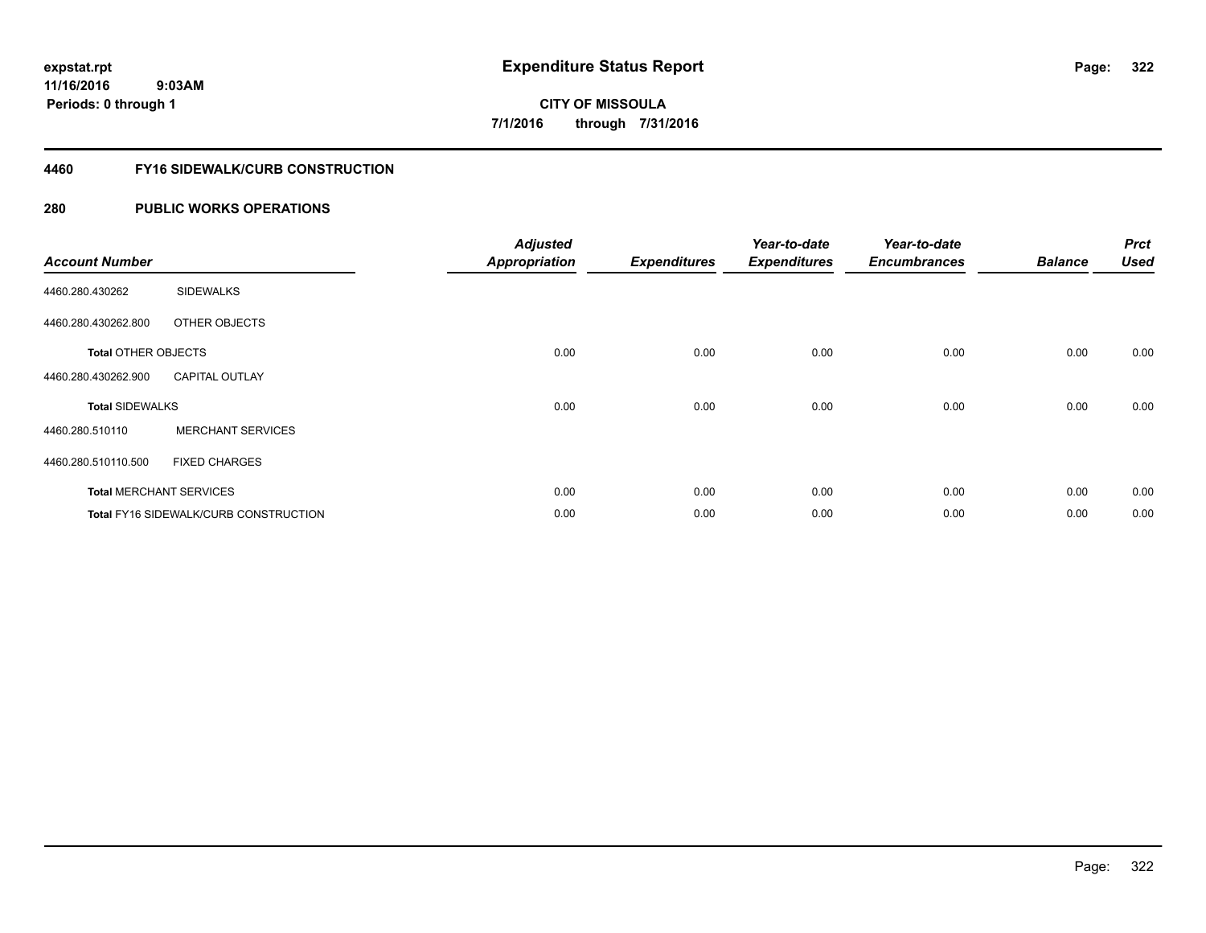# Expenditure Status Report

expstat.rpt
11/16/2016 9:03AM
Periods: 0 through 1

**CITY OF MISSOULA**
**7/1/2016 through 7/31/2016**

## 4460 FY16 SIDEWALK/CURB CONSTRUCTION

### 280 PUBLIC WORKS OPERATIONS

| Account Number | | Adjusted Appropriation | Expenditures | Year-to-date Expenditures | Year-to-date Encumbrances | Balance | Prct Used |
|---|---|---|---|---|---|---|---|
| 4460.280.430262 | SIDEWALKS | | | | | | |
| 4460.280.430262.800 | OTHER OBJECTS | | | | | | |
| **Total** OTHER OBJECTS | | 0.00 | 0.00 | 0.00 | 0.00 | 0.00 | 0.00 |
| 4460.280.430262.900 | CAPITAL OUTLAY | | | | | | |
| **Total** SIDEWALKS | | 0.00 | 0.00 | 0.00 | 0.00 | 0.00 | 0.00 |
| 4460.280.510110 | MERCHANT SERVICES | | | | | | |
| 4460.280.510110.500 | FIXED CHARGES | | | | | | |
| **Total** MERCHANT SERVICES | | 0.00 | 0.00 | 0.00 | 0.00 | 0.00 | 0.00 |
| **Total** FY16 SIDEWALK/CURB CONSTRUCTION | | 0.00 | 0.00 | 0.00 | 0.00 | 0.00 | 0.00 |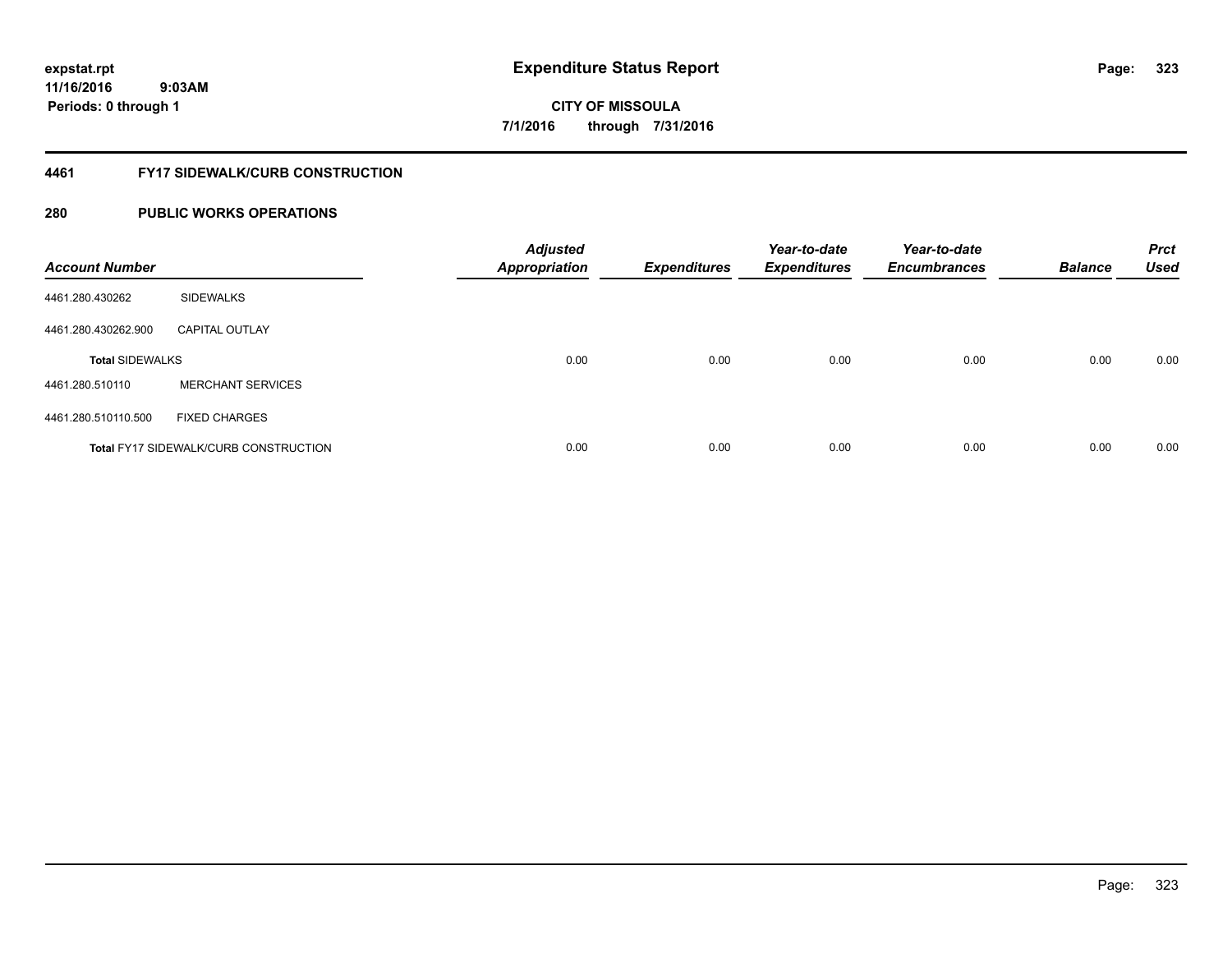**expstat.rpt**
**11/16/2016 9:03AM**
**Periods: 0 through 1**

# Expenditure Status Report

**CITY OF MISSOULA**
**7/1/2016 through 7/31/2016**

## 4461 FY17 SIDEWALK/CURB CONSTRUCTION

## 280 PUBLIC WORKS OPERATIONS

| Account Number | | Adjusted Appropriation | Expenditures | Year-to-date Expenditures | Year-to-date Encumbrances | Balance | Prct Used |
|---|---|---|---|---|---|---|---|
| 4461.280.430262 | SIDEWALKS | | | | | | |
| 4461.280.430262.900 | CAPITAL OUTLAY | | | | | | |
| **Total** SIDEWALKS | | 0.00 | 0.00 | 0.00 | 0.00 | 0.00 | 0.00 |
| 4461.280.510110 | MERCHANT SERVICES | | | | | | |
| 4461.280.510110.500 | FIXED CHARGES | | | | | | |
| **Total** FY17 SIDEWALK/CURB CONSTRUCTION | | 0.00 | 0.00 | 0.00 | 0.00 | 0.00 | 0.00 |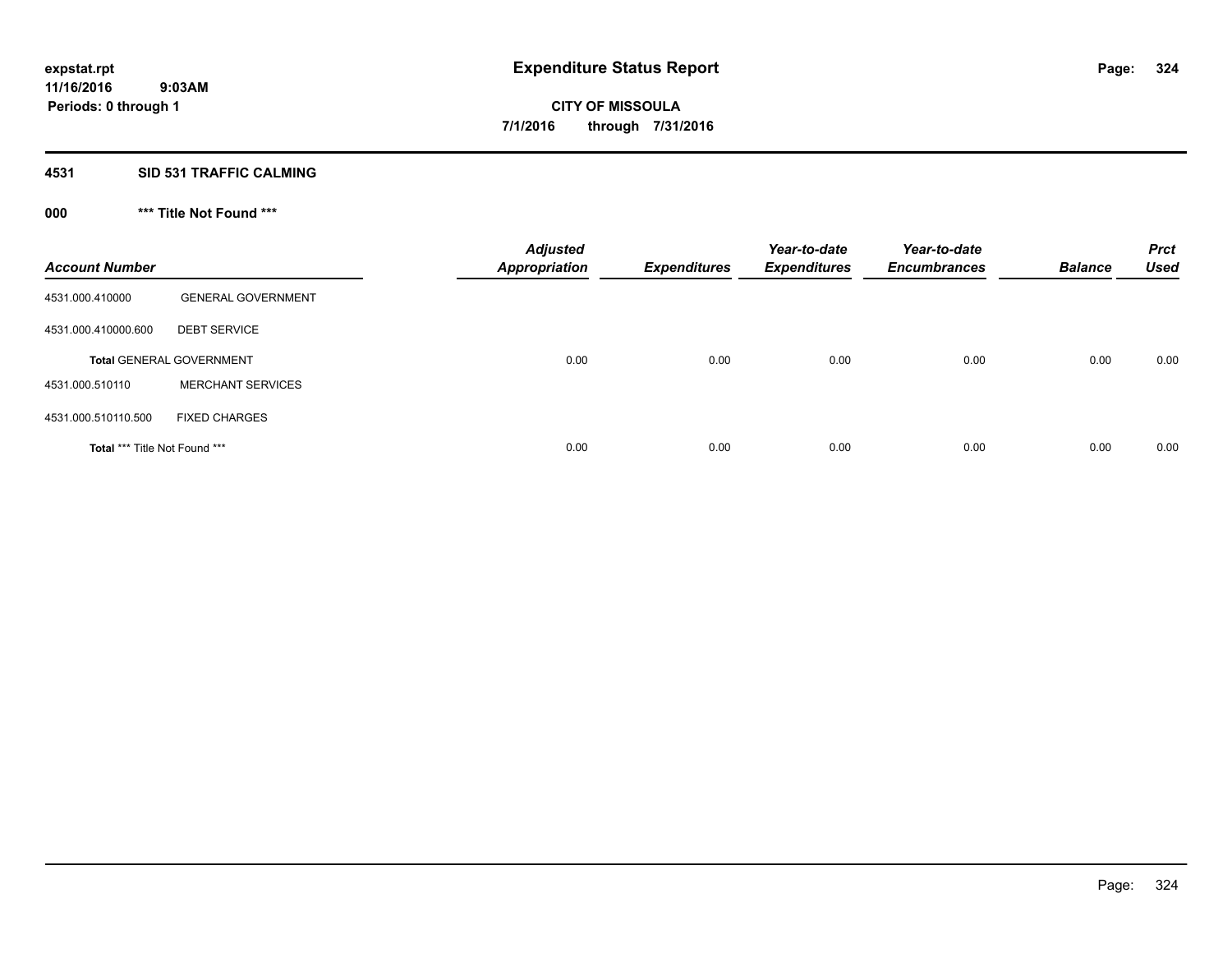**expstat.rpt**
**11/16/2016 9:03AM**
**Periods: 0 through 1**

# Expenditure Status Report

**CITY OF MISSOULA**
**7/1/2016 through 7/31/2016**

## 4531 SID 531 TRAFFIC CALMING

### 000 *** Title Not Found ***

| Account Number | | Adjusted Appropriation | Expenditures | Year-to-date Expenditures | Year-to-date Encumbrances | Balance | Prct Used |
|---|---|---|---|---|---|---|---|
| 4531.000.410000 | GENERAL GOVERNMENT | | | | | | |
| 4531.000.410000.600 | DEBT SERVICE | | | | | | |
| **Total** GENERAL GOVERNMENT | | 0.00 | 0.00 | 0.00 | 0.00 | 0.00 | 0.00 |
| 4531.000.510110 | MERCHANT SERVICES | | | | | | |
| 4531.000.510110.500 | FIXED CHARGES | | | | | | |
| **Total** *** Title Not Found *** | | 0.00 | 0.00 | 0.00 | 0.00 | 0.00 | 0.00 |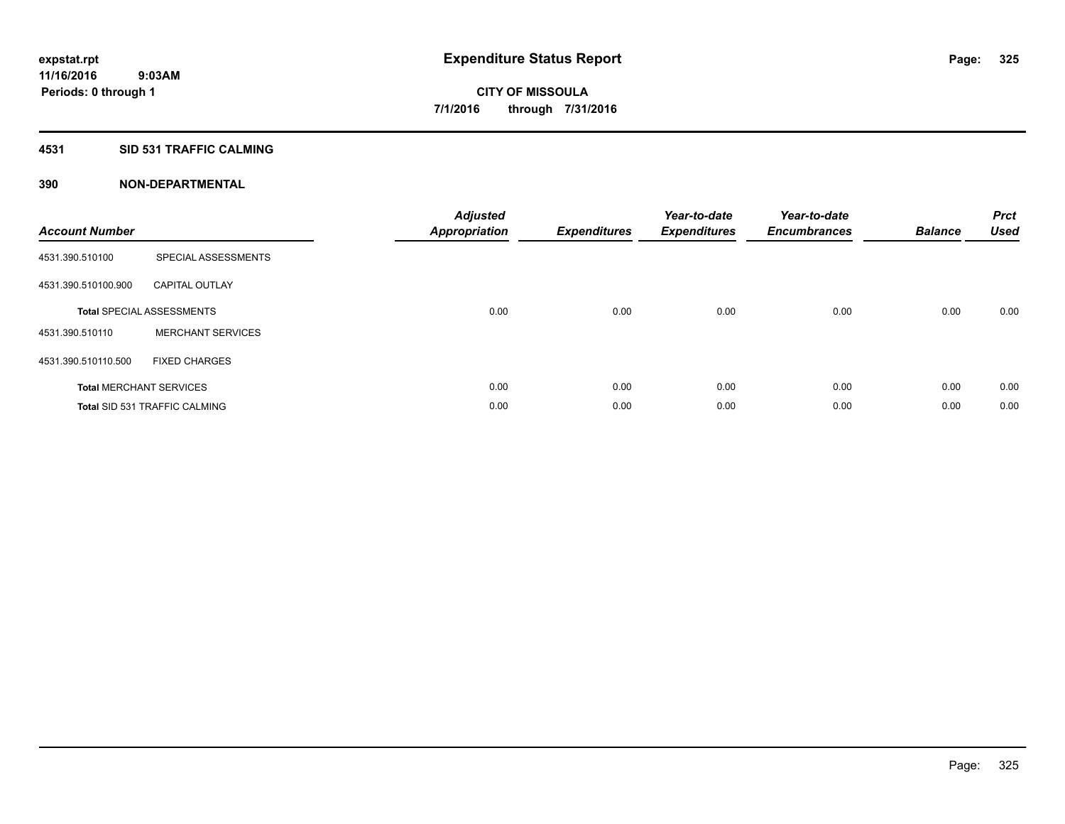**expstat.rpt**
**11/16/2016 9:03AM**
**Periods: 0 through 1**

# Expenditure Status Report

**CITY OF MISSOULA**
**7/1/2016 through 7/31/2016**

## 4531 SID 531 TRAFFIC CALMING

## 390 NON-DEPARTMENTAL

| Account Number | | Adjusted Appropriation | Expenditures | Year-to-date Expenditures | Year-to-date Encumbrances | Balance | Prct Used |
|---|---|---|---|---|---|---|---|
| 4531.390.510100 | SPECIAL ASSESSMENTS | | | | | | |
| 4531.390.510100.900 | CAPITAL OUTLAY | | | | | | |
| **Total** SPECIAL ASSESSMENTS | | 0.00 | 0.00 | 0.00 | 0.00 | 0.00 | 0.00 |
| 4531.390.510110 | MERCHANT SERVICES | | | | | | |
| 4531.390.510110.500 | FIXED CHARGES | | | | | | |
| **Total** MERCHANT SERVICES | | 0.00 | 0.00 | 0.00 | 0.00 | 0.00 | 0.00 |
| **Total** SID 531 TRAFFIC CALMING | | 0.00 | 0.00 | 0.00 | 0.00 | 0.00 | 0.00 |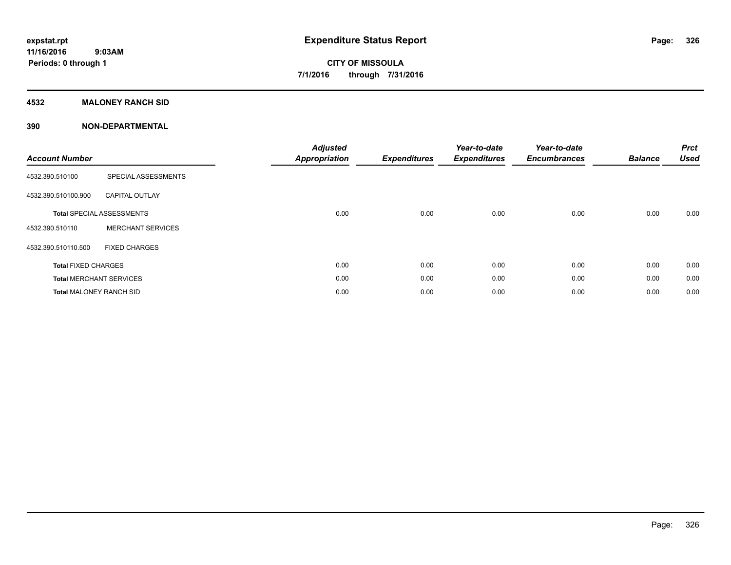**expstat.rpt**
**11/16/2016 9:03AM**
**Periods: 0 through 1**

# Expenditure Status Report

**CITY OF MISSOULA**
**7/1/2016 through 7/31/2016**

## 4532 MALONEY RANCH SID

## 390 NON-DEPARTMENTAL

| Account Number | | Adjusted Appropriation | Expenditures | Year-to-date Expenditures | Year-to-date Encumbrances | Balance | Prct Used |
|---|---|---|---|---|---|---|---|
| 4532.390.510100 | SPECIAL ASSESSMENTS | | | | | | |
| 4532.390.510100.900 | CAPITAL OUTLAY | | | | | | |
| **Total** SPECIAL ASSESSMENTS | | 0.00 | 0.00 | 0.00 | 0.00 | 0.00 | 0.00 |
| 4532.390.510110 | MERCHANT SERVICES | | | | | | |
| 4532.390.510110.500 | FIXED CHARGES | | | | | | |
| **Total** FIXED CHARGES | | 0.00 | 0.00 | 0.00 | 0.00 | 0.00 | 0.00 |
| **Total** MERCHANT SERVICES | | 0.00 | 0.00 | 0.00 | 0.00 | 0.00 | 0.00 |
| **Total** MALONEY RANCH SID | | 0.00 | 0.00 | 0.00 | 0.00 | 0.00 | 0.00 |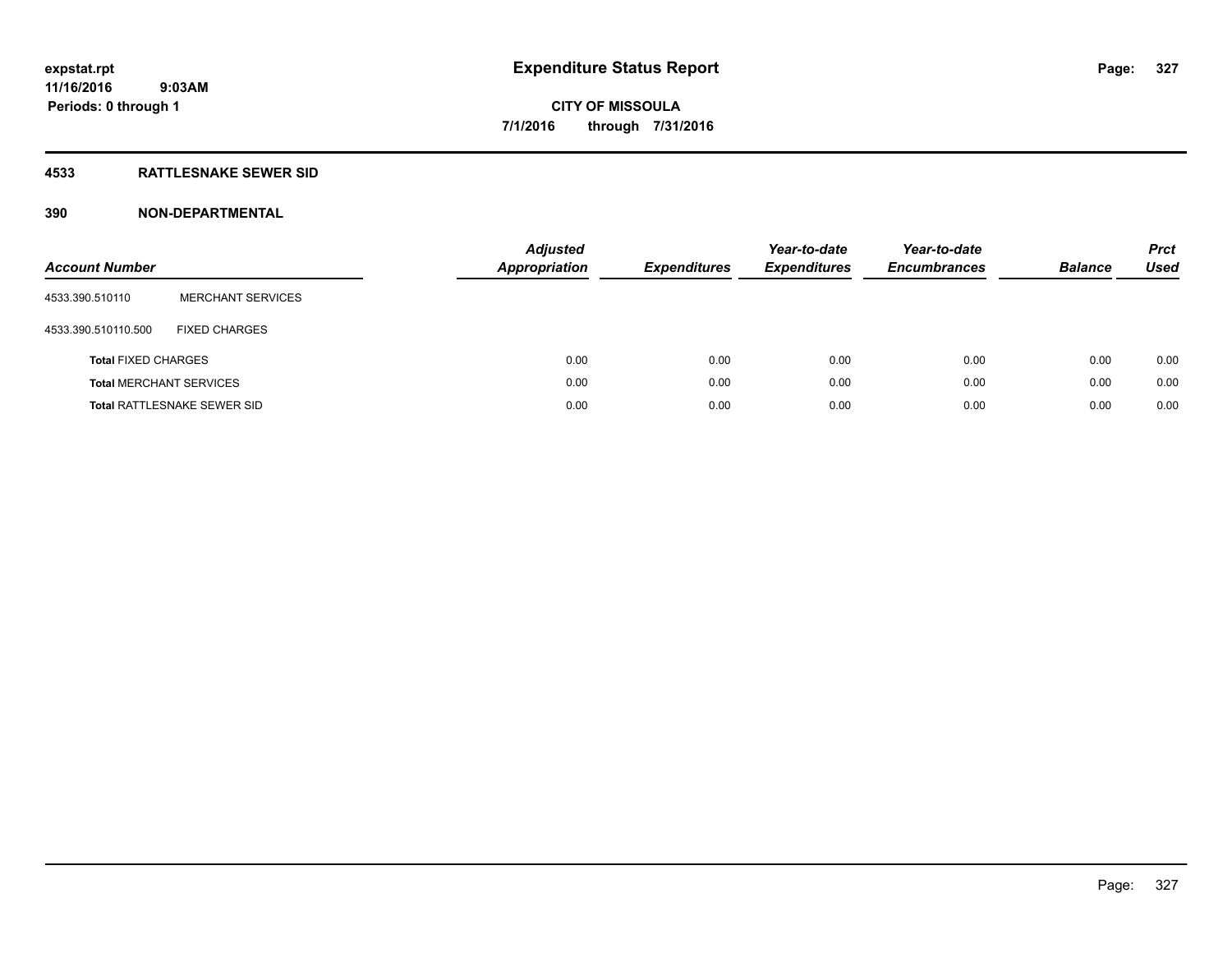expstat.rpt
11/16/2016 9:03AM
Periods: 0 through 1

# Expenditure Status Report

CITY OF MISSOULA
7/1/2016 through 7/31/2016

## 4533 RATTLESNAKE SEWER SID

## 390 NON-DEPARTMENTAL

| Account Number | | Adjusted Appropriation | Expenditures | Year-to-date Expenditures | Year-to-date Encumbrances | Balance | Prct Used |
|---|---|---|---|---|---|---|---|
| 4533.390.510110 | MERCHANT SERVICES | | | | | | |
| 4533.390.510110.500 | FIXED CHARGES | | | | | | |
| **Total** FIXED CHARGES | | 0.00 | 0.00 | 0.00 | 0.00 | 0.00 | 0.00 |
| **Total** MERCHANT SERVICES | | 0.00 | 0.00 | 0.00 | 0.00 | 0.00 | 0.00 |
| **Total** RATTLESNAKE SEWER SID | | 0.00 | 0.00 | 0.00 | 0.00 | 0.00 | 0.00 |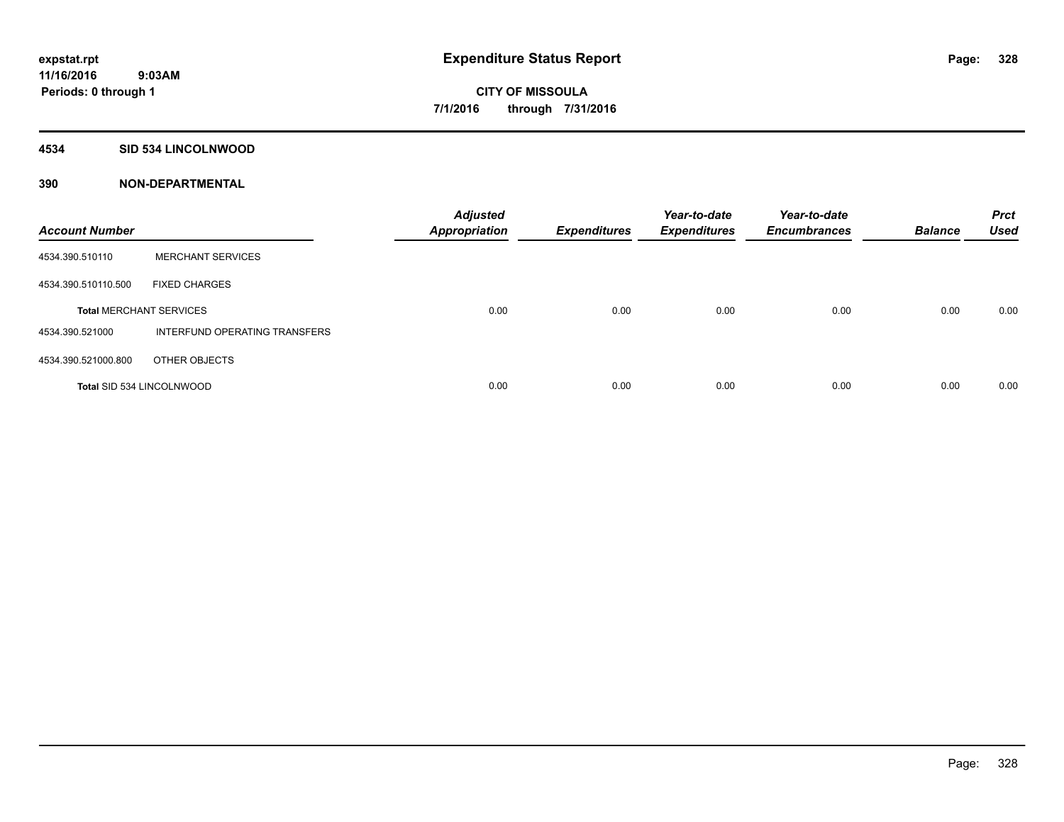**expstat.rpt**
**11/16/2016 9:03AM**
**Periods: 0 through 1**

# Expenditure Status Report

**CITY OF MISSOULA**
**7/1/2016 through 7/31/2016**

## 4534 SID 534 LINCOLNWOOD

## 390 NON-DEPARTMENTAL

| Account Number | | Adjusted Appropriation | Expenditures | Year-to-date Expenditures | Year-to-date Encumbrances | Balance | Prct Used |
|---|---|---|---|---|---|---|---|
| 4534.390.510110 | MERCHANT SERVICES | | | | | | |
| 4534.390.510110.500 | FIXED CHARGES | | | | | | |
| **Total** MERCHANT SERVICES | | 0.00 | 0.00 | 0.00 | 0.00 | 0.00 | 0.00 |
| 4534.390.521000 | INTERFUND OPERATING TRANSFERS | | | | | | |
| 4534.390.521000.800 | OTHER OBJECTS | | | | | | |
| **Total** SID 534 LINCOLNWOOD | | 0.00 | 0.00 | 0.00 | 0.00 | 0.00 | 0.00 |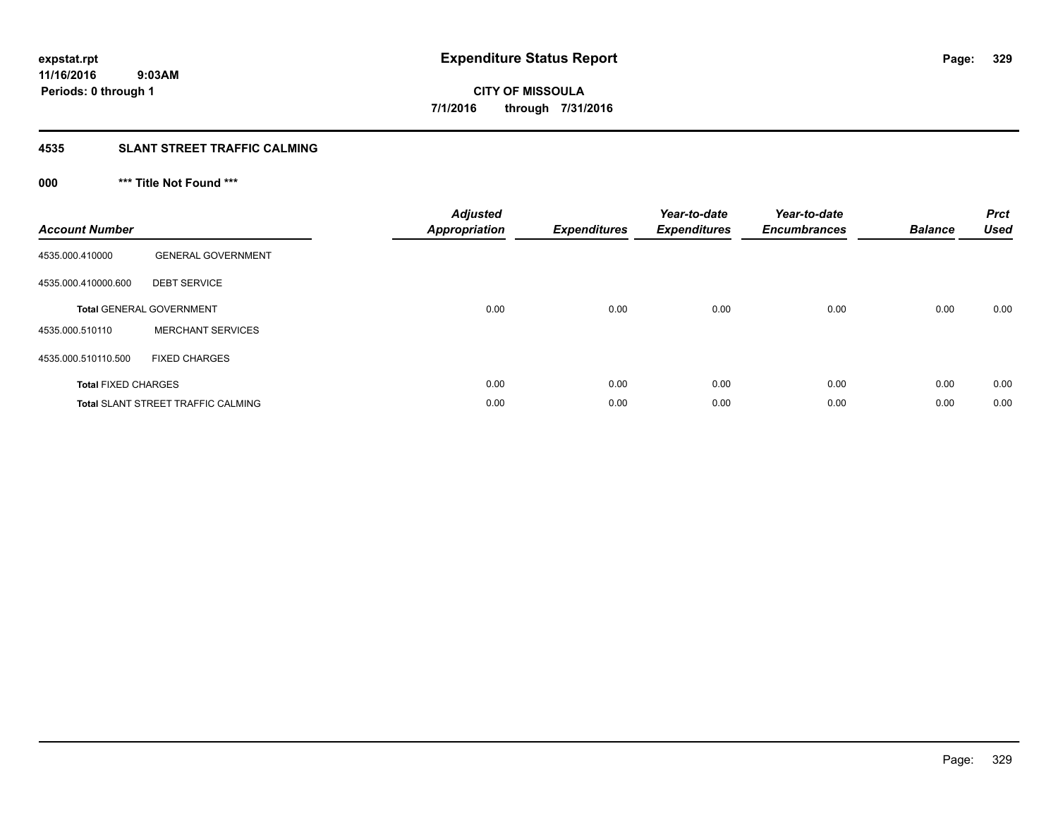# Expenditure Status Report

expstat.rpt
11/16/2016 9:03AM
Periods: 0 through 1

**CITY OF MISSOULA**
**7/1/2016 through 7/31/2016**

## 4535 SLANT STREET TRAFFIC CALMING

### 000 *** Title Not Found ***

| Account Number | | Adjusted Appropriation | Expenditures | Year-to-date Expenditures | Year-to-date Encumbrances | Balance | Prct Used |
|---|---|---|---|---|---|---|---|
| 4535.000.410000 | GENERAL GOVERNMENT | | | | | | |
| 4535.000.410000.600 | DEBT SERVICE | | | | | | |
| **Total** GENERAL GOVERNMENT | | 0.00 | 0.00 | 0.00 | 0.00 | 0.00 | 0.00 |
| 4535.000.510110 | MERCHANT SERVICES | | | | | | |
| 4535.000.510110.500 | FIXED CHARGES | | | | | | |
| **Total** FIXED CHARGES | | 0.00 | 0.00 | 0.00 | 0.00 | 0.00 | 0.00 |
| **Total** SLANT STREET TRAFFIC CALMING | | 0.00 | 0.00 | 0.00 | 0.00 | 0.00 | 0.00 |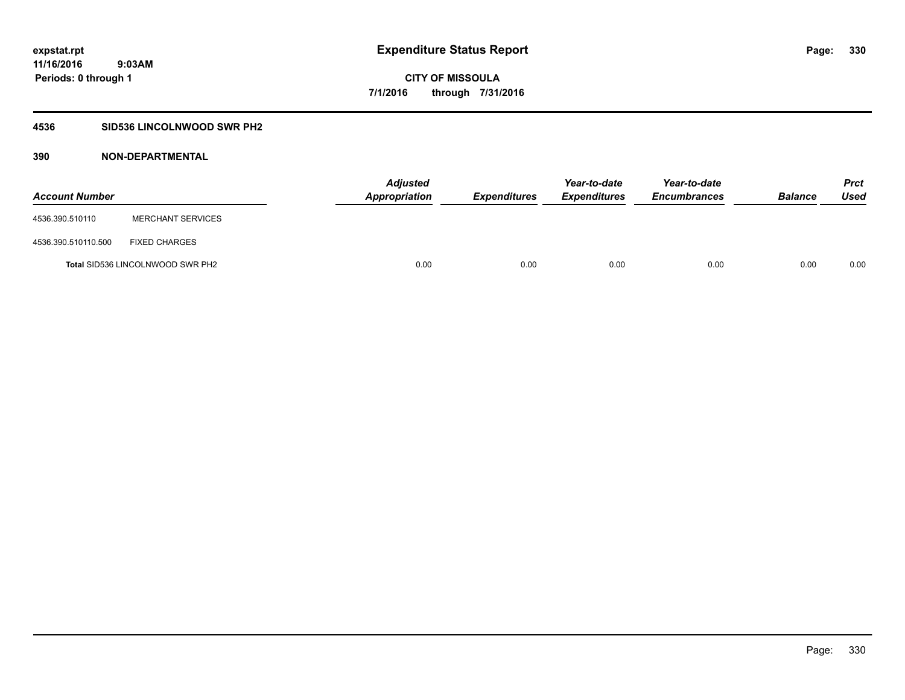**expstat.rpt**
**11/16/2016 9:03AM**
**Periods: 0 through 1**

# Expenditure Status Report

**CITY OF MISSOULA**
**7/1/2016 through 7/31/2016**

## 4536 SID536 LINCOLNWOOD SWR PH2

### 390 NON-DEPARTMENTAL

| Account Number | | Adjusted Appropriation | Expenditures | Year-to-date Expenditures | Year-to-date Encumbrances | Balance | Prct Used |
|---|---|---|---|---|---|---|---|
| 4536.390.510110 | MERCHANT SERVICES | | | | | | |
| 4536.390.510110.500 | FIXED CHARGES | | | | | | |
| **Total** SID536 LINCOLNWOOD SWR PH2 | | 0.00 | 0.00 | 0.00 | 0.00 | 0.00 | 0.00 |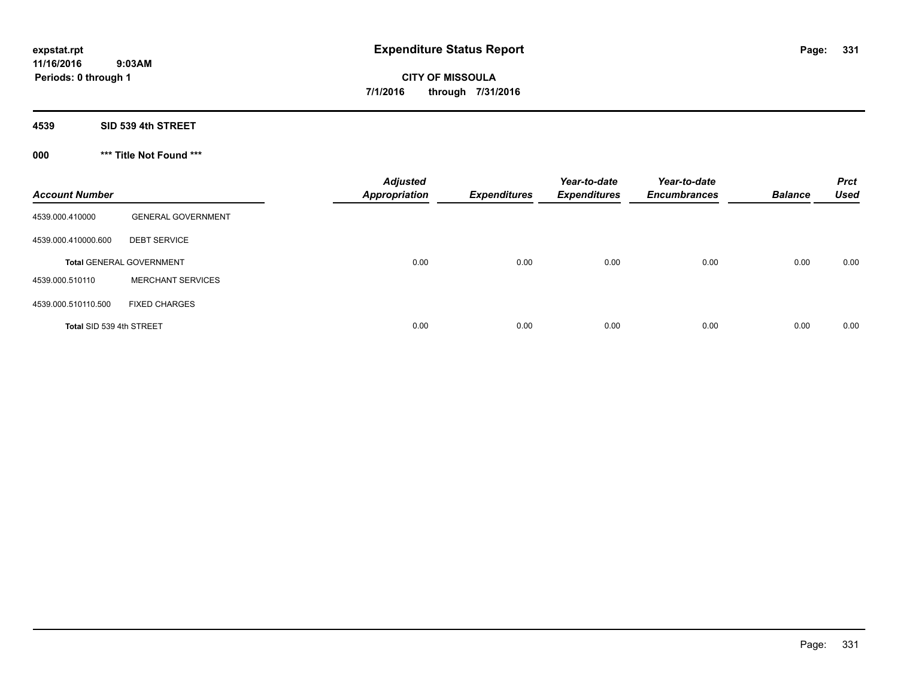**expstat.rpt**
**11/16/2016 9:03AM**
**Periods: 0 through 1**

# Expenditure Status Report

**CITY OF MISSOULA**
**7/1/2016 through 7/31/2016**

## 4539 SID 539 4th STREET

### 000 *** Title Not Found ***

| Account Number | | Adjusted Appropriation | Expenditures | Year-to-date Expenditures | Year-to-date Encumbrances | Balance | Prct Used |
|---|---|---|---|---|---|---|---|
| 4539.000.410000 | GENERAL GOVERNMENT | | | | | | |
| 4539.000.410000.600 | DEBT SERVICE | | | | | | |
| **Total** GENERAL GOVERNMENT | | 0.00 | 0.00 | 0.00 | 0.00 | 0.00 | 0.00 |
| 4539.000.510110 | MERCHANT SERVICES | | | | | | |
| 4539.000.510110.500 | FIXED CHARGES | | | | | | |
| **Total** SID 539 4th STREET | | 0.00 | 0.00 | 0.00 | 0.00 | 0.00 | 0.00 |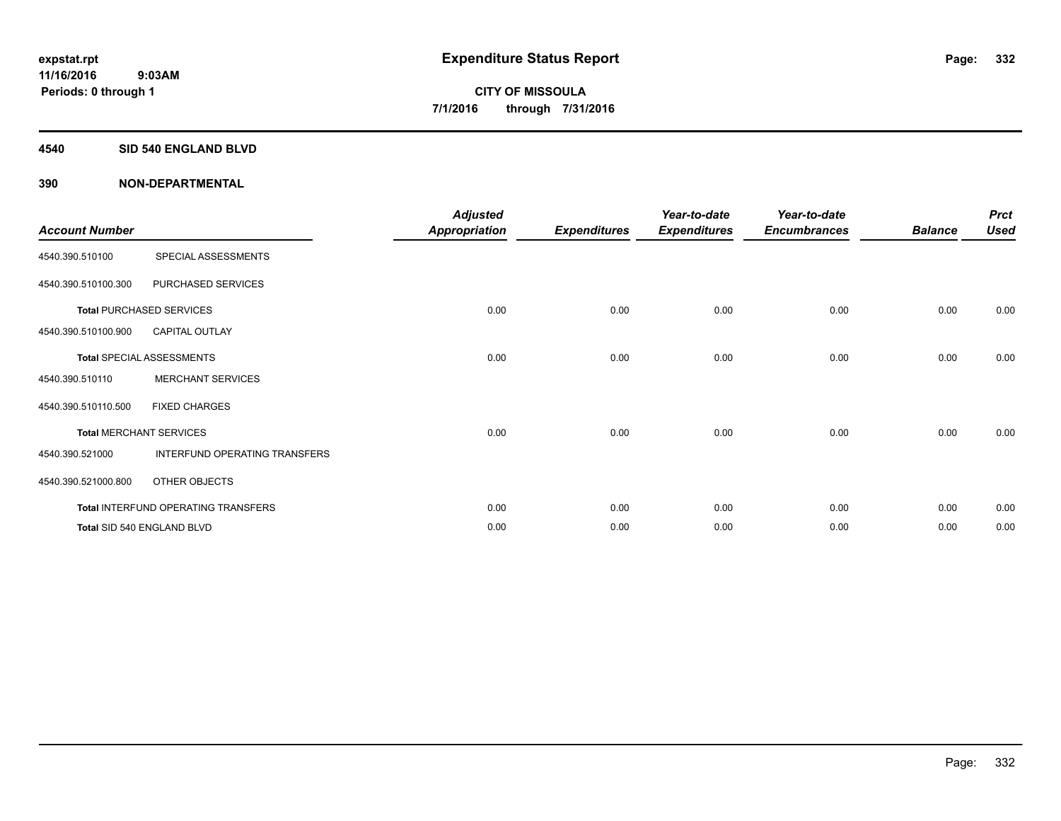**expstat.rpt**
**11/16/2016 9:03AM**
**Periods: 0 through 1**

# Expenditure Status Report

**CITY OF MISSOULA**
**7/1/2016 through 7/31/2016**

## 4540 SID 540 ENGLAND BLVD

## 390 NON-DEPARTMENTAL

| Account Number | | Adjusted Appropriation | Expenditures | Year-to-date Expenditures | Year-to-date Encumbrances | Balance | Prct Used |
|---|---|---|---|---|---|---|---|
| 4540.390.510100 | SPECIAL ASSESSMENTS | | | | | | |
| 4540.390.510100.300 | PURCHASED SERVICES | | | | | | |
| **Total** PURCHASED SERVICES | | 0.00 | 0.00 | 0.00 | 0.00 | 0.00 | 0.00 |
| 4540.390.510100.900 | CAPITAL OUTLAY | | | | | | |
| **Total** SPECIAL ASSESSMENTS | | 0.00 | 0.00 | 0.00 | 0.00 | 0.00 | 0.00 |
| 4540.390.510110 | MERCHANT SERVICES | | | | | | |
| 4540.390.510110.500 | FIXED CHARGES | | | | | | |
| **Total** MERCHANT SERVICES | | 0.00 | 0.00 | 0.00 | 0.00 | 0.00 | 0.00 |
| 4540.390.521000 | INTERFUND OPERATING TRANSFERS | | | | | | |
| 4540.390.521000.800 | OTHER OBJECTS | | | | | | |
| **Total** INTERFUND OPERATING TRANSFERS | | 0.00 | 0.00 | 0.00 | 0.00 | 0.00 | 0.00 |
| **Total** SID 540 ENGLAND BLVD | | 0.00 | 0.00 | 0.00 | 0.00 | 0.00 | 0.00 |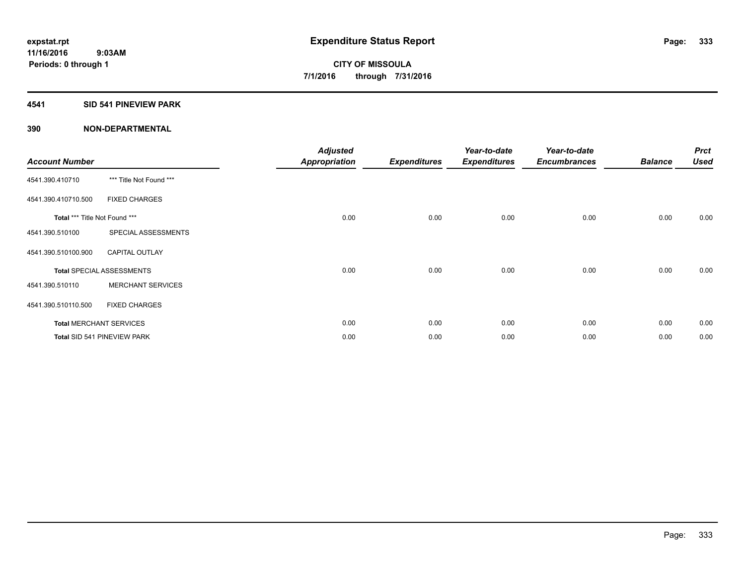**expstat.rpt**
**11/16/2016 9:03AM**
**Periods: 0 through 1**

# Expenditure Status Report

**CITY OF MISSOULA**
**7/1/2016 through 7/31/2016**

## 4541 SID 541 PINEVIEW PARK

### 390 NON-DEPARTMENTAL

| Account Number | | Adjusted Appropriation | Expenditures | Year-to-date Expenditures | Year-to-date Encumbrances | Balance | Prct Used |
|---|---|---|---|---|---|---|---|
| 4541.390.410710 | *** Title Not Found *** | | | | | | |
| 4541.390.410710.500 | FIXED CHARGES | | | | | | |
| **Total** *** Title Not Found *** | | 0.00 | 0.00 | 0.00 | 0.00 | 0.00 | 0.00 |
| 4541.390.510100 | SPECIAL ASSESSMENTS | | | | | | |
| 4541.390.510100.900 | CAPITAL OUTLAY | | | | | | |
| **Total** SPECIAL ASSESSMENTS | | 0.00 | 0.00 | 0.00 | 0.00 | 0.00 | 0.00 |
| 4541.390.510110 | MERCHANT SERVICES | | | | | | |
| 4541.390.510110.500 | FIXED CHARGES | | | | | | |
| **Total** MERCHANT SERVICES | | 0.00 | 0.00 | 0.00 | 0.00 | 0.00 | 0.00 |
| **Total** SID 541 PINEVIEW PARK | | 0.00 | 0.00 | 0.00 | 0.00 | 0.00 | 0.00 |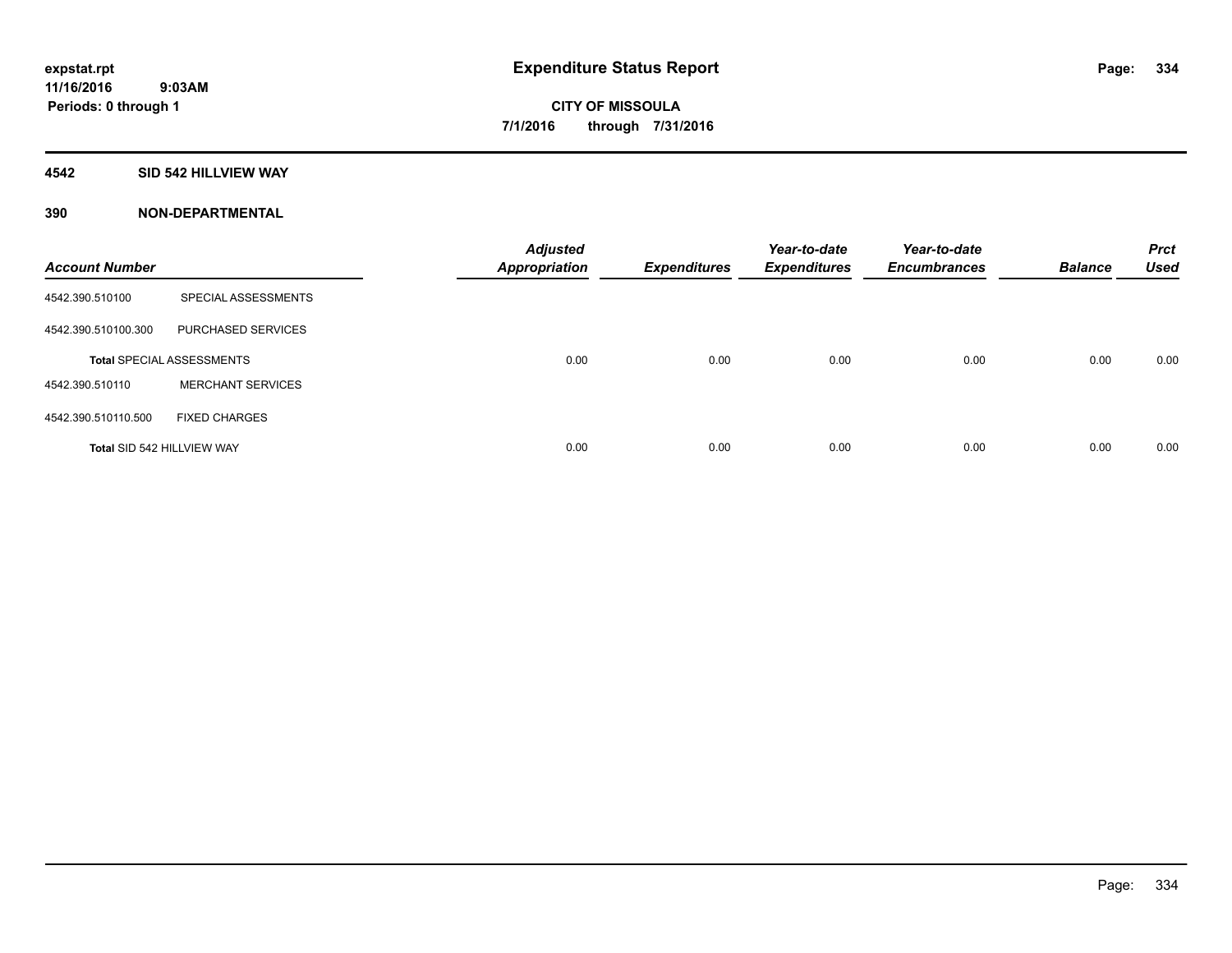**expstat.rpt**
**11/16/2016 9:03AM**
**Periods: 0 through 1**

# Expenditure Status Report

**CITY OF MISSOULA**
**7/1/2016 through 7/31/2016**

## 4542 SID 542 HILLVIEW WAY

## 390 NON-DEPARTMENTAL

| Account Number | | *Adjusted Appropriation* | *Expenditures* | *Year-to-date Expenditures* | *Year-to-date Encumbrances* | *Balance* | *Prct Used* |
|---|---|---|---|---|---|---|---|
| 4542.390.510100 | SPECIAL ASSESSMENTS | | | | | | |
| 4542.390.510100.300 | PURCHASED SERVICES | | | | | | |
| **Total** SPECIAL ASSESSMENTS | | 0.00 | 0.00 | 0.00 | 0.00 | 0.00 | 0.00 |
| 4542.390.510110 | MERCHANT SERVICES | | | | | | |
| 4542.390.510110.500 | FIXED CHARGES | | | | | | |
| **Total** SID 542 HILLVIEW WAY | | 0.00 | 0.00 | 0.00 | 0.00 | 0.00 | 0.00 |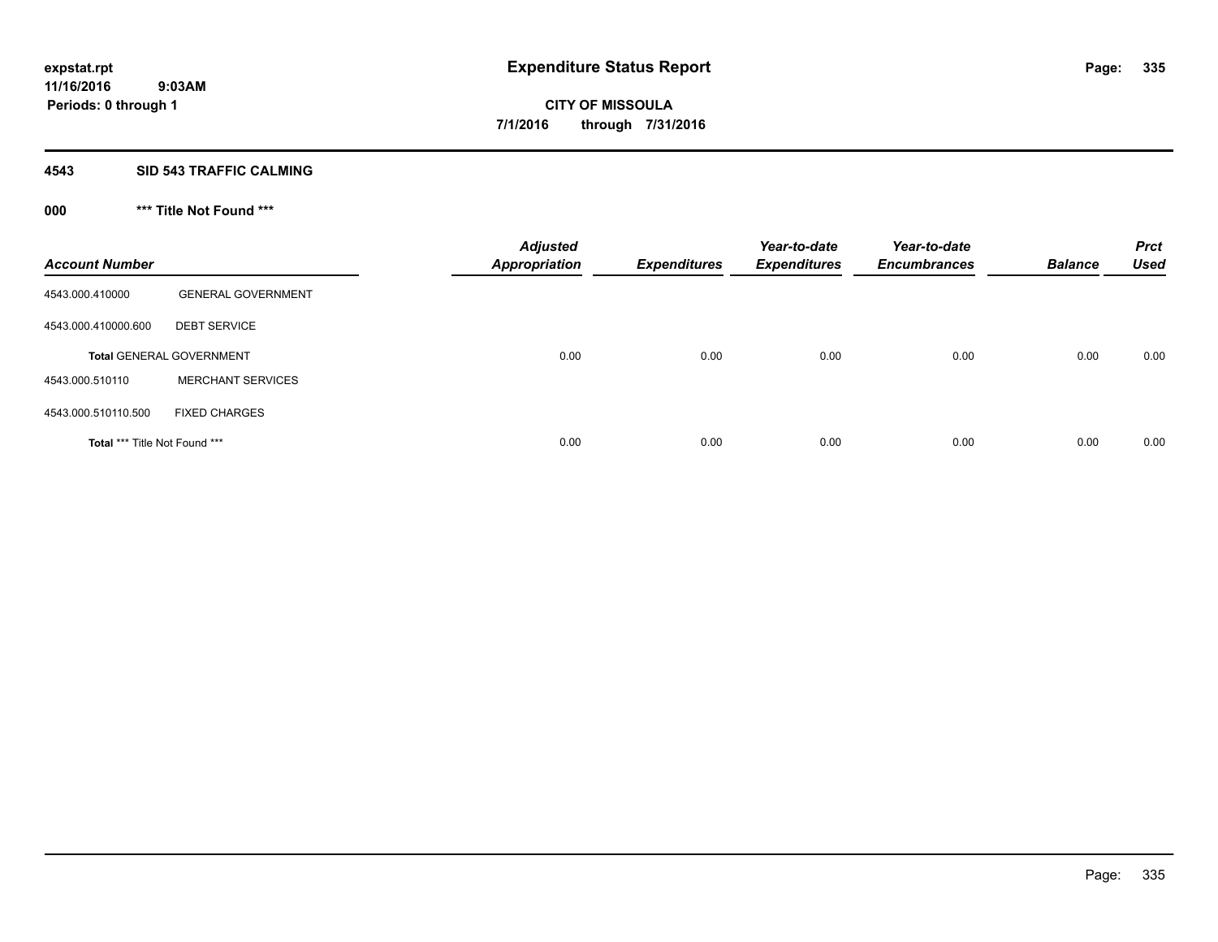**expstat.rpt**
**11/16/2016 9:03AM**
**Periods: 0 through 1**

# Expenditure Status Report

**CITY OF MISSOULA**
**7/1/2016 through 7/31/2016**

## 4543 SID 543 TRAFFIC CALMING

### 000 *** Title Not Found ***

| Account Number | | Adjusted Appropriation | Expenditures | Year-to-date Expenditures | Year-to-date Encumbrances | Balance | Prct Used |
|---|---|---|---|---|---|---|---|
| 4543.000.410000 | GENERAL GOVERNMENT | | | | | | |
| 4543.000.410000.600 | DEBT SERVICE | | | | | | |
| **Total** GENERAL GOVERNMENT | | 0.00 | 0.00 | 0.00 | 0.00 | 0.00 | 0.00 |
| 4543.000.510110 | MERCHANT SERVICES | | | | | | |
| 4543.000.510110.500 | FIXED CHARGES | | | | | | |
| **Total** *** Title Not Found *** | | 0.00 | 0.00 | 0.00 | 0.00 | 0.00 | 0.00 |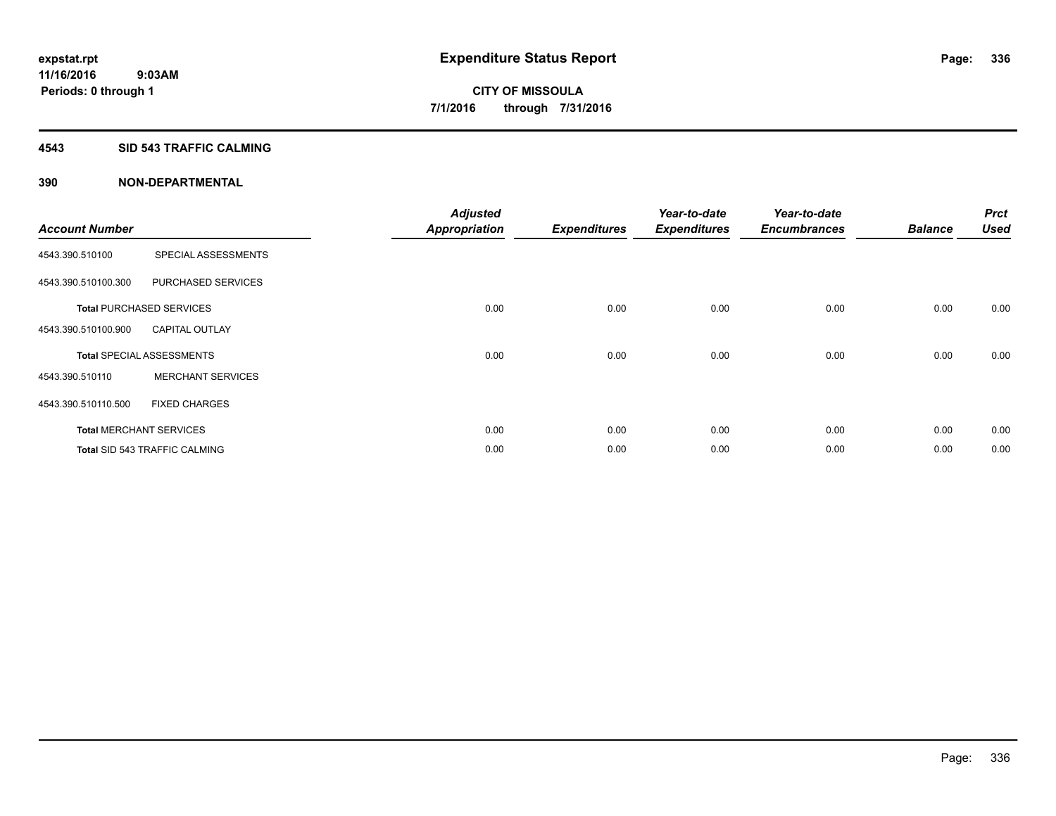# Expenditure Status Report

**CITY OF MISSOULA**

**7/1/2016 through 7/31/2016**

expstat.rpt
11/16/2016 9:03AM
Periods: 0 through 1

## 4543 SID 543 TRAFFIC CALMING

### 390 NON-DEPARTMENTAL

| Account Number | | Adjusted Appropriation | Expenditures | Year-to-date Expenditures | Year-to-date Encumbrances | Balance | Prct Used |
|---|---|---|---|---|---|---|---|
| 4543.390.510100 | SPECIAL ASSESSMENTS | | | | | | |
| 4543.390.510100.300 | PURCHASED SERVICES | | | | | | |
| **Total** PURCHASED SERVICES | | 0.00 | 0.00 | 0.00 | 0.00 | 0.00 | 0.00 |
| 4543.390.510100.900 | CAPITAL OUTLAY | | | | | | |
| **Total** SPECIAL ASSESSMENTS | | 0.00 | 0.00 | 0.00 | 0.00 | 0.00 | 0.00 |
| 4543.390.510110 | MERCHANT SERVICES | | | | | | |
| 4543.390.510110.500 | FIXED CHARGES | | | | | | |
| **Total** MERCHANT SERVICES | | 0.00 | 0.00 | 0.00 | 0.00 | 0.00 | 0.00 |
| **Total** SID 543 TRAFFIC CALMING | | 0.00 | 0.00 | 0.00 | 0.00 | 0.00 | 0.00 |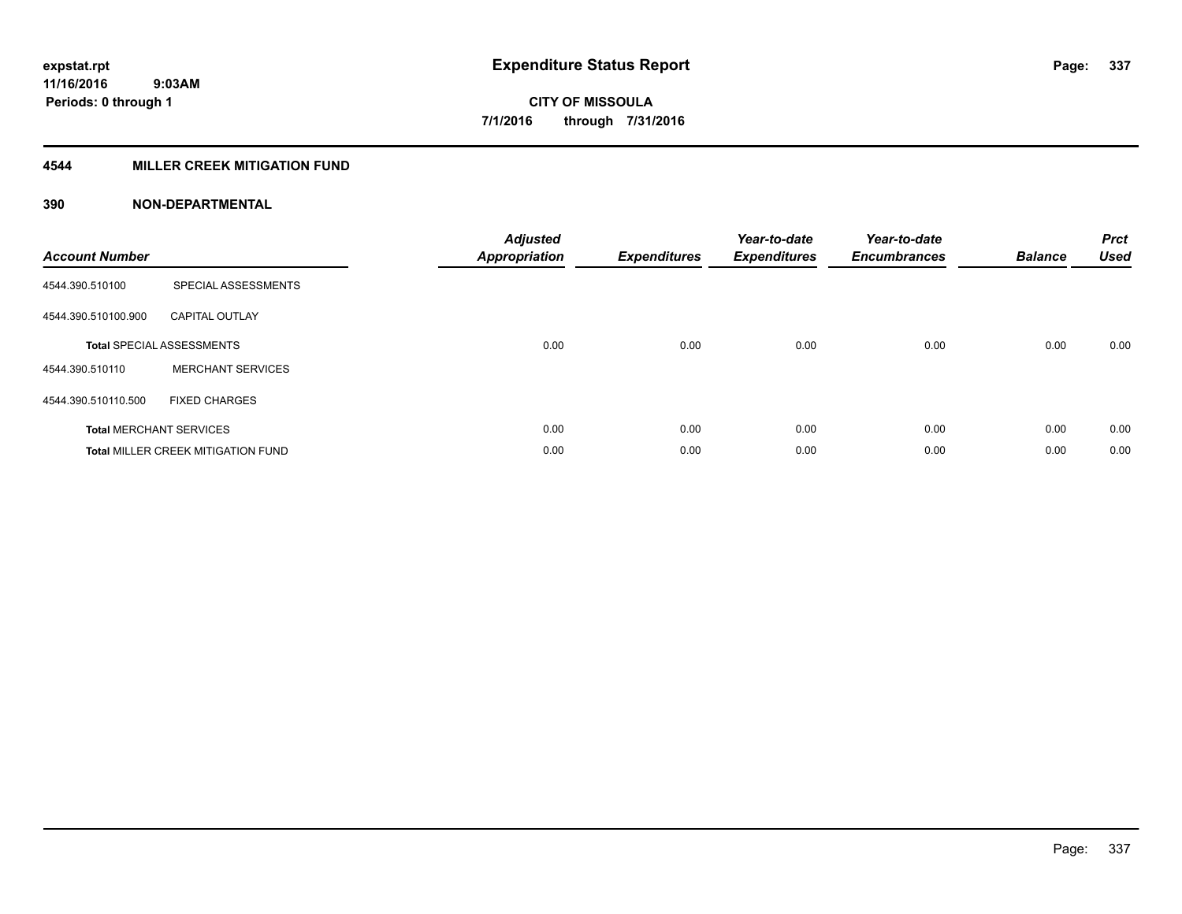expstat.rpt
11/16/2016 9:03AM
Periods: 0 through 1

# Expenditure Status Report

CITY OF MISSOULA
7/1/2016 through 7/31/2016

## 4544 MILLER CREEK MITIGATION FUND

## 390 NON-DEPARTMENTAL

| Account Number | | Adjusted Appropriation | Expenditures | Year-to-date Expenditures | Year-to-date Encumbrances | Balance | Prct Used |
|---|---|---|---|---|---|---|---|
| 4544.390.510100 | SPECIAL ASSESSMENTS | | | | | | |
| 4544.390.510100.900 | CAPITAL OUTLAY | | | | | | |
| **Total** SPECIAL ASSESSMENTS | | 0.00 | 0.00 | 0.00 | 0.00 | 0.00 | 0.00 |
| 4544.390.510110 | MERCHANT SERVICES | | | | | | |
| 4544.390.510110.500 | FIXED CHARGES | | | | | | |
| **Total** MERCHANT SERVICES | | 0.00 | 0.00 | 0.00 | 0.00 | 0.00 | 0.00 |
| **Total** MILLER CREEK MITIGATION FUND | | 0.00 | 0.00 | 0.00 | 0.00 | 0.00 | 0.00 |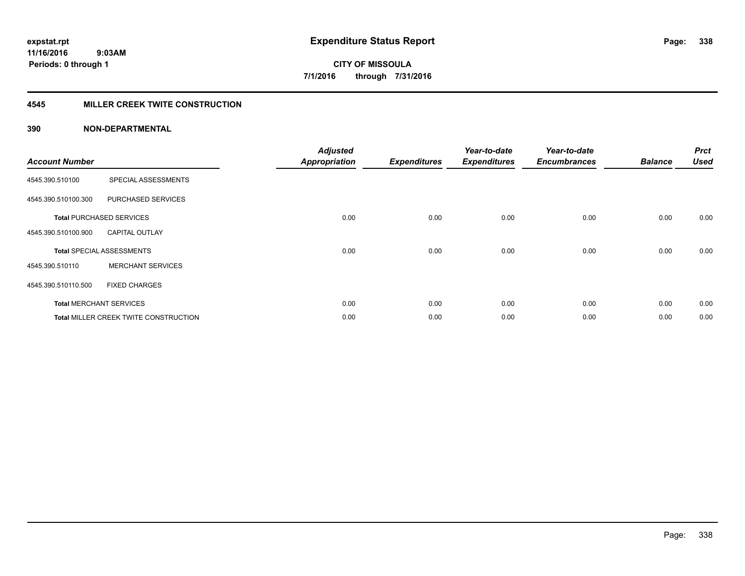expstat.rpt
11/16/2016 9:03AM
Periods: 0 through 1

# Expenditure Status Report

CITY OF MISSOULA
7/1/2016 through 7/31/2016

## 4545 MILLER CREEK TWITE CONSTRUCTION

### 390 NON-DEPARTMENTAL

| Account Number | | Adjusted Appropriation | Expenditures | Year-to-date Expenditures | Year-to-date Encumbrances | Balance | Prct Used |
|---|---|---|---|---|---|---|---|
| 4545.390.510100 | SPECIAL ASSESSMENTS | | | | | | |
| 4545.390.510100.300 | PURCHASED SERVICES | | | | | | |
| **Total** PURCHASED SERVICES | | 0.00 | 0.00 | 0.00 | 0.00 | 0.00 | 0.00 |
| 4545.390.510100.900 | CAPITAL OUTLAY | | | | | | |
| **Total** SPECIAL ASSESSMENTS | | 0.00 | 0.00 | 0.00 | 0.00 | 0.00 | 0.00 |
| 4545.390.510110 | MERCHANT SERVICES | | | | | | |
| 4545.390.510110.500 | FIXED CHARGES | | | | | | |
| **Total** MERCHANT SERVICES | | 0.00 | 0.00 | 0.00 | 0.00 | 0.00 | 0.00 |
| **Total** MILLER CREEK TWITE CONSTRUCTION | | 0.00 | 0.00 | 0.00 | 0.00 | 0.00 | 0.00 |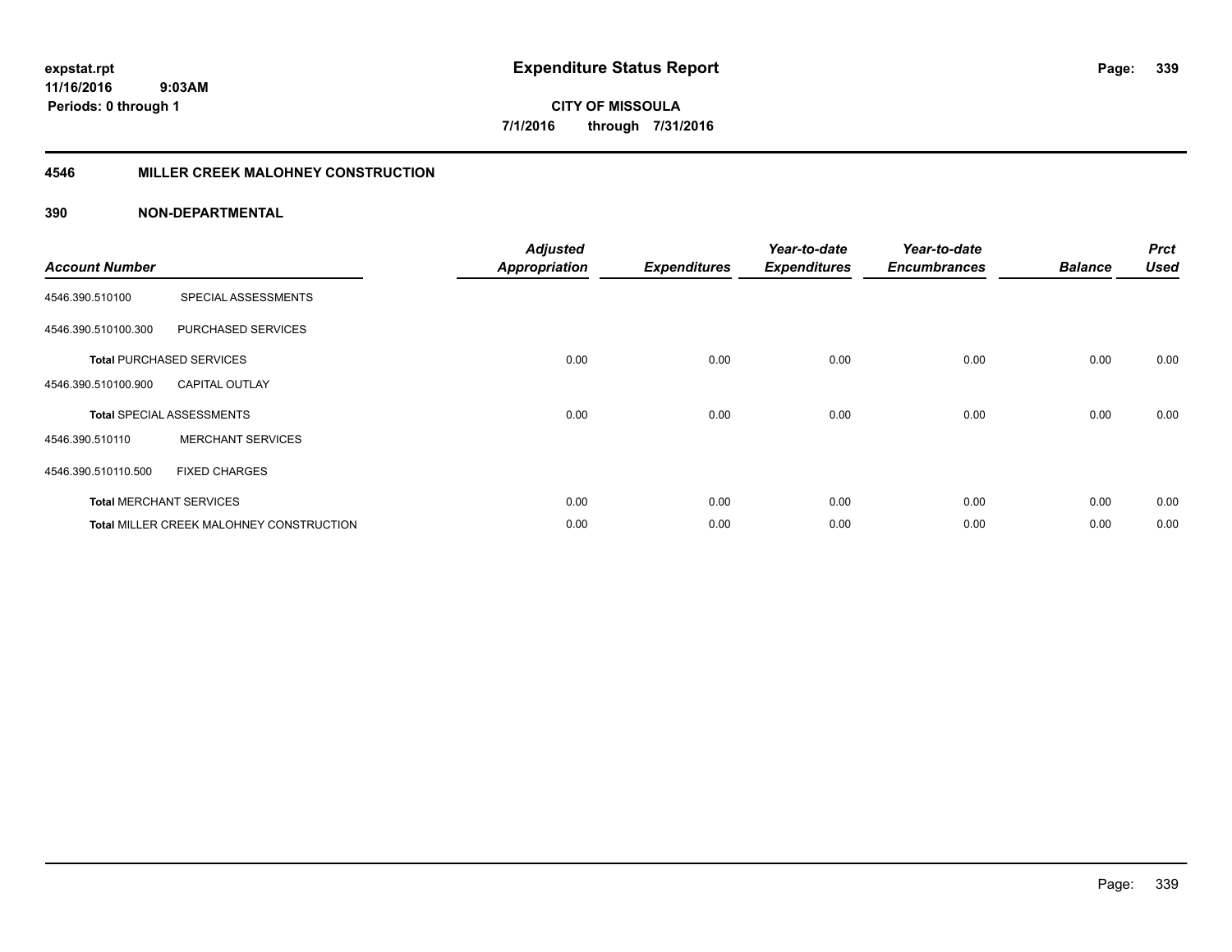**expstat.rpt**
**11/16/2016 9:03AM**
**Periods: 0 through 1**

# Expenditure Status Report

**CITY OF MISSOULA**
**7/1/2016 through 7/31/2016**

## 4546 MILLER CREEK MALOHNEY CONSTRUCTION

### 390 NON-DEPARTMENTAL

| Account Number | | Adjusted Appropriation | Expenditures | Year-to-date Expenditures | Year-to-date Encumbrances | Balance | Prct Used |
|---|---|---|---|---|---|---|---|
| 4546.390.510100 | SPECIAL ASSESSMENTS | | | | | | |
| 4546.390.510100.300 | PURCHASED SERVICES | | | | | | |
| **Total** PURCHASED SERVICES | | 0.00 | 0.00 | 0.00 | 0.00 | 0.00 | 0.00 |
| 4546.390.510100.900 | CAPITAL OUTLAY | | | | | | |
| **Total** SPECIAL ASSESSMENTS | | 0.00 | 0.00 | 0.00 | 0.00 | 0.00 | 0.00 |
| 4546.390.510110 | MERCHANT SERVICES | | | | | | |
| 4546.390.510110.500 | FIXED CHARGES | | | | | | |
| **Total** MERCHANT SERVICES | | 0.00 | 0.00 | 0.00 | 0.00 | 0.00 | 0.00 |
| **Total** MILLER CREEK MALOHNEY CONSTRUCTION | | 0.00 | 0.00 | 0.00 | 0.00 | 0.00 | 0.00 |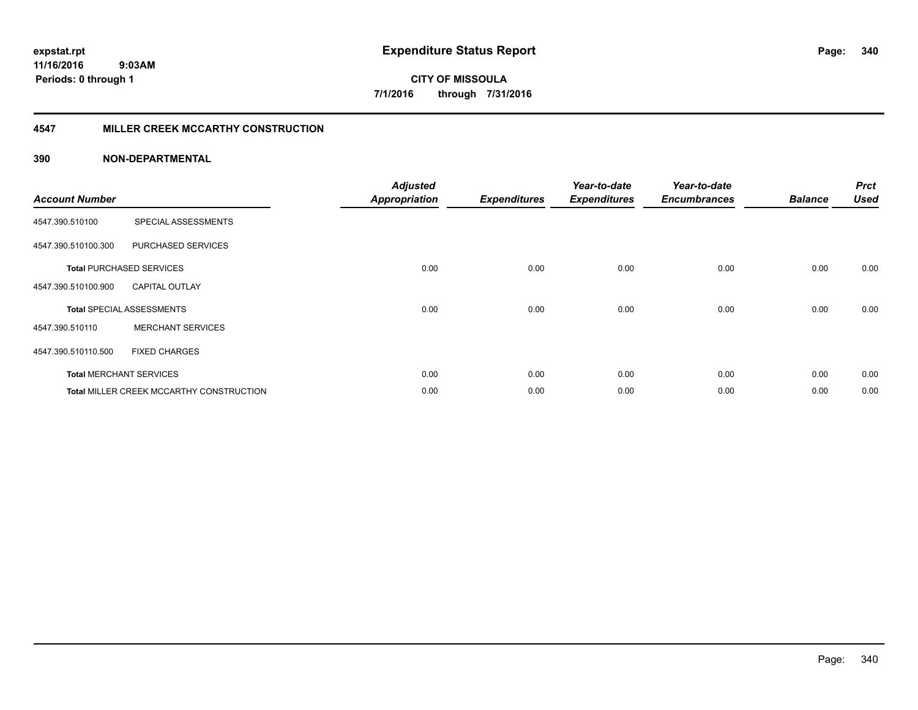# Expenditure Status Report

expstat.rpt
11/16/2016 9:03AM
Periods: 0 through 1

**CITY OF MISSOULA**
**7/1/2016 through 7/31/2016**

## 4547 MILLER CREEK MCCARTHY CONSTRUCTION

### 390 NON-DEPARTMENTAL

| Account Number | | Adjusted Appropriation | Expenditures | Year-to-date Expenditures | Year-to-date Encumbrances | Balance | Prct Used |
|---|---|---|---|---|---|---|---|
| 4547.390.510100 | SPECIAL ASSESSMENTS | | | | | | |
| 4547.390.510100.300 | PURCHASED SERVICES | | | | | | |
| **Total** PURCHASED SERVICES | | 0.00 | 0.00 | 0.00 | 0.00 | 0.00 | 0.00 |
| 4547.390.510100.900 | CAPITAL OUTLAY | | | | | | |
| **Total** SPECIAL ASSESSMENTS | | 0.00 | 0.00 | 0.00 | 0.00 | 0.00 | 0.00 |
| 4547.390.510110 | MERCHANT SERVICES | | | | | | |
| 4547.390.510110.500 | FIXED CHARGES | | | | | | |
| **Total** MERCHANT SERVICES | | 0.00 | 0.00 | 0.00 | 0.00 | 0.00 | 0.00 |
| **Total** MILLER CREEK MCCARTHY CONSTRUCTION | | 0.00 | 0.00 | 0.00 | 0.00 | 0.00 | 0.00 |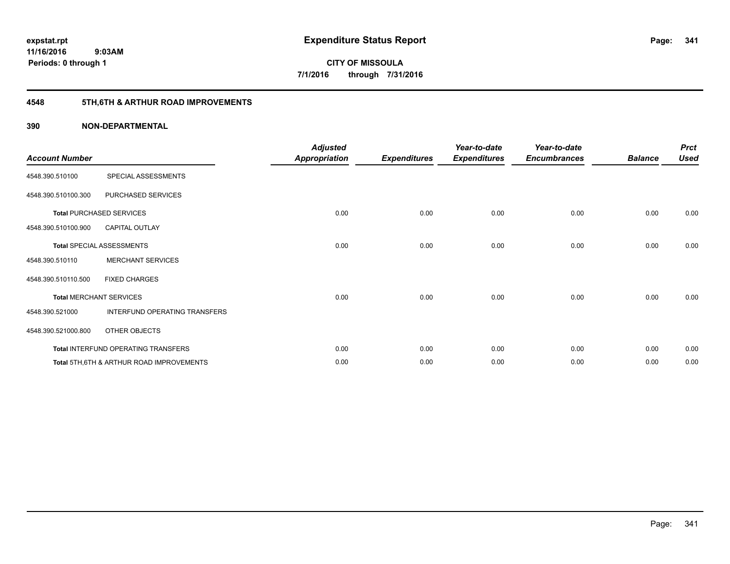**expstat.rpt**
**11/16/2016 9:03AM**
**Periods: 0 through 1**

# Expenditure Status Report

**CITY OF MISSOULA**
**7/1/2016 through 7/31/2016**

## 4548 5TH,6TH & ARTHUR ROAD IMPROVEMENTS

### 390 NON-DEPARTMENTAL

| Account Number | | Adjusted Appropriation | Expenditures | Year-to-date Expenditures | Year-to-date Encumbrances | Balance | Prct Used |
|---|---|---|---|---|---|---|---|
| 4548.390.510100 | SPECIAL ASSESSMENTS | | | | | | |
| 4548.390.510100.300 | PURCHASED SERVICES | | | | | | |
| **Total** PURCHASED SERVICES | | 0.00 | 0.00 | 0.00 | 0.00 | 0.00 | 0.00 |
| 4548.390.510100.900 | CAPITAL OUTLAY | | | | | | |
| **Total** SPECIAL ASSESSMENTS | | 0.00 | 0.00 | 0.00 | 0.00 | 0.00 | 0.00 |
| 4548.390.510110 | MERCHANT SERVICES | | | | | | |
| 4548.390.510110.500 | FIXED CHARGES | | | | | | |
| **Total** MERCHANT SERVICES | | 0.00 | 0.00 | 0.00 | 0.00 | 0.00 | 0.00 |
| 4548.390.521000 | INTERFUND OPERATING TRANSFERS | | | | | | |
| 4548.390.521000.800 | OTHER OBJECTS | | | | | | |
| **Total** INTERFUND OPERATING TRANSFERS | | 0.00 | 0.00 | 0.00 | 0.00 | 0.00 | 0.00 |
| **Total** 5TH,6TH & ARTHUR ROAD IMPROVEMENTS | | 0.00 | 0.00 | 0.00 | 0.00 | 0.00 | 0.00 |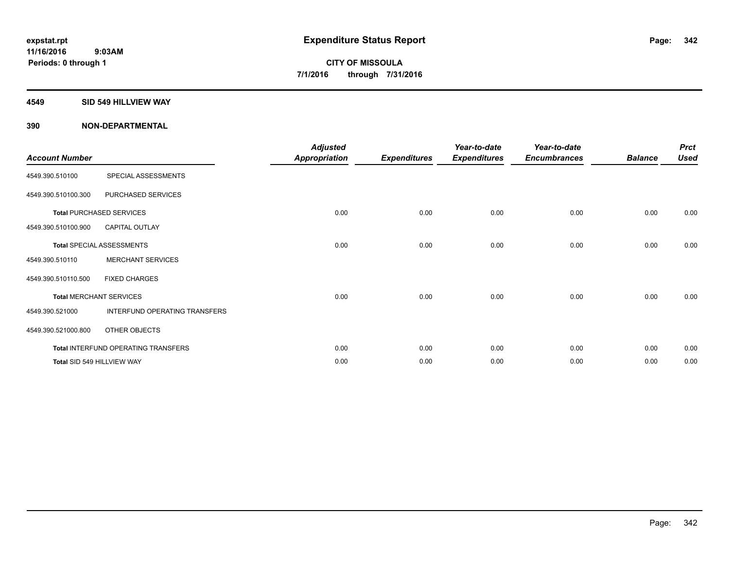# Expenditure Status Report

expstat.rpt
11/16/2016 9:03AM
Periods: 0 through 1

**CITY OF MISSOULA**
**7/1/2016 through 7/31/2016**

**4549 SID 549 HILLVIEW WAY**

**390 NON-DEPARTMENTAL**

| Account Number | | Adjusted Appropriation | Expenditures | Year-to-date Expenditures | Year-to-date Encumbrances | Balance | Prct Used |
|---|---|---|---|---|---|---|---|
| 4549.390.510100 | SPECIAL ASSESSMENTS | | | | | | |
| 4549.390.510100.300 | PURCHASED SERVICES | | | | | | |
| **Total** PURCHASED SERVICES | | 0.00 | 0.00 | 0.00 | 0.00 | 0.00 | 0.00 |
| 4549.390.510100.900 | CAPITAL OUTLAY | | | | | | |
| **Total** SPECIAL ASSESSMENTS | | 0.00 | 0.00 | 0.00 | 0.00 | 0.00 | 0.00 |
| 4549.390.510110 | MERCHANT SERVICES | | | | | | |
| 4549.390.510110.500 | FIXED CHARGES | | | | | | |
| **Total** MERCHANT SERVICES | | 0.00 | 0.00 | 0.00 | 0.00 | 0.00 | 0.00 |
| 4549.390.521000 | INTERFUND OPERATING TRANSFERS | | | | | | |
| 4549.390.521000.800 | OTHER OBJECTS | | | | | | |
| **Total** INTERFUND OPERATING TRANSFERS | | 0.00 | 0.00 | 0.00 | 0.00 | 0.00 | 0.00 |
| **Total** SID 549 HILLVIEW WAY | | 0.00 | 0.00 | 0.00 | 0.00 | 0.00 | 0.00 |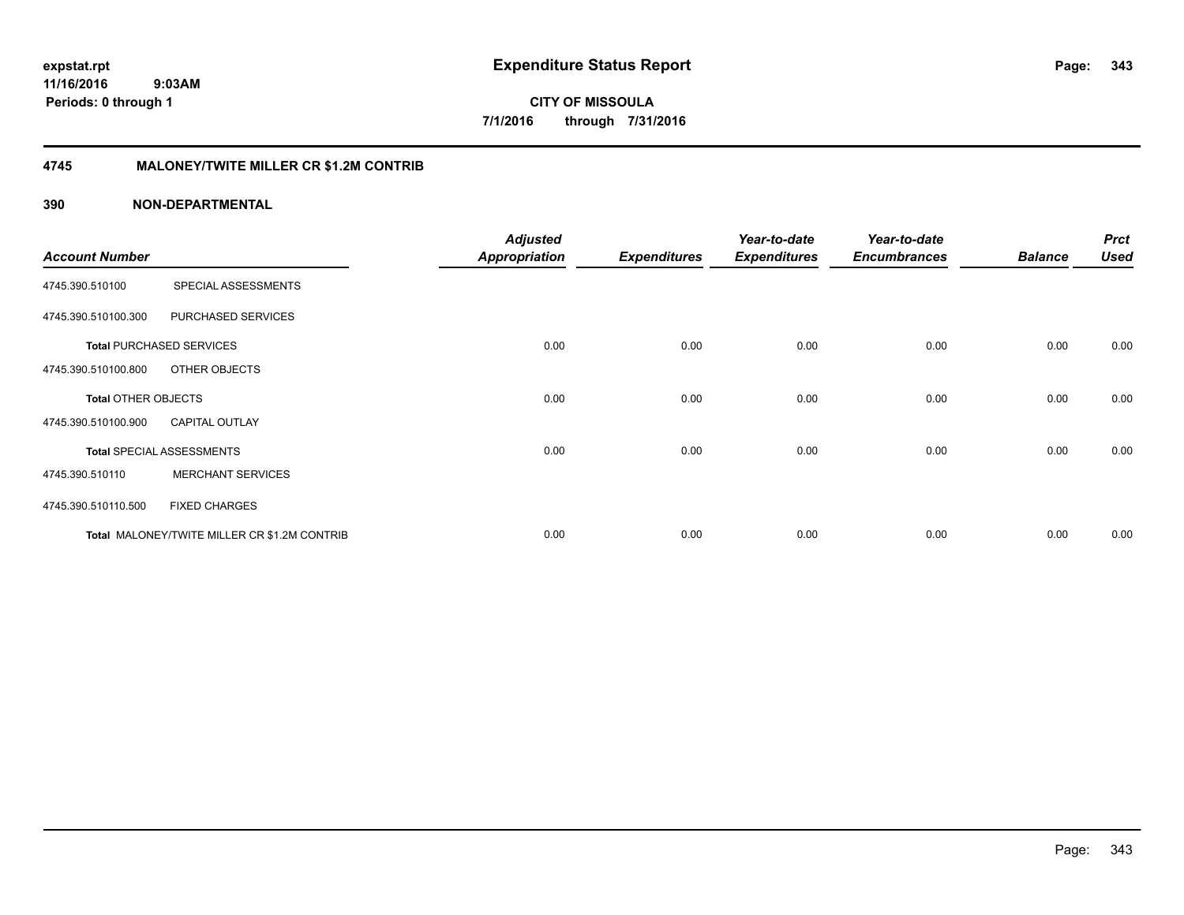**expstat.rpt**
**11/16/2016 9:03AM**
**Periods: 0 through 1**

# Expenditure Status Report

**CITY OF MISSOULA**
**7/1/2016 through 7/31/2016**

## 4745 MALONEY/TWITE MILLER CR $1.2M CONTRIB

### 390 NON-DEPARTMENTAL

| Account Number | | Adjusted Appropriation | Expenditures | Year-to-date Expenditures | Year-to-date Encumbrances | Balance | Prct Used |
|---|---|---|---|---|---|---|---|
| 4745.390.510100 | SPECIAL ASSESSMENTS | | | | | | |
| 4745.390.510100.300 | PURCHASED SERVICES | | | | | | |
| **Total** PURCHASED SERVICES | | 0.00 | 0.00 | 0.00 | 0.00 | 0.00 | 0.00 |
| 4745.390.510100.800 | OTHER OBJECTS | | | | | | |
| **Total** OTHER OBJECTS | | 0.00 | 0.00 | 0.00 | 0.00 | 0.00 | 0.00 |
| 4745.390.510100.900 | CAPITAL OUTLAY | | | | | | |
| **Total** SPECIAL ASSESSMENTS | | 0.00 | 0.00 | 0.00 | 0.00 | 0.00 | 0.00 |
| 4745.390.510110 | MERCHANT SERVICES | | | | | | |
| 4745.390.510110.500 | FIXED CHARGES | | | | | | |
| **Total** MALONEY/TWITE MILLER CR $1.2M CONTRIB | | 0.00 | 0.00 | 0.00 | 0.00 | 0.00 | 0.00 |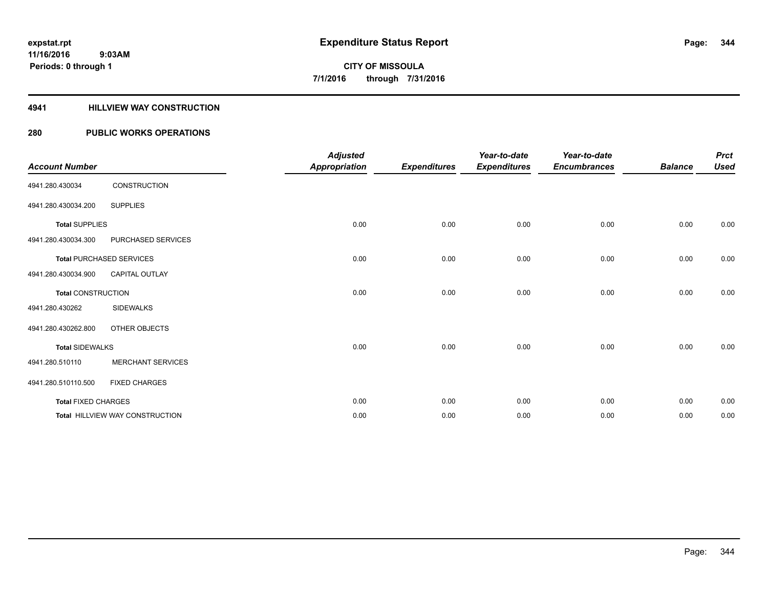**Expenditure Status Report**

**CITY OF MISSOULA**
**7/1/2016 through 7/31/2016**

expstat.rpt
11/16/2016 9:03AM
Periods: 0 through 1

## 4941 HILLVIEW WAY CONSTRUCTION

### 280 PUBLIC WORKS OPERATIONS

| Account Number | | Adjusted Appropriation | Expenditures | Year-to-date Expenditures | Year-to-date Encumbrances | Balance | Prct Used |
|---|---|---|---|---|---|---|---|
| 4941.280.430034 | CONSTRUCTION | | | | | | |
| 4941.280.430034.200 | SUPPLIES | | | | | | |
| **Total** SUPPLIES | | 0.00 | 0.00 | 0.00 | 0.00 | 0.00 | 0.00 |
| 4941.280.430034.300 | PURCHASED SERVICES | | | | | | |
| **Total** PURCHASED SERVICES | | 0.00 | 0.00 | 0.00 | 0.00 | 0.00 | 0.00 |
| 4941.280.430034.900 | CAPITAL OUTLAY | | | | | | |
| **Total** CONSTRUCTION | | 0.00 | 0.00 | 0.00 | 0.00 | 0.00 | 0.00 |
| 4941.280.430262 | SIDEWALKS | | | | | | |
| 4941.280.430262.800 | OTHER OBJECTS | | | | | | |
| **Total** SIDEWALKS | | 0.00 | 0.00 | 0.00 | 0.00 | 0.00 | 0.00 |
| 4941.280.510110 | MERCHANT SERVICES | | | | | | |
| 4941.280.510110.500 | FIXED CHARGES | | | | | | |
| **Total** FIXED CHARGES | | 0.00 | 0.00 | 0.00 | 0.00 | 0.00 | 0.00 |
| **Total** HILLVIEW WAY CONSTRUCTION | | 0.00 | 0.00 | 0.00 | 0.00 | 0.00 | 0.00 |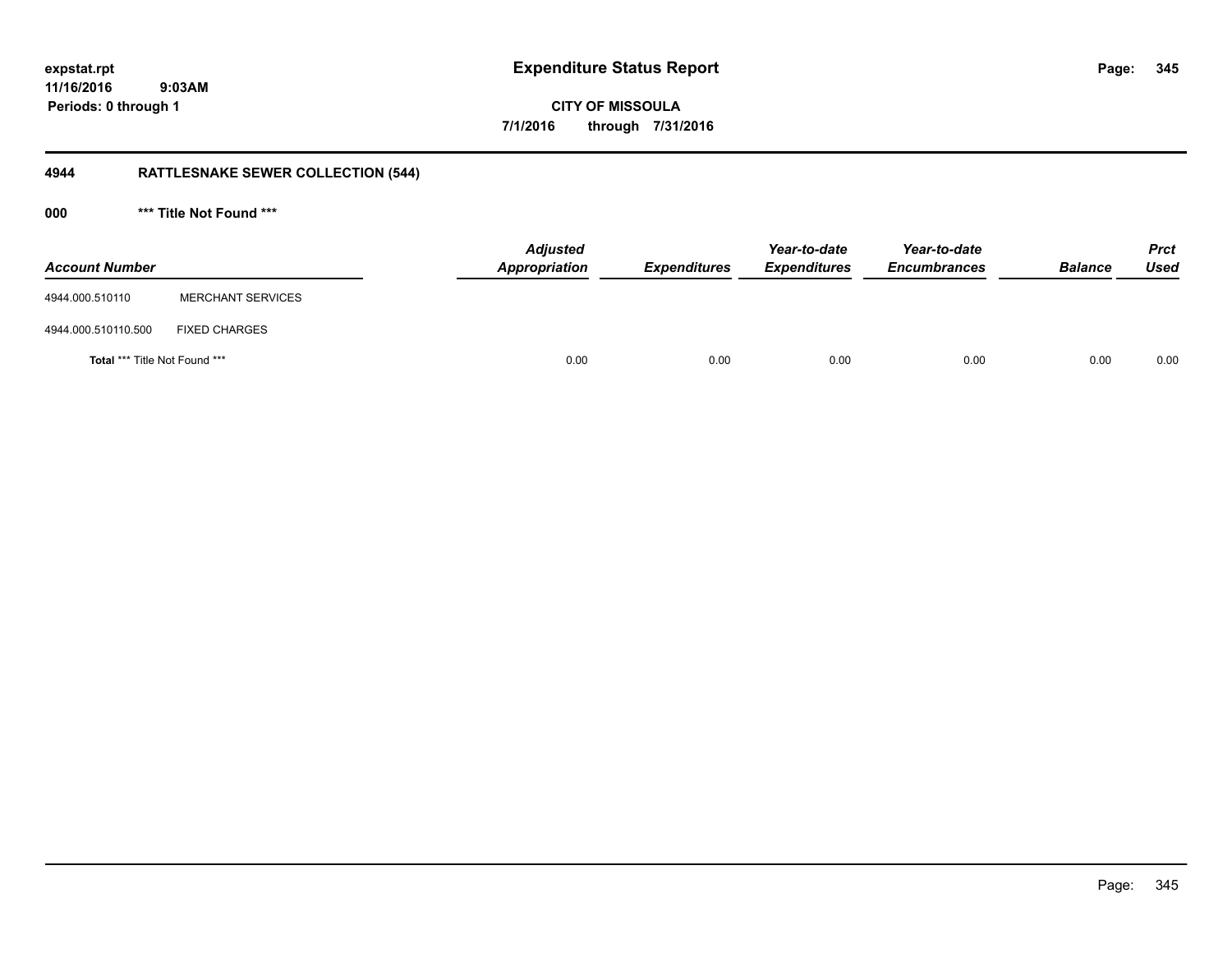**expstat.rpt**
**11/16/2016 9:03AM**
**Periods: 0 through 1**

# Expenditure Status Report

**CITY OF MISSOULA**
**7/1/2016 through 7/31/2016**

## 4944 RATTLESNAKE SEWER COLLECTION (544)

### 000 *** Title Not Found ***

| Account Number | | Adjusted Appropriation | Expenditures | Year-to-date Expenditures | Year-to-date Encumbrances | Balance | Prct Used |
|---|---|---|---|---|---|---|---|
| 4944.000.510110 | MERCHANT SERVICES | | | | | | |
| 4944.000.510110.500 | FIXED CHARGES | | | | | | |
| **Total** *** Title Not Found *** | | 0.00 | 0.00 | 0.00 | 0.00 | 0.00 | 0.00 |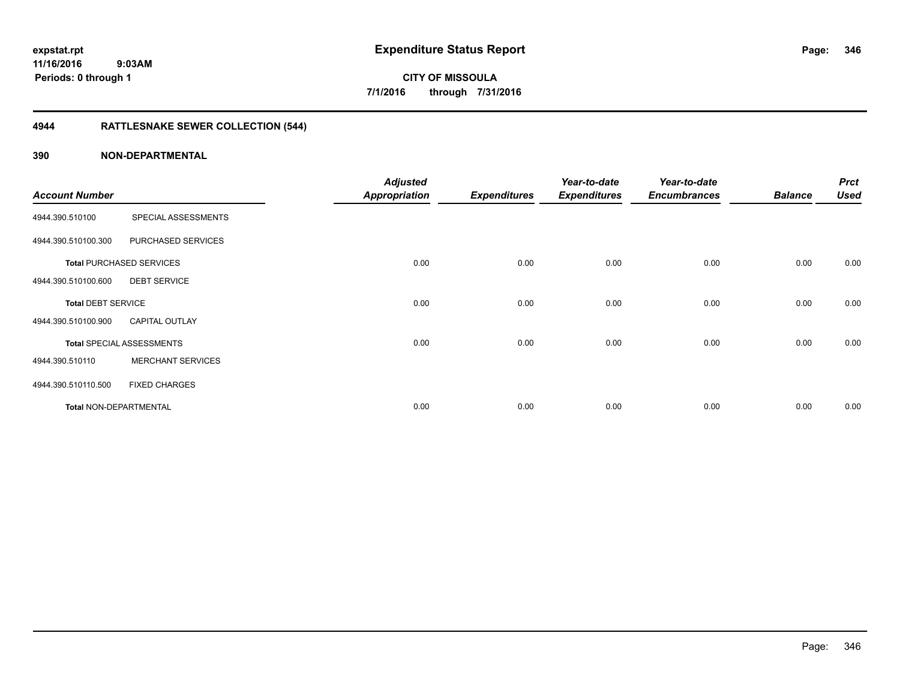**expstat.rpt**
**11/16/2016 9:03AM**
**Periods: 0 through 1**

# Expenditure Status Report

**CITY OF MISSOULA**
**7/1/2016 through 7/31/2016**

## 4944 RATTLESNAKE SEWER COLLECTION (544)

## 390 NON-DEPARTMENTAL

| Account Number | | Adjusted Appropriation | Expenditures | Year-to-date Expenditures | Year-to-date Encumbrances | Balance | Prct Used |
|---|---|---|---|---|---|---|---|
| 4944.390.510100 | SPECIAL ASSESSMENTS | | | | | | |
| 4944.390.510100.300 | PURCHASED SERVICES | | | | | | |
| **Total** PURCHASED SERVICES | | 0.00 | 0.00 | 0.00 | 0.00 | 0.00 | 0.00 |
| 4944.390.510100.600 | DEBT SERVICE | | | | | | |
| **Total** DEBT SERVICE | | 0.00 | 0.00 | 0.00 | 0.00 | 0.00 | 0.00 |
| 4944.390.510100.900 | CAPITAL OUTLAY | | | | | | |
| **Total** SPECIAL ASSESSMENTS | | 0.00 | 0.00 | 0.00 | 0.00 | 0.00 | 0.00 |
| 4944.390.510110 | MERCHANT SERVICES | | | | | | |
| 4944.390.510110.500 | FIXED CHARGES | | | | | | |
| **Total** NON-DEPARTMENTAL | | 0.00 | 0.00 | 0.00 | 0.00 | 0.00 | 0.00 |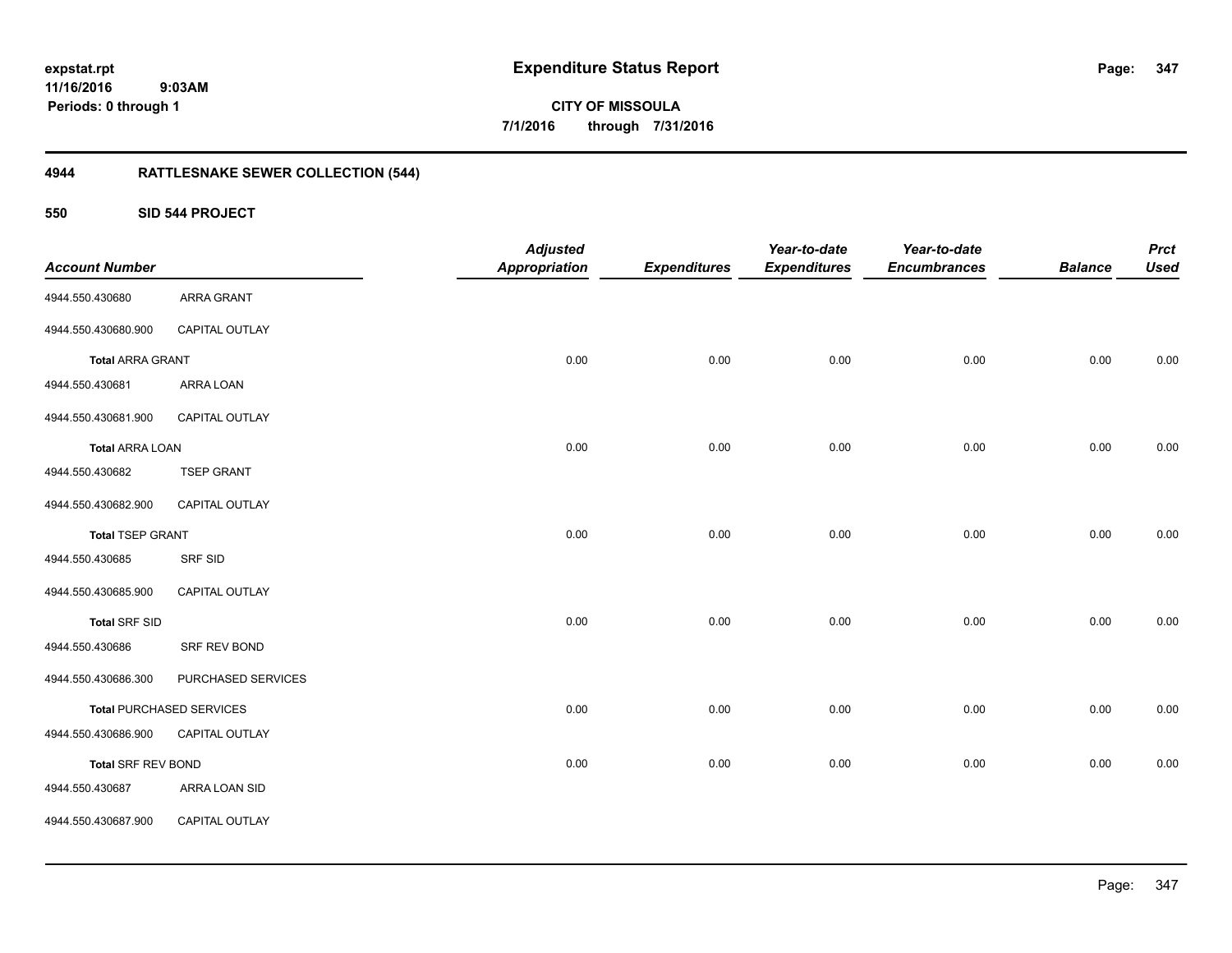**expstat.rpt**
**11/16/2016 9:03AM**
**Periods: 0 through 1**

# Expenditure Status Report

**CITY OF MISSOULA**
**7/1/2016 through 7/31/2016**

## 4944 RATTLESNAKE SEWER COLLECTION (544)

### 550 SID 544 PROJECT

| Account Number | | Adjusted Appropriation | Expenditures | Year-to-date Expenditures | Year-to-date Encumbrances | Balance | Prct Used |
|---|---|---|---|---|---|---|---|
| 4944.550.430680 | ARRA GRANT | | | | | | |
| 4944.550.430680.900 | CAPITAL OUTLAY | | | | | | |
| **Total** ARRA GRANT | | 0.00 | 0.00 | 0.00 | 0.00 | 0.00 | 0.00 |
| 4944.550.430681 | ARRA LOAN | | | | | | |
| 4944.550.430681.900 | CAPITAL OUTLAY | | | | | | |
| **Total** ARRA LOAN | | 0.00 | 0.00 | 0.00 | 0.00 | 0.00 | 0.00 |
| 4944.550.430682 | TSEP GRANT | | | | | | |
| 4944.550.430682.900 | CAPITAL OUTLAY | | | | | | |
| **Total** TSEP GRANT | | 0.00 | 0.00 | 0.00 | 0.00 | 0.00 | 0.00 |
| 4944.550.430685 | SRF SID | | | | | | |
| 4944.550.430685.900 | CAPITAL OUTLAY | | | | | | |
| **Total** SRF SID | | 0.00 | 0.00 | 0.00 | 0.00 | 0.00 | 0.00 |
| 4944.550.430686 | SRF REV BOND | | | | | | |
| 4944.550.430686.300 | PURCHASED SERVICES | | | | | | |
| **Total** PURCHASED SERVICES | | 0.00 | 0.00 | 0.00 | 0.00 | 0.00 | 0.00 |
| 4944.550.430686.900 | CAPITAL OUTLAY | | | | | | |
| **Total** SRF REV BOND | | 0.00 | 0.00 | 0.00 | 0.00 | 0.00 | 0.00 |
| 4944.550.430687 | ARRA LOAN SID | | | | | | |
| 4944.550.430687.900 | CAPITAL OUTLAY | | | | | | |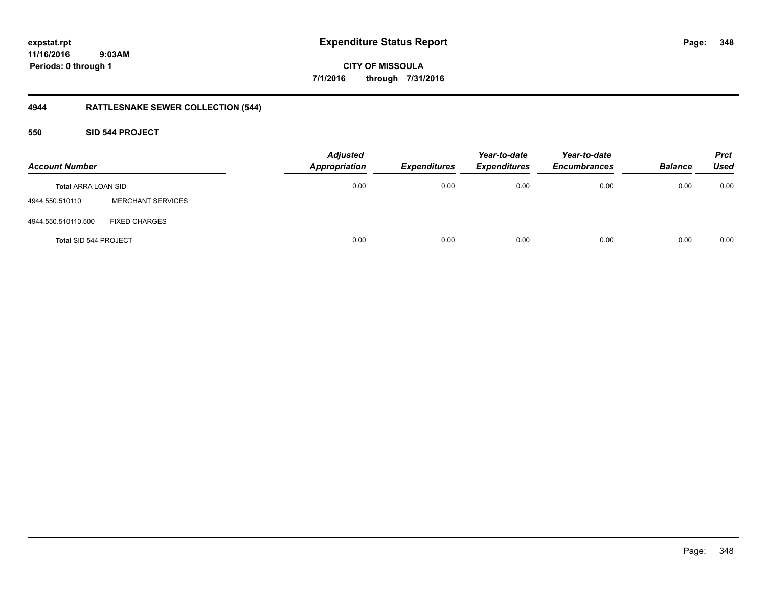**expstat.rpt**
**11/16/2016 9:03AM**
**Periods: 0 through 1**

# Expenditure Status Report

**CITY OF MISSOULA**
**7/1/2016 through 7/31/2016**

## 4944 RATTLESNAKE SEWER COLLECTION (544)

### 550 SID 544 PROJECT

| Account Number | | Adjusted Appropriation | Expenditures | Year-to-date Expenditures | Year-to-date Encumbrances | Balance | Prct Used |
|---|---|---|---|---|---|---|---|
| **Total** ARRA LOAN SID | | 0.00 | 0.00 | 0.00 | 0.00 | 0.00 | 0.00 |
| 4944.550.510110 | MERCHANT SERVICES | | | | | | |
| 4944.550.510110.500 | FIXED CHARGES | | | | | | |
| **Total** SID 544 PROJECT | | 0.00 | 0.00 | 0.00 | 0.00 | 0.00 | 0.00 |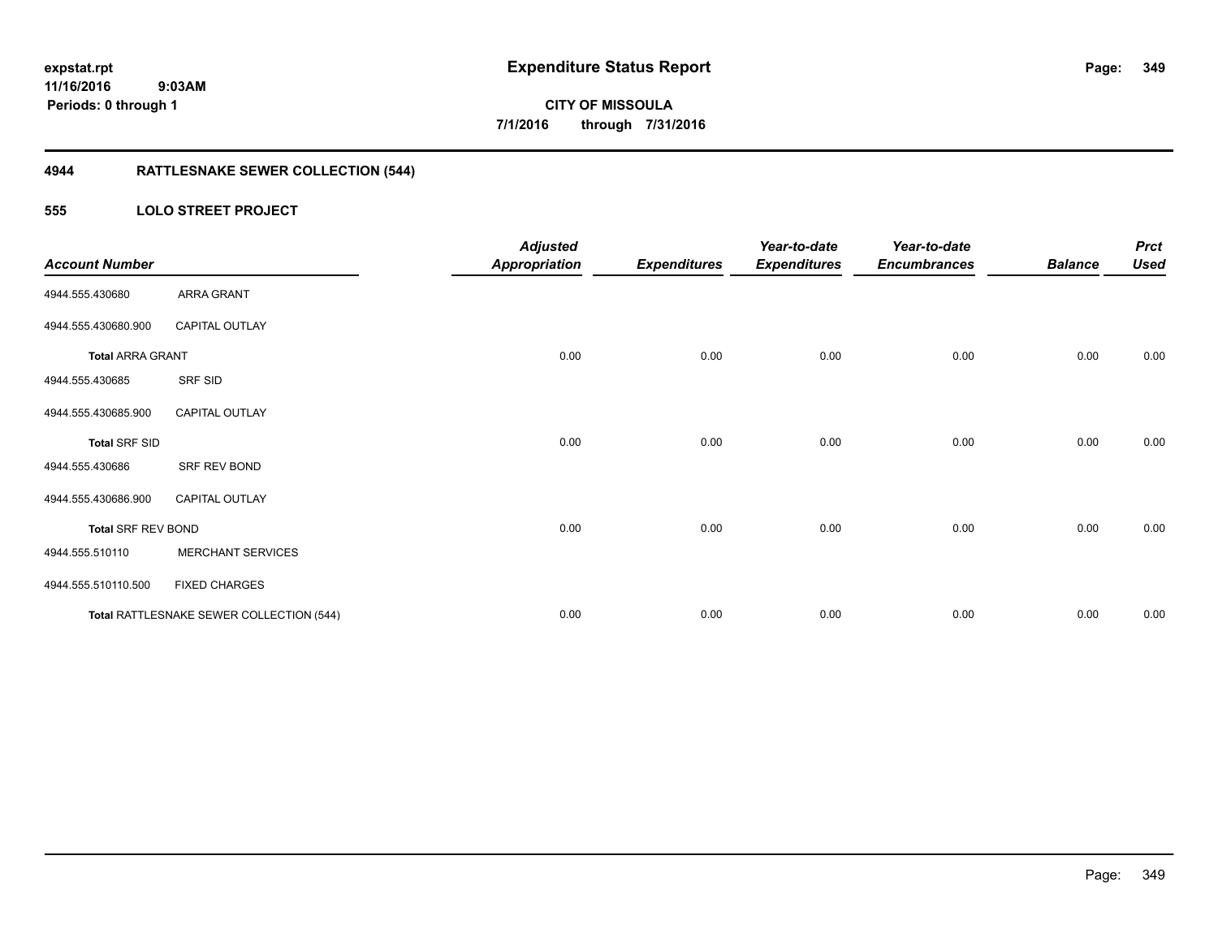expstat.rpt
11/16/2016 9:03AM
Periods: 0 through 1

# Expenditure Status Report

**CITY OF MISSOULA**
**7/1/2016 through 7/31/2016**

## 4944 RATTLESNAKE SEWER COLLECTION (544)

### 555 LOLO STREET PROJECT

| Account Number | | Adjusted Appropriation | Expenditures | Year-to-date Expenditures | Year-to-date Encumbrances | Balance | Prct Used |
|---|---|---|---|---|---|---|---|
| 4944.555.430680 | ARRA GRANT | | | | | | |
| 4944.555.430680.900 | CAPITAL OUTLAY | | | | | | |
| **Total ARRA GRANT** | | 0.00 | 0.00 | 0.00 | 0.00 | 0.00 | 0.00 |
| 4944.555.430685 | SRF SID | | | | | | |
| 4944.555.430685.900 | CAPITAL OUTLAY | | | | | | |
| **Total SRF SID** | | 0.00 | 0.00 | 0.00 | 0.00 | 0.00 | 0.00 |
| 4944.555.430686 | SRF REV BOND | | | | | | |
| 4944.555.430686.900 | CAPITAL OUTLAY | | | | | | |
| **Total SRF REV BOND** | | 0.00 | 0.00 | 0.00 | 0.00 | 0.00 | 0.00 |
| 4944.555.510110 | MERCHANT SERVICES | | | | | | |
| 4944.555.510110.500 | FIXED CHARGES | | | | | | |
| **Total RATTLESNAKE SEWER COLLECTION (544)** | | 0.00 | 0.00 | 0.00 | 0.00 | 0.00 | 0.00 |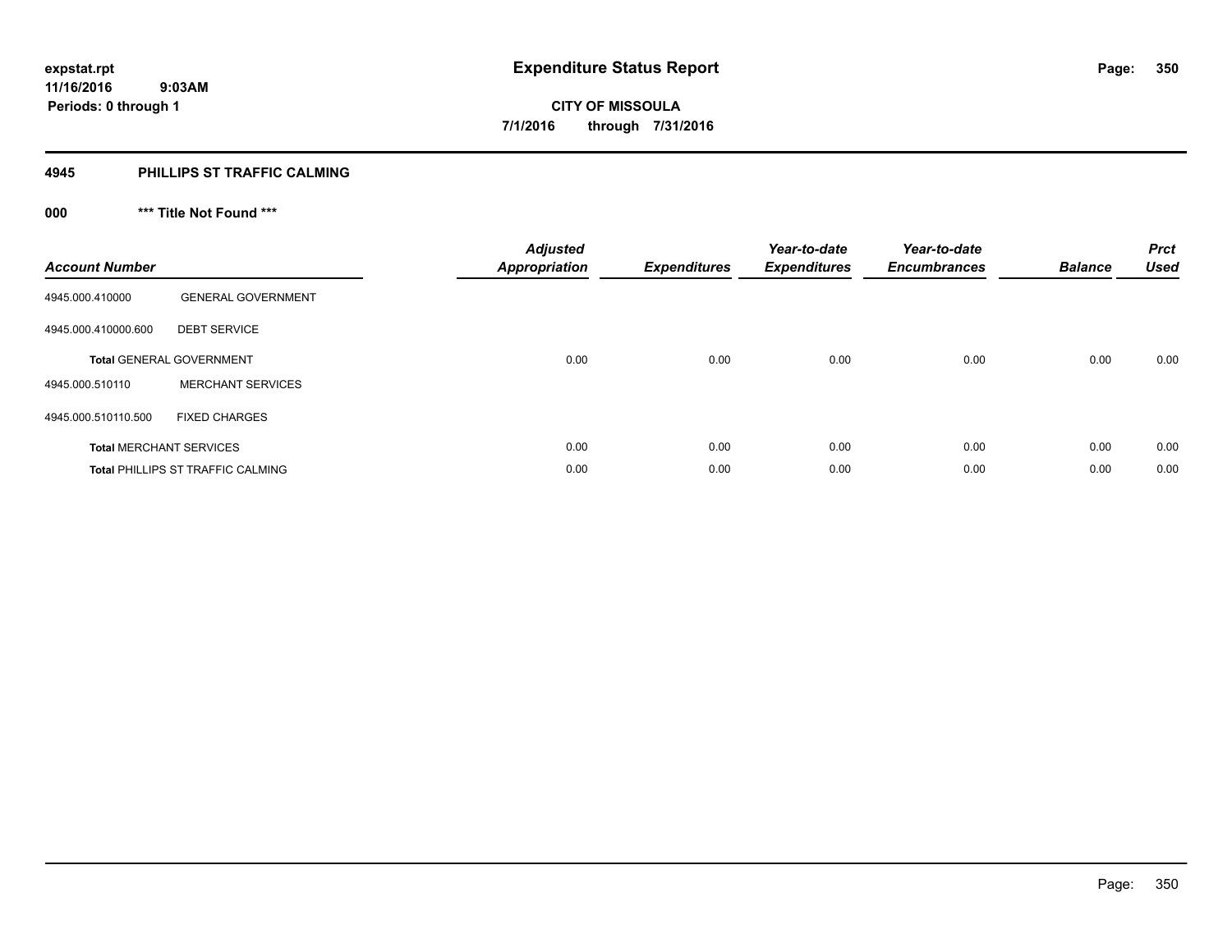expstat.rpt
11/16/2016 9:03AM
Periods: 0 through 1

# Expenditure Status Report

CITY OF MISSOULA
7/1/2016 through 7/31/2016

## 4945 PHILLIPS ST TRAFFIC CALMING

### 000 *** Title Not Found ***

| Account Number | | Adjusted Appropriation | Expenditures | Year-to-date Expenditures | Year-to-date Encumbrances | Balance | Prct Used |
|---|---|---|---|---|---|---|---|
| 4945.000.410000 | GENERAL GOVERNMENT | | | | | | |
| 4945.000.410000.600 | DEBT SERVICE | | | | | | |
| **Total** GENERAL GOVERNMENT | | 0.00 | 0.00 | 0.00 | 0.00 | 0.00 | 0.00 |
| 4945.000.510110 | MERCHANT SERVICES | | | | | | |
| 4945.000.510110.500 | FIXED CHARGES | | | | | | |
| **Total** MERCHANT SERVICES | | 0.00 | 0.00 | 0.00 | 0.00 | 0.00 | 0.00 |
| **Total** PHILLIPS ST TRAFFIC CALMING | | 0.00 | 0.00 | 0.00 | 0.00 | 0.00 | 0.00 |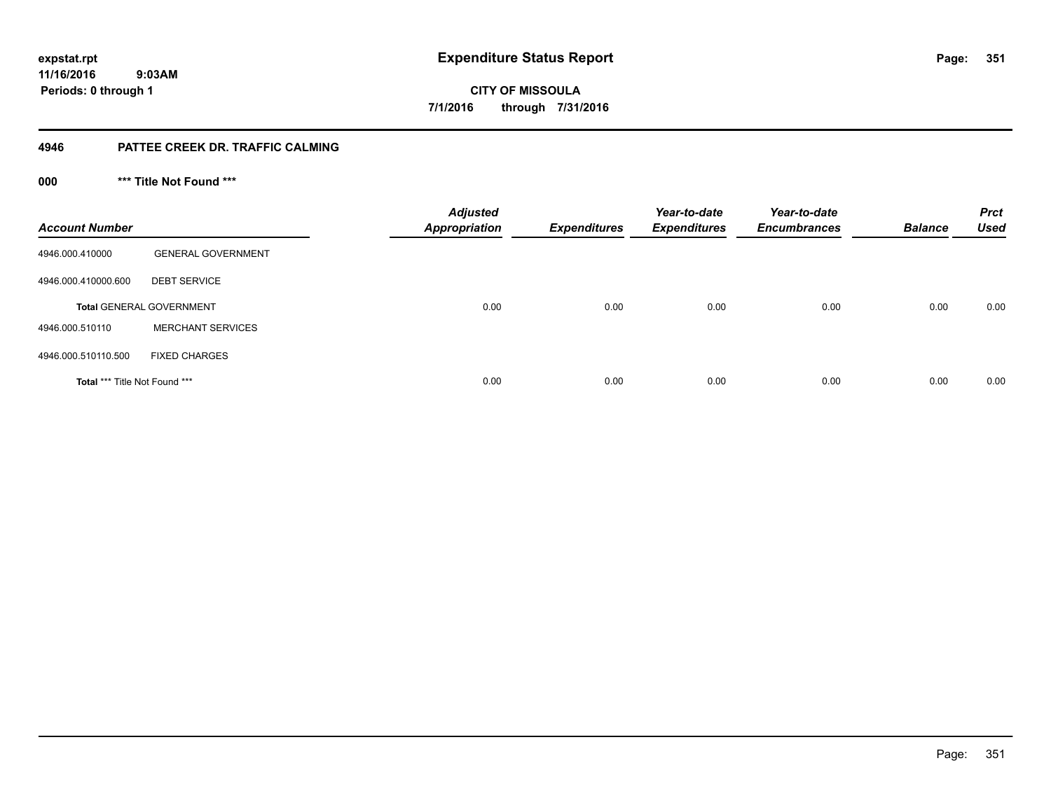**expstat.rpt**
**11/16/2016 9:03AM**
**Periods: 0 through 1**

# Expenditure Status Report

**CITY OF MISSOULA**
**7/1/2016 through 7/31/2016**

## 4946 PATTEE CREEK DR. TRAFFIC CALMING

### 000 *** Title Not Found ***

| Account Number | | Adjusted Appropriation | Expenditures | Year-to-date Expenditures | Year-to-date Encumbrances | Balance | Prct Used |
|---|---|---|---|---|---|---|---|
| 4946.000.410000 | GENERAL GOVERNMENT | | | | | | |
| 4946.000.410000.600 | DEBT SERVICE | | | | | | |
| **Total** GENERAL GOVERNMENT | | 0.00 | 0.00 | 0.00 | 0.00 | 0.00 | 0.00 |
| 4946.000.510110 | MERCHANT SERVICES | | | | | | |
| 4946.000.510110.500 | FIXED CHARGES | | | | | | |
| **Total** *** Title Not Found *** | | 0.00 | 0.00 | 0.00 | 0.00 | 0.00 | 0.00 |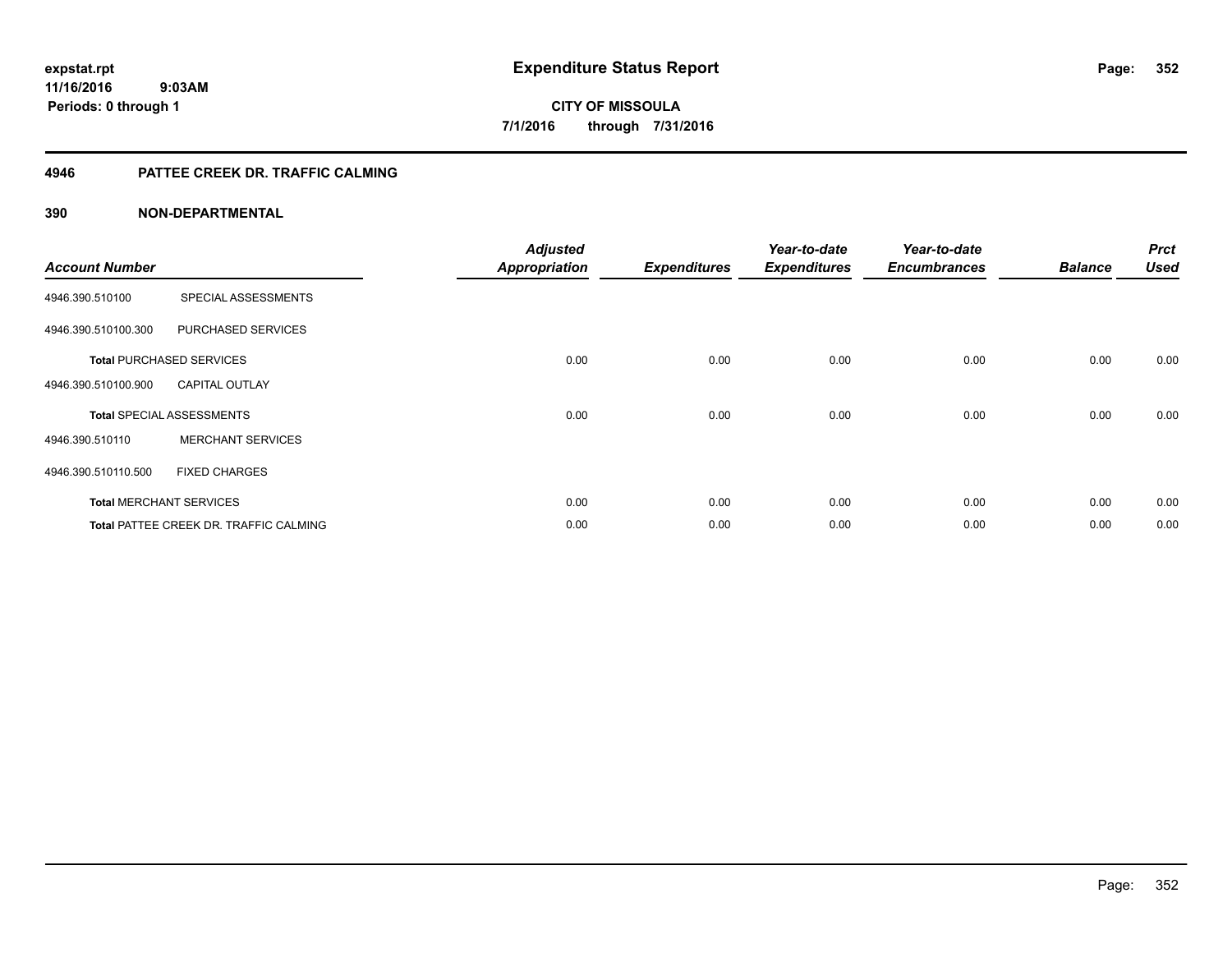expstat.rpt
11/16/2016 9:03AM
Periods: 0 through 1

# Expenditure Status Report

CITY OF MISSOULA
7/1/2016 through 7/31/2016

## 4946 PATTEE CREEK DR. TRAFFIC CALMING

## 390 NON-DEPARTMENTAL

| Account Number | | Adjusted Appropriation | Expenditures | Year-to-date Expenditures | Year-to-date Encumbrances | Balance | Prct Used |
|---|---|---|---|---|---|---|---|
| 4946.390.510100 | SPECIAL ASSESSMENTS | | | | | | |
| 4946.390.510100.300 | PURCHASED SERVICES | | | | | | |
| **Total** PURCHASED SERVICES | | 0.00 | 0.00 | 0.00 | 0.00 | 0.00 | 0.00 |
| 4946.390.510100.900 | CAPITAL OUTLAY | | | | | | |
| **Total** SPECIAL ASSESSMENTS | | 0.00 | 0.00 | 0.00 | 0.00 | 0.00 | 0.00 |
| 4946.390.510110 | MERCHANT SERVICES | | | | | | |
| 4946.390.510110.500 | FIXED CHARGES | | | | | | |
| **Total** MERCHANT SERVICES | | 0.00 | 0.00 | 0.00 | 0.00 | 0.00 | 0.00 |
| **Total** PATTEE CREEK DR. TRAFFIC CALMING | | 0.00 | 0.00 | 0.00 | 0.00 | 0.00 | 0.00 |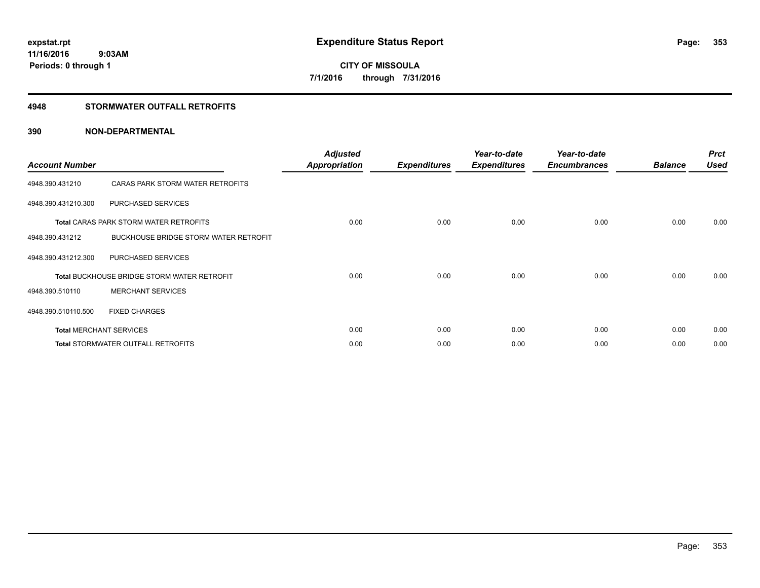# Expenditure Status Report

**CITY OF MISSOULA**

**7/1/2016 through 7/31/2016**

expstat.rpt
11/16/2016 9:03AM
Periods: 0 through 1

## 4948 STORMWATER OUTFALL RETROFITS

### 390 NON-DEPARTMENTAL

| Account Number | | Adjusted Appropriation | Expenditures | Year-to-date Expenditures | Year-to-date Encumbrances | Balance | Prct Used |
|---|---|---|---|---|---|---|---|
| 4948.390.431210 | CARAS PARK STORM WATER RETROFITS | | | | | | |
| 4948.390.431210.300 | PURCHASED SERVICES | | | | | | |
| **Total** CARAS PARK STORM WATER RETROFITS | | 0.00 | 0.00 | 0.00 | 0.00 | 0.00 | 0.00 |
| 4948.390.431212 | BUCKHOUSE BRIDGE STORM WATER RETROFIT | | | | | | |
| 4948.390.431212.300 | PURCHASED SERVICES | | | | | | |
| **Total** BUCKHOUSE BRIDGE STORM WATER RETROFIT | | 0.00 | 0.00 | 0.00 | 0.00 | 0.00 | 0.00 |
| 4948.390.510110 | MERCHANT SERVICES | | | | | | |
| 4948.390.510110.500 | FIXED CHARGES | | | | | | |
| **Total** MERCHANT SERVICES | | 0.00 | 0.00 | 0.00 | 0.00 | 0.00 | 0.00 |
| **Total** STORMWATER OUTFALL RETROFITS | | 0.00 | 0.00 | 0.00 | 0.00 | 0.00 | 0.00 |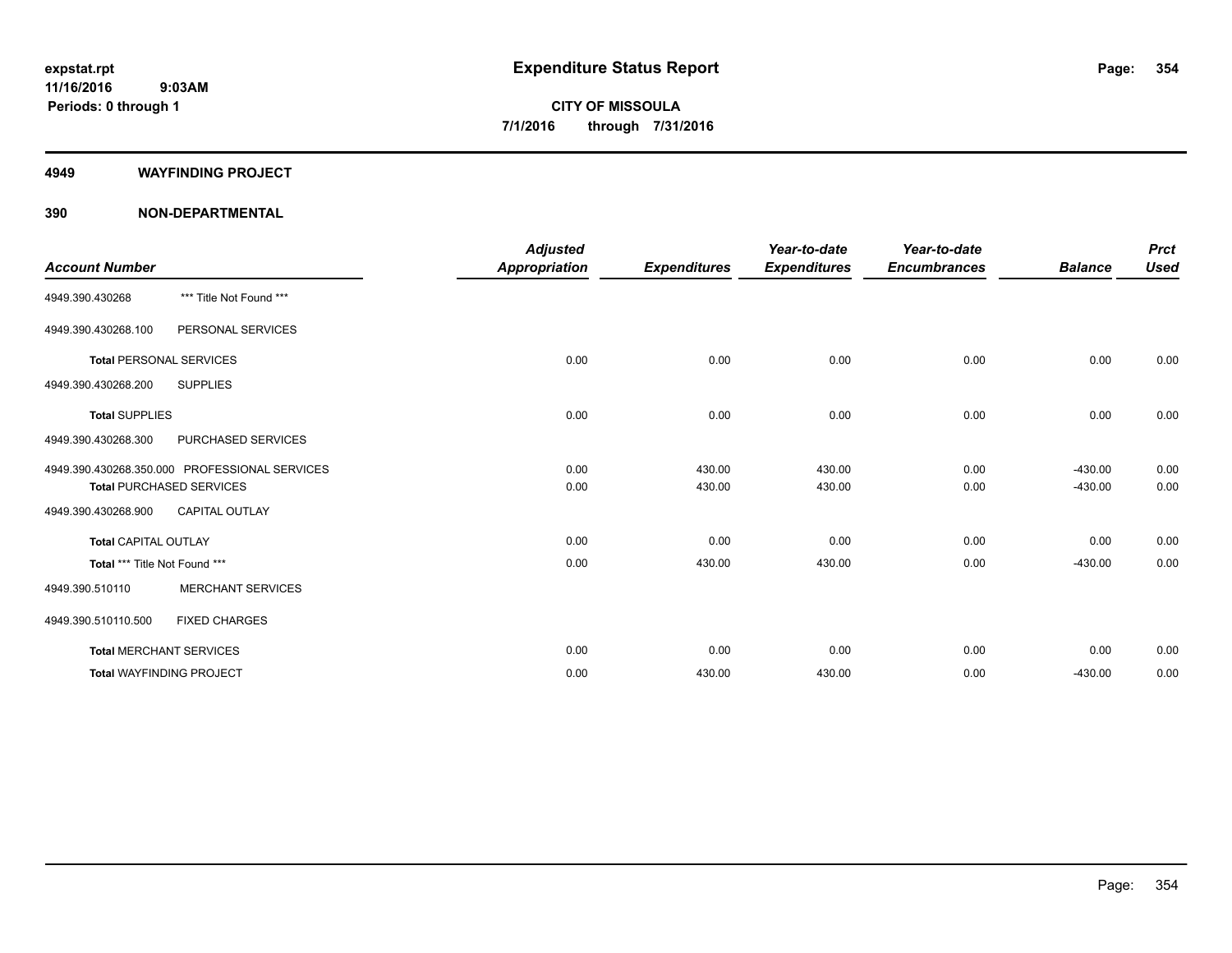# Expenditure Status Report

**CITY OF MISSOULA**

**7/1/2016 through 7/31/2016**

expstat.rpt
11/16/2016 9:03AM
Periods: 0 through 1

## 4949 WAYFINDING PROJECT

## 390 NON-DEPARTMENTAL

| Account Number | | Adjusted Appropriation | Expenditures | Year-to-date Expenditures | Year-to-date Encumbrances | Balance | Prct Used |
|---|---|---|---|---|---|---|---|
| 4949.390.430268 | *** Title Not Found *** | | | | | | |
| 4949.390.430268.100 | PERSONAL SERVICES | | | | | | |
| **Total** PERSONAL SERVICES | | 0.00 | 0.00 | 0.00 | 0.00 | 0.00 | 0.00 |
| 4949.390.430268.200 | SUPPLIES | | | | | | |
| **Total** SUPPLIES | | 0.00 | 0.00 | 0.00 | 0.00 | 0.00 | 0.00 |
| 4949.390.430268.300 | PURCHASED SERVICES | | | | | | |
| 4949.390.430268.350.000 | PROFESSIONAL SERVICES | 0.00 | 430.00 | 430.00 | 0.00 | -430.00 | 0.00 |
| **Total** PURCHASED SERVICES | | 0.00 | 430.00 | 430.00 | 0.00 | -430.00 | 0.00 |
| 4949.390.430268.900 | CAPITAL OUTLAY | | | | | | |
| **Total** CAPITAL OUTLAY | | 0.00 | 0.00 | 0.00 | 0.00 | 0.00 | 0.00 |
| **Total** *** Title Not Found *** | | 0.00 | 430.00 | 430.00 | 0.00 | -430.00 | 0.00 |
| 4949.390.510110 | MERCHANT SERVICES | | | | | | |
| 4949.390.510110.500 | FIXED CHARGES | | | | | | |
| **Total** MERCHANT SERVICES | | 0.00 | 0.00 | 0.00 | 0.00 | 0.00 | 0.00 |
| **Total** WAYFINDING PROJECT | | 0.00 | 430.00 | 430.00 | 0.00 | -430.00 | 0.00 |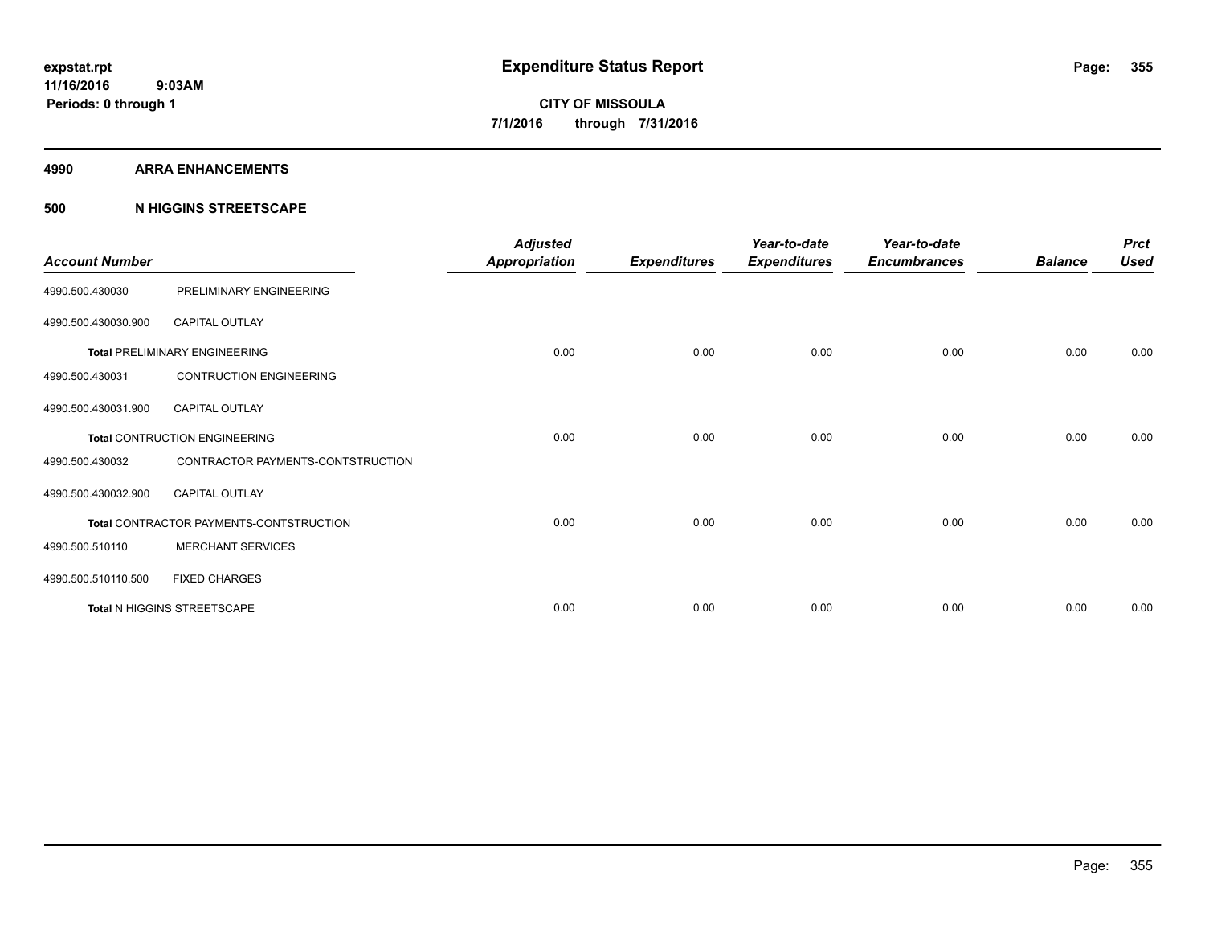**expstat.rpt**
**11/16/2016 9:03AM**
**Periods: 0 through 1**

# Expenditure Status Report

**CITY OF MISSOULA**
**7/1/2016 through 7/31/2016**

## 4990 ARRA ENHANCEMENTS

## 500 N HIGGINS STREETSCAPE

| Account Number | | Adjusted Appropriation | Expenditures | Year-to-date Expenditures | Year-to-date Encumbrances | Balance | Prct Used |
|---|---|---|---|---|---|---|---|
| 4990.500.430030 | PRELIMINARY ENGINEERING | | | | | | |
| 4990.500.430030.900 | CAPITAL OUTLAY | | | | | | |
| **Total** PRELIMINARY ENGINEERING | | 0.00 | 0.00 | 0.00 | 0.00 | 0.00 | 0.00 |
| 4990.500.430031 | CONTRUCTION ENGINEERING | | | | | | |
| 4990.500.430031.900 | CAPITAL OUTLAY | | | | | | |
| **Total** CONTRUCTION ENGINEERING | | 0.00 | 0.00 | 0.00 | 0.00 | 0.00 | 0.00 |
| 4990.500.430032 | CONTRACTOR PAYMENTS-CONTSTRUCTION | | | | | | |
| 4990.500.430032.900 | CAPITAL OUTLAY | | | | | | |
| **Total** CONTRACTOR PAYMENTS-CONTSTRUCTION | | 0.00 | 0.00 | 0.00 | 0.00 | 0.00 | 0.00 |
| 4990.500.510110 | MERCHANT SERVICES | | | | | | |
| 4990.500.510110.500 | FIXED CHARGES | | | | | | |
| **Total** N HIGGINS STREETSCAPE | | 0.00 | 0.00 | 0.00 | 0.00 | 0.00 | 0.00 |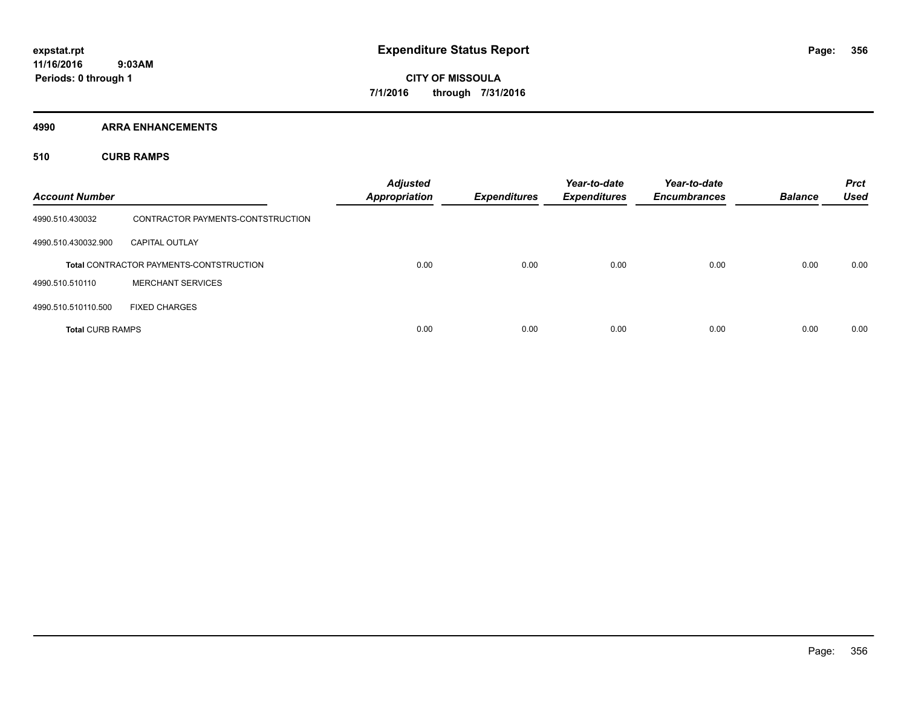**expstat.rpt**
**11/16/2016 9:03AM**
**Periods: 0 through 1**

# Expenditure Status Report

**CITY OF MISSOULA**
**7/1/2016 through 7/31/2016**

## 4990 ARRA ENHANCEMENTS

### 510 CURB RAMPS

| Account Number | | Adjusted Appropriation | Expenditures | Year-to-date Expenditures | Year-to-date Encumbrances | Balance | Prct Used |
|---|---|---|---|---|---|---|---|
| 4990.510.430032 | CONTRACTOR PAYMENTS-CONTSTRUCTION | | | | | | |
| 4990.510.430032.900 | CAPITAL OUTLAY | | | | | | |
| **Total** CONTRACTOR PAYMENTS-CONTSTRUCTION | | 0.00 | 0.00 | 0.00 | 0.00 | 0.00 | 0.00 |
| 4990.510.510110 | MERCHANT SERVICES | | | | | | |
| 4990.510.510110.500 | FIXED CHARGES | | | | | | |
| **Total** CURB RAMPS | | 0.00 | 0.00 | 0.00 | 0.00 | 0.00 | 0.00 |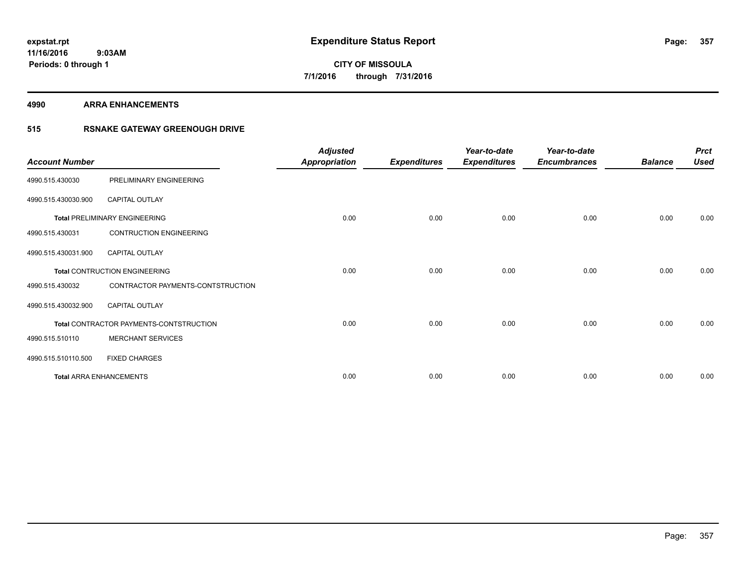**expstat.rpt**
**11/16/2016 9:03AM**
**Periods: 0 through 1**

# Expenditure Status Report

**CITY OF MISSOULA**
**7/1/2016 through 7/31/2016**

## 4990 ARRA ENHANCEMENTS

## 515 RSNAKE GATEWAY GREENOUGH DRIVE

| Account Number | | Adjusted Appropriation | Expenditures | Year-to-date Expenditures | Year-to-date Encumbrances | Balance | Prct Used |
|---|---|---|---|---|---|---|---|
| 4990.515.430030 | PRELIMINARY ENGINEERING | | | | | | |
| 4990.515.430030.900 | CAPITAL OUTLAY | | | | | | |
| **Total** PRELIMINARY ENGINEERING | | 0.00 | 0.00 | 0.00 | 0.00 | 0.00 | 0.00 |
| 4990.515.430031 | CONTRUCTION ENGINEERING | | | | | | |
| 4990.515.430031.900 | CAPITAL OUTLAY | | | | | | |
| **Total** CONTRUCTION ENGINEERING | | 0.00 | 0.00 | 0.00 | 0.00 | 0.00 | 0.00 |
| 4990.515.430032 | CONTRACTOR PAYMENTS-CONTSTRUCTION | | | | | | |
| 4990.515.430032.900 | CAPITAL OUTLAY | | | | | | |
| **Total** CONTRACTOR PAYMENTS-CONTSTRUCTION | | 0.00 | 0.00 | 0.00 | 0.00 | 0.00 | 0.00 |
| 4990.515.510110 | MERCHANT SERVICES | | | | | | |
| 4990.515.510110.500 | FIXED CHARGES | | | | | | |
| **Total** ARRA ENHANCEMENTS | | 0.00 | 0.00 | 0.00 | 0.00 | 0.00 | 0.00 |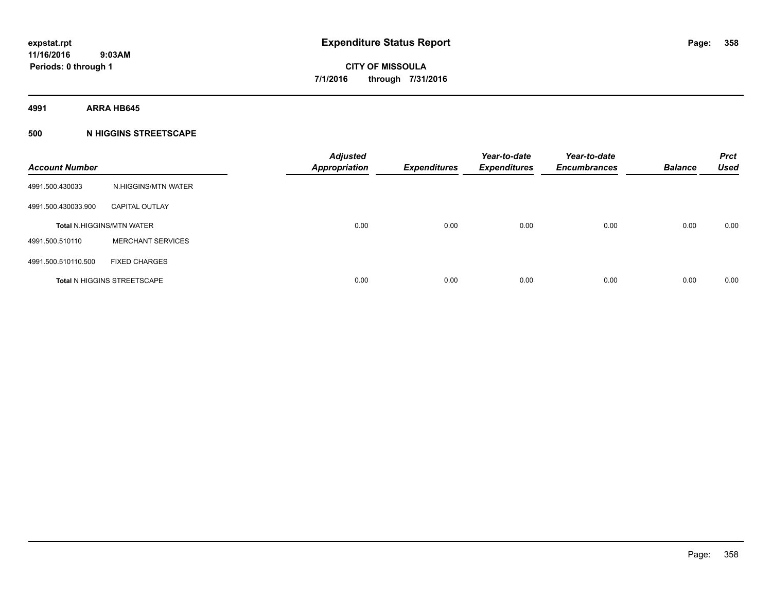**expstat.rpt**
**11/16/2016 9:03AM**
**Periods: 0 through 1**

# Expenditure Status Report

**CITY OF MISSOULA**
**7/1/2016 through 7/31/2016**

**4991 ARRA HB645**

**500 N HIGGINS STREETSCAPE**

| Account Number | | Adjusted Appropriation | Expenditures | Year-to-date Expenditures | Year-to-date Encumbrances | Balance | Prct Used |
|---|---|---|---|---|---|---|---|
| 4991.500.430033 | N.HIGGINS/MTN WATER | | | | | | |
| 4991.500.430033.900 | CAPITAL OUTLAY | | | | | | |
| Total N.HIGGINS/MTN WATER | | 0.00 | 0.00 | 0.00 | 0.00 | 0.00 | 0.00 |
| 4991.500.510110 | MERCHANT SERVICES | | | | | | |
| 4991.500.510110.500 | FIXED CHARGES | | | | | | |
| Total N HIGGINS STREETSCAPE | | 0.00 | 0.00 | 0.00 | 0.00 | 0.00 | 0.00 |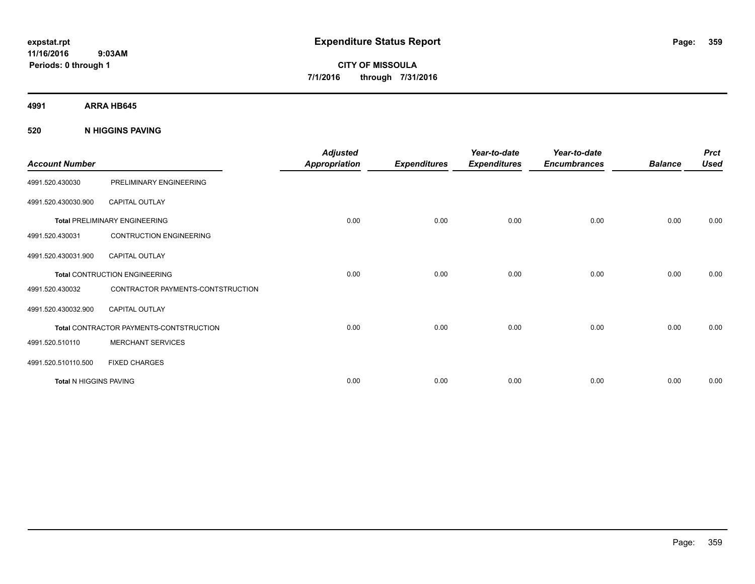**expstat.rpt**
**11/16/2016 9:03AM**
**Periods: 0 through 1**

# Expenditure Status Report

**CITY OF MISSOULA**
**7/1/2016 through 7/31/2016**

**4991 ARRA HB645**

**520 N HIGGINS PAVING**

| Account Number | | Adjusted Appropriation | Expenditures | Year-to-date Expenditures | Year-to-date Encumbrances | Balance | Prct Used |
|---|---|---|---|---|---|---|---|
| 4991.520.430030 | PRELIMINARY ENGINEERING | | | | | | |
| 4991.520.430030.900 | CAPITAL OUTLAY | | | | | | |
| **Total** PRELIMINARY ENGINEERING | | 0.00 | 0.00 | 0.00 | 0.00 | 0.00 | 0.00 |
| 4991.520.430031 | CONTRUCTION ENGINEERING | | | | | | |
| 4991.520.430031.900 | CAPITAL OUTLAY | | | | | | |
| **Total** CONTRUCTION ENGINEERING | | 0.00 | 0.00 | 0.00 | 0.00 | 0.00 | 0.00 |
| 4991.520.430032 | CONTRACTOR PAYMENTS-CONTSTRUCTION | | | | | | |
| 4991.520.430032.900 | CAPITAL OUTLAY | | | | | | |
| **Total** CONTRACTOR PAYMENTS-CONTSTRUCTION | | 0.00 | 0.00 | 0.00 | 0.00 | 0.00 | 0.00 |
| 4991.520.510110 | MERCHANT SERVICES | | | | | | |
| 4991.520.510110.500 | FIXED CHARGES | | | | | | |
| **Total** N HIGGINS PAVING | | 0.00 | 0.00 | 0.00 | 0.00 | 0.00 | 0.00 |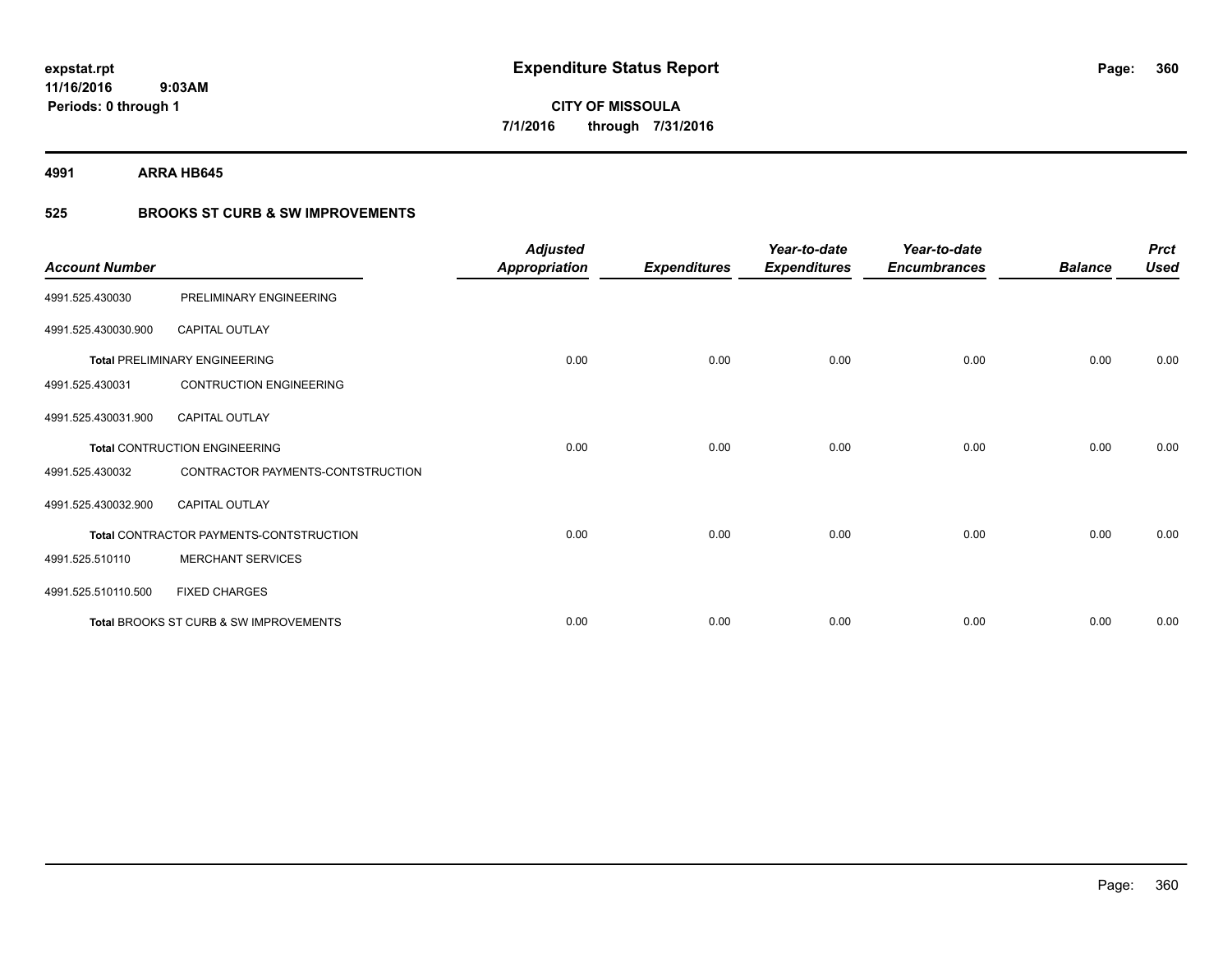# Expenditure Status Report

**CITY OF MISSOULA**

**7/1/2016 through 7/31/2016**

expstat.rpt
11/16/2016 9:03AM
Periods: 0 through 1

**4991 ARRA HB645**

**525 BROOKS ST CURB & SW IMPROVEMENTS**

| Account Number | | Adjusted Appropriation | Expenditures | Year-to-date Expenditures | Year-to-date Encumbrances | Balance | Prct Used |
|---|---|---|---|---|---|---|---|
| 4991.525.430030 | PRELIMINARY ENGINEERING | | | | | | |
| 4991.525.430030.900 | CAPITAL OUTLAY | | | | | | |
| **Total** PRELIMINARY ENGINEERING | | 0.00 | 0.00 | 0.00 | 0.00 | 0.00 | 0.00 |
| 4991.525.430031 | CONTRUCTION ENGINEERING | | | | | | |
| 4991.525.430031.900 | CAPITAL OUTLAY | | | | | | |
| **Total** CONTRUCTION ENGINEERING | | 0.00 | 0.00 | 0.00 | 0.00 | 0.00 | 0.00 |
| 4991.525.430032 | CONTRACTOR PAYMENTS-CONTSTRUCTION | | | | | | |
| 4991.525.430032.900 | CAPITAL OUTLAY | | | | | | |
| **Total** CONTRACTOR PAYMENTS-CONTSTRUCTION | | 0.00 | 0.00 | 0.00 | 0.00 | 0.00 | 0.00 |
| 4991.525.510110 | MERCHANT SERVICES | | | | | | |
| 4991.525.510110.500 | FIXED CHARGES | | | | | | |
| **Total** BROOKS ST CURB & SW IMPROVEMENTS | | 0.00 | 0.00 | 0.00 | 0.00 | 0.00 | 0.00 |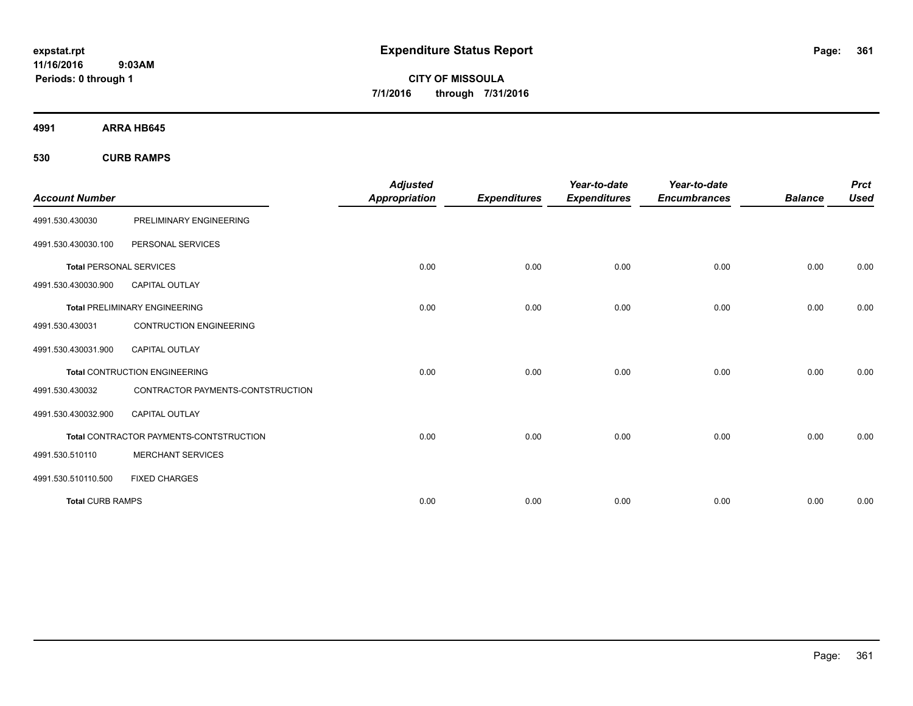expstat.rpt
11/16/2016 9:03AM
Periods: 0 through 1

# Expenditure Status Report

**CITY OF MISSOULA**
**7/1/2016 through 7/31/2016**

**4991 ARRA HB645**

**530 CURB RAMPS**

| Account Number | | Adjusted Appropriation | Expenditures | Year-to-date Expenditures | Year-to-date Encumbrances | Balance | Prct Used |
|---|---|---|---|---|---|---|---|
| 4991.530.430030 | PRELIMINARY ENGINEERING | | | | | | |
| 4991.530.430030.100 | PERSONAL SERVICES | | | | | | |
| **Total** PERSONAL SERVICES | | 0.00 | 0.00 | 0.00 | 0.00 | 0.00 | 0.00 |
| 4991.530.430030.900 | CAPITAL OUTLAY | | | | | | |
| **Total** PRELIMINARY ENGINEERING | | 0.00 | 0.00 | 0.00 | 0.00 | 0.00 | 0.00 |
| 4991.530.430031 | CONTRUCTION ENGINEERING | | | | | | |
| 4991.530.430031.900 | CAPITAL OUTLAY | | | | | | |
| **Total** CONTRUCTION ENGINEERING | | 0.00 | 0.00 | 0.00 | 0.00 | 0.00 | 0.00 |
| 4991.530.430032 | CONTRACTOR PAYMENTS-CONTSTRUCTION | | | | | | |
| 4991.530.430032.900 | CAPITAL OUTLAY | | | | | | |
| **Total** CONTRACTOR PAYMENTS-CONTSTRUCTION | | 0.00 | 0.00 | 0.00 | 0.00 | 0.00 | 0.00 |
| 4991.530.510110 | MERCHANT SERVICES | | | | | | |
| 4991.530.510110.500 | FIXED CHARGES | | | | | | |
| **Total** CURB RAMPS | | 0.00 | 0.00 | 0.00 | 0.00 | 0.00 | 0.00 |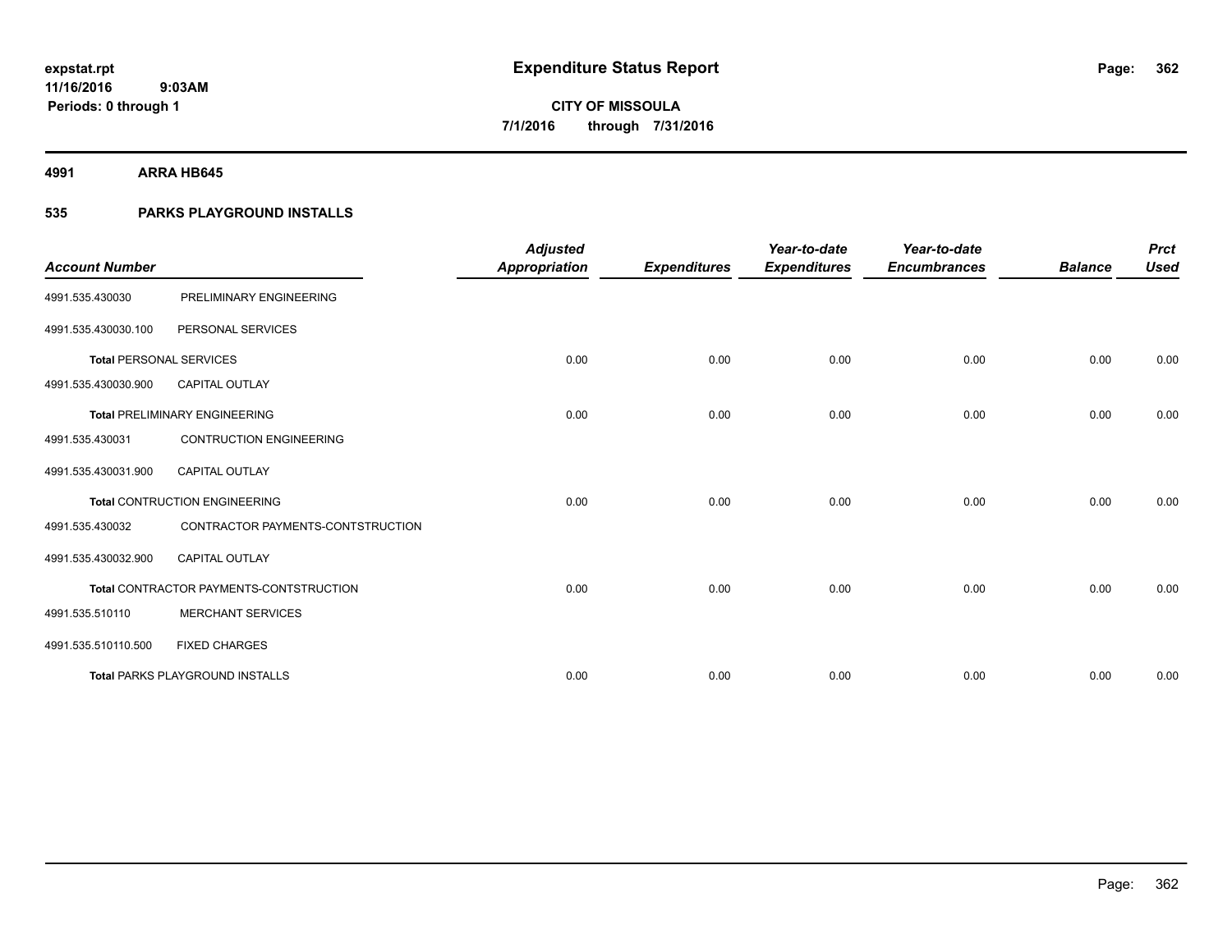**expstat.rpt**
**11/16/2016 9:03AM**
**Periods: 0 through 1**

# Expenditure Status Report

**CITY OF MISSOULA**
**7/1/2016 through 7/31/2016**

## 4991 ARRA HB645

## 535 PARKS PLAYGROUND INSTALLS

| Account Number | | Adjusted Appropriation | Expenditures | Year-to-date Expenditures | Year-to-date Encumbrances | Balance | Prct Used |
|---|---|---|---|---|---|---|---|
| 4991.535.430030 | PRELIMINARY ENGINEERING | | | | | | |
| 4991.535.430030.100 | PERSONAL SERVICES | | | | | | |
| **Total** PERSONAL SERVICES | | 0.00 | 0.00 | 0.00 | 0.00 | 0.00 | 0.00 |
| 4991.535.430030.900 | CAPITAL OUTLAY | | | | | | |
| **Total** PRELIMINARY ENGINEERING | | 0.00 | 0.00 | 0.00 | 0.00 | 0.00 | 0.00 |
| 4991.535.430031 | CONTRUCTION ENGINEERING | | | | | | |
| 4991.535.430031.900 | CAPITAL OUTLAY | | | | | | |
| **Total** CONTRUCTION ENGINEERING | | 0.00 | 0.00 | 0.00 | 0.00 | 0.00 | 0.00 |
| 4991.535.430032 | CONTRACTOR PAYMENTS-CONTSTRUCTION | | | | | | |
| 4991.535.430032.900 | CAPITAL OUTLAY | | | | | | |
| **Total** CONTRACTOR PAYMENTS-CONTSTRUCTION | | 0.00 | 0.00 | 0.00 | 0.00 | 0.00 | 0.00 |
| 4991.535.510110 | MERCHANT SERVICES | | | | | | |
| 4991.535.510110.500 | FIXED CHARGES | | | | | | |
| **Total** PARKS PLAYGROUND INSTALLS | | 0.00 | 0.00 | 0.00 | 0.00 | 0.00 | 0.00 |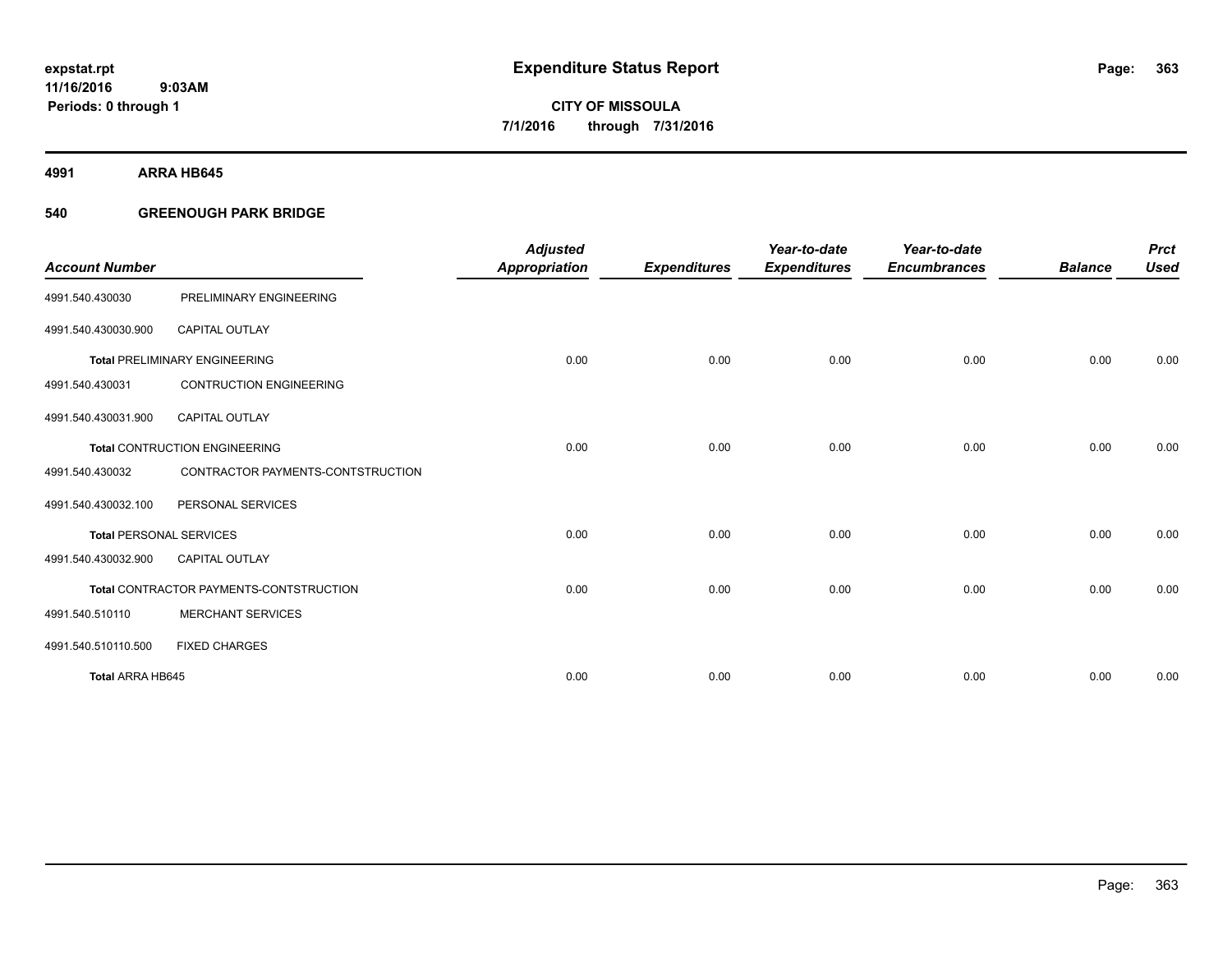**expstat.rpt**
**11/16/2016 9:03AM**
**Periods: 0 through 1**

# Expenditure Status Report

**CITY OF MISSOULA**
**7/1/2016 through 7/31/2016**

## 4991 ARRA HB645

### 540 GREENOUGH PARK BRIDGE

| Account Number | | Adjusted Appropriation | Expenditures | Year-to-date Expenditures | Year-to-date Encumbrances | Balance | Prct Used |
|---|---|---|---|---|---|---|---|
| 4991.540.430030 | PRELIMINARY ENGINEERING | | | | | | |
| 4991.540.430030.900 | CAPITAL OUTLAY | | | | | | |
| **Total** PRELIMINARY ENGINEERING | | 0.00 | 0.00 | 0.00 | 0.00 | 0.00 | 0.00 |
| 4991.540.430031 | CONTRUCTION ENGINEERING | | | | | | |
| 4991.540.430031.900 | CAPITAL OUTLAY | | | | | | |
| **Total** CONTRUCTION ENGINEERING | | 0.00 | 0.00 | 0.00 | 0.00 | 0.00 | 0.00 |
| 4991.540.430032 | CONTRACTOR PAYMENTS-CONTSTRUCTION | | | | | | |
| 4991.540.430032.100 | PERSONAL SERVICES | | | | | | |
| **Total** PERSONAL SERVICES | | 0.00 | 0.00 | 0.00 | 0.00 | 0.00 | 0.00 |
| 4991.540.430032.900 | CAPITAL OUTLAY | | | | | | |
| **Total** CONTRACTOR PAYMENTS-CONTSTRUCTION | | 0.00 | 0.00 | 0.00 | 0.00 | 0.00 | 0.00 |
| 4991.540.510110 | MERCHANT SERVICES | | | | | | |
| 4991.540.510110.500 | FIXED CHARGES | | | | | | |
| **Total ARRA HB645** | | 0.00 | 0.00 | 0.00 | 0.00 | 0.00 | 0.00 |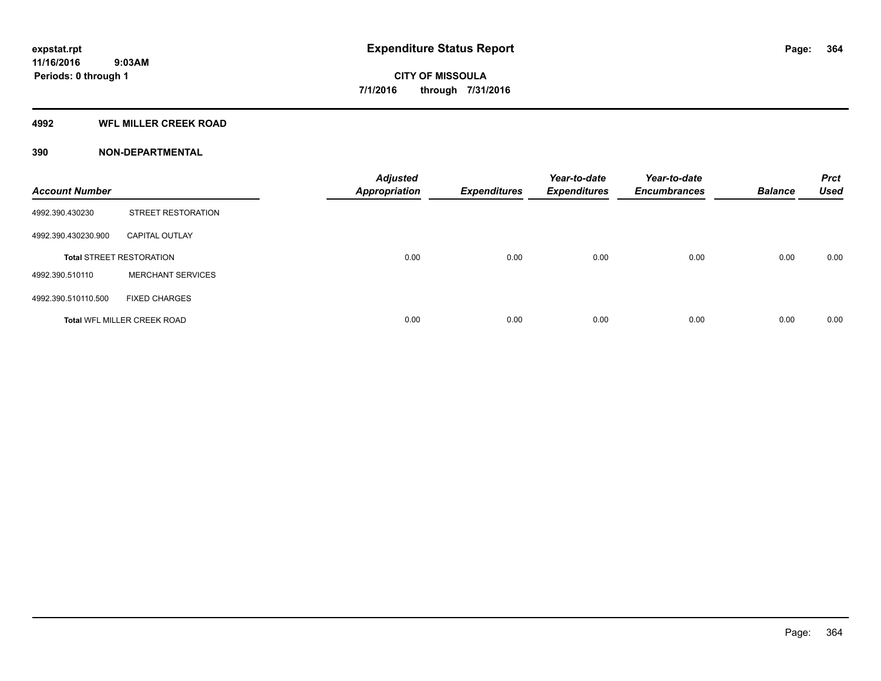**expstat.rpt**
**11/16/2016 9:03AM**
**Periods: 0 through 1**

# Expenditure Status Report

**CITY OF MISSOULA**
**7/1/2016 through 7/31/2016**

## 4992 WFL MILLER CREEK ROAD

### 390 NON-DEPARTMENTAL

| Account Number | | Adjusted Appropriation | Expenditures | Year-to-date Expenditures | Year-to-date Encumbrances | Balance | Prct Used |
|---|---|---|---|---|---|---|---|
| 4992.390.430230 | STREET RESTORATION | | | | | | |
| 4992.390.430230.900 | CAPITAL OUTLAY | | | | | | |
| **Total** STREET RESTORATION | | 0.00 | 0.00 | 0.00 | 0.00 | 0.00 | 0.00 |
| 4992.390.510110 | MERCHANT SERVICES | | | | | | |
| 4992.390.510110.500 | FIXED CHARGES | | | | | | |
| **Total** WFL MILLER CREEK ROAD | | 0.00 | 0.00 | 0.00 | 0.00 | 0.00 | 0.00 |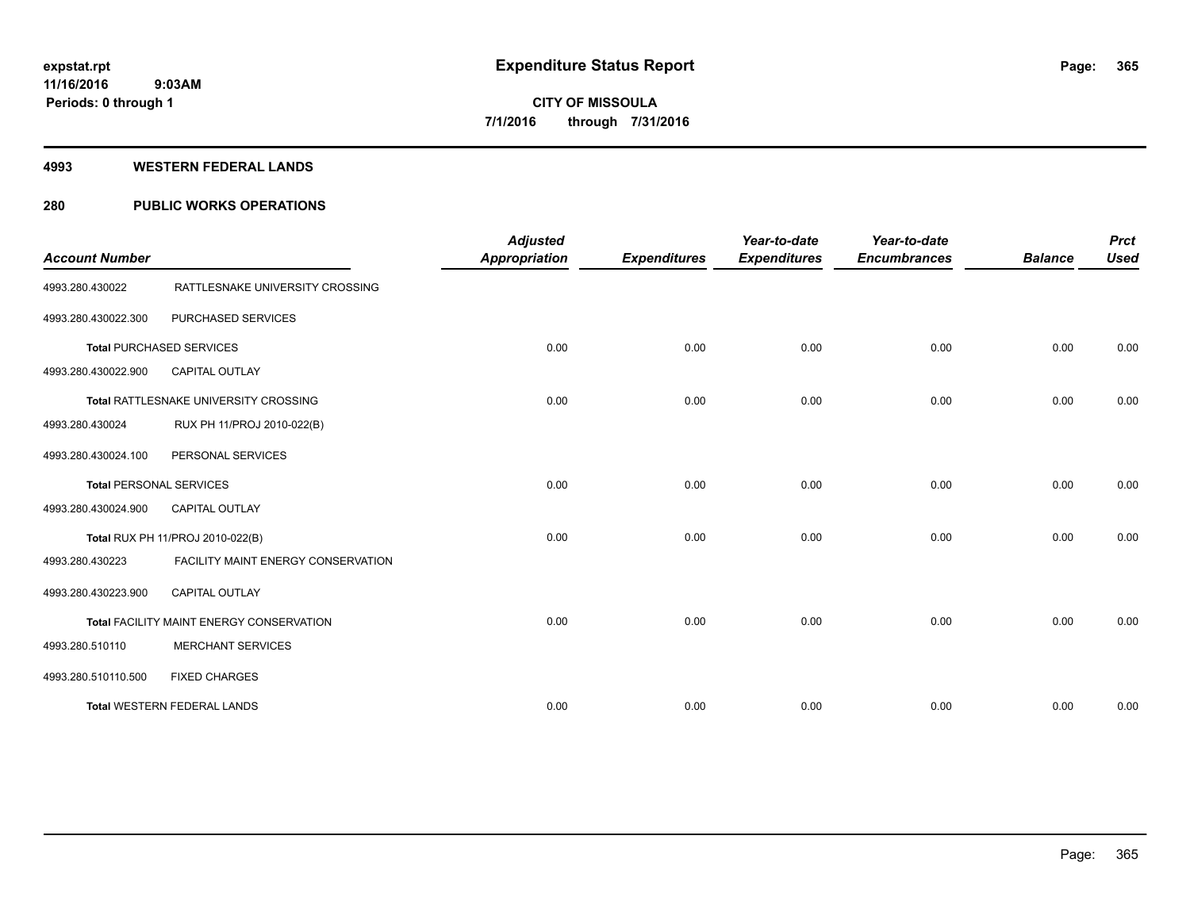expstat.rpt
11/16/2016 9:03AM
Periods: 0 through 1

# Expenditure Status Report

**CITY OF MISSOULA**
**7/1/2016 through 7/31/2016**

## 4993 WESTERN FEDERAL LANDS

## 280 PUBLIC WORKS OPERATIONS

| Account Number | | Adjusted Appropriation | Expenditures | Year-to-date Expenditures | Year-to-date Encumbrances | Balance | Prct Used |
|---|---|---|---|---|---|---|---|
| 4993.280.430022 | RATTLESNAKE UNIVERSITY CROSSING | | | | | | |
| 4993.280.430022.300 | PURCHASED SERVICES | | | | | | |
| **Total** PURCHASED SERVICES | | 0.00 | 0.00 | 0.00 | 0.00 | 0.00 | 0.00 |
| 4993.280.430022.900 | CAPITAL OUTLAY | | | | | | |
| **Total** RATTLESNAKE UNIVERSITY CROSSING | | 0.00 | 0.00 | 0.00 | 0.00 | 0.00 | 0.00 |
| 4993.280.430024 | RUX PH 11/PROJ 2010-022(B) | | | | | | |
| 4993.280.430024.100 | PERSONAL SERVICES | | | | | | |
| **Total** PERSONAL SERVICES | | 0.00 | 0.00 | 0.00 | 0.00 | 0.00 | 0.00 |
| 4993.280.430024.900 | CAPITAL OUTLAY | | | | | | |
| **Total** RUX PH 11/PROJ 2010-022(B) | | 0.00 | 0.00 | 0.00 | 0.00 | 0.00 | 0.00 |
| 4993.280.430223 | FACILITY MAINT ENERGY CONSERVATION | | | | | | |
| 4993.280.430223.900 | CAPITAL OUTLAY | | | | | | |
| **Total** FACILITY MAINT ENERGY CONSERVATION | | 0.00 | 0.00 | 0.00 | 0.00 | 0.00 | 0.00 |
| 4993.280.510110 | MERCHANT SERVICES | | | | | | |
| 4993.280.510110.500 | FIXED CHARGES | | | | | | |
| **Total** WESTERN FEDERAL LANDS | | 0.00 | 0.00 | 0.00 | 0.00 | 0.00 | 0.00 |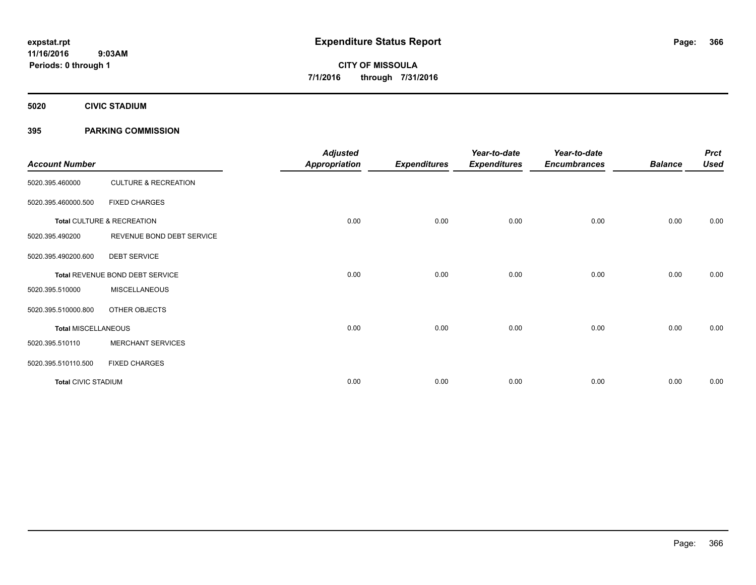**expstat.rpt**
**11/16/2016 9:03AM**
**Periods: 0 through 1**

# Expenditure Status Report

**CITY OF MISSOULA**
**7/1/2016 through 7/31/2016**

## 5020 CIVIC STADIUM

## 395 PARKING COMMISSION

| Account Number | | Adjusted Appropriation | Expenditures | Year-to-date Expenditures | Year-to-date Encumbrances | Balance | Prct Used |
|---|---|---|---|---|---|---|---|
| 5020.395.460000 | CULTURE & RECREATION | | | | | | |
| 5020.395.460000.500 | FIXED CHARGES | | | | | | |
| **Total** CULTURE & RECREATION | | 0.00 | 0.00 | 0.00 | 0.00 | 0.00 | 0.00 |
| 5020.395.490200 | REVENUE BOND DEBT SERVICE | | | | | | |
| 5020.395.490200.600 | DEBT SERVICE | | | | | | |
| **Total** REVENUE BOND DEBT SERVICE | | 0.00 | 0.00 | 0.00 | 0.00 | 0.00 | 0.00 |
| 5020.395.510000 | MISCELLANEOUS | | | | | | |
| 5020.395.510000.800 | OTHER OBJECTS | | | | | | |
| **Total** MISCELLANEOUS | | 0.00 | 0.00 | 0.00 | 0.00 | 0.00 | 0.00 |
| 5020.395.510110 | MERCHANT SERVICES | | | | | | |
| 5020.395.510110.500 | FIXED CHARGES | | | | | | |
| **Total** CIVIC STADIUM | | 0.00 | 0.00 | 0.00 | 0.00 | 0.00 | 0.00 |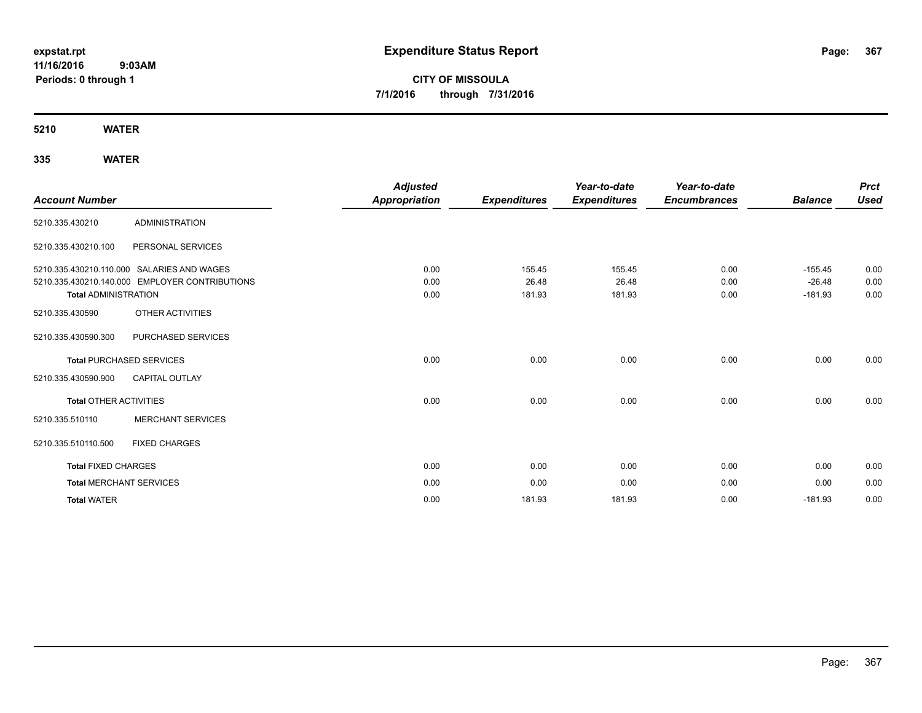# Expenditure Status Report

expstat.rpt
11/16/2016 9:03AM
Periods: 0 through 1

**CITY OF MISSOULA**
**7/1/2016 through 7/31/2016**

## 5210 WATER

### 335 WATER

| Account Number | | Adjusted Appropriation | Expenditures | Year-to-date Expenditures | Year-to-date Encumbrances | Balance | Prct Used |
|---|---|---|---|---|---|---|---|
| 5210.335.430210 | ADMINISTRATION | | | | | | |
| 5210.335.430210.100 | PERSONAL SERVICES | | | | | | |
| 5210.335.430210.110.000 | SALARIES AND WAGES | 0.00 | 155.45 | 155.45 | 0.00 | -155.45 | 0.00 |
| 5210.335.430210.140.000 | EMPLOYER CONTRIBUTIONS | 0.00 | 26.48 | 26.48 | 0.00 | -26.48 | 0.00 |
| **Total** ADMINISTRATION | | 0.00 | 181.93 | 181.93 | 0.00 | -181.93 | 0.00 |
| 5210.335.430590 | OTHER ACTIVITIES | | | | | | |
| 5210.335.430590.300 | PURCHASED SERVICES | | | | | | |
| **Total** PURCHASED SERVICES | | 0.00 | 0.00 | 0.00 | 0.00 | 0.00 | 0.00 |
| 5210.335.430590.900 | CAPITAL OUTLAY | | | | | | |
| **Total** OTHER ACTIVITIES | | 0.00 | 0.00 | 0.00 | 0.00 | 0.00 | 0.00 |
| 5210.335.510110 | MERCHANT SERVICES | | | | | | |
| 5210.335.510110.500 | FIXED CHARGES | | | | | | |
| **Total** FIXED CHARGES | | 0.00 | 0.00 | 0.00 | 0.00 | 0.00 | 0.00 |
| **Total** MERCHANT SERVICES | | 0.00 | 0.00 | 0.00 | 0.00 | 0.00 | 0.00 |
| **Total** WATER | | 0.00 | 181.93 | 181.93 | 0.00 | -181.93 | 0.00 |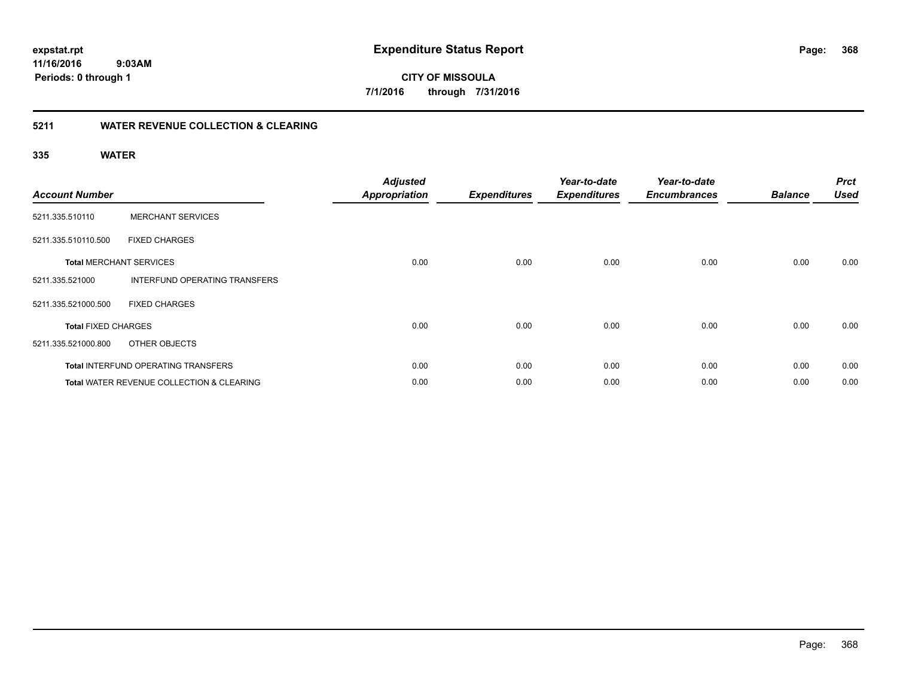# Expenditure Status Report

expstat.rpt
11/16/2016 9:03AM
Periods: 0 through 1

**CITY OF MISSOULA**
**7/1/2016 through 7/31/2016**

## 5211 WATER REVENUE COLLECTION & CLEARING

### 335 WATER

| Account Number | | Adjusted Appropriation | Expenditures | Year-to-date Expenditures | Year-to-date Encumbrances | Balance | Prct Used |
|---|---|---|---|---|---|---|---|
| 5211.335.510110 | MERCHANT SERVICES | | | | | | |
| 5211.335.510110.500 | FIXED CHARGES | | | | | | |
| **Total** MERCHANT SERVICES | | 0.00 | 0.00 | 0.00 | 0.00 | 0.00 | 0.00 |
| 5211.335.521000 | INTERFUND OPERATING TRANSFERS | | | | | | |
| 5211.335.521000.500 | FIXED CHARGES | | | | | | |
| **Total** FIXED CHARGES | | 0.00 | 0.00 | 0.00 | 0.00 | 0.00 | 0.00 |
| 5211.335.521000.800 | OTHER OBJECTS | | | | | | |
| **Total** INTERFUND OPERATING TRANSFERS | | 0.00 | 0.00 | 0.00 | 0.00 | 0.00 | 0.00 |
| **Total** WATER REVENUE COLLECTION & CLEARING | | 0.00 | 0.00 | 0.00 | 0.00 | 0.00 | 0.00 |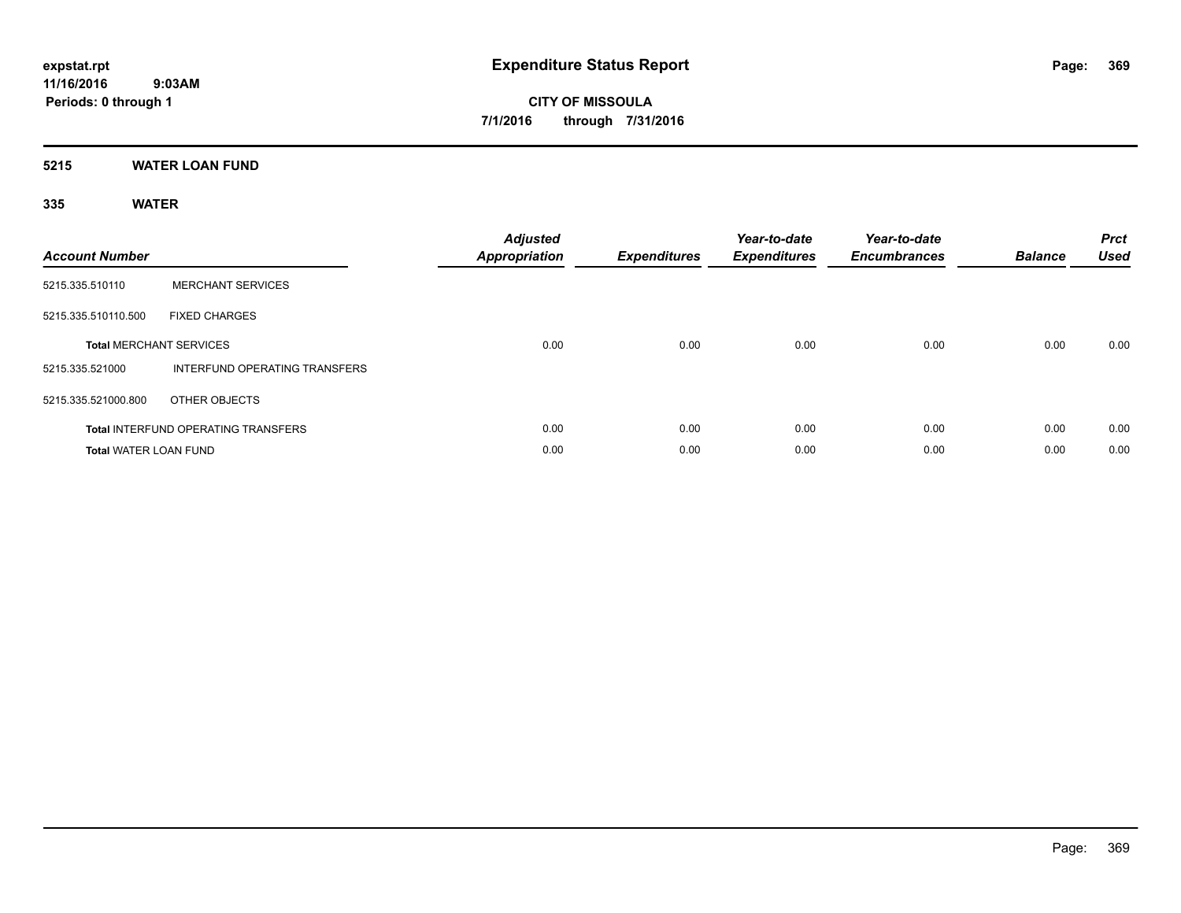**expstat.rpt**
**11/16/2016 9:03AM**
**Periods: 0 through 1**

# Expenditure Status Report

**CITY OF MISSOULA**
**7/1/2016 through 7/31/2016**

## 5215 WATER LOAN FUND

### 335 WATER

| Account Number | | Adjusted Appropriation | Expenditures | Year-to-date Expenditures | Year-to-date Encumbrances | Balance | Prct Used |
|---|---|---|---|---|---|---|---|
| 5215.335.510110 | MERCHANT SERVICES | | | | | | |
| 5215.335.510110.500 | FIXED CHARGES | | | | | | |
| **Total** MERCHANT SERVICES | | 0.00 | 0.00 | 0.00 | 0.00 | 0.00 | 0.00 |
| 5215.335.521000 | INTERFUND OPERATING TRANSFERS | | | | | | |
| 5215.335.521000.800 | OTHER OBJECTS | | | | | | |
| **Total** INTERFUND OPERATING TRANSFERS | | 0.00 | 0.00 | 0.00 | 0.00 | 0.00 | 0.00 |
| **Total** WATER LOAN FUND | | 0.00 | 0.00 | 0.00 | 0.00 | 0.00 | 0.00 |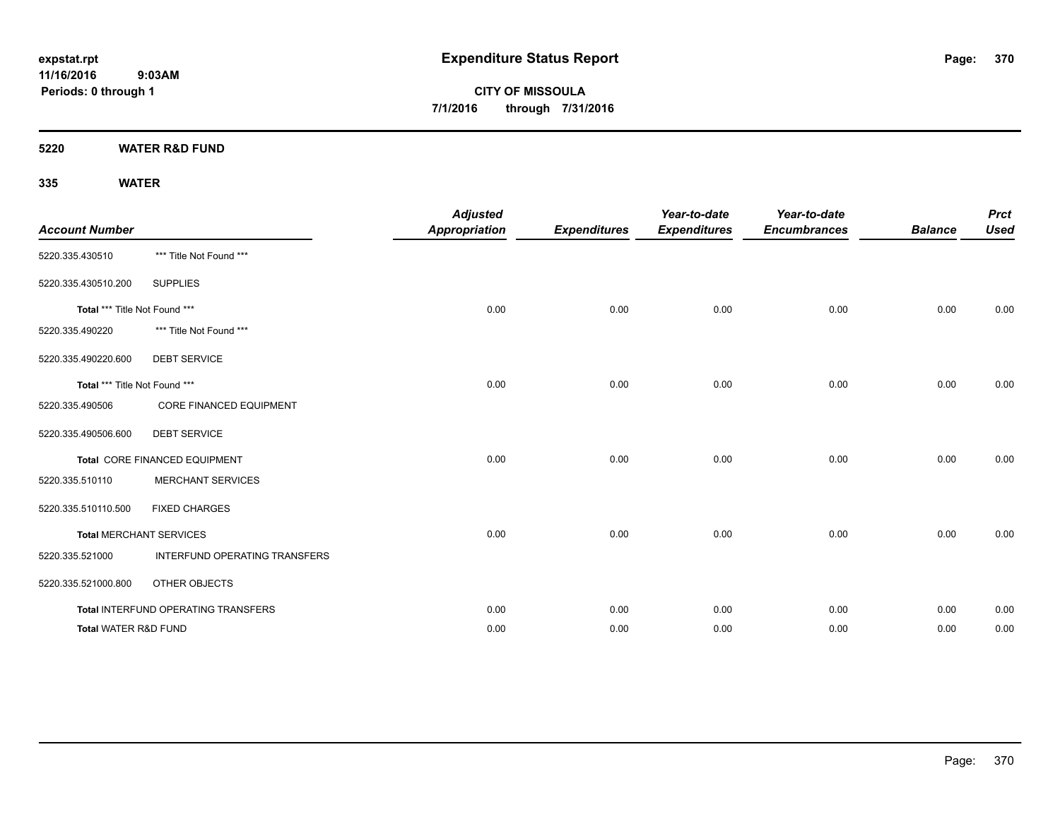**expstat.rpt**
**11/16/2016 9:03AM**
**Periods: 0 through 1**

# Expenditure Status Report

**CITY OF MISSOULA**
**7/1/2016 through 7/31/2016**

## 5220 WATER R&D FUND

### 335 WATER

| Account Number | | Adjusted Appropriation | Expenditures | Year-to-date Expenditures | Year-to-date Encumbrances | Balance | Prct Used |
|---|---|---|---|---|---|---|---|
| 5220.335.430510 | *** Title Not Found *** | | | | | | |
| 5220.335.430510.200 | SUPPLIES | | | | | | |
| **Total** *** Title Not Found *** | | 0.00 | 0.00 | 0.00 | 0.00 | 0.00 | 0.00 |
| 5220.335.490220 | *** Title Not Found *** | | | | | | |
| 5220.335.490220.600 | DEBT SERVICE | | | | | | |
| **Total** *** Title Not Found *** | | 0.00 | 0.00 | 0.00 | 0.00 | 0.00 | 0.00 |
| 5220.335.490506 | CORE FINANCED EQUIPMENT | | | | | | |
| 5220.335.490506.600 | DEBT SERVICE | | | | | | |
| **Total** CORE FINANCED EQUIPMENT | | 0.00 | 0.00 | 0.00 | 0.00 | 0.00 | 0.00 |
| 5220.335.510110 | MERCHANT SERVICES | | | | | | |
| 5220.335.510110.500 | FIXED CHARGES | | | | | | |
| **Total** MERCHANT SERVICES | | 0.00 | 0.00 | 0.00 | 0.00 | 0.00 | 0.00 |
| 5220.335.521000 | INTERFUND OPERATING TRANSFERS | | | | | | |
| 5220.335.521000.800 | OTHER OBJECTS | | | | | | |
| **Total** INTERFUND OPERATING TRANSFERS | | 0.00 | 0.00 | 0.00 | 0.00 | 0.00 | 0.00 |
| **Total** WATER R&D FUND | | 0.00 | 0.00 | 0.00 | 0.00 | 0.00 | 0.00 |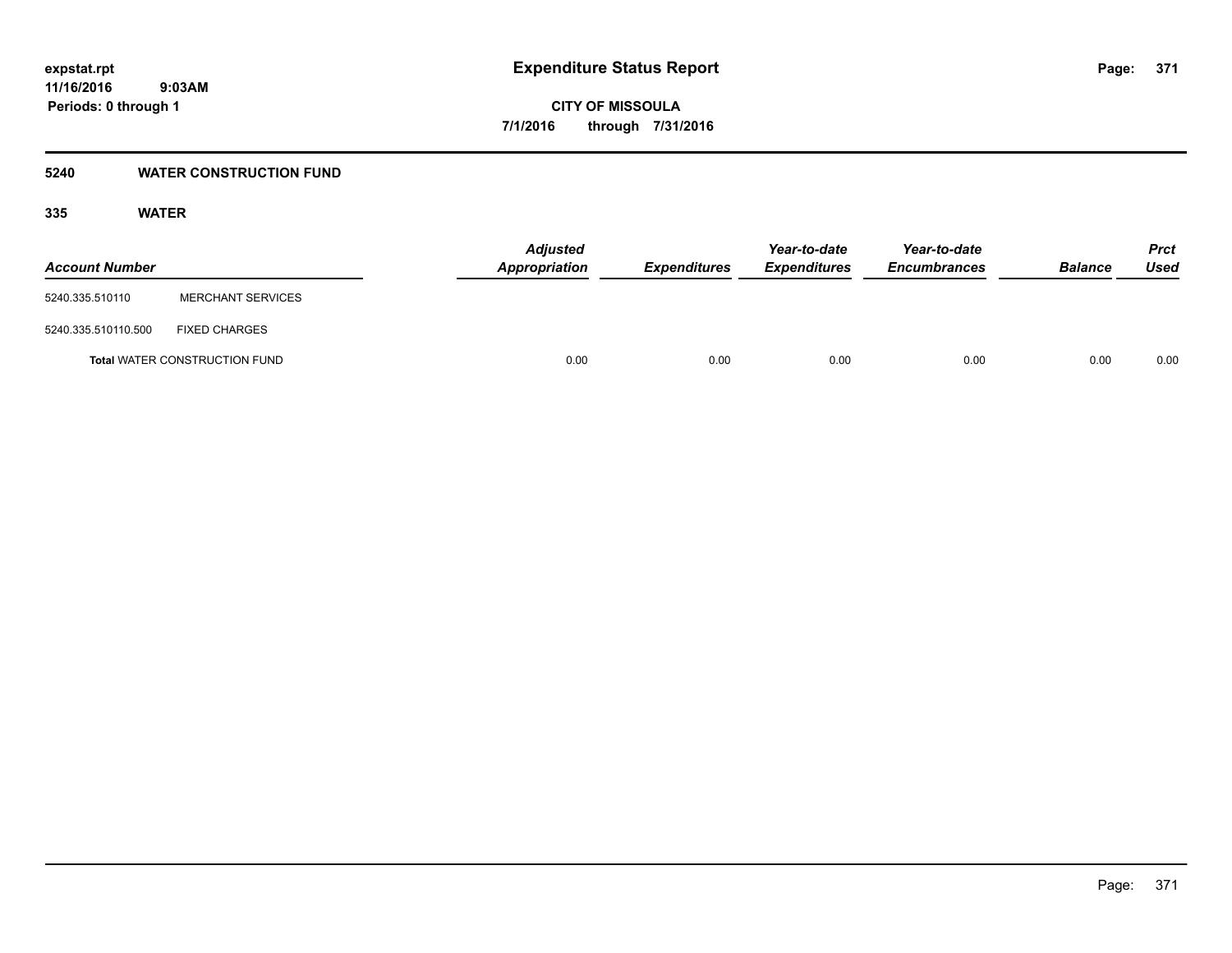# Expenditure Status Report

expstat.rpt
11/16/2016 9:03AM
Periods: 0 through 1

**CITY OF MISSOULA**
**7/1/2016 through 7/31/2016**

## 5240 WATER CONSTRUCTION FUND

### 335 WATER

| Account Number | | Adjusted Appropriation | Expenditures | Year-to-date Expenditures | Year-to-date Encumbrances | Balance | Prct Used |
|---|---|---|---|---|---|---|---|
| 5240.335.510110 | MERCHANT SERVICES | | | | | | |
| 5240.335.510110.500 | FIXED CHARGES | | | | | | |
| **Total** WATER CONSTRUCTION FUND | | 0.00 | 0.00 | 0.00 | 0.00 | 0.00 | 0.00 |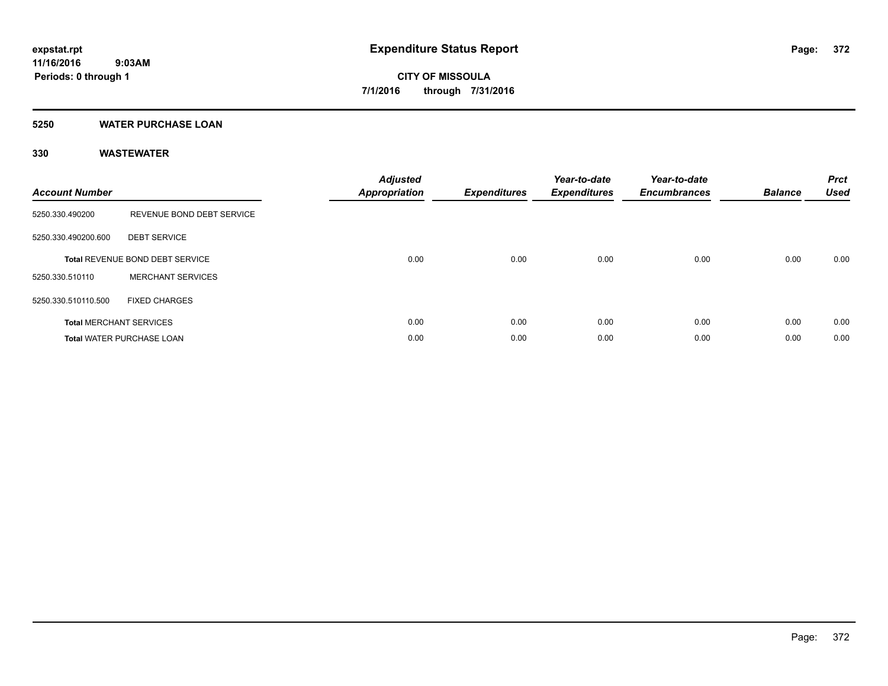**expstat.rpt**
**11/16/2016 9:03AM**
**Periods: 0 through 1**

# Expenditure Status Report

**CITY OF MISSOULA**
**7/1/2016 through 7/31/2016**

## 5250 WATER PURCHASE LOAN

### 330 WASTEWATER

| Account Number | | Adjusted Appropriation | Expenditures | Year-to-date Expenditures | Year-to-date Encumbrances | Balance | Prct Used |
|---|---|---|---|---|---|---|---|
| 5250.330.490200 | REVENUE BOND DEBT SERVICE | | | | | | |
| 5250.330.490200.600 | DEBT SERVICE | | | | | | |
| **Total** REVENUE BOND DEBT SERVICE | | 0.00 | 0.00 | 0.00 | 0.00 | 0.00 | 0.00 |
| 5250.330.510110 | MERCHANT SERVICES | | | | | | |
| 5250.330.510110.500 | FIXED CHARGES | | | | | | |
| **Total** MERCHANT SERVICES | | 0.00 | 0.00 | 0.00 | 0.00 | 0.00 | 0.00 |
| **Total** WATER PURCHASE LOAN | | 0.00 | 0.00 | 0.00 | 0.00 | 0.00 | 0.00 |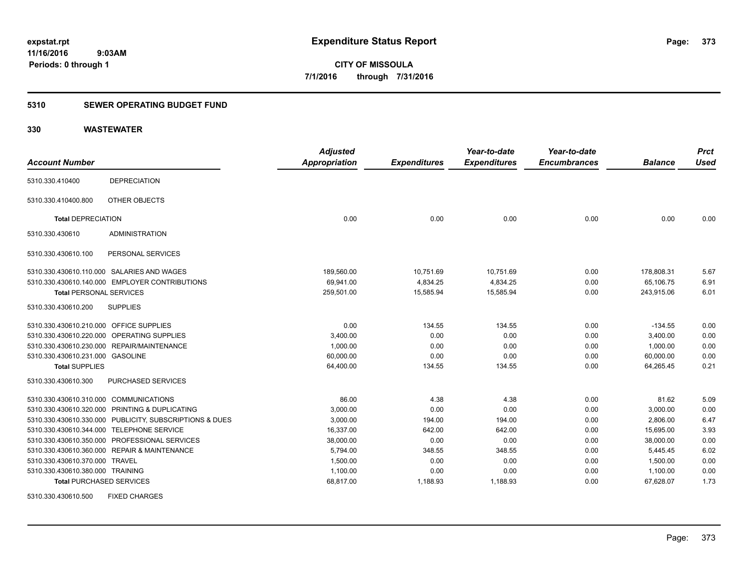# Expenditure Status Report

**CITY OF MISSOULA**

**7/1/2016 through 7/31/2016**

expstat.rpt
11/16/2016 9:03AM
Periods: 0 through 1

## 5310 SEWER OPERATING BUDGET FUND

## 330 WASTEWATER

| Account Number | | Adjusted Appropriation | Expenditures | Year-to-date Expenditures | Year-to-date Encumbrances | Balance | Prct Used |
|---|---|---|---|---|---|---|---|
| 5310.330.410400 | DEPRECIATION | | | | | | |
| 5310.330.410400.800 | OTHER OBJECTS | | | | | | |
| **Total** DEPRECIATION | | 0.00 | 0.00 | 0.00 | 0.00 | 0.00 | 0.00 |
| 5310.330.430610 | ADMINISTRATION | | | | | | |
| 5310.330.430610.100 | PERSONAL SERVICES | | | | | | |
| 5310.330.430610.110.000 | SALARIES AND WAGES | 189,560.00 | 10,751.69 | 10,751.69 | 0.00 | 178,808.31 | 5.67 |
| 5310.330.430610.140.000 | EMPLOYER CONTRIBUTIONS | 69,941.00 | 4,834.25 | 4,834.25 | 0.00 | 65,106.75 | 6.91 |
| **Total** PERSONAL SERVICES | | 259,501.00 | 15,585.94 | 15,585.94 | 0.00 | 243,915.06 | 6.01 |
| 5310.330.430610.200 | SUPPLIES | | | | | | |
| 5310.330.430610.210.000 | OFFICE SUPPLIES | 0.00 | 134.55 | 134.55 | 0.00 | -134.55 | 0.00 |
| 5310.330.430610.220.000 | OPERATING SUPPLIES | 3,400.00 | 0.00 | 0.00 | 0.00 | 3,400.00 | 0.00 |
| 5310.330.430610.230.000 | REPAIR/MAINTENANCE | 1,000.00 | 0.00 | 0.00 | 0.00 | 1,000.00 | 0.00 |
| 5310.330.430610.231.000 | GASOLINE | 60,000.00 | 0.00 | 0.00 | 0.00 | 60,000.00 | 0.00 |
| **Total** SUPPLIES | | 64,400.00 | 134.55 | 134.55 | 0.00 | 64,265.45 | 0.21 |
| 5310.330.430610.300 | PURCHASED SERVICES | | | | | | |
| 5310.330.430610.310.000 | COMMUNICATIONS | 86.00 | 4.38 | 4.38 | 0.00 | 81.62 | 5.09 |
| 5310.330.430610.320.000 | PRINTING & DUPLICATING | 3,000.00 | 0.00 | 0.00 | 0.00 | 3,000.00 | 0.00 |
| 5310.330.430610.330.000 | PUBLICITY, SUBSCRIPTIONS & DUES | 3,000.00 | 194.00 | 194.00 | 0.00 | 2,806.00 | 6.47 |
| 5310.330.430610.344.000 | TELEPHONE SERVICE | 16,337.00 | 642.00 | 642.00 | 0.00 | 15,695.00 | 3.93 |
| 5310.330.430610.350.000 | PROFESSIONAL SERVICES | 38,000.00 | 0.00 | 0.00 | 0.00 | 38,000.00 | 0.00 |
| 5310.330.430610.360.000 | REPAIR & MAINTENANCE | 5,794.00 | 348.55 | 348.55 | 0.00 | 5,445.45 | 6.02 |
| 5310.330.430610.370.000 | TRAVEL | 1,500.00 | 0.00 | 0.00 | 0.00 | 1,500.00 | 0.00 |
| 5310.330.430610.380.000 | TRAINING | 1,100.00 | 0.00 | 0.00 | 0.00 | 1,100.00 | 0.00 |
| **Total** PURCHASED SERVICES | | 68,817.00 | 1,188.93 | 1,188.93 | 0.00 | 67,628.07 | 1.73 |
| 5310.330.430610.500 | FIXED CHARGES | | | | | | |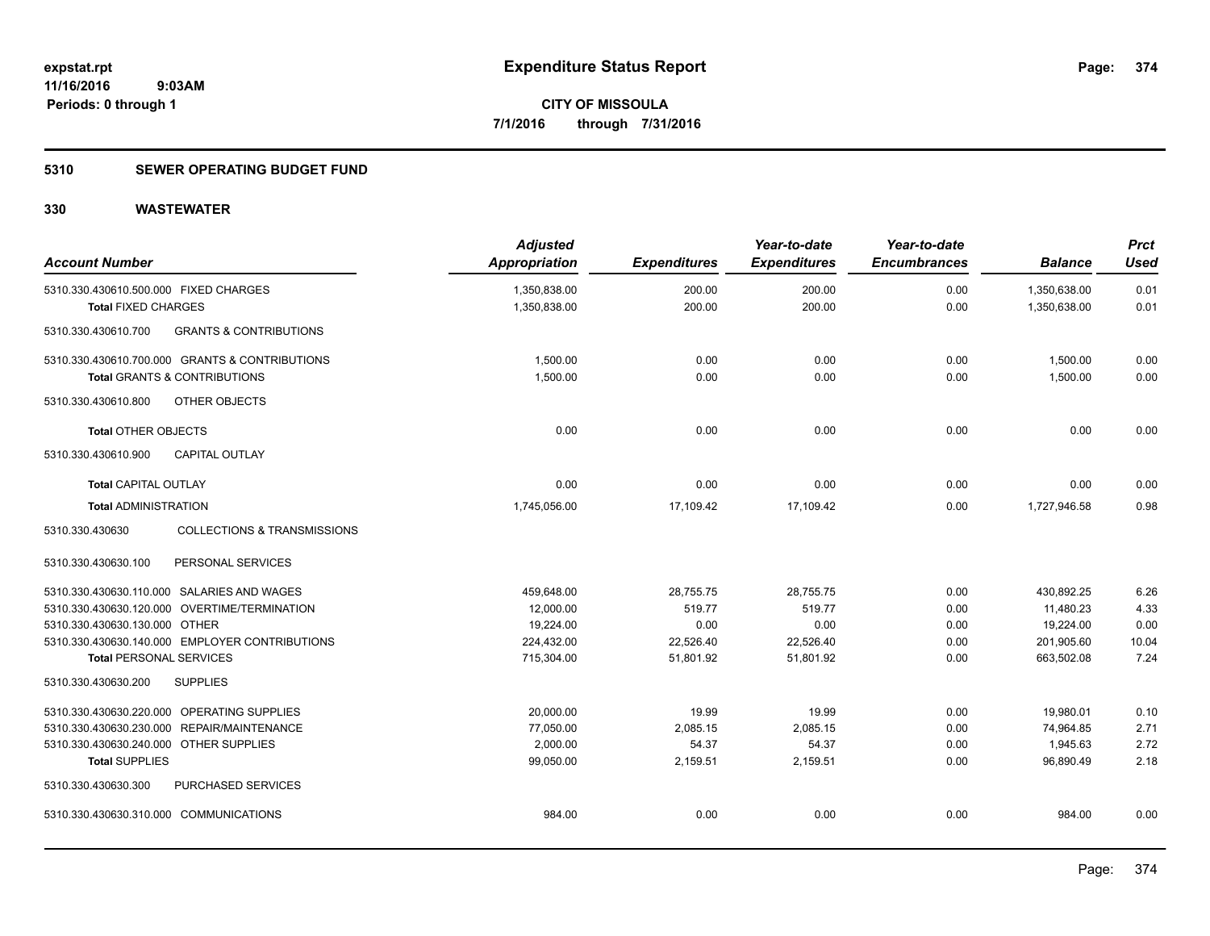# Expenditure Status Report

expstat.rpt
11/16/2016 9:03AM
Periods: 0 through 1

**CITY OF MISSOULA**
**7/1/2016 through 7/31/2016**

## 5310 SEWER OPERATING BUDGET FUND

## 330 WASTEWATER

| Account Number | Adjusted Appropriation | Expenditures | Year-to-date Expenditures | Year-to-date Encumbrances | Balance | Prct Used |
|---|---|---|---|---|---|---|
| 5310.330.430610.500.000 FIXED CHARGES | 1,350,838.00 | 200.00 | 200.00 | 0.00 | 1,350,638.00 | 0.01 |
| **Total** FIXED CHARGES | 1,350,838.00 | 200.00 | 200.00 | 0.00 | 1,350,638.00 | 0.01 |
| 5310.330.430610.700 GRANTS & CONTRIBUTIONS | | | | | | |
| 5310.330.430610.700.000 GRANTS & CONTRIBUTIONS | 1,500.00 | 0.00 | 0.00 | 0.00 | 1,500.00 | 0.00 |
| **Total** GRANTS & CONTRIBUTIONS | 1,500.00 | 0.00 | 0.00 | 0.00 | 1,500.00 | 0.00 |
| 5310.330.430610.800 OTHER OBJECTS | | | | | | |
| **Total** OTHER OBJECTS | 0.00 | 0.00 | 0.00 | 0.00 | 0.00 | 0.00 |
| 5310.330.430610.900 CAPITAL OUTLAY | | | | | | |
| **Total** CAPITAL OUTLAY | 0.00 | 0.00 | 0.00 | 0.00 | 0.00 | 0.00 |
| **Total** ADMINISTRATION | 1,745,056.00 | 17,109.42 | 17,109.42 | 0.00 | 1,727,946.58 | 0.98 |
| 5310.330.430630 COLLECTIONS & TRANSMISSIONS | | | | | | |
| 5310.330.430630.100 PERSONAL SERVICES | | | | | | |
| 5310.330.430630.110.000 SALARIES AND WAGES | 459,648.00 | 28,755.75 | 28,755.75 | 0.00 | 430,892.25 | 6.26 |
| 5310.330.430630.120.000 OVERTIME/TERMINATION | 12,000.00 | 519.77 | 519.77 | 0.00 | 11,480.23 | 4.33 |
| 5310.330.430630.130.000 OTHER | 19,224.00 | 0.00 | 0.00 | 0.00 | 19,224.00 | 0.00 |
| 5310.330.430630.140.000 EMPLOYER CONTRIBUTIONS | 224,432.00 | 22,526.40 | 22,526.40 | 0.00 | 201,905.60 | 10.04 |
| **Total** PERSONAL SERVICES | 715,304.00 | 51,801.92 | 51,801.92 | 0.00 | 663,502.08 | 7.24 |
| 5310.330.430630.200 SUPPLIES | | | | | | |
| 5310.330.430630.220.000 OPERATING SUPPLIES | 20,000.00 | 19.99 | 19.99 | 0.00 | 19,980.01 | 0.10 |
| 5310.330.430630.230.000 REPAIR/MAINTENANCE | 77,050.00 | 2,085.15 | 2,085.15 | 0.00 | 74,964.85 | 2.71 |
| 5310.330.430630.240.000 OTHER SUPPLIES | 2,000.00 | 54.37 | 54.37 | 0.00 | 1,945.63 | 2.72 |
| **Total** SUPPLIES | 99,050.00 | 2,159.51 | 2,159.51 | 0.00 | 96,890.49 | 2.18 |
| 5310.330.430630.300 PURCHASED SERVICES | | | | | | |
| 5310.330.430630.310.000 COMMUNICATIONS | 984.00 | 0.00 | 0.00 | 0.00 | 984.00 | 0.00 |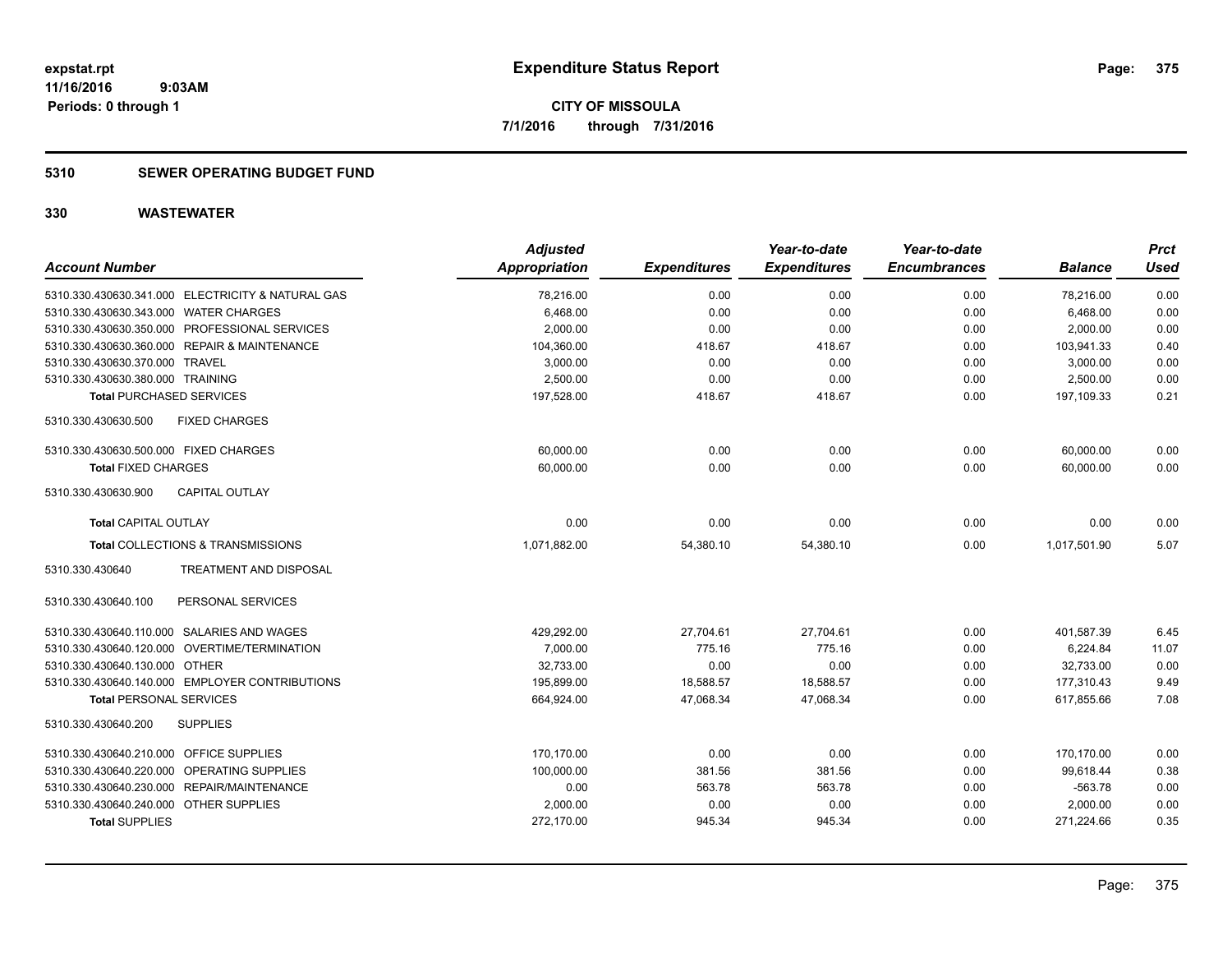**expstat.rpt**
**11/16/2016 9:03AM**
**Periods: 0 through 1**

# Expenditure Status Report

**CITY OF MISSOULA**
**7/1/2016 through 7/31/2016**

## 5310 SEWER OPERATING BUDGET FUND

## 330 WASTEWATER

| Account Number | Adjusted Appropriation | Expenditures | Year-to-date Expenditures | Year-to-date Encumbrances | Balance | Prct Used |
|---|---|---|---|---|---|---|
| 5310.330.430630.341.000 ELECTRICITY & NATURAL GAS | 78,216.00 | 0.00 | 0.00 | 0.00 | 78,216.00 | 0.00 |
| 5310.330.430630.343.000 WATER CHARGES | 6,468.00 | 0.00 | 0.00 | 0.00 | 6,468.00 | 0.00 |
| 5310.330.430630.350.000 PROFESSIONAL SERVICES | 2,000.00 | 0.00 | 0.00 | 0.00 | 2,000.00 | 0.00 |
| 5310.330.430630.360.000 REPAIR & MAINTENANCE | 104,360.00 | 418.67 | 418.67 | 0.00 | 103,941.33 | 0.40 |
| 5310.330.430630.370.000 TRAVEL | 3,000.00 | 0.00 | 0.00 | 0.00 | 3,000.00 | 0.00 |
| 5310.330.430630.380.000 TRAINING | 2,500.00 | 0.00 | 0.00 | 0.00 | 2,500.00 | 0.00 |
| **Total** PURCHASED SERVICES | 197,528.00 | 418.67 | 418.67 | 0.00 | 197,109.33 | 0.21 |
| 5310.330.430630.500 FIXED CHARGES | | | | | | |
| 5310.330.430630.500.000 FIXED CHARGES | 60,000.00 | 0.00 | 0.00 | 0.00 | 60,000.00 | 0.00 |
| **Total** FIXED CHARGES | 60,000.00 | 0.00 | 0.00 | 0.00 | 60,000.00 | 0.00 |
| 5310.330.430630.900 CAPITAL OUTLAY | | | | | | |
| **Total** CAPITAL OUTLAY | 0.00 | 0.00 | 0.00 | 0.00 | 0.00 | 0.00 |
| **Total** COLLECTIONS & TRANSMISSIONS | 1,071,882.00 | 54,380.10 | 54,380.10 | 0.00 | 1,017,501.90 | 5.07 |
| 5310.330.430640 TREATMENT AND DISPOSAL | | | | | | |
| 5310.330.430640.100 PERSONAL SERVICES | | | | | | |
| 5310.330.430640.110.000 SALARIES AND WAGES | 429,292.00 | 27,704.61 | 27,704.61 | 0.00 | 401,587.39 | 6.45 |
| 5310.330.430640.120.000 OVERTIME/TERMINATION | 7,000.00 | 775.16 | 775.16 | 0.00 | 6,224.84 | 11.07 |
| 5310.330.430640.130.000 OTHER | 32,733.00 | 0.00 | 0.00 | 0.00 | 32,733.00 | 0.00 |
| 5310.330.430640.140.000 EMPLOYER CONTRIBUTIONS | 195,899.00 | 18,588.57 | 18,588.57 | 0.00 | 177,310.43 | 9.49 |
| **Total** PERSONAL SERVICES | 664,924.00 | 47,068.34 | 47,068.34 | 0.00 | 617,855.66 | 7.08 |
| 5310.330.430640.200 SUPPLIES | | | | | | |
| 5310.330.430640.210.000 OFFICE SUPPLIES | 170,170.00 | 0.00 | 0.00 | 0.00 | 170,170.00 | 0.00 |
| 5310.330.430640.220.000 OPERATING SUPPLIES | 100,000.00 | 381.56 | 381.56 | 0.00 | 99,618.44 | 0.38 |
| 5310.330.430640.230.000 REPAIR/MAINTENANCE | 0.00 | 563.78 | 563.78 | 0.00 | -563.78 | 0.00 |
| 5310.330.430640.240.000 OTHER SUPPLIES | 2,000.00 | 0.00 | 0.00 | 0.00 | 2,000.00 | 0.00 |
| **Total** SUPPLIES | 272,170.00 | 945.34 | 945.34 | 0.00 | 271,224.66 | 0.35 |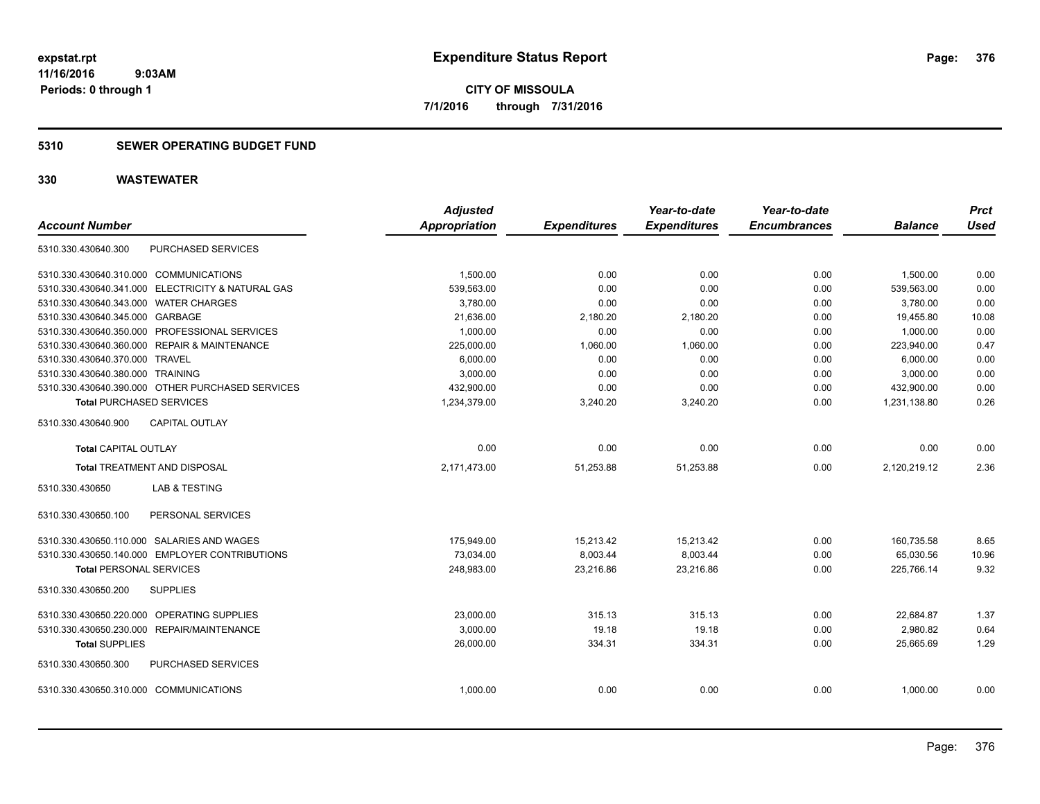**expstat.rpt**
**11/16/2016 9:03AM**
**Periods: 0 through 1**

# Expenditure Status Report

**CITY OF MISSOULA**
**7/1/2016 through 7/31/2016**

## 5310 SEWER OPERATING BUDGET FUND

## 330 WASTEWATER

| Account Number | | Adjusted Appropriation | Expenditures | Year-to-date Expenditures | Year-to-date Encumbrances | Balance | Prct Used |
|---|---|---|---|---|---|---|---|
| 5310.330.430640.300 | PURCHASED SERVICES | | | | | | |
| 5310.330.430640.310.000 | COMMUNICATIONS | 1,500.00 | 0.00 | 0.00 | 0.00 | 1,500.00 | 0.00 |
| 5310.330.430640.341.000 | ELECTRICITY & NATURAL GAS | 539,563.00 | 0.00 | 0.00 | 0.00 | 539,563.00 | 0.00 |
| 5310.330.430640.343.000 | WATER CHARGES | 3,780.00 | 0.00 | 0.00 | 0.00 | 3,780.00 | 0.00 |
| 5310.330.430640.345.000 | GARBAGE | 21,636.00 | 2,180.20 | 2,180.20 | 0.00 | 19,455.80 | 10.08 |
| 5310.330.430640.350.000 | PROFESSIONAL SERVICES | 1,000.00 | 0.00 | 0.00 | 0.00 | 1,000.00 | 0.00 |
| 5310.330.430640.360.000 | REPAIR & MAINTENANCE | 225,000.00 | 1,060.00 | 1,060.00 | 0.00 | 223,940.00 | 0.47 |
| 5310.330.430640.370.000 | TRAVEL | 6,000.00 | 0.00 | 0.00 | 0.00 | 6,000.00 | 0.00 |
| 5310.330.430640.380.000 | TRAINING | 3,000.00 | 0.00 | 0.00 | 0.00 | 3,000.00 | 0.00 |
| 5310.330.430640.390.000 | OTHER PURCHASED SERVICES | 432,900.00 | 0.00 | 0.00 | 0.00 | 432,900.00 | 0.00 |
| **Total** PURCHASED SERVICES | | 1,234,379.00 | 3,240.20 | 3,240.20 | 0.00 | 1,231,138.80 | 0.26 |
| 5310.330.430640.900 | CAPITAL OUTLAY | | | | | | |
| **Total** CAPITAL OUTLAY | | 0.00 | 0.00 | 0.00 | 0.00 | 0.00 | 0.00 |
| **Total** TREATMENT AND DISPOSAL | | 2,171,473.00 | 51,253.88 | 51,253.88 | 0.00 | 2,120,219.12 | 2.36 |
| 5310.330.430650 | LAB & TESTING | | | | | | |
| 5310.330.430650.100 | PERSONAL SERVICES | | | | | | |
| 5310.330.430650.110.000 | SALARIES AND WAGES | 175,949.00 | 15,213.42 | 15,213.42 | 0.00 | 160,735.58 | 8.65 |
| 5310.330.430650.140.000 | EMPLOYER CONTRIBUTIONS | 73,034.00 | 8,003.44 | 8,003.44 | 0.00 | 65,030.56 | 10.96 |
| **Total** PERSONAL SERVICES | | 248,983.00 | 23,216.86 | 23,216.86 | 0.00 | 225,766.14 | 9.32 |
| 5310.330.430650.200 | SUPPLIES | | | | | | |
| 5310.330.430650.220.000 | OPERATING SUPPLIES | 23,000.00 | 315.13 | 315.13 | 0.00 | 22,684.87 | 1.37 |
| 5310.330.430650.230.000 | REPAIR/MAINTENANCE | 3,000.00 | 19.18 | 19.18 | 0.00 | 2,980.82 | 0.64 |
| **Total** SUPPLIES | | 26,000.00 | 334.31 | 334.31 | 0.00 | 25,665.69 | 1.29 |
| 5310.330.430650.300 | PURCHASED SERVICES | | | | | | |
| 5310.330.430650.310.000 | COMMUNICATIONS | 1,000.00 | 0.00 | 0.00 | 0.00 | 1,000.00 | 0.00 |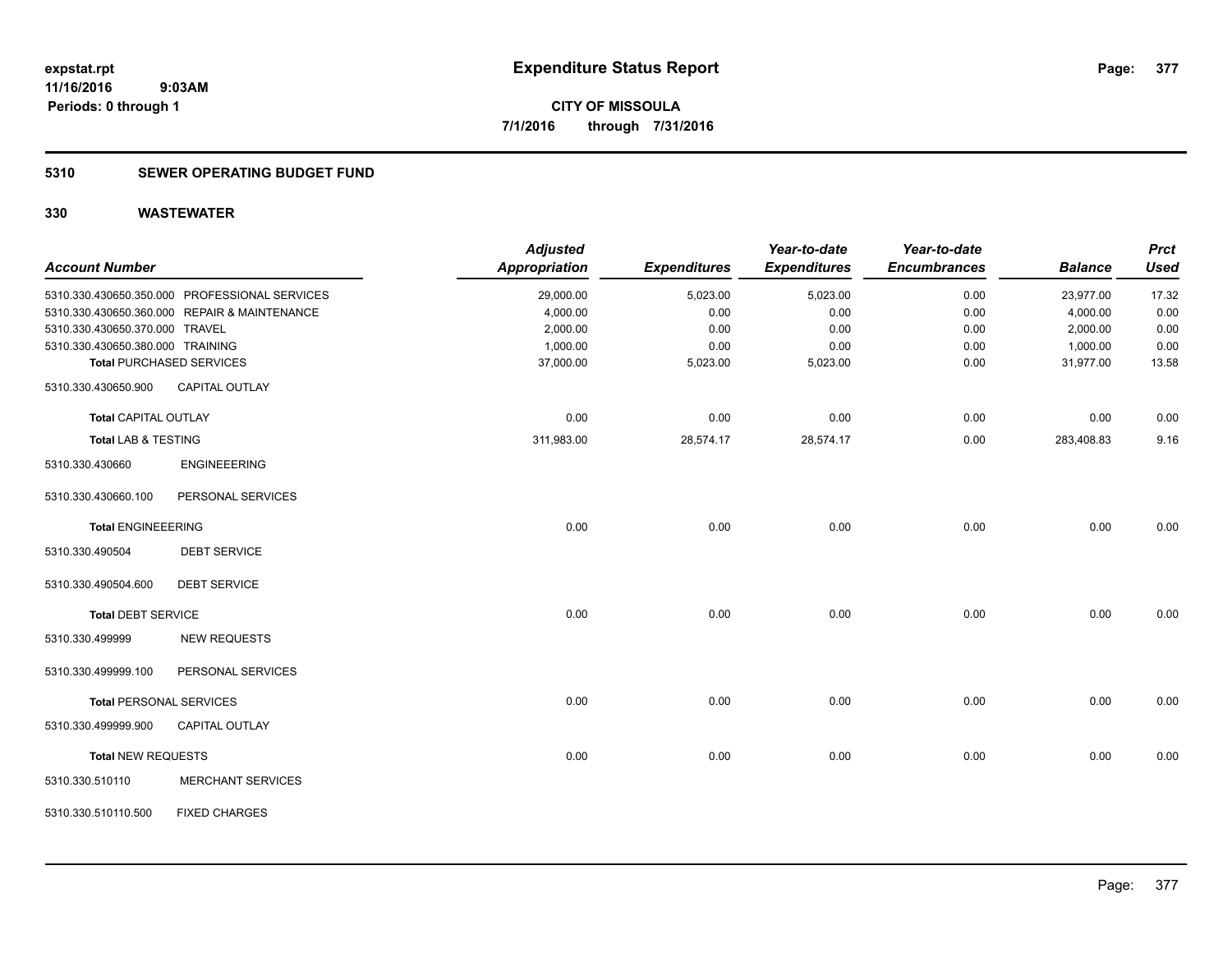**expstat.rpt**
**11/16/2016 9:03AM**
**Periods: 0 through 1**

# Expenditure Status Report

**CITY OF MISSOULA**
**7/1/2016 through 7/31/2016**

## 5310 SEWER OPERATING BUDGET FUND

## 330 WASTEWATER

| Account Number | | Adjusted Appropriation | Expenditures | Year-to-date Expenditures | Year-to-date Encumbrances | Balance | Prct Used |
|---|---|---|---|---|---|---|---|
| 5310.330.430650.350.000 | PROFESSIONAL SERVICES | 29,000.00 | 5,023.00 | 5,023.00 | 0.00 | 23,977.00 | 17.32 |
| 5310.330.430650.360.000 | REPAIR & MAINTENANCE | 4,000.00 | 0.00 | 0.00 | 0.00 | 4,000.00 | 0.00 |
| 5310.330.430650.370.000 | TRAVEL | 2,000.00 | 0.00 | 0.00 | 0.00 | 2,000.00 | 0.00 |
| 5310.330.430650.380.000 | TRAINING | 1,000.00 | 0.00 | 0.00 | 0.00 | 1,000.00 | 0.00 |
| **Total PURCHASED SERVICES** | | 37,000.00 | 5,023.00 | 5,023.00 | 0.00 | 31,977.00 | 13.58 |
| 5310.330.430650.900 | CAPITAL OUTLAY | | | | | | |
| **Total CAPITAL OUTLAY** | | 0.00 | 0.00 | 0.00 | 0.00 | 0.00 | 0.00 |
| **Total LAB & TESTING** | | 311,983.00 | 28,574.17 | 28,574.17 | 0.00 | 283,408.83 | 9.16 |
| 5310.330.430660 | ENGINEEERING | | | | | | |
| 5310.330.430660.100 | PERSONAL SERVICES | | | | | | |
| **Total ENGINEEERING** | | 0.00 | 0.00 | 0.00 | 0.00 | 0.00 | 0.00 |
| 5310.330.490504 | DEBT SERVICE | | | | | | |
| 5310.330.490504.600 | DEBT SERVICE | | | | | | |
| **Total DEBT SERVICE** | | 0.00 | 0.00 | 0.00 | 0.00 | 0.00 | 0.00 |
| 5310.330.499999 | NEW REQUESTS | | | | | | |
| 5310.330.499999.100 | PERSONAL SERVICES | | | | | | |
| **Total PERSONAL SERVICES** | | 0.00 | 0.00 | 0.00 | 0.00 | 0.00 | 0.00 |
| 5310.330.499999.900 | CAPITAL OUTLAY | | | | | | |
| **Total NEW REQUESTS** | | 0.00 | 0.00 | 0.00 | 0.00 | 0.00 | 0.00 |
| 5310.330.510110 | MERCHANT SERVICES | | | | | | |
| 5310.330.510110.500 | FIXED CHARGES | | | | | | |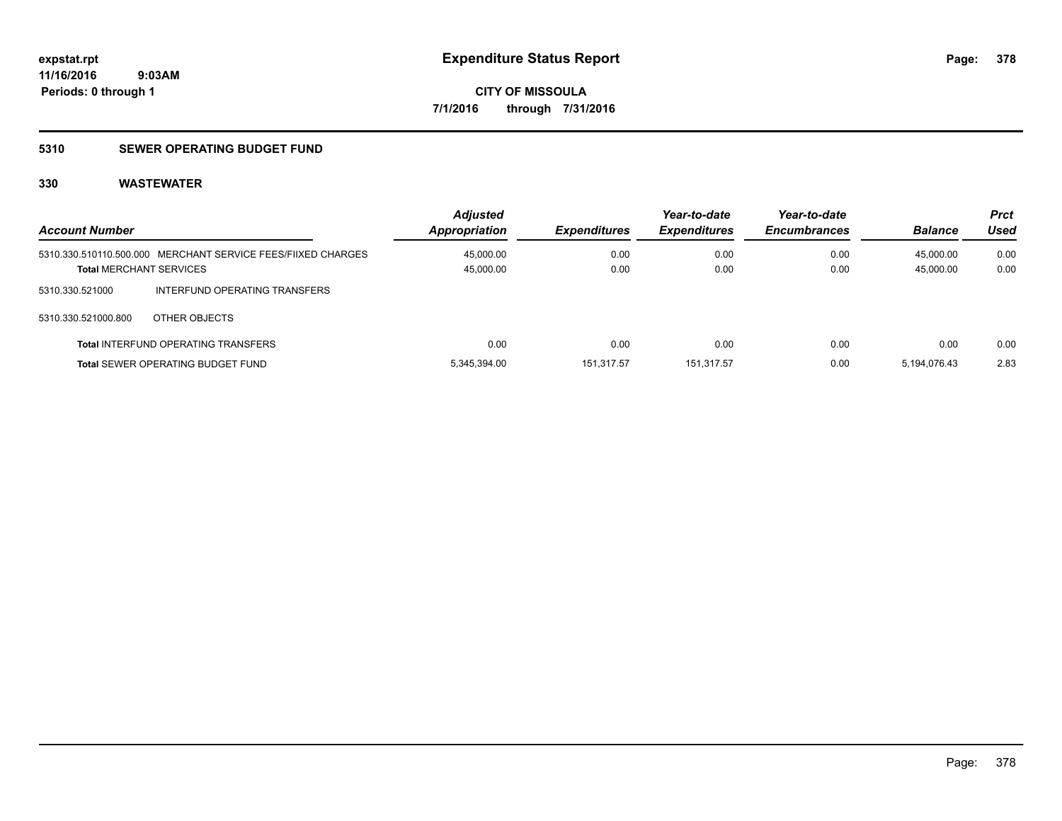**expstat.rpt**
**11/16/2016 9:03AM**
**Periods: 0 through 1**

# Expenditure Status Report

**CITY OF MISSOULA**
**7/1/2016 through 7/31/2016**

## 5310 SEWER OPERATING BUDGET FUND

### 330 WASTEWATER

| Account Number | | Adjusted Appropriation | Expenditures | Year-to-date Expenditures | Year-to-date Encumbrances | Balance | Prct Used |
|---|---|---|---|---|---|---|---|
| 5310.330.510110.500.000 | MERCHANT SERVICE FEES/FIIXED CHARGES | 45,000.00 | 0.00 | 0.00 | 0.00 | 45,000.00 | 0.00 |
| **Total** MERCHANT SERVICES | | 45,000.00 | 0.00 | 0.00 | 0.00 | 45,000.00 | 0.00 |
| 5310.330.521000 | INTERFUND OPERATING TRANSFERS | | | | | | |
| 5310.330.521000.800 | OTHER OBJECTS | | | | | | |
| **Total** INTERFUND OPERATING TRANSFERS | | 0.00 | 0.00 | 0.00 | 0.00 | 0.00 | 0.00 |
| **Total** SEWER OPERATING BUDGET FUND | | 5,345,394.00 | 151,317.57 | 151,317.57 | 0.00 | 5,194,076.43 | 2.83 |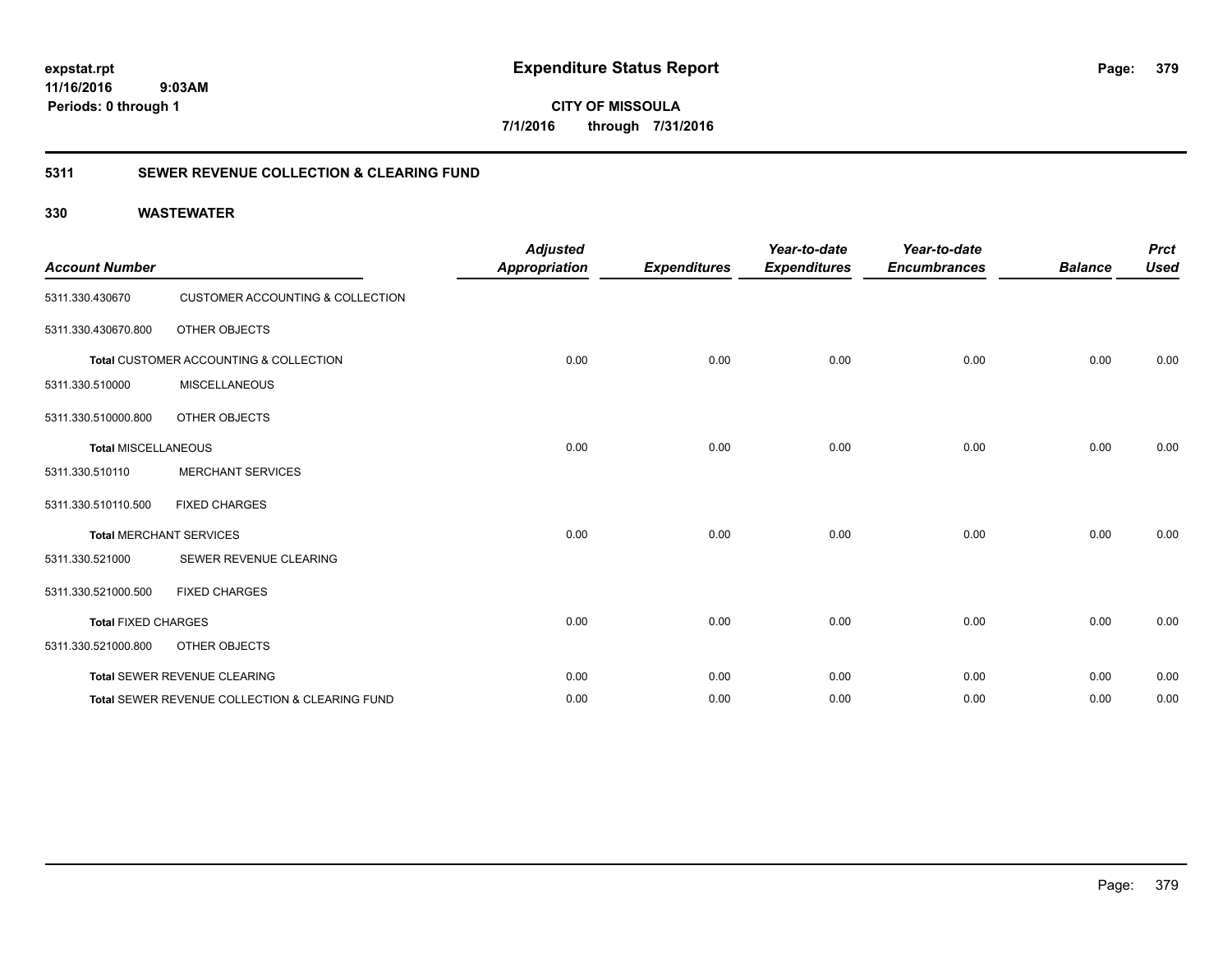**expstat.rpt**
**11/16/2016 9:03AM**
**Periods: 0 through 1**

# Expenditure Status Report

**CITY OF MISSOULA**
**7/1/2016 through 7/31/2016**

## 5311 SEWER REVENUE COLLECTION & CLEARING FUND

### 330 WASTEWATER

| Account Number | | Adjusted Appropriation | Expenditures | Year-to-date Expenditures | Year-to-date Encumbrances | Balance | Prct Used |
|---|---|---|---|---|---|---|---|
| 5311.330.430670 | CUSTOMER ACCOUNTING & COLLECTION | | | | | | |
| 5311.330.430670.800 | OTHER OBJECTS | | | | | | |
| **Total** CUSTOMER ACCOUNTING & COLLECTION | | 0.00 | 0.00 | 0.00 | 0.00 | 0.00 | 0.00 |
| 5311.330.510000 | MISCELLANEOUS | | | | | | |
| 5311.330.510000.800 | OTHER OBJECTS | | | | | | |
| **Total MISCELLANEOUS** | | 0.00 | 0.00 | 0.00 | 0.00 | 0.00 | 0.00 |
| 5311.330.510110 | MERCHANT SERVICES | | | | | | |
| 5311.330.510110.500 | FIXED CHARGES | | | | | | |
| **Total** MERCHANT SERVICES | | 0.00 | 0.00 | 0.00 | 0.00 | 0.00 | 0.00 |
| 5311.330.521000 | SEWER REVENUE CLEARING | | | | | | |
| 5311.330.521000.500 | FIXED CHARGES | | | | | | |
| **Total** FIXED CHARGES | | 0.00 | 0.00 | 0.00 | 0.00 | 0.00 | 0.00 |
| 5311.330.521000.800 | OTHER OBJECTS | | | | | | |
| **Total** SEWER REVENUE CLEARING | | 0.00 | 0.00 | 0.00 | 0.00 | 0.00 | 0.00 |
| **Total** SEWER REVENUE COLLECTION & CLEARING FUND | | 0.00 | 0.00 | 0.00 | 0.00 | 0.00 | 0.00 |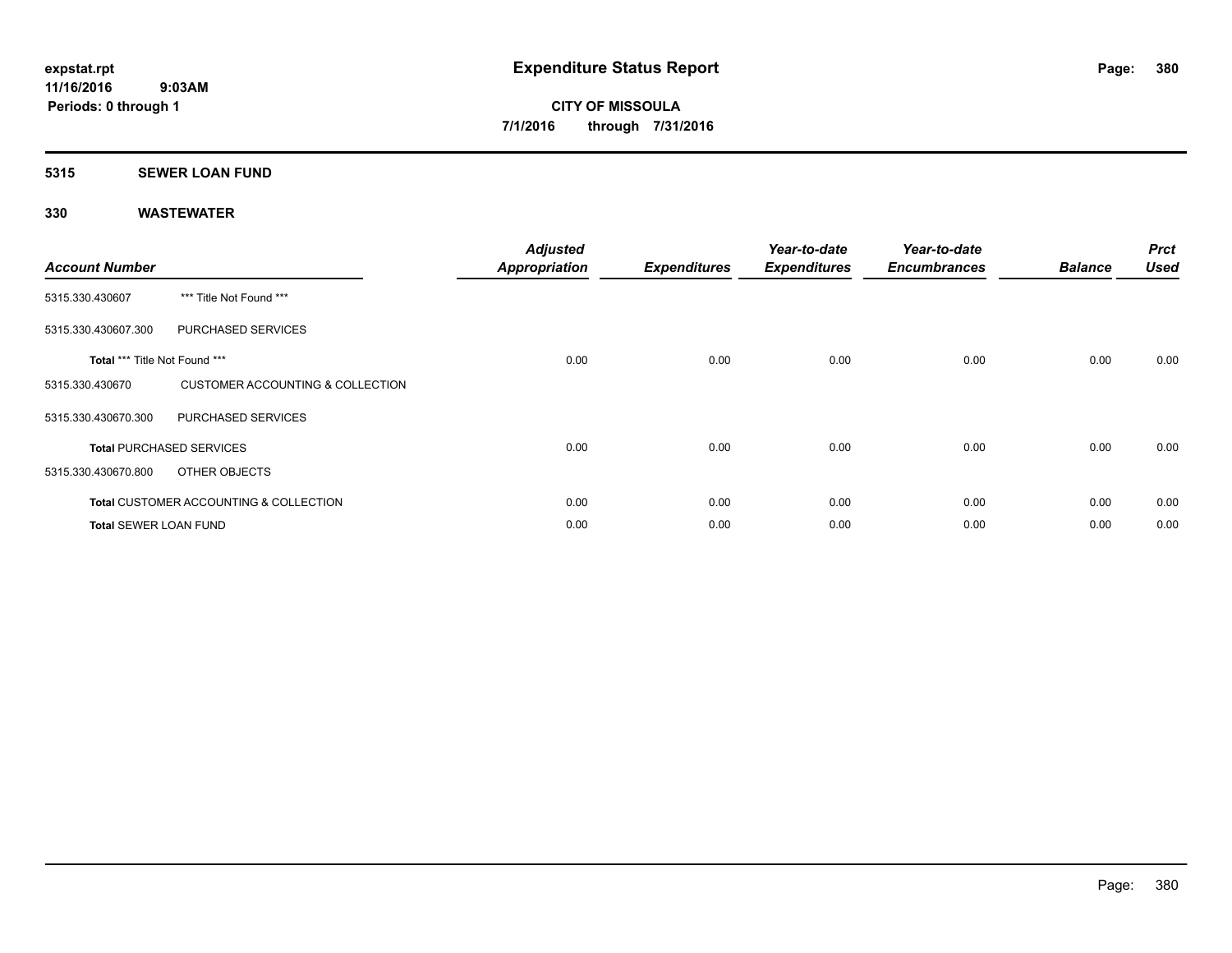**expstat.rpt**
**11/16/2016 9:03AM**
**Periods: 0 through 1**

# Expenditure Status Report

**CITY OF MISSOULA**
**7/1/2016 through 7/31/2016**

## 5315 SEWER LOAN FUND

### 330 WASTEWATER

| Account Number | | Adjusted Appropriation | Expenditures | Year-to-date Expenditures | Year-to-date Encumbrances | Balance | Prct Used |
|---|---|---|---|---|---|---|---|
| 5315.330.430607 | *** Title Not Found *** | | | | | | |
| 5315.330.430607.300 | PURCHASED SERVICES | | | | | | |
| **Total** *** Title Not Found *** | | 0.00 | 0.00 | 0.00 | 0.00 | 0.00 | 0.00 |
| 5315.330.430670 | CUSTOMER ACCOUNTING & COLLECTION | | | | | | |
| 5315.330.430670.300 | PURCHASED SERVICES | | | | | | |
| **Total** PURCHASED SERVICES | | 0.00 | 0.00 | 0.00 | 0.00 | 0.00 | 0.00 |
| 5315.330.430670.800 | OTHER OBJECTS | | | | | | |
| **Total** CUSTOMER ACCOUNTING & COLLECTION | | 0.00 | 0.00 | 0.00 | 0.00 | 0.00 | 0.00 |
| **Total** SEWER LOAN FUND | | 0.00 | 0.00 | 0.00 | 0.00 | 0.00 | 0.00 |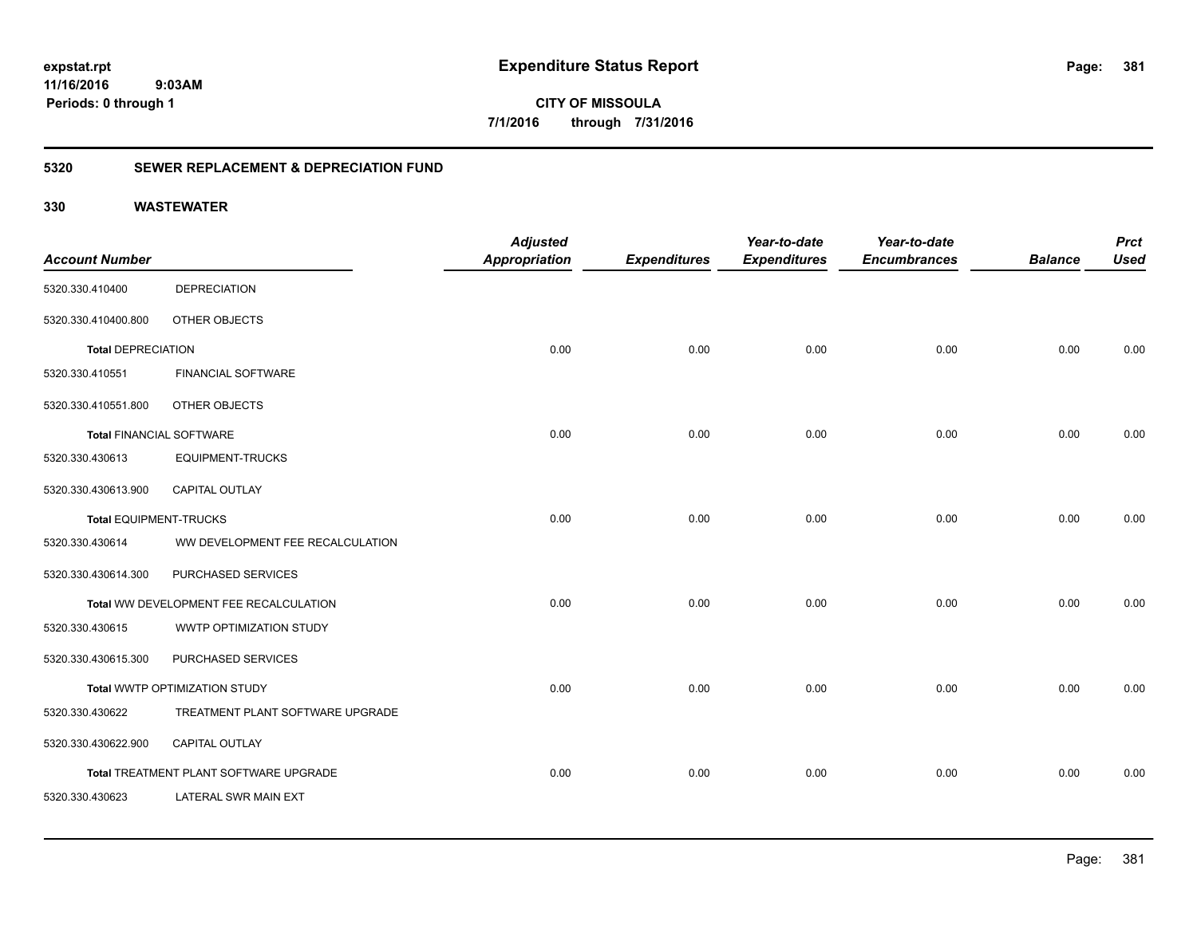**expstat.rpt**
**11/16/2016 9:03AM**
**Periods: 0 through 1**

# Expenditure Status Report

**CITY OF MISSOULA**
**7/1/2016 through 7/31/2016**

## 5320 SEWER REPLACEMENT & DEPRECIATION FUND

### 330 WASTEWATER

| Account Number | | Adjusted Appropriation | Expenditures | Year-to-date Expenditures | Year-to-date Encumbrances | Balance | Prct Used |
|---|---|---|---|---|---|---|---|
| 5320.330.410400 | DEPRECIATION | | | | | | |
| 5320.330.410400.800 | OTHER OBJECTS | | | | | | |
| **Total** DEPRECIATION | | 0.00 | 0.00 | 0.00 | 0.00 | 0.00 | 0.00 |
| 5320.330.410551 | FINANCIAL SOFTWARE | | | | | | |
| 5320.330.410551.800 | OTHER OBJECTS | | | | | | |
| **Total** FINANCIAL SOFTWARE | | 0.00 | 0.00 | 0.00 | 0.00 | 0.00 | 0.00 |
| 5320.330.430613 | EQUIPMENT-TRUCKS | | | | | | |
| 5320.330.430613.900 | CAPITAL OUTLAY | | | | | | |
| **Total** EQUIPMENT-TRUCKS | | 0.00 | 0.00 | 0.00 | 0.00 | 0.00 | 0.00 |
| 5320.330.430614 | WW DEVELOPMENT FEE RECALCULATION | | | | | | |
| 5320.330.430614.300 | PURCHASED SERVICES | | | | | | |
| **Total** WW DEVELOPMENT FEE RECALCULATION | | 0.00 | 0.00 | 0.00 | 0.00 | 0.00 | 0.00 |
| 5320.330.430615 | WWTP OPTIMIZATION STUDY | | | | | | |
| 5320.330.430615.300 | PURCHASED SERVICES | | | | | | |
| **Total** WWTP OPTIMIZATION STUDY | | 0.00 | 0.00 | 0.00 | 0.00 | 0.00 | 0.00 |
| 5320.330.430622 | TREATMENT PLANT SOFTWARE UPGRADE | | | | | | |
| 5320.330.430622.900 | CAPITAL OUTLAY | | | | | | |
| **Total** TREATMENT PLANT SOFTWARE UPGRADE | | 0.00 | 0.00 | 0.00 | 0.00 | 0.00 | 0.00 |
| 5320.330.430623 | LATERAL SWR MAIN EXT | | | | | | |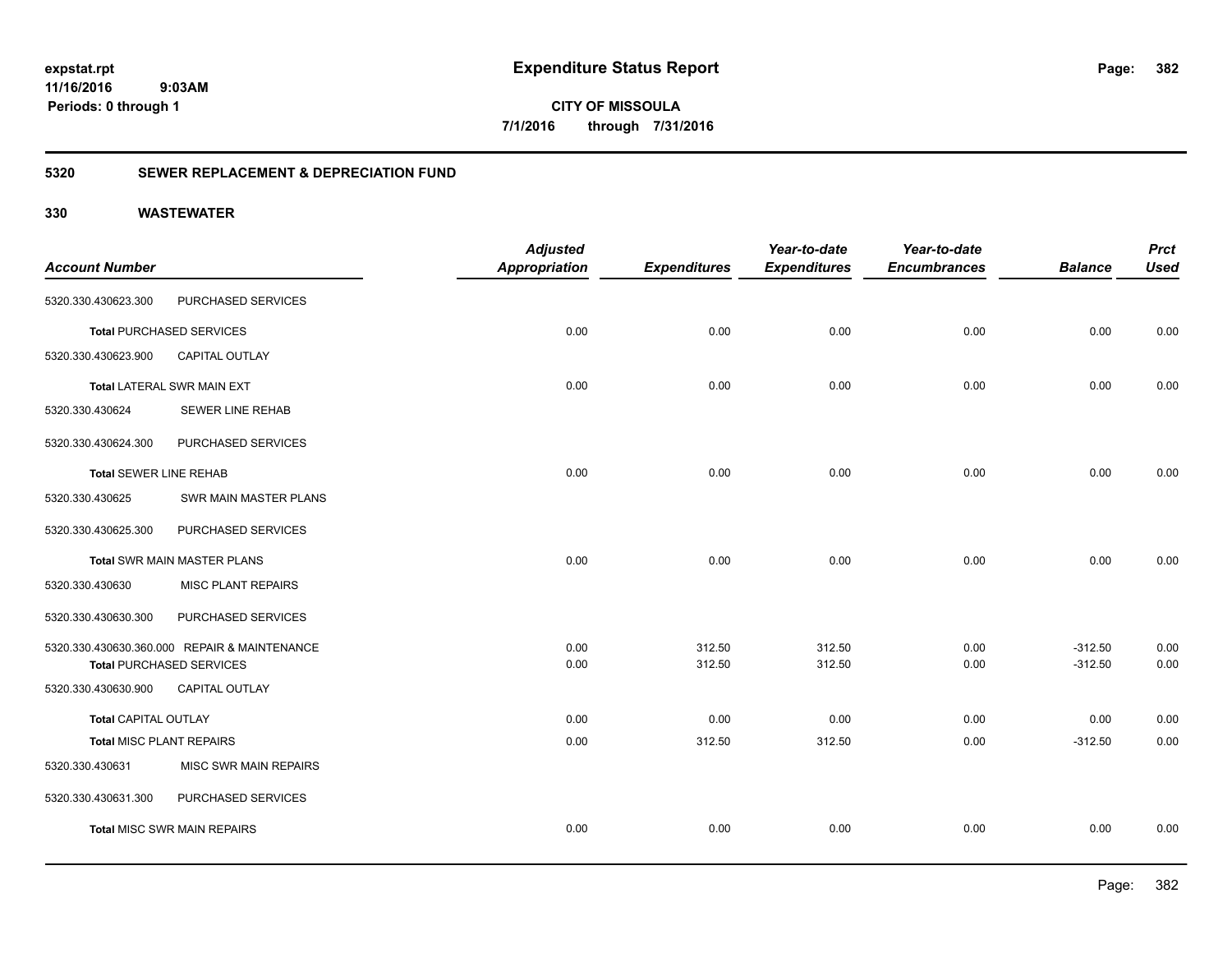**expstat.rpt**
**11/16/2016 9:03AM**
**Periods: 0 through 1**

# Expenditure Status Report

**CITY OF MISSOULA**
**7/1/2016 through 7/31/2016**

## 5320 SEWER REPLACEMENT & DEPRECIATION FUND

## 330 WASTEWATER

| Account Number | | Adjusted Appropriation | Expenditures | Year-to-date Expenditures | Year-to-date Encumbrances | Balance | Prct Used |
|---|---|---|---|---|---|---|---|
| 5320.330.430623.300 | PURCHASED SERVICES | | | | | | |
| **Total** PURCHASED SERVICES | | 0.00 | 0.00 | 0.00 | 0.00 | 0.00 | 0.00 |
| 5320.330.430623.900 | CAPITAL OUTLAY | | | | | | |
| **Total** LATERAL SWR MAIN EXT | | 0.00 | 0.00 | 0.00 | 0.00 | 0.00 | 0.00 |
| 5320.330.430624 | SEWER LINE REHAB | | | | | | |
| 5320.330.430624.300 | PURCHASED SERVICES | | | | | | |
| **Total** SEWER LINE REHAB | | 0.00 | 0.00 | 0.00 | 0.00 | 0.00 | 0.00 |
| 5320.330.430625 | SWR MAIN MASTER PLANS | | | | | | |
| 5320.330.430625.300 | PURCHASED SERVICES | | | | | | |
| **Total** SWR MAIN MASTER PLANS | | 0.00 | 0.00 | 0.00 | 0.00 | 0.00 | 0.00 |
| 5320.330.430630 | MISC PLANT REPAIRS | | | | | | |
| 5320.330.430630.300 | PURCHASED SERVICES | | | | | | |
| 5320.330.430630.360.000 | REPAIR & MAINTENANCE | 0.00 | 312.50 | 312.50 | 0.00 | -312.50 | 0.00 |
| **Total** PURCHASED SERVICES | | 0.00 | 312.50 | 312.50 | 0.00 | -312.50 | 0.00 |
| 5320.330.430630.900 | CAPITAL OUTLAY | | | | | | |
| **Total** CAPITAL OUTLAY | | 0.00 | 0.00 | 0.00 | 0.00 | 0.00 | 0.00 |
| **Total** MISC PLANT REPAIRS | | 0.00 | 312.50 | 312.50 | 0.00 | -312.50 | 0.00 |
| 5320.330.430631 | MISC SWR MAIN REPAIRS | | | | | | |
| 5320.330.430631.300 | PURCHASED SERVICES | | | | | | |
| **Total** MISC SWR MAIN REPAIRS | | 0.00 | 0.00 | 0.00 | 0.00 | 0.00 | 0.00 |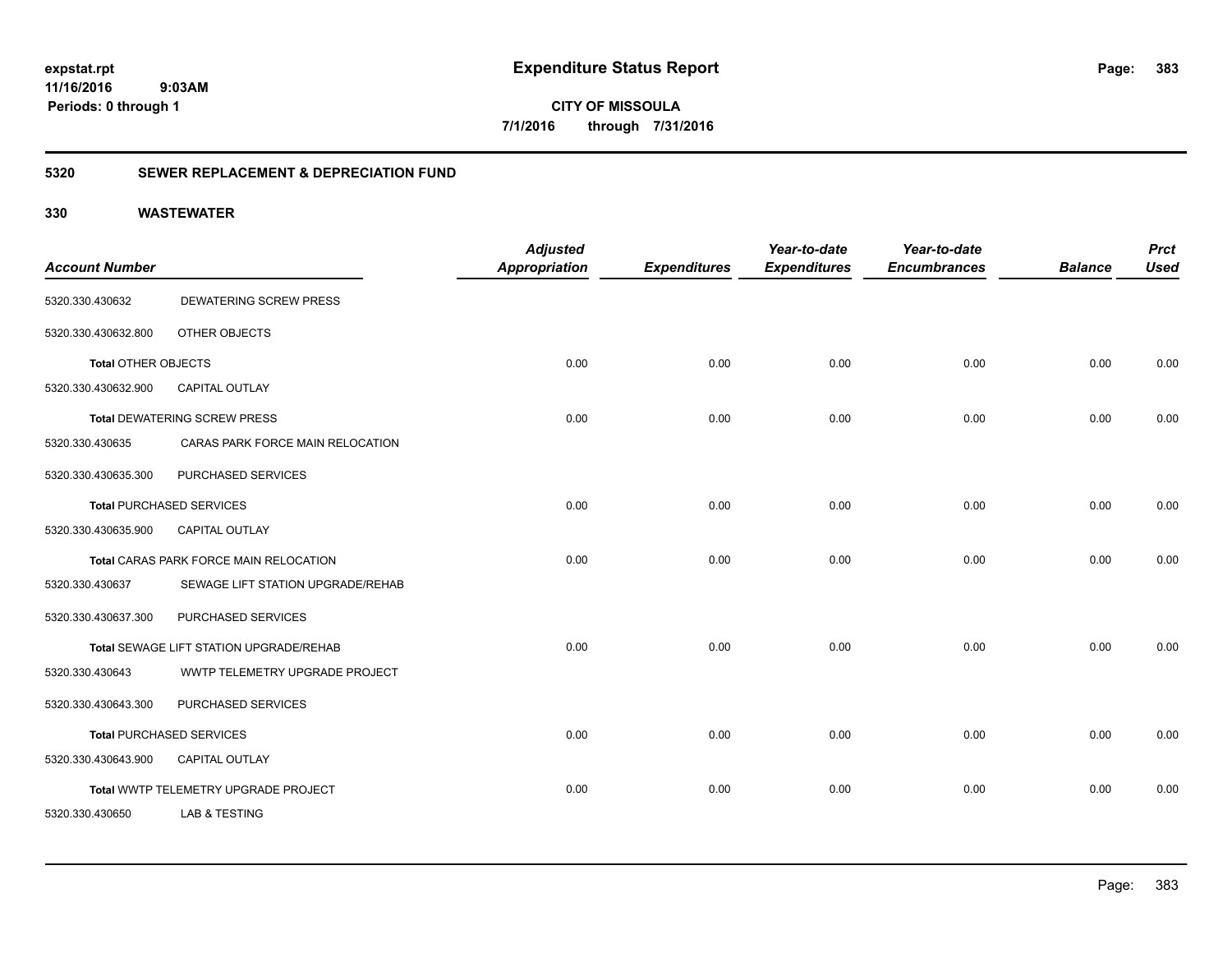**expstat.rpt**
**11/16/2016 9:03AM**
**Periods: 0 through 1**

# Expenditure Status Report

**CITY OF MISSOULA**
**7/1/2016 through 7/31/2016**

## 5320 SEWER REPLACEMENT & DEPRECIATION FUND

### 330 WASTEWATER

| Account Number | | Adjusted Appropriation | Expenditures | Year-to-date Expenditures | Year-to-date Encumbrances | Balance | Prct Used |
|---|---|---|---|---|---|---|---|
| 5320.330.430632 | DEWATERING SCREW PRESS | | | | | | |
| 5320.330.430632.800 | OTHER OBJECTS | | | | | | |
| **Total** OTHER OBJECTS | | 0.00 | 0.00 | 0.00 | 0.00 | 0.00 | 0.00 |
| 5320.330.430632.900 | CAPITAL OUTLAY | | | | | | |
| **Total** DEWATERING SCREW PRESS | | 0.00 | 0.00 | 0.00 | 0.00 | 0.00 | 0.00 |
| 5320.330.430635 | CARAS PARK FORCE MAIN RELOCATION | | | | | | |
| 5320.330.430635.300 | PURCHASED SERVICES | | | | | | |
| **Total** PURCHASED SERVICES | | 0.00 | 0.00 | 0.00 | 0.00 | 0.00 | 0.00 |
| 5320.330.430635.900 | CAPITAL OUTLAY | | | | | | |
| **Total** CARAS PARK FORCE MAIN RELOCATION | | 0.00 | 0.00 | 0.00 | 0.00 | 0.00 | 0.00 |
| 5320.330.430637 | SEWAGE LIFT STATION UPGRADE/REHAB | | | | | | |
| 5320.330.430637.300 | PURCHASED SERVICES | | | | | | |
| **Total** SEWAGE LIFT STATION UPGRADE/REHAB | | 0.00 | 0.00 | 0.00 | 0.00 | 0.00 | 0.00 |
| 5320.330.430643 | WWTP TELEMETRY UPGRADE PROJECT | | | | | | |
| 5320.330.430643.300 | PURCHASED SERVICES | | | | | | |
| **Total** PURCHASED SERVICES | | 0.00 | 0.00 | 0.00 | 0.00 | 0.00 | 0.00 |
| 5320.330.430643.900 | CAPITAL OUTLAY | | | | | | |
| **Total** WWTP TELEMETRY UPGRADE PROJECT | | 0.00 | 0.00 | 0.00 | 0.00 | 0.00 | 0.00 |
| 5320.330.430650 | LAB & TESTING | | | | | | |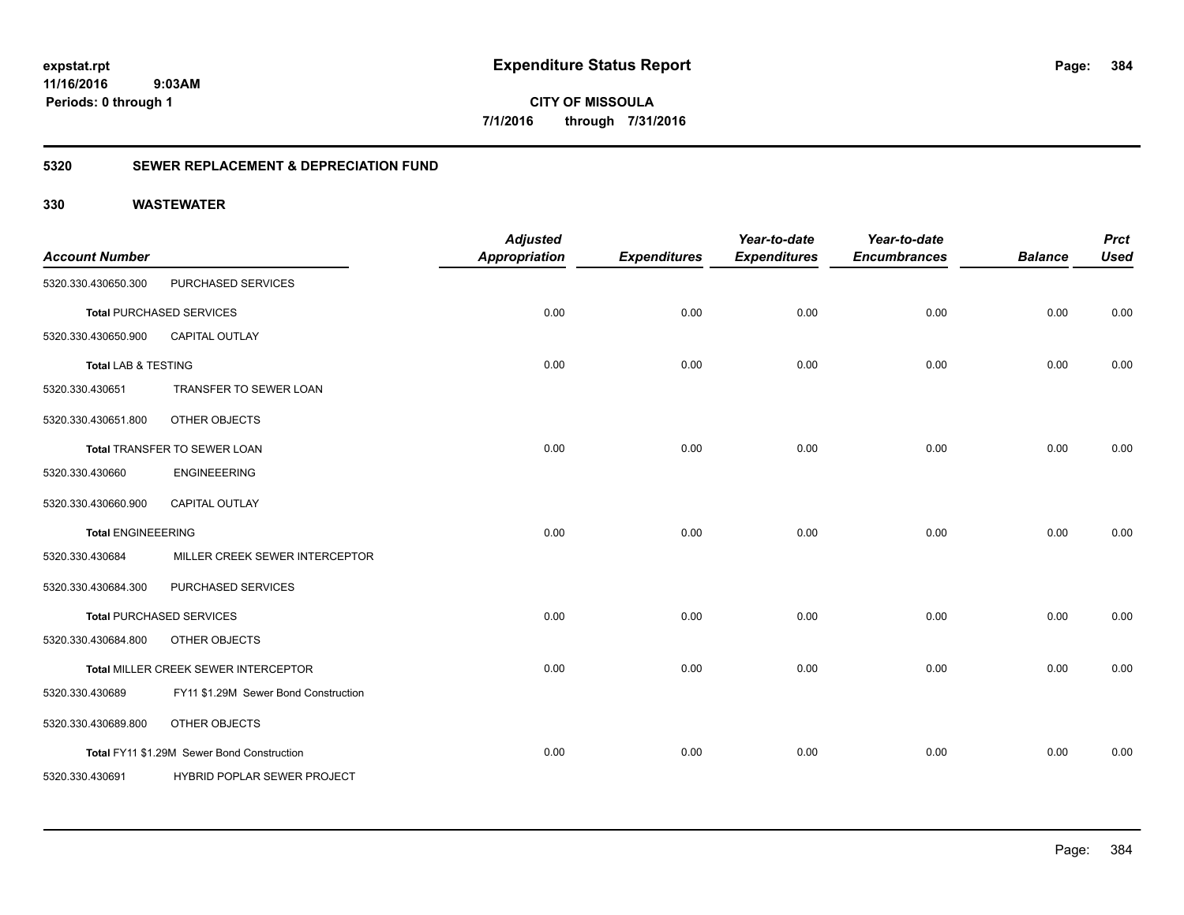# Expenditure Status Report

expstat.rpt
11/16/2016 9:03AM
Periods: 0 through 1

**CITY OF MISSOULA**
**7/1/2016 through 7/31/2016**

## 5320 SEWER REPLACEMENT & DEPRECIATION FUND

### 330 WASTEWATER

| Account Number | | Adjusted Appropriation | Expenditures | Year-to-date Expenditures | Year-to-date Encumbrances | Balance | Prct Used |
|---|---|---|---|---|---|---|---|
| 5320.330.430650.300 | PURCHASED SERVICES | | | | | | |
| **Total** PURCHASED SERVICES | | 0.00 | 0.00 | 0.00 | 0.00 | 0.00 | 0.00 |
| 5320.330.430650.900 | CAPITAL OUTLAY | | | | | | |
| **Total** LAB & TESTING | | 0.00 | 0.00 | 0.00 | 0.00 | 0.00 | 0.00 |
| 5320.330.430651 | TRANSFER TO SEWER LOAN | | | | | | |
| 5320.330.430651.800 | OTHER OBJECTS | | | | | | |
| **Total** TRANSFER TO SEWER LOAN | | 0.00 | 0.00 | 0.00 | 0.00 | 0.00 | 0.00 |
| 5320.330.430660 | ENGINEEERING | | | | | | |
| 5320.330.430660.900 | CAPITAL OUTLAY | | | | | | |
| **Total** ENGINEEERING | | 0.00 | 0.00 | 0.00 | 0.00 | 0.00 | 0.00 |
| 5320.330.430684 | MILLER CREEK SEWER INTERCEPTOR | | | | | | |
| 5320.330.430684.300 | PURCHASED SERVICES | | | | | | |
| **Total** PURCHASED SERVICES | | 0.00 | 0.00 | 0.00 | 0.00 | 0.00 | 0.00 |
| 5320.330.430684.800 | OTHER OBJECTS | | | | | | |
| **Total** MILLER CREEK SEWER INTERCEPTOR | | 0.00 | 0.00 | 0.00 | 0.00 | 0.00 | 0.00 |
| 5320.330.430689 | FY11 $1.29M Sewer Bond Construction | | | | | | |
| 5320.330.430689.800 | OTHER OBJECTS | | | | | | |
| **Total** FY11 $1.29M Sewer Bond Construction | | 0.00 | 0.00 | 0.00 | 0.00 | 0.00 | 0.00 |
| 5320.330.430691 | HYBRID POPLAR SEWER PROJECT | | | | | | |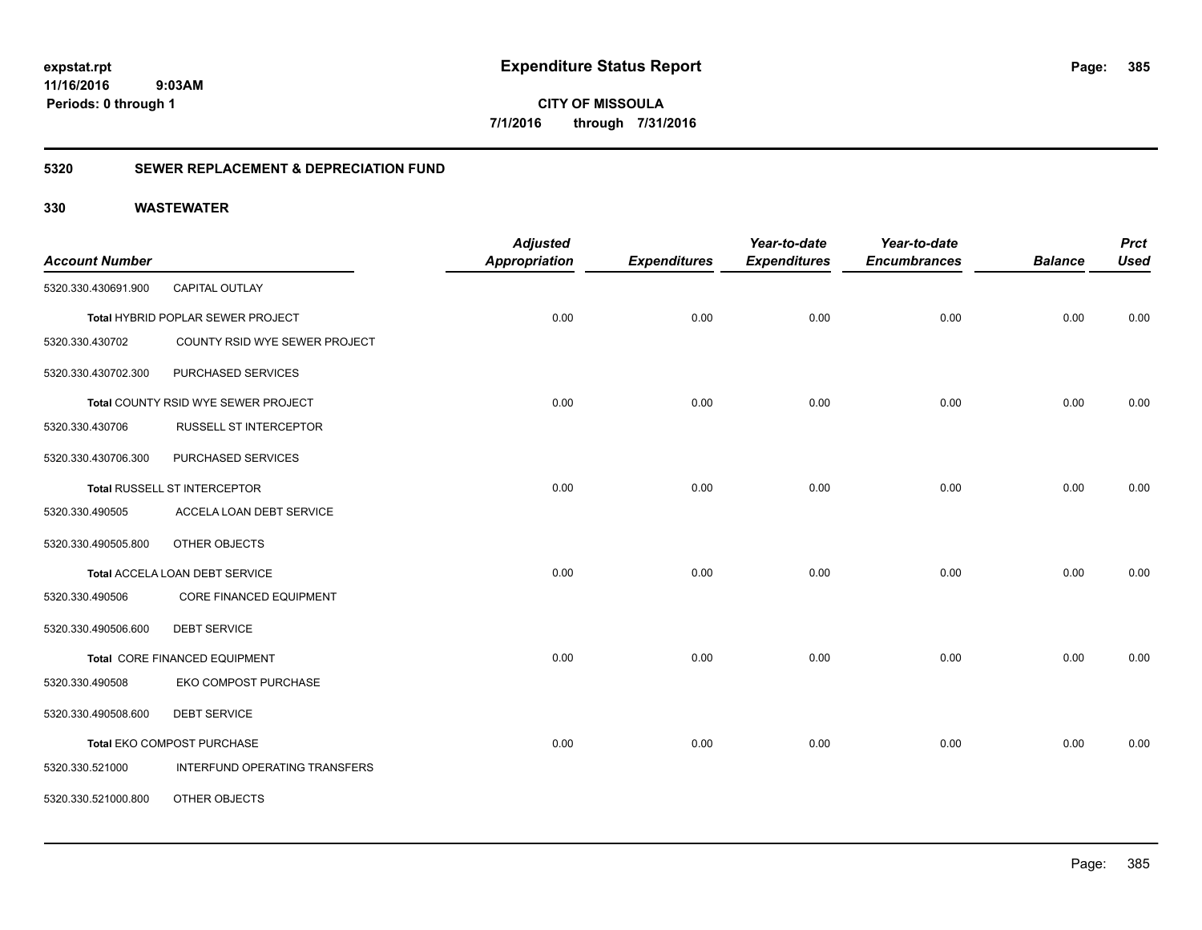**expstat.rpt**
**11/16/2016 9:03AM**
**Periods: 0 through 1**

# Expenditure Status Report

**CITY OF MISSOULA**
**7/1/2016 through 7/31/2016**

## 5320 SEWER REPLACEMENT & DEPRECIATION FUND

## 330 WASTEWATER

| Account Number | | Adjusted Appropriation | Expenditures | Year-to-date Expenditures | Year-to-date Encumbrances | Balance | Prct Used |
|---|---|---|---|---|---|---|---|
| 5320.330.430691.900 | CAPITAL OUTLAY | | | | | | |
| | **Total** HYBRID POPLAR SEWER PROJECT | 0.00 | 0.00 | 0.00 | 0.00 | 0.00 | 0.00 |
| 5320.330.430702 | COUNTY RSID WYE SEWER PROJECT | | | | | | |
| 5320.330.430702.300 | PURCHASED SERVICES | | | | | | |
| | **Total** COUNTY RSID WYE SEWER PROJECT | 0.00 | 0.00 | 0.00 | 0.00 | 0.00 | 0.00 |
| 5320.330.430706 | RUSSELL ST INTERCEPTOR | | | | | | |
| 5320.330.430706.300 | PURCHASED SERVICES | | | | | | |
| | **Total** RUSSELL ST INTERCEPTOR | 0.00 | 0.00 | 0.00 | 0.00 | 0.00 | 0.00 |
| 5320.330.490505 | ACCELA LOAN DEBT SERVICE | | | | | | |
| 5320.330.490505.800 | OTHER OBJECTS | | | | | | |
| | **Total** ACCELA LOAN DEBT SERVICE | 0.00 | 0.00 | 0.00 | 0.00 | 0.00 | 0.00 |
| 5320.330.490506 | CORE FINANCED EQUIPMENT | | | | | | |
| 5320.330.490506.600 | DEBT SERVICE | | | | | | |
| | **Total** CORE FINANCED EQUIPMENT | 0.00 | 0.00 | 0.00 | 0.00 | 0.00 | 0.00 |
| 5320.330.490508 | EKO COMPOST PURCHASE | | | | | | |
| 5320.330.490508.600 | DEBT SERVICE | | | | | | |
| | **Total** EKO COMPOST PURCHASE | 0.00 | 0.00 | 0.00 | 0.00 | 0.00 | 0.00 |
| 5320.330.521000 | INTERFUND OPERATING TRANSFERS | | | | | | |
| 5320.330.521000.800 | OTHER OBJECTS | | | | | | |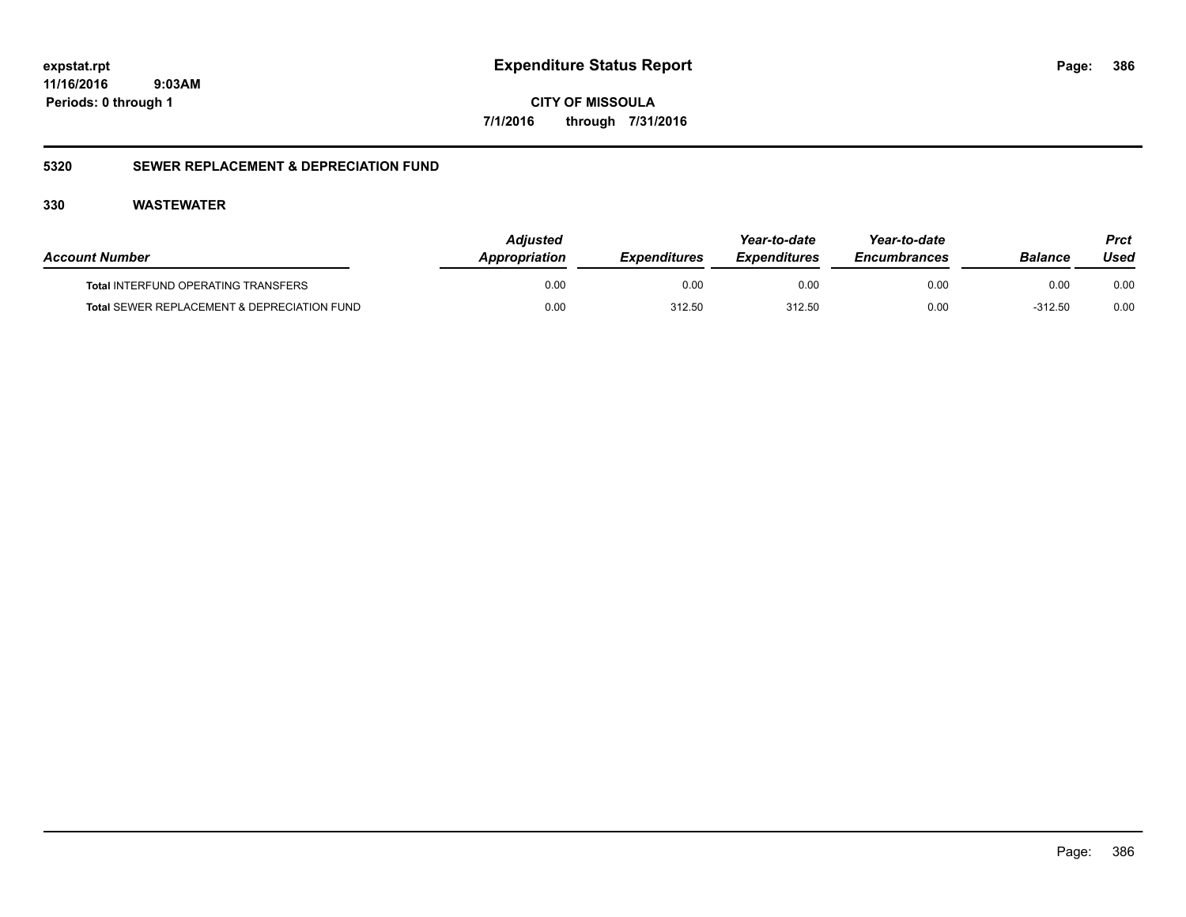# Expenditure Status Report

expstat.rpt
11/16/2016 9:03AM
Periods: 0 through 1

**CITY OF MISSOULA**
**7/1/2016 through 7/31/2016**

## 5320 SEWER REPLACEMENT & DEPRECIATION FUND

### 330 WASTEWATER

| Account Number | Adjusted Appropriation | Expenditures | Year-to-date Expenditures | Year-to-date Encumbrances | Balance | Prct Used |
|---|---|---|---|---|---|---|
| **Total** INTERFUND OPERATING TRANSFERS | 0.00 | 0.00 | 0.00 | 0.00 | 0.00 | 0.00 |
| **Total** SEWER REPLACEMENT & DEPRECIATION FUND | 0.00 | 312.50 | 312.50 | 0.00 | -312.50 | 0.00 |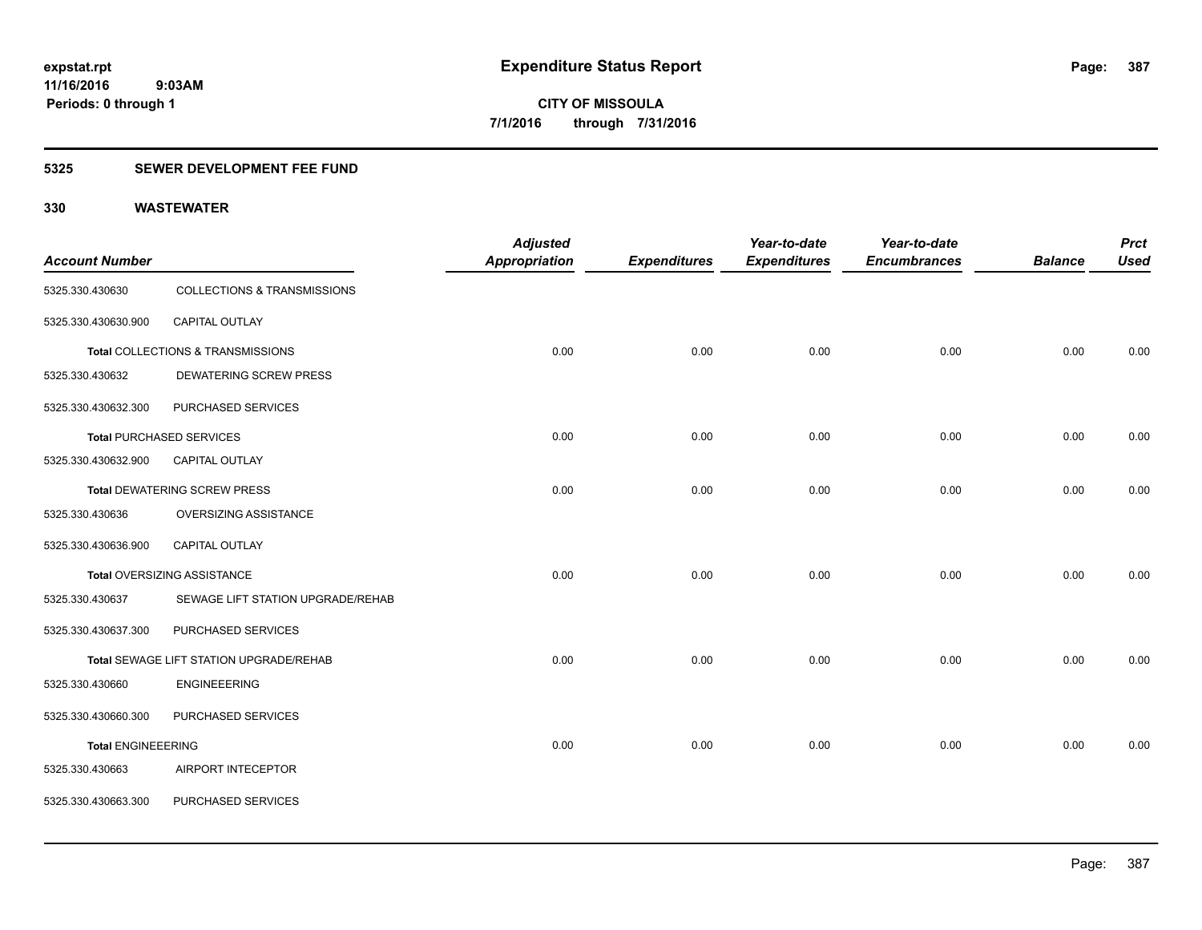**expstat.rpt**
**11/16/2016 9:03AM**
**Periods: 0 through 1**

# Expenditure Status Report

**CITY OF MISSOULA**
**7/1/2016 through 7/31/2016**

## 5325 SEWER DEVELOPMENT FEE FUND

### 330 WASTEWATER

| Account Number | | Adjusted Appropriation | Expenditures | Year-to-date Expenditures | Year-to-date Encumbrances | Balance | Prct Used |
|---|---|---|---|---|---|---|---|
| 5325.330.430630 | COLLECTIONS & TRANSMISSIONS | | | | | | |
| 5325.330.430630.900 | CAPITAL OUTLAY | | | | | | |
| **Total** COLLECTIONS & TRANSMISSIONS | | 0.00 | 0.00 | 0.00 | 0.00 | 0.00 | 0.00 |
| 5325.330.430632 | DEWATERING SCREW PRESS | | | | | | |
| 5325.330.430632.300 | PURCHASED SERVICES | | | | | | |
| **Total** PURCHASED SERVICES | | 0.00 | 0.00 | 0.00 | 0.00 | 0.00 | 0.00 |
| 5325.330.430632.900 | CAPITAL OUTLAY | | | | | | |
| **Total** DEWATERING SCREW PRESS | | 0.00 | 0.00 | 0.00 | 0.00 | 0.00 | 0.00 |
| 5325.330.430636 | OVERSIZING ASSISTANCE | | | | | | |
| 5325.330.430636.900 | CAPITAL OUTLAY | | | | | | |
| **Total** OVERSIZING ASSISTANCE | | 0.00 | 0.00 | 0.00 | 0.00 | 0.00 | 0.00 |
| 5325.330.430637 | SEWAGE LIFT STATION UPGRADE/REHAB | | | | | | |
| 5325.330.430637.300 | PURCHASED SERVICES | | | | | | |
| **Total** SEWAGE LIFT STATION UPGRADE/REHAB | | 0.00 | 0.00 | 0.00 | 0.00 | 0.00 | 0.00 |
| 5325.330.430660 | ENGINEEERING | | | | | | |
| 5325.330.430660.300 | PURCHASED SERVICES | | | | | | |
| **Total** ENGINEEERING | | 0.00 | 0.00 | 0.00 | 0.00 | 0.00 | 0.00 |
| 5325.330.430663 | AIRPORT INTECEPTOR | | | | | | |
| 5325.330.430663.300 | PURCHASED SERVICES | | | | | | |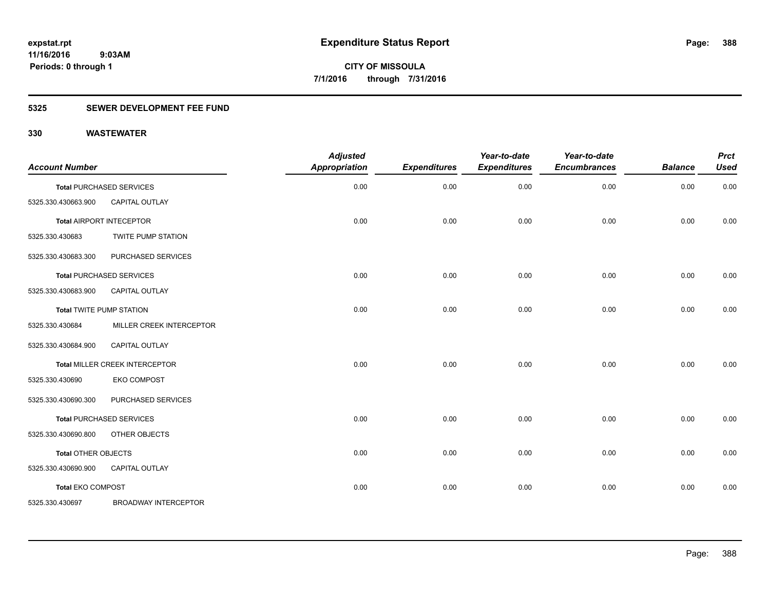**expstat.rpt**
**11/16/2016 9:03AM**
**Periods: 0 through 1**

# Expenditure Status Report

**CITY OF MISSOULA**
**7/1/2016 through 7/31/2016**

## 5325 SEWER DEVELOPMENT FEE FUND

## 330 WASTEWATER

| Account Number | | Adjusted Appropriation | Expenditures | Year-to-date Expenditures | Year-to-date Encumbrances | Balance | Prct Used |
|---|---|---|---|---|---|---|---|
| **Total** PURCHASED SERVICES | | 0.00 | 0.00 | 0.00 | 0.00 | 0.00 | 0.00 |
| 5325.330.430663.900 | CAPITAL OUTLAY | | | | | | |
| **Total** AIRPORT INTECEPTOR | | 0.00 | 0.00 | 0.00 | 0.00 | 0.00 | 0.00 |
| 5325.330.430683 | TWITE PUMP STATION | | | | | | |
| 5325.330.430683.300 | PURCHASED SERVICES | | | | | | |
| **Total** PURCHASED SERVICES | | 0.00 | 0.00 | 0.00 | 0.00 | 0.00 | 0.00 |
| 5325.330.430683.900 | CAPITAL OUTLAY | | | | | | |
| **Total** TWITE PUMP STATION | | 0.00 | 0.00 | 0.00 | 0.00 | 0.00 | 0.00 |
| 5325.330.430684 | MILLER CREEK INTERCEPTOR | | | | | | |
| 5325.330.430684.900 | CAPITAL OUTLAY | | | | | | |
| **Total** MILLER CREEK INTERCEPTOR | | 0.00 | 0.00 | 0.00 | 0.00 | 0.00 | 0.00 |
| 5325.330.430690 | EKO COMPOST | | | | | | |
| 5325.330.430690.300 | PURCHASED SERVICES | | | | | | |
| **Total** PURCHASED SERVICES | | 0.00 | 0.00 | 0.00 | 0.00 | 0.00 | 0.00 |
| 5325.330.430690.800 | OTHER OBJECTS | | | | | | |
| **Total** OTHER OBJECTS | | 0.00 | 0.00 | 0.00 | 0.00 | 0.00 | 0.00 |
| 5325.330.430690.900 | CAPITAL OUTLAY | | | | | | |
| **Total** EKO COMPOST | | 0.00 | 0.00 | 0.00 | 0.00 | 0.00 | 0.00 |
| 5325.330.430697 | BROADWAY INTERCEPTOR | | | | | | |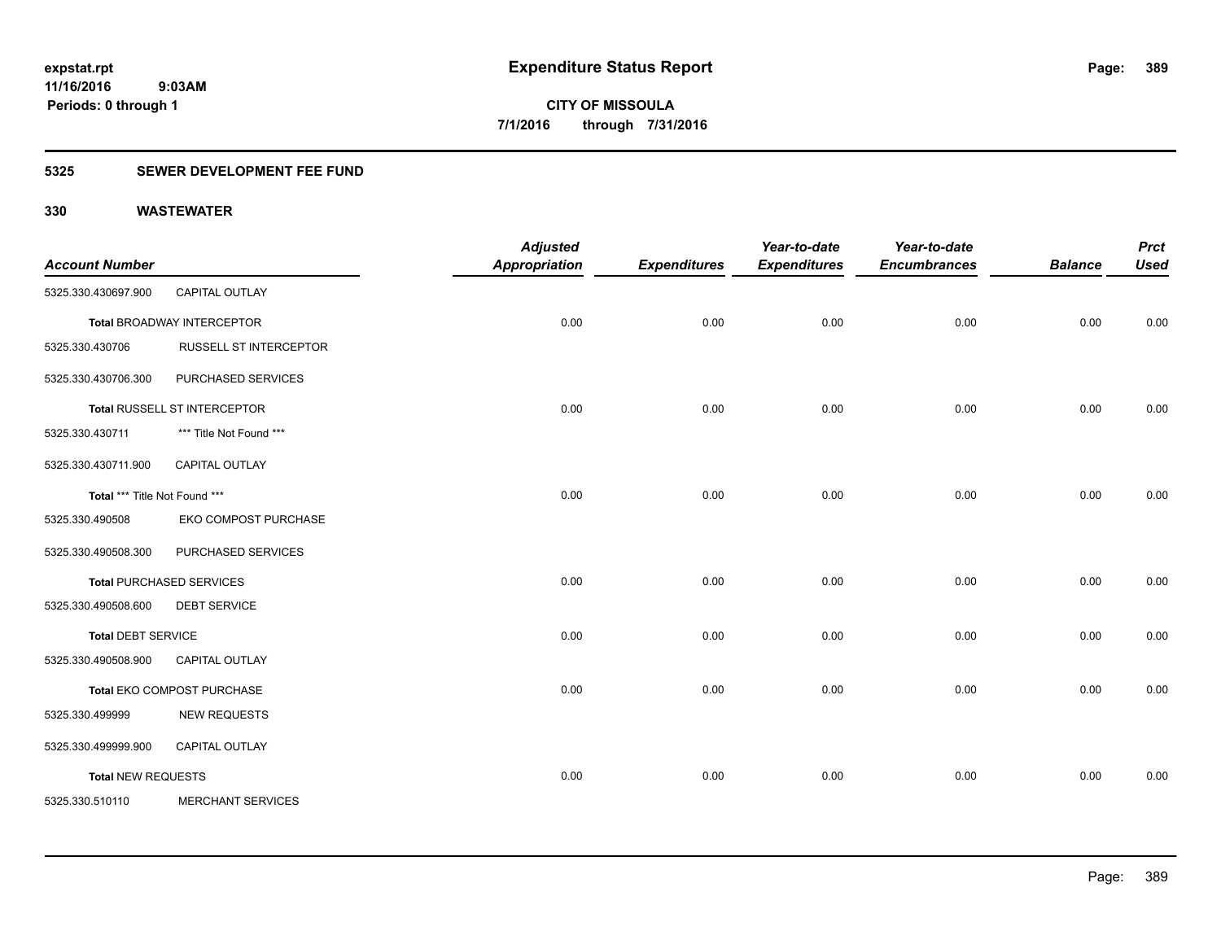**expstat.rpt**
**11/16/2016 9:03AM**
**Periods: 0 through 1**

# Expenditure Status Report

**CITY OF MISSOULA**
**7/1/2016 through 7/31/2016**

## 5325 SEWER DEVELOPMENT FEE FUND

## 330 WASTEWATER

| Account Number | | Adjusted Appropriation | Expenditures | Year-to-date Expenditures | Year-to-date Encumbrances | Balance | Prct Used |
|---|---|---|---|---|---|---|---|
| 5325.330.430697.900 | CAPITAL OUTLAY | | | | | | |
| **Total** BROADWAY INTERCEPTOR | | 0.00 | 0.00 | 0.00 | 0.00 | 0.00 | 0.00 |
| 5325.330.430706 | RUSSELL ST INTERCEPTOR | | | | | | |
| 5325.330.430706.300 | PURCHASED SERVICES | | | | | | |
| **Total** RUSSELL ST INTERCEPTOR | | 0.00 | 0.00 | 0.00 | 0.00 | 0.00 | 0.00 |
| 5325.330.430711 | *** Title Not Found *** | | | | | | |
| 5325.330.430711.900 | CAPITAL OUTLAY | | | | | | |
| **Total** *** Title Not Found *** | | 0.00 | 0.00 | 0.00 | 0.00 | 0.00 | 0.00 |
| 5325.330.490508 | EKO COMPOST PURCHASE | | | | | | |
| 5325.330.490508.300 | PURCHASED SERVICES | | | | | | |
| **Total** PURCHASED SERVICES | | 0.00 | 0.00 | 0.00 | 0.00 | 0.00 | 0.00 |
| 5325.330.490508.600 | DEBT SERVICE | | | | | | |
| **Total** DEBT SERVICE | | 0.00 | 0.00 | 0.00 | 0.00 | 0.00 | 0.00 |
| 5325.330.490508.900 | CAPITAL OUTLAY | | | | | | |
| **Total** EKO COMPOST PURCHASE | | 0.00 | 0.00 | 0.00 | 0.00 | 0.00 | 0.00 |
| 5325.330.499999 | NEW REQUESTS | | | | | | |
| 5325.330.499999.900 | CAPITAL OUTLAY | | | | | | |
| **Total** NEW REQUESTS | | 0.00 | 0.00 | 0.00 | 0.00 | 0.00 | 0.00 |
| 5325.330.510110 | MERCHANT SERVICES | | | | | | |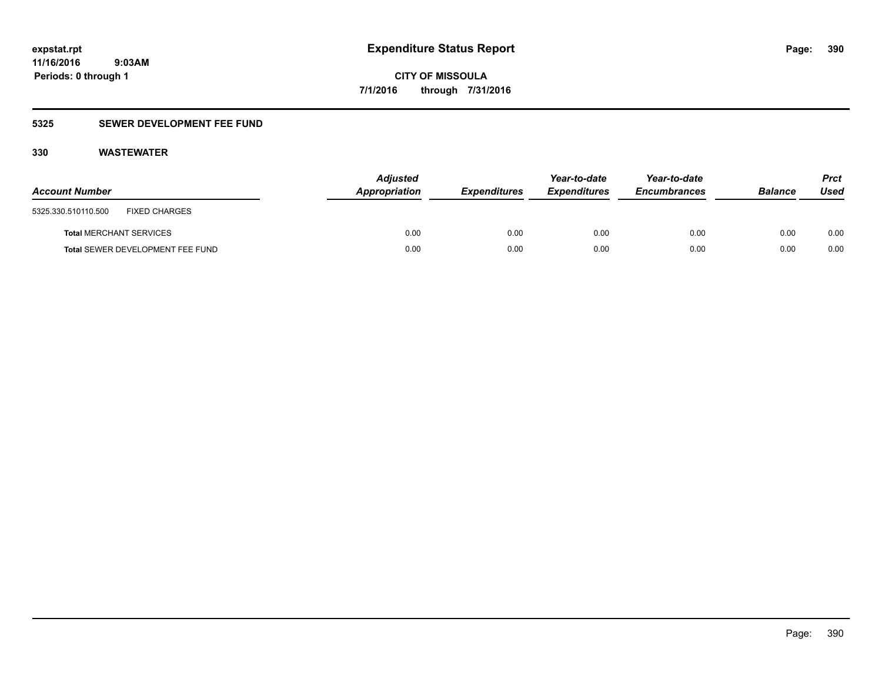**expstat.rpt**
**11/16/2016 9:03AM**
**Periods: 0 through 1**

# Expenditure Status Report

**CITY OF MISSOULA**
**7/1/2016 through 7/31/2016**

## 5325 SEWER DEVELOPMENT FEE FUND

### 330 WASTEWATER

| Account Number | Adjusted Appropriation | Expenditures | Year-to-date Expenditures | Year-to-date Encumbrances | Balance | Prct Used |
|---|---|---|---|---|---|---|
| 5325.330.510110.500 FIXED CHARGES | | | | | | |
| **Total** MERCHANT SERVICES | 0.00 | 0.00 | 0.00 | 0.00 | 0.00 | 0.00 |
| **Total** SEWER DEVELOPMENT FEE FUND | 0.00 | 0.00 | 0.00 | 0.00 | 0.00 | 0.00 |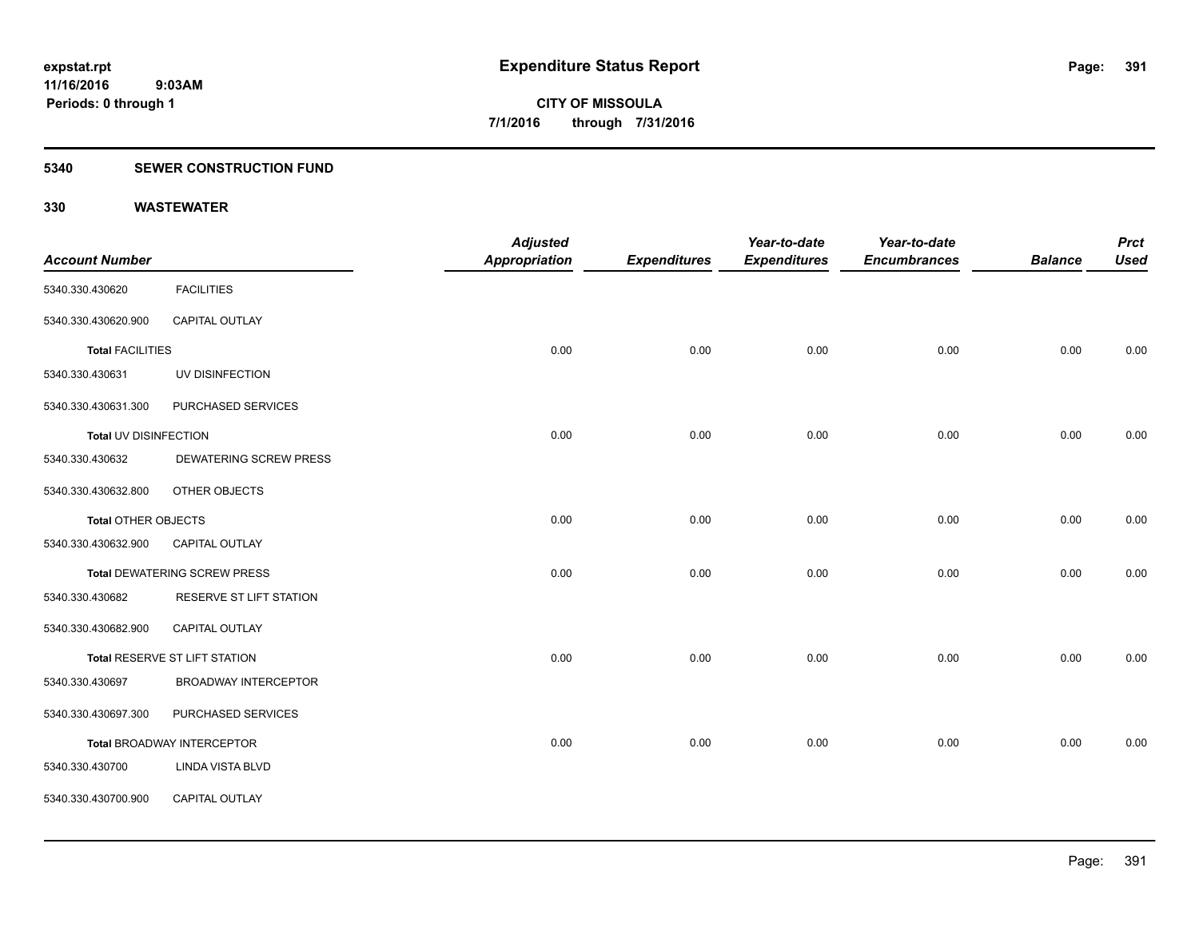**expstat.rpt**
**11/16/2016 9:03AM**
**Periods: 0 through 1**

# Expenditure Status Report

**CITY OF MISSOULA**
**7/1/2016 through 7/31/2016**

## 5340 SEWER CONSTRUCTION FUND

### 330 WASTEWATER

| Account Number | | Adjusted Appropriation | Expenditures | Year-to-date Expenditures | Year-to-date Encumbrances | Balance | Prct Used |
|---|---|---|---|---|---|---|---|
| 5340.330.430620 | FACILITIES | | | | | | |
| 5340.330.430620.900 | CAPITAL OUTLAY | | | | | | |
| **Total** FACILITIES | | 0.00 | 0.00 | 0.00 | 0.00 | 0.00 | 0.00 |
| 5340.330.430631 | UV DISINFECTION | | | | | | |
| 5340.330.430631.300 | PURCHASED SERVICES | | | | | | |
| **Total** UV DISINFECTION | | 0.00 | 0.00 | 0.00 | 0.00 | 0.00 | 0.00 |
| 5340.330.430632 | DEWATERING SCREW PRESS | | | | | | |
| 5340.330.430632.800 | OTHER OBJECTS | | | | | | |
| **Total** OTHER OBJECTS | | 0.00 | 0.00 | 0.00 | 0.00 | 0.00 | 0.00 |
| 5340.330.430632.900 | CAPITAL OUTLAY | | | | | | |
| **Total** DEWATERING SCREW PRESS | | 0.00 | 0.00 | 0.00 | 0.00 | 0.00 | 0.00 |
| 5340.330.430682 | RESERVE ST LIFT STATION | | | | | | |
| 5340.330.430682.900 | CAPITAL OUTLAY | | | | | | |
| **Total** RESERVE ST LIFT STATION | | 0.00 | 0.00 | 0.00 | 0.00 | 0.00 | 0.00 |
| 5340.330.430697 | BROADWAY INTERCEPTOR | | | | | | |
| 5340.330.430697.300 | PURCHASED SERVICES | | | | | | |
| **Total** BROADWAY INTERCEPTOR | | 0.00 | 0.00 | 0.00 | 0.00 | 0.00 | 0.00 |
| 5340.330.430700 | LINDA VISTA BLVD | | | | | | |
| 5340.330.430700.900 | CAPITAL OUTLAY | | | | | | |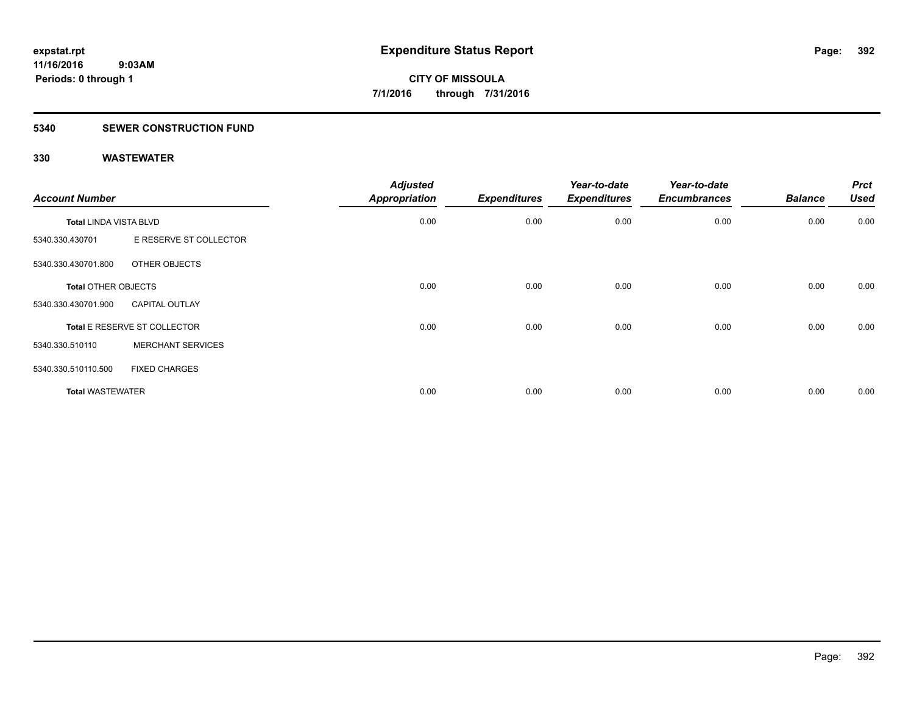**expstat.rpt**
**11/16/2016 9:03AM**
**Periods: 0 through 1**

# Expenditure Status Report

**CITY OF MISSOULA**
**7/1/2016 through 7/31/2016**

## 5340 SEWER CONSTRUCTION FUND

### 330 WASTEWATER

| Account Number | | Adjusted Appropriation | Expenditures | Year-to-date Expenditures | Year-to-date Encumbrances | Balance | Prct Used |
|---|---|---|---|---|---|---|---|
| **Total** LINDA VISTA BLVD | | 0.00 | 0.00 | 0.00 | 0.00 | 0.00 | 0.00 |
| 5340.330.430701 | E RESERVE ST COLLECTOR | | | | | | |
| 5340.330.430701.800 | OTHER OBJECTS | | | | | | |
| **Total** OTHER OBJECTS | | 0.00 | 0.00 | 0.00 | 0.00 | 0.00 | 0.00 |
| 5340.330.430701.900 | CAPITAL OUTLAY | | | | | | |
| **Total** E RESERVE ST COLLECTOR | | 0.00 | 0.00 | 0.00 | 0.00 | 0.00 | 0.00 |
| 5340.330.510110 | MERCHANT SERVICES | | | | | | |
| 5340.330.510110.500 | FIXED CHARGES | | | | | | |
| **Total WASTEWATER** | | 0.00 | 0.00 | 0.00 | 0.00 | 0.00 | 0.00 |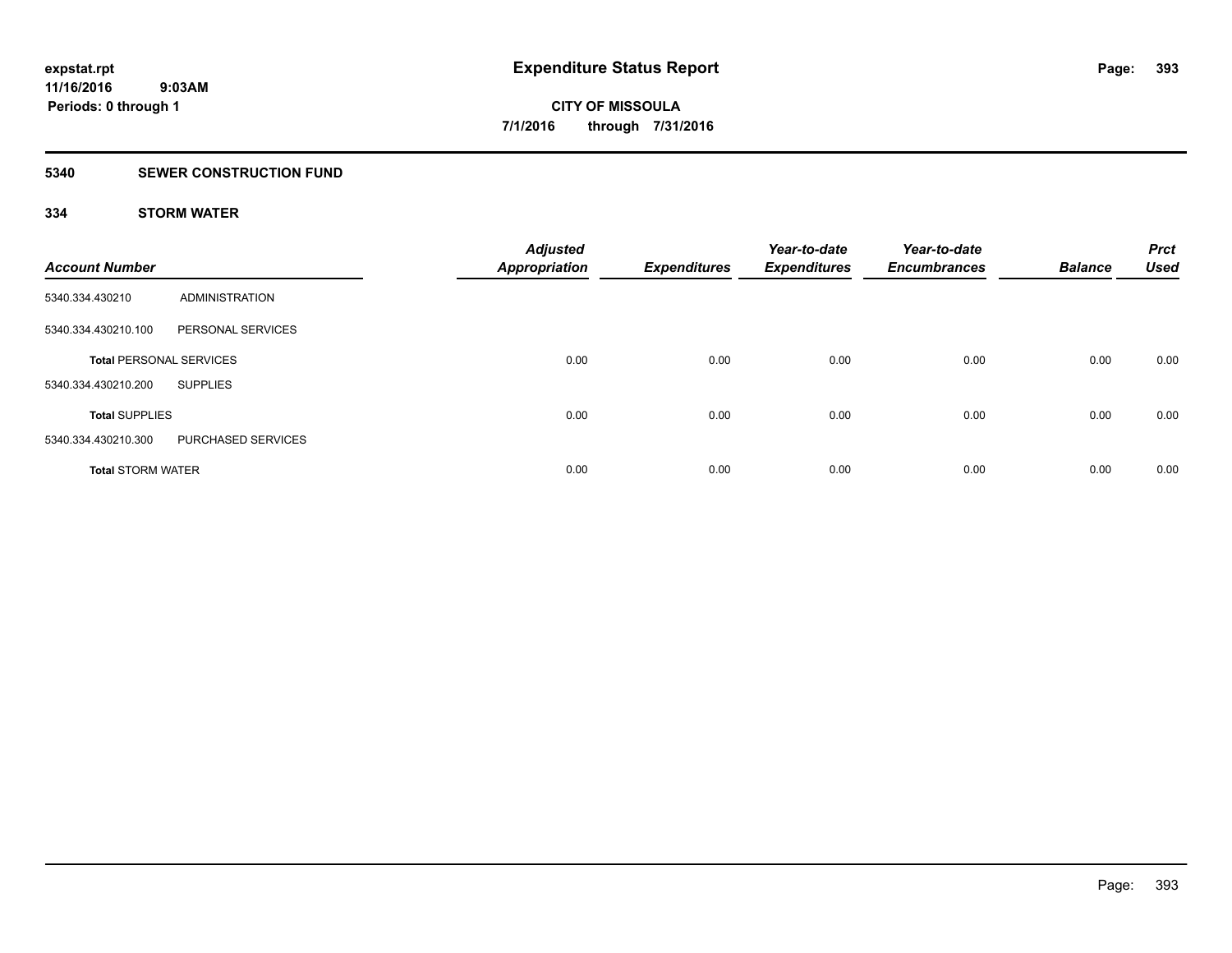**expstat.rpt**
**11/16/2016 9:03AM**
**Periods: 0 through 1**

# Expenditure Status Report

**CITY OF MISSOULA**
**7/1/2016 through 7/31/2016**

## 5340 SEWER CONSTRUCTION FUND

### 334 STORM WATER

| Account Number | | Adjusted Appropriation | Expenditures | Year-to-date Expenditures | Year-to-date Encumbrances | Balance | Prct Used |
|---|---|---|---|---|---|---|---|
| 5340.334.430210 | ADMINISTRATION | | | | | | |
| 5340.334.430210.100 | PERSONAL SERVICES | | | | | | |
| **Total** PERSONAL SERVICES | | 0.00 | 0.00 | 0.00 | 0.00 | 0.00 | 0.00 |
| 5340.334.430210.200 | SUPPLIES | | | | | | |
| **Total** SUPPLIES | | 0.00 | 0.00 | 0.00 | 0.00 | 0.00 | 0.00 |
| 5340.334.430210.300 | PURCHASED SERVICES | | | | | | |
| **Total** STORM WATER | | 0.00 | 0.00 | 0.00 | 0.00 | 0.00 | 0.00 |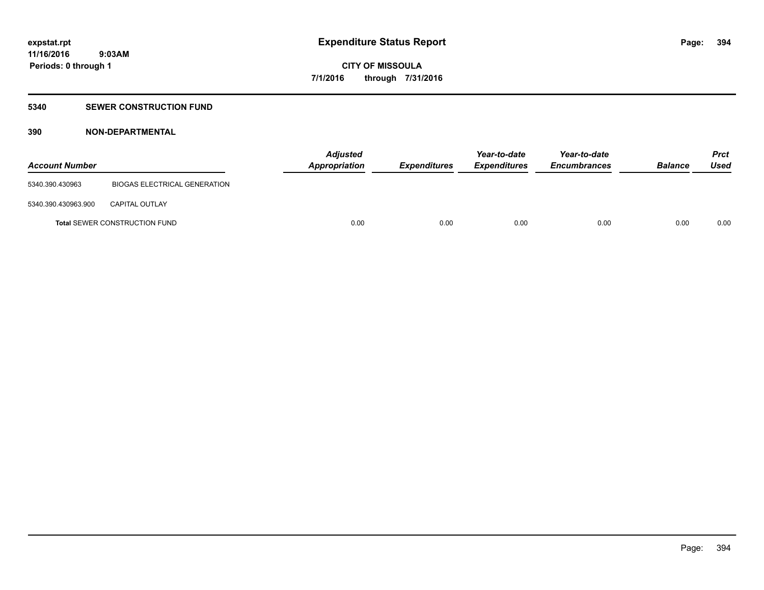# Expenditure Status Report

expstat.rpt
11/16/2016 9:03AM
Periods: 0 through 1

**CITY OF MISSOULA**
**7/1/2016 through 7/31/2016**

## 5340 SEWER CONSTRUCTION FUND

### 390 NON-DEPARTMENTAL

| Account Number | | Adjusted Appropriation | Expenditures | Year-to-date Expenditures | Year-to-date Encumbrances | Balance | Prct Used |
|---|---|---|---|---|---|---|---|
| 5340.390.430963 | BIOGAS ELECTRICAL GENERATION | | | | | | |
| 5340.390.430963.900 | CAPITAL OUTLAY | | | | | | |
| **Total** SEWER CONSTRUCTION FUND | | 0.00 | 0.00 | 0.00 | 0.00 | 0.00 | 0.00 |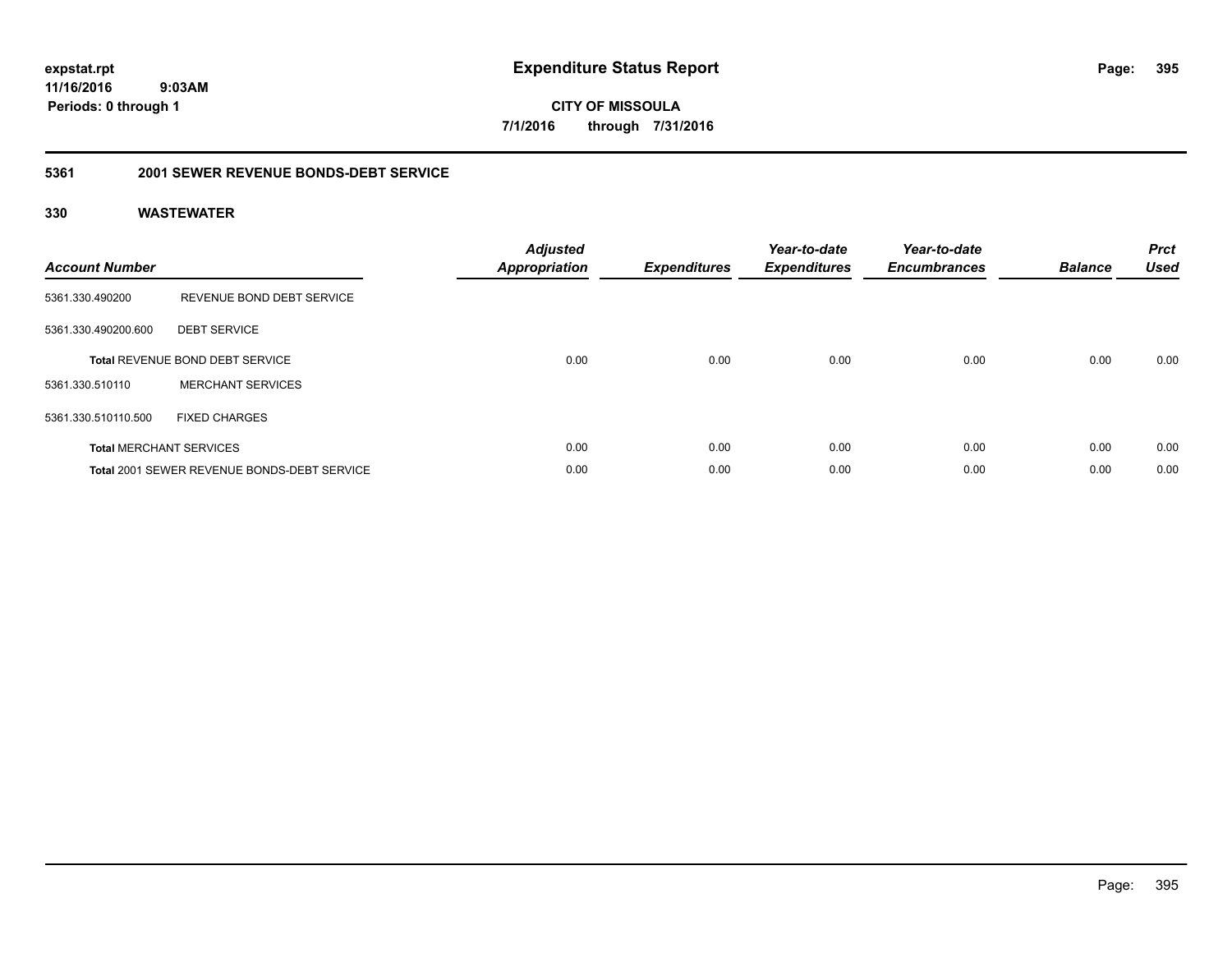# Expenditure Status Report

expstat.rpt
11/16/2016 9:03AM
Periods: 0 through 1

**CITY OF MISSOULA**
**7/1/2016 through 7/31/2016**

## 5361 2001 SEWER REVENUE BONDS-DEBT SERVICE

### 330 WASTEWATER

| Account Number | | Adjusted Appropriation | Expenditures | Year-to-date Expenditures | Year-to-date Encumbrances | Balance | Prct Used |
|---|---|---|---|---|---|---|---|
| 5361.330.490200 | REVENUE BOND DEBT SERVICE | | | | | | |
| 5361.330.490200.600 | DEBT SERVICE | | | | | | |
| **Total** REVENUE BOND DEBT SERVICE | | 0.00 | 0.00 | 0.00 | 0.00 | 0.00 | 0.00 |
| 5361.330.510110 | MERCHANT SERVICES | | | | | | |
| 5361.330.510110.500 | FIXED CHARGES | | | | | | |
| **Total** MERCHANT SERVICES | | 0.00 | 0.00 | 0.00 | 0.00 | 0.00 | 0.00 |
| **Total** 2001 SEWER REVENUE BONDS-DEBT SERVICE | | 0.00 | 0.00 | 0.00 | 0.00 | 0.00 | 0.00 |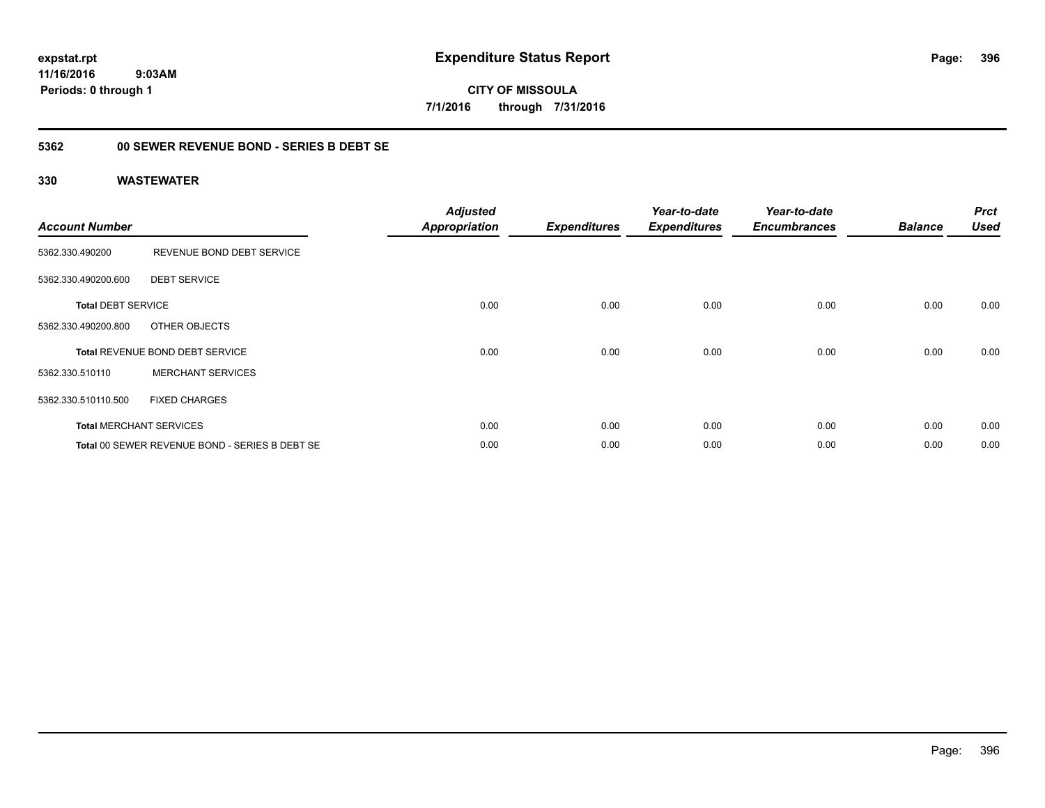# Expenditure Status Report

expstat.rpt
11/16/2016 9:03AM
Periods: 0 through 1

**CITY OF MISSOULA**
**7/1/2016 through 7/31/2016**

## 5362 00 SEWER REVENUE BOND - SERIES B DEBT SE

### 330 WASTEWATER

| Account Number | | Adjusted Appropriation | Expenditures | Year-to-date Expenditures | Year-to-date Encumbrances | Balance | Prct Used |
|---|---|---|---|---|---|---|---|
| 5362.330.490200 | REVENUE BOND DEBT SERVICE | | | | | | |
| 5362.330.490200.600 | DEBT SERVICE | | | | | | |
| **Total** DEBT SERVICE | | 0.00 | 0.00 | 0.00 | 0.00 | 0.00 | 0.00 |
| 5362.330.490200.800 | OTHER OBJECTS | | | | | | |
| **Total** REVENUE BOND DEBT SERVICE | | 0.00 | 0.00 | 0.00 | 0.00 | 0.00 | 0.00 |
| 5362.330.510110 | MERCHANT SERVICES | | | | | | |
| 5362.330.510110.500 | FIXED CHARGES | | | | | | |
| **Total** MERCHANT SERVICES | | 0.00 | 0.00 | 0.00 | 0.00 | 0.00 | 0.00 |
| **Total** 00 SEWER REVENUE BOND - SERIES B DEBT SE | | 0.00 | 0.00 | 0.00 | 0.00 | 0.00 | 0.00 |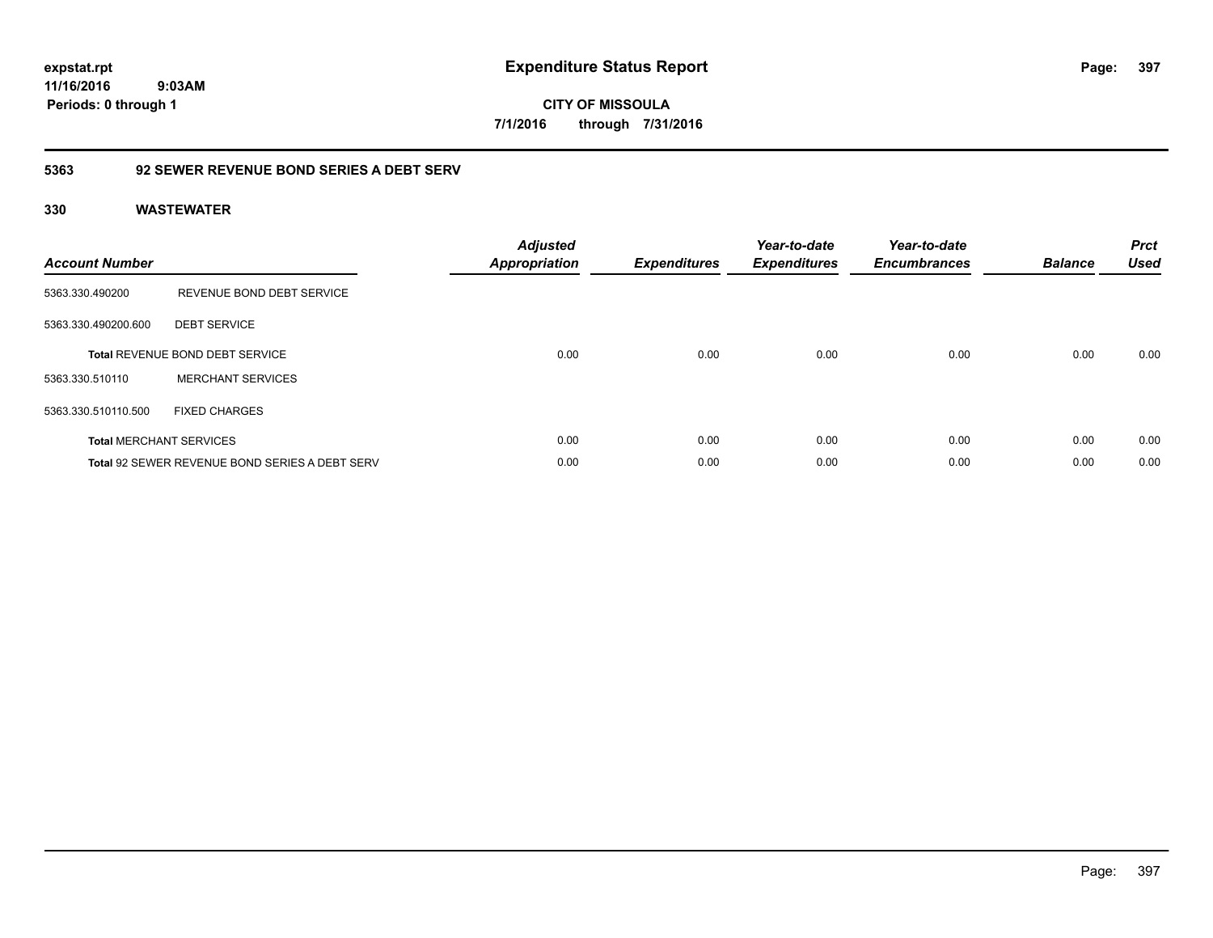**expstat.rpt**
**11/16/2016 9:03AM**
**Periods: 0 through 1**

# Expenditure Status Report

**CITY OF MISSOULA**
**7/1/2016 through 7/31/2016**

## 5363 92 SEWER REVENUE BOND SERIES A DEBT SERV

### 330 WASTEWATER

| Account Number | | Adjusted Appropriation | Expenditures | Year-to-date Expenditures | Year-to-date Encumbrances | Balance | Prct Used |
|---|---|---|---|---|---|---|---|
| 5363.330.490200 | REVENUE BOND DEBT SERVICE | | | | | | |
| 5363.330.490200.600 | DEBT SERVICE | | | | | | |
| **Total** REVENUE BOND DEBT SERVICE | | 0.00 | 0.00 | 0.00 | 0.00 | 0.00 | 0.00 |
| 5363.330.510110 | MERCHANT SERVICES | | | | | | |
| 5363.330.510110.500 | FIXED CHARGES | | | | | | |
| **Total** MERCHANT SERVICES | | 0.00 | 0.00 | 0.00 | 0.00 | 0.00 | 0.00 |
| **Total** 92 SEWER REVENUE BOND SERIES A DEBT SERV | | 0.00 | 0.00 | 0.00 | 0.00 | 0.00 | 0.00 |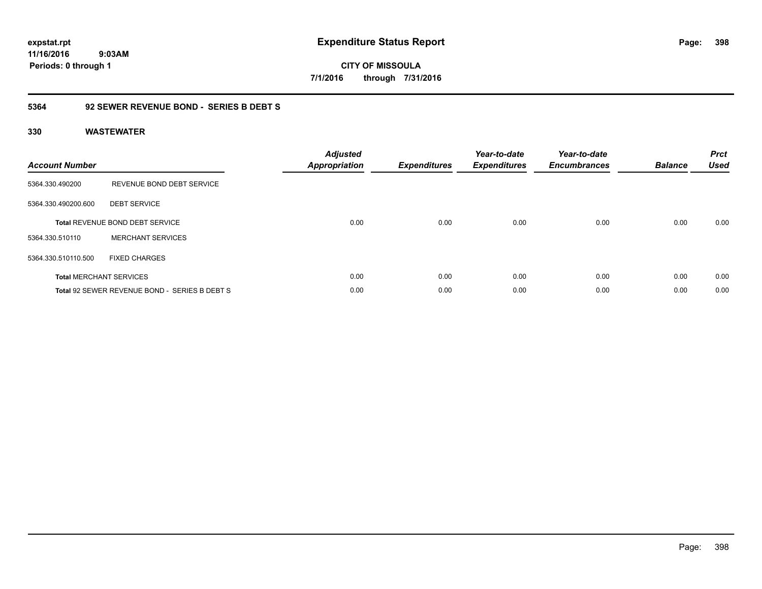expstat.rpt
11/16/2016 9:03AM
Periods: 0 through 1

# Expenditure Status Report

CITY OF MISSOULA
7/1/2016 through 7/31/2016

## 5364 92 SEWER REVENUE BOND - SERIES B DEBT S

### 330 WASTEWATER

| Account Number | | Adjusted Appropriation | Expenditures | Year-to-date Expenditures | Year-to-date Encumbrances | Balance | Prct Used |
|---|---|---|---|---|---|---|---|
| 5364.330.490200 | REVENUE BOND DEBT SERVICE | | | | | | |
| 5364.330.490200.600 | DEBT SERVICE | | | | | | |
| **Total** REVENUE BOND DEBT SERVICE | | 0.00 | 0.00 | 0.00 | 0.00 | 0.00 | 0.00 |
| 5364.330.510110 | MERCHANT SERVICES | | | | | | |
| 5364.330.510110.500 | FIXED CHARGES | | | | | | |
| **Total** MERCHANT SERVICES | | 0.00 | 0.00 | 0.00 | 0.00 | 0.00 | 0.00 |
| **Total** 92 SEWER REVENUE BOND - SERIES B DEBT S | | 0.00 | 0.00 | 0.00 | 0.00 | 0.00 | 0.00 |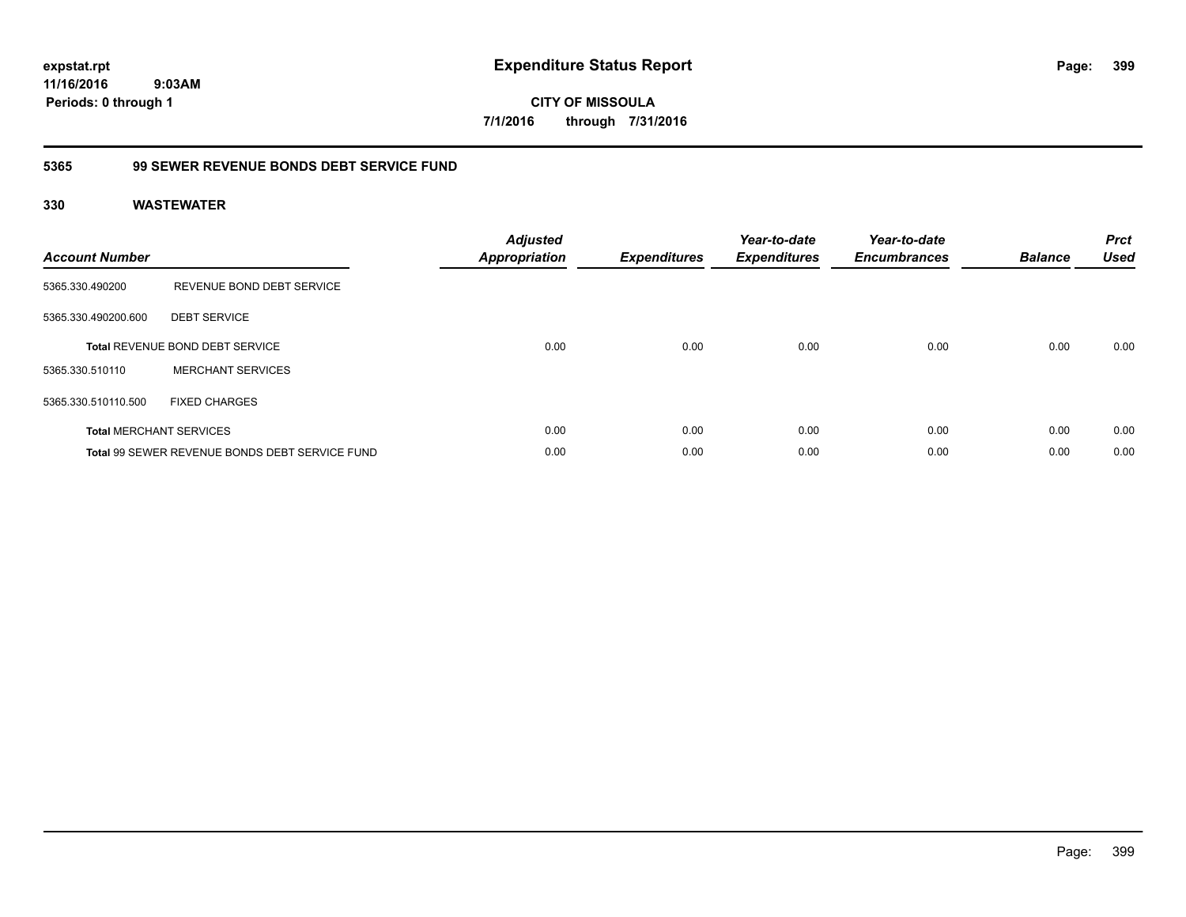**expstat.rpt**
**11/16/2016 9:03AM**
**Periods: 0 through 1**

# Expenditure Status Report

**CITY OF MISSOULA**
**7/1/2016 through 7/31/2016**

## 5365 99 SEWER REVENUE BONDS DEBT SERVICE FUND

### 330 WASTEWATER

| Account Number | | *Adjusted Appropriation* | *Expenditures* | *Year-to-date Expenditures* | *Year-to-date Encumbrances* | *Balance* | *Prct Used* |
|---|---|---|---|---|---|---|---|
| 5365.330.490200 | REVENUE BOND DEBT SERVICE | | | | | | |
| 5365.330.490200.600 | DEBT SERVICE | | | | | | |
| **Total** REVENUE BOND DEBT SERVICE | | 0.00 | 0.00 | 0.00 | 0.00 | 0.00 | 0.00 |
| 5365.330.510110 | MERCHANT SERVICES | | | | | | |
| 5365.330.510110.500 | FIXED CHARGES | | | | | | |
| **Total** MERCHANT SERVICES | | 0.00 | 0.00 | 0.00 | 0.00 | 0.00 | 0.00 |
| **Total** 99 SEWER REVENUE BONDS DEBT SERVICE FUND | | 0.00 | 0.00 | 0.00 | 0.00 | 0.00 | 0.00 |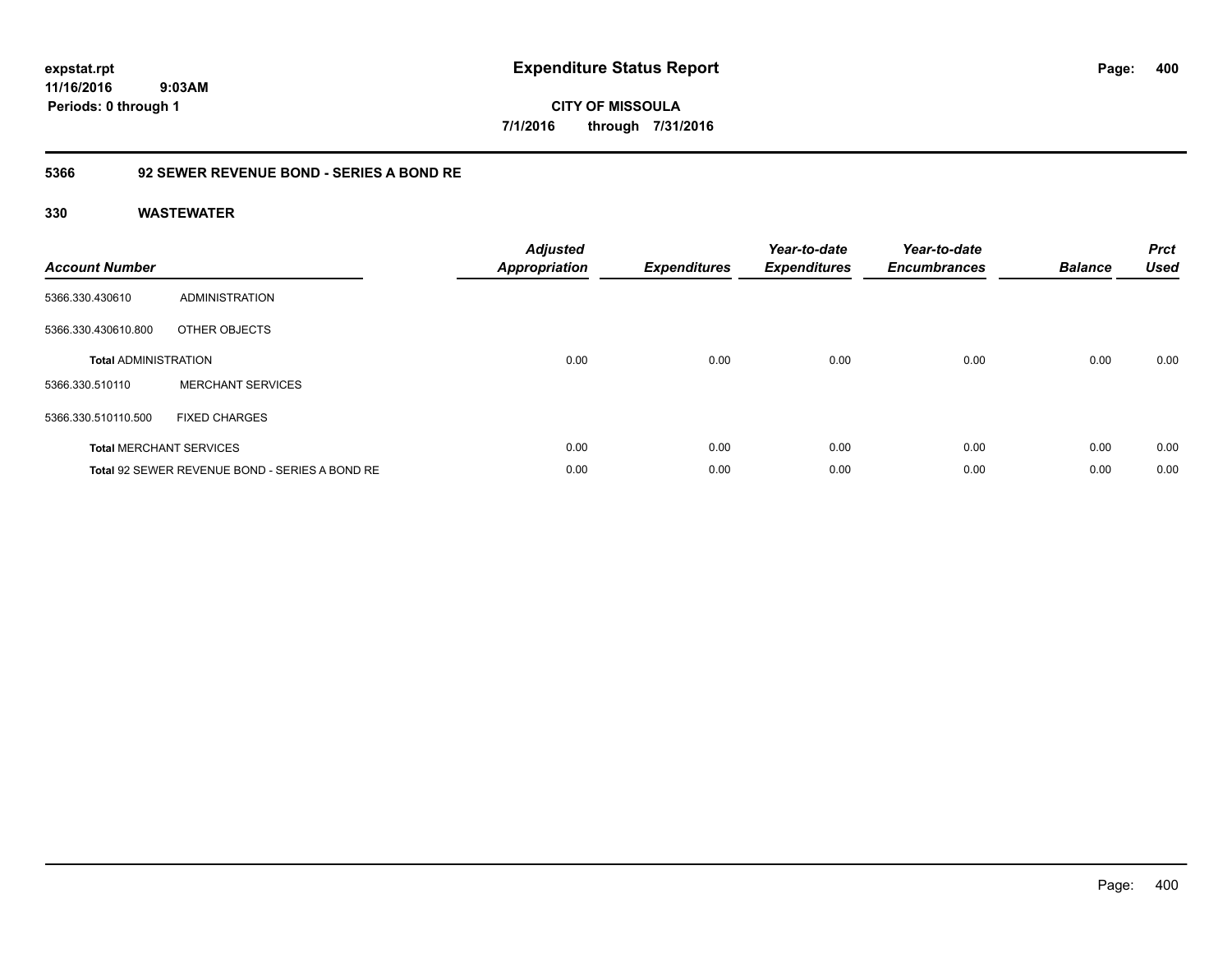# Expenditure Status Report

expstat.rpt
11/16/2016 9:03AM
Periods: 0 through 1

**CITY OF MISSOULA**
**7/1/2016 through 7/31/2016**

## 5366 92 SEWER REVENUE BOND - SERIES A BOND RE

### 330 WASTEWATER

| Account Number | | Adjusted Appropriation | Expenditures | Year-to-date Expenditures | Year-to-date Encumbrances | Balance | Prct Used |
|---|---|---|---|---|---|---|---|
| 5366.330.430610 | ADMINISTRATION | | | | | | |
| 5366.330.430610.800 | OTHER OBJECTS | | | | | | |
| **Total** ADMINISTRATION | | 0.00 | 0.00 | 0.00 | 0.00 | 0.00 | 0.00 |
| 5366.330.510110 | MERCHANT SERVICES | | | | | | |
| 5366.330.510110.500 | FIXED CHARGES | | | | | | |
| **Total** MERCHANT SERVICES | | 0.00 | 0.00 | 0.00 | 0.00 | 0.00 | 0.00 |
| **Total** 92 SEWER REVENUE BOND - SERIES A BOND RE | | 0.00 | 0.00 | 0.00 | 0.00 | 0.00 | 0.00 |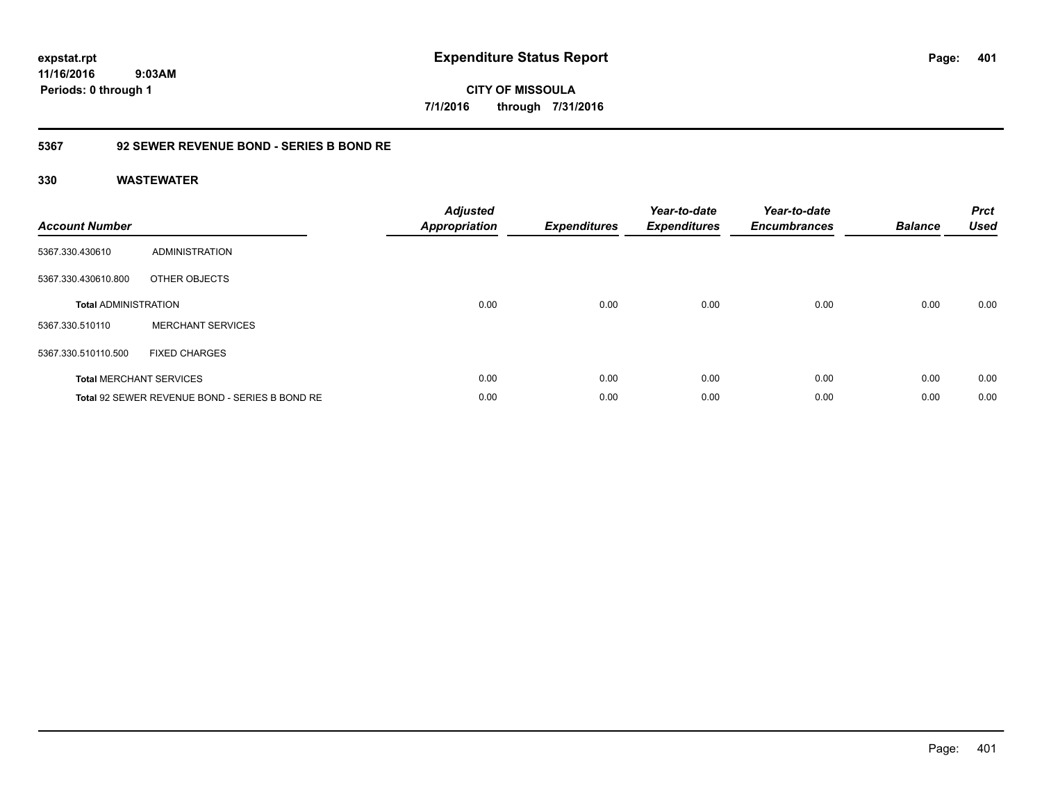**expstat.rpt**
**11/16/2016 9:03AM**
**Periods: 0 through 1**

# Expenditure Status Report

**CITY OF MISSOULA**
**7/1/2016 through 7/31/2016**

## 5367 92 SEWER REVENUE BOND - SERIES B BOND RE

### 330 WASTEWATER

| Account Number | | Adjusted Appropriation | Expenditures | Year-to-date Expenditures | Year-to-date Encumbrances | Balance | Prct Used |
|---|---|---|---|---|---|---|---|
| 5367.330.430610 | ADMINISTRATION | | | | | | |
| 5367.330.430610.800 | OTHER OBJECTS | | | | | | |
| **Total** ADMINISTRATION | | 0.00 | 0.00 | 0.00 | 0.00 | 0.00 | 0.00 |
| 5367.330.510110 | MERCHANT SERVICES | | | | | | |
| 5367.330.510110.500 | FIXED CHARGES | | | | | | |
| **Total** MERCHANT SERVICES | | 0.00 | 0.00 | 0.00 | 0.00 | 0.00 | 0.00 |
| **Total** 92 SEWER REVENUE BOND - SERIES B BOND RE | | 0.00 | 0.00 | 0.00 | 0.00 | 0.00 | 0.00 |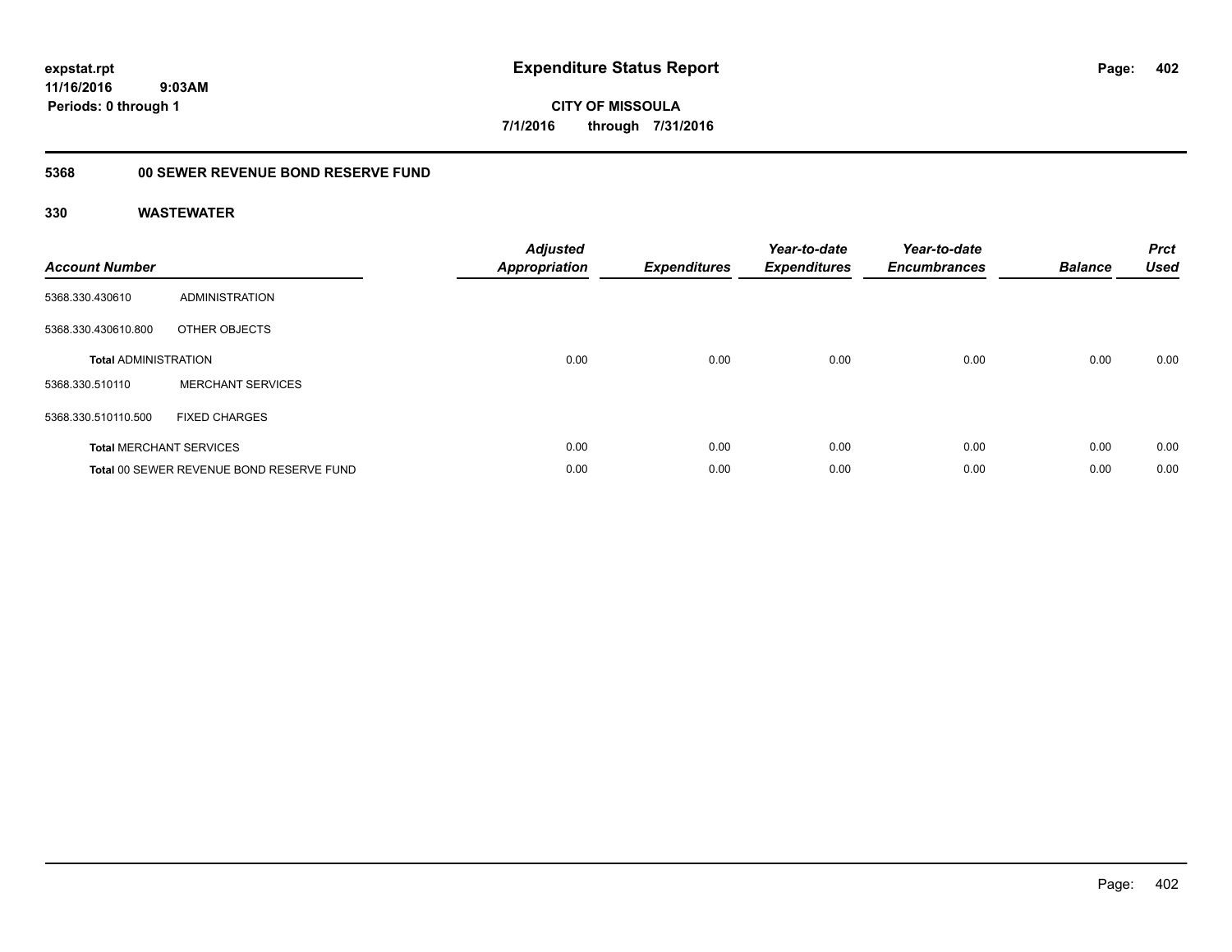# Expenditure Status Report

expstat.rpt
11/16/2016 9:03AM
Periods: 0 through 1

**CITY OF MISSOULA**
**7/1/2016 through 7/31/2016**

## 5368 00 SEWER REVENUE BOND RESERVE FUND

### 330 WASTEWATER

| Account Number | | Adjusted Appropriation | Expenditures | Year-to-date Expenditures | Year-to-date Encumbrances | Balance | Prct Used |
|---|---|---|---|---|---|---|---|
| 5368.330.430610 | ADMINISTRATION | | | | | | |
| 5368.330.430610.800 | OTHER OBJECTS | | | | | | |
| **Total** ADMINISTRATION | | 0.00 | 0.00 | 0.00 | 0.00 | 0.00 | 0.00 |
| 5368.330.510110 | MERCHANT SERVICES | | | | | | |
| 5368.330.510110.500 | FIXED CHARGES | | | | | | |
| **Total** MERCHANT SERVICES | | 0.00 | 0.00 | 0.00 | 0.00 | 0.00 | 0.00 |
| **Total** 00 SEWER REVENUE BOND RESERVE FUND | | 0.00 | 0.00 | 0.00 | 0.00 | 0.00 | 0.00 |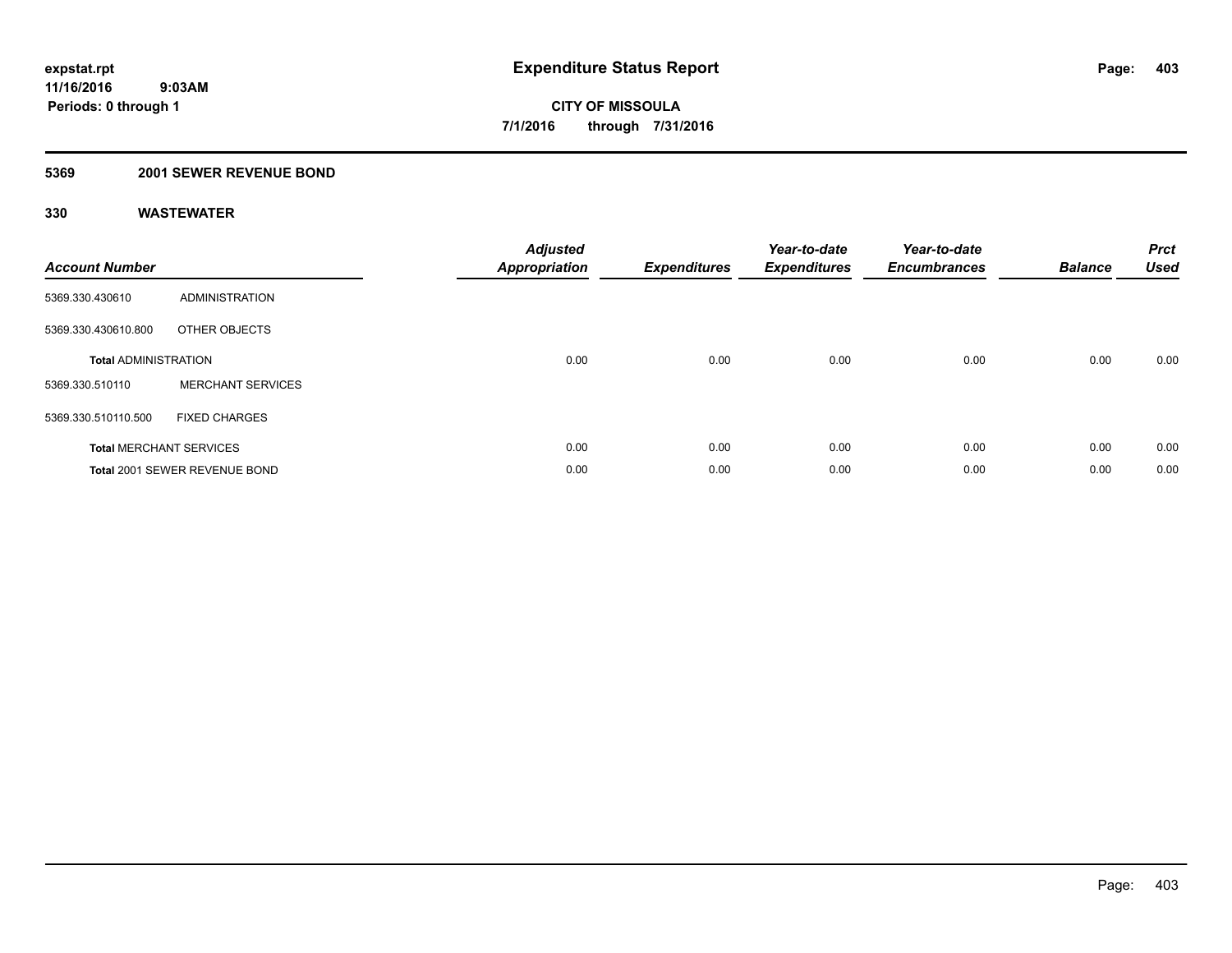# Expenditure Status Report

**CITY OF MISSOULA**

**7/1/2016 through 7/31/2016**

**expstat.rpt**
**11/16/2016 9:03AM**
**Periods: 0 through 1**

## 5369 2001 SEWER REVENUE BOND

### 330 WASTEWATER

| Account Number | | Adjusted Appropriation | Expenditures | Year-to-date Expenditures | Year-to-date Encumbrances | Balance | Prct Used |
|---|---|---|---|---|---|---|---|
| 5369.330.430610 | ADMINISTRATION | | | | | | |
| 5369.330.430610.800 | OTHER OBJECTS | | | | | | |
| **Total** ADMINISTRATION | | 0.00 | 0.00 | 0.00 | 0.00 | 0.00 | 0.00 |
| 5369.330.510110 | MERCHANT SERVICES | | | | | | |
| 5369.330.510110.500 | FIXED CHARGES | | | | | | |
| **Total** MERCHANT SERVICES | | 0.00 | 0.00 | 0.00 | 0.00 | 0.00 | 0.00 |
| **Total** 2001 SEWER REVENUE BOND | | 0.00 | 0.00 | 0.00 | 0.00 | 0.00 | 0.00 |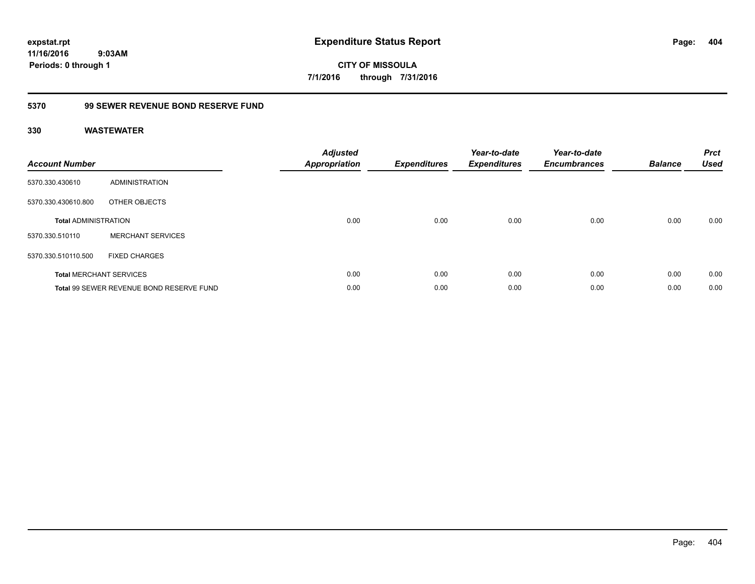**expstat.rpt**
**11/16/2016 9:03AM**
**Periods: 0 through 1**

# Expenditure Status Report

**CITY OF MISSOULA**
**7/1/2016 through 7/31/2016**

## 5370 99 SEWER REVENUE BOND RESERVE FUND

### 330 WASTEWATER

| Account Number | | Adjusted Appropriation | Expenditures | Year-to-date Expenditures | Year-to-date Encumbrances | Balance | Prct Used |
|---|---|---|---|---|---|---|---|
| 5370.330.430610 | ADMINISTRATION | | | | | | |
| 5370.330.430610.800 | OTHER OBJECTS | | | | | | |
| **Total** ADMINISTRATION | | 0.00 | 0.00 | 0.00 | 0.00 | 0.00 | 0.00 |
| 5370.330.510110 | MERCHANT SERVICES | | | | | | |
| 5370.330.510110.500 | FIXED CHARGES | | | | | | |
| **Total** MERCHANT SERVICES | | 0.00 | 0.00 | 0.00 | 0.00 | 0.00 | 0.00 |
| **Total** 99 SEWER REVENUE BOND RESERVE FUND | | 0.00 | 0.00 | 0.00 | 0.00 | 0.00 | 0.00 |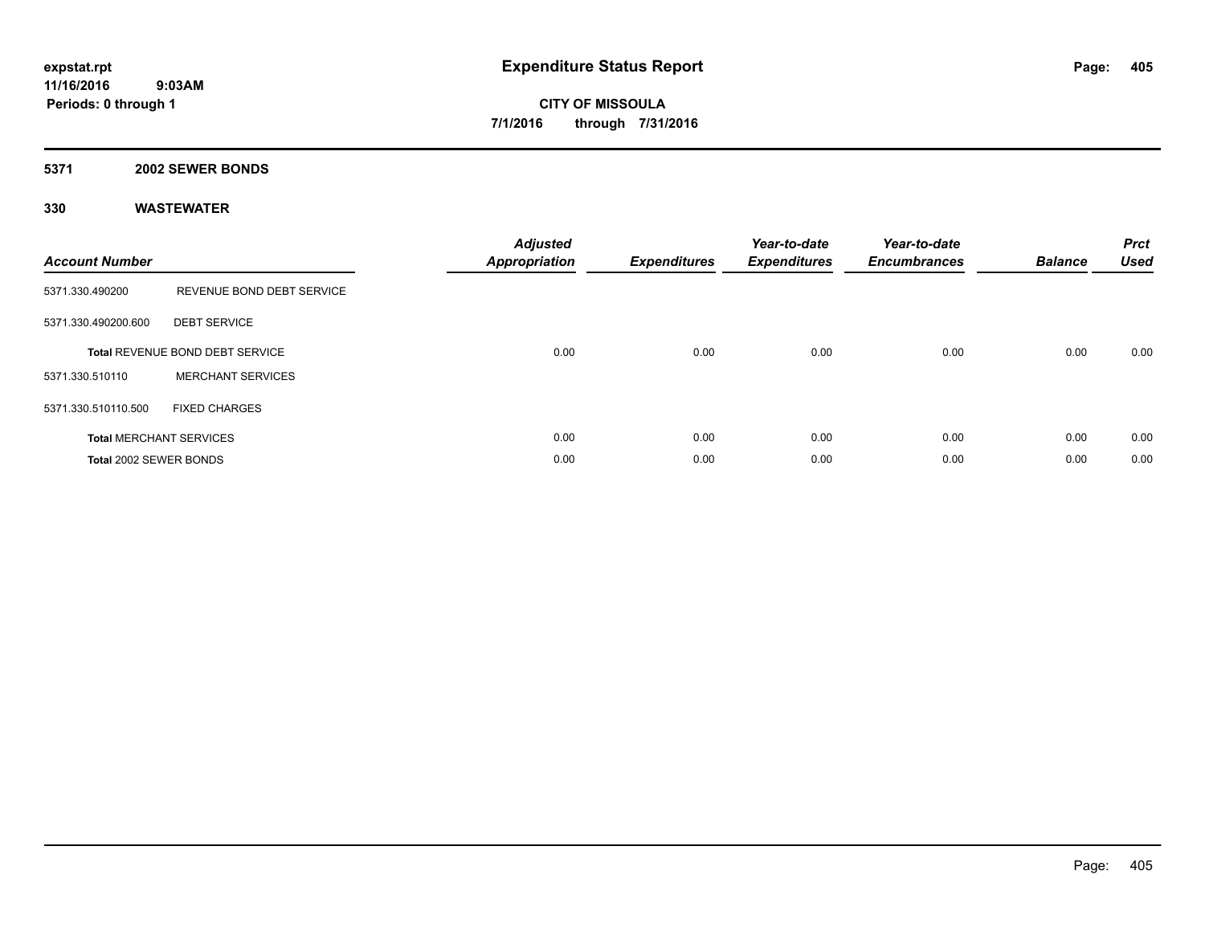**expstat.rpt**
**11/16/2016 9:03AM**
**Periods: 0 through 1**

# Expenditure Status Report

**CITY OF MISSOULA**
**7/1/2016 through 7/31/2016**

## 5371 2002 SEWER BONDS

## 330 WASTEWATER

| Account Number | | Adjusted Appropriation | Expenditures | Year-to-date Expenditures | Year-to-date Encumbrances | Balance | Prct Used |
|---|---|---|---|---|---|---|---|
| 5371.330.490200 | REVENUE BOND DEBT SERVICE | | | | | | |
| 5371.330.490200.600 | DEBT SERVICE | | | | | | |
| **Total** REVENUE BOND DEBT SERVICE | | 0.00 | 0.00 | 0.00 | 0.00 | 0.00 | 0.00 |
| 5371.330.510110 | MERCHANT SERVICES | | | | | | |
| 5371.330.510110.500 | FIXED CHARGES | | | | | | |
| **Total** MERCHANT SERVICES | | 0.00 | 0.00 | 0.00 | 0.00 | 0.00 | 0.00 |
| **Total** 2002 SEWER BONDS | | 0.00 | 0.00 | 0.00 | 0.00 | 0.00 | 0.00 |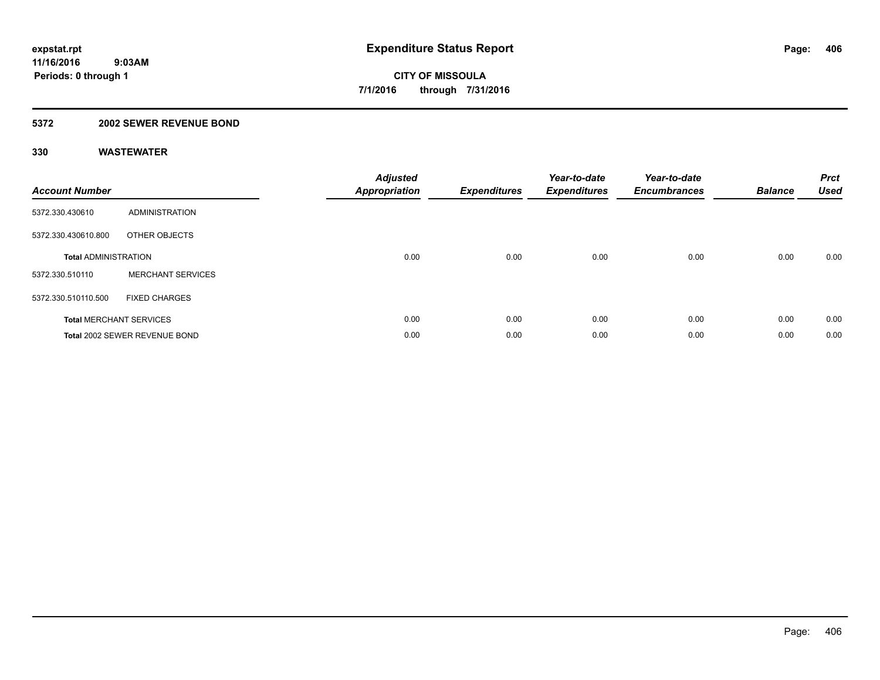expstat.rpt
11/16/2016 9:03AM
Periods: 0 through 1

# Expenditure Status Report

CITY OF MISSOULA
7/1/2016 through 7/31/2016

## 5372 2002 SEWER REVENUE BOND

## 330 WASTEWATER

| Account Number | | Adjusted Appropriation | Expenditures | Year-to-date Expenditures | Year-to-date Encumbrances | Balance | Prct Used |
|---|---|---|---|---|---|---|---|
| 5372.330.430610 | ADMINISTRATION | | | | | | |
| 5372.330.430610.800 | OTHER OBJECTS | | | | | | |
| **Total** ADMINISTRATION | | 0.00 | 0.00 | 0.00 | 0.00 | 0.00 | 0.00 |
| 5372.330.510110 | MERCHANT SERVICES | | | | | | |
| 5372.330.510110.500 | FIXED CHARGES | | | | | | |
| **Total** MERCHANT SERVICES | | 0.00 | 0.00 | 0.00 | 0.00 | 0.00 | 0.00 |
| **Total** 2002 SEWER REVENUE BOND | | 0.00 | 0.00 | 0.00 | 0.00 | 0.00 | 0.00 |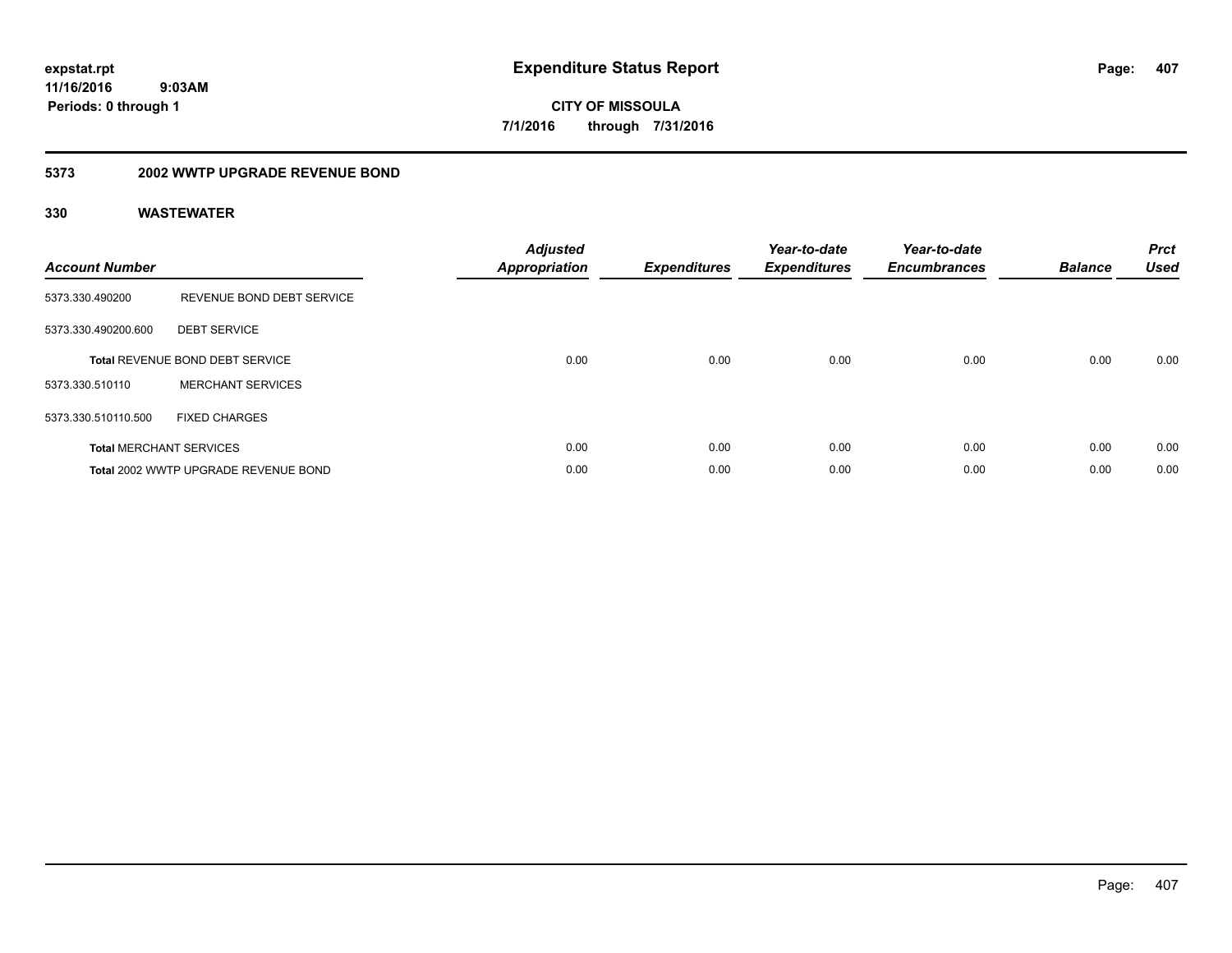**expstat.rpt**
**11/16/2016 9:03AM**
**Periods: 0 through 1**

# Expenditure Status Report

**CITY OF MISSOULA**
**7/1/2016 through 7/31/2016**

## 5373 2002 WWTP UPGRADE REVENUE BOND

### 330 WASTEWATER

| Account Number | | Adjusted Appropriation | Expenditures | Year-to-date Expenditures | Year-to-date Encumbrances | Balance | Prct Used |
|---|---|---|---|---|---|---|---|
| 5373.330.490200 | REVENUE BOND DEBT SERVICE | | | | | | |
| 5373.330.490200.600 | DEBT SERVICE | | | | | | |
| **Total** REVENUE BOND DEBT SERVICE | | 0.00 | 0.00 | 0.00 | 0.00 | 0.00 | 0.00 |
| 5373.330.510110 | MERCHANT SERVICES | | | | | | |
| 5373.330.510110.500 | FIXED CHARGES | | | | | | |
| **Total** MERCHANT SERVICES | | 0.00 | 0.00 | 0.00 | 0.00 | 0.00 | 0.00 |
| **Total** 2002 WWTP UPGRADE REVENUE BOND | | 0.00 | 0.00 | 0.00 | 0.00 | 0.00 | 0.00 |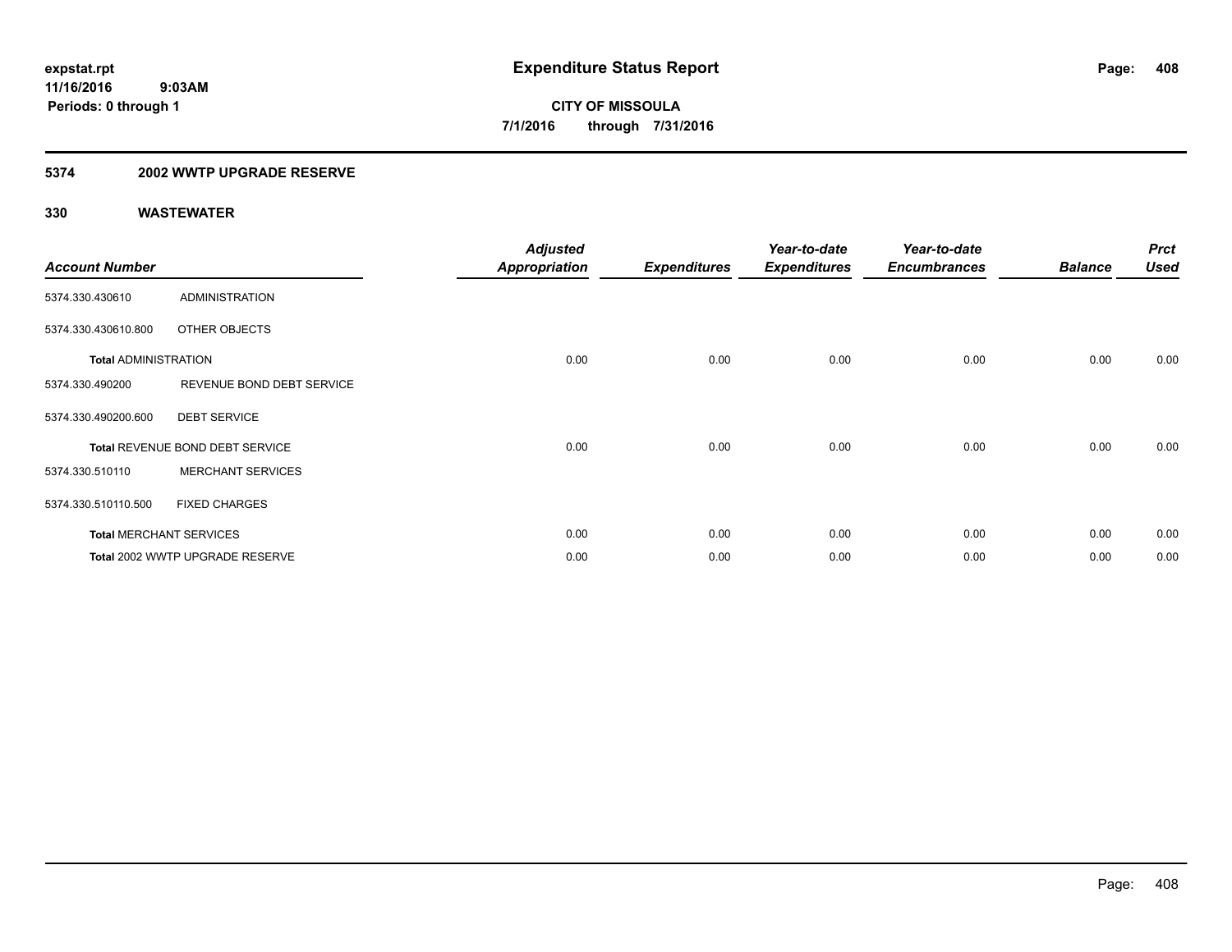# Expenditure Status Report

**expstat.rpt**
**11/16/2016 9:03AM**
**Periods: 0 through 1**

**CITY OF MISSOULA**
**7/1/2016 through 7/31/2016**

## 5374 2002 WWTP UPGRADE RESERVE

### 330 WASTEWATER

| Account Number | | Adjusted Appropriation | Expenditures | Year-to-date Expenditures | Year-to-date Encumbrances | Balance | Prct Used |
|---|---|---|---|---|---|---|---|
| 5374.330.430610 | ADMINISTRATION | | | | | | |
| 5374.330.430610.800 | OTHER OBJECTS | | | | | | |
| **Total** ADMINISTRATION | | 0.00 | 0.00 | 0.00 | 0.00 | 0.00 | 0.00 |
| 5374.330.490200 | REVENUE BOND DEBT SERVICE | | | | | | |
| 5374.330.490200.600 | DEBT SERVICE | | | | | | |
| **Total** REVENUE BOND DEBT SERVICE | | 0.00 | 0.00 | 0.00 | 0.00 | 0.00 | 0.00 |
| 5374.330.510110 | MERCHANT SERVICES | | | | | | |
| 5374.330.510110.500 | FIXED CHARGES | | | | | | |
| **Total** MERCHANT SERVICES | | 0.00 | 0.00 | 0.00 | 0.00 | 0.00 | 0.00 |
| **Total** 2002 WWTP UPGRADE RESERVE | | 0.00 | 0.00 | 0.00 | 0.00 | 0.00 | 0.00 |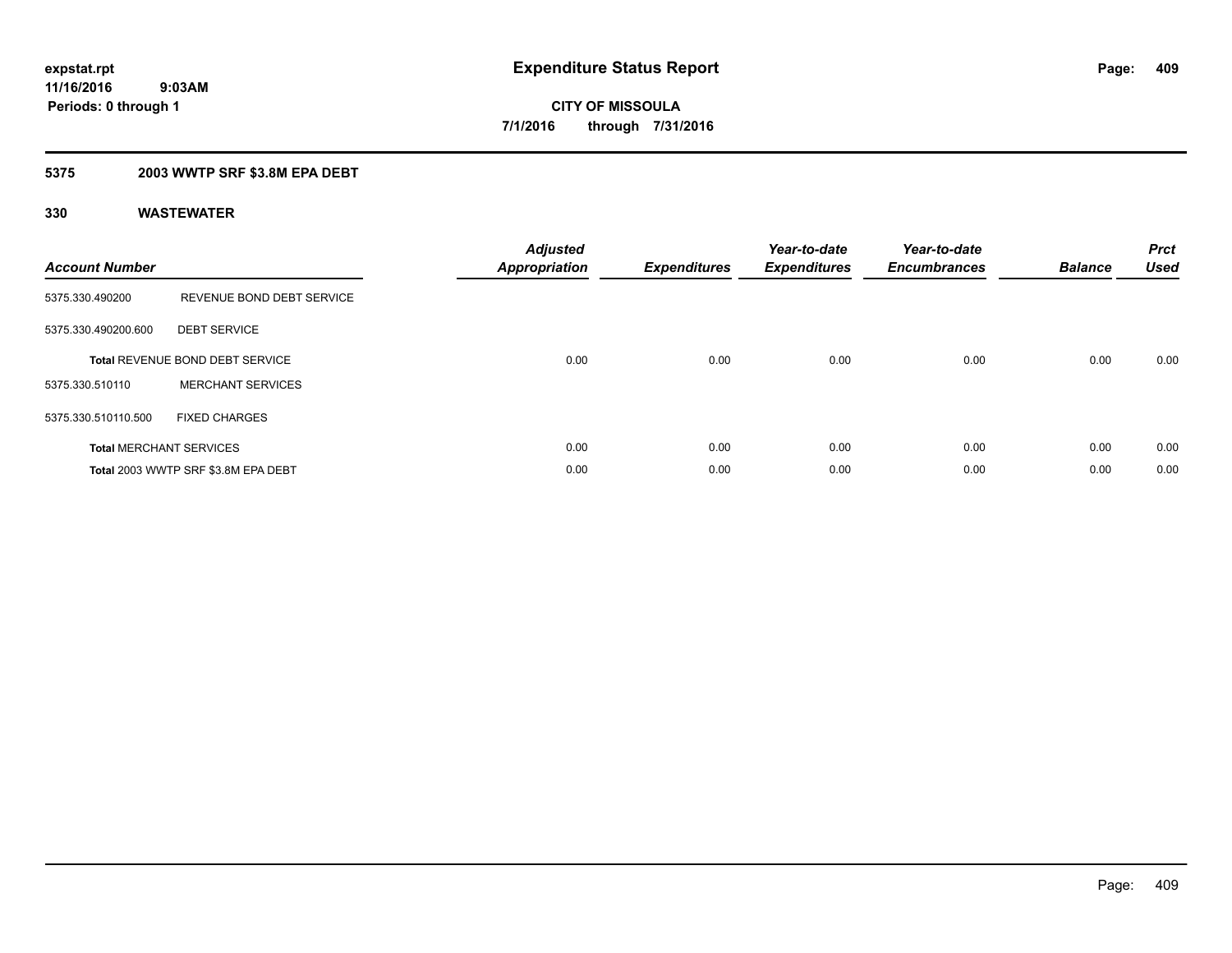**expstat.rpt**
**11/16/2016 9:03AM**
**Periods: 0 through 1**

# Expenditure Status Report

**CITY OF MISSOULA**
**7/1/2016 through 7/31/2016**

## 5375 2003 WWTP SRF $3.8M EPA DEBT

### 330 WASTEWATER

| Account Number | | Adjusted Appropriation | Expenditures | Year-to-date Expenditures | Year-to-date Encumbrances | Balance | Prct Used |
|---|---|---|---|---|---|---|---|
| 5375.330.490200 | REVENUE BOND DEBT SERVICE | | | | | | |
| 5375.330.490200.600 | DEBT SERVICE | | | | | | |
| Total REVENUE BOND DEBT SERVICE | | 0.00 | 0.00 | 0.00 | 0.00 | 0.00 | 0.00 |
| 5375.330.510110 | MERCHANT SERVICES | | | | | | |
| 5375.330.510110.500 | FIXED CHARGES | | | | | | |
| Total MERCHANT SERVICES | | 0.00 | 0.00 | 0.00 | 0.00 | 0.00 | 0.00 |
| Total 2003 WWTP SRF $3.8M EPA DEBT | | 0.00 | 0.00 | 0.00 | 0.00 | 0.00 | 0.00 |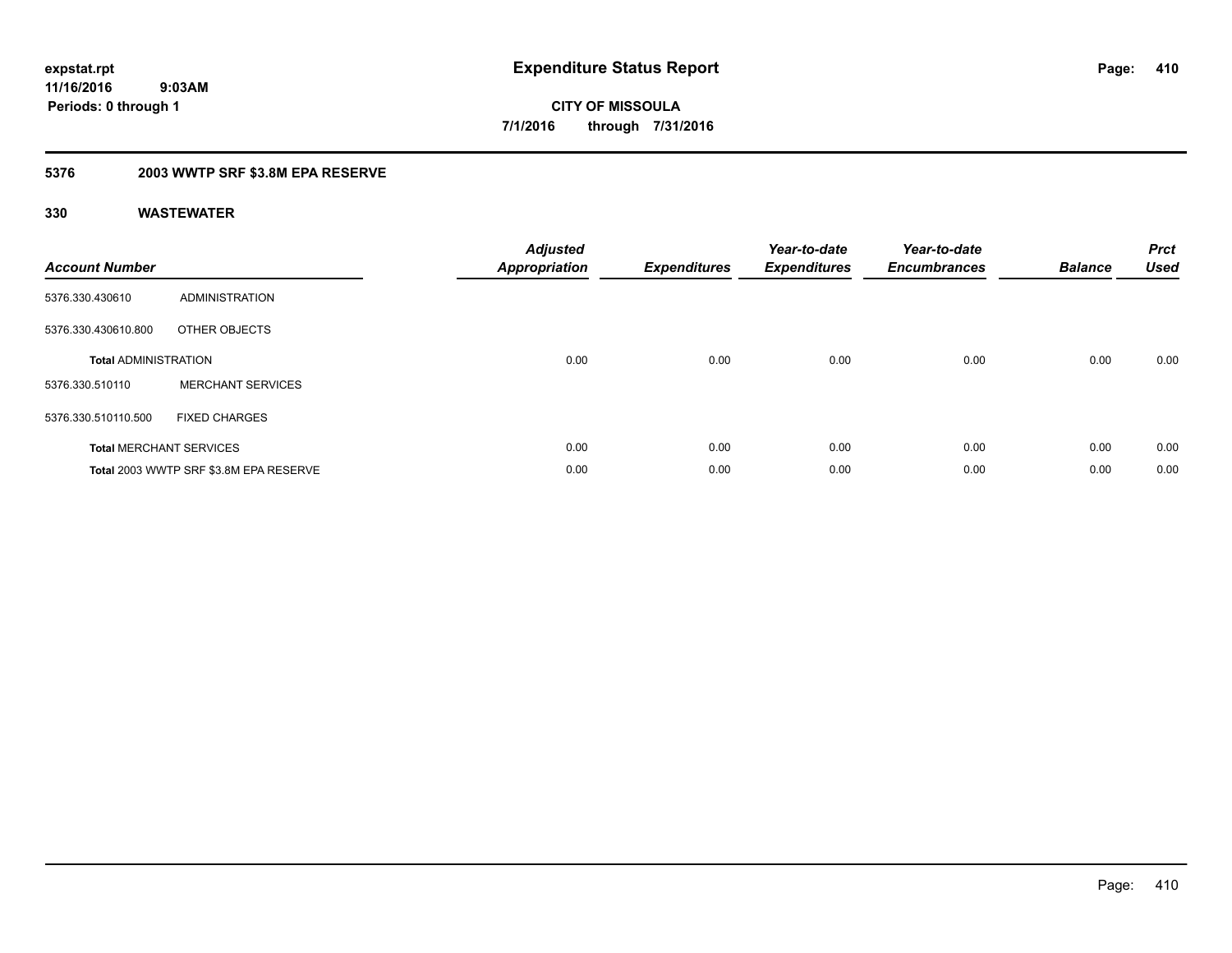**expstat.rpt**
**11/16/2016 9:03AM**
**Periods: 0 through 1**

# Expenditure Status Report

**CITY OF MISSOULA**
**7/1/2016 through 7/31/2016**

## 5376 2003 WWTP SRF $3.8M EPA RESERVE

### 330 WASTEWATER

| Account Number | | Adjusted Appropriation | Expenditures | Year-to-date Expenditures | Year-to-date Encumbrances | Balance | Prct Used |
|---|---|---|---|---|---|---|---|
| 5376.330.430610 | ADMINISTRATION | | | | | | |
| 5376.330.430610.800 | OTHER OBJECTS | | | | | | |
| **Total** ADMINISTRATION | | 0.00 | 0.00 | 0.00 | 0.00 | 0.00 | 0.00 |
| 5376.330.510110 | MERCHANT SERVICES | | | | | | |
| 5376.330.510110.500 | FIXED CHARGES | | | | | | |
| **Total** MERCHANT SERVICES | | 0.00 | 0.00 | 0.00 | 0.00 | 0.00 | 0.00 |
| **Total** 2003 WWTP SRF $3.8M EPA RESERVE | | 0.00 | 0.00 | 0.00 | 0.00 | 0.00 | 0.00 |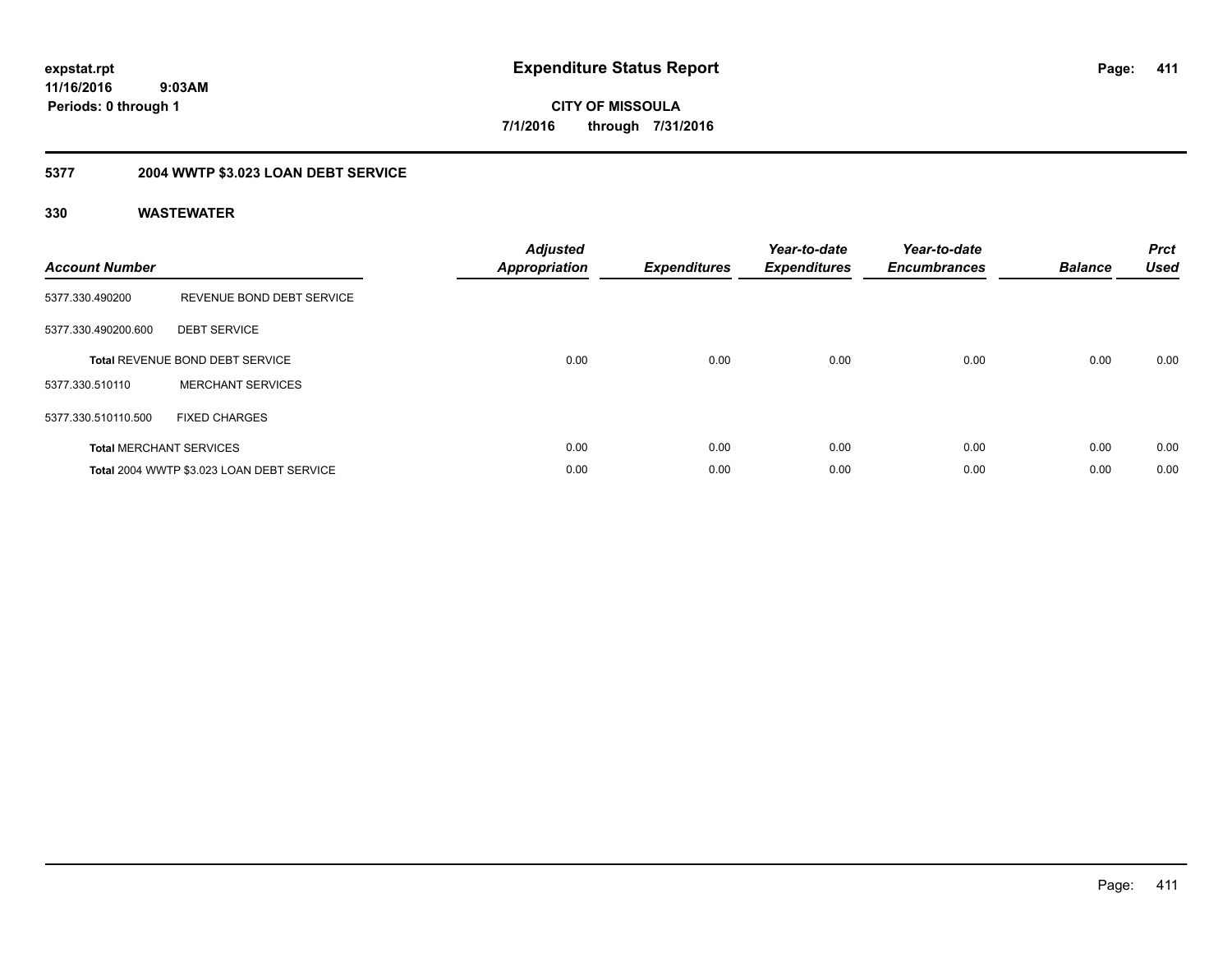**expstat.rpt**
**11/16/2016 9:03AM**
**Periods: 0 through 1**

# Expenditure Status Report

**CITY OF MISSOULA**
**7/1/2016 through 7/31/2016**

## 5377 2004 WWTP $3.023 LOAN DEBT SERVICE

### 330 WASTEWATER

| Account Number | | Adjusted Appropriation | Expenditures | Year-to-date Expenditures | Year-to-date Encumbrances | Balance | Prct Used |
|---|---|---|---|---|---|---|---|
| 5377.330.490200 | REVENUE BOND DEBT SERVICE | | | | | | |
| 5377.330.490200.600 | DEBT SERVICE | | | | | | |
| **Total** REVENUE BOND DEBT SERVICE | | 0.00 | 0.00 | 0.00 | 0.00 | 0.00 | 0.00 |
| 5377.330.510110 | MERCHANT SERVICES | | | | | | |
| 5377.330.510110.500 | FIXED CHARGES | | | | | | |
| **Total** MERCHANT SERVICES | | 0.00 | 0.00 | 0.00 | 0.00 | 0.00 | 0.00 |
| **Total** 2004 WWTP $3.023 LOAN DEBT SERVICE | | 0.00 | 0.00 | 0.00 | 0.00 | 0.00 | 0.00 |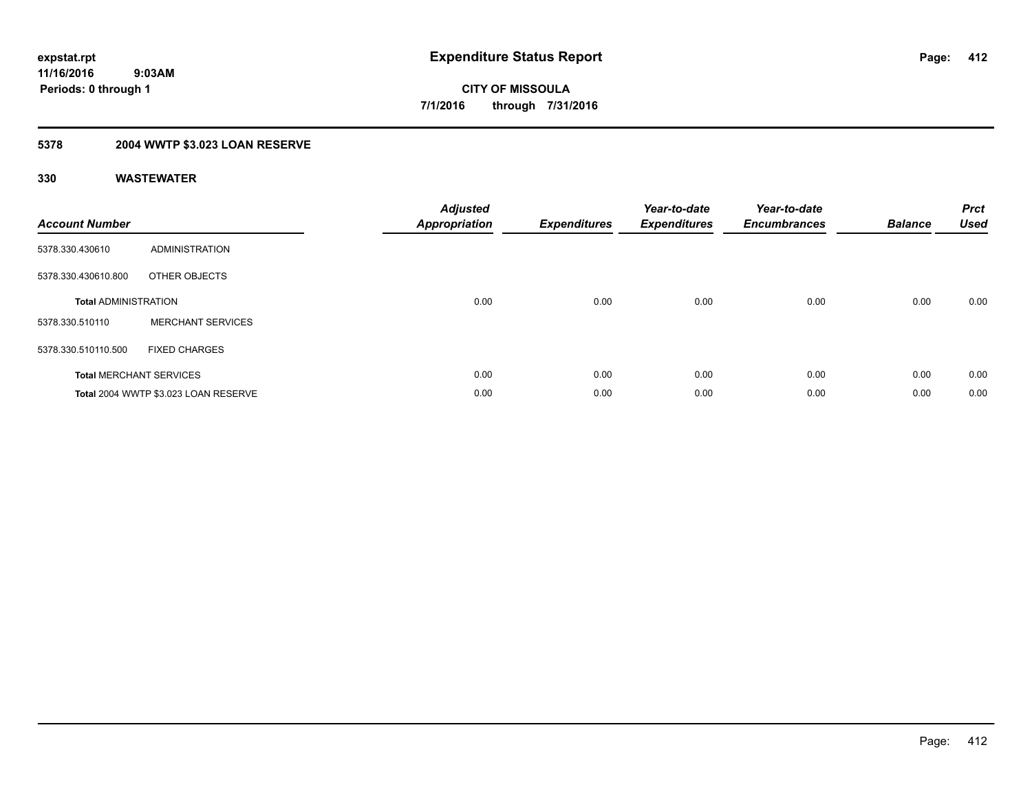# Expenditure Status Report

expstat.rpt
11/16/2016 9:03AM
Periods: 0 through 1

**CITY OF MISSOULA**
**7/1/2016 through 7/31/2016**

## 5378 2004 WWTP $3.023 LOAN RESERVE

### 330 WASTEWATER

| Account Number | | Adjusted Appropriation | Expenditures | Year-to-date Expenditures | Year-to-date Encumbrances | Balance | Prct Used |
|---|---|---|---|---|---|---|---|
| 5378.330.430610 | ADMINISTRATION | | | | | | |
| 5378.330.430610.800 | OTHER OBJECTS | | | | | | |
| **Total** ADMINISTRATION | | 0.00 | 0.00 | 0.00 | 0.00 | 0.00 | 0.00 |
| 5378.330.510110 | MERCHANT SERVICES | | | | | | |
| 5378.330.510110.500 | FIXED CHARGES | | | | | | |
| **Total** MERCHANT SERVICES | | 0.00 | 0.00 | 0.00 | 0.00 | 0.00 | 0.00 |
| **Total** 2004 WWTP $3.023 LOAN RESERVE | | 0.00 | 0.00 | 0.00 | 0.00 | 0.00 | 0.00 |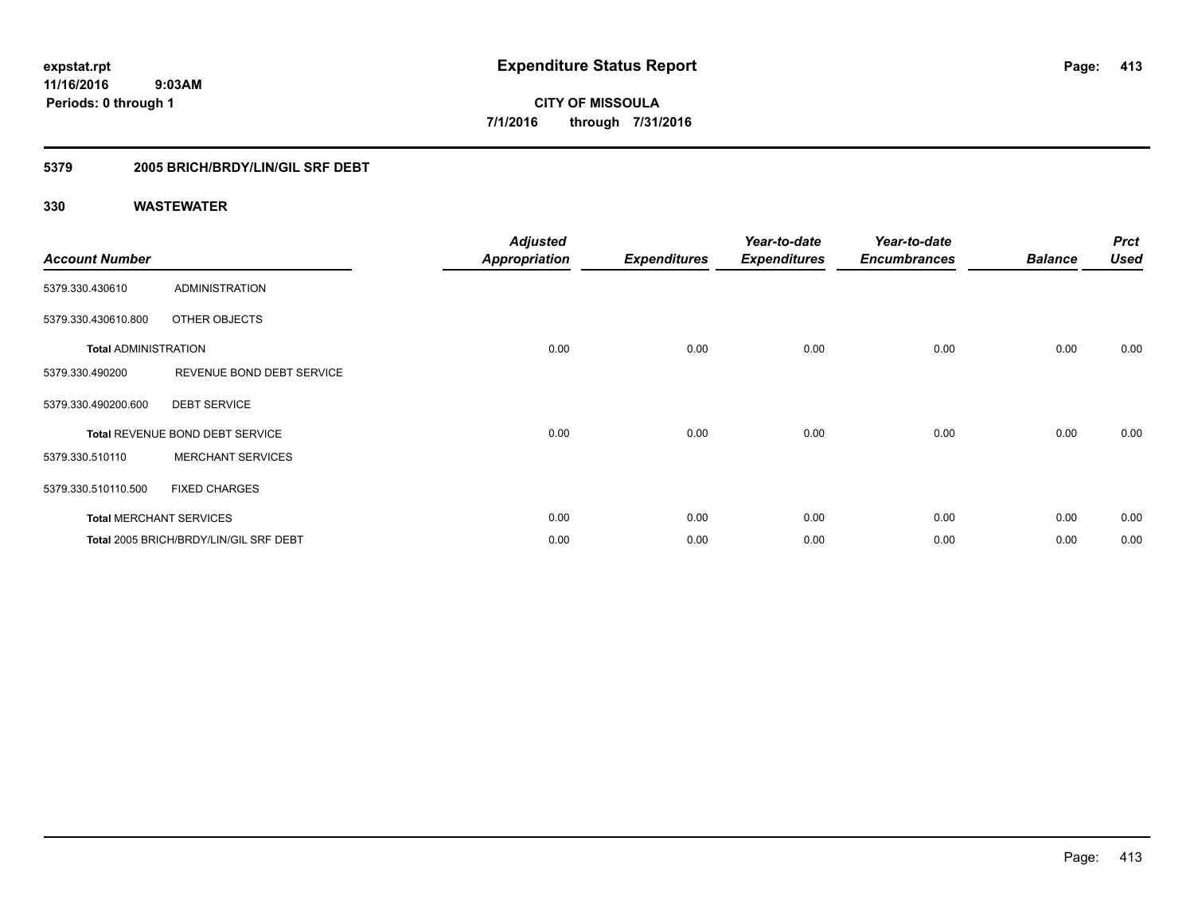**expstat.rpt**
**11/16/2016 9:03AM**
**Periods: 0 through 1**

# Expenditure Status Report

**CITY OF MISSOULA**
**7/1/2016 through 7/31/2016**

## 5379 2005 BRICH/BRDY/LIN/GIL SRF DEBT

### 330 WASTEWATER

| Account Number | | Adjusted Appropriation | Expenditures | Year-to-date Expenditures | Year-to-date Encumbrances | Balance | Prct Used |
|---|---|---|---|---|---|---|---|
| 5379.330.430610 | ADMINISTRATION | | | | | | |
| 5379.330.430610.800 | OTHER OBJECTS | | | | | | |
| **Total** ADMINISTRATION | | 0.00 | 0.00 | 0.00 | 0.00 | 0.00 | 0.00 |
| 5379.330.490200 | REVENUE BOND DEBT SERVICE | | | | | | |
| 5379.330.490200.600 | DEBT SERVICE | | | | | | |
| **Total** REVENUE BOND DEBT SERVICE | | 0.00 | 0.00 | 0.00 | 0.00 | 0.00 | 0.00 |
| 5379.330.510110 | MERCHANT SERVICES | | | | | | |
| 5379.330.510110.500 | FIXED CHARGES | | | | | | |
| **Total** MERCHANT SERVICES | | 0.00 | 0.00 | 0.00 | 0.00 | 0.00 | 0.00 |
| **Total** 2005 BRICH/BRDY/LIN/GIL SRF DEBT | | 0.00 | 0.00 | 0.00 | 0.00 | 0.00 | 0.00 |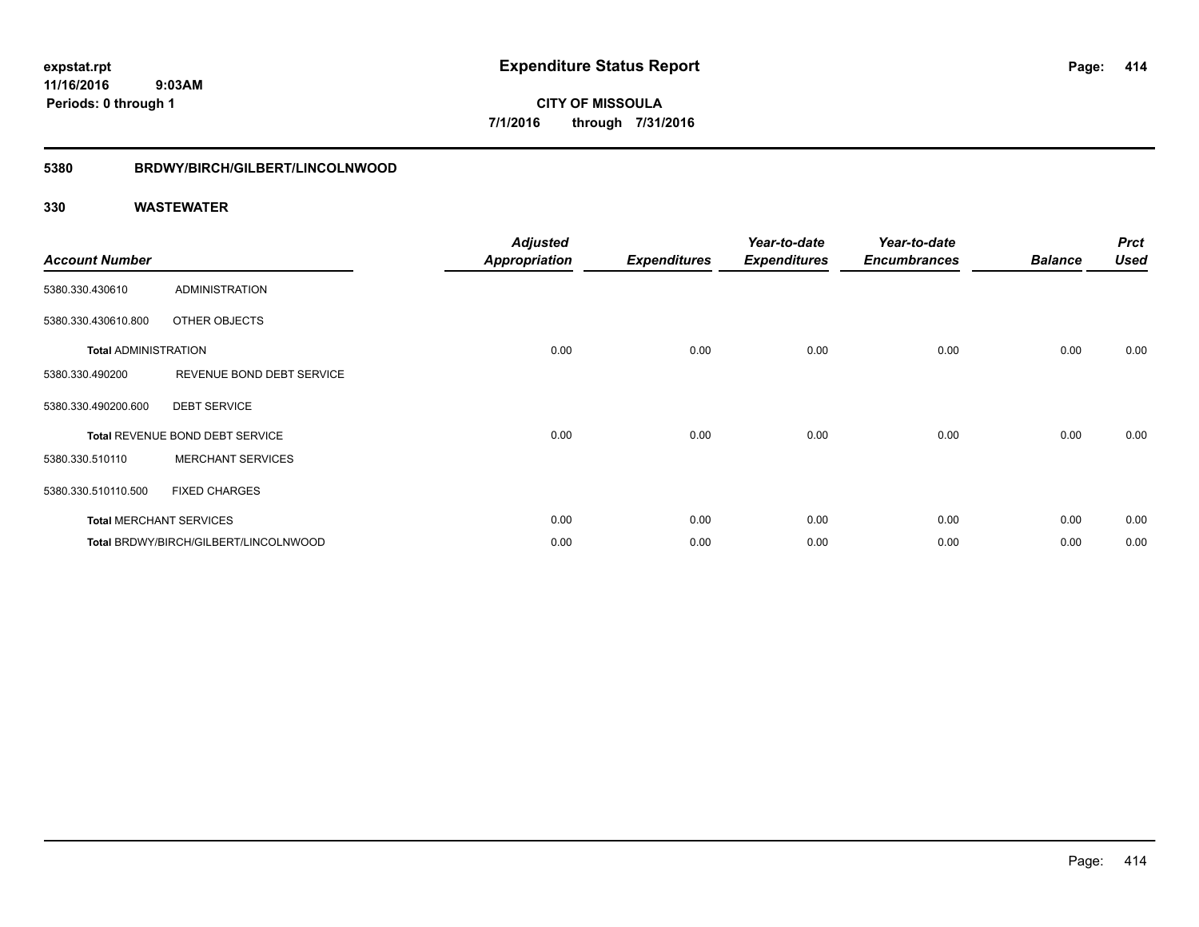**expstat.rpt**
**11/16/2016 9:03AM**
**Periods: 0 through 1**

# Expenditure Status Report

**CITY OF MISSOULA**
**7/1/2016 through 7/31/2016**

## 5380 BRDWY/BIRCH/GILBERT/LINCOLNWOOD

## 330 WASTEWATER

| Account Number | | Adjusted Appropriation | Expenditures | Year-to-date Expenditures | Year-to-date Encumbrances | Balance | Prct Used |
|---|---|---|---|---|---|---|---|
| 5380.330.430610 | ADMINISTRATION | | | | | | |
| 5380.330.430610.800 | OTHER OBJECTS | | | | | | |
| **Total** ADMINISTRATION | | 0.00 | 0.00 | 0.00 | 0.00 | 0.00 | 0.00 |
| 5380.330.490200 | REVENUE BOND DEBT SERVICE | | | | | | |
| 5380.330.490200.600 | DEBT SERVICE | | | | | | |
| **Total** REVENUE BOND DEBT SERVICE | | 0.00 | 0.00 | 0.00 | 0.00 | 0.00 | 0.00 |
| 5380.330.510110 | MERCHANT SERVICES | | | | | | |
| 5380.330.510110.500 | FIXED CHARGES | | | | | | |
| **Total** MERCHANT SERVICES | | 0.00 | 0.00 | 0.00 | 0.00 | 0.00 | 0.00 |
| **Total** BRDWY/BIRCH/GILBERT/LINCOLNWOOD | | 0.00 | 0.00 | 0.00 | 0.00 | 0.00 | 0.00 |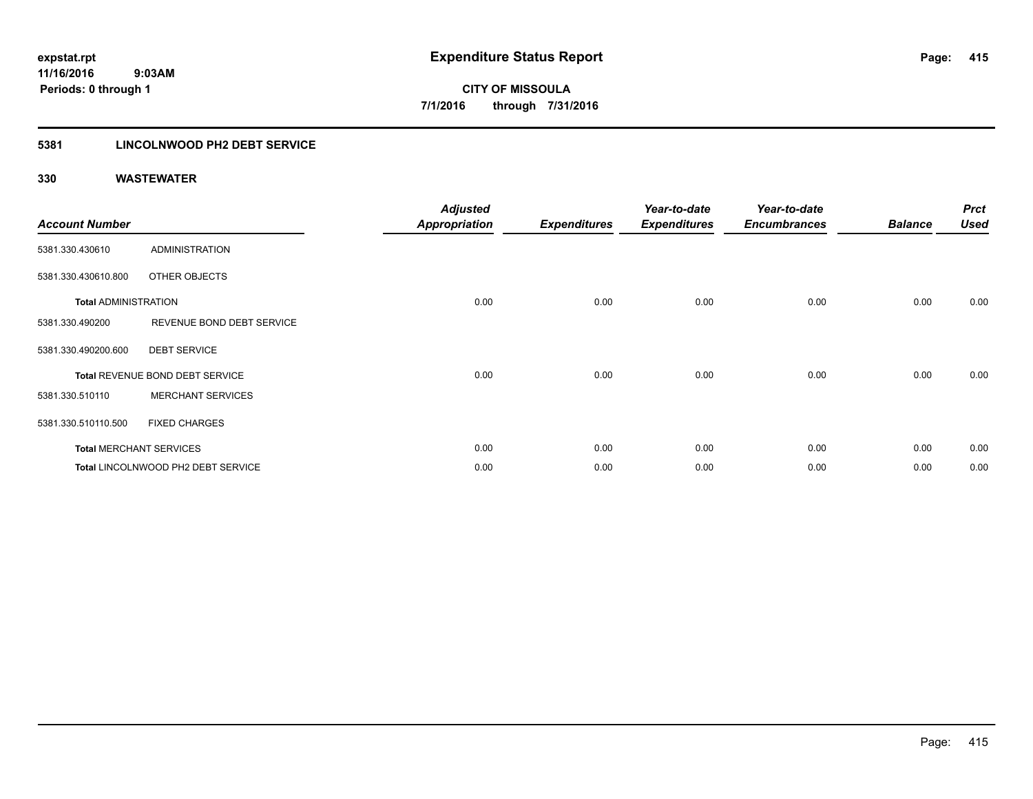**Expenditure Status Report**

**CITY OF MISSOULA**

**7/1/2016 through 7/31/2016**

expstat.rpt
11/16/2016 9:03AM
Periods: 0 through 1

## 5381 LINCOLNWOOD PH2 DEBT SERVICE

### 330 WASTEWATER

| Account Number | | Adjusted Appropriation | Expenditures | Year-to-date Expenditures | Year-to-date Encumbrances | Balance | Prct Used |
|---|---|---|---|---|---|---|---|
| 5381.330.430610 | ADMINISTRATION | | | | | | |
| 5381.330.430610.800 | OTHER OBJECTS | | | | | | |
| **Total** ADMINISTRATION | | 0.00 | 0.00 | 0.00 | 0.00 | 0.00 | 0.00 |
| 5381.330.490200 | REVENUE BOND DEBT SERVICE | | | | | | |
| 5381.330.490200.600 | DEBT SERVICE | | | | | | |
| **Total** REVENUE BOND DEBT SERVICE | | 0.00 | 0.00 | 0.00 | 0.00 | 0.00 | 0.00 |
| 5381.330.510110 | MERCHANT SERVICES | | | | | | |
| 5381.330.510110.500 | FIXED CHARGES | | | | | | |
| **Total** MERCHANT SERVICES | | 0.00 | 0.00 | 0.00 | 0.00 | 0.00 | 0.00 |
| **Total** LINCOLNWOOD PH2 DEBT SERVICE | | 0.00 | 0.00 | 0.00 | 0.00 | 0.00 | 0.00 |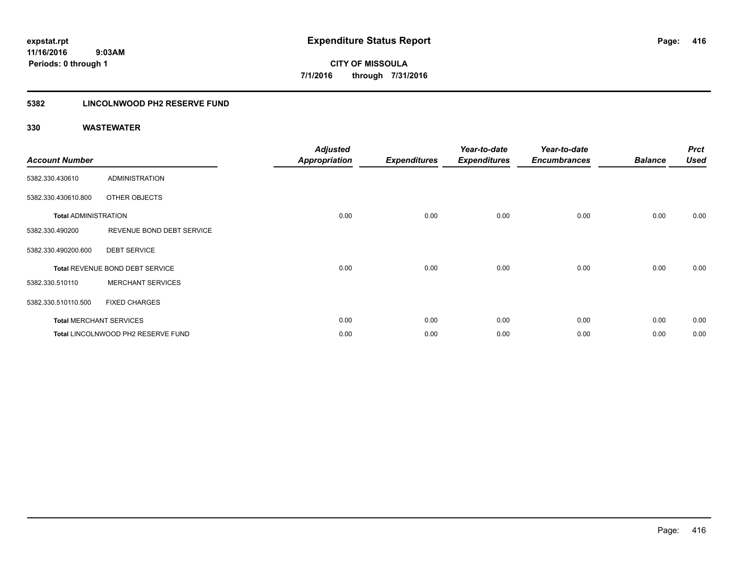# Expenditure Status Report

expstat.rpt
11/16/2016 9:03AM
Periods: 0 through 1

**CITY OF MISSOULA**
**7/1/2016 through 7/31/2016**

## 5382 LINCOLNWOOD PH2 RESERVE FUND

### 330 WASTEWATER

| Account Number | | Adjusted Appropriation | Expenditures | Year-to-date Expenditures | Year-to-date Encumbrances | Balance | Prct Used |
|---|---|---|---|---|---|---|---|
| 5382.330.430610 | ADMINISTRATION | | | | | | |
| 5382.330.430610.800 | OTHER OBJECTS | | | | | | |
| **Total ADMINISTRATION** | | 0.00 | 0.00 | 0.00 | 0.00 | 0.00 | 0.00 |
| 5382.330.490200 | REVENUE BOND DEBT SERVICE | | | | | | |
| 5382.330.490200.600 | DEBT SERVICE | | | | | | |
| **Total** REVENUE BOND DEBT SERVICE | | 0.00 | 0.00 | 0.00 | 0.00 | 0.00 | 0.00 |
| 5382.330.510110 | MERCHANT SERVICES | | | | | | |
| 5382.330.510110.500 | FIXED CHARGES | | | | | | |
| **Total** MERCHANT SERVICES | | 0.00 | 0.00 | 0.00 | 0.00 | 0.00 | 0.00 |
| **Total** LINCOLNWOOD PH2 RESERVE FUND | | 0.00 | 0.00 | 0.00 | 0.00 | 0.00 | 0.00 |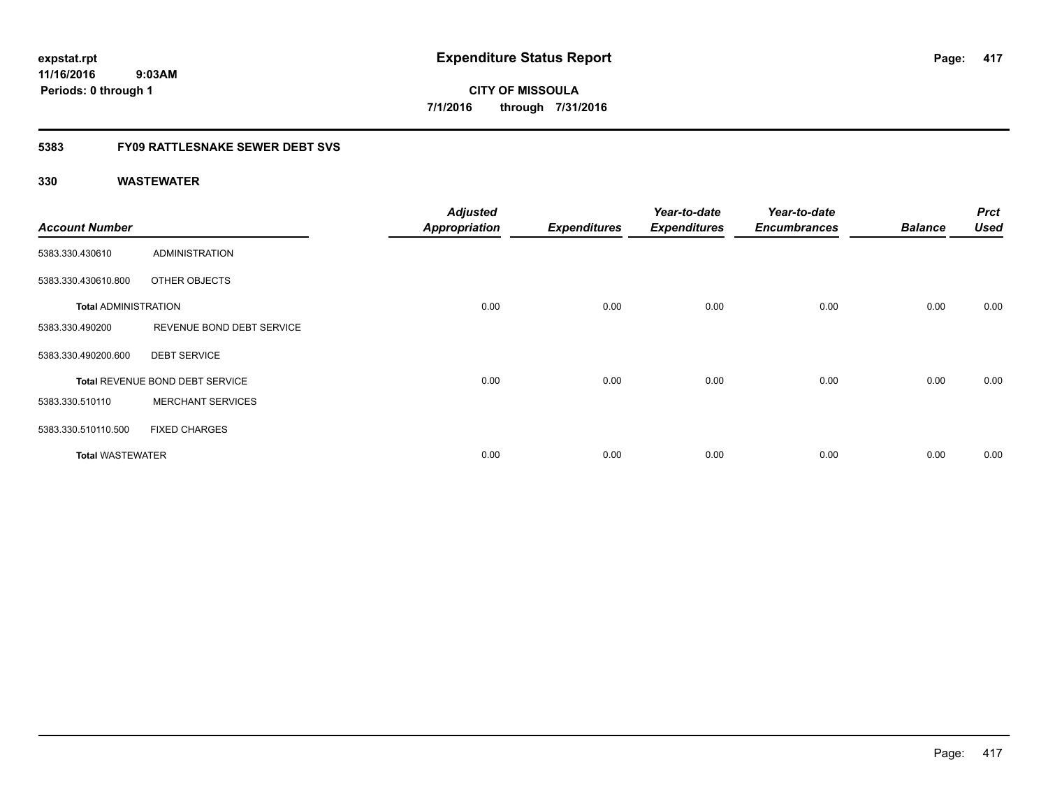**expstat.rpt**
**11/16/2016 9:03AM**
**Periods: 0 through 1**

# Expenditure Status Report

**CITY OF MISSOULA**
**7/1/2016 through 7/31/2016**

## 5383 FY09 RATTLESNAKE SEWER DEBT SVS

### 330 WASTEWATER

| Account Number | | Adjusted Appropriation | Expenditures | Year-to-date Expenditures | Year-to-date Encumbrances | Balance | Prct Used |
|---|---|---|---|---|---|---|---|
| 5383.330.430610 | ADMINISTRATION | | | | | | |
| 5383.330.430610.800 | OTHER OBJECTS | | | | | | |
| **Total** ADMINISTRATION | | 0.00 | 0.00 | 0.00 | 0.00 | 0.00 | 0.00 |
| 5383.330.490200 | REVENUE BOND DEBT SERVICE | | | | | | |
| 5383.330.490200.600 | DEBT SERVICE | | | | | | |
| **Total** REVENUE BOND DEBT SERVICE | | 0.00 | 0.00 | 0.00 | 0.00 | 0.00 | 0.00 |
| 5383.330.510110 | MERCHANT SERVICES | | | | | | |
| 5383.330.510110.500 | FIXED CHARGES | | | | | | |
| **Total** WASTEWATER | | 0.00 | 0.00 | 0.00 | 0.00 | 0.00 | 0.00 |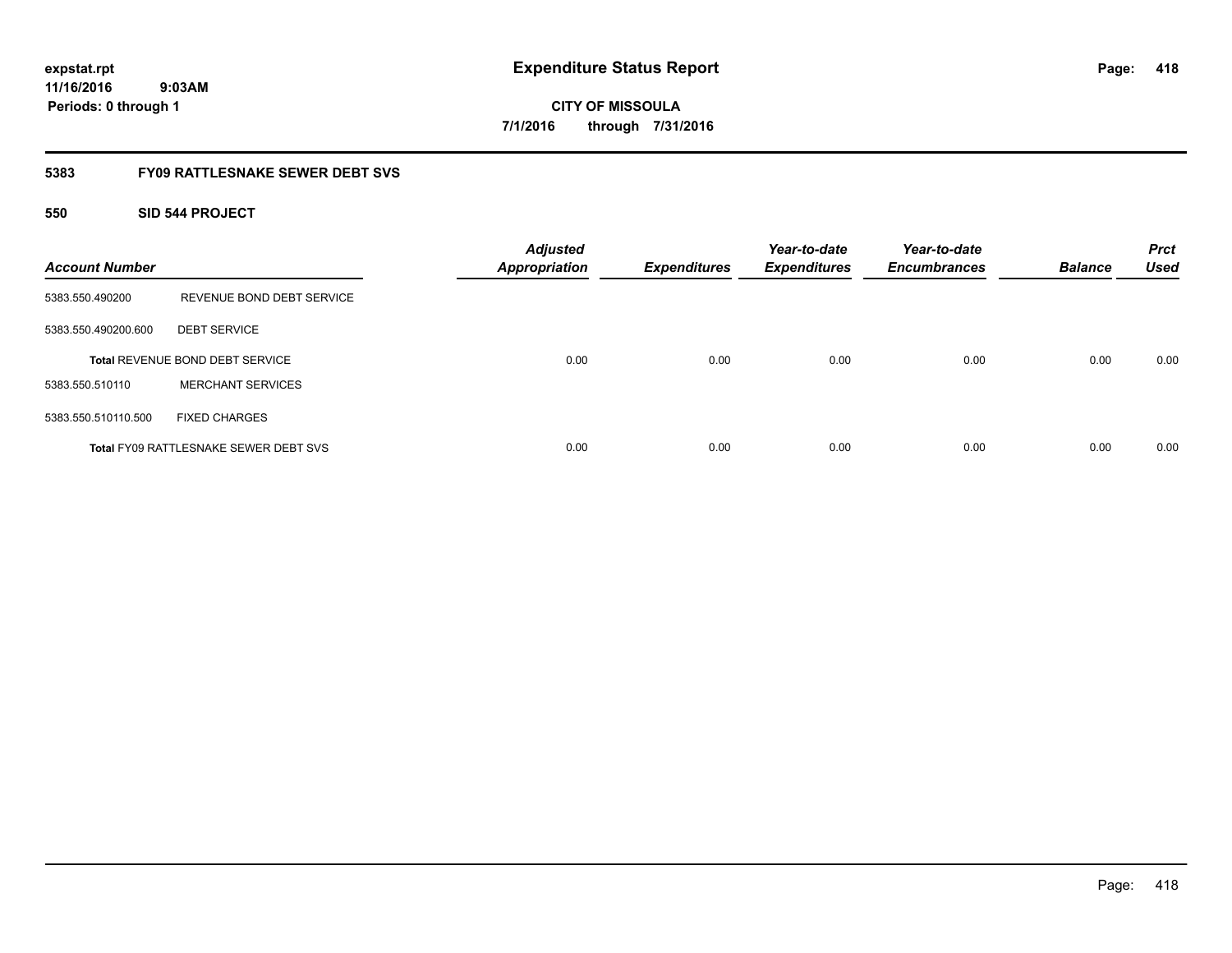**expstat.rpt**
**11/16/2016 9:03AM**
**Periods: 0 through 1**

# Expenditure Status Report

**CITY OF MISSOULA**
**7/1/2016 through 7/31/2016**

## 5383 FY09 RATTLESNAKE SEWER DEBT SVS

### 550 SID 544 PROJECT

| Account Number | | Adjusted Appropriation | Expenditures | Year-to-date Expenditures | Year-to-date Encumbrances | Balance | Prct Used |
|---|---|---|---|---|---|---|---|
| 5383.550.490200 | REVENUE BOND DEBT SERVICE | | | | | | |
| 5383.550.490200.600 | DEBT SERVICE | | | | | | |
| **Total** REVENUE BOND DEBT SERVICE | | 0.00 | 0.00 | 0.00 | 0.00 | 0.00 | 0.00 |
| 5383.550.510110 | MERCHANT SERVICES | | | | | | |
| 5383.550.510110.500 | FIXED CHARGES | | | | | | |
| **Total** FY09 RATTLESNAKE SEWER DEBT SVS | | 0.00 | 0.00 | 0.00 | 0.00 | 0.00 | 0.00 |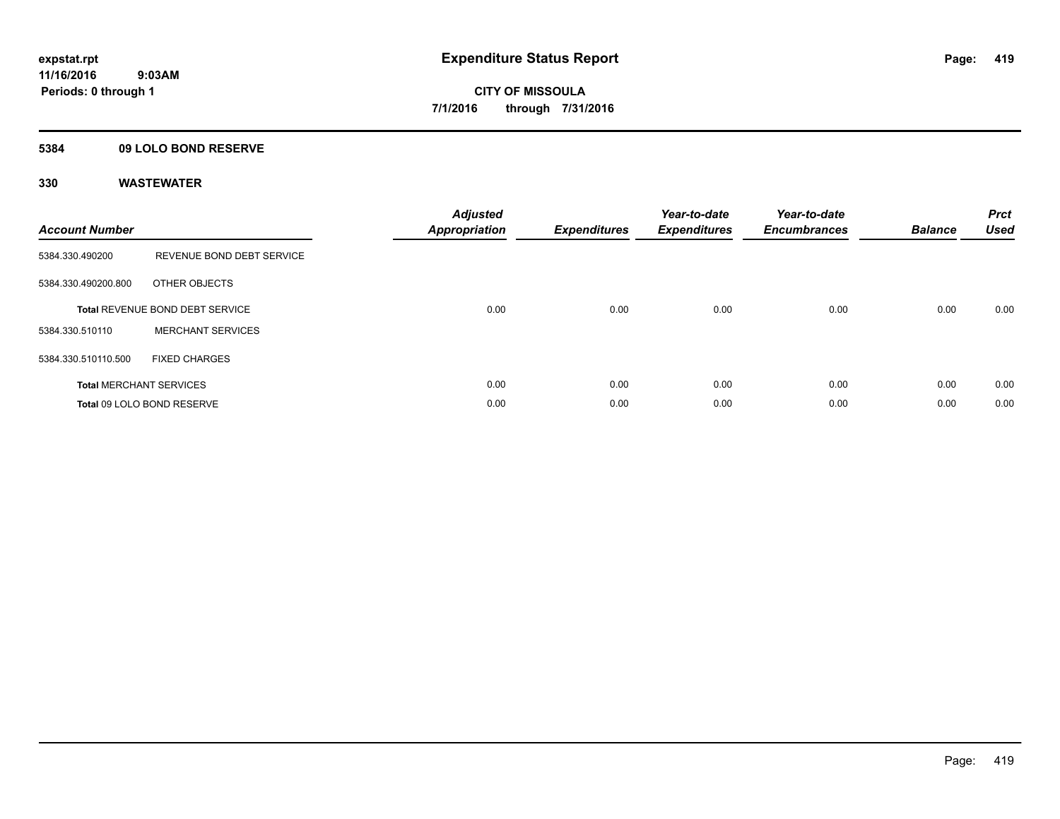expstat.rpt
11/16/2016 9:03AM
Periods: 0 through 1

# Expenditure Status Report

**CITY OF MISSOULA**
**7/1/2016 through 7/31/2016**

## 5384 09 LOLO BOND RESERVE

### 330 WASTEWATER

| Account Number | | Adjusted Appropriation | Expenditures | Year-to-date Expenditures | Year-to-date Encumbrances | Balance | Prct Used |
|---|---|---|---|---|---|---|---|
| 5384.330.490200 | REVENUE BOND DEBT SERVICE | | | | | | |
| 5384.330.490200.800 | OTHER OBJECTS | | | | | | |
| **Total** REVENUE BOND DEBT SERVICE | | 0.00 | 0.00 | 0.00 | 0.00 | 0.00 | 0.00 |
| 5384.330.510110 | MERCHANT SERVICES | | | | | | |
| 5384.330.510110.500 | FIXED CHARGES | | | | | | |
| **Total** MERCHANT SERVICES | | 0.00 | 0.00 | 0.00 | 0.00 | 0.00 | 0.00 |
| **Total** 09 LOLO BOND RESERVE | | 0.00 | 0.00 | 0.00 | 0.00 | 0.00 | 0.00 |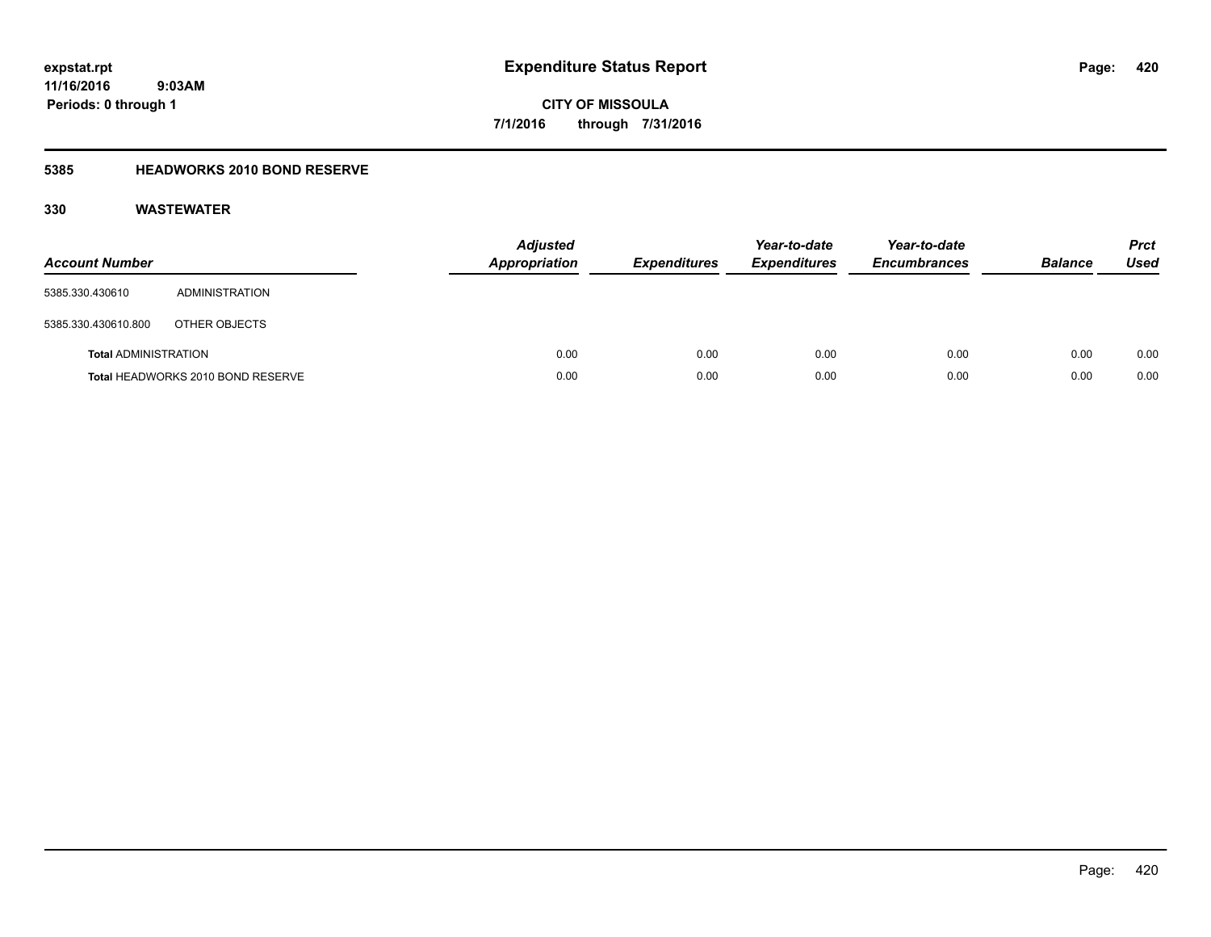**expstat.rpt**
**11/16/2016 9:03AM**
**Periods: 0 through 1**

# Expenditure Status Report

**CITY OF MISSOULA**
**7/1/2016 through 7/31/2016**

## 5385 HEADWORKS 2010 BOND RESERVE

## 330 WASTEWATER

| Account Number | | Adjusted Appropriation | Expenditures | Year-to-date Expenditures | Year-to-date Encumbrances | Balance | Prct Used |
|---|---|---|---|---|---|---|---|
| 5385.330.430610 | ADMINISTRATION | | | | | | |
| 5385.330.430610.800 | OTHER OBJECTS | | | | | | |
| **Total** ADMINISTRATION | | 0.00 | 0.00 | 0.00 | 0.00 | 0.00 | 0.00 |
| **Total** HEADWORKS 2010 BOND RESERVE | | 0.00 | 0.00 | 0.00 | 0.00 | 0.00 | 0.00 |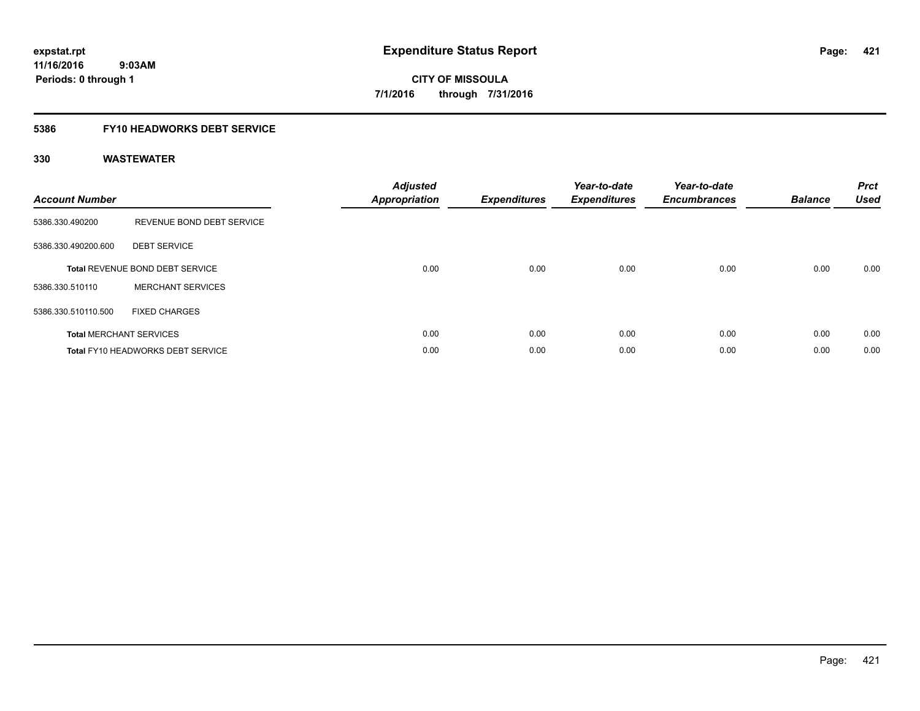**expstat.rpt**
**11/16/2016 9:03AM**
**Periods: 0 through 1**

# Expenditure Status Report

**CITY OF MISSOULA**
**7/1/2016 through 7/31/2016**

## 5386 FY10 HEADWORKS DEBT SERVICE

### 330 WASTEWATER

| Account Number | | Adjusted Appropriation | Expenditures | Year-to-date Expenditures | Year-to-date Encumbrances | Balance | Prct Used |
|---|---|---|---|---|---|---|---|
| 5386.330.490200 | REVENUE BOND DEBT SERVICE | | | | | | |
| 5386.330.490200.600 | DEBT SERVICE | | | | | | |
| **Total** REVENUE BOND DEBT SERVICE | | 0.00 | 0.00 | 0.00 | 0.00 | 0.00 | 0.00 |
| 5386.330.510110 | MERCHANT SERVICES | | | | | | |
| 5386.330.510110.500 | FIXED CHARGES | | | | | | |
| **Total** MERCHANT SERVICES | | 0.00 | 0.00 | 0.00 | 0.00 | 0.00 | 0.00 |
| **Total** FY10 HEADWORKS DEBT SERVICE | | 0.00 | 0.00 | 0.00 | 0.00 | 0.00 | 0.00 |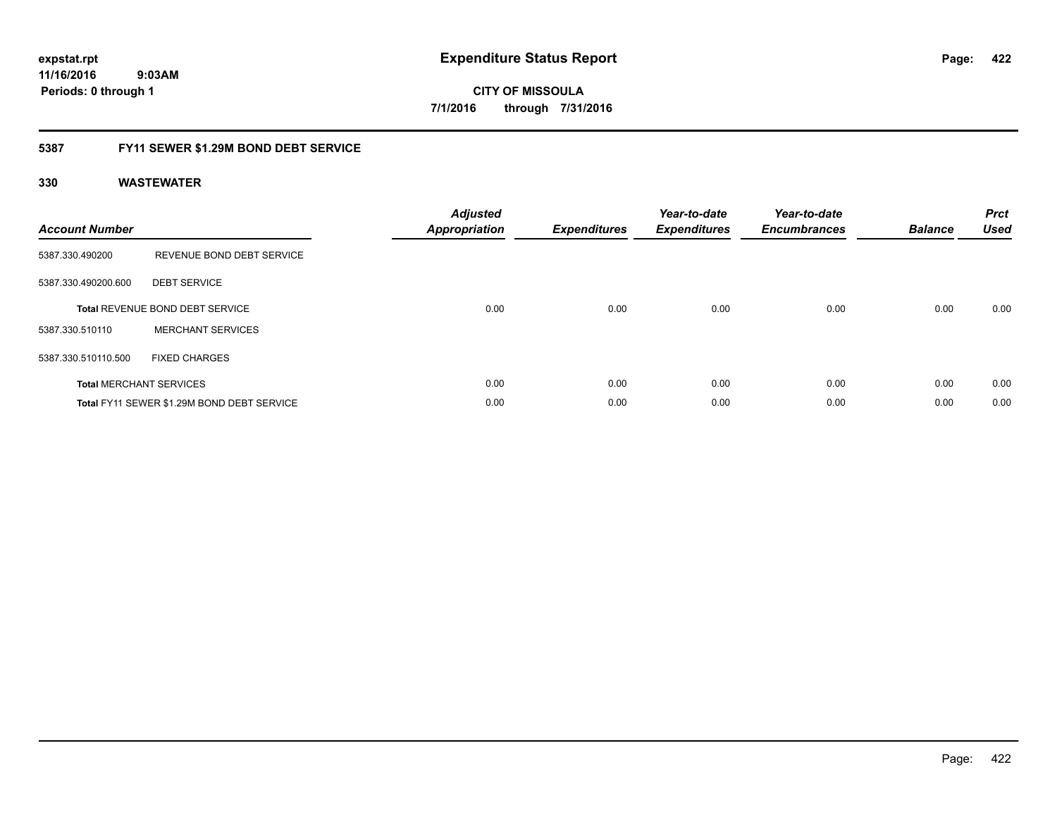**expstat.rpt**
**11/16/2016 9:03AM**
**Periods: 0 through 1**

# Expenditure Status Report

**CITY OF MISSOULA**
**7/1/2016 through 7/31/2016**

## 5387 FY11 SEWER $1.29M BOND DEBT SERVICE

### 330 WASTEWATER

| Account Number | | Adjusted Appropriation | Expenditures | Year-to-date Expenditures | Year-to-date Encumbrances | Balance | Prct Used |
|---|---|---|---|---|---|---|---|
| 5387.330.490200 | REVENUE BOND DEBT SERVICE | | | | | | |
| 5387.330.490200.600 | DEBT SERVICE | | | | | | |
| **Total** REVENUE BOND DEBT SERVICE | | 0.00 | 0.00 | 0.00 | 0.00 | 0.00 | 0.00 |
| 5387.330.510110 | MERCHANT SERVICES | | | | | | |
| 5387.330.510110.500 | FIXED CHARGES | | | | | | |
| **Total** MERCHANT SERVICES | | 0.00 | 0.00 | 0.00 | 0.00 | 0.00 | 0.00 |
| **Total** FY11 SEWER $1.29M BOND DEBT SERVICE | | 0.00 | 0.00 | 0.00 | 0.00 | 0.00 | 0.00 |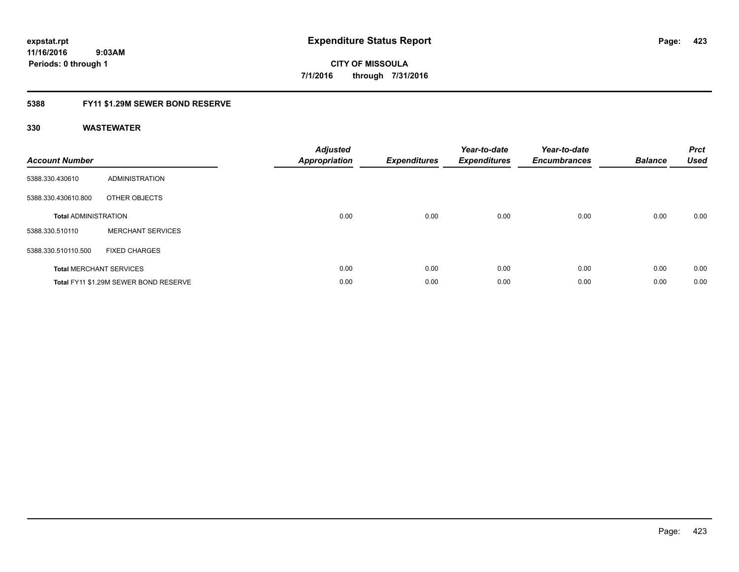**expstat.rpt**
**11/16/2016 9:03AM**
**Periods: 0 through 1**

# Expenditure Status Report

**CITY OF MISSOULA**
**7/1/2016 through 7/31/2016**

## 5388 FY11 $1.29M SEWER BOND RESERVE

### 330 WASTEWATER

| Account Number | | Adjusted Appropriation | Expenditures | Year-to-date Expenditures | Year-to-date Encumbrances | Balance | Prct Used |
|---|---|---|---|---|---|---|---|
| 5388.330.430610 | ADMINISTRATION | | | | | | |
| 5388.330.430610.800 | OTHER OBJECTS | | | | | | |
| **Total** ADMINISTRATION | | 0.00 | 0.00 | 0.00 | 0.00 | 0.00 | 0.00 |
| 5388.330.510110 | MERCHANT SERVICES | | | | | | |
| 5388.330.510110.500 | FIXED CHARGES | | | | | | |
| **Total** MERCHANT SERVICES | | 0.00 | 0.00 | 0.00 | 0.00 | 0.00 | 0.00 |
| **Total** FY11 $1.29M SEWER BOND RESERVE | | 0.00 | 0.00 | 0.00 | 0.00 | 0.00 | 0.00 |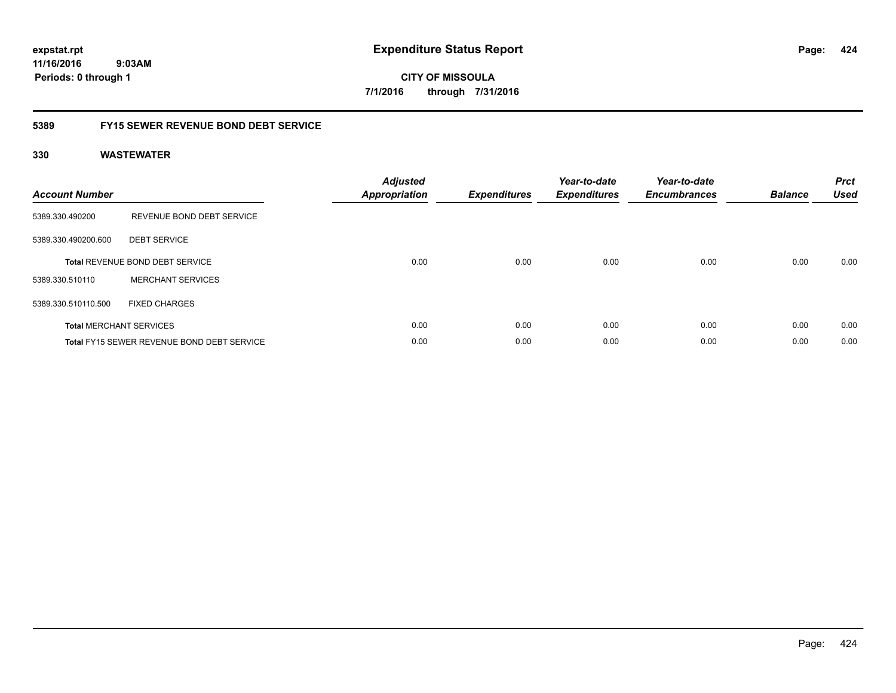**expstat.rpt**
**11/16/2016 9:03AM**
**Periods: 0 through 1**

# Expenditure Status Report

**CITY OF MISSOULA**
**7/1/2016 through 7/31/2016**

## 5389 FY15 SEWER REVENUE BOND DEBT SERVICE

### 330 WASTEWATER

| Account Number | | Adjusted Appropriation | Expenditures | Year-to-date Expenditures | Year-to-date Encumbrances | Balance | Prct Used |
|---|---|---|---|---|---|---|---|
| 5389.330.490200 | REVENUE BOND DEBT SERVICE | | | | | | |
| 5389.330.490200.600 | DEBT SERVICE | | | | | | |
| **Total** REVENUE BOND DEBT SERVICE | | 0.00 | 0.00 | 0.00 | 0.00 | 0.00 | 0.00 |
| 5389.330.510110 | MERCHANT SERVICES | | | | | | |
| 5389.330.510110.500 | FIXED CHARGES | | | | | | |
| **Total** MERCHANT SERVICES | | 0.00 | 0.00 | 0.00 | 0.00 | 0.00 | 0.00 |
| **Total** FY15 SEWER REVENUE BOND DEBT SERVICE | | 0.00 | 0.00 | 0.00 | 0.00 | 0.00 | 0.00 |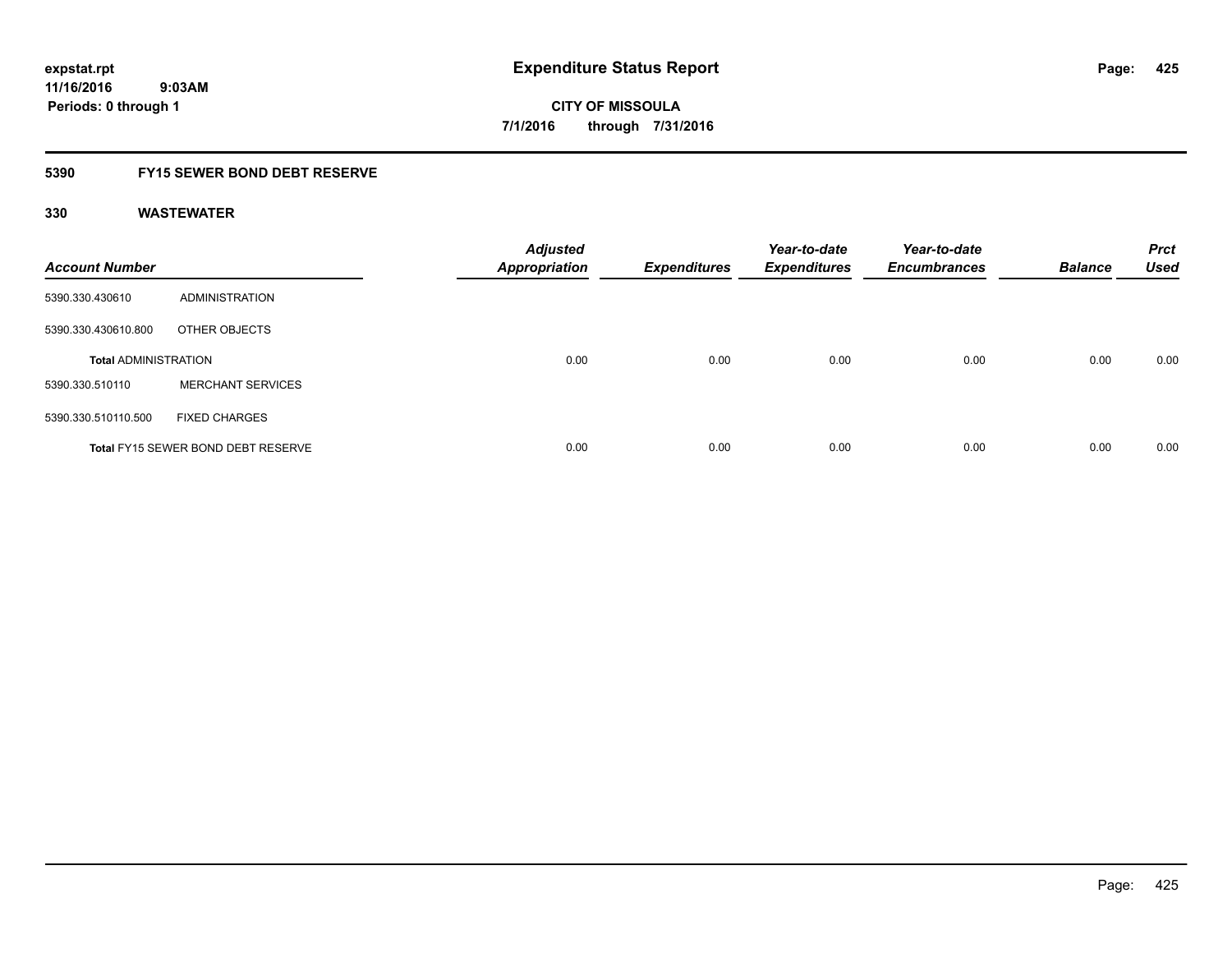**expstat.rpt**
**11/16/2016 9:03AM**
**Periods: 0 through 1**

# Expenditure Status Report

**CITY OF MISSOULA**
**7/1/2016 through 7/31/2016**

## 5390 FY15 SEWER BOND DEBT RESERVE

### 330 WASTEWATER

| Account Number | | Adjusted Appropriation | Expenditures | Year-to-date Expenditures | Year-to-date Encumbrances | Balance | Prct Used |
|---|---|---|---|---|---|---|---|
| 5390.330.430610 | ADMINISTRATION | | | | | | |
| 5390.330.430610.800 | OTHER OBJECTS | | | | | | |
| **Total** ADMINISTRATION | | 0.00 | 0.00 | 0.00 | 0.00 | 0.00 | 0.00 |
| 5390.330.510110 | MERCHANT SERVICES | | | | | | |
| 5390.330.510110.500 | FIXED CHARGES | | | | | | |
| **Total** FY15 SEWER BOND DEBT RESERVE | | 0.00 | 0.00 | 0.00 | 0.00 | 0.00 | 0.00 |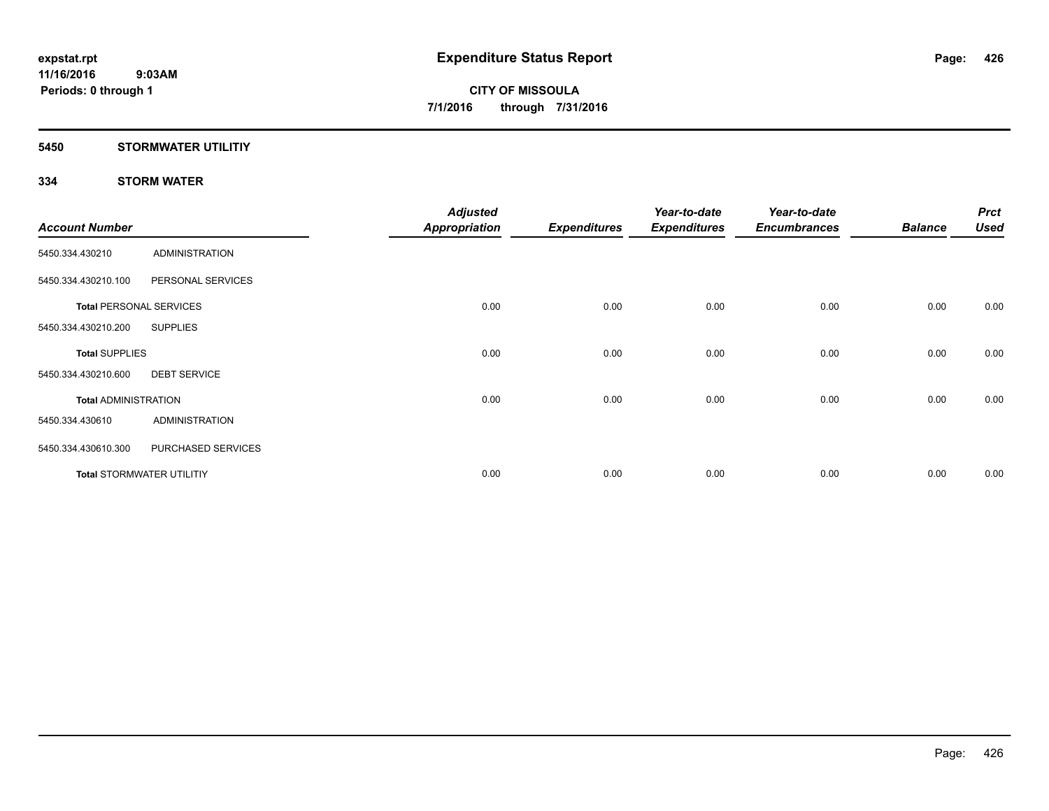# Expenditure Status Report

expstat.rpt
11/16/2016 9:03AM
Periods: 0 through 1

**CITY OF MISSOULA**
**7/1/2016 through 7/31/2016**

## 5450 STORMWATER UTILITIY

### 334 STORM WATER

| Account Number | | Adjusted Appropriation | Expenditures | Year-to-date Expenditures | Year-to-date Encumbrances | Balance | Prct Used |
|---|---|---|---|---|---|---|---|
| 5450.334.430210 | ADMINISTRATION | | | | | | |
| 5450.334.430210.100 | PERSONAL SERVICES | | | | | | |
| **Total** PERSONAL SERVICES | | 0.00 | 0.00 | 0.00 | 0.00 | 0.00 | 0.00 |
| 5450.334.430210.200 | SUPPLIES | | | | | | |
| **Total** SUPPLIES | | 0.00 | 0.00 | 0.00 | 0.00 | 0.00 | 0.00 |
| 5450.334.430210.600 | DEBT SERVICE | | | | | | |
| **Total** ADMINISTRATION | | 0.00 | 0.00 | 0.00 | 0.00 | 0.00 | 0.00 |
| 5450.334.430610 | ADMINISTRATION | | | | | | |
| 5450.334.430610.300 | PURCHASED SERVICES | | | | | | |
| **Total** STORMWATER UTILITIY | | 0.00 | 0.00 | 0.00 | 0.00 | 0.00 | 0.00 |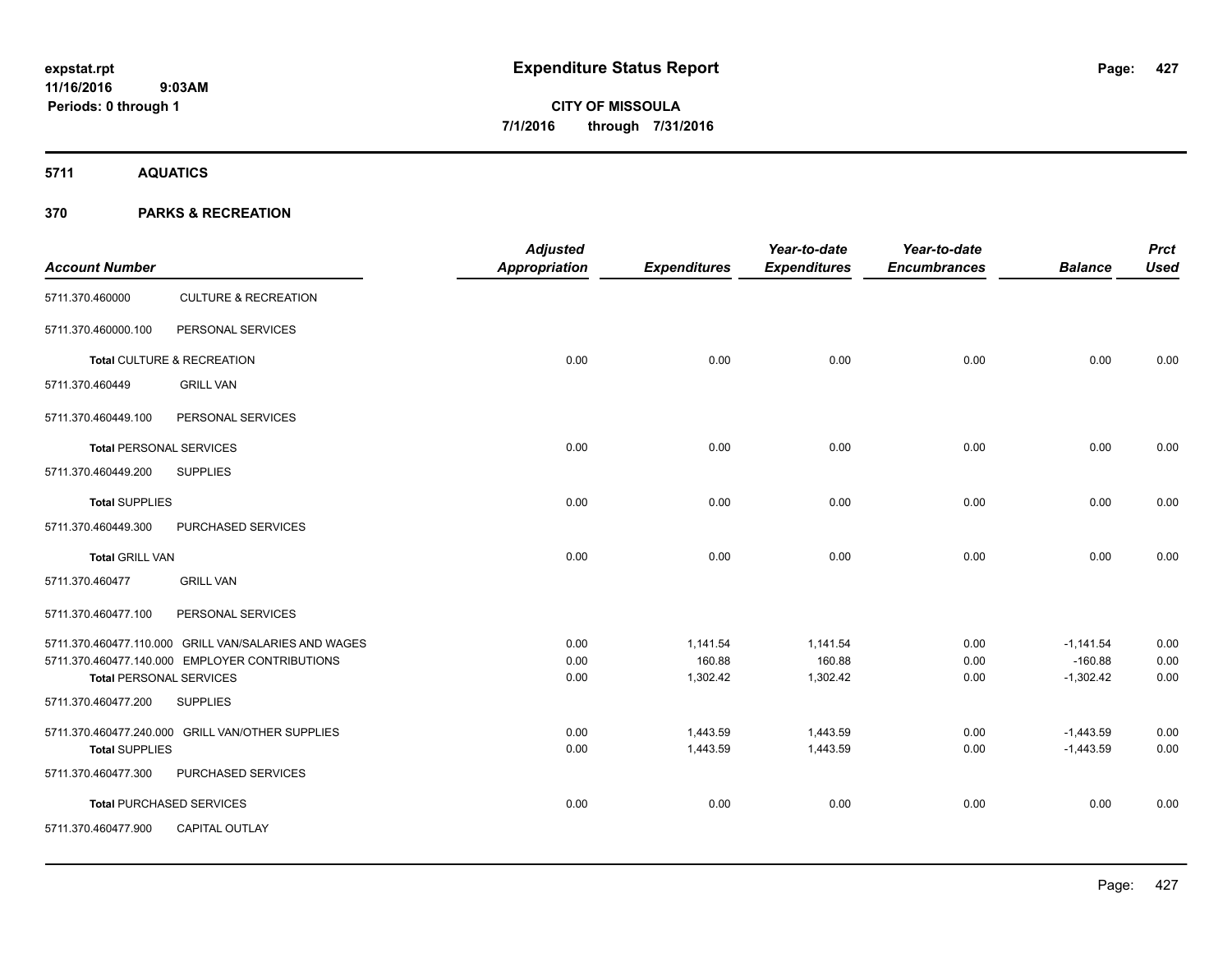# Expenditure Status Report

**CITY OF MISSOULA**

**7/1/2016 through 7/31/2016**

expstat.rpt
11/16/2016 9:03AM
Periods: 0 through 1

## 5711 AQUATICS

## 370 PARKS & RECREATION

| Account Number | | Adjusted Appropriation | Expenditures | Year-to-date Expenditures | Year-to-date Encumbrances | Balance | Prct Used |
|---|---|---|---|---|---|---|---|
| 5711.370.460000 | CULTURE & RECREATION | | | | | | |
| 5711.370.460000.100 | PERSONAL SERVICES | | | | | | |
| **Total** CULTURE & RECREATION | | 0.00 | 0.00 | 0.00 | 0.00 | 0.00 | 0.00 |
| 5711.370.460449 | GRILL VAN | | | | | | |
| 5711.370.460449.100 | PERSONAL SERVICES | | | | | | |
| **Total** PERSONAL SERVICES | | 0.00 | 0.00 | 0.00 | 0.00 | 0.00 | 0.00 |
| 5711.370.460449.200 | SUPPLIES | | | | | | |
| **Total** SUPPLIES | | 0.00 | 0.00 | 0.00 | 0.00 | 0.00 | 0.00 |
| 5711.370.460449.300 | PURCHASED SERVICES | | | | | | |
| **Total** GRILL VAN | | 0.00 | 0.00 | 0.00 | 0.00 | 0.00 | 0.00 |
| 5711.370.460477 | GRILL VAN | | | | | | |
| 5711.370.460477.100 | PERSONAL SERVICES | | | | | | |
| 5711.370.460477.110.000 | GRILL VAN/SALARIES AND WAGES | 0.00 | 1,141.54 | 1,141.54 | 0.00 | -1,141.54 | 0.00 |
| 5711.370.460477.140.000 | EMPLOYER CONTRIBUTIONS | 0.00 | 160.88 | 160.88 | 0.00 | -160.88 | 0.00 |
| **Total** PERSONAL SERVICES | | 0.00 | 1,302.42 | 1,302.42 | 0.00 | -1,302.42 | 0.00 |
| 5711.370.460477.200 | SUPPLIES | | | | | | |
| 5711.370.460477.240.000 | GRILL VAN/OTHER SUPPLIES | 0.00 | 1,443.59 | 1,443.59 | 0.00 | -1,443.59 | 0.00 |
| **Total** SUPPLIES | | 0.00 | 1,443.59 | 1,443.59 | 0.00 | -1,443.59 | 0.00 |
| 5711.370.460477.300 | PURCHASED SERVICES | | | | | | |
| **Total** PURCHASED SERVICES | | 0.00 | 0.00 | 0.00 | 0.00 | 0.00 | 0.00 |
| 5711.370.460477.900 | CAPITAL OUTLAY | | | | | | |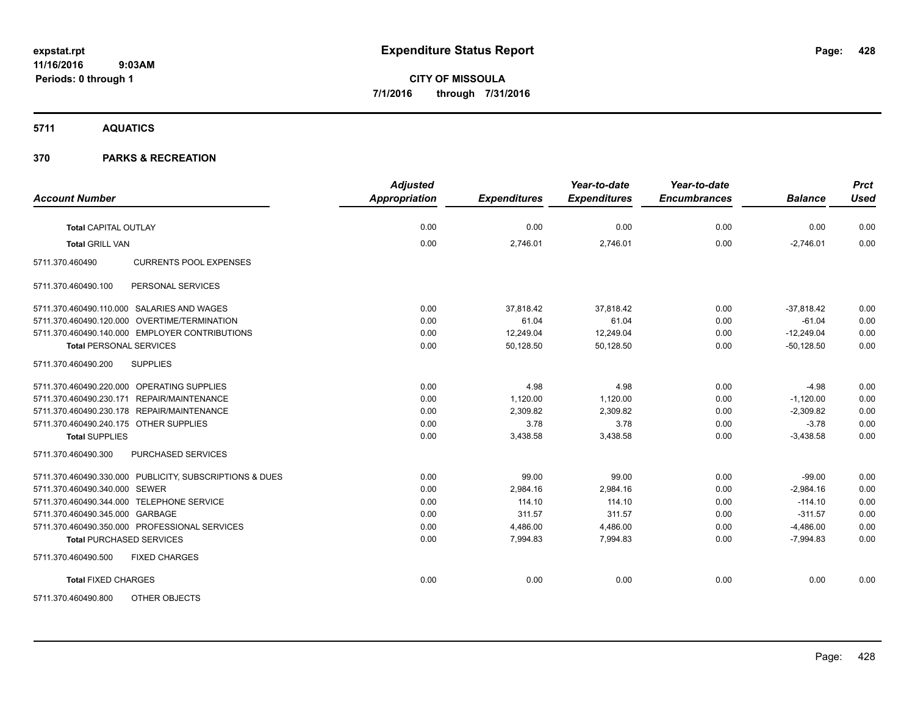# Expenditure Status Report

expstat.rpt
11/16/2016 9:03AM
Periods: 0 through 1

**CITY OF MISSOULA**
**7/1/2016 through 7/31/2016**

## 5711 AQUATICS

## 370 PARKS & RECREATION

| Account Number | | Adjusted Appropriation | Expenditures | Year-to-date Expenditures | Year-to-date Encumbrances | Balance | Prct Used |
|---|---|---|---|---|---|---|---|
| **Total** CAPITAL OUTLAY | | 0.00 | 0.00 | 0.00 | 0.00 | 0.00 | 0.00 |
| **Total** GRILL VAN | | 0.00 | 2,746.01 | 2,746.01 | 0.00 | -2,746.01 | 0.00 |
| 5711.370.460490 | CURRENTS POOL EXPENSES | | | | | | |
| 5711.370.460490.100 | PERSONAL SERVICES | | | | | | |
| 5711.370.460490.110.000 | SALARIES AND WAGES | 0.00 | 37,818.42 | 37,818.42 | 0.00 | -37,818.42 | 0.00 |
| 5711.370.460490.120.000 | OVERTIME/TERMINATION | 0.00 | 61.04 | 61.04 | 0.00 | -61.04 | 0.00 |
| 5711.370.460490.140.000 | EMPLOYER CONTRIBUTIONS | 0.00 | 12,249.04 | 12,249.04 | 0.00 | -12,249.04 | 0.00 |
| **Total** PERSONAL SERVICES | | 0.00 | 50,128.50 | 50,128.50 | 0.00 | -50,128.50 | 0.00 |
| 5711.370.460490.200 | SUPPLIES | | | | | | |
| 5711.370.460490.220.000 | OPERATING SUPPLIES | 0.00 | 4.98 | 4.98 | 0.00 | -4.98 | 0.00 |
| 5711.370.460490.230.171 | REPAIR/MAINTENANCE | 0.00 | 1,120.00 | 1,120.00 | 0.00 | -1,120.00 | 0.00 |
| 5711.370.460490.230.178 | REPAIR/MAINTENANCE | 0.00 | 2,309.82 | 2,309.82 | 0.00 | -2,309.82 | 0.00 |
| 5711.370.460490.240.175 | OTHER SUPPLIES | 0.00 | 3.78 | 3.78 | 0.00 | -3.78 | 0.00 |
| **Total** SUPPLIES | | 0.00 | 3,438.58 | 3,438.58 | 0.00 | -3,438.58 | 0.00 |
| 5711.370.460490.300 | PURCHASED SERVICES | | | | | | |
| 5711.370.460490.330.000 | PUBLICITY, SUBSCRIPTIONS & DUES | 0.00 | 99.00 | 99.00 | 0.00 | -99.00 | 0.00 |
| 5711.370.460490.340.000 | SEWER | 0.00 | 2,984.16 | 2,984.16 | 0.00 | -2,984.16 | 0.00 |
| 5711.370.460490.344.000 | TELEPHONE SERVICE | 0.00 | 114.10 | 114.10 | 0.00 | -114.10 | 0.00 |
| 5711.370.460490.345.000 | GARBAGE | 0.00 | 311.57 | 311.57 | 0.00 | -311.57 | 0.00 |
| 5711.370.460490.350.000 | PROFESSIONAL SERVICES | 0.00 | 4,486.00 | 4,486.00 | 0.00 | -4,486.00 | 0.00 |
| **Total** PURCHASED SERVICES | | 0.00 | 7,994.83 | 7,994.83 | 0.00 | -7,994.83 | 0.00 |
| 5711.370.460490.500 | FIXED CHARGES | | | | | | |
| **Total** FIXED CHARGES | | 0.00 | 0.00 | 0.00 | 0.00 | 0.00 | 0.00 |
| 5711.370.460490.800 | OTHER OBJECTS | | | | | | |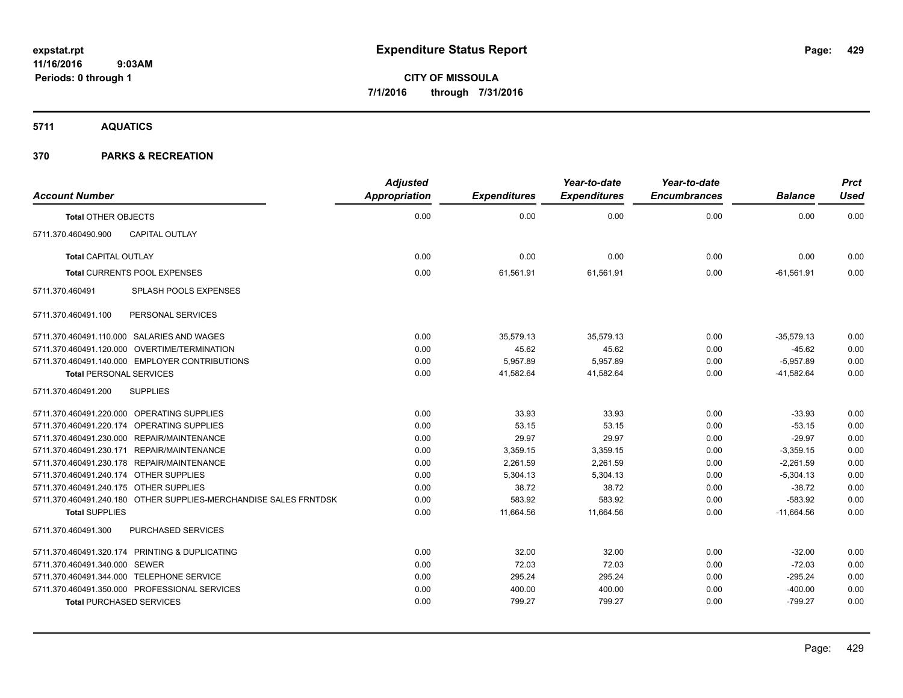# Expenditure Status Report

expstat.rpt
11/16/2016 9:03AM
Periods: 0 through 1

**CITY OF MISSOULA**
**7/1/2016 through 7/31/2016**

## 5711 AQUATICS

## 370 PARKS & RECREATION

| Account Number | Adjusted Appropriation | Expenditures | Year-to-date Expenditures | Year-to-date Encumbrances | Balance | Prct Used |
|---|---|---|---|---|---|---|
| **Total** OTHER OBJECTS | 0.00 | 0.00 | 0.00 | 0.00 | 0.00 | 0.00 |
| 5711.370.460490.900 CAPITAL OUTLAY | | | | | | |
| **Total** CAPITAL OUTLAY | 0.00 | 0.00 | 0.00 | 0.00 | 0.00 | 0.00 |
| **Total** CURRENTS POOL EXPENSES | 0.00 | 61,561.91 | 61,561.91 | 0.00 | -61,561.91 | 0.00 |
| 5711.370.460491 SPLASH POOLS EXPENSES | | | | | | |
| 5711.370.460491.100 PERSONAL SERVICES | | | | | | |
| 5711.370.460491.110.000 SALARIES AND WAGES | 0.00 | 35,579.13 | 35,579.13 | 0.00 | -35,579.13 | 0.00 |
| 5711.370.460491.120.000 OVERTIME/TERMINATION | 0.00 | 45.62 | 45.62 | 0.00 | -45.62 | 0.00 |
| 5711.370.460491.140.000 EMPLOYER CONTRIBUTIONS | 0.00 | 5,957.89 | 5,957.89 | 0.00 | -5,957.89 | 0.00 |
| **Total** PERSONAL SERVICES | 0.00 | 41,582.64 | 41,582.64 | 0.00 | -41,582.64 | 0.00 |
| 5711.370.460491.200 SUPPLIES | | | | | | |
| 5711.370.460491.220.000 OPERATING SUPPLIES | 0.00 | 33.93 | 33.93 | 0.00 | -33.93 | 0.00 |
| 5711.370.460491.220.174 OPERATING SUPPLIES | 0.00 | 53.15 | 53.15 | 0.00 | -53.15 | 0.00 |
| 5711.370.460491.230.000 REPAIR/MAINTENANCE | 0.00 | 29.97 | 29.97 | 0.00 | -29.97 | 0.00 |
| 5711.370.460491.230.171 REPAIR/MAINTENANCE | 0.00 | 3,359.15 | 3,359.15 | 0.00 | -3,359.15 | 0.00 |
| 5711.370.460491.230.178 REPAIR/MAINTENANCE | 0.00 | 2,261.59 | 2,261.59 | 0.00 | -2,261.59 | 0.00 |
| 5711.370.460491.240.174 OTHER SUPPLIES | 0.00 | 5,304.13 | 5,304.13 | 0.00 | -5,304.13 | 0.00 |
| 5711.370.460491.240.175 OTHER SUPPLIES | 0.00 | 38.72 | 38.72 | 0.00 | -38.72 | 0.00 |
| 5711.370.460491.240.180 OTHER SUPPLIES-MERCHANDISE SALES FRNTDSK | 0.00 | 583.92 | 583.92 | 0.00 | -583.92 | 0.00 |
| **Total** SUPPLIES | 0.00 | 11,664.56 | 11,664.56 | 0.00 | -11,664.56 | 0.00 |
| 5711.370.460491.300 PURCHASED SERVICES | | | | | | |
| 5711.370.460491.320.174 PRINTING & DUPLICATING | 0.00 | 32.00 | 32.00 | 0.00 | -32.00 | 0.00 |
| 5711.370.460491.340.000 SEWER | 0.00 | 72.03 | 72.03 | 0.00 | -72.03 | 0.00 |
| 5711.370.460491.344.000 TELEPHONE SERVICE | 0.00 | 295.24 | 295.24 | 0.00 | -295.24 | 0.00 |
| 5711.370.460491.350.000 PROFESSIONAL SERVICES | 0.00 | 400.00 | 400.00 | 0.00 | -400.00 | 0.00 |
| **Total** PURCHASED SERVICES | 0.00 | 799.27 | 799.27 | 0.00 | -799.27 | 0.00 |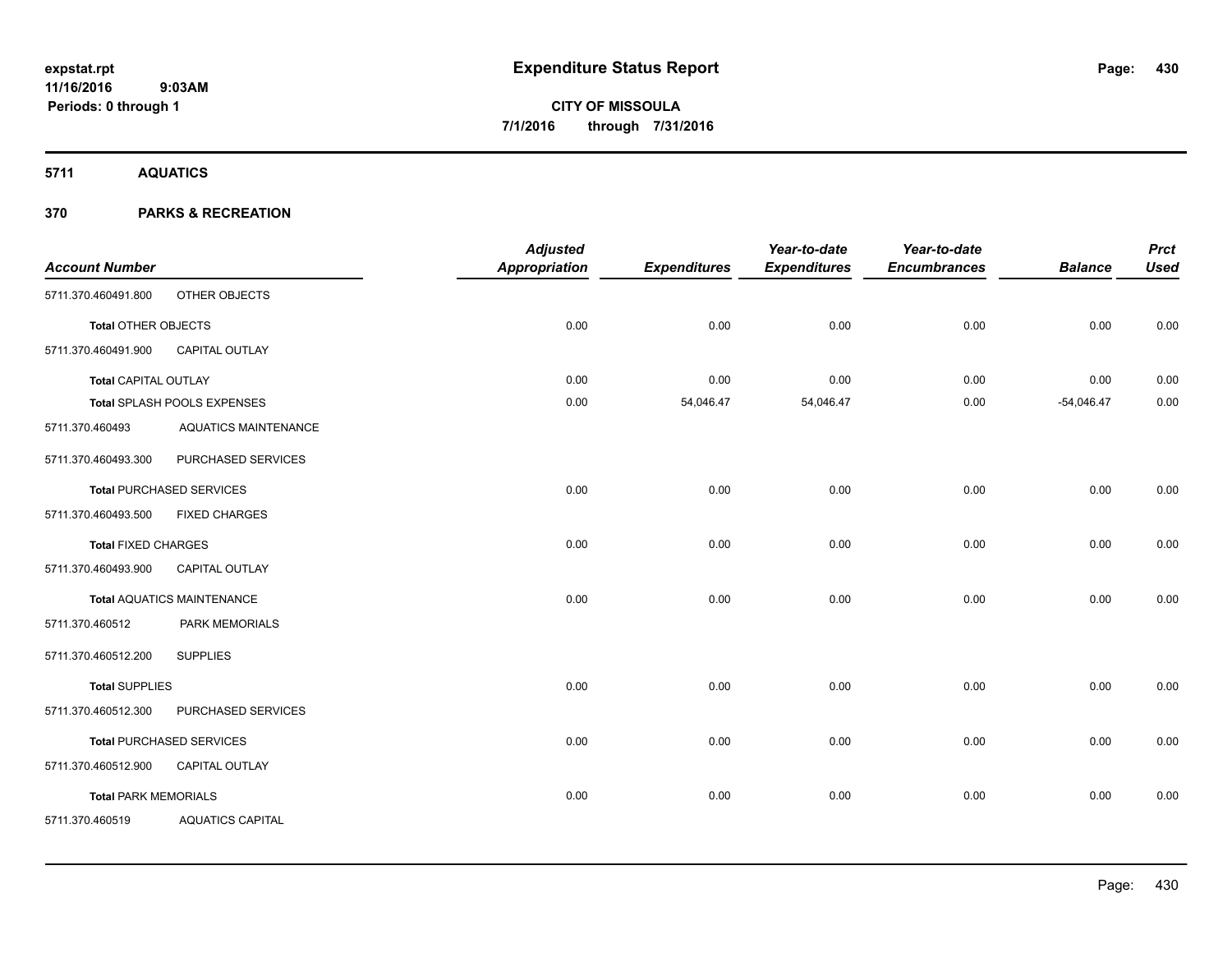**expstat.rpt**
**11/16/2016 9:03AM**
**Periods: 0 through 1**

# Expenditure Status Report

**CITY OF MISSOULA**
**7/1/2016 through 7/31/2016**

## 5711 AQUATICS

## 370 PARKS & RECREATION

| Account Number | | Adjusted Appropriation | Expenditures | Year-to-date Expenditures | Year-to-date Encumbrances | Balance | Prct Used |
|---|---|---|---|---|---|---|---|
| 5711.370.460491.800 | OTHER OBJECTS | | | | | | |
| **Total** OTHER OBJECTS | | 0.00 | 0.00 | 0.00 | 0.00 | 0.00 | 0.00 |
| 5711.370.460491.900 | CAPITAL OUTLAY | | | | | | |
| **Total** CAPITAL OUTLAY | | 0.00 | 0.00 | 0.00 | 0.00 | 0.00 | 0.00 |
| **Total** SPLASH POOLS EXPENSES | | 0.00 | 54,046.47 | 54,046.47 | 0.00 | -54,046.47 | 0.00 |
| 5711.370.460493 | AQUATICS MAINTENANCE | | | | | | |
| 5711.370.460493.300 | PURCHASED SERVICES | | | | | | |
| **Total** PURCHASED SERVICES | | 0.00 | 0.00 | 0.00 | 0.00 | 0.00 | 0.00 |
| 5711.370.460493.500 | FIXED CHARGES | | | | | | |
| **Total** FIXED CHARGES | | 0.00 | 0.00 | 0.00 | 0.00 | 0.00 | 0.00 |
| 5711.370.460493.900 | CAPITAL OUTLAY | | | | | | |
| **Total** AQUATICS MAINTENANCE | | 0.00 | 0.00 | 0.00 | 0.00 | 0.00 | 0.00 |
| 5711.370.460512 | PARK MEMORIALS | | | | | | |
| 5711.370.460512.200 | SUPPLIES | | | | | | |
| **Total** SUPPLIES | | 0.00 | 0.00 | 0.00 | 0.00 | 0.00 | 0.00 |
| 5711.370.460512.300 | PURCHASED SERVICES | | | | | | |
| **Total** PURCHASED SERVICES | | 0.00 | 0.00 | 0.00 | 0.00 | 0.00 | 0.00 |
| 5711.370.460512.900 | CAPITAL OUTLAY | | | | | | |
| **Total** PARK MEMORIALS | | 0.00 | 0.00 | 0.00 | 0.00 | 0.00 | 0.00 |
| 5711.370.460519 | AQUATICS CAPITAL | | | | | | |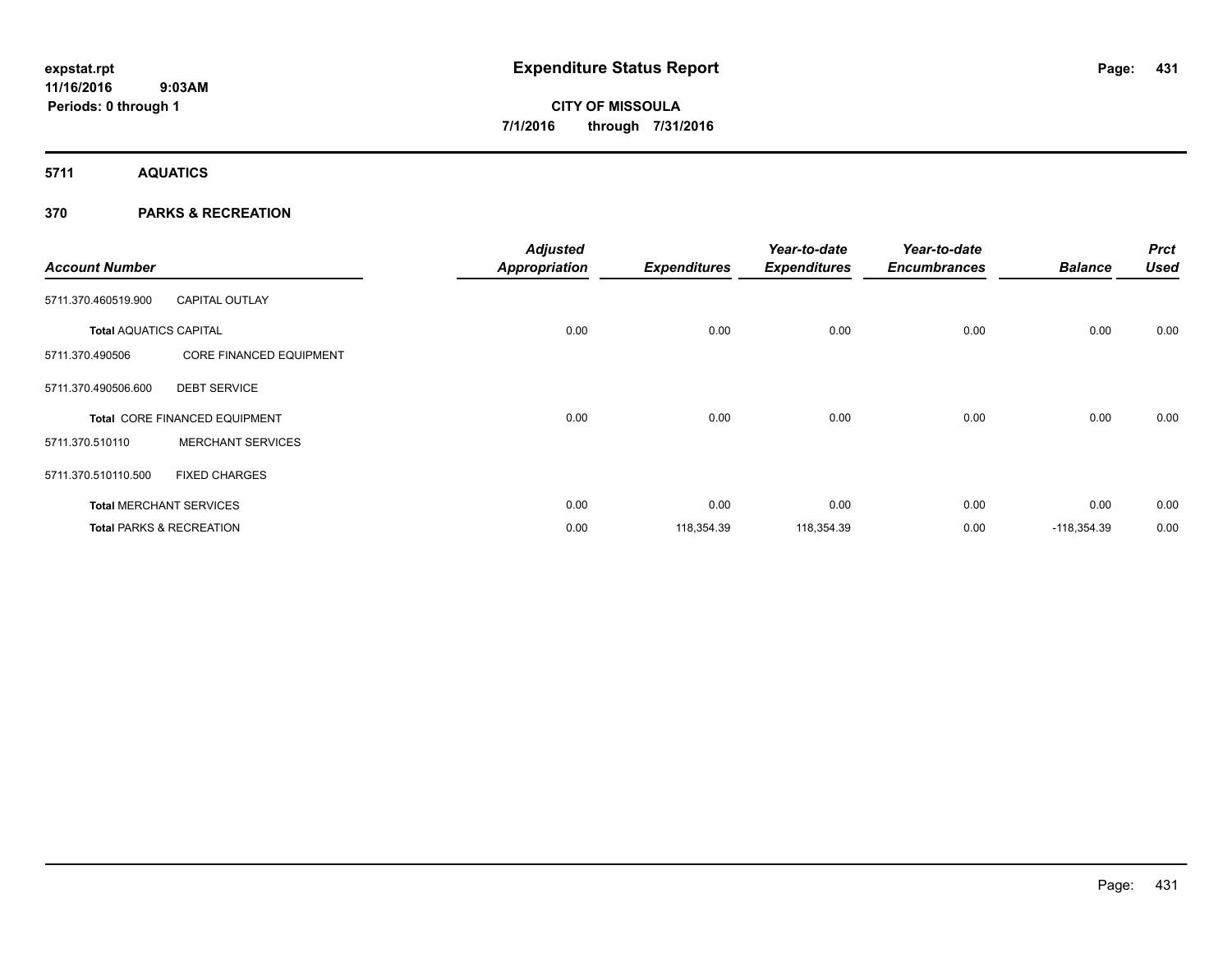**expstat.rpt**
**11/16/2016 9:03AM**
**Periods: 0 through 1**

# Expenditure Status Report

**CITY OF MISSOULA**
**7/1/2016 through 7/31/2016**

## 5711 AQUATICS

## 370 PARKS & RECREATION

| Account Number | | Adjusted Appropriation | Expenditures | Year-to-date Expenditures | Year-to-date Encumbrances | Balance | Prct Used |
|---|---|---|---|---|---|---|---|
| 5711.370.460519.900 | CAPITAL OUTLAY | | | | | | |
| **Total** AQUATICS CAPITAL | | 0.00 | 0.00 | 0.00 | 0.00 | 0.00 | 0.00 |
| 5711.370.490506 | CORE FINANCED EQUIPMENT | | | | | | |
| 5711.370.490506.600 | DEBT SERVICE | | | | | | |
| **Total** CORE FINANCED EQUIPMENT | | 0.00 | 0.00 | 0.00 | 0.00 | 0.00 | 0.00 |
| 5711.370.510110 | MERCHANT SERVICES | | | | | | |
| 5711.370.510110.500 | FIXED CHARGES | | | | | | |
| **Total** MERCHANT SERVICES | | 0.00 | 0.00 | 0.00 | 0.00 | 0.00 | 0.00 |
| **Total** PARKS & RECREATION | | 0.00 | 118,354.39 | 118,354.39 | 0.00 | -118,354.39 | 0.00 |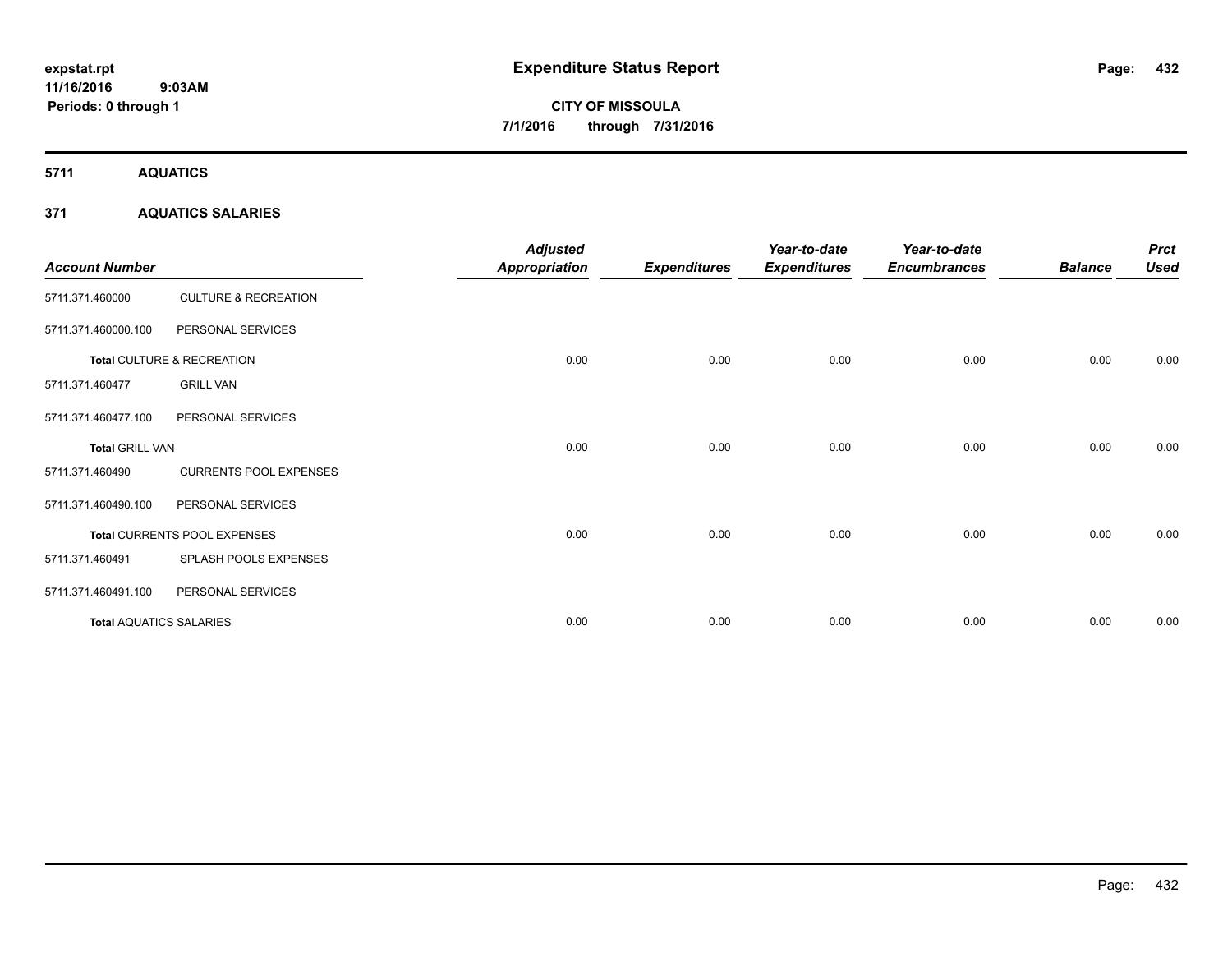expstat.rpt
11/16/2016 9:03AM
Periods: 0 through 1

# Expenditure Status Report

**CITY OF MISSOULA**
**7/1/2016 through 7/31/2016**

**5711 AQUATICS**

**371 AQUATICS SALARIES**

| Account Number | | Adjusted Appropriation | Expenditures | Year-to-date Expenditures | Year-to-date Encumbrances | Balance | Prct Used |
|---|---|---|---|---|---|---|---|
| 5711.371.460000 | CULTURE & RECREATION | | | | | | |
| 5711.371.460000.100 | PERSONAL SERVICES | | | | | | |
| **Total** CULTURE & RECREATION | | 0.00 | 0.00 | 0.00 | 0.00 | 0.00 | 0.00 |
| 5711.371.460477 | GRILL VAN | | | | | | |
| 5711.371.460477.100 | PERSONAL SERVICES | | | | | | |
| **Total** GRILL VAN | | 0.00 | 0.00 | 0.00 | 0.00 | 0.00 | 0.00 |
| 5711.371.460490 | CURRENTS POOL EXPENSES | | | | | | |
| 5711.371.460490.100 | PERSONAL SERVICES | | | | | | |
| **Total** CURRENTS POOL EXPENSES | | 0.00 | 0.00 | 0.00 | 0.00 | 0.00 | 0.00 |
| 5711.371.460491 | SPLASH POOLS EXPENSES | | | | | | |
| 5711.371.460491.100 | PERSONAL SERVICES | | | | | | |
| **Total** AQUATICS SALARIES | | 0.00 | 0.00 | 0.00 | 0.00 | 0.00 | 0.00 |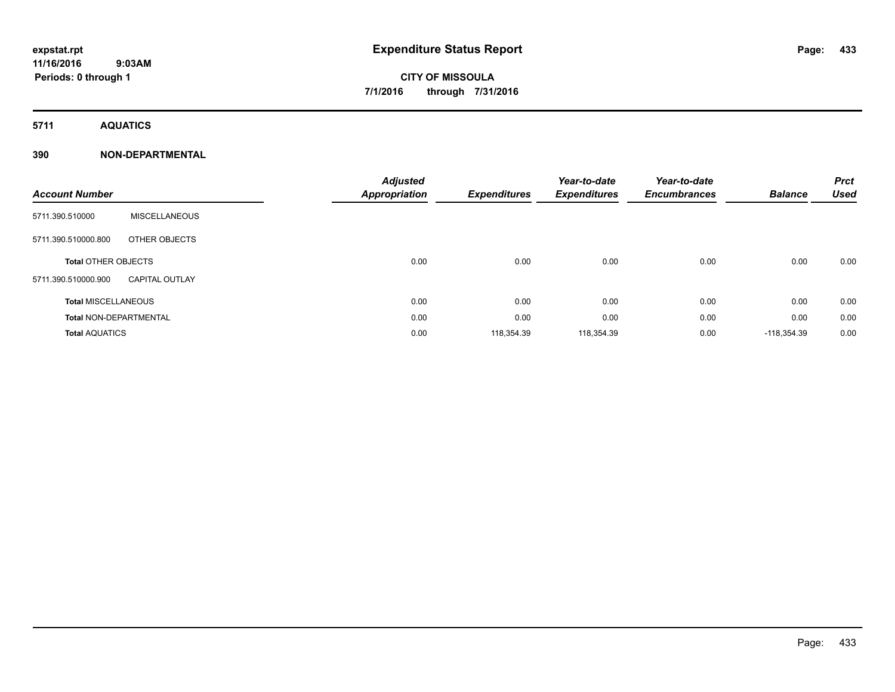expstat.rpt
11/16/2016 9:03AM
Periods: 0 through 1

# Expenditure Status Report

**CITY OF MISSOULA**
**7/1/2016 through 7/31/2016**

## 5711 AQUATICS

### 390 NON-DEPARTMENTAL

| Account Number | | Adjusted Appropriation | Expenditures | Year-to-date Expenditures | Year-to-date Encumbrances | Balance | Prct Used |
|---|---|---|---|---|---|---|---|
| 5711.390.510000 | MISCELLANEOUS | | | | | | |
| 5711.390.510000.800 | OTHER OBJECTS | | | | | | |
| **Total** OTHER OBJECTS | | 0.00 | 0.00 | 0.00 | 0.00 | 0.00 | 0.00 |
| 5711.390.510000.900 | CAPITAL OUTLAY | | | | | | |
| **Total** MISCELLANEOUS | | 0.00 | 0.00 | 0.00 | 0.00 | 0.00 | 0.00 |
| **Total** NON-DEPARTMENTAL | | 0.00 | 0.00 | 0.00 | 0.00 | 0.00 | 0.00 |
| **Total** AQUATICS | | 0.00 | 118,354.39 | 118,354.39 | 0.00 | -118,354.39 | 0.00 |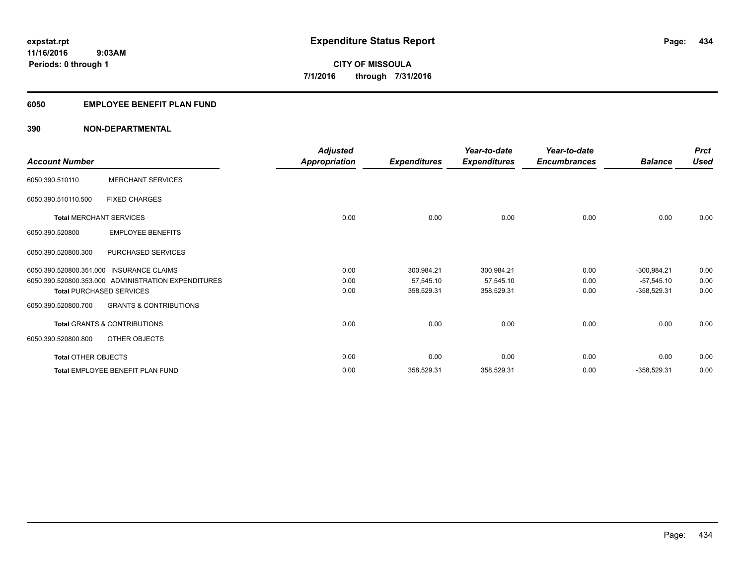**expstat.rpt**
**11/16/2016 9:03AM**
**Periods: 0 through 1**

# Expenditure Status Report

**CITY OF MISSOULA**
**7/1/2016 through 7/31/2016**

## 6050 EMPLOYEE BENEFIT PLAN FUND

### 390 NON-DEPARTMENTAL

| Account Number | | Adjusted Appropriation | Expenditures | Year-to-date Expenditures | Year-to-date Encumbrances | Balance | Prct Used |
|---|---|---|---|---|---|---|---|
| 6050.390.510110 | MERCHANT SERVICES | | | | | | |
| 6050.390.510110.500 | FIXED CHARGES | | | | | | |
| **Total** MERCHANT SERVICES | | 0.00 | 0.00 | 0.00 | 0.00 | 0.00 | 0.00 |
| 6050.390.520800 | EMPLOYEE BENEFITS | | | | | | |
| 6050.390.520800.300 | PURCHASED SERVICES | | | | | | |
| 6050.390.520800.351.000 | INSURANCE CLAIMS | 0.00 | 300,984.21 | 300,984.21 | 0.00 | -300,984.21 | 0.00 |
| 6050.390.520800.353.000 | ADMINISTRATION EXPENDITURES | 0.00 | 57,545.10 | 57,545.10 | 0.00 | -57,545.10 | 0.00 |
| **Total** PURCHASED SERVICES | | 0.00 | 358,529.31 | 358,529.31 | 0.00 | -358,529.31 | 0.00 |
| 6050.390.520800.700 | GRANTS & CONTRIBUTIONS | | | | | | |
| **Total** GRANTS & CONTRIBUTIONS | | 0.00 | 0.00 | 0.00 | 0.00 | 0.00 | 0.00 |
| 6050.390.520800.800 | OTHER OBJECTS | | | | | | |
| **Total** OTHER OBJECTS | | 0.00 | 0.00 | 0.00 | 0.00 | 0.00 | 0.00 |
| **Total** EMPLOYEE BENEFIT PLAN FUND | | 0.00 | 358,529.31 | 358,529.31 | 0.00 | -358,529.31 | 0.00 |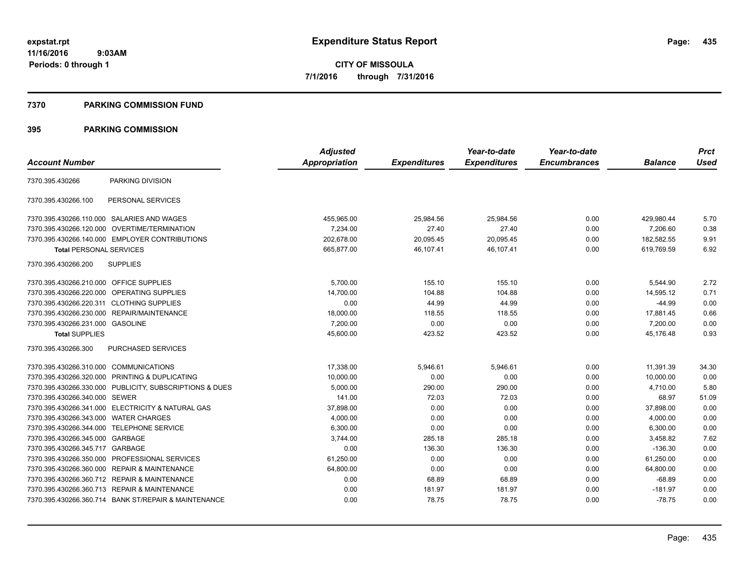expstat.rpt
11/16/2016 9:03AM
Periods: 0 through 1

# Expenditure Status Report

**CITY OF MISSOULA**
**7/1/2016 through 7/31/2016**

## 7370 PARKING COMMISSION FUND

## 395 PARKING COMMISSION

| Account Number | | Adjusted Appropriation | Expenditures | Year-to-date Expenditures | Year-to-date Encumbrances | Balance | Prct Used |
|---|---|---|---|---|---|---|---|
| 7370.395.430266 | PARKING DIVISION | | | | | | |
| 7370.395.430266.100 | PERSONAL SERVICES | | | | | | |
| 7370.395.430266.110.000 | SALARIES AND WAGES | 455,965.00 | 25,984.56 | 25,984.56 | 0.00 | 429,980.44 | 5.70 |
| 7370.395.430266.120.000 | OVERTIME/TERMINATION | 7,234.00 | 27.40 | 27.40 | 0.00 | 7,206.60 | 0.38 |
| 7370.395.430266.140.000 | EMPLOYER CONTRIBUTIONS | 202,678.00 | 20,095.45 | 20,095.45 | 0.00 | 182,582.55 | 9.91 |
| **Total** PERSONAL SERVICES | | 665,877.00 | 46,107.41 | 46,107.41 | 0.00 | 619,769.59 | 6.92 |
| 7370.395.430266.200 | SUPPLIES | | | | | | |
| 7370.395.430266.210.000 | OFFICE SUPPLIES | 5,700.00 | 155.10 | 155.10 | 0.00 | 5,544.90 | 2.72 |
| 7370.395.430266.220.000 | OPERATING SUPPLIES | 14,700.00 | 104.88 | 104.88 | 0.00 | 14,595.12 | 0.71 |
| 7370.395.430266.220.311 | CLOTHING SUPPLIES | 0.00 | 44.99 | 44.99 | 0.00 | -44.99 | 0.00 |
| 7370.395.430266.230.000 | REPAIR/MAINTENANCE | 18,000.00 | 118.55 | 118.55 | 0.00 | 17,881.45 | 0.66 |
| 7370.395.430266.231.000 | GASOLINE | 7,200.00 | 0.00 | 0.00 | 0.00 | 7,200.00 | 0.00 |
| **Total** SUPPLIES | | 45,600.00 | 423.52 | 423.52 | 0.00 | 45,176.48 | 0.93 |
| 7370.395.430266.300 | PURCHASED SERVICES | | | | | | |
| 7370.395.430266.310.000 | COMMUNICATIONS | 17,338.00 | 5,946.61 | 5,946.61 | 0.00 | 11,391.39 | 34.30 |
| 7370.395.430266.320.000 | PRINTING & DUPLICATING | 10,000.00 | 0.00 | 0.00 | 0.00 | 10,000.00 | 0.00 |
| 7370.395.430266.330.000 | PUBLICITY, SUBSCRIPTIONS & DUES | 5,000.00 | 290.00 | 290.00 | 0.00 | 4,710.00 | 5.80 |
| 7370.395.430266.340.000 | SEWER | 141.00 | 72.03 | 72.03 | 0.00 | 68.97 | 51.09 |
| 7370.395.430266.341.000 | ELECTRICITY & NATURAL GAS | 37,898.00 | 0.00 | 0.00 | 0.00 | 37,898.00 | 0.00 |
| 7370.395.430266.343.000 | WATER CHARGES | 4,000.00 | 0.00 | 0.00 | 0.00 | 4,000.00 | 0.00 |
| 7370.395.430266.344.000 | TELEPHONE SERVICE | 6,300.00 | 0.00 | 0.00 | 0.00 | 6,300.00 | 0.00 |
| 7370.395.430266.345.000 | GARBAGE | 3,744.00 | 285.18 | 285.18 | 0.00 | 3,458.82 | 7.62 |
| 7370.395.430266.345.717 | GARBAGE | 0.00 | 136.30 | 136.30 | 0.00 | -136.30 | 0.00 |
| 7370.395.430266.350.000 | PROFESSIONAL SERVICES | 61,250.00 | 0.00 | 0.00 | 0.00 | 61,250.00 | 0.00 |
| 7370.395.430266.360.000 | REPAIR & MAINTENANCE | 64,800.00 | 0.00 | 0.00 | 0.00 | 64,800.00 | 0.00 |
| 7370.395.430266.360.712 | REPAIR & MAINTENANCE | 0.00 | 68.89 | 68.89 | 0.00 | -68.89 | 0.00 |
| 7370.395.430266.360.713 | REPAIR & MAINTENANCE | 0.00 | 181.97 | 181.97 | 0.00 | -181.97 | 0.00 |
| 7370.395.430266.360.714 | BANK ST/REPAIR & MAINTENANCE | 0.00 | 78.75 | 78.75 | 0.00 | -78.75 | 0.00 |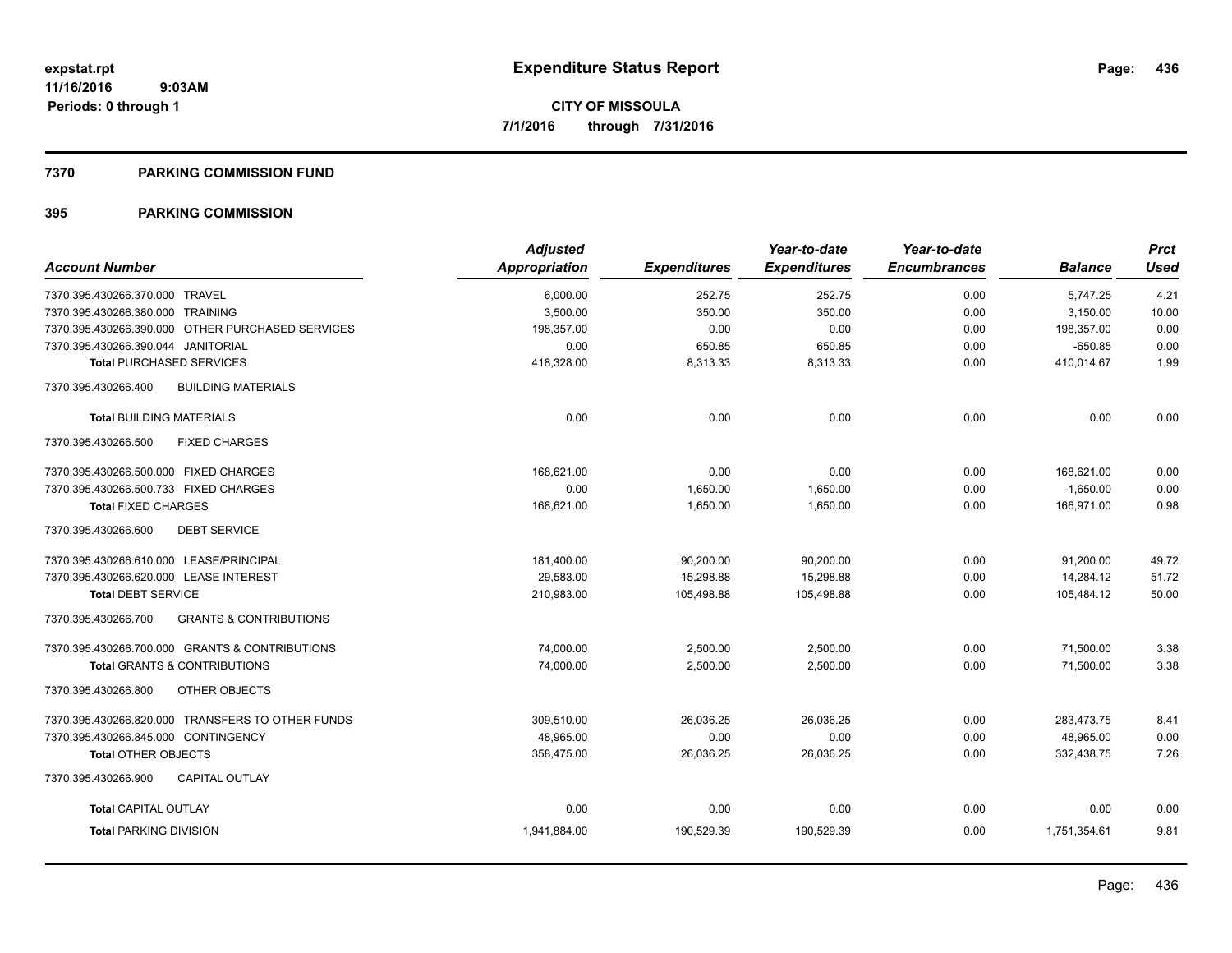**expstat.rpt**
**11/16/2016 9:03AM**
**Periods: 0 through 1**

# Expenditure Status Report

**CITY OF MISSOULA**
**7/1/2016 through 7/31/2016**

## 7370 PARKING COMMISSION FUND

## 395 PARKING COMMISSION

| Account Number | Adjusted Appropriation | Expenditures | Year-to-date Expenditures | Year-to-date Encumbrances | Balance | Prct Used |
|---|---|---|---|---|---|---|
| 7370.395.430266.370.000 TRAVEL | 6,000.00 | 252.75 | 252.75 | 0.00 | 5,747.25 | 4.21 |
| 7370.395.430266.380.000 TRAINING | 3,500.00 | 350.00 | 350.00 | 0.00 | 3,150.00 | 10.00 |
| 7370.395.430266.390.000 OTHER PURCHASED SERVICES | 198,357.00 | 0.00 | 0.00 | 0.00 | 198,357.00 | 0.00 |
| 7370.395.430266.390.044 JANITORIAL | 0.00 | 650.85 | 650.85 | 0.00 | -650.85 | 0.00 |
| **Total** PURCHASED SERVICES | 418,328.00 | 8,313.33 | 8,313.33 | 0.00 | 410,014.67 | 1.99 |
| 7370.395.430266.400 BUILDING MATERIALS | | | | | | |
| **Total** BUILDING MATERIALS | 0.00 | 0.00 | 0.00 | 0.00 | 0.00 | 0.00 |
| 7370.395.430266.500 FIXED CHARGES | | | | | | |
| 7370.395.430266.500.000 FIXED CHARGES | 168,621.00 | 0.00 | 0.00 | 0.00 | 168,621.00 | 0.00 |
| 7370.395.430266.500.733 FIXED CHARGES | 0.00 | 1,650.00 | 1,650.00 | 0.00 | -1,650.00 | 0.00 |
| **Total** FIXED CHARGES | 168,621.00 | 1,650.00 | 1,650.00 | 0.00 | 166,971.00 | 0.98 |
| 7370.395.430266.600 DEBT SERVICE | | | | | | |
| 7370.395.430266.610.000 LEASE/PRINCIPAL | 181,400.00 | 90,200.00 | 90,200.00 | 0.00 | 91,200.00 | 49.72 |
| 7370.395.430266.620.000 LEASE INTEREST | 29,583.00 | 15,298.88 | 15,298.88 | 0.00 | 14,284.12 | 51.72 |
| **Total** DEBT SERVICE | 210,983.00 | 105,498.88 | 105,498.88 | 0.00 | 105,484.12 | 50.00 |
| 7370.395.430266.700 GRANTS & CONTRIBUTIONS | | | | | | |
| 7370.395.430266.700.000 GRANTS & CONTRIBUTIONS | 74,000.00 | 2,500.00 | 2,500.00 | 0.00 | 71,500.00 | 3.38 |
| **Total** GRANTS & CONTRIBUTIONS | 74,000.00 | 2,500.00 | 2,500.00 | 0.00 | 71,500.00 | 3.38 |
| 7370.395.430266.800 OTHER OBJECTS | | | | | | |
| 7370.395.430266.820.000 TRANSFERS TO OTHER FUNDS | 309,510.00 | 26,036.25 | 26,036.25 | 0.00 | 283,473.75 | 8.41 |
| 7370.395.430266.845.000 CONTINGENCY | 48,965.00 | 0.00 | 0.00 | 0.00 | 48,965.00 | 0.00 |
| **Total** OTHER OBJECTS | 358,475.00 | 26,036.25 | 26,036.25 | 0.00 | 332,438.75 | 7.26 |
| 7370.395.430266.900 CAPITAL OUTLAY | | | | | | |
| **Total** CAPITAL OUTLAY | 0.00 | 0.00 | 0.00 | 0.00 | 0.00 | 0.00 |
| **Total** PARKING DIVISION | 1,941,884.00 | 190,529.39 | 190,529.39 | 0.00 | 1,751,354.61 | 9.81 |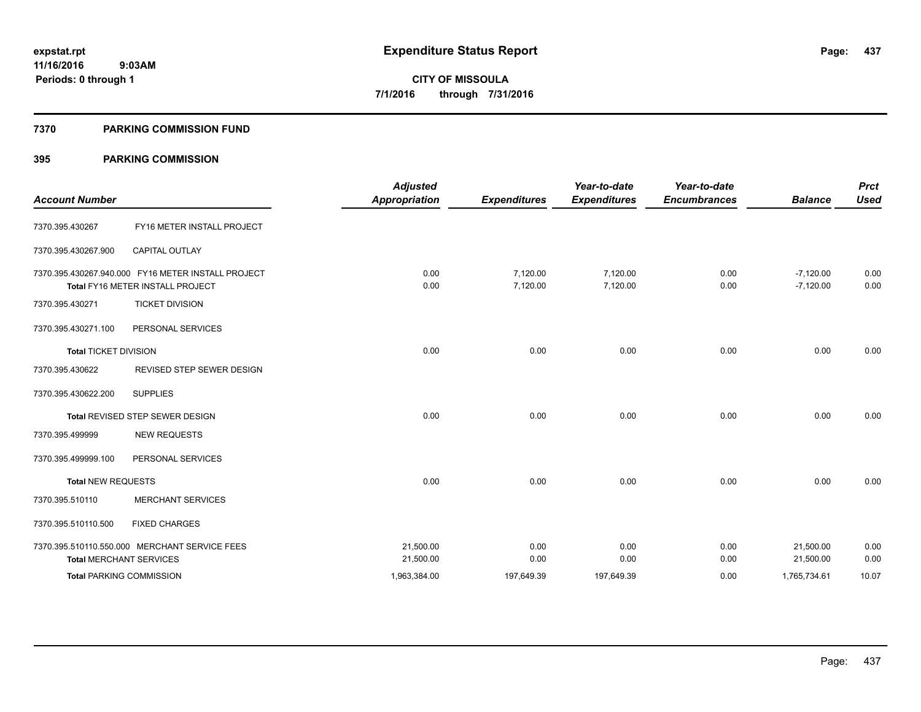**expstat.rpt**
**11/16/2016 9:03AM**
**Periods: 0 through 1**

# Expenditure Status Report

**CITY OF MISSOULA**
**7/1/2016 through 7/31/2016**

## 7370 PARKING COMMISSION FUND

### 395 PARKING COMMISSION

| Account Number | | Adjusted Appropriation | Expenditures | Year-to-date Expenditures | Year-to-date Encumbrances | Balance | Prct Used |
|---|---|---|---|---|---|---|---|
| 7370.395.430267 | FY16 METER INSTALL PROJECT | | | | | | |
| 7370.395.430267.900 | CAPITAL OUTLAY | | | | | | |
| 7370.395.430267.940.000 | FY16 METER INSTALL PROJECT | 0.00 | 7,120.00 | 7,120.00 | 0.00 | -7,120.00 | 0.00 |
| **Total** FY16 METER INSTALL PROJECT | | 0.00 | 7,120.00 | 7,120.00 | 0.00 | -7,120.00 | 0.00 |
| 7370.395.430271 | TICKET DIVISION | | | | | | |
| 7370.395.430271.100 | PERSONAL SERVICES | | | | | | |
| **Total** TICKET DIVISION | | 0.00 | 0.00 | 0.00 | 0.00 | 0.00 | 0.00 |
| 7370.395.430622 | REVISED STEP SEWER DESIGN | | | | | | |
| 7370.395.430622.200 | SUPPLIES | | | | | | |
| **Total** REVISED STEP SEWER DESIGN | | 0.00 | 0.00 | 0.00 | 0.00 | 0.00 | 0.00 |
| 7370.395.499999 | NEW REQUESTS | | | | | | |
| 7370.395.499999.100 | PERSONAL SERVICES | | | | | | |
| **Total** NEW REQUESTS | | 0.00 | 0.00 | 0.00 | 0.00 | 0.00 | 0.00 |
| 7370.395.510110 | MERCHANT SERVICES | | | | | | |
| 7370.395.510110.500 | FIXED CHARGES | | | | | | |
| 7370.395.510110.550.000 | MERCHANT SERVICE FEES | 21,500.00 | 0.00 | 0.00 | 0.00 | 21,500.00 | 0.00 |
| **Total** MERCHANT SERVICES | | 21,500.00 | 0.00 | 0.00 | 0.00 | 21,500.00 | 0.00 |
| **Total** PARKING COMMISSION | | 1,963,384.00 | 197,649.39 | 197,649.39 | 0.00 | 1,765,734.61 | 10.07 |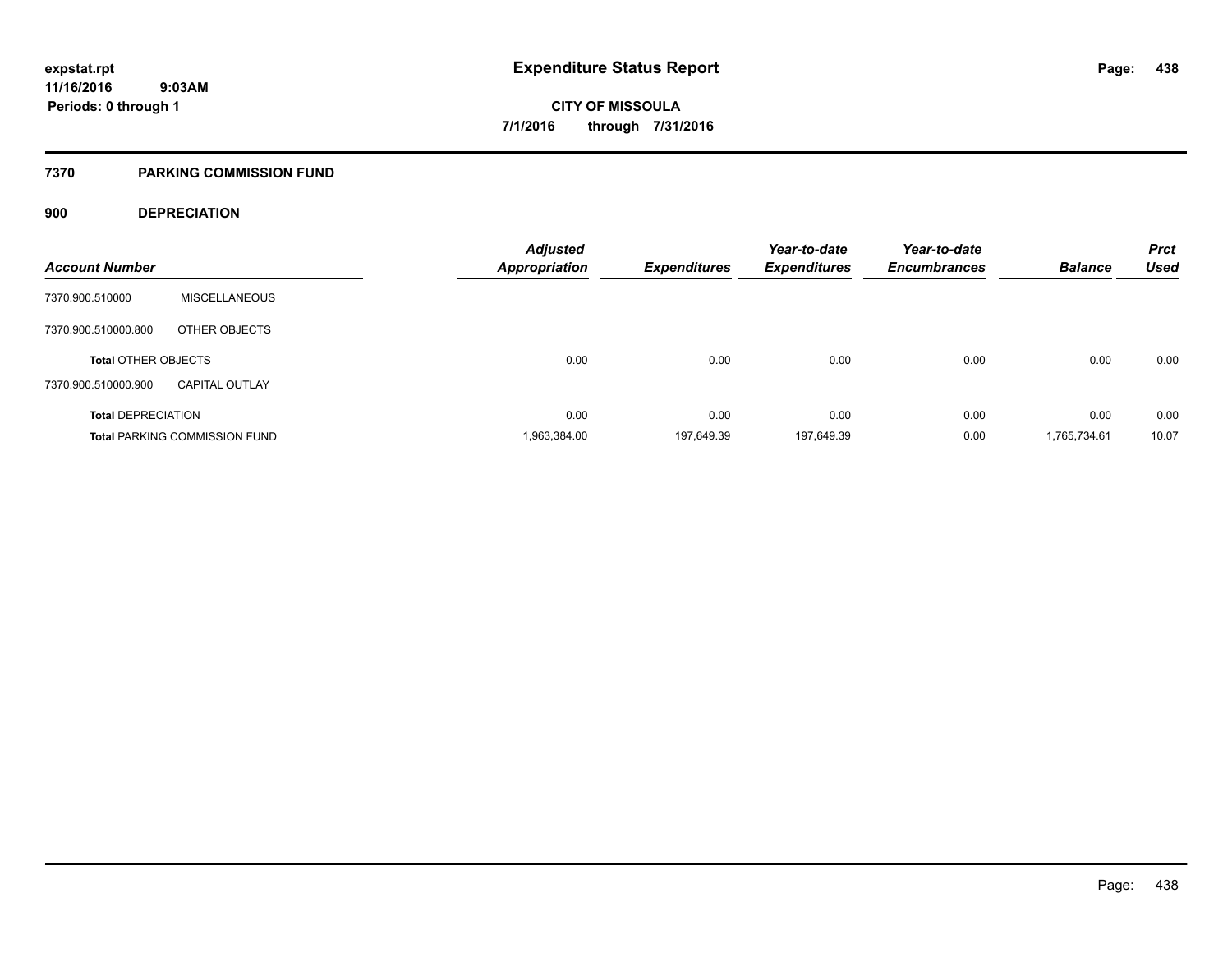**expstat.rpt**
**11/16/2016 9:03AM**
**Periods: 0 through 1**

# Expenditure Status Report

**CITY OF MISSOULA**
**7/1/2016 through 7/31/2016**

## 7370 PARKING COMMISSION FUND

### 900 DEPRECIATION

| Account Number | | Adjusted Appropriation | Expenditures | Year-to-date Expenditures | Year-to-date Encumbrances | Balance | Prct Used |
|---|---|---|---|---|---|---|---|
| 7370.900.510000 | MISCELLANEOUS | | | | | | |
| 7370.900.510000.800 | OTHER OBJECTS | | | | | | |
| **Total** OTHER OBJECTS | | 0.00 | 0.00 | 0.00 | 0.00 | 0.00 | 0.00 |
| 7370.900.510000.900 | CAPITAL OUTLAY | | | | | | |
| **Total** DEPRECIATION | | 0.00 | 0.00 | 0.00 | 0.00 | 0.00 | 0.00 |
| **Total** PARKING COMMISSION FUND | | 1,963,384.00 | 197,649.39 | 197,649.39 | 0.00 | 1,765,734.61 | 10.07 |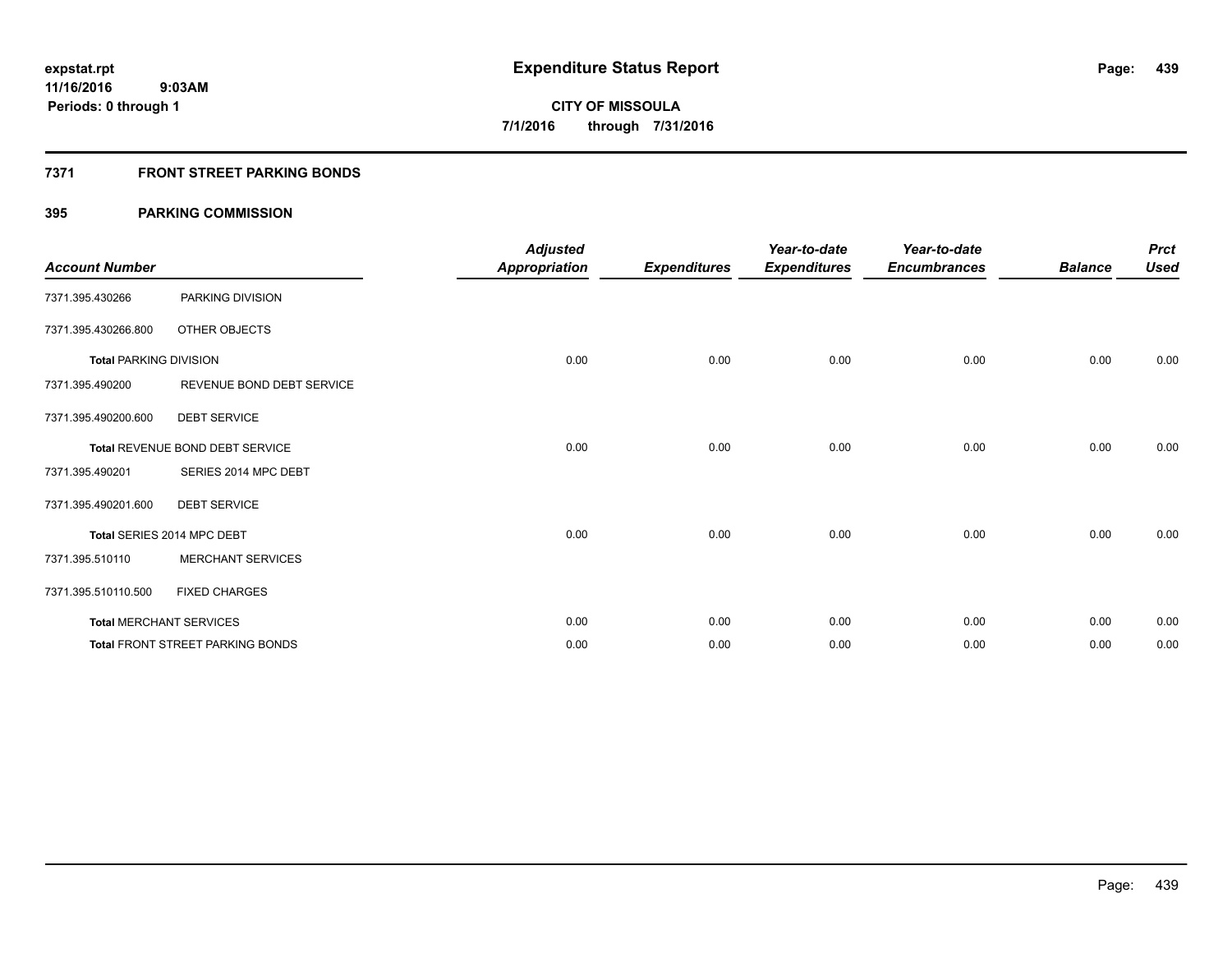**expstat.rpt**
**11/16/2016 9:03AM**
**Periods: 0 through 1**

# Expenditure Status Report

**CITY OF MISSOULA**
**7/1/2016 through 7/31/2016**

## 7371 FRONT STREET PARKING BONDS

## 395 PARKING COMMISSION

| Account Number | | Adjusted Appropriation | Expenditures | Year-to-date Expenditures | Year-to-date Encumbrances | Balance | Prct Used |
|---|---|---|---|---|---|---|---|
| 7371.395.430266 | PARKING DIVISION | | | | | | |
| 7371.395.430266.800 | OTHER OBJECTS | | | | | | |
| **Total** PARKING DIVISION | | 0.00 | 0.00 | 0.00 | 0.00 | 0.00 | 0.00 |
| 7371.395.490200 | REVENUE BOND DEBT SERVICE | | | | | | |
| 7371.395.490200.600 | DEBT SERVICE | | | | | | |
| **Total** REVENUE BOND DEBT SERVICE | | 0.00 | 0.00 | 0.00 | 0.00 | 0.00 | 0.00 |
| 7371.395.490201 | SERIES 2014 MPC DEBT | | | | | | |
| 7371.395.490201.600 | DEBT SERVICE | | | | | | |
| **Total** SERIES 2014 MPC DEBT | | 0.00 | 0.00 | 0.00 | 0.00 | 0.00 | 0.00 |
| 7371.395.510110 | MERCHANT SERVICES | | | | | | |
| 7371.395.510110.500 | FIXED CHARGES | | | | | | |
| **Total** MERCHANT SERVICES | | 0.00 | 0.00 | 0.00 | 0.00 | 0.00 | 0.00 |
| **Total** FRONT STREET PARKING BONDS | | 0.00 | 0.00 | 0.00 | 0.00 | 0.00 | 0.00 |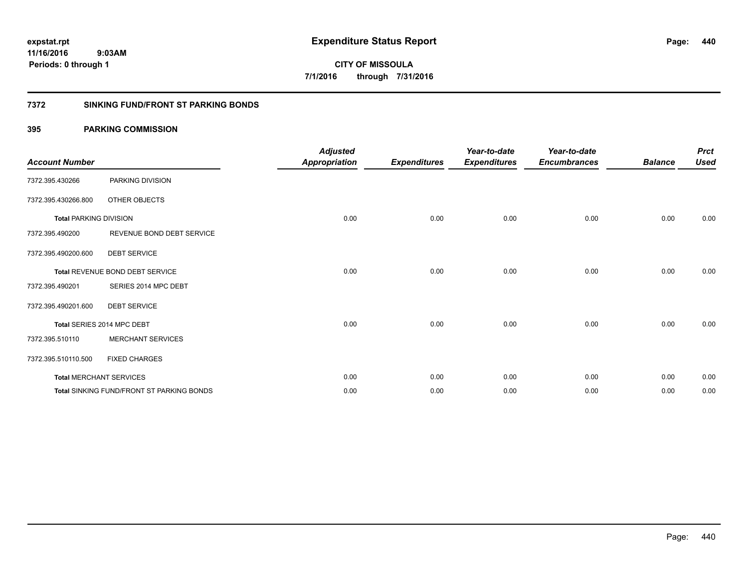expstat.rpt
11/16/2016 9:03AM
Periods: 0 through 1

# Expenditure Status Report

**CITY OF MISSOULA**
**7/1/2016 through 7/31/2016**

## 7372 SINKING FUND/FRONT ST PARKING BONDS

## 395 PARKING COMMISSION

| Account Number | | Adjusted Appropriation | Expenditures | Year-to-date Expenditures | Year-to-date Encumbrances | Balance | Prct Used |
|---|---|---|---|---|---|---|---|
| 7372.395.430266 | PARKING DIVISION | | | | | | |
| 7372.395.430266.800 | OTHER OBJECTS | | | | | | |
| **Total** PARKING DIVISION | | 0.00 | 0.00 | 0.00 | 0.00 | 0.00 | 0.00 |
| 7372.395.490200 | REVENUE BOND DEBT SERVICE | | | | | | |
| 7372.395.490200.600 | DEBT SERVICE | | | | | | |
| **Total** REVENUE BOND DEBT SERVICE | | 0.00 | 0.00 | 0.00 | 0.00 | 0.00 | 0.00 |
| 7372.395.490201 | SERIES 2014 MPC DEBT | | | | | | |
| 7372.395.490201.600 | DEBT SERVICE | | | | | | |
| **Total** SERIES 2014 MPC DEBT | | 0.00 | 0.00 | 0.00 | 0.00 | 0.00 | 0.00 |
| 7372.395.510110 | MERCHANT SERVICES | | | | | | |
| 7372.395.510110.500 | FIXED CHARGES | | | | | | |
| **Total** MERCHANT SERVICES | | 0.00 | 0.00 | 0.00 | 0.00 | 0.00 | 0.00 |
| **Total** SINKING FUND/FRONT ST PARKING BONDS | | 0.00 | 0.00 | 0.00 | 0.00 | 0.00 | 0.00 |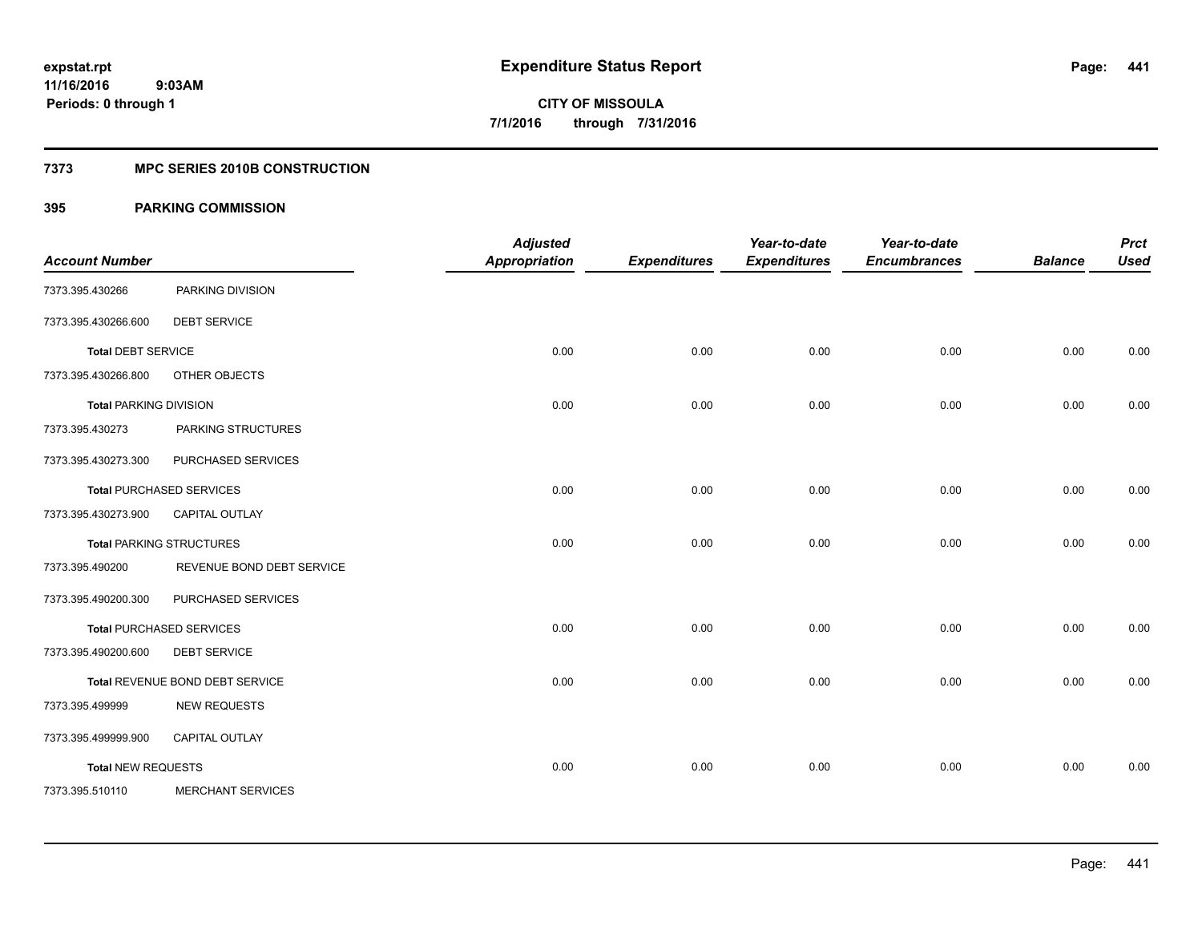expstat.rpt
11/16/2016 9:03AM
Periods: 0 through 1

# Expenditure Status Report

CITY OF MISSOULA
7/1/2016 through 7/31/2016

## 7373 MPC SERIES 2010B CONSTRUCTION

### 395 PARKING COMMISSION

| Account Number | | Adjusted Appropriation | Expenditures | Year-to-date Expenditures | Year-to-date Encumbrances | Balance | Prct Used |
|---|---|---|---|---|---|---|---|
| 7373.395.430266 | PARKING DIVISION | | | | | | |
| 7373.395.430266.600 | DEBT SERVICE | | | | | | |
| **Total** DEBT SERVICE | | 0.00 | 0.00 | 0.00 | 0.00 | 0.00 | 0.00 |
| 7373.395.430266.800 | OTHER OBJECTS | | | | | | |
| **Total** PARKING DIVISION | | 0.00 | 0.00 | 0.00 | 0.00 | 0.00 | 0.00 |
| 7373.395.430273 | PARKING STRUCTURES | | | | | | |
| 7373.395.430273.300 | PURCHASED SERVICES | | | | | | |
| **Total** PURCHASED SERVICES | | 0.00 | 0.00 | 0.00 | 0.00 | 0.00 | 0.00 |
| 7373.395.430273.900 | CAPITAL OUTLAY | | | | | | |
| **Total** PARKING STRUCTURES | | 0.00 | 0.00 | 0.00 | 0.00 | 0.00 | 0.00 |
| 7373.395.490200 | REVENUE BOND DEBT SERVICE | | | | | | |
| 7373.395.490200.300 | PURCHASED SERVICES | | | | | | |
| **Total** PURCHASED SERVICES | | 0.00 | 0.00 | 0.00 | 0.00 | 0.00 | 0.00 |
| 7373.395.490200.600 | DEBT SERVICE | | | | | | |
| **Total** REVENUE BOND DEBT SERVICE | | 0.00 | 0.00 | 0.00 | 0.00 | 0.00 | 0.00 |
| 7373.395.499999 | NEW REQUESTS | | | | | | |
| 7373.395.499999.900 | CAPITAL OUTLAY | | | | | | |
| **Total** NEW REQUESTS | | 0.00 | 0.00 | 0.00 | 0.00 | 0.00 | 0.00 |
| 7373.395.510110 | MERCHANT SERVICES | | | | | | |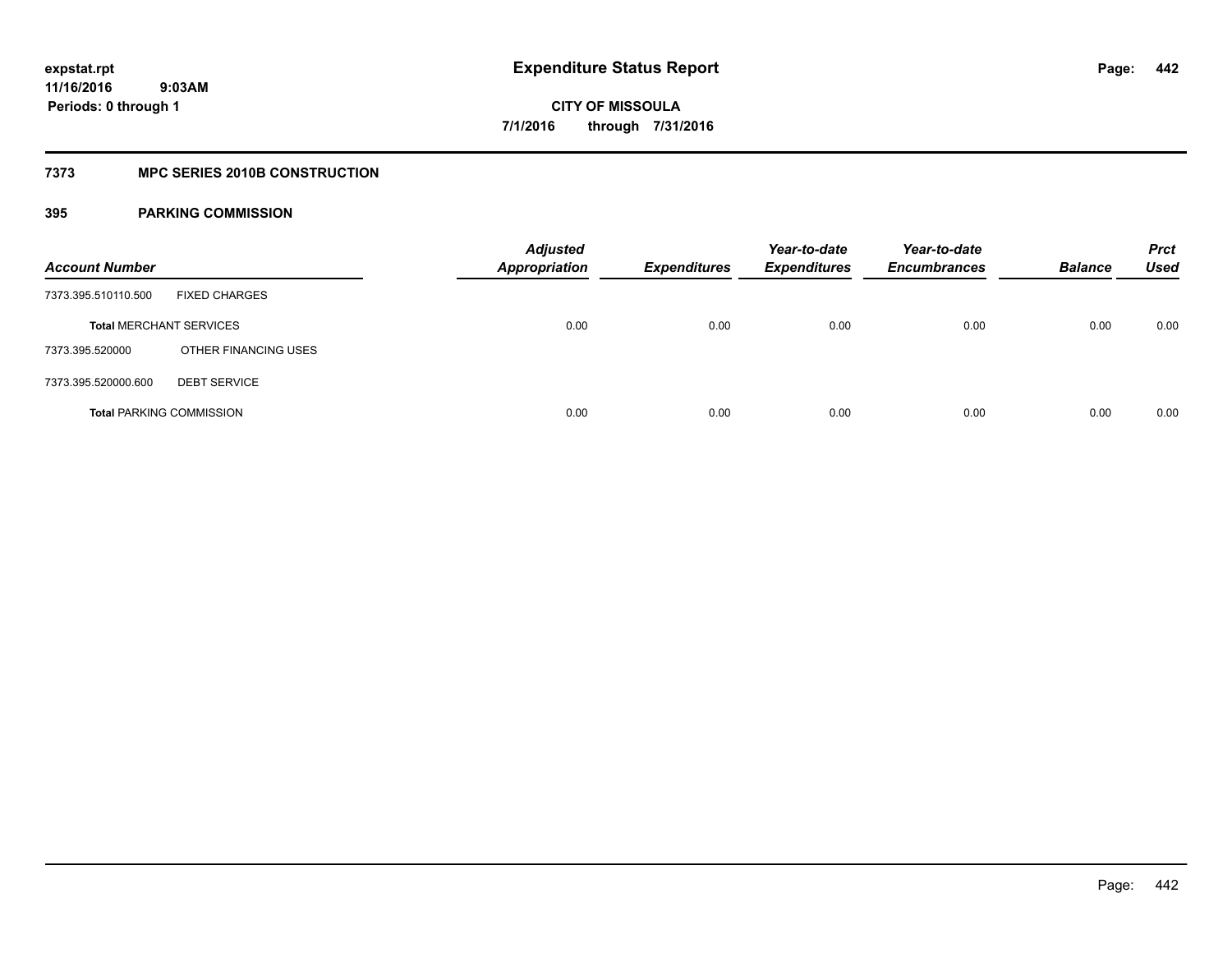# Expenditure Status Report

expstat.rpt
11/16/2016 9:03AM
Periods: 0 through 1

**CITY OF MISSOULA**
**7/1/2016 through 7/31/2016**

## 7373 MPC SERIES 2010B CONSTRUCTION

### 395 PARKING COMMISSION

| Account Number | | Adjusted Appropriation | Expenditures | Year-to-date Expenditures | Year-to-date Encumbrances | Balance | Prct Used |
|---|---|---|---|---|---|---|---|
| 7373.395.510110.500 | FIXED CHARGES | | | | | | |
| **Total** MERCHANT SERVICES | | 0.00 | 0.00 | 0.00 | 0.00 | 0.00 | 0.00 |
| 7373.395.520000 | OTHER FINANCING USES | | | | | | |
| 7373.395.520000.600 | DEBT SERVICE | | | | | | |
| **Total** PARKING COMMISSION | | 0.00 | 0.00 | 0.00 | 0.00 | 0.00 | 0.00 |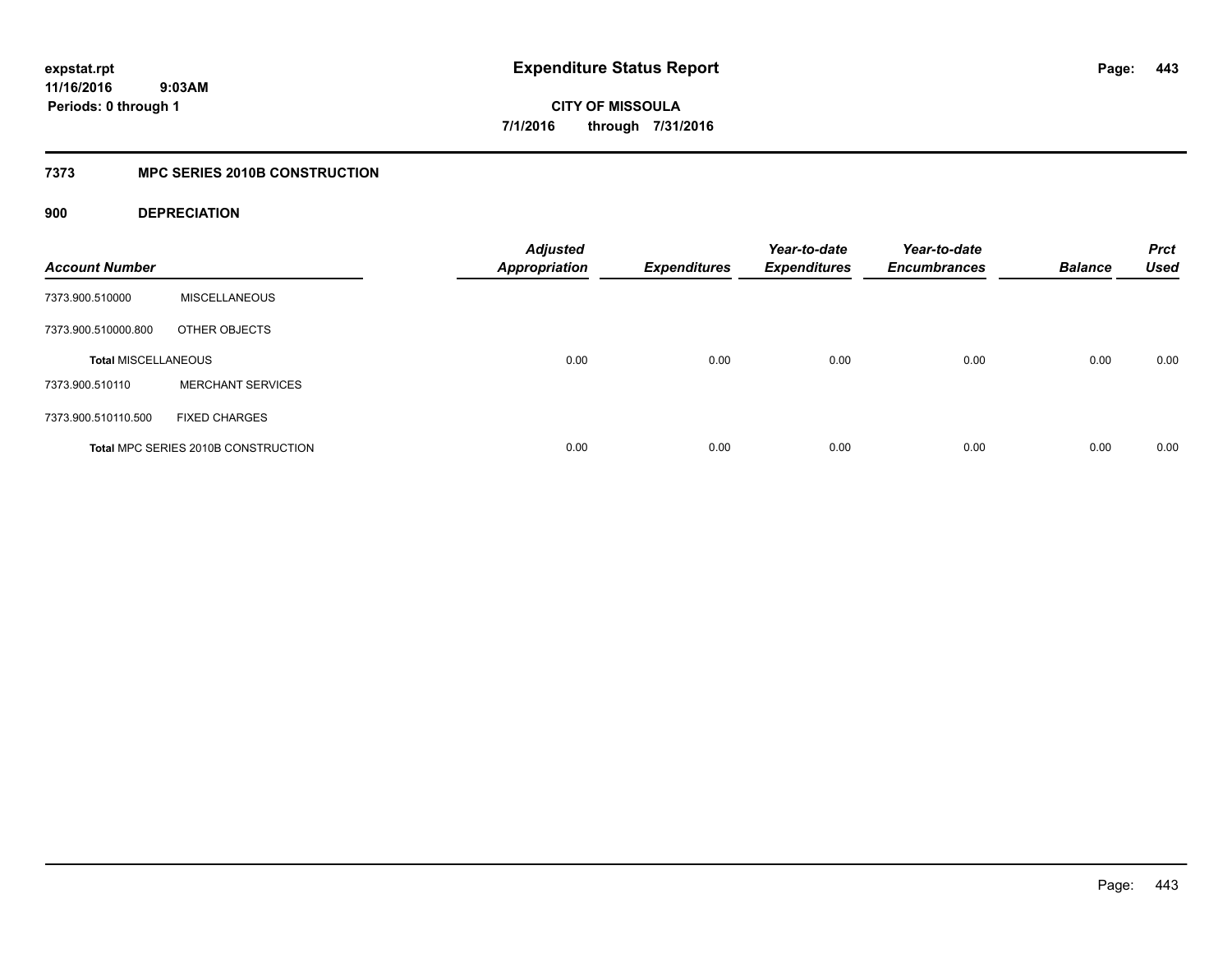**expstat.rpt**
**11/16/2016 9:03AM**
**Periods: 0 through 1**

# Expenditure Status Report

**CITY OF MISSOULA**
**7/1/2016 through 7/31/2016**

## 7373 MPC SERIES 2010B CONSTRUCTION

### 900 DEPRECIATION

| Account Number | | Adjusted Appropriation | Expenditures | Year-to-date Expenditures | Year-to-date Encumbrances | Balance | Prct Used |
|---|---|---|---|---|---|---|---|
| 7373.900.510000 | MISCELLANEOUS | | | | | | |
| 7373.900.510000.800 | OTHER OBJECTS | | | | | | |
| **Total** MISCELLANEOUS | | 0.00 | 0.00 | 0.00 | 0.00 | 0.00 | 0.00 |
| 7373.900.510110 | MERCHANT SERVICES | | | | | | |
| 7373.900.510110.500 | FIXED CHARGES | | | | | | |
| **Total** MPC SERIES 2010B CONSTRUCTION | | 0.00 | 0.00 | 0.00 | 0.00 | 0.00 | 0.00 |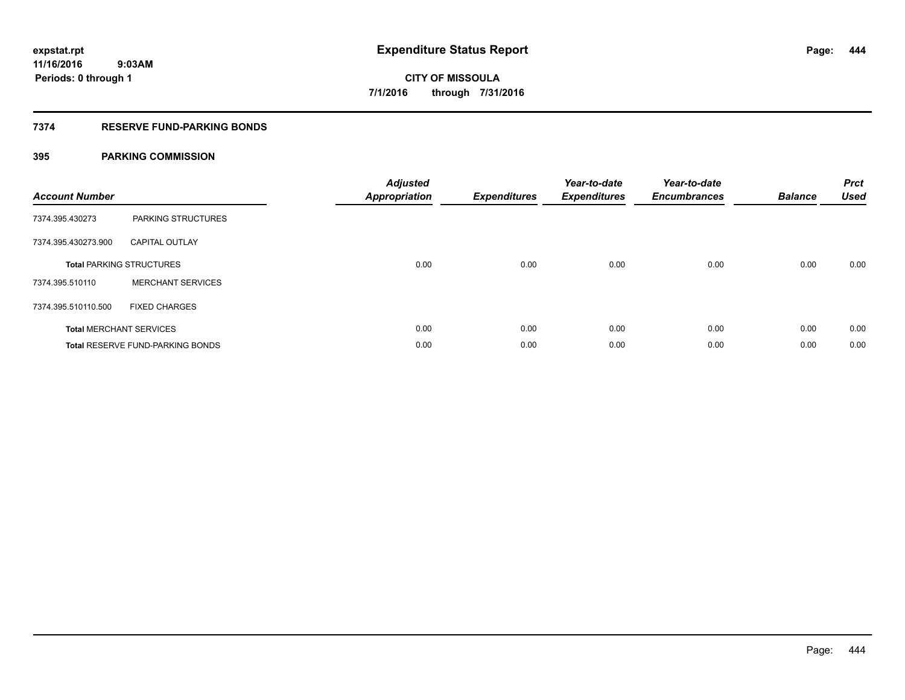**expstat.rpt**
**11/16/2016 9:03AM**
**Periods: 0 through 1**

# Expenditure Status Report

**CITY OF MISSOULA**
**7/1/2016 through 7/31/2016**

## 7374 RESERVE FUND-PARKING BONDS

### 395 PARKING COMMISSION

| Account Number | | Adjusted Appropriation | Expenditures | Year-to-date Expenditures | Year-to-date Encumbrances | Balance | Prct Used |
|---|---|---|---|---|---|---|---|
| 7374.395.430273 | PARKING STRUCTURES | | | | | | |
| 7374.395.430273.900 | CAPITAL OUTLAY | | | | | | |
| **Total** PARKING STRUCTURES | | 0.00 | 0.00 | 0.00 | 0.00 | 0.00 | 0.00 |
| 7374.395.510110 | MERCHANT SERVICES | | | | | | |
| 7374.395.510110.500 | FIXED CHARGES | | | | | | |
| **Total** MERCHANT SERVICES | | 0.00 | 0.00 | 0.00 | 0.00 | 0.00 | 0.00 |
| **Total** RESERVE FUND-PARKING BONDS | | 0.00 | 0.00 | 0.00 | 0.00 | 0.00 | 0.00 |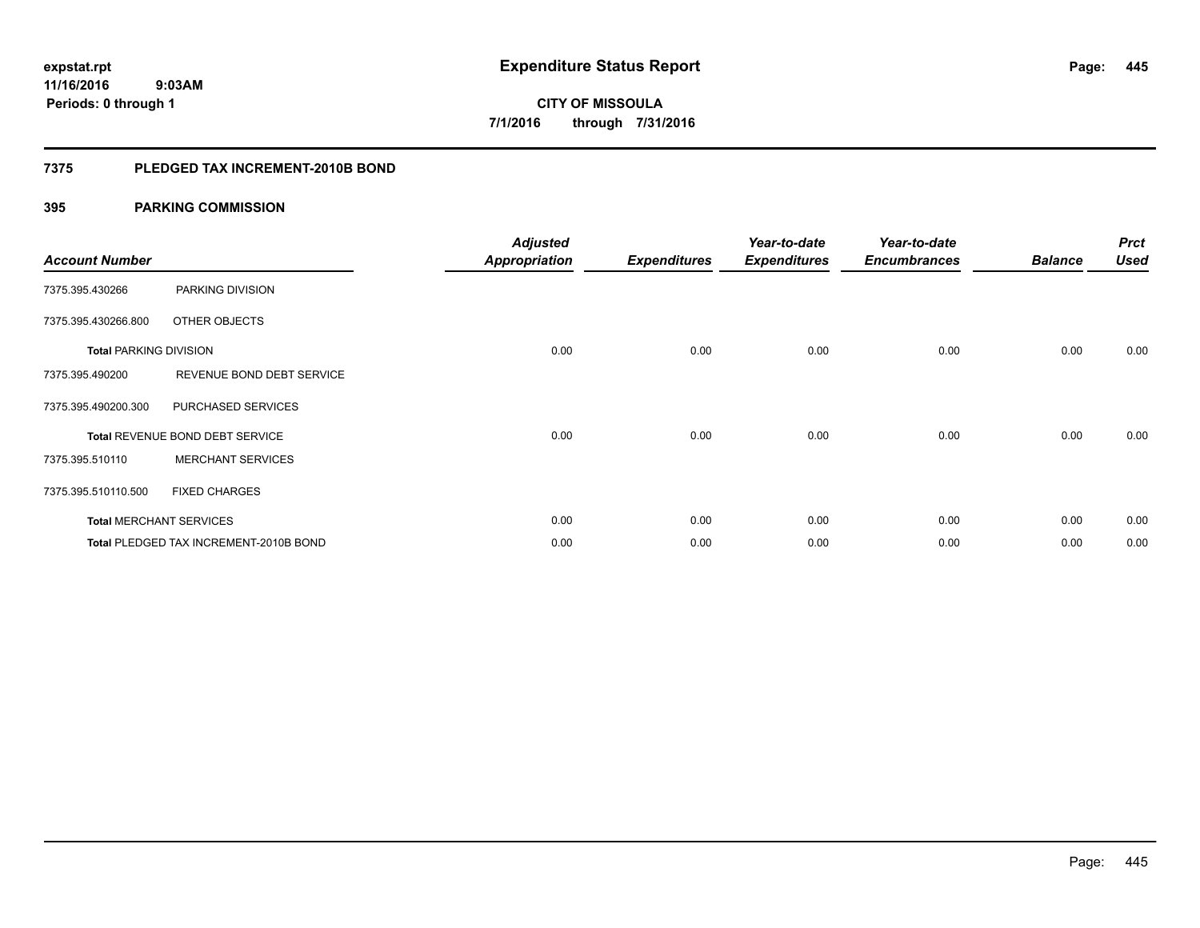**expstat.rpt**
**11/16/2016 9:03AM**
**Periods: 0 through 1**

# Expenditure Status Report

**CITY OF MISSOULA**
**7/1/2016 through 7/31/2016**

## 7375 PLEDGED TAX INCREMENT-2010B BOND

### 395 PARKING COMMISSION

| Account Number | | Adjusted Appropriation | Expenditures | Year-to-date Expenditures | Year-to-date Encumbrances | Balance | Prct Used |
|---|---|---|---|---|---|---|---|
| 7375.395.430266 | PARKING DIVISION | | | | | | |
| 7375.395.430266.800 | OTHER OBJECTS | | | | | | |
| **Total** PARKING DIVISION | | 0.00 | 0.00 | 0.00 | 0.00 | 0.00 | 0.00 |
| 7375.395.490200 | REVENUE BOND DEBT SERVICE | | | | | | |
| 7375.395.490200.300 | PURCHASED SERVICES | | | | | | |
| **Total** REVENUE BOND DEBT SERVICE | | 0.00 | 0.00 | 0.00 | 0.00 | 0.00 | 0.00 |
| 7375.395.510110 | MERCHANT SERVICES | | | | | | |
| 7375.395.510110.500 | FIXED CHARGES | | | | | | |
| **Total** MERCHANT SERVICES | | 0.00 | 0.00 | 0.00 | 0.00 | 0.00 | 0.00 |
| **Total** PLEDGED TAX INCREMENT-2010B BOND | | 0.00 | 0.00 | 0.00 | 0.00 | 0.00 | 0.00 |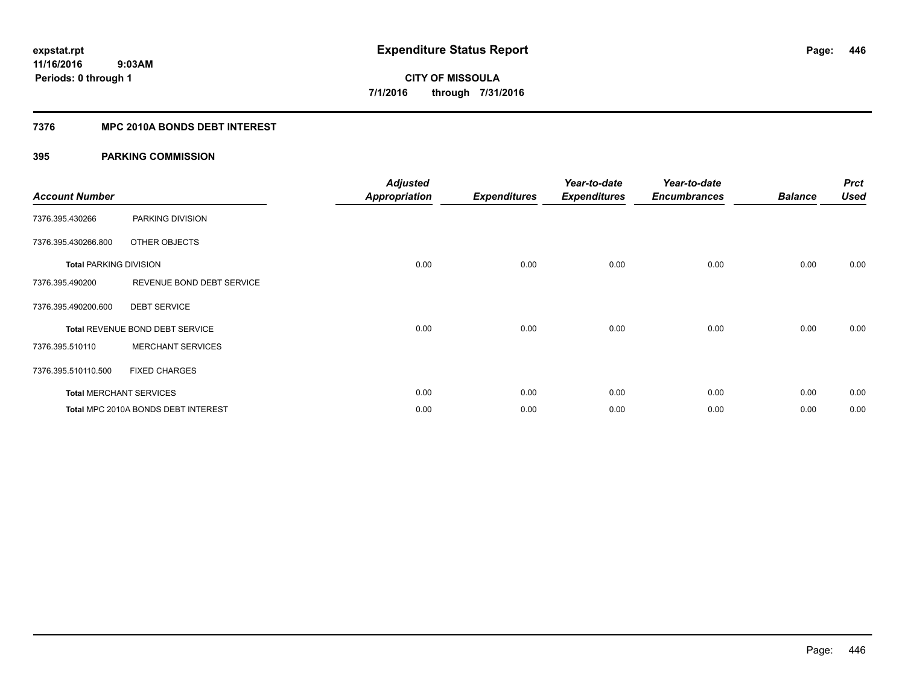# Expenditure Status Report

expstat.rpt
11/16/2016 9:03AM
Periods: 0 through 1

**CITY OF MISSOULA**
**7/1/2016 through 7/31/2016**

## 7376 MPC 2010A BONDS DEBT INTEREST

### 395 PARKING COMMISSION

| Account Number | | Adjusted Appropriation | Expenditures | Year-to-date Expenditures | Year-to-date Encumbrances | Balance | Prct Used |
|---|---|---|---|---|---|---|---|
| 7376.395.430266 | PARKING DIVISION | | | | | | |
| 7376.395.430266.800 | OTHER OBJECTS | | | | | | |
| **Total** PARKING DIVISION | | 0.00 | 0.00 | 0.00 | 0.00 | 0.00 | 0.00 |
| 7376.395.490200 | REVENUE BOND DEBT SERVICE | | | | | | |
| 7376.395.490200.600 | DEBT SERVICE | | | | | | |
| **Total** REVENUE BOND DEBT SERVICE | | 0.00 | 0.00 | 0.00 | 0.00 | 0.00 | 0.00 |
| 7376.395.510110 | MERCHANT SERVICES | | | | | | |
| 7376.395.510110.500 | FIXED CHARGES | | | | | | |
| **Total** MERCHANT SERVICES | | 0.00 | 0.00 | 0.00 | 0.00 | 0.00 | 0.00 |
| **Total** MPC 2010A BONDS DEBT INTEREST | | 0.00 | 0.00 | 0.00 | 0.00 | 0.00 | 0.00 |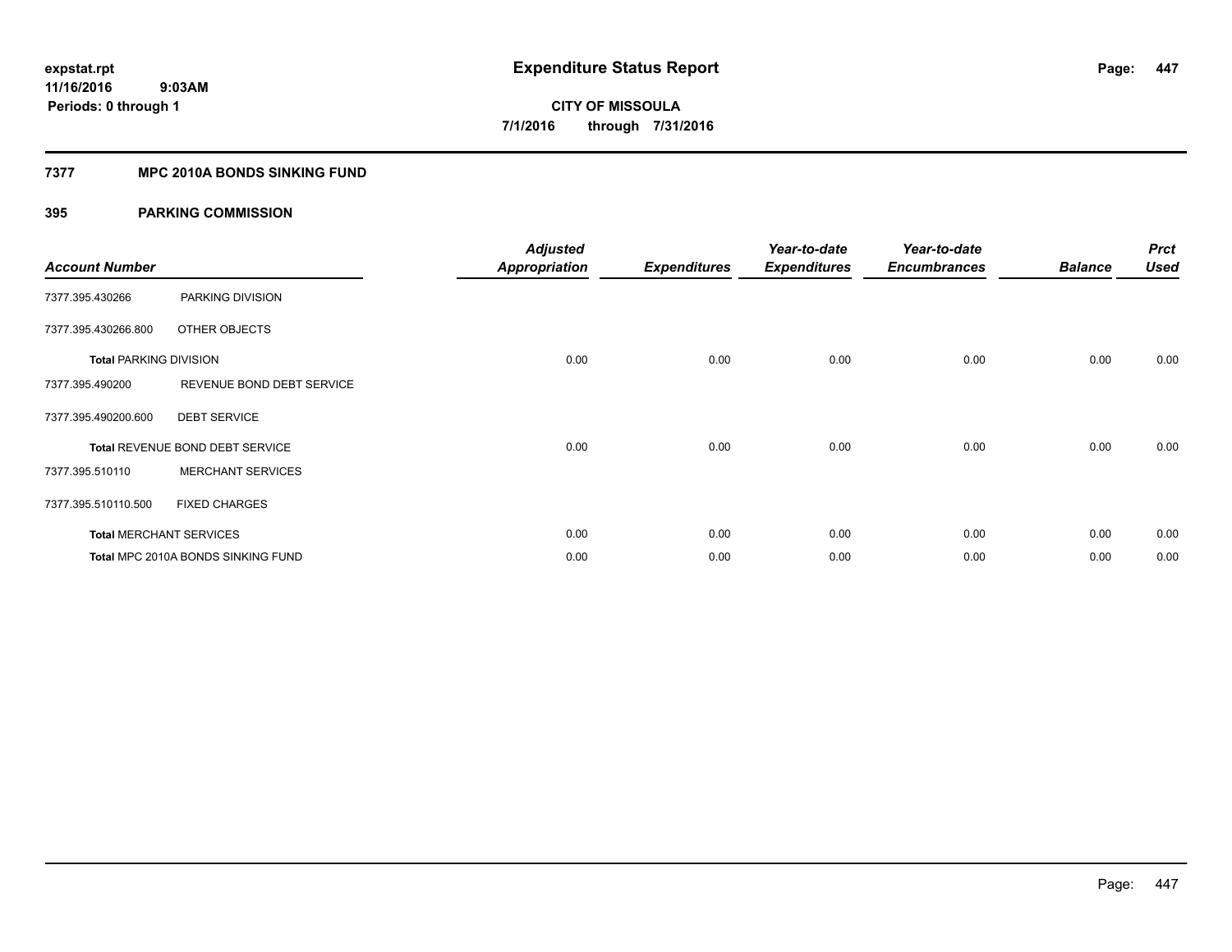# Expenditure Status Report

expstat.rpt
11/16/2016 9:03AM
Periods: 0 through 1

**CITY OF MISSOULA**
**7/1/2016 through 7/31/2016**

## 7377 MPC 2010A BONDS SINKING FUND

### 395 PARKING COMMISSION

| Account Number | | Adjusted Appropriation | Expenditures | Year-to-date Expenditures | Year-to-date Encumbrances | Balance | Prct Used |
|---|---|---|---|---|---|---|---|
| 7377.395.430266 | PARKING DIVISION | | | | | | |
| 7377.395.430266.800 | OTHER OBJECTS | | | | | | |
| **Total** PARKING DIVISION | | 0.00 | 0.00 | 0.00 | 0.00 | 0.00 | 0.00 |
| 7377.395.490200 | REVENUE BOND DEBT SERVICE | | | | | | |
| 7377.395.490200.600 | DEBT SERVICE | | | | | | |
| **Total** REVENUE BOND DEBT SERVICE | | 0.00 | 0.00 | 0.00 | 0.00 | 0.00 | 0.00 |
| 7377.395.510110 | MERCHANT SERVICES | | | | | | |
| 7377.395.510110.500 | FIXED CHARGES | | | | | | |
| **Total** MERCHANT SERVICES | | 0.00 | 0.00 | 0.00 | 0.00 | 0.00 | 0.00 |
| **Total** MPC 2010A BONDS SINKING FUND | | 0.00 | 0.00 | 0.00 | 0.00 | 0.00 | 0.00 |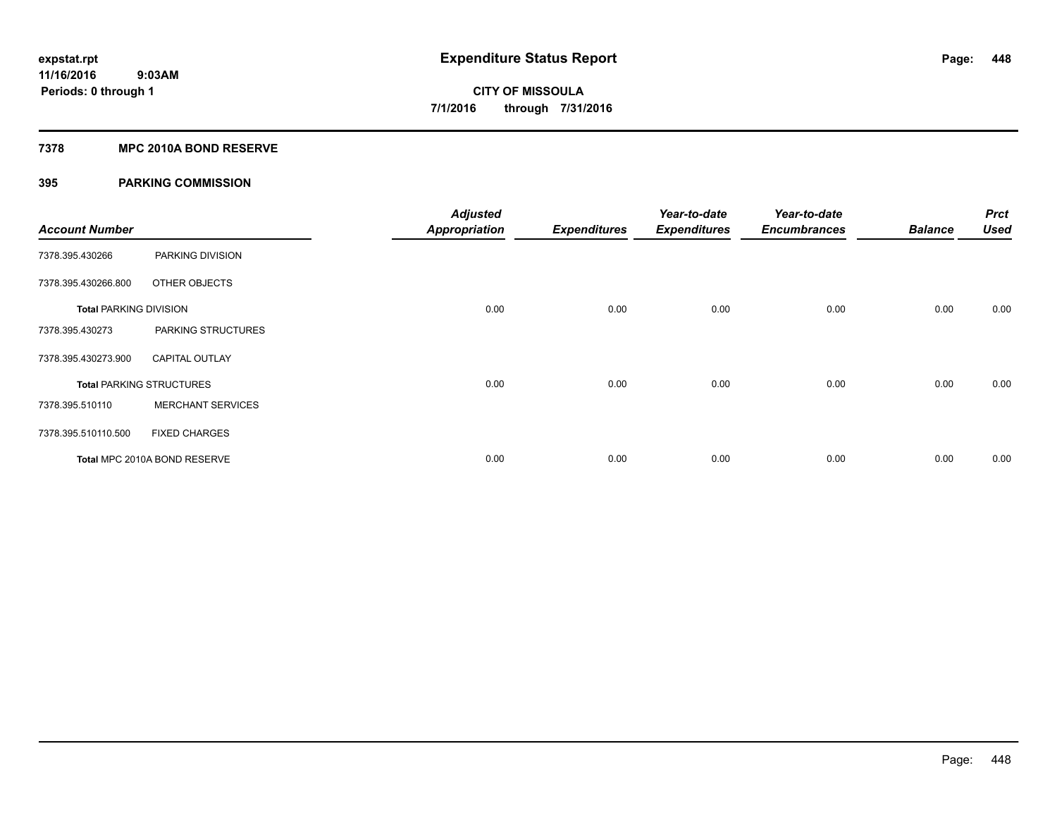**expstat.rpt**
**11/16/2016 9:03AM**
**Periods: 0 through 1**

# Expenditure Status Report

**CITY OF MISSOULA**
**7/1/2016 through 7/31/2016**

## 7378 MPC 2010A BOND RESERVE

## 395 PARKING COMMISSION

| Account Number | | Adjusted Appropriation | Expenditures | Year-to-date Expenditures | Year-to-date Encumbrances | Balance | Prct Used |
|---|---|---|---|---|---|---|---|
| 7378.395.430266 | PARKING DIVISION | | | | | | |
| 7378.395.430266.800 | OTHER OBJECTS | | | | | | |
| **Total** PARKING DIVISION | | 0.00 | 0.00 | 0.00 | 0.00 | 0.00 | 0.00 |
| 7378.395.430273 | PARKING STRUCTURES | | | | | | |
| 7378.395.430273.900 | CAPITAL OUTLAY | | | | | | |
| **Total** PARKING STRUCTURES | | 0.00 | 0.00 | 0.00 | 0.00 | 0.00 | 0.00 |
| 7378.395.510110 | MERCHANT SERVICES | | | | | | |
| 7378.395.510110.500 | FIXED CHARGES | | | | | | |
| **Total** MPC 2010A BOND RESERVE | | 0.00 | 0.00 | 0.00 | 0.00 | 0.00 | 0.00 |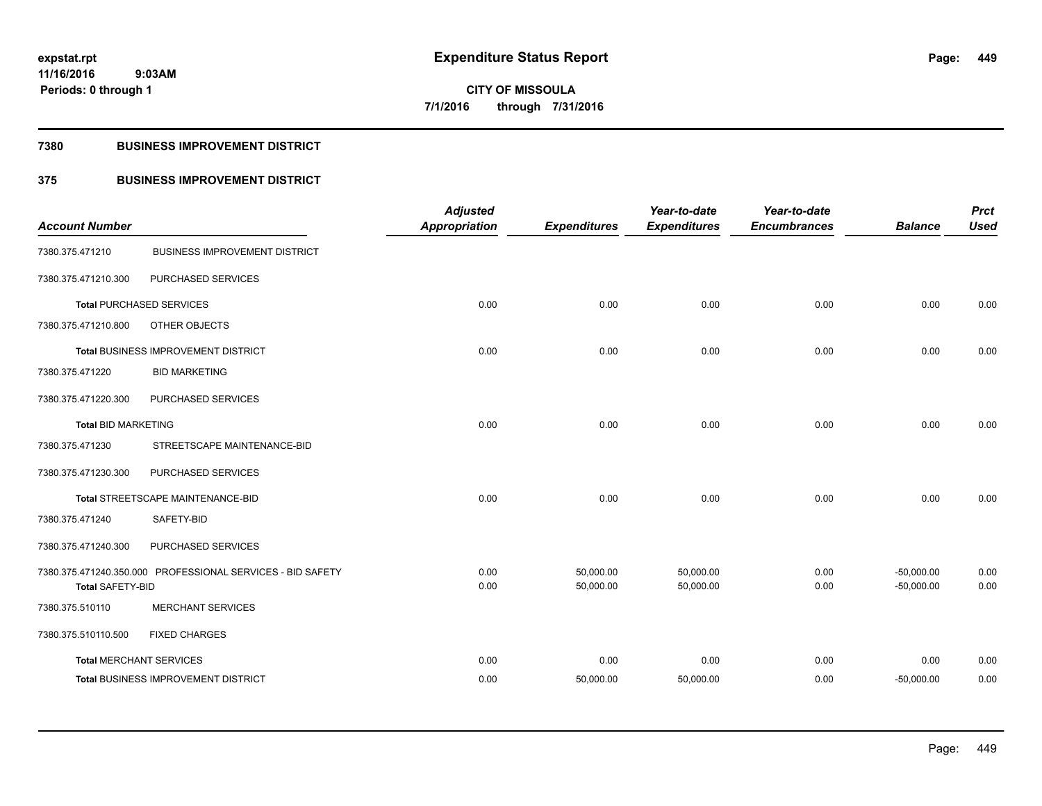# Expenditure Status Report

expstat.rpt
11/16/2016 9:03AM
Periods: 0 through 1

**CITY OF MISSOULA**
7/1/2016 through 7/31/2016

## 7380 BUSINESS IMPROVEMENT DISTRICT

## 375 BUSINESS IMPROVEMENT DISTRICT

| Account Number | | Adjusted Appropriation | Expenditures | Year-to-date Expenditures | Year-to-date Encumbrances | Balance | Prct Used |
|---|---|---|---|---|---|---|---|
| 7380.375.471210 | BUSINESS IMPROVEMENT DISTRICT | | | | | | |
| 7380.375.471210.300 | PURCHASED SERVICES | | | | | | |
| **Total** PURCHASED SERVICES | | 0.00 | 0.00 | 0.00 | 0.00 | 0.00 | 0.00 |
| 7380.375.471210.800 | OTHER OBJECTS | | | | | | |
| **Total** BUSINESS IMPROVEMENT DISTRICT | | 0.00 | 0.00 | 0.00 | 0.00 | 0.00 | 0.00 |
| 7380.375.471220 | BID MARKETING | | | | | | |
| 7380.375.471220.300 | PURCHASED SERVICES | | | | | | |
| **Total** BID MARKETING | | 0.00 | 0.00 | 0.00 | 0.00 | 0.00 | 0.00 |
| 7380.375.471230 | STREETSCAPE MAINTENANCE-BID | | | | | | |
| 7380.375.471230.300 | PURCHASED SERVICES | | | | | | |
| **Total** STREETSCAPE MAINTENANCE-BID | | 0.00 | 0.00 | 0.00 | 0.00 | 0.00 | 0.00 |
| 7380.375.471240 | SAFETY-BID | | | | | | |
| 7380.375.471240.300 | PURCHASED SERVICES | | | | | | |
| 7380.375.471240.350.000 | PROFESSIONAL SERVICES - BID SAFETY | 0.00 | 50,000.00 | 50,000.00 | 0.00 | -50,000.00 | 0.00 |
| **Total** SAFETY-BID | | 0.00 | 50,000.00 | 50,000.00 | 0.00 | -50,000.00 | 0.00 |
| 7380.375.510110 | MERCHANT SERVICES | | | | | | |
| 7380.375.510110.500 | FIXED CHARGES | | | | | | |
| **Total** MERCHANT SERVICES | | 0.00 | 0.00 | 0.00 | 0.00 | 0.00 | 0.00 |
| **Total** BUSINESS IMPROVEMENT DISTRICT | | 0.00 | 50,000.00 | 50,000.00 | 0.00 | -50,000.00 | 0.00 |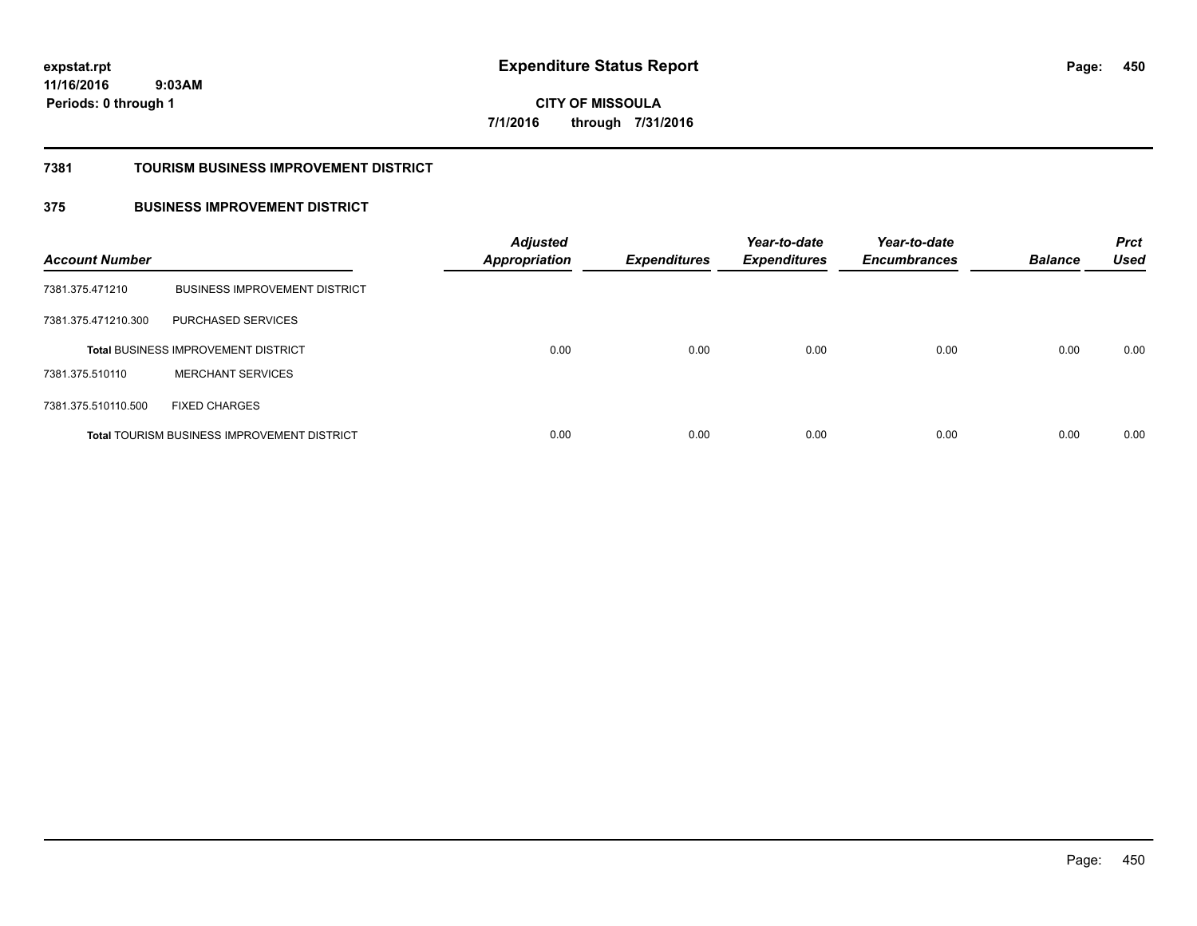**expstat.rpt**
**11/16/2016 9:03AM**
**Periods: 0 through 1**

# Expenditure Status Report

**CITY OF MISSOULA**
**7/1/2016 through 7/31/2016**

## 7381 TOURISM BUSINESS IMPROVEMENT DISTRICT

### 375 BUSINESS IMPROVEMENT DISTRICT

| Account Number | | Adjusted Appropriation | Expenditures | Year-to-date Expenditures | Year-to-date Encumbrances | Balance | Prct Used |
|---|---|---|---|---|---|---|---|
| 7381.375.471210 | BUSINESS IMPROVEMENT DISTRICT | | | | | | |
| 7381.375.471210.300 | PURCHASED SERVICES | | | | | | |
| **Total** BUSINESS IMPROVEMENT DISTRICT | | 0.00 | 0.00 | 0.00 | 0.00 | 0.00 | 0.00 |
| 7381.375.510110 | MERCHANT SERVICES | | | | | | |
| 7381.375.510110.500 | FIXED CHARGES | | | | | | |
| **Total** TOURISM BUSINESS IMPROVEMENT DISTRICT | | 0.00 | 0.00 | 0.00 | 0.00 | 0.00 | 0.00 |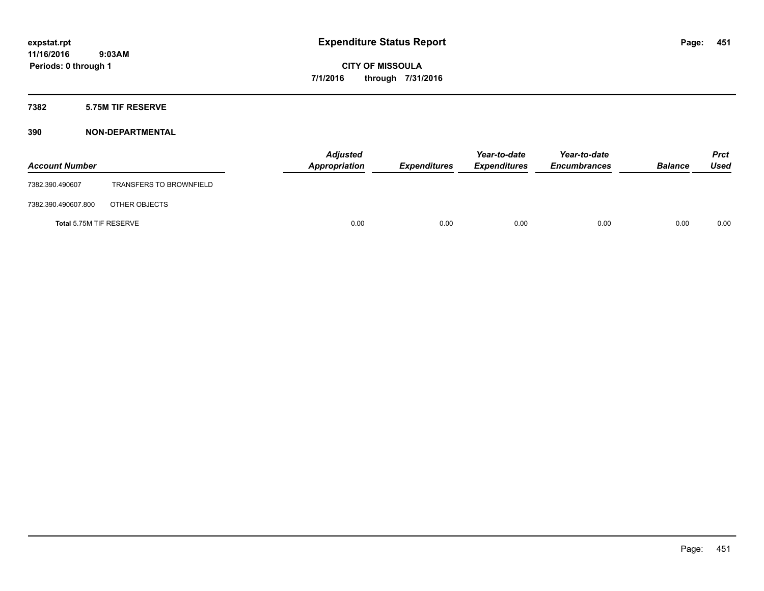**expstat.rpt**
**11/16/2016 9:03AM**
**Periods: 0 through 1**

# Expenditure Status Report

**CITY OF MISSOULA**
**7/1/2016 through 7/31/2016**

## 7382 5.75M TIF RESERVE

## 390 NON-DEPARTMENTAL

| Account Number | | *Adjusted Appropriation* | *Expenditures* | *Year-to-date Expenditures* | *Year-to-date Encumbrances* | *Balance* | *Prct Used* |
|---|---|---|---|---|---|---|---|
| 7382.390.490607 | TRANSFERS TO BROWNFIELD | | | | | | |
| 7382.390.490607.800 | OTHER OBJECTS | | | | | | |
| **Total** 5.75M TIF RESERVE | | 0.00 | 0.00 | 0.00 | 0.00 | 0.00 | 0.00 |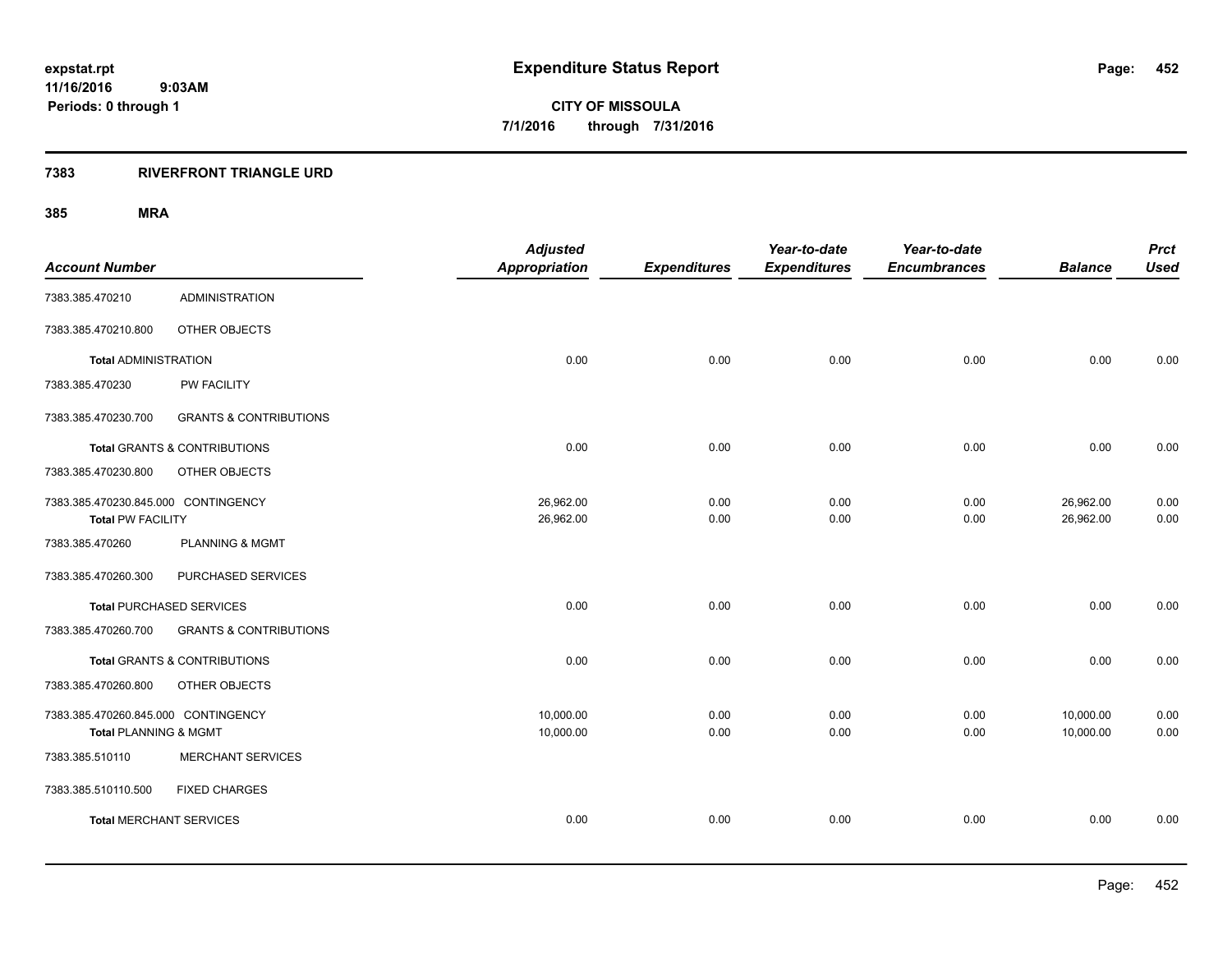expstat.rpt
11/16/2016 9:03AM
Periods: 0 through 1

# Expenditure Status Report

**CITY OF MISSOULA**
**7/1/2016 through 7/31/2016**

## 7383 RIVERFRONT TRIANGLE URD

### 385 MRA

| Account Number | | Adjusted Appropriation | Expenditures | Year-to-date Expenditures | Year-to-date Encumbrances | Balance | Prct Used |
|---|---|---|---|---|---|---|---|
| 7383.385.470210 | ADMINISTRATION | | | | | | |
| 7383.385.470210.800 | OTHER OBJECTS | | | | | | |
| **Total** ADMINISTRATION | | 0.00 | 0.00 | 0.00 | 0.00 | 0.00 | 0.00 |
| 7383.385.470230 | PW FACILITY | | | | | | |
| 7383.385.470230.700 | GRANTS & CONTRIBUTIONS | | | | | | |
| **Total** GRANTS & CONTRIBUTIONS | | 0.00 | 0.00 | 0.00 | 0.00 | 0.00 | 0.00 |
| 7383.385.470230.800 | OTHER OBJECTS | | | | | | |
| 7383.385.470230.845.000 | CONTINGENCY | 26,962.00 | 0.00 | 0.00 | 0.00 | 26,962.00 | 0.00 |
| **Total** PW FACILITY | | 26,962.00 | 0.00 | 0.00 | 0.00 | 26,962.00 | 0.00 |
| 7383.385.470260 | PLANNING & MGMT | | | | | | |
| 7383.385.470260.300 | PURCHASED SERVICES | | | | | | |
| **Total** PURCHASED SERVICES | | 0.00 | 0.00 | 0.00 | 0.00 | 0.00 | 0.00 |
| 7383.385.470260.700 | GRANTS & CONTRIBUTIONS | | | | | | |
| **Total** GRANTS & CONTRIBUTIONS | | 0.00 | 0.00 | 0.00 | 0.00 | 0.00 | 0.00 |
| 7383.385.470260.800 | OTHER OBJECTS | | | | | | |
| 7383.385.470260.845.000 | CONTINGENCY | 10,000.00 | 0.00 | 0.00 | 0.00 | 10,000.00 | 0.00 |
| **Total** PLANNING & MGMT | | 10,000.00 | 0.00 | 0.00 | 0.00 | 10,000.00 | 0.00 |
| 7383.385.510110 | MERCHANT SERVICES | | | | | | |
| 7383.385.510110.500 | FIXED CHARGES | | | | | | |
| **Total** MERCHANT SERVICES | | 0.00 | 0.00 | 0.00 | 0.00 | 0.00 | 0.00 |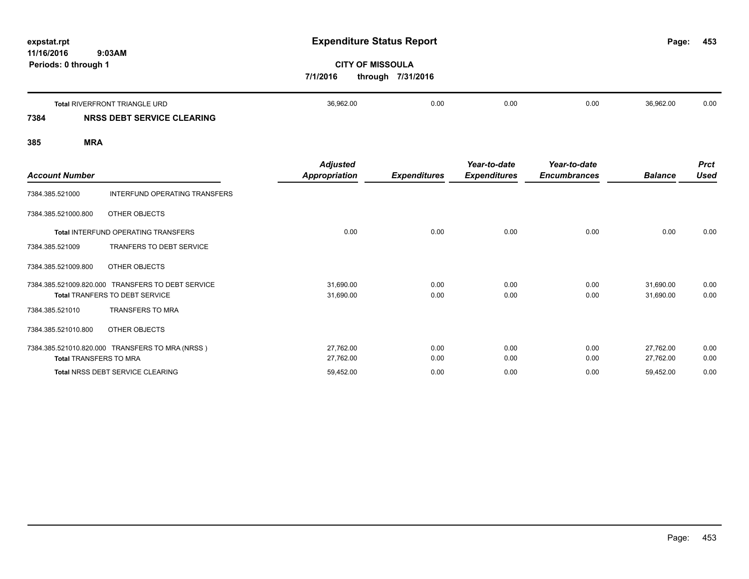# Expenditure Status Report

**CITY OF MISSOULA**

**7/1/2016 through 7/31/2016**

expstat.rpt
11/16/2016 9:03AM
Periods: 0 through 1

| Account Number | | Adjusted Appropriation | Expenditures | Year-to-date Expenditures | Year-to-date Encumbrances | Balance | Prct Used |
|---|---|---|---|---|---|---|---|
| **Total** RIVERFRONT TRIANGLE URD | | 36,962.00 | 0.00 | 0.00 | 0.00 | 36,962.00 | 0.00 |

## 7384 NRSS DEBT SERVICE CLEARING

### 385 MRA

| Account Number | | Adjusted Appropriation | Expenditures | Year-to-date Expenditures | Year-to-date Encumbrances | Balance | Prct Used |
|---|---|---|---|---|---|---|---|
| 7384.385.521000 | INTERFUND OPERATING TRANSFERS | | | | | | |
| 7384.385.521000.800 | OTHER OBJECTS | | | | | | |
| **Total** INTERFUND OPERATING TRANSFERS | | 0.00 | 0.00 | 0.00 | 0.00 | 0.00 | 0.00 |
| 7384.385.521009 | TRANFERS TO DEBT SERVICE | | | | | | |
| 7384.385.521009.800 | OTHER OBJECTS | | | | | | |
| 7384.385.521009.820.000 | TRANSFERS TO DEBT SERVICE | 31,690.00 | 0.00 | 0.00 | 0.00 | 31,690.00 | 0.00 |
| **Total** TRANFERS TO DEBT SERVICE | | 31,690.00 | 0.00 | 0.00 | 0.00 | 31,690.00 | 0.00 |
| 7384.385.521010 | TRANSFERS TO MRA | | | | | | |
| 7384.385.521010.800 | OTHER OBJECTS | | | | | | |
| 7384.385.521010.820.000 | TRANSFERS TO MRA (NRSS ) | 27,762.00 | 0.00 | 0.00 | 0.00 | 27,762.00 | 0.00 |
| **Total** TRANSFERS TO MRA | | 27,762.00 | 0.00 | 0.00 | 0.00 | 27,762.00 | 0.00 |
| **Total** NRSS DEBT SERVICE CLEARING | | 59,452.00 | 0.00 | 0.00 | 0.00 | 59,452.00 | 0.00 |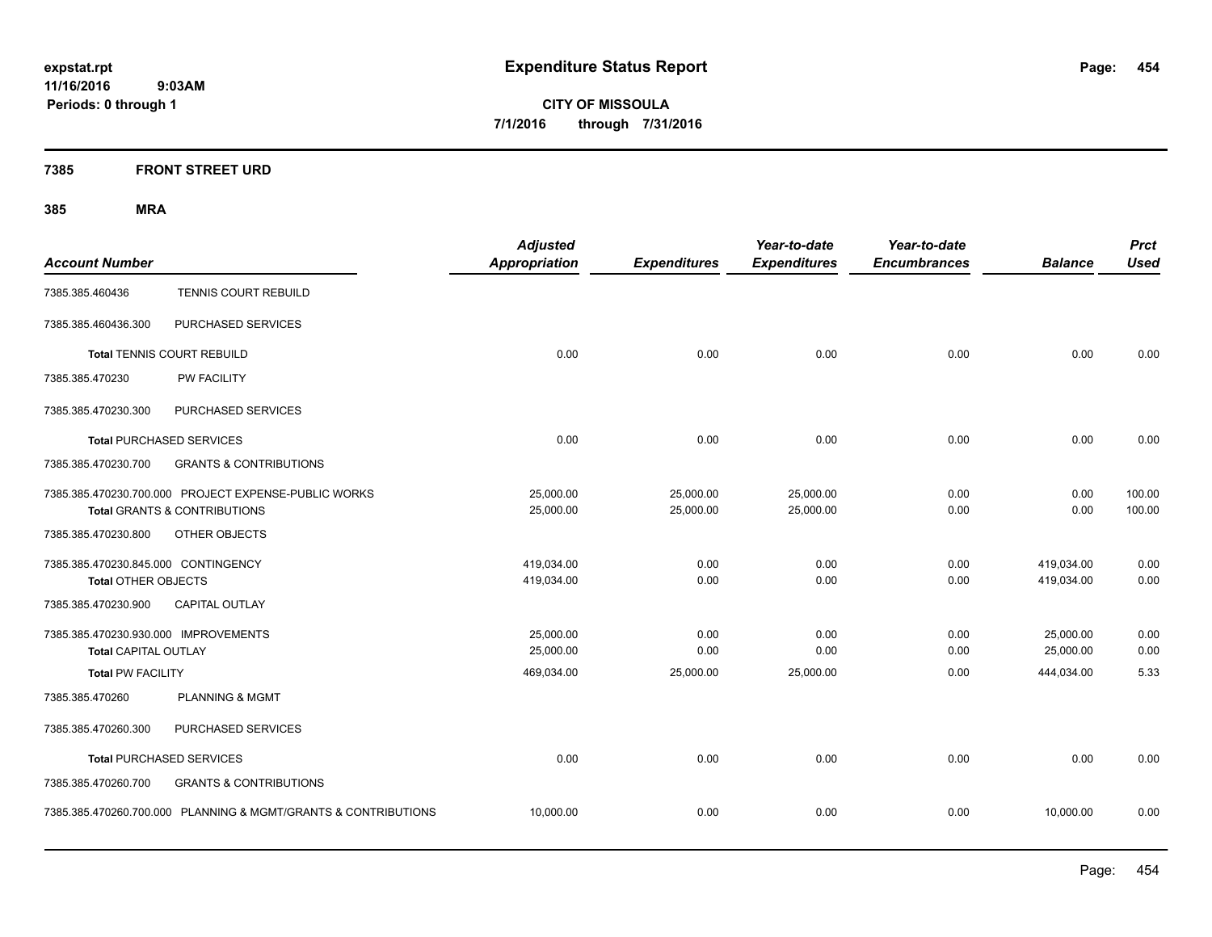expstat.rpt
11/16/2016 9:03AM
Periods: 0 through 1

# Expenditure Status Report

**CITY OF MISSOULA**
**7/1/2016 through 7/31/2016**

## 7385 FRONT STREET URD

### 385 MRA

| Account Number | | Adjusted Appropriation | Expenditures | Year-to-date Expenditures | Year-to-date Encumbrances | Balance | Prct Used |
|---|---|---|---|---|---|---|---|
| 7385.385.460436 | TENNIS COURT REBUILD | | | | | | |
| 7385.385.460436.300 | PURCHASED SERVICES | | | | | | |
| **Total** TENNIS COURT REBUILD | | 0.00 | 0.00 | 0.00 | 0.00 | 0.00 | 0.00 |
| 7385.385.470230 | PW FACILITY | | | | | | |
| 7385.385.470230.300 | PURCHASED SERVICES | | | | | | |
| **Total** PURCHASED SERVICES | | 0.00 | 0.00 | 0.00 | 0.00 | 0.00 | 0.00 |
| 7385.385.470230.700 | GRANTS & CONTRIBUTIONS | | | | | | |
| 7385.385.470230.700.000 | PROJECT EXPENSE-PUBLIC WORKS | 25,000.00 | 25,000.00 | 25,000.00 | 0.00 | 0.00 | 100.00 |
| **Total** GRANTS & CONTRIBUTIONS | | 25,000.00 | 25,000.00 | 25,000.00 | 0.00 | 0.00 | 100.00 |
| 7385.385.470230.800 | OTHER OBJECTS | | | | | | |
| 7385.385.470230.845.000 | CONTINGENCY | 419,034.00 | 0.00 | 0.00 | 0.00 | 419,034.00 | 0.00 |
| **Total** OTHER OBJECTS | | 419,034.00 | 0.00 | 0.00 | 0.00 | 419,034.00 | 0.00 |
| 7385.385.470230.900 | CAPITAL OUTLAY | | | | | | |
| 7385.385.470230.930.000 | IMPROVEMENTS | 25,000.00 | 0.00 | 0.00 | 0.00 | 25,000.00 | 0.00 |
| **Total** CAPITAL OUTLAY | | 25,000.00 | 0.00 | 0.00 | 0.00 | 25,000.00 | 0.00 |
| **Total** PW FACILITY | | 469,034.00 | 25,000.00 | 25,000.00 | 0.00 | 444,034.00 | 5.33 |
| 7385.385.470260 | PLANNING & MGMT | | | | | | |
| 7385.385.470260.300 | PURCHASED SERVICES | | | | | | |
| **Total** PURCHASED SERVICES | | 0.00 | 0.00 | 0.00 | 0.00 | 0.00 | 0.00 |
| 7385.385.470260.700 | GRANTS & CONTRIBUTIONS | | | | | | |
| 7385.385.470260.700.000 | PLANNING & MGMT/GRANTS & CONTRIBUTIONS | 10,000.00 | 0.00 | 0.00 | 0.00 | 10,000.00 | 0.00 |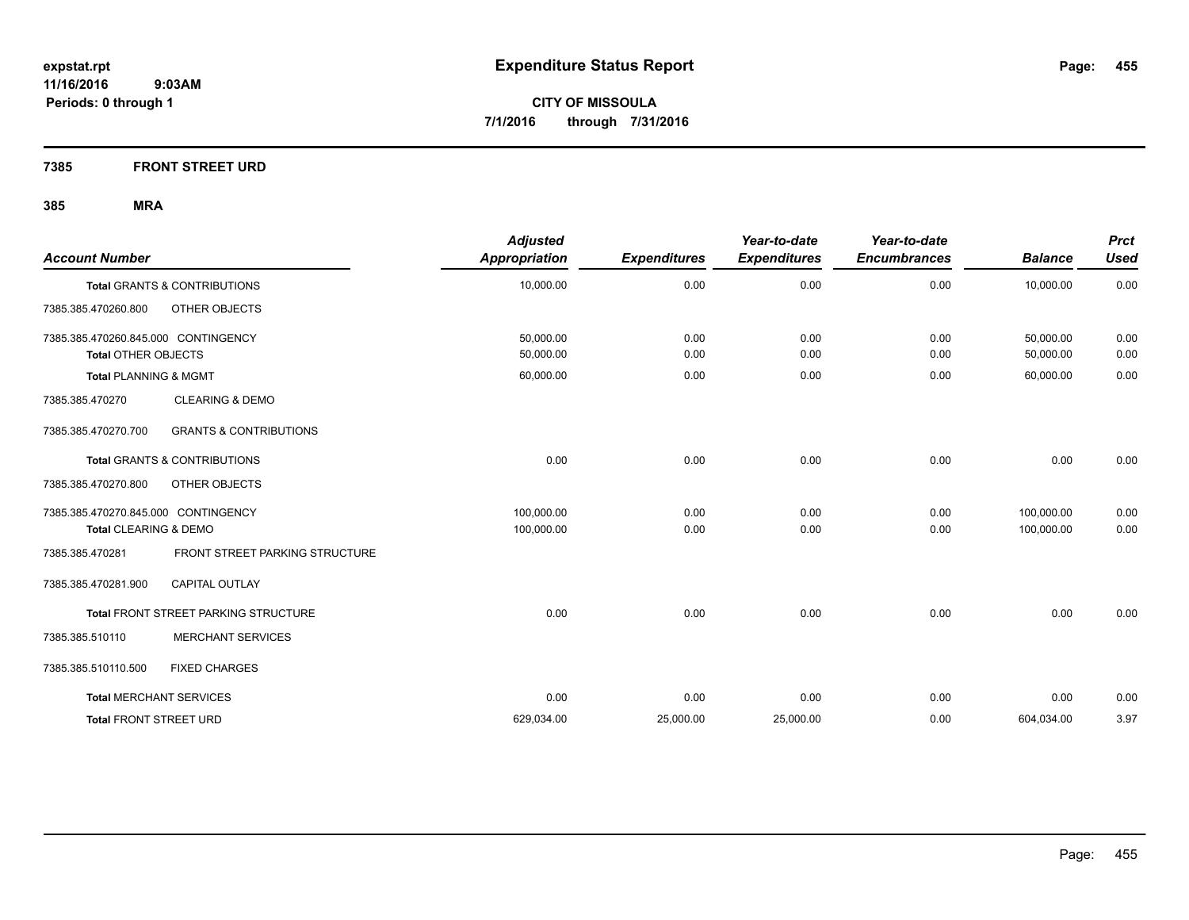# Expenditure Status Report

expstat.rpt
11/16/2016 9:03AM
Periods: 0 through 1

**CITY OF MISSOULA**
**7/1/2016 through 7/31/2016**

## 7385 FRONT STREET URD

### 385 MRA

| Account Number | | Adjusted Appropriation | Expenditures | Year-to-date Expenditures | Year-to-date Encumbrances | Balance | Prct Used |
|---|---|---|---|---|---|---|---|
| **Total GRANTS & CONTRIBUTIONS** | | 10,000.00 | 0.00 | 0.00 | 0.00 | 10,000.00 | 0.00 |
| 7385.385.470260.800 | OTHER OBJECTS | | | | | | |
| 7385.385.470260.845.000 | CONTINGENCY | 50,000.00 | 0.00 | 0.00 | 0.00 | 50,000.00 | 0.00 |
| **Total OTHER OBJECTS** | | 50,000.00 | 0.00 | 0.00 | 0.00 | 50,000.00 | 0.00 |
| **Total PLANNING & MGMT** | | 60,000.00 | 0.00 | 0.00 | 0.00 | 60,000.00 | 0.00 |
| 7385.385.470270 | CLEARING & DEMO | | | | | | |
| 7385.385.470270.700 | GRANTS & CONTRIBUTIONS | | | | | | |
| **Total GRANTS & CONTRIBUTIONS** | | 0.00 | 0.00 | 0.00 | 0.00 | 0.00 | 0.00 |
| 7385.385.470270.800 | OTHER OBJECTS | | | | | | |
| 7385.385.470270.845.000 | CONTINGENCY | 100,000.00 | 0.00 | 0.00 | 0.00 | 100,000.00 | 0.00 |
| **Total CLEARING & DEMO** | | 100,000.00 | 0.00 | 0.00 | 0.00 | 100,000.00 | 0.00 |
| 7385.385.470281 | FRONT STREET PARKING STRUCTURE | | | | | | |
| 7385.385.470281.900 | CAPITAL OUTLAY | | | | | | |
| **Total FRONT STREET PARKING STRUCTURE** | | 0.00 | 0.00 | 0.00 | 0.00 | 0.00 | 0.00 |
| 7385.385.510110 | MERCHANT SERVICES | | | | | | |
| 7385.385.510110.500 | FIXED CHARGES | | | | | | |
| **Total MERCHANT SERVICES** | | 0.00 | 0.00 | 0.00 | 0.00 | 0.00 | 0.00 |
| **Total FRONT STREET URD** | | 629,034.00 | 25,000.00 | 25,000.00 | 0.00 | 604,034.00 | 3.97 |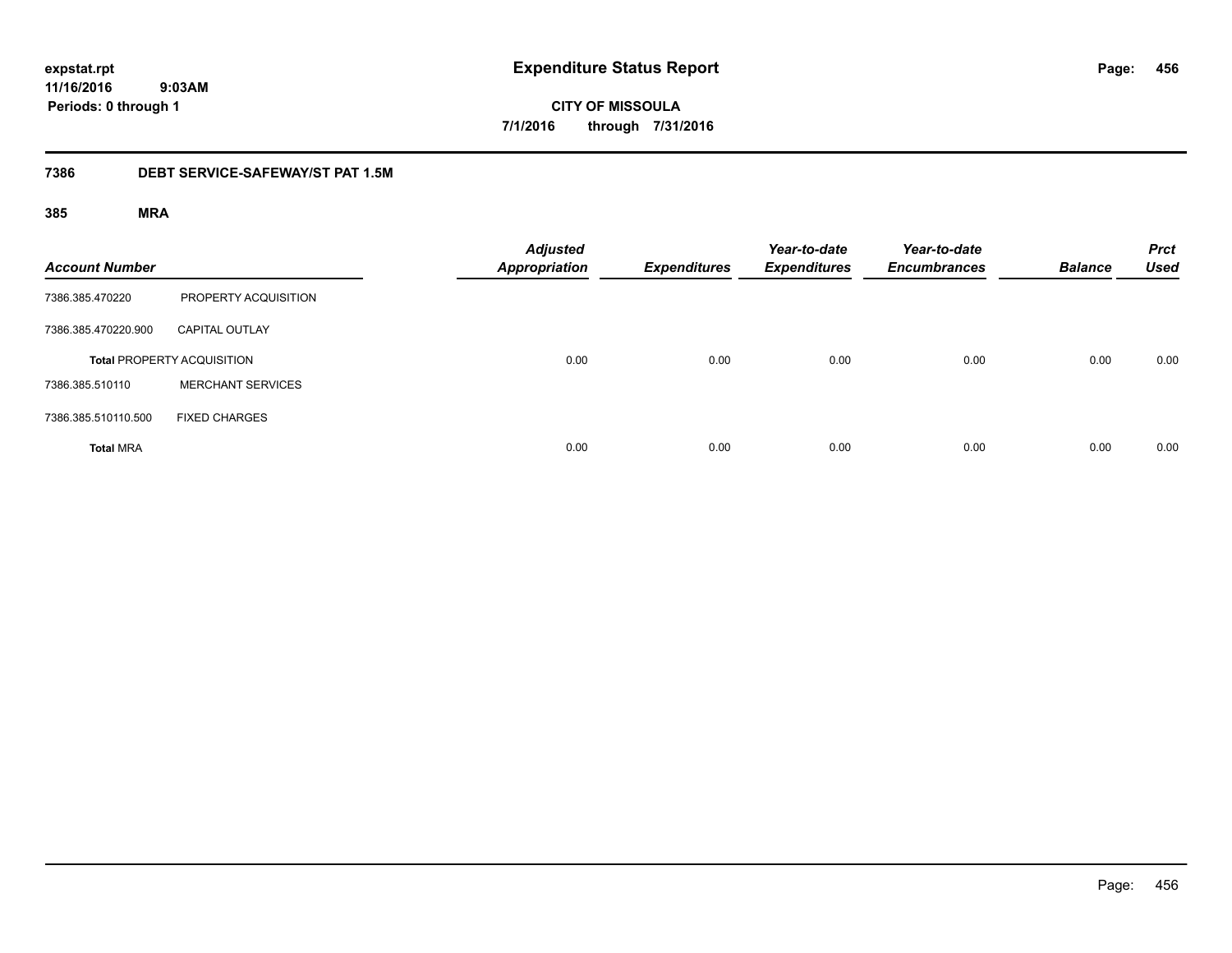# Expenditure Status Report

expstat.rpt
11/16/2016 9:03AM
Periods: 0 through 1

**CITY OF MISSOULA**
**7/1/2016 through 7/31/2016**

## 7386 DEBT SERVICE-SAFEWAY/ST PAT 1.5M

### 385 MRA

| Account Number | | Adjusted Appropriation | Expenditures | Year-to-date Expenditures | Year-to-date Encumbrances | Balance | Prct Used |
|---|---|---|---|---|---|---|---|
| 7386.385.470220 | PROPERTY ACQUISITION | | | | | | |
| 7386.385.470220.900 | CAPITAL OUTLAY | | | | | | |
| **Total** PROPERTY ACQUISITION | | 0.00 | 0.00 | 0.00 | 0.00 | 0.00 | 0.00 |
| 7386.385.510110 | MERCHANT SERVICES | | | | | | |
| 7386.385.510110.500 | FIXED CHARGES | | | | | | |
| **Total** MRA | | 0.00 | 0.00 | 0.00 | 0.00 | 0.00 | 0.00 |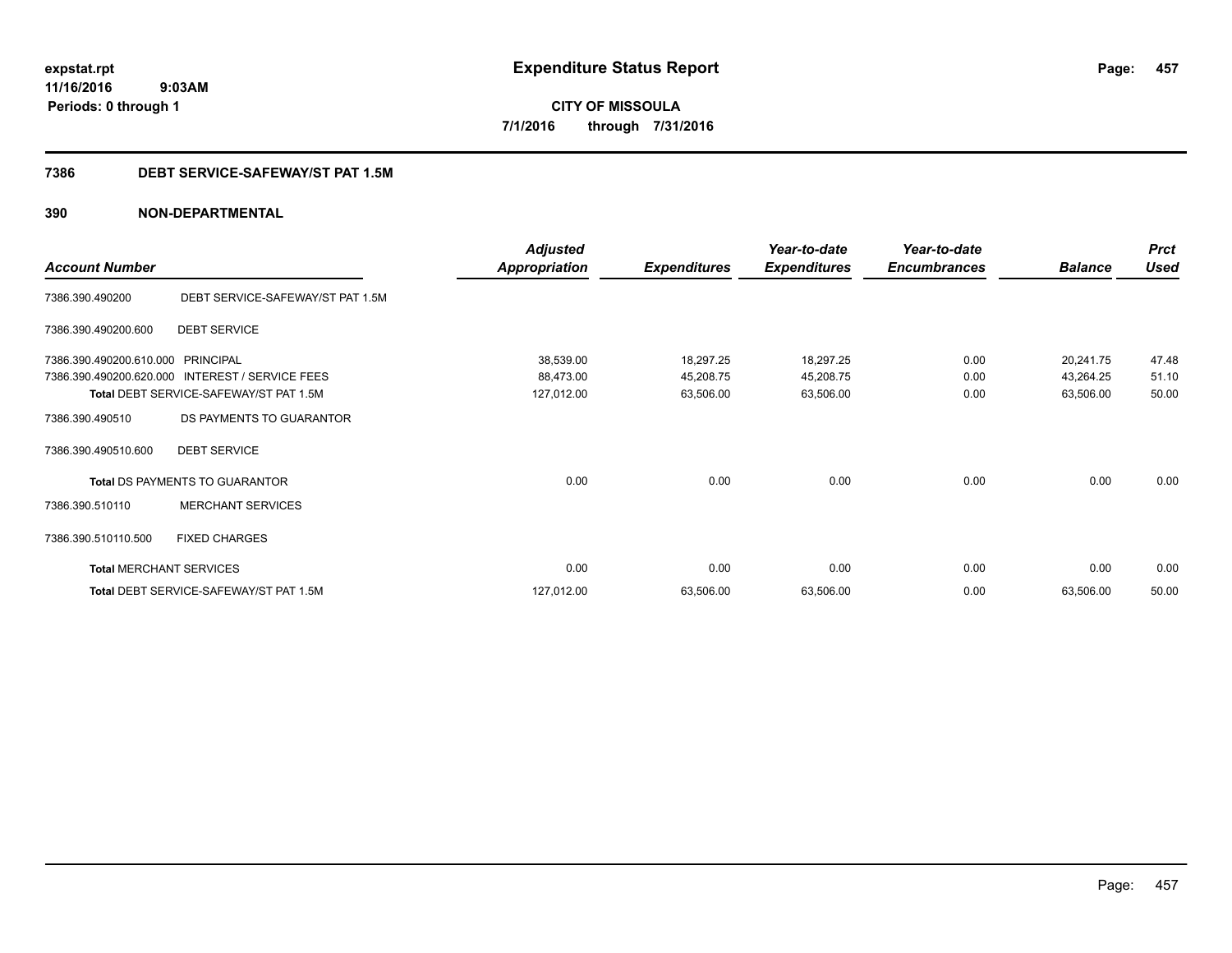**expstat.rpt**
**11/16/2016 9:03AM**
**Periods: 0 through 1**

# Expenditure Status Report

**CITY OF MISSOULA**
**7/1/2016 through 7/31/2016**

## 7386 DEBT SERVICE-SAFEWAY/ST PAT 1.5M

## 390 NON-DEPARTMENTAL

| Account Number | | Adjusted Appropriation | Expenditures | Year-to-date Expenditures | Year-to-date Encumbrances | Balance | Prct Used |
|---|---|---|---|---|---|---|---|
| 7386.390.490200 | DEBT SERVICE-SAFEWAY/ST PAT 1.5M | | | | | | |
| 7386.390.490200.600 | DEBT SERVICE | | | | | | |
| 7386.390.490200.610.000 | PRINCIPAL | 38,539.00 | 18,297.25 | 18,297.25 | 0.00 | 20,241.75 | 47.48 |
| 7386.390.490200.620.000 | INTEREST / SERVICE FEES | 88,473.00 | 45,208.75 | 45,208.75 | 0.00 | 43,264.25 | 51.10 |
| **Total** DEBT SERVICE-SAFEWAY/ST PAT 1.5M | | 127,012.00 | 63,506.00 | 63,506.00 | 0.00 | 63,506.00 | 50.00 |
| 7386.390.490510 | DS PAYMENTS TO GUARANTOR | | | | | | |
| 7386.390.490510.600 | DEBT SERVICE | | | | | | |
| **Total** DS PAYMENTS TO GUARANTOR | | 0.00 | 0.00 | 0.00 | 0.00 | 0.00 | 0.00 |
| 7386.390.510110 | MERCHANT SERVICES | | | | | | |
| 7386.390.510110.500 | FIXED CHARGES | | | | | | |
| **Total** MERCHANT SERVICES | | 0.00 | 0.00 | 0.00 | 0.00 | 0.00 | 0.00 |
| **Total** DEBT SERVICE-SAFEWAY/ST PAT 1.5M | | 127,012.00 | 63,506.00 | 63,506.00 | 0.00 | 63,506.00 | 50.00 |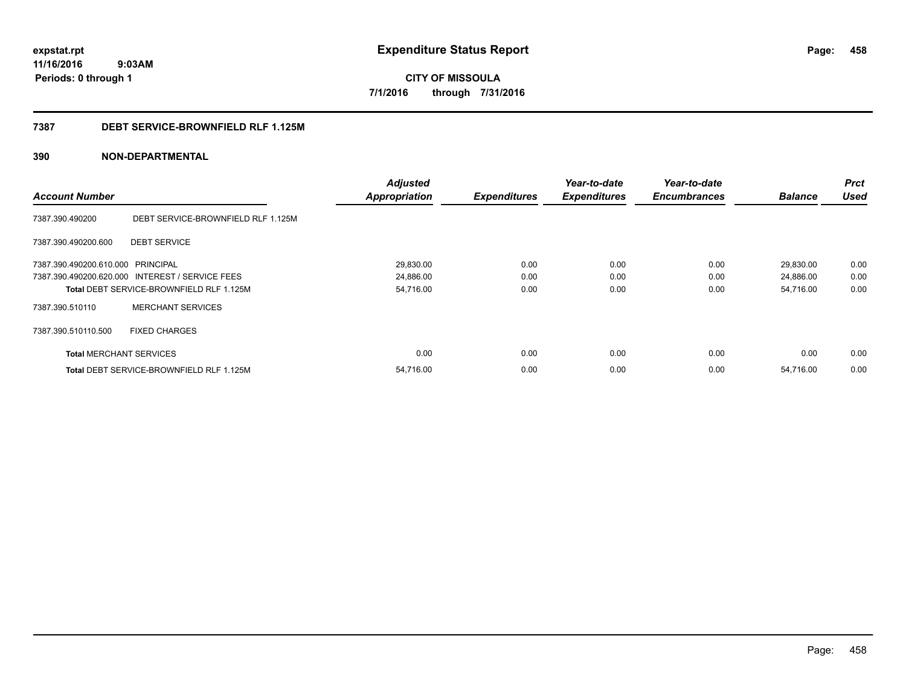# Expenditure Status Report

expstat.rpt
11/16/2016 9:03AM
Periods: 0 through 1

**CITY OF MISSOULA**
**7/1/2016 through 7/31/2016**

## 7387 DEBT SERVICE-BROWNFIELD RLF 1.125M

### 390 NON-DEPARTMENTAL

| Account Number | | Adjusted Appropriation | Expenditures | Year-to-date Expenditures | Year-to-date Encumbrances | Balance | Prct Used |
|---|---|---|---|---|---|---|---|
| 7387.390.490200 | DEBT SERVICE-BROWNFIELD RLF 1.125M | | | | | | |
| 7387.390.490200.600 | DEBT SERVICE | | | | | | |
| 7387.390.490200.610.000 | PRINCIPAL | 29,830.00 | 0.00 | 0.00 | 0.00 | 29,830.00 | 0.00 |
| 7387.390.490200.620.000 | INTEREST / SERVICE FEES | 24,886.00 | 0.00 | 0.00 | 0.00 | 24,886.00 | 0.00 |
| **Total** DEBT SERVICE-BROWNFIELD RLF 1.125M | | 54,716.00 | 0.00 | 0.00 | 0.00 | 54,716.00 | 0.00 |
| 7387.390.510110 | MERCHANT SERVICES | | | | | | |
| 7387.390.510110.500 | FIXED CHARGES | | | | | | |
| **Total** MERCHANT SERVICES | | 0.00 | 0.00 | 0.00 | 0.00 | 0.00 | 0.00 |
| **Total** DEBT SERVICE-BROWNFIELD RLF 1.125M | | 54,716.00 | 0.00 | 0.00 | 0.00 | 54,716.00 | 0.00 |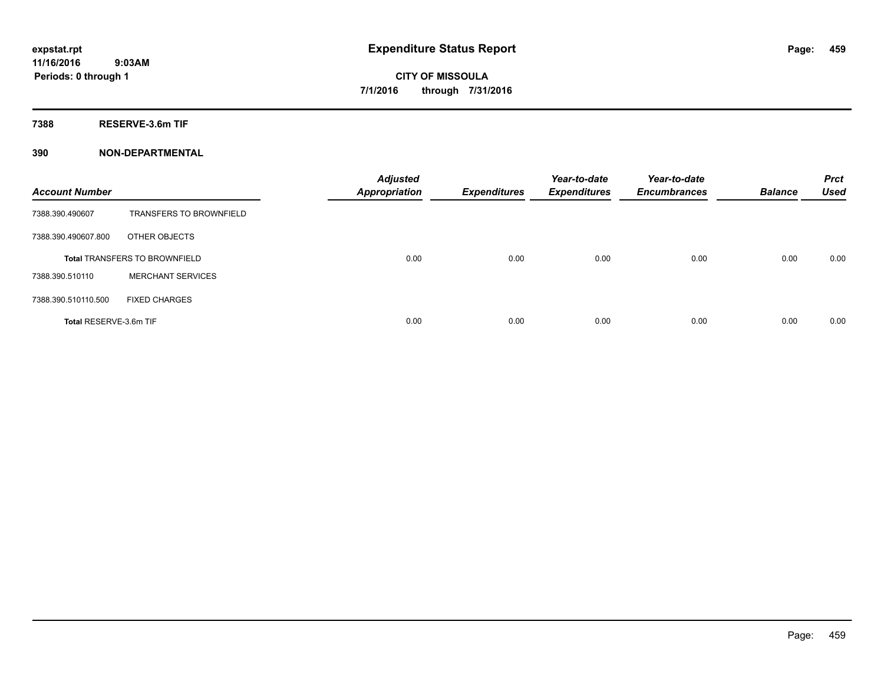**expstat.rpt**
**11/16/2016 9:03AM**
**Periods: 0 through 1**

# Expenditure Status Report

**CITY OF MISSOULA**
**7/1/2016 through 7/31/2016**

## 7388 RESERVE-3.6m TIF

### 390 NON-DEPARTMENTAL

| Account Number | | Adjusted Appropriation | Expenditures | Year-to-date Expenditures | Year-to-date Encumbrances | Balance | Prct Used |
|---|---|---|---|---|---|---|---|
| 7388.390.490607 | TRANSFERS TO BROWNFIELD | | | | | | |
| 7388.390.490607.800 | OTHER OBJECTS | | | | | | |
| **Total** TRANSFERS TO BROWNFIELD | | 0.00 | 0.00 | 0.00 | 0.00 | 0.00 | 0.00 |
| 7388.390.510110 | MERCHANT SERVICES | | | | | | |
| 7388.390.510110.500 | FIXED CHARGES | | | | | | |
| **Total** RESERVE-3.6m TIF | | 0.00 | 0.00 | 0.00 | 0.00 | 0.00 | 0.00 |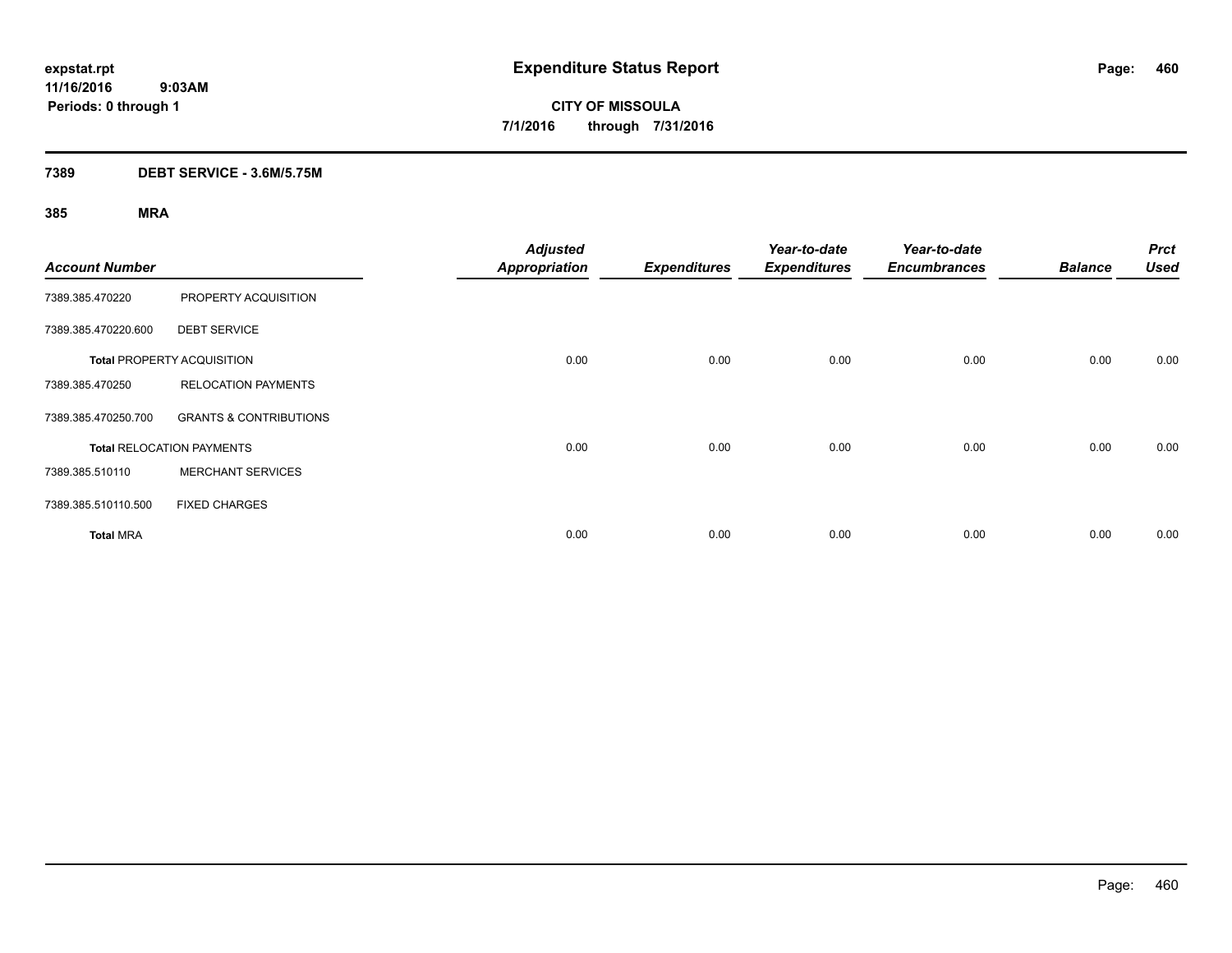expstat.rpt
11/16/2016 9:03AM
Periods: 0 through 1

# Expenditure Status Report

**CITY OF MISSOULA**
**7/1/2016 through 7/31/2016**

## 7389 DEBT SERVICE - 3.6M/5.75M

### 385 MRA

| Account Number | | Adjusted Appropriation | Expenditures | Year-to-date Expenditures | Year-to-date Encumbrances | Balance | Prct Used |
|---|---|---|---|---|---|---|---|
| 7389.385.470220 | PROPERTY ACQUISITION | | | | | | |
| 7389.385.470220.600 | DEBT SERVICE | | | | | | |
| **Total** PROPERTY ACQUISITION | | 0.00 | 0.00 | 0.00 | 0.00 | 0.00 | 0.00 |
| 7389.385.470250 | RELOCATION PAYMENTS | | | | | | |
| 7389.385.470250.700 | GRANTS & CONTRIBUTIONS | | | | | | |
| **Total** RELOCATION PAYMENTS | | 0.00 | 0.00 | 0.00 | 0.00 | 0.00 | 0.00 |
| 7389.385.510110 | MERCHANT SERVICES | | | | | | |
| 7389.385.510110.500 | FIXED CHARGES | | | | | | |
| **Total** MRA | | 0.00 | 0.00 | 0.00 | 0.00 | 0.00 | 0.00 |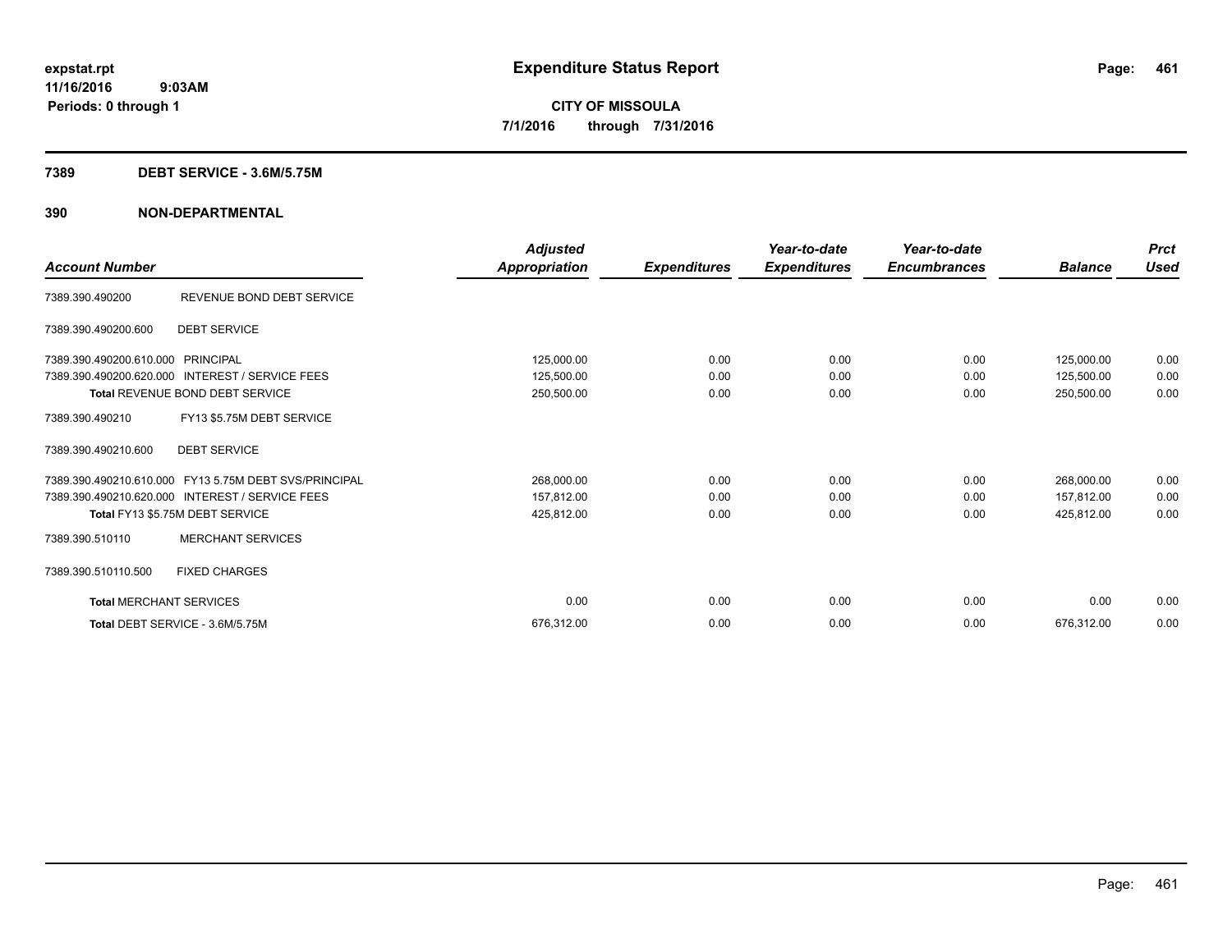expstat.rpt
11/16/2016 9:03AM
Periods: 0 through 1

# Expenditure Status Report

**CITY OF MISSOULA**
**7/1/2016 through 7/31/2016**

## 7389 DEBT SERVICE - 3.6M/5.75M

## 390 NON-DEPARTMENTAL

| Account Number | | Adjusted Appropriation | Expenditures | Year-to-date Expenditures | Year-to-date Encumbrances | Balance | Prct Used |
|---|---|---|---|---|---|---|---|
| 7389.390.490200 | REVENUE BOND DEBT SERVICE | | | | | | |
| 7389.390.490200.600 | DEBT SERVICE | | | | | | |
| 7389.390.490200.610.000 | PRINCIPAL | 125,000.00 | 0.00 | 0.00 | 0.00 | 125,000.00 | 0.00 |
| 7389.390.490200.620.000 | INTEREST / SERVICE FEES | 125,500.00 | 0.00 | 0.00 | 0.00 | 125,500.00 | 0.00 |
| **Total** REVENUE BOND DEBT SERVICE | | 250,500.00 | 0.00 | 0.00 | 0.00 | 250,500.00 | 0.00 |
| 7389.390.490210 | FY13 $5.75M DEBT SERVICE | | | | | | |
| 7389.390.490210.600 | DEBT SERVICE | | | | | | |
| 7389.390.490210.610.000 | FY13 5.75M DEBT SVS/PRINCIPAL | 268,000.00 | 0.00 | 0.00 | 0.00 | 268,000.00 | 0.00 |
| 7389.390.490210.620.000 | INTEREST / SERVICE FEES | 157,812.00 | 0.00 | 0.00 | 0.00 | 157,812.00 | 0.00 |
| **Total** FY13 $5.75M DEBT SERVICE | | 425,812.00 | 0.00 | 0.00 | 0.00 | 425,812.00 | 0.00 |
| 7389.390.510110 | MERCHANT SERVICES | | | | | | |
| 7389.390.510110.500 | FIXED CHARGES | | | | | | |
| **Total** MERCHANT SERVICES | | 0.00 | 0.00 | 0.00 | 0.00 | 0.00 | 0.00 |
| **Total** DEBT SERVICE - 3.6M/5.75M | | 676,312.00 | 0.00 | 0.00 | 0.00 | 676,312.00 | 0.00 |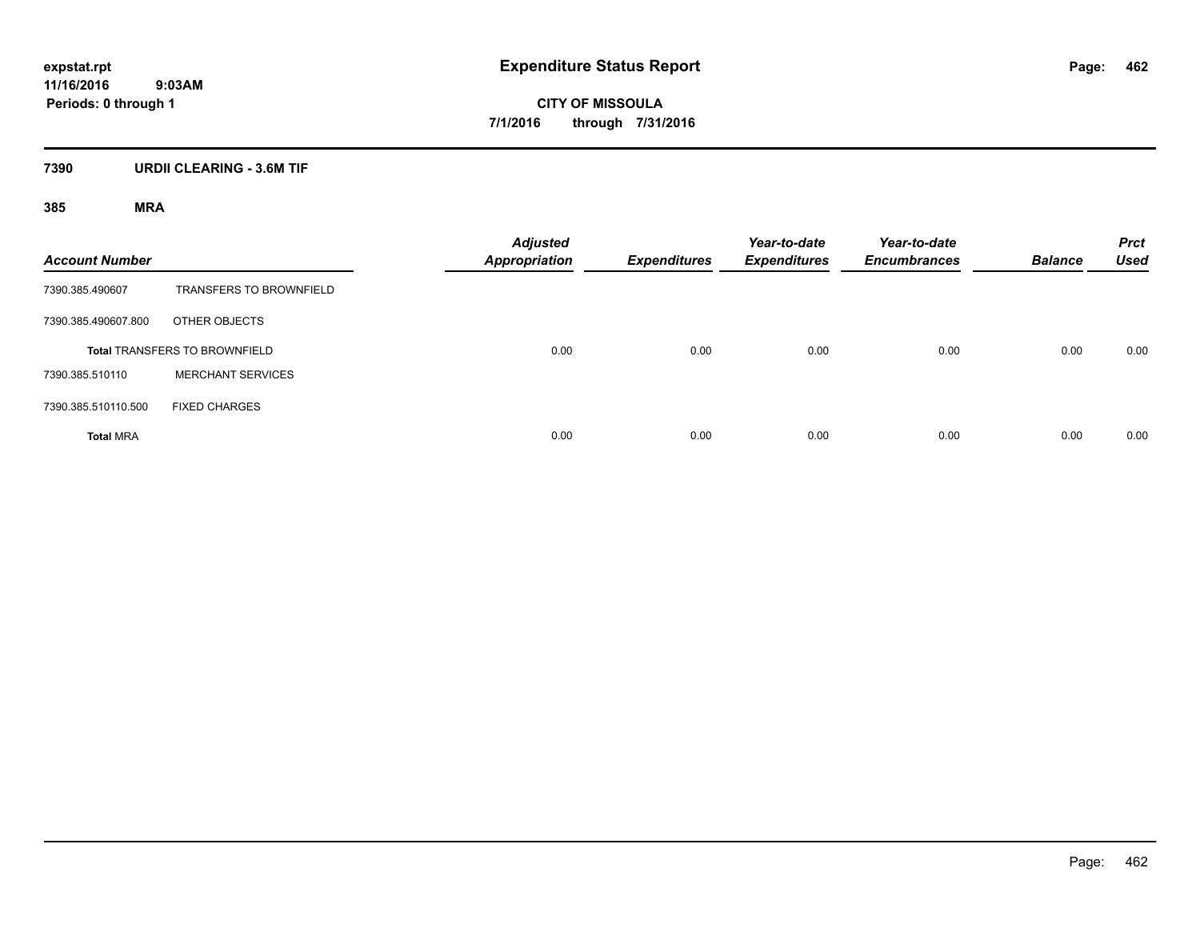# Expenditure Status Report

**CITY OF MISSOULA**

**7/1/2016 through 7/31/2016**

expstat.rpt
11/16/2016 9:03AM
Periods: 0 through 1

## 7390 URDII CLEARING - 3.6M TIF

### 385 MRA

| Account Number | | Adjusted Appropriation | Expenditures | Year-to-date Expenditures | Year-to-date Encumbrances | Balance | Prct Used |
|---|---|---|---|---|---|---|---|
| 7390.385.490607 | TRANSFERS TO BROWNFIELD | | | | | | |
| 7390.385.490607.800 | OTHER OBJECTS | | | | | | |
| **Total** TRANSFERS TO BROWNFIELD | | 0.00 | 0.00 | 0.00 | 0.00 | 0.00 | 0.00 |
| 7390.385.510110 | MERCHANT SERVICES | | | | | | |
| 7390.385.510110.500 | FIXED CHARGES | | | | | | |
| **Total** MRA | | 0.00 | 0.00 | 0.00 | 0.00 | 0.00 | 0.00 |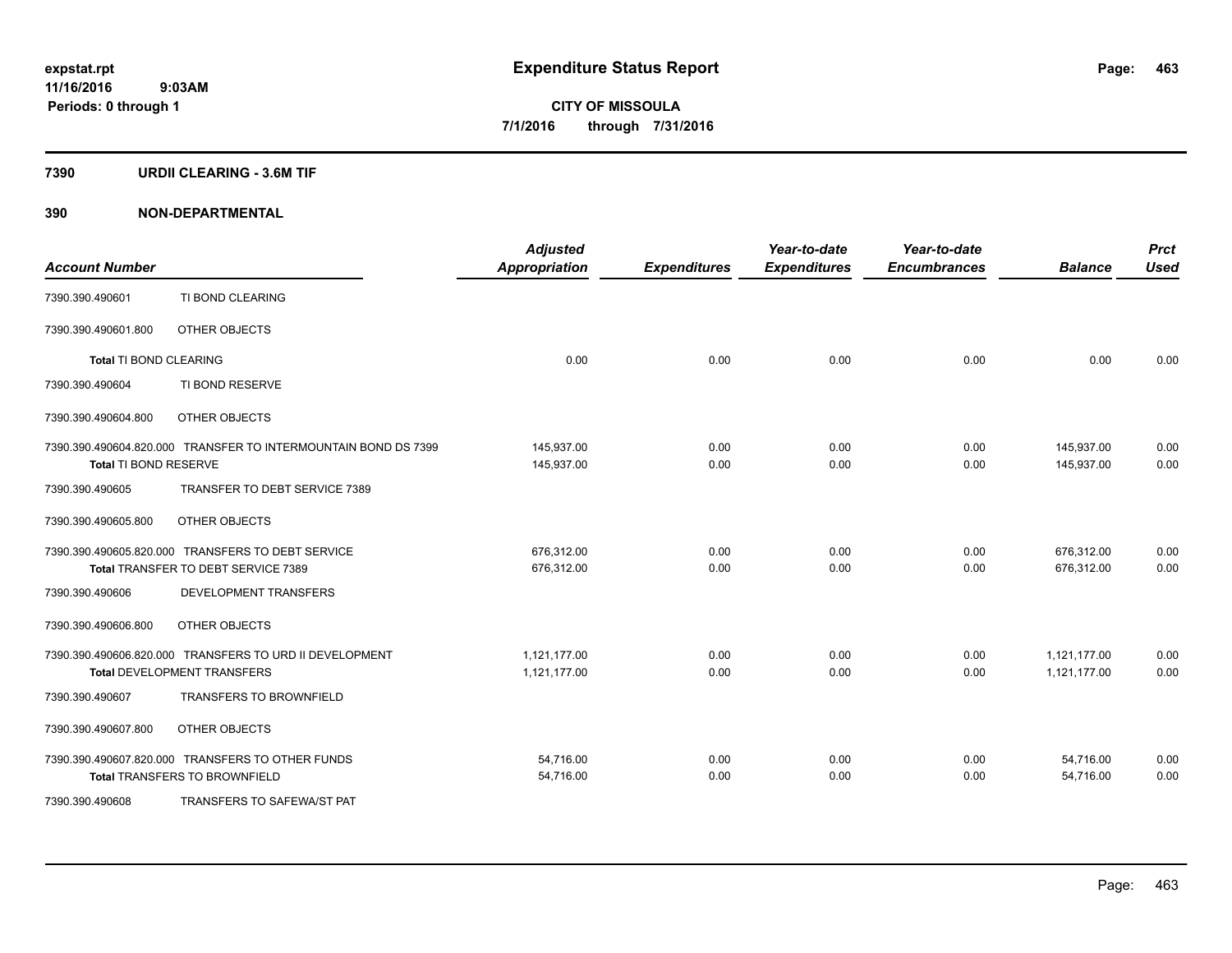**expstat.rpt**
**11/16/2016 9:03AM**
**Periods: 0 through 1**

# Expenditure Status Report

**CITY OF MISSOULA**
**7/1/2016 through 7/31/2016**

## 7390 URDII CLEARING - 3.6M TIF

## 390 NON-DEPARTMENTAL

| Account Number | | Adjusted Appropriation | Expenditures | Year-to-date Expenditures | Year-to-date Encumbrances | Balance | Prct Used |
|---|---|---|---|---|---|---|---|
| 7390.390.490601 | TI BOND CLEARING | | | | | | |
| 7390.390.490601.800 | OTHER OBJECTS | | | | | | |
| **Total** TI BOND CLEARING | | 0.00 | 0.00 | 0.00 | 0.00 | 0.00 | 0.00 |
| 7390.390.490604 | TI BOND RESERVE | | | | | | |
| 7390.390.490604.800 | OTHER OBJECTS | | | | | | |
| 7390.390.490604.820.000 | TRANSFER TO INTERMOUNTAIN BOND DS 7399 | 145,937.00 | 0.00 | 0.00 | 0.00 | 145,937.00 | 0.00 |
| **Total** TI BOND RESERVE | | 145,937.00 | 0.00 | 0.00 | 0.00 | 145,937.00 | 0.00 |
| 7390.390.490605 | TRANSFER TO DEBT SERVICE 7389 | | | | | | |
| 7390.390.490605.800 | OTHER OBJECTS | | | | | | |
| 7390.390.490605.820.000 | TRANSFERS TO DEBT SERVICE | 676,312.00 | 0.00 | 0.00 | 0.00 | 676,312.00 | 0.00 |
| **Total** TRANSFER TO DEBT SERVICE 7389 | | 676,312.00 | 0.00 | 0.00 | 0.00 | 676,312.00 | 0.00 |
| 7390.390.490606 | DEVELOPMENT TRANSFERS | | | | | | |
| 7390.390.490606.800 | OTHER OBJECTS | | | | | | |
| 7390.390.490606.820.000 | TRANSFERS TO URD II DEVELOPMENT | 1,121,177.00 | 0.00 | 0.00 | 0.00 | 1,121,177.00 | 0.00 |
| **Total** DEVELOPMENT TRANSFERS | | 1,121,177.00 | 0.00 | 0.00 | 0.00 | 1,121,177.00 | 0.00 |
| 7390.390.490607 | TRANSFERS TO BROWNFIELD | | | | | | |
| 7390.390.490607.800 | OTHER OBJECTS | | | | | | |
| 7390.390.490607.820.000 | TRANSFERS TO OTHER FUNDS | 54,716.00 | 0.00 | 0.00 | 0.00 | 54,716.00 | 0.00 |
| **Total** TRANSFERS TO BROWNFIELD | | 54,716.00 | 0.00 | 0.00 | 0.00 | 54,716.00 | 0.00 |
| 7390.390.490608 | TRANSFERS TO SAFEWA/ST PAT | | | | | | |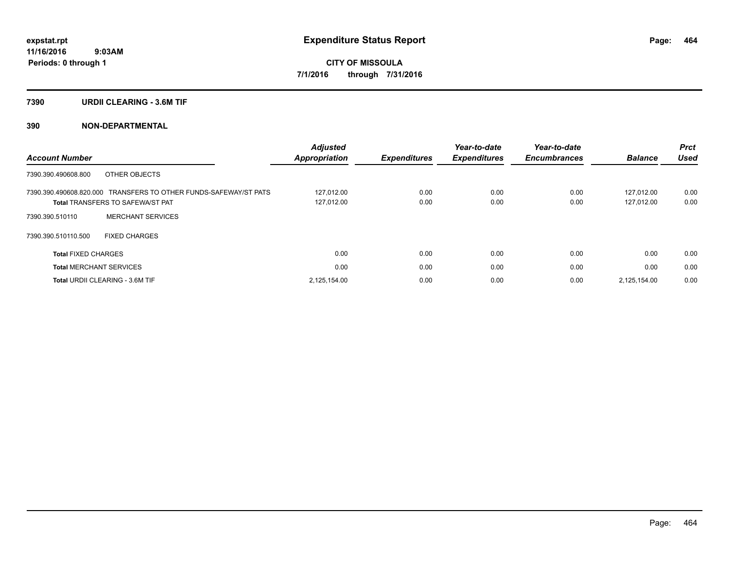# Expenditure Status Report

expstat.rpt
11/16/2016 9:03AM
Periods: 0 through 1

**CITY OF MISSOULA**
**7/1/2016 through 7/31/2016**

## 7390 URDII CLEARING - 3.6M TIF

## 390 NON-DEPARTMENTAL

| Account Number | | Adjusted Appropriation | Expenditures | Year-to-date Expenditures | Year-to-date Encumbrances | Balance | Prct Used |
|---|---|---|---|---|---|---|---|
| 7390.390.490608.800 | OTHER OBJECTS | | | | | | |
| 7390.390.490608.820.000 | TRANSFERS TO OTHER FUNDS-SAFEWAY/ST PATS | 127,012.00 | 0.00 | 0.00 | 0.00 | 127,012.00 | 0.00 |
| **Total** TRANSFERS TO SAFEWA/ST PAT | | 127,012.00 | 0.00 | 0.00 | 0.00 | 127,012.00 | 0.00 |
| 7390.390.510110 | MERCHANT SERVICES | | | | | | |
| 7390.390.510110.500 | FIXED CHARGES | | | | | | |
| **Total** FIXED CHARGES | | 0.00 | 0.00 | 0.00 | 0.00 | 0.00 | 0.00 |
| **Total** MERCHANT SERVICES | | 0.00 | 0.00 | 0.00 | 0.00 | 0.00 | 0.00 |
| **Total** URDII CLEARING - 3.6M TIF | | 2,125,154.00 | 0.00 | 0.00 | 0.00 | 2,125,154.00 | 0.00 |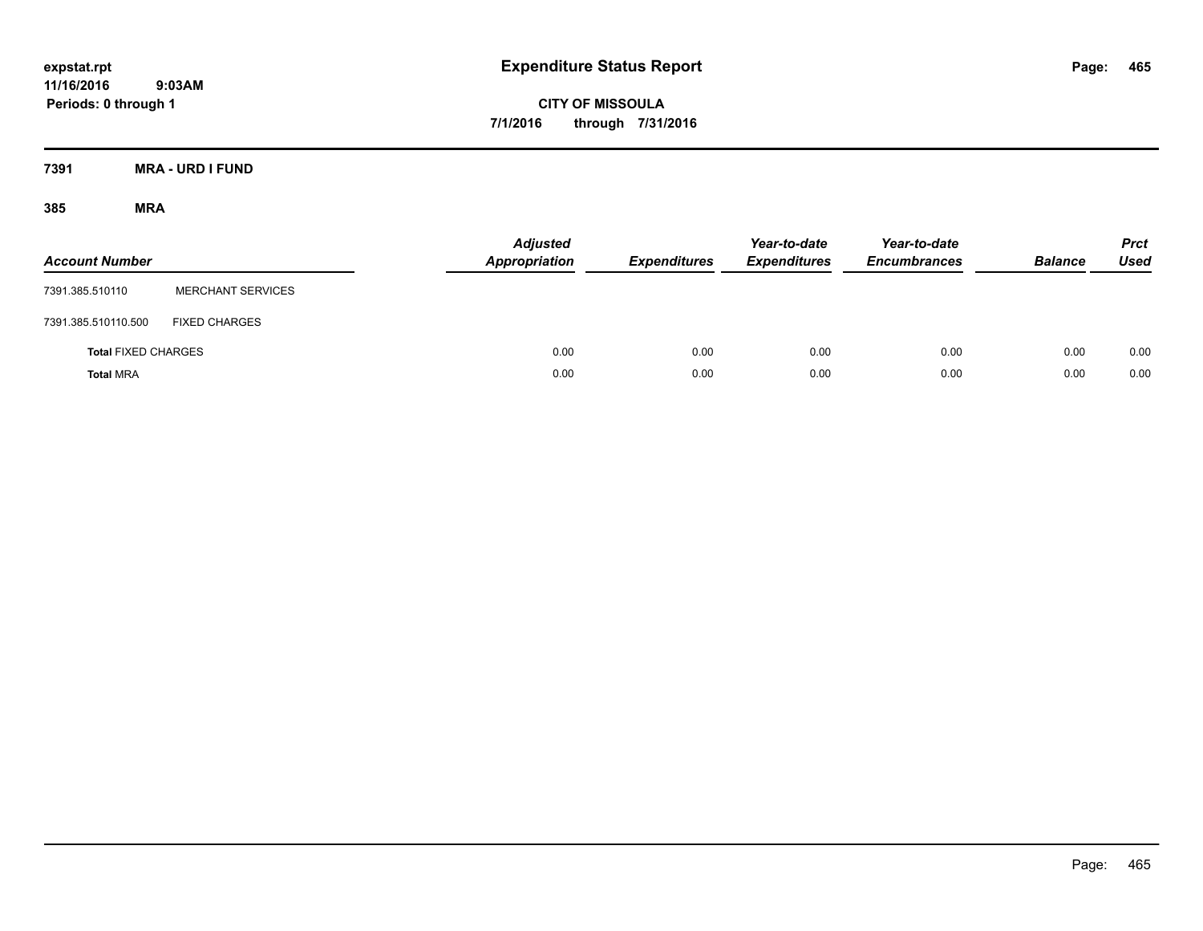**expstat.rpt**
**11/16/2016 9:03AM**
**Periods: 0 through 1**

# Expenditure Status Report

**CITY OF MISSOULA**
**7/1/2016 through 7/31/2016**

## 7391 MRA - URD I FUND

### 385 MRA

| Account Number | | Adjusted Appropriation | Expenditures | Year-to-date Expenditures | Year-to-date Encumbrances | Balance | Prct Used |
|---|---|---|---|---|---|---|---|
| 7391.385.510110 | MERCHANT SERVICES | | | | | | |
| 7391.385.510110.500 | FIXED CHARGES | | | | | | |
| **Total** FIXED CHARGES | | 0.00 | 0.00 | 0.00 | 0.00 | 0.00 | 0.00 |
| **Total** MRA | | 0.00 | 0.00 | 0.00 | 0.00 | 0.00 | 0.00 |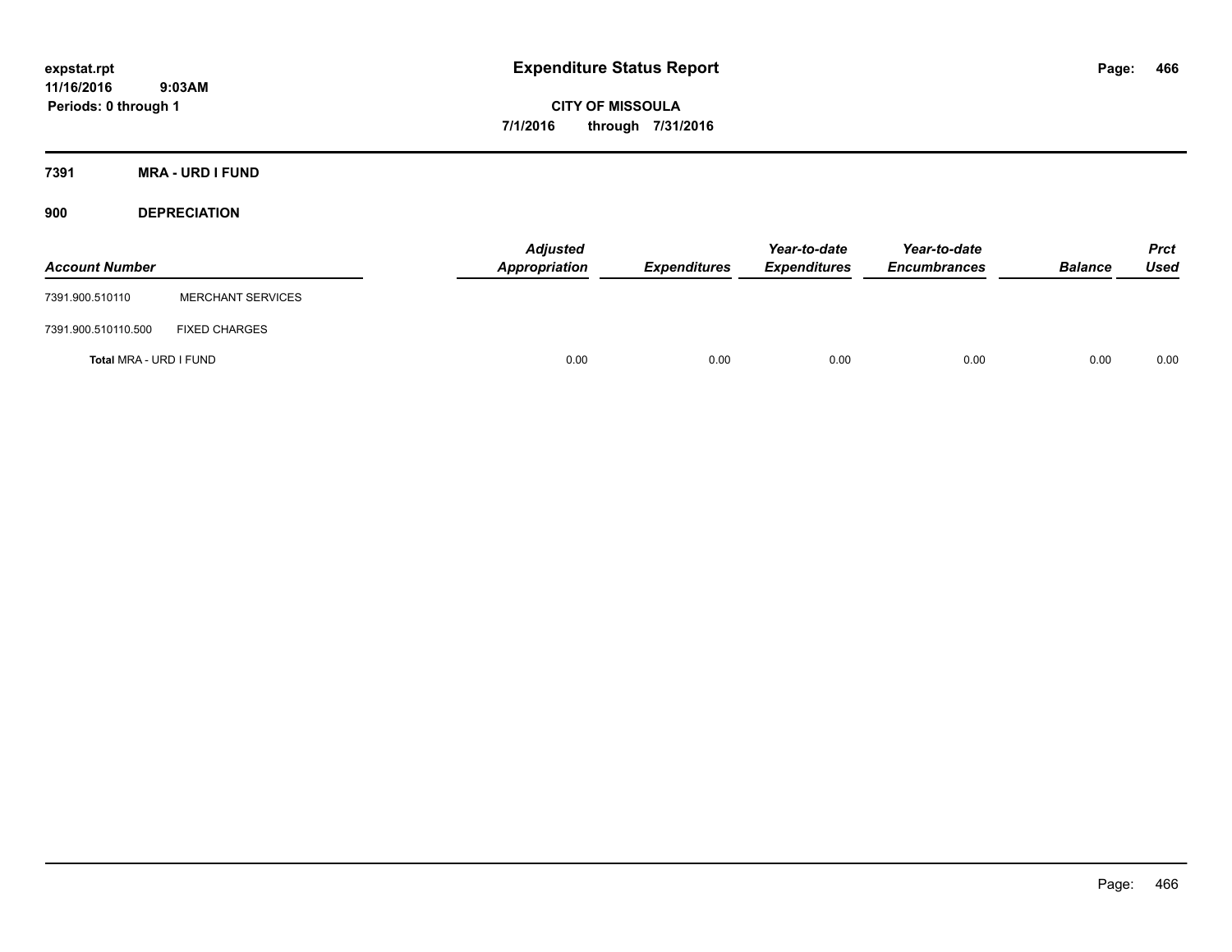**Expenditure Status Report**

**CITY OF MISSOULA**

**7/1/2016 through 7/31/2016**

expstat.rpt
11/16/2016 9:03AM
Periods: 0 through 1

## 7391 MRA - URD I FUND

### 900 DEPRECIATION

| Account Number | | Adjusted Appropriation | Expenditures | Year-to-date Expenditures | Year-to-date Encumbrances | Balance | Prct Used |
|---|---|---|---|---|---|---|---|
| 7391.900.510110 | MERCHANT SERVICES | | | | | | |
| 7391.900.510110.500 | FIXED CHARGES | | | | | | |
| **Total** MRA - URD I FUND | | 0.00 | 0.00 | 0.00 | 0.00 | 0.00 | 0.00 |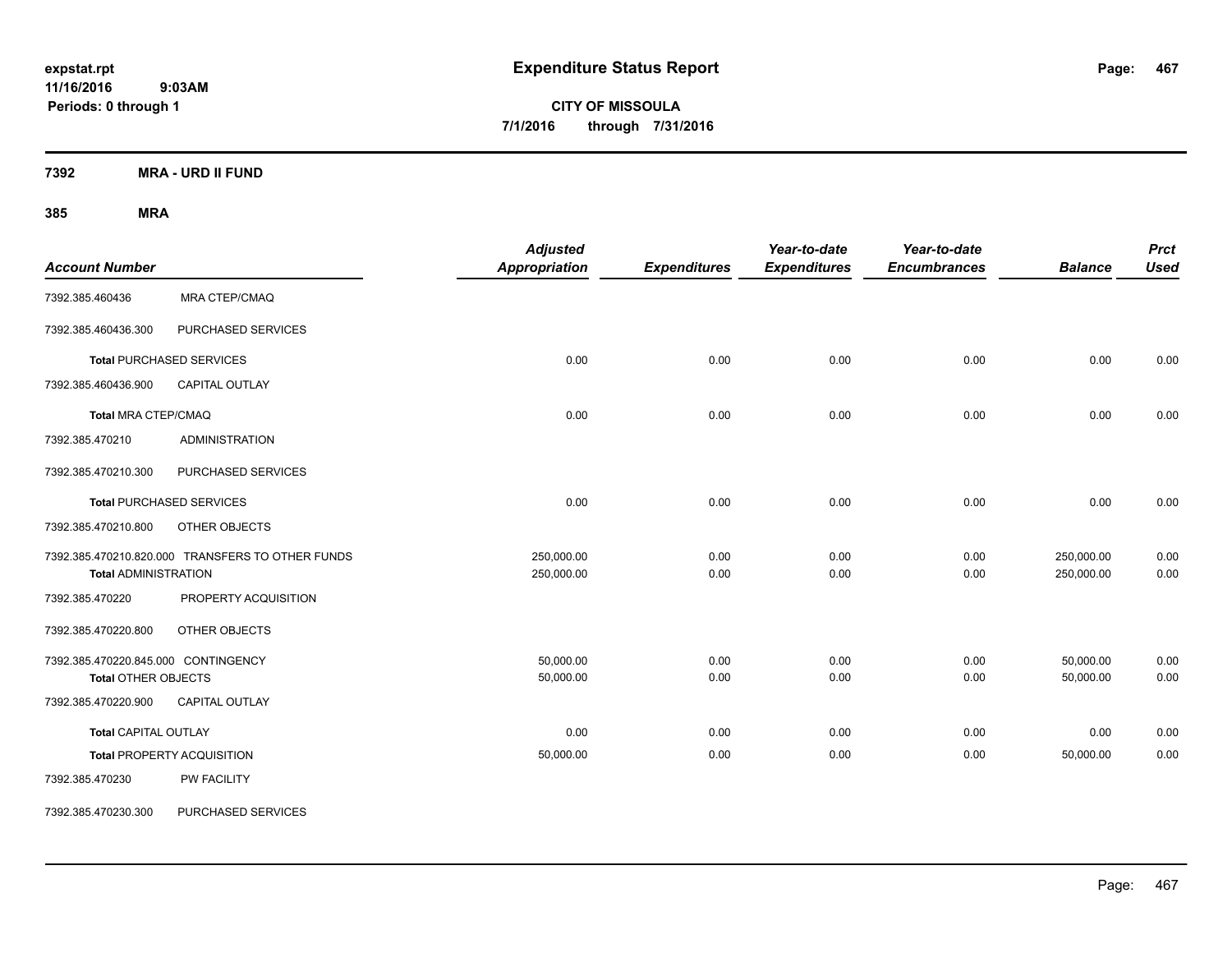**expstat.rpt**
**11/16/2016 9:03AM**
**Periods: 0 through 1**

# Expenditure Status Report

**CITY OF MISSOULA**
**7/1/2016 through 7/31/2016**

## 7392 MRA - URD II FUND

### 385 MRA

| Account Number | | Adjusted Appropriation | Expenditures | Year-to-date Expenditures | Year-to-date Encumbrances | Balance | Prct Used |
|---|---|---|---|---|---|---|---|
| 7392.385.460436 | MRA CTEP/CMAQ | | | | | | |
| 7392.385.460436.300 | PURCHASED SERVICES | | | | | | |
| **Total** PURCHASED SERVICES | | 0.00 | 0.00 | 0.00 | 0.00 | 0.00 | 0.00 |
| 7392.385.460436.900 | CAPITAL OUTLAY | | | | | | |
| **Total** MRA CTEP/CMAQ | | 0.00 | 0.00 | 0.00 | 0.00 | 0.00 | 0.00 |
| 7392.385.470210 | ADMINISTRATION | | | | | | |
| 7392.385.470210.300 | PURCHASED SERVICES | | | | | | |
| **Total** PURCHASED SERVICES | | 0.00 | 0.00 | 0.00 | 0.00 | 0.00 | 0.00 |
| 7392.385.470210.800 | OTHER OBJECTS | | | | | | |
| 7392.385.470210.820.000 | TRANSFERS TO OTHER FUNDS | 250,000.00 | 0.00 | 0.00 | 0.00 | 250,000.00 | 0.00 |
| **Total** ADMINISTRATION | | 250,000.00 | 0.00 | 0.00 | 0.00 | 250,000.00 | 0.00 |
| 7392.385.470220 | PROPERTY ACQUISITION | | | | | | |
| 7392.385.470220.800 | OTHER OBJECTS | | | | | | |
| 7392.385.470220.845.000 | CONTINGENCY | 50,000.00 | 0.00 | 0.00 | 0.00 | 50,000.00 | 0.00 |
| **Total** OTHER OBJECTS | | 50,000.00 | 0.00 | 0.00 | 0.00 | 50,000.00 | 0.00 |
| 7392.385.470220.900 | CAPITAL OUTLAY | | | | | | |
| **Total** CAPITAL OUTLAY | | 0.00 | 0.00 | 0.00 | 0.00 | 0.00 | 0.00 |
| **Total** PROPERTY ACQUISITION | | 50,000.00 | 0.00 | 0.00 | 0.00 | 50,000.00 | 0.00 |
| 7392.385.470230 | PW FACILITY | | | | | | |
| 7392.385.470230.300 | PURCHASED SERVICES | | | | | | |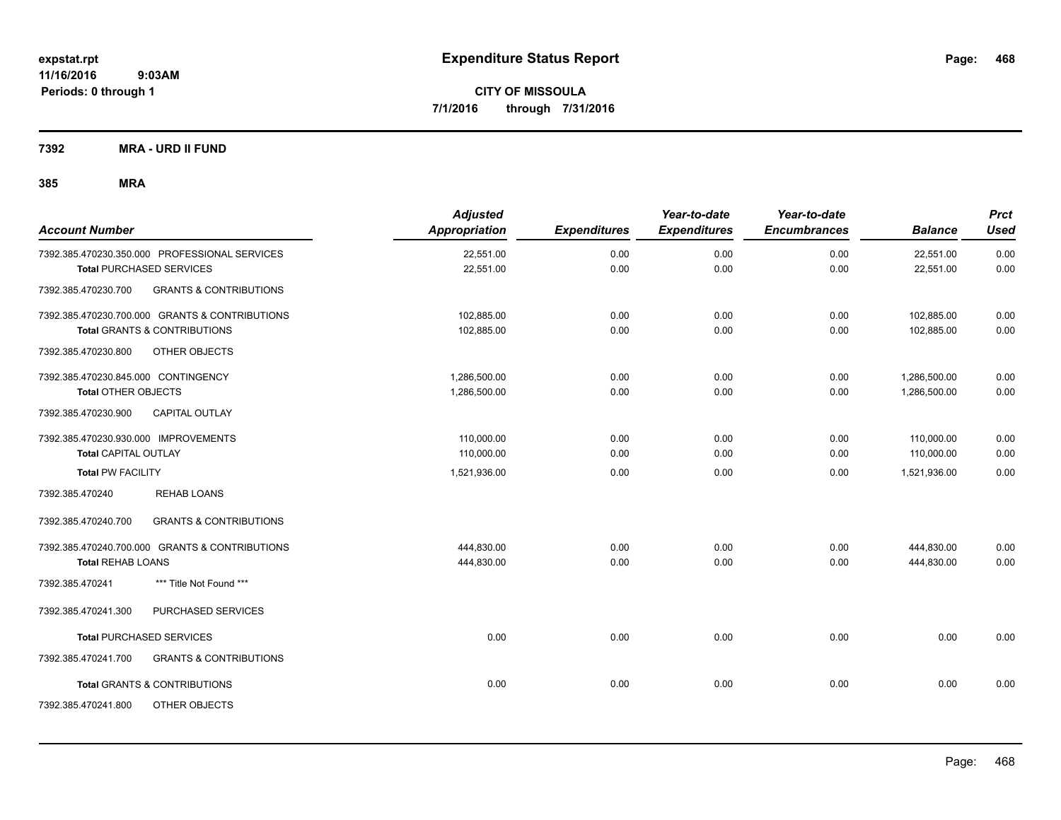**expstat.rpt**
**11/16/2016 9:03AM**
**Periods: 0 through 1**

# Expenditure Status Report

**CITY OF MISSOULA**
**7/1/2016 through 7/31/2016**

## 7392 MRA - URD II FUND

## 385 MRA

| Account Number | Adjusted Appropriation | Expenditures | Year-to-date Expenditures | Year-to-date Encumbrances | Balance | Prct Used |
|---|---|---|---|---|---|---|
| 7392.385.470230.350.000 PROFESSIONAL SERVICES | 22,551.00 | 0.00 | 0.00 | 0.00 | 22,551.00 | 0.00 |
| **Total** PURCHASED SERVICES | 22,551.00 | 0.00 | 0.00 | 0.00 | 22,551.00 | 0.00 |
| 7392.385.470230.700 GRANTS & CONTRIBUTIONS | | | | | | |
| 7392.385.470230.700.000 GRANTS & CONTRIBUTIONS | 102,885.00 | 0.00 | 0.00 | 0.00 | 102,885.00 | 0.00 |
| **Total** GRANTS & CONTRIBUTIONS | 102,885.00 | 0.00 | 0.00 | 0.00 | 102,885.00 | 0.00 |
| 7392.385.470230.800 OTHER OBJECTS | | | | | | |
| 7392.385.470230.845.000 CONTINGENCY | 1,286,500.00 | 0.00 | 0.00 | 0.00 | 1,286,500.00 | 0.00 |
| **Total** OTHER OBJECTS | 1,286,500.00 | 0.00 | 0.00 | 0.00 | 1,286,500.00 | 0.00 |
| 7392.385.470230.900 CAPITAL OUTLAY | | | | | | |
| 7392.385.470230.930.000 IMPROVEMENTS | 110,000.00 | 0.00 | 0.00 | 0.00 | 110,000.00 | 0.00 |
| **Total** CAPITAL OUTLAY | 110,000.00 | 0.00 | 0.00 | 0.00 | 110,000.00 | 0.00 |
| **Total** PW FACILITY | 1,521,936.00 | 0.00 | 0.00 | 0.00 | 1,521,936.00 | 0.00 |
| 7392.385.470240 REHAB LOANS | | | | | | |
| 7392.385.470240.700 GRANTS & CONTRIBUTIONS | | | | | | |
| 7392.385.470240.700.000 GRANTS & CONTRIBUTIONS | 444,830.00 | 0.00 | 0.00 | 0.00 | 444,830.00 | 0.00 |
| **Total** REHAB LOANS | 444,830.00 | 0.00 | 0.00 | 0.00 | 444,830.00 | 0.00 |
| 7392.385.470241 *** Title Not Found *** | | | | | | |
| 7392.385.470241.300 PURCHASED SERVICES | | | | | | |
| **Total** PURCHASED SERVICES | 0.00 | 0.00 | 0.00 | 0.00 | 0.00 | 0.00 |
| 7392.385.470241.700 GRANTS & CONTRIBUTIONS | | | | | | |
| **Total** GRANTS & CONTRIBUTIONS | 0.00 | 0.00 | 0.00 | 0.00 | 0.00 | 0.00 |
| 7392.385.470241.800 OTHER OBJECTS | | | | | | |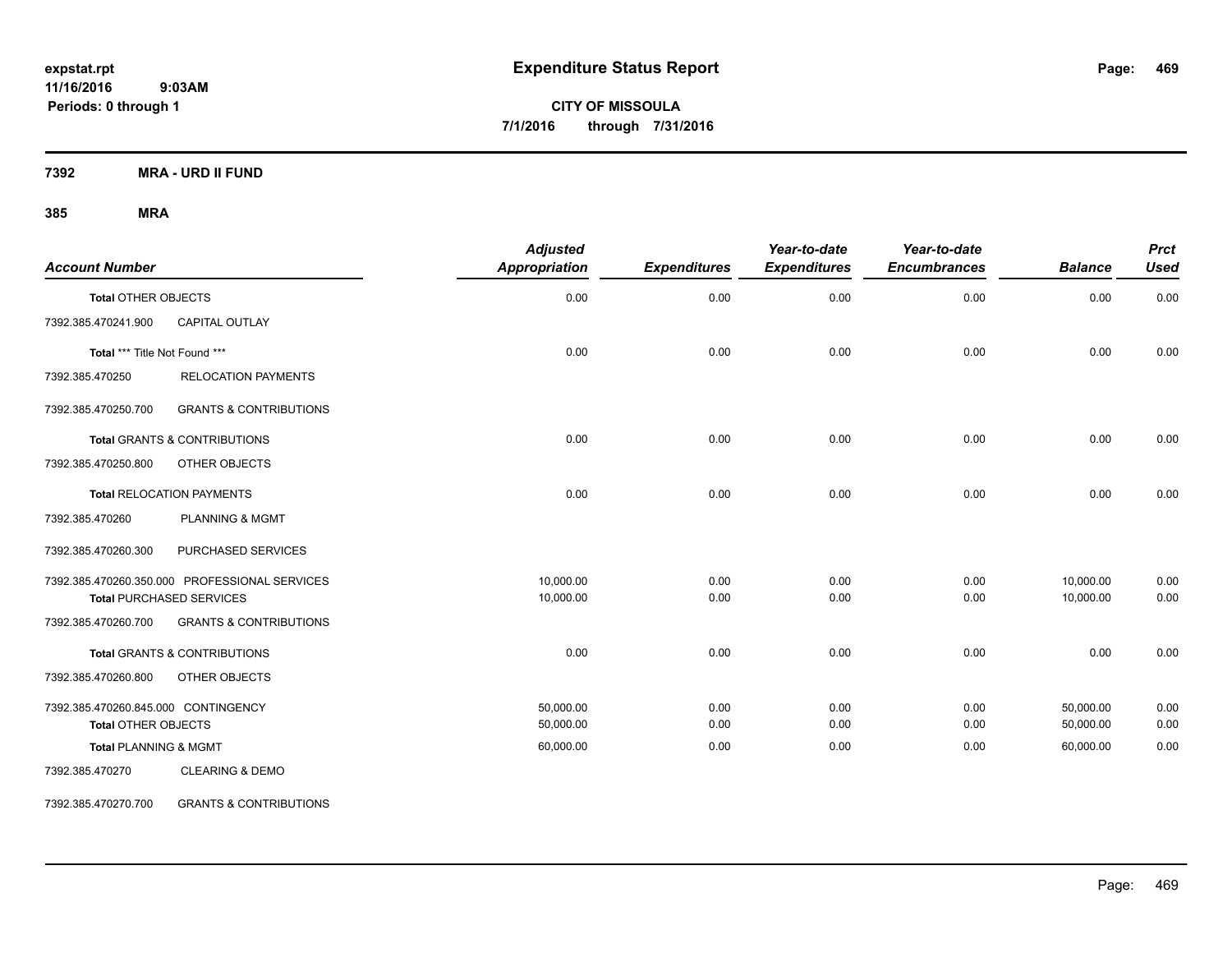**Expenditure Status Report**

**CITY OF MISSOULA**
**7/1/2016 through 7/31/2016**

expstat.rpt
11/16/2016 9:03AM
Periods: 0 through 1

**7392 MRA - URD II FUND**

**385 MRA**

| Account Number | | Adjusted Appropriation | Expenditures | Year-to-date Expenditures | Year-to-date Encumbrances | Balance | Prct Used |
|---|---|---|---|---|---|---|---|
| **Total** OTHER OBJECTS | | 0.00 | 0.00 | 0.00 | 0.00 | 0.00 | 0.00 |
| 7392.385.470241.900 | CAPITAL OUTLAY | | | | | | |
| **Total** *** Title Not Found *** | | 0.00 | 0.00 | 0.00 | 0.00 | 0.00 | 0.00 |
| 7392.385.470250 | RELOCATION PAYMENTS | | | | | | |
| 7392.385.470250.700 | GRANTS & CONTRIBUTIONS | | | | | | |
| **Total** GRANTS & CONTRIBUTIONS | | 0.00 | 0.00 | 0.00 | 0.00 | 0.00 | 0.00 |
| 7392.385.470250.800 | OTHER OBJECTS | | | | | | |
| **Total** RELOCATION PAYMENTS | | 0.00 | 0.00 | 0.00 | 0.00 | 0.00 | 0.00 |
| 7392.385.470260 | PLANNING & MGMT | | | | | | |
| 7392.385.470260.300 | PURCHASED SERVICES | | | | | | |
| 7392.385.470260.350.000 | PROFESSIONAL SERVICES | 10,000.00 | 0.00 | 0.00 | 0.00 | 10,000.00 | 0.00 |
| **Total** PURCHASED SERVICES | | 10,000.00 | 0.00 | 0.00 | 0.00 | 10,000.00 | 0.00 |
| 7392.385.470260.700 | GRANTS & CONTRIBUTIONS | | | | | | |
| **Total** GRANTS & CONTRIBUTIONS | | 0.00 | 0.00 | 0.00 | 0.00 | 0.00 | 0.00 |
| 7392.385.470260.800 | OTHER OBJECTS | | | | | | |
| 7392.385.470260.845.000 | CONTINGENCY | 50,000.00 | 0.00 | 0.00 | 0.00 | 50,000.00 | 0.00 |
| **Total** OTHER OBJECTS | | 50,000.00 | 0.00 | 0.00 | 0.00 | 50,000.00 | 0.00 |
| **Total** PLANNING & MGMT | | 60,000.00 | 0.00 | 0.00 | 0.00 | 60,000.00 | 0.00 |
| 7392.385.470270 | CLEARING & DEMO | | | | | | |
| 7392.385.470270.700 | GRANTS & CONTRIBUTIONS | | | | | | |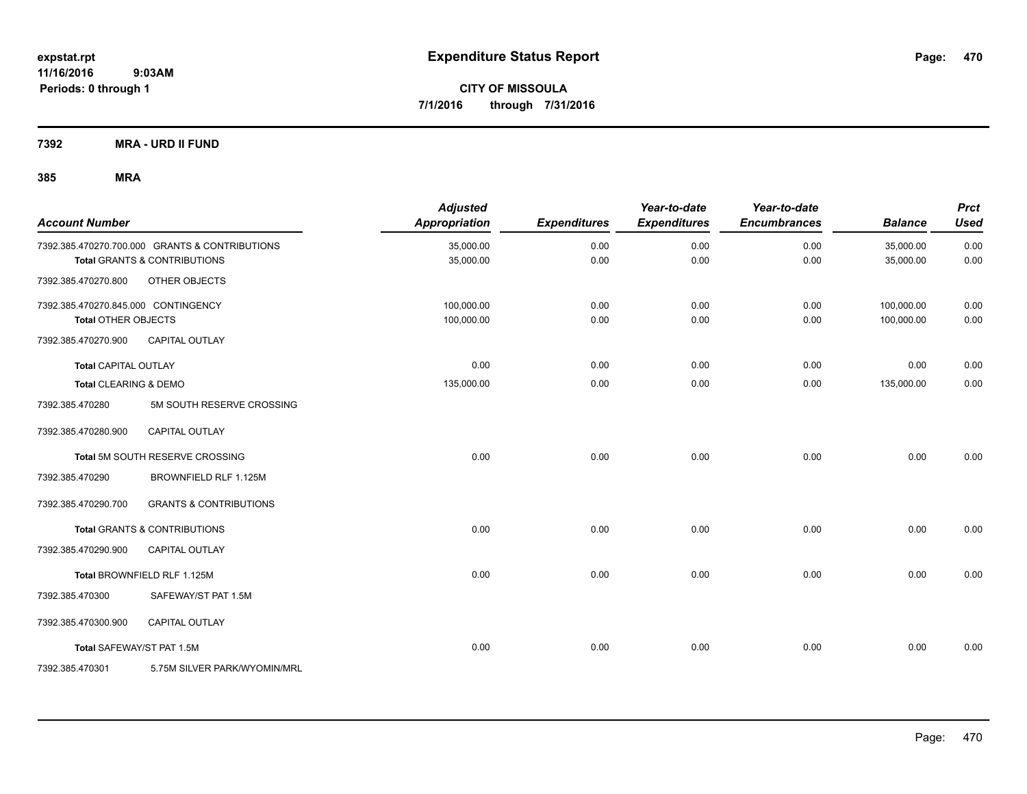**expstat.rpt**
**11/16/2016 9:03AM**
**Periods: 0 through 1**

# Expenditure Status Report

**CITY OF MISSOULA**
**7/1/2016 through 7/31/2016**

## 7392 MRA - URD II FUND

## 385 MRA

| Account Number | | Adjusted Appropriation | Expenditures | Year-to-date Expenditures | Year-to-date Encumbrances | Balance | Prct Used |
|---|---|---|---|---|---|---|---|
| 7392.385.470270.700.000 | GRANTS & CONTRIBUTIONS | 35,000.00 | 0.00 | 0.00 | 0.00 | 35,000.00 | 0.00 |
| **Total** GRANTS & CONTRIBUTIONS | | 35,000.00 | 0.00 | 0.00 | 0.00 | 35,000.00 | 0.00 |
| 7392.385.470270.800 | OTHER OBJECTS | | | | | | |
| 7392.385.470270.845.000 | CONTINGENCY | 100,000.00 | 0.00 | 0.00 | 0.00 | 100,000.00 | 0.00 |
| **Total** OTHER OBJECTS | | 100,000.00 | 0.00 | 0.00 | 0.00 | 100,000.00 | 0.00 |
| 7392.385.470270.900 | CAPITAL OUTLAY | | | | | | |
| **Total** CAPITAL OUTLAY | | 0.00 | 0.00 | 0.00 | 0.00 | 0.00 | 0.00 |
| **Total** CLEARING & DEMO | | 135,000.00 | 0.00 | 0.00 | 0.00 | 135,000.00 | 0.00 |
| 7392.385.470280 | 5M SOUTH RESERVE CROSSING | | | | | | |
| 7392.385.470280.900 | CAPITAL OUTLAY | | | | | | |
| **Total** 5M SOUTH RESERVE CROSSING | | 0.00 | 0.00 | 0.00 | 0.00 | 0.00 | 0.00 |
| 7392.385.470290 | BROWNFIELD RLF 1.125M | | | | | | |
| 7392.385.470290.700 | GRANTS & CONTRIBUTIONS | | | | | | |
| **Total** GRANTS & CONTRIBUTIONS | | 0.00 | 0.00 | 0.00 | 0.00 | 0.00 | 0.00 |
| 7392.385.470290.900 | CAPITAL OUTLAY | | | | | | |
| **Total** BROWNFIELD RLF 1.125M | | 0.00 | 0.00 | 0.00 | 0.00 | 0.00 | 0.00 |
| 7392.385.470300 | SAFEWAY/ST PAT 1.5M | | | | | | |
| 7392.385.470300.900 | CAPITAL OUTLAY | | | | | | |
| **Total** SAFEWAY/ST PAT 1.5M | | 0.00 | 0.00 | 0.00 | 0.00 | 0.00 | 0.00 |
| 7392.385.470301 | 5.75M SILVER PARK/WYOMIN/MRL | | | | | | |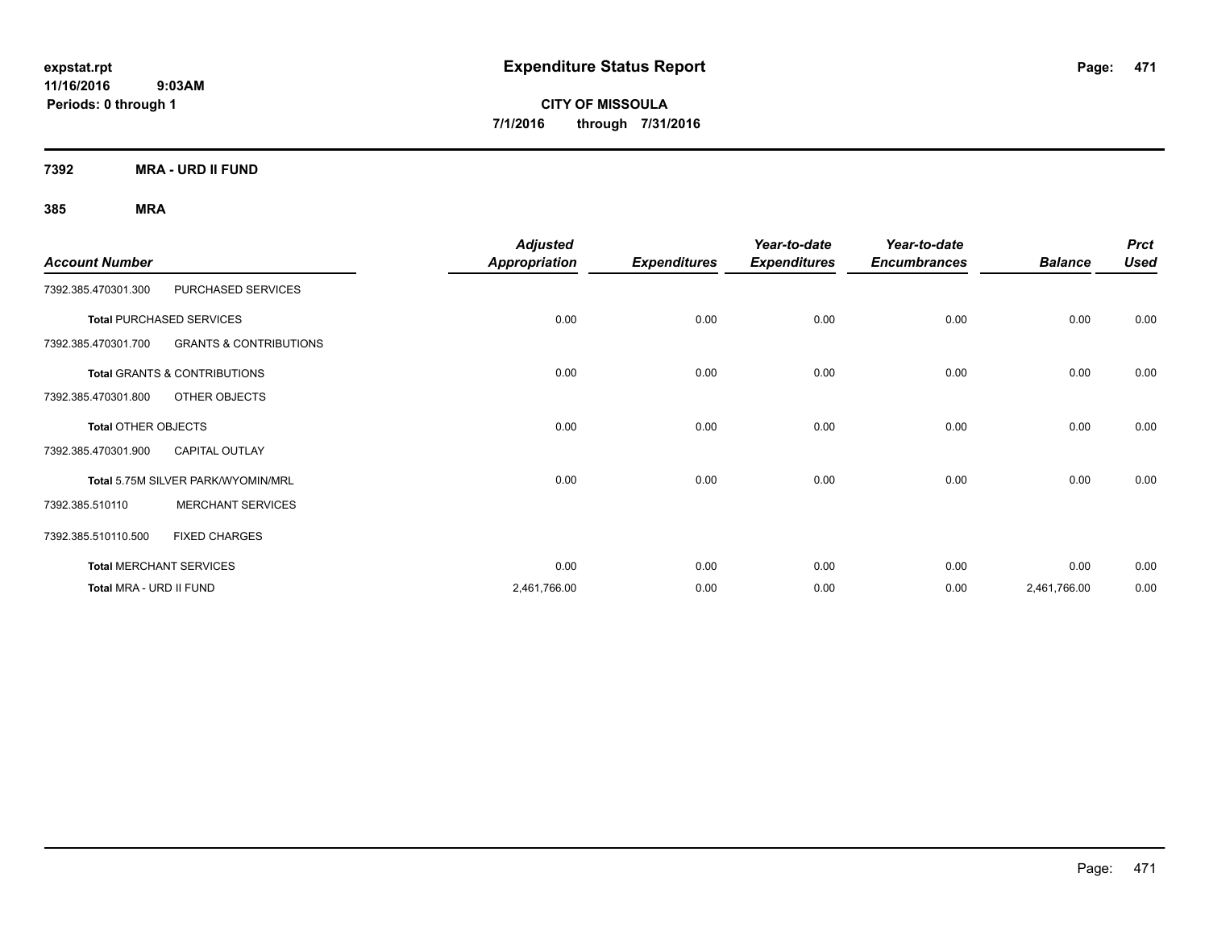# Expenditure Status Report

expstat.rpt
11/16/2016 9:03AM
Periods: 0 through 1

**CITY OF MISSOULA**
**7/1/2016 through 7/31/2016**

## 7392 MRA - URD II FUND

### 385 MRA

| Account Number | | Adjusted Appropriation | Expenditures | Year-to-date Expenditures | Year-to-date Encumbrances | Balance | Prct Used |
|---|---|---|---|---|---|---|---|
| 7392.385.470301.300 | PURCHASED SERVICES | | | | | | |
| **Total** PURCHASED SERVICES | | 0.00 | 0.00 | 0.00 | 0.00 | 0.00 | 0.00 |
| 7392.385.470301.700 | GRANTS & CONTRIBUTIONS | | | | | | |
| **Total** GRANTS & CONTRIBUTIONS | | 0.00 | 0.00 | 0.00 | 0.00 | 0.00 | 0.00 |
| 7392.385.470301.800 | OTHER OBJECTS | | | | | | |
| **Total** OTHER OBJECTS | | 0.00 | 0.00 | 0.00 | 0.00 | 0.00 | 0.00 |
| 7392.385.470301.900 | CAPITAL OUTLAY | | | | | | |
| **Total** 5.75M SILVER PARK/WYOMIN/MRL | | 0.00 | 0.00 | 0.00 | 0.00 | 0.00 | 0.00 |
| 7392.385.510110 | MERCHANT SERVICES | | | | | | |
| 7392.385.510110.500 | FIXED CHARGES | | | | | | |
| **Total** MERCHANT SERVICES | | 0.00 | 0.00 | 0.00 | 0.00 | 0.00 | 0.00 |
| **Total** MRA - URD II FUND | | 2,461,766.00 | 0.00 | 0.00 | 0.00 | 2,461,766.00 | 0.00 |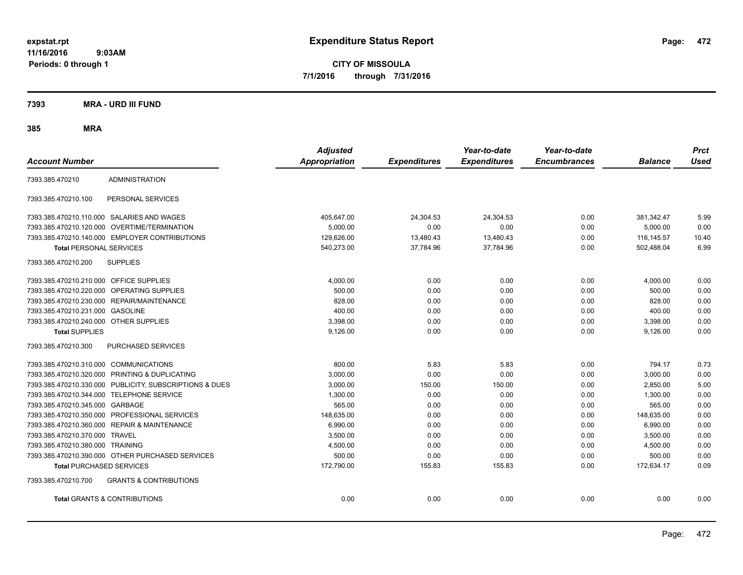expstat.rpt
11/16/2016 9:03AM
Periods: 0 through 1

# Expenditure Status Report

**CITY OF MISSOULA**
**7/1/2016 through 7/31/2016**

## 7393 MRA - URD III FUND

### 385 MRA

| Account Number | | Adjusted Appropriation | Expenditures | Year-to-date Expenditures | Year-to-date Encumbrances | Balance | Prct Used |
|---|---|---|---|---|---|---|---|
| 7393.385.470210 | ADMINISTRATION | | | | | | |
| 7393.385.470210.100 | PERSONAL SERVICES | | | | | | |
| 7393.385.470210.110.000 | SALARIES AND WAGES | 405,647.00 | 24,304.53 | 24,304.53 | 0.00 | 381,342.47 | 5.99 |
| 7393.385.470210.120.000 | OVERTIME/TERMINATION | 5,000.00 | 0.00 | 0.00 | 0.00 | 5,000.00 | 0.00 |
| 7393.385.470210.140.000 | EMPLOYER CONTRIBUTIONS | 129,626.00 | 13,480.43 | 13,480.43 | 0.00 | 116,145.57 | 10.40 |
| **Total** PERSONAL SERVICES | | 540,273.00 | 37,784.96 | 37,784.96 | 0.00 | 502,488.04 | 6.99 |
| 7393.385.470210.200 | SUPPLIES | | | | | | |
| 7393.385.470210.210.000 | OFFICE SUPPLIES | 4,000.00 | 0.00 | 0.00 | 0.00 | 4,000.00 | 0.00 |
| 7393.385.470210.220.000 | OPERATING SUPPLIES | 500.00 | 0.00 | 0.00 | 0.00 | 500.00 | 0.00 |
| 7393.385.470210.230.000 | REPAIR/MAINTENANCE | 828.00 | 0.00 | 0.00 | 0.00 | 828.00 | 0.00 |
| 7393.385.470210.231.000 | GASOLINE | 400.00 | 0.00 | 0.00 | 0.00 | 400.00 | 0.00 |
| 7393.385.470210.240.000 | OTHER SUPPLIES | 3,398.00 | 0.00 | 0.00 | 0.00 | 3,398.00 | 0.00 |
| **Total** SUPPLIES | | 9,126.00 | 0.00 | 0.00 | 0.00 | 9,126.00 | 0.00 |
| 7393.385.470210.300 | PURCHASED SERVICES | | | | | | |
| 7393.385.470210.310.000 | COMMUNICATIONS | 800.00 | 5.83 | 5.83 | 0.00 | 794.17 | 0.73 |
| 7393.385.470210.320.000 | PRINTING & DUPLICATING | 3,000.00 | 0.00 | 0.00 | 0.00 | 3,000.00 | 0.00 |
| 7393.385.470210.330.000 | PUBLICITY, SUBSCRIPTIONS & DUES | 3,000.00 | 150.00 | 150.00 | 0.00 | 2,850.00 | 5.00 |
| 7393.385.470210.344.000 | TELEPHONE SERVICE | 1,300.00 | 0.00 | 0.00 | 0.00 | 1,300.00 | 0.00 |
| 7393.385.470210.345.000 | GARBAGE | 565.00 | 0.00 | 0.00 | 0.00 | 565.00 | 0.00 |
| 7393.385.470210.350.000 | PROFESSIONAL SERVICES | 148,635.00 | 0.00 | 0.00 | 0.00 | 148,635.00 | 0.00 |
| 7393.385.470210.360.000 | REPAIR & MAINTENANCE | 6,990.00 | 0.00 | 0.00 | 0.00 | 6,990.00 | 0.00 |
| 7393.385.470210.370.000 | TRAVEL | 3,500.00 | 0.00 | 0.00 | 0.00 | 3,500.00 | 0.00 |
| 7393.385.470210.380.000 | TRAINING | 4,500.00 | 0.00 | 0.00 | 0.00 | 4,500.00 | 0.00 |
| 7393.385.470210.390.000 | OTHER PURCHASED SERVICES | 500.00 | 0.00 | 0.00 | 0.00 | 500.00 | 0.00 |
| **Total** PURCHASED SERVICES | | 172,790.00 | 155.83 | 155.83 | 0.00 | 172,634.17 | 0.09 |
| 7393.385.470210.700 | GRANTS & CONTRIBUTIONS | | | | | | |
| **Total** GRANTS & CONTRIBUTIONS | | 0.00 | 0.00 | 0.00 | 0.00 | 0.00 | 0.00 |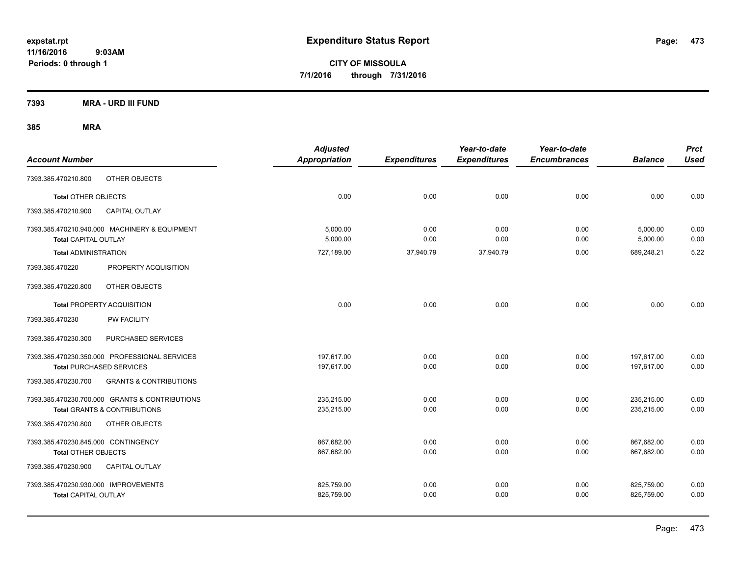**expstat.rpt**
**11/16/2016 9:03AM**
**Periods: 0 through 1**

# Expenditure Status Report

**CITY OF MISSOULA**
**7/1/2016 through 7/31/2016**

## 7393 MRA - URD III FUND

## 385 MRA

| Account Number | Adjusted Appropriation | Expenditures | Year-to-date Expenditures | Year-to-date Encumbrances | Balance | Prct Used |
|---|---|---|---|---|---|---|
| 7393.385.470210.800 OTHER OBJECTS | | | | | | |
| **Total** OTHER OBJECTS | 0.00 | 0.00 | 0.00 | 0.00 | 0.00 | 0.00 |
| 7393.385.470210.900 CAPITAL OUTLAY | | | | | | |
| 7393.385.470210.940.000 MACHINERY & EQUIPMENT | 5,000.00 | 0.00 | 0.00 | 0.00 | 5,000.00 | 0.00 |
| **Total** CAPITAL OUTLAY | 5,000.00 | 0.00 | 0.00 | 0.00 | 5,000.00 | 0.00 |
| **Total** ADMINISTRATION | 727,189.00 | 37,940.79 | 37,940.79 | 0.00 | 689,248.21 | 5.22 |
| 7393.385.470220 PROPERTY ACQUISITION | | | | | | |
| 7393.385.470220.800 OTHER OBJECTS | | | | | | |
| **Total** PROPERTY ACQUISITION | 0.00 | 0.00 | 0.00 | 0.00 | 0.00 | 0.00 |
| 7393.385.470230 PW FACILITY | | | | | | |
| 7393.385.470230.300 PURCHASED SERVICES | | | | | | |
| 7393.385.470230.350.000 PROFESSIONAL SERVICES | 197,617.00 | 0.00 | 0.00 | 0.00 | 197,617.00 | 0.00 |
| **Total** PURCHASED SERVICES | 197,617.00 | 0.00 | 0.00 | 0.00 | 197,617.00 | 0.00 |
| 7393.385.470230.700 GRANTS & CONTRIBUTIONS | | | | | | |
| 7393.385.470230.700.000 GRANTS & CONTRIBUTIONS | 235,215.00 | 0.00 | 0.00 | 0.00 | 235,215.00 | 0.00 |
| **Total** GRANTS & CONTRIBUTIONS | 235,215.00 | 0.00 | 0.00 | 0.00 | 235,215.00 | 0.00 |
| 7393.385.470230.800 OTHER OBJECTS | | | | | | |
| 7393.385.470230.845.000 CONTINGENCY | 867,682.00 | 0.00 | 0.00 | 0.00 | 867,682.00 | 0.00 |
| **Total** OTHER OBJECTS | 867,682.00 | 0.00 | 0.00 | 0.00 | 867,682.00 | 0.00 |
| 7393.385.470230.900 CAPITAL OUTLAY | | | | | | |
| 7393.385.470230.930.000 IMPROVEMENTS | 825,759.00 | 0.00 | 0.00 | 0.00 | 825,759.00 | 0.00 |
| **Total** CAPITAL OUTLAY | 825,759.00 | 0.00 | 0.00 | 0.00 | 825,759.00 | 0.00 |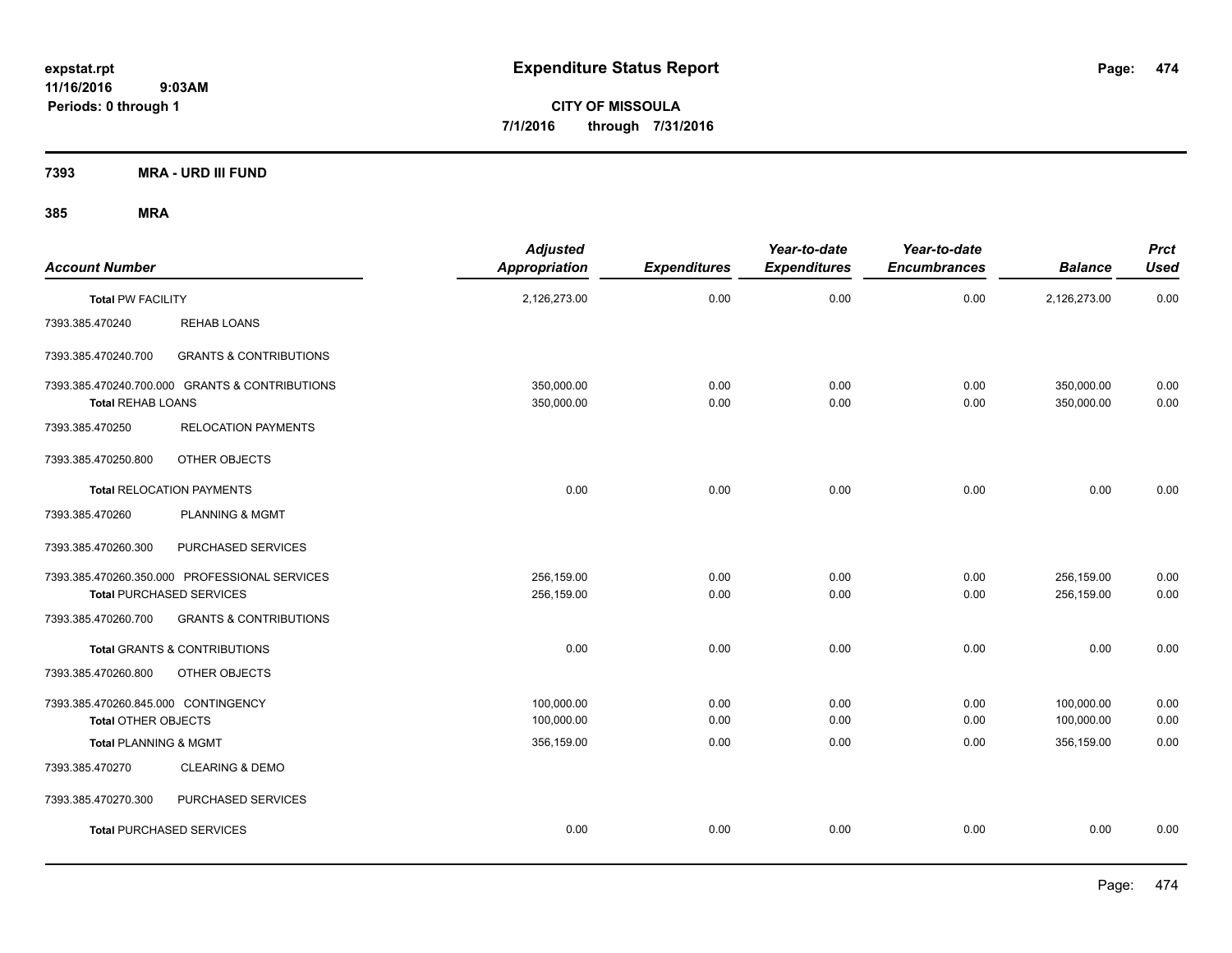**expstat.rpt**
**11/16/2016 9:03AM**
**Periods: 0 through 1**

# Expenditure Status Report

**CITY OF MISSOULA**
**7/1/2016 through 7/31/2016**

**7393 MRA - URD III FUND**

**385 MRA**

| Account Number | | Adjusted Appropriation | Expenditures | Year-to-date Expenditures | Year-to-date Encumbrances | Balance | Prct Used |
|---|---|---|---|---|---|---|---|
| **Total** PW FACILITY | | 2,126,273.00 | 0.00 | 0.00 | 0.00 | 2,126,273.00 | 0.00 |
| 7393.385.470240 | REHAB LOANS | | | | | | |
| 7393.385.470240.700 | GRANTS & CONTRIBUTIONS | | | | | | |
| 7393.385.470240.700.000 GRANTS & CONTRIBUTIONS | | 350,000.00 | 0.00 | 0.00 | 0.00 | 350,000.00 | 0.00 |
| **Total** REHAB LOANS | | 350,000.00 | 0.00 | 0.00 | 0.00 | 350,000.00 | 0.00 |
| 7393.385.470250 | RELOCATION PAYMENTS | | | | | | |
| 7393.385.470250.800 | OTHER OBJECTS | | | | | | |
| **Total** RELOCATION PAYMENTS | | 0.00 | 0.00 | 0.00 | 0.00 | 0.00 | 0.00 |
| 7393.385.470260 | PLANNING & MGMT | | | | | | |
| 7393.385.470260.300 | PURCHASED SERVICES | | | | | | |
| 7393.385.470260.350.000 PROFESSIONAL SERVICES | | 256,159.00 | 0.00 | 0.00 | 0.00 | 256,159.00 | 0.00 |
| **Total** PURCHASED SERVICES | | 256,159.00 | 0.00 | 0.00 | 0.00 | 256,159.00 | 0.00 |
| 7393.385.470260.700 | GRANTS & CONTRIBUTIONS | | | | | | |
| **Total** GRANTS & CONTRIBUTIONS | | 0.00 | 0.00 | 0.00 | 0.00 | 0.00 | 0.00 |
| 7393.385.470260.800 | OTHER OBJECTS | | | | | | |
| 7393.385.470260.845.000 CONTINGENCY | | 100,000.00 | 0.00 | 0.00 | 0.00 | 100,000.00 | 0.00 |
| **Total** OTHER OBJECTS | | 100,000.00 | 0.00 | 0.00 | 0.00 | 100,000.00 | 0.00 |
| **Total** PLANNING & MGMT | | 356,159.00 | 0.00 | 0.00 | 0.00 | 356,159.00 | 0.00 |
| 7393.385.470270 | CLEARING & DEMO | | | | | | |
| 7393.385.470270.300 | PURCHASED SERVICES | | | | | | |
| **Total** PURCHASED SERVICES | | 0.00 | 0.00 | 0.00 | 0.00 | 0.00 | 0.00 |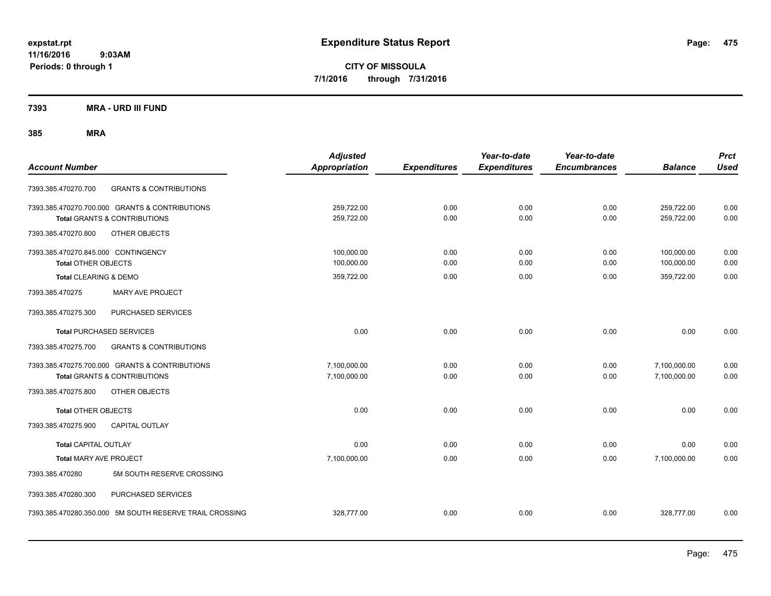# Expenditure Status Report

expstat.rpt
11/16/2016 9:03AM
Periods: 0 through 1

**CITY OF MISSOULA**
**7/1/2016 through 7/31/2016**

**7393 MRA - URD III FUND**

**385 MRA**

| Account Number | | Adjusted Appropriation | Expenditures | Year-to-date Expenditures | Year-to-date Encumbrances | Balance | Prct Used |
|---|---|---|---|---|---|---|---|
| 7393.385.470270.700 | GRANTS & CONTRIBUTIONS | | | | | | |
| 7393.385.470270.700.000 | GRANTS & CONTRIBUTIONS | 259,722.00 | 0.00 | 0.00 | 0.00 | 259,722.00 | 0.00 |
| **Total** GRANTS & CONTRIBUTIONS | | 259,722.00 | 0.00 | 0.00 | 0.00 | 259,722.00 | 0.00 |
| 7393.385.470270.800 | OTHER OBJECTS | | | | | | |
| 7393.385.470270.845.000 | CONTINGENCY | 100,000.00 | 0.00 | 0.00 | 0.00 | 100,000.00 | 0.00 |
| **Total** OTHER OBJECTS | | 100,000.00 | 0.00 | 0.00 | 0.00 | 100,000.00 | 0.00 |
| **Total** CLEARING & DEMO | | 359,722.00 | 0.00 | 0.00 | 0.00 | 359,722.00 | 0.00 |
| 7393.385.470275 | MARY AVE PROJECT | | | | | | |
| 7393.385.470275.300 | PURCHASED SERVICES | | | | | | |
| **Total** PURCHASED SERVICES | | 0.00 | 0.00 | 0.00 | 0.00 | 0.00 | 0.00 |
| 7393.385.470275.700 | GRANTS & CONTRIBUTIONS | | | | | | |
| 7393.385.470275.700.000 | GRANTS & CONTRIBUTIONS | 7,100,000.00 | 0.00 | 0.00 | 0.00 | 7,100,000.00 | 0.00 |
| **Total** GRANTS & CONTRIBUTIONS | | 7,100,000.00 | 0.00 | 0.00 | 0.00 | 7,100,000.00 | 0.00 |
| 7393.385.470275.800 | OTHER OBJECTS | | | | | | |
| **Total** OTHER OBJECTS | | 0.00 | 0.00 | 0.00 | 0.00 | 0.00 | 0.00 |
| 7393.385.470275.900 | CAPITAL OUTLAY | | | | | | |
| **Total** CAPITAL OUTLAY | | 0.00 | 0.00 | 0.00 | 0.00 | 0.00 | 0.00 |
| **Total** MARY AVE PROJECT | | 7,100,000.00 | 0.00 | 0.00 | 0.00 | 7,100,000.00 | 0.00 |
| 7393.385.470280 | 5M SOUTH RESERVE CROSSING | | | | | | |
| 7393.385.470280.300 | PURCHASED SERVICES | | | | | | |
| 7393.385.470280.350.000 | 5M SOUTH RESERVE TRAIL CROSSING | 328,777.00 | 0.00 | 0.00 | 0.00 | 328,777.00 | 0.00 |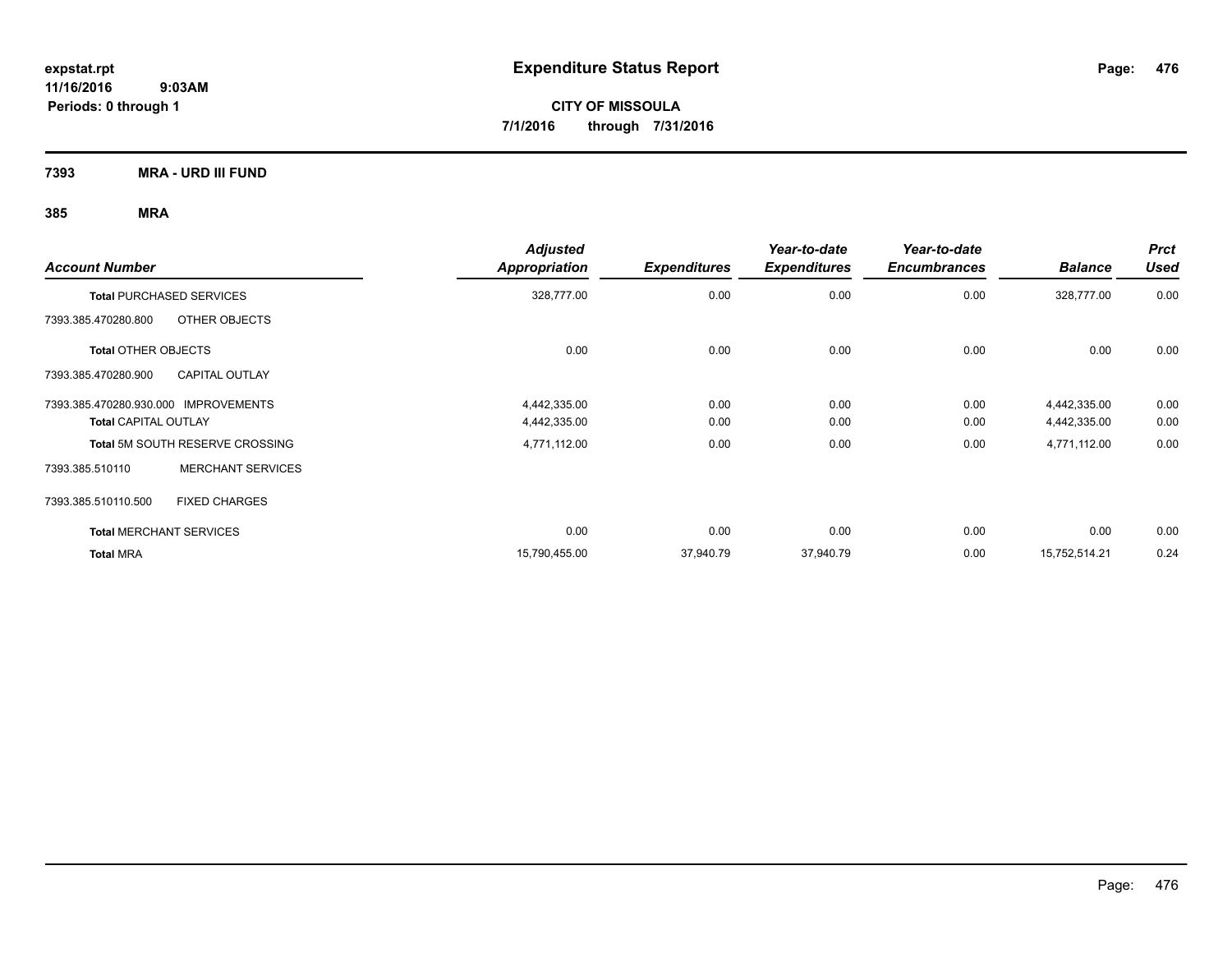**expstat.rpt**
**11/16/2016 9:03AM**
**Periods: 0 through 1**

# Expenditure Status Report

**CITY OF MISSOULA**
**7/1/2016 through 7/31/2016**

## 7393 MRA - URD III FUND

### 385 MRA

| Account Number | | Adjusted Appropriation | Expenditures | Year-to-date Expenditures | Year-to-date Encumbrances | Balance | Prct Used |
|---|---|---|---|---|---|---|---|
| **Total** PURCHASED SERVICES | | 328,777.00 | 0.00 | 0.00 | 0.00 | 328,777.00 | 0.00 |
| 7393.385.470280.800 | OTHER OBJECTS | | | | | | |
| **Total** OTHER OBJECTS | | 0.00 | 0.00 | 0.00 | 0.00 | 0.00 | 0.00 |
| 7393.385.470280.900 | CAPITAL OUTLAY | | | | | | |
| 7393.385.470280.930.000 | IMPROVEMENTS | 4,442,335.00 | 0.00 | 0.00 | 0.00 | 4,442,335.00 | 0.00 |
| **Total** CAPITAL OUTLAY | | 4,442,335.00 | 0.00 | 0.00 | 0.00 | 4,442,335.00 | 0.00 |
| **Total** 5M SOUTH RESERVE CROSSING | | 4,771,112.00 | 0.00 | 0.00 | 0.00 | 4,771,112.00 | 0.00 |
| 7393.385.510110 | MERCHANT SERVICES | | | | | | |
| 7393.385.510110.500 | FIXED CHARGES | | | | | | |
| **Total** MERCHANT SERVICES | | 0.00 | 0.00 | 0.00 | 0.00 | 0.00 | 0.00 |
| **Total** MRA | | 15,790,455.00 | 37,940.79 | 37,940.79 | 0.00 | 15,752,514.21 | 0.24 |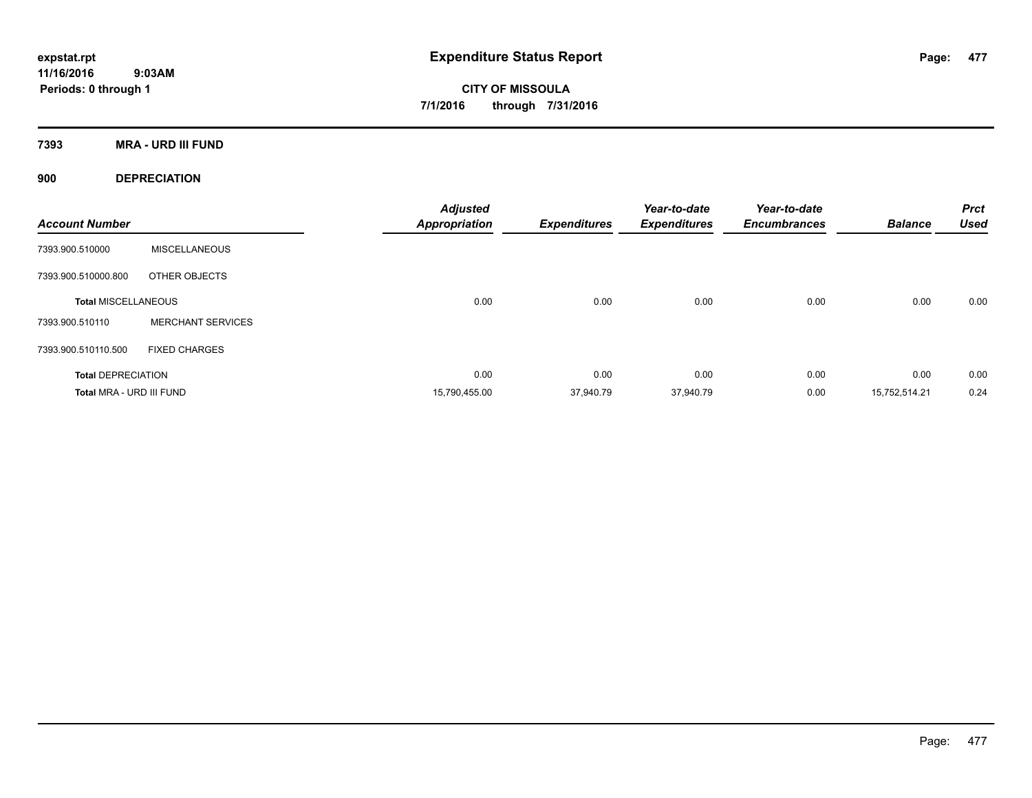**expstat.rpt**
**11/16/2016 9:03AM**
**Periods: 0 through 1**

# Expenditure Status Report

**CITY OF MISSOULA**
**7/1/2016 through 7/31/2016**

## 7393 MRA - URD III FUND

### 900 DEPRECIATION

| Account Number | | Adjusted Appropriation | Expenditures | Year-to-date Expenditures | Year-to-date Encumbrances | Balance | Prct Used |
|---|---|---|---|---|---|---|---|
| 7393.900.510000 | MISCELLANEOUS | | | | | | |
| 7393.900.510000.800 | OTHER OBJECTS | | | | | | |
| **Total MISCELLANEOUS** | | 0.00 | 0.00 | 0.00 | 0.00 | 0.00 | 0.00 |
| 7393.900.510110 | MERCHANT SERVICES | | | | | | |
| 7393.900.510110.500 | FIXED CHARGES | | | | | | |
| **Total DEPRECIATION** | | 0.00 | 0.00 | 0.00 | 0.00 | 0.00 | 0.00 |
| **Total MRA - URD III FUND** | | 15,790,455.00 | 37,940.79 | 37,940.79 | 0.00 | 15,752,514.21 | 0.24 |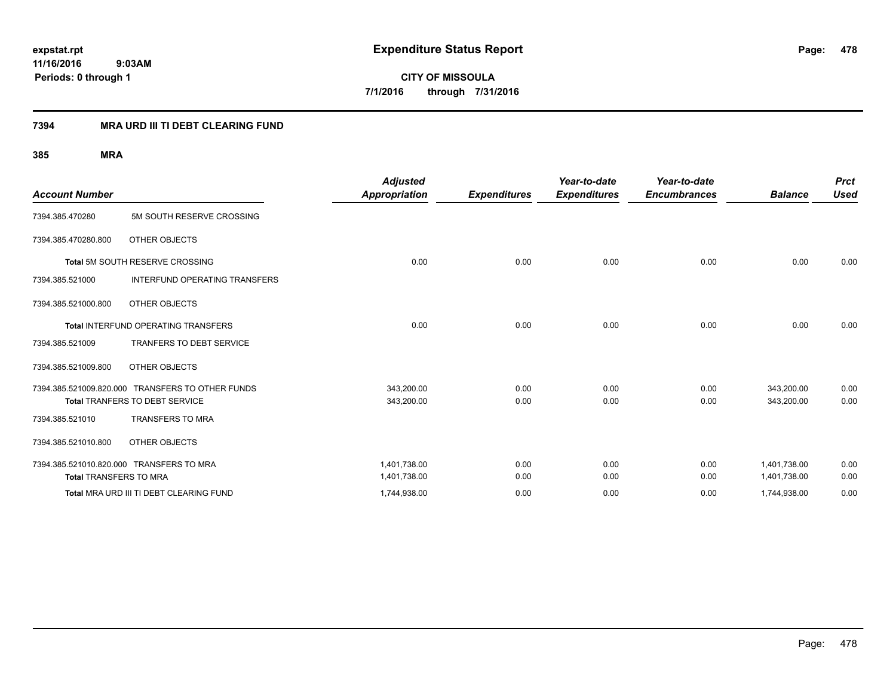# Expenditure Status Report

expstat.rpt
11/16/2016 9:03AM
Periods: 0 through 1

**CITY OF MISSOULA**
**7/1/2016 through 7/31/2016**

## 7394 MRA URD III TI DEBT CLEARING FUND

### 385 MRA

| Account Number | | Adjusted Appropriation | Expenditures | Year-to-date Expenditures | Year-to-date Encumbrances | Balance | Prct Used |
|---|---|---|---|---|---|---|---|
| 7394.385.470280 | 5M SOUTH RESERVE CROSSING | | | | | | |
| 7394.385.470280.800 | OTHER OBJECTS | | | | | | |
| Total 5M SOUTH RESERVE CROSSING | | 0.00 | 0.00 | 0.00 | 0.00 | 0.00 | 0.00 |
| 7394.385.521000 | INTERFUND OPERATING TRANSFERS | | | | | | |
| 7394.385.521000.800 | OTHER OBJECTS | | | | | | |
| Total INTERFUND OPERATING TRANSFERS | | 0.00 | 0.00 | 0.00 | 0.00 | 0.00 | 0.00 |
| 7394.385.521009 | TRANFERS TO DEBT SERVICE | | | | | | |
| 7394.385.521009.800 | OTHER OBJECTS | | | | | | |
| 7394.385.521009.820.000 | TRANSFERS TO OTHER FUNDS | 343,200.00 | 0.00 | 0.00 | 0.00 | 343,200.00 | 0.00 |
| Total TRANFERS TO DEBT SERVICE | | 343,200.00 | 0.00 | 0.00 | 0.00 | 343,200.00 | 0.00 |
| 7394.385.521010 | TRANSFERS TO MRA | | | | | | |
| 7394.385.521010.800 | OTHER OBJECTS | | | | | | |
| 7394.385.521010.820.000 | TRANSFERS TO MRA | 1,401,738.00 | 0.00 | 0.00 | 0.00 | 1,401,738.00 | 0.00 |
| Total TRANSFERS TO MRA | | 1,401,738.00 | 0.00 | 0.00 | 0.00 | 1,401,738.00 | 0.00 |
| Total MRA URD III TI DEBT CLEARING FUND | | 1,744,938.00 | 0.00 | 0.00 | 0.00 | 1,744,938.00 | 0.00 |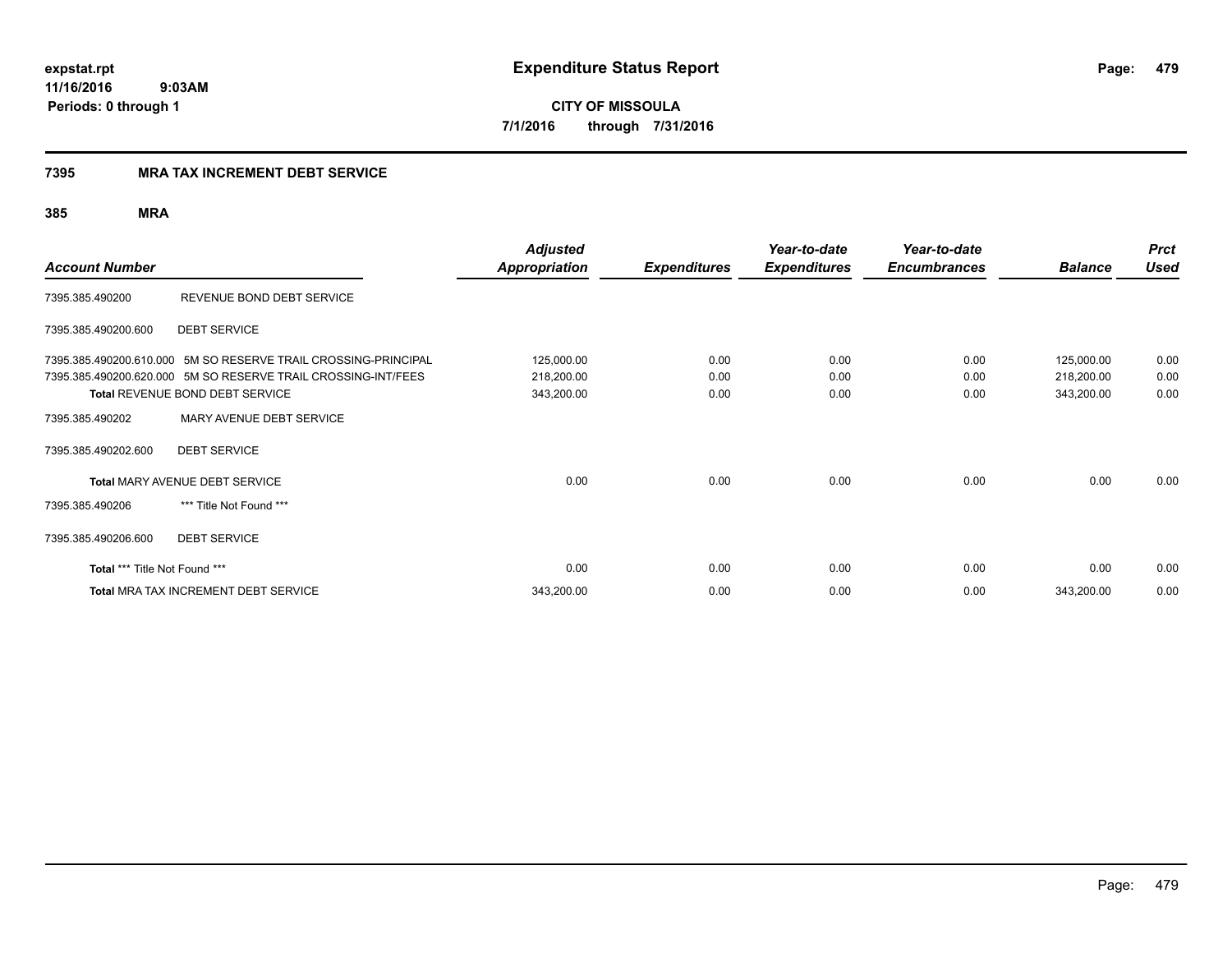**expstat.rpt**
**11/16/2016 9:03AM**
**Periods: 0 through 1**

# Expenditure Status Report

**CITY OF MISSOULA**
**7/1/2016 through 7/31/2016**

## 7395 MRA TAX INCREMENT DEBT SERVICE

### 385 MRA

| Account Number | | Adjusted Appropriation | Expenditures | Year-to-date Expenditures | Year-to-date Encumbrances | Balance | Prct Used |
|---|---|---|---|---|---|---|---|
| 7395.385.490200 | REVENUE BOND DEBT SERVICE | | | | | | |
| 7395.385.490200.600 | DEBT SERVICE | | | | | | |
| 7395.385.490200.610.000 | 5M SO RESERVE TRAIL CROSSING-PRINCIPAL | 125,000.00 | 0.00 | 0.00 | 0.00 | 125,000.00 | 0.00 |
| 7395.385.490200.620.000 | 5M SO RESERVE TRAIL CROSSING-INT/FEES | 218,200.00 | 0.00 | 0.00 | 0.00 | 218,200.00 | 0.00 |
| **Total** REVENUE BOND DEBT SERVICE | | 343,200.00 | 0.00 | 0.00 | 0.00 | 343,200.00 | 0.00 |
| 7395.385.490202 | MARY AVENUE DEBT SERVICE | | | | | | |
| 7395.385.490202.600 | DEBT SERVICE | | | | | | |
| **Total** MARY AVENUE DEBT SERVICE | | 0.00 | 0.00 | 0.00 | 0.00 | 0.00 | 0.00 |
| 7395.385.490206 | *** Title Not Found *** | | | | | | |
| 7395.385.490206.600 | DEBT SERVICE | | | | | | |
| **Total** *** Title Not Found *** | | 0.00 | 0.00 | 0.00 | 0.00 | 0.00 | 0.00 |
| **Total** MRA TAX INCREMENT DEBT SERVICE | | 343,200.00 | 0.00 | 0.00 | 0.00 | 343,200.00 | 0.00 |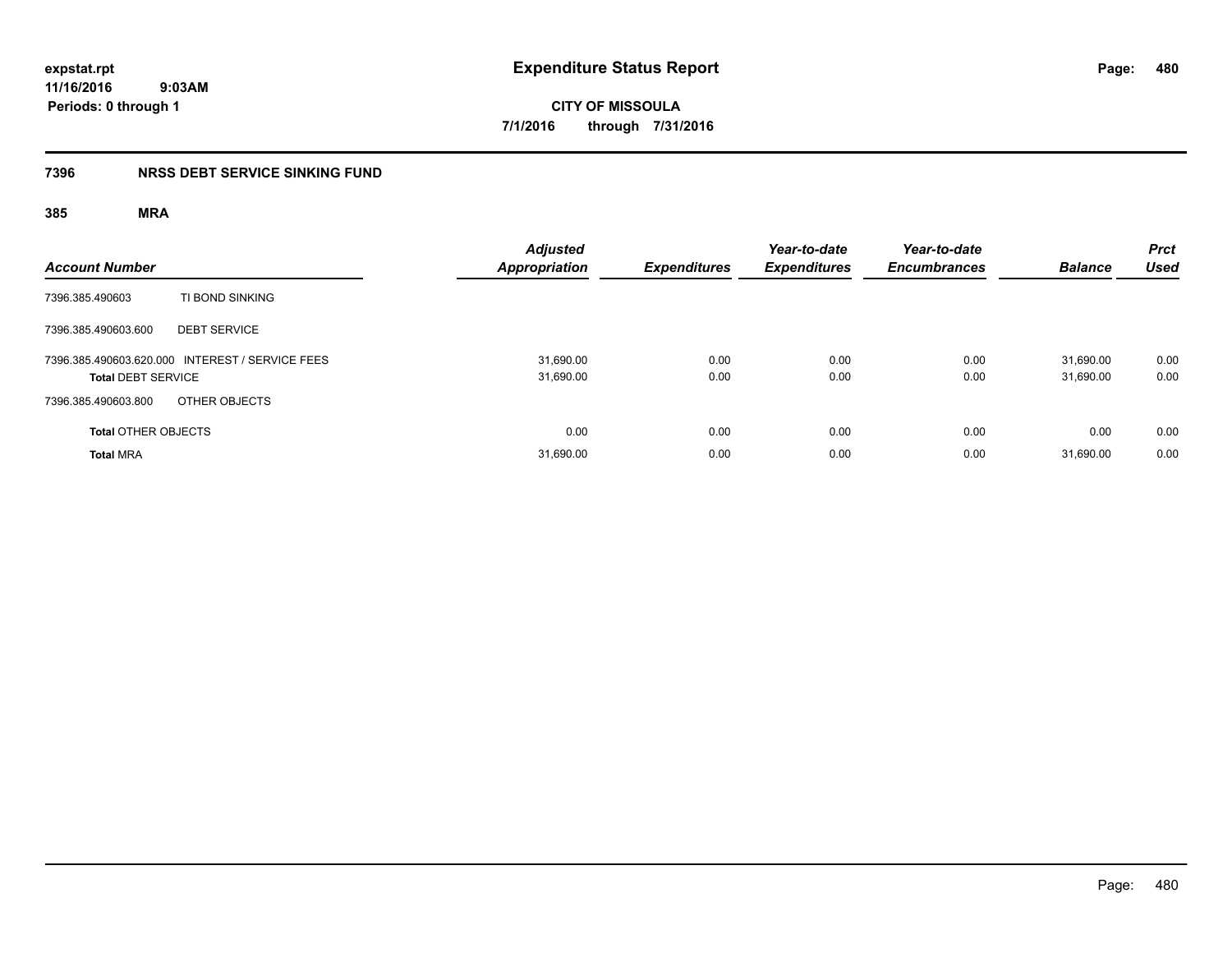expstat.rpt
11/16/2016 9:03AM
Periods: 0 through 1

# Expenditure Status Report

**CITY OF MISSOULA**
**7/1/2016 through 7/31/2016**

## 7396 NRSS DEBT SERVICE SINKING FUND

### 385 MRA

| Account Number | | Adjusted Appropriation | Expenditures | Year-to-date Expenditures | Year-to-date Encumbrances | Balance | Prct Used |
|---|---|---|---|---|---|---|---|
| 7396.385.490603 | TI BOND SINKING | | | | | | |
| 7396.385.490603.600 | DEBT SERVICE | | | | | | |
| 7396.385.490603.620.000 | INTEREST / SERVICE FEES | 31,690.00 | 0.00 | 0.00 | 0.00 | 31,690.00 | 0.00 |
| **Total** DEBT SERVICE | | 31,690.00 | 0.00 | 0.00 | 0.00 | 31,690.00 | 0.00 |
| 7396.385.490603.800 | OTHER OBJECTS | | | | | | |
| **Total** OTHER OBJECTS | | 0.00 | 0.00 | 0.00 | 0.00 | 0.00 | 0.00 |
| **Total** MRA | | 31,690.00 | 0.00 | 0.00 | 0.00 | 31,690.00 | 0.00 |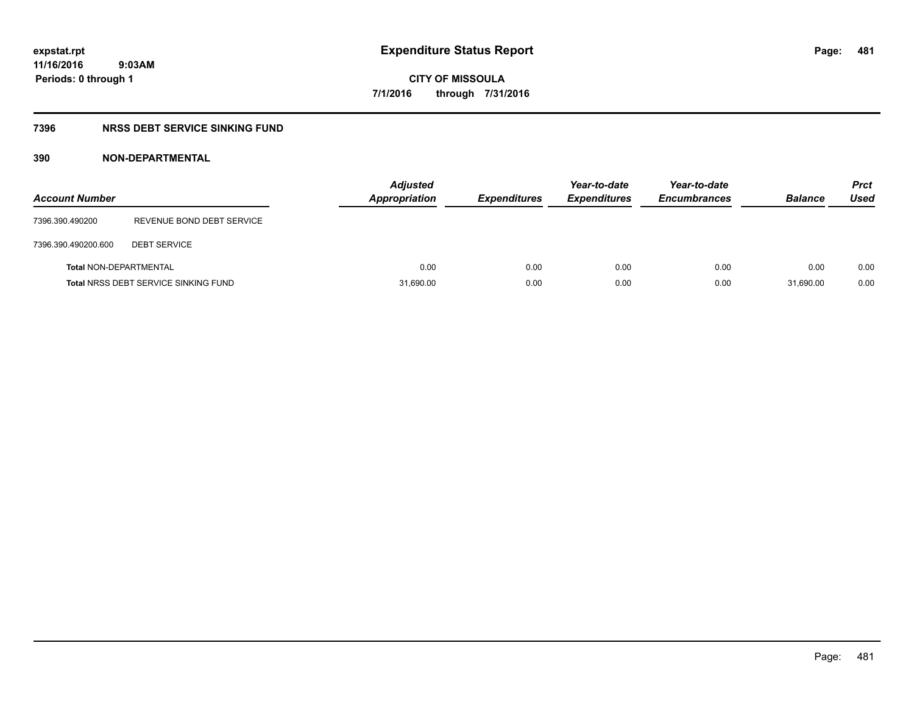# Expenditure Status Report

expstat.rpt
11/16/2016 9:03AM
Periods: 0 through 1

**CITY OF MISSOULA**
**7/1/2016 through 7/31/2016**

## 7396 NRSS DEBT SERVICE SINKING FUND

### 390 NON-DEPARTMENTAL

| Account Number | | Adjusted Appropriation | Expenditures | Year-to-date Expenditures | Year-to-date Encumbrances | Balance | Prct Used |
|---|---|---|---|---|---|---|---|
| 7396.390.490200 | REVENUE BOND DEBT SERVICE | | | | | | |
| 7396.390.490200.600 | DEBT SERVICE | | | | | | |
| **Total** NON-DEPARTMENTAL | | 0.00 | 0.00 | 0.00 | 0.00 | 0.00 | 0.00 |
| **Total** NRSS DEBT SERVICE SINKING FUND | | 31,690.00 | 0.00 | 0.00 | 0.00 | 31,690.00 | 0.00 |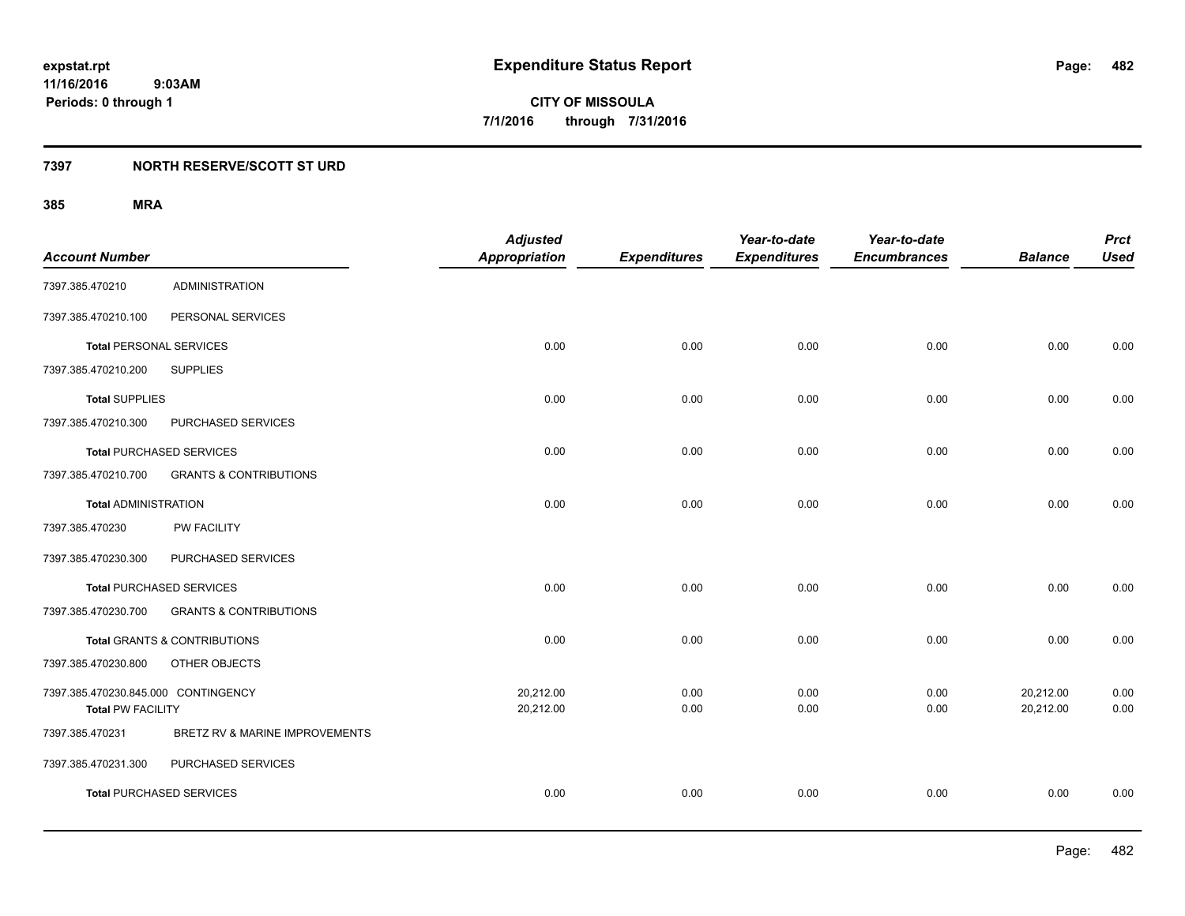# Expenditure Status Report

**CITY OF MISSOULA**

**7/1/2016 through 7/31/2016**

expstat.rpt
11/16/2016 9:03AM
Periods: 0 through 1

## 7397 NORTH RESERVE/SCOTT ST URD

### 385 MRA

| Account Number | | Adjusted Appropriation | Expenditures | Year-to-date Expenditures | Year-to-date Encumbrances | Balance | Prct Used |
|---|---|---|---|---|---|---|---|
| 7397.385.470210 | ADMINISTRATION | | | | | | |
| 7397.385.470210.100 | PERSONAL SERVICES | | | | | | |
| **Total** PERSONAL SERVICES | | 0.00 | 0.00 | 0.00 | 0.00 | 0.00 | 0.00 |
| 7397.385.470210.200 | SUPPLIES | | | | | | |
| **Total** SUPPLIES | | 0.00 | 0.00 | 0.00 | 0.00 | 0.00 | 0.00 |
| 7397.385.470210.300 | PURCHASED SERVICES | | | | | | |
| **Total** PURCHASED SERVICES | | 0.00 | 0.00 | 0.00 | 0.00 | 0.00 | 0.00 |
| 7397.385.470210.700 | GRANTS & CONTRIBUTIONS | | | | | | |
| **Total** ADMINISTRATION | | 0.00 | 0.00 | 0.00 | 0.00 | 0.00 | 0.00 |
| 7397.385.470230 | PW FACILITY | | | | | | |
| 7397.385.470230.300 | PURCHASED SERVICES | | | | | | |
| **Total** PURCHASED SERVICES | | 0.00 | 0.00 | 0.00 | 0.00 | 0.00 | 0.00 |
| 7397.385.470230.700 | GRANTS & CONTRIBUTIONS | | | | | | |
| **Total** GRANTS & CONTRIBUTIONS | | 0.00 | 0.00 | 0.00 | 0.00 | 0.00 | 0.00 |
| 7397.385.470230.800 | OTHER OBJECTS | | | | | | |
| 7397.385.470230.845.000 CONTINGENCY | | 20,212.00 | 0.00 | 0.00 | 0.00 | 20,212.00 | 0.00 |
| **Total** PW FACILITY | | 20,212.00 | 0.00 | 0.00 | 0.00 | 20,212.00 | 0.00 |
| 7397.385.470231 | BRETZ RV & MARINE IMPROVEMENTS | | | | | | |
| 7397.385.470231.300 | PURCHASED SERVICES | | | | | | |
| **Total** PURCHASED SERVICES | | 0.00 | 0.00 | 0.00 | 0.00 | 0.00 | 0.00 |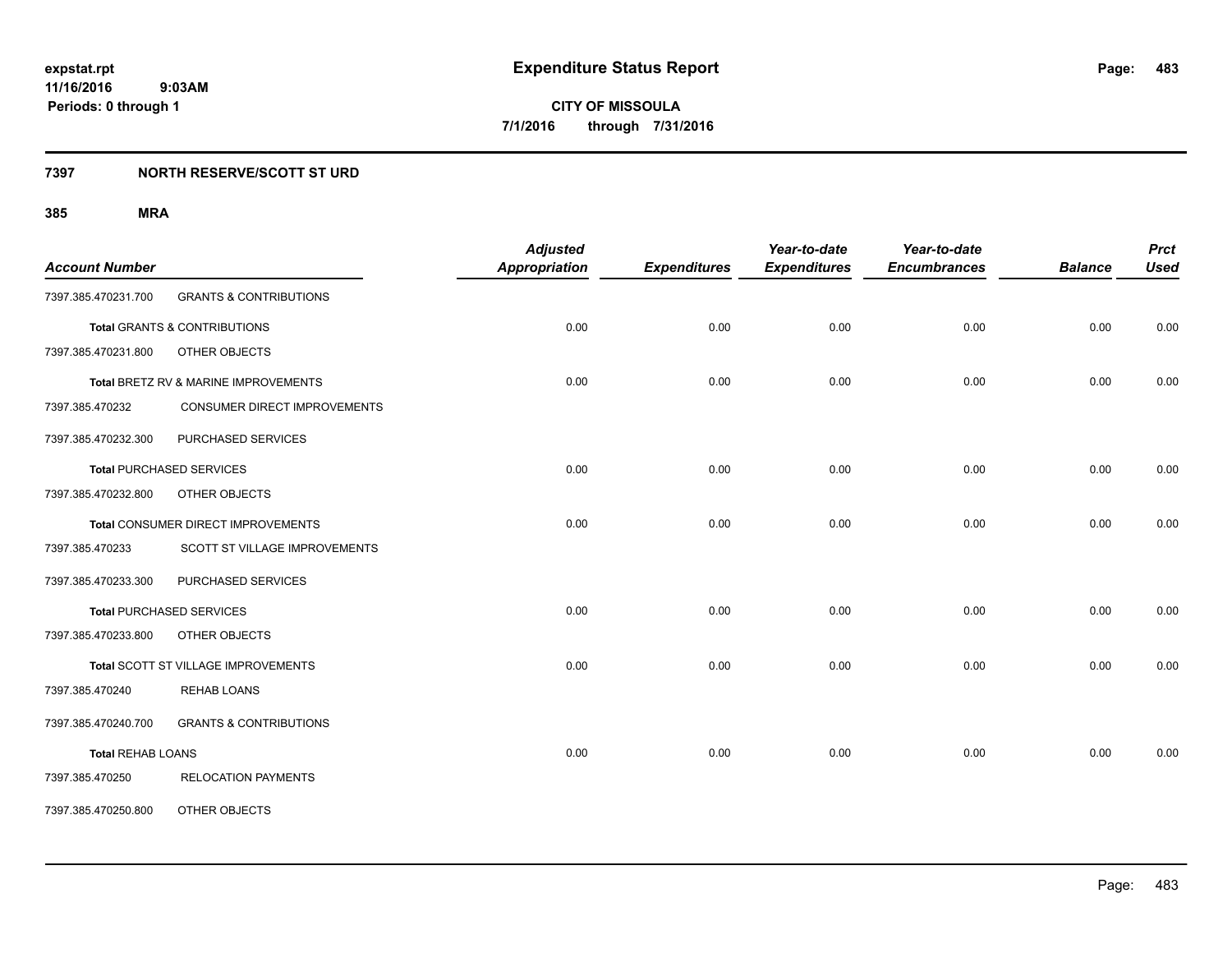expstat.rpt
11/16/2016 9:03AM
Periods: 0 through 1

# Expenditure Status Report

CITY OF MISSOULA
7/1/2016 through 7/31/2016

## 7397 NORTH RESERVE/SCOTT ST URD

### 385 MRA

| Account Number | | Adjusted Appropriation | Expenditures | Year-to-date Expenditures | Year-to-date Encumbrances | Balance | Prct Used |
|---|---|---|---|---|---|---|---|
| 7397.385.470231.700 | GRANTS & CONTRIBUTIONS | | | | | | |
| **Total** GRANTS & CONTRIBUTIONS | | 0.00 | 0.00 | 0.00 | 0.00 | 0.00 | 0.00 |
| 7397.385.470231.800 | OTHER OBJECTS | | | | | | |
| **Total** BRETZ RV & MARINE IMPROVEMENTS | | 0.00 | 0.00 | 0.00 | 0.00 | 0.00 | 0.00 |
| 7397.385.470232 | CONSUMER DIRECT IMPROVEMENTS | | | | | | |
| 7397.385.470232.300 | PURCHASED SERVICES | | | | | | |
| **Total** PURCHASED SERVICES | | 0.00 | 0.00 | 0.00 | 0.00 | 0.00 | 0.00 |
| 7397.385.470232.800 | OTHER OBJECTS | | | | | | |
| **Total** CONSUMER DIRECT IMPROVEMENTS | | 0.00 | 0.00 | 0.00 | 0.00 | 0.00 | 0.00 |
| 7397.385.470233 | SCOTT ST VILLAGE IMPROVEMENTS | | | | | | |
| 7397.385.470233.300 | PURCHASED SERVICES | | | | | | |
| **Total** PURCHASED SERVICES | | 0.00 | 0.00 | 0.00 | 0.00 | 0.00 | 0.00 |
| 7397.385.470233.800 | OTHER OBJECTS | | | | | | |
| **Total** SCOTT ST VILLAGE IMPROVEMENTS | | 0.00 | 0.00 | 0.00 | 0.00 | 0.00 | 0.00 |
| 7397.385.470240 | REHAB LOANS | | | | | | |
| 7397.385.470240.700 | GRANTS & CONTRIBUTIONS | | | | | | |
| **Total** REHAB LOANS | | 0.00 | 0.00 | 0.00 | 0.00 | 0.00 | 0.00 |
| 7397.385.470250 | RELOCATION PAYMENTS | | | | | | |
| 7397.385.470250.800 | OTHER OBJECTS | | | | | | |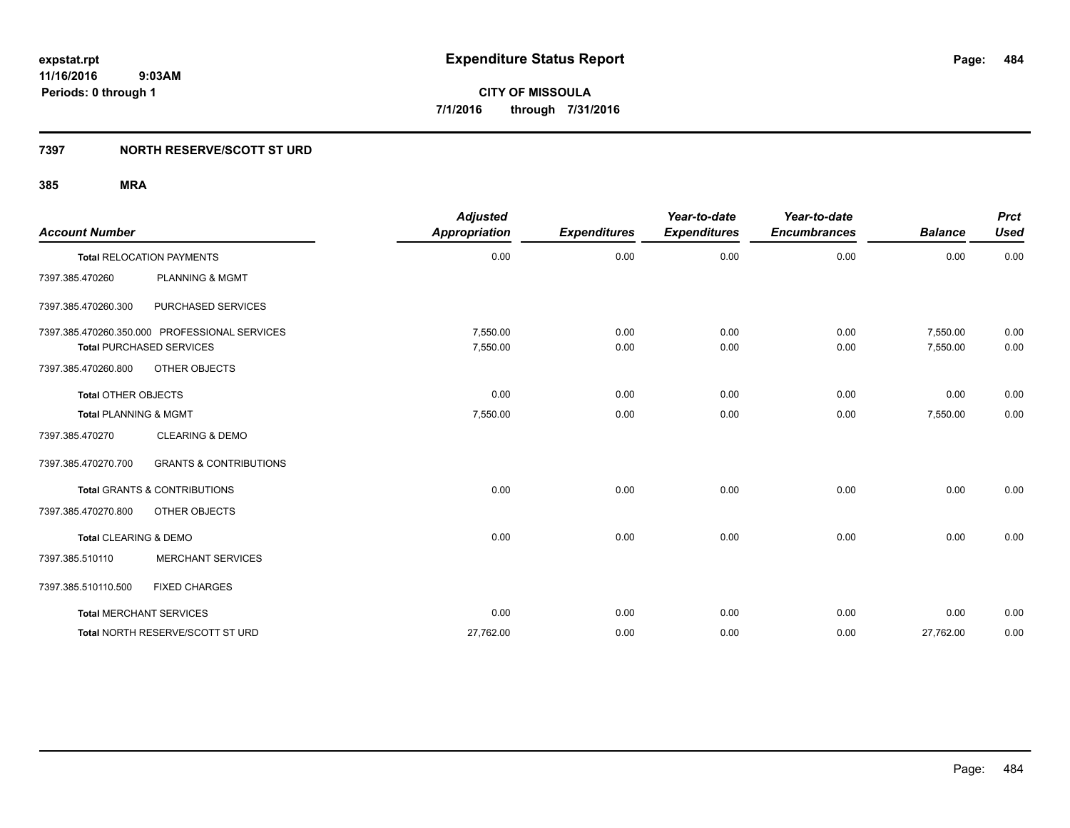# Expenditure Status Report

expstat.rpt
11/16/2016 9:03AM
Periods: 0 through 1

**CITY OF MISSOULA**
**7/1/2016 through 7/31/2016**

## 7397 NORTH RESERVE/SCOTT ST URD

### 385 MRA

| Account Number | | Adjusted Appropriation | Expenditures | Year-to-date Expenditures | Year-to-date Encumbrances | Balance | Prct Used |
|---|---|---|---|---|---|---|---|
| **Total** RELOCATION PAYMENTS | | 0.00 | 0.00 | 0.00 | 0.00 | 0.00 | 0.00 |
| 7397.385.470260 | PLANNING & MGMT | | | | | | |
| 7397.385.470260.300 | PURCHASED SERVICES | | | | | | |
| 7397.385.470260.350.000 | PROFESSIONAL SERVICES | 7,550.00 | 0.00 | 0.00 | 0.00 | 7,550.00 | 0.00 |
| **Total** PURCHASED SERVICES | | 7,550.00 | 0.00 | 0.00 | 0.00 | 7,550.00 | 0.00 |
| 7397.385.470260.800 | OTHER OBJECTS | | | | | | |
| **Total** OTHER OBJECTS | | 0.00 | 0.00 | 0.00 | 0.00 | 0.00 | 0.00 |
| **Total** PLANNING & MGMT | | 7,550.00 | 0.00 | 0.00 | 0.00 | 7,550.00 | 0.00 |
| 7397.385.470270 | CLEARING & DEMO | | | | | | |
| 7397.385.470270.700 | GRANTS & CONTRIBUTIONS | | | | | | |
| **Total** GRANTS & CONTRIBUTIONS | | 0.00 | 0.00 | 0.00 | 0.00 | 0.00 | 0.00 |
| 7397.385.470270.800 | OTHER OBJECTS | | | | | | |
| **Total** CLEARING & DEMO | | 0.00 | 0.00 | 0.00 | 0.00 | 0.00 | 0.00 |
| 7397.385.510110 | MERCHANT SERVICES | | | | | | |
| 7397.385.510110.500 | FIXED CHARGES | | | | | | |
| **Total** MERCHANT SERVICES | | 0.00 | 0.00 | 0.00 | 0.00 | 0.00 | 0.00 |
| **Total** NORTH RESERVE/SCOTT ST URD | | 27,762.00 | 0.00 | 0.00 | 0.00 | 27,762.00 | 0.00 |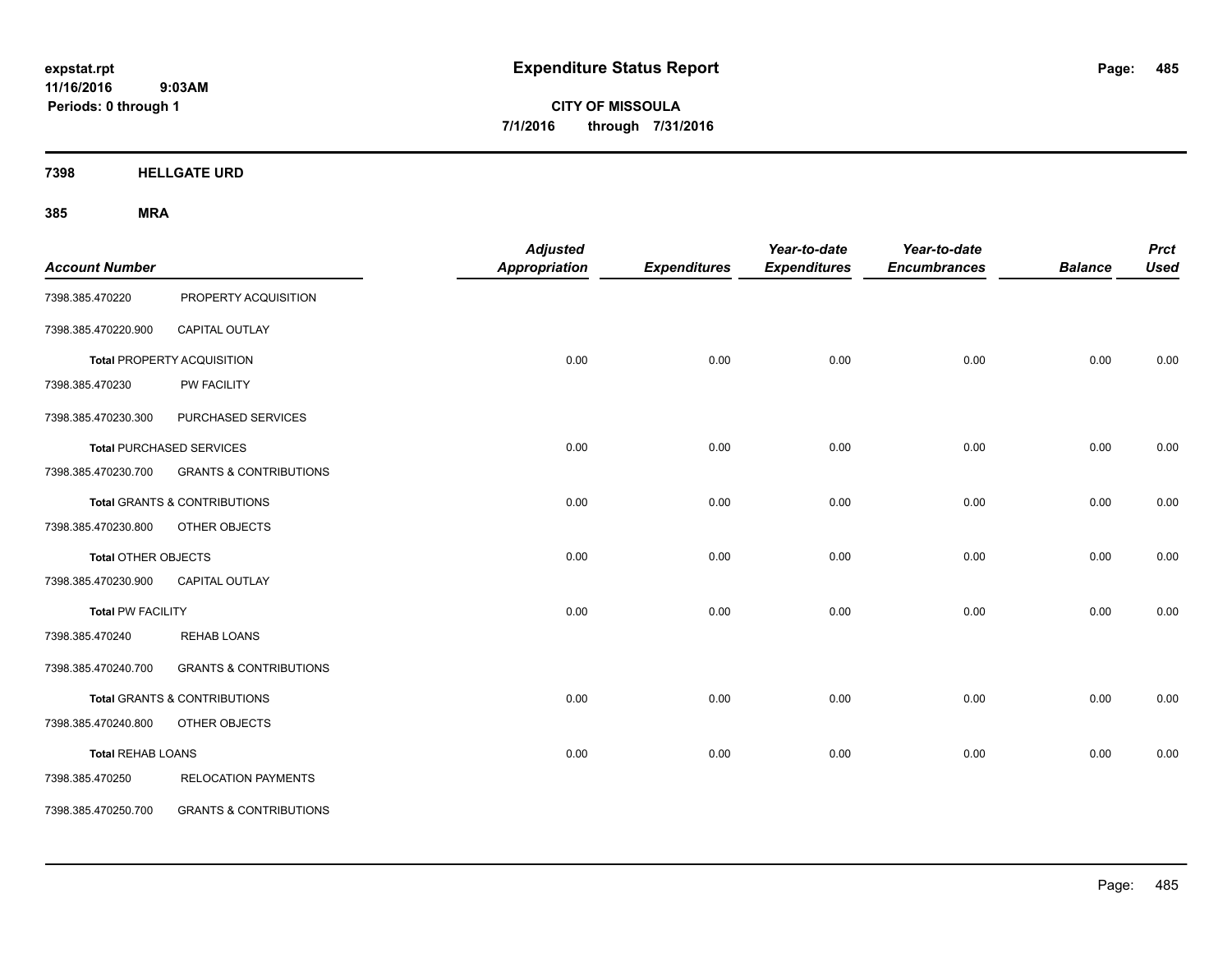**expstat.rpt**
**11/16/2016 9:03AM**
**Periods: 0 through 1**

# Expenditure Status Report

**CITY OF MISSOULA**
**7/1/2016 through 7/31/2016**

## 7398 HELLGATE URD

### 385 MRA

| Account Number | | Adjusted Appropriation | Expenditures | Year-to-date Expenditures | Year-to-date Encumbrances | Balance | Prct Used |
|---|---|---|---|---|---|---|---|
| 7398.385.470220 | PROPERTY ACQUISITION | | | | | | |
| 7398.385.470220.900 | CAPITAL OUTLAY | | | | | | |
| **Total** PROPERTY ACQUISITION | | 0.00 | 0.00 | 0.00 | 0.00 | 0.00 | 0.00 |
| 7398.385.470230 | PW FACILITY | | | | | | |
| 7398.385.470230.300 | PURCHASED SERVICES | | | | | | |
| **Total** PURCHASED SERVICES | | 0.00 | 0.00 | 0.00 | 0.00 | 0.00 | 0.00 |
| 7398.385.470230.700 | GRANTS & CONTRIBUTIONS | | | | | | |
| **Total** GRANTS & CONTRIBUTIONS | | 0.00 | 0.00 | 0.00 | 0.00 | 0.00 | 0.00 |
| 7398.385.470230.800 | OTHER OBJECTS | | | | | | |
| **Total** OTHER OBJECTS | | 0.00 | 0.00 | 0.00 | 0.00 | 0.00 | 0.00 |
| 7398.385.470230.900 | CAPITAL OUTLAY | | | | | | |
| **Total** PW FACILITY | | 0.00 | 0.00 | 0.00 | 0.00 | 0.00 | 0.00 |
| 7398.385.470240 | REHAB LOANS | | | | | | |
| 7398.385.470240.700 | GRANTS & CONTRIBUTIONS | | | | | | |
| **Total** GRANTS & CONTRIBUTIONS | | 0.00 | 0.00 | 0.00 | 0.00 | 0.00 | 0.00 |
| 7398.385.470240.800 | OTHER OBJECTS | | | | | | |
| **Total** REHAB LOANS | | 0.00 | 0.00 | 0.00 | 0.00 | 0.00 | 0.00 |
| 7398.385.470250 | RELOCATION PAYMENTS | | | | | | |
| 7398.385.470250.700 | GRANTS & CONTRIBUTIONS | | | | | | |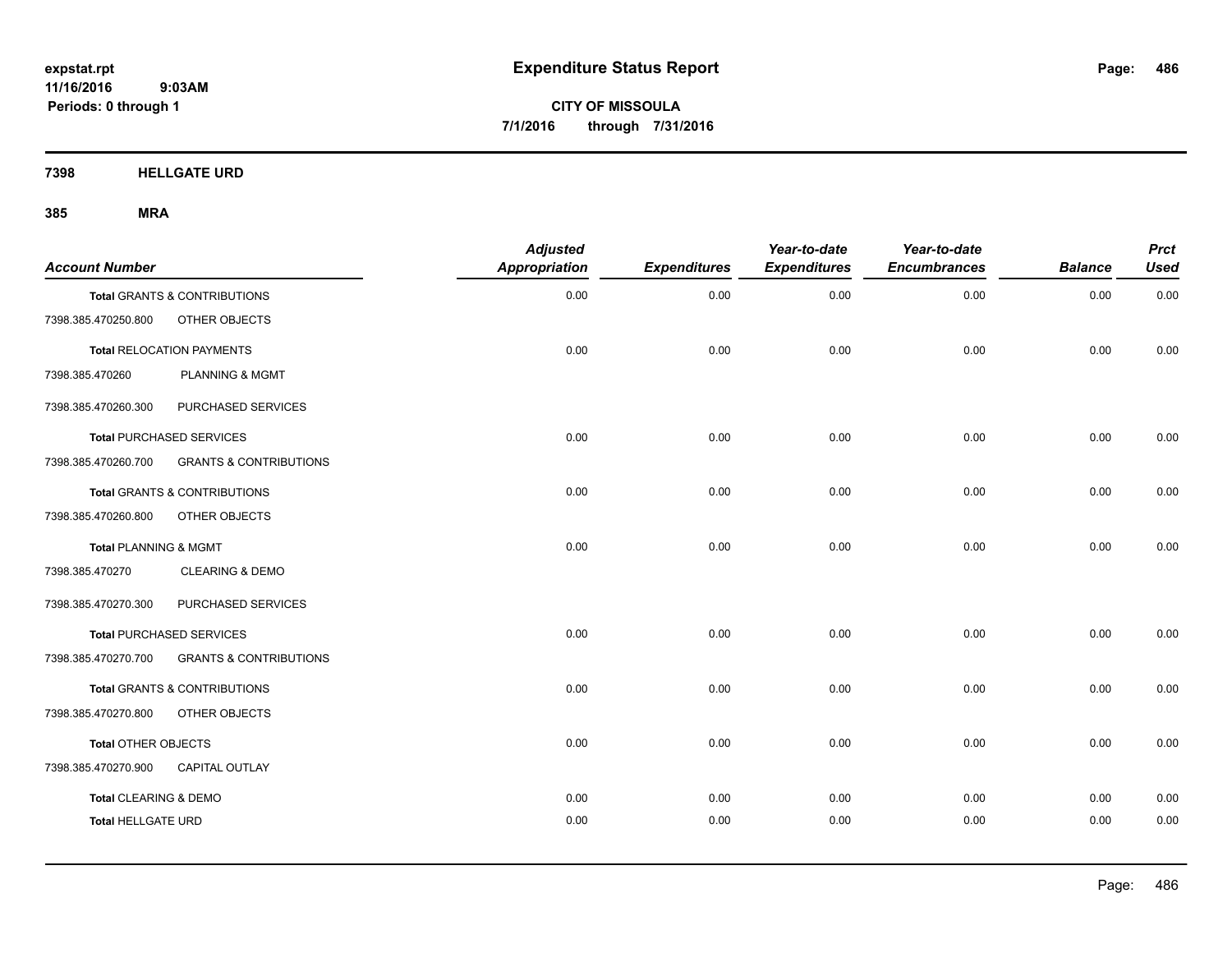**expstat.rpt**
**11/16/2016 9:03AM**
**Periods: 0 through 1**

# Expenditure Status Report

**CITY OF MISSOULA**
**7/1/2016 through 7/31/2016**

## 7398 HELLGATE URD

### 385 MRA

| Account Number | | Adjusted Appropriation | Expenditures | Year-to-date Expenditures | Year-to-date Encumbrances | Balance | Prct Used |
|---|---|---|---|---|---|---|---|
| **Total** GRANTS & CONTRIBUTIONS | | 0.00 | 0.00 | 0.00 | 0.00 | 0.00 | 0.00 |
| 7398.385.470250.800 | OTHER OBJECTS | | | | | | |
| **Total** RELOCATION PAYMENTS | | 0.00 | 0.00 | 0.00 | 0.00 | 0.00 | 0.00 |
| 7398.385.470260 | PLANNING & MGMT | | | | | | |
| 7398.385.470260.300 | PURCHASED SERVICES | | | | | | |
| **Total** PURCHASED SERVICES | | 0.00 | 0.00 | 0.00 | 0.00 | 0.00 | 0.00 |
| 7398.385.470260.700 | GRANTS & CONTRIBUTIONS | | | | | | |
| **Total** GRANTS & CONTRIBUTIONS | | 0.00 | 0.00 | 0.00 | 0.00 | 0.00 | 0.00 |
| 7398.385.470260.800 | OTHER OBJECTS | | | | | | |
| **Total** PLANNING & MGMT | | 0.00 | 0.00 | 0.00 | 0.00 | 0.00 | 0.00 |
| 7398.385.470270 | CLEARING & DEMO | | | | | | |
| 7398.385.470270.300 | PURCHASED SERVICES | | | | | | |
| **Total** PURCHASED SERVICES | | 0.00 | 0.00 | 0.00 | 0.00 | 0.00 | 0.00 |
| 7398.385.470270.700 | GRANTS & CONTRIBUTIONS | | | | | | |
| **Total** GRANTS & CONTRIBUTIONS | | 0.00 | 0.00 | 0.00 | 0.00 | 0.00 | 0.00 |
| 7398.385.470270.800 | OTHER OBJECTS | | | | | | |
| **Total** OTHER OBJECTS | | 0.00 | 0.00 | 0.00 | 0.00 | 0.00 | 0.00 |
| 7398.385.470270.900 | CAPITAL OUTLAY | | | | | | |
| **Total** CLEARING & DEMO | | 0.00 | 0.00 | 0.00 | 0.00 | 0.00 | 0.00 |
| **Total** HELLGATE URD | | 0.00 | 0.00 | 0.00 | 0.00 | 0.00 | 0.00 |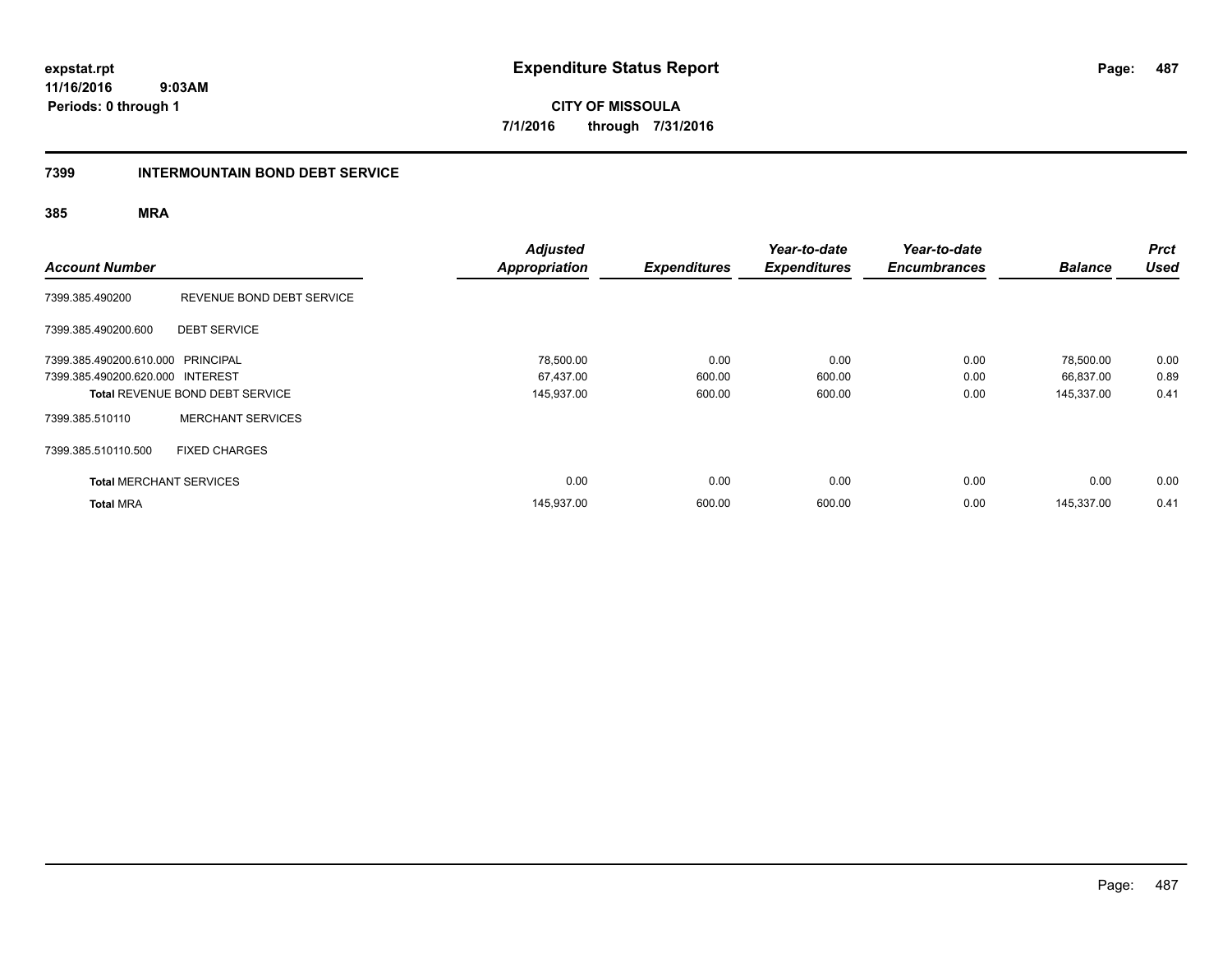**expstat.rpt**
**11/16/2016 9:03AM**
**Periods: 0 through 1**

# Expenditure Status Report

**CITY OF MISSOULA**
**7/1/2016 through 7/31/2016**

## 7399 INTERMOUNTAIN BOND DEBT SERVICE

### 385 MRA

| Account Number | | Adjusted Appropriation | Expenditures | Year-to-date Expenditures | Year-to-date Encumbrances | Balance | Prct Used |
|---|---|---|---|---|---|---|---|
| 7399.385.490200 | REVENUE BOND DEBT SERVICE | | | | | | |
| 7399.385.490200.600 | DEBT SERVICE | | | | | | |
| 7399.385.490200.610.000 | PRINCIPAL | 78,500.00 | 0.00 | 0.00 | 0.00 | 78,500.00 | 0.00 |
| 7399.385.490200.620.000 | INTEREST | 67,437.00 | 600.00 | 600.00 | 0.00 | 66,837.00 | 0.89 |
| **Total** REVENUE BOND DEBT SERVICE | | 145,937.00 | 600.00 | 600.00 | 0.00 | 145,337.00 | 0.41 |
| 7399.385.510110 | MERCHANT SERVICES | | | | | | |
| 7399.385.510110.500 | FIXED CHARGES | | | | | | |
| **Total** MERCHANT SERVICES | | 0.00 | 0.00 | 0.00 | 0.00 | 0.00 | 0.00 |
| **Total** MRA | | 145,937.00 | 600.00 | 600.00 | 0.00 | 145,337.00 | 0.41 |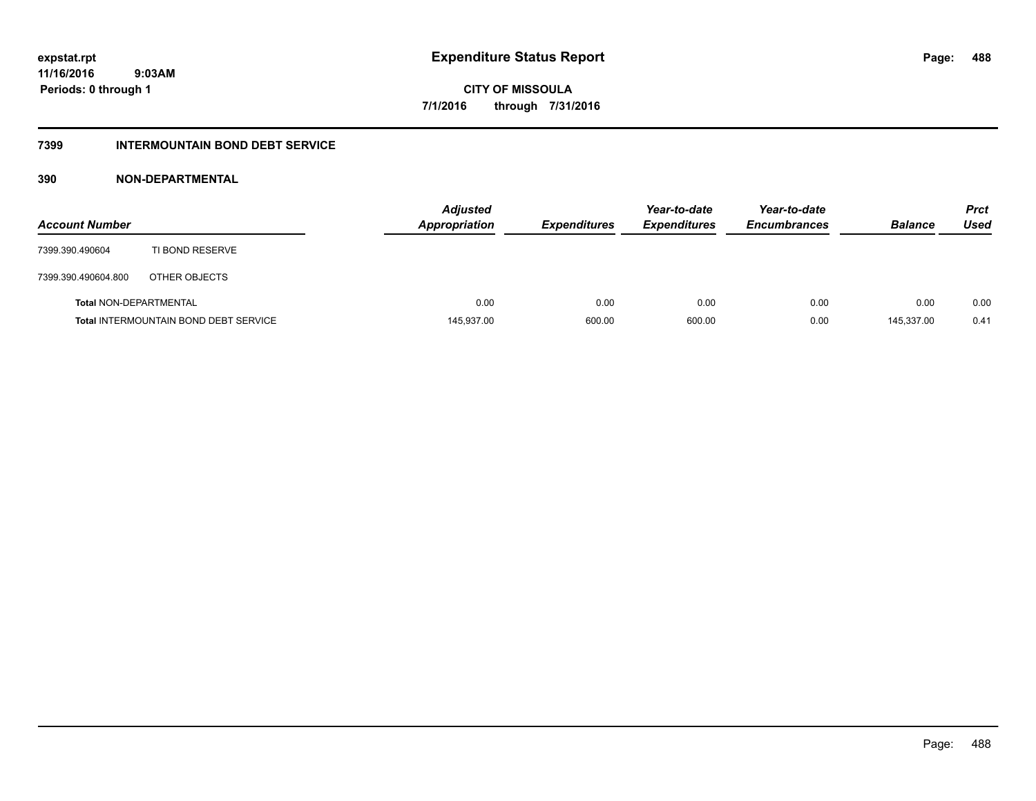# Expenditure Status Report

expstat.rpt
11/16/2016 9:03AM
Periods: 0 through 1

**CITY OF MISSOULA**
**7/1/2016 through 7/31/2016**

## 7399 INTERMOUNTAIN BOND DEBT SERVICE

### 390 NON-DEPARTMENTAL

| Account Number | | Adjusted Appropriation | Expenditures | Year-to-date Expenditures | Year-to-date Encumbrances | Balance | Prct Used |
|---|---|---|---|---|---|---|---|
| 7399.390.490604 | TI BOND RESERVE | | | | | | |
| 7399.390.490604.800 | OTHER OBJECTS | | | | | | |
| **Total** NON-DEPARTMENTAL | | 0.00 | 0.00 | 0.00 | 0.00 | 0.00 | 0.00 |
| **Total** INTERMOUNTAIN BOND DEBT SERVICE | | 145,937.00 | 600.00 | 600.00 | 0.00 | 145,337.00 | 0.41 |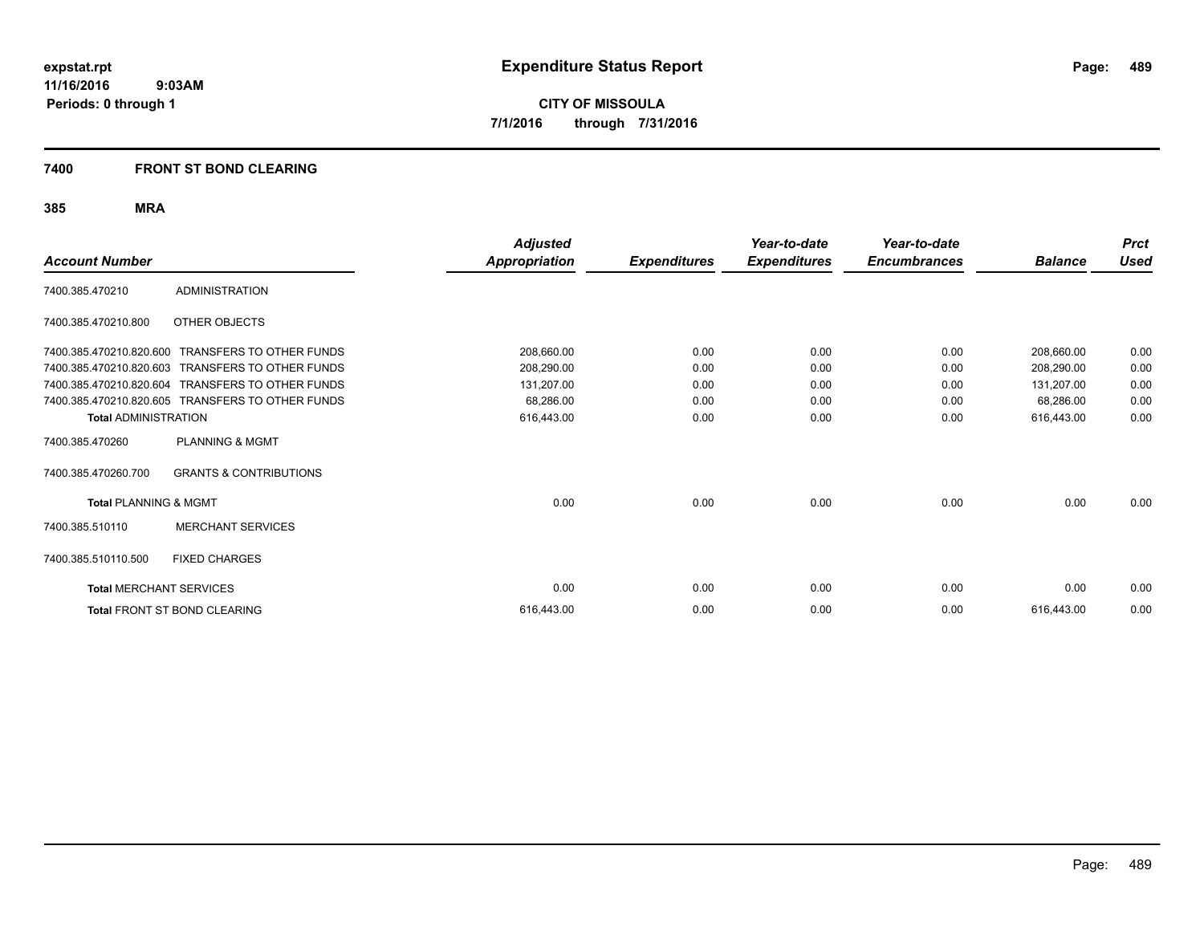**expstat.rpt**
**11/16/2016 9:03AM**
**Periods: 0 through 1**

# Expenditure Status Report

**CITY OF MISSOULA**
**7/1/2016 through 7/31/2016**

## 7400 FRONT ST BOND CLEARING

### 385 MRA

| Account Number | | Adjusted Appropriation | Expenditures | Year-to-date Expenditures | Year-to-date Encumbrances | Balance | Prct Used |
|---|---|---|---|---|---|---|---|
| 7400.385.470210 | ADMINISTRATION | | | | | | |
| 7400.385.470210.800 | OTHER OBJECTS | | | | | | |
| 7400.385.470210.820.600 | TRANSFERS TO OTHER FUNDS | 208,660.00 | 0.00 | 0.00 | 0.00 | 208,660.00 | 0.00 |
| 7400.385.470210.820.603 | TRANSFERS TO OTHER FUNDS | 208,290.00 | 0.00 | 0.00 | 0.00 | 208,290.00 | 0.00 |
| 7400.385.470210.820.604 | TRANSFERS TO OTHER FUNDS | 131,207.00 | 0.00 | 0.00 | 0.00 | 131,207.00 | 0.00 |
| 7400.385.470210.820.605 | TRANSFERS TO OTHER FUNDS | 68,286.00 | 0.00 | 0.00 | 0.00 | 68,286.00 | 0.00 |
| **Total** ADMINISTRATION | | 616,443.00 | 0.00 | 0.00 | 0.00 | 616,443.00 | 0.00 |
| 7400.385.470260 | PLANNING & MGMT | | | | | | |
| 7400.385.470260.700 | GRANTS & CONTRIBUTIONS | | | | | | |
| **Total** PLANNING & MGMT | | 0.00 | 0.00 | 0.00 | 0.00 | 0.00 | 0.00 |
| 7400.385.510110 | MERCHANT SERVICES | | | | | | |
| 7400.385.510110.500 | FIXED CHARGES | | | | | | |
| **Total** MERCHANT SERVICES | | 0.00 | 0.00 | 0.00 | 0.00 | 0.00 | 0.00 |
| **Total** FRONT ST BOND CLEARING | | 616,443.00 | 0.00 | 0.00 | 0.00 | 616,443.00 | 0.00 |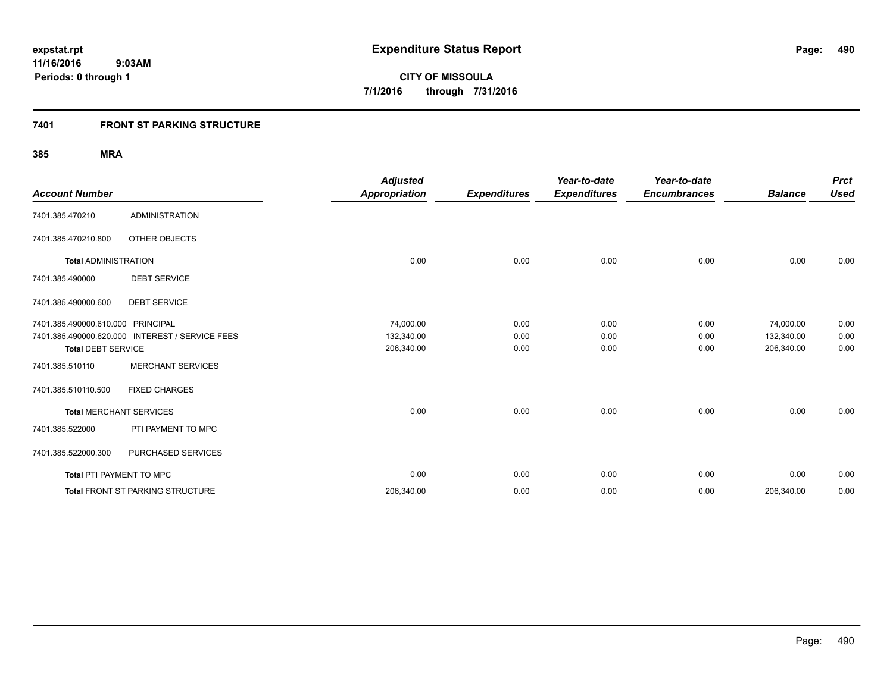**expstat.rpt**
**11/16/2016 9:03AM**
**Periods: 0 through 1**

# Expenditure Status Report

**CITY OF MISSOULA**
**7/1/2016 through 7/31/2016**

## 7401 FRONT ST PARKING STRUCTURE

### 385 MRA

| Account Number | | Adjusted Appropriation | Expenditures | Year-to-date Expenditures | Year-to-date Encumbrances | Balance | Prct Used |
|---|---|---|---|---|---|---|---|
| 7401.385.470210 | ADMINISTRATION | | | | | | |
| 7401.385.470210.800 | OTHER OBJECTS | | | | | | |
| **Total** ADMINISTRATION | | 0.00 | 0.00 | 0.00 | 0.00 | 0.00 | 0.00 |
| 7401.385.490000 | DEBT SERVICE | | | | | | |
| 7401.385.490000.600 | DEBT SERVICE | | | | | | |
| 7401.385.490000.610.000 | PRINCIPAL | 74,000.00 | 0.00 | 0.00 | 0.00 | 74,000.00 | 0.00 |
| 7401.385.490000.620.000 | INTEREST / SERVICE FEES | 132,340.00 | 0.00 | 0.00 | 0.00 | 132,340.00 | 0.00 |
| **Total** DEBT SERVICE | | 206,340.00 | 0.00 | 0.00 | 0.00 | 206,340.00 | 0.00 |
| 7401.385.510110 | MERCHANT SERVICES | | | | | | |
| 7401.385.510110.500 | FIXED CHARGES | | | | | | |
| **Total** MERCHANT SERVICES | | 0.00 | 0.00 | 0.00 | 0.00 | 0.00 | 0.00 |
| 7401.385.522000 | PTI PAYMENT TO MPC | | | | | | |
| 7401.385.522000.300 | PURCHASED SERVICES | | | | | | |
| **Total** PTI PAYMENT TO MPC | | 0.00 | 0.00 | 0.00 | 0.00 | 0.00 | 0.00 |
| **Total** FRONT ST PARKING STRUCTURE | | 206,340.00 | 0.00 | 0.00 | 0.00 | 206,340.00 | 0.00 |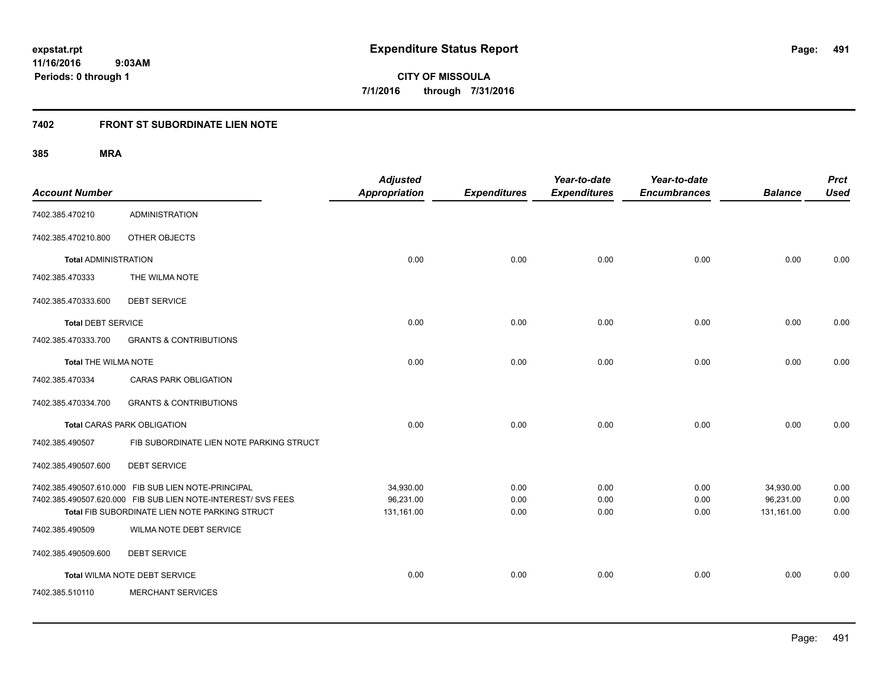**expstat.rpt**
**11/16/2016 9:03AM**
**Periods: 0 through 1**

# Expenditure Status Report

**CITY OF MISSOULA**
**7/1/2016 through 7/31/2016**

## 7402 FRONT ST SUBORDINATE LIEN NOTE

### 385 MRA

| Account Number | | Adjusted Appropriation | Expenditures | Year-to-date Expenditures | Year-to-date Encumbrances | Balance | Prct Used |
|---|---|---|---|---|---|---|---|
| 7402.385.470210 | ADMINISTRATION | | | | | | |
| 7402.385.470210.800 | OTHER OBJECTS | | | | | | |
| **Total** ADMINISTRATION | | 0.00 | 0.00 | 0.00 | 0.00 | 0.00 | 0.00 |
| 7402.385.470333 | THE WILMA NOTE | | | | | | |
| 7402.385.470333.600 | DEBT SERVICE | | | | | | |
| **Total** DEBT SERVICE | | 0.00 | 0.00 | 0.00 | 0.00 | 0.00 | 0.00 |
| 7402.385.470333.700 | GRANTS & CONTRIBUTIONS | | | | | | |
| **Total** THE WILMA NOTE | | 0.00 | 0.00 | 0.00 | 0.00 | 0.00 | 0.00 |
| 7402.385.470334 | CARAS PARK OBLIGATION | | | | | | |
| 7402.385.470334.700 | GRANTS & CONTRIBUTIONS | | | | | | |
| **Total** CARAS PARK OBLIGATION | | 0.00 | 0.00 | 0.00 | 0.00 | 0.00 | 0.00 |
| 7402.385.490507 | FIB SUBORDINATE LIEN NOTE PARKING STRUCT | | | | | | |
| 7402.385.490507.600 | DEBT SERVICE | | | | | | |
| 7402.385.490507.610.000 | FIB SUB LIEN NOTE-PRINCIPAL | 34,930.00 | 0.00 | 0.00 | 0.00 | 34,930.00 | 0.00 |
| 7402.385.490507.620.000 | FIB SUB LIEN NOTE-INTEREST/ SVS FEES | 96,231.00 | 0.00 | 0.00 | 0.00 | 96,231.00 | 0.00 |
| **Total** FIB SUBORDINATE LIEN NOTE PARKING STRUCT | | 131,161.00 | 0.00 | 0.00 | 0.00 | 131,161.00 | 0.00 |
| 7402.385.490509 | WILMA NOTE DEBT SERVICE | | | | | | |
| 7402.385.490509.600 | DEBT SERVICE | | | | | | |
| **Total** WILMA NOTE DEBT SERVICE | | 0.00 | 0.00 | 0.00 | 0.00 | 0.00 | 0.00 |
| 7402.385.510110 | MERCHANT SERVICES | | | | | | |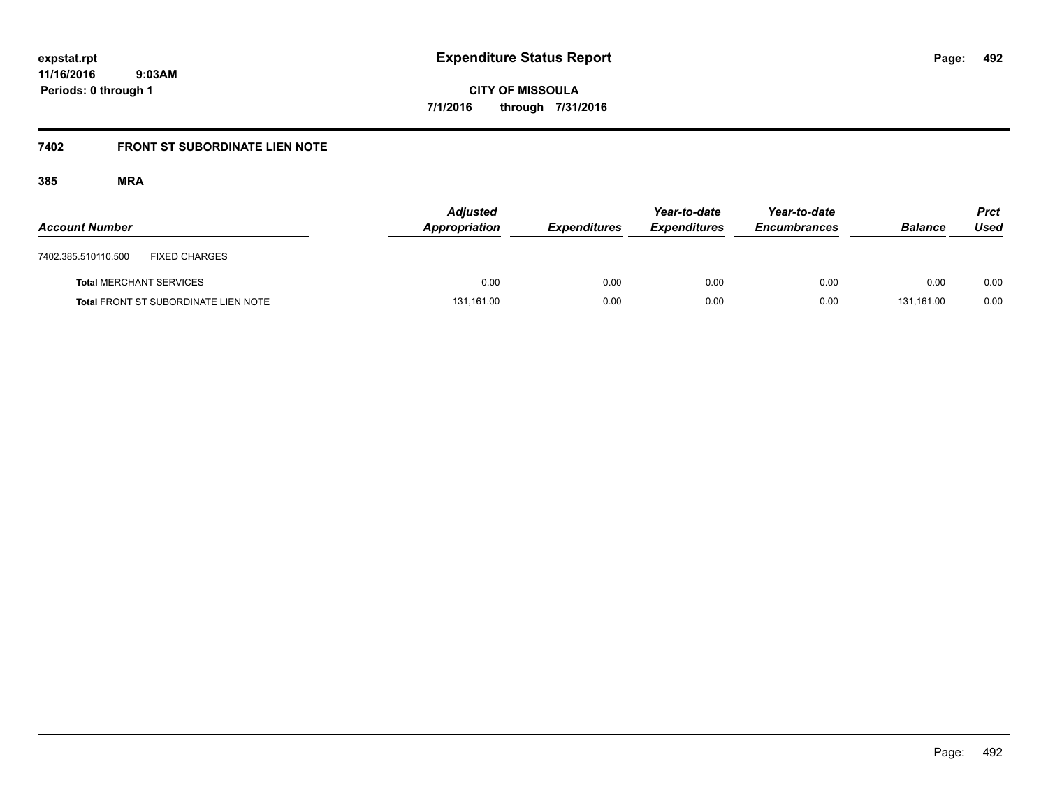# Expenditure Status Report

**CITY OF MISSOULA**

**7/1/2016 through 7/31/2016**

expstat.rpt
11/16/2016 9:03AM
Periods: 0 through 1

## 7402 FRONT ST SUBORDINATE LIEN NOTE

### 385 MRA

| Account Number | | Adjusted Appropriation | Expenditures | Year-to-date Expenditures | Year-to-date Encumbrances | Balance | Prct Used |
|---|---|---|---|---|---|---|---|
| 7402.385.510110.500 | FIXED CHARGES | | | | | | |
| **Total** MERCHANT SERVICES | | 0.00 | 0.00 | 0.00 | 0.00 | 0.00 | 0.00 |
| **Total** FRONT ST SUBORDINATE LIEN NOTE | | 131,161.00 | 0.00 | 0.00 | 0.00 | 131,161.00 | 0.00 |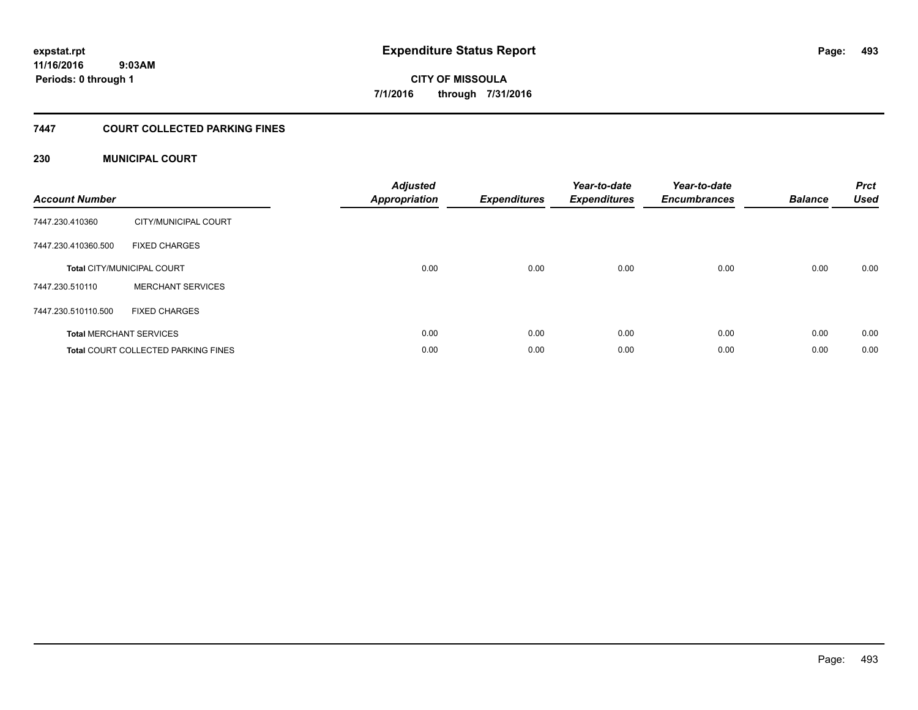**expstat.rpt**
**11/16/2016 9:03AM**
**Periods: 0 through 1**

# Expenditure Status Report

**CITY OF MISSOULA**
**7/1/2016 through 7/31/2016**

## 7447 COURT COLLECTED PARKING FINES

### 230 MUNICIPAL COURT

| Account Number | | Adjusted Appropriation | Expenditures | Year-to-date Expenditures | Year-to-date Encumbrances | Balance | Prct Used |
|---|---|---|---|---|---|---|---|
| 7447.230.410360 | CITY/MUNICIPAL COURT | | | | | | |
| 7447.230.410360.500 | FIXED CHARGES | | | | | | |
| **Total** CITY/MUNICIPAL COURT | | 0.00 | 0.00 | 0.00 | 0.00 | 0.00 | 0.00 |
| 7447.230.510110 | MERCHANT SERVICES | | | | | | |
| 7447.230.510110.500 | FIXED CHARGES | | | | | | |
| **Total** MERCHANT SERVICES | | 0.00 | 0.00 | 0.00 | 0.00 | 0.00 | 0.00 |
| **Total** COURT COLLECTED PARKING FINES | | 0.00 | 0.00 | 0.00 | 0.00 | 0.00 | 0.00 |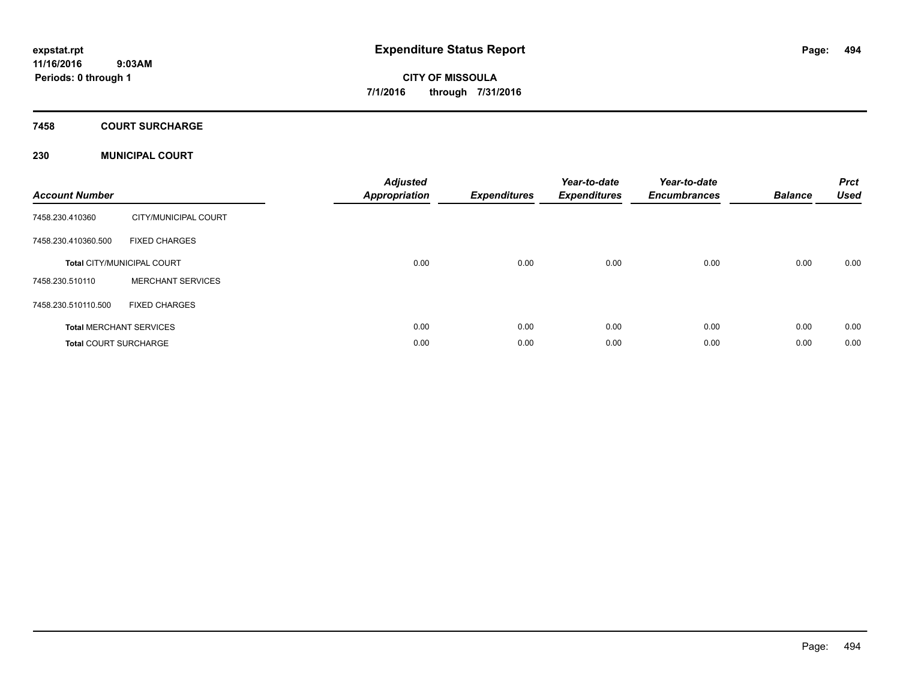**expstat.rpt**
**11/16/2016 9:03AM**
**Periods: 0 through 1**

# Expenditure Status Report

**CITY OF MISSOULA**
**7/1/2016 through 7/31/2016**

## 7458 COURT SURCHARGE

### 230 MUNICIPAL COURT

| Account Number | | Adjusted Appropriation | Expenditures | Year-to-date Expenditures | Year-to-date Encumbrances | Balance | Prct Used |
|---|---|---|---|---|---|---|---|
| 7458.230.410360 | CITY/MUNICIPAL COURT | | | | | | |
| 7458.230.410360.500 | FIXED CHARGES | | | | | | |
| **Total** CITY/MUNICIPAL COURT | | 0.00 | 0.00 | 0.00 | 0.00 | 0.00 | 0.00 |
| 7458.230.510110 | MERCHANT SERVICES | | | | | | |
| 7458.230.510110.500 | FIXED CHARGES | | | | | | |
| **Total** MERCHANT SERVICES | | 0.00 | 0.00 | 0.00 | 0.00 | 0.00 | 0.00 |
| **Total** COURT SURCHARGE | | 0.00 | 0.00 | 0.00 | 0.00 | 0.00 | 0.00 |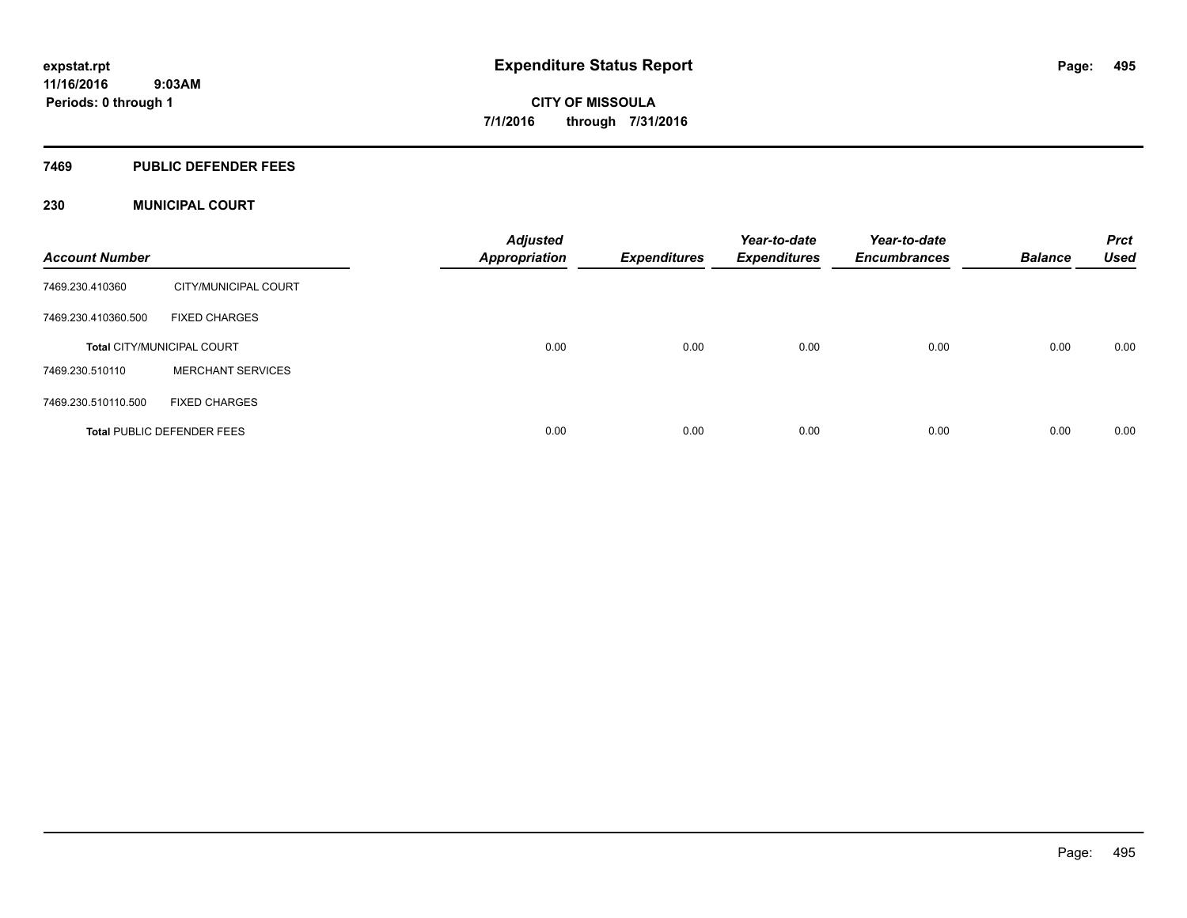# Expenditure Status Report

expstat.rpt
11/16/2016 9:03AM
Periods: 0 through 1

**CITY OF MISSOULA**
**7/1/2016 through 7/31/2016**

## 7469 PUBLIC DEFENDER FEES

### 230 MUNICIPAL COURT

| Account Number | | Adjusted Appropriation | Expenditures | Year-to-date Expenditures | Year-to-date Encumbrances | Balance | Prct Used |
|---|---|---|---|---|---|---|---|
| 7469.230.410360 | CITY/MUNICIPAL COURT | | | | | | |
| 7469.230.410360.500 | FIXED CHARGES | | | | | | |
| **Total** CITY/MUNICIPAL COURT | | 0.00 | 0.00 | 0.00 | 0.00 | 0.00 | 0.00 |
| 7469.230.510110 | MERCHANT SERVICES | | | | | | |
| 7469.230.510110.500 | FIXED CHARGES | | | | | | |
| **Total** PUBLIC DEFENDER FEES | | 0.00 | 0.00 | 0.00 | 0.00 | 0.00 | 0.00 |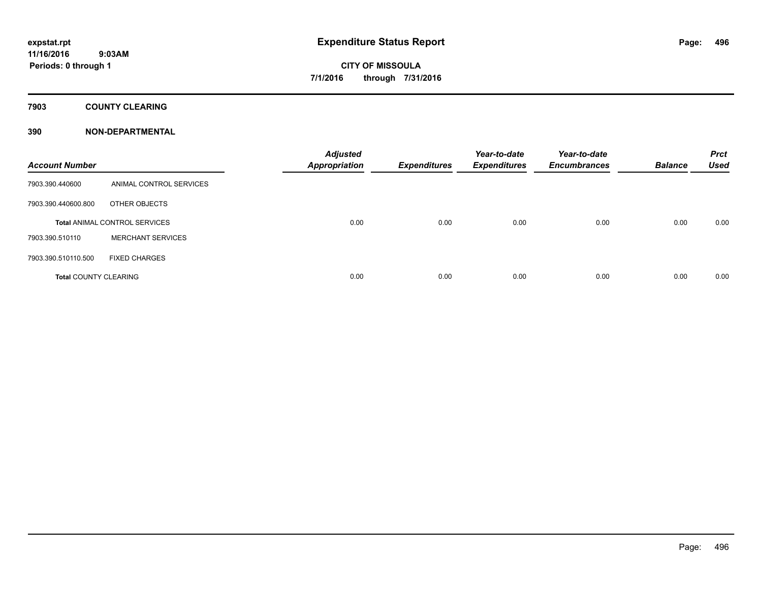**Expenditure Status Report**

**CITY OF MISSOULA**

**7/1/2016 through 7/31/2016**

expstat.rpt
11/16/2016 9:03AM
Periods: 0 through 1

## 7903 COUNTY CLEARING

### 390 NON-DEPARTMENTAL

| Account Number | | Adjusted Appropriation | Expenditures | Year-to-date Expenditures | Year-to-date Encumbrances | Balance | Prct Used |
|---|---|---|---|---|---|---|---|
| 7903.390.440600 | ANIMAL CONTROL SERVICES | | | | | | |
| 7903.390.440600.800 | OTHER OBJECTS | | | | | | |
| **Total** ANIMAL CONTROL SERVICES | | 0.00 | 0.00 | 0.00 | 0.00 | 0.00 | 0.00 |
| 7903.390.510110 | MERCHANT SERVICES | | | | | | |
| 7903.390.510110.500 | FIXED CHARGES | | | | | | |
| **Total** COUNTY CLEARING | | 0.00 | 0.00 | 0.00 | 0.00 | 0.00 | 0.00 |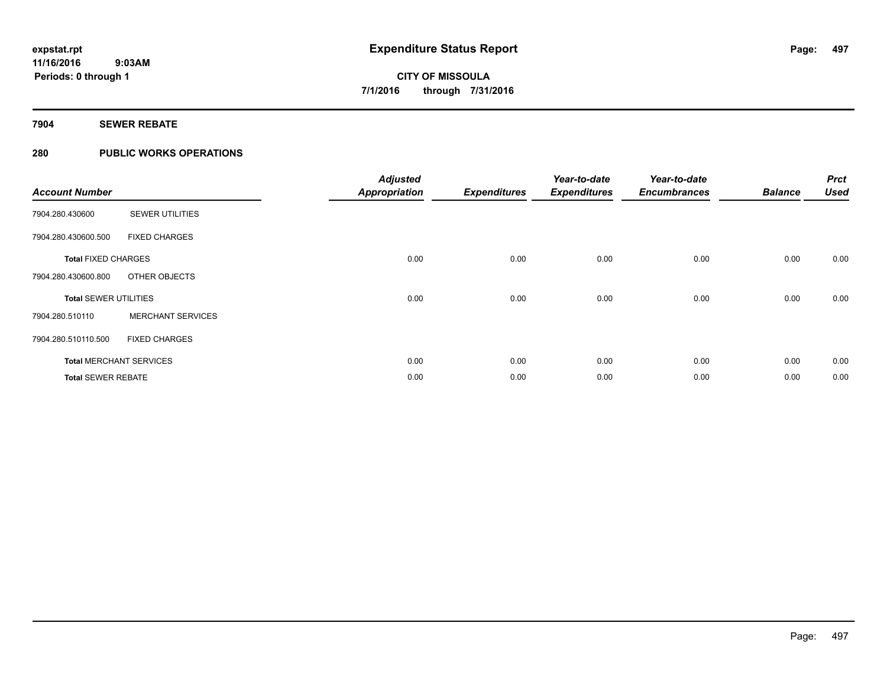# Expenditure Status Report

expstat.rpt
11/16/2016 9:03AM
Periods: 0 through 1

**CITY OF MISSOULA**
**7/1/2016 through 7/31/2016**

## 7904 SEWER REBATE

## 280 PUBLIC WORKS OPERATIONS

| Account Number | | Adjusted Appropriation | Expenditures | Year-to-date Expenditures | Year-to-date Encumbrances | Balance | Prct Used |
|---|---|---|---|---|---|---|---|
| 7904.280.430600 | SEWER UTILITIES | | | | | | |
| 7904.280.430600.500 | FIXED CHARGES | | | | | | |
| **Total** FIXED CHARGES | | 0.00 | 0.00 | 0.00 | 0.00 | 0.00 | 0.00 |
| 7904.280.430600.800 | OTHER OBJECTS | | | | | | |
| **Total** SEWER UTILITIES | | 0.00 | 0.00 | 0.00 | 0.00 | 0.00 | 0.00 |
| 7904.280.510110 | MERCHANT SERVICES | | | | | | |
| 7904.280.510110.500 | FIXED CHARGES | | | | | | |
| **Total** MERCHANT SERVICES | | 0.00 | 0.00 | 0.00 | 0.00 | 0.00 | 0.00 |
| **Total** SEWER REBATE | | 0.00 | 0.00 | 0.00 | 0.00 | 0.00 | 0.00 |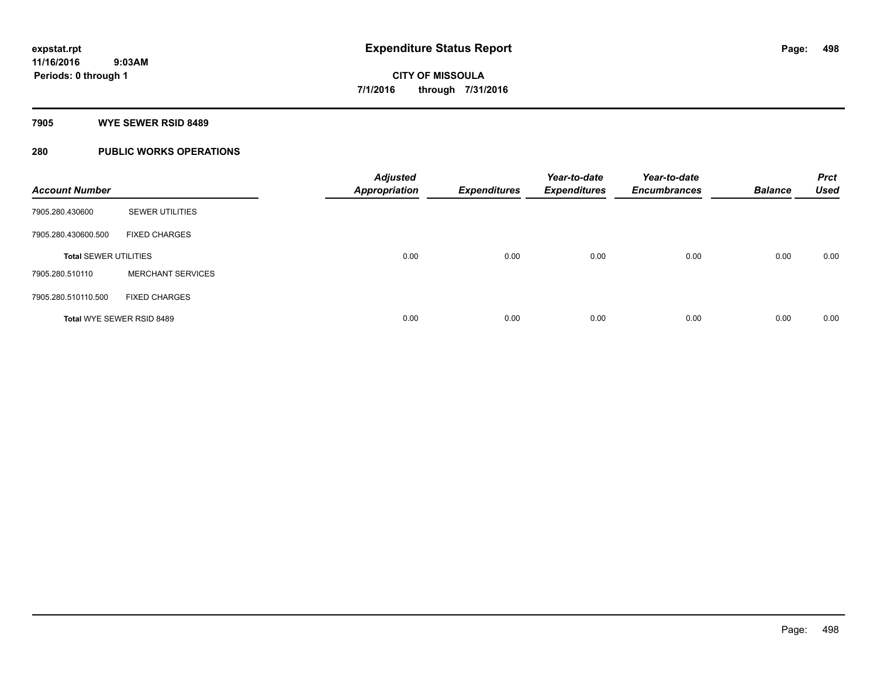# Expenditure Status Report

expstat.rpt
11/16/2016 9:03AM
Periods: 0 through 1

**CITY OF MISSOULA**
**7/1/2016 through 7/31/2016**

## 7905 WYE SEWER RSID 8489

## 280 PUBLIC WORKS OPERATIONS

| Account Number | | Adjusted Appropriation | Expenditures | Year-to-date Expenditures | Year-to-date Encumbrances | Balance | Prct Used |
|---|---|---|---|---|---|---|---|
| 7905.280.430600 | SEWER UTILITIES | | | | | | |
| 7905.280.430600.500 | FIXED CHARGES | | | | | | |
| **Total SEWER UTILITIES** | | 0.00 | 0.00 | 0.00 | 0.00 | 0.00 | 0.00 |
| 7905.280.510110 | MERCHANT SERVICES | | | | | | |
| 7905.280.510110.500 | FIXED CHARGES | | | | | | |
| **Total WYE SEWER RSID 8489** | | 0.00 | 0.00 | 0.00 | 0.00 | 0.00 | 0.00 |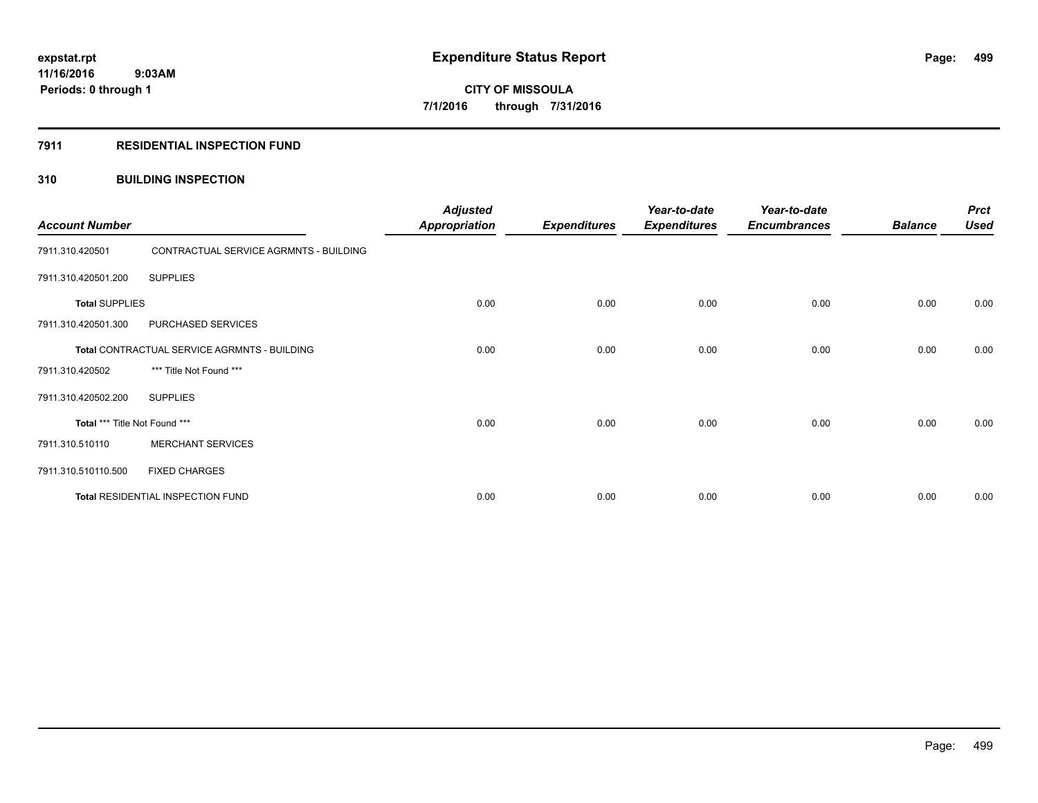**expstat.rpt**
**11/16/2016 9:03AM**
**Periods: 0 through 1**

# Expenditure Status Report

**CITY OF MISSOULA**
**7/1/2016 through 7/31/2016**

## 7911 RESIDENTIAL INSPECTION FUND

## 310 BUILDING INSPECTION

| Account Number | | Adjusted Appropriation | Expenditures | Year-to-date Expenditures | Year-to-date Encumbrances | Balance | Prct Used |
|---|---|---|---|---|---|---|---|
| 7911.310.420501 | CONTRACTUAL SERVICE AGRMNTS - BUILDING | | | | | | |
| 7911.310.420501.200 | SUPPLIES | | | | | | |
| **Total** SUPPLIES | | 0.00 | 0.00 | 0.00 | 0.00 | 0.00 | 0.00 |
| 7911.310.420501.300 | PURCHASED SERVICES | | | | | | |
| **Total** CONTRACTUAL SERVICE AGRMNTS - BUILDING | | 0.00 | 0.00 | 0.00 | 0.00 | 0.00 | 0.00 |
| 7911.310.420502 | *** Title Not Found *** | | | | | | |
| 7911.310.420502.200 | SUPPLIES | | | | | | |
| **Total** *** Title Not Found *** | | 0.00 | 0.00 | 0.00 | 0.00 | 0.00 | 0.00 |
| 7911.310.510110 | MERCHANT SERVICES | | | | | | |
| 7911.310.510110.500 | FIXED CHARGES | | | | | | |
| **Total** RESIDENTIAL INSPECTION FUND | | 0.00 | 0.00 | 0.00 | 0.00 | 0.00 | 0.00 |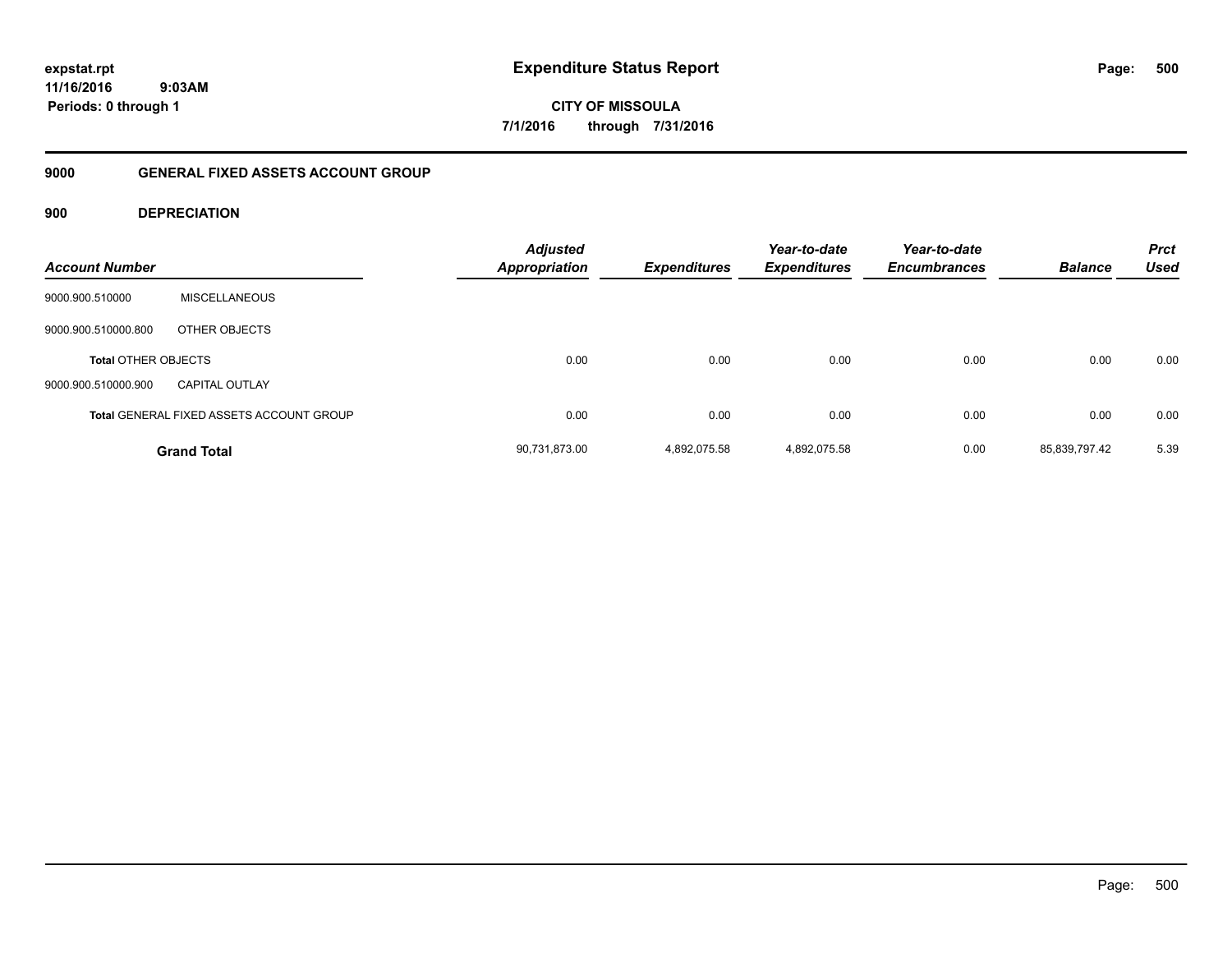expstat.rpt
11/16/2016 9:03AM
Periods: 0 through 1

# Expenditure Status Report

CITY OF MISSOULA
7/1/2016 through 7/31/2016

## 9000 GENERAL FIXED ASSETS ACCOUNT GROUP

### 900 DEPRECIATION

| Account Number | | Adjusted Appropriation | Expenditures | Year-to-date Expenditures | Year-to-date Encumbrances | Balance | Prct Used |
|---|---|---|---|---|---|---|---|
| 9000.900.510000 | MISCELLANEOUS | | | | | | |
| 9000.900.510000.800 | OTHER OBJECTS | | | | | | |
| **Total** OTHER OBJECTS | | 0.00 | 0.00 | 0.00 | 0.00 | 0.00 | 0.00 |
| 9000.900.510000.900 | CAPITAL OUTLAY | | | | | | |
| **Total** GENERAL FIXED ASSETS ACCOUNT GROUP | | 0.00 | 0.00 | 0.00 | 0.00 | 0.00 | 0.00 |
| **Grand Total** | | 90,731,873.00 | 4,892,075.58 | 4,892,075.58 | 0.00 | 85,839,797.42 | 5.39 |